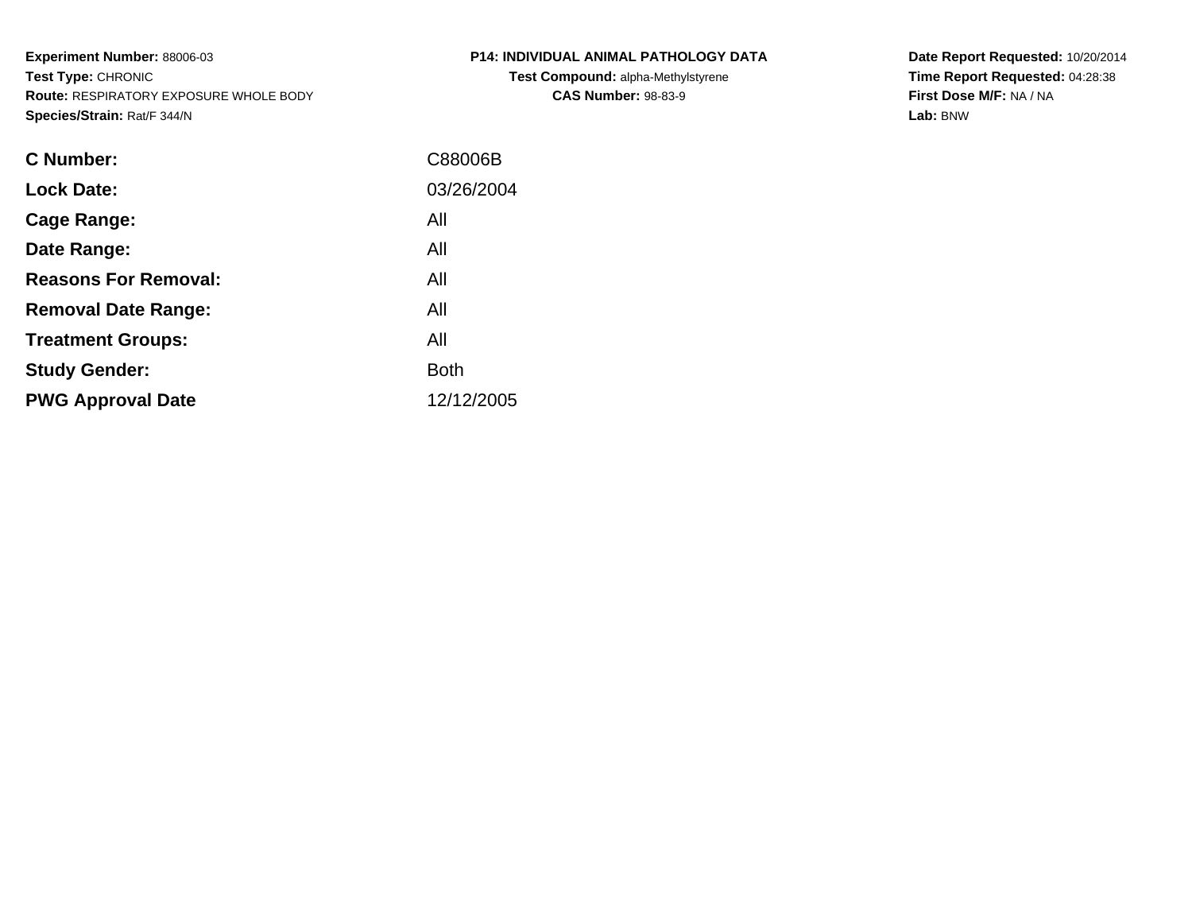**Experiment Number:** 88006-03
**Test Type:** CHRONIC
**Route:** RESPIRATORY EXPOSURE WHOLE BODY
**Species/Strain:** Rat/F 344/N

**P14: INDIVIDUAL ANIMAL PATHOLOGY DATA**
**Test Compound:** alpha-Methylstyrene
**CAS Number:** 98-83-9

**Date Report Requested:** 10/20/2014
**Time Report Requested:** 04:28:38
**First Dose M/F:** NA / NA
**Lab:** BNW

| | |
|---|---|
| **C Number:** | C88006B |
| **Lock Date:** | 03/26/2004 |
| **Cage Range:** | All |
| **Date Range:** | All |
| **Reasons For Removal:** | All |
| **Removal Date Range:** | All |
| **Treatment Groups:** | All |
| **Study Gender:** | Both |
| **PWG Approval Date** | 12/12/2005 |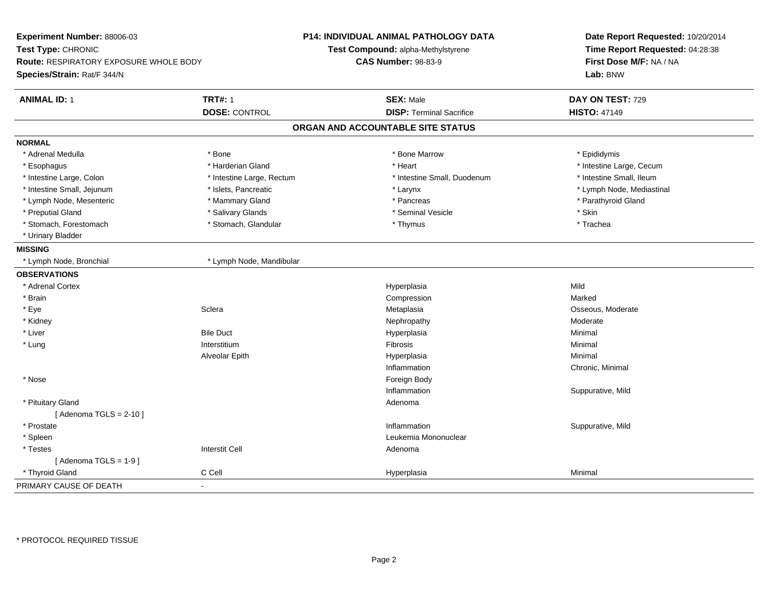**Experiment Number:** 88006-03
**Test Type:** CHRONIC
**Route:** RESPIRATORY EXPOSURE WHOLE BODY
**Species/Strain:** Rat/F 344/N

**P14: INDIVIDUAL ANIMAL PATHOLOGY DATA**
**Test Compound:** alpha-Methylstyrene
**CAS Number:** 98-83-9

**Date Report Requested:** 10/20/2014
**Time Report Requested:** 04:28:38
**First Dose M/F:** NA / NA
**Lab:** BNW

| **ANIMAL ID:** 1 | **TRT#:** 1 | **SEX:** Male | **DAY ON TEST:** 729 |
|---|---|---|---|
| | **DOSE:** CONTROL | **DISP:** Terminal Sacrifice | **HISTO:** 47149 |

## ORGAN AND ACCOUNTABLE SITE STATUS

**NORMAL**

| | | | |
|---|---|---|---|
| * Adrenal Medulla | * Bone | * Bone Marrow | * Epididymis |
| * Esophagus | * Harderian Gland | * Heart | * Intestine Large, Cecum |
| * Intestine Large, Colon | * Intestine Large, Rectum | * Intestine Small, Duodenum | * Intestine Small, Ileum |
| * Intestine Small, Jejunum | * Islets, Pancreatic | * Larynx | * Lymph Node, Mediastinal |
| * Lymph Node, Mesenteric | * Mammary Gland | * Pancreas | * Parathyroid Gland |
| * Preputial Gland | * Salivary Glands | * Seminal Vesicle | * Skin |
| * Stomach, Forestomach | * Stomach, Glandular | * Thymus | * Trachea |
| * Urinary Bladder | | | |

**MISSING**

| | |
|---|---|
| * Lymph Node, Bronchial | * Lymph Node, Mandibular |

**OBSERVATIONS**

| | | | |
|---|---|---|---|
| * Adrenal Cortex | | Hyperplasia | Mild |
| * Brain | | Compression | Marked |
| * Eye | Sclera | Metaplasia | Osseous, Moderate |
| * Kidney | | Nephropathy | Moderate |
| * Liver | Bile Duct | Hyperplasia | Minimal |
| * Lung | Interstitium | Fibrosis | Minimal |
| | Alveolar Epith | Hyperplasia | Minimal |
| | | Inflammation | Chronic, Minimal |
| * Nose | | Foreign Body | |
| | | Inflammation | Suppurative, Mild |
| * Pituitary Gland | | Adenoma | |
| [ Adenoma TGLS = 2-10 ] | | | |
| * Prostate | | Inflammation | Suppurative, Mild |
| * Spleen | | Leukemia Mononuclear | |
| * Testes | Interstit Cell | Adenoma | |
| [ Adenoma TGLS = 1-9 ] | | | |
| * Thyroid Gland | C Cell | Hyperplasia | Minimal |

PRIMARY CAUSE OF DEATH -

* PROTOCOL REQUIRED TISSUE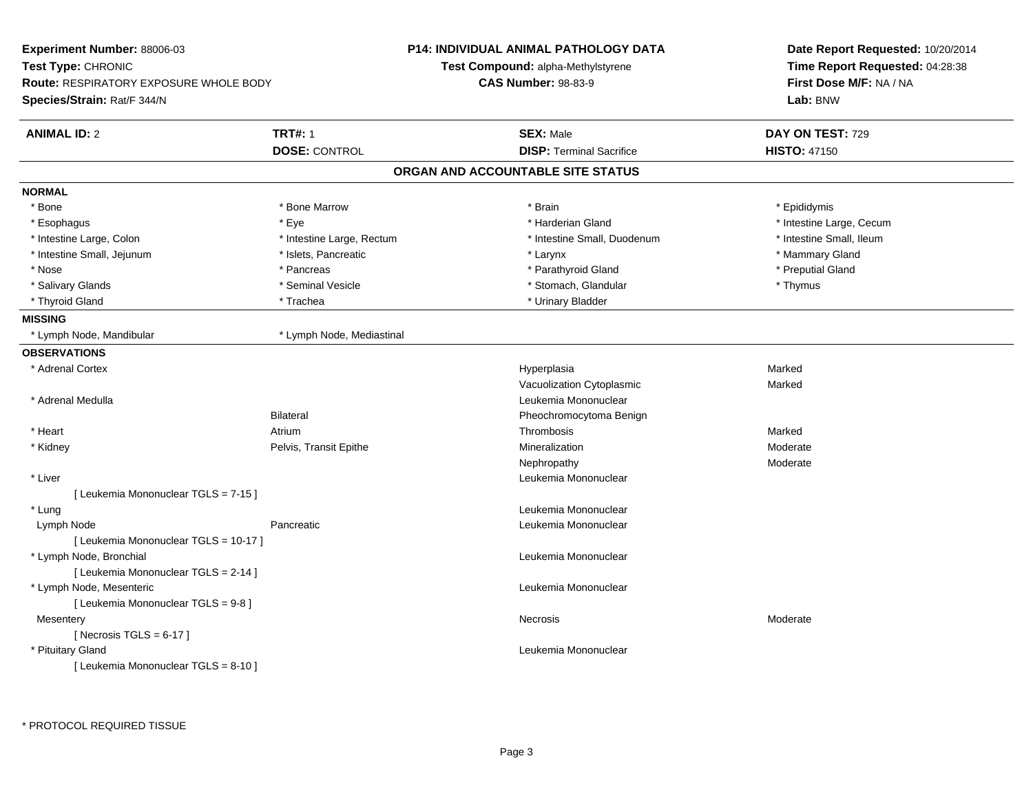**Experiment Number:** 88006-03
**Test Type:** CHRONIC
**Route:** RESPIRATORY EXPOSURE WHOLE BODY
**Species/Strain:** Rat/F 344/N

**P14: INDIVIDUAL ANIMAL PATHOLOGY DATA**
**Test Compound:** alpha-Methylstyrene
**CAS Number:** 98-83-9

**Date Report Requested:** 10/20/2014
**Time Report Requested:** 04:28:38
**First Dose M/F:** NA / NA
**Lab:** BNW

| **ANIMAL ID:** 2 | **TRT#:** 1 | **SEX:** Male | **DAY ON TEST:** 729 |
|---|---|---|---|
| | **DOSE:** CONTROL | **DISP:** Terminal Sacrifice | **HISTO:** 47150 |

## ORGAN AND ACCOUNTABLE SITE STATUS

**NORMAL**

| | | | |
|---|---|---|---|
| * Bone | * Bone Marrow | * Brain | * Epididymis |
| * Esophagus | * Eye | * Harderian Gland | * Intestine Large, Cecum |
| * Intestine Large, Colon | * Intestine Large, Rectum | * Intestine Small, Duodenum | * Intestine Small, Ileum |
| * Intestine Small, Jejunum | * Islets, Pancreatic | * Larynx | * Mammary Gland |
| * Nose | * Pancreas | * Parathyroid Gland | * Preputial Gland |
| * Salivary Glands | * Seminal Vesicle | * Stomach, Glandular | * Thymus |
| * Thyroid Gland | * Trachea | * Urinary Bladder | |

**MISSING**

| | |
|---|---|
| * Lymph Node, Mandibular | * Lymph Node, Mediastinal |

**OBSERVATIONS**

| Organ | Site | Observation | Severity |
|---|---|---|---|
| * Adrenal Cortex | | Hyperplasia | Marked |
| | | Vacuolization Cytoplasmic | Marked |
| * Adrenal Medulla | | Leukemia Mononuclear | |
| | Bilateral | Pheochromocytoma Benign | |
| * Heart | Atrium | Thrombosis | Marked |
| * Kidney | Pelvis, Transit Epithe | Mineralization | Moderate |
| | | Nephropathy | Moderate |
| * Liver | | Leukemia Mononuclear | |
| [ Leukemia Mononuclear TGLS = 7-15 ] | | | |
| * Lung | | Leukemia Mononuclear | |
| Lymph Node | Pancreatic | Leukemia Mononuclear | |
| [ Leukemia Mononuclear TGLS = 10-17 ] | | | |
| * Lymph Node, Bronchial | | Leukemia Mononuclear | |
| [ Leukemia Mononuclear TGLS = 2-14 ] | | | |
| * Lymph Node, Mesenteric | | Leukemia Mononuclear | |
| [ Leukemia Mononuclear TGLS = 9-8 ] | | | |
| Mesentery | | Necrosis | Moderate |
| [ Necrosis TGLS = 6-17 ] | | | |
| * Pituitary Gland | | Leukemia Mononuclear | |
| [ Leukemia Mononuclear TGLS = 8-10 ] | | | |

* PROTOCOL REQUIRED TISSUE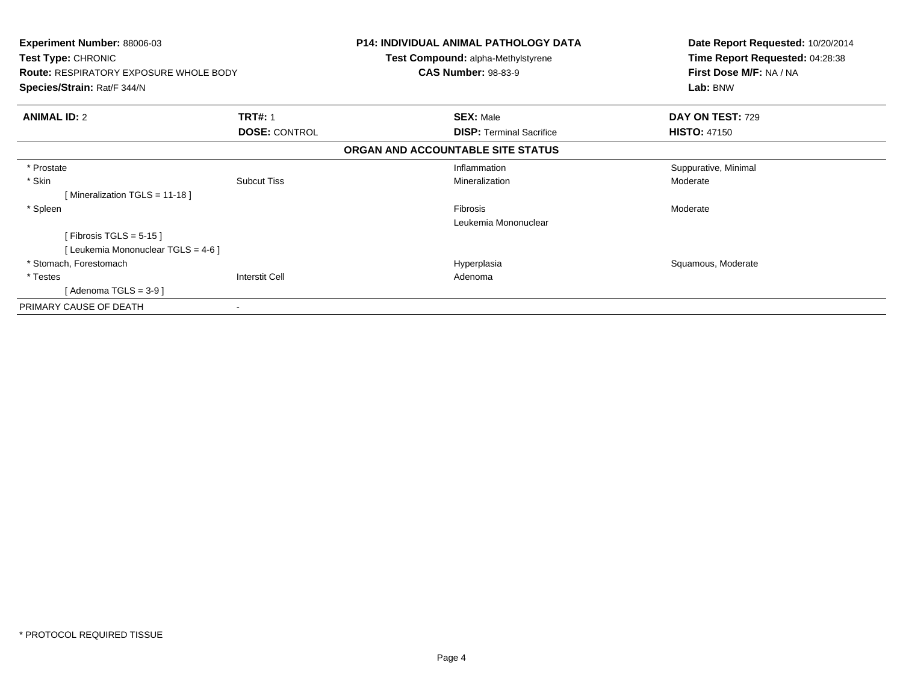**Experiment Number:** 88006-03
**Test Type:** CHRONIC
**Route:** RESPIRATORY EXPOSURE WHOLE BODY
**Species/Strain:** Rat/F 344/N

**P14: INDIVIDUAL ANIMAL PATHOLOGY DATA**
**Test Compound:** alpha-Methylstyrene
**CAS Number:** 98-83-9

**Date Report Requested:** 10/20/2014
**Time Report Requested:** 04:28:38
**First Dose M/F:** NA / NA
**Lab:** BNW

| **ANIMAL ID:** 2 | **TRT#:** 1 | **SEX:** Male | **DAY ON TEST:** 729 |
|---|---|---|---|
| | **DOSE:** CONTROL | **DISP:** Terminal Sacrifice | **HISTO:** 47150 |

**ORGAN AND ACCOUNTABLE SITE STATUS**

| | | | |
|---|---|---|---|
| * Prostate | | Inflammation | Suppurative, Minimal |
| * Skin | Subcut Tiss | Mineralization | Moderate |
| [ Mineralization TGLS = 11-18 ] | | | |
| * Spleen | | Fibrosis | Moderate |
| | | Leukemia Mononuclear | |
| [ Fibrosis TGLS = 5-15 ] | | | |
| [ Leukemia Mononuclear TGLS = 4-6 ] | | | |
| * Stomach, Forestomach | | Hyperplasia | Squamous, Moderate |
| * Testes | Interstit Cell | Adenoma | |
| [ Adenoma TGLS = 3-9 ] | | | |
| PRIMARY CAUSE OF DEATH | - | | |

* PROTOCOL REQUIRED TISSUE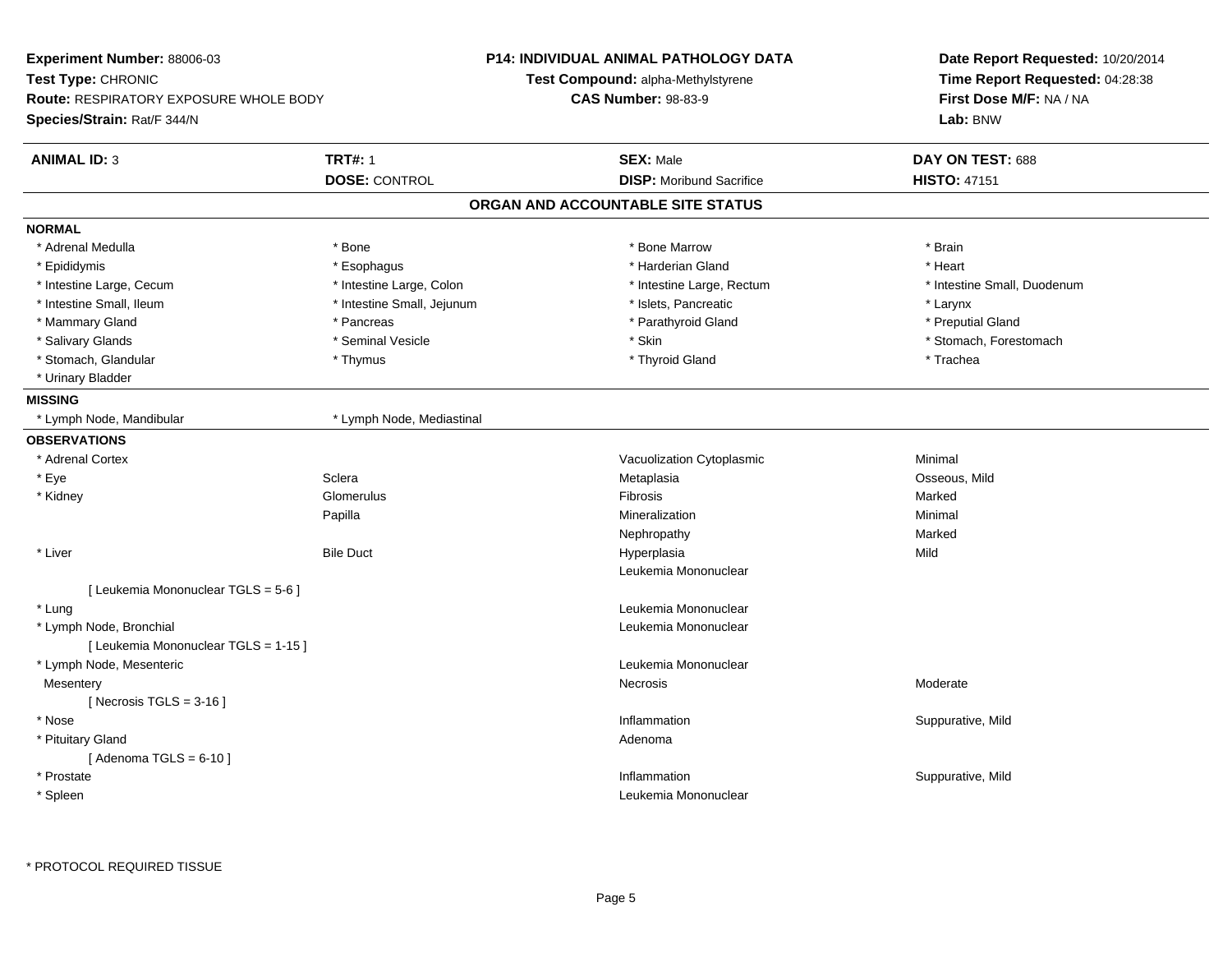**Experiment Number:** 88006-03
**Test Type:** CHRONIC
**Route:** RESPIRATORY EXPOSURE WHOLE BODY
**Species/Strain:** Rat/F 344/N

**P14: INDIVIDUAL ANIMAL PATHOLOGY DATA**
**Test Compound:** alpha-Methylstyrene
**CAS Number:** 98-83-9

**Date Report Requested:** 10/20/2014
**Time Report Requested:** 04:28:38
**First Dose M/F:** NA / NA
**Lab:** BNW

| **ANIMAL ID:** 3 | **TRT#:** 1 | **SEX:** Male | **DAY ON TEST:** 688 |
|---|---|---|---|
| | **DOSE:** CONTROL | **DISP:** Moribund Sacrifice | **HISTO:** 47151 |

## ORGAN AND ACCOUNTABLE SITE STATUS

**NORMAL**

| | | | |
|---|---|---|---|
| * Adrenal Medulla | * Bone | * Bone Marrow | * Brain |
| * Epididymis | * Esophagus | * Harderian Gland | * Heart |
| * Intestine Large, Cecum | * Intestine Large, Colon | * Intestine Large, Rectum | * Intestine Small, Duodenum |
| * Intestine Small, Ileum | * Intestine Small, Jejunum | * Islets, Pancreatic | * Larynx |
| * Mammary Gland | * Pancreas | * Parathyroid Gland | * Preputial Gland |
| * Salivary Glands | * Seminal Vesicle | * Skin | * Stomach, Forestomach |
| * Stomach, Glandular | * Thymus | * Thyroid Gland | * Trachea |
| * Urinary Bladder | | | |

**MISSING**

| | |
|---|---|
| * Lymph Node, Mandibular | * Lymph Node, Mediastinal |

**OBSERVATIONS**

| | | | |
|---|---|---|---|
| * Adrenal Cortex | | Vacuolization Cytoplasmic | Minimal |
| * Eye | Sclera | Metaplasia | Osseous, Mild |
| * Kidney | Glomerulus | Fibrosis | Marked |
| | Papilla | Mineralization | Minimal |
| | | Nephropathy | Marked |
| * Liver | Bile Duct | Hyperplasia | Mild |
| | | Leukemia Mononuclear | |
| [ Leukemia Mononuclear TGLS = 5-6 ] | | | |
| * Lung | | Leukemia Mononuclear | |
| * Lymph Node, Bronchial | | Leukemia Mononuclear | |
| [ Leukemia Mononuclear TGLS = 1-15 ] | | | |
| * Lymph Node, Mesenteric | | Leukemia Mononuclear | |
| Mesentery | | Necrosis | Moderate |
| [ Necrosis TGLS = 3-16 ] | | | |
| * Nose | | Inflammation | Suppurative, Mild |
| * Pituitary Gland | | Adenoma | |
| [ Adenoma TGLS = 6-10 ] | | | |
| * Prostate | | Inflammation | Suppurative, Mild |
| * Spleen | | Leukemia Mononuclear | |

* PROTOCOL REQUIRED TISSUE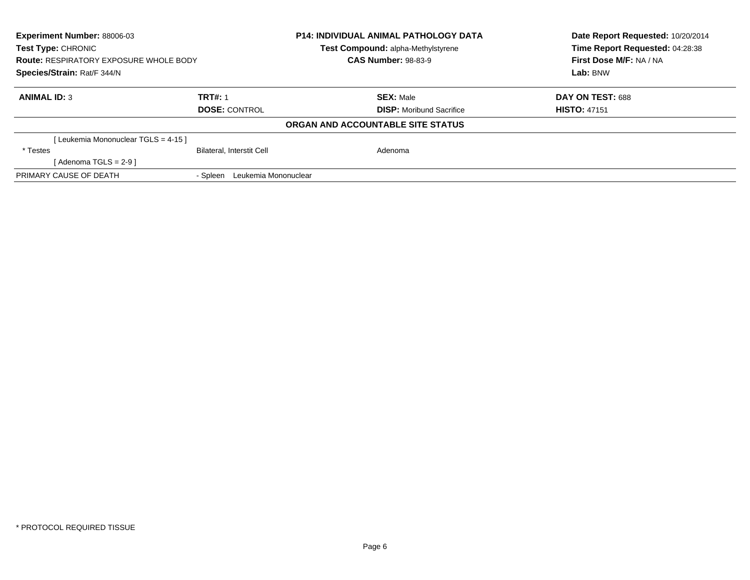**Experiment Number:** 88006-03
**Test Type:** CHRONIC
**Route:** RESPIRATORY EXPOSURE WHOLE BODY
**Species/Strain:** Rat/F 344/N

**P14: INDIVIDUAL ANIMAL PATHOLOGY DATA**
**Test Compound:** alpha-Methylstyrene
**CAS Number:** 98-83-9

**Date Report Requested:** 10/20/2014
**Time Report Requested:** 04:28:38
**First Dose M/F:** NA / NA
**Lab:** BNW

| **ANIMAL ID:** 3 | **TRT#:** 1 | **SEX:** Male | **DAY ON TEST:** 688 |
|---|---|---|---|
| | **DOSE:** CONTROL | **DISP:** Moribund Sacrifice | **HISTO:** 47151 |

**ORGAN AND ACCOUNTABLE SITE STATUS**

| | | |
|---|---|---|
| [ Leukemia Mononuclear TGLS = 4-15 ] | | |
| * Testes | Bilateral, Interstit Cell | Adenoma |
| [ Adenoma TGLS = 2-9 ] | | |
| PRIMARY CAUSE OF DEATH | - Spleen Leukemia Mononuclear | |

* PROTOCOL REQUIRED TISSUE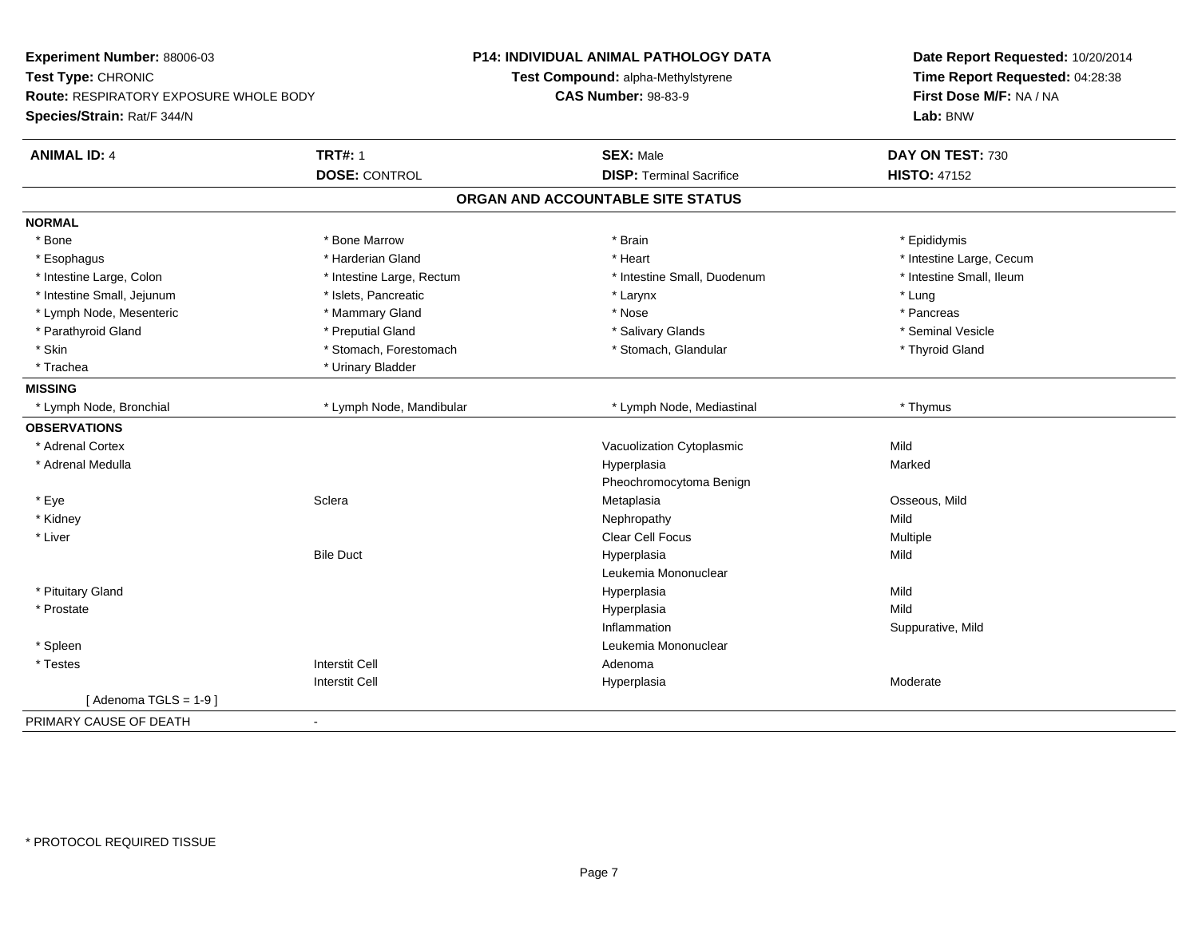**Experiment Number:** 88006-03
**Test Type:** CHRONIC
**Route:** RESPIRATORY EXPOSURE WHOLE BODY
**Species/Strain:** Rat/F 344/N

**P14: INDIVIDUAL ANIMAL PATHOLOGY DATA**
**Test Compound:** alpha-Methylstyrene
**CAS Number:** 98-83-9

**Date Report Requested:** 10/20/2014
**Time Report Requested:** 04:28:38
**First Dose M/F:** NA / NA
**Lab:** BNW

| **ANIMAL ID:** 4 | **TRT#:** 1 | **SEX:** Male | **DAY ON TEST:** 730 |
|---|---|---|---|
| | **DOSE:** CONTROL | **DISP:** Terminal Sacrifice | **HISTO:** 47152 |

## ORGAN AND ACCOUNTABLE SITE STATUS

**NORMAL**

| | | | |
|---|---|---|---|
| * Bone | * Bone Marrow | * Brain | * Epididymis |
| * Esophagus | * Harderian Gland | * Heart | * Intestine Large, Cecum |
| * Intestine Large, Colon | * Intestine Large, Rectum | * Intestine Small, Duodenum | * Intestine Small, Ileum |
| * Intestine Small, Jejunum | * Islets, Pancreatic | * Larynx | * Lung |
| * Lymph Node, Mesenteric | * Mammary Gland | * Nose | * Pancreas |
| * Parathyroid Gland | * Preputial Gland | * Salivary Glands | * Seminal Vesicle |
| * Skin | * Stomach, Forestomach | * Stomach, Glandular | * Thyroid Gland |
| * Trachea | * Urinary Bladder | | |

**MISSING**

| | | | |
|---|---|---|---|
| * Lymph Node, Bronchial | * Lymph Node, Mandibular | * Lymph Node, Mediastinal | * Thymus |

**OBSERVATIONS**

| | | | |
|---|---|---|---|
| * Adrenal Cortex | | Vacuolization Cytoplasmic | Mild |
| * Adrenal Medulla | | Hyperplasia | Marked |
| | | Pheochromocytoma Benign | |
| * Eye | Sclera | Metaplasia | Osseous, Mild |
| * Kidney | | Nephropathy | Mild |
| * Liver | | Clear Cell Focus | Multiple |
| | Bile Duct | Hyperplasia | Mild |
| | | Leukemia Mononuclear | |
| * Pituitary Gland | | Hyperplasia | Mild |
| * Prostate | | Hyperplasia | Mild |
| | | Inflammation | Suppurative, Mild |
| * Spleen | | Leukemia Mononuclear | |
| * Testes | Interstit Cell | Adenoma | |
| | Interstit Cell | Hyperplasia | Moderate |
| [ Adenoma TGLS = 1-9 ] | | | |

PRIMARY CAUSE OF DEATH -

* PROTOCOL REQUIRED TISSUE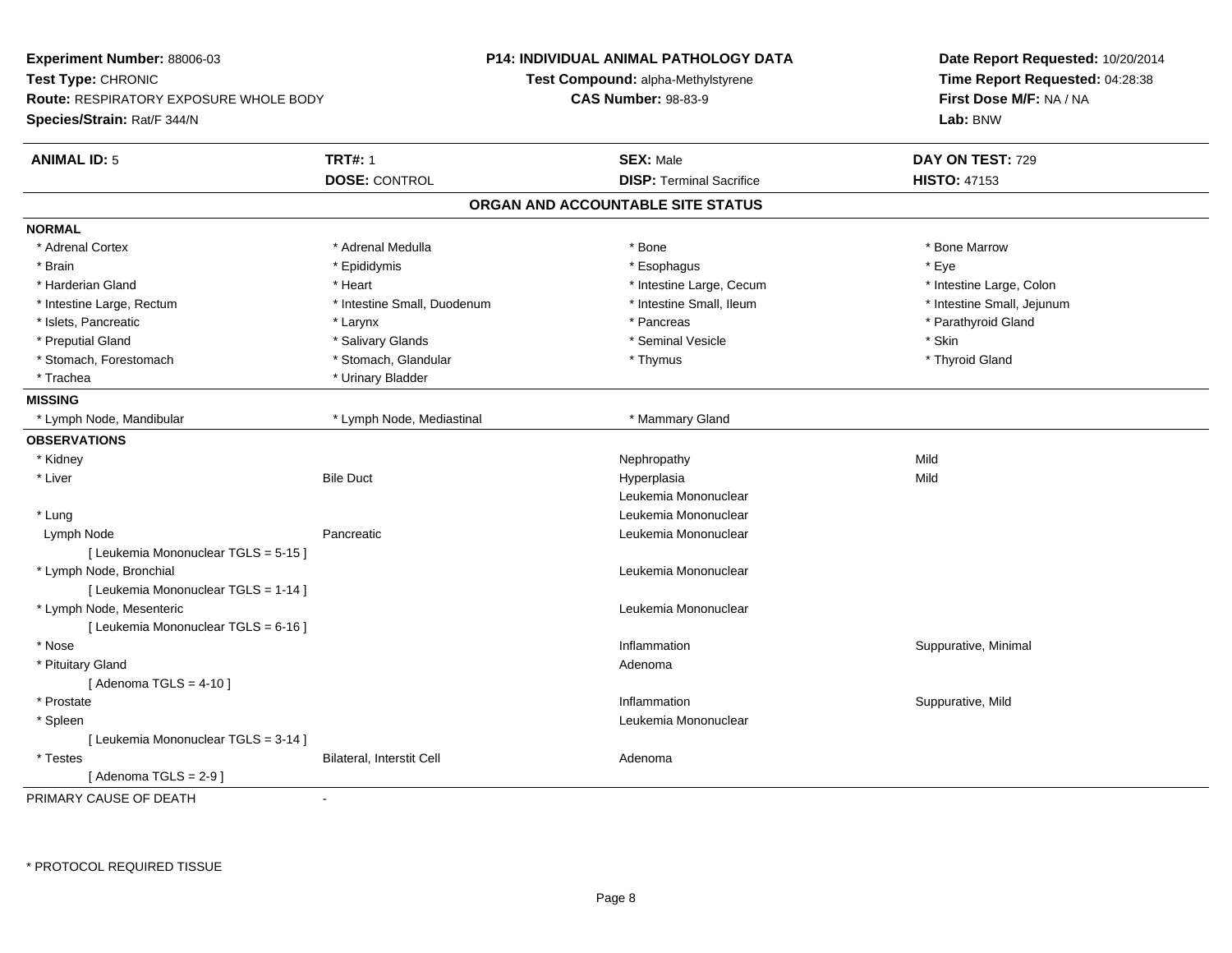**Experiment Number:** 88006-03
**Test Type:** CHRONIC
**Route:** RESPIRATORY EXPOSURE WHOLE BODY
**Species/Strain:** Rat/F 344/N

**P14: INDIVIDUAL ANIMAL PATHOLOGY DATA**
**Test Compound:** alpha-Methylstyrene
**CAS Number:** 98-83-9

**Date Report Requested:** 10/20/2014
**Time Report Requested:** 04:28:38
**First Dose M/F:** NA / NA
**Lab:** BNW

| **ANIMAL ID:** 5 | **TRT#:** 1 | **SEX:** Male | **DAY ON TEST:** 729 |
|---|---|---|---|
| | **DOSE:** CONTROL | **DISP:** Terminal Sacrifice | **HISTO:** 47153 |

## ORGAN AND ACCOUNTABLE SITE STATUS

**NORMAL**

| | | | |
|---|---|---|---|
| * Adrenal Cortex | * Adrenal Medulla | * Bone | * Bone Marrow |
| * Brain | * Epididymis | * Esophagus | * Eye |
| * Harderian Gland | * Heart | * Intestine Large, Cecum | * Intestine Large, Colon |
| * Intestine Large, Rectum | * Intestine Small, Duodenum | * Intestine Small, Ileum | * Intestine Small, Jejunum |
| * Islets, Pancreatic | * Larynx | * Pancreas | * Parathyroid Gland |
| * Preputial Gland | * Salivary Glands | * Seminal Vesicle | * Skin |
| * Stomach, Forestomach | * Stomach, Glandular | * Thymus | * Thyroid Gland |
| * Trachea | * Urinary Bladder | | |

**MISSING**

| | | |
|---|---|---|
| * Lymph Node, Mandibular | * Lymph Node, Mediastinal | * Mammary Gland |

**OBSERVATIONS**

| | | | |
|---|---|---|---|
| * Kidney | | Nephropathy | Mild |
| * Liver | Bile Duct | Hyperplasia | Mild |
| | | Leukemia Mononuclear | |
| * Lung | | Leukemia Mononuclear | |
| Lymph Node | Pancreatic | Leukemia Mononuclear | |
| [ Leukemia Mononuclear TGLS = 5-15 ] | | | |
| * Lymph Node, Bronchial | | Leukemia Mononuclear | |
| [ Leukemia Mononuclear TGLS = 1-14 ] | | | |
| * Lymph Node, Mesenteric | | Leukemia Mononuclear | |
| [ Leukemia Mononuclear TGLS = 6-16 ] | | | |
| * Nose | | Inflammation | Suppurative, Minimal |
| * Pituitary Gland | | Adenoma | |
| [ Adenoma TGLS = 4-10 ] | | | |
| * Prostate | | Inflammation | Suppurative, Mild |
| * Spleen | | Leukemia Mononuclear | |
| [ Leukemia Mononuclear TGLS = 3-14 ] | | | |
| * Testes | Bilateral, Interstit Cell | Adenoma | |
| [ Adenoma TGLS = 2-9 ] | | | |

PRIMARY CAUSE OF DEATH -

* PROTOCOL REQUIRED TISSUE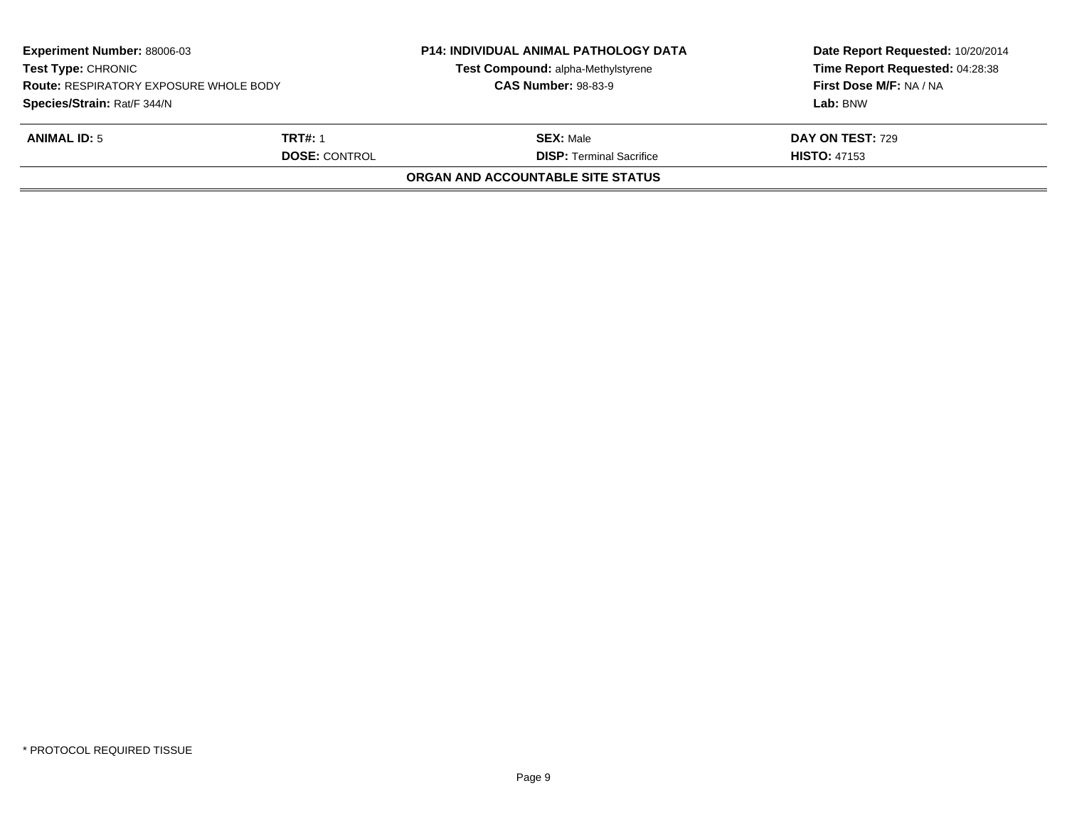| | | | |
|---|---|---|---|
| **Experiment Number:** 88006-03 | | **P14: INDIVIDUAL ANIMAL PATHOLOGY DATA** | **Date Report Requested:** 10/20/2014 |
| **Test Type:** CHRONIC | | **Test Compound:** alpha-Methylstyrene | **Time Report Requested:** 04:28:38 |
| **Route:** RESPIRATORY EXPOSURE WHOLE BODY | | **CAS Number:** 98-83-9 | **First Dose M/F:** NA / NA |
| **Species/Strain:** Rat/F 344/N | | | **Lab:** BNW |

| | | | |
|---|---|---|---|
| **ANIMAL ID:** 5 | **TRT#:** 1 | **SEX:** Male | **DAY ON TEST:** 729 |
| | **DOSE:** CONTROL | **DISP:** Terminal Sacrifice | **HISTO:** 47153 |

**ORGAN AND ACCOUNTABLE SITE STATUS**

* PROTOCOL REQUIRED TISSUE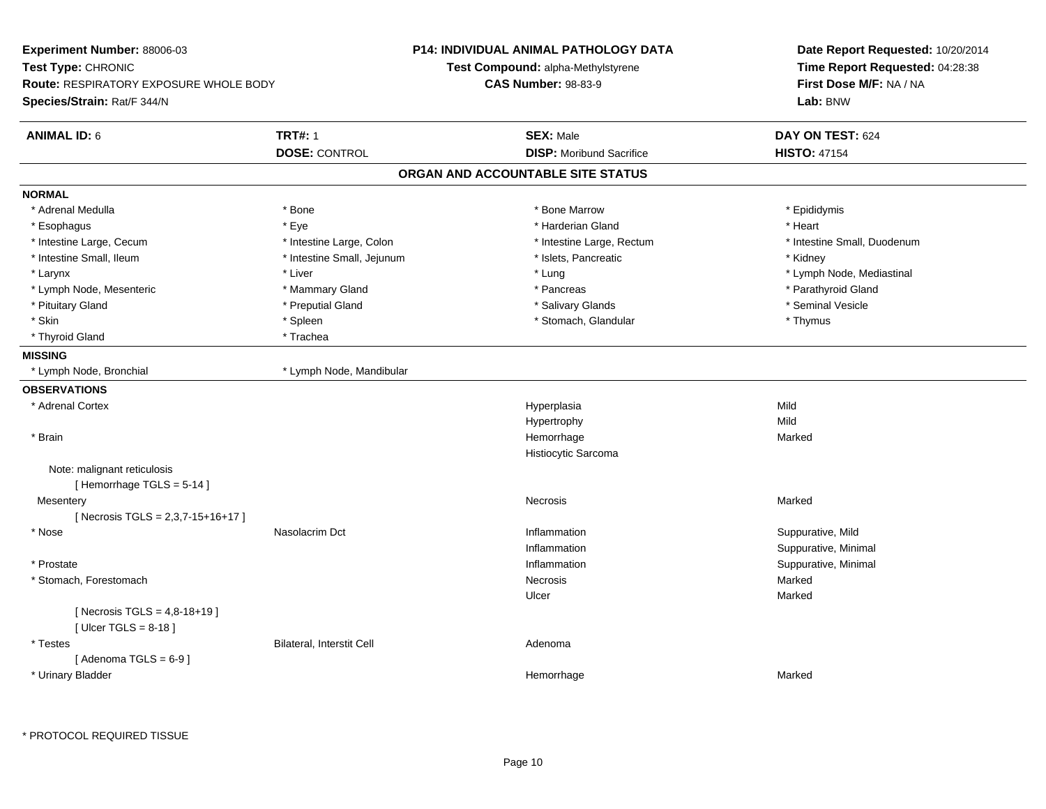**Experiment Number:** 88006-03
**Test Type:** CHRONIC
**Route:** RESPIRATORY EXPOSURE WHOLE BODY
**Species/Strain:** Rat/F 344/N

**P14: INDIVIDUAL ANIMAL PATHOLOGY DATA**
**Test Compound:** alpha-Methylstyrene
**CAS Number:** 98-83-9

**Date Report Requested:** 10/20/2014
**Time Report Requested:** 04:28:38
**First Dose M/F:** NA / NA
**Lab:** BNW

| **ANIMAL ID:** 6 | **TRT#:** 1 | **SEX:** Male | **DAY ON TEST:** 624 |
|---|---|---|---|
| | **DOSE:** CONTROL | **DISP:** Moribund Sacrifice | **HISTO:** 47154 |

## ORGAN AND ACCOUNTABLE SITE STATUS

**NORMAL**

| | | | |
|---|---|---|---|
| * Adrenal Medulla | * Bone | * Bone Marrow | * Epididymis |
| * Esophagus | * Eye | * Harderian Gland | * Heart |
| * Intestine Large, Cecum | * Intestine Large, Colon | * Intestine Large, Rectum | * Intestine Small, Duodenum |
| * Intestine Small, Ileum | * Intestine Small, Jejunum | * Islets, Pancreatic | * Kidney |
| * Larynx | * Liver | * Lung | * Lymph Node, Mediastinal |
| * Lymph Node, Mesenteric | * Mammary Gland | * Pancreas | * Parathyroid Gland |
| * Pituitary Gland | * Preputial Gland | * Salivary Glands | * Seminal Vesicle |
| * Skin | * Spleen | * Stomach, Glandular | * Thymus |
| * Thyroid Gland | * Trachea | | |

**MISSING**

| | |
|---|---|
| * Lymph Node, Bronchial | * Lymph Node, Mandibular |

**OBSERVATIONS**

| | | | |
|---|---|---|---|
| * Adrenal Cortex | | Hyperplasia | Mild |
| | | Hypertrophy | Mild |
| * Brain | | Hemorrhage | Marked |
| | | Histiocytic Sarcoma | |
| Note: malignant reticulosis | | | |
| [ Hemorrhage TGLS = 5-14 ] | | | |
| Mesentery | | Necrosis | Marked |
| [ Necrosis TGLS = 2,3,7-15+16+17 ] | | | |
| * Nose | Nasolacrim Dct | Inflammation | Suppurative, Mild |
| | | Inflammation | Suppurative, Minimal |
| * Prostate | | Inflammation | Suppurative, Minimal |
| * Stomach, Forestomach | | Necrosis | Marked |
| | | Ulcer | Marked |
| [ Necrosis TGLS = 4,8-18+19 ] | | | |
| [ Ulcer TGLS = 8-18 ] | | | |
| * Testes | Bilateral, Interstit Cell | Adenoma | |
| [ Adenoma TGLS = 6-9 ] | | | |
| * Urinary Bladder | | Hemorrhage | Marked |

* PROTOCOL REQUIRED TISSUE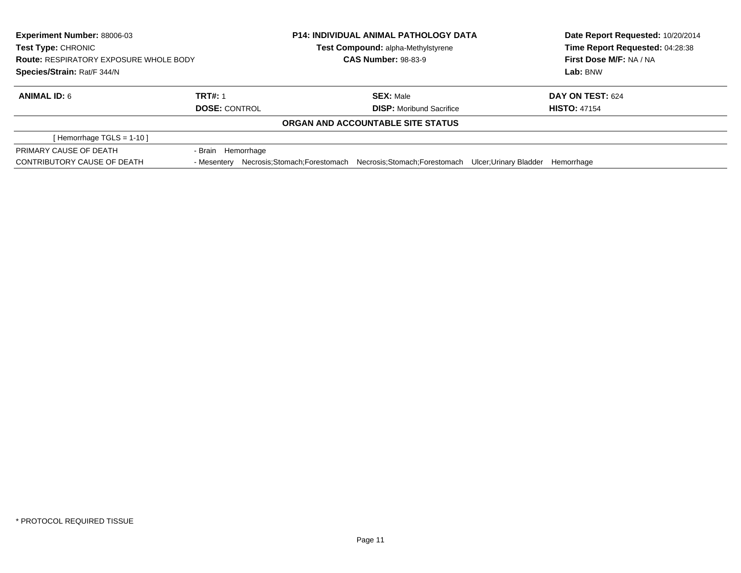**Experiment Number:** 88006-03
**Test Type:** CHRONIC
**Route:** RESPIRATORY EXPOSURE WHOLE BODY
**Species/Strain:** Rat/F 344/N

**P14: INDIVIDUAL ANIMAL PATHOLOGY DATA**
**Test Compound:** alpha-Methylstyrene
**CAS Number:** 98-83-9

**Date Report Requested:** 10/20/2014
**Time Report Requested:** 04:28:38
**First Dose M/F:** NA / NA
**Lab:** BNW

| **ANIMAL ID:** 6 | **TRT#:** 1 | **SEX:** Male | **DAY ON TEST:** 624 |
|---|---|---|---|
| | **DOSE:** CONTROL | **DISP:** Moribund Sacrifice | **HISTO:** 47154 |

**ORGAN AND ACCOUNTABLE SITE STATUS**

[ Hemorrhage TGLS = 1-10 ]

| | |
|---|---|
| PRIMARY CAUSE OF DEATH | - Brain Hemorrhage |
| CONTRIBUTORY CAUSE OF DEATH | - Mesentery Necrosis;Stomach;Forestomach Necrosis;Stomach;Forestomach Ulcer;Urinary Bladder Hemorrhage |

* PROTOCOL REQUIRED TISSUE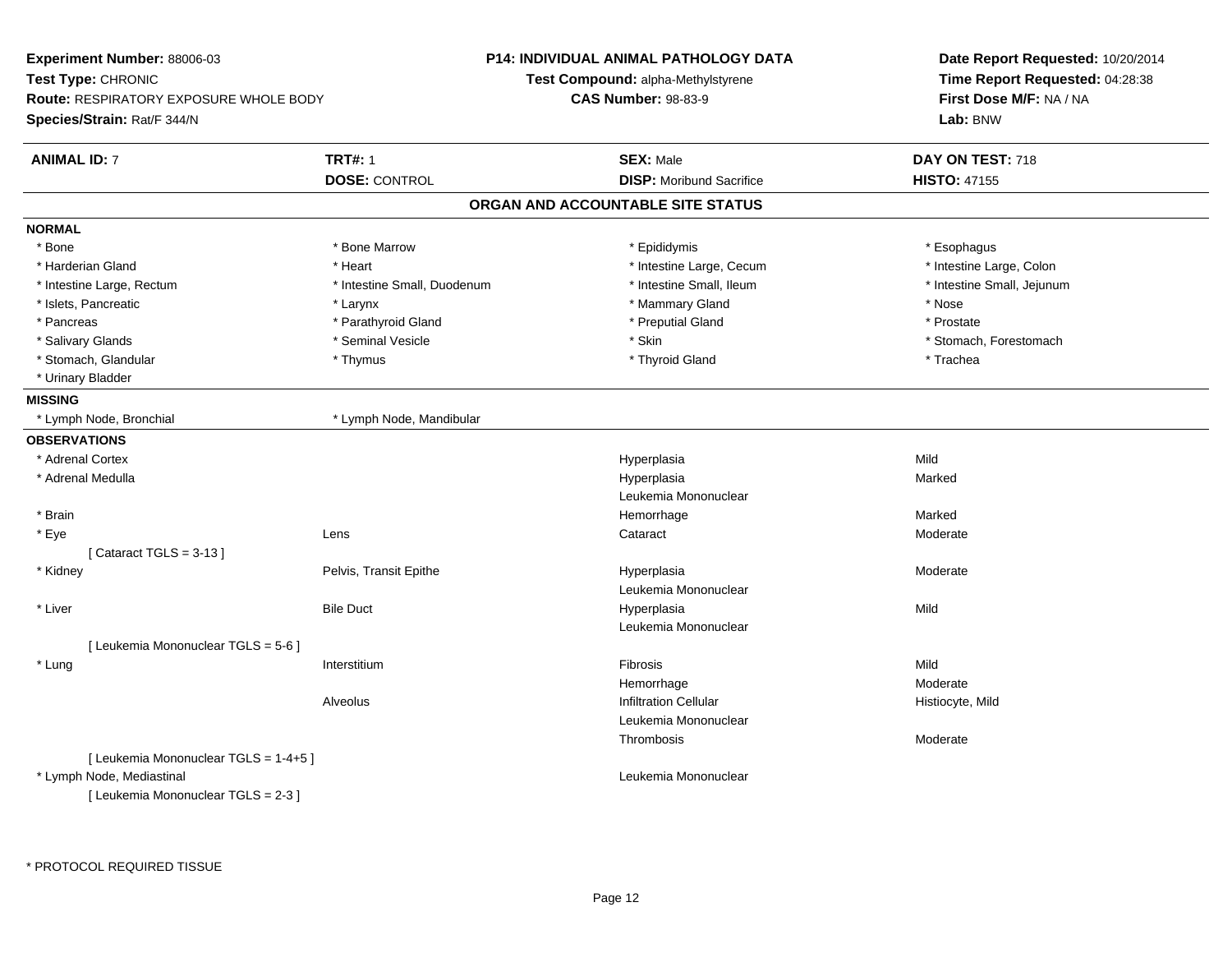**Experiment Number:** 88006-03
**Test Type:** CHRONIC
**Route:** RESPIRATORY EXPOSURE WHOLE BODY
**Species/Strain:** Rat/F 344/N

**P14: INDIVIDUAL ANIMAL PATHOLOGY DATA**
**Test Compound:** alpha-Methylstyrene
**CAS Number:** 98-83-9

**Date Report Requested:** 10/20/2014
**Time Report Requested:** 04:28:38
**First Dose M/F:** NA / NA
**Lab:** BNW

| **ANIMAL ID:** 7 | **TRT#:** 1 | **SEX:** Male | **DAY ON TEST:** 718 |
|---|---|---|---|
| | **DOSE:** CONTROL | **DISP:** Moribund Sacrifice | **HISTO:** 47155 |

## ORGAN AND ACCOUNTABLE SITE STATUS

**NORMAL**

| | | | |
|---|---|---|---|
| * Bone | * Bone Marrow | * Epididymis | * Esophagus |
| * Harderian Gland | * Heart | * Intestine Large, Cecum | * Intestine Large, Colon |
| * Intestine Large, Rectum | * Intestine Small, Duodenum | * Intestine Small, Ileum | * Intestine Small, Jejunum |
| * Islets, Pancreatic | * Larynx | * Mammary Gland | * Nose |
| * Pancreas | * Parathyroid Gland | * Preputial Gland | * Prostate |
| * Salivary Glands | * Seminal Vesicle | * Skin | * Stomach, Forestomach |
| * Stomach, Glandular | * Thymus | * Thyroid Gland | * Trachea |
| * Urinary Bladder | | | |

**MISSING**

| | |
|---|---|
| * Lymph Node, Bronchial | * Lymph Node, Mandibular |

**OBSERVATIONS**

| Organ | Site | Observation | Severity |
|---|---|---|---|
| * Adrenal Cortex | | Hyperplasia | Mild |
| * Adrenal Medulla | | Hyperplasia | Marked |
| | | Leukemia Mononuclear | |
| * Brain | | Hemorrhage | Marked |
| * Eye | Lens | Cataract | Moderate |
| [ Cataract TGLS = 3-13 ] | | | |
| * Kidney | Pelvis, Transit Epithe | Hyperplasia | Moderate |
| | | Leukemia Mononuclear | |
| * Liver | Bile Duct | Hyperplasia | Mild |
| | | Leukemia Mononuclear | |
| [ Leukemia Mononuclear TGLS = 5-6 ] | | | |
| * Lung | Interstitium | Fibrosis | Mild |
| | | Hemorrhage | Moderate |
| | Alveolus | Infiltration Cellular | Histiocyte, Mild |
| | | Leukemia Mononuclear | |
| | | Thrombosis | Moderate |
| [ Leukemia Mononuclear TGLS = 1-4+5 ] | | | |
| * Lymph Node, Mediastinal | | Leukemia Mononuclear | |
| [ Leukemia Mononuclear TGLS = 2-3 ] | | | |

* PROTOCOL REQUIRED TISSUE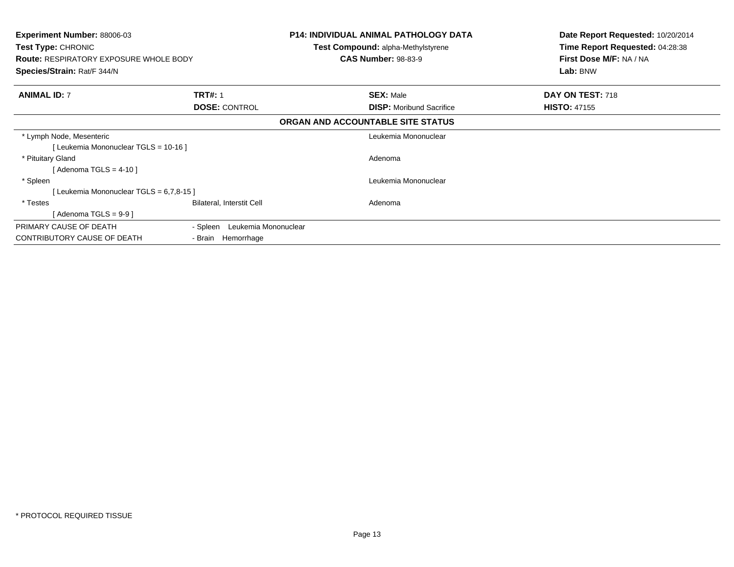**Experiment Number:** 88006-03
**Test Type:** CHRONIC
**Route:** RESPIRATORY EXPOSURE WHOLE BODY
**Species/Strain:** Rat/F 344/N

**P14: INDIVIDUAL ANIMAL PATHOLOGY DATA**
**Test Compound:** alpha-Methylstyrene
**CAS Number:** 98-83-9

**Date Report Requested:** 10/20/2014
**Time Report Requested:** 04:28:38
**First Dose M/F:** NA / NA
**Lab:** BNW

| **ANIMAL ID:** 7 | **TRT#:** 1 | **SEX:** Male | **DAY ON TEST:** 718 |
|---|---|---|---|
| | **DOSE:** CONTROL | **DISP:** Moribund Sacrifice | **HISTO:** 47155 |

## ORGAN AND ACCOUNTABLE SITE STATUS

| | | |
|---|---|---|
| * Lymph Node, Mesenteric | | Leukemia Mononuclear |
| [ Leukemia Mononuclear TGLS = 10-16 ] | | |
| * Pituitary Gland | | Adenoma |
| [ Adenoma TGLS = 4-10 ] | | |
| * Spleen | | Leukemia Mononuclear |
| [ Leukemia Mononuclear TGLS = 6,7,8-15 ] | | |
| * Testes | Bilateral, Interstit Cell | Adenoma |
| [ Adenoma TGLS = 9-9 ] | | |

| | |
|---|---|
| PRIMARY CAUSE OF DEATH | - Spleen Leukemia Mononuclear |
| CONTRIBUTORY CAUSE OF DEATH | - Brain Hemorrhage |

* PROTOCOL REQUIRED TISSUE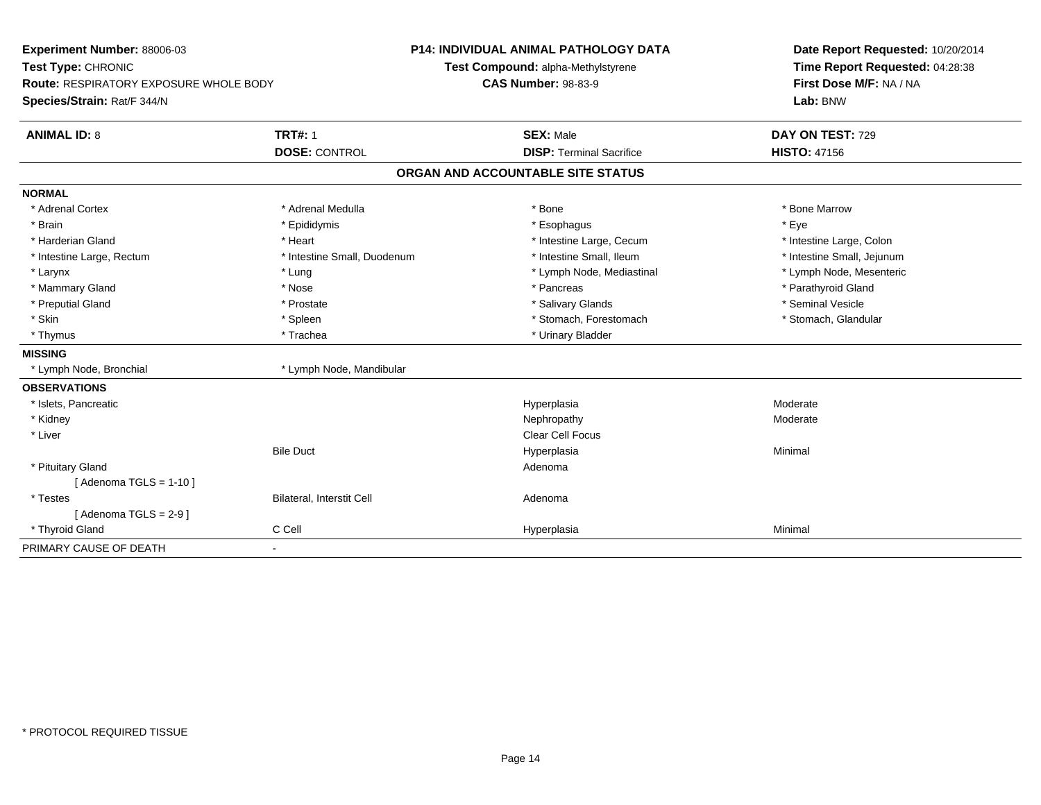**Experiment Number:** 88006-03
**Test Type:** CHRONIC
**Route:** RESPIRATORY EXPOSURE WHOLE BODY
**Species/Strain:** Rat/F 344/N

**P14: INDIVIDUAL ANIMAL PATHOLOGY DATA**
**Test Compound:** alpha-Methylstyrene
**CAS Number:** 98-83-9

**Date Report Requested:** 10/20/2014
**Time Report Requested:** 04:28:38
**First Dose M/F:** NA / NA
**Lab:** BNW

| **ANIMAL ID:** 8 | **TRT#:** 1 | **SEX:** Male | **DAY ON TEST:** 729 |
|---|---|---|---|
| | **DOSE:** CONTROL | **DISP:** Terminal Sacrifice | **HISTO:** 47156 |

## ORGAN AND ACCOUNTABLE SITE STATUS

**NORMAL**

| | | | |
|---|---|---|---|
| * Adrenal Cortex | * Adrenal Medulla | * Bone | * Bone Marrow |
| * Brain | * Epididymis | * Esophagus | * Eye |
| * Harderian Gland | * Heart | * Intestine Large, Cecum | * Intestine Large, Colon |
| * Intestine Large, Rectum | * Intestine Small, Duodenum | * Intestine Small, Ileum | * Intestine Small, Jejunum |
| * Larynx | * Lung | * Lymph Node, Mediastinal | * Lymph Node, Mesenteric |
| * Mammary Gland | * Nose | * Pancreas | * Parathyroid Gland |
| * Preputial Gland | * Prostate | * Salivary Glands | * Seminal Vesicle |
| * Skin | * Spleen | * Stomach, Forestomach | * Stomach, Glandular |
| * Thymus | * Trachea | * Urinary Bladder | |

**MISSING**

| | |
|---|---|
| * Lymph Node, Bronchial | * Lymph Node, Mandibular |

**OBSERVATIONS**

| | | | |
|---|---|---|---|
| * Islets, Pancreatic | | Hyperplasia | Moderate |
| * Kidney | | Nephropathy | Moderate |
| * Liver | | Clear Cell Focus | |
| | Bile Duct | Hyperplasia | Minimal |
| * Pituitary Gland | | Adenoma | |
| [ Adenoma TGLS = 1-10 ] | | | |
| * Testes | Bilateral, Interstit Cell | Adenoma | |
| [ Adenoma TGLS = 2-9 ] | | | |
| * Thyroid Gland | C Cell | Hyperplasia | Minimal |

PRIMARY CAUSE OF DEATH -

\* PROTOCOL REQUIRED TISSUE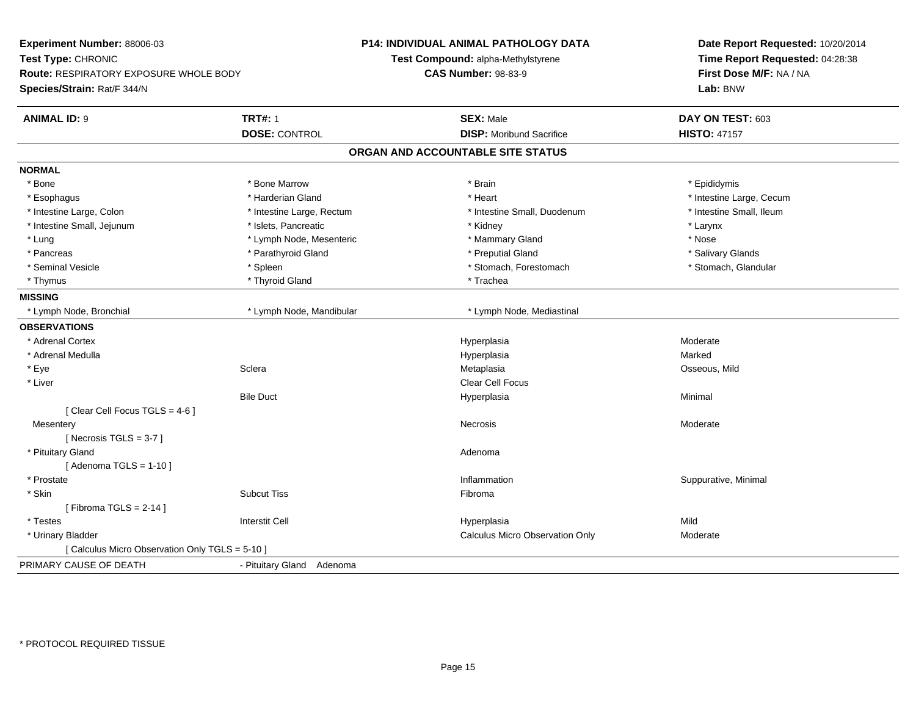**Experiment Number:** 88006-03
**Test Type:** CHRONIC
**Route:** RESPIRATORY EXPOSURE WHOLE BODY
**Species/Strain:** Rat/F 344/N

**P14: INDIVIDUAL ANIMAL PATHOLOGY DATA**
**Test Compound:** alpha-Methylstyrene
**CAS Number:** 98-83-9

**Date Report Requested:** 10/20/2014
**Time Report Requested:** 04:28:38
**First Dose M/F:** NA / NA
**Lab:** BNW

| **ANIMAL ID:** 9 | **TRT#:** 1 | **SEX:** Male | **DAY ON TEST:** 603 |
|---|---|---|---|
| | **DOSE:** CONTROL | **DISP:** Moribund Sacrifice | **HISTO:** 47157 |

## ORGAN AND ACCOUNTABLE SITE STATUS

**NORMAL**

| | | | |
|---|---|---|---|
| * Bone | * Bone Marrow | * Brain | * Epididymis |
| * Esophagus | * Harderian Gland | * Heart | * Intestine Large, Cecum |
| * Intestine Large, Colon | * Intestine Large, Rectum | * Intestine Small, Duodenum | * Intestine Small, Ileum |
| * Intestine Small, Jejunum | * Islets, Pancreatic | * Kidney | * Larynx |
| * Lung | * Lymph Node, Mesenteric | * Mammary Gland | * Nose |
| * Pancreas | * Parathyroid Gland | * Preputial Gland | * Salivary Glands |
| * Seminal Vesicle | * Spleen | * Stomach, Forestomach | * Stomach, Glandular |
| * Thymus | * Thyroid Gland | * Trachea | |

**MISSING**

| | | | |
|---|---|---|---|
| * Lymph Node, Bronchial | * Lymph Node, Mandibular | * Lymph Node, Mediastinal | |

**OBSERVATIONS**

| | | | |
|---|---|---|---|
| * Adrenal Cortex | | Hyperplasia | Moderate |
| * Adrenal Medulla | | Hyperplasia | Marked |
| * Eye | Sclera | Metaplasia | Osseous, Mild |
| * Liver | | Clear Cell Focus | |
| | Bile Duct | Hyperplasia | Minimal |
| [ Clear Cell Focus TGLS = 4-6 ] | | | |
| Mesentery | | Necrosis | Moderate |
| [ Necrosis TGLS = 3-7 ] | | | |
| * Pituitary Gland | | Adenoma | |
| [ Adenoma TGLS = 1-10 ] | | | |
| * Prostate | | Inflammation | Suppurative, Minimal |
| * Skin | Subcut Tiss | Fibroma | |
| [ Fibroma TGLS = 2-14 ] | | | |
| * Testes | Interstit Cell | Hyperplasia | Mild |
| * Urinary Bladder | | Calculus Micro Observation Only | Moderate |
| [ Calculus Micro Observation Only TGLS = 5-10 ] | | | |

PRIMARY CAUSE OF DEATH - Pituitary Gland Adenoma

* PROTOCOL REQUIRED TISSUE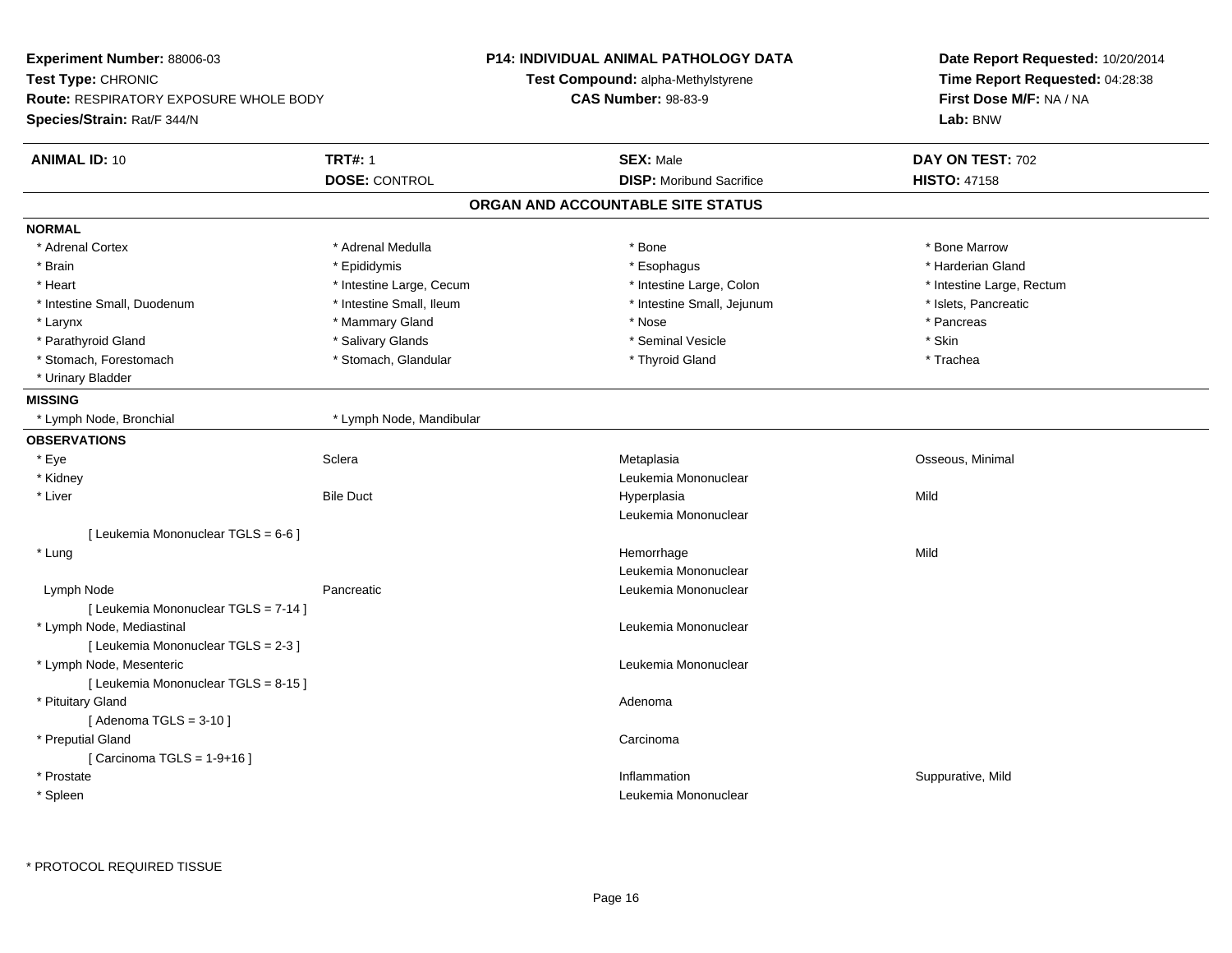**Experiment Number:** 88006-03
**Test Type:** CHRONIC
**Route:** RESPIRATORY EXPOSURE WHOLE BODY
**Species/Strain:** Rat/F 344/N

**P14: INDIVIDUAL ANIMAL PATHOLOGY DATA**
**Test Compound:** alpha-Methylstyrene
**CAS Number:** 98-83-9

**Date Report Requested:** 10/20/2014
**Time Report Requested:** 04:28:38
**First Dose M/F:** NA / NA
**Lab:** BNW

| **ANIMAL ID:** 10 | **TRT#:** 1 | **SEX:** Male | **DAY ON TEST:** 702 |
|---|---|---|---|
| | **DOSE:** CONTROL | **DISP:** Moribund Sacrifice | **HISTO:** 47158 |

## ORGAN AND ACCOUNTABLE SITE STATUS

**NORMAL**

| | | | |
|---|---|---|---|
| * Adrenal Cortex | * Adrenal Medulla | * Bone | * Bone Marrow |
| * Brain | * Epididymis | * Esophagus | * Harderian Gland |
| * Heart | * Intestine Large, Cecum | * Intestine Large, Colon | * Intestine Large, Rectum |
| * Intestine Small, Duodenum | * Intestine Small, Ileum | * Intestine Small, Jejunum | * Islets, Pancreatic |
| * Larynx | * Mammary Gland | * Nose | * Pancreas |
| * Parathyroid Gland | * Salivary Glands | * Seminal Vesicle | * Skin |
| * Stomach, Forestomach | * Stomach, Glandular | * Thyroid Gland | * Trachea |
| * Urinary Bladder | | | |

**MISSING**

| | |
|---|---|
| * Lymph Node, Bronchial | * Lymph Node, Mandibular |

**OBSERVATIONS**

| | | | |
|---|---|---|---|
| * Eye | Sclera | Metaplasia | Osseous, Minimal |
| * Kidney | | Leukemia Mononuclear | |
| * Liver | Bile Duct | Hyperplasia | Mild |
| | | Leukemia Mononuclear | |
| [ Leukemia Mononuclear TGLS = 6-6 ] | | | |
| * Lung | | Hemorrhage | Mild |
| | | Leukemia Mononuclear | |
| Lymph Node | Pancreatic | Leukemia Mononuclear | |
| [ Leukemia Mononuclear TGLS = 7-14 ] | | | |
| * Lymph Node, Mediastinal | | Leukemia Mononuclear | |
| [ Leukemia Mononuclear TGLS = 2-3 ] | | | |
| * Lymph Node, Mesenteric | | Leukemia Mononuclear | |
| [ Leukemia Mononuclear TGLS = 8-15 ] | | | |
| * Pituitary Gland | | Adenoma | |
| [ Adenoma TGLS = 3-10 ] | | | |
| * Preputial Gland | | Carcinoma | |
| [ Carcinoma TGLS = 1-9+16 ] | | | |
| * Prostate | | Inflammation | Suppurative, Mild |
| * Spleen | | Leukemia Mononuclear | |

* PROTOCOL REQUIRED TISSUE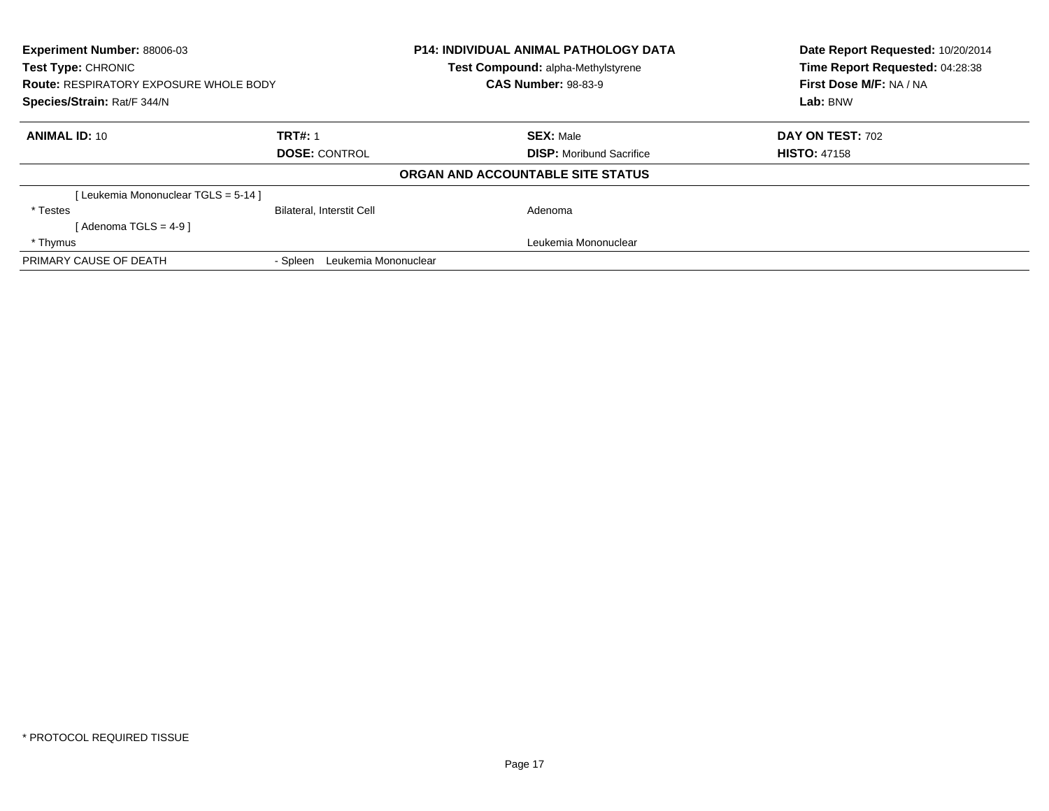**Experiment Number:** 88006-03
**Test Type:** CHRONIC
**Route:** RESPIRATORY EXPOSURE WHOLE BODY
**Species/Strain:** Rat/F 344/N

**P14: INDIVIDUAL ANIMAL PATHOLOGY DATA**
**Test Compound:** alpha-Methylstyrene
**CAS Number:** 98-83-9

**Date Report Requested:** 10/20/2014
**Time Report Requested:** 04:28:38
**First Dose M/F:** NA / NA
**Lab:** BNW

| **ANIMAL ID:** 10 | **TRT#:** 1 | **SEX:** Male | **DAY ON TEST:** 702 |
|---|---|---|---|
| | **DOSE:** CONTROL | **DISP:** Moribund Sacrifice | **HISTO:** 47158 |

**ORGAN AND ACCOUNTABLE SITE STATUS**

| | | |
|---|---|---|
| [ Leukemia Mononuclear TGLS = 5-14 ] | | |
| * Testes | Bilateral, Interstit Cell | Adenoma |
| [ Adenoma TGLS = 4-9 ] | | |
| * Thymus | | Leukemia Mononuclear |
| PRIMARY CAUSE OF DEATH | - Spleen Leukemia Mononuclear | |

* PROTOCOL REQUIRED TISSUE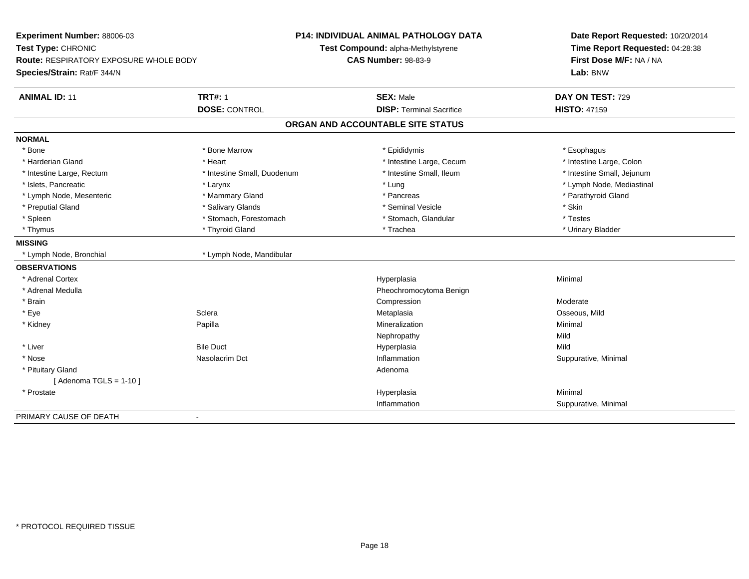**Experiment Number:** 88006-03
**Test Type:** CHRONIC
**Route:** RESPIRATORY EXPOSURE WHOLE BODY
**Species/Strain:** Rat/F 344/N

**P14: INDIVIDUAL ANIMAL PATHOLOGY DATA**
**Test Compound:** alpha-Methylstyrene
**CAS Number:** 98-83-9

**Date Report Requested:** 10/20/2014
**Time Report Requested:** 04:28:38
**First Dose M/F:** NA / NA
**Lab:** BNW

| **ANIMAL ID:** 11 | **TRT#:** 1 | **SEX:** Male | **DAY ON TEST:** 729 |
|---|---|---|---|
| | **DOSE:** CONTROL | **DISP:** Terminal Sacrifice | **HISTO:** 47159 |

## ORGAN AND ACCOUNTABLE SITE STATUS

**NORMAL**

| | | | |
|---|---|---|---|
| * Bone | * Bone Marrow | * Epididymis | * Esophagus |
| * Harderian Gland | * Heart | * Intestine Large, Cecum | * Intestine Large, Colon |
| * Intestine Large, Rectum | * Intestine Small, Duodenum | * Intestine Small, Ileum | * Intestine Small, Jejunum |
| * Islets, Pancreatic | * Larynx | * Lung | * Lymph Node, Mediastinal |
| * Lymph Node, Mesenteric | * Mammary Gland | * Pancreas | * Parathyroid Gland |
| * Preputial Gland | * Salivary Glands | * Seminal Vesicle | * Skin |
| * Spleen | * Stomach, Forestomach | * Stomach, Glandular | * Testes |
| * Thymus | * Thyroid Gland | * Trachea | * Urinary Bladder |

**MISSING**

| | |
|---|---|
| * Lymph Node, Bronchial | * Lymph Node, Mandibular |

**OBSERVATIONS**

| Organ | Site | Observation | Severity |
|---|---|---|---|
| * Adrenal Cortex | | Hyperplasia | Minimal |
| * Adrenal Medulla | | Pheochromocytoma Benign | |
| * Brain | | Compression | Moderate |
| * Eye | Sclera | Metaplasia | Osseous, Mild |
| * Kidney | Papilla | Mineralization | Minimal |
| | | Nephropathy | Mild |
| * Liver | Bile Duct | Hyperplasia | Mild |
| * Nose | Nasolacrim Dct | Inflammation | Suppurative, Minimal |
| * Pituitary Gland | | Adenoma | |
| [ Adenoma TGLS = 1-10 ] | | | |
| * Prostate | | Hyperplasia | Minimal |
| | | Inflammation | Suppurative, Minimal |

PRIMARY CAUSE OF DEATH -

* PROTOCOL REQUIRED TISSUE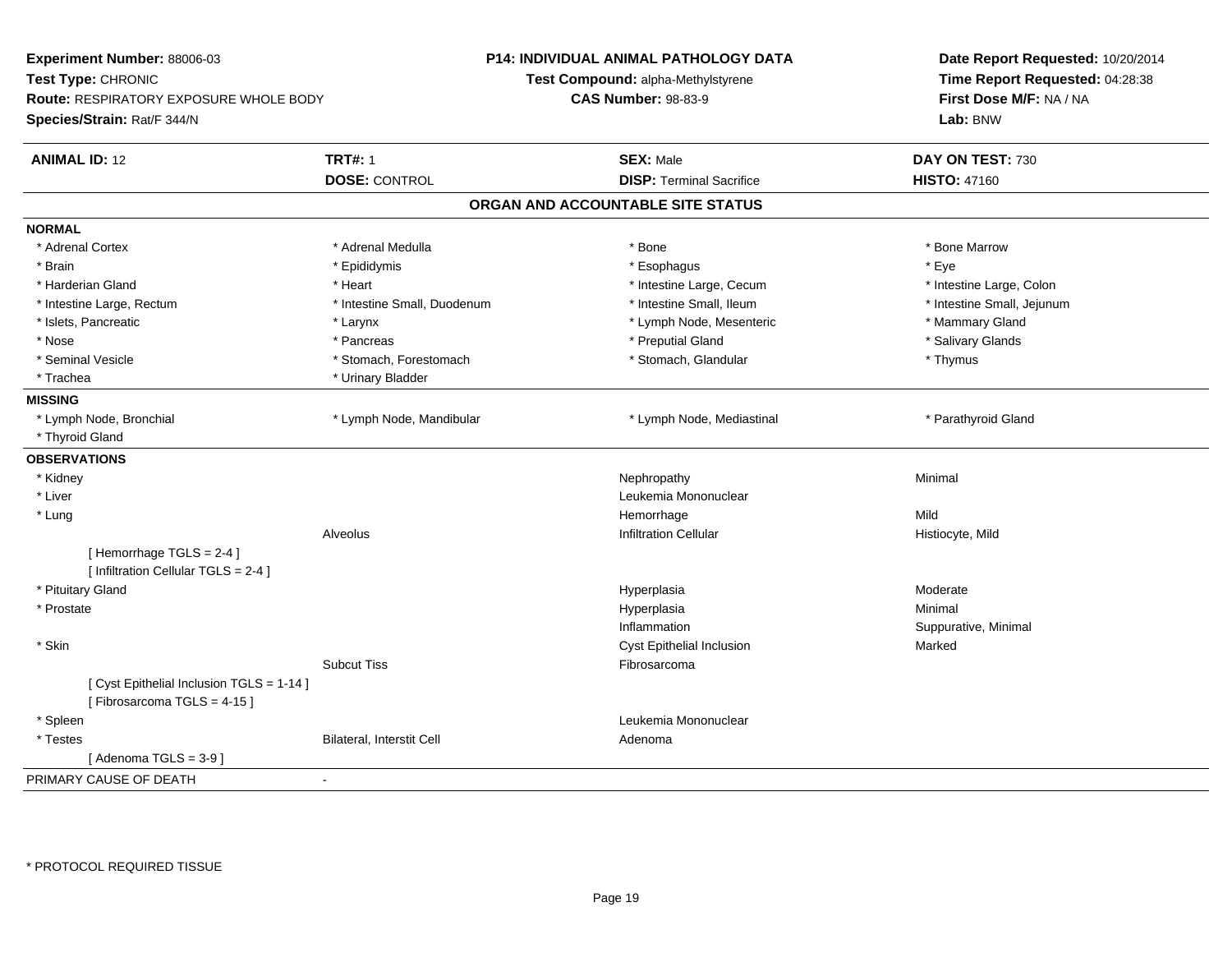**Experiment Number:** 88006-03
**Test Type:** CHRONIC
**Route:** RESPIRATORY EXPOSURE WHOLE BODY
**Species/Strain:** Rat/F 344/N

**P14: INDIVIDUAL ANIMAL PATHOLOGY DATA**
**Test Compound:** alpha-Methylstyrene
**CAS Number:** 98-83-9

**Date Report Requested:** 10/20/2014
**Time Report Requested:** 04:28:38
**First Dose M/F:** NA / NA
**Lab:** BNW

| **ANIMAL ID:** 12 | **TRT#:** 1 | **SEX:** Male | **DAY ON TEST:** 730 |
|---|---|---|---|
| | **DOSE:** CONTROL | **DISP:** Terminal Sacrifice | **HISTO:** 47160 |

## ORGAN AND ACCOUNTABLE SITE STATUS

**NORMAL**

| | | | |
|---|---|---|---|
| * Adrenal Cortex | * Adrenal Medulla | * Bone | * Bone Marrow |
| * Brain | * Epididymis | * Esophagus | * Eye |
| * Harderian Gland | * Heart | * Intestine Large, Cecum | * Intestine Large, Colon |
| * Intestine Large, Rectum | * Intestine Small, Duodenum | * Intestine Small, Ileum | * Intestine Small, Jejunum |
| * Islets, Pancreatic | * Larynx | * Lymph Node, Mesenteric | * Mammary Gland |
| * Nose | * Pancreas | * Preputial Gland | * Salivary Glands |
| * Seminal Vesicle | * Stomach, Forestomach | * Stomach, Glandular | * Thymus |
| * Trachea | * Urinary Bladder | | |

**MISSING**

| | | | |
|---|---|---|---|
| * Lymph Node, Bronchial | * Lymph Node, Mandibular | * Lymph Node, Mediastinal | * Parathyroid Gland |
| * Thyroid Gland | | | |

**OBSERVATIONS**

| | | | |
|---|---|---|---|
| * Kidney | | Nephropathy | Minimal |
| * Liver | | Leukemia Mononuclear | |
| * Lung | | Hemorrhage | Mild |
| | Alveolus | Infiltration Cellular | Histiocyte, Mild |
| [ Hemorrhage TGLS = 2-4 ] | | | |
| [ Infiltration Cellular TGLS = 2-4 ] | | | |
| * Pituitary Gland | | Hyperplasia | Moderate |
| * Prostate | | Hyperplasia | Minimal |
| | | Inflammation | Suppurative, Minimal |
| * Skin | | Cyst Epithelial Inclusion | Marked |
| | Subcut Tiss | Fibrosarcoma | |
| [ Cyst Epithelial Inclusion TGLS = 1-14 ] | | | |
| [ Fibrosarcoma TGLS = 4-15 ] | | | |
| * Spleen | | Leukemia Mononuclear | |
| * Testes | Bilateral, Interstit Cell | Adenoma | |
| [ Adenoma TGLS = 3-9 ] | | | |

PRIMARY CAUSE OF DEATH -

* PROTOCOL REQUIRED TISSUE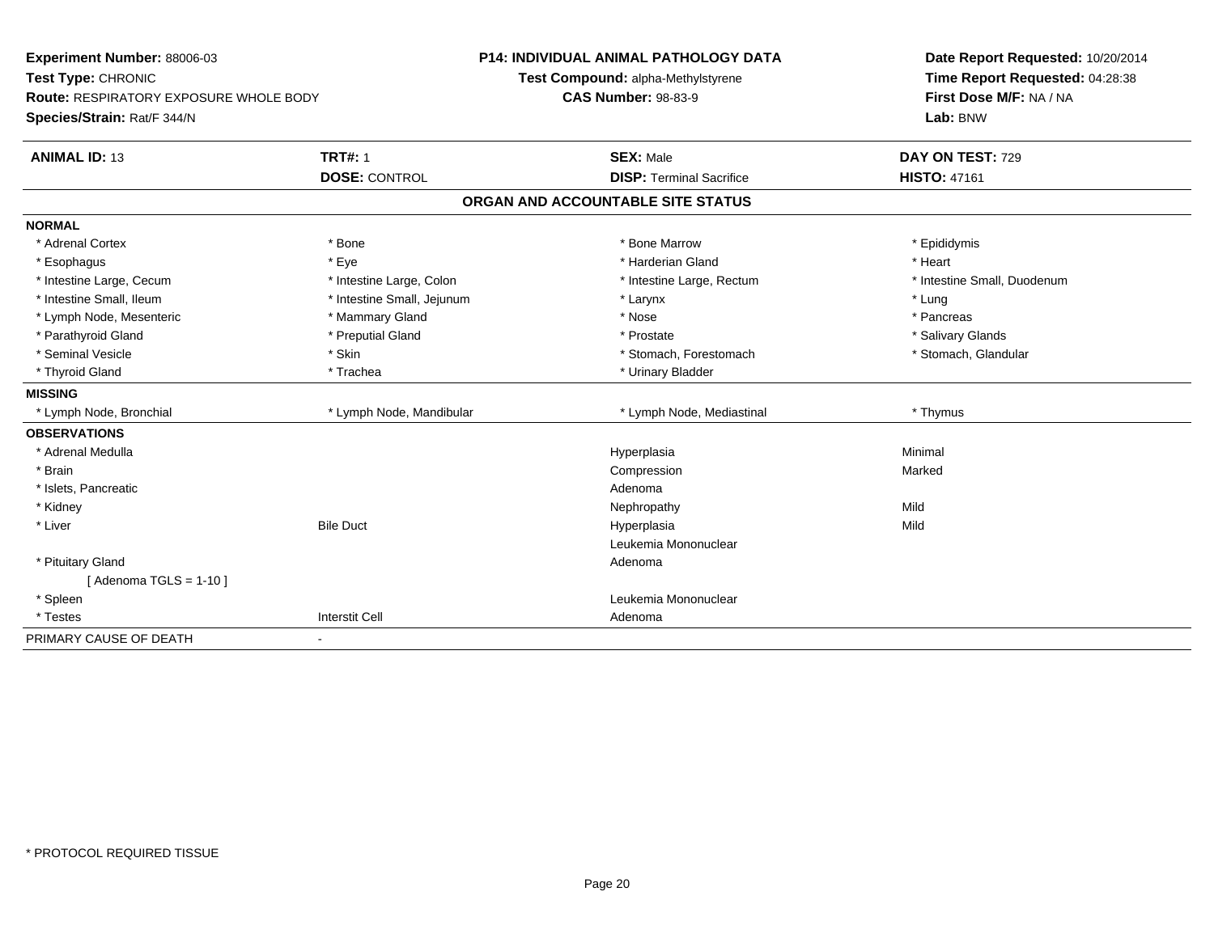**Experiment Number:** 88006-03
**Test Type:** CHRONIC
**Route:** RESPIRATORY EXPOSURE WHOLE BODY
**Species/Strain:** Rat/F 344/N

**P14: INDIVIDUAL ANIMAL PATHOLOGY DATA**
**Test Compound:** alpha-Methylstyrene
**CAS Number:** 98-83-9

**Date Report Requested:** 10/20/2014
**Time Report Requested:** 04:28:38
**First Dose M/F:** NA / NA
**Lab:** BNW

| **ANIMAL ID:** 13 | **TRT#:** 1 | **SEX:** Male | **DAY ON TEST:** 729 |
|---|---|---|---|
| | **DOSE:** CONTROL | **DISP:** Terminal Sacrifice | **HISTO:** 47161 |

## ORGAN AND ACCOUNTABLE SITE STATUS

| | | | |
|---|---|---|---|
| **NORMAL** | | | |
| * Adrenal Cortex | * Bone | * Bone Marrow | * Epididymis |
| * Esophagus | * Eye | * Harderian Gland | * Heart |
| * Intestine Large, Cecum | * Intestine Large, Colon | * Intestine Large, Rectum | * Intestine Small, Duodenum |
| * Intestine Small, Ileum | * Intestine Small, Jejunum | * Larynx | * Lung |
| * Lymph Node, Mesenteric | * Mammary Gland | * Nose | * Pancreas |
| * Parathyroid Gland | * Preputial Gland | * Prostate | * Salivary Glands |
| * Seminal Vesicle | * Skin | * Stomach, Forestomach | * Stomach, Glandular |
| * Thyroid Gland | * Trachea | * Urinary Bladder | |
| **MISSING** | | | |
| * Lymph Node, Bronchial | * Lymph Node, Mandibular | * Lymph Node, Mediastinal | * Thymus |
| **OBSERVATIONS** | | | |
| * Adrenal Medulla | | Hyperplasia | Minimal |
| * Brain | | Compression | Marked |
| * Islets, Pancreatic | | Adenoma | |
| * Kidney | | Nephropathy | Mild |
| * Liver | Bile Duct | Hyperplasia | Mild |
| | | Leukemia Mononuclear | |
| * Pituitary Gland | | Adenoma | |
| [ Adenoma TGLS = 1-10 ] | | | |
| * Spleen | | Leukemia Mononuclear | |
| * Testes | Interstit Cell | Adenoma | |
| PRIMARY CAUSE OF DEATH | - | | |

* PROTOCOL REQUIRED TISSUE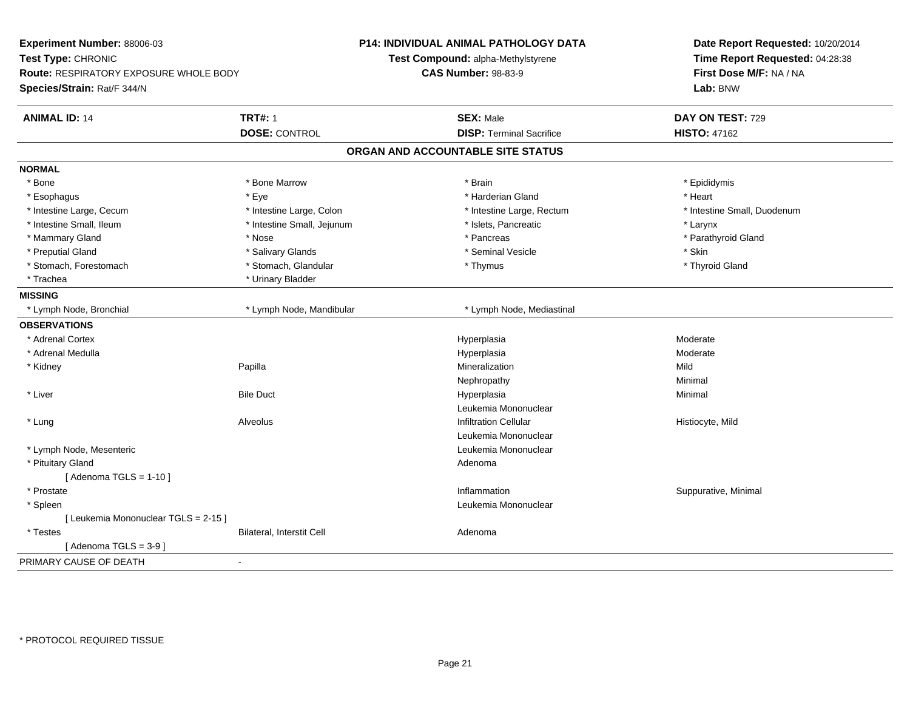**Experiment Number:** 88006-03
**Test Type:** CHRONIC
**Route:** RESPIRATORY EXPOSURE WHOLE BODY
**Species/Strain:** Rat/F 344/N

**P14: INDIVIDUAL ANIMAL PATHOLOGY DATA**
**Test Compound:** alpha-Methylstyrene
**CAS Number:** 98-83-9

**Date Report Requested:** 10/20/2014
**Time Report Requested:** 04:28:38
**First Dose M/F:** NA / NA
**Lab:** BNW

| **ANIMAL ID:** 14 | **TRT#:** 1 | **SEX:** Male | **DAY ON TEST:** 729 |
|---|---|---|---|
| | **DOSE:** CONTROL | **DISP:** Terminal Sacrifice | **HISTO:** 47162 |

## ORGAN AND ACCOUNTABLE SITE STATUS

**NORMAL**

| | | | |
|---|---|---|---|
| * Bone | * Bone Marrow | * Brain | * Epididymis |
| * Esophagus | * Eye | * Harderian Gland | * Heart |
| * Intestine Large, Cecum | * Intestine Large, Colon | * Intestine Large, Rectum | * Intestine Small, Duodenum |
| * Intestine Small, Ileum | * Intestine Small, Jejunum | * Islets, Pancreatic | * Larynx |
| * Mammary Gland | * Nose | * Pancreas | * Parathyroid Gland |
| * Preputial Gland | * Salivary Glands | * Seminal Vesicle | * Skin |
| * Stomach, Forestomach | * Stomach, Glandular | * Thymus | * Thyroid Gland |
| * Trachea | * Urinary Bladder | | |

**MISSING**

| | | |
|---|---|---|
| * Lymph Node, Bronchial | * Lymph Node, Mandibular | * Lymph Node, Mediastinal |

**OBSERVATIONS**

| | | | |
|---|---|---|---|
| * Adrenal Cortex | | Hyperplasia | Moderate |
| * Adrenal Medulla | | Hyperplasia | Moderate |
| * Kidney | Papilla | Mineralization | Mild |
| | | Nephropathy | Minimal |
| * Liver | Bile Duct | Hyperplasia | Minimal |
| | | Leukemia Mononuclear | |
| * Lung | Alveolus | Infiltration Cellular | Histiocyte, Mild |
| | | Leukemia Mononuclear | |
| * Lymph Node, Mesenteric | | Leukemia Mononuclear | |
| * Pituitary Gland | | Adenoma | |
| [ Adenoma TGLS = 1-10 ] | | | |
| * Prostate | | Inflammation | Suppurative, Minimal |
| * Spleen | | Leukemia Mononuclear | |
| [ Leukemia Mononuclear TGLS = 2-15 ] | | | |
| * Testes | Bilateral, Interstit Cell | Adenoma | |
| [ Adenoma TGLS = 3-9 ] | | | |

PRIMARY CAUSE OF DEATH -

* PROTOCOL REQUIRED TISSUE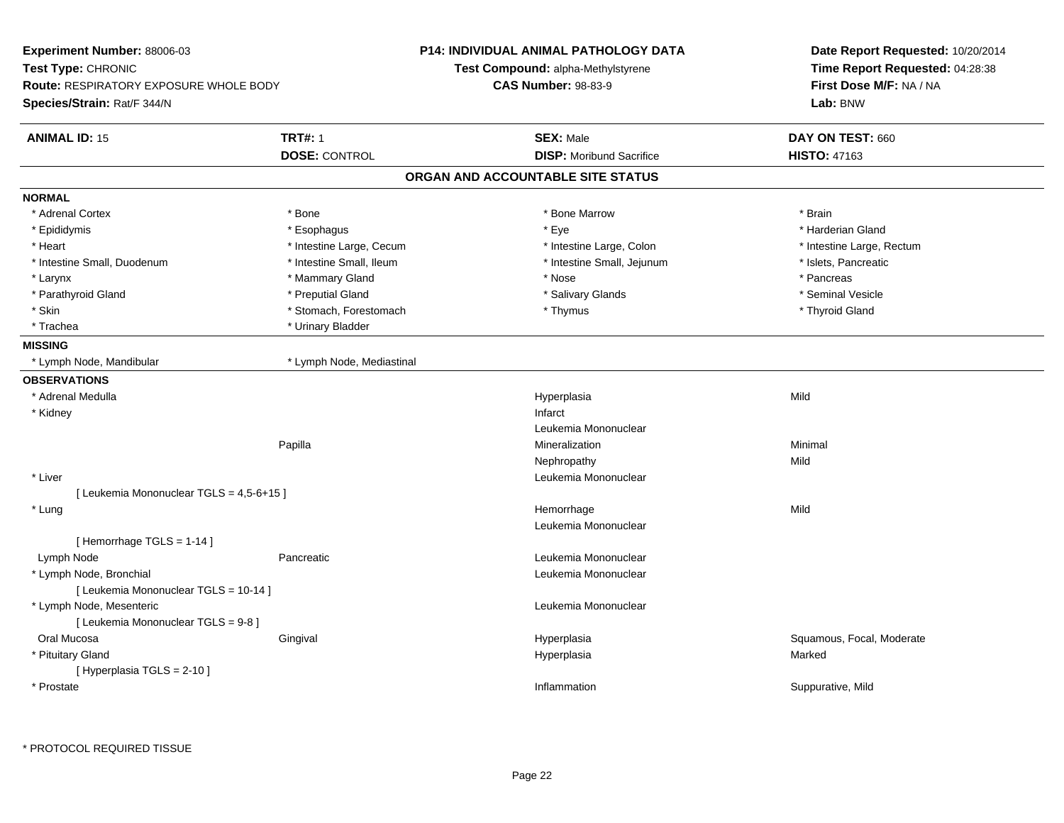**Experiment Number:** 88006-03
**Test Type:** CHRONIC
**Route:** RESPIRATORY EXPOSURE WHOLE BODY
**Species/Strain:** Rat/F 344/N

**P14: INDIVIDUAL ANIMAL PATHOLOGY DATA**
**Test Compound:** alpha-Methylstyrene
**CAS Number:** 98-83-9

**Date Report Requested:** 10/20/2014
**Time Report Requested:** 04:28:38
**First Dose M/F:** NA / NA
**Lab:** BNW

| **ANIMAL ID:** 15 | **TRT#:** 1 | **SEX:** Male | **DAY ON TEST:** 660 |
|---|---|---|---|
| | **DOSE:** CONTROL | **DISP:** Moribund Sacrifice | **HISTO:** 47163 |

## ORGAN AND ACCOUNTABLE SITE STATUS

**NORMAL**

| | | | |
|---|---|---|---|
| * Adrenal Cortex | * Bone | * Bone Marrow | * Brain |
| * Epididymis | * Esophagus | * Eye | * Harderian Gland |
| * Heart | * Intestine Large, Cecum | * Intestine Large, Colon | * Intestine Large, Rectum |
| * Intestine Small, Duodenum | * Intestine Small, Ileum | * Intestine Small, Jejunum | * Islets, Pancreatic |
| * Larynx | * Mammary Gland | * Nose | * Pancreas |
| * Parathyroid Gland | * Preputial Gland | * Salivary Glands | * Seminal Vesicle |
| * Skin | * Stomach, Forestomach | * Thymus | * Thyroid Gland |
| * Trachea | * Urinary Bladder | | |

**MISSING**

| | |
|---|---|
| * Lymph Node, Mandibular | * Lymph Node, Mediastinal |

**OBSERVATIONS**

| | | | |
|---|---|---|---|
| * Adrenal Medulla | | Hyperplasia | Mild |
| * Kidney | | Infarct | |
| | | Leukemia Mononuclear | |
| | Papilla | Mineralization | Minimal |
| | | Nephropathy | Mild |
| * Liver | | Leukemia Mononuclear | |
| [ Leukemia Mononuclear TGLS = 4,5-6+15 ] | | | |
| * Lung | | Hemorrhage | Mild |
| | | Leukemia Mononuclear | |
| [ Hemorrhage TGLS = 1-14 ] | | | |
| Lymph Node | Pancreatic | Leukemia Mononuclear | |
| * Lymph Node, Bronchial | | Leukemia Mononuclear | |
| [ Leukemia Mononuclear TGLS = 10-14 ] | | | |
| * Lymph Node, Mesenteric | | Leukemia Mononuclear | |
| [ Leukemia Mononuclear TGLS = 9-8 ] | | | |
| Oral Mucosa | Gingival | Hyperplasia | Squamous, Focal, Moderate |
| * Pituitary Gland | | Hyperplasia | Marked |
| [ Hyperplasia TGLS = 2-10 ] | | | |
| * Prostate | | Inflammation | Suppurative, Mild |

\* PROTOCOL REQUIRED TISSUE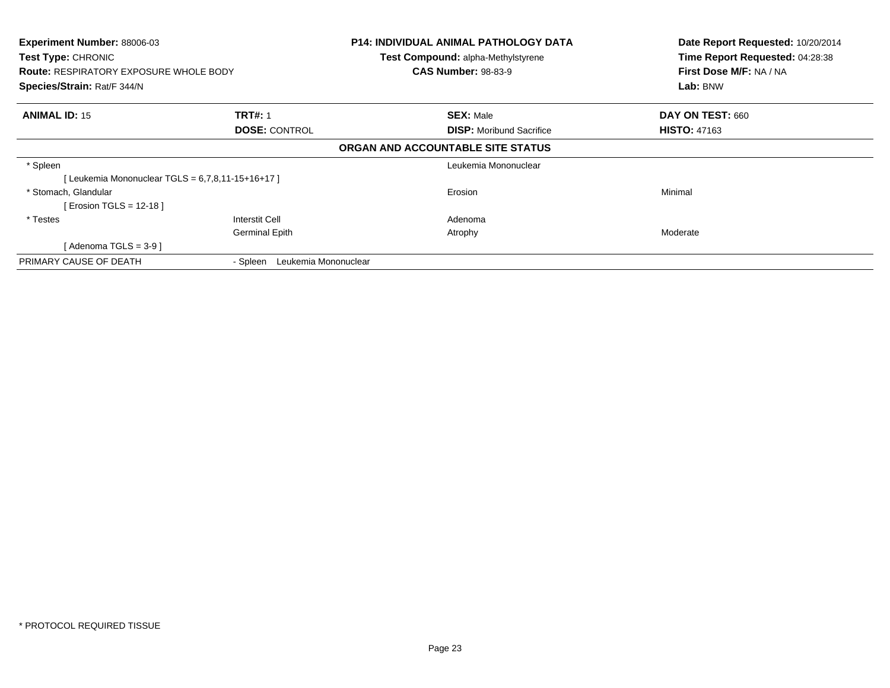**Experiment Number:** 88006-03
**Test Type:** CHRONIC
**Route:** RESPIRATORY EXPOSURE WHOLE BODY
**Species/Strain:** Rat/F 344/N

**P14: INDIVIDUAL ANIMAL PATHOLOGY DATA**
**Test Compound:** alpha-Methylstyrene
**CAS Number:** 98-83-9

**Date Report Requested:** 10/20/2014
**Time Report Requested:** 04:28:38
**First Dose M/F:** NA / NA
**Lab:** BNW

| **ANIMAL ID:** 15 | **TRT#:** 1 | **SEX:** Male | **DAY ON TEST:** 660 |
|---|---|---|---|
| | **DOSE:** CONTROL | **DISP:** Moribund Sacrifice | **HISTO:** 47163 |

**ORGAN AND ACCOUNTABLE SITE STATUS**

| | | | |
|---|---|---|---|
| * Spleen | | Leukemia Mononuclear | |
| [ Leukemia Mononuclear TGLS = 6,7,8,11-15+16+17 ] | | | |
| * Stomach, Glandular | | Erosion | Minimal |
| [ Erosion TGLS = 12-18 ] | | | |
| * Testes | Interstit Cell | Adenoma | |
| | Germinal Epith | Atrophy | Moderate |
| [ Adenoma TGLS = 3-9 ] | | | |
| PRIMARY CAUSE OF DEATH | - Spleen Leukemia Mononuclear | | |

* PROTOCOL REQUIRED TISSUE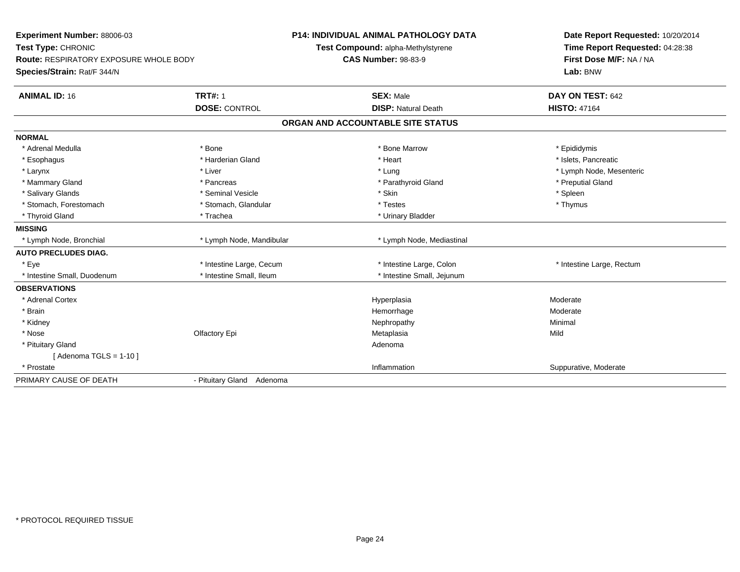**Experiment Number:** 88006-03
**Test Type:** CHRONIC
**Route:** RESPIRATORY EXPOSURE WHOLE BODY
**Species/Strain:** Rat/F 344/N

**P14: INDIVIDUAL ANIMAL PATHOLOGY DATA**
**Test Compound:** alpha-Methylstyrene
**CAS Number:** 98-83-9

**Date Report Requested:** 10/20/2014
**Time Report Requested:** 04:28:38
**First Dose M/F:** NA / NA
**Lab:** BNW

| **ANIMAL ID:** 16 | **TRT#:** 1 | **SEX:** Male | **DAY ON TEST:** 642 |
|---|---|---|---|
| | **DOSE:** CONTROL | **DISP:** Natural Death | **HISTO:** 47164 |

## ORGAN AND ACCOUNTABLE SITE STATUS

**NORMAL**

| | | | |
|---|---|---|---|
| * Adrenal Medulla | * Bone | * Bone Marrow | * Epididymis |
| * Esophagus | * Harderian Gland | * Heart | * Islets, Pancreatic |
| * Larynx | * Liver | * Lung | * Lymph Node, Mesenteric |
| * Mammary Gland | * Pancreas | * Parathyroid Gland | * Preputial Gland |
| * Salivary Glands | * Seminal Vesicle | * Skin | * Spleen |
| * Stomach, Forestomach | * Stomach, Glandular | * Testes | * Thymus |
| * Thyroid Gland | * Trachea | * Urinary Bladder | |

**MISSING**

| | | |
|---|---|---|
| * Lymph Node, Bronchial | * Lymph Node, Mandibular | * Lymph Node, Mediastinal |

**AUTO PRECLUDES DIAG.**

| | | | |
|---|---|---|---|
| * Eye | * Intestine Large, Cecum | * Intestine Large, Colon | * Intestine Large, Rectum |
| * Intestine Small, Duodenum | * Intestine Small, Ileum | * Intestine Small, Jejunum | |

**OBSERVATIONS**

| | | | |
|---|---|---|---|
| * Adrenal Cortex | | Hyperplasia | Moderate |
| * Brain | | Hemorrhage | Moderate |
| * Kidney | | Nephropathy | Minimal |
| * Nose | Olfactory Epi | Metaplasia | Mild |
| * Pituitary Gland | | Adenoma | |
| [ Adenoma TGLS = 1-10 ] | | | |
| * Prostate | | Inflammation | Suppurative, Moderate |

| PRIMARY CAUSE OF DEATH | - Pituitary Gland Adenoma |
|---|---|

* PROTOCOL REQUIRED TISSUE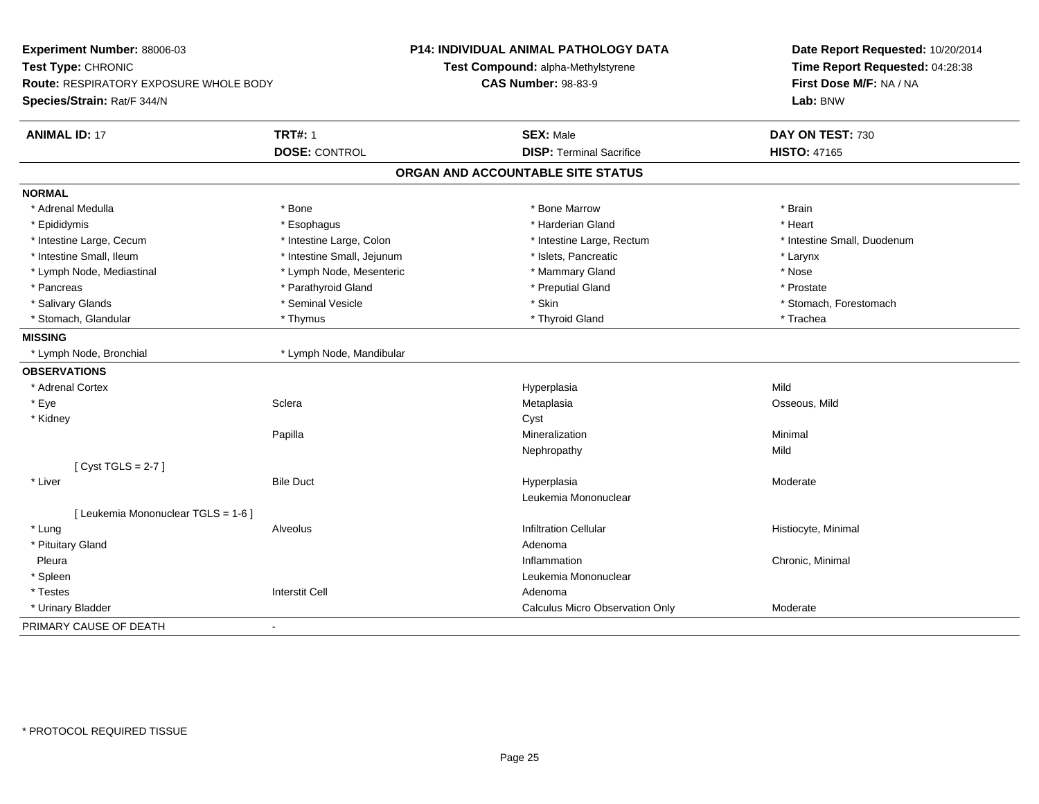**Experiment Number:** 88006-03
**Test Type:** CHRONIC
**Route:** RESPIRATORY EXPOSURE WHOLE BODY
**Species/Strain:** Rat/F 344/N

**P14: INDIVIDUAL ANIMAL PATHOLOGY DATA**
**Test Compound:** alpha-Methylstyrene
**CAS Number:** 98-83-9

**Date Report Requested:** 10/20/2014
**Time Report Requested:** 04:28:38
**First Dose M/F:** NA / NA
**Lab:** BNW

| **ANIMAL ID:** 17 | **TRT#:** 1 | **SEX:** Male | **DAY ON TEST:** 730 |
|---|---|---|---|
| | **DOSE:** CONTROL | **DISP:** Terminal Sacrifice | **HISTO:** 47165 |

## ORGAN AND ACCOUNTABLE SITE STATUS

**NORMAL**

| | | | |
|---|---|---|---|
| * Adrenal Medulla | * Bone | * Bone Marrow | * Brain |
| * Epididymis | * Esophagus | * Harderian Gland | * Heart |
| * Intestine Large, Cecum | * Intestine Large, Colon | * Intestine Large, Rectum | * Intestine Small, Duodenum |
| * Intestine Small, Ileum | * Intestine Small, Jejunum | * Islets, Pancreatic | * Larynx |
| * Lymph Node, Mediastinal | * Lymph Node, Mesenteric | * Mammary Gland | * Nose |
| * Pancreas | * Parathyroid Gland | * Preputial Gland | * Prostate |
| * Salivary Glands | * Seminal Vesicle | * Skin | * Stomach, Forestomach |
| * Stomach, Glandular | * Thymus | * Thyroid Gland | * Trachea |

**MISSING**

| | |
|---|---|
| * Lymph Node, Bronchial | * Lymph Node, Mandibular |

**OBSERVATIONS**

| | | | |
|---|---|---|---|
| * Adrenal Cortex | | Hyperplasia | Mild |
| * Eye | Sclera | Metaplasia | Osseous, Mild |
| * Kidney | | Cyst | |
| | Papilla | Mineralization | Minimal |
| | | Nephropathy | Mild |
| [ Cyst TGLS = 2-7 ] | | | |
| * Liver | Bile Duct | Hyperplasia | Moderate |
| | | Leukemia Mononuclear | |
| [ Leukemia Mononuclear TGLS = 1-6 ] | | | |
| * Lung | Alveolus | Infiltration Cellular | Histiocyte, Minimal |
| * Pituitary Gland | | Adenoma | |
| Pleura | | Inflammation | Chronic, Minimal |
| * Spleen | | Leukemia Mononuclear | |
| * Testes | Interstit Cell | Adenoma | |
| * Urinary Bladder | | Calculus Micro Observation Only | Moderate |

PRIMARY CAUSE OF DEATH -

\* PROTOCOL REQUIRED TISSUE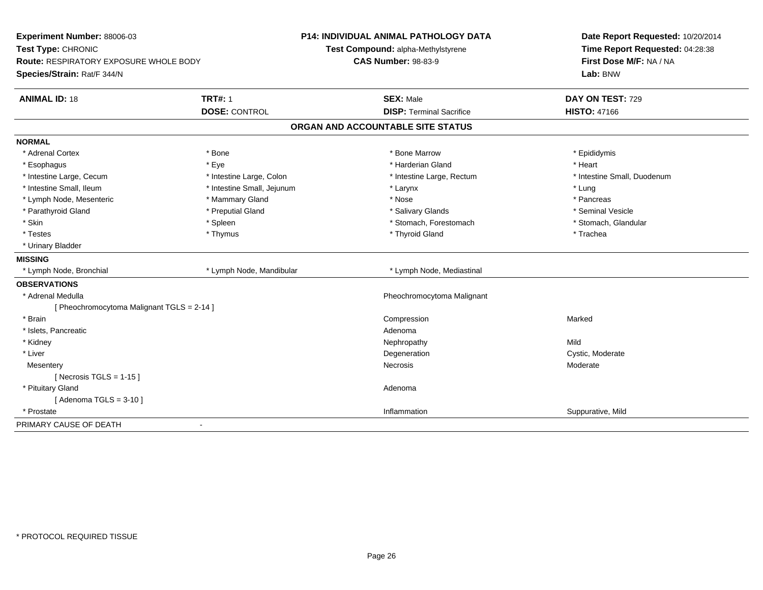**Experiment Number:** 88006-03
**Test Type:** CHRONIC
**Route:** RESPIRATORY EXPOSURE WHOLE BODY
**Species/Strain:** Rat/F 344/N

**P14: INDIVIDUAL ANIMAL PATHOLOGY DATA**
**Test Compound:** alpha-Methylstyrene
**CAS Number:** 98-83-9

**Date Report Requested:** 10/20/2014
**Time Report Requested:** 04:28:38
**First Dose M/F:** NA / NA
**Lab:** BNW

| **ANIMAL ID:** 18 | **TRT#:** 1 | **SEX:** Male | **DAY ON TEST:** 729 |
|---|---|---|---|
| | **DOSE:** CONTROL | **DISP:** Terminal Sacrifice | **HISTO:** 47166 |

## ORGAN AND ACCOUNTABLE SITE STATUS

**NORMAL**

| | | | |
|---|---|---|---|
| * Adrenal Cortex | * Bone | * Bone Marrow | * Epididymis |
| * Esophagus | * Eye | * Harderian Gland | * Heart |
| * Intestine Large, Cecum | * Intestine Large, Colon | * Intestine Large, Rectum | * Intestine Small, Duodenum |
| * Intestine Small, Ileum | * Intestine Small, Jejunum | * Larynx | * Lung |
| * Lymph Node, Mesenteric | * Mammary Gland | * Nose | * Pancreas |
| * Parathyroid Gland | * Preputial Gland | * Salivary Glands | * Seminal Vesicle |
| * Skin | * Spleen | * Stomach, Forestomach | * Stomach, Glandular |
| * Testes | * Thymus | * Thyroid Gland | * Trachea |
| * Urinary Bladder | | | |

**MISSING**

| | | |
|---|---|---|
| * Lymph Node, Bronchial | * Lymph Node, Mandibular | * Lymph Node, Mediastinal |

**OBSERVATIONS**

| | | |
|---|---|---|
| * Adrenal Medulla | Pheochromocytoma Malignant | |
| [ Pheochromocytoma Malignant TGLS = 2-14 ] | | |
| * Brain | Compression | Marked |
| * Islets, Pancreatic | Adenoma | |
| * Kidney | Nephropathy | Mild |
| * Liver | Degeneration | Cystic, Moderate |
| Mesentery | Necrosis | Moderate |
| [ Necrosis TGLS = 1-15 ] | | |
| * Pituitary Gland | Adenoma | |
| [ Adenoma TGLS = 3-10 ] | | |
| * Prostate | Inflammation | Suppurative, Mild |

PRIMARY CAUSE OF DEATH -

\* PROTOCOL REQUIRED TISSUE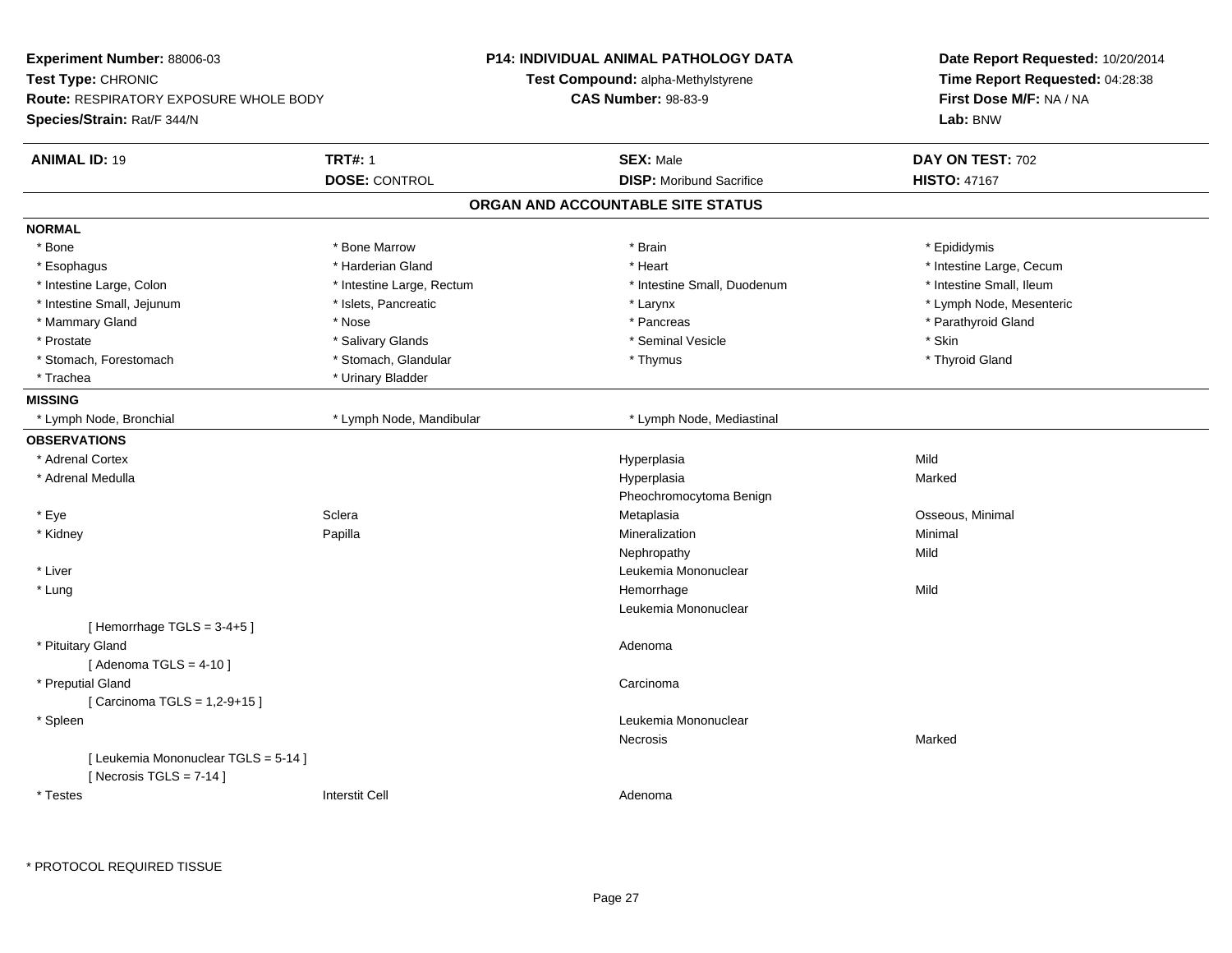**Experiment Number:** 88006-03
**Test Type:** CHRONIC
**Route:** RESPIRATORY EXPOSURE WHOLE BODY
**Species/Strain:** Rat/F 344/N

**P14: INDIVIDUAL ANIMAL PATHOLOGY DATA**
**Test Compound:** alpha-Methylstyrene
**CAS Number:** 98-83-9

**Date Report Requested:** 10/20/2014
**Time Report Requested:** 04:28:38
**First Dose M/F:** NA / NA
**Lab:** BNW

| **ANIMAL ID:** 19 | **TRT#:** 1 | **SEX:** Male | **DAY ON TEST:** 702 |
|---|---|---|---|
| | **DOSE:** CONTROL | **DISP:** Moribund Sacrifice | **HISTO:** 47167 |

## ORGAN AND ACCOUNTABLE SITE STATUS

**NORMAL**

| | | | |
|---|---|---|---|
| * Bone | * Bone Marrow | * Brain | * Epididymis |
| * Esophagus | * Harderian Gland | * Heart | * Intestine Large, Cecum |
| * Intestine Large, Colon | * Intestine Large, Rectum | * Intestine Small, Duodenum | * Intestine Small, Ileum |
| * Intestine Small, Jejunum | * Islets, Pancreatic | * Larynx | * Lymph Node, Mesenteric |
| * Mammary Gland | * Nose | * Pancreas | * Parathyroid Gland |
| * Prostate | * Salivary Glands | * Seminal Vesicle | * Skin |
| * Stomach, Forestomach | * Stomach, Glandular | * Thymus | * Thyroid Gland |
| * Trachea | * Urinary Bladder | | |

**MISSING**

| | | |
|---|---|---|
| * Lymph Node, Bronchial | * Lymph Node, Mandibular | * Lymph Node, Mediastinal |

**OBSERVATIONS**

| Organ | Site | Observation | Severity |
|---|---|---|---|
| * Adrenal Cortex | | Hyperplasia | Mild |
| * Adrenal Medulla | | Hyperplasia | Marked |
| | | Pheochromocytoma Benign | |
| * Eye | Sclera | Metaplasia | Osseous, Minimal |
| * Kidney | Papilla | Mineralization | Minimal |
| | | Nephropathy | Mild |
| * Liver | | Leukemia Mononuclear | |
| * Lung | | Hemorrhage | Mild |
| | | Leukemia Mononuclear | |
| [ Hemorrhage TGLS = 3-4+5 ] | | | |
| * Pituitary Gland | | Adenoma | |
| [ Adenoma TGLS = 4-10 ] | | | |
| * Preputial Gland | | Carcinoma | |
| [ Carcinoma TGLS = 1,2-9+15 ] | | | |
| * Spleen | | Leukemia Mononuclear | |
| | | Necrosis | Marked |
| [ Leukemia Mononuclear TGLS = 5-14 ] | | | |
| [ Necrosis TGLS = 7-14 ] | | | |
| * Testes | Interstit Cell | Adenoma | |

* PROTOCOL REQUIRED TISSUE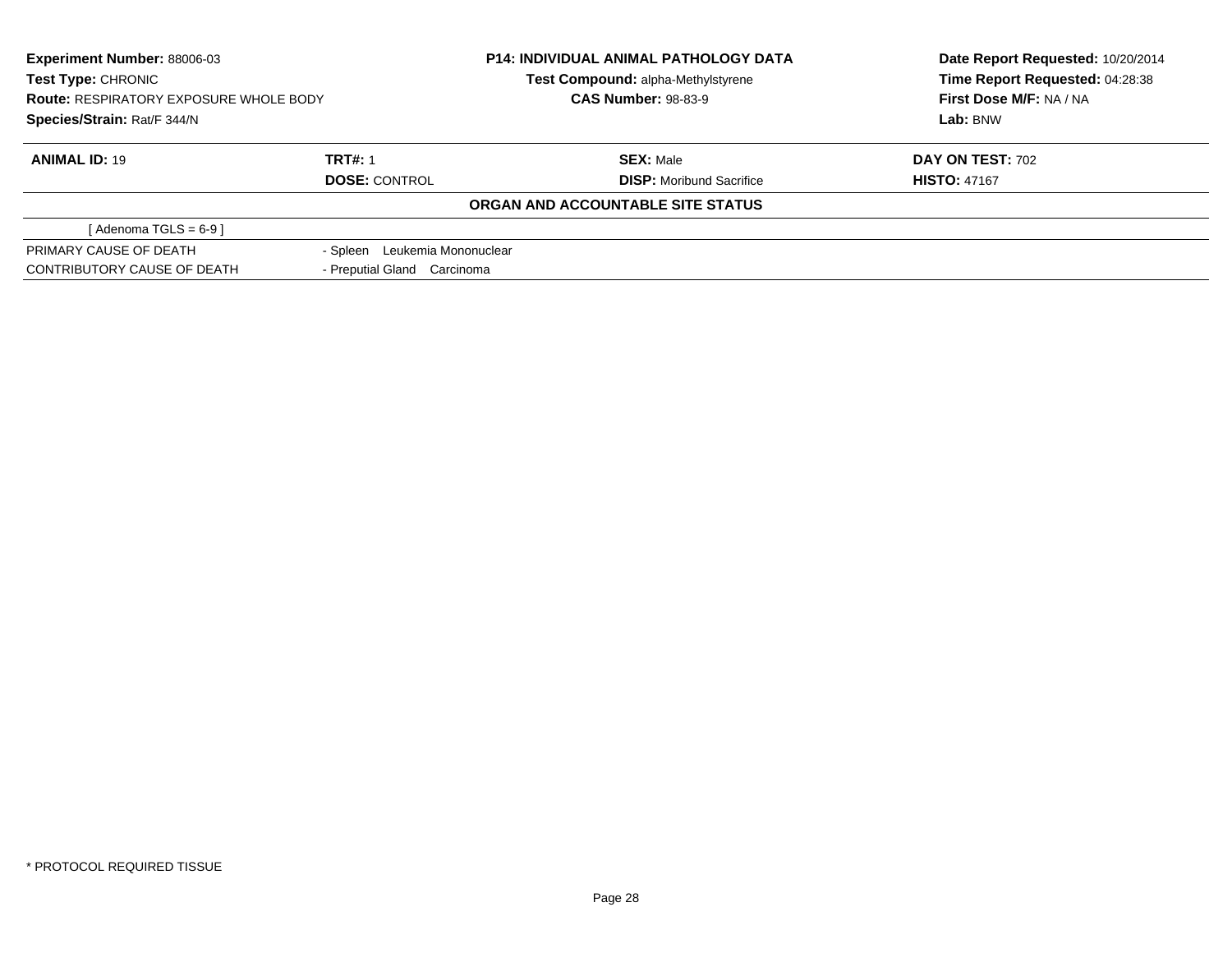**Experiment Number:** 88006-03
**Test Type:** CHRONIC
**Route:** RESPIRATORY EXPOSURE WHOLE BODY
**Species/Strain:** Rat/F 344/N

**P14: INDIVIDUAL ANIMAL PATHOLOGY DATA**
**Test Compound:** alpha-Methylstyrene
**CAS Number:** 98-83-9

**Date Report Requested:** 10/20/2014
**Time Report Requested:** 04:28:38
**First Dose M/F:** NA / NA
**Lab:** BNW

| **ANIMAL ID:** 19 | **TRT#:** 1 | **SEX:** Male | **DAY ON TEST:** 702 |
|---|---|---|---|
| | **DOSE:** CONTROL | **DISP:** Moribund Sacrifice | **HISTO:** 47167 |

**ORGAN AND ACCOUNTABLE SITE STATUS**

[ Adenoma TGLS = 6-9 ]

| | |
|---|---|
| PRIMARY CAUSE OF DEATH | - Spleen Leukemia Mononuclear |
| CONTRIBUTORY CAUSE OF DEATH | - Preputial Gland Carcinoma |

* PROTOCOL REQUIRED TISSUE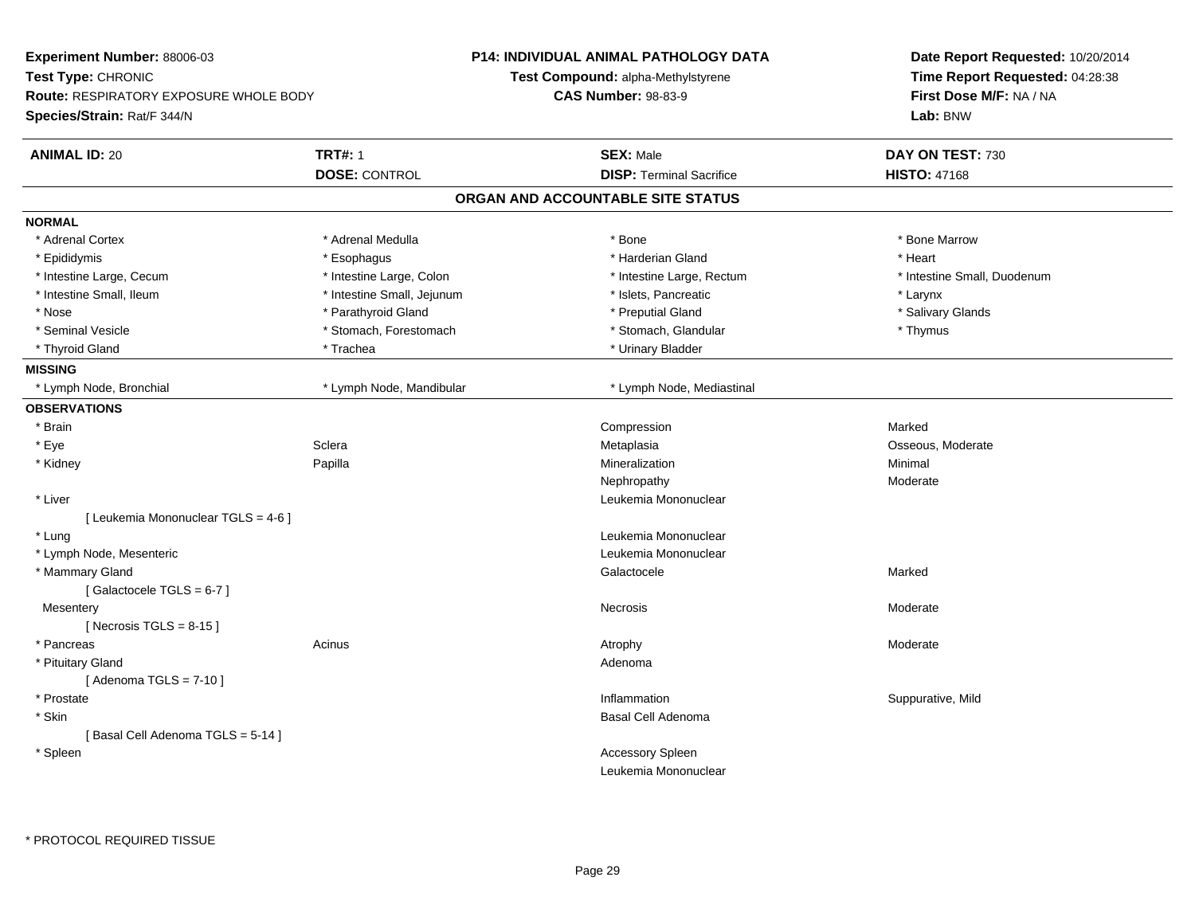**Experiment Number:** 88006-03
**Test Type:** CHRONIC
**Route:** RESPIRATORY EXPOSURE WHOLE BODY
**Species/Strain:** Rat/F 344/N

**P14: INDIVIDUAL ANIMAL PATHOLOGY DATA**
**Test Compound:** alpha-Methylstyrene
**CAS Number:** 98-83-9

**Date Report Requested:** 10/20/2014
**Time Report Requested:** 04:28:38
**First Dose M/F:** NA / NA
**Lab:** BNW

| **ANIMAL ID:** 20 | **TRT#:** 1 | **SEX:** Male | **DAY ON TEST:** 730 |
|---|---|---|---|
| | **DOSE:** CONTROL | **DISP:** Terminal Sacrifice | **HISTO:** 47168 |

## ORGAN AND ACCOUNTABLE SITE STATUS

**NORMAL**

| | | | |
|---|---|---|---|
| * Adrenal Cortex | * Adrenal Medulla | * Bone | * Bone Marrow |
| * Epididymis | * Esophagus | * Harderian Gland | * Heart |
| * Intestine Large, Cecum | * Intestine Large, Colon | * Intestine Large, Rectum | * Intestine Small, Duodenum |
| * Intestine Small, Ileum | * Intestine Small, Jejunum | * Islets, Pancreatic | * Larynx |
| * Nose | * Parathyroid Gland | * Preputial Gland | * Salivary Glands |
| * Seminal Vesicle | * Stomach, Forestomach | * Stomach, Glandular | * Thymus |
| * Thyroid Gland | * Trachea | * Urinary Bladder | |

**MISSING**

| | | |
|---|---|---|
| * Lymph Node, Bronchial | * Lymph Node, Mandibular | * Lymph Node, Mediastinal |

**OBSERVATIONS**

| Organ | Site | Observation | Severity |
|---|---|---|---|
| * Brain | | Compression | Marked |
| * Eye | Sclera | Metaplasia | Osseous, Moderate |
| * Kidney | Papilla | Mineralization | Minimal |
| | | Nephropathy | Moderate |
| * Liver | | Leukemia Mononuclear | |
| [ Leukemia Mononuclear TGLS = 4-6 ] | | | |
| * Lung | | Leukemia Mononuclear | |
| * Lymph Node, Mesenteric | | Leukemia Mononuclear | |
| * Mammary Gland | | Galactocele | Marked |
| [ Galactocele TGLS = 6-7 ] | | | |
| Mesentery | | Necrosis | Moderate |
| [ Necrosis TGLS = 8-15 ] | | | |
| * Pancreas | Acinus | Atrophy | Moderate |
| * Pituitary Gland | | Adenoma | |
| [ Adenoma TGLS = 7-10 ] | | | |
| * Prostate | | Inflammation | Suppurative, Mild |
| * Skin | | Basal Cell Adenoma | |
| [ Basal Cell Adenoma TGLS = 5-14 ] | | | |
| * Spleen | | Accessory Spleen | |
| | | Leukemia Mononuclear | |

* PROTOCOL REQUIRED TISSUE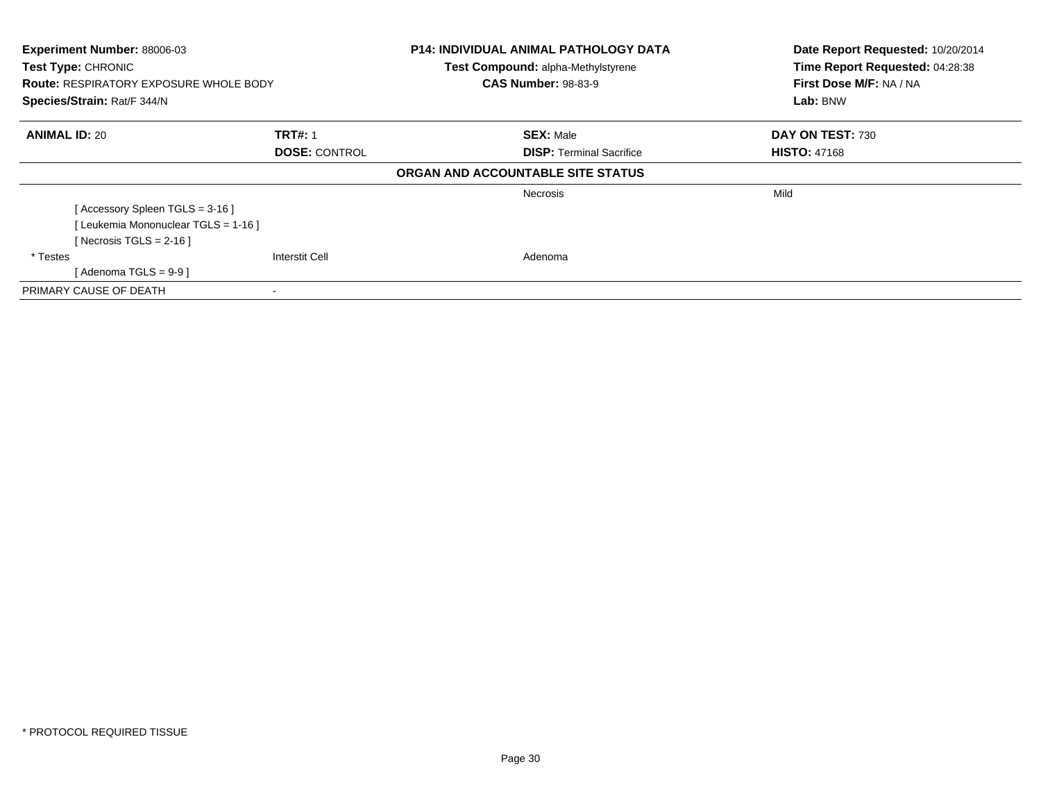**Experiment Number:** 88006-03
**Test Type:** CHRONIC
**Route:** RESPIRATORY EXPOSURE WHOLE BODY
**Species/Strain:** Rat/F 344/N

**P14: INDIVIDUAL ANIMAL PATHOLOGY DATA**
**Test Compound:** alpha-Methylstyrene
**CAS Number:** 98-83-9

**Date Report Requested:** 10/20/2014
**Time Report Requested:** 04:28:38
**First Dose M/F:** NA / NA
**Lab:** BNW

| **ANIMAL ID:** 20 | **TRT#:** 1 | **SEX:** Male | **DAY ON TEST:** 730 |
|---|---|---|---|
| | **DOSE:** CONTROL | **DISP:** Terminal Sacrifice | **HISTO:** 47168 |

**ORGAN AND ACCOUNTABLE SITE STATUS**

| | | | |
|---|---|---|---|
| | | Necrosis | Mild |
| [ Accessory Spleen TGLS = 3-16 ] | | | |
| [ Leukemia Mononuclear TGLS = 1-16 ] | | | |
| [ Necrosis TGLS = 2-16 ] | | | |
| * Testes | Interstit Cell | Adenoma | |
| [ Adenoma TGLS = 9-9 ] | | | |
| PRIMARY CAUSE OF DEATH | - | | |

* PROTOCOL REQUIRED TISSUE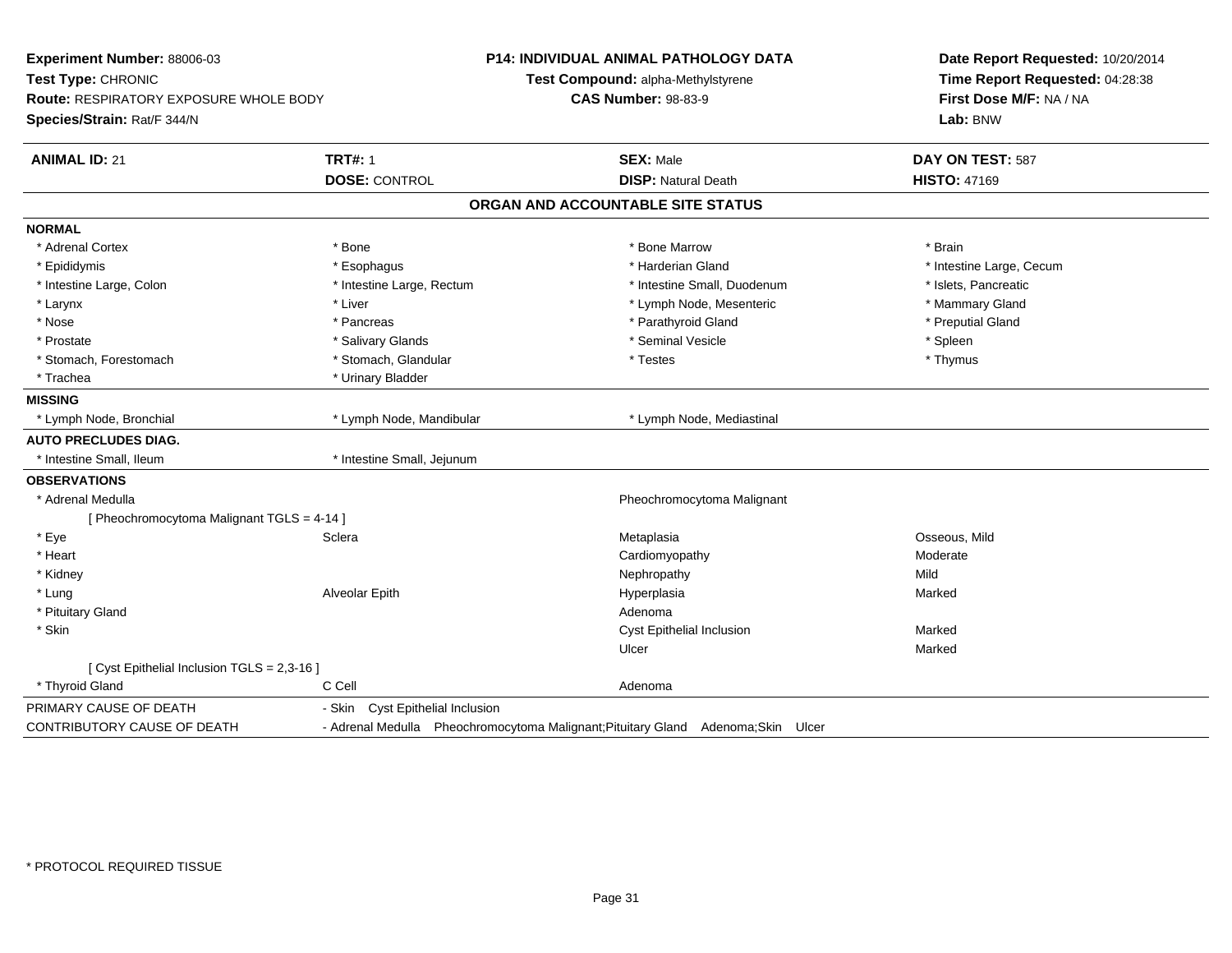**Experiment Number:** 88006-03
**Test Type:** CHRONIC
**Route:** RESPIRATORY EXPOSURE WHOLE BODY
**Species/Strain:** Rat/F 344/N

**P14: INDIVIDUAL ANIMAL PATHOLOGY DATA**
**Test Compound:** alpha-Methylstyrene
**CAS Number:** 98-83-9

**Date Report Requested:** 10/20/2014
**Time Report Requested:** 04:28:38
**First Dose M/F:** NA / NA
**Lab:** BNW

| **ANIMAL ID:** 21 | **TRT#:** 1 | **SEX:** Male | **DAY ON TEST:** 587 |
|---|---|---|---|
| | **DOSE:** CONTROL | **DISP:** Natural Death | **HISTO:** 47169 |

## ORGAN AND ACCOUNTABLE SITE STATUS

**NORMAL**

| | | | |
|---|---|---|---|
| * Adrenal Cortex | * Bone | * Bone Marrow | * Brain |
| * Epididymis | * Esophagus | * Harderian Gland | * Intestine Large, Cecum |
| * Intestine Large, Colon | * Intestine Large, Rectum | * Intestine Small, Duodenum | * Islets, Pancreatic |
| * Larynx | * Liver | * Lymph Node, Mesenteric | * Mammary Gland |
| * Nose | * Pancreas | * Parathyroid Gland | * Preputial Gland |
| * Prostate | * Salivary Glands | * Seminal Vesicle | * Spleen |
| * Stomach, Forestomach | * Stomach, Glandular | * Testes | * Thymus |
| * Trachea | * Urinary Bladder | | |

**MISSING**

| | | |
|---|---|---|
| * Lymph Node, Bronchial | * Lymph Node, Mandibular | * Lymph Node, Mediastinal |

**AUTO PRECLUDES DIAG.**

| | |
|---|---|
| * Intestine Small, Ileum | * Intestine Small, Jejunum |

**OBSERVATIONS**

| Organ | Site | Observation | Severity |
|---|---|---|---|
| * Adrenal Medulla | | Pheochromocytoma Malignant | |
| [ Pheochromocytoma Malignant TGLS = 4-14 ] | | | |
| * Eye | Sclera | Metaplasia | Osseous, Mild |
| * Heart | | Cardiomyopathy | Moderate |
| * Kidney | | Nephropathy | Mild |
| * Lung | Alveolar Epith | Hyperplasia | Marked |
| * Pituitary Gland | | Adenoma | |
| * Skin | | Cyst Epithelial Inclusion | Marked |
| | | Ulcer | Marked |
| [ Cyst Epithelial Inclusion TGLS = 2,3-16 ] | | | |
| * Thyroid Gland | C Cell | Adenoma | |

| | |
|---|---|
| PRIMARY CAUSE OF DEATH | - Skin Cyst Epithelial Inclusion |
| CONTRIBUTORY CAUSE OF DEATH | - Adrenal Medulla Pheochromocytoma Malignant;Pituitary Gland Adenoma;Skin Ulcer |

\* PROTOCOL REQUIRED TISSUE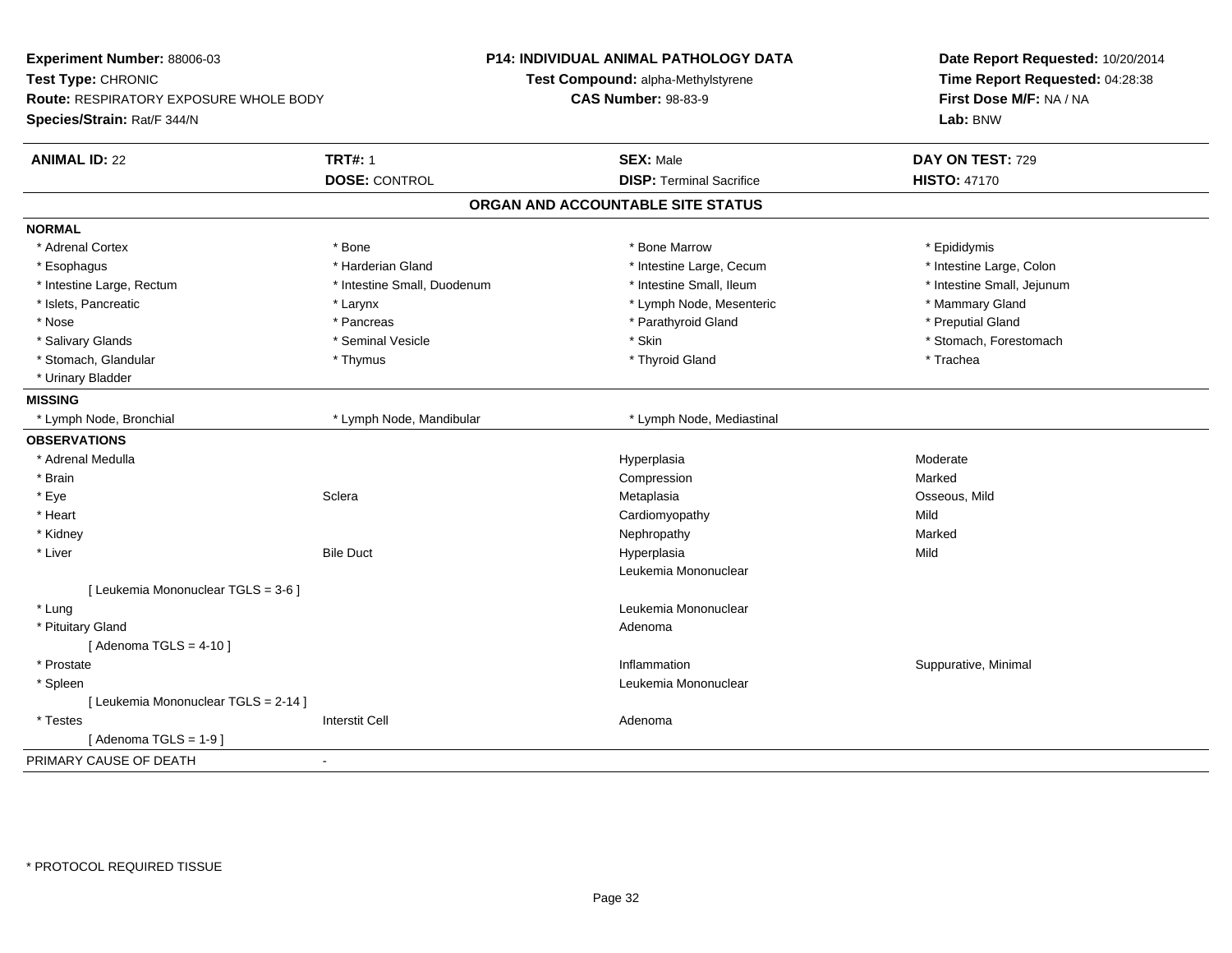**Experiment Number:** 88006-03
**Test Type:** CHRONIC
**Route:** RESPIRATORY EXPOSURE WHOLE BODY
**Species/Strain:** Rat/F 344/N

**P14: INDIVIDUAL ANIMAL PATHOLOGY DATA**
**Test Compound:** alpha-Methylstyrene
**CAS Number:** 98-83-9

**Date Report Requested:** 10/20/2014
**Time Report Requested:** 04:28:38
**First Dose M/F:** NA / NA
**Lab:** BNW

| **ANIMAL ID:** 22 | **TRT#:** 1 | **SEX:** Male | **DAY ON TEST:** 729 |
|---|---|---|---|
| | **DOSE:** CONTROL | **DISP:** Terminal Sacrifice | **HISTO:** 47170 |

## ORGAN AND ACCOUNTABLE SITE STATUS

**NORMAL**

| | | | |
|---|---|---|---|
| * Adrenal Cortex | * Bone | * Bone Marrow | * Epididymis |
| * Esophagus | * Harderian Gland | * Intestine Large, Cecum | * Intestine Large, Colon |
| * Intestine Large, Rectum | * Intestine Small, Duodenum | * Intestine Small, Ileum | * Intestine Small, Jejunum |
| * Islets, Pancreatic | * Larynx | * Lymph Node, Mesenteric | * Mammary Gland |
| * Nose | * Pancreas | * Parathyroid Gland | * Preputial Gland |
| * Salivary Glands | * Seminal Vesicle | * Skin | * Stomach, Forestomach |
| * Stomach, Glandular | * Thymus | * Thyroid Gland | * Trachea |
| * Urinary Bladder | | | |

**MISSING**

| | | |
|---|---|---|
| * Lymph Node, Bronchial | * Lymph Node, Mandibular | * Lymph Node, Mediastinal |

**OBSERVATIONS**

| | | | |
|---|---|---|---|
| * Adrenal Medulla | | Hyperplasia | Moderate |
| * Brain | | Compression | Marked |
| * Eye | Sclera | Metaplasia | Osseous, Mild |
| * Heart | | Cardiomyopathy | Mild |
| * Kidney | | Nephropathy | Marked |
| * Liver | Bile Duct | Hyperplasia | Mild |
| | | Leukemia Mononuclear | |
| [ Leukemia Mononuclear TGLS = 3-6 ] | | | |
| * Lung | | Leukemia Mononuclear | |
| * Pituitary Gland | | Adenoma | |
| [ Adenoma TGLS = 4-10 ] | | | |
| * Prostate | | Inflammation | Suppurative, Minimal |
| * Spleen | | Leukemia Mononuclear | |
| [ Leukemia Mononuclear TGLS = 2-14 ] | | | |
| * Testes | Interstit Cell | Adenoma | |
| [ Adenoma TGLS = 1-9 ] | | | |

PRIMARY CAUSE OF DEATH -

* PROTOCOL REQUIRED TISSUE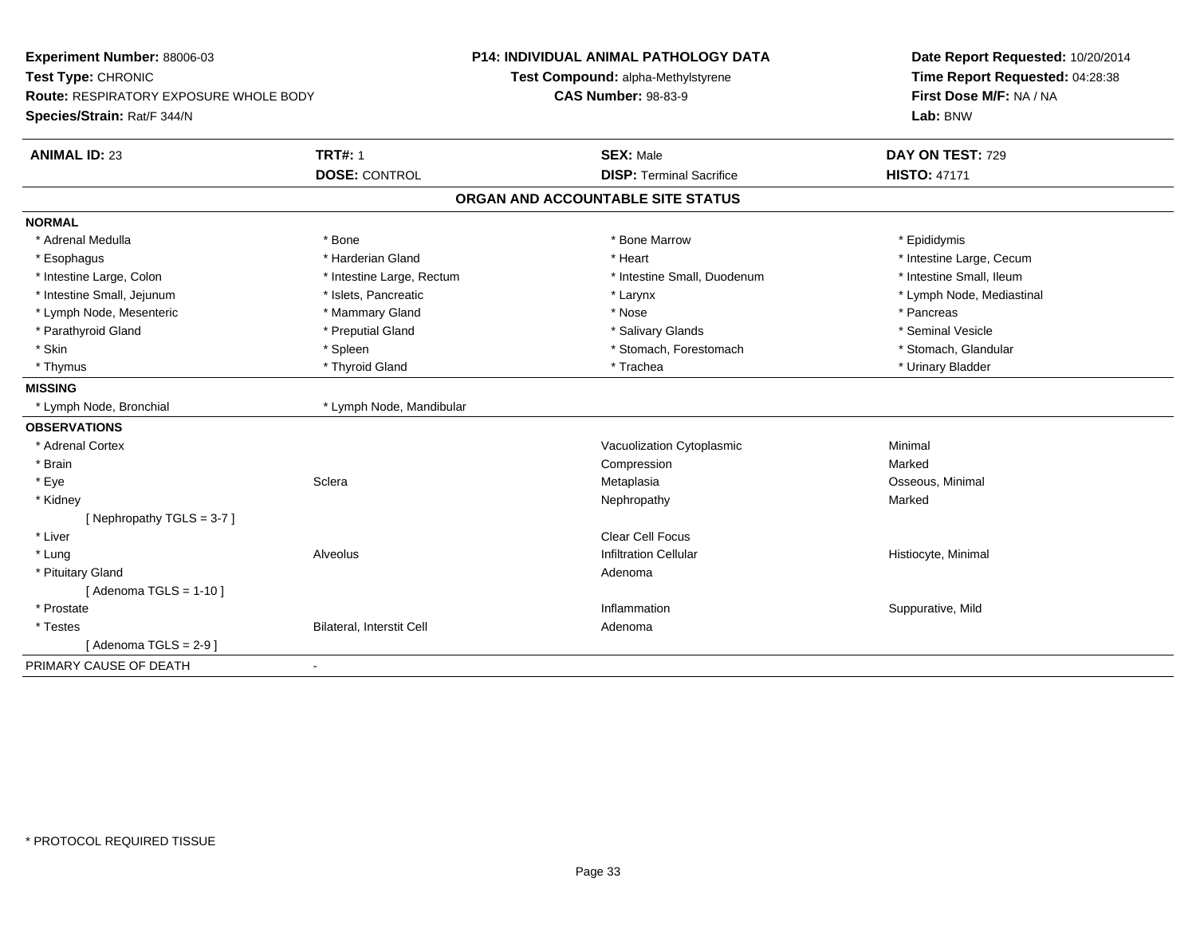**Experiment Number:** 88006-03
**Test Type:** CHRONIC
**Route:** RESPIRATORY EXPOSURE WHOLE BODY
**Species/Strain:** Rat/F 344/N

**P14: INDIVIDUAL ANIMAL PATHOLOGY DATA**
**Test Compound:** alpha-Methylstyrene
**CAS Number:** 98-83-9

**Date Report Requested:** 10/20/2014
**Time Report Requested:** 04:28:38
**First Dose M/F:** NA / NA
**Lab:** BNW

| **ANIMAL ID:** 23 | **TRT#:** 1 | **SEX:** Male | **DAY ON TEST:** 729 |
|---|---|---|---|
| | **DOSE:** CONTROL | **DISP:** Terminal Sacrifice | **HISTO:** 47171 |

## ORGAN AND ACCOUNTABLE SITE STATUS

**NORMAL**

| | | | |
|---|---|---|---|
| * Adrenal Medulla | * Bone | * Bone Marrow | * Epididymis |
| * Esophagus | * Harderian Gland | * Heart | * Intestine Large, Cecum |
| * Intestine Large, Colon | * Intestine Large, Rectum | * Intestine Small, Duodenum | * Intestine Small, Ileum |
| * Intestine Small, Jejunum | * Islets, Pancreatic | * Larynx | * Lymph Node, Mediastinal |
| * Lymph Node, Mesenteric | * Mammary Gland | * Nose | * Pancreas |
| * Parathyroid Gland | * Preputial Gland | * Salivary Glands | * Seminal Vesicle |
| * Skin | * Spleen | * Stomach, Forestomach | * Stomach, Glandular |
| * Thymus | * Thyroid Gland | * Trachea | * Urinary Bladder |

**MISSING**

| | |
|---|---|
| * Lymph Node, Bronchial | * Lymph Node, Mandibular |

**OBSERVATIONS**

| | | | |
|---|---|---|---|
| * Adrenal Cortex | | Vacuolization Cytoplasmic | Minimal |
| * Brain | | Compression | Marked |
| * Eye | Sclera | Metaplasia | Osseous, Minimal |
| * Kidney | | Nephropathy | Marked |
| [ Nephropathy TGLS = 3-7 ] | | | |
| * Liver | | Clear Cell Focus | |
| * Lung | Alveolus | Infiltration Cellular | Histiocyte, Minimal |
| * Pituitary Gland | | Adenoma | |
| [ Adenoma TGLS = 1-10 ] | | | |
| * Prostate | | Inflammation | Suppurative, Mild |
| * Testes | Bilateral, Interstit Cell | Adenoma | |
| [ Adenoma TGLS = 2-9 ] | | | |

PRIMARY CAUSE OF DEATH -

\* PROTOCOL REQUIRED TISSUE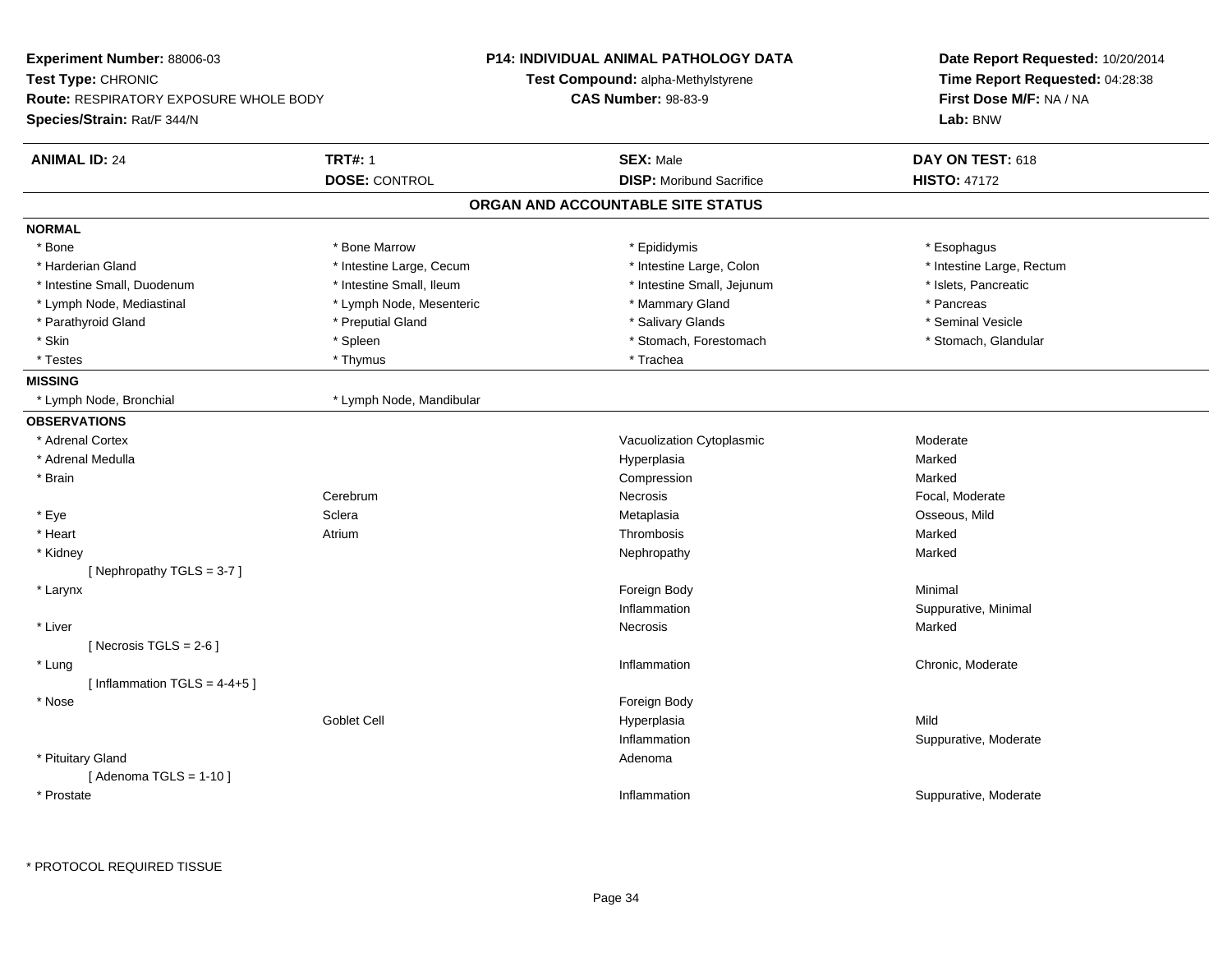**Experiment Number:** 88006-03
**Test Type:** CHRONIC
**Route:** RESPIRATORY EXPOSURE WHOLE BODY
**Species/Strain:** Rat/F 344/N

**P14: INDIVIDUAL ANIMAL PATHOLOGY DATA**
**Test Compound:** alpha-Methylstyrene
**CAS Number:** 98-83-9

**Date Report Requested:** 10/20/2014
**Time Report Requested:** 04:28:38
**First Dose M/F:** NA / NA
**Lab:** BNW

| **ANIMAL ID:** 24 | **TRT#:** 1 | **SEX:** Male | **DAY ON TEST:** 618 |
|---|---|---|---|
| | **DOSE:** CONTROL | **DISP:** Moribund Sacrifice | **HISTO:** 47172 |

## ORGAN AND ACCOUNTABLE SITE STATUS

**NORMAL**

| | | | |
|---|---|---|---|
| * Bone | * Bone Marrow | * Epididymis | * Esophagus |
| * Harderian Gland | * Intestine Large, Cecum | * Intestine Large, Colon | * Intestine Large, Rectum |
| * Intestine Small, Duodenum | * Intestine Small, Ileum | * Intestine Small, Jejunum | * Islets, Pancreatic |
| * Lymph Node, Mediastinal | * Lymph Node, Mesenteric | * Mammary Gland | * Pancreas |
| * Parathyroid Gland | * Preputial Gland | * Salivary Glands | * Seminal Vesicle |
| * Skin | * Spleen | * Stomach, Forestomach | * Stomach, Glandular |
| * Testes | * Thymus | * Trachea | |

**MISSING**

| | |
|---|---|
| * Lymph Node, Bronchial | * Lymph Node, Mandibular |

**OBSERVATIONS**

| Organ | Site | Observation | Severity |
|---|---|---|---|
| * Adrenal Cortex | | Vacuolization Cytoplasmic | Moderate |
| * Adrenal Medulla | | Hyperplasia | Marked |
| * Brain | | Compression | Marked |
| | Cerebrum | Necrosis | Focal, Moderate |
| * Eye | Sclera | Metaplasia | Osseous, Mild |
| * Heart | Atrium | Thrombosis | Marked |
| * Kidney | | Nephropathy | Marked |
| [ Nephropathy TGLS = 3-7 ] | | | |
| * Larynx | | Foreign Body | Minimal |
| | | Inflammation | Suppurative, Minimal |
| * Liver | | Necrosis | Marked |
| [ Necrosis TGLS = 2-6 ] | | | |
| * Lung | | Inflammation | Chronic, Moderate |
| [ Inflammation TGLS = 4-4+5 ] | | | |
| * Nose | | Foreign Body | |
| | Goblet Cell | Hyperplasia | Mild |
| | | Inflammation | Suppurative, Moderate |
| * Pituitary Gland | | Adenoma | |
| [ Adenoma TGLS = 1-10 ] | | | |
| * Prostate | | Inflammation | Suppurative, Moderate |

* PROTOCOL REQUIRED TISSUE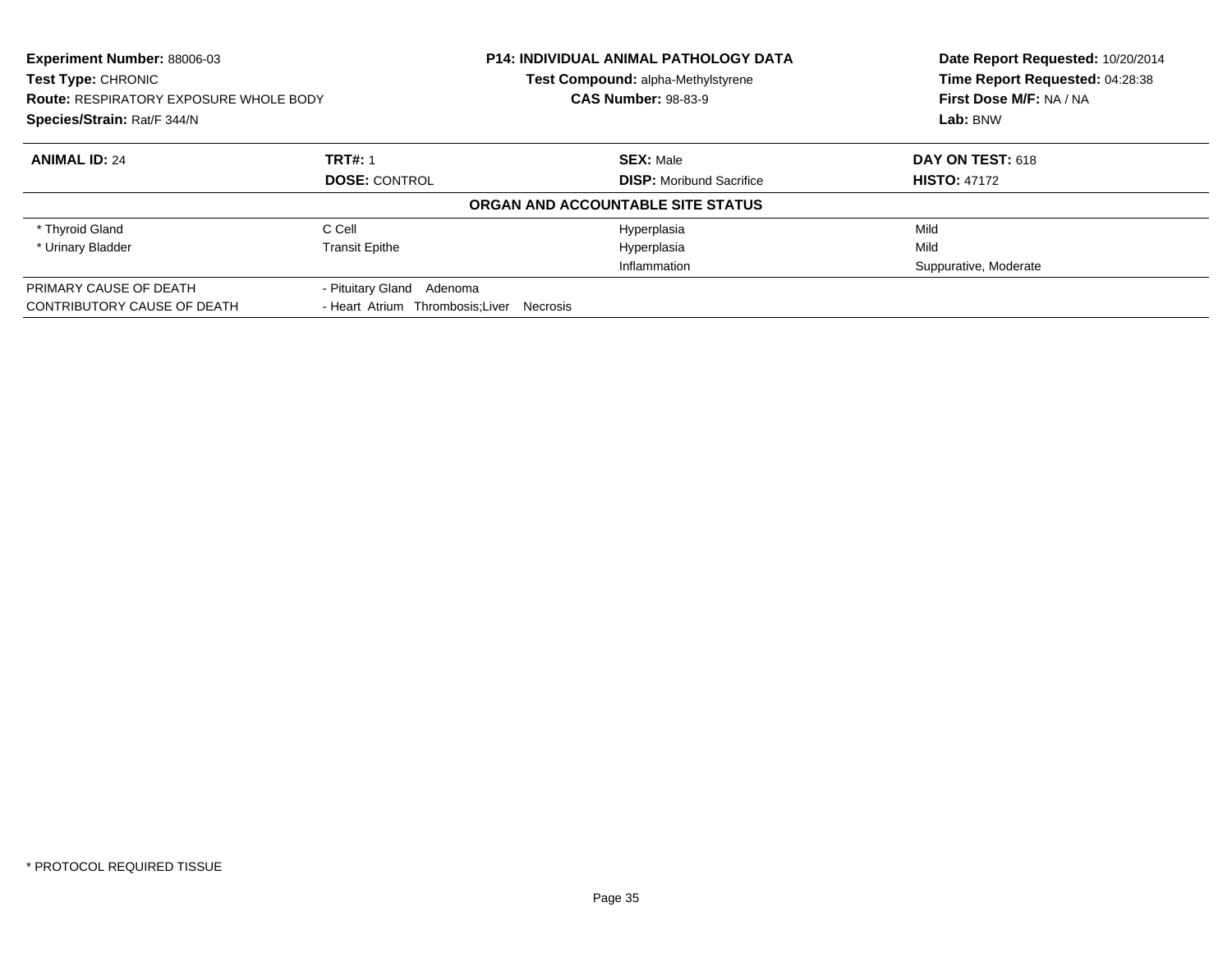**Experiment Number:** 88006-03
**Test Type:** CHRONIC
**Route:** RESPIRATORY EXPOSURE WHOLE BODY
**Species/Strain:** Rat/F 344/N

**P14: INDIVIDUAL ANIMAL PATHOLOGY DATA**
**Test Compound:** alpha-Methylstyrene
**CAS Number:** 98-83-9

**Date Report Requested:** 10/20/2014
**Time Report Requested:** 04:28:38
**First Dose M/F:** NA / NA
**Lab:** BNW

| **ANIMAL ID:** 24 | **TRT#:** 1 | **SEX:** Male | **DAY ON TEST:** 618 |
|---|---|---|---|
| | **DOSE:** CONTROL | **DISP:** Moribund Sacrifice | **HISTO:** 47172 |

**ORGAN AND ACCOUNTABLE SITE STATUS**

| | | | |
|---|---|---|---|
| * Thyroid Gland | C Cell | Hyperplasia | Mild |
| * Urinary Bladder | Transit Epithe | Hyperplasia | Mild |
| | | Inflammation | Suppurative, Moderate |

| | |
|---|---|
| PRIMARY CAUSE OF DEATH | - Pituitary Gland Adenoma |
| CONTRIBUTORY CAUSE OF DEATH | - Heart Atrium Thrombosis;Liver Necrosis |

* PROTOCOL REQUIRED TISSUE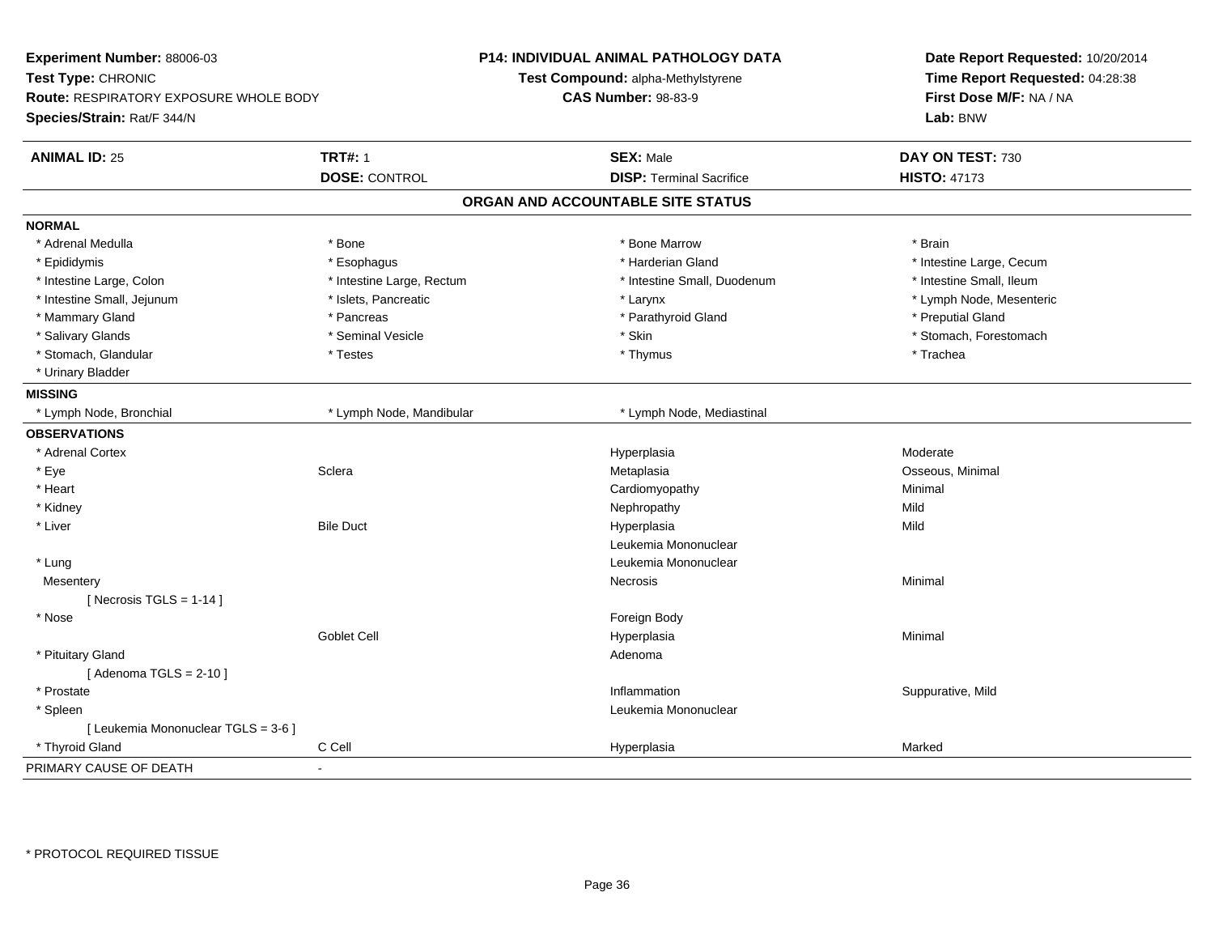**Experiment Number:** 88006-03
**Test Type:** CHRONIC
**Route:** RESPIRATORY EXPOSURE WHOLE BODY
**Species/Strain:** Rat/F 344/N

**P14: INDIVIDUAL ANIMAL PATHOLOGY DATA**
**Test Compound:** alpha-Methylstyrene
**CAS Number:** 98-83-9

**Date Report Requested:** 10/20/2014
**Time Report Requested:** 04:28:38
**First Dose M/F:** NA / NA
**Lab:** BNW

| **ANIMAL ID:** 25 | **TRT#:** 1 | **SEX:** Male | **DAY ON TEST:** 730 |
|---|---|---|---|
| | **DOSE:** CONTROL | **DISP:** Terminal Sacrifice | **HISTO:** 47173 |

## ORGAN AND ACCOUNTABLE SITE STATUS

**NORMAL**

| | | | |
|---|---|---|---|
| * Adrenal Medulla | * Bone | * Bone Marrow | * Brain |
| * Epididymis | * Esophagus | * Harderian Gland | * Intestine Large, Cecum |
| * Intestine Large, Colon | * Intestine Large, Rectum | * Intestine Small, Duodenum | * Intestine Small, Ileum |
| * Intestine Small, Jejunum | * Islets, Pancreatic | * Larynx | * Lymph Node, Mesenteric |
| * Mammary Gland | * Pancreas | * Parathyroid Gland | * Preputial Gland |
| * Salivary Glands | * Seminal Vesicle | * Skin | * Stomach, Forestomach |
| * Stomach, Glandular | * Testes | * Thymus | * Trachea |
| * Urinary Bladder | | | |

**MISSING**

| | | |
|---|---|---|
| * Lymph Node, Bronchial | * Lymph Node, Mandibular | * Lymph Node, Mediastinal |

**OBSERVATIONS**

| | | | |
|---|---|---|---|
| * Adrenal Cortex | | Hyperplasia | Moderate |
| * Eye | Sclera | Metaplasia | Osseous, Minimal |
| * Heart | | Cardiomyopathy | Minimal |
| * Kidney | | Nephropathy | Mild |
| * Liver | Bile Duct | Hyperplasia | Mild |
| | | Leukemia Mononuclear | |
| * Lung | | Leukemia Mononuclear | |
| Mesentery | | Necrosis | Minimal |
| [ Necrosis TGLS = 1-14 ] | | | |
| * Nose | | Foreign Body | |
| | Goblet Cell | Hyperplasia | Minimal |
| * Pituitary Gland | | Adenoma | |
| [ Adenoma TGLS = 2-10 ] | | | |
| * Prostate | | Inflammation | Suppurative, Mild |
| * Spleen | | Leukemia Mononuclear | |
| [ Leukemia Mononuclear TGLS = 3-6 ] | | | |
| * Thyroid Gland | C Cell | Hyperplasia | Marked |

PRIMARY CAUSE OF DEATH -

* PROTOCOL REQUIRED TISSUE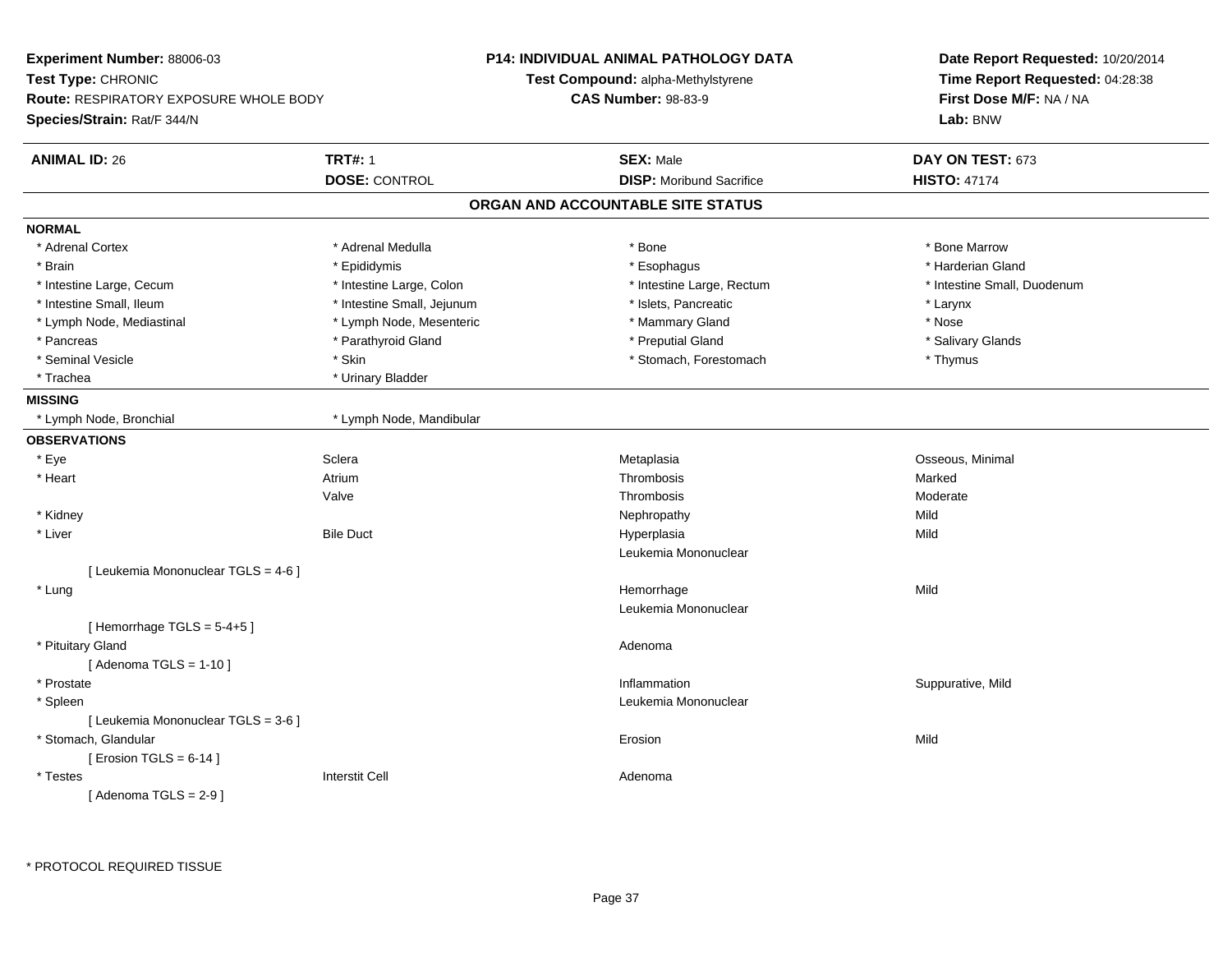**Experiment Number:** 88006-03
**Test Type:** CHRONIC
**Route:** RESPIRATORY EXPOSURE WHOLE BODY
**Species/Strain:** Rat/F 344/N

**P14: INDIVIDUAL ANIMAL PATHOLOGY DATA**
**Test Compound:** alpha-Methylstyrene
**CAS Number:** 98-83-9

**Date Report Requested:** 10/20/2014
**Time Report Requested:** 04:28:38
**First Dose M/F:** NA / NA
**Lab:** BNW

| **ANIMAL ID:** 26 | **TRT#:** 1 | **SEX:** Male | **DAY ON TEST:** 673 |
|---|---|---|---|
| | **DOSE:** CONTROL | **DISP:** Moribund Sacrifice | **HISTO:** 47174 |

## ORGAN AND ACCOUNTABLE SITE STATUS

**NORMAL**

| | | | |
|---|---|---|---|
| * Adrenal Cortex | * Adrenal Medulla | * Bone | * Bone Marrow |
| * Brain | * Epididymis | * Esophagus | * Harderian Gland |
| * Intestine Large, Cecum | * Intestine Large, Colon | * Intestine Large, Rectum | * Intestine Small, Duodenum |
| * Intestine Small, Ileum | * Intestine Small, Jejunum | * Islets, Pancreatic | * Larynx |
| * Lymph Node, Mediastinal | * Lymph Node, Mesenteric | * Mammary Gland | * Nose |
| * Pancreas | * Parathyroid Gland | * Preputial Gland | * Salivary Glands |
| * Seminal Vesicle | * Skin | * Stomach, Forestomach | * Thymus |
| * Trachea | * Urinary Bladder | | |

**MISSING**

| | |
|---|---|
| * Lymph Node, Bronchial | * Lymph Node, Mandibular |

**OBSERVATIONS**

| | | | |
|---|---|---|---|
| * Eye | Sclera | Metaplasia | Osseous, Minimal |
| * Heart | Atrium | Thrombosis | Marked |
| | Valve | Thrombosis | Moderate |
| * Kidney | | Nephropathy | Mild |
| * Liver | Bile Duct | Hyperplasia | Mild |
| | | Leukemia Mononuclear | |
| [ Leukemia Mononuclear TGLS = 4-6 ] | | | |
| * Lung | | Hemorrhage | Mild |
| | | Leukemia Mononuclear | |
| [ Hemorrhage TGLS = 5-4+5 ] | | | |
| * Pituitary Gland | | Adenoma | |
| [ Adenoma TGLS = 1-10 ] | | | |
| * Prostate | | Inflammation | Suppurative, Mild |
| * Spleen | | Leukemia Mononuclear | |
| [ Leukemia Mononuclear TGLS = 3-6 ] | | | |
| * Stomach, Glandular | | Erosion | Mild |
| [ Erosion TGLS = 6-14 ] | | | |
| * Testes | Interstit Cell | Adenoma | |
| [ Adenoma TGLS = 2-9 ] | | | |

\* PROTOCOL REQUIRED TISSUE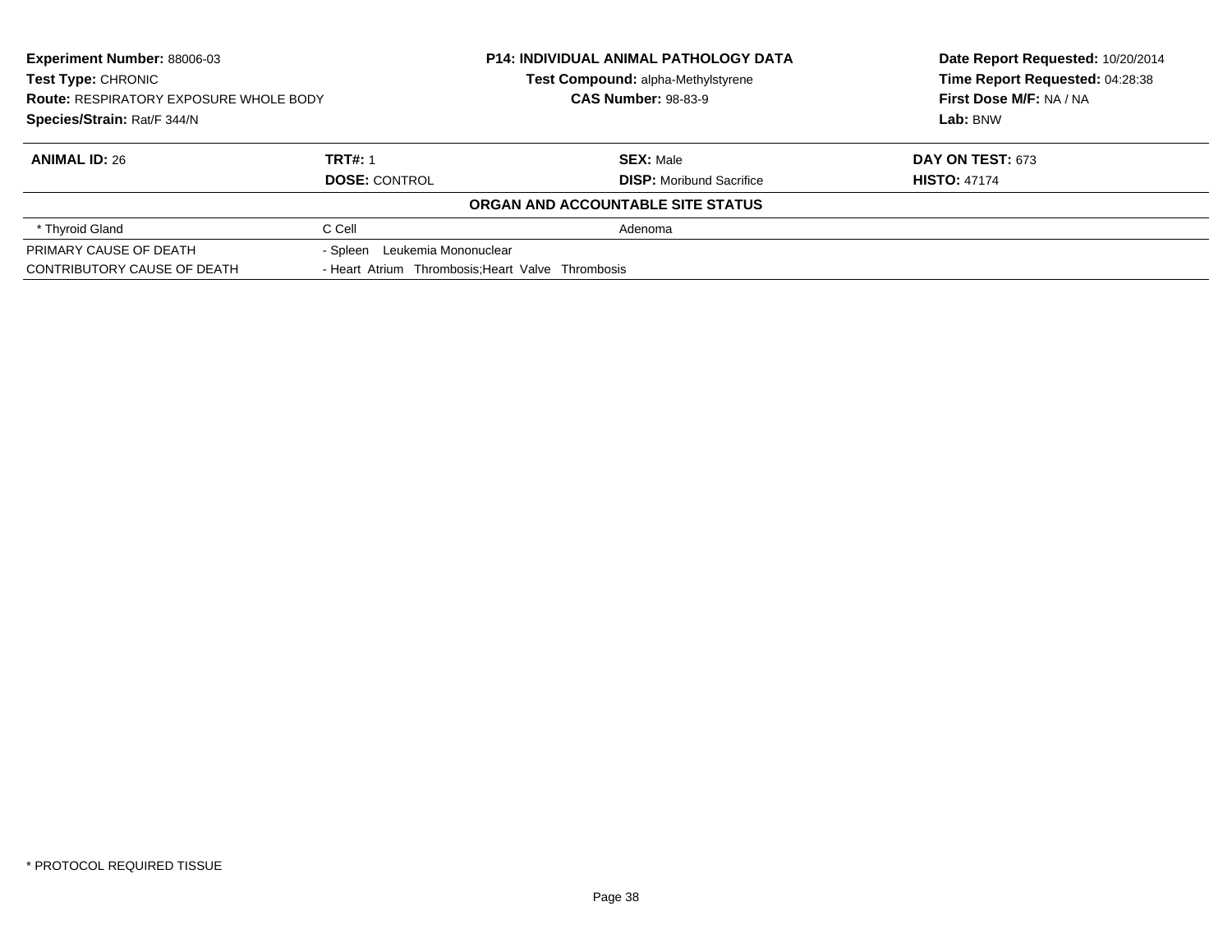**Experiment Number:** 88006-03
**Test Type:** CHRONIC
**Route:** RESPIRATORY EXPOSURE WHOLE BODY
**Species/Strain:** Rat/F 344/N

**P14: INDIVIDUAL ANIMAL PATHOLOGY DATA**
**Test Compound:** alpha-Methylstyrene
**CAS Number:** 98-83-9

**Date Report Requested:** 10/20/2014
**Time Report Requested:** 04:28:38
**First Dose M/F:** NA / NA
**Lab:** BNW

| **ANIMAL ID:** 26 | **TRT#:** 1 | **SEX:** Male | **DAY ON TEST:** 673 |
|---|---|---|---|
| | **DOSE:** CONTROL | **DISP:** Moribund Sacrifice | **HISTO:** 47174 |

**ORGAN AND ACCOUNTABLE SITE STATUS**

| | | |
|---|---|---|
| * Thyroid Gland | C Cell | Adenoma |
| PRIMARY CAUSE OF DEATH | - Spleen Leukemia Mononuclear | |
| CONTRIBUTORY CAUSE OF DEATH | - Heart Atrium Thrombosis;Heart Valve Thrombosis | |

\* PROTOCOL REQUIRED TISSUE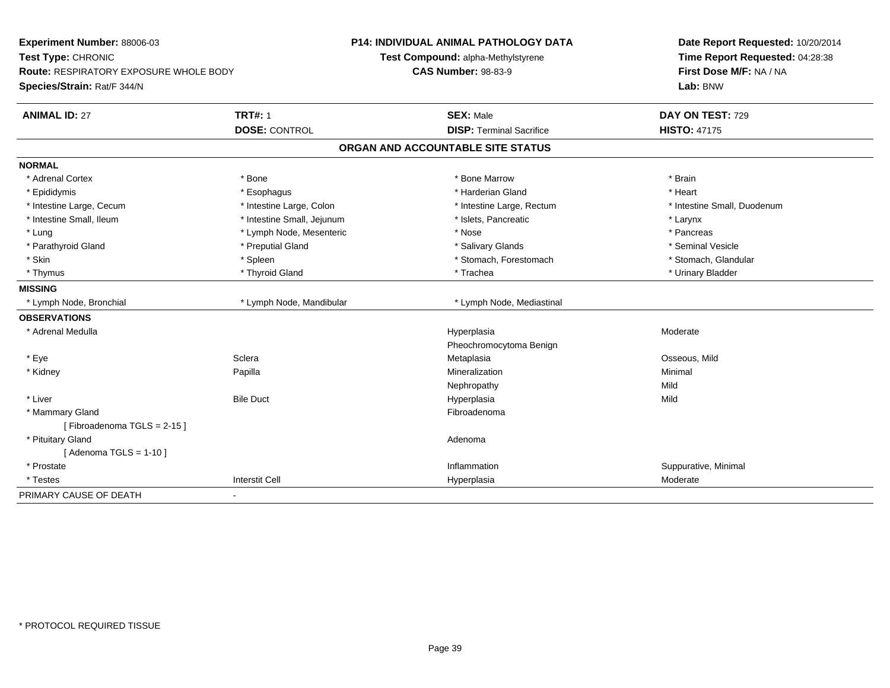**Experiment Number:** 88006-03
**Test Type:** CHRONIC
**Route:** RESPIRATORY EXPOSURE WHOLE BODY
**Species/Strain:** Rat/F 344/N

**P14: INDIVIDUAL ANIMAL PATHOLOGY DATA**
**Test Compound:** alpha-Methylstyrene
**CAS Number:** 98-83-9

**Date Report Requested:** 10/20/2014
**Time Report Requested:** 04:28:38
**First Dose M/F:** NA / NA
**Lab:** BNW

| **ANIMAL ID:** 27 | **TRT#:** 1 | **SEX:** Male | **DAY ON TEST:** 729 |
|---|---|---|---|
| | **DOSE:** CONTROL | **DISP:** Terminal Sacrifice | **HISTO:** 47175 |

## ORGAN AND ACCOUNTABLE SITE STATUS

**NORMAL**

| | | | |
|---|---|---|---|
| * Adrenal Cortex | * Bone | * Bone Marrow | * Brain |
| * Epididymis | * Esophagus | * Harderian Gland | * Heart |
| * Intestine Large, Cecum | * Intestine Large, Colon | * Intestine Large, Rectum | * Intestine Small, Duodenum |
| * Intestine Small, Ileum | * Intestine Small, Jejunum | * Islets, Pancreatic | * Larynx |
| * Lung | * Lymph Node, Mesenteric | * Nose | * Pancreas |
| * Parathyroid Gland | * Preputial Gland | * Salivary Glands | * Seminal Vesicle |
| * Skin | * Spleen | * Stomach, Forestomach | * Stomach, Glandular |
| * Thymus | * Thyroid Gland | * Trachea | * Urinary Bladder |

**MISSING**

| | | |
|---|---|---|
| * Lymph Node, Bronchial | * Lymph Node, Mandibular | * Lymph Node, Mediastinal |

**OBSERVATIONS**

| | | | |
|---|---|---|---|
| * Adrenal Medulla | | Hyperplasia | Moderate |
| | | Pheochromocytoma Benign | |
| * Eye | Sclera | Metaplasia | Osseous, Mild |
| * Kidney | Papilla | Mineralization | Minimal |
| | | Nephropathy | Mild |
| * Liver | Bile Duct | Hyperplasia | Mild |
| * Mammary Gland | | Fibroadenoma | |
| [ Fibroadenoma TGLS = 2-15 ] | | | |
| * Pituitary Gland | | Adenoma | |
| [ Adenoma TGLS = 1-10 ] | | | |
| * Prostate | | Inflammation | Suppurative, Minimal |
| * Testes | Interstit Cell | Hyperplasia | Moderate |

PRIMARY CAUSE OF DEATH -

* PROTOCOL REQUIRED TISSUE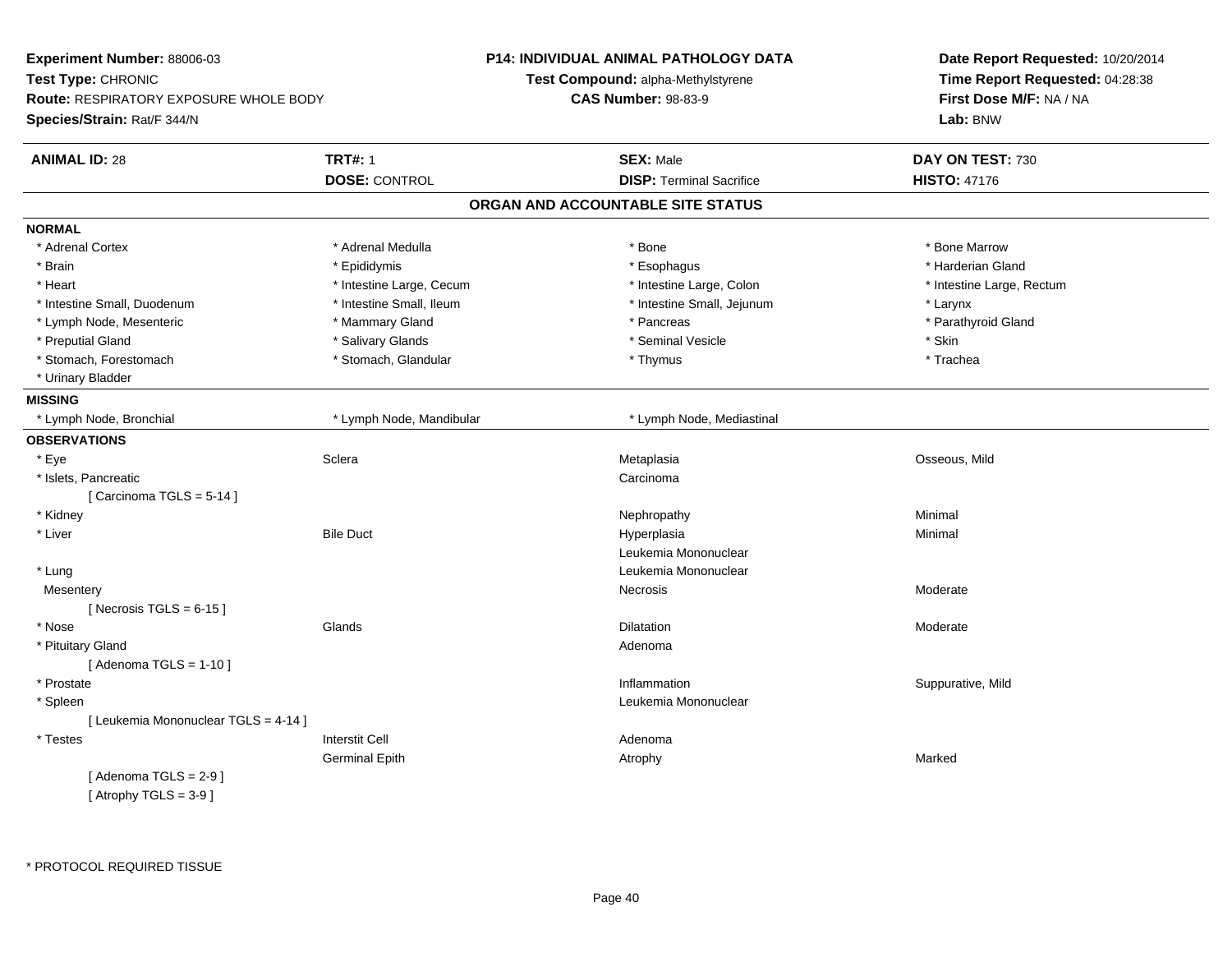**Experiment Number:** 88006-03
**Test Type:** CHRONIC
**Route:** RESPIRATORY EXPOSURE WHOLE BODY
**Species/Strain:** Rat/F 344/N

**P14: INDIVIDUAL ANIMAL PATHOLOGY DATA**
**Test Compound:** alpha-Methylstyrene
**CAS Number:** 98-83-9

**Date Report Requested:** 10/20/2014
**Time Report Requested:** 04:28:38
**First Dose M/F:** NA / NA
**Lab:** BNW

| **ANIMAL ID:** 28 | **TRT#:** 1 | **SEX:** Male | **DAY ON TEST:** 730 |
|---|---|---|---|
| | **DOSE:** CONTROL | **DISP:** Terminal Sacrifice | **HISTO:** 47176 |

## ORGAN AND ACCOUNTABLE SITE STATUS

**NORMAL**

| | | | |
|---|---|---|---|
| * Adrenal Cortex | * Adrenal Medulla | * Bone | * Bone Marrow |
| * Brain | * Epididymis | * Esophagus | * Harderian Gland |
| * Heart | * Intestine Large, Cecum | * Intestine Large, Colon | * Intestine Large, Rectum |
| * Intestine Small, Duodenum | * Intestine Small, Ileum | * Intestine Small, Jejunum | * Larynx |
| * Lymph Node, Mesenteric | * Mammary Gland | * Pancreas | * Parathyroid Gland |
| * Preputial Gland | * Salivary Glands | * Seminal Vesicle | * Skin |
| * Stomach, Forestomach | * Stomach, Glandular | * Thymus | * Trachea |
| * Urinary Bladder | | | |

**MISSING**

| | | |
|---|---|---|
| * Lymph Node, Bronchial | * Lymph Node, Mandibular | * Lymph Node, Mediastinal |

**OBSERVATIONS**

| | | | |
|---|---|---|---|
| * Eye | Sclera | Metaplasia | Osseous, Mild |
| * Islets, Pancreatic | | Carcinoma | |
| [ Carcinoma TGLS = 5-14 ] | | | |
| * Kidney | | Nephropathy | Minimal |
| * Liver | Bile Duct | Hyperplasia | Minimal |
| | | Leukemia Mononuclear | |
| * Lung | | Leukemia Mononuclear | |
| Mesentery | | Necrosis | Moderate |
| [ Necrosis TGLS = 6-15 ] | | | |
| * Nose | Glands | Dilatation | Moderate |
| * Pituitary Gland | | Adenoma | |
| [ Adenoma TGLS = 1-10 ] | | | |
| * Prostate | | Inflammation | Suppurative, Mild |
| * Spleen | | Leukemia Mononuclear | |
| [ Leukemia Mononuclear TGLS = 4-14 ] | | | |
| * Testes | Interstit Cell | Adenoma | |
| | Germinal Epith | Atrophy | Marked |
| [ Adenoma TGLS = 2-9 ] | | | |
| [ Atrophy TGLS = 3-9 ] | | | |

* PROTOCOL REQUIRED TISSUE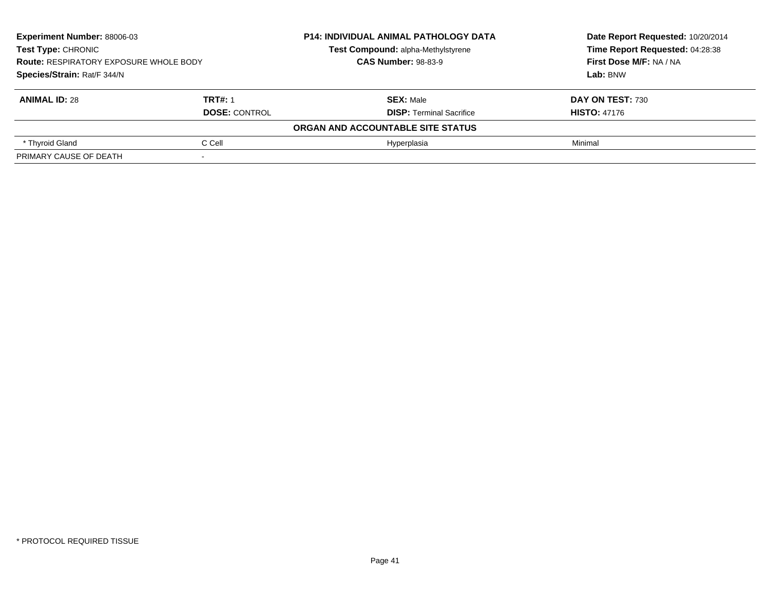**Experiment Number:** 88006-03
**Test Type:** CHRONIC
**Route:** RESPIRATORY EXPOSURE WHOLE BODY
**Species/Strain:** Rat/F 344/N

**P14: INDIVIDUAL ANIMAL PATHOLOGY DATA**
**Test Compound:** alpha-Methylstyrene
**CAS Number:** 98-83-9

**Date Report Requested:** 10/20/2014
**Time Report Requested:** 04:28:38
**First Dose M/F:** NA / NA
**Lab:** BNW

| **ANIMAL ID:** 28 | **TRT#:** 1 | **SEX:** Male | **DAY ON TEST:** 730 |
|---|---|---|---|
| | **DOSE:** CONTROL | **DISP:** Terminal Sacrifice | **HISTO:** 47176 |
| | | **ORGAN AND ACCOUNTABLE SITE STATUS** | |
| * Thyroid Gland | C Cell | Hyperplasia | Minimal |
| PRIMARY CAUSE OF DEATH | - | | |

* PROTOCOL REQUIRED TISSUE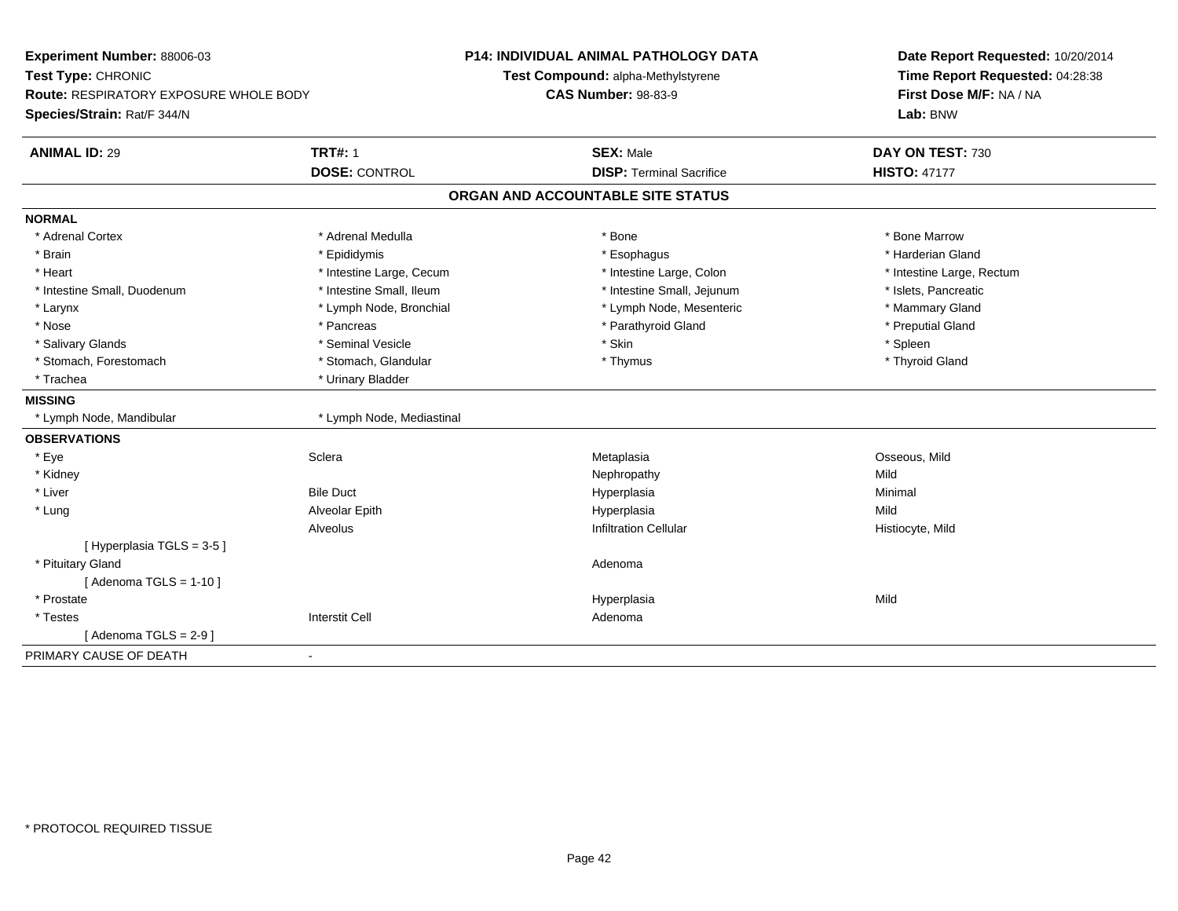**Experiment Number:** 88006-03
**Test Type:** CHRONIC
**Route:** RESPIRATORY EXPOSURE WHOLE BODY
**Species/Strain:** Rat/F 344/N

**P14: INDIVIDUAL ANIMAL PATHOLOGY DATA**
**Test Compound:** alpha-Methylstyrene
**CAS Number:** 98-83-9

**Date Report Requested:** 10/20/2014
**Time Report Requested:** 04:28:38
**First Dose M/F:** NA / NA
**Lab:** BNW

| **ANIMAL ID:** 29 | **TRT#:** 1 | **SEX:** Male | **DAY ON TEST:** 730 |
|---|---|---|---|
| | **DOSE:** CONTROL | **DISP:** Terminal Sacrifice | **HISTO:** 47177 |

## ORGAN AND ACCOUNTABLE SITE STATUS

**NORMAL**

| | | | |
|---|---|---|---|
| * Adrenal Cortex | * Adrenal Medulla | * Bone | * Bone Marrow |
| * Brain | * Epididymis | * Esophagus | * Harderian Gland |
| * Heart | * Intestine Large, Cecum | * Intestine Large, Colon | * Intestine Large, Rectum |
| * Intestine Small, Duodenum | * Intestine Small, Ileum | * Intestine Small, Jejunum | * Islets, Pancreatic |
| * Larynx | * Lymph Node, Bronchial | * Lymph Node, Mesenteric | * Mammary Gland |
| * Nose | * Pancreas | * Parathyroid Gland | * Preputial Gland |
| * Salivary Glands | * Seminal Vesicle | * Skin | * Spleen |
| * Stomach, Forestomach | * Stomach, Glandular | * Thymus | * Thyroid Gland |
| * Trachea | * Urinary Bladder | | |

**MISSING**

| | |
|---|---|
| * Lymph Node, Mandibular | * Lymph Node, Mediastinal |

**OBSERVATIONS**

| | | | |
|---|---|---|---|
| * Eye | Sclera | Metaplasia | Osseous, Mild |
| * Kidney | | Nephropathy | Mild |
| * Liver | Bile Duct | Hyperplasia | Minimal |
| * Lung | Alveolar Epith | Hyperplasia | Mild |
| | Alveolus | Infiltration Cellular | Histiocyte, Mild |
| [ Hyperplasia TGLS = 3-5 ] | | | |
| * Pituitary Gland | | Adenoma | |
| [ Adenoma TGLS = 1-10 ] | | | |
| * Prostate | | Hyperplasia | Mild |
| * Testes | Interstit Cell | Adenoma | |
| [ Adenoma TGLS = 2-9 ] | | | |

PRIMARY CAUSE OF DEATH -

* PROTOCOL REQUIRED TISSUE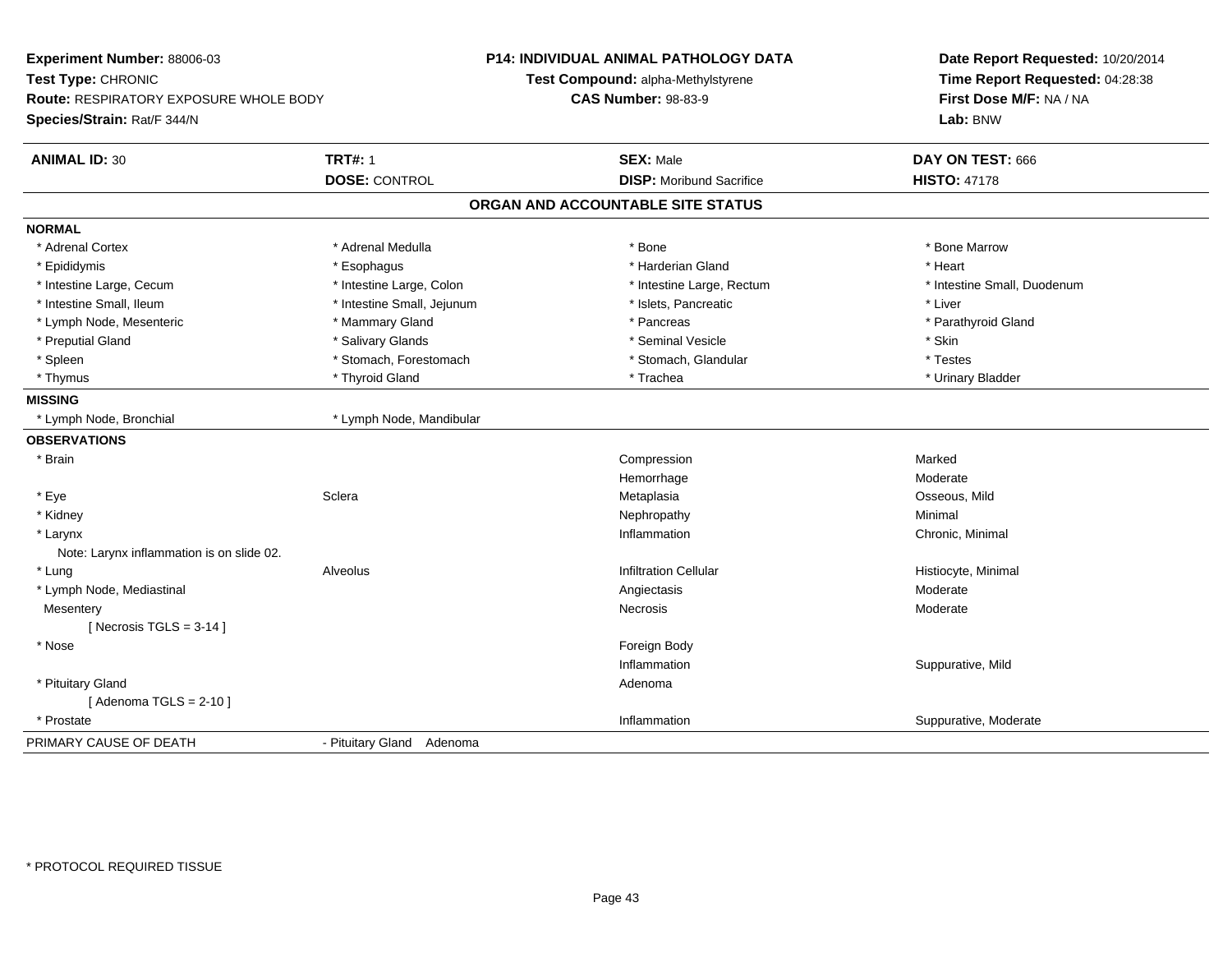**Experiment Number:** 88006-03
**Test Type:** CHRONIC
**Route:** RESPIRATORY EXPOSURE WHOLE BODY
**Species/Strain:** Rat/F 344/N

**P14: INDIVIDUAL ANIMAL PATHOLOGY DATA**
**Test Compound:** alpha-Methylstyrene
**CAS Number:** 98-83-9

**Date Report Requested:** 10/20/2014
**Time Report Requested:** 04:28:38
**First Dose M/F:** NA / NA
**Lab:** BNW

| **ANIMAL ID:** 30 | **TRT#:** 1 | **SEX:** Male | **DAY ON TEST:** 666 |
|---|---|---|---|
| | **DOSE:** CONTROL | **DISP:** Moribund Sacrifice | **HISTO:** 47178 |

## ORGAN AND ACCOUNTABLE SITE STATUS

**NORMAL**

| | | | |
|---|---|---|---|
| * Adrenal Cortex | * Adrenal Medulla | * Bone | * Bone Marrow |
| * Epididymis | * Esophagus | * Harderian Gland | * Heart |
| * Intestine Large, Cecum | * Intestine Large, Colon | * Intestine Large, Rectum | * Intestine Small, Duodenum |
| * Intestine Small, Ileum | * Intestine Small, Jejunum | * Islets, Pancreatic | * Liver |
| * Lymph Node, Mesenteric | * Mammary Gland | * Pancreas | * Parathyroid Gland |
| * Preputial Gland | * Salivary Glands | * Seminal Vesicle | * Skin |
| * Spleen | * Stomach, Forestomach | * Stomach, Glandular | * Testes |
| * Thymus | * Thyroid Gland | * Trachea | * Urinary Bladder |

**MISSING**

| | |
|---|---|
| * Lymph Node, Bronchial | * Lymph Node, Mandibular |

**OBSERVATIONS**

| Organ | Site | Observation | Severity |
|---|---|---|---|
| * Brain | | Compression | Marked |
| | | Hemorrhage | Moderate |
| * Eye | Sclera | Metaplasia | Osseous, Mild |
| * Kidney | | Nephropathy | Minimal |
| * Larynx | | Inflammation | Chronic, Minimal |
| Note: Larynx inflammation is on slide 02. | | | |
| * Lung | Alveolus | Infiltration Cellular | Histiocyte, Minimal |
| * Lymph Node, Mediastinal | | Angiectasis | Moderate |
| Mesentery | | Necrosis | Moderate |
| [ Necrosis TGLS = 3-14 ] | | | |
| * Nose | | Foreign Body | |
| | | Inflammation | Suppurative, Mild |
| * Pituitary Gland | | Adenoma | |
| [ Adenoma TGLS = 2-10 ] | | | |
| * Prostate | | Inflammation | Suppurative, Moderate |

PRIMARY CAUSE OF DEATH - Pituitary Gland Adenoma

* PROTOCOL REQUIRED TISSUE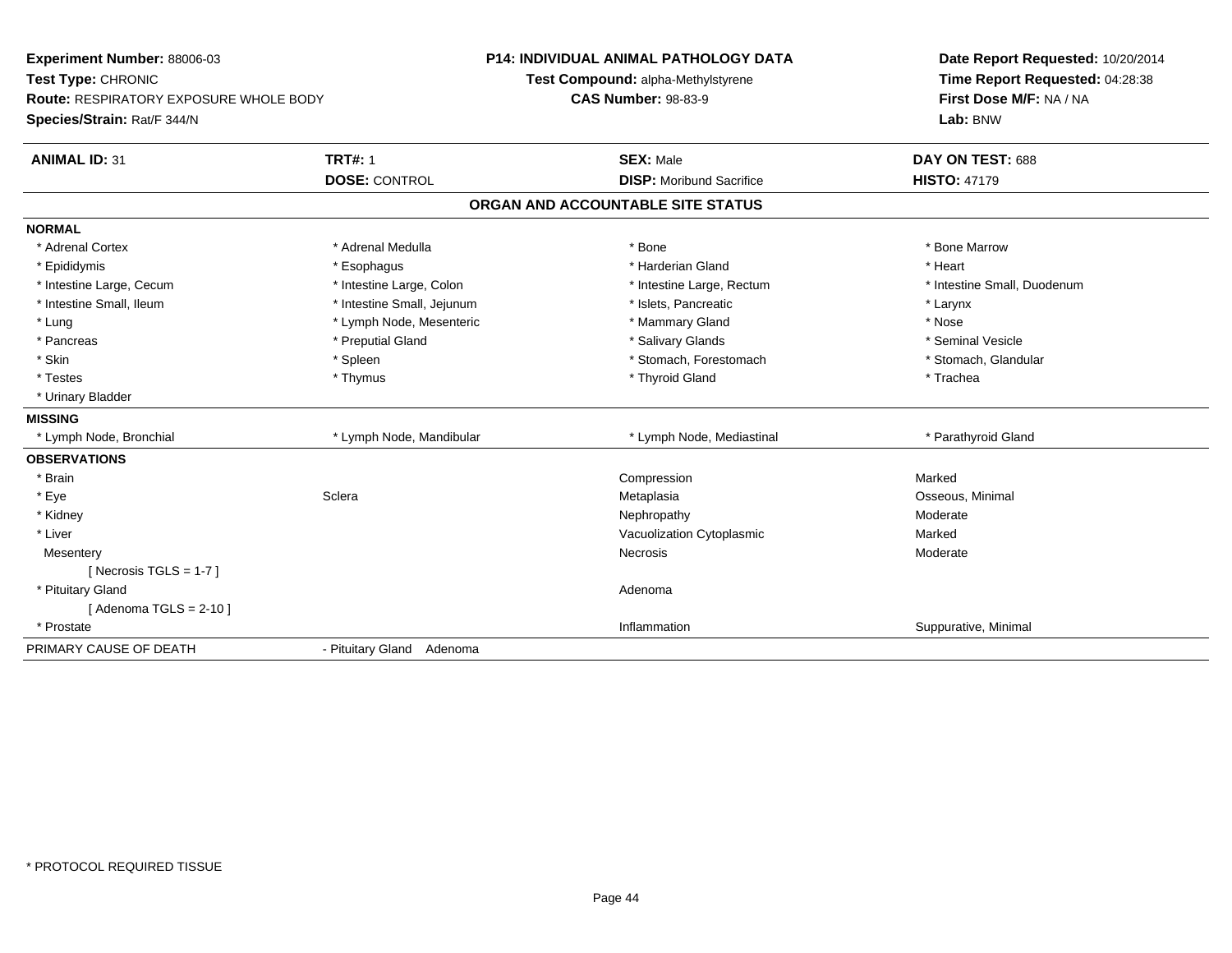**Experiment Number:** 88006-03
**Test Type:** CHRONIC
**Route:** RESPIRATORY EXPOSURE WHOLE BODY
**Species/Strain:** Rat/F 344/N

**P14: INDIVIDUAL ANIMAL PATHOLOGY DATA**
**Test Compound:** alpha-Methylstyrene
**CAS Number:** 98-83-9

**Date Report Requested:** 10/20/2014
**Time Report Requested:** 04:28:38
**First Dose M/F:** NA / NA
**Lab:** BNW

| **ANIMAL ID:** 31 | **TRT#:** 1 | **SEX:** Male | **DAY ON TEST:** 688 |
|---|---|---|---|
| | **DOSE:** CONTROL | **DISP:** Moribund Sacrifice | **HISTO:** 47179 |

## ORGAN AND ACCOUNTABLE SITE STATUS

**NORMAL**

| | | | |
|---|---|---|---|
| * Adrenal Cortex | * Adrenal Medulla | * Bone | * Bone Marrow |
| * Epididymis | * Esophagus | * Harderian Gland | * Heart |
| * Intestine Large, Cecum | * Intestine Large, Colon | * Intestine Large, Rectum | * Intestine Small, Duodenum |
| * Intestine Small, Ileum | * Intestine Small, Jejunum | * Islets, Pancreatic | * Larynx |
| * Lung | * Lymph Node, Mesenteric | * Mammary Gland | * Nose |
| * Pancreas | * Preputial Gland | * Salivary Glands | * Seminal Vesicle |
| * Skin | * Spleen | * Stomach, Forestomach | * Stomach, Glandular |
| * Testes | * Thymus | * Thyroid Gland | * Trachea |
| * Urinary Bladder | | | |

**MISSING**

| | | | |
|---|---|---|---|
| * Lymph Node, Bronchial | * Lymph Node, Mandibular | * Lymph Node, Mediastinal | * Parathyroid Gland |

**OBSERVATIONS**

| | | | |
|---|---|---|---|
| * Brain | | Compression | Marked |
| * Eye | Sclera | Metaplasia | Osseous, Minimal |
| * Kidney | | Nephropathy | Moderate |
| * Liver | | Vacuolization Cytoplasmic | Marked |
| Mesentery | | Necrosis | Moderate |
| [ Necrosis TGLS = 1-7 ] | | | |
| * Pituitary Gland | | Adenoma | |
| [ Adenoma TGLS = 2-10 ] | | | |
| * Prostate | | Inflammation | Suppurative, Minimal |

| PRIMARY CAUSE OF DEATH | - Pituitary Gland Adenoma |
|---|---|

\* PROTOCOL REQUIRED TISSUE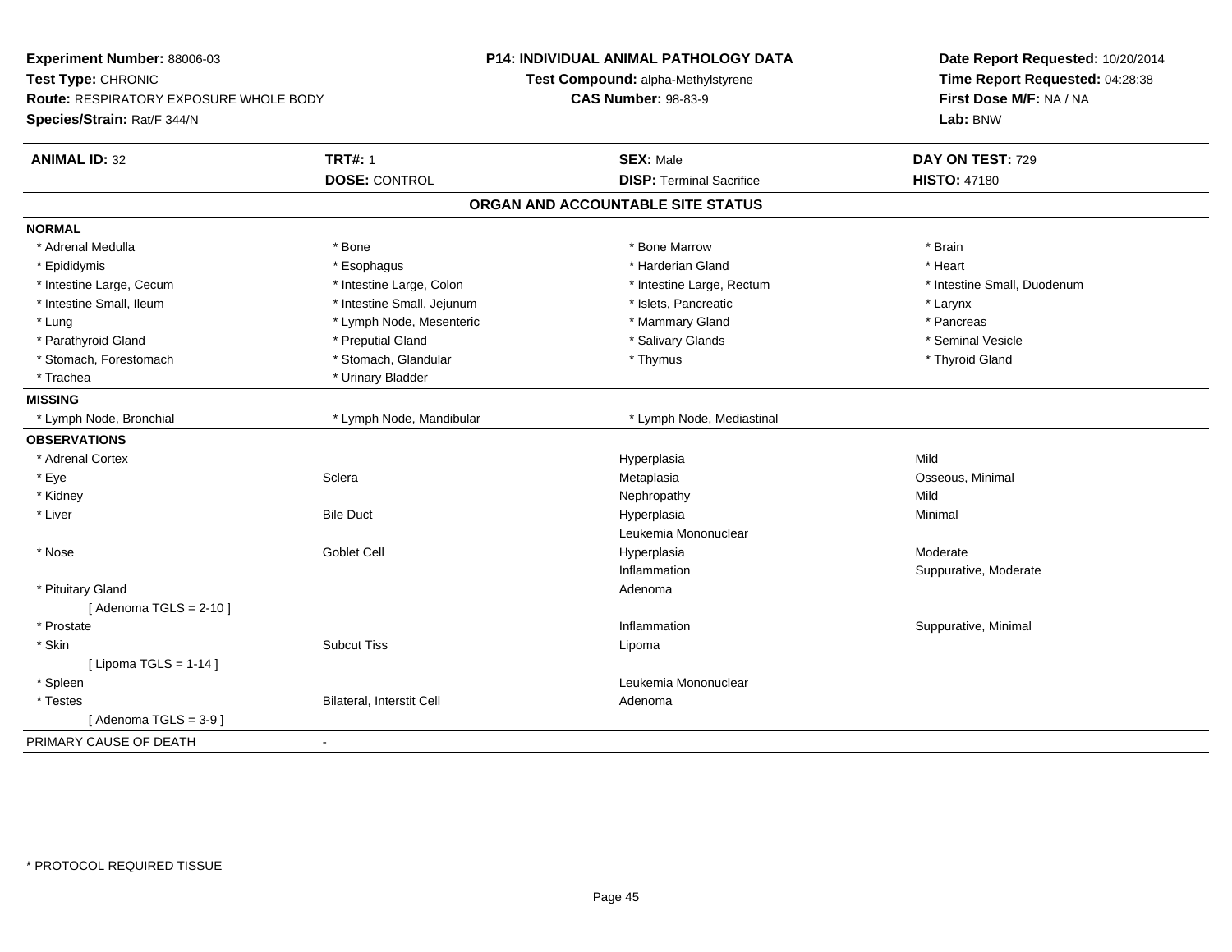**Experiment Number:** 88006-03
**Test Type:** CHRONIC
**Route:** RESPIRATORY EXPOSURE WHOLE BODY
**Species/Strain:** Rat/F 344/N

**P14: INDIVIDUAL ANIMAL PATHOLOGY DATA**
**Test Compound:** alpha-Methylstyrene
**CAS Number:** 98-83-9

**Date Report Requested:** 10/20/2014
**Time Report Requested:** 04:28:38
**First Dose M/F:** NA / NA
**Lab:** BNW

| **ANIMAL ID:** 32 | **TRT#:** 1 | **SEX:** Male | **DAY ON TEST:** 729 |
|---|---|---|---|
| | **DOSE:** CONTROL | **DISP:** Terminal Sacrifice | **HISTO:** 47180 |

## ORGAN AND ACCOUNTABLE SITE STATUS

**NORMAL**

| | | | |
|---|---|---|---|
| * Adrenal Medulla | * Bone | * Bone Marrow | * Brain |
| * Epididymis | * Esophagus | * Harderian Gland | * Heart |
| * Intestine Large, Cecum | * Intestine Large, Colon | * Intestine Large, Rectum | * Intestine Small, Duodenum |
| * Intestine Small, Ileum | * Intestine Small, Jejunum | * Islets, Pancreatic | * Larynx |
| * Lung | * Lymph Node, Mesenteric | * Mammary Gland | * Pancreas |
| * Parathyroid Gland | * Preputial Gland | * Salivary Glands | * Seminal Vesicle |
| * Stomach, Forestomach | * Stomach, Glandular | * Thymus | * Thyroid Gland |
| * Trachea | * Urinary Bladder | | |

**MISSING**

| | | |
|---|---|---|
| * Lymph Node, Bronchial | * Lymph Node, Mandibular | * Lymph Node, Mediastinal |

**OBSERVATIONS**

| | | | |
|---|---|---|---|
| * Adrenal Cortex | | Hyperplasia | Mild |
| * Eye | Sclera | Metaplasia | Osseous, Minimal |
| * Kidney | | Nephropathy | Mild |
| * Liver | Bile Duct | Hyperplasia | Minimal |
| | | Leukemia Mononuclear | |
| * Nose | Goblet Cell | Hyperplasia | Moderate |
| | | Inflammation | Suppurative, Moderate |
| * Pituitary Gland | | Adenoma | |
| [ Adenoma TGLS = 2-10 ] | | | |
| * Prostate | | Inflammation | Suppurative, Minimal |
| * Skin | Subcut Tiss | Lipoma | |
| [ Lipoma TGLS = 1-14 ] | | | |
| * Spleen | | Leukemia Mononuclear | |
| * Testes | Bilateral, Interstit Cell | Adenoma | |
| [ Adenoma TGLS = 3-9 ] | | | |

PRIMARY CAUSE OF DEATH -

* PROTOCOL REQUIRED TISSUE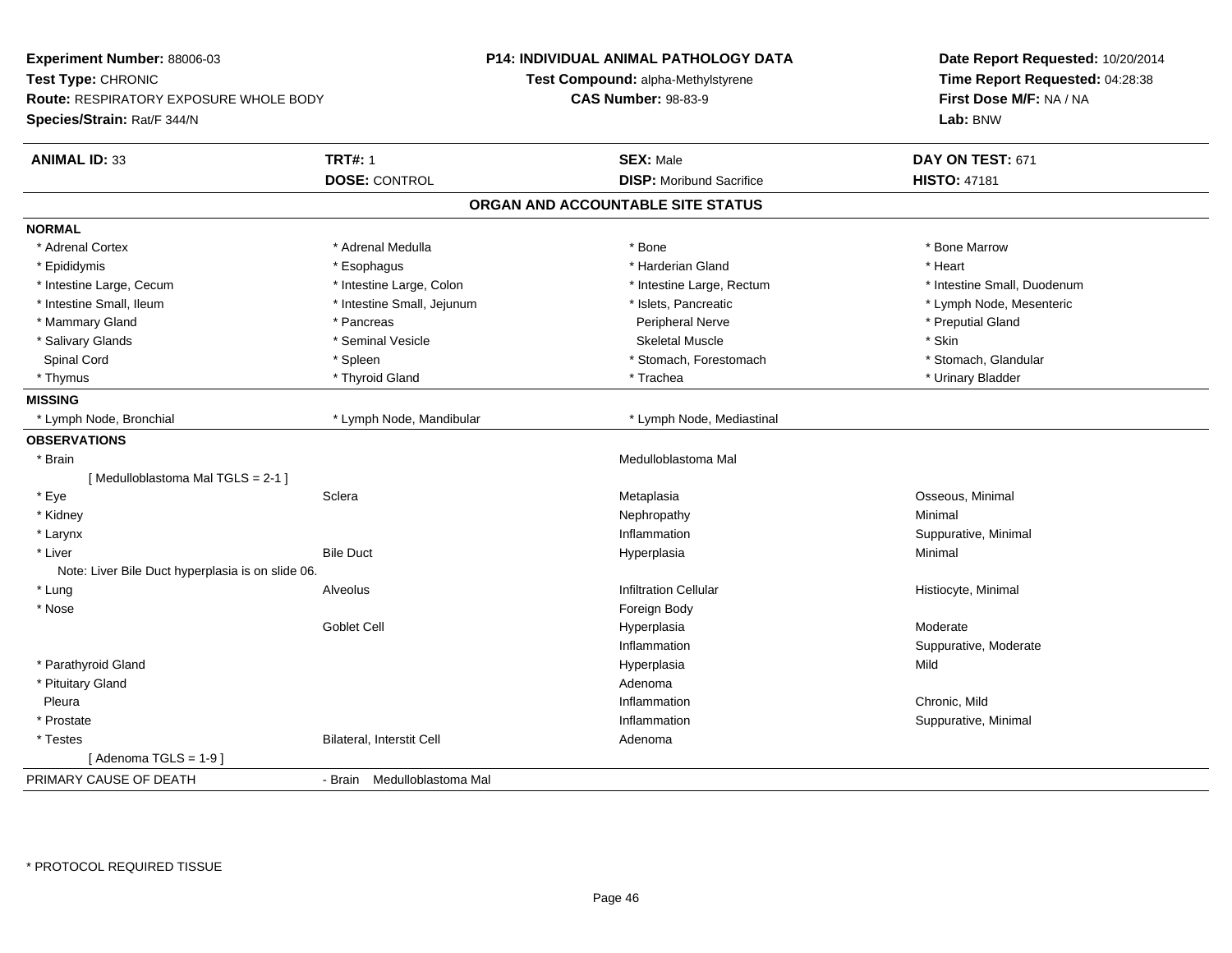**Experiment Number:** 88006-03
**Test Type:** CHRONIC
**Route:** RESPIRATORY EXPOSURE WHOLE BODY
**Species/Strain:** Rat/F 344/N

**P14: INDIVIDUAL ANIMAL PATHOLOGY DATA**
**Test Compound:** alpha-Methylstyrene
**CAS Number:** 98-83-9

**Date Report Requested:** 10/20/2014
**Time Report Requested:** 04:28:38
**First Dose M/F:** NA / NA
**Lab:** BNW

| **ANIMAL ID:** 33 | **TRT#:** 1 | **SEX:** Male | **DAY ON TEST:** 671 |
|---|---|---|---|
| | **DOSE:** CONTROL | **DISP:** Moribund Sacrifice | **HISTO:** 47181 |

## ORGAN AND ACCOUNTABLE SITE STATUS

**NORMAL**

| | | | |
|---|---|---|---|
| * Adrenal Cortex | * Adrenal Medulla | * Bone | * Bone Marrow |
| * Epididymis | * Esophagus | * Harderian Gland | * Heart |
| * Intestine Large, Cecum | * Intestine Large, Colon | * Intestine Large, Rectum | * Intestine Small, Duodenum |
| * Intestine Small, Ileum | * Intestine Small, Jejunum | * Islets, Pancreatic | * Lymph Node, Mesenteric |
| * Mammary Gland | * Pancreas | Peripheral Nerve | * Preputial Gland |
| * Salivary Glands | * Seminal Vesicle | Skeletal Muscle | * Skin |
| Spinal Cord | * Spleen | * Stomach, Forestomach | * Stomach, Glandular |
| * Thymus | * Thyroid Gland | * Trachea | * Urinary Bladder |

**MISSING**

| | | |
|---|---|---|
| * Lymph Node, Bronchial | * Lymph Node, Mandibular | * Lymph Node, Mediastinal |

**OBSERVATIONS**

| | | | |
|---|---|---|---|
| * Brain | | Medulloblastoma Mal | |
| [ Medulloblastoma Mal TGLS = 2-1 ] | | | |
| * Eye | Sclera | Metaplasia | Osseous, Minimal |
| * Kidney | | Nephropathy | Minimal |
| * Larynx | | Inflammation | Suppurative, Minimal |
| * Liver | Bile Duct | Hyperplasia | Minimal |
| Note: Liver Bile Duct hyperplasia is on slide 06. | | | |
| * Lung | Alveolus | Infiltration Cellular | Histiocyte, Minimal |
| * Nose | | Foreign Body | |
| | Goblet Cell | Hyperplasia | Moderate |
| | | Inflammation | Suppurative, Moderate |
| * Parathyroid Gland | | Hyperplasia | Mild |
| * Pituitary Gland | | Adenoma | |
| Pleura | | Inflammation | Chronic, Mild |
| * Prostate | | Inflammation | Suppurative, Minimal |
| * Testes | Bilateral, Interstit Cell | Adenoma | |
| [ Adenoma TGLS = 1-9 ] | | | |

PRIMARY CAUSE OF DEATH - Brain Medulloblastoma Mal

\* PROTOCOL REQUIRED TISSUE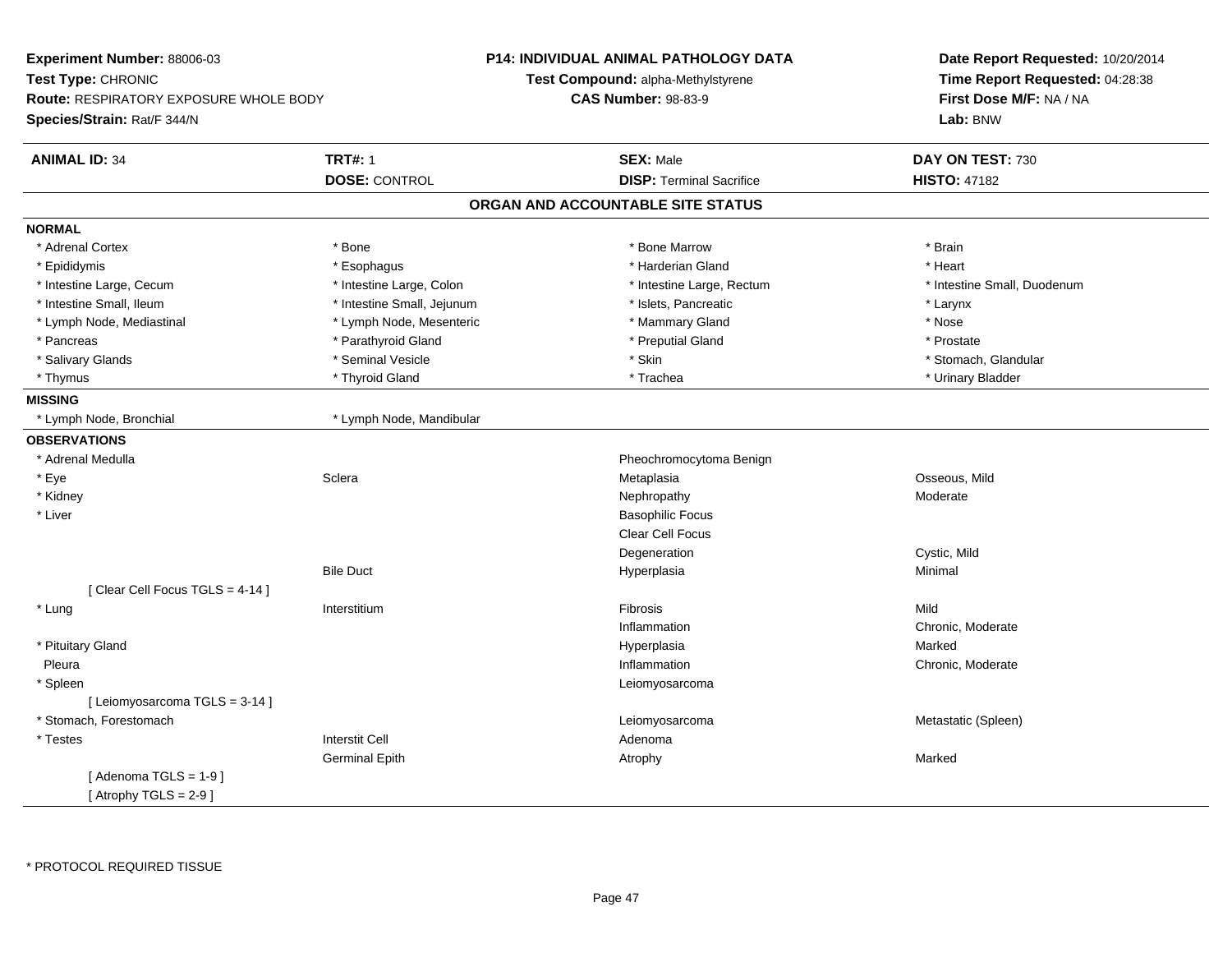**Experiment Number:** 88006-03
**Test Type:** CHRONIC
**Route:** RESPIRATORY EXPOSURE WHOLE BODY
**Species/Strain:** Rat/F 344/N

**P14: INDIVIDUAL ANIMAL PATHOLOGY DATA**
**Test Compound:** alpha-Methylstyrene
**CAS Number:** 98-83-9

**Date Report Requested:** 10/20/2014
**Time Report Requested:** 04:28:38
**First Dose M/F:** NA / NA
**Lab:** BNW

| **ANIMAL ID:** 34 | **TRT#:** 1 | **SEX:** Male | **DAY ON TEST:** 730 |
|---|---|---|---|
| | **DOSE:** CONTROL | **DISP:** Terminal Sacrifice | **HISTO:** 47182 |

## ORGAN AND ACCOUNTABLE SITE STATUS

**NORMAL**

| | | | |
|---|---|---|---|
| * Adrenal Cortex | * Bone | * Bone Marrow | * Brain |
| * Epididymis | * Esophagus | * Harderian Gland | * Heart |
| * Intestine Large, Cecum | * Intestine Large, Colon | * Intestine Large, Rectum | * Intestine Small, Duodenum |
| * Intestine Small, Ileum | * Intestine Small, Jejunum | * Islets, Pancreatic | * Larynx |
| * Lymph Node, Mediastinal | * Lymph Node, Mesenteric | * Mammary Gland | * Nose |
| * Pancreas | * Parathyroid Gland | * Preputial Gland | * Prostate |
| * Salivary Glands | * Seminal Vesicle | * Skin | * Stomach, Glandular |
| * Thymus | * Thyroid Gland | * Trachea | * Urinary Bladder |

**MISSING**

| | |
|---|---|
| * Lymph Node, Bronchial | * Lymph Node, Mandibular |

**OBSERVATIONS**

| Organ | Site | Observation | Qualifier |
|---|---|---|---|
| * Adrenal Medulla | | Pheochromocytoma Benign | |
| * Eye | Sclera | Metaplasia | Osseous, Mild |
| * Kidney | | Nephropathy | Moderate |
| * Liver | | Basophilic Focus | |
| | | Clear Cell Focus | |
| | | Degeneration | Cystic, Mild |
| | Bile Duct | Hyperplasia | Minimal |
| [ Clear Cell Focus TGLS = 4-14 ] | | | |
| * Lung | Interstitium | Fibrosis | Mild |
| | | Inflammation | Chronic, Moderate |
| * Pituitary Gland | | Hyperplasia | Marked |
| Pleura | | Inflammation | Chronic, Moderate |
| * Spleen | | Leiomyosarcoma | |
| [ Leiomyosarcoma TGLS = 3-14 ] | | | |
| * Stomach, Forestomach | | Leiomyosarcoma | Metastatic (Spleen) |
| * Testes | Interstit Cell | Adenoma | |
| | Germinal Epith | Atrophy | Marked |
| [ Adenoma TGLS = 1-9 ] | | | |
| [ Atrophy TGLS = 2-9 ] | | | |

* PROTOCOL REQUIRED TISSUE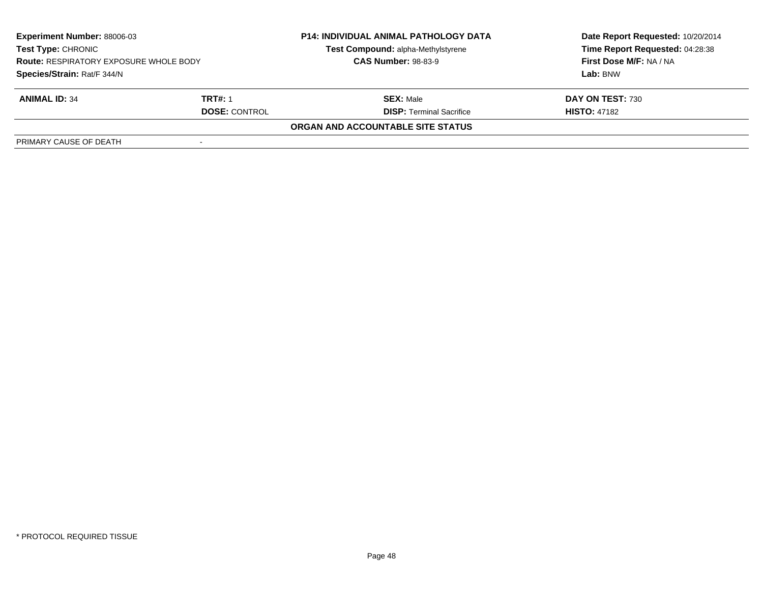| **Experiment Number:** 88006-03 | **P14: INDIVIDUAL ANIMAL PATHOLOGY DATA** | **Date Report Requested:** 10/20/2014 |
|---|---|---|
| **Test Type:** CHRONIC | **Test Compound:** alpha-Methylstyrene | **Time Report Requested:** 04:28:38 |
| **Route:** RESPIRATORY EXPOSURE WHOLE BODY | **CAS Number:** 98-83-9 | **First Dose M/F:** NA / NA |
| **Species/Strain:** Rat/F 344/N | | **Lab:** BNW |

| **ANIMAL ID:** 34 | **TRT#:** 1 | **SEX:** Male | **DAY ON TEST:** 730 |
|---|---|---|---|
| | **DOSE:** CONTROL | **DISP:** Terminal Sacrifice | **HISTO:** 47182 |

**ORGAN AND ACCOUNTABLE SITE STATUS**

| | |
|---|---|
| PRIMARY CAUSE OF DEATH | - |

* PROTOCOL REQUIRED TISSUE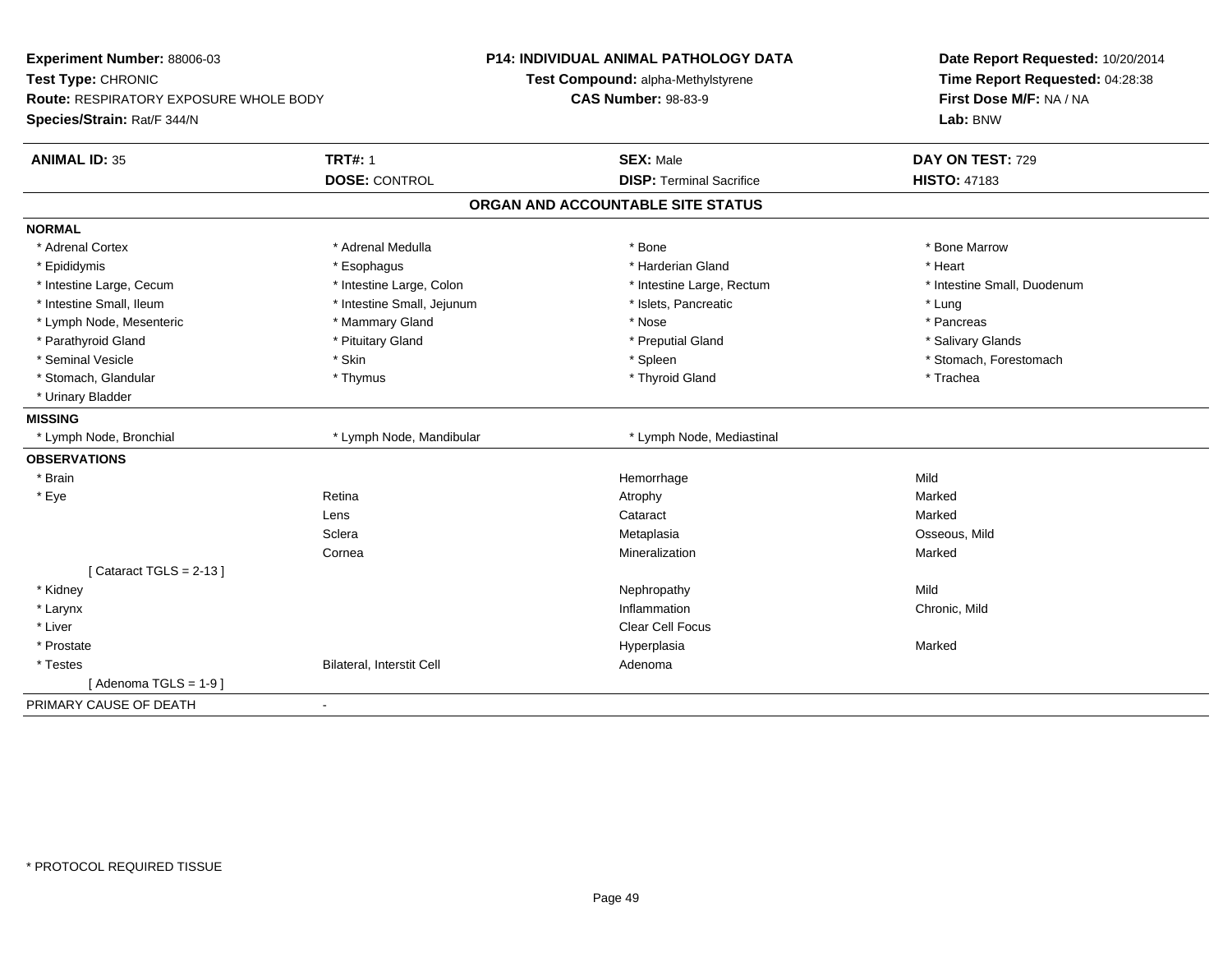**Experiment Number:** 88006-03
**Test Type:** CHRONIC
**Route:** RESPIRATORY EXPOSURE WHOLE BODY
**Species/Strain:** Rat/F 344/N

**P14: INDIVIDUAL ANIMAL PATHOLOGY DATA**
**Test Compound:** alpha-Methylstyrene
**CAS Number:** 98-83-9

**Date Report Requested:** 10/20/2014
**Time Report Requested:** 04:28:38
**First Dose M/F:** NA / NA
**Lab:** BNW

| **ANIMAL ID:** 35 | **TRT#:** 1 | **SEX:** Male | **DAY ON TEST:** 729 |
|---|---|---|---|
| | **DOSE:** CONTROL | **DISP:** Terminal Sacrifice | **HISTO:** 47183 |

## ORGAN AND ACCOUNTABLE SITE STATUS

**NORMAL**

| | | | |
|---|---|---|---|
| * Adrenal Cortex | * Adrenal Medulla | * Bone | * Bone Marrow |
| * Epididymis | * Esophagus | * Harderian Gland | * Heart |
| * Intestine Large, Cecum | * Intestine Large, Colon | * Intestine Large, Rectum | * Intestine Small, Duodenum |
| * Intestine Small, Ileum | * Intestine Small, Jejunum | * Islets, Pancreatic | * Lung |
| * Lymph Node, Mesenteric | * Mammary Gland | * Nose | * Pancreas |
| * Parathyroid Gland | * Pituitary Gland | * Preputial Gland | * Salivary Glands |
| * Seminal Vesicle | * Skin | * Spleen | * Stomach, Forestomach |
| * Stomach, Glandular | * Thymus | * Thyroid Gland | * Trachea |
| * Urinary Bladder | | | |

**MISSING**

| | | |
|---|---|---|
| * Lymph Node, Bronchial | * Lymph Node, Mandibular | * Lymph Node, Mediastinal |

**OBSERVATIONS**

| | | | |
|---|---|---|---|
| * Brain | | Hemorrhage | Mild |
| * Eye | Retina | Atrophy | Marked |
| | Lens | Cataract | Marked |
| | Sclera | Metaplasia | Osseous, Mild |
| | Cornea | Mineralization | Marked |
| [ Cataract TGLS = 2-13 ] | | | |
| * Kidney | | Nephropathy | Mild |
| * Larynx | | Inflammation | Chronic, Mild |
| * Liver | | Clear Cell Focus | |
| * Prostate | | Hyperplasia | Marked |
| * Testes | Bilateral, Interstit Cell | Adenoma | |
| [ Adenoma TGLS = 1-9 ] | | | |

PRIMARY CAUSE OF DEATH -

\* PROTOCOL REQUIRED TISSUE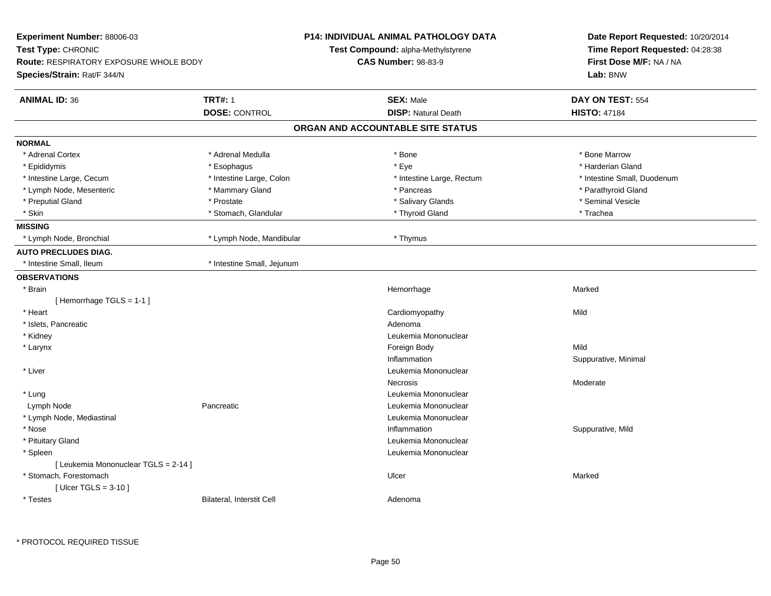**Experiment Number:** 88006-03
**Test Type:** CHRONIC
**Route:** RESPIRATORY EXPOSURE WHOLE BODY
**Species/Strain:** Rat/F 344/N

**P14: INDIVIDUAL ANIMAL PATHOLOGY DATA**
**Test Compound:** alpha-Methylstyrene
**CAS Number:** 98-83-9

**Date Report Requested:** 10/20/2014
**Time Report Requested:** 04:28:38
**First Dose M/F:** NA / NA
**Lab:** BNW

| **ANIMAL ID:** 36 | **TRT#:** 1 | **SEX:** Male | **DAY ON TEST:** 554 |
|---|---|---|---|
| | **DOSE:** CONTROL | **DISP:** Natural Death | **HISTO:** 47184 |

## ORGAN AND ACCOUNTABLE SITE STATUS

**NORMAL**

| | | | |
|---|---|---|---|
| * Adrenal Cortex | * Adrenal Medulla | * Bone | * Bone Marrow |
| * Epididymis | * Esophagus | * Eye | * Harderian Gland |
| * Intestine Large, Cecum | * Intestine Large, Colon | * Intestine Large, Rectum | * Intestine Small, Duodenum |
| * Lymph Node, Mesenteric | * Mammary Gland | * Pancreas | * Parathyroid Gland |
| * Preputial Gland | * Prostate | * Salivary Glands | * Seminal Vesicle |
| * Skin | * Stomach, Glandular | * Thyroid Gland | * Trachea |

**MISSING**

| | | |
|---|---|---|
| * Lymph Node, Bronchial | * Lymph Node, Mandibular | * Thymus |

**AUTO PRECLUDES DIAG.**

| | |
|---|---|
| * Intestine Small, Ileum | * Intestine Small, Jejunum |

**OBSERVATIONS**

| Organ | Site | Observation | Severity |
|---|---|---|---|
| * Brain | | Hemorrhage | Marked |
| [ Hemorrhage TGLS = 1-1 ] | | | |
| * Heart | | Cardiomyopathy | Mild |
| * Islets, Pancreatic | | Adenoma | |
| * Kidney | | Leukemia Mononuclear | |
| * Larynx | | Foreign Body | Mild |
| | | Inflammation | Suppurative, Minimal |
| * Liver | | Leukemia Mononuclear | |
| | | Necrosis | Moderate |
| * Lung | | Leukemia Mononuclear | |
| Lymph Node | Pancreatic | Leukemia Mononuclear | |
| * Lymph Node, Mediastinal | | Leukemia Mononuclear | |
| * Nose | | Inflammation | Suppurative, Mild |
| * Pituitary Gland | | Leukemia Mononuclear | |
| * Spleen | | Leukemia Mononuclear | |
| [ Leukemia Mononuclear TGLS = 2-14 ] | | | |
| * Stomach, Forestomach | | Ulcer | Marked |
| [ Ulcer TGLS = 3-10 ] | | | |
| * Testes | Bilateral, Interstit Cell | Adenoma | |

\* PROTOCOL REQUIRED TISSUE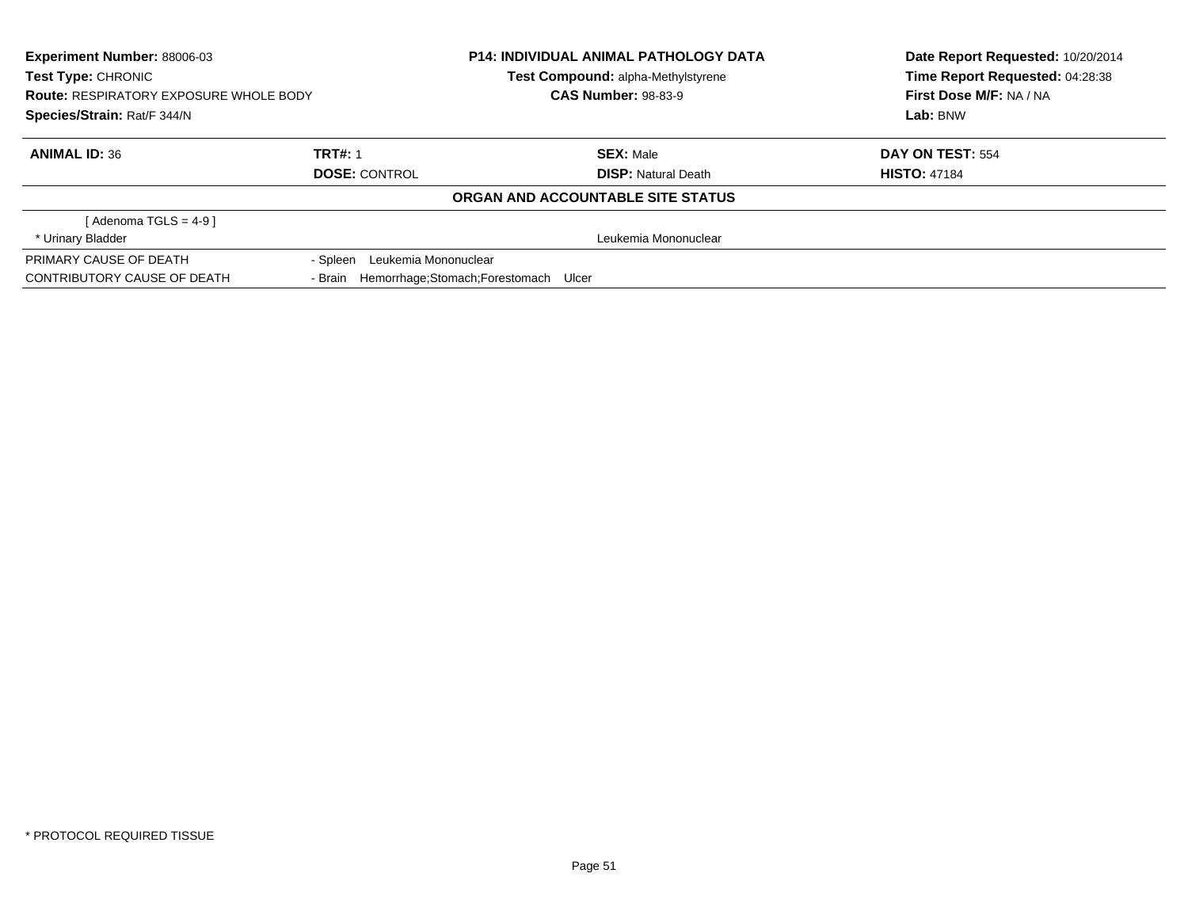**Experiment Number:** 88006-03
**Test Type:** CHRONIC
**Route:** RESPIRATORY EXPOSURE WHOLE BODY
**Species/Strain:** Rat/F 344/N

**P14: INDIVIDUAL ANIMAL PATHOLOGY DATA**
**Test Compound:** alpha-Methylstyrene
**CAS Number:** 98-83-9

**Date Report Requested:** 10/20/2014
**Time Report Requested:** 04:28:38
**First Dose M/F:** NA / NA
**Lab:** BNW

| **ANIMAL ID:** 36 | **TRT#:** 1 | **SEX:** Male | **DAY ON TEST:** 554 |
|---|---|---|---|
| | **DOSE:** CONTROL | **DISP:** Natural Death | **HISTO:** 47184 |

**ORGAN AND ACCOUNTABLE SITE STATUS**

| | |
|---|---|
| [ Adenoma TGLS = 4-9 ] | |
| * Urinary Bladder | Leukemia Mononuclear |
| PRIMARY CAUSE OF DEATH | - Spleen Leukemia Mononuclear |
| CONTRIBUTORY CAUSE OF DEATH | - Brain Hemorrhage;Stomach;Forestomach Ulcer |

* PROTOCOL REQUIRED TISSUE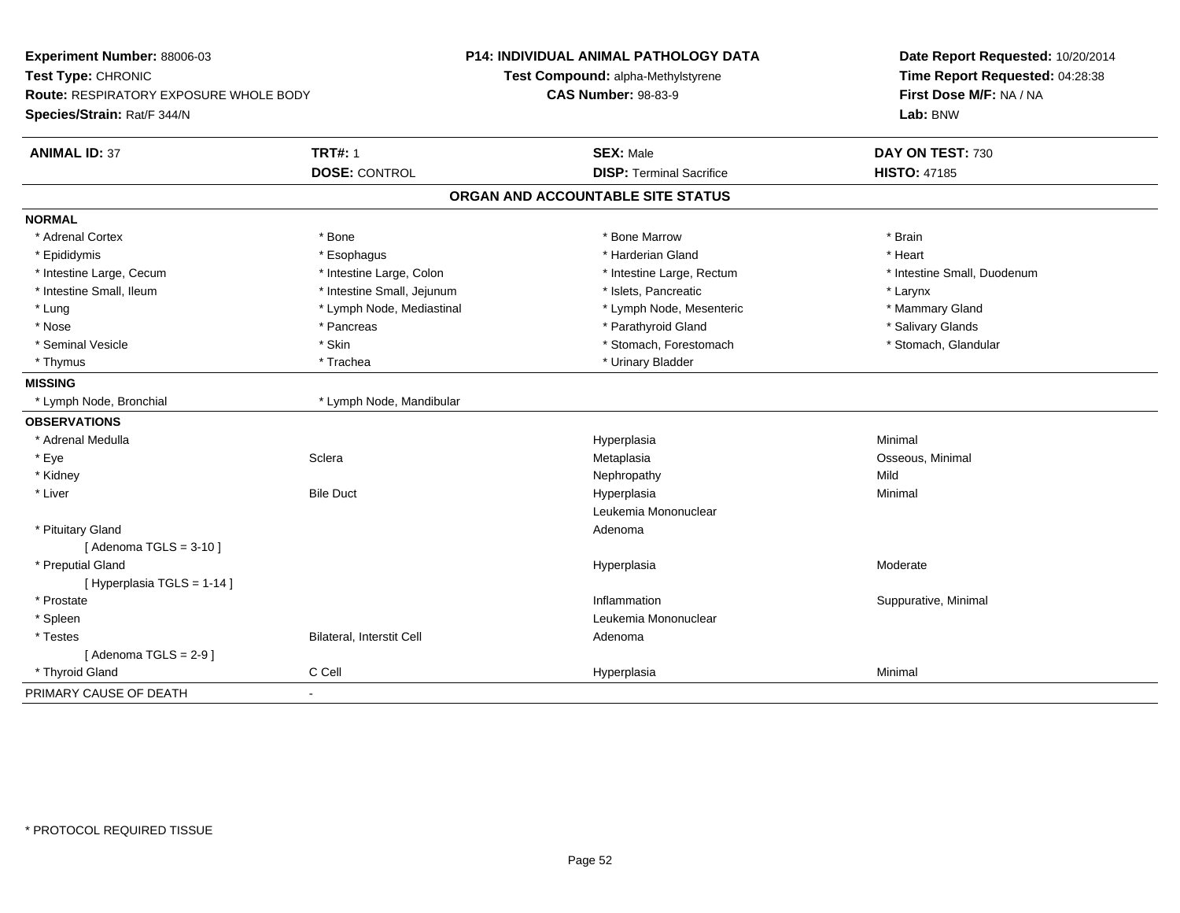**Experiment Number:** 88006-03
**Test Type:** CHRONIC
**Route:** RESPIRATORY EXPOSURE WHOLE BODY
**Species/Strain:** Rat/F 344/N

**P14: INDIVIDUAL ANIMAL PATHOLOGY DATA**
**Test Compound:** alpha-Methylstyrene
**CAS Number:** 98-83-9

**Date Report Requested:** 10/20/2014
**Time Report Requested:** 04:28:38
**First Dose M/F:** NA / NA
**Lab:** BNW

| **ANIMAL ID:** 37 | **TRT#:** 1 | **SEX:** Male | **DAY ON TEST:** 730 |
|---|---|---|---|
| | **DOSE:** CONTROL | **DISP:** Terminal Sacrifice | **HISTO:** 47185 |

## ORGAN AND ACCOUNTABLE SITE STATUS

| | | | |
|---|---|---|---|
| **NORMAL** | | | |
| * Adrenal Cortex | * Bone | * Bone Marrow | * Brain |
| * Epididymis | * Esophagus | * Harderian Gland | * Heart |
| * Intestine Large, Cecum | * Intestine Large, Colon | * Intestine Large, Rectum | * Intestine Small, Duodenum |
| * Intestine Small, Ileum | * Intestine Small, Jejunum | * Islets, Pancreatic | * Larynx |
| * Lung | * Lymph Node, Mediastinal | * Lymph Node, Mesenteric | * Mammary Gland |
| * Nose | * Pancreas | * Parathyroid Gland | * Salivary Glands |
| * Seminal Vesicle | * Skin | * Stomach, Forestomach | * Stomach, Glandular |
| * Thymus | * Trachea | * Urinary Bladder | |
| **MISSING** | | | |
| * Lymph Node, Bronchial | * Lymph Node, Mandibular | | |
| **OBSERVATIONS** | | | |
| * Adrenal Medulla | | Hyperplasia | Minimal |
| * Eye | Sclera | Metaplasia | Osseous, Minimal |
| * Kidney | | Nephropathy | Mild |
| * Liver | Bile Duct | Hyperplasia | Minimal |
| | | Leukemia Mononuclear | |
| * Pituitary Gland | | Adenoma | |
| [ Adenoma TGLS = 3-10 ] | | | |
| * Preputial Gland | | Hyperplasia | Moderate |
| [ Hyperplasia TGLS = 1-14 ] | | | |
| * Prostate | | Inflammation | Suppurative, Minimal |
| * Spleen | | Leukemia Mononuclear | |
| * Testes | Bilateral, Interstit Cell | Adenoma | |
| [ Adenoma TGLS = 2-9 ] | | | |
| * Thyroid Gland | C Cell | Hyperplasia | Minimal |
| PRIMARY CAUSE OF DEATH | - | | |

* PROTOCOL REQUIRED TISSUE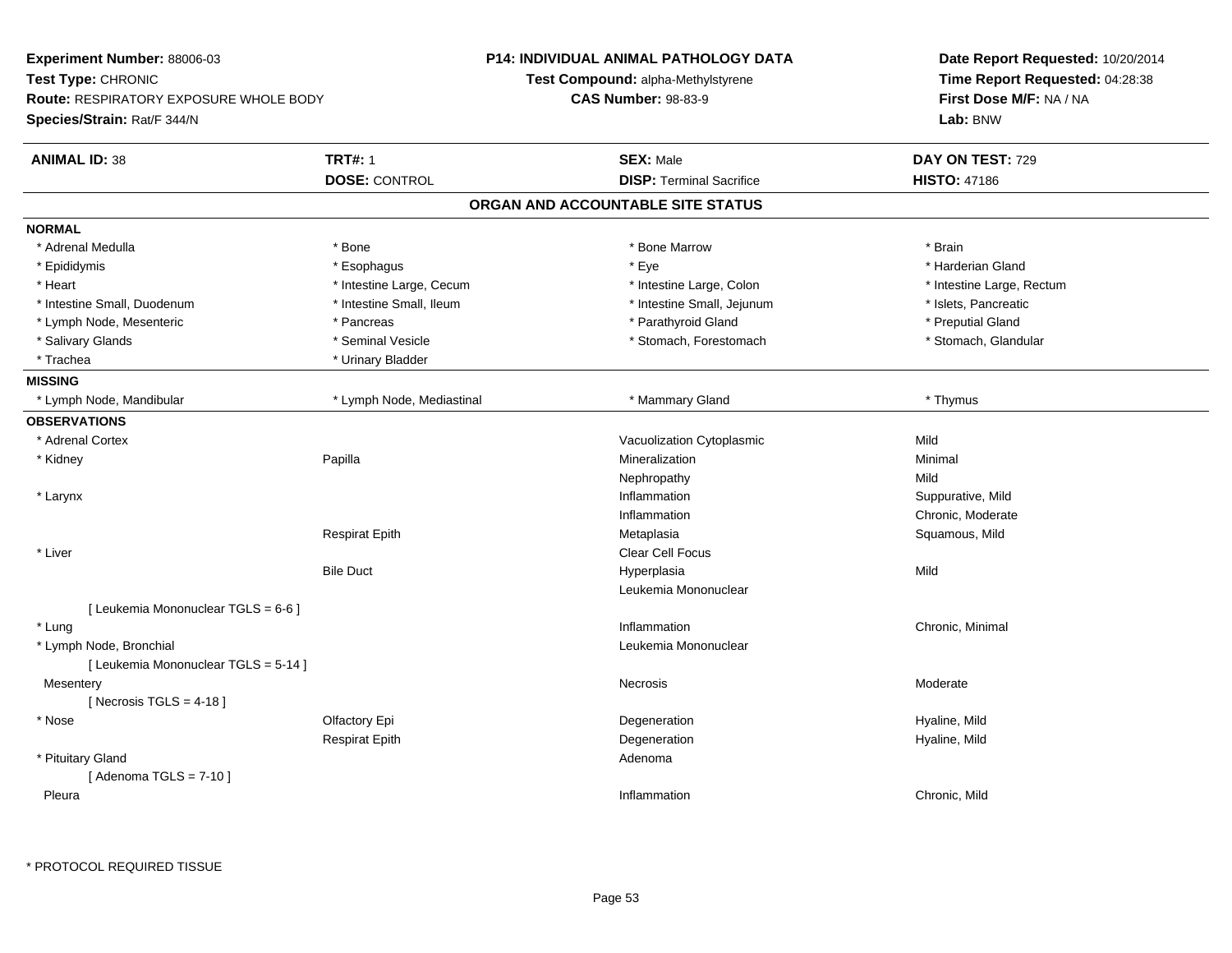**Experiment Number:** 88006-03
**Test Type:** CHRONIC
**Route:** RESPIRATORY EXPOSURE WHOLE BODY
**Species/Strain:** Rat/F 344/N

**P14: INDIVIDUAL ANIMAL PATHOLOGY DATA**
**Test Compound:** alpha-Methylstyrene
**CAS Number:** 98-83-9

**Date Report Requested:** 10/20/2014
**Time Report Requested:** 04:28:38
**First Dose M/F:** NA / NA
**Lab:** BNW

| **ANIMAL ID:** 38 | **TRT#:** 1 | **SEX:** Male | **DAY ON TEST:** 729 |
|---|---|---|---|
| | **DOSE:** CONTROL | **DISP:** Terminal Sacrifice | **HISTO:** 47186 |

## ORGAN AND ACCOUNTABLE SITE STATUS

**NORMAL**

| | | | |
|---|---|---|---|
| * Adrenal Medulla | * Bone | * Bone Marrow | * Brain |
| * Epididymis | * Esophagus | * Eye | * Harderian Gland |
| * Heart | * Intestine Large, Cecum | * Intestine Large, Colon | * Intestine Large, Rectum |
| * Intestine Small, Duodenum | * Intestine Small, Ileum | * Intestine Small, Jejunum | * Islets, Pancreatic |
| * Lymph Node, Mesenteric | * Pancreas | * Parathyroid Gland | * Preputial Gland |
| * Salivary Glands | * Seminal Vesicle | * Stomach, Forestomach | * Stomach, Glandular |
| * Trachea | * Urinary Bladder | | |

**MISSING**

| | | | |
|---|---|---|---|
| * Lymph Node, Mandibular | * Lymph Node, Mediastinal | * Mammary Gland | * Thymus |

**OBSERVATIONS**

| | | | |
|---|---|---|---|
| * Adrenal Cortex | | Vacuolization Cytoplasmic | Mild |
| * Kidney | Papilla | Mineralization | Minimal |
| | | Nephropathy | Mild |
| * Larynx | | Inflammation | Suppurative, Mild |
| | | Inflammation | Chronic, Moderate |
| | Respirat Epith | Metaplasia | Squamous, Mild |
| * Liver | | Clear Cell Focus | |
| | Bile Duct | Hyperplasia | Mild |
| | | Leukemia Mononuclear | |
| [ Leukemia Mononuclear TGLS = 6-6 ] | | | |
| * Lung | | Inflammation | Chronic, Minimal |
| * Lymph Node, Bronchial | | Leukemia Mononuclear | |
| [ Leukemia Mononuclear TGLS = 5-14 ] | | | |
| Mesentery | | Necrosis | Moderate |
| [ Necrosis TGLS = 4-18 ] | | | |
| * Nose | Olfactory Epi | Degeneration | Hyaline, Mild |
| | Respirat Epith | Degeneration | Hyaline, Mild |
| * Pituitary Gland | | Adenoma | |
| [ Adenoma TGLS = 7-10 ] | | | |
| Pleura | | Inflammation | Chronic, Mild |

\* PROTOCOL REQUIRED TISSUE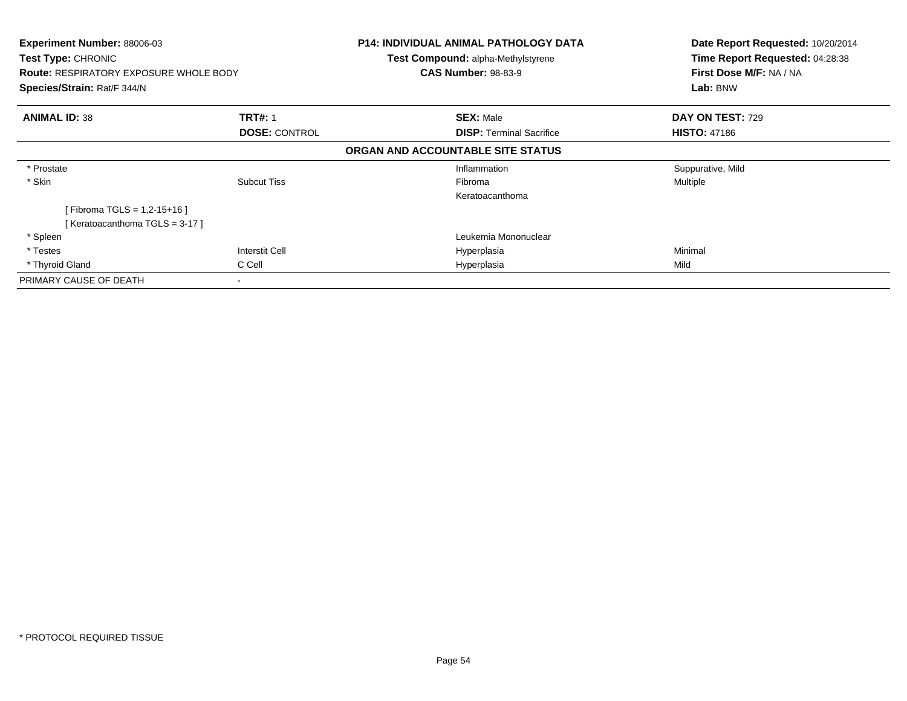**Experiment Number:** 88006-03
**Test Type:** CHRONIC
**Route:** RESPIRATORY EXPOSURE WHOLE BODY
**Species/Strain:** Rat/F 344/N

**P14: INDIVIDUAL ANIMAL PATHOLOGY DATA**
**Test Compound:** alpha-Methylstyrene
**CAS Number:** 98-83-9

**Date Report Requested:** 10/20/2014
**Time Report Requested:** 04:28:38
**First Dose M/F:** NA / NA
**Lab:** BNW

| **ANIMAL ID:** 38 | **TRT#:** 1 | **SEX:** Male | **DAY ON TEST:** 729 |
|---|---|---|---|
| | **DOSE:** CONTROL | **DISP:** Terminal Sacrifice | **HISTO:** 47186 |
| | | **ORGAN AND ACCOUNTABLE SITE STATUS** | |
| * Prostate | | Inflammation | Suppurative, Mild |
| * Skin | Subcut Tiss | Fibroma | Multiple |
| | | Keratoacanthoma | |
| [ Fibroma TGLS = 1,2-15+16 ] | | | |
| [ Keratoacanthoma TGLS = 3-17 ] | | | |
| * Spleen | | Leukemia Mononuclear | |
| * Testes | Interstit Cell | Hyperplasia | Minimal |
| * Thyroid Gland | C Cell | Hyperplasia | Mild |
| PRIMARY CAUSE OF DEATH | - | | |

* PROTOCOL REQUIRED TISSUE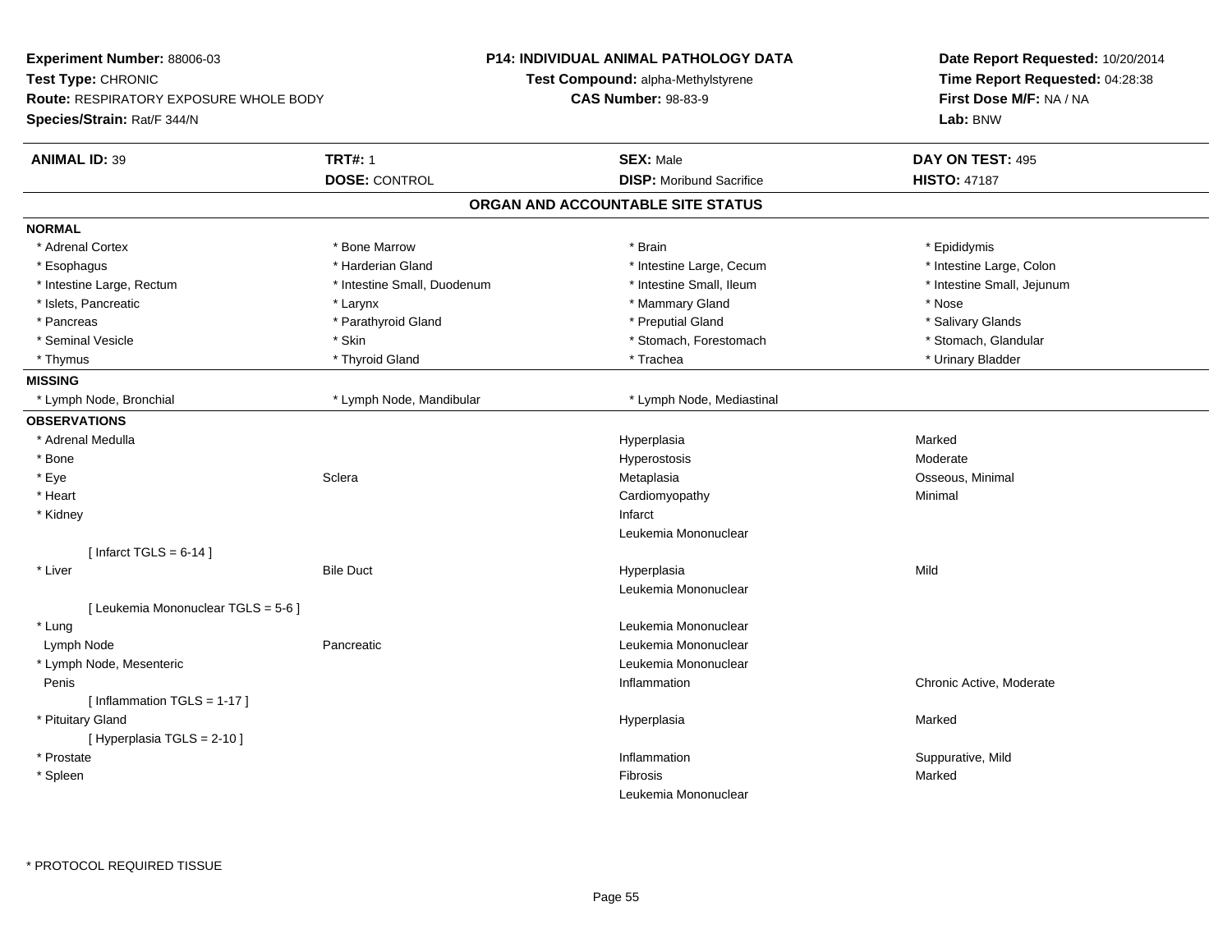**Experiment Number:** 88006-03
**Test Type:** CHRONIC
**Route:** RESPIRATORY EXPOSURE WHOLE BODY
**Species/Strain:** Rat/F 344/N

**P14: INDIVIDUAL ANIMAL PATHOLOGY DATA**
**Test Compound:** alpha-Methylstyrene
**CAS Number:** 98-83-9

**Date Report Requested:** 10/20/2014
**Time Report Requested:** 04:28:38
**First Dose M/F:** NA / NA
**Lab:** BNW

| **ANIMAL ID:** 39 | **TRT#:** 1 | **SEX:** Male | **DAY ON TEST:** 495 |
|---|---|---|---|
| | **DOSE:** CONTROL | **DISP:** Moribund Sacrifice | **HISTO:** 47187 |

## ORGAN AND ACCOUNTABLE SITE STATUS

**NORMAL**

| | | | |
|---|---|---|---|
| * Adrenal Cortex | * Bone Marrow | * Brain | * Epididymis |
| * Esophagus | * Harderian Gland | * Intestine Large, Cecum | * Intestine Large, Colon |
| * Intestine Large, Rectum | * Intestine Small, Duodenum | * Intestine Small, Ileum | * Intestine Small, Jejunum |
| * Islets, Pancreatic | * Larynx | * Mammary Gland | * Nose |
| * Pancreas | * Parathyroid Gland | * Preputial Gland | * Salivary Glands |
| * Seminal Vesicle | * Skin | * Stomach, Forestomach | * Stomach, Glandular |
| * Thymus | * Thyroid Gland | * Trachea | * Urinary Bladder |

**MISSING**

| | | |
|---|---|---|
| * Lymph Node, Bronchial | * Lymph Node, Mandibular | * Lymph Node, Mediastinal |

**OBSERVATIONS**

| Organ | Site | Observation | Qualifier |
|---|---|---|---|
| * Adrenal Medulla | | Hyperplasia | Marked |
| * Bone | | Hyperostosis | Moderate |
| * Eye | Sclera | Metaplasia | Osseous, Minimal |
| * Heart | | Cardiomyopathy | Minimal |
| * Kidney | | Infarct | |
| | | Leukemia Mononuclear | |
| [ Infarct TGLS = 6-14 ] | | | |
| * Liver | Bile Duct | Hyperplasia | Mild |
| | | Leukemia Mononuclear | |
| [ Leukemia Mononuclear TGLS = 5-6 ] | | | |
| * Lung | | Leukemia Mononuclear | |
| Lymph Node | Pancreatic | Leukemia Mononuclear | |
| * Lymph Node, Mesenteric | | Leukemia Mononuclear | |
| Penis | | Inflammation | Chronic Active, Moderate |
| [ Inflammation TGLS = 1-17 ] | | | |
| * Pituitary Gland | | Hyperplasia | Marked |
| [ Hyperplasia TGLS = 2-10 ] | | | |
| * Prostate | | Inflammation | Suppurative, Mild |
| * Spleen | | Fibrosis | Marked |
| | | Leukemia Mononuclear | |

* PROTOCOL REQUIRED TISSUE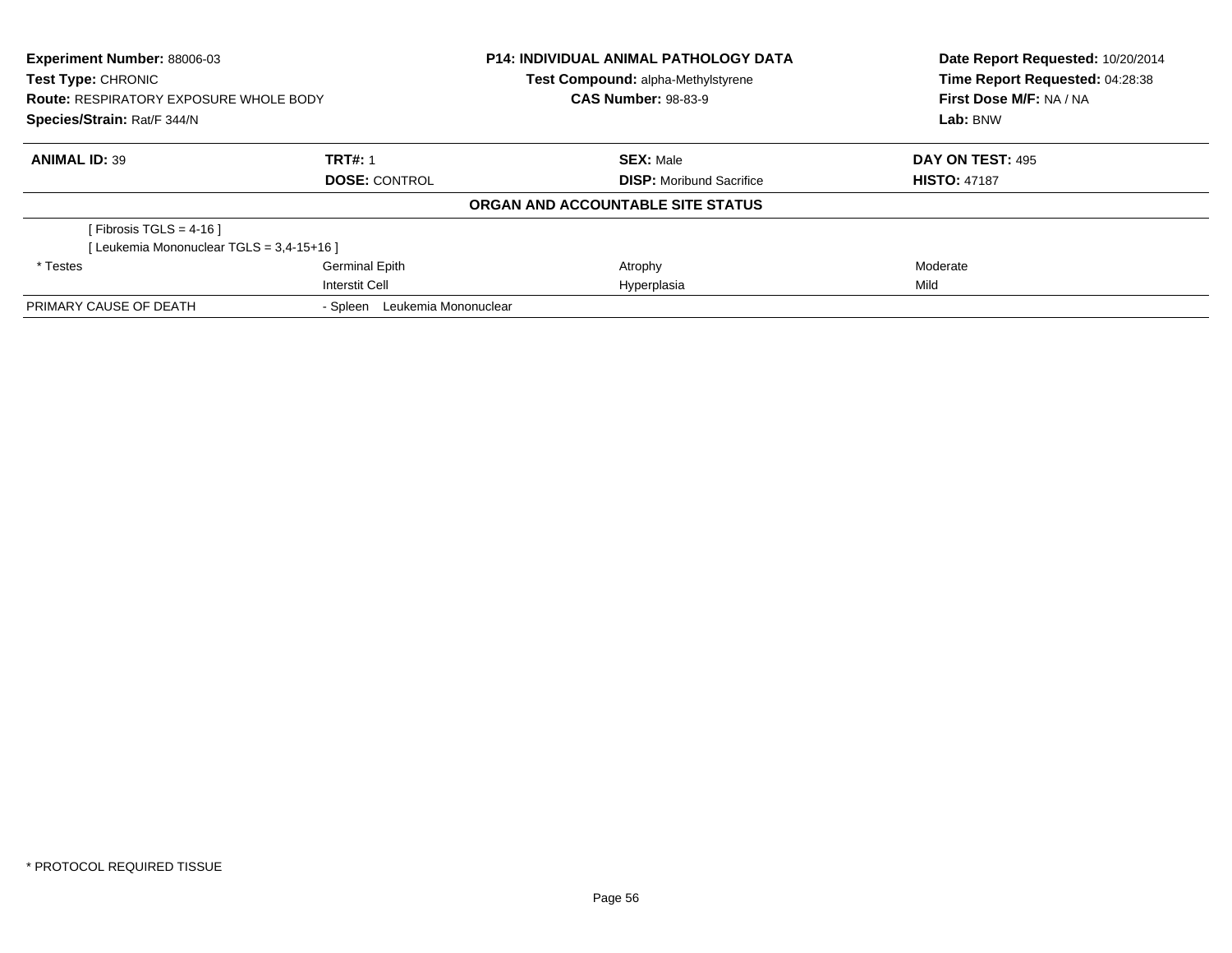**Experiment Number:** 88006-03
**Test Type:** CHRONIC
**Route:** RESPIRATORY EXPOSURE WHOLE BODY
**Species/Strain:** Rat/F 344/N

**P14: INDIVIDUAL ANIMAL PATHOLOGY DATA**
**Test Compound:** alpha-Methylstyrene
**CAS Number:** 98-83-9

**Date Report Requested:** 10/20/2014
**Time Report Requested:** 04:28:38
**First Dose M/F:** NA / NA
**Lab:** BNW

| **ANIMAL ID:** 39 | **TRT#:** 1 | **SEX:** Male | **DAY ON TEST:** 495 |
|---|---|---|---|
| | **DOSE:** CONTROL | **DISP:** Moribund Sacrifice | **HISTO:** 47187 |

**ORGAN AND ACCOUNTABLE SITE STATUS**

| | | | |
|---|---|---|---|
| [ Fibrosis TGLS = 4-16 ] | | | |
| [ Leukemia Mononuclear TGLS = 3,4-15+16 ] | | | |
| * Testes | Germinal Epith | Atrophy | Moderate |
| | Interstit Cell | Hyperplasia | Mild |
| PRIMARY CAUSE OF DEATH | - Spleen Leukemia Mononuclear | | |

* PROTOCOL REQUIRED TISSUE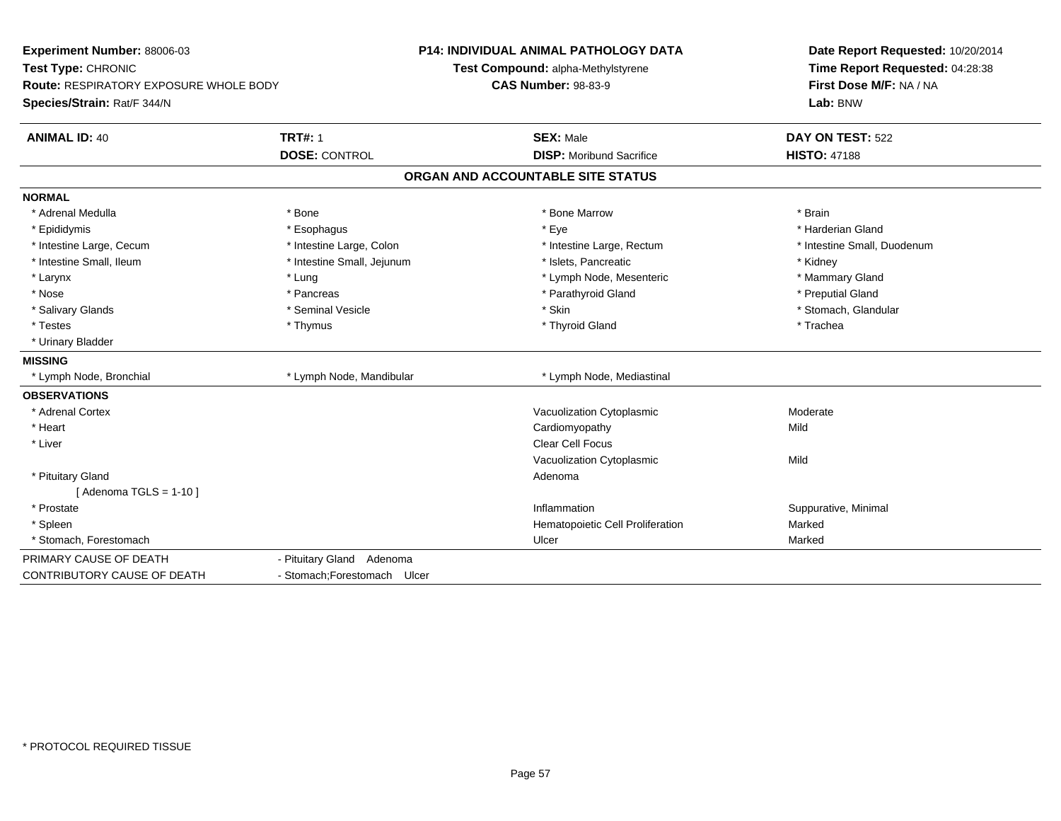**Experiment Number:** 88006-03
**Test Type:** CHRONIC
**Route:** RESPIRATORY EXPOSURE WHOLE BODY
**Species/Strain:** Rat/F 344/N

**P14: INDIVIDUAL ANIMAL PATHOLOGY DATA**
**Test Compound:** alpha-Methylstyrene
**CAS Number:** 98-83-9

**Date Report Requested:** 10/20/2014
**Time Report Requested:** 04:28:38
**First Dose M/F:** NA / NA
**Lab:** BNW

| **ANIMAL ID:** 40 | **TRT#:** 1 | **SEX:** Male | **DAY ON TEST:** 522 |
|---|---|---|---|
| | **DOSE:** CONTROL | **DISP:** Moribund Sacrifice | **HISTO:** 47188 |

## ORGAN AND ACCOUNTABLE SITE STATUS

**NORMAL**

| | | | |
|---|---|---|---|
| * Adrenal Medulla | * Bone | * Bone Marrow | * Brain |
| * Epididymis | * Esophagus | * Eye | * Harderian Gland |
| * Intestine Large, Cecum | * Intestine Large, Colon | * Intestine Large, Rectum | * Intestine Small, Duodenum |
| * Intestine Small, Ileum | * Intestine Small, Jejunum | * Islets, Pancreatic | * Kidney |
| * Larynx | * Lung | * Lymph Node, Mesenteric | * Mammary Gland |
| * Nose | * Pancreas | * Parathyroid Gland | * Preputial Gland |
| * Salivary Glands | * Seminal Vesicle | * Skin | * Stomach, Glandular |
| * Testes | * Thymus | * Thyroid Gland | * Trachea |
| * Urinary Bladder | | | |

**MISSING**

| | | |
|---|---|---|
| * Lymph Node, Bronchial | * Lymph Node, Mandibular | * Lymph Node, Mediastinal |

**OBSERVATIONS**

| | | |
|---|---|---|
| * Adrenal Cortex | Vacuolization Cytoplasmic | Moderate |
| * Heart | Cardiomyopathy | Mild |
| * Liver | Clear Cell Focus | |
| | Vacuolization Cytoplasmic | Mild |
| * Pituitary Gland | Adenoma | |
| [ Adenoma TGLS = 1-10 ] | | |
| * Prostate | Inflammation | Suppurative, Minimal |
| * Spleen | Hematopoietic Cell Proliferation | Marked |
| * Stomach, Forestomach | Ulcer | Marked |

| | |
|---|---|
| PRIMARY CAUSE OF DEATH | - Pituitary Gland Adenoma |
| CONTRIBUTORY CAUSE OF DEATH | - Stomach;Forestomach Ulcer |

* PROTOCOL REQUIRED TISSUE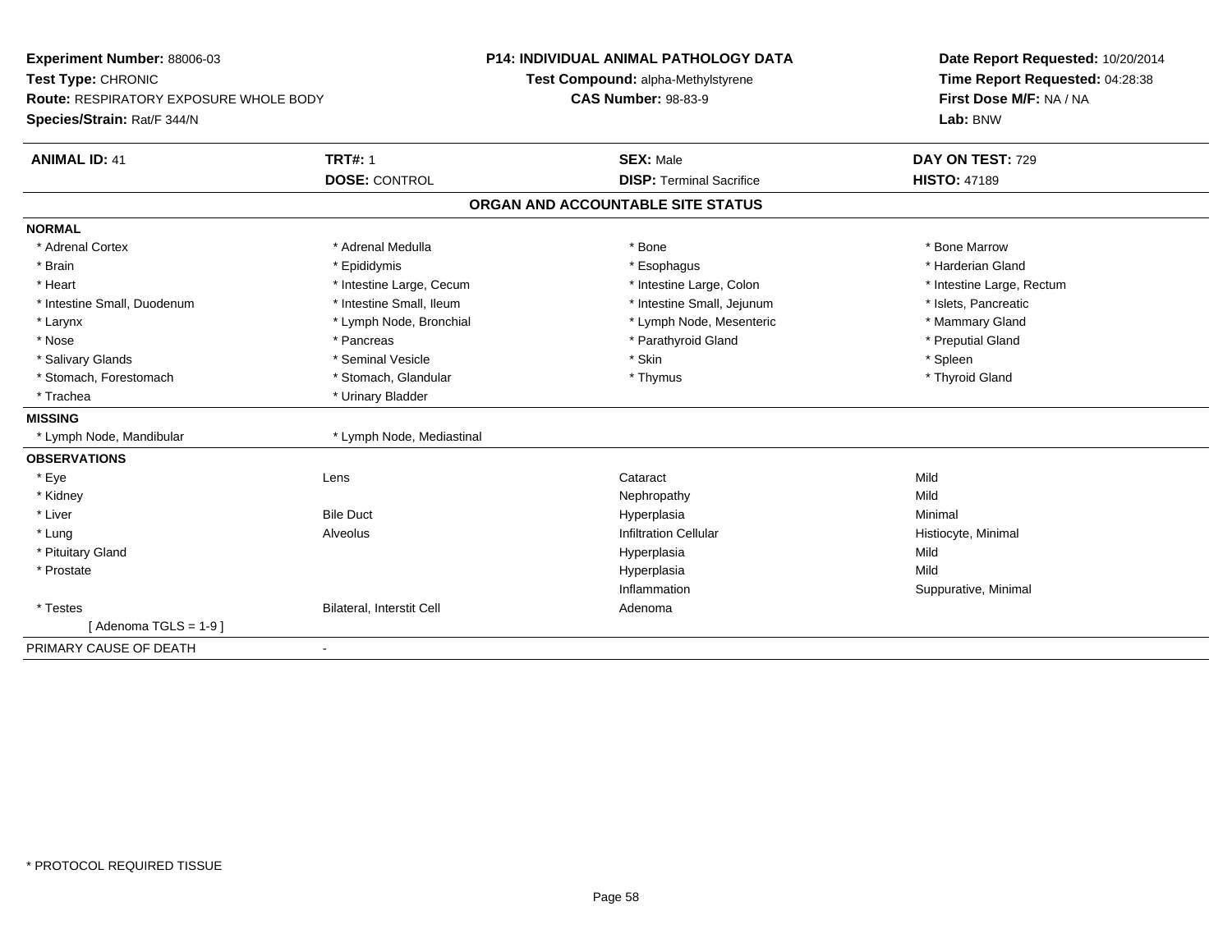**Experiment Number:** 88006-03
**Test Type:** CHRONIC
**Route:** RESPIRATORY EXPOSURE WHOLE BODY
**Species/Strain:** Rat/F 344/N

**P14: INDIVIDUAL ANIMAL PATHOLOGY DATA**
**Test Compound:** alpha-Methylstyrene
**CAS Number:** 98-83-9

**Date Report Requested:** 10/20/2014
**Time Report Requested:** 04:28:38
**First Dose M/F:** NA / NA
**Lab:** BNW

| **ANIMAL ID:** 41 | **TRT#:** 1 | **SEX:** Male | **DAY ON TEST:** 729 |
|---|---|---|---|
| | **DOSE:** CONTROL | **DISP:** Terminal Sacrifice | **HISTO:** 47189 |

## ORGAN AND ACCOUNTABLE SITE STATUS

**NORMAL**

| | | | |
|---|---|---|---|
| * Adrenal Cortex | * Adrenal Medulla | * Bone | * Bone Marrow |
| * Brain | * Epididymis | * Esophagus | * Harderian Gland |
| * Heart | * Intestine Large, Cecum | * Intestine Large, Colon | * Intestine Large, Rectum |
| * Intestine Small, Duodenum | * Intestine Small, Ileum | * Intestine Small, Jejunum | * Islets, Pancreatic |
| * Larynx | * Lymph Node, Bronchial | * Lymph Node, Mesenteric | * Mammary Gland |
| * Nose | * Pancreas | * Parathyroid Gland | * Preputial Gland |
| * Salivary Glands | * Seminal Vesicle | * Skin | * Spleen |
| * Stomach, Forestomach | * Stomach, Glandular | * Thymus | * Thyroid Gland |
| * Trachea | * Urinary Bladder | | |

**MISSING**

| | |
|---|---|
| * Lymph Node, Mandibular | * Lymph Node, Mediastinal |

**OBSERVATIONS**

| | | | |
|---|---|---|---|
| * Eye | Lens | Cataract | Mild |
| * Kidney | | Nephropathy | Mild |
| * Liver | Bile Duct | Hyperplasia | Minimal |
| * Lung | Alveolus | Infiltration Cellular | Histiocyte, Minimal |
| * Pituitary Gland | | Hyperplasia | Mild |
| * Prostate | | Hyperplasia | Mild |
| | | Inflammation | Suppurative, Minimal |
| * Testes | Bilateral, Interstit Cell | Adenoma | |
| [ Adenoma TGLS = 1-9 ] | | | |

PRIMARY CAUSE OF DEATH -

\* PROTOCOL REQUIRED TISSUE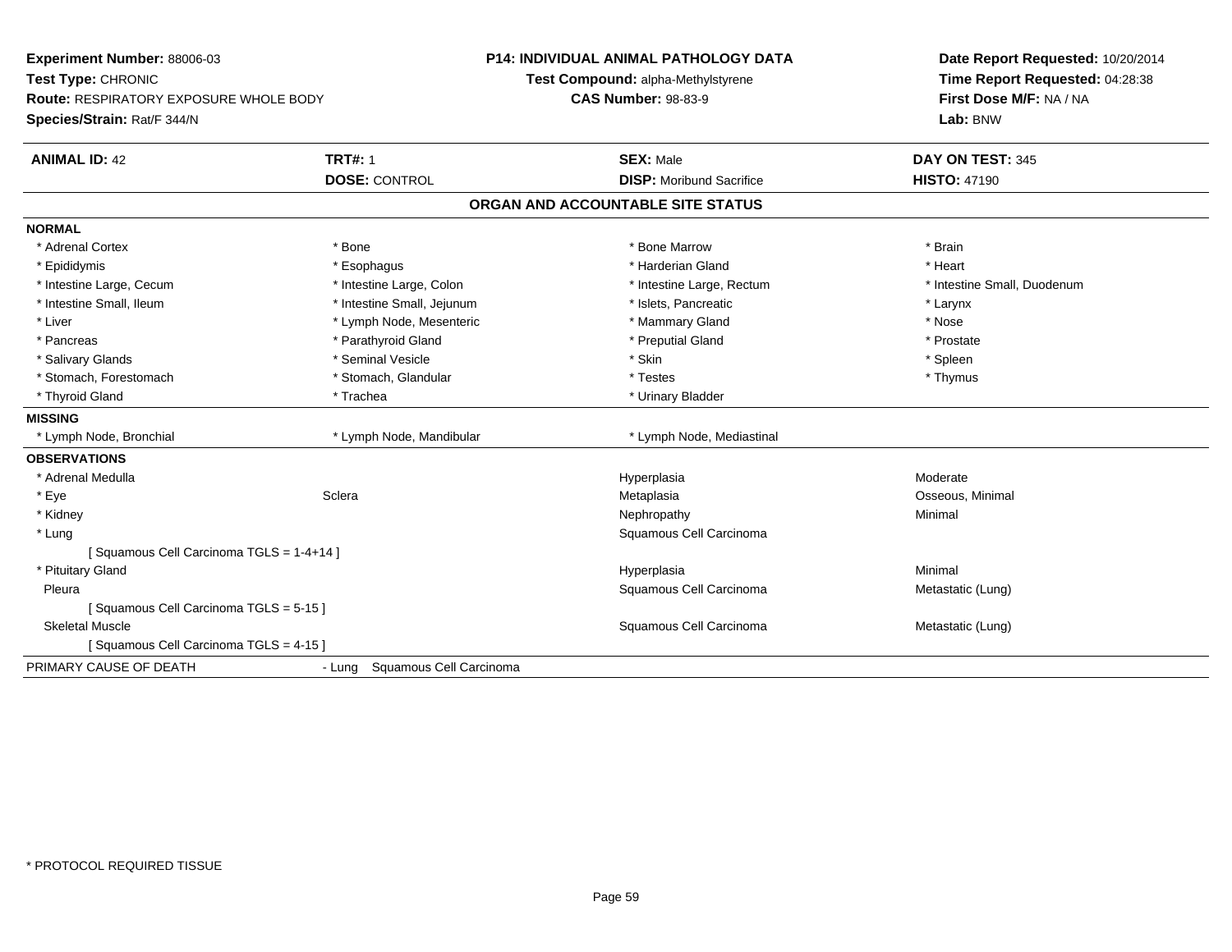**Experiment Number:** 88006-03
**Test Type:** CHRONIC
**Route:** RESPIRATORY EXPOSURE WHOLE BODY
**Species/Strain:** Rat/F 344/N

**P14: INDIVIDUAL ANIMAL PATHOLOGY DATA**
**Test Compound:** alpha-Methylstyrene
**CAS Number:** 98-83-9

**Date Report Requested:** 10/20/2014
**Time Report Requested:** 04:28:38
**First Dose M/F:** NA / NA
**Lab:** BNW

| **ANIMAL ID:** 42 | **TRT#:** 1 | **SEX:** Male | **DAY ON TEST:** 345 |
|---|---|---|---|
| | **DOSE:** CONTROL | **DISP:** Moribund Sacrifice | **HISTO:** 47190 |

## ORGAN AND ACCOUNTABLE SITE STATUS

**NORMAL**

| | | | |
|---|---|---|---|
| * Adrenal Cortex | * Bone | * Bone Marrow | * Brain |
| * Epididymis | * Esophagus | * Harderian Gland | * Heart |
| * Intestine Large, Cecum | * Intestine Large, Colon | * Intestine Large, Rectum | * Intestine Small, Duodenum |
| * Intestine Small, Ileum | * Intestine Small, Jejunum | * Islets, Pancreatic | * Larynx |
| * Liver | * Lymph Node, Mesenteric | * Mammary Gland | * Nose |
| * Pancreas | * Parathyroid Gland | * Preputial Gland | * Prostate |
| * Salivary Glands | * Seminal Vesicle | * Skin | * Spleen |
| * Stomach, Forestomach | * Stomach, Glandular | * Testes | * Thymus |
| * Thyroid Gland | * Trachea | * Urinary Bladder | |

**MISSING**

| | | |
|---|---|---|
| * Lymph Node, Bronchial | * Lymph Node, Mandibular | * Lymph Node, Mediastinal |

**OBSERVATIONS**

| | | | |
|---|---|---|---|
| * Adrenal Medulla | | Hyperplasia | Moderate |
| * Eye | Sclera | Metaplasia | Osseous, Minimal |
| * Kidney | | Nephropathy | Minimal |
| * Lung | | Squamous Cell Carcinoma | |
| [ Squamous Cell Carcinoma TGLS = 1-4+14 ] | | | |
| * Pituitary Gland | | Hyperplasia | Minimal |
| Pleura | | Squamous Cell Carcinoma | Metastatic (Lung) |
| [ Squamous Cell Carcinoma TGLS = 5-15 ] | | | |
| Skeletal Muscle | | Squamous Cell Carcinoma | Metastatic (Lung) |
| [ Squamous Cell Carcinoma TGLS = 4-15 ] | | | |

PRIMARY CAUSE OF DEATH - Lung Squamous Cell Carcinoma

* PROTOCOL REQUIRED TISSUE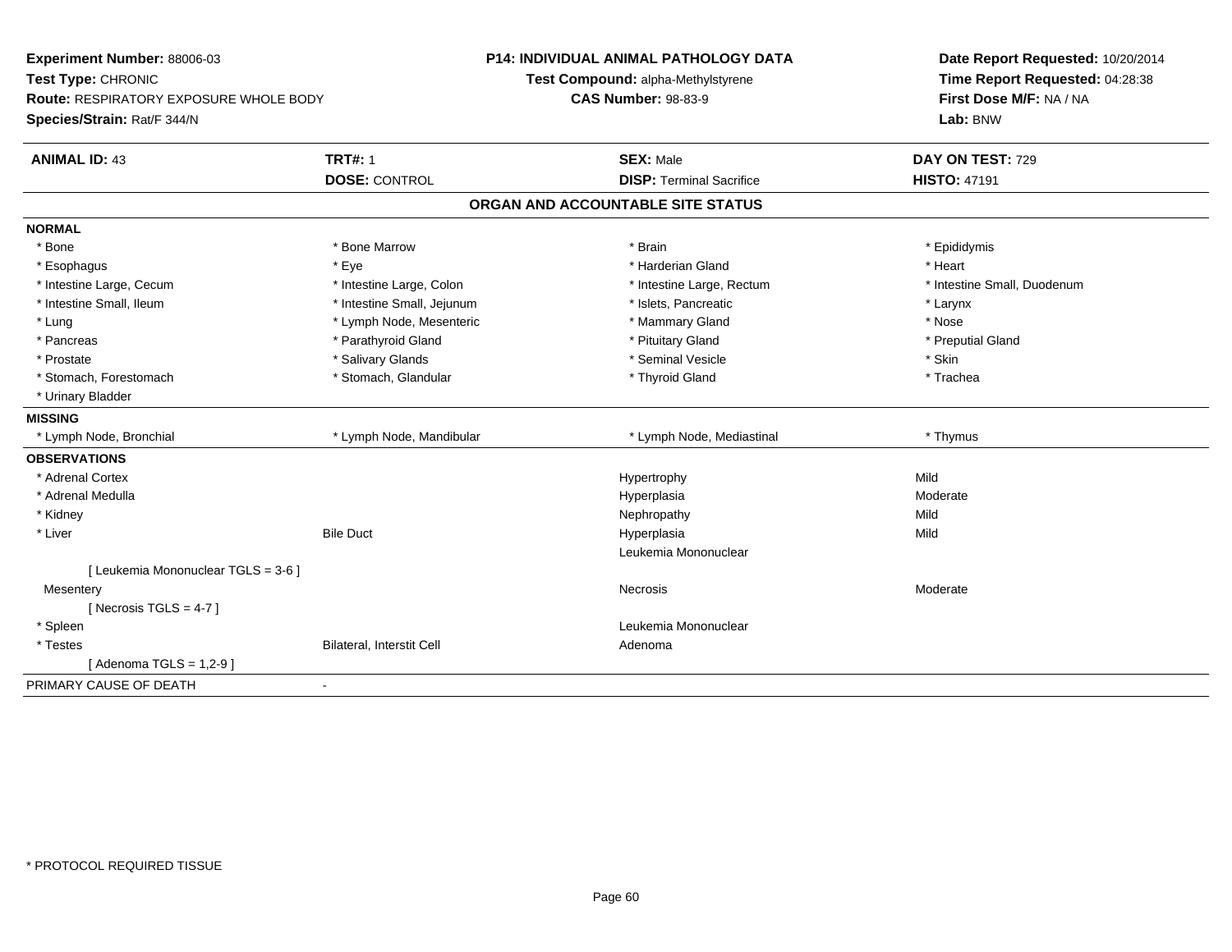**Experiment Number:** 88006-03
**Test Type:** CHRONIC
**Route:** RESPIRATORY EXPOSURE WHOLE BODY
**Species/Strain:** Rat/F 344/N

**P14: INDIVIDUAL ANIMAL PATHOLOGY DATA**
**Test Compound:** alpha-Methylstyrene
**CAS Number:** 98-83-9

**Date Report Requested:** 10/20/2014
**Time Report Requested:** 04:28:38
**First Dose M/F:** NA / NA
**Lab:** BNW

| **ANIMAL ID:** 43 | **TRT#:** 1 | **SEX:** Male | **DAY ON TEST:** 729 |
|---|---|---|---|
| | **DOSE:** CONTROL | **DISP:** Terminal Sacrifice | **HISTO:** 47191 |

## ORGAN AND ACCOUNTABLE SITE STATUS

**NORMAL**

| | | | |
|---|---|---|---|
| * Bone | * Bone Marrow | * Brain | * Epididymis |
| * Esophagus | * Eye | * Harderian Gland | * Heart |
| * Intestine Large, Cecum | * Intestine Large, Colon | * Intestine Large, Rectum | * Intestine Small, Duodenum |
| * Intestine Small, Ileum | * Intestine Small, Jejunum | * Islets, Pancreatic | * Larynx |
| * Lung | * Lymph Node, Mesenteric | * Mammary Gland | * Nose |
| * Pancreas | * Parathyroid Gland | * Pituitary Gland | * Preputial Gland |
| * Prostate | * Salivary Glands | * Seminal Vesicle | * Skin |
| * Stomach, Forestomach | * Stomach, Glandular | * Thyroid Gland | * Trachea |
| * Urinary Bladder | | | |

**MISSING**

| | | | |
|---|---|---|---|
| * Lymph Node, Bronchial | * Lymph Node, Mandibular | * Lymph Node, Mediastinal | * Thymus |

**OBSERVATIONS**

| | | | |
|---|---|---|---|
| * Adrenal Cortex | | Hypertrophy | Mild |
| * Adrenal Medulla | | Hyperplasia | Moderate |
| * Kidney | | Nephropathy | Mild |
| * Liver | Bile Duct | Hyperplasia | Mild |
| | | Leukemia Mononuclear | |
| [ Leukemia Mononuclear TGLS = 3-6 ] | | | |
| Mesentery | | Necrosis | Moderate |
| [ Necrosis TGLS = 4-7 ] | | | |
| * Spleen | | Leukemia Mononuclear | |
| * Testes | Bilateral, Interstit Cell | Adenoma | |
| [ Adenoma TGLS = 1,2-9 ] | | | |

PRIMARY CAUSE OF DEATH -

\* PROTOCOL REQUIRED TISSUE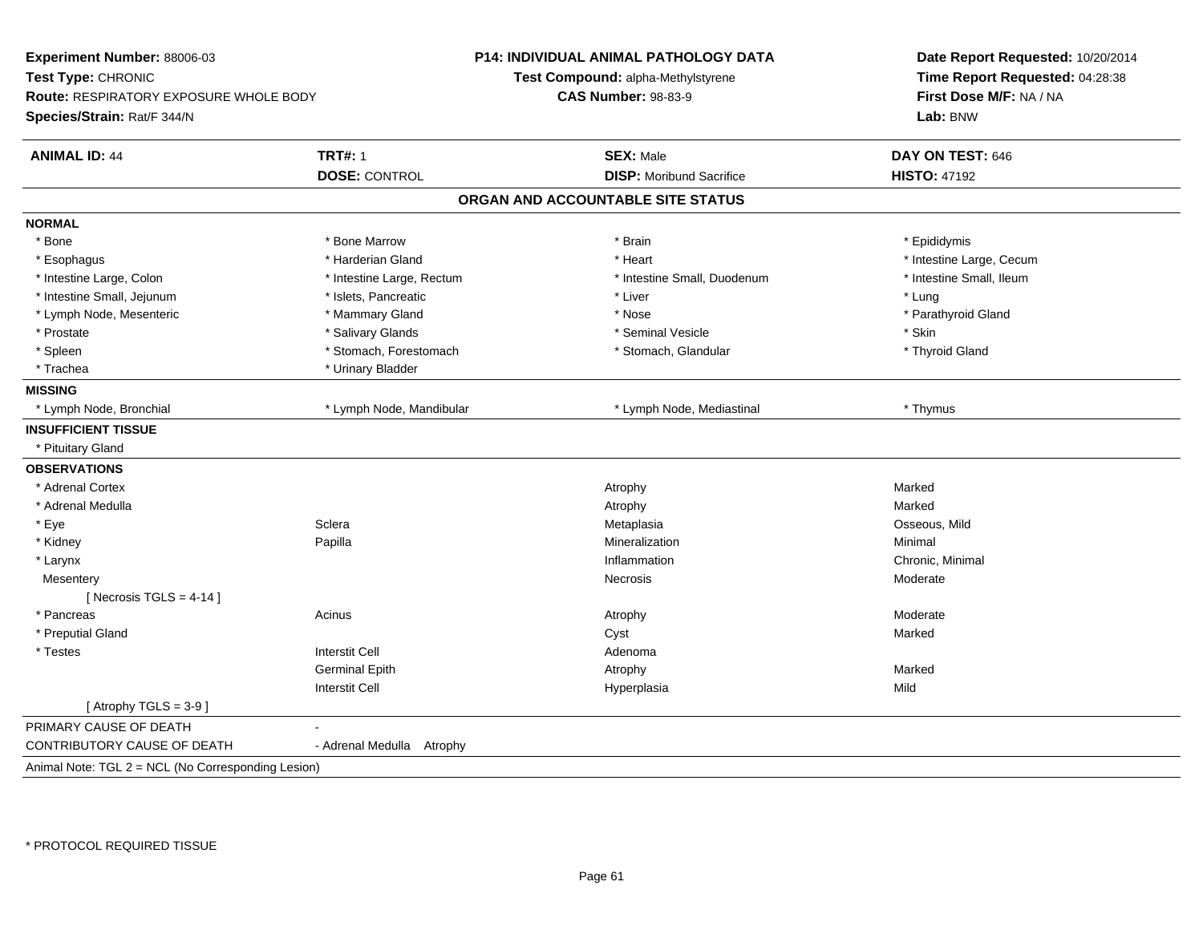**Experiment Number:** 88006-03
**Test Type:** CHRONIC
**Route:** RESPIRATORY EXPOSURE WHOLE BODY
**Species/Strain:** Rat/F 344/N

**P14: INDIVIDUAL ANIMAL PATHOLOGY DATA**
**Test Compound:** alpha-Methylstyrene
**CAS Number:** 98-83-9

**Date Report Requested:** 10/20/2014
**Time Report Requested:** 04:28:38
**First Dose M/F:** NA / NA
**Lab:** BNW

| **ANIMAL ID:** 44 | **TRT#:** 1 | **SEX:** Male | **DAY ON TEST:** 646 |
|---|---|---|---|
| | **DOSE:** CONTROL | **DISP:** Moribund Sacrifice | **HISTO:** 47192 |

## ORGAN AND ACCOUNTABLE SITE STATUS

**NORMAL**

| | | | |
|---|---|---|---|
| * Bone | * Bone Marrow | * Brain | * Epididymis |
| * Esophagus | * Harderian Gland | * Heart | * Intestine Large, Cecum |
| * Intestine Large, Colon | * Intestine Large, Rectum | * Intestine Small, Duodenum | * Intestine Small, Ileum |
| * Intestine Small, Jejunum | * Islets, Pancreatic | * Liver | * Lung |
| * Lymph Node, Mesenteric | * Mammary Gland | * Nose | * Parathyroid Gland |
| * Prostate | * Salivary Glands | * Seminal Vesicle | * Skin |
| * Spleen | * Stomach, Forestomach | * Stomach, Glandular | * Thyroid Gland |
| * Trachea | * Urinary Bladder | | |

**MISSING**

| | | | |
|---|---|---|---|
| * Lymph Node, Bronchial | * Lymph Node, Mandibular | * Lymph Node, Mediastinal | * Thymus |

**INSUFFICIENT TISSUE**

* Pituitary Gland

**OBSERVATIONS**

| | | | |
|---|---|---|---|
| * Adrenal Cortex | | Atrophy | Marked |
| * Adrenal Medulla | | Atrophy | Marked |
| * Eye | Sclera | Metaplasia | Osseous, Mild |
| * Kidney | Papilla | Mineralization | Minimal |
| * Larynx | | Inflammation | Chronic, Minimal |
| Mesentery | | Necrosis | Moderate |
| [ Necrosis TGLS = 4-14 ] | | | |
| * Pancreas | Acinus | Atrophy | Moderate |
| * Preputial Gland | | Cyst | Marked |
| * Testes | Interstit Cell | Adenoma | |
| | Germinal Epith | Atrophy | Marked |
| | Interstit Cell | Hyperplasia | Mild |
| [ Atrophy TGLS = 3-9 ] | | | |

| | |
|---|---|
| PRIMARY CAUSE OF DEATH | - |
| CONTRIBUTORY CAUSE OF DEATH | - Adrenal Medulla Atrophy |

Animal Note: TGL 2 = NCL (No Corresponding Lesion)

* PROTOCOL REQUIRED TISSUE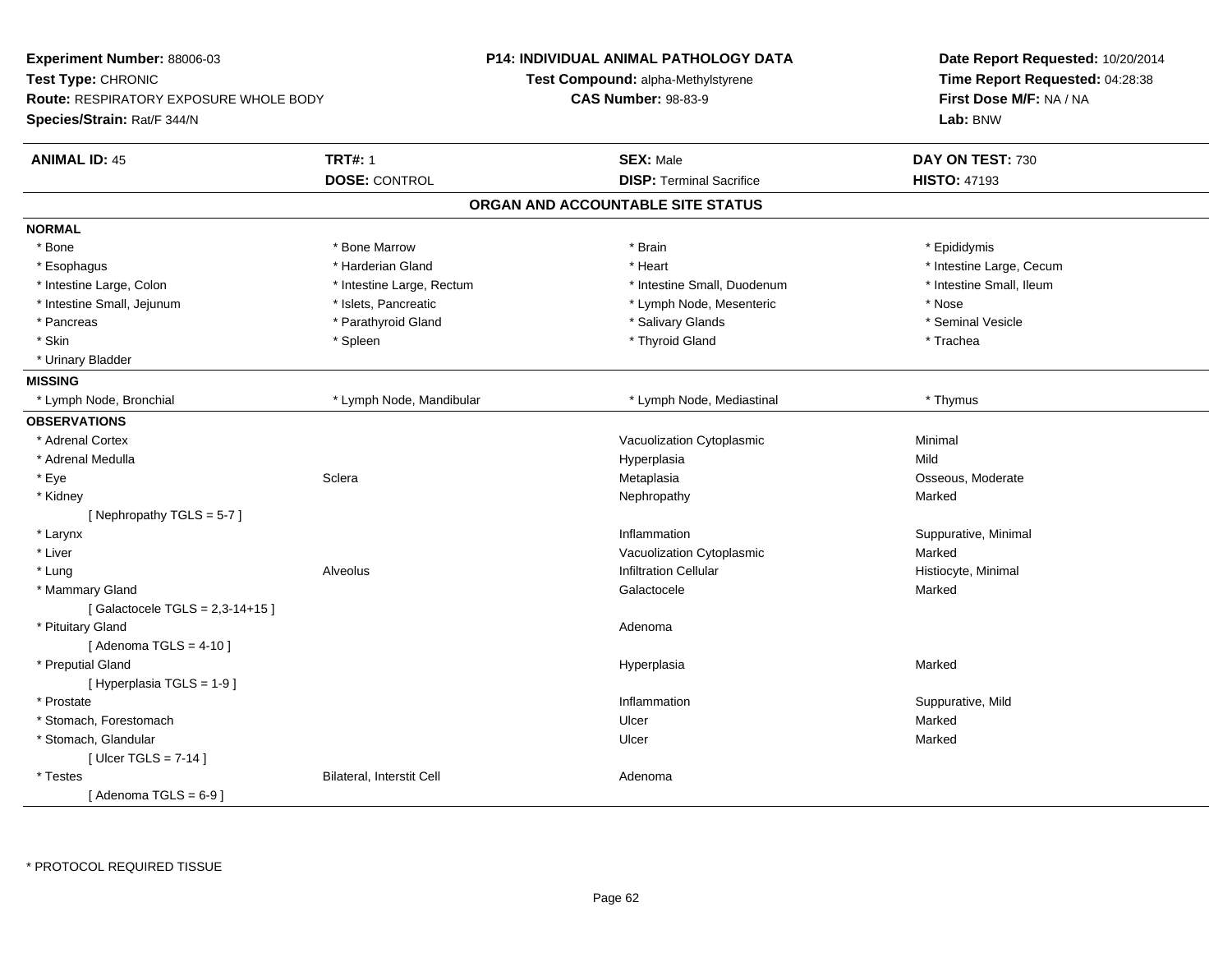**Experiment Number:** 88006-03
**Test Type:** CHRONIC
**Route:** RESPIRATORY EXPOSURE WHOLE BODY
**Species/Strain:** Rat/F 344/N

**P14: INDIVIDUAL ANIMAL PATHOLOGY DATA**
**Test Compound:** alpha-Methylstyrene
**CAS Number:** 98-83-9

**Date Report Requested:** 10/20/2014
**Time Report Requested:** 04:28:38
**First Dose M/F:** NA / NA
**Lab:** BNW

| **ANIMAL ID:** 45 | **TRT#:** 1 | **SEX:** Male | **DAY ON TEST:** 730 |
|---|---|---|---|
| | **DOSE:** CONTROL | **DISP:** Terminal Sacrifice | **HISTO:** 47193 |

## ORGAN AND ACCOUNTABLE SITE STATUS

**NORMAL**

| | | | |
|---|---|---|---|
| * Bone | * Bone Marrow | * Brain | * Epididymis |
| * Esophagus | * Harderian Gland | * Heart | * Intestine Large, Cecum |
| * Intestine Large, Colon | * Intestine Large, Rectum | * Intestine Small, Duodenum | * Intestine Small, Ileum |
| * Intestine Small, Jejunum | * Islets, Pancreatic | * Lymph Node, Mesenteric | * Nose |
| * Pancreas | * Parathyroid Gland | * Salivary Glands | * Seminal Vesicle |
| * Skin | * Spleen | * Thyroid Gland | * Trachea |
| * Urinary Bladder | | | |

**MISSING**

| | | | |
|---|---|---|---|
| * Lymph Node, Bronchial | * Lymph Node, Mandibular | * Lymph Node, Mediastinal | * Thymus |

**OBSERVATIONS**

| | | | |
|---|---|---|---|
| * Adrenal Cortex | | Vacuolization Cytoplasmic | Minimal |
| * Adrenal Medulla | | Hyperplasia | Mild |
| * Eye | Sclera | Metaplasia | Osseous, Moderate |
| * Kidney | | Nephropathy | Marked |
| [ Nephropathy TGLS = 5-7 ] | | | |
| * Larynx | | Inflammation | Suppurative, Minimal |
| * Liver | | Vacuolization Cytoplasmic | Marked |
| * Lung | Alveolus | Infiltration Cellular | Histiocyte, Minimal |
| * Mammary Gland | | Galactocele | Marked |
| [ Galactocele TGLS = 2,3-14+15 ] | | | |
| * Pituitary Gland | | Adenoma | |
| [ Adenoma TGLS = 4-10 ] | | | |
| * Preputial Gland | | Hyperplasia | Marked |
| [ Hyperplasia TGLS = 1-9 ] | | | |
| * Prostate | | Inflammation | Suppurative, Mild |
| * Stomach, Forestomach | | Ulcer | Marked |
| * Stomach, Glandular | | Ulcer | Marked |
| [ Ulcer TGLS = 7-14 ] | | | |
| * Testes | Bilateral, Interstit Cell | Adenoma | |
| [ Adenoma TGLS = 6-9 ] | | | |

* PROTOCOL REQUIRED TISSUE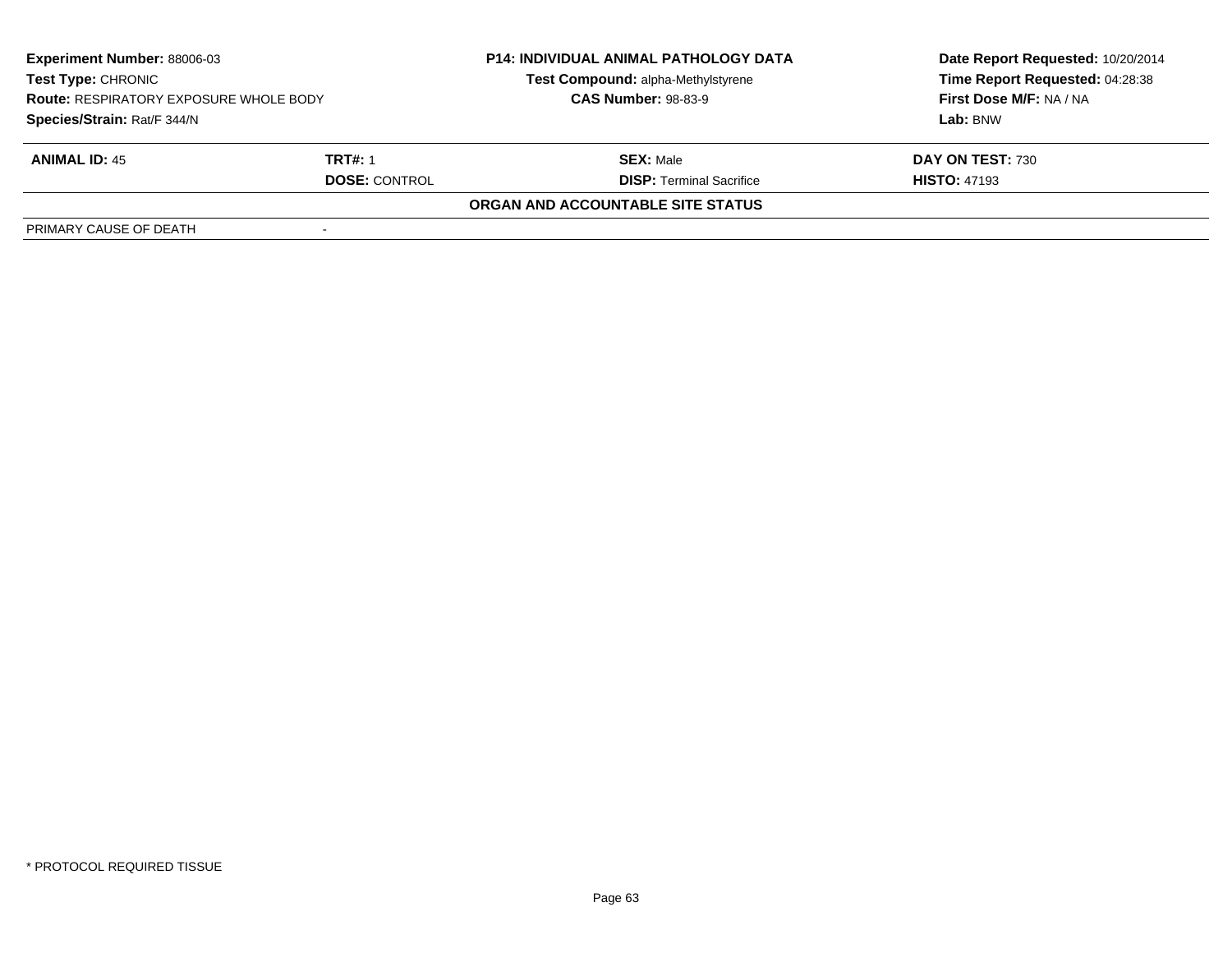| **Experiment Number:** 88006-03 | **P14: INDIVIDUAL ANIMAL PATHOLOGY DATA** | **Date Report Requested:** 10/20/2014 |
|---|---|---|
| **Test Type:** CHRONIC | **Test Compound:** alpha-Methylstyrene | **Time Report Requested:** 04:28:38 |
| **Route:** RESPIRATORY EXPOSURE WHOLE BODY | **CAS Number:** 98-83-9 | **First Dose M/F:** NA / NA |
| **Species/Strain:** Rat/F 344/N | | **Lab:** BNW |

| **ANIMAL ID:** 45 | **TRT#:** 1 | **SEX:** Male | **DAY ON TEST:** 730 |
|---|---|---|---|
| | **DOSE:** CONTROL | **DISP:** Terminal Sacrifice | **HISTO:** 47193 |

**ORGAN AND ACCOUNTABLE SITE STATUS**

| PRIMARY CAUSE OF DEATH | - |
|---|---|

\* PROTOCOL REQUIRED TISSUE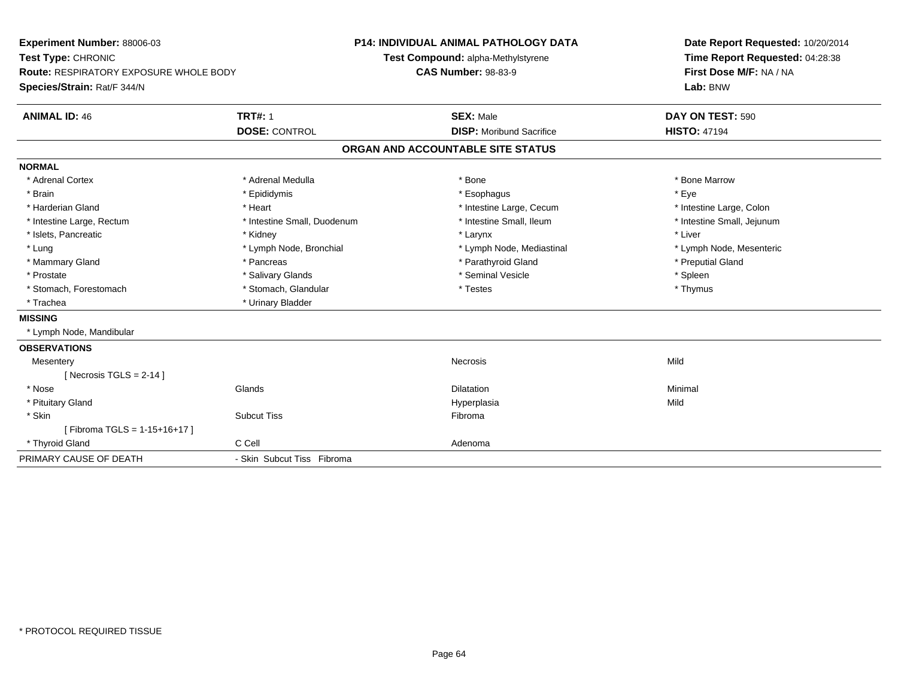**Experiment Number:** 88006-03
**Test Type:** CHRONIC
**Route:** RESPIRATORY EXPOSURE WHOLE BODY
**Species/Strain:** Rat/F 344/N

**P14: INDIVIDUAL ANIMAL PATHOLOGY DATA**
**Test Compound:** alpha-Methylstyrene
**CAS Number:** 98-83-9

**Date Report Requested:** 10/20/2014
**Time Report Requested:** 04:28:38
**First Dose M/F:** NA / NA
**Lab:** BNW

| **ANIMAL ID:** 46 | **TRT#:** 1 | **SEX:** Male | **DAY ON TEST:** 590 |
|---|---|---|---|
| | **DOSE:** CONTROL | **DISP:** Moribund Sacrifice | **HISTO:** 47194 |

## ORGAN AND ACCOUNTABLE SITE STATUS

| | | | |
|---|---|---|---|
| **NORMAL** | | | |
| * Adrenal Cortex | * Adrenal Medulla | * Bone | * Bone Marrow |
| * Brain | * Epididymis | * Esophagus | * Eye |
| * Harderian Gland | * Heart | * Intestine Large, Cecum | * Intestine Large, Colon |
| * Intestine Large, Rectum | * Intestine Small, Duodenum | * Intestine Small, Ileum | * Intestine Small, Jejunum |
| * Islets, Pancreatic | * Kidney | * Larynx | * Liver |
| * Lung | * Lymph Node, Bronchial | * Lymph Node, Mediastinal | * Lymph Node, Mesenteric |
| * Mammary Gland | * Pancreas | * Parathyroid Gland | * Preputial Gland |
| * Prostate | * Salivary Glands | * Seminal Vesicle | * Spleen |
| * Stomach, Forestomach | * Stomach, Glandular | * Testes | * Thymus |
| * Trachea | * Urinary Bladder | | |
| **MISSING** | | | |
| * Lymph Node, Mandibular | | | |
| **OBSERVATIONS** | | | |
| Mesentery | | Necrosis | Mild |
| [ Necrosis TGLS = 2-14 ] | | | |
| * Nose | Glands | Dilatation | Minimal |
| * Pituitary Gland | | Hyperplasia | Mild |
| * Skin | Subcut Tiss | Fibroma | |
| [ Fibroma TGLS = 1-15+16+17 ] | | | |
| * Thyroid Gland | C Cell | Adenoma | |
| PRIMARY CAUSE OF DEATH | - Skin Subcut Tiss Fibroma | | |

\* PROTOCOL REQUIRED TISSUE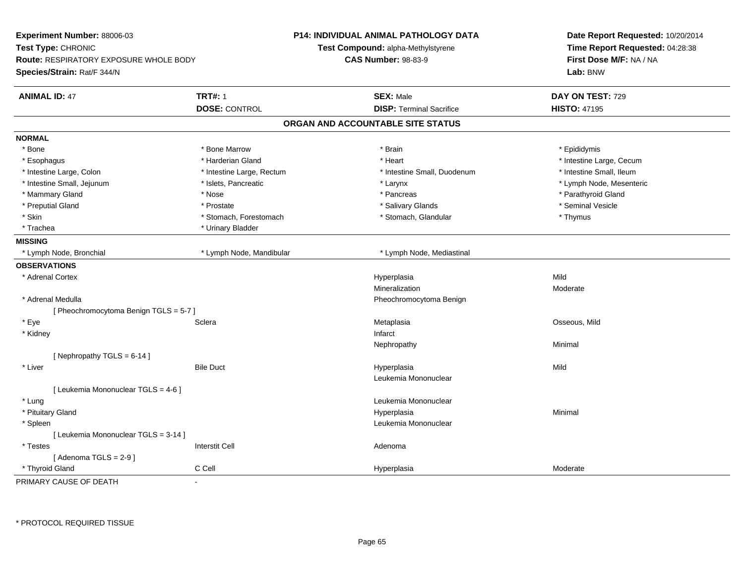**Experiment Number:** 88006-03
**Test Type:** CHRONIC
**Route:** RESPIRATORY EXPOSURE WHOLE BODY
**Species/Strain:** Rat/F 344/N

**P14: INDIVIDUAL ANIMAL PATHOLOGY DATA**
**Test Compound:** alpha-Methylstyrene
**CAS Number:** 98-83-9

**Date Report Requested:** 10/20/2014
**Time Report Requested:** 04:28:38
**First Dose M/F:** NA / NA
**Lab:** BNW

| **ANIMAL ID:** 47 | **TRT#:** 1 | **SEX:** Male | **DAY ON TEST:** 729 |
|---|---|---|---|
| | **DOSE:** CONTROL | **DISP:** Terminal Sacrifice | **HISTO:** 47195 |

## ORGAN AND ACCOUNTABLE SITE STATUS

**NORMAL**

| | | | |
|---|---|---|---|
| * Bone | * Bone Marrow | * Brain | * Epididymis |
| * Esophagus | * Harderian Gland | * Heart | * Intestine Large, Cecum |
| * Intestine Large, Colon | * Intestine Large, Rectum | * Intestine Small, Duodenum | * Intestine Small, Ileum |
| * Intestine Small, Jejunum | * Islets, Pancreatic | * Larynx | * Lymph Node, Mesenteric |
| * Mammary Gland | * Nose | * Pancreas | * Parathyroid Gland |
| * Preputial Gland | * Prostate | * Salivary Glands | * Seminal Vesicle |
| * Skin | * Stomach, Forestomach | * Stomach, Glandular | * Thymus |
| * Trachea | * Urinary Bladder | | |

**MISSING**

| | | |
|---|---|---|
| * Lymph Node, Bronchial | * Lymph Node, Mandibular | * Lymph Node, Mediastinal |

**OBSERVATIONS**

| | | | |
|---|---|---|---|
| * Adrenal Cortex | | Hyperplasia | Mild |
| | | Mineralization | Moderate |
| * Adrenal Medulla | | Pheochromocytoma Benign | |
| [ Pheochromocytoma Benign TGLS = 5-7 ] | | | |
| * Eye | Sclera | Metaplasia | Osseous, Mild |
| * Kidney | | Infarct | |
| | | Nephropathy | Minimal |
| [ Nephropathy TGLS = 6-14 ] | | | |
| * Liver | Bile Duct | Hyperplasia | Mild |
| | | Leukemia Mononuclear | |
| [ Leukemia Mononuclear TGLS = 4-6 ] | | | |
| * Lung | | Leukemia Mononuclear | |
| * Pituitary Gland | | Hyperplasia | Minimal |
| * Spleen | | Leukemia Mononuclear | |
| [ Leukemia Mononuclear TGLS = 3-14 ] | | | |
| * Testes | Interstit Cell | Adenoma | |
| [ Adenoma TGLS = 2-9 ] | | | |
| * Thyroid Gland | C Cell | Hyperplasia | Moderate |

PRIMARY CAUSE OF DEATH -

* PROTOCOL REQUIRED TISSUE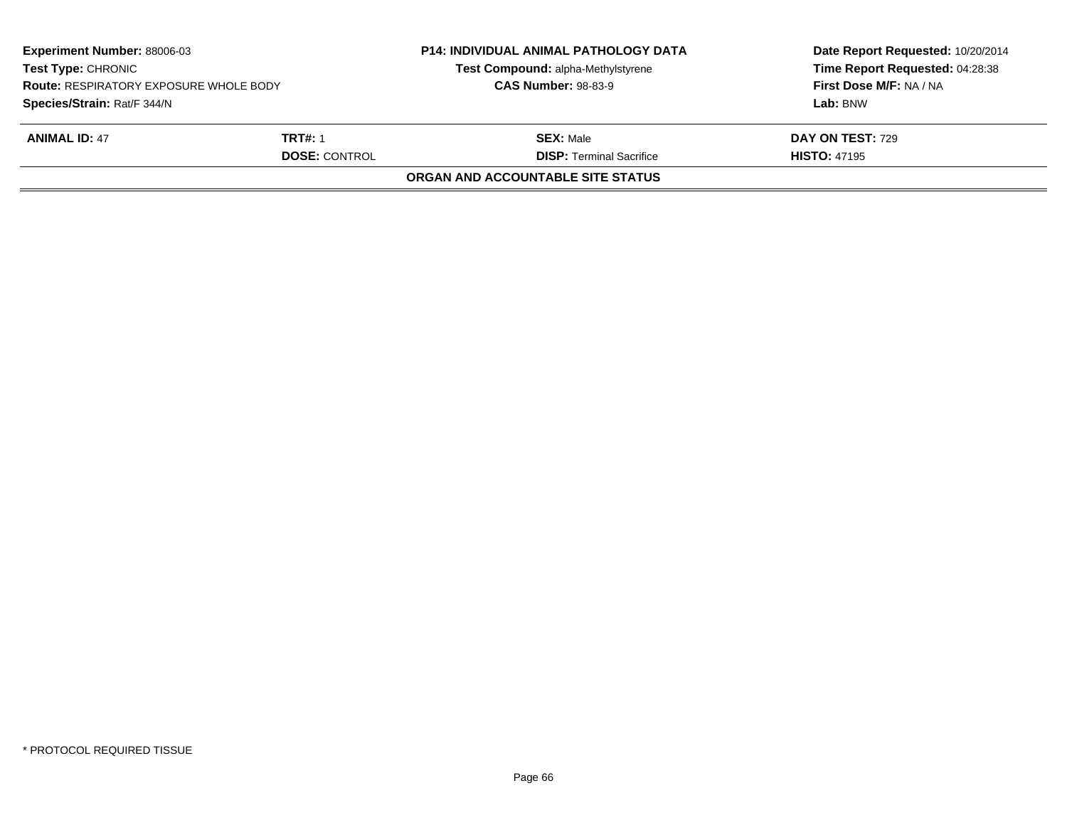| **Experiment Number:** 88006-03 | **P14: INDIVIDUAL ANIMAL PATHOLOGY DATA** | **Date Report Requested:** 10/20/2014 |
|---|---|---|
| **Test Type:** CHRONIC | **Test Compound:** alpha-Methylstyrene | **Time Report Requested:** 04:28:38 |
| **Route:** RESPIRATORY EXPOSURE WHOLE BODY | **CAS Number:** 98-83-9 | **First Dose M/F:** NA / NA |
| **Species/Strain:** Rat/F 344/N | | **Lab:** BNW |

| **ANIMAL ID:** 47 | **TRT#:** 1 | **SEX:** Male | **DAY ON TEST:** 729 |
|---|---|---|---|
| | **DOSE:** CONTROL | **DISP:** Terminal Sacrifice | **HISTO:** 47195 |

**ORGAN AND ACCOUNTABLE SITE STATUS**

* PROTOCOL REQUIRED TISSUE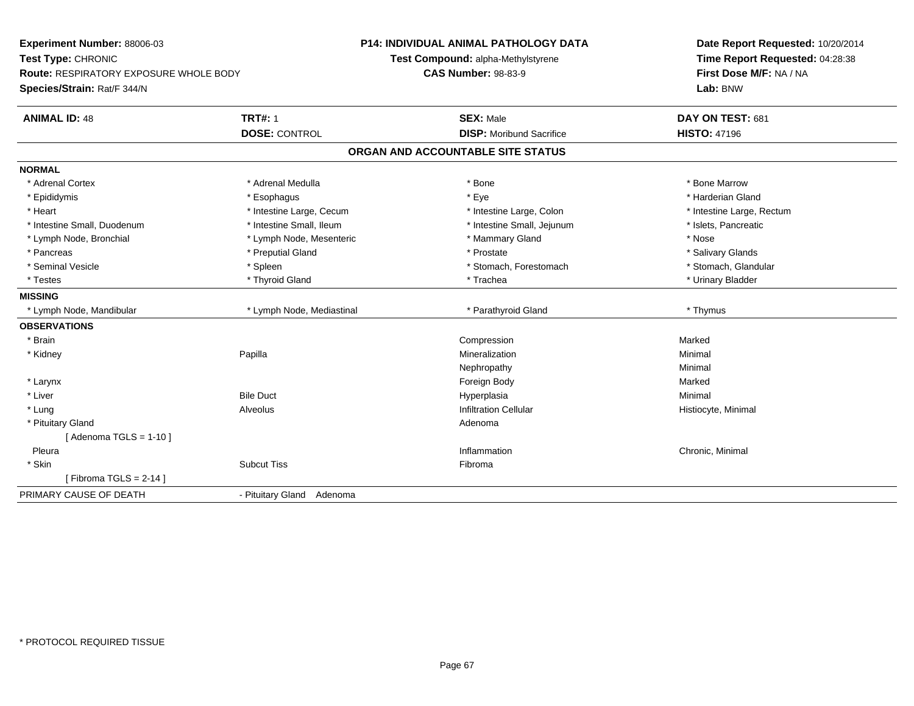**Experiment Number:** 88006-03
**Test Type:** CHRONIC
**Route:** RESPIRATORY EXPOSURE WHOLE BODY
**Species/Strain:** Rat/F 344/N

**P14: INDIVIDUAL ANIMAL PATHOLOGY DATA**
**Test Compound:** alpha-Methylstyrene
**CAS Number:** 98-83-9

**Date Report Requested:** 10/20/2014
**Time Report Requested:** 04:28:38
**First Dose M/F:** NA / NA
**Lab:** BNW

| **ANIMAL ID:** 48 | **TRT#:** 1 | **SEX:** Male | **DAY ON TEST:** 681 |
|---|---|---|---|
| | **DOSE:** CONTROL | **DISP:** Moribund Sacrifice | **HISTO:** 47196 |

## ORGAN AND ACCOUNTABLE SITE STATUS

**NORMAL**

| | | | |
|---|---|---|---|
| * Adrenal Cortex | * Adrenal Medulla | * Bone | * Bone Marrow |
| * Epididymis | * Esophagus | * Eye | * Harderian Gland |
| * Heart | * Intestine Large, Cecum | * Intestine Large, Colon | * Intestine Large, Rectum |
| * Intestine Small, Duodenum | * Intestine Small, Ileum | * Intestine Small, Jejunum | * Islets, Pancreatic |
| * Lymph Node, Bronchial | * Lymph Node, Mesenteric | * Mammary Gland | * Nose |
| * Pancreas | * Preputial Gland | * Prostate | * Salivary Glands |
| * Seminal Vesicle | * Spleen | * Stomach, Forestomach | * Stomach, Glandular |
| * Testes | * Thyroid Gland | * Trachea | * Urinary Bladder |

**MISSING**

| | | | |
|---|---|---|---|
| * Lymph Node, Mandibular | * Lymph Node, Mediastinal | * Parathyroid Gland | * Thymus |

**OBSERVATIONS**

| | | | |
|---|---|---|---|
| * Brain | | Compression | Marked |
| * Kidney | Papilla | Mineralization | Minimal |
| | | Nephropathy | Minimal |
| * Larynx | | Foreign Body | Marked |
| * Liver | Bile Duct | Hyperplasia | Minimal |
| * Lung | Alveolus | Infiltration Cellular | Histiocyte, Minimal |
| * Pituitary Gland | | Adenoma | |
| [ Adenoma TGLS = 1-10 ] | | | |
| Pleura | | Inflammation | Chronic, Minimal |
| * Skin | Subcut Tiss | Fibroma | |
| [ Fibroma TGLS = 2-14 ] | | | |

PRIMARY CAUSE OF DEATH - Pituitary Gland Adenoma

* PROTOCOL REQUIRED TISSUE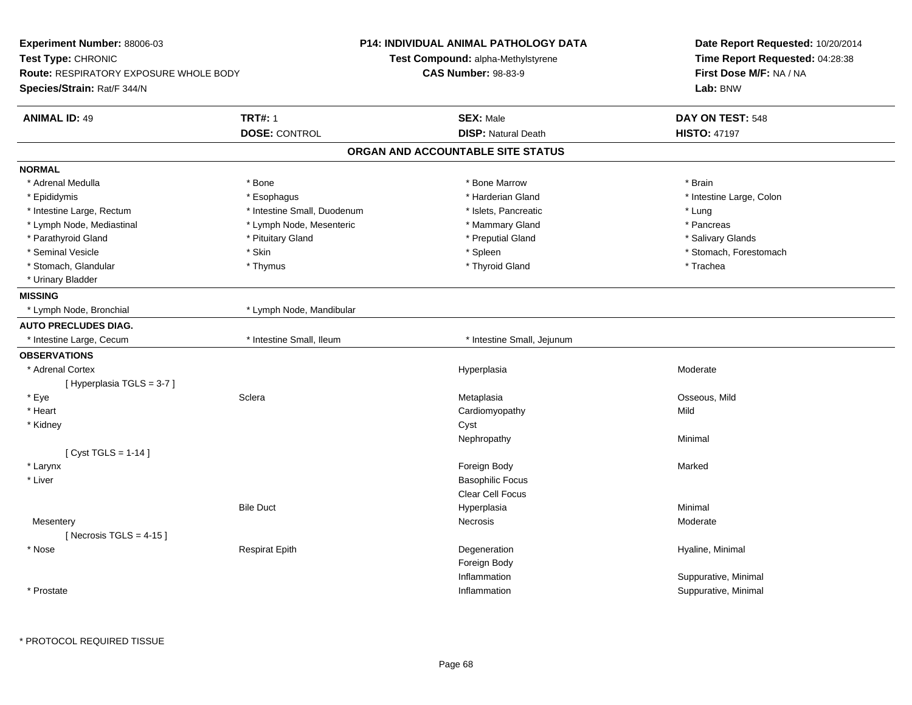**Experiment Number:** 88006-03
**Test Type:** CHRONIC
**Route:** RESPIRATORY EXPOSURE WHOLE BODY
**Species/Strain:** Rat/F 344/N

**P14: INDIVIDUAL ANIMAL PATHOLOGY DATA**
**Test Compound:** alpha-Methylstyrene
**CAS Number:** 98-83-9

**Date Report Requested:** 10/20/2014
**Time Report Requested:** 04:28:38
**First Dose M/F:** NA / NA
**Lab:** BNW

| **ANIMAL ID:** 49 | **TRT#:** 1 | **SEX:** Male | **DAY ON TEST:** 548 |
|---|---|---|---|
| | **DOSE:** CONTROL | **DISP:** Natural Death | **HISTO:** 47197 |

## ORGAN AND ACCOUNTABLE SITE STATUS

**NORMAL**

| | | | |
|---|---|---|---|
| * Adrenal Medulla | * Bone | * Bone Marrow | * Brain |
| * Epididymis | * Esophagus | * Harderian Gland | * Intestine Large, Colon |
| * Intestine Large, Rectum | * Intestine Small, Duodenum | * Islets, Pancreatic | * Lung |
| * Lymph Node, Mediastinal | * Lymph Node, Mesenteric | * Mammary Gland | * Pancreas |
| * Parathyroid Gland | * Pituitary Gland | * Preputial Gland | * Salivary Glands |
| * Seminal Vesicle | * Skin | * Spleen | * Stomach, Forestomach |
| * Stomach, Glandular | * Thymus | * Thyroid Gland | * Trachea |
| * Urinary Bladder | | | |

**MISSING**

| | |
|---|---|
| * Lymph Node, Bronchial | * Lymph Node, Mandibular |

**AUTO PRECLUDES DIAG.**

| | | |
|---|---|---|
| * Intestine Large, Cecum | * Intestine Small, Ileum | * Intestine Small, Jejunum |

**OBSERVATIONS**

| Organ | Site | Observation | Severity |
|---|---|---|---|
| * Adrenal Cortex | | Hyperplasia | Moderate |
| [ Hyperplasia TGLS = 3-7 ] | | | |
| * Eye | Sclera | Metaplasia | Osseous, Mild |
| * Heart | | Cardiomyopathy | Mild |
| * Kidney | | Cyst | |
| | | Nephropathy | Minimal |
| [ Cyst TGLS = 1-14 ] | | | |
| * Larynx | | Foreign Body | Marked |
| * Liver | | Basophilic Focus | |
| | | Clear Cell Focus | |
| | Bile Duct | Hyperplasia | Minimal |
| Mesentery | | Necrosis | Moderate |
| [ Necrosis TGLS = 4-15 ] | | | |
| * Nose | Respirat Epith | Degeneration | Hyaline, Minimal |
| | | Foreign Body | |
| | | Inflammation | Suppurative, Minimal |
| * Prostate | | Inflammation | Suppurative, Minimal |

* PROTOCOL REQUIRED TISSUE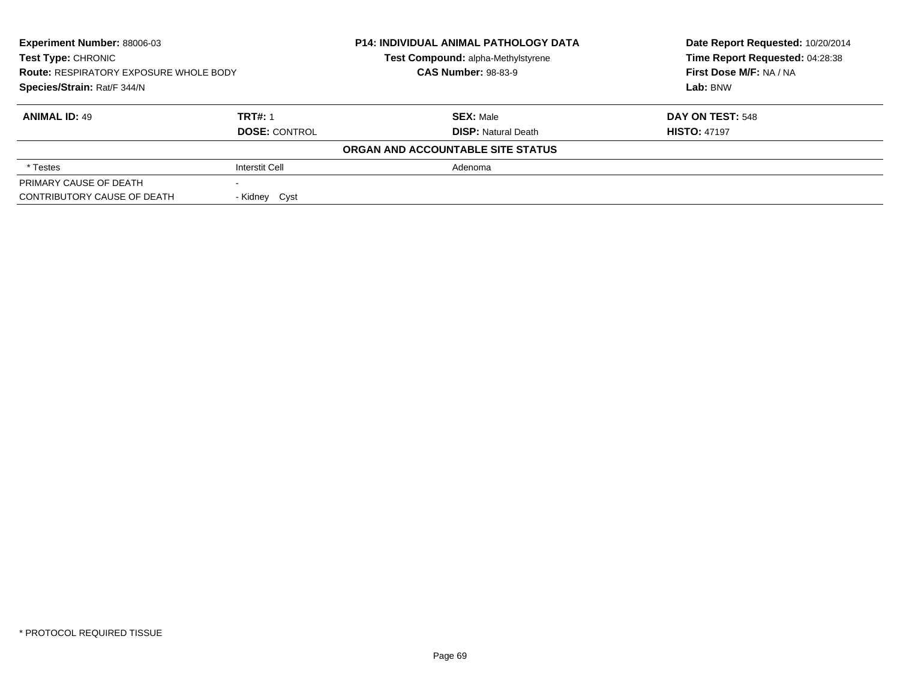**Experiment Number:** 88006-03
**Test Type:** CHRONIC
**Route:** RESPIRATORY EXPOSURE WHOLE BODY
**Species/Strain:** Rat/F 344/N

**P14: INDIVIDUAL ANIMAL PATHOLOGY DATA**
**Test Compound:** alpha-Methylstyrene
**CAS Number:** 98-83-9

**Date Report Requested:** 10/20/2014
**Time Report Requested:** 04:28:38
**First Dose M/F:** NA / NA
**Lab:** BNW

| **ANIMAL ID:** 49 | **TRT#:** 1 | **SEX:** Male | **DAY ON TEST:** 548 |
|---|---|---|---|
| | **DOSE:** CONTROL | **DISP:** Natural Death | **HISTO:** 47197 |
| | | **ORGAN AND ACCOUNTABLE SITE STATUS** | |
| * Testes | Interstit Cell | Adenoma | |
| PRIMARY CAUSE OF DEATH | - | | |
| CONTRIBUTORY CAUSE OF DEATH | - Kidney Cyst | | |

* PROTOCOL REQUIRED TISSUE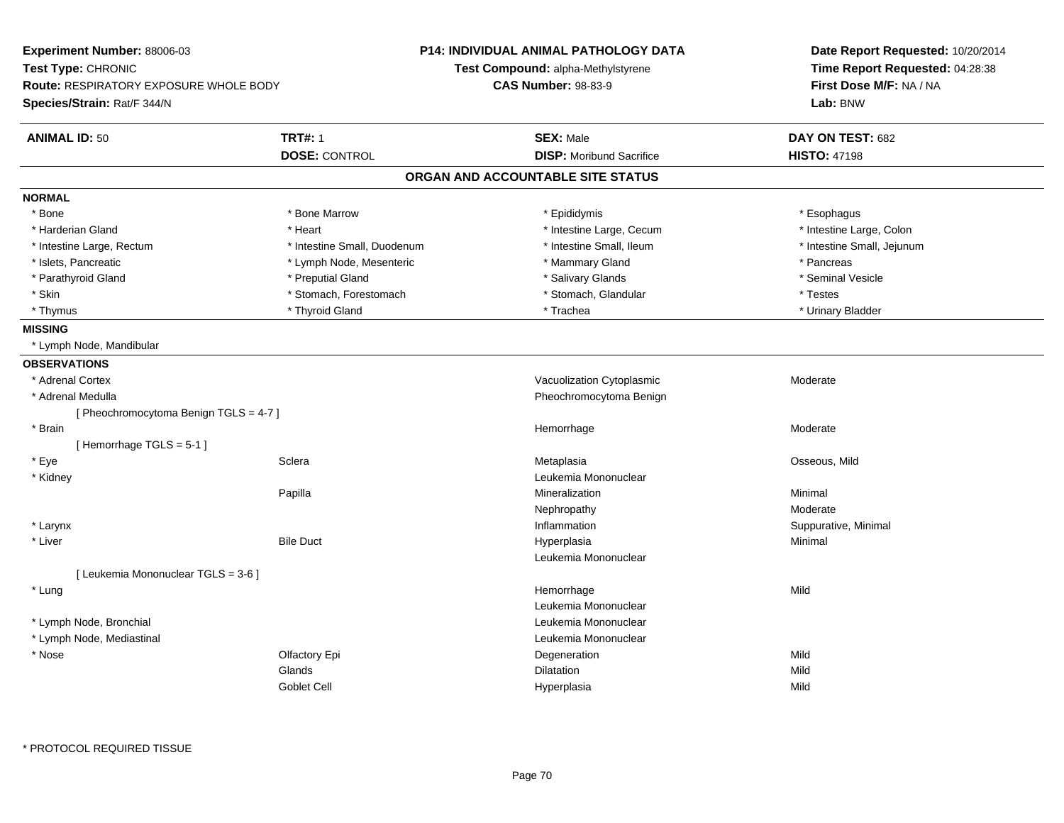**Experiment Number:** 88006-03
**Test Type:** CHRONIC
**Route:** RESPIRATORY EXPOSURE WHOLE BODY
**Species/Strain:** Rat/F 344/N

**P14: INDIVIDUAL ANIMAL PATHOLOGY DATA**
**Test Compound:** alpha-Methylstyrene
**CAS Number:** 98-83-9

**Date Report Requested:** 10/20/2014
**Time Report Requested:** 04:28:38
**First Dose M/F:** NA / NA
**Lab:** BNW

| **ANIMAL ID:** 50 | **TRT#:** 1 | **SEX:** Male | **DAY ON TEST:** 682 |
|---|---|---|---|
| | **DOSE:** CONTROL | **DISP:** Moribund Sacrifice | **HISTO:** 47198 |

## ORGAN AND ACCOUNTABLE SITE STATUS

**NORMAL**

| | | | |
|---|---|---|---|
| * Bone | * Bone Marrow | * Epididymis | * Esophagus |
| * Harderian Gland | * Heart | * Intestine Large, Cecum | * Intestine Large, Colon |
| * Intestine Large, Rectum | * Intestine Small, Duodenum | * Intestine Small, Ileum | * Intestine Small, Jejunum |
| * Islets, Pancreatic | * Lymph Node, Mesenteric | * Mammary Gland | * Pancreas |
| * Parathyroid Gland | * Preputial Gland | * Salivary Glands | * Seminal Vesicle |
| * Skin | * Stomach, Forestomach | * Stomach, Glandular | * Testes |
| * Thymus | * Thyroid Gland | * Trachea | * Urinary Bladder |

**MISSING**

* Lymph Node, Mandibular

**OBSERVATIONS**

| Organ | Site | Observation | Severity |
|---|---|---|---|
| * Adrenal Cortex | | Vacuolization Cytoplasmic | Moderate |
| * Adrenal Medulla | | Pheochromocytoma Benign | |
| [ Pheochromocytoma Benign TGLS = 4-7 ] | | | |
| * Brain | | Hemorrhage | Moderate |
| [ Hemorrhage TGLS = 5-1 ] | | | |
| * Eye | Sclera | Metaplasia | Osseous, Mild |
| * Kidney | | Leukemia Mononuclear | |
| | Papilla | Mineralization | Minimal |
| | | Nephropathy | Moderate |
| * Larynx | | Inflammation | Suppurative, Minimal |
| * Liver | Bile Duct | Hyperplasia | Minimal |
| | | Leukemia Mononuclear | |
| [ Leukemia Mononuclear TGLS = 3-6 ] | | | |
| * Lung | | Hemorrhage | Mild |
| | | Leukemia Mononuclear | |
| * Lymph Node, Bronchial | | Leukemia Mononuclear | |
| * Lymph Node, Mediastinal | | Leukemia Mononuclear | |
| * Nose | Olfactory Epi | Degeneration | Mild |
| | Glands | Dilatation | Mild |
| | Goblet Cell | Hyperplasia | Mild |

* PROTOCOL REQUIRED TISSUE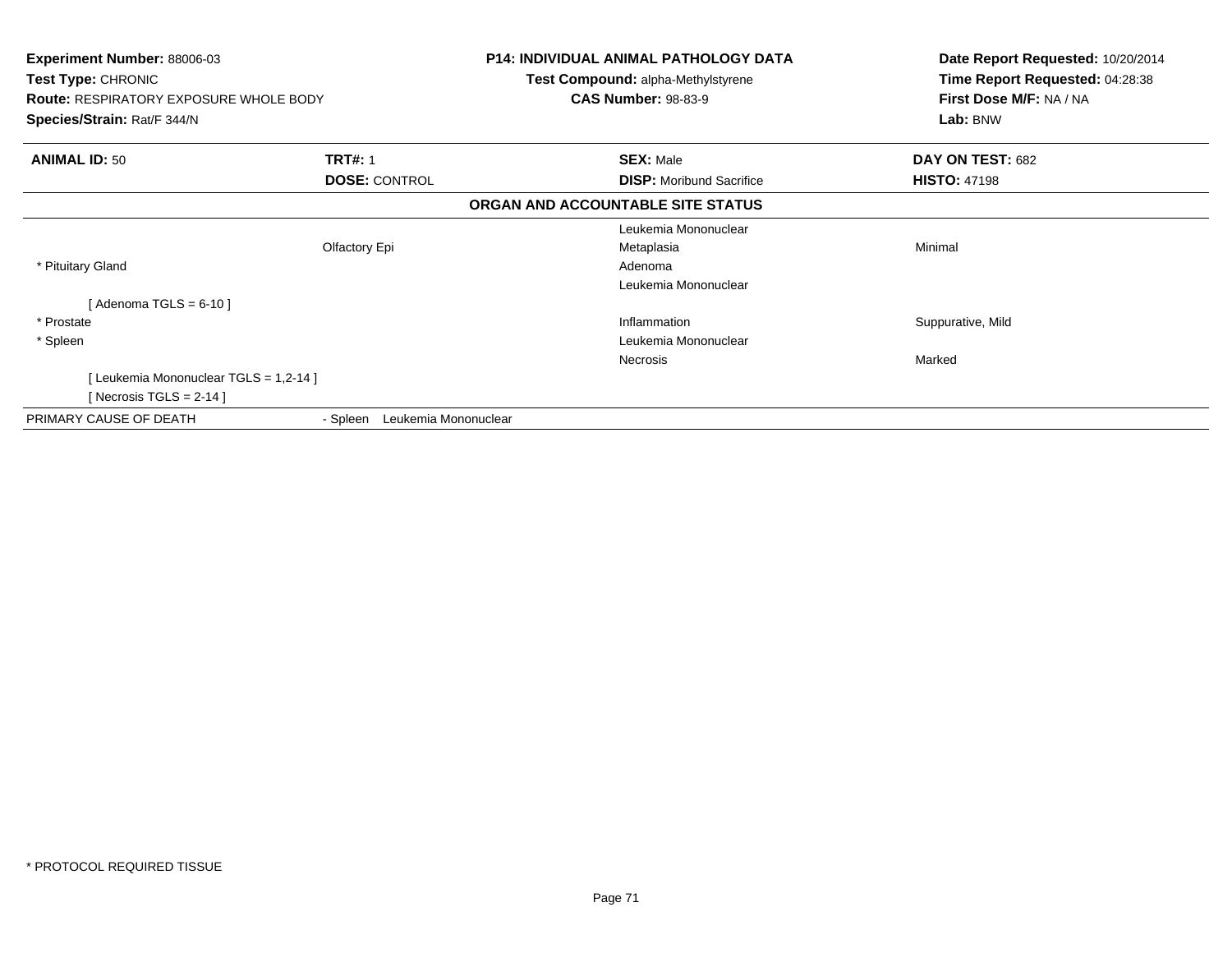**Experiment Number:** 88006-03
**Test Type:** CHRONIC
**Route:** RESPIRATORY EXPOSURE WHOLE BODY
**Species/Strain:** Rat/F 344/N

**P14: INDIVIDUAL ANIMAL PATHOLOGY DATA**
**Test Compound:** alpha-Methylstyrene
**CAS Number:** 98-83-9

**Date Report Requested:** 10/20/2014
**Time Report Requested:** 04:28:38
**First Dose M/F:** NA / NA
**Lab:** BNW

| **ANIMAL ID:** 50 | **TRT#:** 1 | **SEX:** Male | **DAY ON TEST:** 682 |
|---|---|---|---|
| | **DOSE:** CONTROL | **DISP:** Moribund Sacrifice | **HISTO:** 47198 |

**ORGAN AND ACCOUNTABLE SITE STATUS**

| | | | |
|---|---|---|---|
| | | Leukemia Mononuclear | |
| | Olfactory Epi | Metaplasia | Minimal |
| * Pituitary Gland | | Adenoma | |
| | | Leukemia Mononuclear | |
| [ Adenoma TGLS = 6-10 ] | | | |
| * Prostate | | Inflammation | Suppurative, Mild |
| * Spleen | | Leukemia Mononuclear | |
| | | Necrosis | Marked |
| [ Leukemia Mononuclear TGLS = 1,2-14 ] | | | |
| [ Necrosis TGLS = 2-14 ] | | | |
| PRIMARY CAUSE OF DEATH | - Spleen Leukemia Mononuclear | | |

* PROTOCOL REQUIRED TISSUE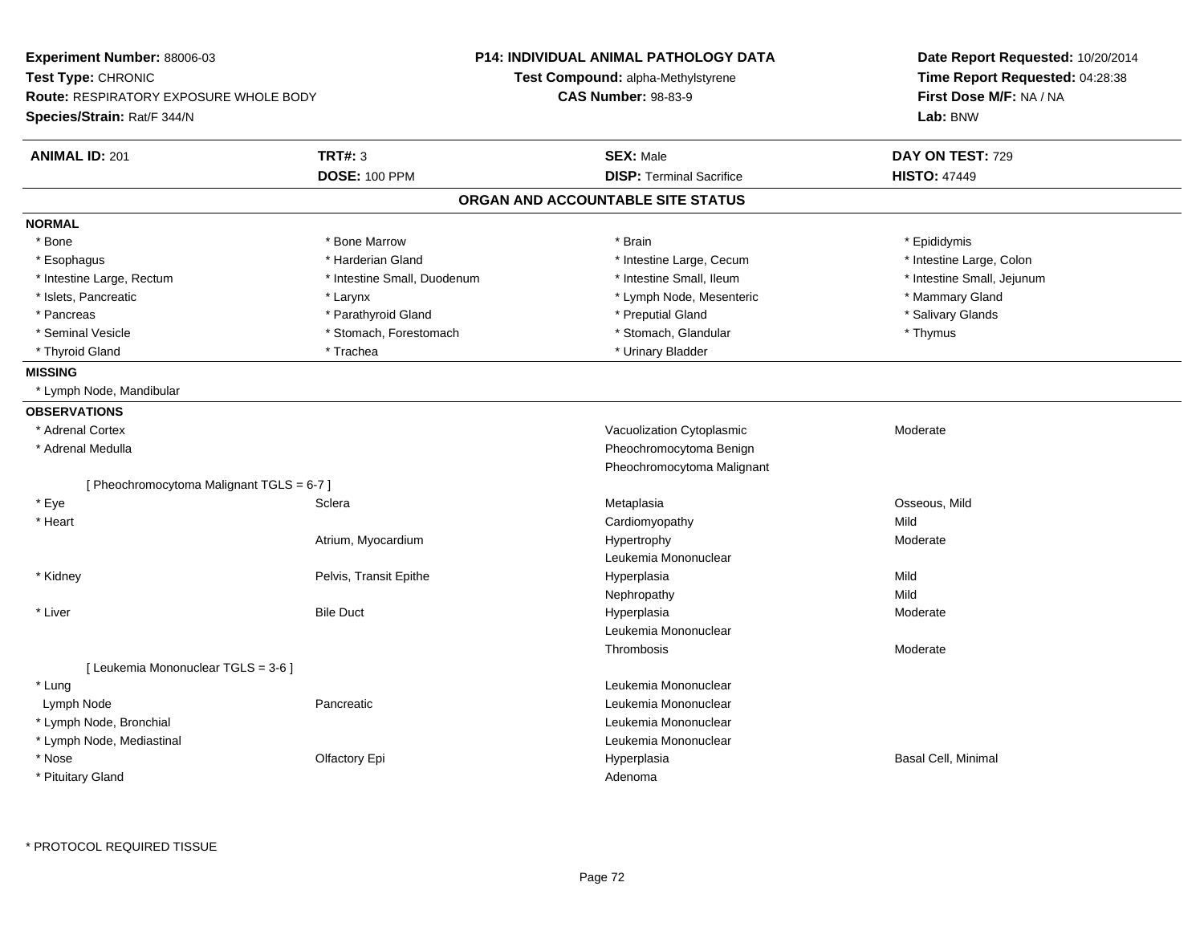**Experiment Number:** 88006-03
**Test Type:** CHRONIC
**Route:** RESPIRATORY EXPOSURE WHOLE BODY
**Species/Strain:** Rat/F 344/N

**P14: INDIVIDUAL ANIMAL PATHOLOGY DATA**
**Test Compound:** alpha-Methylstyrene
**CAS Number:** 98-83-9

**Date Report Requested:** 10/20/2014
**Time Report Requested:** 04:28:38
**First Dose M/F:** NA / NA
**Lab:** BNW

| **ANIMAL ID:** 201 | **TRT#:** 3 | **SEX:** Male | **DAY ON TEST:** 729 |
|---|---|---|---|
| | **DOSE:** 100 PPM | **DISP:** Terminal Sacrifice | **HISTO:** 47449 |

## ORGAN AND ACCOUNTABLE SITE STATUS

**NORMAL**

| | | | |
|---|---|---|---|
| * Bone | * Bone Marrow | * Brain | * Epididymis |
| * Esophagus | * Harderian Gland | * Intestine Large, Cecum | * Intestine Large, Colon |
| * Intestine Large, Rectum | * Intestine Small, Duodenum | * Intestine Small, Ileum | * Intestine Small, Jejunum |
| * Islets, Pancreatic | * Larynx | * Lymph Node, Mesenteric | * Mammary Gland |
| * Pancreas | * Parathyroid Gland | * Preputial Gland | * Salivary Glands |
| * Seminal Vesicle | * Stomach, Forestomach | * Stomach, Glandular | * Thymus |
| * Thyroid Gland | * Trachea | * Urinary Bladder | |

**MISSING**

* Lymph Node, Mandibular

**OBSERVATIONS**

| | | | |
|---|---|---|---|
| * Adrenal Cortex | | Vacuolization Cytoplasmic | Moderate |
| * Adrenal Medulla | | Pheochromocytoma Benign | |
| | | Pheochromocytoma Malignant | |
| [ Pheochromocytoma Malignant TGLS = 6-7 ] | | | |
| * Eye | Sclera | Metaplasia | Osseous, Mild |
| * Heart | | Cardiomyopathy | Mild |
| | Atrium, Myocardium | Hypertrophy | Moderate |
| | | Leukemia Mononuclear | |
| * Kidney | Pelvis, Transit Epithe | Hyperplasia | Mild |
| | | Nephropathy | Mild |
| * Liver | Bile Duct | Hyperplasia | Moderate |
| | | Leukemia Mononuclear | |
| | | Thrombosis | Moderate |
| [ Leukemia Mononuclear TGLS = 3-6 ] | | | |
| * Lung | | Leukemia Mononuclear | |
| Lymph Node | Pancreatic | Leukemia Mononuclear | |
| * Lymph Node, Bronchial | | Leukemia Mononuclear | |
| * Lymph Node, Mediastinal | | Leukemia Mononuclear | |
| * Nose | Olfactory Epi | Hyperplasia | Basal Cell, Minimal |
| * Pituitary Gland | | Adenoma | |

* PROTOCOL REQUIRED TISSUE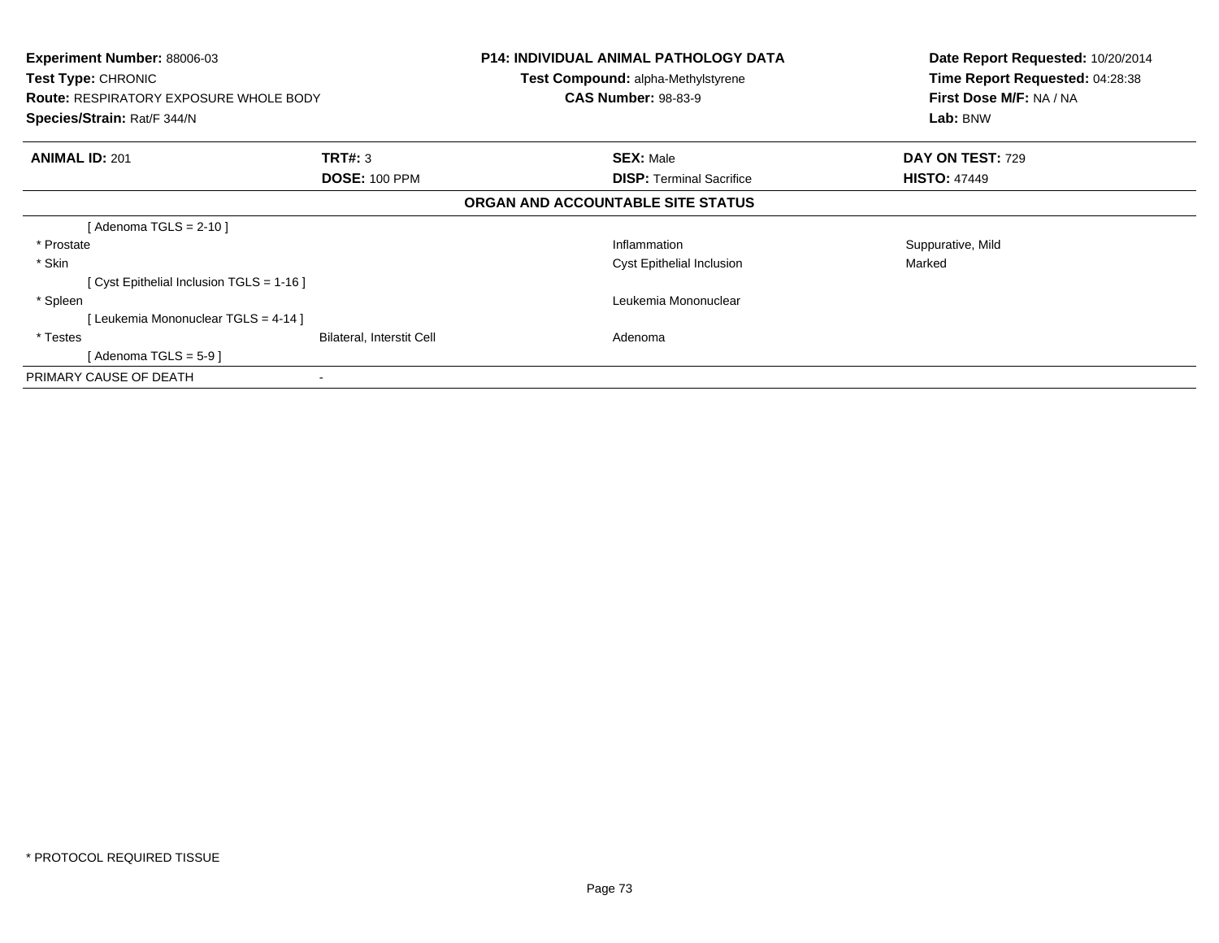**Experiment Number:** 88006-03
**Test Type:** CHRONIC
**Route:** RESPIRATORY EXPOSURE WHOLE BODY
**Species/Strain:** Rat/F 344/N

**P14: INDIVIDUAL ANIMAL PATHOLOGY DATA**
**Test Compound:** alpha-Methylstyrene
**CAS Number:** 98-83-9

**Date Report Requested:** 10/20/2014
**Time Report Requested:** 04:28:38
**First Dose M/F:** NA / NA
**Lab:** BNW

| **ANIMAL ID:** 201 | **TRT#:** 3 | **SEX:** Male | **DAY ON TEST:** 729 |
|---|---|---|---|
| | **DOSE:** 100 PPM | **DISP:** Terminal Sacrifice | **HISTO:** 47449 |

## ORGAN AND ACCOUNTABLE SITE STATUS

| | | | |
|---|---|---|---|
| [ Adenoma TGLS = 2-10 ] | | | |
| * Prostate | | Inflammation | Suppurative, Mild |
| * Skin | | Cyst Epithelial Inclusion | Marked |
| [ Cyst Epithelial Inclusion TGLS = 1-16 ] | | | |
| * Spleen | | Leukemia Mononuclear | |
| [ Leukemia Mononuclear TGLS = 4-14 ] | | | |
| * Testes | Bilateral, Interstit Cell | Adenoma | |
| [ Adenoma TGLS = 5-9 ] | | | |
| PRIMARY CAUSE OF DEATH | - | | |

* PROTOCOL REQUIRED TISSUE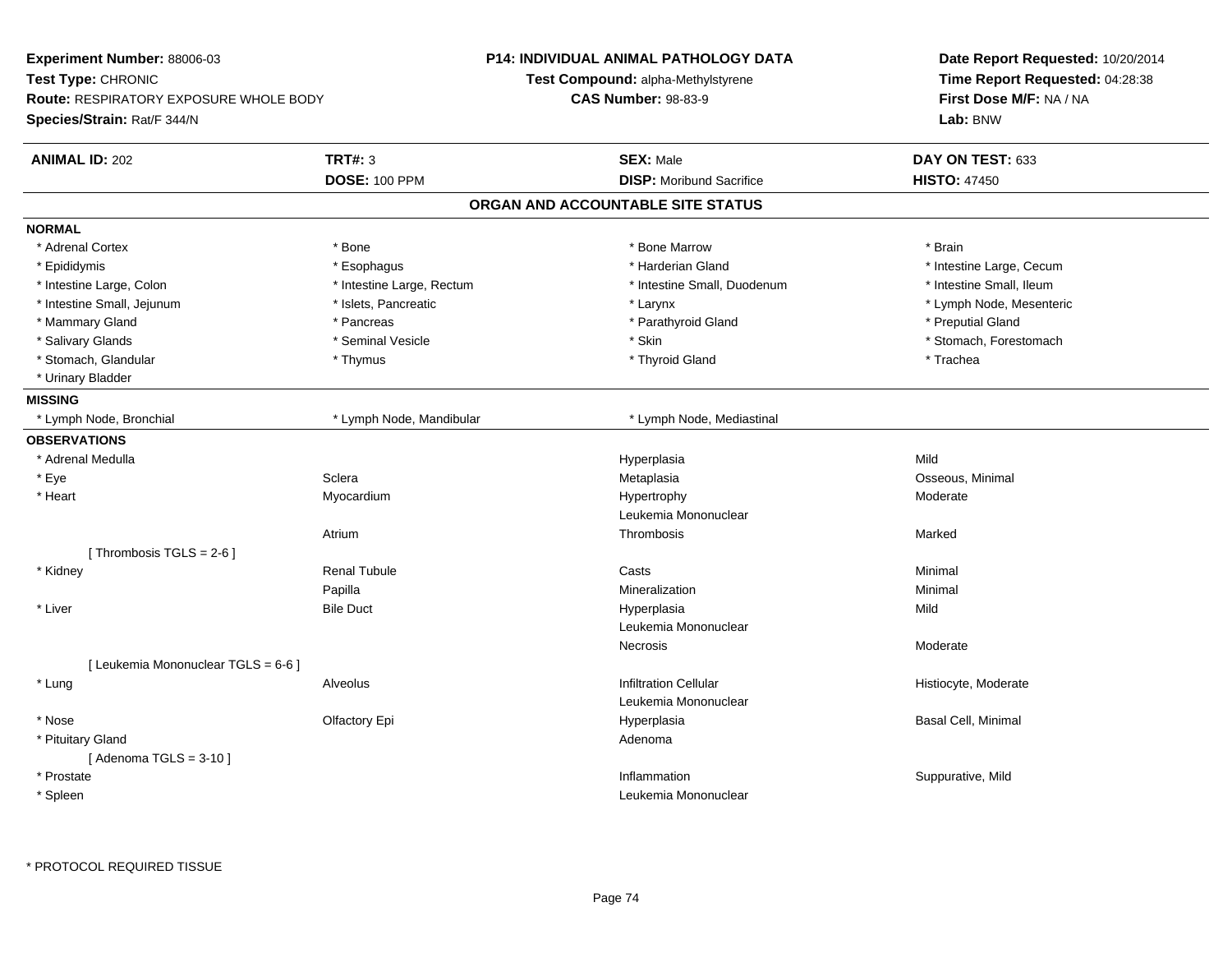**Experiment Number:** 88006-03
**Test Type:** CHRONIC
**Route:** RESPIRATORY EXPOSURE WHOLE BODY
**Species/Strain:** Rat/F 344/N

**P14: INDIVIDUAL ANIMAL PATHOLOGY DATA**
**Test Compound:** alpha-Methylstyrene
**CAS Number:** 98-83-9

**Date Report Requested:** 10/20/2014
**Time Report Requested:** 04:28:38
**First Dose M/F:** NA / NA
**Lab:** BNW

| **ANIMAL ID:** 202 | **TRT#:** 3 | **SEX:** Male | **DAY ON TEST:** 633 |
|---|---|---|---|
| | **DOSE:** 100 PPM | **DISP:** Moribund Sacrifice | **HISTO:** 47450 |

## ORGAN AND ACCOUNTABLE SITE STATUS

### NORMAL

| | | | |
|---|---|---|---|
| * Adrenal Cortex | * Bone | * Bone Marrow | * Brain |
| * Epididymis | * Esophagus | * Harderian Gland | * Intestine Large, Cecum |
| * Intestine Large, Colon | * Intestine Large, Rectum | * Intestine Small, Duodenum | * Intestine Small, Ileum |
| * Intestine Small, Jejunum | * Islets, Pancreatic | * Larynx | * Lymph Node, Mesenteric |
| * Mammary Gland | * Pancreas | * Parathyroid Gland | * Preputial Gland |
| * Salivary Glands | * Seminal Vesicle | * Skin | * Stomach, Forestomach |
| * Stomach, Glandular | * Thymus | * Thyroid Gland | * Trachea |
| * Urinary Bladder | | | |

### MISSING

| | | |
|---|---|---|
| * Lymph Node, Bronchial | * Lymph Node, Mandibular | * Lymph Node, Mediastinal |

### OBSERVATIONS

| Organ | Site | Observation | Qualifier |
|---|---|---|---|
| * Adrenal Medulla | | Hyperplasia | Mild |
| * Eye | Sclera | Metaplasia | Osseous, Minimal |
| * Heart | Myocardium | Hypertrophy | Moderate |
| | | Leukemia Mononuclear | |
| | Atrium | Thrombosis | Marked |
| [ Thrombosis TGLS = 2-6 ] | | | |
| * Kidney | Renal Tubule | Casts | Minimal |
| | Papilla | Mineralization | Minimal |
| * Liver | Bile Duct | Hyperplasia | Mild |
| | | Leukemia Mononuclear | |
| | | Necrosis | Moderate |
| [ Leukemia Mononuclear TGLS = 6-6 ] | | | |
| * Lung | Alveolus | Infiltration Cellular | Histiocyte, Moderate |
| | | Leukemia Mononuclear | |
| * Nose | Olfactory Epi | Hyperplasia | Basal Cell, Minimal |
| * Pituitary Gland | | Adenoma | |
| [ Adenoma TGLS = 3-10 ] | | | |
| * Prostate | | Inflammation | Suppurative, Mild |
| * Spleen | | Leukemia Mononuclear | |

\* PROTOCOL REQUIRED TISSUE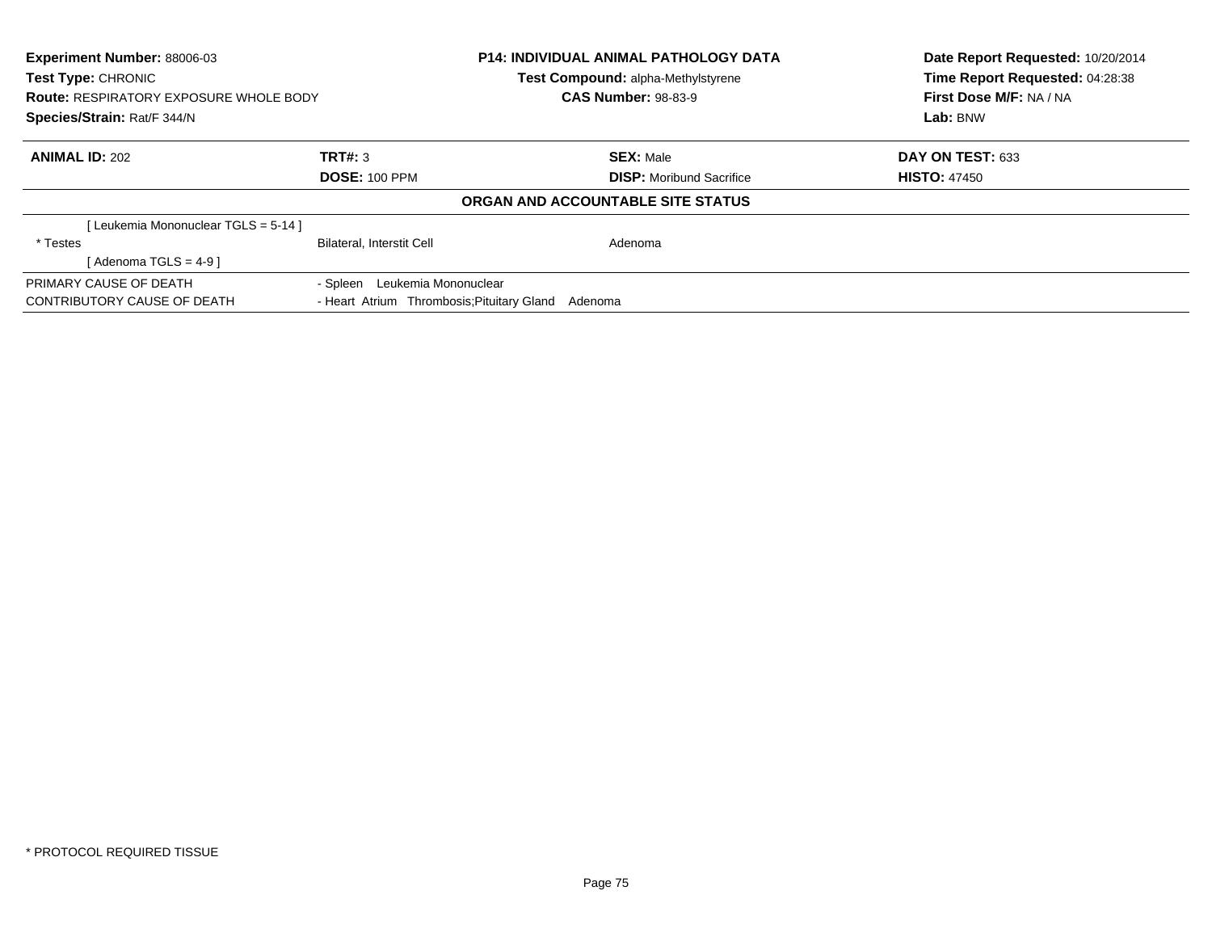**Experiment Number:** 88006-03
**Test Type:** CHRONIC
**Route:** RESPIRATORY EXPOSURE WHOLE BODY
**Species/Strain:** Rat/F 344/N

**P14: INDIVIDUAL ANIMAL PATHOLOGY DATA**
**Test Compound:** alpha-Methylstyrene
**CAS Number:** 98-83-9

**Date Report Requested:** 10/20/2014
**Time Report Requested:** 04:28:38
**First Dose M/F:** NA / NA
**Lab:** BNW

| **ANIMAL ID:** 202 | **TRT#:** 3 | **SEX:** Male | **DAY ON TEST:** 633 |
|---|---|---|---|
| | **DOSE:** 100 PPM | **DISP:** Moribund Sacrifice | **HISTO:** 47450 |

**ORGAN AND ACCOUNTABLE SITE STATUS**

| | | |
|---|---|---|
| [ Leukemia Mononuclear TGLS = 5-14 ] | | |
| * Testes | Bilateral, Interstit Cell | Adenoma |
| [ Adenoma TGLS = 4-9 ] | | |

| | |
|---|---|
| PRIMARY CAUSE OF DEATH | - Spleen Leukemia Mononuclear |
| CONTRIBUTORY CAUSE OF DEATH | - Heart Atrium Thrombosis;Pituitary Gland Adenoma |

* PROTOCOL REQUIRED TISSUE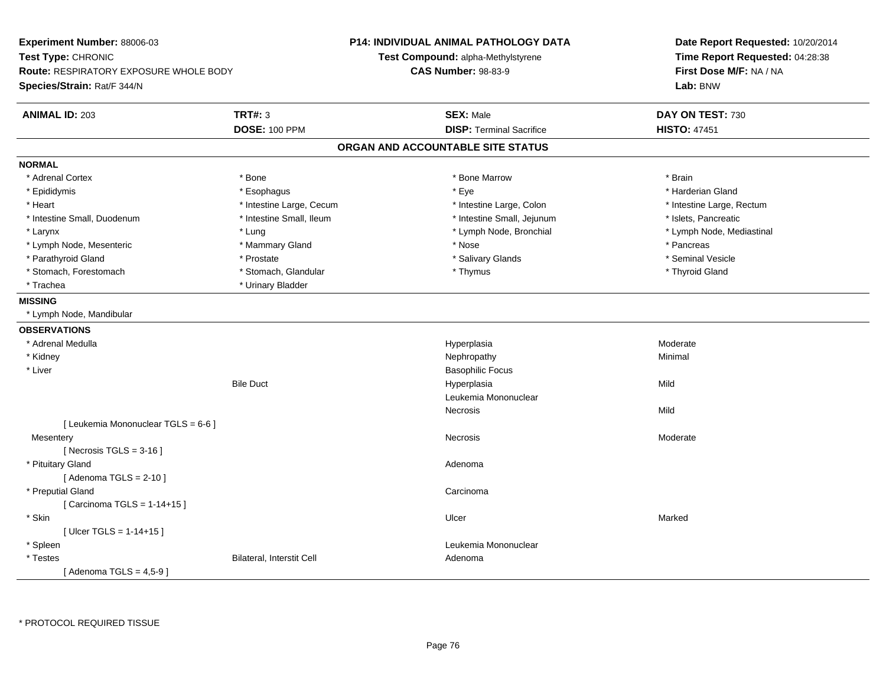**Experiment Number:** 88006-03
**Test Type:** CHRONIC
**Route:** RESPIRATORY EXPOSURE WHOLE BODY
**Species/Strain:** Rat/F 344/N

**P14: INDIVIDUAL ANIMAL PATHOLOGY DATA**
**Test Compound:** alpha-Methylstyrene
**CAS Number:** 98-83-9

**Date Report Requested:** 10/20/2014
**Time Report Requested:** 04:28:38
**First Dose M/F:** NA / NA
**Lab:** BNW

| **ANIMAL ID:** 203 | **TRT#:** 3 | **SEX:** Male | **DAY ON TEST:** 730 |
|---|---|---|---|
| | **DOSE:** 100 PPM | **DISP:** Terminal Sacrifice | **HISTO:** 47451 |

## ORGAN AND ACCOUNTABLE SITE STATUS

**NORMAL**

| | | | |
|---|---|---|---|
| * Adrenal Cortex | * Bone | * Bone Marrow | * Brain |
| * Epididymis | * Esophagus | * Eye | * Harderian Gland |
| * Heart | * Intestine Large, Cecum | * Intestine Large, Colon | * Intestine Large, Rectum |
| * Intestine Small, Duodenum | * Intestine Small, Ileum | * Intestine Small, Jejunum | * Islets, Pancreatic |
| * Larynx | * Lung | * Lymph Node, Bronchial | * Lymph Node, Mediastinal |
| * Lymph Node, Mesenteric | * Mammary Gland | * Nose | * Pancreas |
| * Parathyroid Gland | * Prostate | * Salivary Glands | * Seminal Vesicle |
| * Stomach, Forestomach | * Stomach, Glandular | * Thymus | * Thyroid Gland |
| * Trachea | * Urinary Bladder | | |

**MISSING**

* Lymph Node, Mandibular

**OBSERVATIONS**

| Organ | Site | Observation | Severity |
|---|---|---|---|
| * Adrenal Medulla | | Hyperplasia | Moderate |
| * Kidney | | Nephropathy | Minimal |
| * Liver | | Basophilic Focus | |
| | Bile Duct | Hyperplasia | Mild |
| | | Leukemia Mononuclear | |
| | | Necrosis | Mild |
| [ Leukemia Mononuclear TGLS = 6-6 ] | | | |
| Mesentery | | Necrosis | Moderate |
| [ Necrosis TGLS = 3-16 ] | | | |
| * Pituitary Gland | | Adenoma | |
| [ Adenoma TGLS = 2-10 ] | | | |
| * Preputial Gland | | Carcinoma | |
| [ Carcinoma TGLS = 1-14+15 ] | | | |
| * Skin | | Ulcer | Marked |
| [ Ulcer TGLS = 1-14+15 ] | | | |
| * Spleen | | Leukemia Mononuclear | |
| * Testes | Bilateral, Interstit Cell | Adenoma | |
| [ Adenoma TGLS = 4,5-9 ] | | | |

\* PROTOCOL REQUIRED TISSUE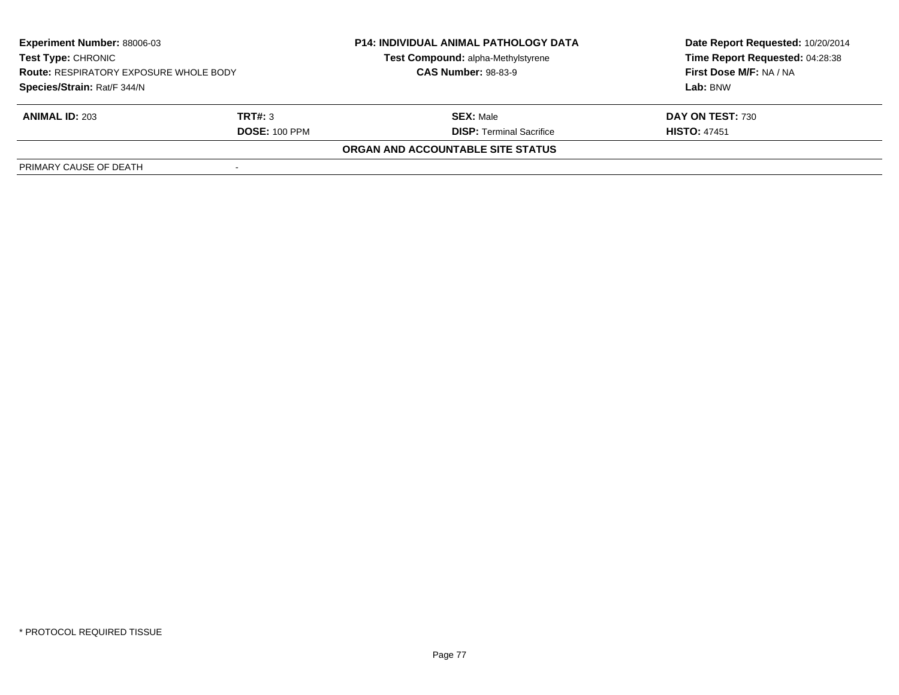| **Experiment Number:** 88006-03 | **P14: INDIVIDUAL ANIMAL PATHOLOGY DATA** | **Date Report Requested:** 10/20/2014 |
|---|---|---|
| **Test Type:** CHRONIC | **Test Compound:** alpha-Methylstyrene | **Time Report Requested:** 04:28:38 |
| **Route:** RESPIRATORY EXPOSURE WHOLE BODY | **CAS Number:** 98-83-9 | **First Dose M/F:** NA / NA |
| **Species/Strain:** Rat/F 344/N | | **Lab:** BNW |

| **ANIMAL ID:** 203 | **TRT#:** 3 | **SEX:** Male | **DAY ON TEST:** 730 |
|---|---|---|---|
| | **DOSE:** 100 PPM | **DISP:** Terminal Sacrifice | **HISTO:** 47451 |

**ORGAN AND ACCOUNTABLE SITE STATUS**

| PRIMARY CAUSE OF DEATH | - |
|---|---|

\* PROTOCOL REQUIRED TISSUE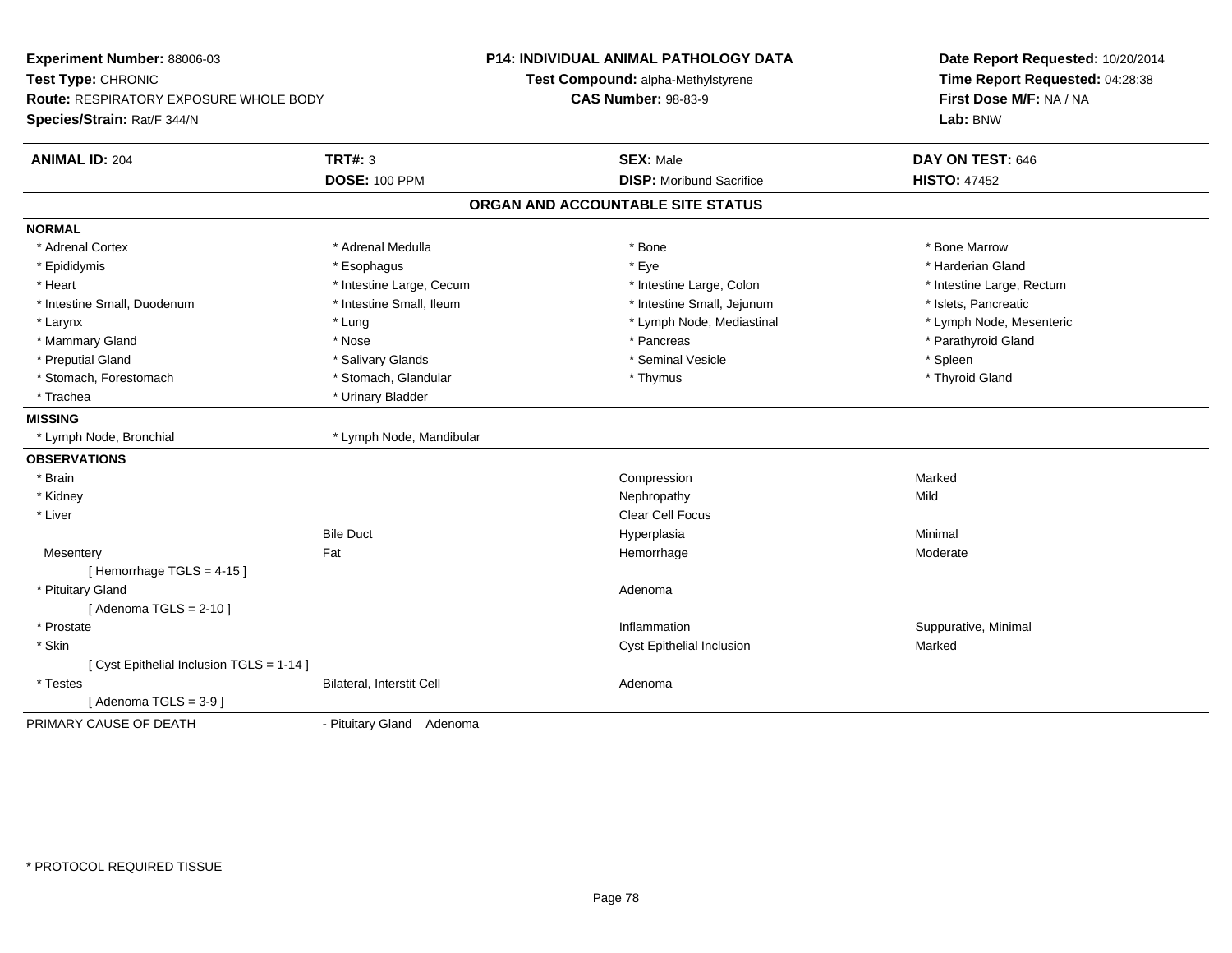**Experiment Number:** 88006-03
**Test Type:** CHRONIC
**Route:** RESPIRATORY EXPOSURE WHOLE BODY
**Species/Strain:** Rat/F 344/N

**P14: INDIVIDUAL ANIMAL PATHOLOGY DATA**
**Test Compound:** alpha-Methylstyrene
**CAS Number:** 98-83-9

**Date Report Requested:** 10/20/2014
**Time Report Requested:** 04:28:38
**First Dose M/F:** NA / NA
**Lab:** BNW

| **ANIMAL ID:** 204 | **TRT#:** 3 | **SEX:** Male | **DAY ON TEST:** 646 |
|---|---|---|---|
| | **DOSE:** 100 PPM | **DISP:** Moribund Sacrifice | **HISTO:** 47452 |

## ORGAN AND ACCOUNTABLE SITE STATUS

**NORMAL**

| | | | |
|---|---|---|---|
| * Adrenal Cortex | * Adrenal Medulla | * Bone | * Bone Marrow |
| * Epididymis | * Esophagus | * Eye | * Harderian Gland |
| * Heart | * Intestine Large, Cecum | * Intestine Large, Colon | * Intestine Large, Rectum |
| * Intestine Small, Duodenum | * Intestine Small, Ileum | * Intestine Small, Jejunum | * Islets, Pancreatic |
| * Larynx | * Lung | * Lymph Node, Mediastinal | * Lymph Node, Mesenteric |
| * Mammary Gland | * Nose | * Pancreas | * Parathyroid Gland |
| * Preputial Gland | * Salivary Glands | * Seminal Vesicle | * Spleen |
| * Stomach, Forestomach | * Stomach, Glandular | * Thymus | * Thyroid Gland |
| * Trachea | * Urinary Bladder | | |

**MISSING**

| | |
|---|---|
| * Lymph Node, Bronchial | * Lymph Node, Mandibular |

**OBSERVATIONS**

| | | | |
|---|---|---|---|
| * Brain | | Compression | Marked |
| * Kidney | | Nephropathy | Mild |
| * Liver | | Clear Cell Focus | |
| | Bile Duct | Hyperplasia | Minimal |
| Mesentery | Fat | Hemorrhage | Moderate |
| [ Hemorrhage TGLS = 4-15 ] | | | |
| * Pituitary Gland | | Adenoma | |
| [ Adenoma TGLS = 2-10 ] | | | |
| * Prostate | | Inflammation | Suppurative, Minimal |
| * Skin | | Cyst Epithelial Inclusion | Marked |
| [ Cyst Epithelial Inclusion TGLS = 1-14 ] | | | |
| * Testes | Bilateral, Interstit Cell | Adenoma | |
| [ Adenoma TGLS = 3-9 ] | | | |

PRIMARY CAUSE OF DEATH - Pituitary Gland Adenoma

* PROTOCOL REQUIRED TISSUE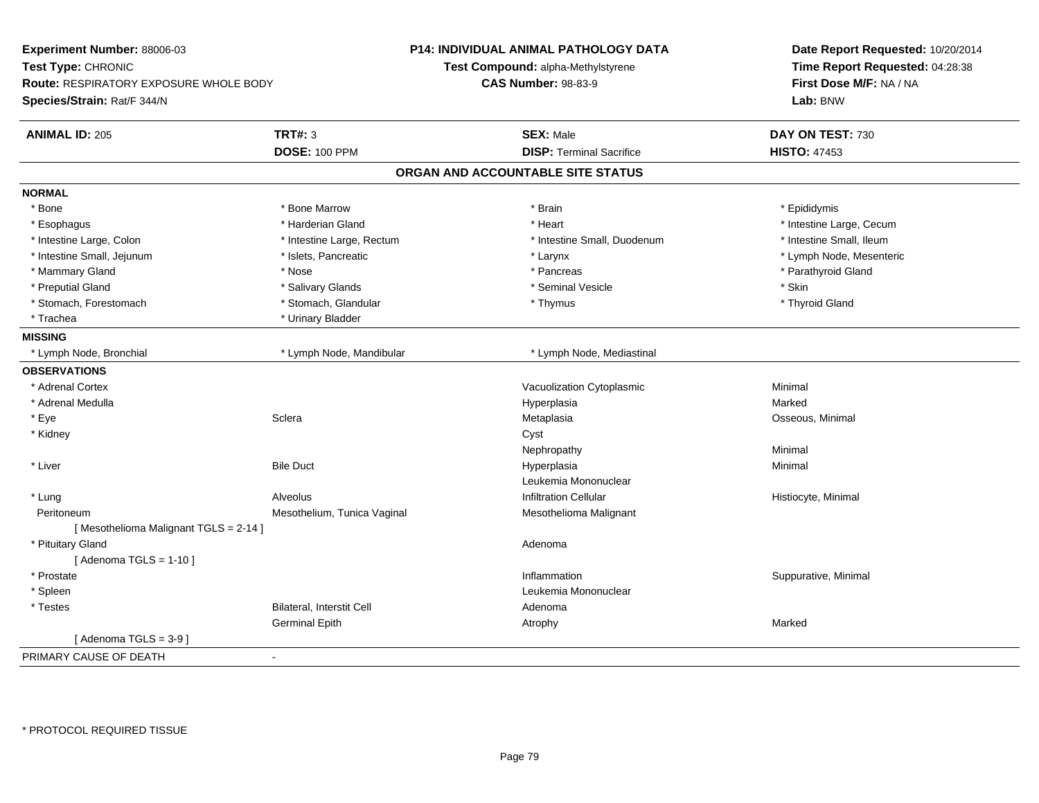**Experiment Number:** 88006-03
**Test Type:** CHRONIC
**Route:** RESPIRATORY EXPOSURE WHOLE BODY
**Species/Strain:** Rat/F 344/N

**P14: INDIVIDUAL ANIMAL PATHOLOGY DATA**
**Test Compound:** alpha-Methylstyrene
**CAS Number:** 98-83-9

**Date Report Requested:** 10/20/2014
**Time Report Requested:** 04:28:38
**First Dose M/F:** NA / NA
**Lab:** BNW

| **ANIMAL ID:** 205 | **TRT#:** 3 | **SEX:** Male | **DAY ON TEST:** 730 |
|---|---|---|---|
| | **DOSE:** 100 PPM | **DISP:** Terminal Sacrifice | **HISTO:** 47453 |

## ORGAN AND ACCOUNTABLE SITE STATUS

**NORMAL**

| | | | |
|---|---|---|---|
| * Bone | * Bone Marrow | * Brain | * Epididymis |
| * Esophagus | * Harderian Gland | * Heart | * Intestine Large, Cecum |
| * Intestine Large, Colon | * Intestine Large, Rectum | * Intestine Small, Duodenum | * Intestine Small, Ileum |
| * Intestine Small, Jejunum | * Islets, Pancreatic | * Larynx | * Lymph Node, Mesenteric |
| * Mammary Gland | * Nose | * Pancreas | * Parathyroid Gland |
| * Preputial Gland | * Salivary Glands | * Seminal Vesicle | * Skin |
| * Stomach, Forestomach | * Stomach, Glandular | * Thymus | * Thyroid Gland |
| * Trachea | * Urinary Bladder | | |

**MISSING**

| | | | |
|---|---|---|---|
| * Lymph Node, Bronchial | * Lymph Node, Mandibular | * Lymph Node, Mediastinal | |

**OBSERVATIONS**

| | | | |
|---|---|---|---|
| * Adrenal Cortex | | Vacuolization Cytoplasmic | Minimal |
| * Adrenal Medulla | | Hyperplasia | Marked |
| * Eye | Sclera | Metaplasia | Osseous, Minimal |
| * Kidney | | Cyst | |
| | | Nephropathy | Minimal |
| * Liver | Bile Duct | Hyperplasia | Minimal |
| | | Leukemia Mononuclear | |
| * Lung | Alveolus | Infiltration Cellular | Histiocyte, Minimal |
| Peritoneum | Mesothelium, Tunica Vaginal | Mesothelioma Malignant | |
| [ Mesothelioma Malignant TGLS = 2-14 ] | | | |
| * Pituitary Gland | | Adenoma | |
| [ Adenoma TGLS = 1-10 ] | | | |
| * Prostate | | Inflammation | Suppurative, Minimal |
| * Spleen | | Leukemia Mononuclear | |
| * Testes | Bilateral, Interstit Cell | Adenoma | |
| | Germinal Epith | Atrophy | Marked |
| [ Adenoma TGLS = 3-9 ] | | | |

PRIMARY CAUSE OF DEATH -

\* PROTOCOL REQUIRED TISSUE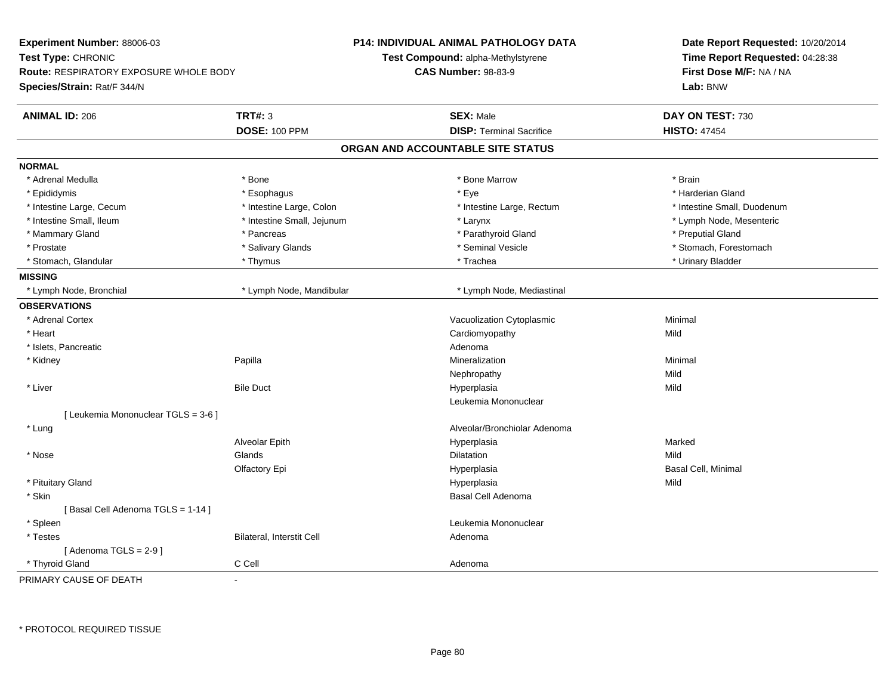**Experiment Number:** 88006-03
**Test Type:** CHRONIC
**Route:** RESPIRATORY EXPOSURE WHOLE BODY
**Species/Strain:** Rat/F 344/N

**P14: INDIVIDUAL ANIMAL PATHOLOGY DATA**
**Test Compound:** alpha-Methylstyrene
**CAS Number:** 98-83-9

**Date Report Requested:** 10/20/2014
**Time Report Requested:** 04:28:38
**First Dose M/F:** NA / NA
**Lab:** BNW

| **ANIMAL ID:** 206 | **TRT#:** 3 | **SEX:** Male | **DAY ON TEST:** 730 |
|---|---|---|---|
| | **DOSE:** 100 PPM | **DISP:** Terminal Sacrifice | **HISTO:** 47454 |

## ORGAN AND ACCOUNTABLE SITE STATUS

**NORMAL**

| | | | |
|---|---|---|---|
| * Adrenal Medulla | * Bone | * Bone Marrow | * Brain |
| * Epididymis | * Esophagus | * Eye | * Harderian Gland |
| * Intestine Large, Cecum | * Intestine Large, Colon | * Intestine Large, Rectum | * Intestine Small, Duodenum |
| * Intestine Small, Ileum | * Intestine Small, Jejunum | * Larynx | * Lymph Node, Mesenteric |
| * Mammary Gland | * Pancreas | * Parathyroid Gland | * Preputial Gland |
| * Prostate | * Salivary Glands | * Seminal Vesicle | * Stomach, Forestomach |
| * Stomach, Glandular | * Thymus | * Trachea | * Urinary Bladder |

**MISSING**

| | | |
|---|---|---|
| * Lymph Node, Bronchial | * Lymph Node, Mandibular | * Lymph Node, Mediastinal |

**OBSERVATIONS**

| Organ | Site | Observation | Severity |
|---|---|---|---|
| * Adrenal Cortex | | Vacuolization Cytoplasmic | Minimal |
| * Heart | | Cardiomyopathy | Mild |
| * Islets, Pancreatic | | Adenoma | |
| * Kidney | Papilla | Mineralization | Minimal |
| | | Nephropathy | Mild |
| * Liver | Bile Duct | Hyperplasia | Mild |
| | | Leukemia Mononuclear | |
| [ Leukemia Mononuclear TGLS = 3-6 ] | | | |
| * Lung | | Alveolar/Bronchiolar Adenoma | |
| | Alveolar Epith | Hyperplasia | Marked |
| * Nose | Glands | Dilatation | Mild |
| | Olfactory Epi | Hyperplasia | Basal Cell, Minimal |
| * Pituitary Gland | | Hyperplasia | Mild |
| * Skin | | Basal Cell Adenoma | |
| [ Basal Cell Adenoma TGLS = 1-14 ] | | | |
| * Spleen | | Leukemia Mononuclear | |
| * Testes | Bilateral, Interstit Cell | Adenoma | |
| [ Adenoma TGLS = 2-9 ] | | | |
| * Thyroid Gland | C Cell | Adenoma | |

PRIMARY CAUSE OF DEATH -

* PROTOCOL REQUIRED TISSUE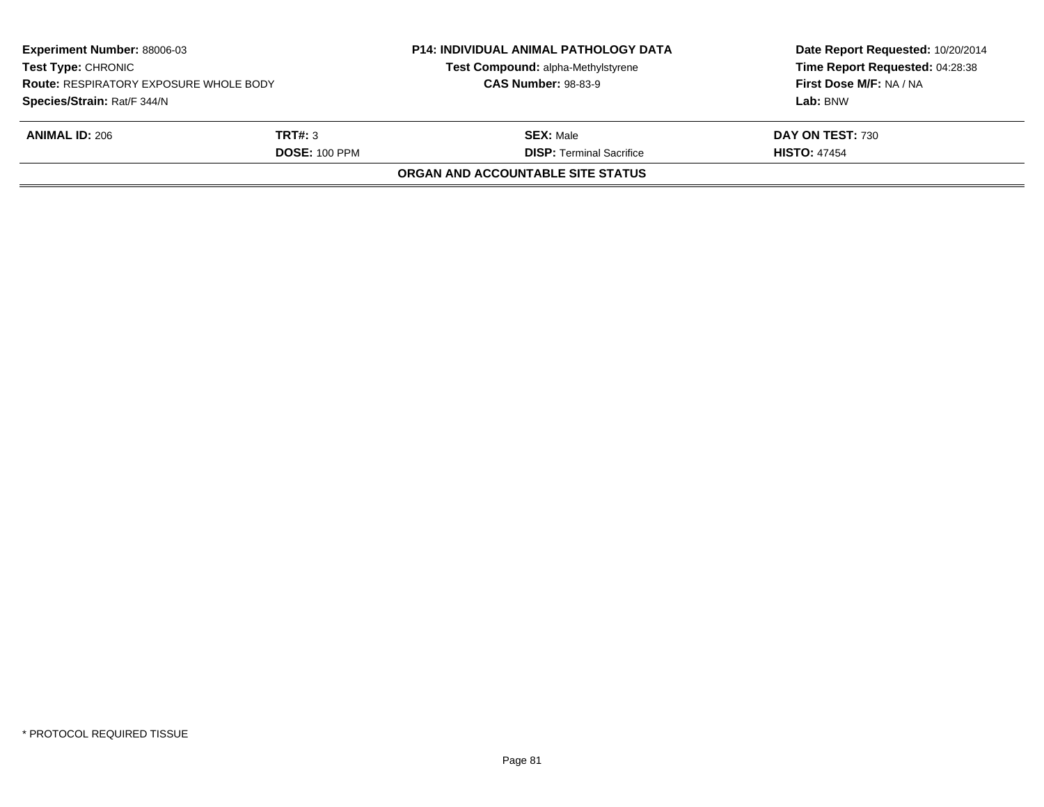| Experiment Number: 88006-03 | P14: INDIVIDUAL ANIMAL PATHOLOGY DATA | Date Report Requested: 10/20/2014 |
|---|---|---|
| Test Type: CHRONIC | Test Compound: alpha-Methylstyrene | Time Report Requested: 04:28:38 |
| Route: RESPIRATORY EXPOSURE WHOLE BODY | CAS Number: 98-83-9 | First Dose M/F: NA / NA |
| Species/Strain: Rat/F 344/N | | Lab: BNW |

| ANIMAL ID: 206 | TRT#: 3 | SEX: Male | DAY ON TEST: 730 |
|---|---|---|---|
| | DOSE: 100 PPM | DISP: Terminal Sacrifice | HISTO: 47454 |

**ORGAN AND ACCOUNTABLE SITE STATUS**

* PROTOCOL REQUIRED TISSUE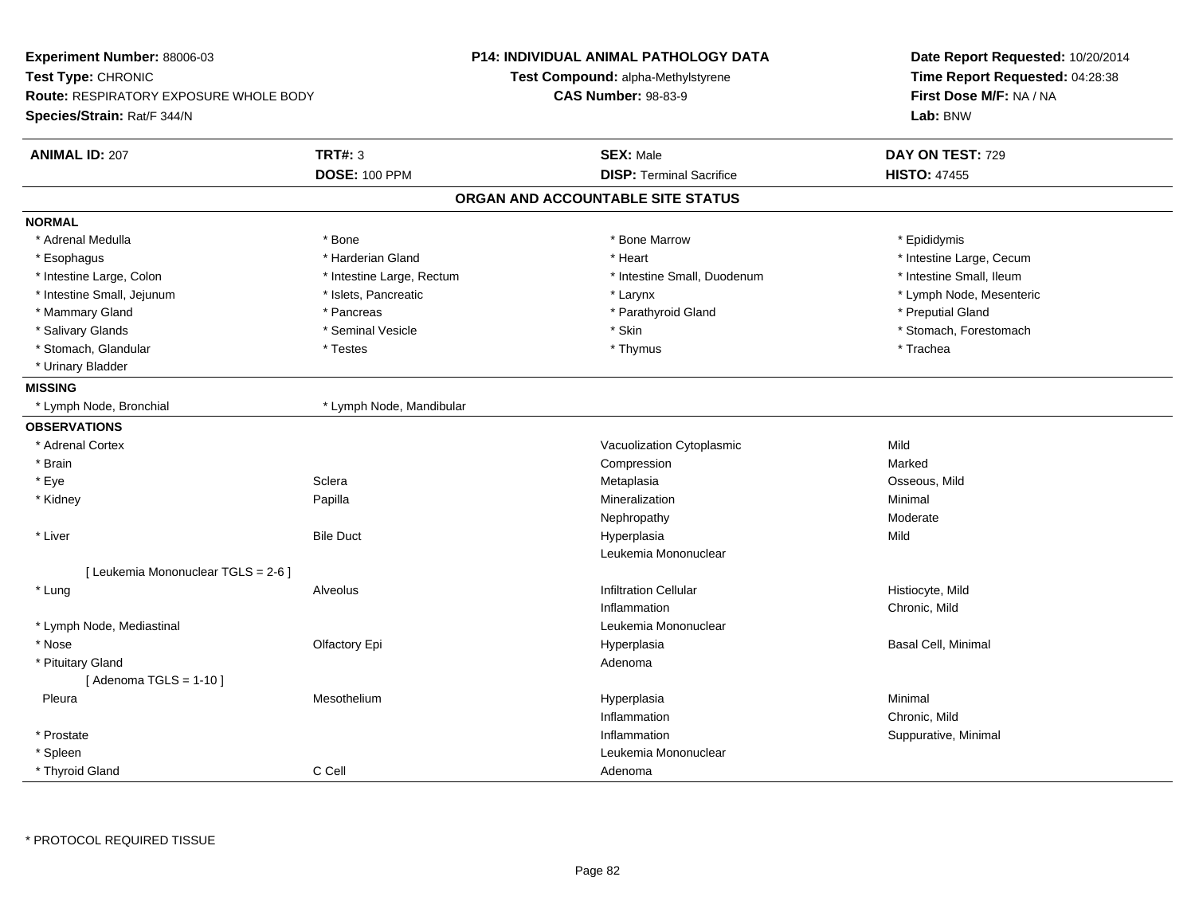**Experiment Number:** 88006-03
**Test Type:** CHRONIC
**Route:** RESPIRATORY EXPOSURE WHOLE BODY
**Species/Strain:** Rat/F 344/N

**P14: INDIVIDUAL ANIMAL PATHOLOGY DATA**
**Test Compound:** alpha-Methylstyrene
**CAS Number:** 98-83-9

**Date Report Requested:** 10/20/2014
**Time Report Requested:** 04:28:38
**First Dose M/F:** NA / NA
**Lab:** BNW

| **ANIMAL ID:** 207 | **TRT#:** 3 | **SEX:** Male | **DAY ON TEST:** 729 |
|---|---|---|---|
| | **DOSE:** 100 PPM | **DISP:** Terminal Sacrifice | **HISTO:** 47455 |

## ORGAN AND ACCOUNTABLE SITE STATUS

**NORMAL**

| | | | |
|---|---|---|---|
| * Adrenal Medulla | * Bone | * Bone Marrow | * Epididymis |
| * Esophagus | * Harderian Gland | * Heart | * Intestine Large, Cecum |
| * Intestine Large, Colon | * Intestine Large, Rectum | * Intestine Small, Duodenum | * Intestine Small, Ileum |
| * Intestine Small, Jejunum | * Islets, Pancreatic | * Larynx | * Lymph Node, Mesenteric |
| * Mammary Gland | * Pancreas | * Parathyroid Gland | * Preputial Gland |
| * Salivary Glands | * Seminal Vesicle | * Skin | * Stomach, Forestomach |
| * Stomach, Glandular | * Testes | * Thymus | * Trachea |
| * Urinary Bladder | | | |

**MISSING**

| | |
|---|---|
| * Lymph Node, Bronchial | * Lymph Node, Mandibular |

**OBSERVATIONS**

| | | | |
|---|---|---|---|
| * Adrenal Cortex | | Vacuolization Cytoplasmic | Mild |
| * Brain | | Compression | Marked |
| * Eye | Sclera | Metaplasia | Osseous, Mild |
| * Kidney | Papilla | Mineralization | Minimal |
| | | Nephropathy | Moderate |
| * Liver | Bile Duct | Hyperplasia | Mild |
| | | Leukemia Mononuclear | |
| [ Leukemia Mononuclear TGLS = 2-6 ] | | | |
| * Lung | Alveolus | Infiltration Cellular | Histiocyte, Mild |
| | | Inflammation | Chronic, Mild |
| * Lymph Node, Mediastinal | | Leukemia Mononuclear | |
| * Nose | Olfactory Epi | Hyperplasia | Basal Cell, Minimal |
| * Pituitary Gland | | Adenoma | |
| [ Adenoma TGLS = 1-10 ] | | | |
| Pleura | Mesothelium | Hyperplasia | Minimal |
| | | Inflammation | Chronic, Mild |
| * Prostate | | Inflammation | Suppurative, Minimal |
| * Spleen | | Leukemia Mononuclear | |
| * Thyroid Gland | C Cell | Adenoma | |

* PROTOCOL REQUIRED TISSUE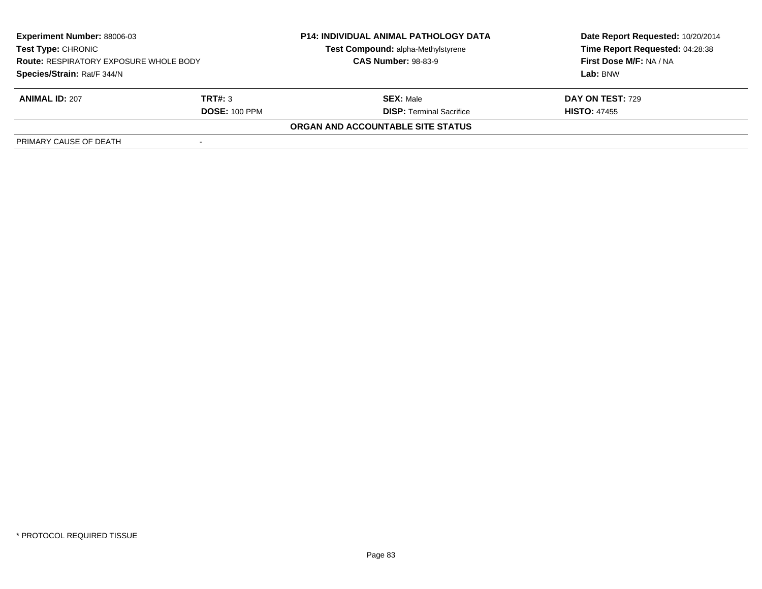| **Experiment Number:** 88006-03 | **P14: INDIVIDUAL ANIMAL PATHOLOGY DATA** | **Date Report Requested:** 10/20/2014 |
|---|---|---|
| **Test Type:** CHRONIC | **Test Compound:** alpha-Methylstyrene | **Time Report Requested:** 04:28:38 |
| **Route:** RESPIRATORY EXPOSURE WHOLE BODY | **CAS Number:** 98-83-9 | **First Dose M/F:** NA / NA |
| **Species/Strain:** Rat/F 344/N | | **Lab:** BNW |

| **ANIMAL ID:** 207 | **TRT#:** 3 | **SEX:** Male | **DAY ON TEST:** 729 |
|---|---|---|---|
| | **DOSE:** 100 PPM | **DISP:** Terminal Sacrifice | **HISTO:** 47455 |

**ORGAN AND ACCOUNTABLE SITE STATUS**

| | |
|---|---|
| PRIMARY CAUSE OF DEATH | - |

* PROTOCOL REQUIRED TISSUE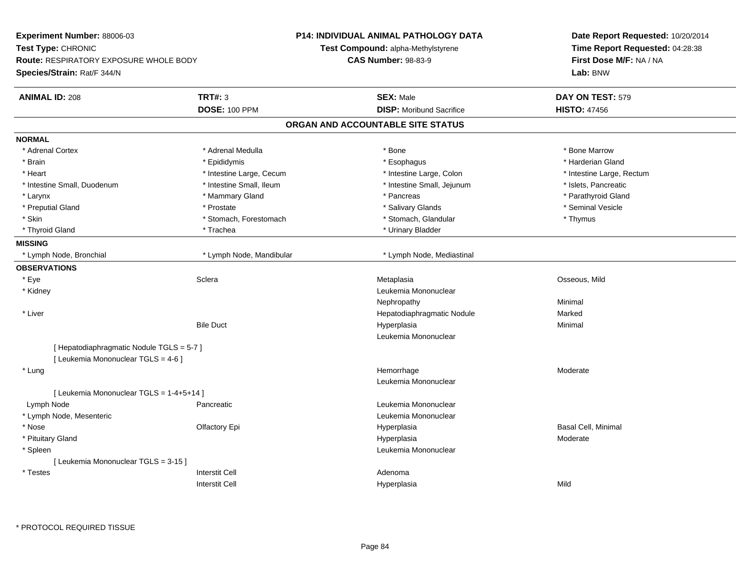**Experiment Number:** 88006-03
**Test Type:** CHRONIC
**Route:** RESPIRATORY EXPOSURE WHOLE BODY
**Species/Strain:** Rat/F 344/N

**P14: INDIVIDUAL ANIMAL PATHOLOGY DATA**
**Test Compound:** alpha-Methylstyrene
**CAS Number:** 98-83-9

**Date Report Requested:** 10/20/2014
**Time Report Requested:** 04:28:38
**First Dose M/F:** NA / NA
**Lab:** BNW

| **ANIMAL ID:** 208 | **TRT#:** 3 | **SEX:** Male | **DAY ON TEST:** 579 |
|---|---|---|---|
| | **DOSE:** 100 PPM | **DISP:** Moribund Sacrifice | **HISTO:** 47456 |

## ORGAN AND ACCOUNTABLE SITE STATUS

**NORMAL**

| | | | |
|---|---|---|---|
| * Adrenal Cortex | * Adrenal Medulla | * Bone | * Bone Marrow |
| * Brain | * Epididymis | * Esophagus | * Harderian Gland |
| * Heart | * Intestine Large, Cecum | * Intestine Large, Colon | * Intestine Large, Rectum |
| * Intestine Small, Duodenum | * Intestine Small, Ileum | * Intestine Small, Jejunum | * Islets, Pancreatic |
| * Larynx | * Mammary Gland | * Pancreas | * Parathyroid Gland |
| * Preputial Gland | * Prostate | * Salivary Glands | * Seminal Vesicle |
| * Skin | * Stomach, Forestomach | * Stomach, Glandular | * Thymus |
| * Thyroid Gland | * Trachea | * Urinary Bladder | |

**MISSING**

| | | |
|---|---|---|
| * Lymph Node, Bronchial | * Lymph Node, Mandibular | * Lymph Node, Mediastinal |

**OBSERVATIONS**

| | | | |
|---|---|---|---|
| * Eye | Sclera | Metaplasia | Osseous, Mild |
| * Kidney | | Leukemia Mononuclear | |
| | | Nephropathy | Minimal |
| * Liver | | Hepatodiaphragmatic Nodule | Marked |
| | Bile Duct | Hyperplasia | Minimal |
| | | Leukemia Mononuclear | |
| [ Hepatodiaphragmatic Nodule TGLS = 5-7 ] | | | |
| [ Leukemia Mononuclear TGLS = 4-6 ] | | | |
| * Lung | | Hemorrhage | Moderate |
| | | Leukemia Mononuclear | |
| [ Leukemia Mononuclear TGLS = 1-4+5+14 ] | | | |
| Lymph Node | Pancreatic | Leukemia Mononuclear | |
| * Lymph Node, Mesenteric | | Leukemia Mononuclear | |
| * Nose | Olfactory Epi | Hyperplasia | Basal Cell, Minimal |
| * Pituitary Gland | | Hyperplasia | Moderate |
| * Spleen | | Leukemia Mononuclear | |
| [ Leukemia Mononuclear TGLS = 3-15 ] | | | |
| * Testes | Interstit Cell | Adenoma | |
| | Interstit Cell | Hyperplasia | Mild |

\* PROTOCOL REQUIRED TISSUE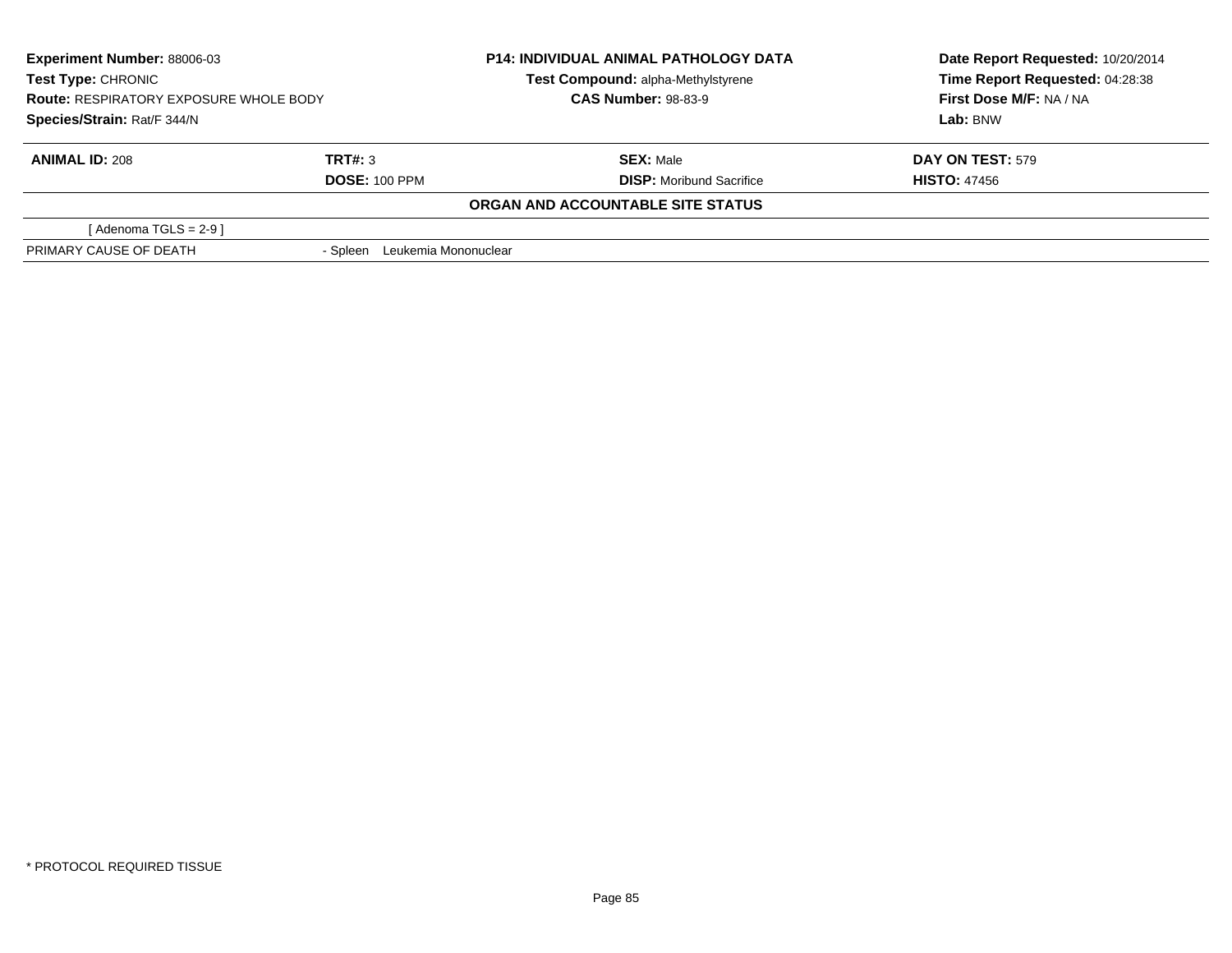**Experiment Number:** 88006-03
**Test Type:** CHRONIC
**Route:** RESPIRATORY EXPOSURE WHOLE BODY
**Species/Strain:** Rat/F 344/N

**P14: INDIVIDUAL ANIMAL PATHOLOGY DATA**
**Test Compound:** alpha-Methylstyrene
**CAS Number:** 98-83-9

**Date Report Requested:** 10/20/2014
**Time Report Requested:** 04:28:38
**First Dose M/F:** NA / NA
**Lab:** BNW

| **ANIMAL ID:** 208 | **TRT#:** 3 | **SEX:** Male | **DAY ON TEST:** 579 |
|---|---|---|---|
| | **DOSE:** 100 PPM | **DISP:** Moribund Sacrifice | **HISTO:** 47456 |

**ORGAN AND ACCOUNTABLE SITE STATUS**

| | |
|---|---|
| [ Adenoma TGLS = 2-9 ] | |
| PRIMARY CAUSE OF DEATH | - Spleen Leukemia Mononuclear |

* PROTOCOL REQUIRED TISSUE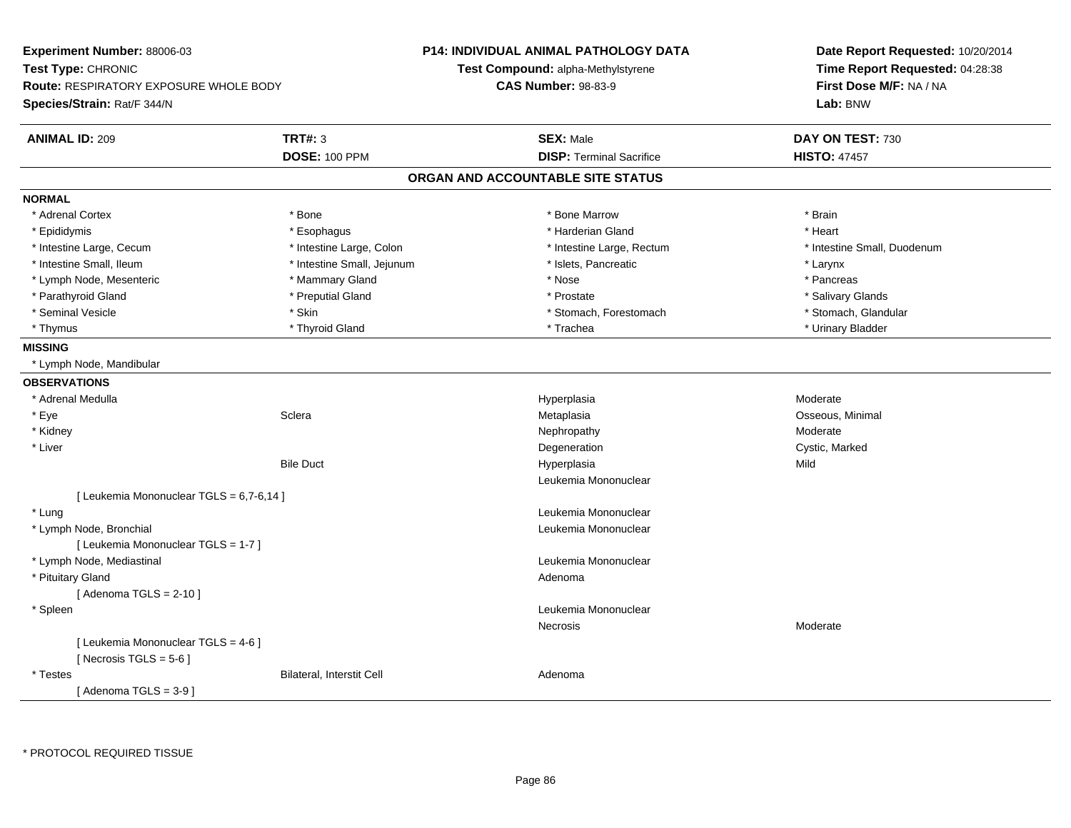**Experiment Number:** 88006-03
**Test Type:** CHRONIC
**Route:** RESPIRATORY EXPOSURE WHOLE BODY
**Species/Strain:** Rat/F 344/N

**P14: INDIVIDUAL ANIMAL PATHOLOGY DATA**
**Test Compound:** alpha-Methylstyrene
**CAS Number:** 98-83-9

**Date Report Requested:** 10/20/2014
**Time Report Requested:** 04:28:38
**First Dose M/F:** NA / NA
**Lab:** BNW

| **ANIMAL ID:** 209 | **TRT#:** 3 | **SEX:** Male | **DAY ON TEST:** 730 |
|---|---|---|---|
| | **DOSE:** 100 PPM | **DISP:** Terminal Sacrifice | **HISTO:** 47457 |

## ORGAN AND ACCOUNTABLE SITE STATUS

**NORMAL**

| | | | |
|---|---|---|---|
| * Adrenal Cortex | * Bone | * Bone Marrow | * Brain |
| * Epididymis | * Esophagus | * Harderian Gland | * Heart |
| * Intestine Large, Cecum | * Intestine Large, Colon | * Intestine Large, Rectum | * Intestine Small, Duodenum |
| * Intestine Small, Ileum | * Intestine Small, Jejunum | * Islets, Pancreatic | * Larynx |
| * Lymph Node, Mesenteric | * Mammary Gland | * Nose | * Pancreas |
| * Parathyroid Gland | * Preputial Gland | * Prostate | * Salivary Glands |
| * Seminal Vesicle | * Skin | * Stomach, Forestomach | * Stomach, Glandular |
| * Thymus | * Thyroid Gland | * Trachea | * Urinary Bladder |

**MISSING**

* Lymph Node, Mandibular

**OBSERVATIONS**

| | | | |
|---|---|---|---|
| * Adrenal Medulla | | Hyperplasia | Moderate |
| * Eye | Sclera | Metaplasia | Osseous, Minimal |
| * Kidney | | Nephropathy | Moderate |
| * Liver | | Degeneration | Cystic, Marked |
| | Bile Duct | Hyperplasia | Mild |
| | | Leukemia Mononuclear | |
| [ Leukemia Mononuclear TGLS = 6,7-6,14 ] | | | |
| * Lung | | Leukemia Mononuclear | |
| * Lymph Node, Bronchial | | Leukemia Mononuclear | |
| [ Leukemia Mononuclear TGLS = 1-7 ] | | | |
| * Lymph Node, Mediastinal | | Leukemia Mononuclear | |
| * Pituitary Gland | | Adenoma | |
| [ Adenoma TGLS = 2-10 ] | | | |
| * Spleen | | Leukemia Mononuclear | |
| | | Necrosis | Moderate |
| [ Leukemia Mononuclear TGLS = 4-6 ] | | | |
| [ Necrosis TGLS = 5-6 ] | | | |
| * Testes | Bilateral, Interstit Cell | Adenoma | |
| [ Adenoma TGLS = 3-9 ] | | | |

* PROTOCOL REQUIRED TISSUE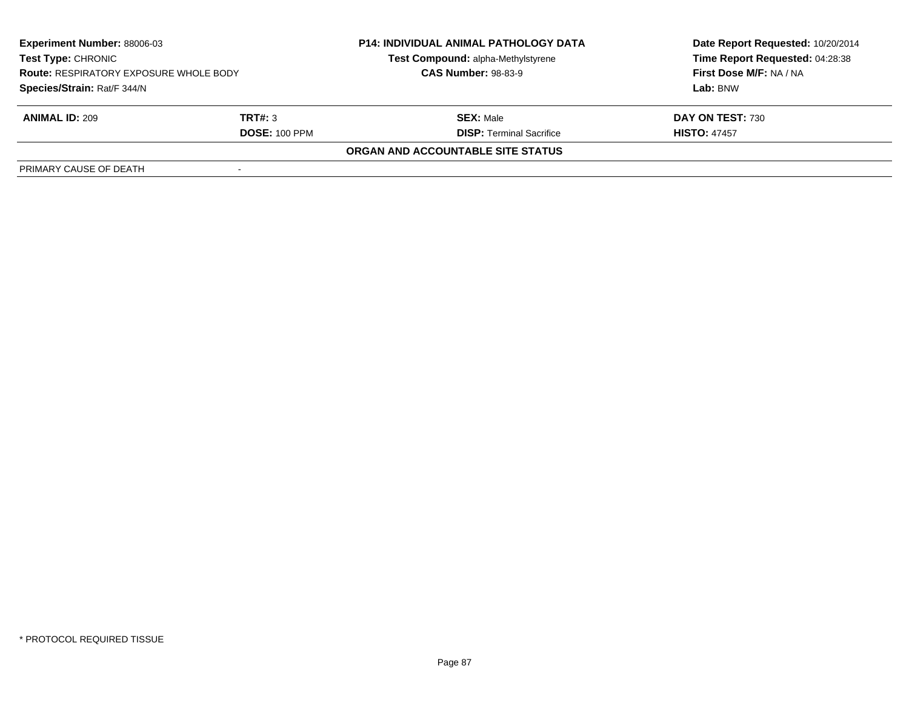| Experiment Number: 88006-03 | | P14: INDIVIDUAL ANIMAL PATHOLOGY DATA | Date Report Requested: 10/20/2014 |
|---|---|---|---|
| Test Type: CHRONIC | | Test Compound: alpha-Methylstyrene | Time Report Requested: 04:28:38 |
| Route: RESPIRATORY EXPOSURE WHOLE BODY | | CAS Number: 98-83-9 | First Dose M/F: NA / NA |
| Species/Strain: Rat/F 344/N | | | Lab: BNW |

| ANIMAL ID: 209 | TRT#: 3 | SEX: Male | DAY ON TEST: 730 |
|---|---|---|---|
| | DOSE: 100 PPM | DISP: Terminal Sacrifice | HISTO: 47457 |

**ORGAN AND ACCOUNTABLE SITE STATUS**

| PRIMARY CAUSE OF DEATH | - |
|---|---|

* PROTOCOL REQUIRED TISSUE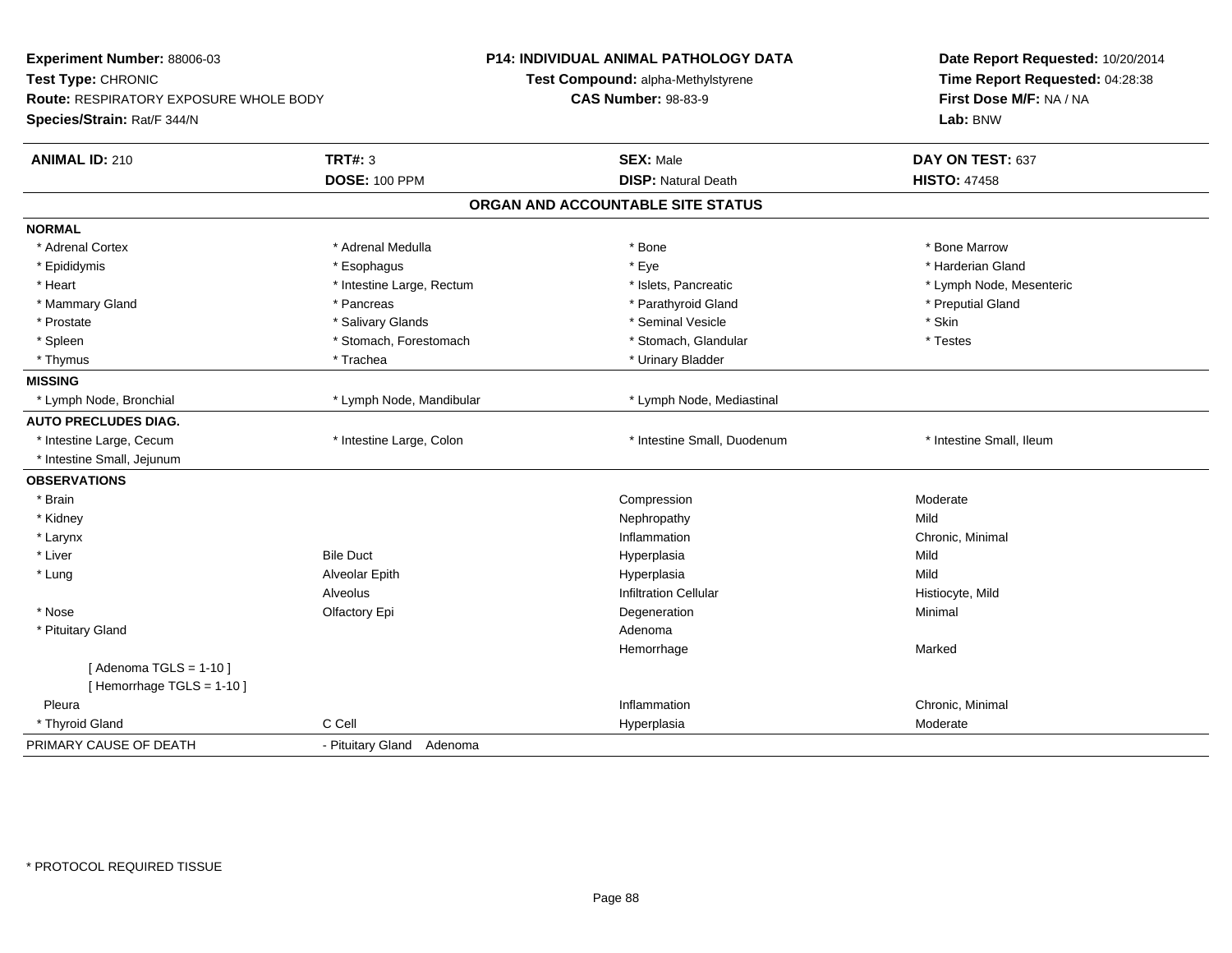**Experiment Number:** 88006-03
**Test Type:** CHRONIC
**Route:** RESPIRATORY EXPOSURE WHOLE BODY
**Species/Strain:** Rat/F 344/N

**P14: INDIVIDUAL ANIMAL PATHOLOGY DATA**
**Test Compound:** alpha-Methylstyrene
**CAS Number:** 98-83-9

**Date Report Requested:** 10/20/2014
**Time Report Requested:** 04:28:38
**First Dose M/F:** NA / NA
**Lab:** BNW

| **ANIMAL ID:** 210 | **TRT#:** 3 | **SEX:** Male | **DAY ON TEST:** 637 |
|---|---|---|---|
| | **DOSE:** 100 PPM | **DISP:** Natural Death | **HISTO:** 47458 |

## ORGAN AND ACCOUNTABLE SITE STATUS

**NORMAL**

| | | | |
|---|---|---|---|
| * Adrenal Cortex | * Adrenal Medulla | * Bone | * Bone Marrow |
| * Epididymis | * Esophagus | * Eye | * Harderian Gland |
| * Heart | * Intestine Large, Rectum | * Islets, Pancreatic | * Lymph Node, Mesenteric |
| * Mammary Gland | * Pancreas | * Parathyroid Gland | * Preputial Gland |
| * Prostate | * Salivary Glands | * Seminal Vesicle | * Skin |
| * Spleen | * Stomach, Forestomach | * Stomach, Glandular | * Testes |
| * Thymus | * Trachea | * Urinary Bladder | |

**MISSING**

| | | |
|---|---|---|
| * Lymph Node, Bronchial | * Lymph Node, Mandibular | * Lymph Node, Mediastinal |

**AUTO PRECLUDES DIAG.**

| | | | |
|---|---|---|---|
| * Intestine Large, Cecum | * Intestine Large, Colon | * Intestine Small, Duodenum | * Intestine Small, Ileum |
| * Intestine Small, Jejunum | | | |

**OBSERVATIONS**

| | | | |
|---|---|---|---|
| * Brain | | Compression | Moderate |
| * Kidney | | Nephropathy | Mild |
| * Larynx | | Inflammation | Chronic, Minimal |
| * Liver | Bile Duct | Hyperplasia | Mild |
| * Lung | Alveolar Epith | Hyperplasia | Mild |
| | Alveolus | Infiltration Cellular | Histiocyte, Mild |
| * Nose | Olfactory Epi | Degeneration | Minimal |
| * Pituitary Gland | | Adenoma | |
| | | Hemorrhage | Marked |
| [ Adenoma TGLS = 1-10 ] | | | |
| [ Hemorrhage TGLS = 1-10 ] | | | |
| Pleura | | Inflammation | Chronic, Minimal |
| * Thyroid Gland | C Cell | Hyperplasia | Moderate |

PRIMARY CAUSE OF DEATH - Pituitary Gland Adenoma

* PROTOCOL REQUIRED TISSUE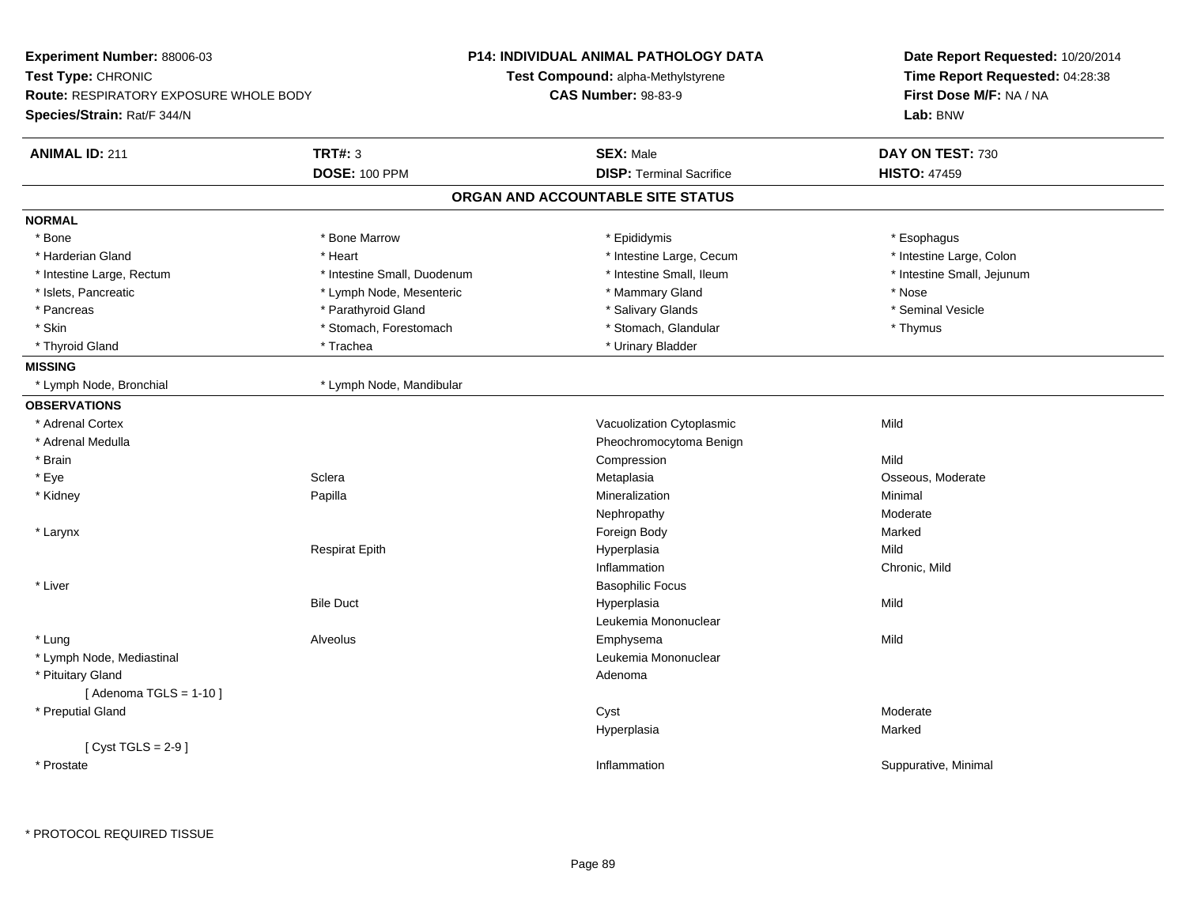**Experiment Number:** 88006-03
**Test Type:** CHRONIC
**Route:** RESPIRATORY EXPOSURE WHOLE BODY
**Species/Strain:** Rat/F 344/N

**P14: INDIVIDUAL ANIMAL PATHOLOGY DATA**
**Test Compound:** alpha-Methylstyrene
**CAS Number:** 98-83-9

**Date Report Requested:** 10/20/2014
**Time Report Requested:** 04:28:38
**First Dose M/F:** NA / NA
**Lab:** BNW

| **ANIMAL ID:** 211 | **TRT#:** 3 | **SEX:** Male | **DAY ON TEST:** 730 |
|---|---|---|---|
| | **DOSE:** 100 PPM | **DISP:** Terminal Sacrifice | **HISTO:** 47459 |

## ORGAN AND ACCOUNTABLE SITE STATUS

**NORMAL**

| | | | |
|---|---|---|---|
| * Bone | * Bone Marrow | * Epididymis | * Esophagus |
| * Harderian Gland | * Heart | * Intestine Large, Cecum | * Intestine Large, Colon |
| * Intestine Large, Rectum | * Intestine Small, Duodenum | * Intestine Small, Ileum | * Intestine Small, Jejunum |
| * Islets, Pancreatic | * Lymph Node, Mesenteric | * Mammary Gland | * Nose |
| * Pancreas | * Parathyroid Gland | * Salivary Glands | * Seminal Vesicle |
| * Skin | * Stomach, Forestomach | * Stomach, Glandular | * Thymus |
| * Thyroid Gland | * Trachea | * Urinary Bladder | |

**MISSING**

| | |
|---|---|
| * Lymph Node, Bronchial | * Lymph Node, Mandibular |

**OBSERVATIONS**

| Organ | Site | Observation | Severity |
|---|---|---|---|
| * Adrenal Cortex | | Vacuolization Cytoplasmic | Mild |
| * Adrenal Medulla | | Pheochromocytoma Benign | |
| * Brain | | Compression | Mild |
| * Eye | Sclera | Metaplasia | Osseous, Moderate |
| * Kidney | Papilla | Mineralization | Minimal |
| | | Nephropathy | Moderate |
| * Larynx | | Foreign Body | Marked |
| | Respirat Epith | Hyperplasia | Mild |
| | | Inflammation | Chronic, Mild |
| * Liver | | Basophilic Focus | |
| | Bile Duct | Hyperplasia | Mild |
| | | Leukemia Mononuclear | |
| * Lung | Alveolus | Emphysema | Mild |
| * Lymph Node, Mediastinal | | Leukemia Mononuclear | |
| * Pituitary Gland | | Adenoma | |
| [ Adenoma TGLS = 1-10 ] | | | |
| * Preputial Gland | | Cyst | Moderate |
| | | Hyperplasia | Marked |
| [ Cyst TGLS = 2-9 ] | | | |
| * Prostate | | Inflammation | Suppurative, Minimal |

* PROTOCOL REQUIRED TISSUE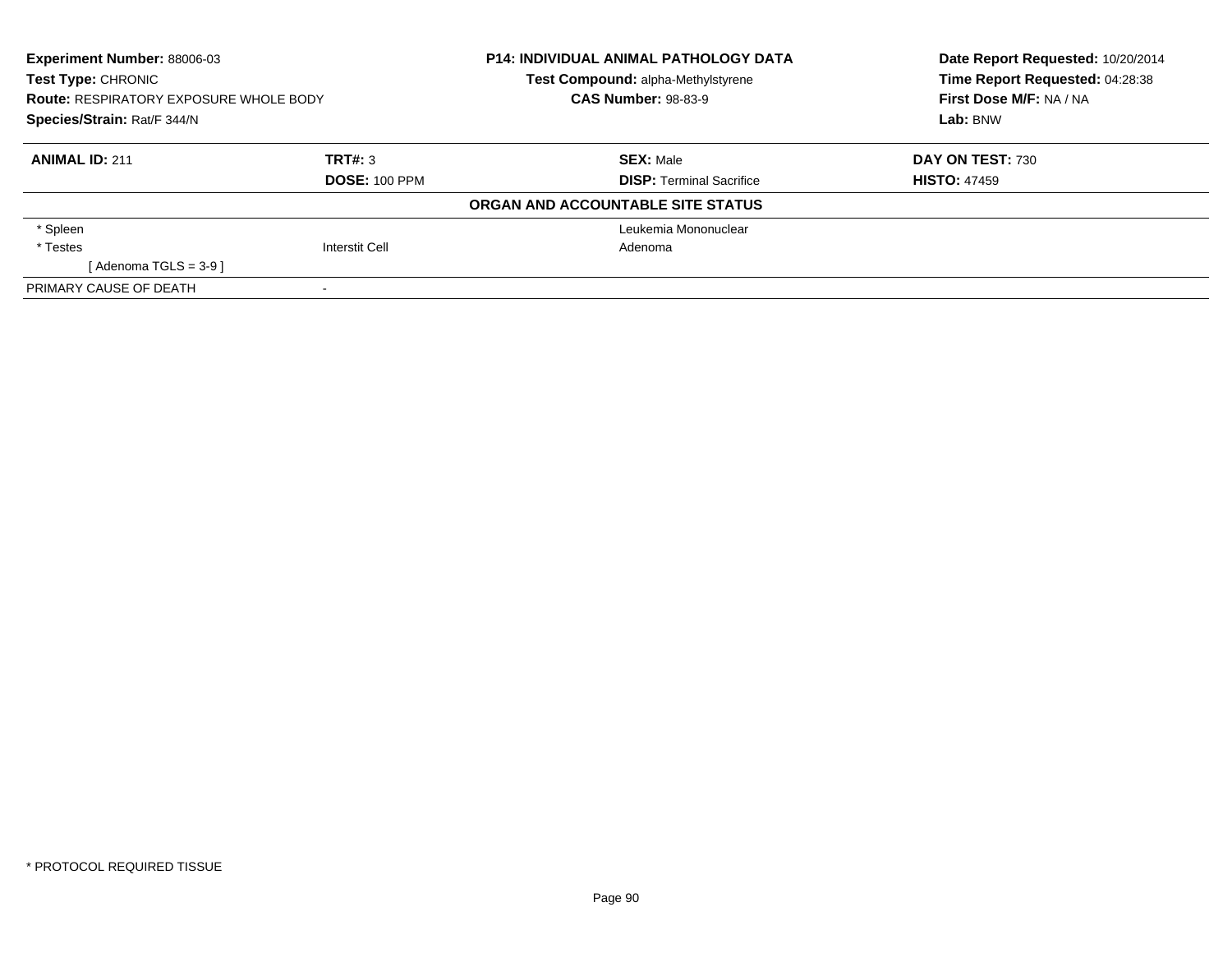**Experiment Number:** 88006-03
**Test Type:** CHRONIC
**Route:** RESPIRATORY EXPOSURE WHOLE BODY
**Species/Strain:** Rat/F 344/N

**P14: INDIVIDUAL ANIMAL PATHOLOGY DATA**
**Test Compound:** alpha-Methylstyrene
**CAS Number:** 98-83-9

**Date Report Requested:** 10/20/2014
**Time Report Requested:** 04:28:38
**First Dose M/F:** NA / NA
**Lab:** BNW

| **ANIMAL ID:** 211 | **TRT#:** 3 | **SEX:** Male | **DAY ON TEST:** 730 |
|---|---|---|---|
| | **DOSE:** 100 PPM | **DISP:** Terminal Sacrifice | **HISTO:** 47459 |

**ORGAN AND ACCOUNTABLE SITE STATUS**

| | | | |
|---|---|---|---|
| * Spleen | | Leukemia Mononuclear | |
| * Testes | Interstit Cell | Adenoma | |
| [ Adenoma TGLS = 3-9 ] | | | |
| PRIMARY CAUSE OF DEATH | - | | |

* PROTOCOL REQUIRED TISSUE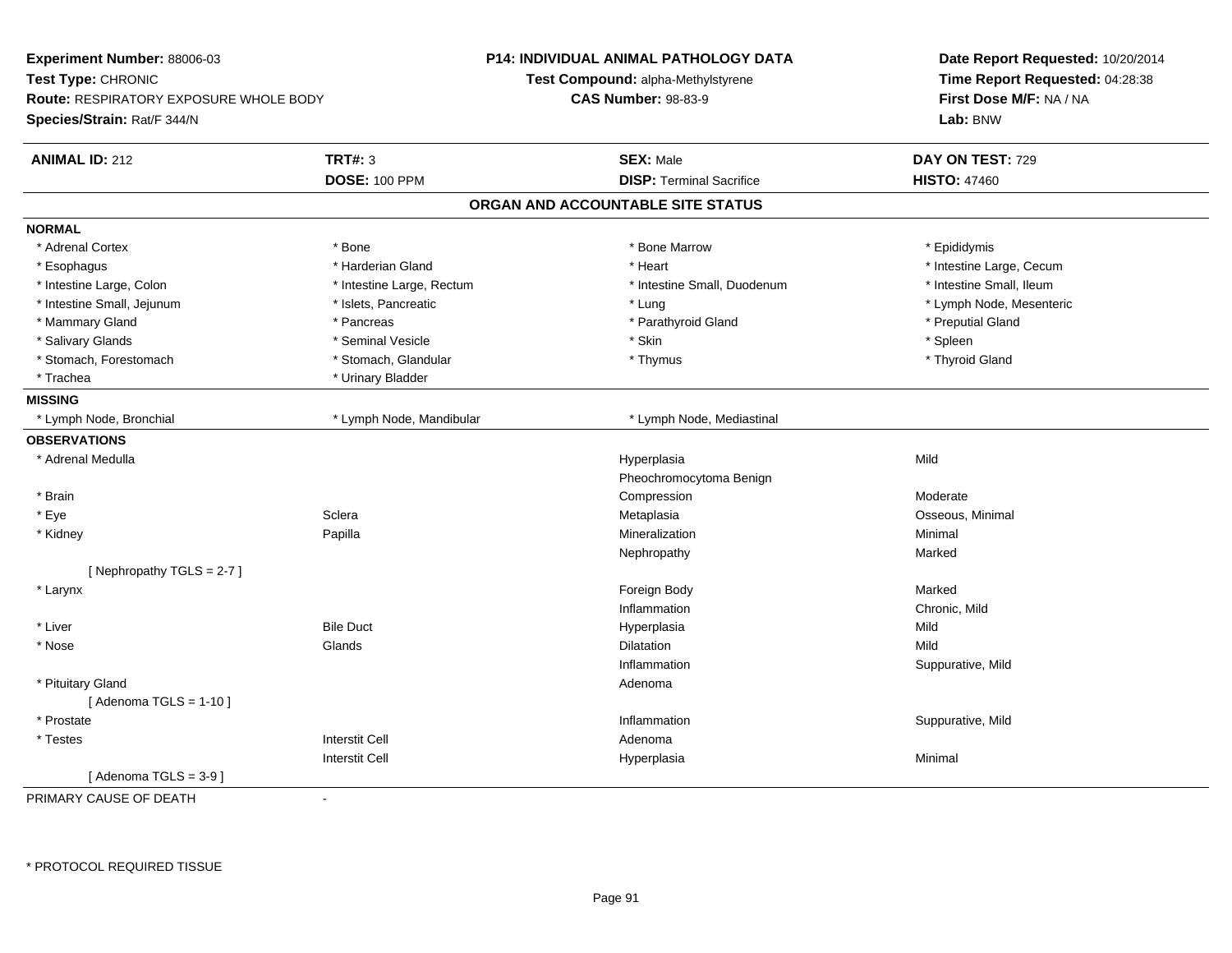**Experiment Number:** 88006-03
**Test Type:** CHRONIC
**Route:** RESPIRATORY EXPOSURE WHOLE BODY
**Species/Strain:** Rat/F 344/N

**P14: INDIVIDUAL ANIMAL PATHOLOGY DATA**
**Test Compound:** alpha-Methylstyrene
**CAS Number:** 98-83-9

**Date Report Requested:** 10/20/2014
**Time Report Requested:** 04:28:38
**First Dose M/F:** NA / NA
**Lab:** BNW

| **ANIMAL ID:** 212 | **TRT#:** 3 | **SEX:** Male | **DAY ON TEST:** 729 |
|---|---|---|---|
| | **DOSE:** 100 PPM | **DISP:** Terminal Sacrifice | **HISTO:** 47460 |

## ORGAN AND ACCOUNTABLE SITE STATUS

**NORMAL**

| | | | |
|---|---|---|---|
| * Adrenal Cortex | * Bone | * Bone Marrow | * Epididymis |
| * Esophagus | * Harderian Gland | * Heart | * Intestine Large, Cecum |
| * Intestine Large, Colon | * Intestine Large, Rectum | * Intestine Small, Duodenum | * Intestine Small, Ileum |
| * Intestine Small, Jejunum | * Islets, Pancreatic | * Lung | * Lymph Node, Mesenteric |
| * Mammary Gland | * Pancreas | * Parathyroid Gland | * Preputial Gland |
| * Salivary Glands | * Seminal Vesicle | * Skin | * Spleen |
| * Stomach, Forestomach | * Stomach, Glandular | * Thymus | * Thyroid Gland |
| * Trachea | * Urinary Bladder | | |

**MISSING**

| | | |
|---|---|---|
| * Lymph Node, Bronchial | * Lymph Node, Mandibular | * Lymph Node, Mediastinal |

**OBSERVATIONS**

| | | | |
|---|---|---|---|
| * Adrenal Medulla | | Hyperplasia | Mild |
| | | Pheochromocytoma Benign | |
| * Brain | | Compression | Moderate |
| * Eye | Sclera | Metaplasia | Osseous, Minimal |
| * Kidney | Papilla | Mineralization | Minimal |
| | | Nephropathy | Marked |
| [ Nephropathy TGLS = 2-7 ] | | | |
| * Larynx | | Foreign Body | Marked |
| | | Inflammation | Chronic, Mild |
| * Liver | Bile Duct | Hyperplasia | Mild |
| * Nose | Glands | Dilatation | Mild |
| | | Inflammation | Suppurative, Mild |
| * Pituitary Gland | | Adenoma | |
| [ Adenoma TGLS = 1-10 ] | | | |
| * Prostate | | Inflammation | Suppurative, Mild |
| * Testes | Interstit Cell | Adenoma | |
| | Interstit Cell | Hyperplasia | Minimal |
| [ Adenoma TGLS = 3-9 ] | | | |

PRIMARY CAUSE OF DEATH -

\* PROTOCOL REQUIRED TISSUE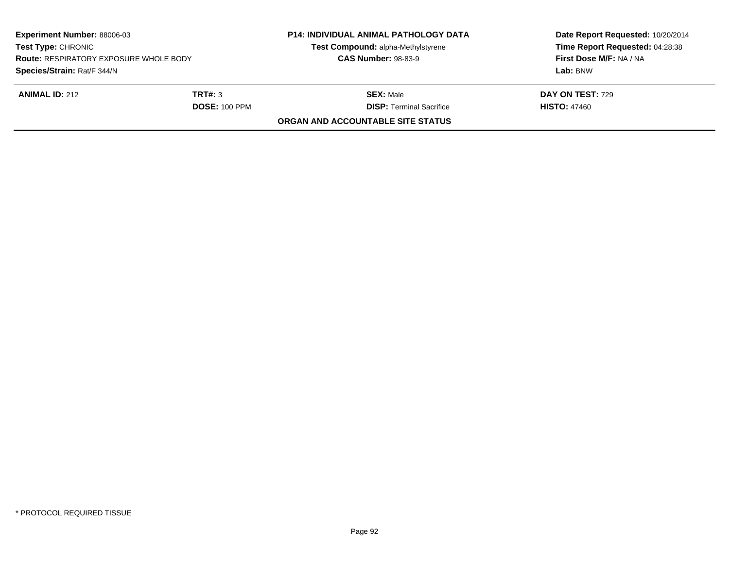| **Experiment Number:** 88006-03 | | **P14: INDIVIDUAL ANIMAL PATHOLOGY DATA** | **Date Report Requested:** 10/20/2014 |
|---|---|---|---|
| **Test Type:** CHRONIC | | **Test Compound:** alpha-Methylstyrene | **Time Report Requested:** 04:28:38 |
| **Route:** RESPIRATORY EXPOSURE WHOLE BODY | | **CAS Number:** 98-83-9 | **First Dose M/F:** NA / NA |
| **Species/Strain:** Rat/F 344/N | | | **Lab:** BNW |

| **ANIMAL ID:** 212 | **TRT#:** 3 | **SEX:** Male | **DAY ON TEST:** 729 |
|---|---|---|---|
| | **DOSE:** 100 PPM | **DISP:** Terminal Sacrifice | **HISTO:** 47460 |

**ORGAN AND ACCOUNTABLE SITE STATUS**

\* PROTOCOL REQUIRED TISSUE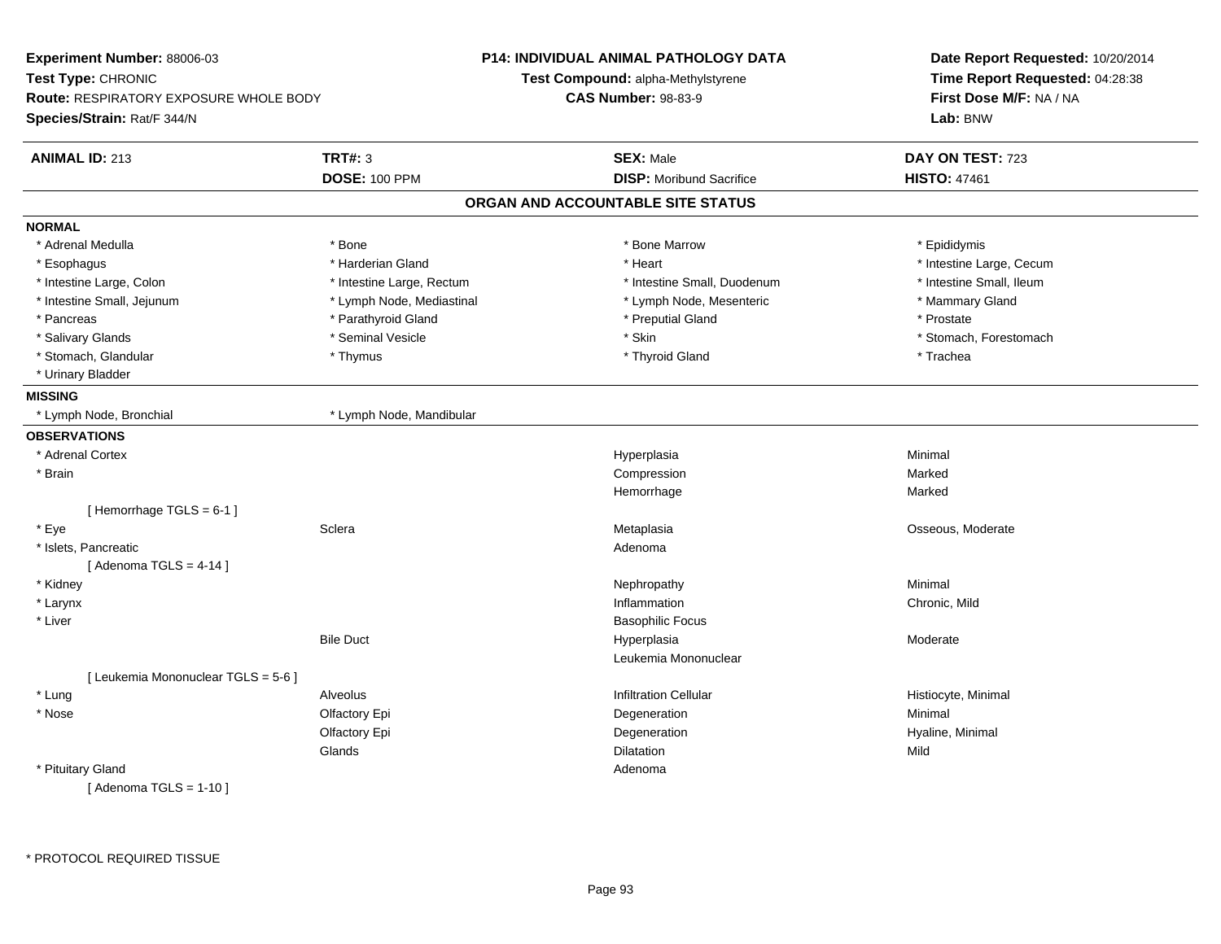**Experiment Number:** 88006-03
**Test Type:** CHRONIC
**Route:** RESPIRATORY EXPOSURE WHOLE BODY
**Species/Strain:** Rat/F 344/N

**P14: INDIVIDUAL ANIMAL PATHOLOGY DATA**
**Test Compound:** alpha-Methylstyrene
**CAS Number:** 98-83-9

**Date Report Requested:** 10/20/2014
**Time Report Requested:** 04:28:38
**First Dose M/F:** NA / NA
**Lab:** BNW

| **ANIMAL ID:** 213 | **TRT#:** 3 | **SEX:** Male | **DAY ON TEST:** 723 |
|---|---|---|---|
| | **DOSE:** 100 PPM | **DISP:** Moribund Sacrifice | **HISTO:** 47461 |

## ORGAN AND ACCOUNTABLE SITE STATUS

**NORMAL**

| | | | |
|---|---|---|---|
| * Adrenal Medulla | * Bone | * Bone Marrow | * Epididymis |
| * Esophagus | * Harderian Gland | * Heart | * Intestine Large, Cecum |
| * Intestine Large, Colon | * Intestine Large, Rectum | * Intestine Small, Duodenum | * Intestine Small, Ileum |
| * Intestine Small, Jejunum | * Lymph Node, Mediastinal | * Lymph Node, Mesenteric | * Mammary Gland |
| * Pancreas | * Parathyroid Gland | * Preputial Gland | * Prostate |
| * Salivary Glands | * Seminal Vesicle | * Skin | * Stomach, Forestomach |
| * Stomach, Glandular | * Thymus | * Thyroid Gland | * Trachea |
| * Urinary Bladder | | | |

**MISSING**

| | |
|---|---|
| * Lymph Node, Bronchial | * Lymph Node, Mandibular |

**OBSERVATIONS**

| Organ | Site | Observation | Qualifier |
|---|---|---|---|
| * Adrenal Cortex | | Hyperplasia | Minimal |
| * Brain | | Compression | Marked |
| | | Hemorrhage | Marked |
| [ Hemorrhage TGLS = 6-1 ] | | | |
| * Eye | Sclera | Metaplasia | Osseous, Moderate |
| * Islets, Pancreatic | | Adenoma | |
| [ Adenoma TGLS = 4-14 ] | | | |
| * Kidney | | Nephropathy | Minimal |
| * Larynx | | Inflammation | Chronic, Mild |
| * Liver | | Basophilic Focus | |
| | Bile Duct | Hyperplasia | Moderate |
| | | Leukemia Mononuclear | |
| [ Leukemia Mononuclear TGLS = 5-6 ] | | | |
| * Lung | Alveolus | Infiltration Cellular | Histiocyte, Minimal |
| * Nose | Olfactory Epi | Degeneration | Minimal |
| | Olfactory Epi | Degeneration | Hyaline, Minimal |
| | Glands | Dilatation | Mild |
| * Pituitary Gland | | Adenoma | |
| [ Adenoma TGLS = 1-10 ] | | | |

* PROTOCOL REQUIRED TISSUE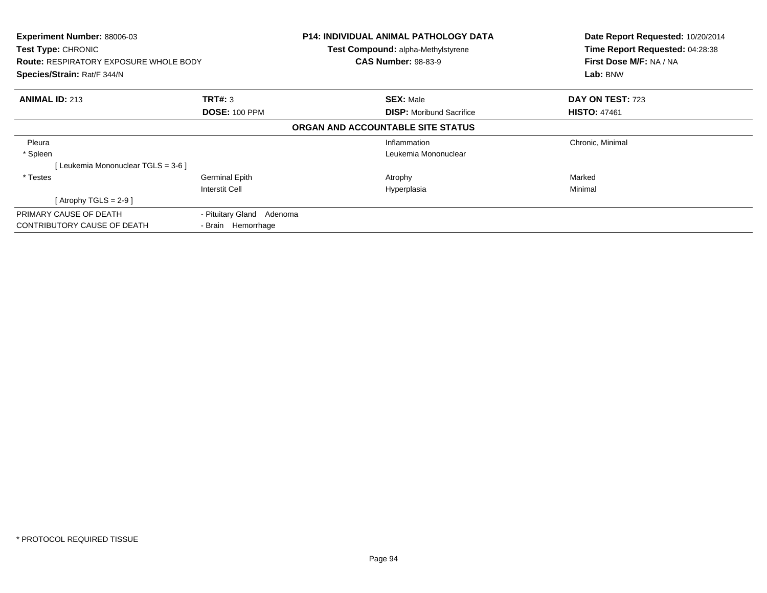**Experiment Number:** 88006-03
**Test Type:** CHRONIC
**Route:** RESPIRATORY EXPOSURE WHOLE BODY
**Species/Strain:** Rat/F 344/N

**P14: INDIVIDUAL ANIMAL PATHOLOGY DATA**
**Test Compound:** alpha-Methylstyrene
**CAS Number:** 98-83-9

**Date Report Requested:** 10/20/2014
**Time Report Requested:** 04:28:38
**First Dose M/F:** NA / NA
**Lab:** BNW

| **ANIMAL ID:** 213 | **TRT#:** 3 | **SEX:** Male | **DAY ON TEST:** 723 |
|---|---|---|---|
| | **DOSE:** 100 PPM | **DISP:** Moribund Sacrifice | **HISTO:** 47461 |

**ORGAN AND ACCOUNTABLE SITE STATUS**

| | | | |
|---|---|---|---|
| Pleura | | Inflammation | Chronic, Minimal |
| * Spleen | | Leukemia Mononuclear | |
| [ Leukemia Mononuclear TGLS = 3-6 ] | | | |
| * Testes | Germinal Epith | Atrophy | Marked |
| | Interstit Cell | Hyperplasia | Minimal |
| [ Atrophy TGLS = 2-9 ] | | | |

| | |
|---|---|
| PRIMARY CAUSE OF DEATH | - Pituitary Gland Adenoma |
| CONTRIBUTORY CAUSE OF DEATH | - Brain Hemorrhage |

* PROTOCOL REQUIRED TISSUE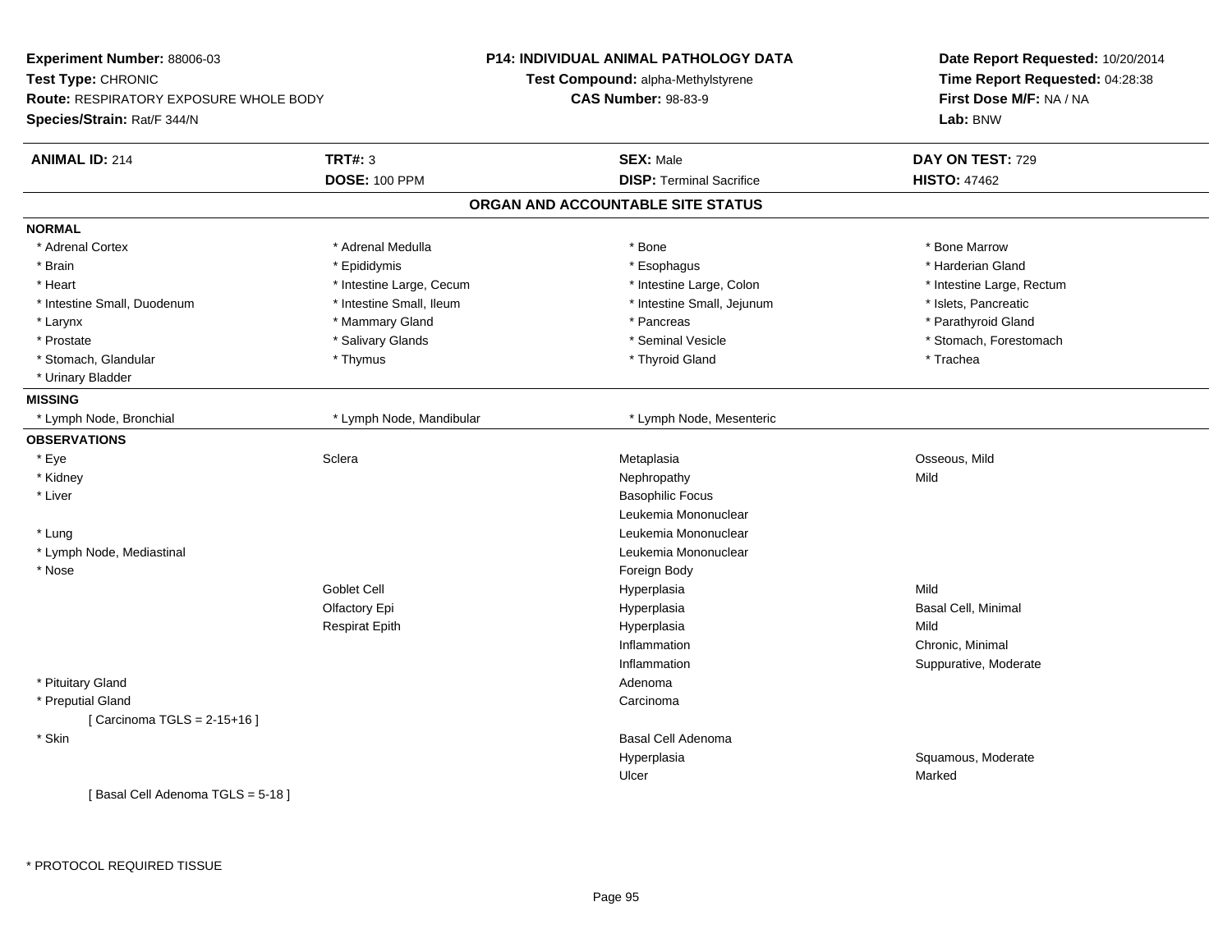**Experiment Number:** 88006-03
**Test Type:** CHRONIC
**Route:** RESPIRATORY EXPOSURE WHOLE BODY
**Species/Strain:** Rat/F 344/N

**P14: INDIVIDUAL ANIMAL PATHOLOGY DATA**
**Test Compound:** alpha-Methylstyrene
**CAS Number:** 98-83-9

**Date Report Requested:** 10/20/2014
**Time Report Requested:** 04:28:38
**First Dose M/F:** NA / NA
**Lab:** BNW

| **ANIMAL ID:** 214 | **TRT#:** 3 | **SEX:** Male | **DAY ON TEST:** 729 |
|---|---|---|---|
| | **DOSE:** 100 PPM | **DISP:** Terminal Sacrifice | **HISTO:** 47462 |

## ORGAN AND ACCOUNTABLE SITE STATUS

**NORMAL**

| | | | |
|---|---|---|---|
| * Adrenal Cortex | * Adrenal Medulla | * Bone | * Bone Marrow |
| * Brain | * Epididymis | * Esophagus | * Harderian Gland |
| * Heart | * Intestine Large, Cecum | * Intestine Large, Colon | * Intestine Large, Rectum |
| * Intestine Small, Duodenum | * Intestine Small, Ileum | * Intestine Small, Jejunum | * Islets, Pancreatic |
| * Larynx | * Mammary Gland | * Pancreas | * Parathyroid Gland |
| * Prostate | * Salivary Glands | * Seminal Vesicle | * Stomach, Forestomach |
| * Stomach, Glandular | * Thymus | * Thyroid Gland | * Trachea |
| * Urinary Bladder | | | |

**MISSING**

| | | |
|---|---|---|
| * Lymph Node, Bronchial | * Lymph Node, Mandibular | * Lymph Node, Mesenteric |

**OBSERVATIONS**

| | | | |
|---|---|---|---|
| * Eye | Sclera | Metaplasia | Osseous, Mild |
| * Kidney | | Nephropathy | Mild |
| * Liver | | Basophilic Focus | |
| | | Leukemia Mononuclear | |
| * Lung | | Leukemia Mononuclear | |
| * Lymph Node, Mediastinal | | Leukemia Mononuclear | |
| * Nose | | Foreign Body | |
| | Goblet Cell | Hyperplasia | Mild |
| | Olfactory Epi | Hyperplasia | Basal Cell, Minimal |
| | Respirat Epith | Hyperplasia | Mild |
| | | Inflammation | Chronic, Minimal |
| | | Inflammation | Suppurative, Moderate |
| * Pituitary Gland | | Adenoma | |
| * Preputial Gland | | Carcinoma | |
| [ Carcinoma TGLS = 2-15+16 ] | | | |
| * Skin | | Basal Cell Adenoma | |
| | | Hyperplasia | Squamous, Moderate |
| | | Ulcer | Marked |
| [ Basal Cell Adenoma TGLS = 5-18 ] | | | |

* PROTOCOL REQUIRED TISSUE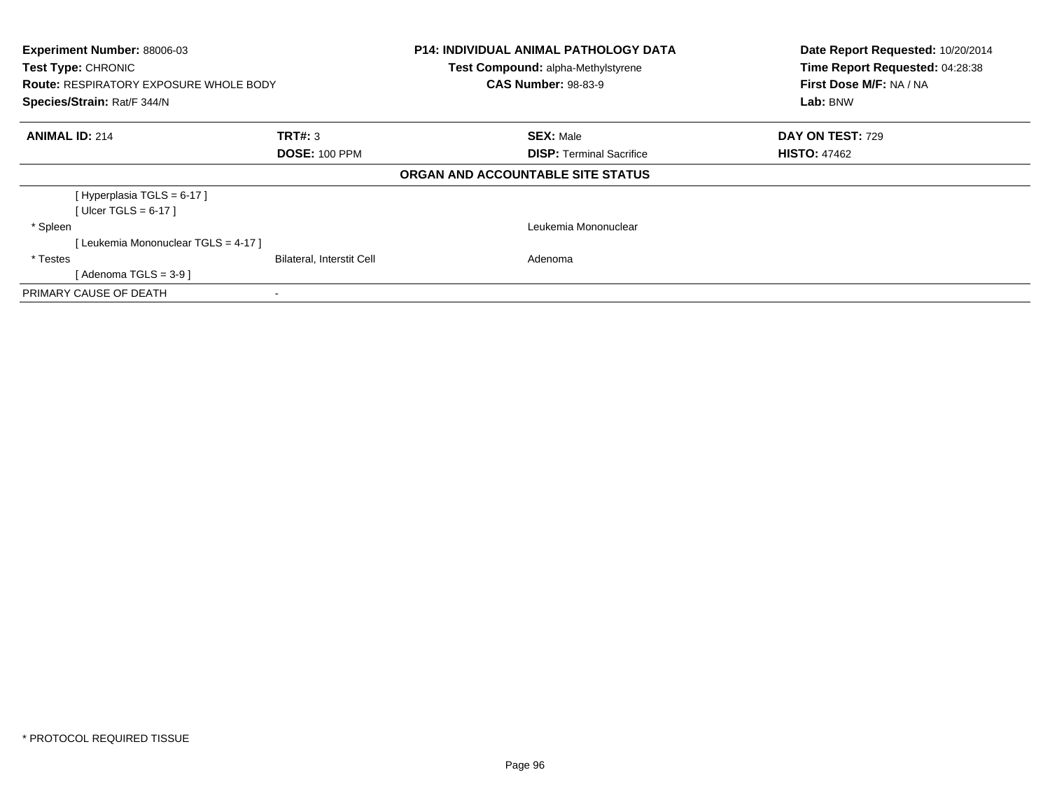**Experiment Number:** 88006-03
**Test Type:** CHRONIC
**Route:** RESPIRATORY EXPOSURE WHOLE BODY
**Species/Strain:** Rat/F 344/N

**P14: INDIVIDUAL ANIMAL PATHOLOGY DATA**
**Test Compound:** alpha-Methylstyrene
**CAS Number:** 98-83-9

**Date Report Requested:** 10/20/2014
**Time Report Requested:** 04:28:38
**First Dose M/F:** NA / NA
**Lab:** BNW

| **ANIMAL ID:** 214 | **TRT#:** 3 | **SEX:** Male | **DAY ON TEST:** 729 |
|---|---|---|---|
| | **DOSE:** 100 PPM | **DISP:** Terminal Sacrifice | **HISTO:** 47462 |

**ORGAN AND ACCOUNTABLE SITE STATUS**

| | | | |
|---|---|---|---|
| [ Hyperplasia TGLS = 6-17 ] | | | |
| [ Ulcer TGLS = 6-17 ] | | | |
| * Spleen | | Leukemia Mononuclear | |
| [ Leukemia Mononuclear TGLS = 4-17 ] | | | |
| * Testes | Bilateral, Interstit Cell | Adenoma | |
| [ Adenoma TGLS = 3-9 ] | | | |
| PRIMARY CAUSE OF DEATH | - | | |

* PROTOCOL REQUIRED TISSUE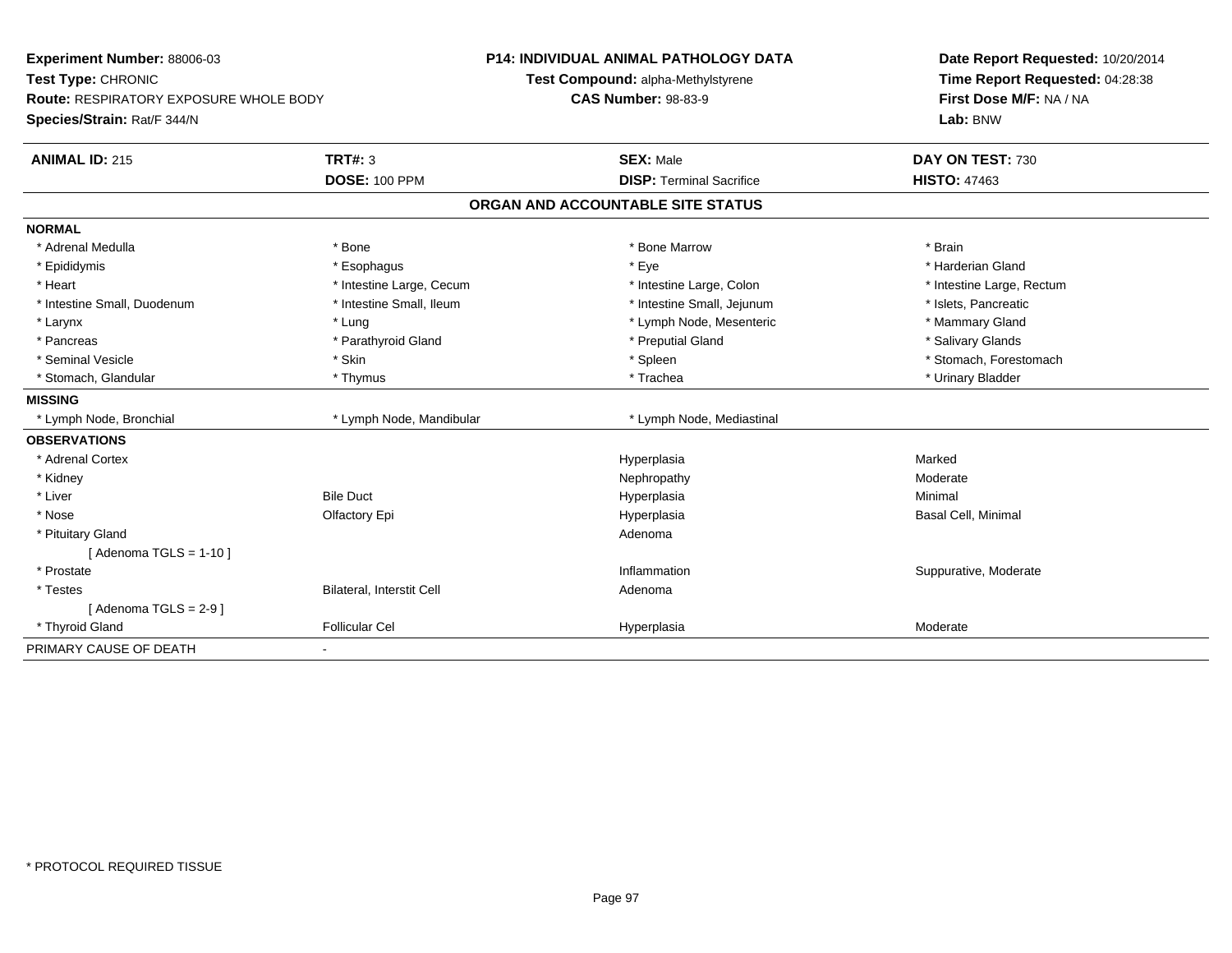**Experiment Number:** 88006-03
**Test Type:** CHRONIC
**Route:** RESPIRATORY EXPOSURE WHOLE BODY
**Species/Strain:** Rat/F 344/N

**P14: INDIVIDUAL ANIMAL PATHOLOGY DATA**
**Test Compound:** alpha-Methylstyrene
**CAS Number:** 98-83-9

**Date Report Requested:** 10/20/2014
**Time Report Requested:** 04:28:38
**First Dose M/F:** NA / NA
**Lab:** BNW

| **ANIMAL ID:** 215 | **TRT#:** 3 | **SEX:** Male | **DAY ON TEST:** 730 |
|---|---|---|---|
| | **DOSE:** 100 PPM | **DISP:** Terminal Sacrifice | **HISTO:** 47463 |

## ORGAN AND ACCOUNTABLE SITE STATUS

| | | | |
|---|---|---|---|
| **NORMAL** | | | |
| * Adrenal Medulla | * Bone | * Bone Marrow | * Brain |
| * Epididymis | * Esophagus | * Eye | * Harderian Gland |
| * Heart | * Intestine Large, Cecum | * Intestine Large, Colon | * Intestine Large, Rectum |
| * Intestine Small, Duodenum | * Intestine Small, Ileum | * Intestine Small, Jejunum | * Islets, Pancreatic |
| * Larynx | * Lung | * Lymph Node, Mesenteric | * Mammary Gland |
| * Pancreas | * Parathyroid Gland | * Preputial Gland | * Salivary Glands |
| * Seminal Vesicle | * Skin | * Spleen | * Stomach, Forestomach |
| * Stomach, Glandular | * Thymus | * Trachea | * Urinary Bladder |
| **MISSING** | | | |
| * Lymph Node, Bronchial | * Lymph Node, Mandibular | * Lymph Node, Mediastinal | |
| **OBSERVATIONS** | | | |
| * Adrenal Cortex | | Hyperplasia | Marked |
| * Kidney | | Nephropathy | Moderate |
| * Liver | Bile Duct | Hyperplasia | Minimal |
| * Nose | Olfactory Epi | Hyperplasia | Basal Cell, Minimal |
| * Pituitary Gland | | Adenoma | |
| [ Adenoma TGLS = 1-10 ] | | | |
| * Prostate | | Inflammation | Suppurative, Moderate |
| * Testes | Bilateral, Interstit Cell | Adenoma | |
| [ Adenoma TGLS = 2-9 ] | | | |
| * Thyroid Gland | Follicular Cel | Hyperplasia | Moderate |
| PRIMARY CAUSE OF DEATH | - | | |

* PROTOCOL REQUIRED TISSUE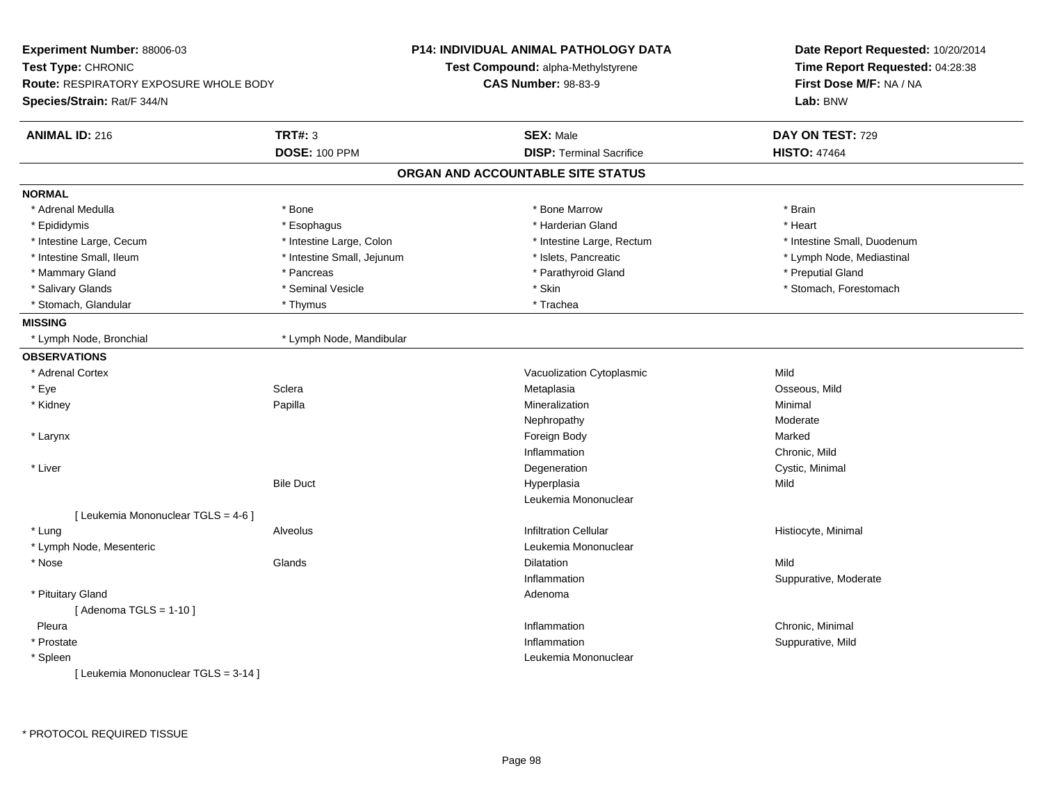**Experiment Number:** 88006-03
**Test Type:** CHRONIC
**Route:** RESPIRATORY EXPOSURE WHOLE BODY
**Species/Strain:** Rat/F 344/N

**P14: INDIVIDUAL ANIMAL PATHOLOGY DATA**
**Test Compound:** alpha-Methylstyrene
**CAS Number:** 98-83-9

**Date Report Requested:** 10/20/2014
**Time Report Requested:** 04:28:38
**First Dose M/F:** NA / NA
**Lab:** BNW

| **ANIMAL ID:** 216 | **TRT#:** 3 | **SEX:** Male | **DAY ON TEST:** 729 |
|---|---|---|---|
| | **DOSE:** 100 PPM | **DISP:** Terminal Sacrifice | **HISTO:** 47464 |

## ORGAN AND ACCOUNTABLE SITE STATUS

**NORMAL**

| | | | |
|---|---|---|---|
| * Adrenal Medulla | * Bone | * Bone Marrow | * Brain |
| * Epididymis | * Esophagus | * Harderian Gland | * Heart |
| * Intestine Large, Cecum | * Intestine Large, Colon | * Intestine Large, Rectum | * Intestine Small, Duodenum |
| * Intestine Small, Ileum | * Intestine Small, Jejunum | * Islets, Pancreatic | * Lymph Node, Mediastinal |
| * Mammary Gland | * Pancreas | * Parathyroid Gland | * Preputial Gland |
| * Salivary Glands | * Seminal Vesicle | * Skin | * Stomach, Forestomach |
| * Stomach, Glandular | * Thymus | * Trachea | |

**MISSING**

| | |
|---|---|
| * Lymph Node, Bronchial | * Lymph Node, Mandibular |

**OBSERVATIONS**

| Organ | Site | Observation | Qualifier |
|---|---|---|---|
| * Adrenal Cortex | | Vacuolization Cytoplasmic | Mild |
| * Eye | Sclera | Metaplasia | Osseous, Mild |
| * Kidney | Papilla | Mineralization | Minimal |
| | | Nephropathy | Moderate |
| * Larynx | | Foreign Body | Marked |
| | | Inflammation | Chronic, Mild |
| * Liver | | Degeneration | Cystic, Minimal |
| | Bile Duct | Hyperplasia | Mild |
| | | Leukemia Mononuclear | |
| [ Leukemia Mononuclear TGLS = 4-6 ] | | | |
| * Lung | Alveolus | Infiltration Cellular | Histiocyte, Minimal |
| * Lymph Node, Mesenteric | | Leukemia Mononuclear | |
| * Nose | Glands | Dilatation | Mild |
| | | Inflammation | Suppurative, Moderate |
| * Pituitary Gland | | Adenoma | |
| [ Adenoma TGLS = 1-10 ] | | | |
| Pleura | | Inflammation | Chronic, Minimal |
| * Prostate | | Inflammation | Suppurative, Mild |
| * Spleen | | Leukemia Mononuclear | |
| [ Leukemia Mononuclear TGLS = 3-14 ] | | | |

\* PROTOCOL REQUIRED TISSUE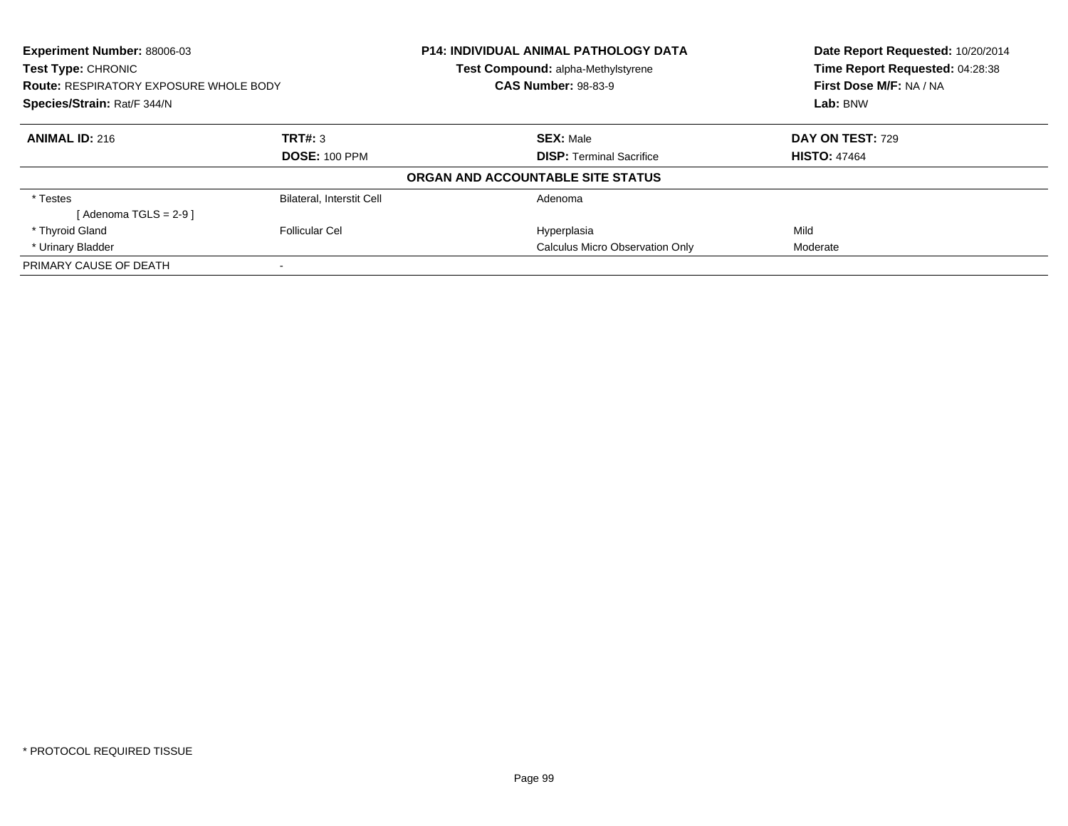**Experiment Number:** 88006-03
**Test Type:** CHRONIC
**Route:** RESPIRATORY EXPOSURE WHOLE BODY
**Species/Strain:** Rat/F 344/N

**P14: INDIVIDUAL ANIMAL PATHOLOGY DATA**
**Test Compound:** alpha-Methylstyrene
**CAS Number:** 98-83-9

**Date Report Requested:** 10/20/2014
**Time Report Requested:** 04:28:38
**First Dose M/F:** NA / NA
**Lab:** BNW

| **ANIMAL ID:** 216 | **TRT#:** 3 | **SEX:** Male | **DAY ON TEST:** 729 |
|---|---|---|---|
| | **DOSE:** 100 PPM | **DISP:** Terminal Sacrifice | **HISTO:** 47464 |

**ORGAN AND ACCOUNTABLE SITE STATUS**

| | | | |
|---|---|---|---|
| * Testes | Bilateral, Interstit Cell | Adenoma | |
| [ Adenoma TGLS = 2-9 ] | | | |
| * Thyroid Gland | Follicular Cel | Hyperplasia | Mild |
| * Urinary Bladder | | Calculus Micro Observation Only | Moderate |
| PRIMARY CAUSE OF DEATH | - | | |

* PROTOCOL REQUIRED TISSUE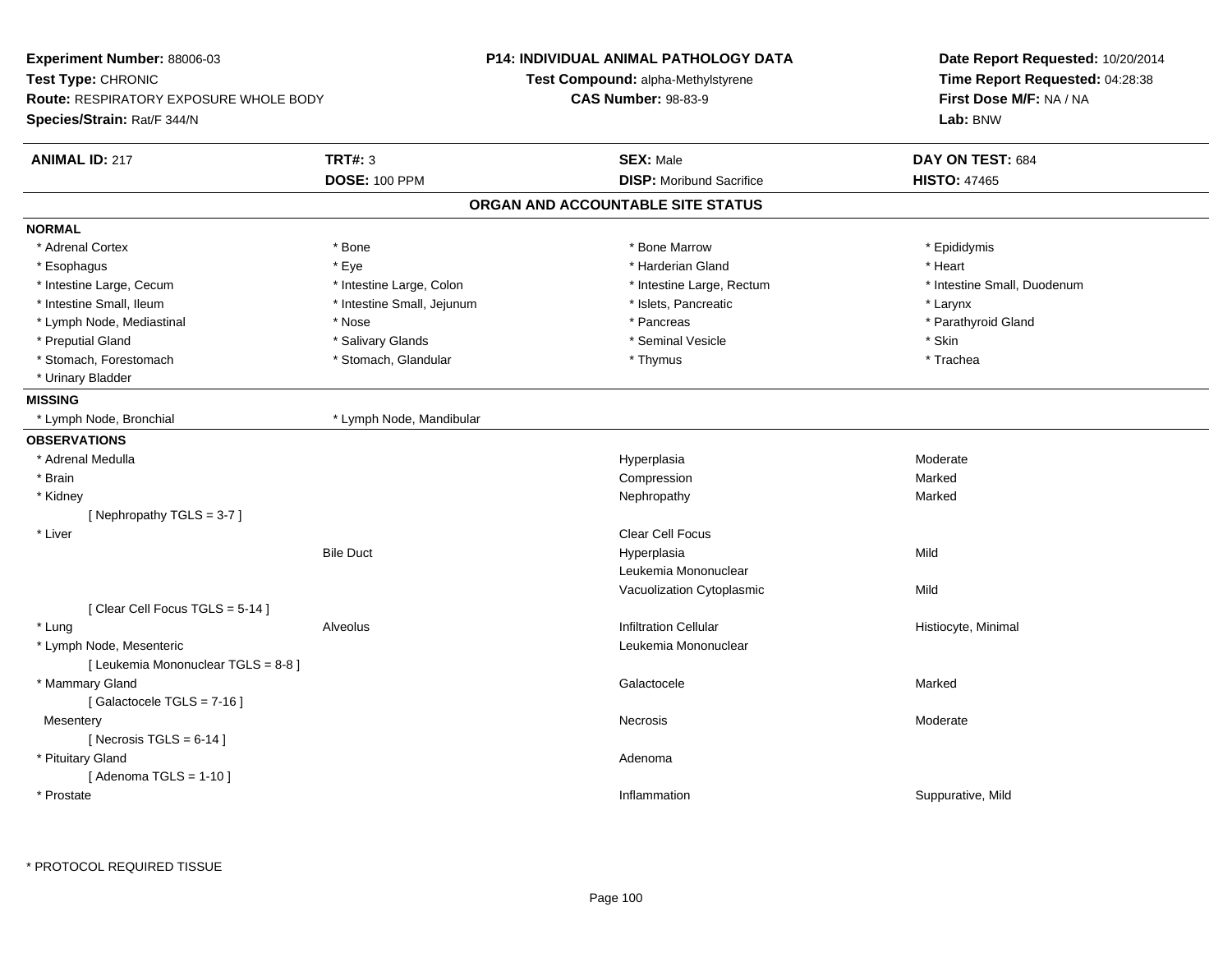**Experiment Number:** 88006-03
**Test Type:** CHRONIC
**Route:** RESPIRATORY EXPOSURE WHOLE BODY
**Species/Strain:** Rat/F 344/N

**P14: INDIVIDUAL ANIMAL PATHOLOGY DATA**
**Test Compound:** alpha-Methylstyrene
**CAS Number:** 98-83-9

**Date Report Requested:** 10/20/2014
**Time Report Requested:** 04:28:38
**First Dose M/F:** NA / NA
**Lab:** BNW

| **ANIMAL ID:** 217 | **TRT#:** 3 | **SEX:** Male | **DAY ON TEST:** 684 |
|---|---|---|---|
| | **DOSE:** 100 PPM | **DISP:** Moribund Sacrifice | **HISTO:** 47465 |

## ORGAN AND ACCOUNTABLE SITE STATUS

**NORMAL**

| | | | |
|---|---|---|---|
| * Adrenal Cortex | * Bone | * Bone Marrow | * Epididymis |
| * Esophagus | * Eye | * Harderian Gland | * Heart |
| * Intestine Large, Cecum | * Intestine Large, Colon | * Intestine Large, Rectum | * Intestine Small, Duodenum |
| * Intestine Small, Ileum | * Intestine Small, Jejunum | * Islets, Pancreatic | * Larynx |
| * Lymph Node, Mediastinal | * Nose | * Pancreas | * Parathyroid Gland |
| * Preputial Gland | * Salivary Glands | * Seminal Vesicle | * Skin |
| * Stomach, Forestomach | * Stomach, Glandular | * Thymus | * Trachea |
| * Urinary Bladder | | | |

**MISSING**

| | |
|---|---|
| * Lymph Node, Bronchial | * Lymph Node, Mandibular |

**OBSERVATIONS**

| Organ | Site | Observation | Severity |
|---|---|---|---|
| * Adrenal Medulla | | Hyperplasia | Moderate |
| * Brain | | Compression | Marked |
| * Kidney | | Nephropathy | Marked |
| [ Nephropathy TGLS = 3-7 ] | | | |
| * Liver | | Clear Cell Focus | |
| | Bile Duct | Hyperplasia | Mild |
| | | Leukemia Mononuclear | |
| | | Vacuolization Cytoplasmic | Mild |
| [ Clear Cell Focus TGLS = 5-14 ] | | | |
| * Lung | Alveolus | Infiltration Cellular | Histiocyte, Minimal |
| * Lymph Node, Mesenteric | | Leukemia Mononuclear | |
| [ Leukemia Mononuclear TGLS = 8-8 ] | | | |
| * Mammary Gland | | Galactocele | Marked |
| [ Galactocele TGLS = 7-16 ] | | | |
| Mesentery | | Necrosis | Moderate |
| [ Necrosis TGLS = 6-14 ] | | | |
| * Pituitary Gland | | Adenoma | |
| [ Adenoma TGLS = 1-10 ] | | | |
| * Prostate | | Inflammation | Suppurative, Mild |

\* PROTOCOL REQUIRED TISSUE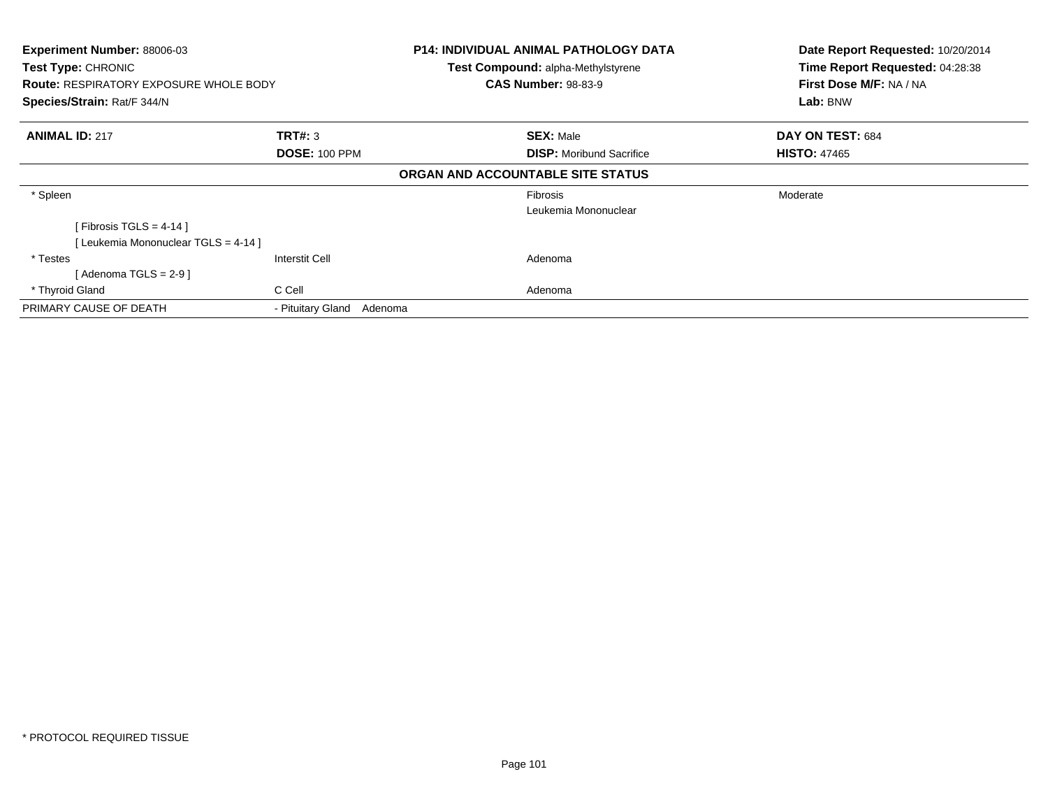**Experiment Number:** 88006-03
**Test Type:** CHRONIC
**Route:** RESPIRATORY EXPOSURE WHOLE BODY
**Species/Strain:** Rat/F 344/N

**P14: INDIVIDUAL ANIMAL PATHOLOGY DATA**
**Test Compound:** alpha-Methylstyrene
**CAS Number:** 98-83-9

**Date Report Requested:** 10/20/2014
**Time Report Requested:** 04:28:38
**First Dose M/F:** NA / NA
**Lab:** BNW

| **ANIMAL ID:** 217 | **TRT#:** 3 | **SEX:** Male | **DAY ON TEST:** 684 |
|---|---|---|---|
| | **DOSE:** 100 PPM | **DISP:** Moribund Sacrifice | **HISTO:** 47465 |

**ORGAN AND ACCOUNTABLE SITE STATUS**

| | | | |
|---|---|---|---|
| * Spleen | | Fibrosis | Moderate |
| | | Leukemia Mononuclear | |
| [ Fibrosis TGLS = 4-14 ] | | | |
| [ Leukemia Mononuclear TGLS = 4-14 ] | | | |
| * Testes | Interstit Cell | Adenoma | |
| [ Adenoma TGLS = 2-9 ] | | | |
| * Thyroid Gland | C Cell | Adenoma | |
| PRIMARY CAUSE OF DEATH | - Pituitary Gland Adenoma | | |

* PROTOCOL REQUIRED TISSUE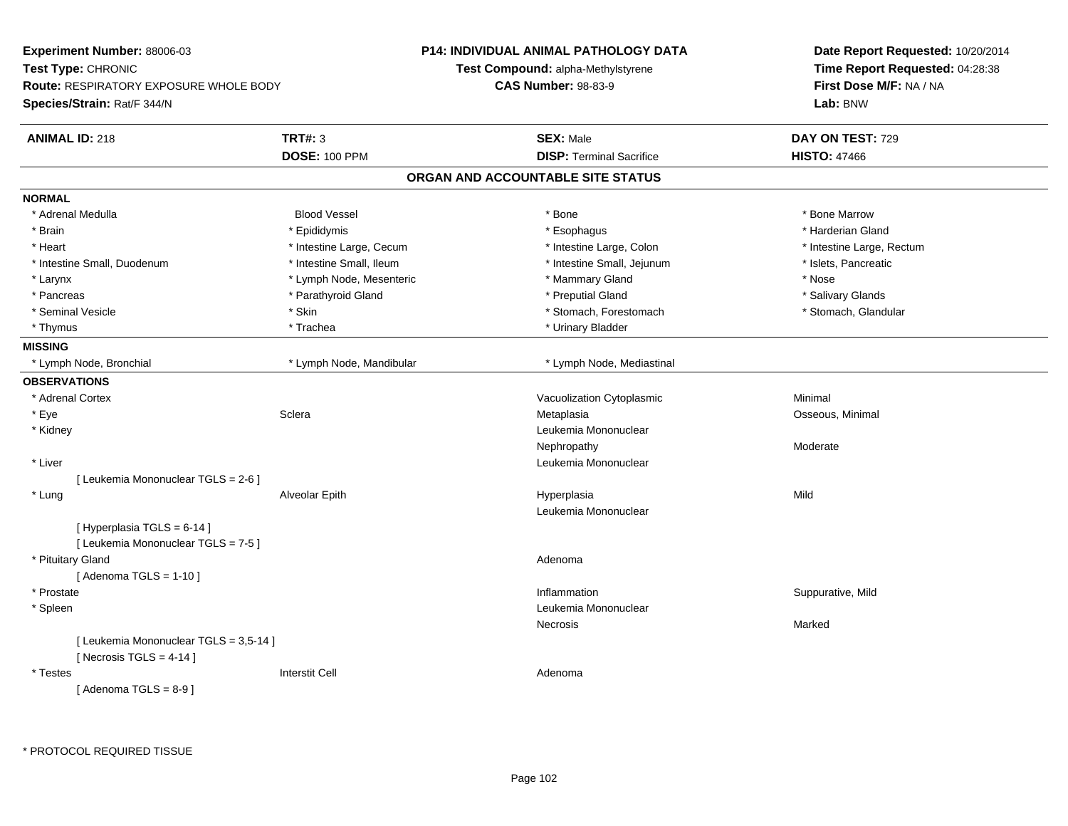**Experiment Number:** 88006-03
**Test Type:** CHRONIC
**Route:** RESPIRATORY EXPOSURE WHOLE BODY
**Species/Strain:** Rat/F 344/N

**P14: INDIVIDUAL ANIMAL PATHOLOGY DATA**
**Test Compound:** alpha-Methylstyrene
**CAS Number:** 98-83-9

**Date Report Requested:** 10/20/2014
**Time Report Requested:** 04:28:38
**First Dose M/F:** NA / NA
**Lab:** BNW

| **ANIMAL ID:** 218 | **TRT#:** 3 | **SEX:** Male | **DAY ON TEST:** 729 |
|---|---|---|---|
| | **DOSE:** 100 PPM | **DISP:** Terminal Sacrifice | **HISTO:** 47466 |

## ORGAN AND ACCOUNTABLE SITE STATUS

**NORMAL**

| | | | |
|---|---|---|---|
| * Adrenal Medulla | Blood Vessel | * Bone | * Bone Marrow |
| * Brain | * Epididymis | * Esophagus | * Harderian Gland |
| * Heart | * Intestine Large, Cecum | * Intestine Large, Colon | * Intestine Large, Rectum |
| * Intestine Small, Duodenum | * Intestine Small, Ileum | * Intestine Small, Jejunum | * Islets, Pancreatic |
| * Larynx | * Lymph Node, Mesenteric | * Mammary Gland | * Nose |
| * Pancreas | * Parathyroid Gland | * Preputial Gland | * Salivary Glands |
| * Seminal Vesicle | * Skin | * Stomach, Forestomach | * Stomach, Glandular |
| * Thymus | * Trachea | * Urinary Bladder | |

**MISSING**

| | | |
|---|---|---|
| * Lymph Node, Bronchial | * Lymph Node, Mandibular | * Lymph Node, Mediastinal |

**OBSERVATIONS**

| | | | |
|---|---|---|---|
| * Adrenal Cortex | | Vacuolization Cytoplasmic | Minimal |
| * Eye | Sclera | Metaplasia | Osseous, Minimal |
| * Kidney | | Leukemia Mononuclear | |
| | | Nephropathy | Moderate |
| * Liver | | Leukemia Mononuclear | |
| [ Leukemia Mononuclear TGLS = 2-6 ] | | | |
| * Lung | Alveolar Epith | Hyperplasia | Mild |
| | | Leukemia Mononuclear | |
| [ Hyperplasia TGLS = 6-14 ] | | | |
| [ Leukemia Mononuclear TGLS = 7-5 ] | | | |
| * Pituitary Gland | | Adenoma | |
| [ Adenoma TGLS = 1-10 ] | | | |
| * Prostate | | Inflammation | Suppurative, Mild |
| * Spleen | | Leukemia Mononuclear | |
| | | Necrosis | Marked |
| [ Leukemia Mononuclear TGLS = 3,5-14 ] | | | |
| [ Necrosis TGLS = 4-14 ] | | | |
| * Testes | Interstit Cell | Adenoma | |
| [ Adenoma TGLS = 8-9 ] | | | |

* PROTOCOL REQUIRED TISSUE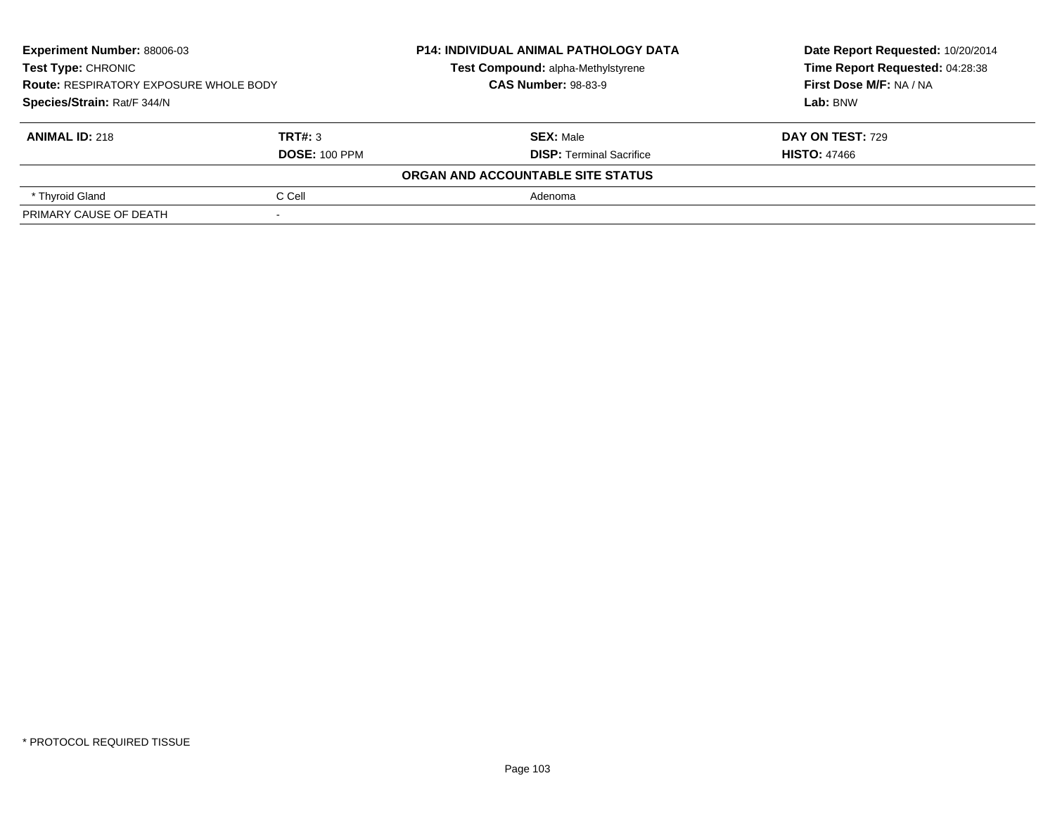**Experiment Number:** 88006-03
**Test Type:** CHRONIC
**Route:** RESPIRATORY EXPOSURE WHOLE BODY
**Species/Strain:** Rat/F 344/N

**P14: INDIVIDUAL ANIMAL PATHOLOGY DATA**
**Test Compound:** alpha-Methylstyrene
**CAS Number:** 98-83-9

**Date Report Requested:** 10/20/2014
**Time Report Requested:** 04:28:38
**First Dose M/F:** NA / NA
**Lab:** BNW

| **ANIMAL ID:** 218 | **TRT#:** 3 | **SEX:** Male | **DAY ON TEST:** 729 |
|---|---|---|---|
| | **DOSE:** 100 PPM | **DISP:** Terminal Sacrifice | **HISTO:** 47466 |
| | | **ORGAN AND ACCOUNTABLE SITE STATUS** | |
| * Thyroid Gland | C Cell | Adenoma | |
| PRIMARY CAUSE OF DEATH | - | | |

* PROTOCOL REQUIRED TISSUE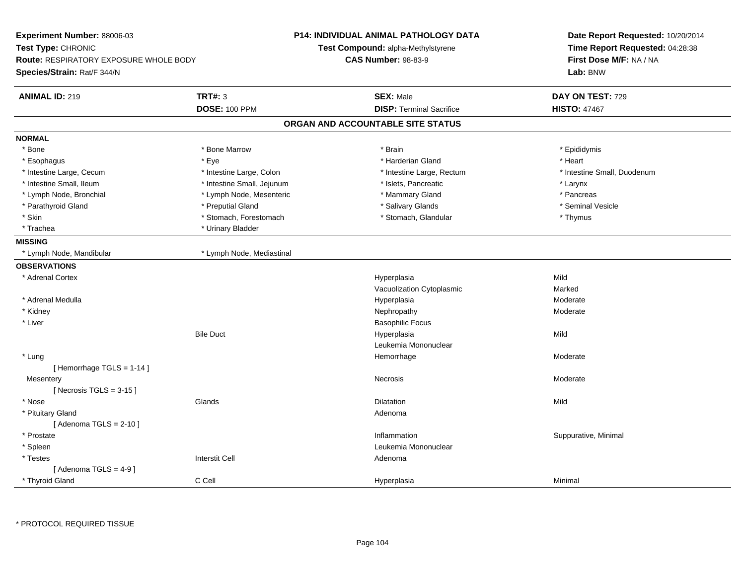**Experiment Number:** 88006-03
**Test Type:** CHRONIC
**Route:** RESPIRATORY EXPOSURE WHOLE BODY
**Species/Strain:** Rat/F 344/N

**P14: INDIVIDUAL ANIMAL PATHOLOGY DATA**
**Test Compound:** alpha-Methylstyrene
**CAS Number:** 98-83-9

**Date Report Requested:** 10/20/2014
**Time Report Requested:** 04:28:38
**First Dose M/F:** NA / NA
**Lab:** BNW

| **ANIMAL ID:** 219 | **TRT#:** 3 | **SEX:** Male | **DAY ON TEST:** 729 |
|---|---|---|---|
| | **DOSE:** 100 PPM | **DISP:** Terminal Sacrifice | **HISTO:** 47467 |

## ORGAN AND ACCOUNTABLE SITE STATUS

**NORMAL**

| | | | |
|---|---|---|---|
| * Bone | * Bone Marrow | * Brain | * Epididymis |
| * Esophagus | * Eye | * Harderian Gland | * Heart |
| * Intestine Large, Cecum | * Intestine Large, Colon | * Intestine Large, Rectum | * Intestine Small, Duodenum |
| * Intestine Small, Ileum | * Intestine Small, Jejunum | * Islets, Pancreatic | * Larynx |
| * Lymph Node, Bronchial | * Lymph Node, Mesenteric | * Mammary Gland | * Pancreas |
| * Parathyroid Gland | * Preputial Gland | * Salivary Glands | * Seminal Vesicle |
| * Skin | * Stomach, Forestomach | * Stomach, Glandular | * Thymus |
| * Trachea | * Urinary Bladder | | |

**MISSING**

| | |
|---|---|
| * Lymph Node, Mandibular | * Lymph Node, Mediastinal |

**OBSERVATIONS**

| Organ | Site | Observation | Severity |
|---|---|---|---|
| * Adrenal Cortex | | Hyperplasia | Mild |
| | | Vacuolization Cytoplasmic | Marked |
| * Adrenal Medulla | | Hyperplasia | Moderate |
| * Kidney | | Nephropathy | Moderate |
| * Liver | | Basophilic Focus | |
| | Bile Duct | Hyperplasia | Mild |
| | | Leukemia Mononuclear | |
| * Lung | | Hemorrhage | Moderate |
| [ Hemorrhage TGLS = 1-14 ] | | | |
| Mesentery | | Necrosis | Moderate |
| [ Necrosis TGLS = 3-15 ] | | | |
| * Nose | Glands | Dilatation | Mild |
| * Pituitary Gland | | Adenoma | |
| [ Adenoma TGLS = 2-10 ] | | | |
| * Prostate | | Inflammation | Suppurative, Minimal |
| * Spleen | | Leukemia Mononuclear | |
| * Testes | Interstit Cell | Adenoma | |
| [ Adenoma TGLS = 4-9 ] | | | |
| * Thyroid Gland | C Cell | Hyperplasia | Minimal |

\* PROTOCOL REQUIRED TISSUE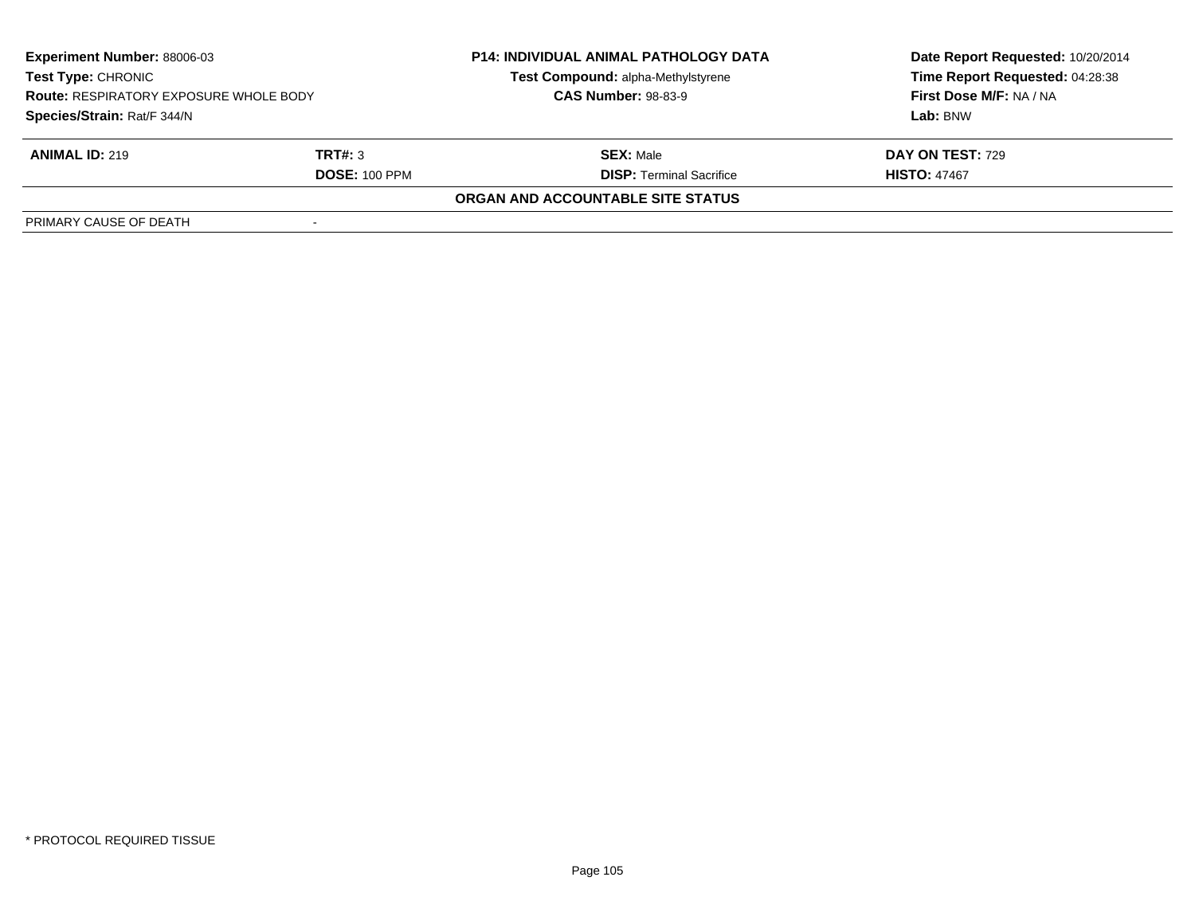**Experiment Number:** 88006-03
**Test Type:** CHRONIC
**Route:** RESPIRATORY EXPOSURE WHOLE BODY
**Species/Strain:** Rat/F 344/N

**P14: INDIVIDUAL ANIMAL PATHOLOGY DATA**
**Test Compound:** alpha-Methylstyrene
**CAS Number:** 98-83-9

**Date Report Requested:** 10/20/2014
**Time Report Requested:** 04:28:38
**First Dose M/F:** NA / NA
**Lab:** BNW

| **ANIMAL ID:** 219 | **TRT#:** 3 | **SEX:** Male | **DAY ON TEST:** 729 |
|---|---|---|---|
| | **DOSE:** 100 PPM | **DISP:** Terminal Sacrifice | **HISTO:** 47467 |

**ORGAN AND ACCOUNTABLE SITE STATUS**

| PRIMARY CAUSE OF DEATH | - |
|---|---|

* PROTOCOL REQUIRED TISSUE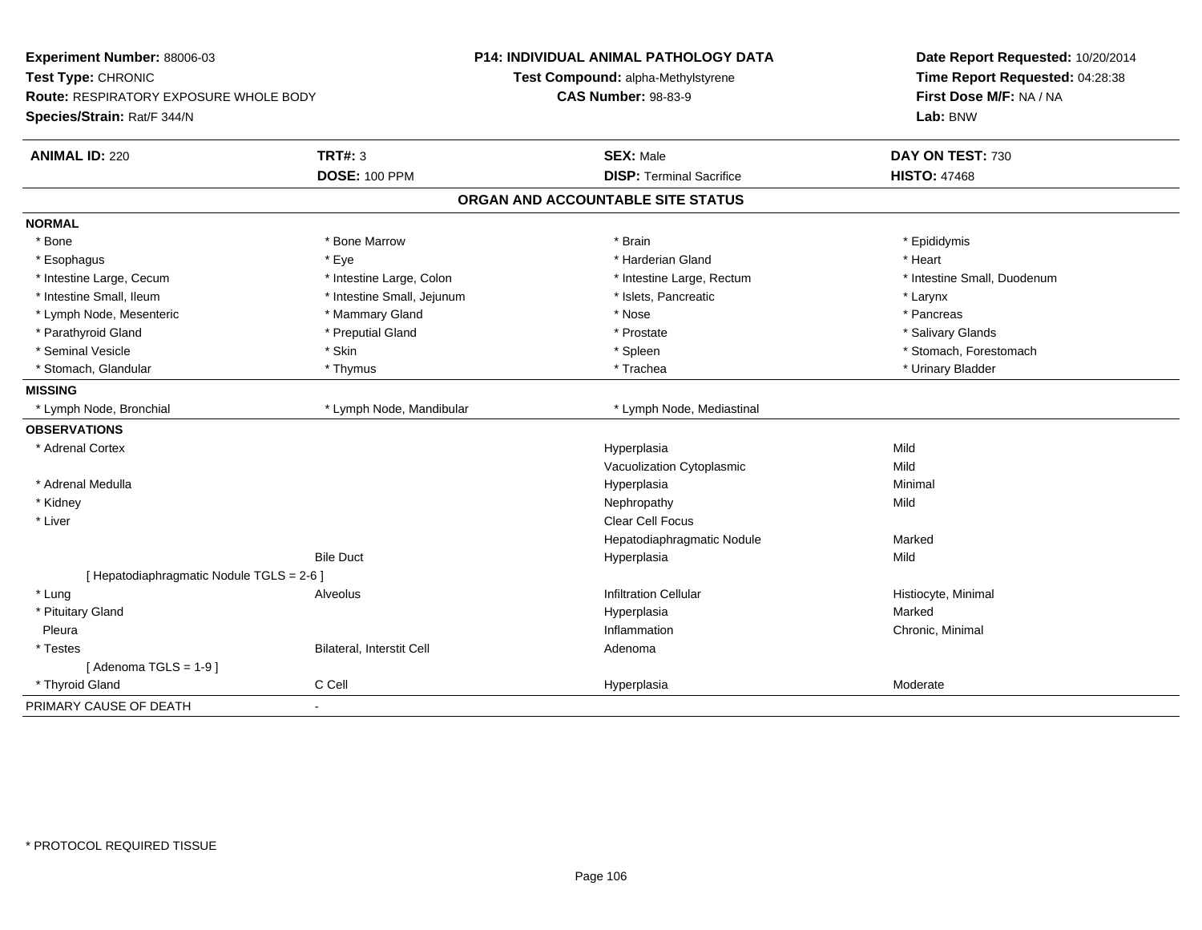**Experiment Number:** 88006-03
**Test Type:** CHRONIC
**Route:** RESPIRATORY EXPOSURE WHOLE BODY
**Species/Strain:** Rat/F 344/N

**P14: INDIVIDUAL ANIMAL PATHOLOGY DATA**
**Test Compound:** alpha-Methylstyrene
**CAS Number:** 98-83-9

**Date Report Requested:** 10/20/2014
**Time Report Requested:** 04:28:38
**First Dose M/F:** NA / NA
**Lab:** BNW

| **ANIMAL ID:** 220 | **TRT#:** 3 | **SEX:** Male | **DAY ON TEST:** 730 |
|---|---|---|---|
| | **DOSE:** 100 PPM | **DISP:** Terminal Sacrifice | **HISTO:** 47468 |

## ORGAN AND ACCOUNTABLE SITE STATUS

**NORMAL**

| | | | |
|---|---|---|---|
| * Bone | * Bone Marrow | * Brain | * Epididymis |
| * Esophagus | * Eye | * Harderian Gland | * Heart |
| * Intestine Large, Cecum | * Intestine Large, Colon | * Intestine Large, Rectum | * Intestine Small, Duodenum |
| * Intestine Small, Ileum | * Intestine Small, Jejunum | * Islets, Pancreatic | * Larynx |
| * Lymph Node, Mesenteric | * Mammary Gland | * Nose | * Pancreas |
| * Parathyroid Gland | * Preputial Gland | * Prostate | * Salivary Glands |
| * Seminal Vesicle | * Skin | * Spleen | * Stomach, Forestomach |
| * Stomach, Glandular | * Thymus | * Trachea | * Urinary Bladder |

**MISSING**

| | | | |
|---|---|---|---|
| * Lymph Node, Bronchial | * Lymph Node, Mandibular | * Lymph Node, Mediastinal | |

**OBSERVATIONS**

| | | | |
|---|---|---|---|
| * Adrenal Cortex | | Hyperplasia | Mild |
| | | Vacuolization Cytoplasmic | Mild |
| * Adrenal Medulla | | Hyperplasia | Minimal |
| * Kidney | | Nephropathy | Mild |
| * Liver | | Clear Cell Focus | |
| | | Hepatodiaphragmatic Nodule | Marked |
| | Bile Duct | Hyperplasia | Mild |
| [ Hepatodiaphragmatic Nodule TGLS = 2-6 ] | | | |
| * Lung | Alveolus | Infiltration Cellular | Histiocyte, Minimal |
| * Pituitary Gland | | Hyperplasia | Marked |
| Pleura | | Inflammation | Chronic, Minimal |
| * Testes | Bilateral, Interstit Cell | Adenoma | |
| [ Adenoma TGLS = 1-9 ] | | | |
| * Thyroid Gland | C Cell | Hyperplasia | Moderate |

PRIMARY CAUSE OF DEATH -

\* PROTOCOL REQUIRED TISSUE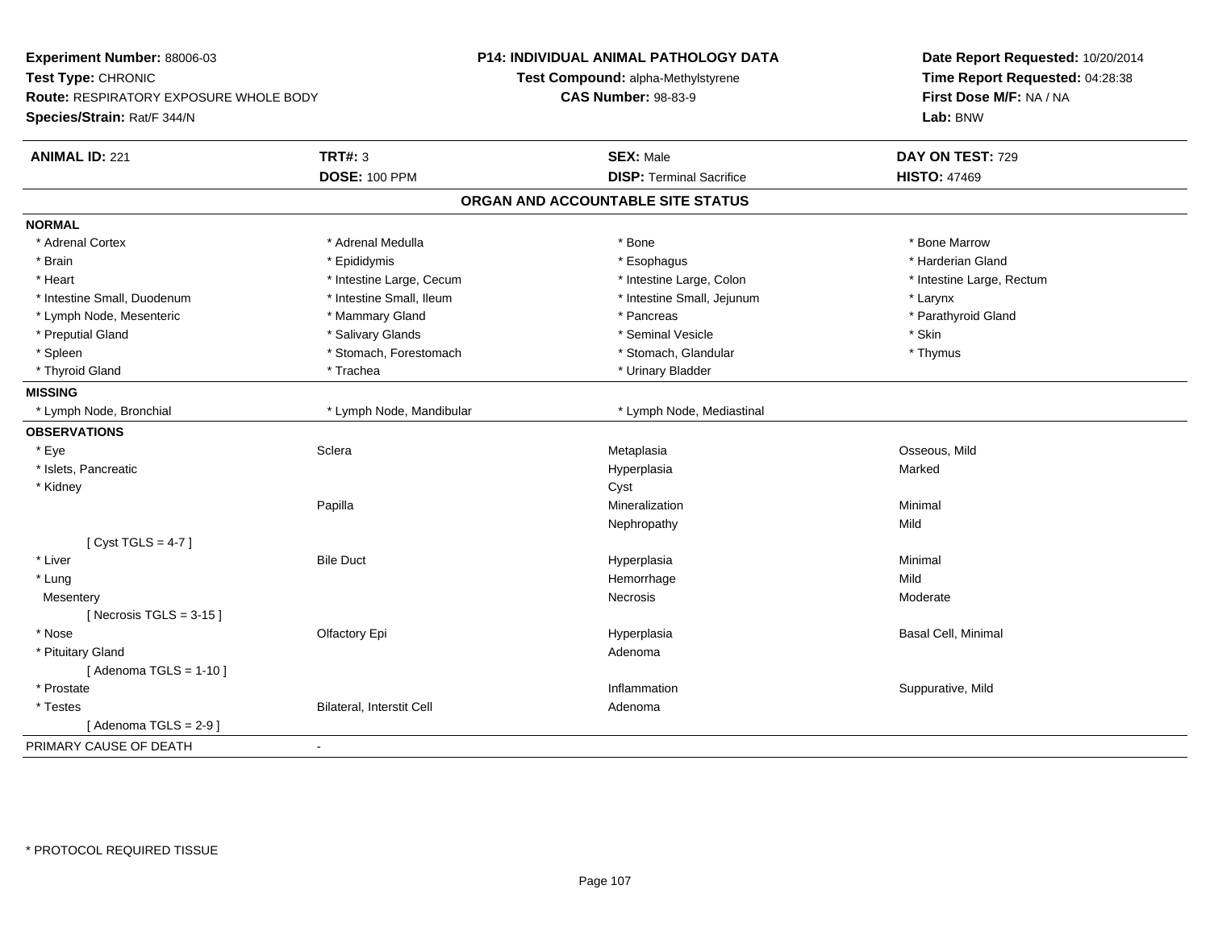**Experiment Number:** 88006-03
**Test Type:** CHRONIC
**Route:** RESPIRATORY EXPOSURE WHOLE BODY
**Species/Strain:** Rat/F 344/N

**P14: INDIVIDUAL ANIMAL PATHOLOGY DATA**
**Test Compound:** alpha-Methylstyrene
**CAS Number:** 98-83-9

**Date Report Requested:** 10/20/2014
**Time Report Requested:** 04:28:38
**First Dose M/F:** NA / NA
**Lab:** BNW

| **ANIMAL ID:** 221 | **TRT#:** 3 | **SEX:** Male | **DAY ON TEST:** 729 |
|---|---|---|---|
| | **DOSE:** 100 PPM | **DISP:** Terminal Sacrifice | **HISTO:** 47469 |

## ORGAN AND ACCOUNTABLE SITE STATUS

**NORMAL**

| | | | |
|---|---|---|---|
| * Adrenal Cortex | * Adrenal Medulla | * Bone | * Bone Marrow |
| * Brain | * Epididymis | * Esophagus | * Harderian Gland |
| * Heart | * Intestine Large, Cecum | * Intestine Large, Colon | * Intestine Large, Rectum |
| * Intestine Small, Duodenum | * Intestine Small, Ileum | * Intestine Small, Jejunum | * Larynx |
| * Lymph Node, Mesenteric | * Mammary Gland | * Pancreas | * Parathyroid Gland |
| * Preputial Gland | * Salivary Glands | * Seminal Vesicle | * Skin |
| * Spleen | * Stomach, Forestomach | * Stomach, Glandular | * Thymus |
| * Thyroid Gland | * Trachea | * Urinary Bladder | |

**MISSING**

| | | |
|---|---|---|
| * Lymph Node, Bronchial | * Lymph Node, Mandibular | * Lymph Node, Mediastinal |

**OBSERVATIONS**

| | | | |
|---|---|---|---|
| * Eye | Sclera | Metaplasia | Osseous, Mild |
| * Islets, Pancreatic | | Hyperplasia | Marked |
| * Kidney | | Cyst | |
| | Papilla | Mineralization | Minimal |
| | | Nephropathy | Mild |
| [ Cyst TGLS = 4-7 ] | | | |
| * Liver | Bile Duct | Hyperplasia | Minimal |
| * Lung | | Hemorrhage | Mild |
| Mesentery | | Necrosis | Moderate |
| [ Necrosis TGLS = 3-15 ] | | | |
| * Nose | Olfactory Epi | Hyperplasia | Basal Cell, Minimal |
| * Pituitary Gland | | Adenoma | |
| [ Adenoma TGLS = 1-10 ] | | | |
| * Prostate | | Inflammation | Suppurative, Mild |
| * Testes | Bilateral, Interstit Cell | Adenoma | |
| [ Adenoma TGLS = 2-9 ] | | | |

PRIMARY CAUSE OF DEATH -

\* PROTOCOL REQUIRED TISSUE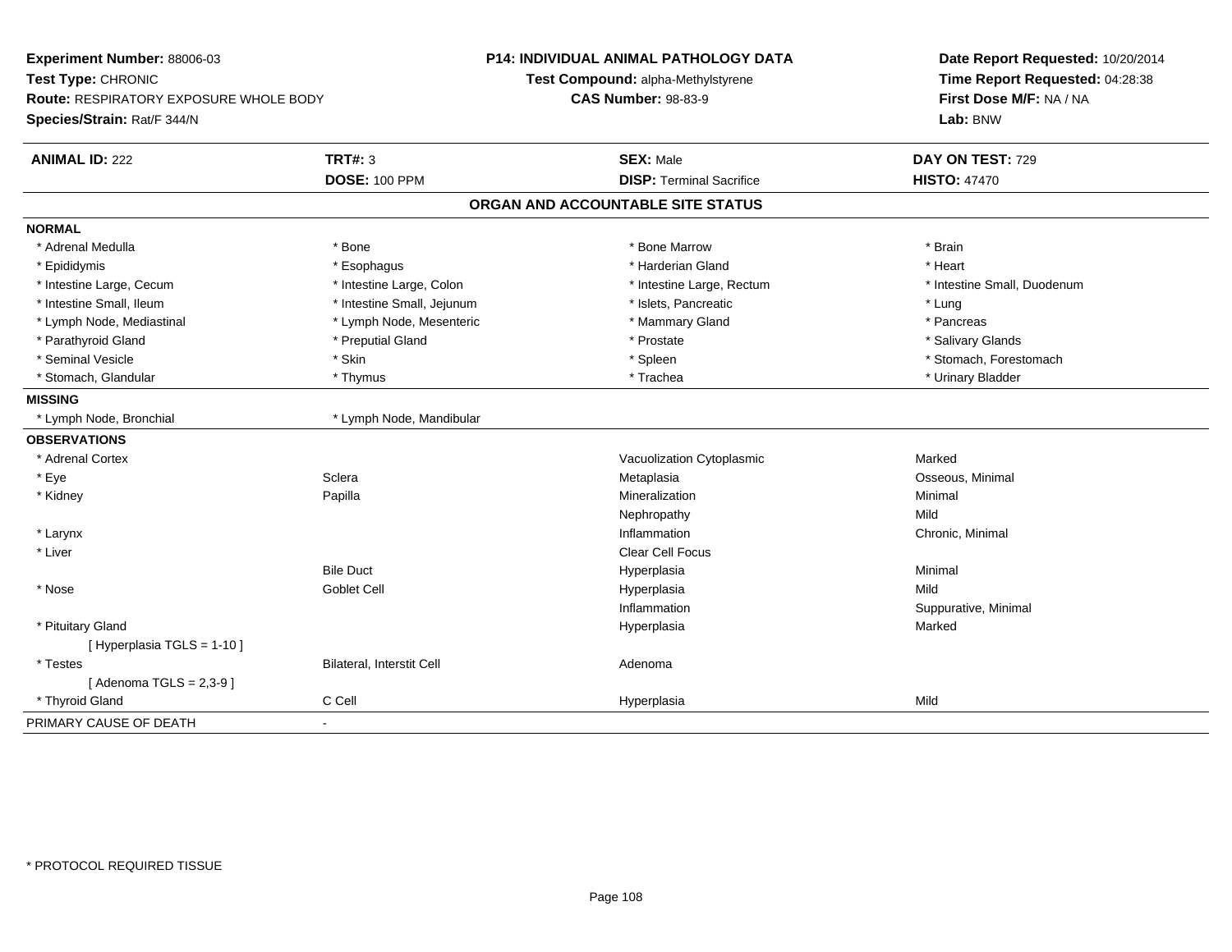**Experiment Number:** 88006-03
**Test Type:** CHRONIC
**Route:** RESPIRATORY EXPOSURE WHOLE BODY
**Species/Strain:** Rat/F 344/N

**P14: INDIVIDUAL ANIMAL PATHOLOGY DATA**
**Test Compound:** alpha-Methylstyrene
**CAS Number:** 98-83-9

**Date Report Requested:** 10/20/2014
**Time Report Requested:** 04:28:38
**First Dose M/F:** NA / NA
**Lab:** BNW

| **ANIMAL ID:** 222 | **TRT#:** 3 | **SEX:** Male | **DAY ON TEST:** 729 |
|---|---|---|---|
| | **DOSE:** 100 PPM | **DISP:** Terminal Sacrifice | **HISTO:** 47470 |

## ORGAN AND ACCOUNTABLE SITE STATUS

**NORMAL**

| | | | |
|---|---|---|---|
| * Adrenal Medulla | * Bone | * Bone Marrow | * Brain |
| * Epididymis | * Esophagus | * Harderian Gland | * Heart |
| * Intestine Large, Cecum | * Intestine Large, Colon | * Intestine Large, Rectum | * Intestine Small, Duodenum |
| * Intestine Small, Ileum | * Intestine Small, Jejunum | * Islets, Pancreatic | * Lung |
| * Lymph Node, Mediastinal | * Lymph Node, Mesenteric | * Mammary Gland | * Pancreas |
| * Parathyroid Gland | * Preputial Gland | * Prostate | * Salivary Glands |
| * Seminal Vesicle | * Skin | * Spleen | * Stomach, Forestomach |
| * Stomach, Glandular | * Thymus | * Trachea | * Urinary Bladder |

**MISSING**

| | |
|---|---|
| * Lymph Node, Bronchial | * Lymph Node, Mandibular |

**OBSERVATIONS**

| | | | |
|---|---|---|---|
| * Adrenal Cortex | | Vacuolization Cytoplasmic | Marked |
| * Eye | Sclera | Metaplasia | Osseous, Minimal |
| * Kidney | Papilla | Mineralization | Minimal |
| | | Nephropathy | Mild |
| * Larynx | | Inflammation | Chronic, Minimal |
| * Liver | | Clear Cell Focus | |
| | Bile Duct | Hyperplasia | Minimal |
| * Nose | Goblet Cell | Hyperplasia | Mild |
| | | Inflammation | Suppurative, Minimal |
| * Pituitary Gland | | Hyperplasia | Marked |
| [ Hyperplasia TGLS = 1-10 ] | | | |
| * Testes | Bilateral, Interstit Cell | Adenoma | |
| [ Adenoma TGLS = 2,3-9 ] | | | |
| * Thyroid Gland | C Cell | Hyperplasia | Mild |

PRIMARY CAUSE OF DEATH -

\* PROTOCOL REQUIRED TISSUE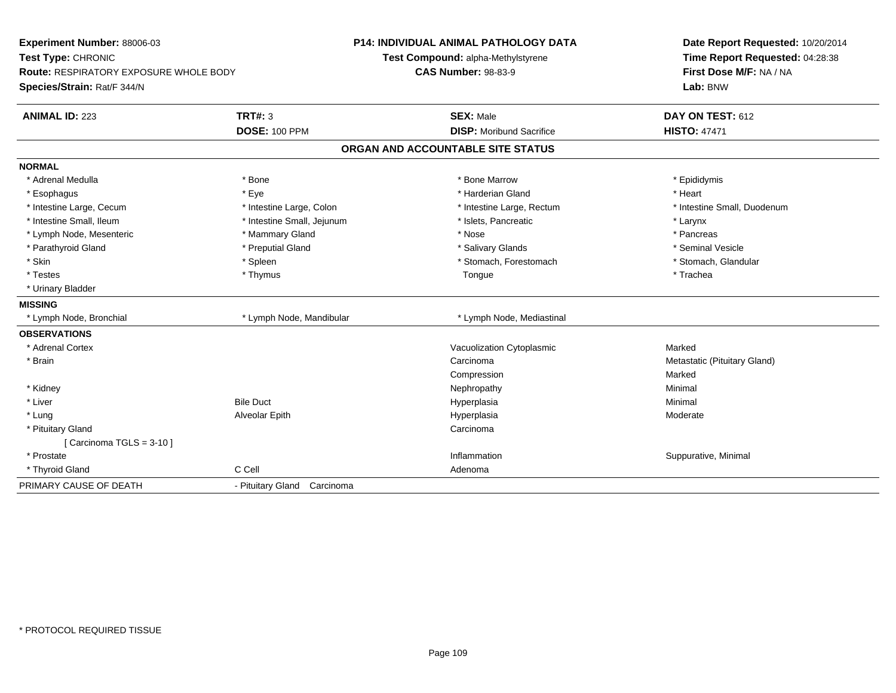**Experiment Number:** 88006-03
**Test Type:** CHRONIC
**Route:** RESPIRATORY EXPOSURE WHOLE BODY
**Species/Strain:** Rat/F 344/N

**P14: INDIVIDUAL ANIMAL PATHOLOGY DATA**
**Test Compound:** alpha-Methylstyrene
**CAS Number:** 98-83-9

**Date Report Requested:** 10/20/2014
**Time Report Requested:** 04:28:38
**First Dose M/F:** NA / NA
**Lab:** BNW

| **ANIMAL ID:** 223 | **TRT#:** 3 | **SEX:** Male | **DAY ON TEST:** 612 |
|---|---|---|---|
| | **DOSE:** 100 PPM | **DISP:** Moribund Sacrifice | **HISTO:** 47471 |

## ORGAN AND ACCOUNTABLE SITE STATUS

**NORMAL**

| | | | |
|---|---|---|---|
| * Adrenal Medulla | * Bone | * Bone Marrow | * Epididymis |
| * Esophagus | * Eye | * Harderian Gland | * Heart |
| * Intestine Large, Cecum | * Intestine Large, Colon | * Intestine Large, Rectum | * Intestine Small, Duodenum |
| * Intestine Small, Ileum | * Intestine Small, Jejunum | * Islets, Pancreatic | * Larynx |
| * Lymph Node, Mesenteric | * Mammary Gland | * Nose | * Pancreas |
| * Parathyroid Gland | * Preputial Gland | * Salivary Glands | * Seminal Vesicle |
| * Skin | * Spleen | * Stomach, Forestomach | * Stomach, Glandular |
| * Testes | * Thymus | Tongue | * Trachea |
| * Urinary Bladder | | | |

**MISSING**

| | | |
|---|---|---|
| * Lymph Node, Bronchial | * Lymph Node, Mandibular | * Lymph Node, Mediastinal |

**OBSERVATIONS**

| | | | |
|---|---|---|---|
| * Adrenal Cortex | | Vacuolization Cytoplasmic | Marked |
| * Brain | | Carcinoma | Metastatic (Pituitary Gland) |
| | | Compression | Marked |
| * Kidney | | Nephropathy | Minimal |
| * Liver | Bile Duct | Hyperplasia | Minimal |
| * Lung | Alveolar Epith | Hyperplasia | Moderate |
| * Pituitary Gland | | Carcinoma | |
| [ Carcinoma TGLS = 3-10 ] | | | |
| * Prostate | | Inflammation | Suppurative, Minimal |
| * Thyroid Gland | C Cell | Adenoma | |

PRIMARY CAUSE OF DEATH - Pituitary Gland Carcinoma

* PROTOCOL REQUIRED TISSUE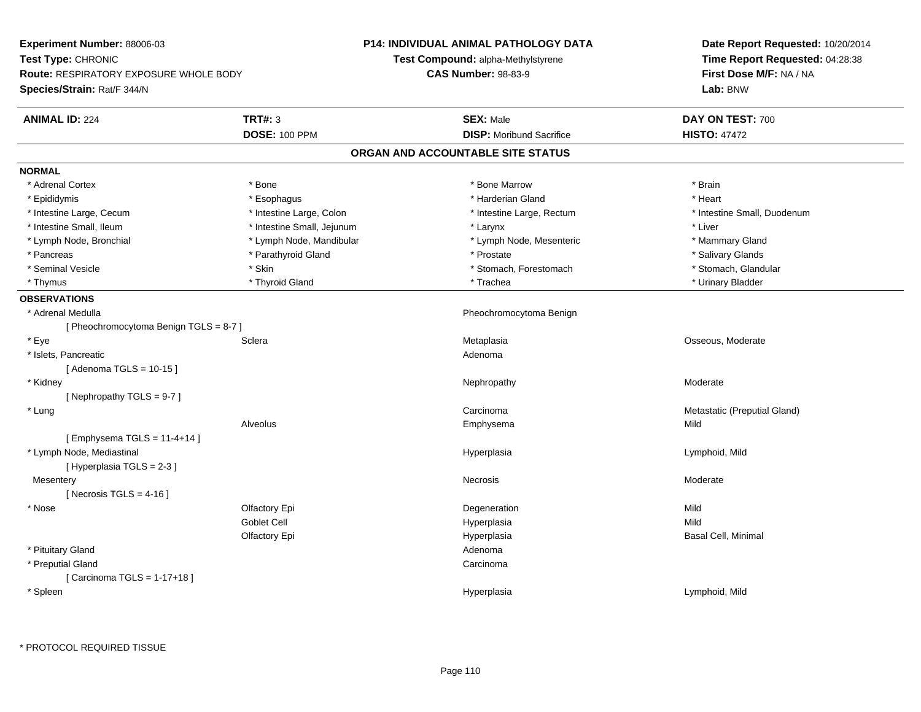**Experiment Number:** 88006-03
**Test Type:** CHRONIC
**Route:** RESPIRATORY EXPOSURE WHOLE BODY
**Species/Strain:** Rat/F 344/N

**P14: INDIVIDUAL ANIMAL PATHOLOGY DATA**
**Test Compound:** alpha-Methylstyrene
**CAS Number:** 98-83-9

**Date Report Requested:** 10/20/2014
**Time Report Requested:** 04:28:38
**First Dose M/F:** NA / NA
**Lab:** BNW

| **ANIMAL ID:** 224 | **TRT#:** 3 | **SEX:** Male | **DAY ON TEST:** 700 |
|---|---|---|---|
| | **DOSE:** 100 PPM | **DISP:** Moribund Sacrifice | **HISTO:** 47472 |

## ORGAN AND ACCOUNTABLE SITE STATUS

**NORMAL**

| | | | |
|---|---|---|---|
| * Adrenal Cortex | * Bone | * Bone Marrow | * Brain |
| * Epididymis | * Esophagus | * Harderian Gland | * Heart |
| * Intestine Large, Cecum | * Intestine Large, Colon | * Intestine Large, Rectum | * Intestine Small, Duodenum |
| * Intestine Small, Ileum | * Intestine Small, Jejunum | * Larynx | * Liver |
| * Lymph Node, Bronchial | * Lymph Node, Mandibular | * Lymph Node, Mesenteric | * Mammary Gland |
| * Pancreas | * Parathyroid Gland | * Prostate | * Salivary Glands |
| * Seminal Vesicle | * Skin | * Stomach, Forestomach | * Stomach, Glandular |
| * Thymus | * Thyroid Gland | * Trachea | * Urinary Bladder |

**OBSERVATIONS**

| | | | |
|---|---|---|---|
| * Adrenal Medulla | | Pheochromocytoma Benign | |
| [ Pheochromocytoma Benign TGLS = 8-7 ] | | | |
| * Eye | Sclera | Metaplasia | Osseous, Moderate |
| * Islets, Pancreatic | | Adenoma | |
| [ Adenoma TGLS = 10-15 ] | | | |
| * Kidney | | Nephropathy | Moderate |
| [ Nephropathy TGLS = 9-7 ] | | | |
| * Lung | | Carcinoma | Metastatic (Preputial Gland) |
| | Alveolus | Emphysema | Mild |
| [ Emphysema TGLS = 11-4+14 ] | | | |
| * Lymph Node, Mediastinal | | Hyperplasia | Lymphoid, Mild |
| [ Hyperplasia TGLS = 2-3 ] | | | |
| Mesentery | | Necrosis | Moderate |
| [ Necrosis TGLS = 4-16 ] | | | |
| * Nose | Olfactory Epi | Degeneration | Mild |
| | Goblet Cell | Hyperplasia | Mild |
| | Olfactory Epi | Hyperplasia | Basal Cell, Minimal |
| * Pituitary Gland | | Adenoma | |
| * Preputial Gland | | Carcinoma | |
| [ Carcinoma TGLS = 1-17+18 ] | | | |
| * Spleen | | Hyperplasia | Lymphoid, Mild |

\* PROTOCOL REQUIRED TISSUE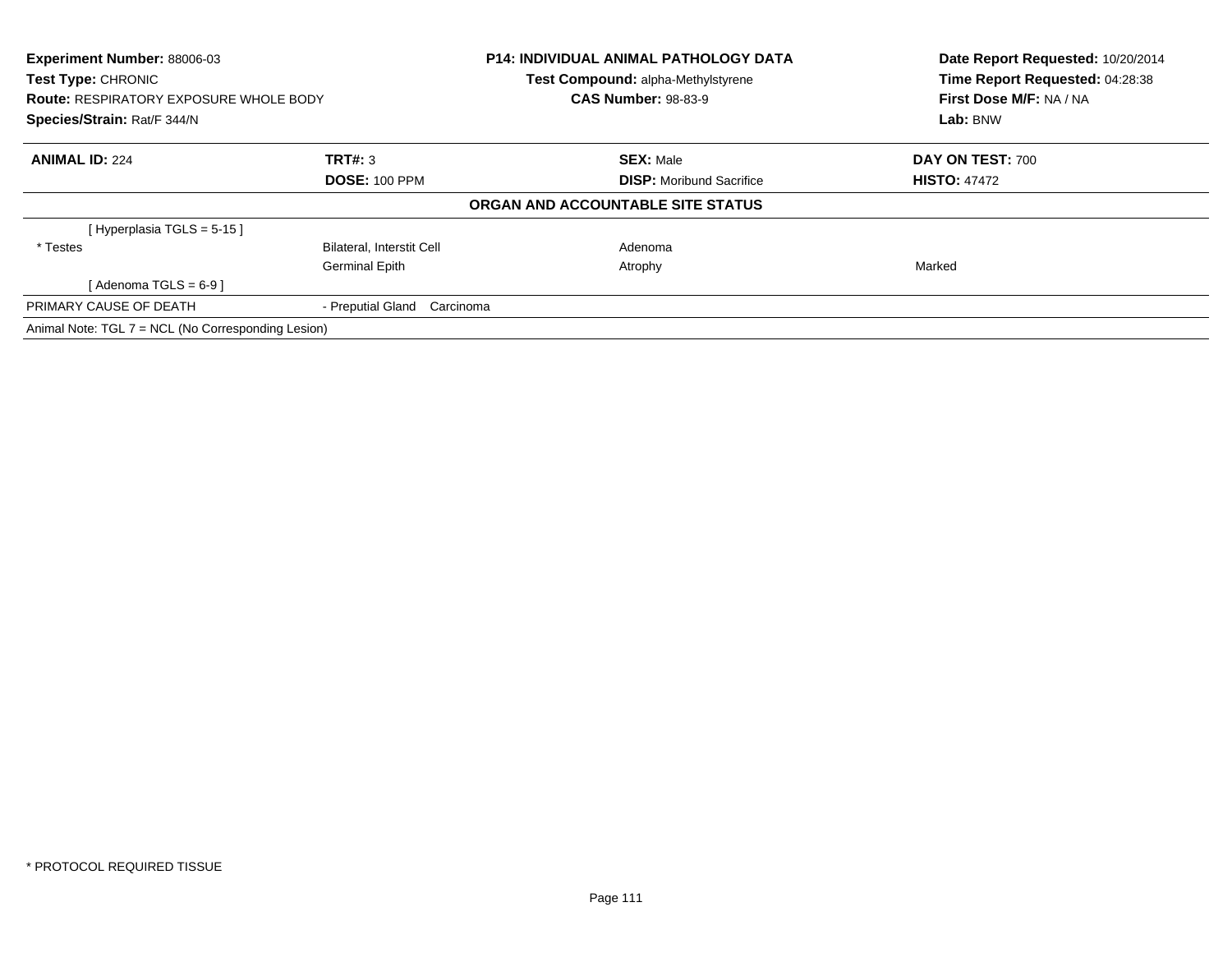**Experiment Number:** 88006-03
**Test Type:** CHRONIC
**Route:** RESPIRATORY EXPOSURE WHOLE BODY
**Species/Strain:** Rat/F 344/N

**P14: INDIVIDUAL ANIMAL PATHOLOGY DATA**
**Test Compound:** alpha-Methylstyrene
**CAS Number:** 98-83-9

**Date Report Requested:** 10/20/2014
**Time Report Requested:** 04:28:38
**First Dose M/F:** NA / NA
**Lab:** BNW

| **ANIMAL ID:** 224 | **TRT#:** 3 | **SEX:** Male | **DAY ON TEST:** 700 |
|---|---|---|---|
| | **DOSE:** 100 PPM | **DISP:** Moribund Sacrifice | **HISTO:** 47472 |

**ORGAN AND ACCOUNTABLE SITE STATUS**

| | | | |
|---|---|---|---|
| [ Hyperplasia TGLS = 5-15 ] | | | |
| * Testes | Bilateral, Interstit Cell | Adenoma | |
| | Germinal Epith | Atrophy | Marked |
| [ Adenoma TGLS = 6-9 ] | | | |
| PRIMARY CAUSE OF DEATH | - Preputial Gland Carcinoma | | |
| Animal Note: TGL 7 = NCL (No Corresponding Lesion) | | | |

* PROTOCOL REQUIRED TISSUE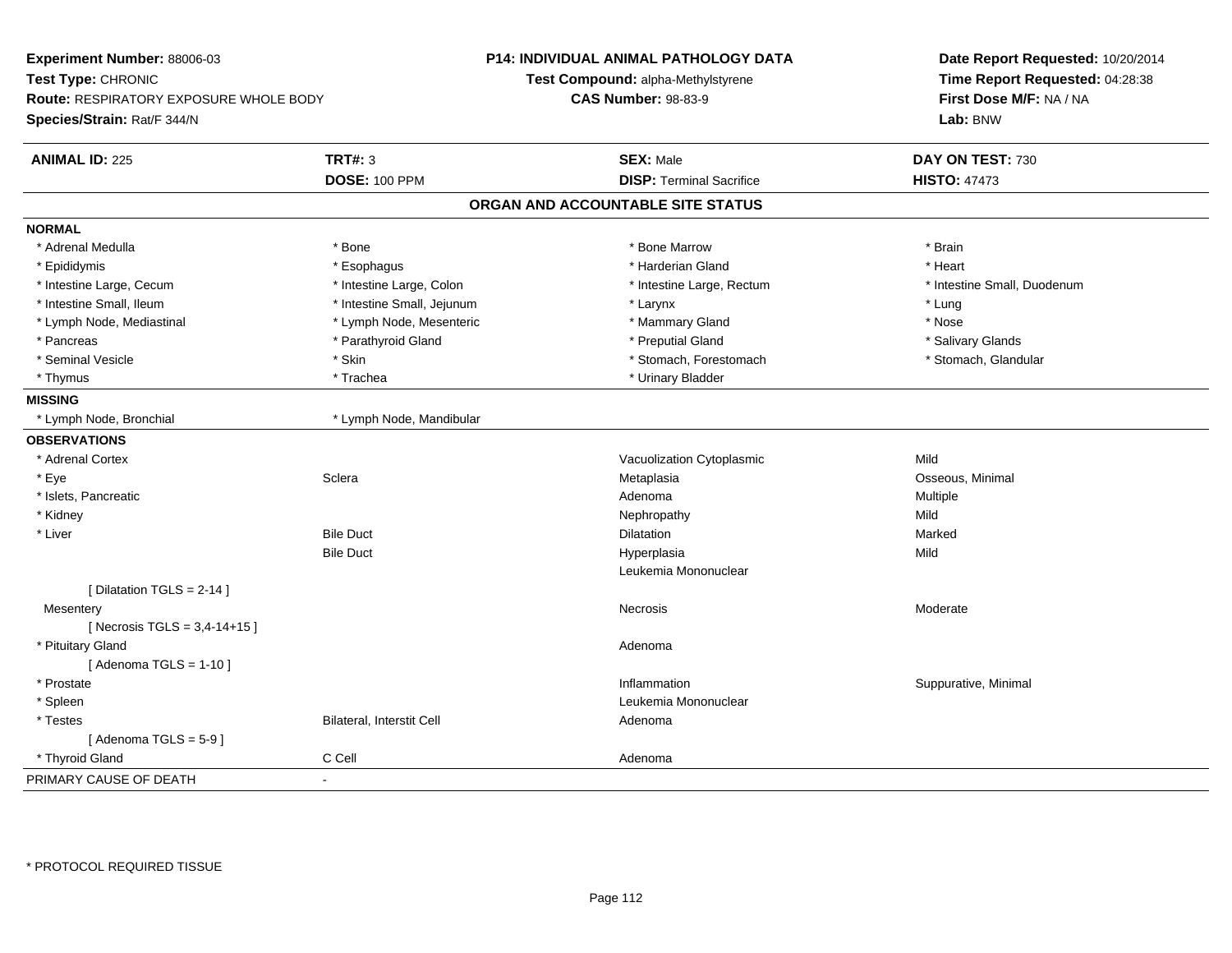**Experiment Number:** 88006-03
**Test Type:** CHRONIC
**Route:** RESPIRATORY EXPOSURE WHOLE BODY
**Species/Strain:** Rat/F 344/N

**P14: INDIVIDUAL ANIMAL PATHOLOGY DATA**
**Test Compound:** alpha-Methylstyrene
**CAS Number:** 98-83-9

**Date Report Requested:** 10/20/2014
**Time Report Requested:** 04:28:38
**First Dose M/F:** NA / NA
**Lab:** BNW

| **ANIMAL ID:** 225 | **TRT#:** 3 | **SEX:** Male | **DAY ON TEST:** 730 |
|---|---|---|---|
| | **DOSE:** 100 PPM | **DISP:** Terminal Sacrifice | **HISTO:** 47473 |

## ORGAN AND ACCOUNTABLE SITE STATUS

**NORMAL**

| | | | |
|---|---|---|---|
| * Adrenal Medulla | * Bone | * Bone Marrow | * Brain |
| * Epididymis | * Esophagus | * Harderian Gland | * Heart |
| * Intestine Large, Cecum | * Intestine Large, Colon | * Intestine Large, Rectum | * Intestine Small, Duodenum |
| * Intestine Small, Ileum | * Intestine Small, Jejunum | * Larynx | * Lung |
| * Lymph Node, Mediastinal | * Lymph Node, Mesenteric | * Mammary Gland | * Nose |
| * Pancreas | * Parathyroid Gland | * Preputial Gland | * Salivary Glands |
| * Seminal Vesicle | * Skin | * Stomach, Forestomach | * Stomach, Glandular |
| * Thymus | * Trachea | * Urinary Bladder | |

**MISSING**

| | |
|---|---|
| * Lymph Node, Bronchial | * Lymph Node, Mandibular |

**OBSERVATIONS**

| | | | |
|---|---|---|---|
| * Adrenal Cortex | | Vacuolization Cytoplasmic | Mild |
| * Eye | Sclera | Metaplasia | Osseous, Minimal |
| * Islets, Pancreatic | | Adenoma | Multiple |
| * Kidney | | Nephropathy | Mild |
| * Liver | Bile Duct | Dilatation | Marked |
| | Bile Duct | Hyperplasia | Mild |
| | | Leukemia Mononuclear | |
| [ Dilatation TGLS = 2-14 ] | | | |
| Mesentery | | Necrosis | Moderate |
| [ Necrosis TGLS = 3,4-14+15 ] | | | |
| * Pituitary Gland | | Adenoma | |
| [ Adenoma TGLS = 1-10 ] | | | |
| * Prostate | | Inflammation | Suppurative, Minimal |
| * Spleen | | Leukemia Mononuclear | |
| * Testes | Bilateral, Interstit Cell | Adenoma | |
| [ Adenoma TGLS = 5-9 ] | | | |
| * Thyroid Gland | C Cell | Adenoma | |

PRIMARY CAUSE OF DEATH -

* PROTOCOL REQUIRED TISSUE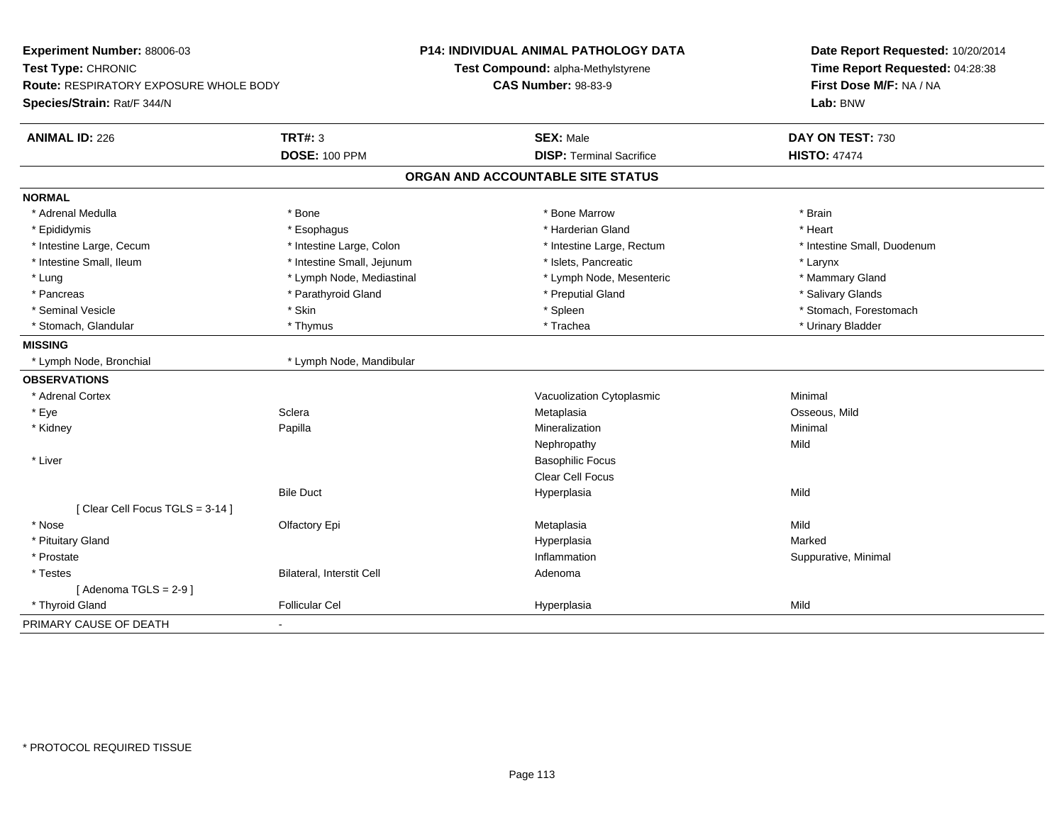**Experiment Number:** 88006-03
**Test Type:** CHRONIC
**Route:** RESPIRATORY EXPOSURE WHOLE BODY
**Species/Strain:** Rat/F 344/N

**P14: INDIVIDUAL ANIMAL PATHOLOGY DATA**
**Test Compound:** alpha-Methylstyrene
**CAS Number:** 98-83-9

**Date Report Requested:** 10/20/2014
**Time Report Requested:** 04:28:38
**First Dose M/F:** NA / NA
**Lab:** BNW

| **ANIMAL ID:** 226 | **TRT#:** 3 | **SEX:** Male | **DAY ON TEST:** 730 |
|---|---|---|---|
| | **DOSE:** 100 PPM | **DISP:** Terminal Sacrifice | **HISTO:** 47474 |

## ORGAN AND ACCOUNTABLE SITE STATUS

**NORMAL**

| | | | |
|---|---|---|---|
| * Adrenal Medulla | * Bone | * Bone Marrow | * Brain |
| * Epididymis | * Esophagus | * Harderian Gland | * Heart |
| * Intestine Large, Cecum | * Intestine Large, Colon | * Intestine Large, Rectum | * Intestine Small, Duodenum |
| * Intestine Small, Ileum | * Intestine Small, Jejunum | * Islets, Pancreatic | * Larynx |
| * Lung | * Lymph Node, Mediastinal | * Lymph Node, Mesenteric | * Mammary Gland |
| * Pancreas | * Parathyroid Gland | * Preputial Gland | * Salivary Glands |
| * Seminal Vesicle | * Skin | * Spleen | * Stomach, Forestomach |
| * Stomach, Glandular | * Thymus | * Trachea | * Urinary Bladder |

**MISSING**

| | |
|---|---|
| * Lymph Node, Bronchial | * Lymph Node, Mandibular |

**OBSERVATIONS**

| | | | |
|---|---|---|---|
| * Adrenal Cortex | | Vacuolization Cytoplasmic | Minimal |
| * Eye | Sclera | Metaplasia | Osseous, Mild |
| * Kidney | Papilla | Mineralization | Minimal |
| | | Nephropathy | Mild |
| * Liver | | Basophilic Focus | |
| | | Clear Cell Focus | |
| | Bile Duct | Hyperplasia | Mild |
| [ Clear Cell Focus TGLS = 3-14 ] | | | |
| * Nose | Olfactory Epi | Metaplasia | Mild |
| * Pituitary Gland | | Hyperplasia | Marked |
| * Prostate | | Inflammation | Suppurative, Minimal |
| * Testes | Bilateral, Interstit Cell | Adenoma | |
| [ Adenoma TGLS = 2-9 ] | | | |
| * Thyroid Gland | Follicular Cel | Hyperplasia | Mild |

PRIMARY CAUSE OF DEATH -

* PROTOCOL REQUIRED TISSUE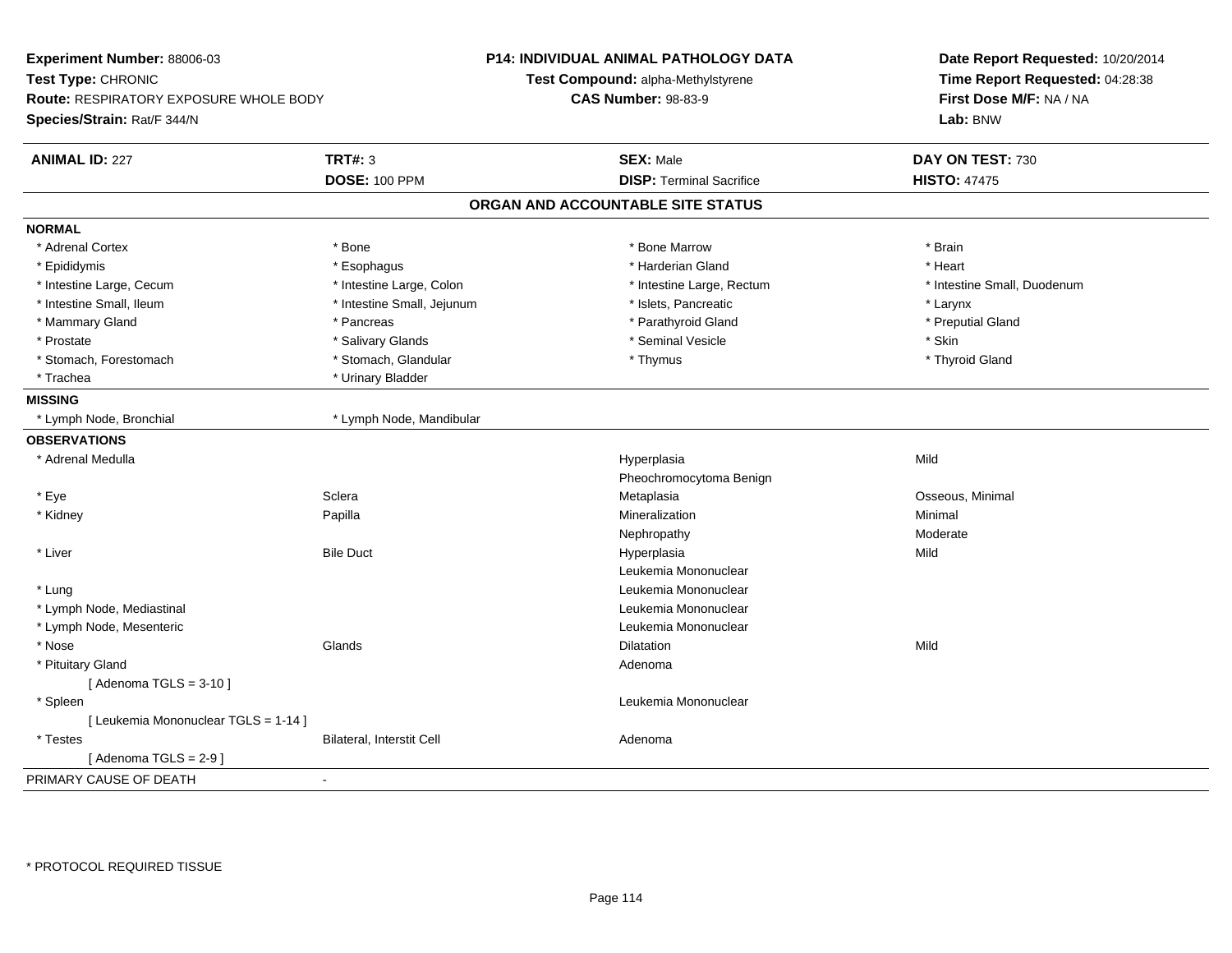**Experiment Number:** 88006-03
**Test Type:** CHRONIC
**Route:** RESPIRATORY EXPOSURE WHOLE BODY
**Species/Strain:** Rat/F 344/N

**P14: INDIVIDUAL ANIMAL PATHOLOGY DATA**
**Test Compound:** alpha-Methylstyrene
**CAS Number:** 98-83-9

**Date Report Requested:** 10/20/2014
**Time Report Requested:** 04:28:38
**First Dose M/F:** NA / NA
**Lab:** BNW

| **ANIMAL ID:** 227 | **TRT#:** 3 | **SEX:** Male | **DAY ON TEST:** 730 |
|---|---|---|---|
| | **DOSE:** 100 PPM | **DISP:** Terminal Sacrifice | **HISTO:** 47475 |

## ORGAN AND ACCOUNTABLE SITE STATUS

**NORMAL**

| | | | |
|---|---|---|---|
| * Adrenal Cortex | * Bone | * Bone Marrow | * Brain |
| * Epididymis | * Esophagus | * Harderian Gland | * Heart |
| * Intestine Large, Cecum | * Intestine Large, Colon | * Intestine Large, Rectum | * Intestine Small, Duodenum |
| * Intestine Small, Ileum | * Intestine Small, Jejunum | * Islets, Pancreatic | * Larynx |
| * Mammary Gland | * Pancreas | * Parathyroid Gland | * Preputial Gland |
| * Prostate | * Salivary Glands | * Seminal Vesicle | * Skin |
| * Stomach, Forestomach | * Stomach, Glandular | * Thymus | * Thyroid Gland |
| * Trachea | * Urinary Bladder | | |

**MISSING**

| | |
|---|---|
| * Lymph Node, Bronchial | * Lymph Node, Mandibular |

**OBSERVATIONS**

| | | | |
|---|---|---|---|
| * Adrenal Medulla | | Hyperplasia | Mild |
| | | Pheochromocytoma Benign | |
| * Eye | Sclera | Metaplasia | Osseous, Minimal |
| * Kidney | Papilla | Mineralization | Minimal |
| | | Nephropathy | Moderate |
| * Liver | Bile Duct | Hyperplasia | Mild |
| | | Leukemia Mononuclear | |
| * Lung | | Leukemia Mononuclear | |
| * Lymph Node, Mediastinal | | Leukemia Mononuclear | |
| * Lymph Node, Mesenteric | | Leukemia Mononuclear | |
| * Nose | Glands | Dilatation | Mild |
| * Pituitary Gland | | Adenoma | |
| [ Adenoma TGLS = 3-10 ] | | | |
| * Spleen | | Leukemia Mononuclear | |
| [ Leukemia Mononuclear TGLS = 1-14 ] | | | |
| * Testes | Bilateral, Interstit Cell | Adenoma | |
| [ Adenoma TGLS = 2-9 ] | | | |

PRIMARY CAUSE OF DEATH -

* PROTOCOL REQUIRED TISSUE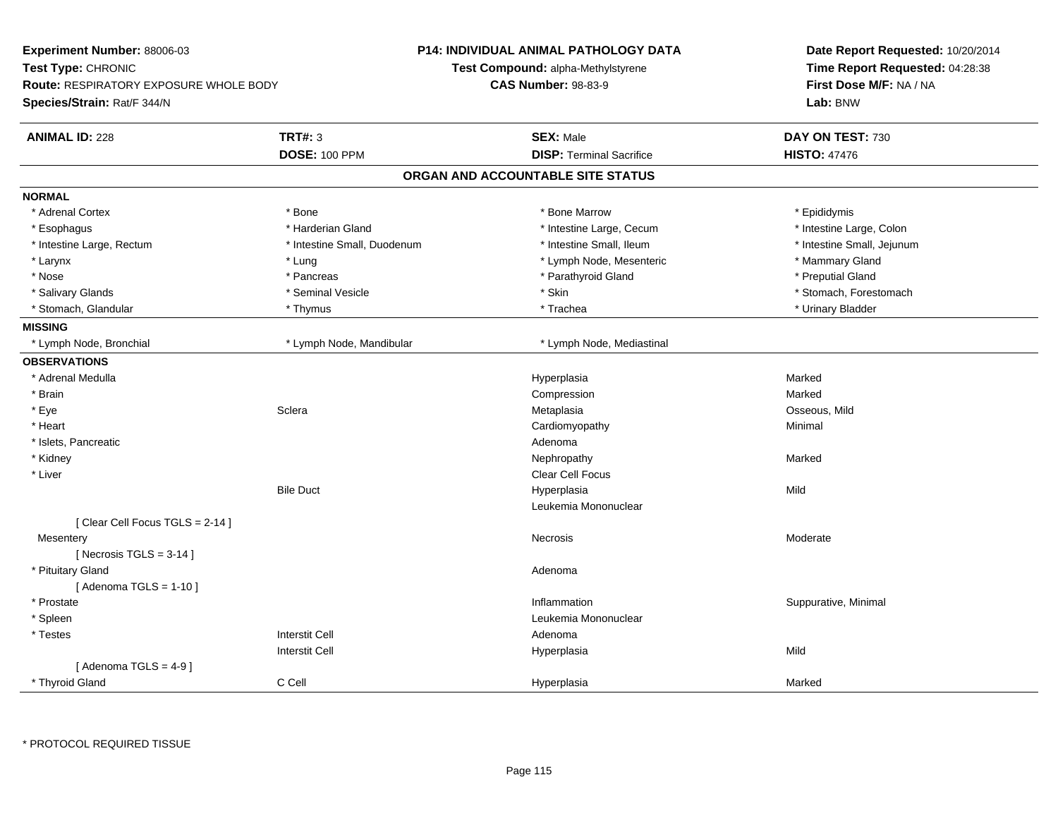**Experiment Number:** 88006-03
**Test Type:** CHRONIC
**Route:** RESPIRATORY EXPOSURE WHOLE BODY
**Species/Strain:** Rat/F 344/N

**P14: INDIVIDUAL ANIMAL PATHOLOGY DATA**
**Test Compound:** alpha-Methylstyrene
**CAS Number:** 98-83-9

**Date Report Requested:** 10/20/2014
**Time Report Requested:** 04:28:38
**First Dose M/F:** NA / NA
**Lab:** BNW

| **ANIMAL ID:** 228 | **TRT#:** 3 | **SEX:** Male | **DAY ON TEST:** 730 |
|---|---|---|---|
| | **DOSE:** 100 PPM | **DISP:** Terminal Sacrifice | **HISTO:** 47476 |

## ORGAN AND ACCOUNTABLE SITE STATUS

**NORMAL**

| | | | |
|---|---|---|---|
| * Adrenal Cortex | * Bone | * Bone Marrow | * Epididymis |
| * Esophagus | * Harderian Gland | * Intestine Large, Cecum | * Intestine Large, Colon |
| * Intestine Large, Rectum | * Intestine Small, Duodenum | * Intestine Small, Ileum | * Intestine Small, Jejunum |
| * Larynx | * Lung | * Lymph Node, Mesenteric | * Mammary Gland |
| * Nose | * Pancreas | * Parathyroid Gland | * Preputial Gland |
| * Salivary Glands | * Seminal Vesicle | * Skin | * Stomach, Forestomach |
| * Stomach, Glandular | * Thymus | * Trachea | * Urinary Bladder |

**MISSING**

| | | |
|---|---|---|
| * Lymph Node, Bronchial | * Lymph Node, Mandibular | * Lymph Node, Mediastinal |

**OBSERVATIONS**

| | | | |
|---|---|---|---|
| * Adrenal Medulla | | Hyperplasia | Marked |
| * Brain | | Compression | Marked |
| * Eye | Sclera | Metaplasia | Osseous, Mild |
| * Heart | | Cardiomyopathy | Minimal |
| * Islets, Pancreatic | | Adenoma | |
| * Kidney | | Nephropathy | Marked |
| * Liver | | Clear Cell Focus | |
| | Bile Duct | Hyperplasia | Mild |
| | | Leukemia Mononuclear | |
| [ Clear Cell Focus TGLS = 2-14 ] | | | |
| Mesentery | | Necrosis | Moderate |
| [ Necrosis TGLS = 3-14 ] | | | |
| * Pituitary Gland | | Adenoma | |
| [ Adenoma TGLS = 1-10 ] | | | |
| * Prostate | | Inflammation | Suppurative, Minimal |
| * Spleen | | Leukemia Mononuclear | |
| * Testes | Interstit Cell | Adenoma | |
| | Interstit Cell | Hyperplasia | Mild |
| [ Adenoma TGLS = 4-9 ] | | | |
| * Thyroid Gland | C Cell | Hyperplasia | Marked |

* PROTOCOL REQUIRED TISSUE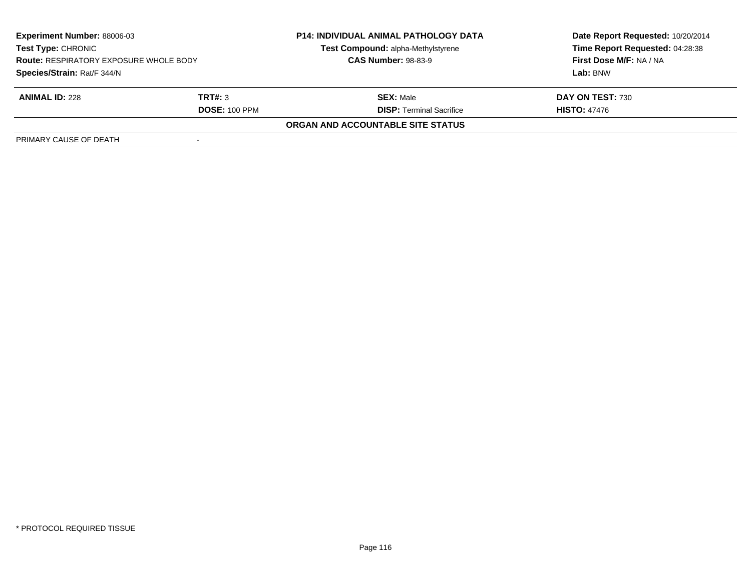| Experiment Number: 88006-03 | P14: INDIVIDUAL ANIMAL PATHOLOGY DATA | Date Report Requested: 10/20/2014 |
|---|---|---|
| Test Type: CHRONIC | Test Compound: alpha-Methylstyrene | Time Report Requested: 04:28:38 |
| Route: RESPIRATORY EXPOSURE WHOLE BODY | CAS Number: 98-83-9 | First Dose M/F: NA / NA |
| Species/Strain: Rat/F 344/N | | Lab: BNW |

| ANIMAL ID: 228 | TRT#: 3 | SEX: Male | DAY ON TEST: 730 |
|---|---|---|---|
| | DOSE: 100 PPM | DISP: Terminal Sacrifice | HISTO: 47476 |

**ORGAN AND ACCOUNTABLE SITE STATUS**

| PRIMARY CAUSE OF DEATH | - |
|---|---|

* PROTOCOL REQUIRED TISSUE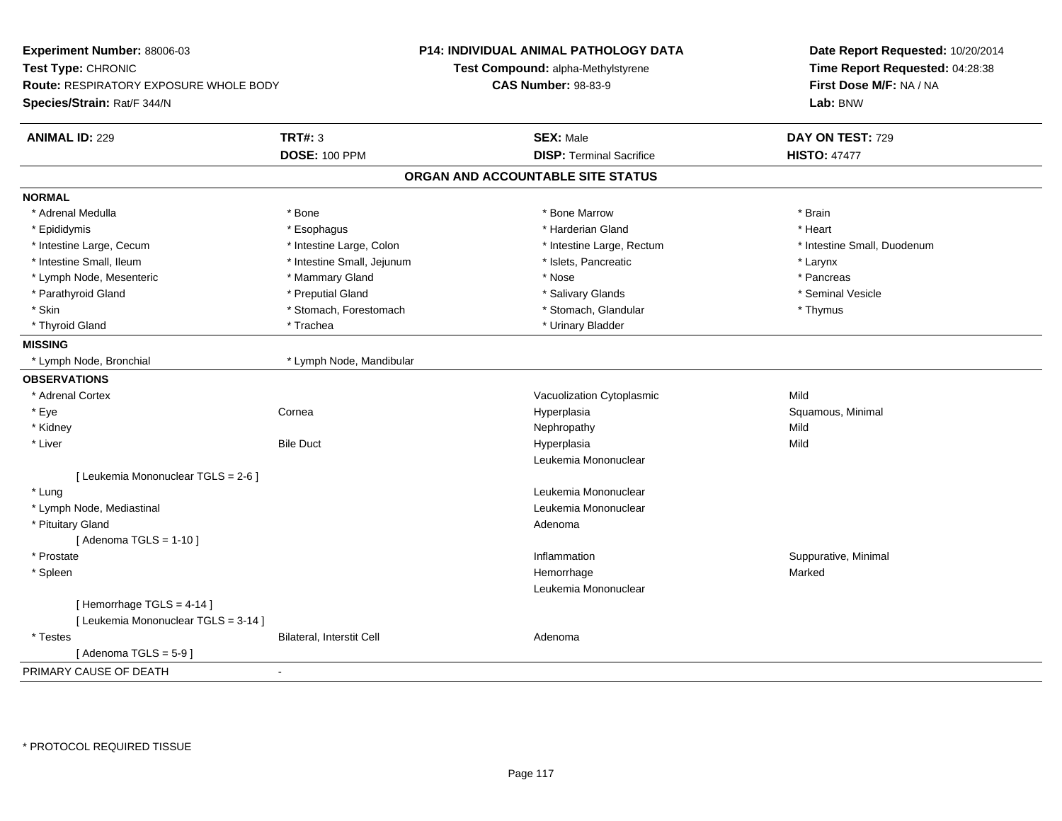**Experiment Number:** 88006-03
**Test Type:** CHRONIC
**Route:** RESPIRATORY EXPOSURE WHOLE BODY
**Species/Strain:** Rat/F 344/N

**P14: INDIVIDUAL ANIMAL PATHOLOGY DATA**
**Test Compound:** alpha-Methylstyrene
**CAS Number:** 98-83-9

**Date Report Requested:** 10/20/2014
**Time Report Requested:** 04:28:38
**First Dose M/F:** NA / NA
**Lab:** BNW

| **ANIMAL ID:** 229 | **TRT#:** 3 | **SEX:** Male | **DAY ON TEST:** 729 |
|---|---|---|---|
| | **DOSE:** 100 PPM | **DISP:** Terminal Sacrifice | **HISTO:** 47477 |

## ORGAN AND ACCOUNTABLE SITE STATUS

**NORMAL**

| | | | |
|---|---|---|---|
| * Adrenal Medulla | * Bone | * Bone Marrow | * Brain |
| * Epididymis | * Esophagus | * Harderian Gland | * Heart |
| * Intestine Large, Cecum | * Intestine Large, Colon | * Intestine Large, Rectum | * Intestine Small, Duodenum |
| * Intestine Small, Ileum | * Intestine Small, Jejunum | * Islets, Pancreatic | * Larynx |
| * Lymph Node, Mesenteric | * Mammary Gland | * Nose | * Pancreas |
| * Parathyroid Gland | * Preputial Gland | * Salivary Glands | * Seminal Vesicle |
| * Skin | * Stomach, Forestomach | * Stomach, Glandular | * Thymus |
| * Thyroid Gland | * Trachea | * Urinary Bladder | |

**MISSING**

| | |
|---|---|
| * Lymph Node, Bronchial | * Lymph Node, Mandibular |

**OBSERVATIONS**

| | | | |
|---|---|---|---|
| * Adrenal Cortex | | Vacuolization Cytoplasmic | Mild |
| * Eye | Cornea | Hyperplasia | Squamous, Minimal |
| * Kidney | | Nephropathy | Mild |
| * Liver | Bile Duct | Hyperplasia | Mild |
| | | Leukemia Mononuclear | |
| [ Leukemia Mononuclear TGLS = 2-6 ] | | | |
| * Lung | | Leukemia Mononuclear | |
| * Lymph Node, Mediastinal | | Leukemia Mononuclear | |
| * Pituitary Gland | | Adenoma | |
| [ Adenoma TGLS = 1-10 ] | | | |
| * Prostate | | Inflammation | Suppurative, Minimal |
| * Spleen | | Hemorrhage | Marked |
| | | Leukemia Mononuclear | |
| [ Hemorrhage TGLS = 4-14 ] | | | |
| [ Leukemia Mononuclear TGLS = 3-14 ] | | | |
| * Testes | Bilateral, Interstit Cell | Adenoma | |
| [ Adenoma TGLS = 5-9 ] | | | |

PRIMARY CAUSE OF DEATH -

* PROTOCOL REQUIRED TISSUE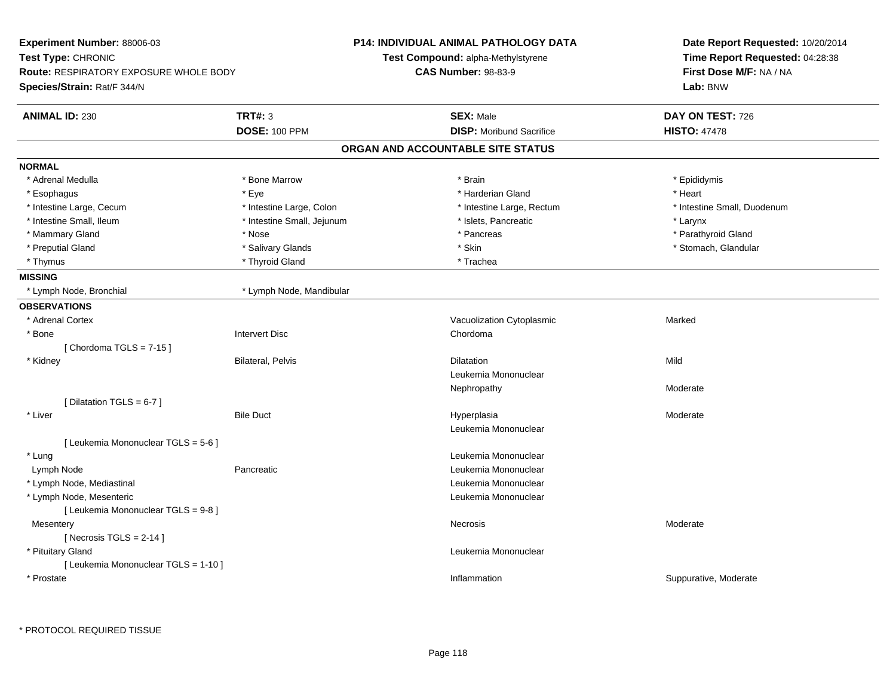**Experiment Number:** 88006-03
**Test Type:** CHRONIC
**Route:** RESPIRATORY EXPOSURE WHOLE BODY
**Species/Strain:** Rat/F 344/N

**P14: INDIVIDUAL ANIMAL PATHOLOGY DATA**
**Test Compound:** alpha-Methylstyrene
**CAS Number:** 98-83-9

**Date Report Requested:** 10/20/2014
**Time Report Requested:** 04:28:38
**First Dose M/F:** NA / NA
**Lab:** BNW

| **ANIMAL ID:** 230 | **TRT#:** 3 | **SEX:** Male | **DAY ON TEST:** 726 |
|---|---|---|---|
| | **DOSE:** 100 PPM | **DISP:** Moribund Sacrifice | **HISTO:** 47478 |

## ORGAN AND ACCOUNTABLE SITE STATUS

**NORMAL**

| | | | |
|---|---|---|---|
| * Adrenal Medulla | * Bone Marrow | * Brain | * Epididymis |
| * Esophagus | * Eye | * Harderian Gland | * Heart |
| * Intestine Large, Cecum | * Intestine Large, Colon | * Intestine Large, Rectum | * Intestine Small, Duodenum |
| * Intestine Small, Ileum | * Intestine Small, Jejunum | * Islets, Pancreatic | * Larynx |
| * Mammary Gland | * Nose | * Pancreas | * Parathyroid Gland |
| * Preputial Gland | * Salivary Glands | * Skin | * Stomach, Glandular |
| * Thymus | * Thyroid Gland | * Trachea | |

**MISSING**

| | |
|---|---|
| * Lymph Node, Bronchial | * Lymph Node, Mandibular |

**OBSERVATIONS**

| | | | |
|---|---|---|---|
| * Adrenal Cortex | | Vacuolization Cytoplasmic | Marked |
| * Bone | Intervert Disc | Chordoma | |
| [ Chordoma TGLS = 7-15 ] | | | |
| * Kidney | Bilateral, Pelvis | Dilatation | Mild |
| | | Leukemia Mononuclear | |
| | | Nephropathy | Moderate |
| [ Dilatation TGLS = 6-7 ] | | | |
| * Liver | Bile Duct | Hyperplasia | Moderate |
| | | Leukemia Mononuclear | |
| [ Leukemia Mononuclear TGLS = 5-6 ] | | | |
| * Lung | | Leukemia Mononuclear | |
| Lymph Node | Pancreatic | Leukemia Mononuclear | |
| * Lymph Node, Mediastinal | | Leukemia Mononuclear | |
| * Lymph Node, Mesenteric | | Leukemia Mononuclear | |
| [ Leukemia Mononuclear TGLS = 9-8 ] | | | |
| Mesentery | | Necrosis | Moderate |
| [ Necrosis TGLS = 2-14 ] | | | |
| * Pituitary Gland | | Leukemia Mononuclear | |
| [ Leukemia Mononuclear TGLS = 1-10 ] | | | |
| * Prostate | | Inflammation | Suppurative, Moderate |

\* PROTOCOL REQUIRED TISSUE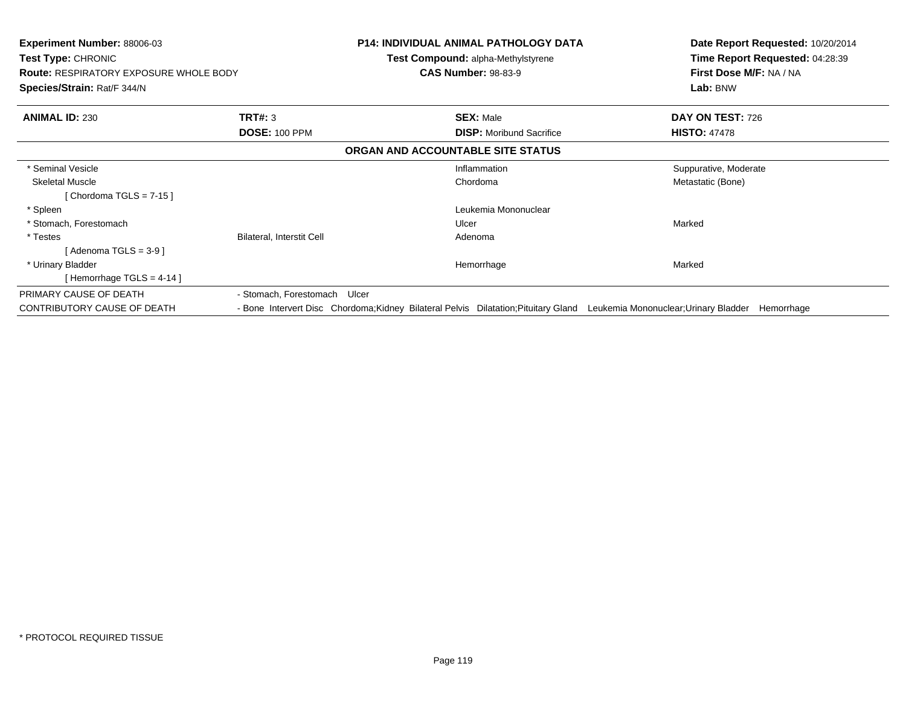**Experiment Number:** 88006-03
**Test Type:** CHRONIC
**Route:** RESPIRATORY EXPOSURE WHOLE BODY
**Species/Strain:** Rat/F 344/N

**P14: INDIVIDUAL ANIMAL PATHOLOGY DATA**
**Test Compound:** alpha-Methylstyrene
**CAS Number:** 98-83-9

**Date Report Requested:** 10/20/2014
**Time Report Requested:** 04:28:39
**First Dose M/F:** NA / NA
**Lab:** BNW

| **ANIMAL ID:** 230 | **TRT#:** 3 | **SEX:** Male | **DAY ON TEST:** 726 |
|---|---|---|---|
| | **DOSE:** 100 PPM | **DISP:** Moribund Sacrifice | **HISTO:** 47478 |

**ORGAN AND ACCOUNTABLE SITE STATUS**

| | | | |
|---|---|---|---|
| * Seminal Vesicle | | Inflammation | Suppurative, Moderate |
| Skeletal Muscle | | Chordoma | Metastatic (Bone) |
| [ Chordoma TGLS = 7-15 ] | | | |
| * Spleen | | Leukemia Mononuclear | |
| * Stomach, Forestomach | | Ulcer | Marked |
| * Testes | Bilateral, Interstit Cell | Adenoma | |
| [ Adenoma TGLS = 3-9 ] | | | |
| * Urinary Bladder | | Hemorrhage | Marked |
| [ Hemorrhage TGLS = 4-14 ] | | | |

| | |
|---|---|
| PRIMARY CAUSE OF DEATH | - Stomach, Forestomach Ulcer |
| CONTRIBUTORY CAUSE OF DEATH | - Bone Intervert Disc Chordoma;Kidney Bilateral Pelvis Dilatation;Pituitary Gland Leukemia Mononuclear;Urinary Bladder Hemorrhage |

* PROTOCOL REQUIRED TISSUE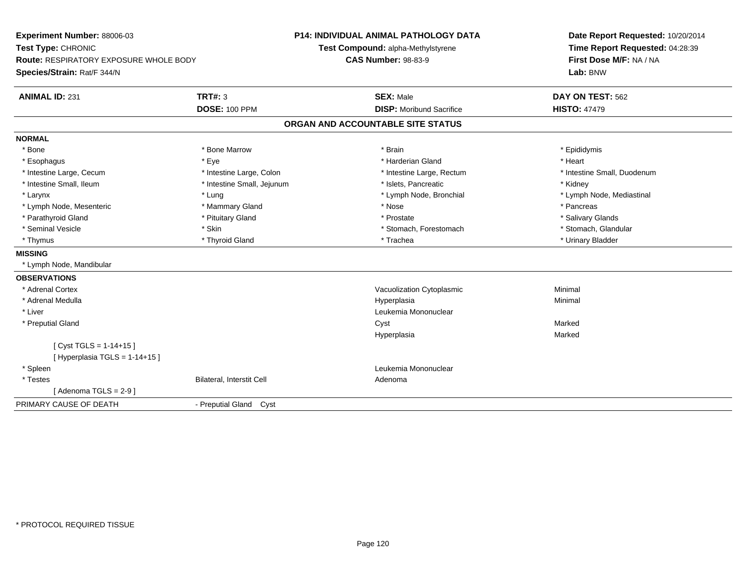**Experiment Number:** 88006-03
**Test Type:** CHRONIC
**Route:** RESPIRATORY EXPOSURE WHOLE BODY
**Species/Strain:** Rat/F 344/N

**P14: INDIVIDUAL ANIMAL PATHOLOGY DATA**
**Test Compound:** alpha-Methylstyrene
**CAS Number:** 98-83-9

**Date Report Requested:** 10/20/2014
**Time Report Requested:** 04:28:39
**First Dose M/F:** NA / NA
**Lab:** BNW

| **ANIMAL ID:** 231 | **TRT#:** 3 | **SEX:** Male | **DAY ON TEST:** 562 |
|---|---|---|---|
| | **DOSE:** 100 PPM | **DISP:** Moribund Sacrifice | **HISTO:** 47479 |

## ORGAN AND ACCOUNTABLE SITE STATUS

**NORMAL**

| | | | |
|---|---|---|---|
| * Bone | * Bone Marrow | * Brain | * Epididymis |
| * Esophagus | * Eye | * Harderian Gland | * Heart |
| * Intestine Large, Cecum | * Intestine Large, Colon | * Intestine Large, Rectum | * Intestine Small, Duodenum |
| * Intestine Small, Ileum | * Intestine Small, Jejunum | * Islets, Pancreatic | * Kidney |
| * Larynx | * Lung | * Lymph Node, Bronchial | * Lymph Node, Mediastinal |
| * Lymph Node, Mesenteric | * Mammary Gland | * Nose | * Pancreas |
| * Parathyroid Gland | * Pituitary Gland | * Prostate | * Salivary Glands |
| * Seminal Vesicle | * Skin | * Stomach, Forestomach | * Stomach, Glandular |
| * Thymus | * Thyroid Gland | * Trachea | * Urinary Bladder |

**MISSING**

* Lymph Node, Mandibular

**OBSERVATIONS**

| | | | |
|---|---|---|---|
| * Adrenal Cortex | | Vacuolization Cytoplasmic | Minimal |
| * Adrenal Medulla | | Hyperplasia | Minimal |
| * Liver | | Leukemia Mononuclear | |
| * Preputial Gland | | Cyst | Marked |
| | | Hyperplasia | Marked |
| [ Cyst TGLS = 1-14+15 ] | | | |
| [ Hyperplasia TGLS = 1-14+15 ] | | | |
| * Spleen | | Leukemia Mononuclear | |
| * Testes | Bilateral, Interstit Cell | Adenoma | |
| [ Adenoma TGLS = 2-9 ] | | | |

PRIMARY CAUSE OF DEATH - Preputial Gland Cyst

* PROTOCOL REQUIRED TISSUE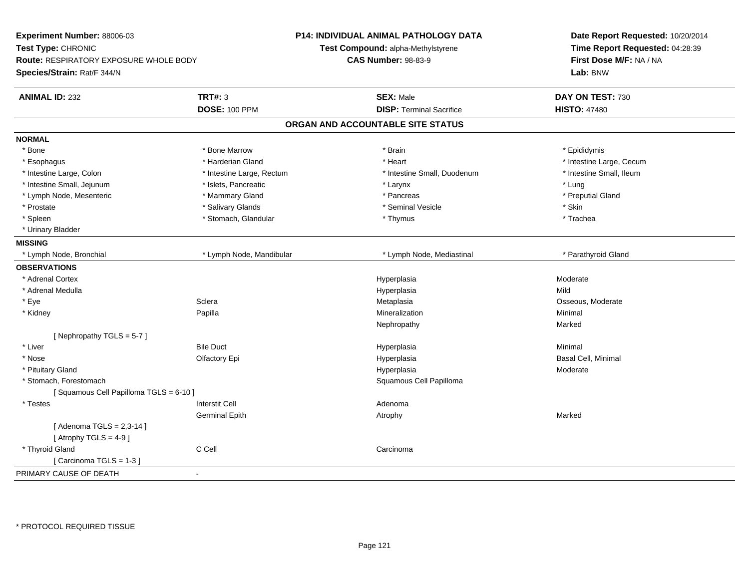**Experiment Number:** 88006-03
**Test Type:** CHRONIC
**Route:** RESPIRATORY EXPOSURE WHOLE BODY
**Species/Strain:** Rat/F 344/N

**P14: INDIVIDUAL ANIMAL PATHOLOGY DATA**
**Test Compound:** alpha-Methylstyrene
**CAS Number:** 98-83-9

**Date Report Requested:** 10/20/2014
**Time Report Requested:** 04:28:39
**First Dose M/F:** NA / NA
**Lab:** BNW

| **ANIMAL ID:** 232 | **TRT#:** 3 | **SEX:** Male | **DAY ON TEST:** 730 |
|---|---|---|---|
| | **DOSE:** 100 PPM | **DISP:** Terminal Sacrifice | **HISTO:** 47480 |

## ORGAN AND ACCOUNTABLE SITE STATUS

**NORMAL**

| | | | |
|---|---|---|---|
| * Bone | * Bone Marrow | * Brain | * Epididymis |
| * Esophagus | * Harderian Gland | * Heart | * Intestine Large, Cecum |
| * Intestine Large, Colon | * Intestine Large, Rectum | * Intestine Small, Duodenum | * Intestine Small, Ileum |
| * Intestine Small, Jejunum | * Islets, Pancreatic | * Larynx | * Lung |
| * Lymph Node, Mesenteric | * Mammary Gland | * Pancreas | * Preputial Gland |
| * Prostate | * Salivary Glands | * Seminal Vesicle | * Skin |
| * Spleen | * Stomach, Glandular | * Thymus | * Trachea |
| * Urinary Bladder | | | |

**MISSING**

| | | | |
|---|---|---|---|
| * Lymph Node, Bronchial | * Lymph Node, Mandibular | * Lymph Node, Mediastinal | * Parathyroid Gland |

**OBSERVATIONS**

| | | | |
|---|---|---|---|
| * Adrenal Cortex | | Hyperplasia | Moderate |
| * Adrenal Medulla | | Hyperplasia | Mild |
| * Eye | Sclera | Metaplasia | Osseous, Moderate |
| * Kidney | Papilla | Mineralization | Minimal |
| | | Nephropathy | Marked |
| [ Nephropathy TGLS = 5-7 ] | | | |
| * Liver | Bile Duct | Hyperplasia | Minimal |
| * Nose | Olfactory Epi | Hyperplasia | Basal Cell, Minimal |
| * Pituitary Gland | | Hyperplasia | Moderate |
| * Stomach, Forestomach | | Squamous Cell Papilloma | |
| [ Squamous Cell Papilloma TGLS = 6-10 ] | | | |
| * Testes | Interstit Cell | Adenoma | |
| | Germinal Epith | Atrophy | Marked |
| [ Adenoma TGLS = 2,3-14 ] | | | |
| [ Atrophy TGLS = 4-9 ] | | | |
| * Thyroid Gland | C Cell | Carcinoma | |
| [ Carcinoma TGLS = 1-3 ] | | | |

PRIMARY CAUSE OF DEATH -

\* PROTOCOL REQUIRED TISSUE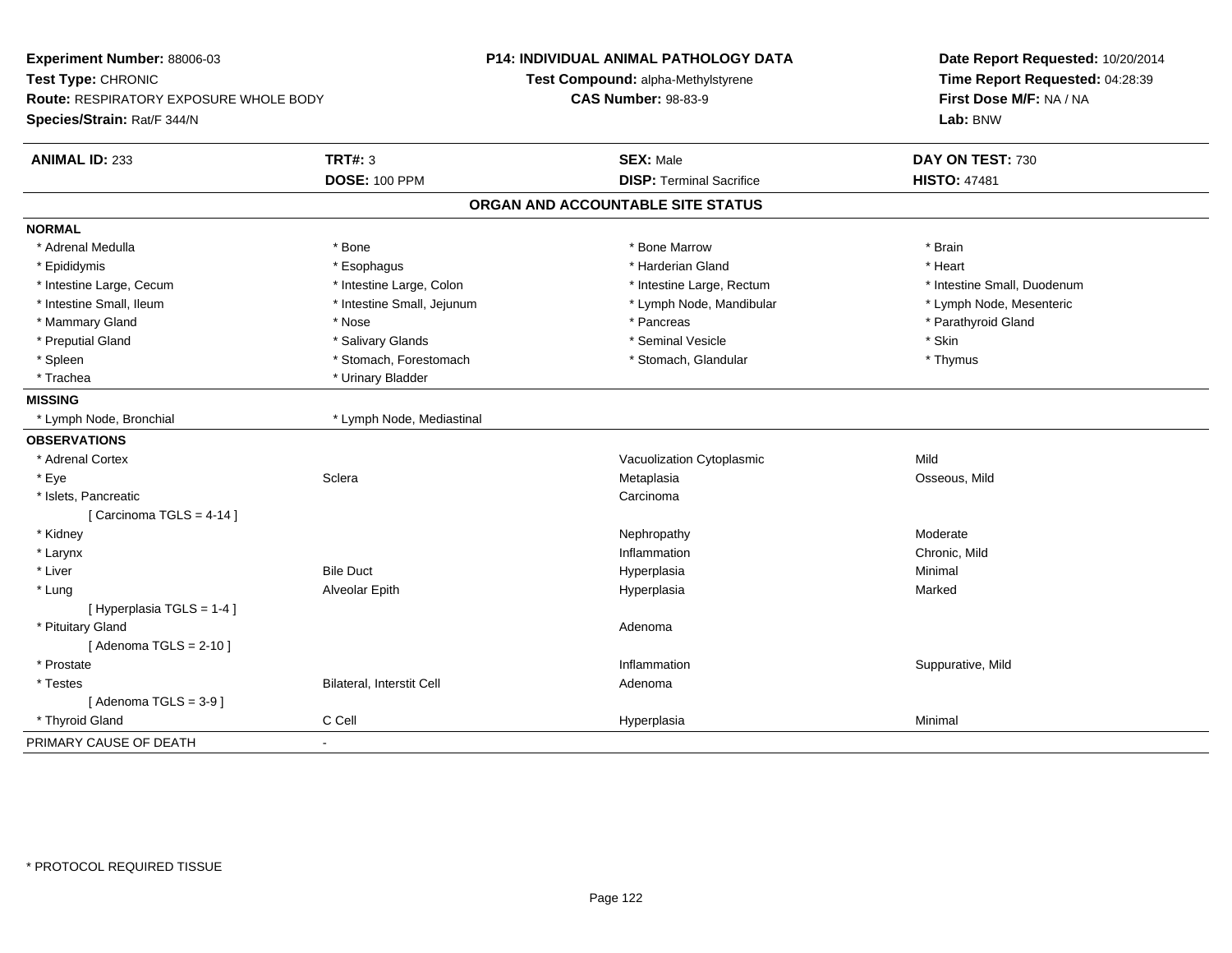**Experiment Number:** 88006-03
**Test Type:** CHRONIC
**Route:** RESPIRATORY EXPOSURE WHOLE BODY
**Species/Strain:** Rat/F 344/N

**P14: INDIVIDUAL ANIMAL PATHOLOGY DATA**
**Test Compound:** alpha-Methylstyrene
**CAS Number:** 98-83-9

**Date Report Requested:** 10/20/2014
**Time Report Requested:** 04:28:39
**First Dose M/F:** NA / NA
**Lab:** BNW

| **ANIMAL ID:** 233 | **TRT#:** 3 | **SEX:** Male | **DAY ON TEST:** 730 |
|---|---|---|---|
| | **DOSE:** 100 PPM | **DISP:** Terminal Sacrifice | **HISTO:** 47481 |

## ORGAN AND ACCOUNTABLE SITE STATUS

**NORMAL**

| | | | |
|---|---|---|---|
| * Adrenal Medulla | * Bone | * Bone Marrow | * Brain |
| * Epididymis | * Esophagus | * Harderian Gland | * Heart |
| * Intestine Large, Cecum | * Intestine Large, Colon | * Intestine Large, Rectum | * Intestine Small, Duodenum |
| * Intestine Small, Ileum | * Intestine Small, Jejunum | * Lymph Node, Mandibular | * Lymph Node, Mesenteric |
| * Mammary Gland | * Nose | * Pancreas | * Parathyroid Gland |
| * Preputial Gland | * Salivary Glands | * Seminal Vesicle | * Skin |
| * Spleen | * Stomach, Forestomach | * Stomach, Glandular | * Thymus |
| * Trachea | * Urinary Bladder | | |

**MISSING**

| | |
|---|---|
| * Lymph Node, Bronchial | * Lymph Node, Mediastinal |

**OBSERVATIONS**

| | | | |
|---|---|---|---|
| * Adrenal Cortex | | Vacuolization Cytoplasmic | Mild |
| * Eye | Sclera | Metaplasia | Osseous, Mild |
| * Islets, Pancreatic | | Carcinoma | |
| [ Carcinoma TGLS = 4-14 ] | | | |
| * Kidney | | Nephropathy | Moderate |
| * Larynx | | Inflammation | Chronic, Mild |
| * Liver | Bile Duct | Hyperplasia | Minimal |
| * Lung | Alveolar Epith | Hyperplasia | Marked |
| [ Hyperplasia TGLS = 1-4 ] | | | |
| * Pituitary Gland | | Adenoma | |
| [ Adenoma TGLS = 2-10 ] | | | |
| * Prostate | | Inflammation | Suppurative, Mild |
| * Testes | Bilateral, Interstit Cell | Adenoma | |
| [ Adenoma TGLS = 3-9 ] | | | |
| * Thyroid Gland | C Cell | Hyperplasia | Minimal |

PRIMARY CAUSE OF DEATH -

* PROTOCOL REQUIRED TISSUE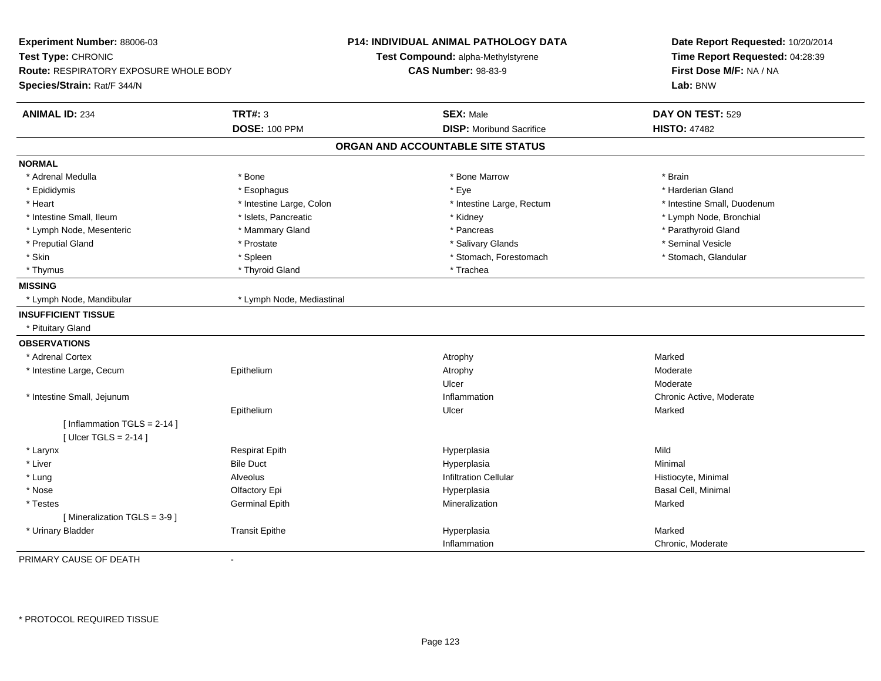**Experiment Number:** 88006-03
**Test Type:** CHRONIC
**Route:** RESPIRATORY EXPOSURE WHOLE BODY
**Species/Strain:** Rat/F 344/N

**P14: INDIVIDUAL ANIMAL PATHOLOGY DATA**
**Test Compound:** alpha-Methylstyrene
**CAS Number:** 98-83-9

**Date Report Requested:** 10/20/2014
**Time Report Requested:** 04:28:39
**First Dose M/F:** NA / NA
**Lab:** BNW

| **ANIMAL ID:** 234 | **TRT#:** 3 | **SEX:** Male | **DAY ON TEST:** 529 |
|---|---|---|---|
| | **DOSE:** 100 PPM | **DISP:** Moribund Sacrifice | **HISTO:** 47482 |

## ORGAN AND ACCOUNTABLE SITE STATUS

**NORMAL**

| | | | |
|---|---|---|---|
| * Adrenal Medulla | * Bone | * Bone Marrow | * Brain |
| * Epididymis | * Esophagus | * Eye | * Harderian Gland |
| * Heart | * Intestine Large, Colon | * Intestine Large, Rectum | * Intestine Small, Duodenum |
| * Intestine Small, Ileum | * Islets, Pancreatic | * Kidney | * Lymph Node, Bronchial |
| * Lymph Node, Mesenteric | * Mammary Gland | * Pancreas | * Parathyroid Gland |
| * Preputial Gland | * Prostate | * Salivary Glands | * Seminal Vesicle |
| * Skin | * Spleen | * Stomach, Forestomach | * Stomach, Glandular |
| * Thymus | * Thyroid Gland | * Trachea | |

**MISSING**

* Lymph Node, Mandibular
* Lymph Node, Mediastinal

**INSUFFICIENT TISSUE**

* Pituitary Gland

**OBSERVATIONS**

| Organ | Site | Observation | Severity |
|---|---|---|---|
| * Adrenal Cortex | | Atrophy | Marked |
| * Intestine Large, Cecum | Epithelium | Atrophy | Moderate |
| | | Ulcer | Moderate |
| * Intestine Small, Jejunum | | Inflammation | Chronic Active, Moderate |
| | Epithelium | Ulcer | Marked |
| [ Inflammation TGLS = 2-14 ] | | | |
| [ Ulcer TGLS = 2-14 ] | | | |
| * Larynx | Respirat Epith | Hyperplasia | Mild |
| * Liver | Bile Duct | Hyperplasia | Minimal |
| * Lung | Alveolus | Infiltration Cellular | Histiocyte, Minimal |
| * Nose | Olfactory Epi | Hyperplasia | Basal Cell, Minimal |
| * Testes | Germinal Epith | Mineralization | Marked |
| [ Mineralization TGLS = 3-9 ] | | | |
| * Urinary Bladder | Transit Epithe | Hyperplasia | Marked |
| | | Inflammation | Chronic, Moderate |

PRIMARY CAUSE OF DEATH -

\* PROTOCOL REQUIRED TISSUE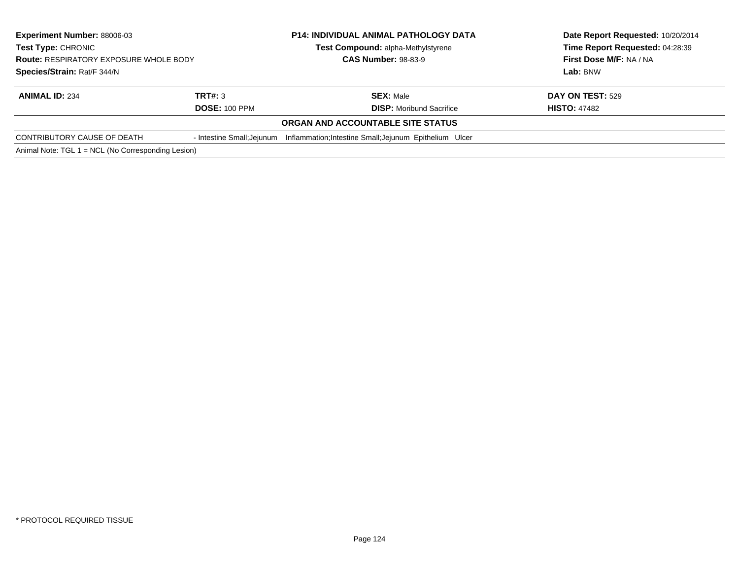**Experiment Number:** 88006-03
**Test Type:** CHRONIC
**Route:** RESPIRATORY EXPOSURE WHOLE BODY
**Species/Strain:** Rat/F 344/N

**P14: INDIVIDUAL ANIMAL PATHOLOGY DATA**
**Test Compound:** alpha-Methylstyrene
**CAS Number:** 98-83-9

**Date Report Requested:** 10/20/2014
**Time Report Requested:** 04:28:39
**First Dose M/F:** NA / NA
**Lab:** BNW

| **ANIMAL ID:** 234 | **TRT#:** 3 | **SEX:** Male | **DAY ON TEST:** 529 |
|---|---|---|---|
| | **DOSE:** 100 PPM | **DISP:** Moribund Sacrifice | **HISTO:** 47482 |

**ORGAN AND ACCOUNTABLE SITE STATUS**

| CONTRIBUTORY CAUSE OF DEATH | - Intestine Small;Jejunum | Inflammation;Intestine Small;Jejunum Epithelium Ulcer |
|---|---|---|

Animal Note: TGL 1 = NCL (No Corresponding Lesion)

* PROTOCOL REQUIRED TISSUE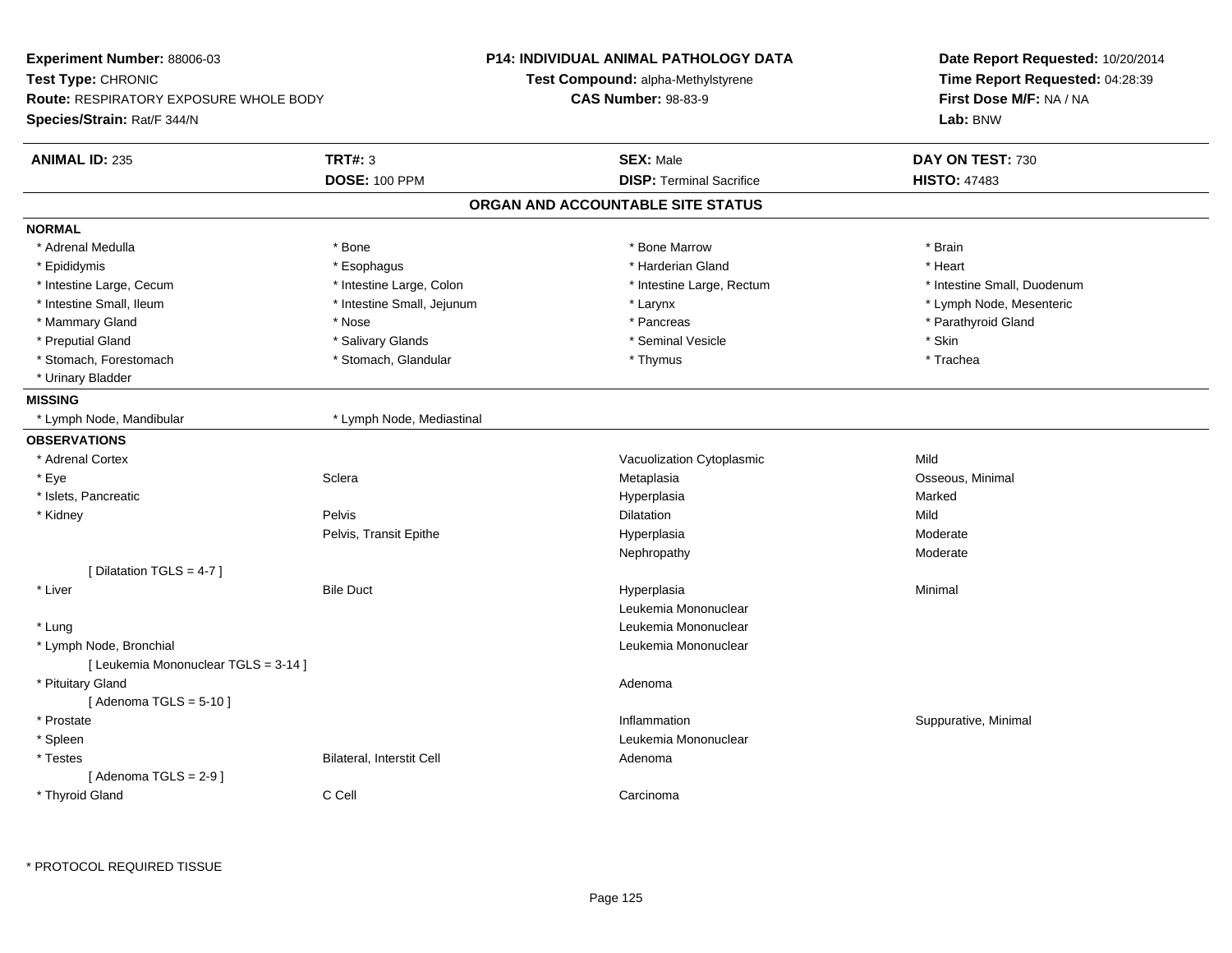**Experiment Number:** 88006-03
**Test Type:** CHRONIC
**Route:** RESPIRATORY EXPOSURE WHOLE BODY
**Species/Strain:** Rat/F 344/N

**P14: INDIVIDUAL ANIMAL PATHOLOGY DATA**
**Test Compound:** alpha-Methylstyrene
**CAS Number:** 98-83-9

**Date Report Requested:** 10/20/2014
**Time Report Requested:** 04:28:39
**First Dose M/F:** NA / NA
**Lab:** BNW

| **ANIMAL ID:** 235 | **TRT#:** 3 | **SEX:** Male | **DAY ON TEST:** 730 |
|---|---|---|---|
| | **DOSE:** 100 PPM | **DISP:** Terminal Sacrifice | **HISTO:** 47483 |

## ORGAN AND ACCOUNTABLE SITE STATUS

**NORMAL**

| | | | |
|---|---|---|---|
| * Adrenal Medulla | * Bone | * Bone Marrow | * Brain |
| * Epididymis | * Esophagus | * Harderian Gland | * Heart |
| * Intestine Large, Cecum | * Intestine Large, Colon | * Intestine Large, Rectum | * Intestine Small, Duodenum |
| * Intestine Small, Ileum | * Intestine Small, Jejunum | * Larynx | * Lymph Node, Mesenteric |
| * Mammary Gland | * Nose | * Pancreas | * Parathyroid Gland |
| * Preputial Gland | * Salivary Glands | * Seminal Vesicle | * Skin |
| * Stomach, Forestomach | * Stomach, Glandular | * Thymus | * Trachea |
| * Urinary Bladder | | | |

**MISSING**

| | |
|---|---|
| * Lymph Node, Mandibular | * Lymph Node, Mediastinal |

**OBSERVATIONS**

| | | | |
|---|---|---|---|
| * Adrenal Cortex | | Vacuolization Cytoplasmic | Mild |
| * Eye | Sclera | Metaplasia | Osseous, Minimal |
| * Islets, Pancreatic | | Hyperplasia | Marked |
| * Kidney | Pelvis | Dilatation | Mild |
| | Pelvis, Transit Epithe | Hyperplasia | Moderate |
| | | Nephropathy | Moderate |
| [ Dilatation TGLS = 4-7 ] | | | |
| * Liver | Bile Duct | Hyperplasia | Minimal |
| | | Leukemia Mononuclear | |
| * Lung | | Leukemia Mononuclear | |
| * Lymph Node, Bronchial | | Leukemia Mononuclear | |
| [ Leukemia Mononuclear TGLS = 3-14 ] | | | |
| * Pituitary Gland | | Adenoma | |
| [ Adenoma TGLS = 5-10 ] | | | |
| * Prostate | | Inflammation | Suppurative, Minimal |
| * Spleen | | Leukemia Mononuclear | |
| * Testes | Bilateral, Interstit Cell | Adenoma | |
| [ Adenoma TGLS = 2-9 ] | | | |
| * Thyroid Gland | C Cell | Carcinoma | |

* PROTOCOL REQUIRED TISSUE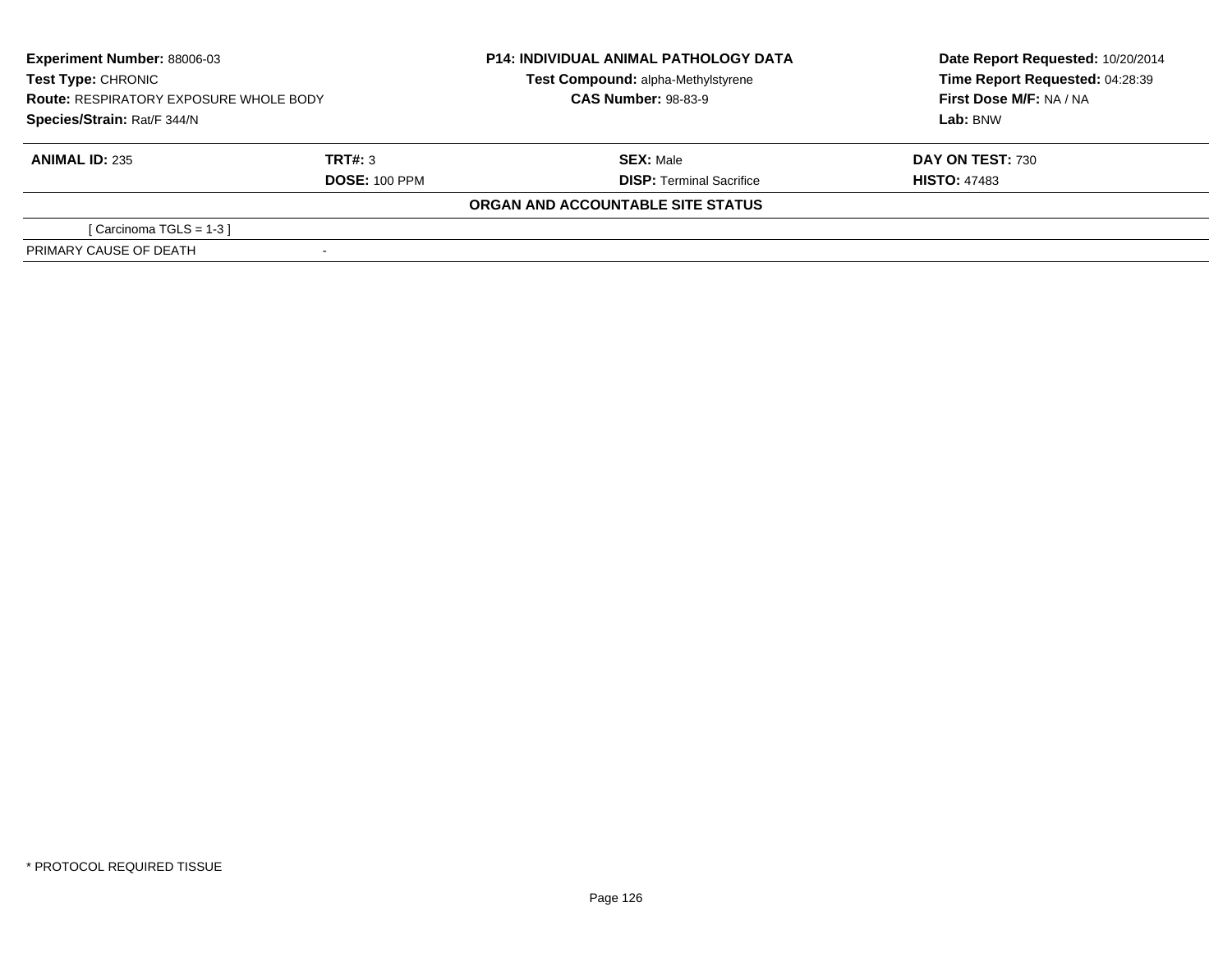**Experiment Number:** 88006-03
**Test Type:** CHRONIC
**Route:** RESPIRATORY EXPOSURE WHOLE BODY
**Species/Strain:** Rat/F 344/N

**P14: INDIVIDUAL ANIMAL PATHOLOGY DATA**
**Test Compound:** alpha-Methylstyrene
**CAS Number:** 98-83-9

**Date Report Requested:** 10/20/2014
**Time Report Requested:** 04:28:39
**First Dose M/F:** NA / NA
**Lab:** BNW

| **ANIMAL ID:** 235 | **TRT#:** 3 | **SEX:** Male | **DAY ON TEST:** 730 |
|---|---|---|---|
| | **DOSE:** 100 PPM | **DISP:** Terminal Sacrifice | **HISTO:** 47483 |

**ORGAN AND ACCOUNTABLE SITE STATUS**

| | |
|---|---|
| [ Carcinoma TGLS = 1-3 ] | |
| PRIMARY CAUSE OF DEATH | - |

* PROTOCOL REQUIRED TISSUE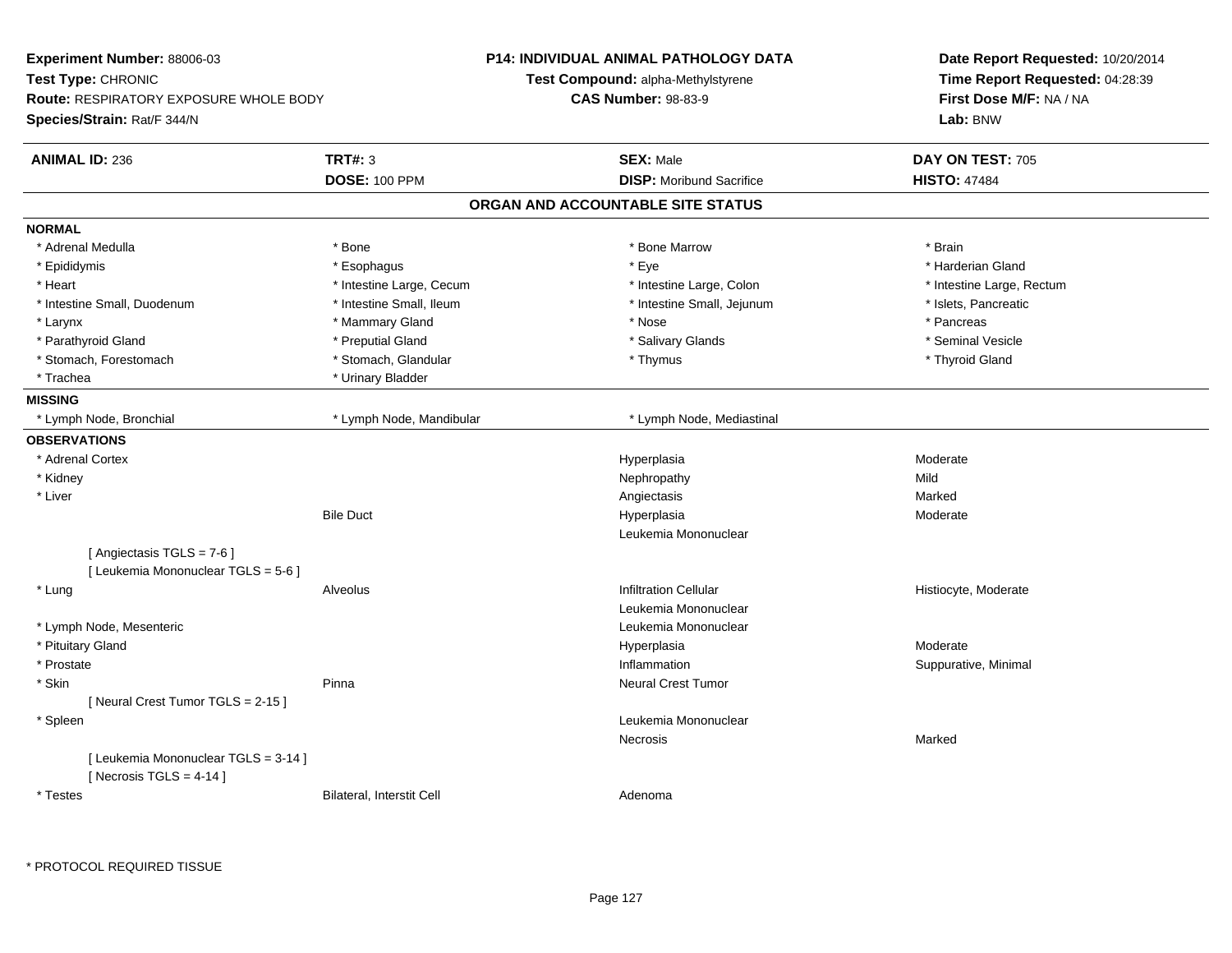**Experiment Number:** 88006-03
**Test Type:** CHRONIC
**Route:** RESPIRATORY EXPOSURE WHOLE BODY
**Species/Strain:** Rat/F 344/N

**P14: INDIVIDUAL ANIMAL PATHOLOGY DATA**
**Test Compound:** alpha-Methylstyrene
**CAS Number:** 98-83-9

**Date Report Requested:** 10/20/2014
**Time Report Requested:** 04:28:39
**First Dose M/F:** NA / NA
**Lab:** BNW

| **ANIMAL ID:** 236 | **TRT#:** 3 | **SEX:** Male | **DAY ON TEST:** 705 |
|---|---|---|---|
| | **DOSE:** 100 PPM | **DISP:** Moribund Sacrifice | **HISTO:** 47484 |

## ORGAN AND ACCOUNTABLE SITE STATUS

**NORMAL**

| | | | |
|---|---|---|---|
| * Adrenal Medulla | * Bone | * Bone Marrow | * Brain |
| * Epididymis | * Esophagus | * Eye | * Harderian Gland |
| * Heart | * Intestine Large, Cecum | * Intestine Large, Colon | * Intestine Large, Rectum |
| * Intestine Small, Duodenum | * Intestine Small, Ileum | * Intestine Small, Jejunum | * Islets, Pancreatic |
| * Larynx | * Mammary Gland | * Nose | * Pancreas |
| * Parathyroid Gland | * Preputial Gland | * Salivary Glands | * Seminal Vesicle |
| * Stomach, Forestomach | * Stomach, Glandular | * Thymus | * Thyroid Gland |
| * Trachea | * Urinary Bladder | | |

**MISSING**

| | | |
|---|---|---|
| * Lymph Node, Bronchial | * Lymph Node, Mandibular | * Lymph Node, Mediastinal |

**OBSERVATIONS**

| | | | |
|---|---|---|---|
| * Adrenal Cortex | | Hyperplasia | Moderate |
| * Kidney | | Nephropathy | Mild |
| * Liver | | Angiectasis | Marked |
| | Bile Duct | Hyperplasia | Moderate |
| | | Leukemia Mononuclear | |
| [ Angiectasis TGLS = 7-6 ] | | | |
| [ Leukemia Mononuclear TGLS = 5-6 ] | | | |
| * Lung | Alveolus | Infiltration Cellular | Histiocyte, Moderate |
| | | Leukemia Mononuclear | |
| * Lymph Node, Mesenteric | | Leukemia Mononuclear | |
| * Pituitary Gland | | Hyperplasia | Moderate |
| * Prostate | | Inflammation | Suppurative, Minimal |
| * Skin | Pinna | Neural Crest Tumor | |
| [ Neural Crest Tumor TGLS = 2-15 ] | | | |
| * Spleen | | Leukemia Mononuclear | |
| | | Necrosis | Marked |
| [ Leukemia Mononuclear TGLS = 3-14 ] | | | |
| [ Necrosis TGLS = 4-14 ] | | | |
| * Testes | Bilateral, Interstit Cell | Adenoma | |

\* PROTOCOL REQUIRED TISSUE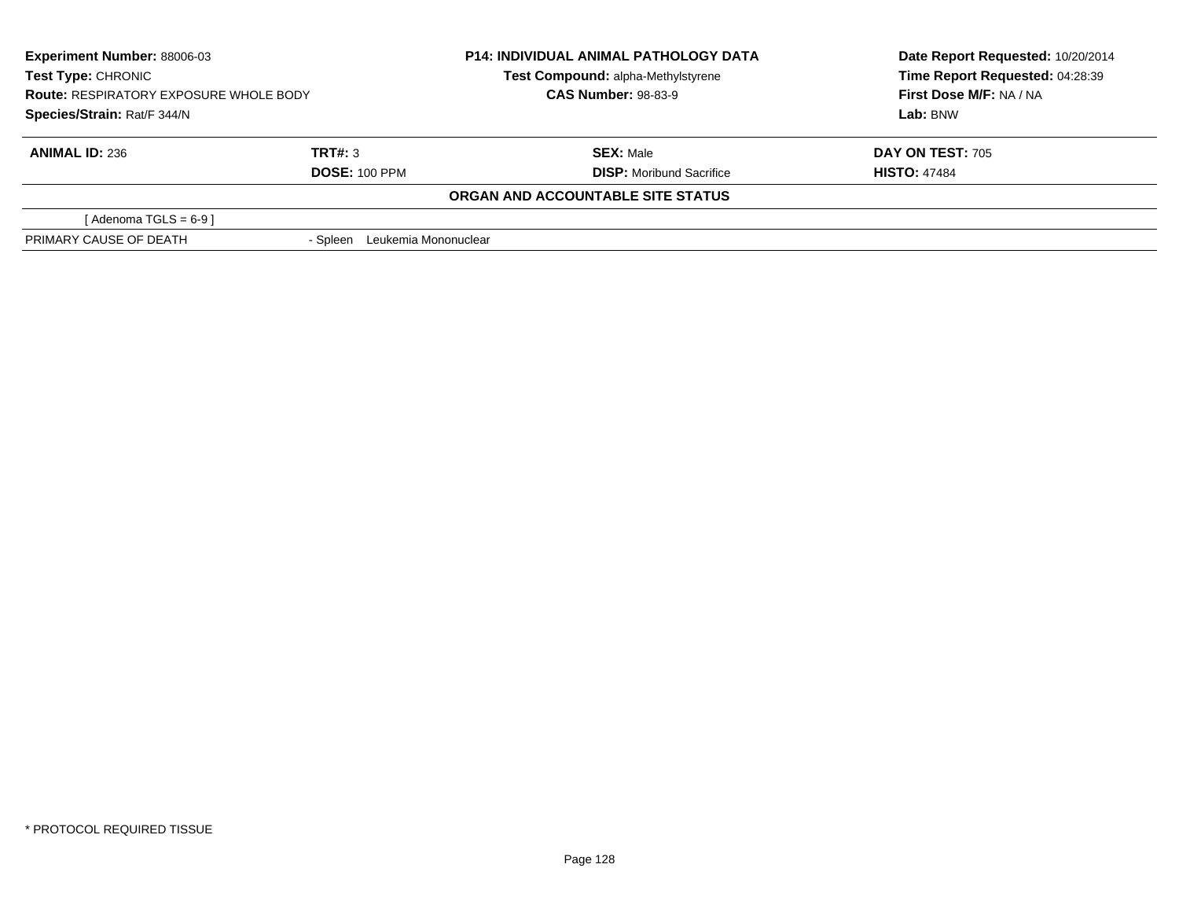**Experiment Number:** 88006-03
**Test Type:** CHRONIC
**Route:** RESPIRATORY EXPOSURE WHOLE BODY
**Species/Strain:** Rat/F 344/N

**P14: INDIVIDUAL ANIMAL PATHOLOGY DATA**
**Test Compound:** alpha-Methylstyrene
**CAS Number:** 98-83-9

**Date Report Requested:** 10/20/2014
**Time Report Requested:** 04:28:39
**First Dose M/F:** NA / NA
**Lab:** BNW

| **ANIMAL ID:** 236 | **TRT#:** 3 | **SEX:** Male | **DAY ON TEST:** 705 |
|---|---|---|---|
| | **DOSE:** 100 PPM | **DISP:** Moribund Sacrifice | **HISTO:** 47484 |

**ORGAN AND ACCOUNTABLE SITE STATUS**

| | |
|---|---|
| [ Adenoma TGLS = 6-9 ] | |
| PRIMARY CAUSE OF DEATH | - Spleen Leukemia Mononuclear |

* PROTOCOL REQUIRED TISSUE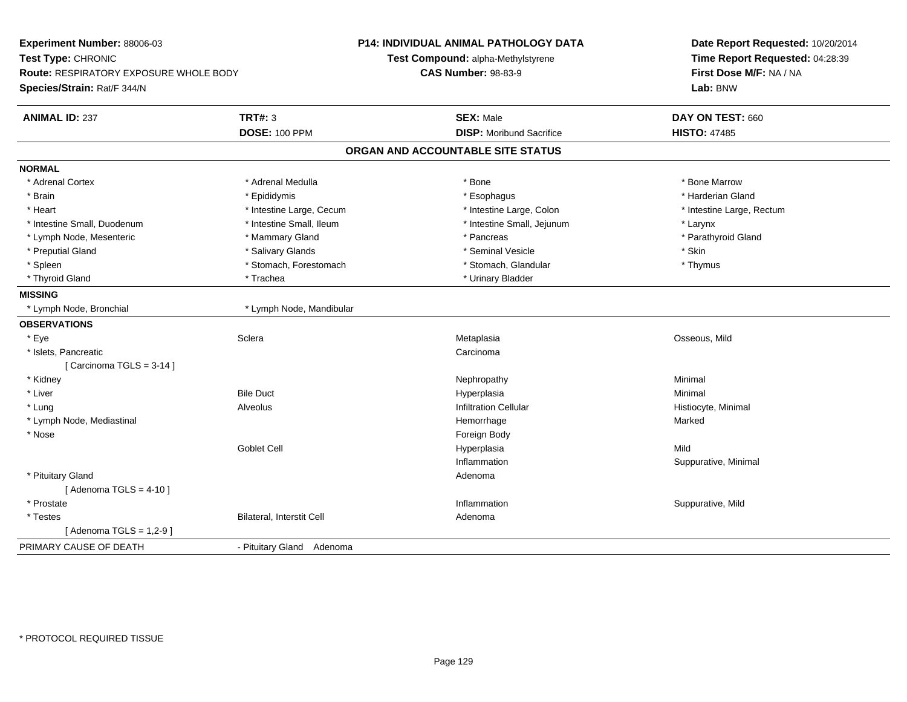**Experiment Number:** 88006-03
**Test Type:** CHRONIC
**Route:** RESPIRATORY EXPOSURE WHOLE BODY
**Species/Strain:** Rat/F 344/N

**P14: INDIVIDUAL ANIMAL PATHOLOGY DATA**
**Test Compound:** alpha-Methylstyrene
**CAS Number:** 98-83-9

**Date Report Requested:** 10/20/2014
**Time Report Requested:** 04:28:39
**First Dose M/F:** NA / NA
**Lab:** BNW

| **ANIMAL ID:** 237 | **TRT#:** 3 | **SEX:** Male | **DAY ON TEST:** 660 |
|---|---|---|---|
| | **DOSE:** 100 PPM | **DISP:** Moribund Sacrifice | **HISTO:** 47485 |

## ORGAN AND ACCOUNTABLE SITE STATUS

| | | | |
|---|---|---|---|
| **NORMAL** | | | |
| * Adrenal Cortex | * Adrenal Medulla | * Bone | * Bone Marrow |
| * Brain | * Epididymis | * Esophagus | * Harderian Gland |
| * Heart | * Intestine Large, Cecum | * Intestine Large, Colon | * Intestine Large, Rectum |
| * Intestine Small, Duodenum | * Intestine Small, Ileum | * Intestine Small, Jejunum | * Larynx |
| * Lymph Node, Mesenteric | * Mammary Gland | * Pancreas | * Parathyroid Gland |
| * Preputial Gland | * Salivary Glands | * Seminal Vesicle | * Skin |
| * Spleen | * Stomach, Forestomach | * Stomach, Glandular | * Thymus |
| * Thyroid Gland | * Trachea | * Urinary Bladder | |
| **MISSING** | | | |
| * Lymph Node, Bronchial | * Lymph Node, Mandibular | | |
| **OBSERVATIONS** | | | |
| * Eye | Sclera | Metaplasia | Osseous, Mild |
| * Islets, Pancreatic | | Carcinoma | |
| [ Carcinoma TGLS = 3-14 ] | | | |
| * Kidney | | Nephropathy | Minimal |
| * Liver | Bile Duct | Hyperplasia | Minimal |
| * Lung | Alveolus | Infiltration Cellular | Histiocyte, Minimal |
| * Lymph Node, Mediastinal | | Hemorrhage | Marked |
| * Nose | | Foreign Body | |
| | Goblet Cell | Hyperplasia | Mild |
| | | Inflammation | Suppurative, Minimal |
| * Pituitary Gland | | Adenoma | |
| [ Adenoma TGLS = 4-10 ] | | | |
| * Prostate | | Inflammation | Suppurative, Mild |
| * Testes | Bilateral, Interstit Cell | Adenoma | |
| [ Adenoma TGLS = 1,2-9 ] | | | |
| PRIMARY CAUSE OF DEATH | - Pituitary Gland Adenoma | | |

* PROTOCOL REQUIRED TISSUE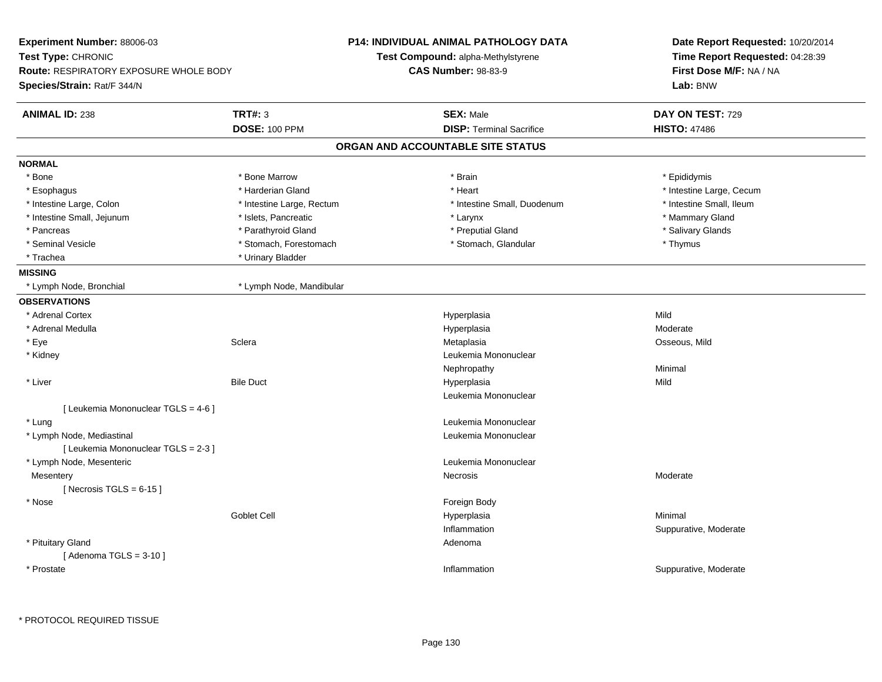**Experiment Number:** 88006-03
**Test Type:** CHRONIC
**Route:** RESPIRATORY EXPOSURE WHOLE BODY
**Species/Strain:** Rat/F 344/N

**P14: INDIVIDUAL ANIMAL PATHOLOGY DATA**
**Test Compound:** alpha-Methylstyrene
**CAS Number:** 98-83-9

**Date Report Requested:** 10/20/2014
**Time Report Requested:** 04:28:39
**First Dose M/F:** NA / NA
**Lab:** BNW

| **ANIMAL ID:** 238 | **TRT#:** 3 | **SEX:** Male | **DAY ON TEST:** 729 |
|---|---|---|---|
| | **DOSE:** 100 PPM | **DISP:** Terminal Sacrifice | **HISTO:** 47486 |

## ORGAN AND ACCOUNTABLE SITE STATUS

**NORMAL**

| | | | |
|---|---|---|---|
| * Bone | * Bone Marrow | * Brain | * Epididymis |
| * Esophagus | * Harderian Gland | * Heart | * Intestine Large, Cecum |
| * Intestine Large, Colon | * Intestine Large, Rectum | * Intestine Small, Duodenum | * Intestine Small, Ileum |
| * Intestine Small, Jejunum | * Islets, Pancreatic | * Larynx | * Mammary Gland |
| * Pancreas | * Parathyroid Gland | * Preputial Gland | * Salivary Glands |
| * Seminal Vesicle | * Stomach, Forestomach | * Stomach, Glandular | * Thymus |
| * Trachea | * Urinary Bladder | | |

**MISSING**

| | |
|---|---|
| * Lymph Node, Bronchial | * Lymph Node, Mandibular |

**OBSERVATIONS**

| | | | |
|---|---|---|---|
| * Adrenal Cortex | | Hyperplasia | Mild |
| * Adrenal Medulla | | Hyperplasia | Moderate |
| * Eye | Sclera | Metaplasia | Osseous, Mild |
| * Kidney | | Leukemia Mononuclear | |
| | | Nephropathy | Minimal |
| * Liver | Bile Duct | Hyperplasia | Mild |
| | | Leukemia Mononuclear | |
| [ Leukemia Mononuclear TGLS = 4-6 ] | | | |
| * Lung | | Leukemia Mononuclear | |
| * Lymph Node, Mediastinal | | Leukemia Mononuclear | |
| [ Leukemia Mononuclear TGLS = 2-3 ] | | | |
| * Lymph Node, Mesenteric | | Leukemia Mononuclear | |
| Mesentery | | Necrosis | Moderate |
| [ Necrosis TGLS = 6-15 ] | | | |
| * Nose | | Foreign Body | |
| | Goblet Cell | Hyperplasia | Minimal |
| | | Inflammation | Suppurative, Moderate |
| * Pituitary Gland | | Adenoma | |
| [ Adenoma TGLS = 3-10 ] | | | |
| * Prostate | | Inflammation | Suppurative, Moderate |

* PROTOCOL REQUIRED TISSUE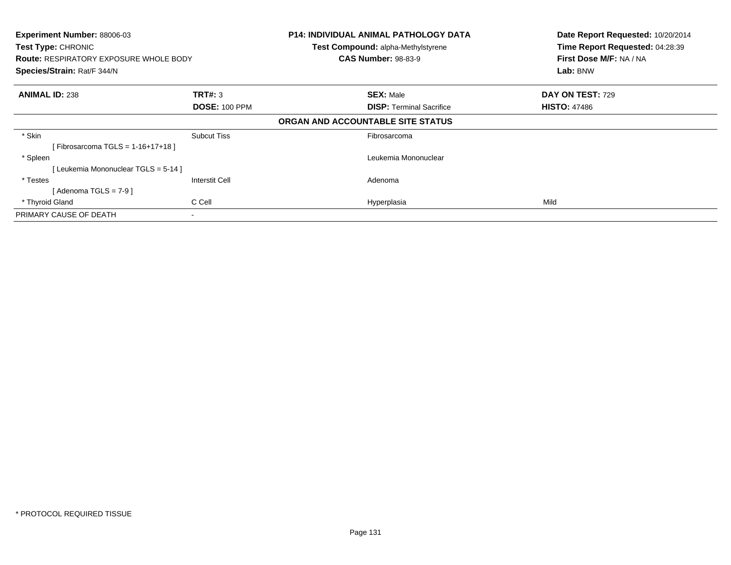**Experiment Number:** 88006-03
**Test Type:** CHRONIC
**Route:** RESPIRATORY EXPOSURE WHOLE BODY
**Species/Strain:** Rat/F 344/N

**P14: INDIVIDUAL ANIMAL PATHOLOGY DATA**
**Test Compound:** alpha-Methylstyrene
**CAS Number:** 98-83-9

**Date Report Requested:** 10/20/2014
**Time Report Requested:** 04:28:39
**First Dose M/F:** NA / NA
**Lab:** BNW

| **ANIMAL ID:** 238 | **TRT#:** 3 | **SEX:** Male | **DAY ON TEST:** 729 |
|---|---|---|---|
| | **DOSE:** 100 PPM | **DISP:** Terminal Sacrifice | **HISTO:** 47486 |

**ORGAN AND ACCOUNTABLE SITE STATUS**

| | | | |
|---|---|---|---|
| * Skin | Subcut Tiss | Fibrosarcoma | |
| [ Fibrosarcoma TGLS = 1-16+17+18 ] | | | |
| * Spleen | | Leukemia Mononuclear | |
| [ Leukemia Mononuclear TGLS = 5-14 ] | | | |
| * Testes | Interstit Cell | Adenoma | |
| [ Adenoma TGLS = 7-9 ] | | | |
| * Thyroid Gland | C Cell | Hyperplasia | Mild |
| PRIMARY CAUSE OF DEATH | - | | |

* PROTOCOL REQUIRED TISSUE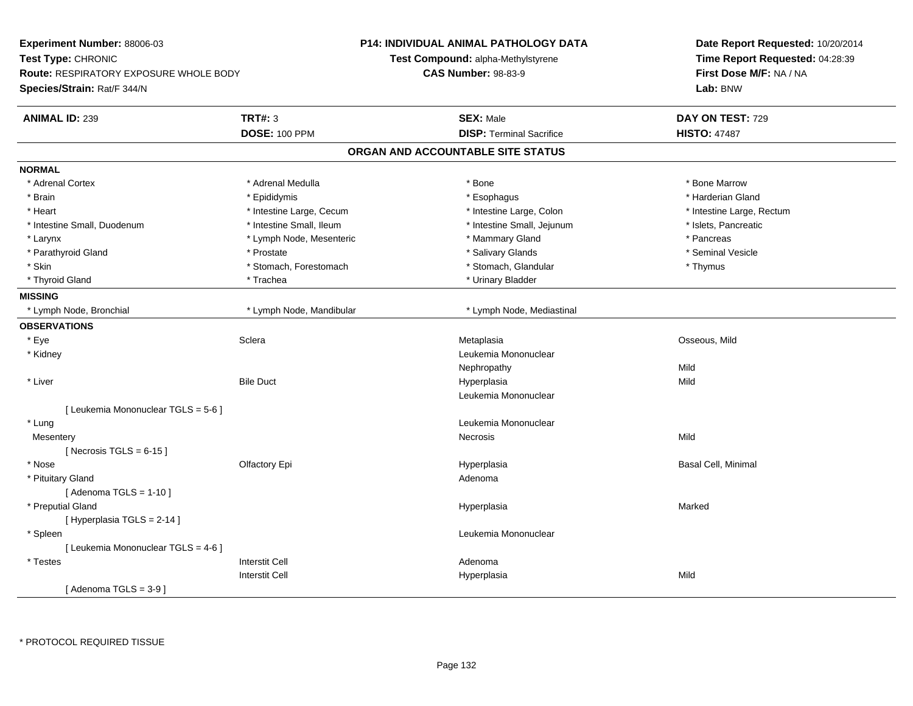**Experiment Number:** 88006-03
**Test Type:** CHRONIC
**Route:** RESPIRATORY EXPOSURE WHOLE BODY
**Species/Strain:** Rat/F 344/N

**P14: INDIVIDUAL ANIMAL PATHOLOGY DATA**
**Test Compound:** alpha-Methylstyrene
**CAS Number:** 98-83-9

**Date Report Requested:** 10/20/2014
**Time Report Requested:** 04:28:39
**First Dose M/F:** NA / NA
**Lab:** BNW

| **ANIMAL ID:** 239 | **TRT#:** 3 | **SEX:** Male | **DAY ON TEST:** 729 |
|---|---|---|---|
| | **DOSE:** 100 PPM | **DISP:** Terminal Sacrifice | **HISTO:** 47487 |

## ORGAN AND ACCOUNTABLE SITE STATUS

**NORMAL**

| | | | |
|---|---|---|---|
| * Adrenal Cortex | * Adrenal Medulla | * Bone | * Bone Marrow |
| * Brain | * Epididymis | * Esophagus | * Harderian Gland |
| * Heart | * Intestine Large, Cecum | * Intestine Large, Colon | * Intestine Large, Rectum |
| * Intestine Small, Duodenum | * Intestine Small, Ileum | * Intestine Small, Jejunum | * Islets, Pancreatic |
| * Larynx | * Lymph Node, Mesenteric | * Mammary Gland | * Pancreas |
| * Parathyroid Gland | * Prostate | * Salivary Glands | * Seminal Vesicle |
| * Skin | * Stomach, Forestomach | * Stomach, Glandular | * Thymus |
| * Thyroid Gland | * Trachea | * Urinary Bladder | |

**MISSING**

| | | |
|---|---|---|
| * Lymph Node, Bronchial | * Lymph Node, Mandibular | * Lymph Node, Mediastinal |

**OBSERVATIONS**

| Organ | Site | Observation | Qualifier |
|---|---|---|---|
| * Eye | Sclera | Metaplasia | Osseous, Mild |
| * Kidney | | Leukemia Mononuclear | |
| | | Nephropathy | Mild |
| * Liver | Bile Duct | Hyperplasia | Mild |
| | | Leukemia Mononuclear | |
| [ Leukemia Mononuclear TGLS = 5-6 ] | | | |
| * Lung | | Leukemia Mononuclear | |
| Mesentery | | Necrosis | Mild |
| [ Necrosis TGLS = 6-15 ] | | | |
| * Nose | Olfactory Epi | Hyperplasia | Basal Cell, Minimal |
| * Pituitary Gland | | Adenoma | |
| [ Adenoma TGLS = 1-10 ] | | | |
| * Preputial Gland | | Hyperplasia | Marked |
| [ Hyperplasia TGLS = 2-14 ] | | | |
| * Spleen | | Leukemia Mononuclear | |
| [ Leukemia Mononuclear TGLS = 4-6 ] | | | |
| * Testes | Interstit Cell | Adenoma | |
| | Interstit Cell | Hyperplasia | Mild |
| [ Adenoma TGLS = 3-9 ] | | | |

* PROTOCOL REQUIRED TISSUE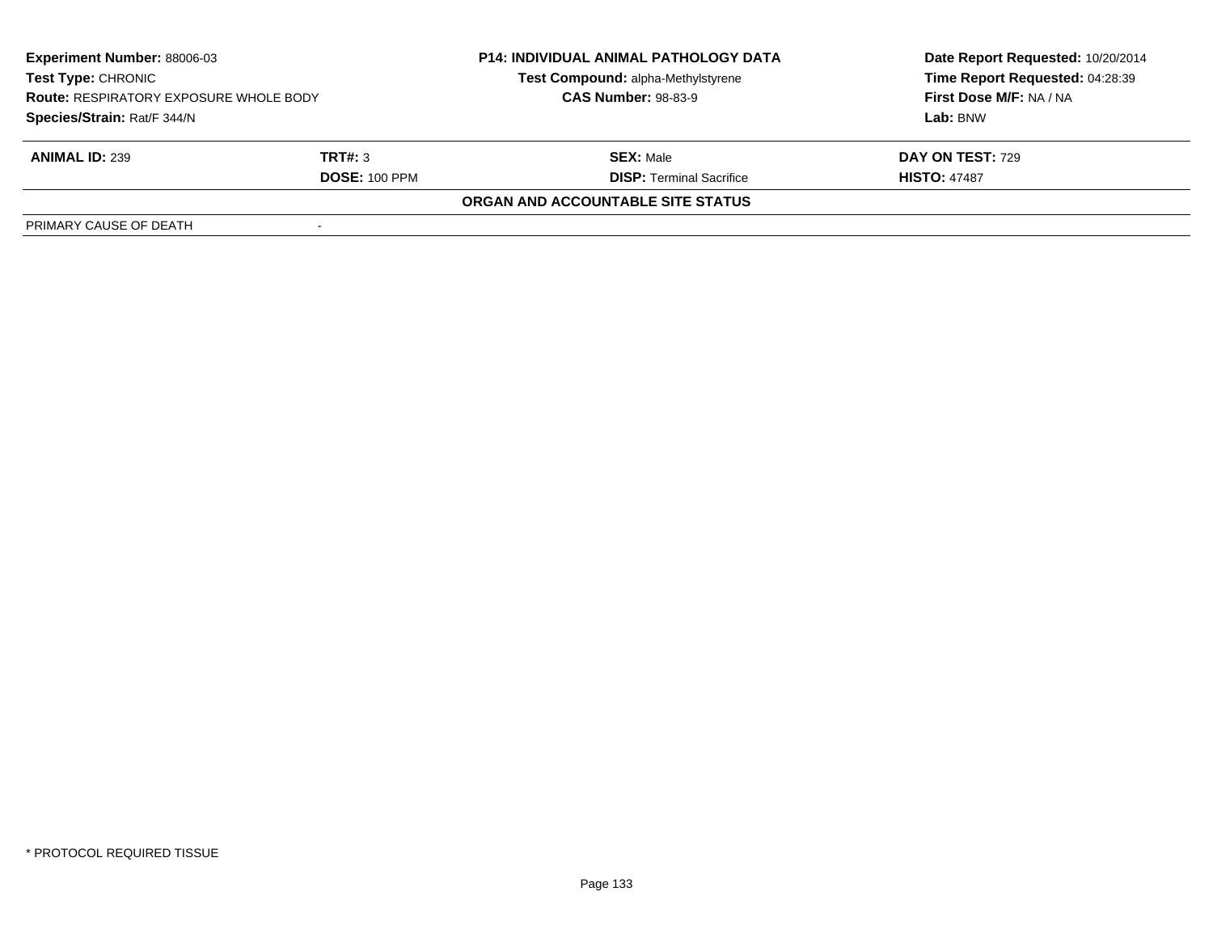**Experiment Number:** 88006-03
**Test Type:** CHRONIC
**Route:** RESPIRATORY EXPOSURE WHOLE BODY
**Species/Strain:** Rat/F 344/N

**P14: INDIVIDUAL ANIMAL PATHOLOGY DATA**
**Test Compound:** alpha-Methylstyrene
**CAS Number:** 98-83-9

**Date Report Requested:** 10/20/2014
**Time Report Requested:** 04:28:39
**First Dose M/F:** NA / NA
**Lab:** BNW

| **ANIMAL ID:** 239 | **TRT#:** 3 | **SEX:** Male | **DAY ON TEST:** 729 |
|---|---|---|---|
| | **DOSE:** 100 PPM | **DISP:** Terminal Sacrifice | **HISTO:** 47487 |

**ORGAN AND ACCOUNTABLE SITE STATUS**

| PRIMARY CAUSE OF DEATH | - |
|---|---|

* PROTOCOL REQUIRED TISSUE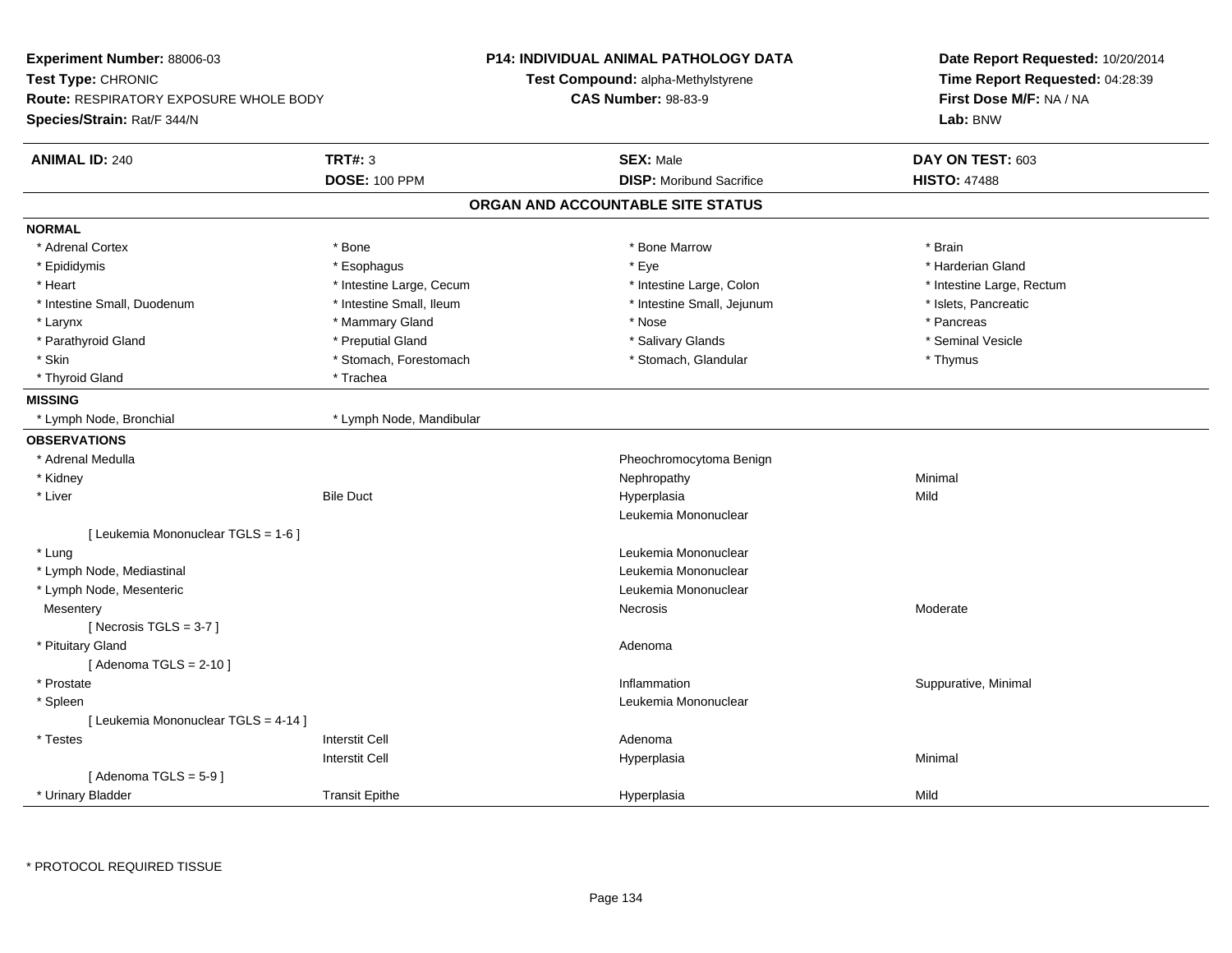**Experiment Number:** 88006-03
**Test Type:** CHRONIC
**Route:** RESPIRATORY EXPOSURE WHOLE BODY
**Species/Strain:** Rat/F 344/N

**P14: INDIVIDUAL ANIMAL PATHOLOGY DATA**
**Test Compound:** alpha-Methylstyrene
**CAS Number:** 98-83-9

**Date Report Requested:** 10/20/2014
**Time Report Requested:** 04:28:39
**First Dose M/F:** NA / NA
**Lab:** BNW

| **ANIMAL ID:** 240 | **TRT#:** 3 | **SEX:** Male | **DAY ON TEST:** 603 |
|---|---|---|---|
| | **DOSE:** 100 PPM | **DISP:** Moribund Sacrifice | **HISTO:** 47488 |

## ORGAN AND ACCOUNTABLE SITE STATUS

**NORMAL**

| | | | |
|---|---|---|---|
| * Adrenal Cortex | * Bone | * Bone Marrow | * Brain |
| * Epididymis | * Esophagus | * Eye | * Harderian Gland |
| * Heart | * Intestine Large, Cecum | * Intestine Large, Colon | * Intestine Large, Rectum |
| * Intestine Small, Duodenum | * Intestine Small, Ileum | * Intestine Small, Jejunum | * Islets, Pancreatic |
| * Larynx | * Mammary Gland | * Nose | * Pancreas |
| * Parathyroid Gland | * Preputial Gland | * Salivary Glands | * Seminal Vesicle |
| * Skin | * Stomach, Forestomach | * Stomach, Glandular | * Thymus |
| * Thyroid Gland | * Trachea | | |

**MISSING**

| | |
|---|---|
| * Lymph Node, Bronchial | * Lymph Node, Mandibular |

**OBSERVATIONS**

| | | | |
|---|---|---|---|
| * Adrenal Medulla | | Pheochromocytoma Benign | |
| * Kidney | | Nephropathy | Minimal |
| * Liver | Bile Duct | Hyperplasia | Mild |
| | | Leukemia Mononuclear | |
| [ Leukemia Mononuclear TGLS = 1-6 ] | | | |
| * Lung | | Leukemia Mononuclear | |
| * Lymph Node, Mediastinal | | Leukemia Mononuclear | |
| * Lymph Node, Mesenteric | | Leukemia Mononuclear | |
| Mesentery | | Necrosis | Moderate |
| [ Necrosis TGLS = 3-7 ] | | | |
| * Pituitary Gland | | Adenoma | |
| [ Adenoma TGLS = 2-10 ] | | | |
| * Prostate | | Inflammation | Suppurative, Minimal |
| * Spleen | | Leukemia Mononuclear | |
| [ Leukemia Mononuclear TGLS = 4-14 ] | | | |
| * Testes | Interstit Cell | Adenoma | |
| | Interstit Cell | Hyperplasia | Minimal |
| [ Adenoma TGLS = 5-9 ] | | | |
| * Urinary Bladder | Transit Epithe | Hyperplasia | Mild |

* PROTOCOL REQUIRED TISSUE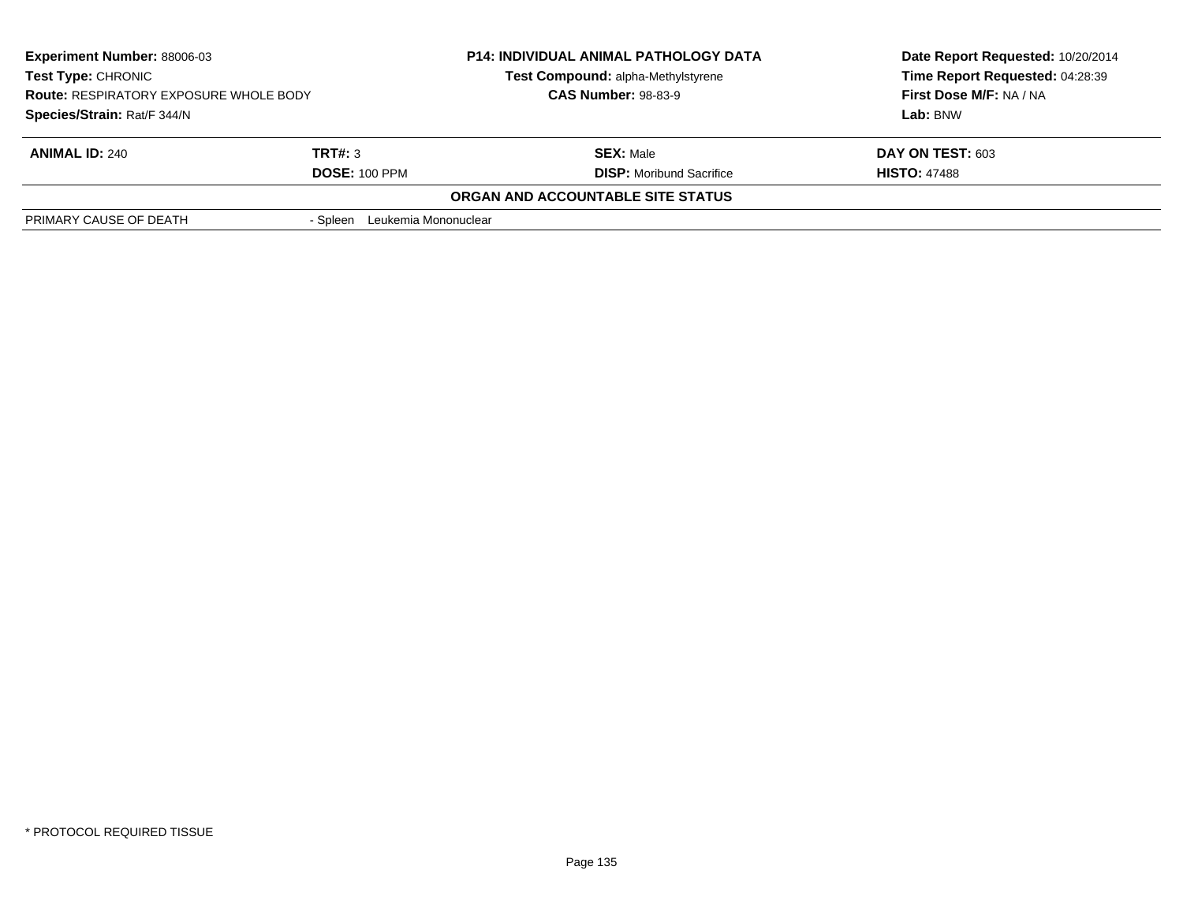| **Experiment Number:** 88006-03 | **P14: INDIVIDUAL ANIMAL PATHOLOGY DATA** | **Date Report Requested:** 10/20/2014 |
|---|---|---|
| **Test Type:** CHRONIC | **Test Compound:** alpha-Methylstyrene | **Time Report Requested:** 04:28:39 |
| **Route:** RESPIRATORY EXPOSURE WHOLE BODY | **CAS Number:** 98-83-9 | **First Dose M/F:** NA / NA |
| **Species/Strain:** Rat/F 344/N | | **Lab:** BNW |

| **ANIMAL ID:** 240 | **TRT#:** 3 | **SEX:** Male | **DAY ON TEST:** 603 |
|---|---|---|---|
| | **DOSE:** 100 PPM | **DISP:** Moribund Sacrifice | **HISTO:** 47488 |

**ORGAN AND ACCOUNTABLE SITE STATUS**

| PRIMARY CAUSE OF DEATH | - Spleen Leukemia Mononuclear |
|---|---|

* PROTOCOL REQUIRED TISSUE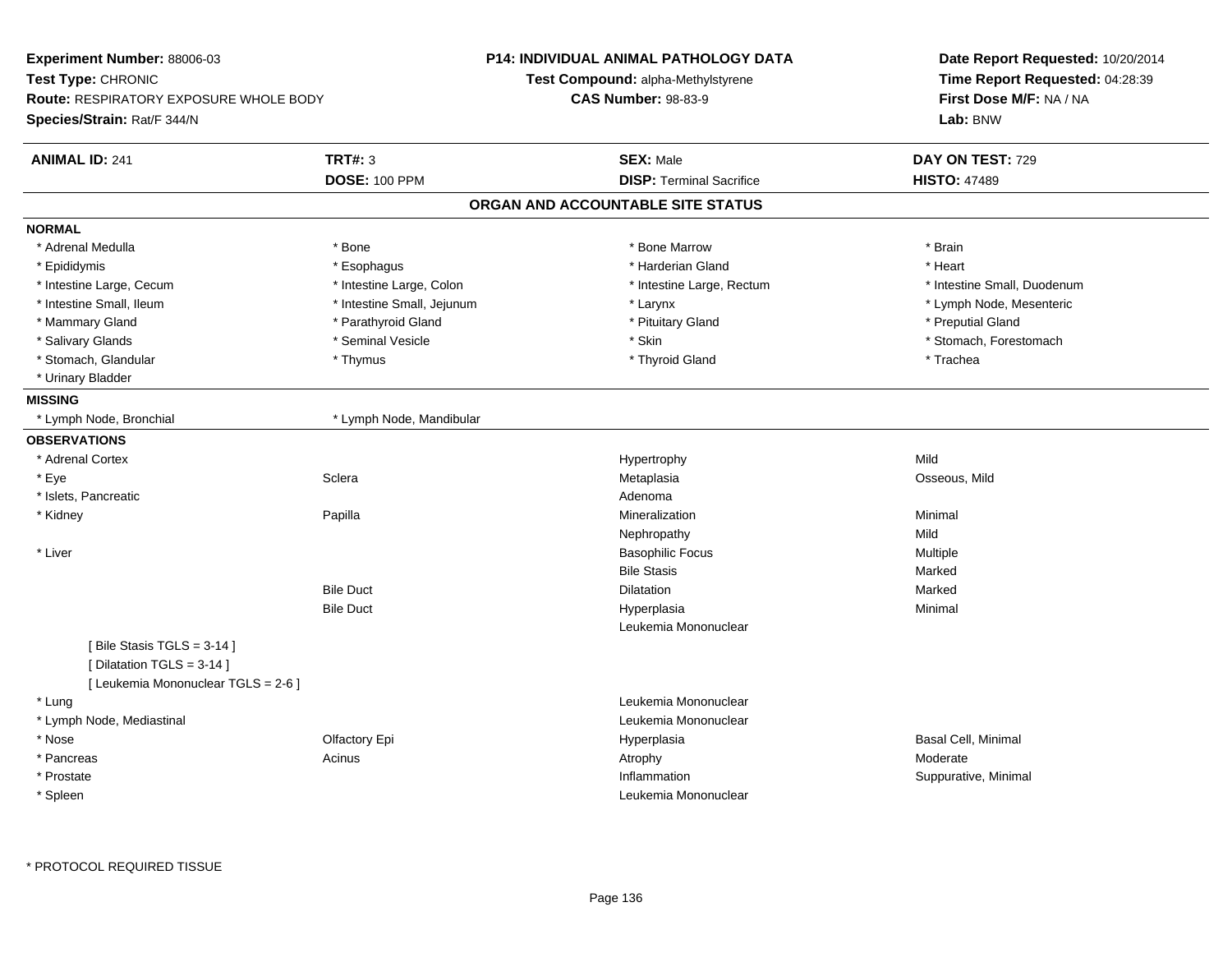**Experiment Number:** 88006-03
**Test Type:** CHRONIC
**Route:** RESPIRATORY EXPOSURE WHOLE BODY
**Species/Strain:** Rat/F 344/N

**P14: INDIVIDUAL ANIMAL PATHOLOGY DATA**
**Test Compound:** alpha-Methylstyrene
**CAS Number:** 98-83-9

**Date Report Requested:** 10/20/2014
**Time Report Requested:** 04:28:39
**First Dose M/F:** NA / NA
**Lab:** BNW

| **ANIMAL ID:** 241 | **TRT#:** 3 | **SEX:** Male | **DAY ON TEST:** 729 |
|---|---|---|---|
| | **DOSE:** 100 PPM | **DISP:** Terminal Sacrifice | **HISTO:** 47489 |

## ORGAN AND ACCOUNTABLE SITE STATUS

**NORMAL**

| | | | |
|---|---|---|---|
| * Adrenal Medulla | * Bone | * Bone Marrow | * Brain |
| * Epididymis | * Esophagus | * Harderian Gland | * Heart |
| * Intestine Large, Cecum | * Intestine Large, Colon | * Intestine Large, Rectum | * Intestine Small, Duodenum |
| * Intestine Small, Ileum | * Intestine Small, Jejunum | * Larynx | * Lymph Node, Mesenteric |
| * Mammary Gland | * Parathyroid Gland | * Pituitary Gland | * Preputial Gland |
| * Salivary Glands | * Seminal Vesicle | * Skin | * Stomach, Forestomach |
| * Stomach, Glandular | * Thymus | * Thyroid Gland | * Trachea |
| * Urinary Bladder | | | |

**MISSING**

| | |
|---|---|
| * Lymph Node, Bronchial | * Lymph Node, Mandibular |

**OBSERVATIONS**

| Organ | Site | Observation | Qualifier |
|---|---|---|---|
| * Adrenal Cortex | | Hypertrophy | Mild |
| * Eye | Sclera | Metaplasia | Osseous, Mild |
| * Islets, Pancreatic | | Adenoma | |
| * Kidney | Papilla | Mineralization | Minimal |
| | | Nephropathy | Mild |
| * Liver | | Basophilic Focus | Multiple |
| | | Bile Stasis | Marked |
| | Bile Duct | Dilatation | Marked |
| | Bile Duct | Hyperplasia | Minimal |
| | | Leukemia Mononuclear | |
| [ Bile Stasis TGLS = 3-14 ] | | | |
| [ Dilatation TGLS = 3-14 ] | | | |
| [ Leukemia Mononuclear TGLS = 2-6 ] | | | |
| * Lung | | Leukemia Mononuclear | |
| * Lymph Node, Mediastinal | | Leukemia Mononuclear | |
| * Nose | Olfactory Epi | Hyperplasia | Basal Cell, Minimal |
| * Pancreas | Acinus | Atrophy | Moderate |
| * Prostate | | Inflammation | Suppurative, Minimal |
| * Spleen | | Leukemia Mononuclear | |

* PROTOCOL REQUIRED TISSUE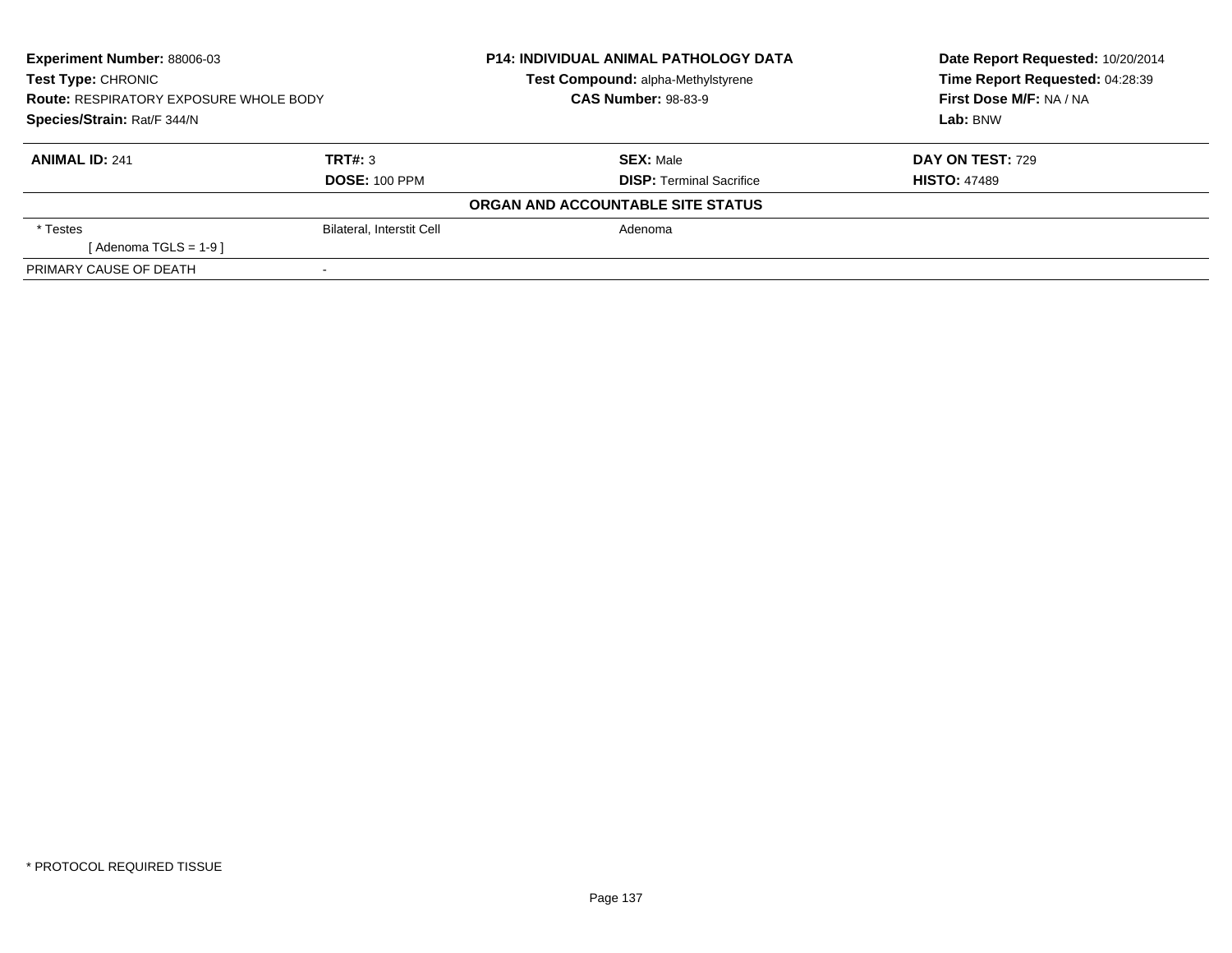**Experiment Number:** 88006-03
**Test Type:** CHRONIC
**Route:** RESPIRATORY EXPOSURE WHOLE BODY
**Species/Strain:** Rat/F 344/N

**P14: INDIVIDUAL ANIMAL PATHOLOGY DATA**
**Test Compound:** alpha-Methylstyrene
**CAS Number:** 98-83-9

**Date Report Requested:** 10/20/2014
**Time Report Requested:** 04:28:39
**First Dose M/F:** NA / NA
**Lab:** BNW

| **ANIMAL ID:** 241 | **TRT#:** 3 | **SEX:** Male | **DAY ON TEST:** 729 |
|---|---|---|---|
| | **DOSE:** 100 PPM | **DISP:** Terminal Sacrifice | **HISTO:** 47489 |

**ORGAN AND ACCOUNTABLE SITE STATUS**

| | | |
|---|---|---|
| * Testes | Bilateral, Interstit Cell | Adenoma |
| [ Adenoma TGLS = 1-9 ] | | |
| PRIMARY CAUSE OF DEATH | - | |

* PROTOCOL REQUIRED TISSUE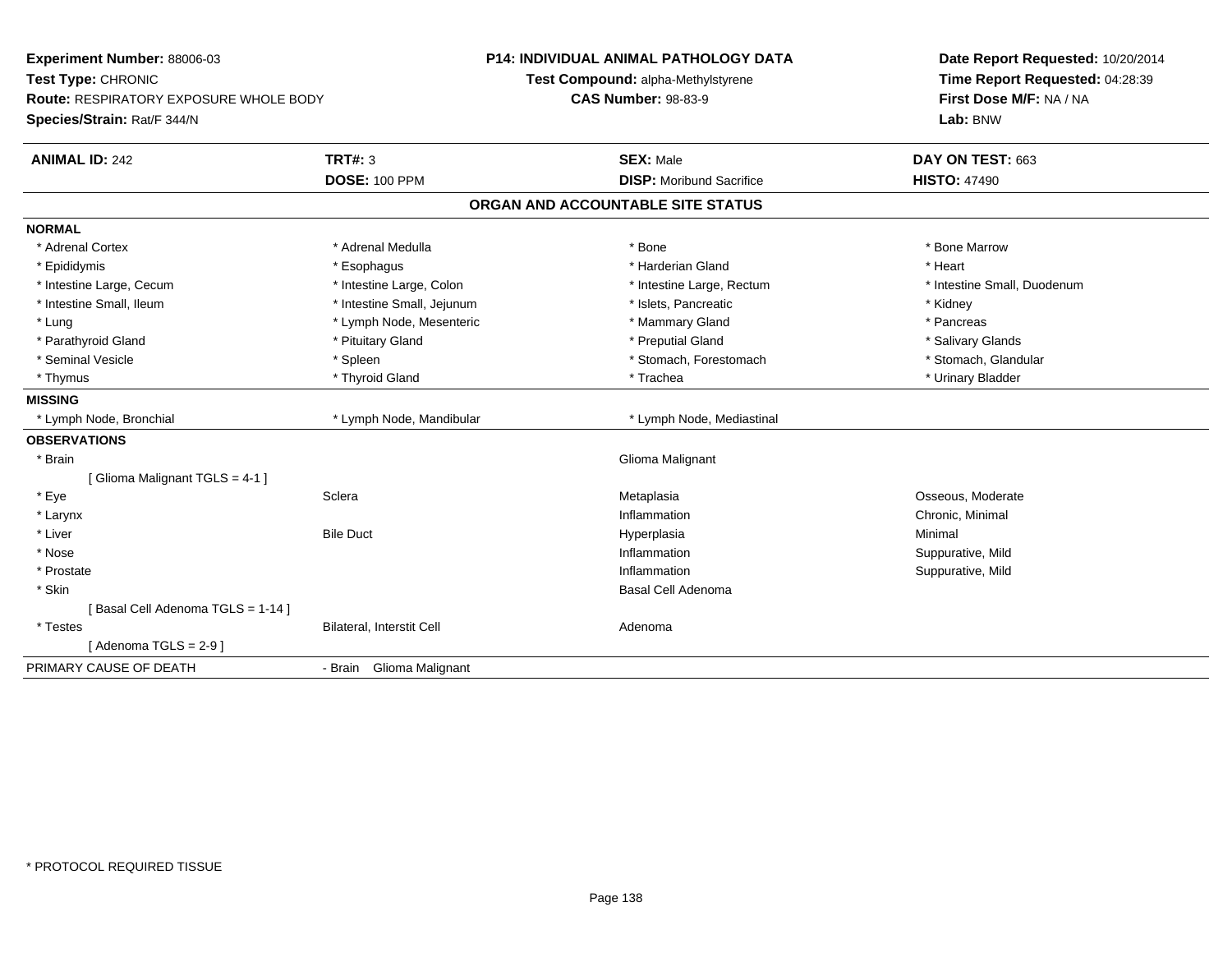**Experiment Number:** 88006-03
**Test Type:** CHRONIC
**Route:** RESPIRATORY EXPOSURE WHOLE BODY
**Species/Strain:** Rat/F 344/N

**P14: INDIVIDUAL ANIMAL PATHOLOGY DATA**
**Test Compound:** alpha-Methylstyrene
**CAS Number:** 98-83-9

**Date Report Requested:** 10/20/2014
**Time Report Requested:** 04:28:39
**First Dose M/F:** NA / NA
**Lab:** BNW

| **ANIMAL ID:** 242 | **TRT#:** 3 | **SEX:** Male | **DAY ON TEST:** 663 |
|---|---|---|---|
| | **DOSE:** 100 PPM | **DISP:** Moribund Sacrifice | **HISTO:** 47490 |

## ORGAN AND ACCOUNTABLE SITE STATUS

**NORMAL**

| | | | |
|---|---|---|---|
| * Adrenal Cortex | * Adrenal Medulla | * Bone | * Bone Marrow |
| * Epididymis | * Esophagus | * Harderian Gland | * Heart |
| * Intestine Large, Cecum | * Intestine Large, Colon | * Intestine Large, Rectum | * Intestine Small, Duodenum |
| * Intestine Small, Ileum | * Intestine Small, Jejunum | * Islets, Pancreatic | * Kidney |
| * Lung | * Lymph Node, Mesenteric | * Mammary Gland | * Pancreas |
| * Parathyroid Gland | * Pituitary Gland | * Preputial Gland | * Salivary Glands |
| * Seminal Vesicle | * Spleen | * Stomach, Forestomach | * Stomach, Glandular |
| * Thymus | * Thyroid Gland | * Trachea | * Urinary Bladder |

**MISSING**

| | | |
|---|---|---|
| * Lymph Node, Bronchial | * Lymph Node, Mandibular | * Lymph Node, Mediastinal |

**OBSERVATIONS**

| | | | |
|---|---|---|---|
| * Brain | | Glioma Malignant | |
| [ Glioma Malignant TGLS = 4-1 ] | | | |
| * Eye | Sclera | Metaplasia | Osseous, Moderate |
| * Larynx | | Inflammation | Chronic, Minimal |
| * Liver | Bile Duct | Hyperplasia | Minimal |
| * Nose | | Inflammation | Suppurative, Mild |
| * Prostate | | Inflammation | Suppurative, Mild |
| * Skin | | Basal Cell Adenoma | |
| [ Basal Cell Adenoma TGLS = 1-14 ] | | | |
| * Testes | Bilateral, Interstit Cell | Adenoma | |
| [ Adenoma TGLS = 2-9 ] | | | |

PRIMARY CAUSE OF DEATH - Brain Glioma Malignant

* PROTOCOL REQUIRED TISSUE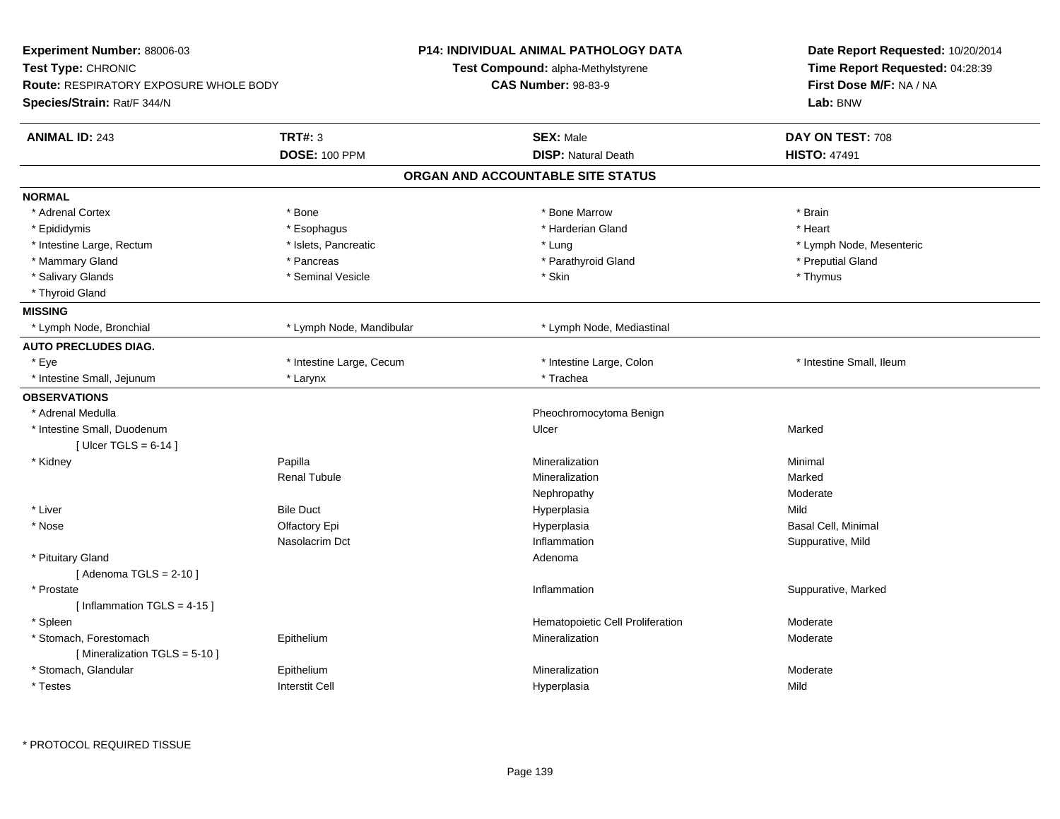**Experiment Number:** 88006-03
**Test Type:** CHRONIC
**Route:** RESPIRATORY EXPOSURE WHOLE BODY
**Species/Strain:** Rat/F 344/N

**P14: INDIVIDUAL ANIMAL PATHOLOGY DATA**
**Test Compound:** alpha-Methylstyrene
**CAS Number:** 98-83-9

**Date Report Requested:** 10/20/2014
**Time Report Requested:** 04:28:39
**First Dose M/F:** NA / NA
**Lab:** BNW

| **ANIMAL ID:** 243 | **TRT#:** 3 | **SEX:** Male | **DAY ON TEST:** 708 |
|---|---|---|---|
| | **DOSE:** 100 PPM | **DISP:** Natural Death | **HISTO:** 47491 |

## ORGAN AND ACCOUNTABLE SITE STATUS

| | | | |
|---|---|---|---|
| **NORMAL** | | | |
| * Adrenal Cortex | * Bone | * Bone Marrow | * Brain |
| * Epididymis | * Esophagus | * Harderian Gland | * Heart |
| * Intestine Large, Rectum | * Islets, Pancreatic | * Lung | * Lymph Node, Mesenteric |
| * Mammary Gland | * Pancreas | * Parathyroid Gland | * Preputial Gland |
| * Salivary Glands | * Seminal Vesicle | * Skin | * Thymus |
| * Thyroid Gland | | | |
| **MISSING** | | | |
| * Lymph Node, Bronchial | * Lymph Node, Mandibular | * Lymph Node, Mediastinal | |
| **AUTO PRECLUDES DIAG.** | | | |
| * Eye | * Intestine Large, Cecum | * Intestine Large, Colon | * Intestine Small, Ileum |
| * Intestine Small, Jejunum | * Larynx | * Trachea | |
| **OBSERVATIONS** | | | |
| * Adrenal Medulla | | Pheochromocytoma Benign | |
| * Intestine Small, Duodenum | | Ulcer | Marked |
| [ Ulcer TGLS = 6-14 ] | | | |
| * Kidney | Papilla | Mineralization | Minimal |
| | Renal Tubule | Mineralization | Marked |
| | | Nephropathy | Moderate |
| * Liver | Bile Duct | Hyperplasia | Mild |
| * Nose | Olfactory Epi | Hyperplasia | Basal Cell, Minimal |
| | Nasolacrim Dct | Inflammation | Suppurative, Mild |
| * Pituitary Gland | | Adenoma | |
| [ Adenoma TGLS = 2-10 ] | | | |
| * Prostate | | Inflammation | Suppurative, Marked |
| [ Inflammation TGLS = 4-15 ] | | | |
| * Spleen | | Hematopoietic Cell Proliferation | Moderate |
| * Stomach, Forestomach | Epithelium | Mineralization | Moderate |
| [ Mineralization TGLS = 5-10 ] | | | |
| * Stomach, Glandular | Epithelium | Mineralization | Moderate |
| * Testes | Interstit Cell | Hyperplasia | Mild |

* PROTOCOL REQUIRED TISSUE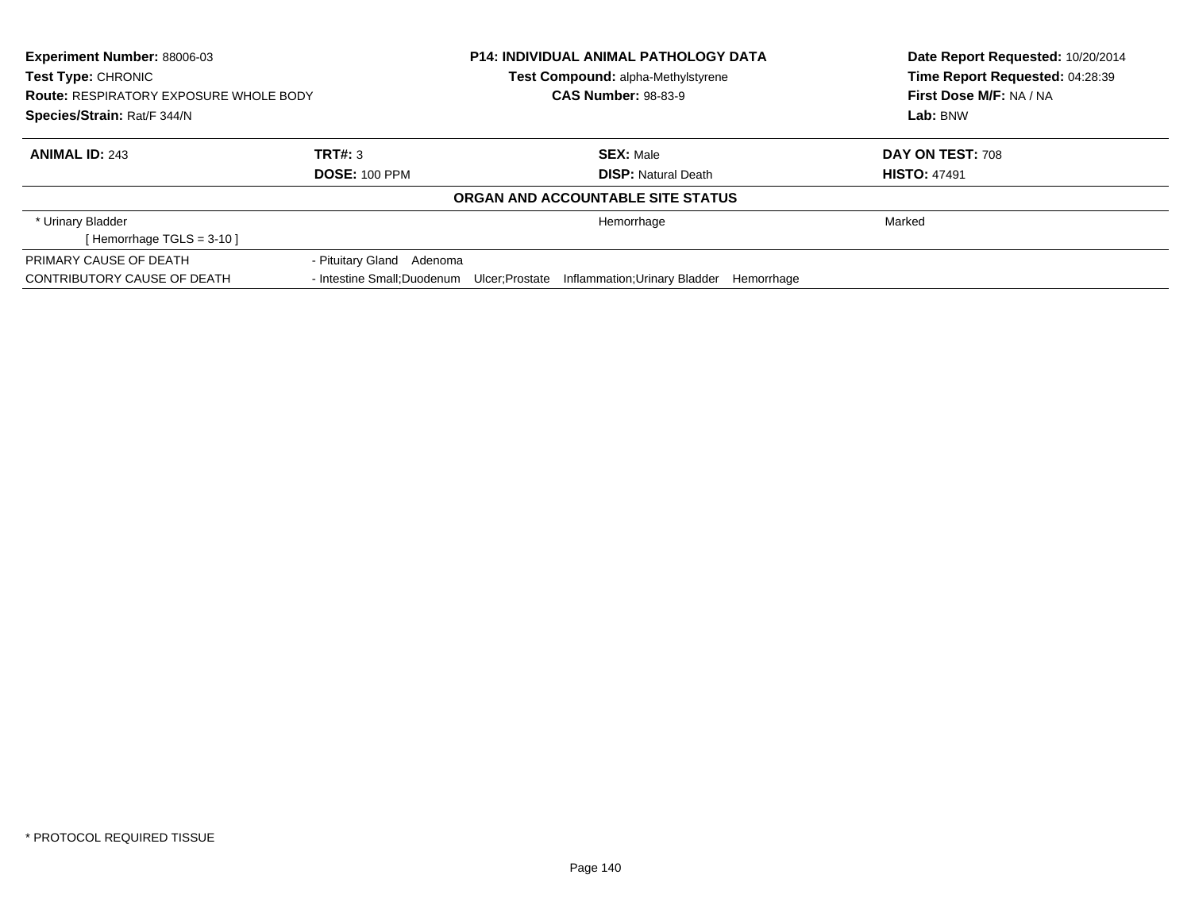**Experiment Number:** 88006-03
**Test Type:** CHRONIC
**Route:** RESPIRATORY EXPOSURE WHOLE BODY
**Species/Strain:** Rat/F 344/N

**P14: INDIVIDUAL ANIMAL PATHOLOGY DATA**
**Test Compound:** alpha-Methylstyrene
**CAS Number:** 98-83-9

**Date Report Requested:** 10/20/2014
**Time Report Requested:** 04:28:39
**First Dose M/F:** NA / NA
**Lab:** BNW

| **ANIMAL ID:** 243 | **TRT#:** 3 | **SEX:** Male | **DAY ON TEST:** 708 |
|---|---|---|---|
| | **DOSE:** 100 PPM | **DISP:** Natural Death | **HISTO:** 47491 |

**ORGAN AND ACCOUNTABLE SITE STATUS**

| | | | |
|---|---|---|---|
| * Urinary Bladder | | Hemorrhage | Marked |
| [ Hemorrhage TGLS = 3-10 ] | | | |
| PRIMARY CAUSE OF DEATH | - Pituitary Gland Adenoma | | |
| CONTRIBUTORY CAUSE OF DEATH | - Intestine Small;Duodenum Ulcer;Prostate Inflammation;Urinary Bladder Hemorrhage | | |

* PROTOCOL REQUIRED TISSUE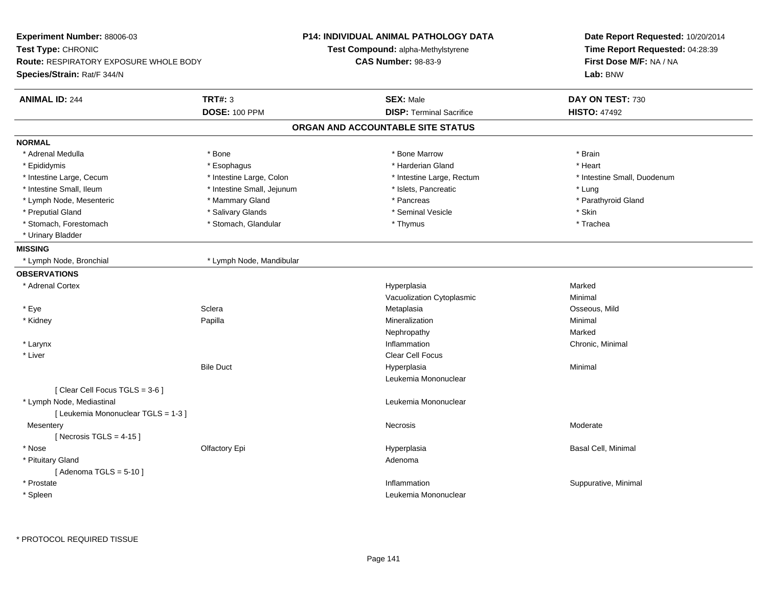**Experiment Number:** 88006-03
**Test Type:** CHRONIC
**Route:** RESPIRATORY EXPOSURE WHOLE BODY
**Species/Strain:** Rat/F 344/N

**P14: INDIVIDUAL ANIMAL PATHOLOGY DATA**
**Test Compound:** alpha-Methylstyrene
**CAS Number:** 98-83-9

**Date Report Requested:** 10/20/2014
**Time Report Requested:** 04:28:39
**First Dose M/F:** NA / NA
**Lab:** BNW

| **ANIMAL ID:** 244 | **TRT#:** 3 | **SEX:** Male | **DAY ON TEST:** 730 |
|---|---|---|---|
| | **DOSE:** 100 PPM | **DISP:** Terminal Sacrifice | **HISTO:** 47492 |

## ORGAN AND ACCOUNTABLE SITE STATUS

**NORMAL**

| | | | |
|---|---|---|---|
| * Adrenal Medulla | * Bone | * Bone Marrow | * Brain |
| * Epididymis | * Esophagus | * Harderian Gland | * Heart |
| * Intestine Large, Cecum | * Intestine Large, Colon | * Intestine Large, Rectum | * Intestine Small, Duodenum |
| * Intestine Small, Ileum | * Intestine Small, Jejunum | * Islets, Pancreatic | * Lung |
| * Lymph Node, Mesenteric | * Mammary Gland | * Pancreas | * Parathyroid Gland |
| * Preputial Gland | * Salivary Glands | * Seminal Vesicle | * Skin |
| * Stomach, Forestomach | * Stomach, Glandular | * Thymus | * Trachea |
| * Urinary Bladder | | | |

**MISSING**

| | |
|---|---|
| * Lymph Node, Bronchial | * Lymph Node, Mandibular |

**OBSERVATIONS**

| Organ | Site | Observation | Severity |
|---|---|---|---|
| * Adrenal Cortex | | Hyperplasia | Marked |
| | | Vacuolization Cytoplasmic | Minimal |
| * Eye | Sclera | Metaplasia | Osseous, Mild |
| * Kidney | Papilla | Mineralization | Minimal |
| | | Nephropathy | Marked |
| * Larynx | | Inflammation | Chronic, Minimal |
| * Liver | | Clear Cell Focus | |
| | Bile Duct | Hyperplasia | Minimal |
| | | Leukemia Mononuclear | |
| [ Clear Cell Focus TGLS = 3-6 ] | | | |
| * Lymph Node, Mediastinal | | Leukemia Mononuclear | |
| [ Leukemia Mononuclear TGLS = 1-3 ] | | | |
| Mesentery | | Necrosis | Moderate |
| [ Necrosis TGLS = 4-15 ] | | | |
| * Nose | Olfactory Epi | Hyperplasia | Basal Cell, Minimal |
| * Pituitary Gland | | Adenoma | |
| [ Adenoma TGLS = 5-10 ] | | | |
| * Prostate | | Inflammation | Suppurative, Minimal |
| * Spleen | | Leukemia Mononuclear | |

* PROTOCOL REQUIRED TISSUE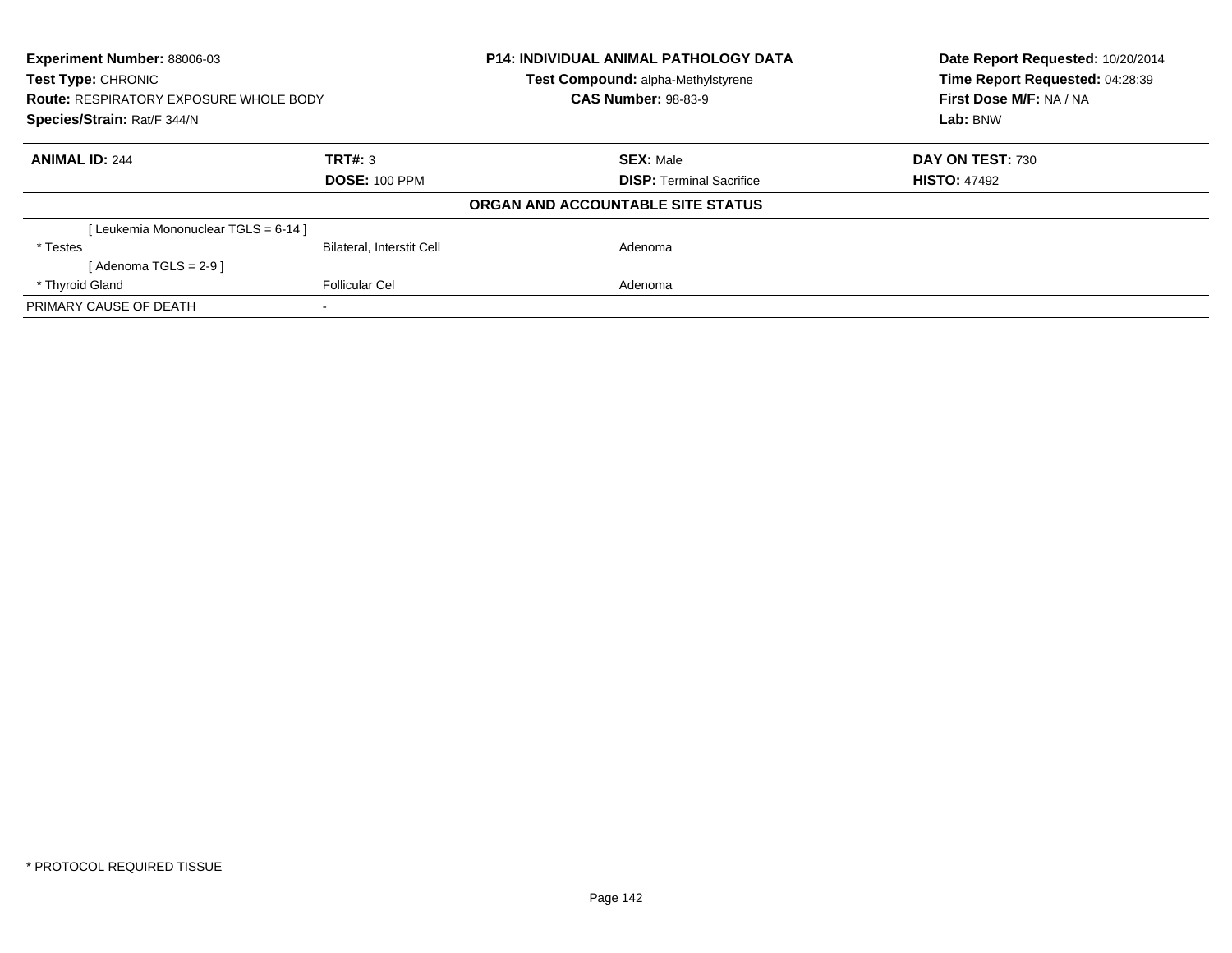**Experiment Number:** 88006-03
**Test Type:** CHRONIC
**Route:** RESPIRATORY EXPOSURE WHOLE BODY
**Species/Strain:** Rat/F 344/N

**P14: INDIVIDUAL ANIMAL PATHOLOGY DATA**
**Test Compound:** alpha-Methylstyrene
**CAS Number:** 98-83-9

**Date Report Requested:** 10/20/2014
**Time Report Requested:** 04:28:39
**First Dose M/F:** NA / NA
**Lab:** BNW

| **ANIMAL ID:** 244 | **TRT#:** 3 | **SEX:** Male | **DAY ON TEST:** 730 |
|---|---|---|---|
| | **DOSE:** 100 PPM | **DISP:** Terminal Sacrifice | **HISTO:** 47492 |

**ORGAN AND ACCOUNTABLE SITE STATUS**

| | | |
|---|---|---|
| [ Leukemia Mononuclear TGLS = 6-14 ] | | |
| * Testes | Bilateral, Interstit Cell | Adenoma |
| [ Adenoma TGLS = 2-9 ] | | |
| * Thyroid Gland | Follicular Cel | Adenoma |
| PRIMARY CAUSE OF DEATH | - | |

* PROTOCOL REQUIRED TISSUE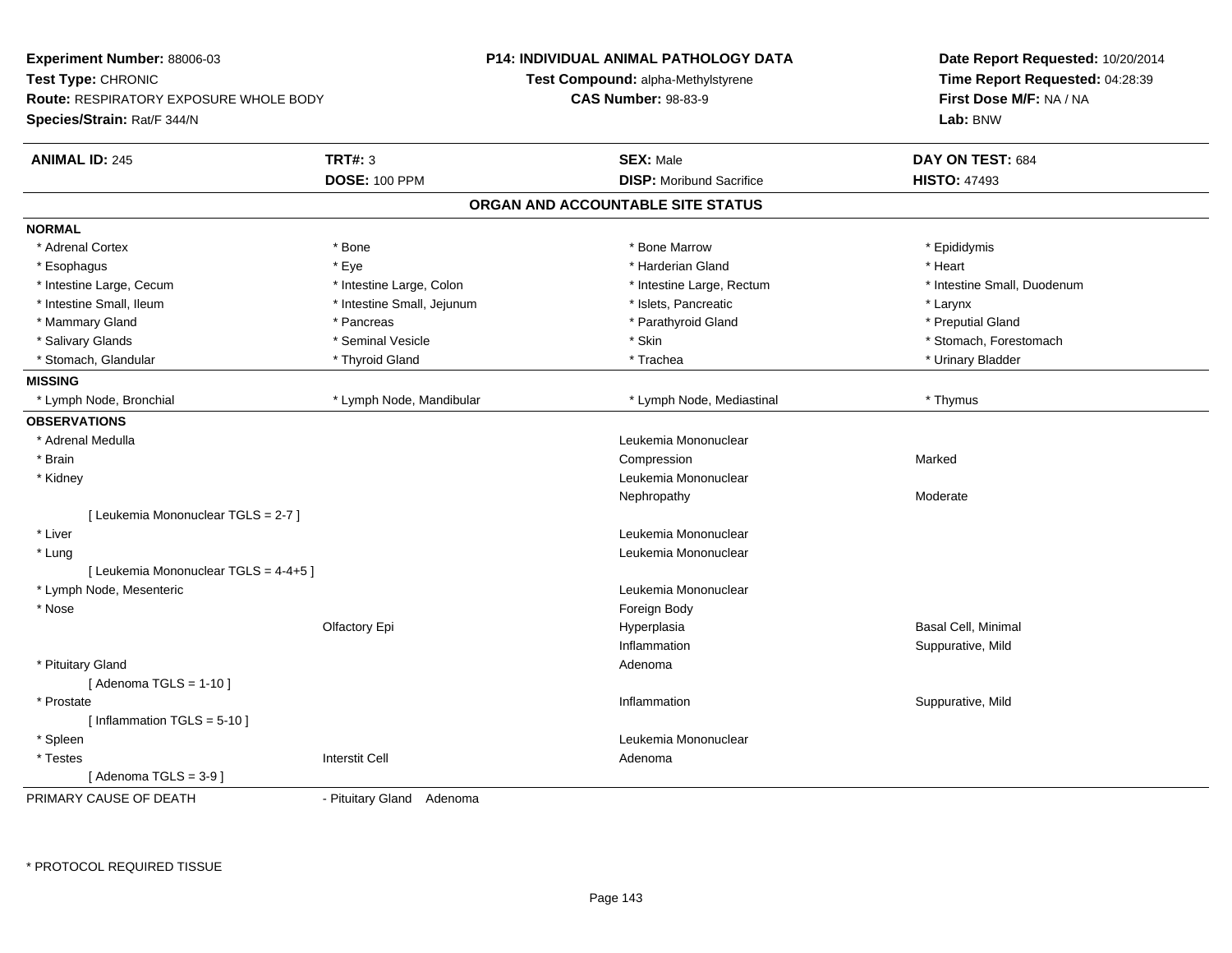**Experiment Number:** 88006-03
**Test Type:** CHRONIC
**Route:** RESPIRATORY EXPOSURE WHOLE BODY
**Species/Strain:** Rat/F 344/N

**P14: INDIVIDUAL ANIMAL PATHOLOGY DATA**
**Test Compound:** alpha-Methylstyrene
**CAS Number:** 98-83-9

**Date Report Requested:** 10/20/2014
**Time Report Requested:** 04:28:39
**First Dose M/F:** NA / NA
**Lab:** BNW

| **ANIMAL ID:** 245 | **TRT#:** 3 | **SEX:** Male | **DAY ON TEST:** 684 |
|---|---|---|---|
| | **DOSE:** 100 PPM | **DISP:** Moribund Sacrifice | **HISTO:** 47493 |

## ORGAN AND ACCOUNTABLE SITE STATUS

**NORMAL**

| | | | |
|---|---|---|---|
| * Adrenal Cortex | * Bone | * Bone Marrow | * Epididymis |
| * Esophagus | * Eye | * Harderian Gland | * Heart |
| * Intestine Large, Cecum | * Intestine Large, Colon | * Intestine Large, Rectum | * Intestine Small, Duodenum |
| * Intestine Small, Ileum | * Intestine Small, Jejunum | * Islets, Pancreatic | * Larynx |
| * Mammary Gland | * Pancreas | * Parathyroid Gland | * Preputial Gland |
| * Salivary Glands | * Seminal Vesicle | * Skin | * Stomach, Forestomach |
| * Stomach, Glandular | * Thyroid Gland | * Trachea | * Urinary Bladder |

**MISSING**

| | | | |
|---|---|---|---|
| * Lymph Node, Bronchial | * Lymph Node, Mandibular | * Lymph Node, Mediastinal | * Thymus |

**OBSERVATIONS**

| | | | |
|---|---|---|---|
| * Adrenal Medulla | | Leukemia Mononuclear | |
| * Brain | | Compression | Marked |
| * Kidney | | Leukemia Mononuclear | |
| | | Nephropathy | Moderate |
| [ Leukemia Mononuclear TGLS = 2-7 ] | | | |
| * Liver | | Leukemia Mononuclear | |
| * Lung | | Leukemia Mononuclear | |
| [ Leukemia Mononuclear TGLS = 4-4+5 ] | | | |
| * Lymph Node, Mesenteric | | Leukemia Mononuclear | |
| * Nose | | Foreign Body | |
| | Olfactory Epi | Hyperplasia | Basal Cell, Minimal |
| | | Inflammation | Suppurative, Mild |
| * Pituitary Gland | | Adenoma | |
| [ Adenoma TGLS = 1-10 ] | | | |
| * Prostate | | Inflammation | Suppurative, Mild |
| [ Inflammation TGLS = 5-10 ] | | | |
| * Spleen | | Leukemia Mononuclear | |
| * Testes | Interstit Cell | Adenoma | |
| [ Adenoma TGLS = 3-9 ] | | | |

PRIMARY CAUSE OF DEATH - Pituitary Gland Adenoma

\* PROTOCOL REQUIRED TISSUE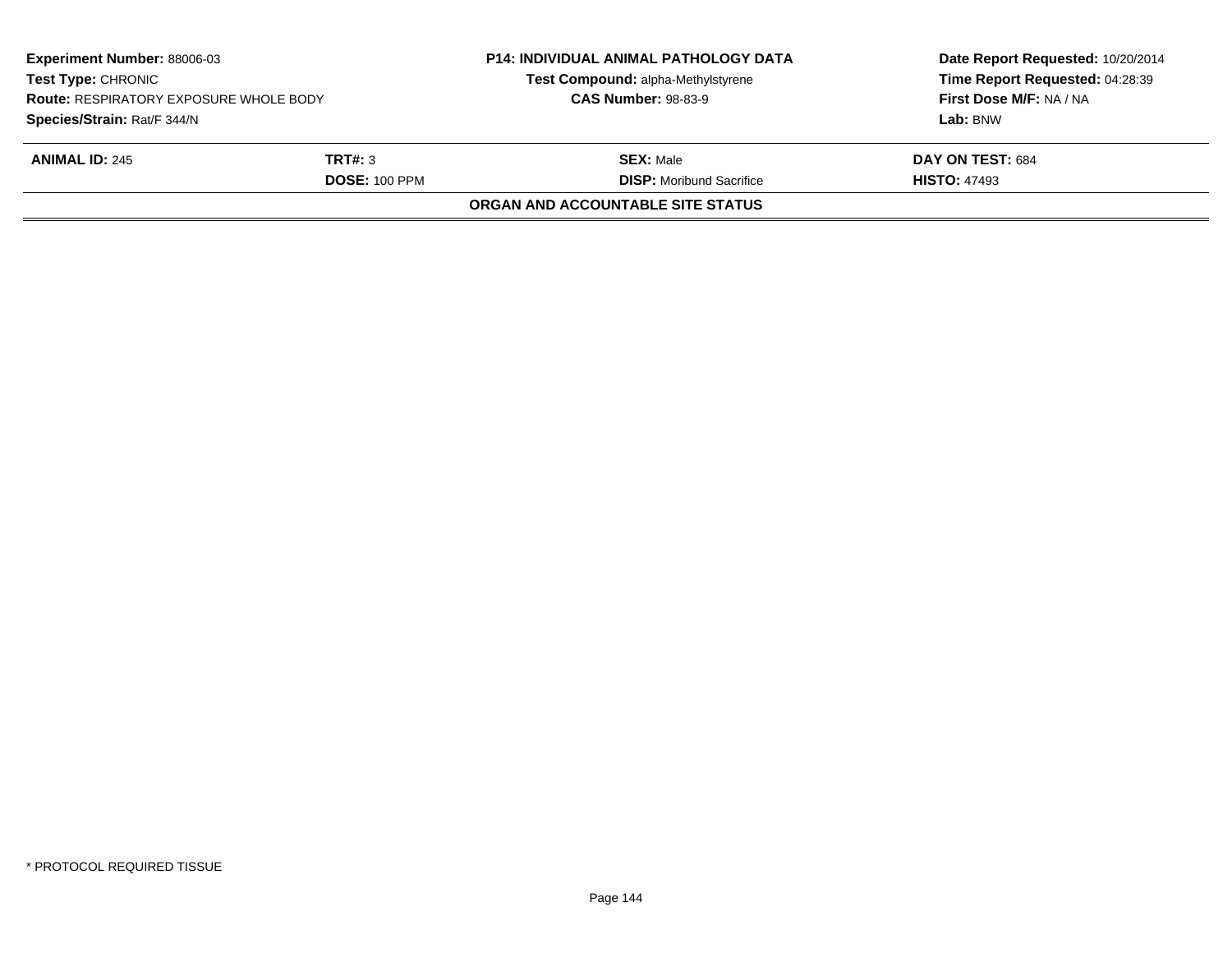| **Experiment Number:** 88006-03 | **P14: INDIVIDUAL ANIMAL PATHOLOGY DATA** | **Date Report Requested:** 10/20/2014 |
|---|---|---|
| **Test Type:** CHRONIC | **Test Compound:** alpha-Methylstyrene | **Time Report Requested:** 04:28:39 |
| **Route:** RESPIRATORY EXPOSURE WHOLE BODY | **CAS Number:** 98-83-9 | **First Dose M/F:** NA / NA |
| **Species/Strain:** Rat/F 344/N | | **Lab:** BNW |

| **ANIMAL ID:** 245 | **TRT#:** 3 | **SEX:** Male | **DAY ON TEST:** 684 |
|---|---|---|---|
| | **DOSE:** 100 PPM | **DISP:** Moribund Sacrifice | **HISTO:** 47493 |

**ORGAN AND ACCOUNTABLE SITE STATUS**

* PROTOCOL REQUIRED TISSUE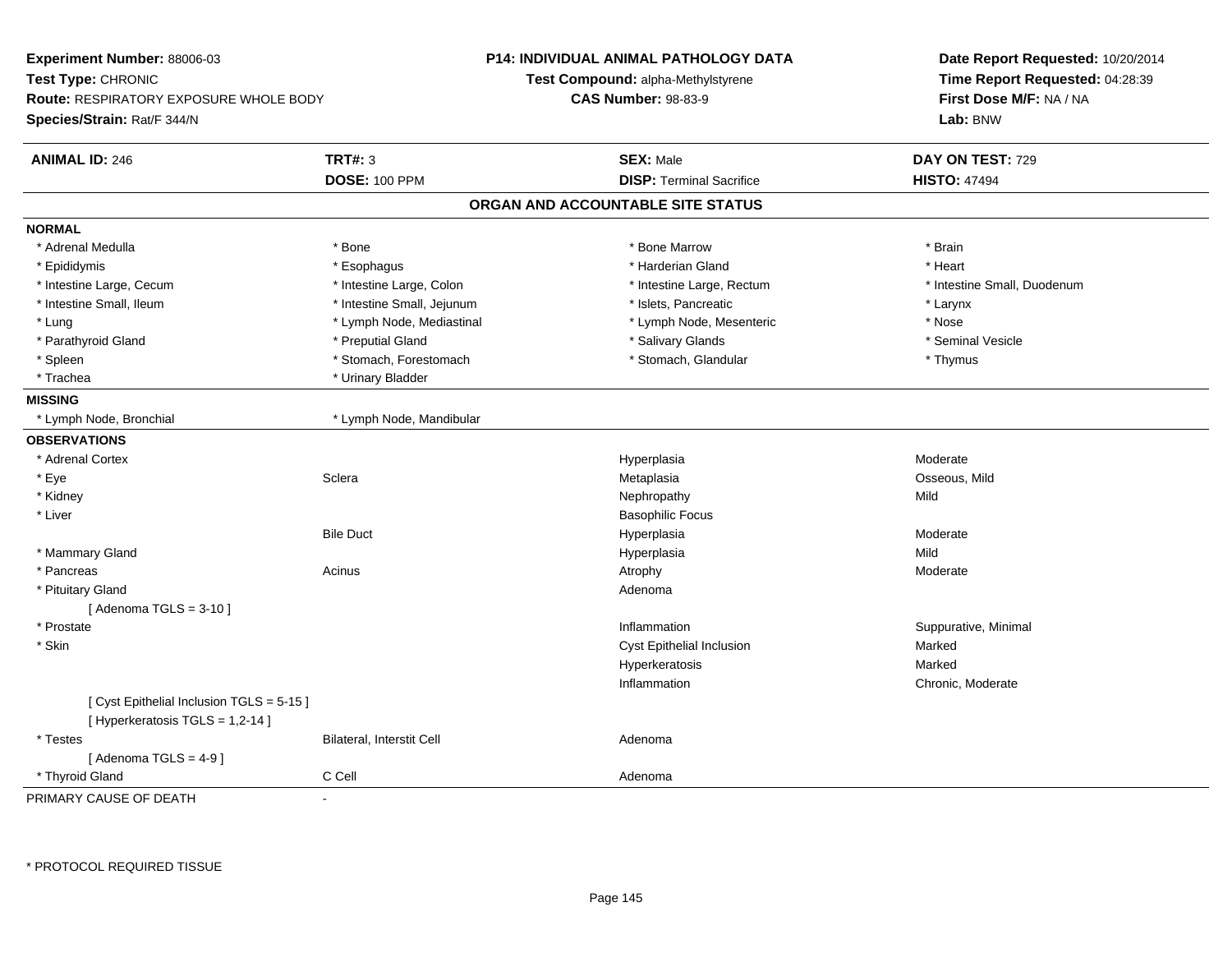**Experiment Number:** 88006-03
**Test Type:** CHRONIC
**Route:** RESPIRATORY EXPOSURE WHOLE BODY
**Species/Strain:** Rat/F 344/N

**P14: INDIVIDUAL ANIMAL PATHOLOGY DATA**
**Test Compound:** alpha-Methylstyrene
**CAS Number:** 98-83-9

**Date Report Requested:** 10/20/2014
**Time Report Requested:** 04:28:39
**First Dose M/F:** NA / NA
**Lab:** BNW

| **ANIMAL ID:** 246 | **TRT#:** 3 | **SEX:** Male | **DAY ON TEST:** 729 |
|---|---|---|---|
| | **DOSE:** 100 PPM | **DISP:** Terminal Sacrifice | **HISTO:** 47494 |

## ORGAN AND ACCOUNTABLE SITE STATUS

**NORMAL**

| | | | |
|---|---|---|---|
| * Adrenal Medulla | * Bone | * Bone Marrow | * Brain |
| * Epididymis | * Esophagus | * Harderian Gland | * Heart |
| * Intestine Large, Cecum | * Intestine Large, Colon | * Intestine Large, Rectum | * Intestine Small, Duodenum |
| * Intestine Small, Ileum | * Intestine Small, Jejunum | * Islets, Pancreatic | * Larynx |
| * Lung | * Lymph Node, Mediastinal | * Lymph Node, Mesenteric | * Nose |
| * Parathyroid Gland | * Preputial Gland | * Salivary Glands | * Seminal Vesicle |
| * Spleen | * Stomach, Forestomach | * Stomach, Glandular | * Thymus |
| * Trachea | * Urinary Bladder | | |

**MISSING**

| | |
|---|---|
| * Lymph Node, Bronchial | * Lymph Node, Mandibular |

**OBSERVATIONS**

| | | | |
|---|---|---|---|
| * Adrenal Cortex | | Hyperplasia | Moderate |
| * Eye | Sclera | Metaplasia | Osseous, Mild |
| * Kidney | | Nephropathy | Mild |
| * Liver | | Basophilic Focus | |
| | Bile Duct | Hyperplasia | Moderate |
| * Mammary Gland | | Hyperplasia | Mild |
| * Pancreas | Acinus | Atrophy | Moderate |
| * Pituitary Gland | | Adenoma | |
| [ Adenoma TGLS = 3-10 ] | | | |
| * Prostate | | Inflammation | Suppurative, Minimal |
| * Skin | | Cyst Epithelial Inclusion | Marked |
| | | Hyperkeratosis | Marked |
| | | Inflammation | Chronic, Moderate |
| [ Cyst Epithelial Inclusion TGLS = 5-15 ] | | | |
| [ Hyperkeratosis TGLS = 1,2-14 ] | | | |
| * Testes | Bilateral, Interstit Cell | Adenoma | |
| [ Adenoma TGLS = 4-9 ] | | | |
| * Thyroid Gland | C Cell | Adenoma | |

PRIMARY CAUSE OF DEATH -

* PROTOCOL REQUIRED TISSUE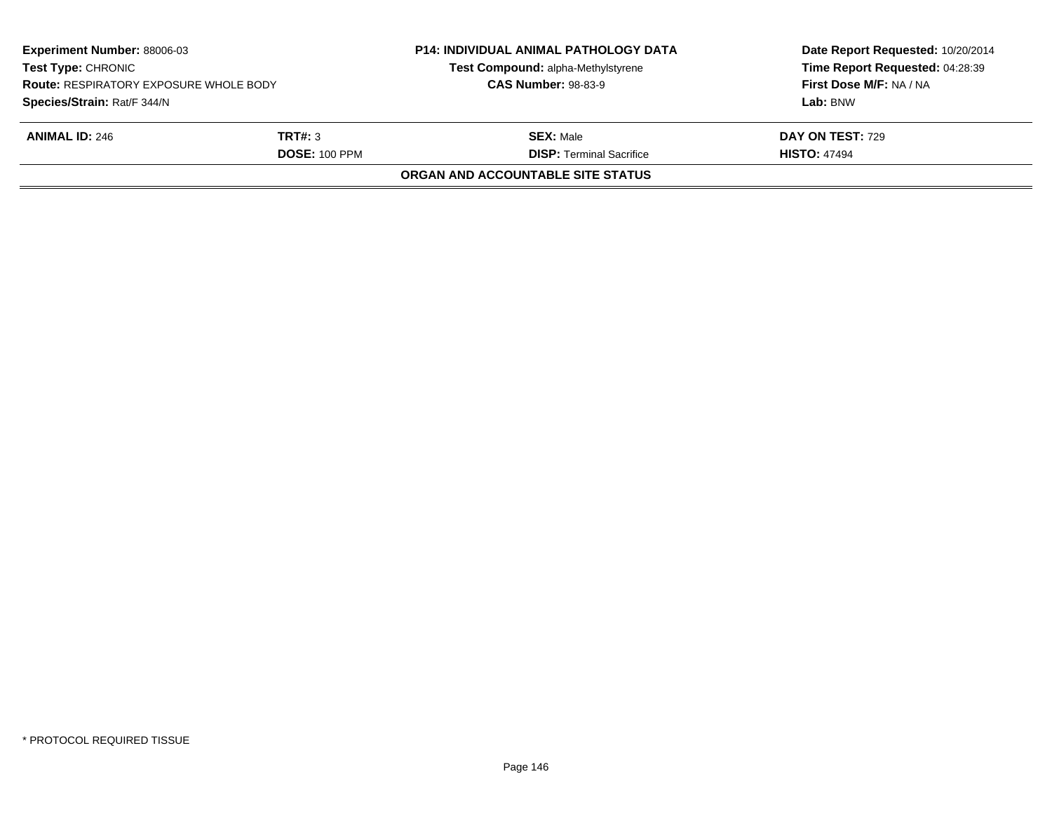**Experiment Number:** 88006-03
**Test Type:** CHRONIC
**Route:** RESPIRATORY EXPOSURE WHOLE BODY
**Species/Strain:** Rat/F 344/N

**P14: INDIVIDUAL ANIMAL PATHOLOGY DATA**
**Test Compound:** alpha-Methylstyrene
**CAS Number:** 98-83-9

**Date Report Requested:** 10/20/2014
**Time Report Requested:** 04:28:39
**First Dose M/F:** NA / NA
**Lab:** BNW

| **ANIMAL ID:** 246 | **TRT#:** 3 | **SEX:** Male | **DAY ON TEST:** 729 |
|---|---|---|---|
| | **DOSE:** 100 PPM | **DISP:** Terminal Sacrifice | **HISTO:** 47494 |

**ORGAN AND ACCOUNTABLE SITE STATUS**

* PROTOCOL REQUIRED TISSUE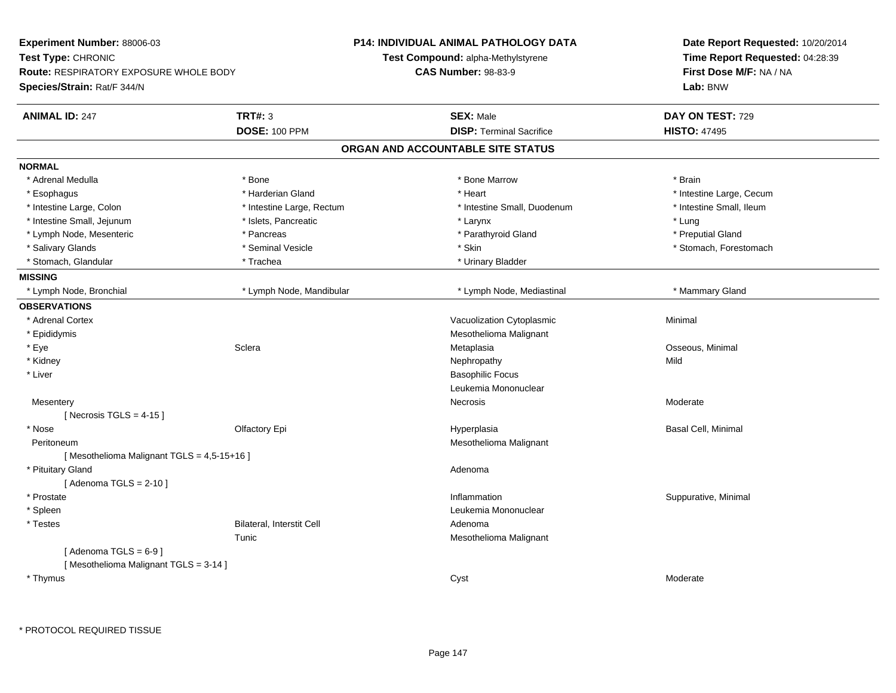**Experiment Number:** 88006-03
**Test Type:** CHRONIC
**Route:** RESPIRATORY EXPOSURE WHOLE BODY
**Species/Strain:** Rat/F 344/N

**P14: INDIVIDUAL ANIMAL PATHOLOGY DATA**
**Test Compound:** alpha-Methylstyrene
**CAS Number:** 98-83-9

**Date Report Requested:** 10/20/2014
**Time Report Requested:** 04:28:39
**First Dose M/F:** NA / NA
**Lab:** BNW

| **ANIMAL ID:** 247 | **TRT#:** 3 | **SEX:** Male | **DAY ON TEST:** 729 |
|---|---|---|---|
| | **DOSE:** 100 PPM | **DISP:** Terminal Sacrifice | **HISTO:** 47495 |

## ORGAN AND ACCOUNTABLE SITE STATUS

**NORMAL**

| | | | |
|---|---|---|---|
| * Adrenal Medulla | * Bone | * Bone Marrow | * Brain |
| * Esophagus | * Harderian Gland | * Heart | * Intestine Large, Cecum |
| * Intestine Large, Colon | * Intestine Large, Rectum | * Intestine Small, Duodenum | * Intestine Small, Ileum |
| * Intestine Small, Jejunum | * Islets, Pancreatic | * Larynx | * Lung |
| * Lymph Node, Mesenteric | * Pancreas | * Parathyroid Gland | * Preputial Gland |
| * Salivary Glands | * Seminal Vesicle | * Skin | * Stomach, Forestomach |
| * Stomach, Glandular | * Trachea | * Urinary Bladder | |

**MISSING**

| | | | |
|---|---|---|---|
| * Lymph Node, Bronchial | * Lymph Node, Mandibular | * Lymph Node, Mediastinal | * Mammary Gland |

**OBSERVATIONS**

| | | | |
|---|---|---|---|
| * Adrenal Cortex | | Vacuolization Cytoplasmic | Minimal |
| * Epididymis | | Mesothelioma Malignant | |
| * Eye | Sclera | Metaplasia | Osseous, Minimal |
| * Kidney | | Nephropathy | Mild |
| * Liver | | Basophilic Focus | |
| | | Leukemia Mononuclear | |
| Mesentery | | Necrosis | Moderate |
| [ Necrosis TGLS = 4-15 ] | | | |
| * Nose | Olfactory Epi | Hyperplasia | Basal Cell, Minimal |
| Peritoneum | | Mesothelioma Malignant | |
| [ Mesothelioma Malignant TGLS = 4,5-15+16 ] | | | |
| * Pituitary Gland | | Adenoma | |
| [ Adenoma TGLS = 2-10 ] | | | |
| * Prostate | | Inflammation | Suppurative, Minimal |
| * Spleen | | Leukemia Mononuclear | |
| * Testes | Bilateral, Interstit Cell | Adenoma | |
| | Tunic | Mesothelioma Malignant | |
| [ Adenoma TGLS = 6-9 ] | | | |
| [ Mesothelioma Malignant TGLS = 3-14 ] | | | |
| * Thymus | | Cyst | Moderate |

\* PROTOCOL REQUIRED TISSUE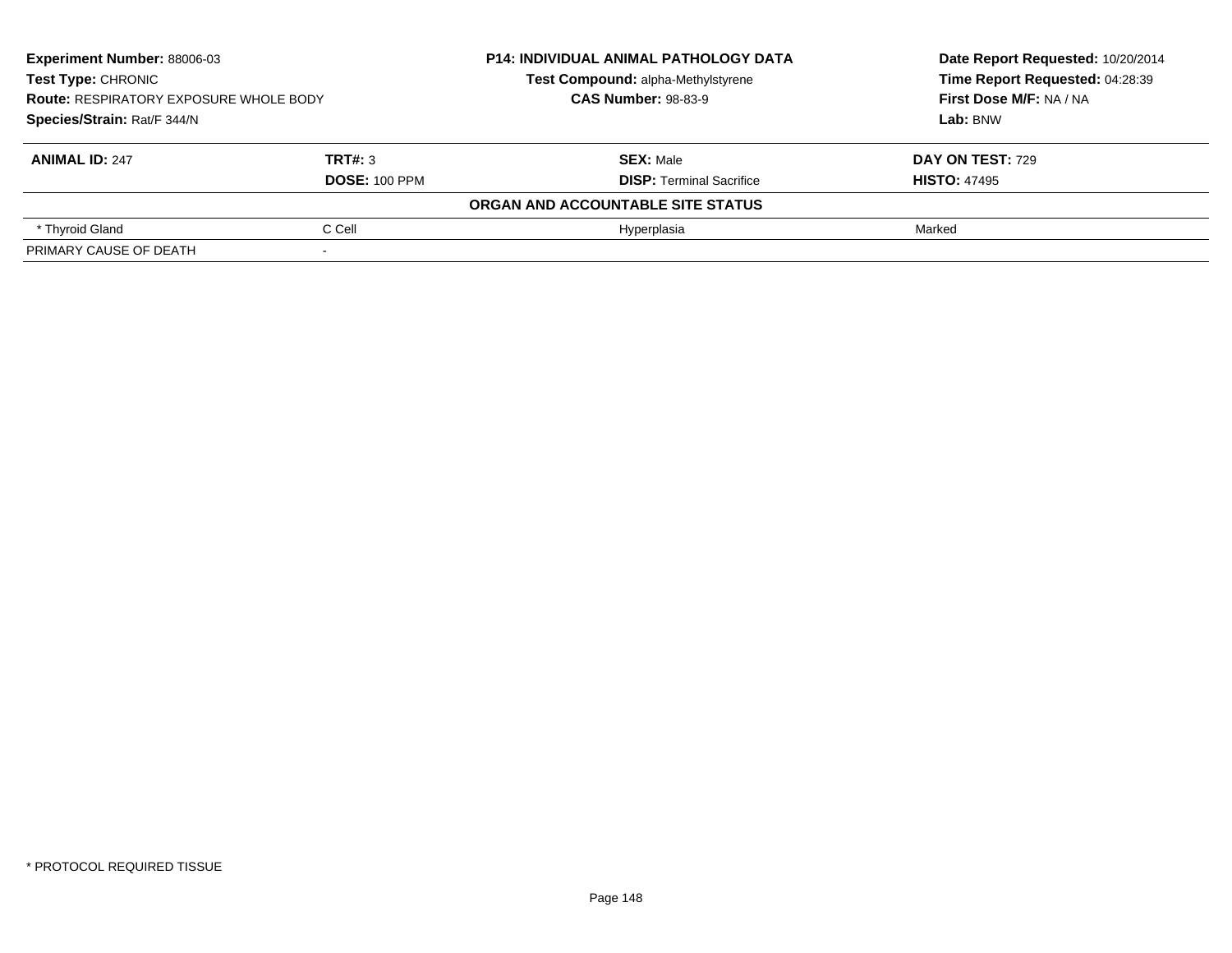**Experiment Number:** 88006-03
**Test Type:** CHRONIC
**Route:** RESPIRATORY EXPOSURE WHOLE BODY
**Species/Strain:** Rat/F 344/N

**P14: INDIVIDUAL ANIMAL PATHOLOGY DATA**
**Test Compound:** alpha-Methylstyrene
**CAS Number:** 98-83-9

**Date Report Requested:** 10/20/2014
**Time Report Requested:** 04:28:39
**First Dose M/F:** NA / NA
**Lab:** BNW

| **ANIMAL ID:** 247 | **TRT#:** 3 | **SEX:** Male | **DAY ON TEST:** 729 |
|---|---|---|---|
| | **DOSE:** 100 PPM | **DISP:** Terminal Sacrifice | **HISTO:** 47495 |
| | | **ORGAN AND ACCOUNTABLE SITE STATUS** | |
| * Thyroid Gland | C Cell | Hyperplasia | Marked |
| PRIMARY CAUSE OF DEATH | - | | |

* PROTOCOL REQUIRED TISSUE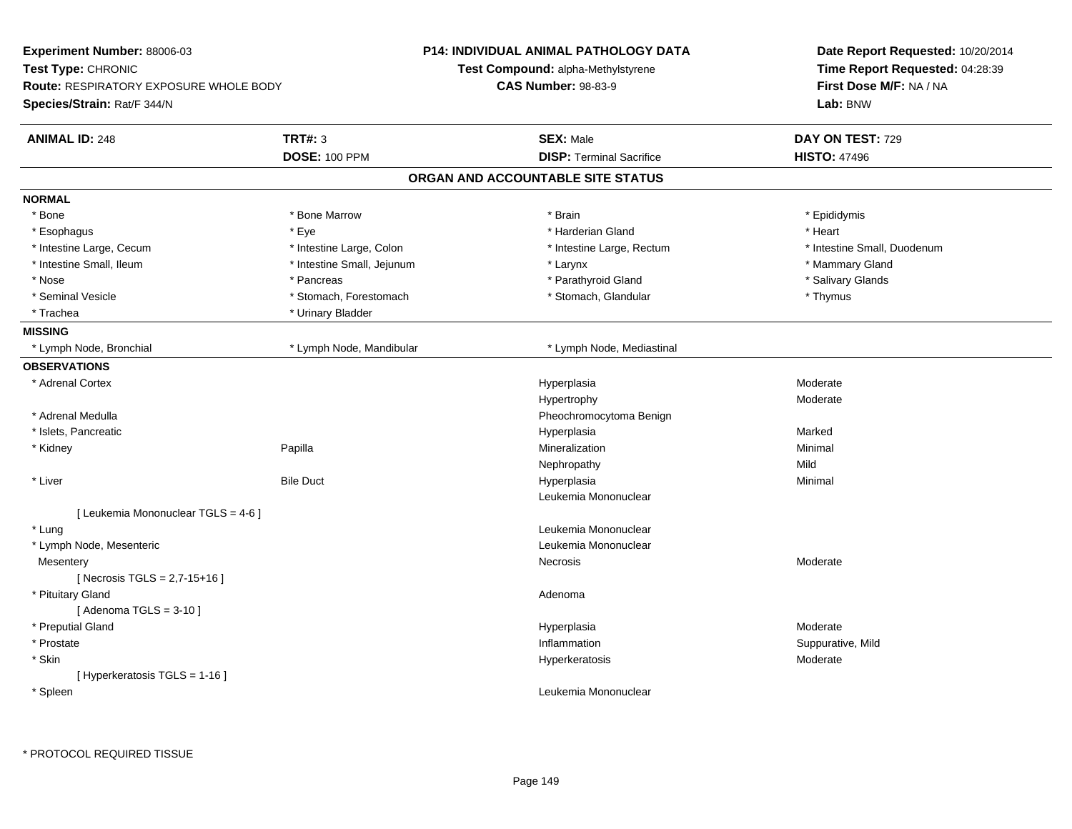**Experiment Number:** 88006-03
**Test Type:** CHRONIC
**Route:** RESPIRATORY EXPOSURE WHOLE BODY
**Species/Strain:** Rat/F 344/N

**P14: INDIVIDUAL ANIMAL PATHOLOGY DATA**
**Test Compound:** alpha-Methylstyrene
**CAS Number:** 98-83-9

**Date Report Requested:** 10/20/2014
**Time Report Requested:** 04:28:39
**First Dose M/F:** NA / NA
**Lab:** BNW

| **ANIMAL ID:** 248 | **TRT#:** 3 | **SEX:** Male | **DAY ON TEST:** 729 |
|---|---|---|---|
| | **DOSE:** 100 PPM | **DISP:** Terminal Sacrifice | **HISTO:** 47496 |

## ORGAN AND ACCOUNTABLE SITE STATUS

**NORMAL**

| | | | |
|---|---|---|---|
| * Bone | * Bone Marrow | * Brain | * Epididymis |
| * Esophagus | * Eye | * Harderian Gland | * Heart |
| * Intestine Large, Cecum | * Intestine Large, Colon | * Intestine Large, Rectum | * Intestine Small, Duodenum |
| * Intestine Small, Ileum | * Intestine Small, Jejunum | * Larynx | * Mammary Gland |
| * Nose | * Pancreas | * Parathyroid Gland | * Salivary Glands |
| * Seminal Vesicle | * Stomach, Forestomach | * Stomach, Glandular | * Thymus |
| * Trachea | * Urinary Bladder | | |

**MISSING**

| | | |
|---|---|---|
| * Lymph Node, Bronchial | * Lymph Node, Mandibular | * Lymph Node, Mediastinal |

**OBSERVATIONS**

| Organ | Site | Observation | Severity |
|---|---|---|---|
| * Adrenal Cortex | | Hyperplasia | Moderate |
| | | Hypertrophy | Moderate |
| * Adrenal Medulla | | Pheochromocytoma Benign | |
| * Islets, Pancreatic | | Hyperplasia | Marked |
| * Kidney | Papilla | Mineralization | Minimal |
| | | Nephropathy | Mild |
| * Liver | Bile Duct | Hyperplasia | Minimal |
| | | Leukemia Mononuclear | |
| [ Leukemia Mononuclear TGLS = 4-6 ] | | | |
| * Lung | | Leukemia Mononuclear | |
| * Lymph Node, Mesenteric | | Leukemia Mononuclear | |
| Mesentery | | Necrosis | Moderate |
| [ Necrosis TGLS = 2,7-15+16 ] | | | |
| * Pituitary Gland | | Adenoma | |
| [ Adenoma TGLS = 3-10 ] | | | |
| * Preputial Gland | | Hyperplasia | Moderate |
| * Prostate | | Inflammation | Suppurative, Mild |
| * Skin | | Hyperkeratosis | Moderate |
| [ Hyperkeratosis TGLS = 1-16 ] | | | |
| * Spleen | | Leukemia Mononuclear | |

* PROTOCOL REQUIRED TISSUE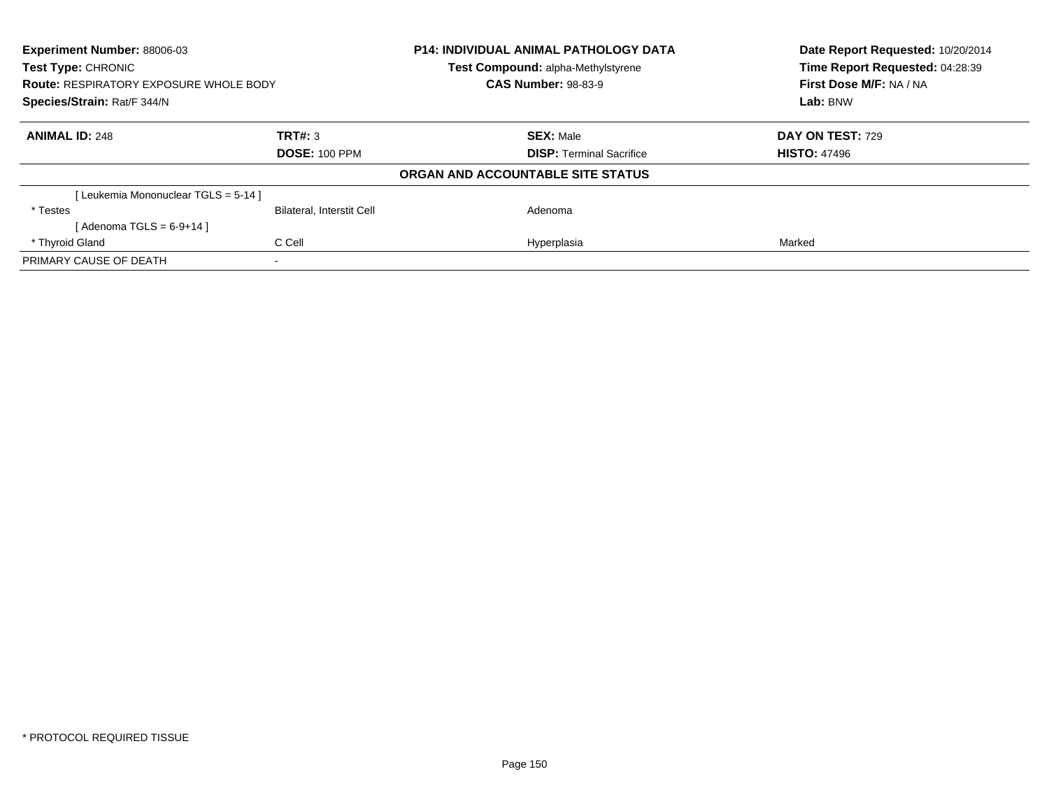**Experiment Number:** 88006-03
**Test Type:** CHRONIC
**Route:** RESPIRATORY EXPOSURE WHOLE BODY
**Species/Strain:** Rat/F 344/N

**P14: INDIVIDUAL ANIMAL PATHOLOGY DATA**
**Test Compound:** alpha-Methylstyrene
**CAS Number:** 98-83-9

**Date Report Requested:** 10/20/2014
**Time Report Requested:** 04:28:39
**First Dose M/F:** NA / NA
**Lab:** BNW

| **ANIMAL ID:** 248 | **TRT#:** 3 | **SEX:** Male | **DAY ON TEST:** 729 |
|---|---|---|---|
| | **DOSE:** 100 PPM | **DISP:** Terminal Sacrifice | **HISTO:** 47496 |

**ORGAN AND ACCOUNTABLE SITE STATUS**

| | | | |
|---|---|---|---|
| [ Leukemia Mononuclear TGLS = 5-14 ] | | | |
| * Testes | Bilateral, Interstit Cell | Adenoma | |
| [ Adenoma TGLS = 6-9+14 ] | | | |
| * Thyroid Gland | C Cell | Hyperplasia | Marked |
| PRIMARY CAUSE OF DEATH | - | | |

* PROTOCOL REQUIRED TISSUE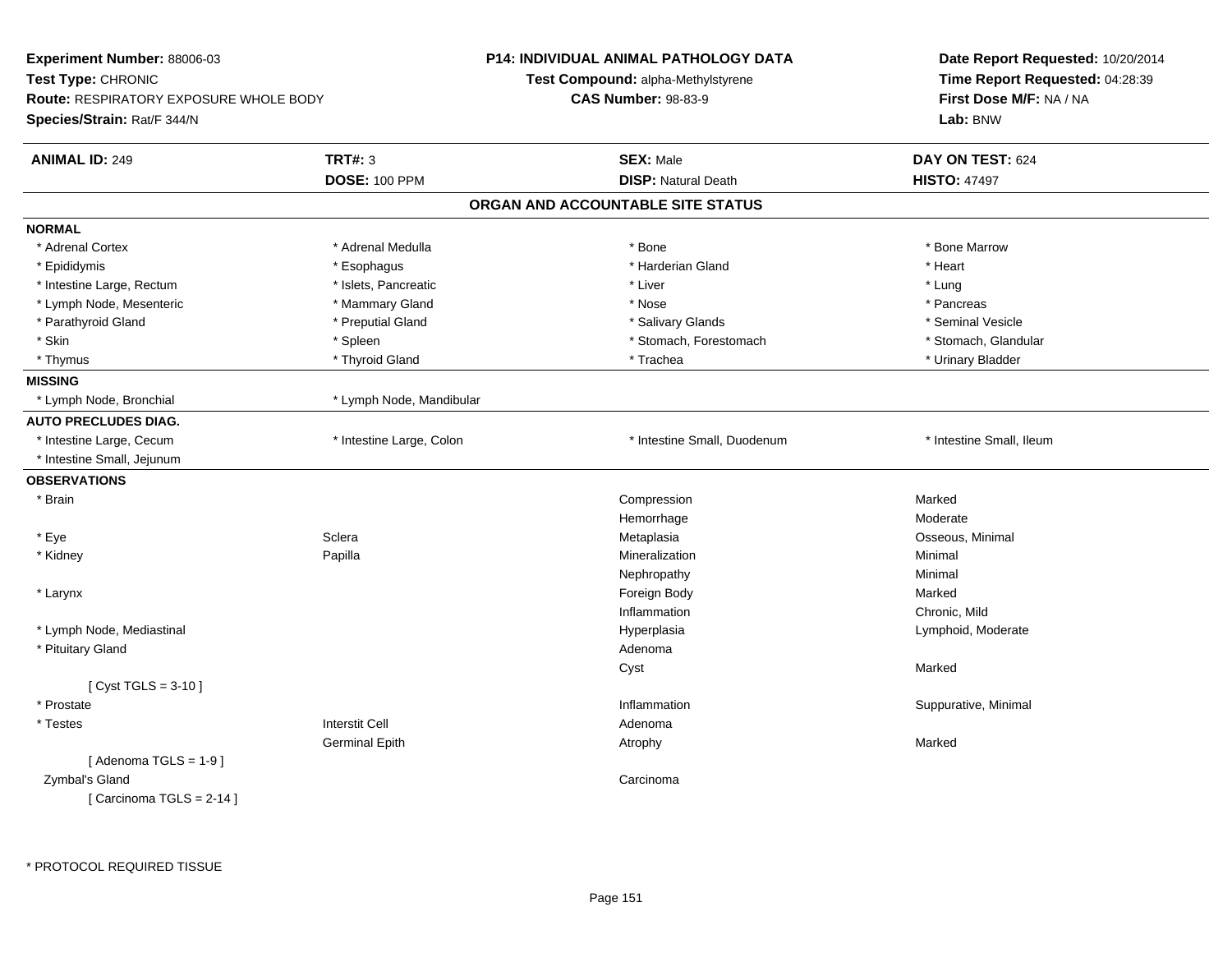**Experiment Number:** 88006-03
**Test Type:** CHRONIC
**Route:** RESPIRATORY EXPOSURE WHOLE BODY
**Species/Strain:** Rat/F 344/N

**P14: INDIVIDUAL ANIMAL PATHOLOGY DATA**
**Test Compound:** alpha-Methylstyrene
**CAS Number:** 98-83-9

**Date Report Requested:** 10/20/2014
**Time Report Requested:** 04:28:39
**First Dose M/F:** NA / NA
**Lab:** BNW

| **ANIMAL ID:** 249 | **TRT#:** 3 | **SEX:** Male | **DAY ON TEST:** 624 |
|---|---|---|---|
| | **DOSE:** 100 PPM | **DISP:** Natural Death | **HISTO:** 47497 |

## ORGAN AND ACCOUNTABLE SITE STATUS

**NORMAL**

| | | | |
|---|---|---|---|
| * Adrenal Cortex | * Adrenal Medulla | * Bone | * Bone Marrow |
| * Epididymis | * Esophagus | * Harderian Gland | * Heart |
| * Intestine Large, Rectum | * Islets, Pancreatic | * Liver | * Lung |
| * Lymph Node, Mesenteric | * Mammary Gland | * Nose | * Pancreas |
| * Parathyroid Gland | * Preputial Gland | * Salivary Glands | * Seminal Vesicle |
| * Skin | * Spleen | * Stomach, Forestomach | * Stomach, Glandular |
| * Thymus | * Thyroid Gland | * Trachea | * Urinary Bladder |

**MISSING**

| | |
|---|---|
| * Lymph Node, Bronchial | * Lymph Node, Mandibular |

**AUTO PRECLUDES DIAG.**

| | | | |
|---|---|---|---|
| * Intestine Large, Cecum | * Intestine Large, Colon | * Intestine Small, Duodenum | * Intestine Small, Ileum |
| * Intestine Small, Jejunum | | | |

**OBSERVATIONS**

| Organ | Site | Observation | Severity |
|---|---|---|---|
| * Brain | | Compression | Marked |
| | | Hemorrhage | Moderate |
| * Eye | Sclera | Metaplasia | Osseous, Minimal |
| * Kidney | Papilla | Mineralization | Minimal |
| | | Nephropathy | Minimal |
| * Larynx | | Foreign Body | Marked |
| | | Inflammation | Chronic, Mild |
| * Lymph Node, Mediastinal | | Hyperplasia | Lymphoid, Moderate |
| * Pituitary Gland | | Adenoma | |
| | | Cyst | Marked |
| [ Cyst TGLS = 3-10 ] | | | |
| * Prostate | | Inflammation | Suppurative, Minimal |
| * Testes | Interstit Cell | Adenoma | |
| | Germinal Epith | Atrophy | Marked |
| [ Adenoma TGLS = 1-9 ] | | | |
| Zymbal's Gland | | Carcinoma | |
| [ Carcinoma TGLS = 2-14 ] | | | |

* PROTOCOL REQUIRED TISSUE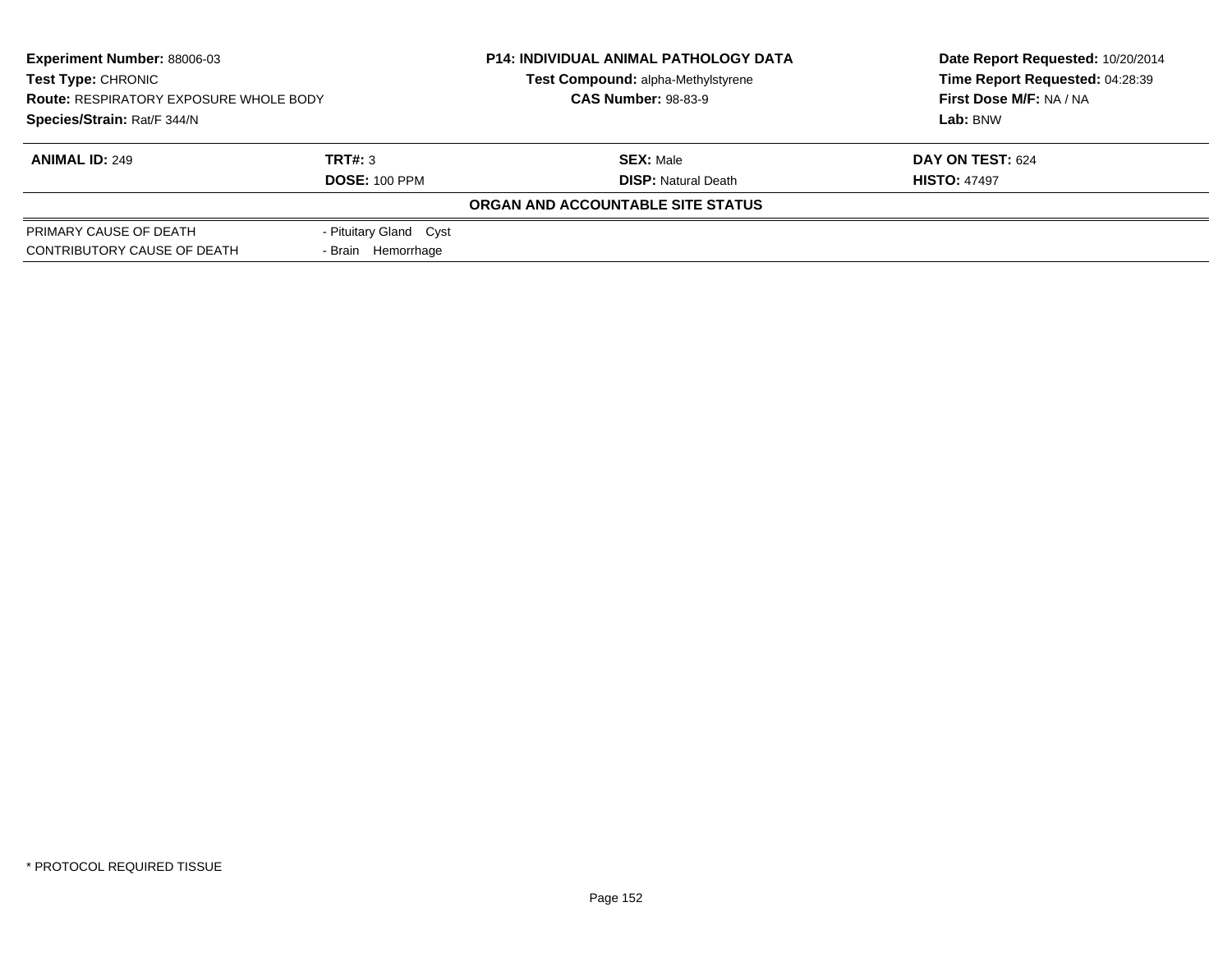**Experiment Number:** 88006-03
**Test Type:** CHRONIC
**Route:** RESPIRATORY EXPOSURE WHOLE BODY
**Species/Strain:** Rat/F 344/N

**P14: INDIVIDUAL ANIMAL PATHOLOGY DATA**
**Test Compound:** alpha-Methylstyrene
**CAS Number:** 98-83-9

**Date Report Requested:** 10/20/2014
**Time Report Requested:** 04:28:39
**First Dose M/F:** NA / NA
**Lab:** BNW

| **ANIMAL ID:** 249 | **TRT#:** 3 | **SEX:** Male | **DAY ON TEST:** 624 |
|---|---|---|---|
| | **DOSE:** 100 PPM | **DISP:** Natural Death | **HISTO:** 47497 |

**ORGAN AND ACCOUNTABLE SITE STATUS**

| | |
|---|---|
| PRIMARY CAUSE OF DEATH | - Pituitary Gland Cyst |
| CONTRIBUTORY CAUSE OF DEATH | - Brain Hemorrhage |

* PROTOCOL REQUIRED TISSUE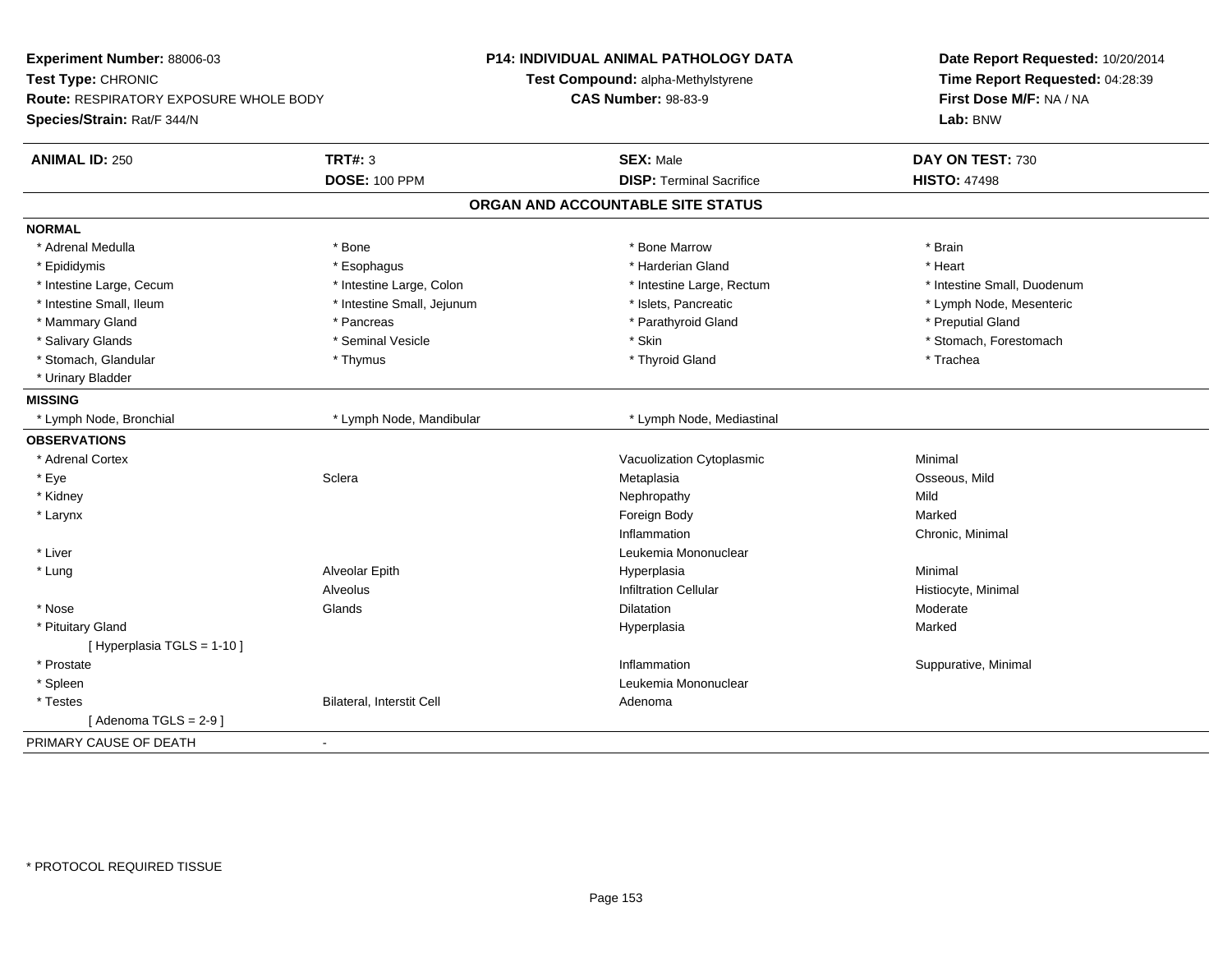**Experiment Number:** 88006-03
**Test Type:** CHRONIC
**Route:** RESPIRATORY EXPOSURE WHOLE BODY
**Species/Strain:** Rat/F 344/N

**P14: INDIVIDUAL ANIMAL PATHOLOGY DATA**
**Test Compound:** alpha-Methylstyrene
**CAS Number:** 98-83-9

**Date Report Requested:** 10/20/2014
**Time Report Requested:** 04:28:39
**First Dose M/F:** NA / NA
**Lab:** BNW

| **ANIMAL ID:** 250 | **TRT#:** 3 | **SEX:** Male | **DAY ON TEST:** 730 |
|---|---|---|---|
| | **DOSE:** 100 PPM | **DISP:** Terminal Sacrifice | **HISTO:** 47498 |

## ORGAN AND ACCOUNTABLE SITE STATUS

| | | | |
|---|---|---|---|
| **NORMAL** | | | |
| * Adrenal Medulla | * Bone | * Bone Marrow | * Brain |
| * Epididymis | * Esophagus | * Harderian Gland | * Heart |
| * Intestine Large, Cecum | * Intestine Large, Colon | * Intestine Large, Rectum | * Intestine Small, Duodenum |
| * Intestine Small, Ileum | * Intestine Small, Jejunum | * Islets, Pancreatic | * Lymph Node, Mesenteric |
| * Mammary Gland | * Pancreas | * Parathyroid Gland | * Preputial Gland |
| * Salivary Glands | * Seminal Vesicle | * Skin | * Stomach, Forestomach |
| * Stomach, Glandular | * Thymus | * Thyroid Gland | * Trachea |
| * Urinary Bladder | | | |
| **MISSING** | | | |
| * Lymph Node, Bronchial | * Lymph Node, Mandibular | * Lymph Node, Mediastinal | |
| **OBSERVATIONS** | | | |
| * Adrenal Cortex | | Vacuolization Cytoplasmic | Minimal |
| * Eye | Sclera | Metaplasia | Osseous, Mild |
| * Kidney | | Nephropathy | Mild |
| * Larynx | | Foreign Body | Marked |
| | | Inflammation | Chronic, Minimal |
| * Liver | | Leukemia Mononuclear | |
| * Lung | Alveolar Epith | Hyperplasia | Minimal |
| | Alveolus | Infiltration Cellular | Histiocyte, Minimal |
| * Nose | Glands | Dilatation | Moderate |
| * Pituitary Gland | | Hyperplasia | Marked |
| [ Hyperplasia TGLS = 1-10 ] | | | |
| * Prostate | | Inflammation | Suppurative, Minimal |
| * Spleen | | Leukemia Mononuclear | |
| * Testes | Bilateral, Interstit Cell | Adenoma | |
| [ Adenoma TGLS = 2-9 ] | | | |
| PRIMARY CAUSE OF DEATH | - | | |

* PROTOCOL REQUIRED TISSUE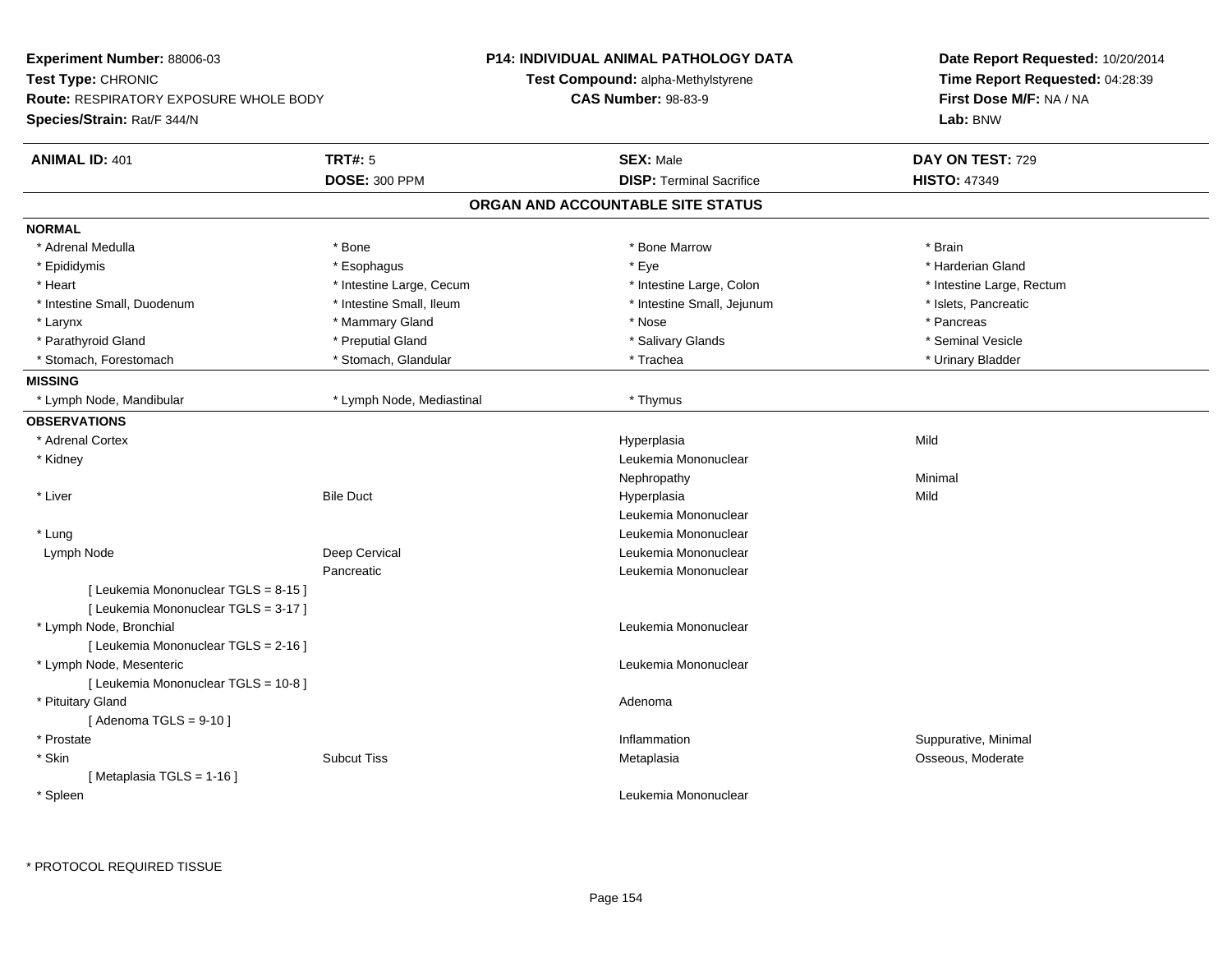**Experiment Number:** 88006-03
**Test Type:** CHRONIC
**Route:** RESPIRATORY EXPOSURE WHOLE BODY
**Species/Strain:** Rat/F 344/N

**P14: INDIVIDUAL ANIMAL PATHOLOGY DATA**
**Test Compound:** alpha-Methylstyrene
**CAS Number:** 98-83-9

**Date Report Requested:** 10/20/2014
**Time Report Requested:** 04:28:39
**First Dose M/F:** NA / NA
**Lab:** BNW

| **ANIMAL ID:** 401 | **TRT#:** 5 | **SEX:** Male | **DAY ON TEST:** 729 |
|---|---|---|---|
| | **DOSE:** 300 PPM | **DISP:** Terminal Sacrifice | **HISTO:** 47349 |

## ORGAN AND ACCOUNTABLE SITE STATUS

**NORMAL**

| | | | |
|---|---|---|---|
| * Adrenal Medulla | * Bone | * Bone Marrow | * Brain |
| * Epididymis | * Esophagus | * Eye | * Harderian Gland |
| * Heart | * Intestine Large, Cecum | * Intestine Large, Colon | * Intestine Large, Rectum |
| * Intestine Small, Duodenum | * Intestine Small, Ileum | * Intestine Small, Jejunum | * Islets, Pancreatic |
| * Larynx | * Mammary Gland | * Nose | * Pancreas |
| * Parathyroid Gland | * Preputial Gland | * Salivary Glands | * Seminal Vesicle |
| * Stomach, Forestomach | * Stomach, Glandular | * Trachea | * Urinary Bladder |

**MISSING**

| | | | |
|---|---|---|---|
| * Lymph Node, Mandibular | * Lymph Node, Mediastinal | * Thymus | |

**OBSERVATIONS**

| | | | |
|---|---|---|---|
| * Adrenal Cortex | | Hyperplasia | Mild |
| * Kidney | | Leukemia Mononuclear | |
| | | Nephropathy | Minimal |
| * Liver | Bile Duct | Hyperplasia | Mild |
| | | Leukemia Mononuclear | |
| * Lung | | Leukemia Mononuclear | |
| Lymph Node | Deep Cervical | Leukemia Mononuclear | |
| | Pancreatic | Leukemia Mononuclear | |
| [ Leukemia Mononuclear TGLS = 8-15 ] | | | |
| [ Leukemia Mononuclear TGLS = 3-17 ] | | | |
| * Lymph Node, Bronchial | | Leukemia Mononuclear | |
| [ Leukemia Mononuclear TGLS = 2-16 ] | | | |
| * Lymph Node, Mesenteric | | Leukemia Mononuclear | |
| [ Leukemia Mononuclear TGLS = 10-8 ] | | | |
| * Pituitary Gland | | Adenoma | |
| [ Adenoma TGLS = 9-10 ] | | | |
| * Prostate | | Inflammation | Suppurative, Minimal |
| * Skin | Subcut Tiss | Metaplasia | Osseous, Moderate |
| [ Metaplasia TGLS = 1-16 ] | | | |
| * Spleen | | Leukemia Mononuclear | |

\* PROTOCOL REQUIRED TISSUE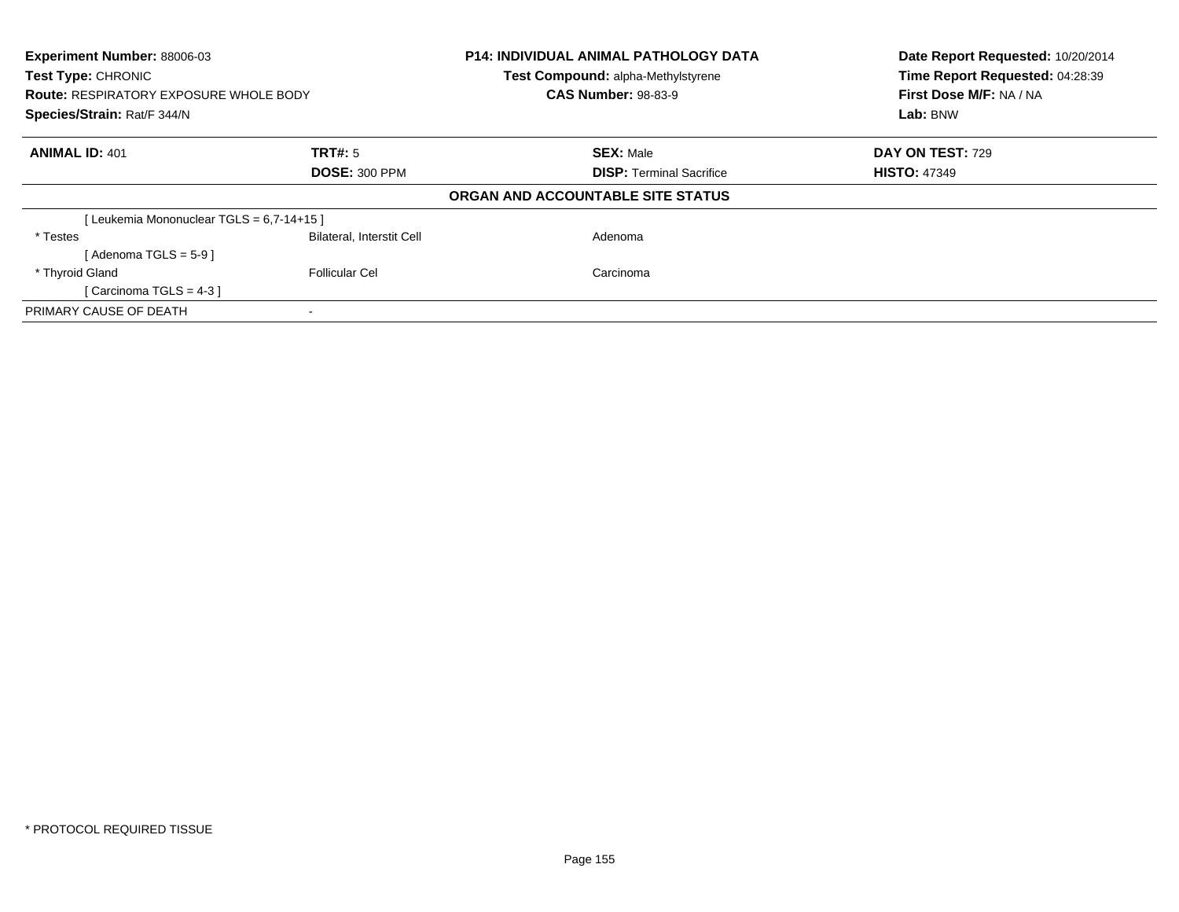**Experiment Number:** 88006-03
**Test Type:** CHRONIC
**Route:** RESPIRATORY EXPOSURE WHOLE BODY
**Species/Strain:** Rat/F 344/N

**P14: INDIVIDUAL ANIMAL PATHOLOGY DATA**
**Test Compound:** alpha-Methylstyrene
**CAS Number:** 98-83-9

**Date Report Requested:** 10/20/2014
**Time Report Requested:** 04:28:39
**First Dose M/F:** NA / NA
**Lab:** BNW

| **ANIMAL ID:** 401 | **TRT#:** 5 | **SEX:** Male | **DAY ON TEST:** 729 |
|---|---|---|---|
| | **DOSE:** 300 PPM | **DISP:** Terminal Sacrifice | **HISTO:** 47349 |

**ORGAN AND ACCOUNTABLE SITE STATUS**

| | | | |
|---|---|---|---|
| [ Leukemia Mononuclear TGLS = 6,7-14+15 ] | | | |
| * Testes | Bilateral, Interstit Cell | Adenoma | |
| [ Adenoma TGLS = 5-9 ] | | | |
| * Thyroid Gland | Follicular Cel | Carcinoma | |
| [ Carcinoma TGLS = 4-3 ] | | | |
| PRIMARY CAUSE OF DEATH | - | | |

* PROTOCOL REQUIRED TISSUE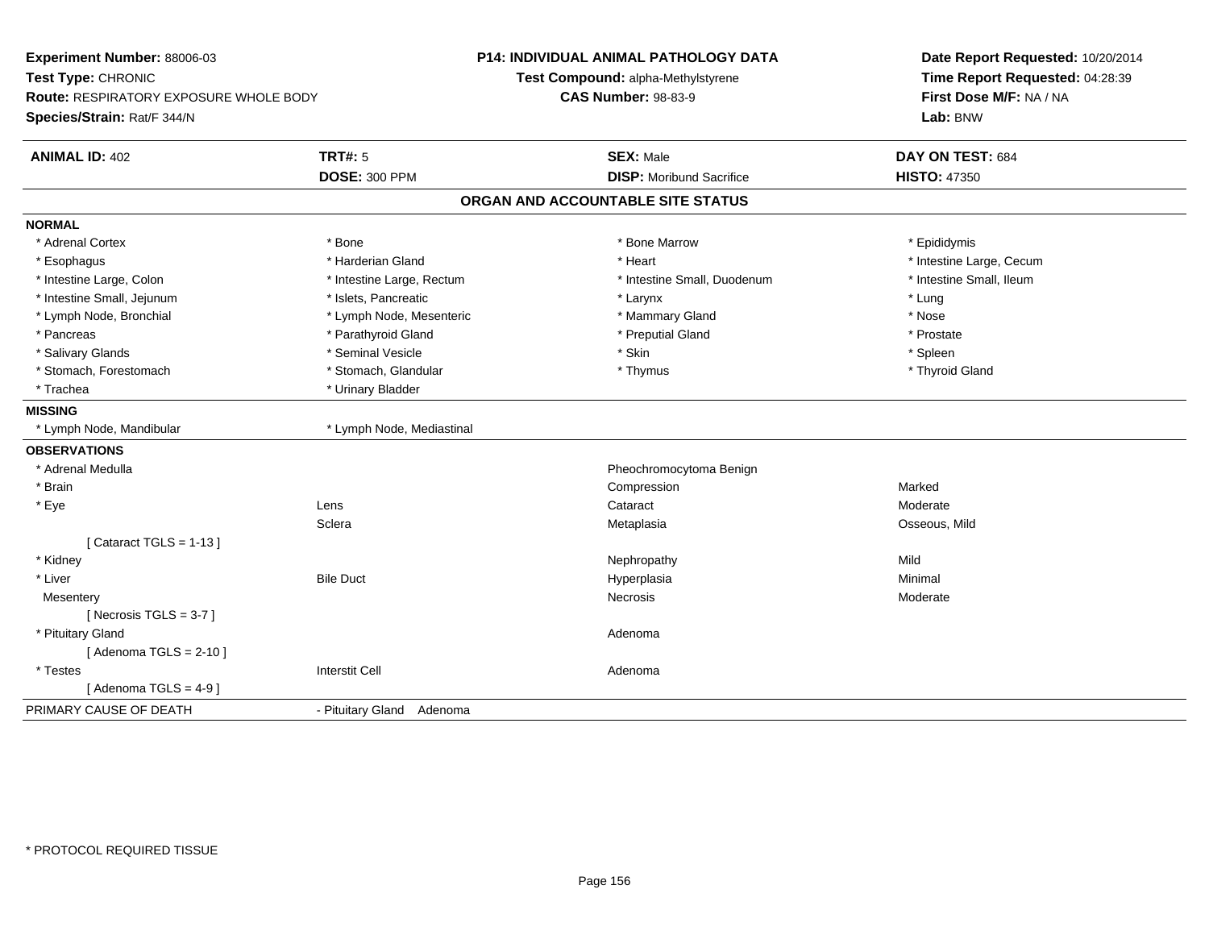**Experiment Number:** 88006-03
**Test Type:** CHRONIC
**Route:** RESPIRATORY EXPOSURE WHOLE BODY
**Species/Strain:** Rat/F 344/N

**P14: INDIVIDUAL ANIMAL PATHOLOGY DATA**
**Test Compound:** alpha-Methylstyrene
**CAS Number:** 98-83-9

**Date Report Requested:** 10/20/2014
**Time Report Requested:** 04:28:39
**First Dose M/F:** NA / NA
**Lab:** BNW

| **ANIMAL ID:** 402 | **TRT#:** 5 | **SEX:** Male | **DAY ON TEST:** 684 |
|---|---|---|---|
| | **DOSE:** 300 PPM | **DISP:** Moribund Sacrifice | **HISTO:** 47350 |

## ORGAN AND ACCOUNTABLE SITE STATUS

**NORMAL**

| | | | |
|---|---|---|---|
| * Adrenal Cortex | * Bone | * Bone Marrow | * Epididymis |
| * Esophagus | * Harderian Gland | * Heart | * Intestine Large, Cecum |
| * Intestine Large, Colon | * Intestine Large, Rectum | * Intestine Small, Duodenum | * Intestine Small, Ileum |
| * Intestine Small, Jejunum | * Islets, Pancreatic | * Larynx | * Lung |
| * Lymph Node, Bronchial | * Lymph Node, Mesenteric | * Mammary Gland | * Nose |
| * Pancreas | * Parathyroid Gland | * Preputial Gland | * Prostate |
| * Salivary Glands | * Seminal Vesicle | * Skin | * Spleen |
| * Stomach, Forestomach | * Stomach, Glandular | * Thymus | * Thyroid Gland |
| * Trachea | * Urinary Bladder | | |

**MISSING**

| | |
|---|---|
| * Lymph Node, Mandibular | * Lymph Node, Mediastinal |

**OBSERVATIONS**

| | | | |
|---|---|---|---|
| * Adrenal Medulla | | Pheochromocytoma Benign | |
| * Brain | | Compression | Marked |
| * Eye | Lens | Cataract | Moderate |
| | Sclera | Metaplasia | Osseous, Mild |
| [ Cataract TGLS = 1-13 ] | | | |
| * Kidney | | Nephropathy | Mild |
| * Liver | Bile Duct | Hyperplasia | Minimal |
| Mesentery | | Necrosis | Moderate |
| [ Necrosis TGLS = 3-7 ] | | | |
| * Pituitary Gland | | Adenoma | |
| [ Adenoma TGLS = 2-10 ] | | | |
| * Testes | Interstit Cell | Adenoma | |
| [ Adenoma TGLS = 4-9 ] | | | |

PRIMARY CAUSE OF DEATH - Pituitary Gland Adenoma

* PROTOCOL REQUIRED TISSUE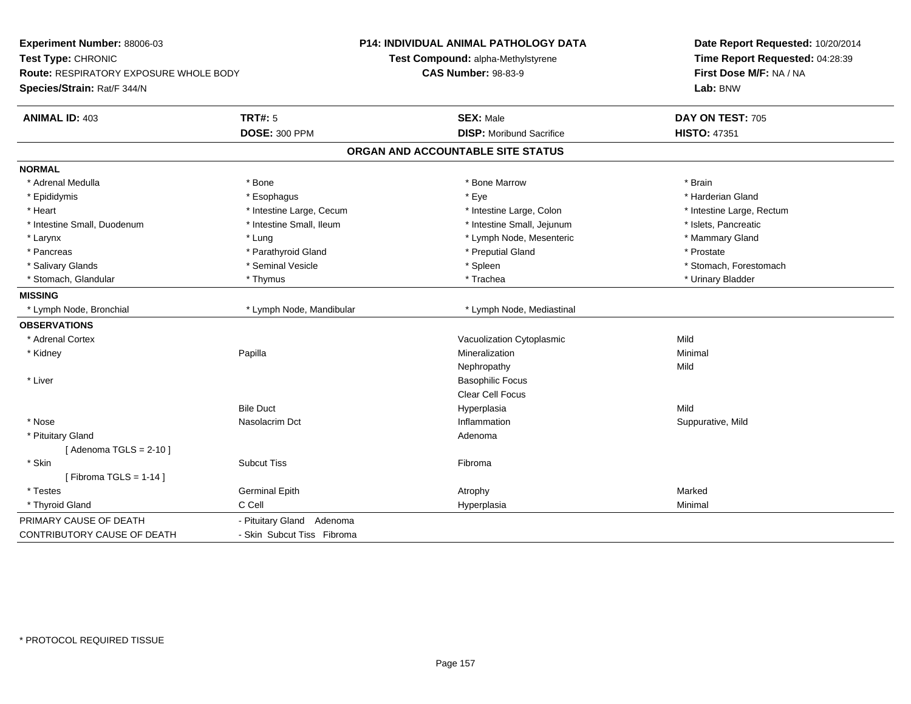**Experiment Number:** 88006-03
**Test Type:** CHRONIC
**Route:** RESPIRATORY EXPOSURE WHOLE BODY
**Species/Strain:** Rat/F 344/N

**P14: INDIVIDUAL ANIMAL PATHOLOGY DATA**
**Test Compound:** alpha-Methylstyrene
**CAS Number:** 98-83-9

**Date Report Requested:** 10/20/2014
**Time Report Requested:** 04:28:39
**First Dose M/F:** NA / NA
**Lab:** BNW

| **ANIMAL ID:** 403 | **TRT#:** 5 | **SEX:** Male | **DAY ON TEST:** 705 |
|---|---|---|---|
| | **DOSE:** 300 PPM | **DISP:** Moribund Sacrifice | **HISTO:** 47351 |

## ORGAN AND ACCOUNTABLE SITE STATUS

**NORMAL**

| | | | |
|---|---|---|---|
| * Adrenal Medulla | * Bone | * Bone Marrow | * Brain |
| * Epididymis | * Esophagus | * Eye | * Harderian Gland |
| * Heart | * Intestine Large, Cecum | * Intestine Large, Colon | * Intestine Large, Rectum |
| * Intestine Small, Duodenum | * Intestine Small, Ileum | * Intestine Small, Jejunum | * Islets, Pancreatic |
| * Larynx | * Lung | * Lymph Node, Mesenteric | * Mammary Gland |
| * Pancreas | * Parathyroid Gland | * Preputial Gland | * Prostate |
| * Salivary Glands | * Seminal Vesicle | * Spleen | * Stomach, Forestomach |
| * Stomach, Glandular | * Thymus | * Trachea | * Urinary Bladder |

**MISSING**

| | | |
|---|---|---|
| * Lymph Node, Bronchial | * Lymph Node, Mandibular | * Lymph Node, Mediastinal |

**OBSERVATIONS**

| | | | |
|---|---|---|---|
| * Adrenal Cortex | | Vacuolization Cytoplasmic | Mild |
| * Kidney | Papilla | Mineralization | Minimal |
| | | Nephropathy | Mild |
| * Liver | | Basophilic Focus | |
| | | Clear Cell Focus | |
| | Bile Duct | Hyperplasia | Mild |
| * Nose | Nasolacrim Dct | Inflammation | Suppurative, Mild |
| * Pituitary Gland | | Adenoma | |
| [ Adenoma TGLS = 2-10 ] | | | |
| * Skin | Subcut Tiss | Fibroma | |
| [ Fibroma TGLS = 1-14 ] | | | |
| * Testes | Germinal Epith | Atrophy | Marked |
| * Thyroid Gland | C Cell | Hyperplasia | Minimal |

| | |
|---|---|
| PRIMARY CAUSE OF DEATH | - Pituitary Gland Adenoma |
| CONTRIBUTORY CAUSE OF DEATH | - Skin Subcut Tiss Fibroma |

* PROTOCOL REQUIRED TISSUE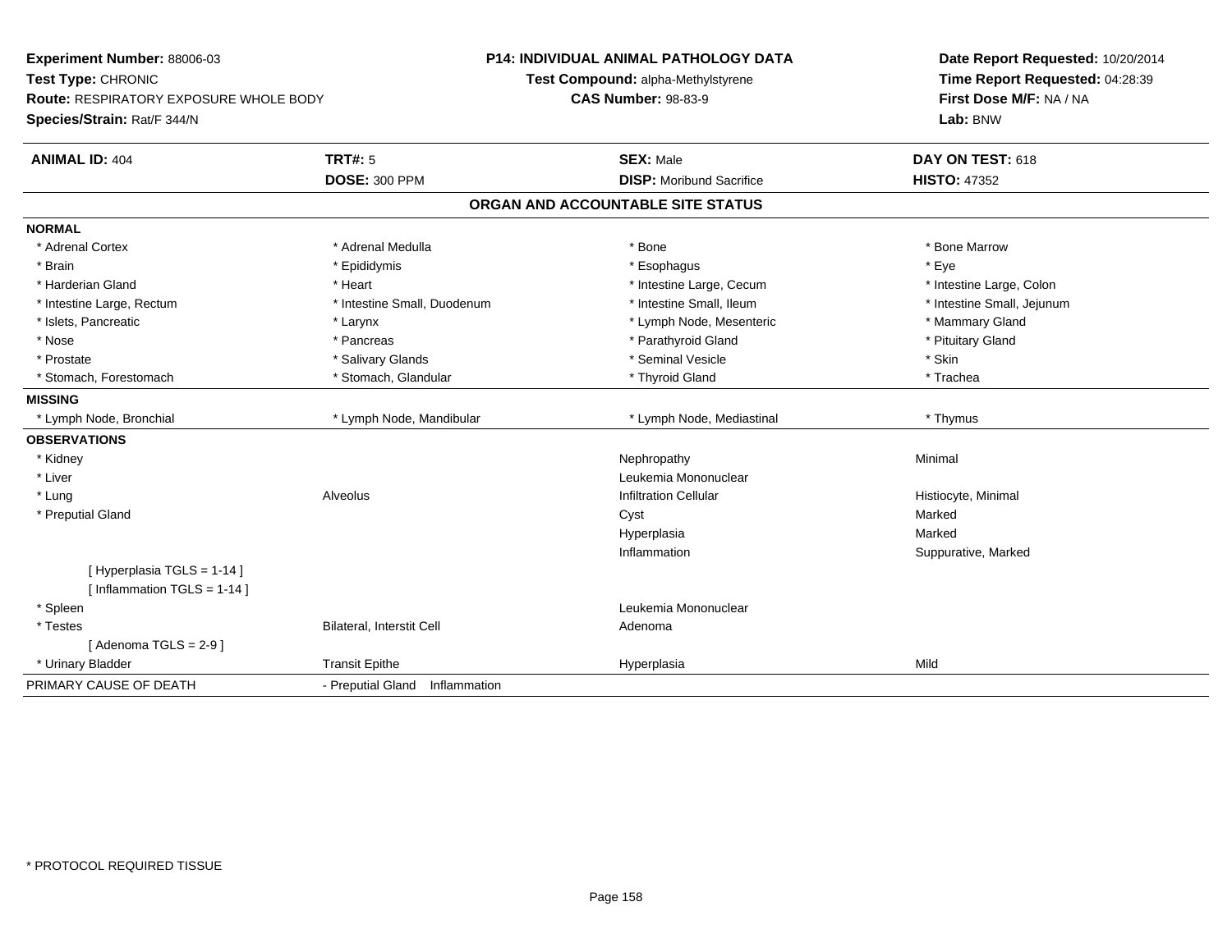**Experiment Number:** 88006-03
**Test Type:** CHRONIC
**Route:** RESPIRATORY EXPOSURE WHOLE BODY
**Species/Strain:** Rat/F 344/N

**P14: INDIVIDUAL ANIMAL PATHOLOGY DATA**
**Test Compound:** alpha-Methylstyrene
**CAS Number:** 98-83-9

**Date Report Requested:** 10/20/2014
**Time Report Requested:** 04:28:39
**First Dose M/F:** NA / NA
**Lab:** BNW

| **ANIMAL ID:** 404 | **TRT#:** 5 | **SEX:** Male | **DAY ON TEST:** 618 |
|---|---|---|---|
| | **DOSE:** 300 PPM | **DISP:** Moribund Sacrifice | **HISTO:** 47352 |

## ORGAN AND ACCOUNTABLE SITE STATUS

**NORMAL**

| | | | |
|---|---|---|---|
| * Adrenal Cortex | * Adrenal Medulla | * Bone | * Bone Marrow |
| * Brain | * Epididymis | * Esophagus | * Eye |
| * Harderian Gland | * Heart | * Intestine Large, Cecum | * Intestine Large, Colon |
| * Intestine Large, Rectum | * Intestine Small, Duodenum | * Intestine Small, Ileum | * Intestine Small, Jejunum |
| * Islets, Pancreatic | * Larynx | * Lymph Node, Mesenteric | * Mammary Gland |
| * Nose | * Pancreas | * Parathyroid Gland | * Pituitary Gland |
| * Prostate | * Salivary Glands | * Seminal Vesicle | * Skin |
| * Stomach, Forestomach | * Stomach, Glandular | * Thyroid Gland | * Trachea |

**MISSING**

| | | | |
|---|---|---|---|
| * Lymph Node, Bronchial | * Lymph Node, Mandibular | * Lymph Node, Mediastinal | * Thymus |

**OBSERVATIONS**

| | | | |
|---|---|---|---|
| * Kidney | | Nephropathy | Minimal |
| * Liver | | Leukemia Mononuclear | |
| * Lung | Alveolus | Infiltration Cellular | Histiocyte, Minimal |
| * Preputial Gland | | Cyst | Marked |
| | | Hyperplasia | Marked |
| | | Inflammation | Suppurative, Marked |
| [ Hyperplasia TGLS = 1-14 ] | | | |
| [ Inflammation TGLS = 1-14 ] | | | |
| * Spleen | | Leukemia Mononuclear | |
| * Testes | Bilateral, Interstit Cell | Adenoma | |
| [ Adenoma TGLS = 2-9 ] | | | |
| * Urinary Bladder | Transit Epithe | Hyperplasia | Mild |

| | |
|---|---|
| PRIMARY CAUSE OF DEATH | - Preputial Gland Inflammation |

* PROTOCOL REQUIRED TISSUE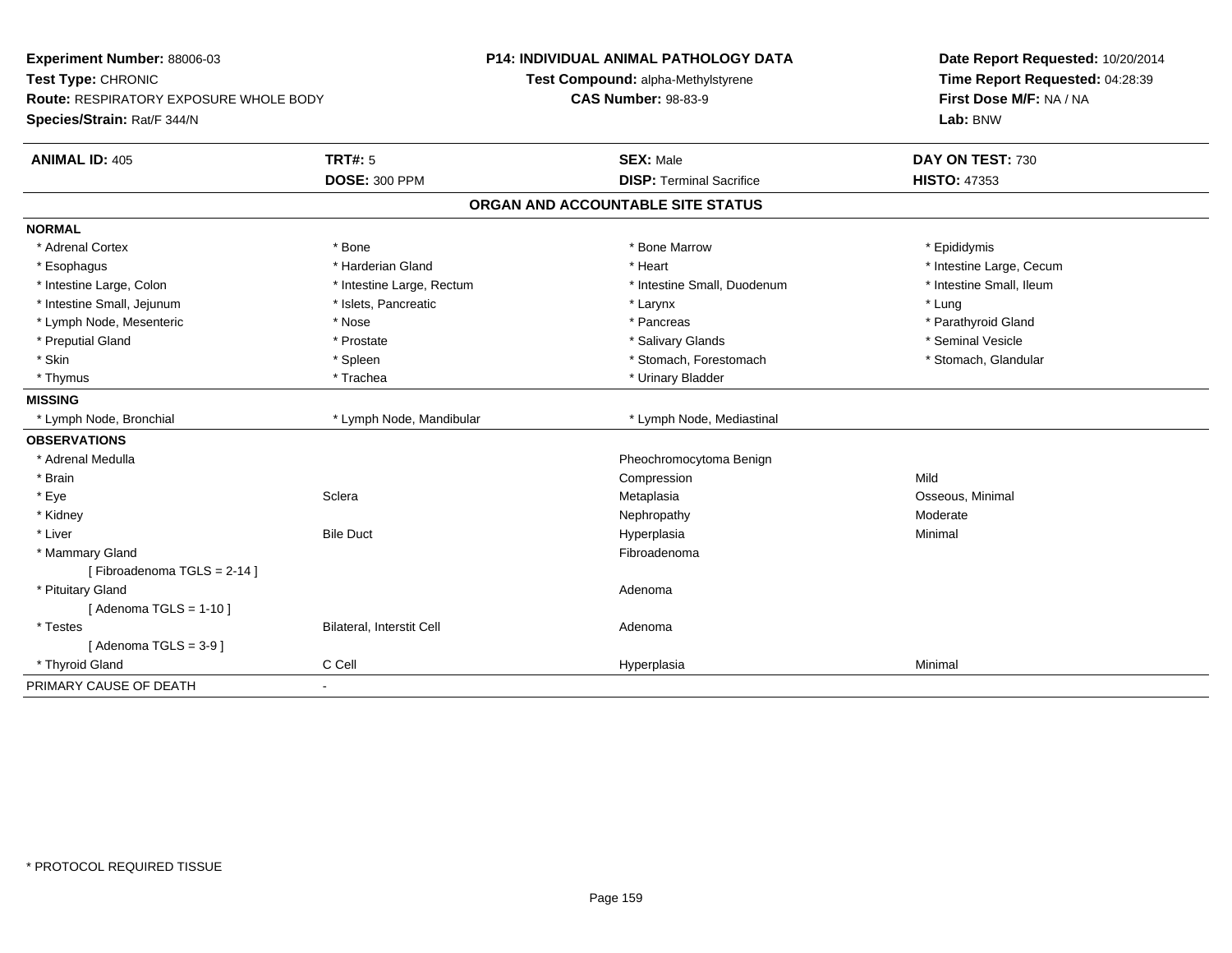**Experiment Number:** 88006-03
**Test Type:** CHRONIC
**Route:** RESPIRATORY EXPOSURE WHOLE BODY
**Species/Strain:** Rat/F 344/N

**P14: INDIVIDUAL ANIMAL PATHOLOGY DATA**
**Test Compound:** alpha-Methylstyrene
**CAS Number:** 98-83-9

**Date Report Requested:** 10/20/2014
**Time Report Requested:** 04:28:39
**First Dose M/F:** NA / NA
**Lab:** BNW

| **ANIMAL ID:** 405 | **TRT#:** 5 | **SEX:** Male | **DAY ON TEST:** 730 |
|---|---|---|---|
| | **DOSE:** 300 PPM | **DISP:** Terminal Sacrifice | **HISTO:** 47353 |

## ORGAN AND ACCOUNTABLE SITE STATUS

| | | | |
|---|---|---|---|
| **NORMAL** | | | |
| * Adrenal Cortex | * Bone | * Bone Marrow | * Epididymis |
| * Esophagus | * Harderian Gland | * Heart | * Intestine Large, Cecum |
| * Intestine Large, Colon | * Intestine Large, Rectum | * Intestine Small, Duodenum | * Intestine Small, Ileum |
| * Intestine Small, Jejunum | * Islets, Pancreatic | * Larynx | * Lung |
| * Lymph Node, Mesenteric | * Nose | * Pancreas | * Parathyroid Gland |
| * Preputial Gland | * Prostate | * Salivary Glands | * Seminal Vesicle |
| * Skin | * Spleen | * Stomach, Forestomach | * Stomach, Glandular |
| * Thymus | * Trachea | * Urinary Bladder | |
| **MISSING** | | | |
| * Lymph Node, Bronchial | * Lymph Node, Mandibular | * Lymph Node, Mediastinal | |
| **OBSERVATIONS** | | | |
| * Adrenal Medulla | | Pheochromocytoma Benign | |
| * Brain | | Compression | Mild |
| * Eye | Sclera | Metaplasia | Osseous, Minimal |
| * Kidney | | Nephropathy | Moderate |
| * Liver | Bile Duct | Hyperplasia | Minimal |
| * Mammary Gland | | Fibroadenoma | |
| [ Fibroadenoma TGLS = 2-14 ] | | | |
| * Pituitary Gland | | Adenoma | |
| [ Adenoma TGLS = 1-10 ] | | | |
| * Testes | Bilateral, Interstit Cell | Adenoma | |
| [ Adenoma TGLS = 3-9 ] | | | |
| * Thyroid Gland | C Cell | Hyperplasia | Minimal |
| PRIMARY CAUSE OF DEATH | - | | |

* PROTOCOL REQUIRED TISSUE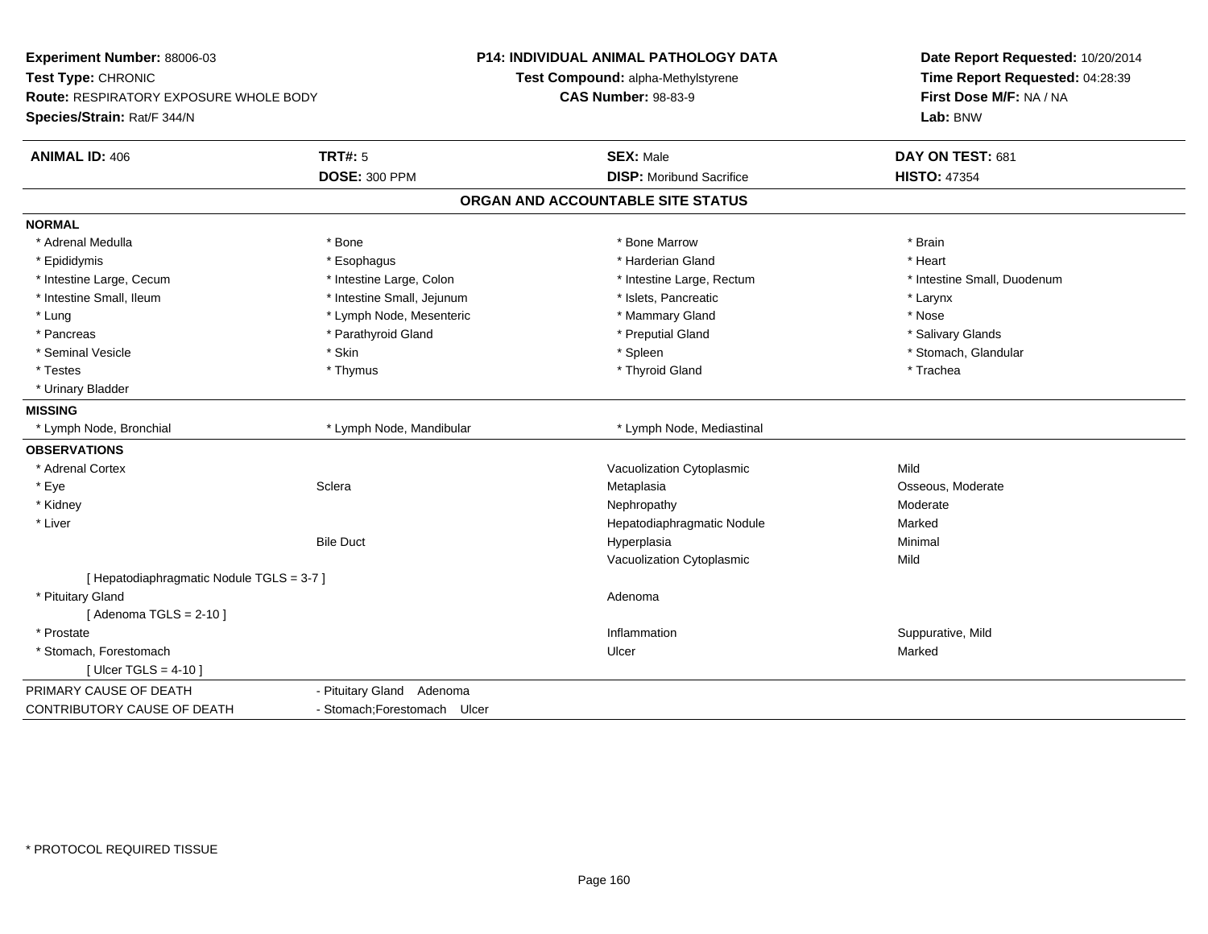**Experiment Number:** 88006-03
**Test Type:** CHRONIC
**Route:** RESPIRATORY EXPOSURE WHOLE BODY
**Species/Strain:** Rat/F 344/N

**P14: INDIVIDUAL ANIMAL PATHOLOGY DATA**
**Test Compound:** alpha-Methylstyrene
**CAS Number:** 98-83-9

**Date Report Requested:** 10/20/2014
**Time Report Requested:** 04:28:39
**First Dose M/F:** NA / NA
**Lab:** BNW

| **ANIMAL ID:** 406 | **TRT#:** 5 | **SEX:** Male | **DAY ON TEST:** 681 |
|---|---|---|---|
| | **DOSE:** 300 PPM | **DISP:** Moribund Sacrifice | **HISTO:** 47354 |

## ORGAN AND ACCOUNTABLE SITE STATUS

**NORMAL**

| | | | |
|---|---|---|---|
| * Adrenal Medulla | * Bone | * Bone Marrow | * Brain |
| * Epididymis | * Esophagus | * Harderian Gland | * Heart |
| * Intestine Large, Cecum | * Intestine Large, Colon | * Intestine Large, Rectum | * Intestine Small, Duodenum |
| * Intestine Small, Ileum | * Intestine Small, Jejunum | * Islets, Pancreatic | * Larynx |
| * Lung | * Lymph Node, Mesenteric | * Mammary Gland | * Nose |
| * Pancreas | * Parathyroid Gland | * Preputial Gland | * Salivary Glands |
| * Seminal Vesicle | * Skin | * Spleen | * Stomach, Glandular |
| * Testes | * Thymus | * Thyroid Gland | * Trachea |
| * Urinary Bladder | | | |

**MISSING**

| | | |
|---|---|---|
| * Lymph Node, Bronchial | * Lymph Node, Mandibular | * Lymph Node, Mediastinal |

**OBSERVATIONS**

| | | | |
|---|---|---|---|
| * Adrenal Cortex | | Vacuolization Cytoplasmic | Mild |
| * Eye | Sclera | Metaplasia | Osseous, Moderate |
| * Kidney | | Nephropathy | Moderate |
| * Liver | | Hepatodiaphragmatic Nodule | Marked |
| | Bile Duct | Hyperplasia | Minimal |
| | | Vacuolization Cytoplasmic | Mild |
| [ Hepatodiaphragmatic Nodule TGLS = 3-7 ] | | | |
| * Pituitary Gland | | Adenoma | |
| [ Adenoma TGLS = 2-10 ] | | | |
| * Prostate | | Inflammation | Suppurative, Mild |
| * Stomach, Forestomach | | Ulcer | Marked |
| [ Ulcer TGLS = 4-10 ] | | | |

| | |
|---|---|
| PRIMARY CAUSE OF DEATH | - Pituitary Gland Adenoma |
| CONTRIBUTORY CAUSE OF DEATH | - Stomach;Forestomach Ulcer |

* PROTOCOL REQUIRED TISSUE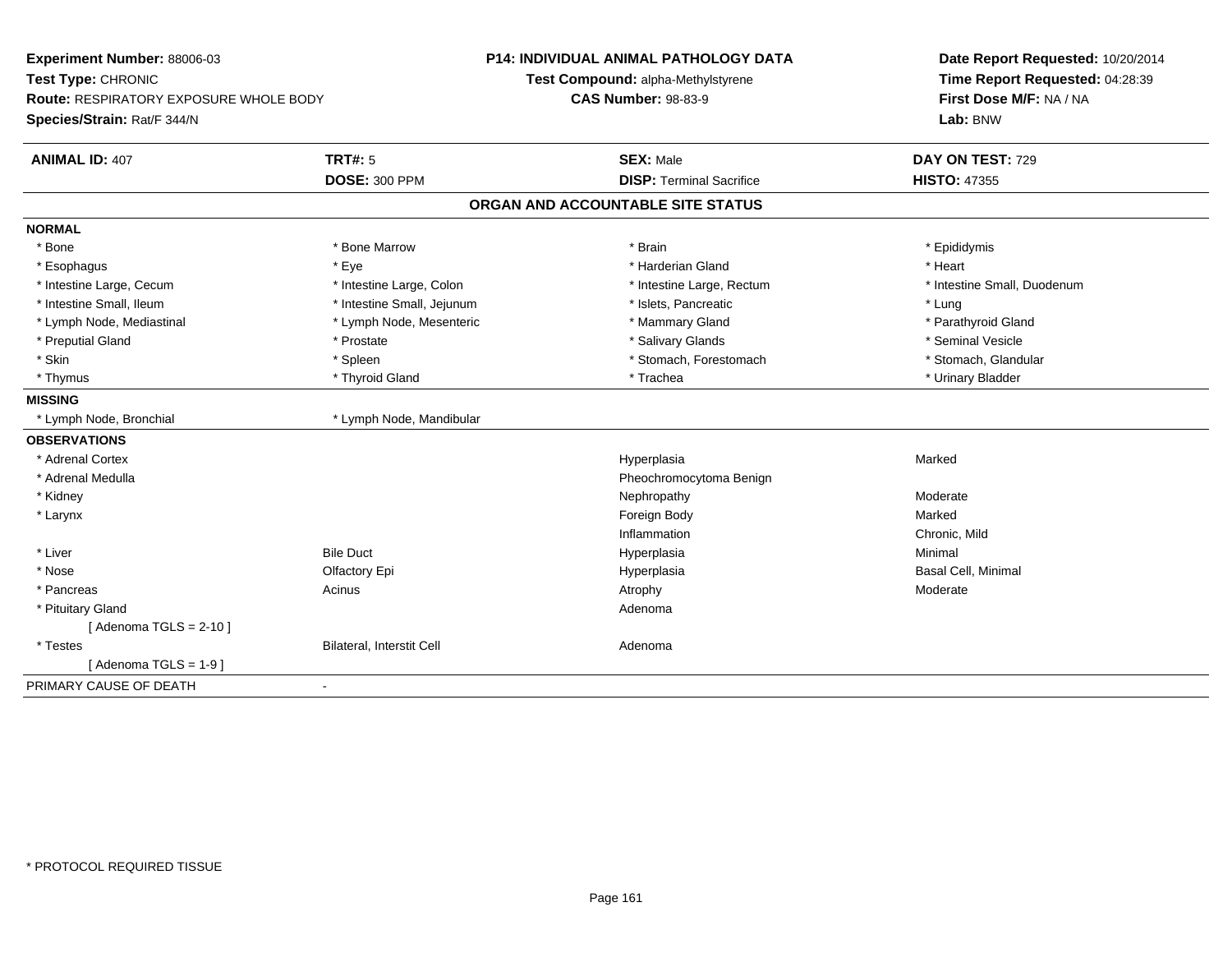**Experiment Number:** 88006-03
**Test Type:** CHRONIC
**Route:** RESPIRATORY EXPOSURE WHOLE BODY
**Species/Strain:** Rat/F 344/N

**P14: INDIVIDUAL ANIMAL PATHOLOGY DATA**
**Test Compound:** alpha-Methylstyrene
**CAS Number:** 98-83-9

**Date Report Requested:** 10/20/2014
**Time Report Requested:** 04:28:39
**First Dose M/F:** NA / NA
**Lab:** BNW

| **ANIMAL ID:** 407 | **TRT#:** 5 | **SEX:** Male | **DAY ON TEST:** 729 |
|---|---|---|---|
| | **DOSE:** 300 PPM | **DISP:** Terminal Sacrifice | **HISTO:** 47355 |

## ORGAN AND ACCOUNTABLE SITE STATUS

| | | | |
|---|---|---|---|
| **NORMAL** | | | |
| * Bone | * Bone Marrow | * Brain | * Epididymis |
| * Esophagus | * Eye | * Harderian Gland | * Heart |
| * Intestine Large, Cecum | * Intestine Large, Colon | * Intestine Large, Rectum | * Intestine Small, Duodenum |
| * Intestine Small, Ileum | * Intestine Small, Jejunum | * Islets, Pancreatic | * Lung |
| * Lymph Node, Mediastinal | * Lymph Node, Mesenteric | * Mammary Gland | * Parathyroid Gland |
| * Preputial Gland | * Prostate | * Salivary Glands | * Seminal Vesicle |
| * Skin | * Spleen | * Stomach, Forestomach | * Stomach, Glandular |
| * Thymus | * Thyroid Gland | * Trachea | * Urinary Bladder |
| **MISSING** | | | |
| * Lymph Node, Bronchial | * Lymph Node, Mandibular | | |
| **OBSERVATIONS** | | | |
| * Adrenal Cortex | | Hyperplasia | Marked |
| * Adrenal Medulla | | Pheochromocytoma Benign | |
| * Kidney | | Nephropathy | Moderate |
| * Larynx | | Foreign Body | Marked |
| | | Inflammation | Chronic, Mild |
| * Liver | Bile Duct | Hyperplasia | Minimal |
| * Nose | Olfactory Epi | Hyperplasia | Basal Cell, Minimal |
| * Pancreas | Acinus | Atrophy | Moderate |
| * Pituitary Gland | | Adenoma | |
| [ Adenoma TGLS = 2-10 ] | | | |
| * Testes | Bilateral, Interstit Cell | Adenoma | |
| [ Adenoma TGLS = 1-9 ] | | | |
| PRIMARY CAUSE OF DEATH | - | | |

* PROTOCOL REQUIRED TISSUE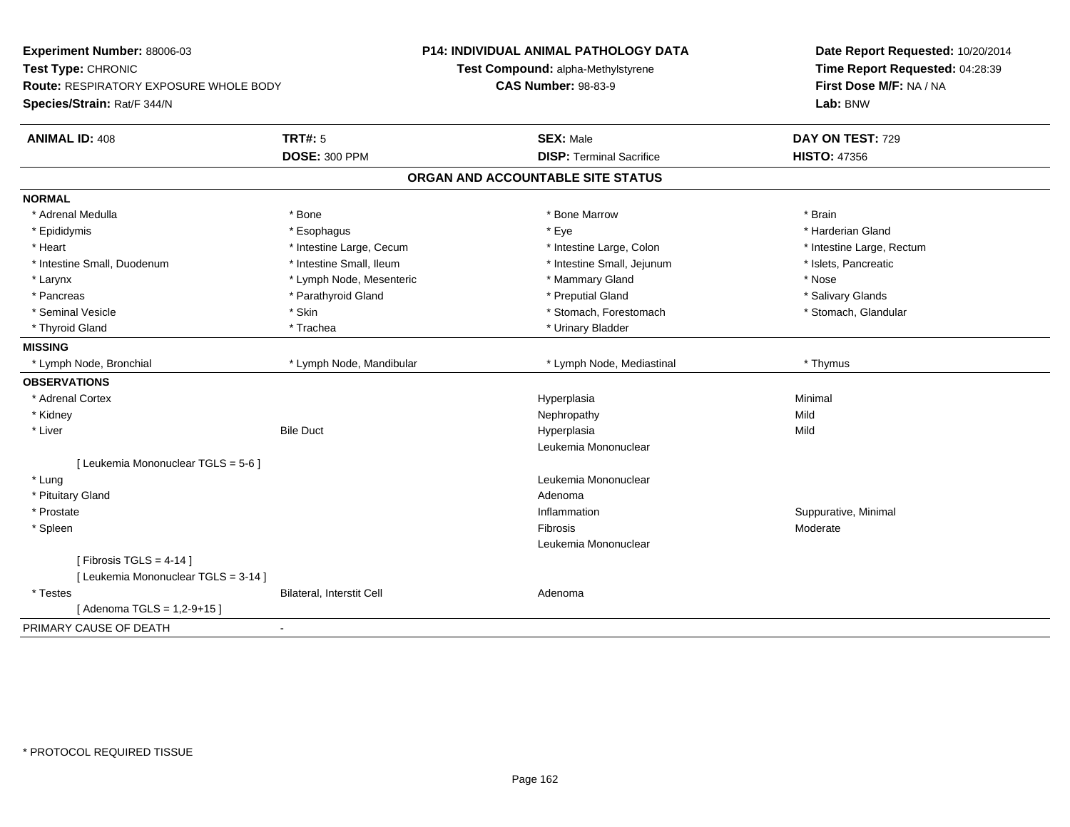**Experiment Number:** 88006-03
**Test Type:** CHRONIC
**Route:** RESPIRATORY EXPOSURE WHOLE BODY
**Species/Strain:** Rat/F 344/N

**P14: INDIVIDUAL ANIMAL PATHOLOGY DATA**
**Test Compound:** alpha-Methylstyrene
**CAS Number:** 98-83-9

**Date Report Requested:** 10/20/2014
**Time Report Requested:** 04:28:39
**First Dose M/F:** NA / NA
**Lab:** BNW

| **ANIMAL ID:** 408 | **TRT#:** 5 | **SEX:** Male | **DAY ON TEST:** 729 |
|---|---|---|---|
| | **DOSE:** 300 PPM | **DISP:** Terminal Sacrifice | **HISTO:** 47356 |

## ORGAN AND ACCOUNTABLE SITE STATUS

**NORMAL**

| | | | |
|---|---|---|---|
| * Adrenal Medulla | * Bone | * Bone Marrow | * Brain |
| * Epididymis | * Esophagus | * Eye | * Harderian Gland |
| * Heart | * Intestine Large, Cecum | * Intestine Large, Colon | * Intestine Large, Rectum |
| * Intestine Small, Duodenum | * Intestine Small, Ileum | * Intestine Small, Jejunum | * Islets, Pancreatic |
| * Larynx | * Lymph Node, Mesenteric | * Mammary Gland | * Nose |
| * Pancreas | * Parathyroid Gland | * Preputial Gland | * Salivary Glands |
| * Seminal Vesicle | * Skin | * Stomach, Forestomach | * Stomach, Glandular |
| * Thyroid Gland | * Trachea | * Urinary Bladder | |

**MISSING**

| | | | |
|---|---|---|---|
| * Lymph Node, Bronchial | * Lymph Node, Mandibular | * Lymph Node, Mediastinal | * Thymus |

**OBSERVATIONS**

| | | | |
|---|---|---|---|
| * Adrenal Cortex | | Hyperplasia | Minimal |
| * Kidney | | Nephropathy | Mild |
| * Liver | Bile Duct | Hyperplasia | Mild |
| | | Leukemia Mononuclear | |
| [ Leukemia Mononuclear TGLS = 5-6 ] | | | |
| * Lung | | Leukemia Mononuclear | |
| * Pituitary Gland | | Adenoma | |
| * Prostate | | Inflammation | Suppurative, Minimal |
| * Spleen | | Fibrosis | Moderate |
| | | Leukemia Mononuclear | |
| [ Fibrosis TGLS = 4-14 ] | | | |
| [ Leukemia Mononuclear TGLS = 3-14 ] | | | |
| * Testes | Bilateral, Interstit Cell | Adenoma | |
| [ Adenoma TGLS = 1,2-9+15 ] | | | |

PRIMARY CAUSE OF DEATH -

* PROTOCOL REQUIRED TISSUE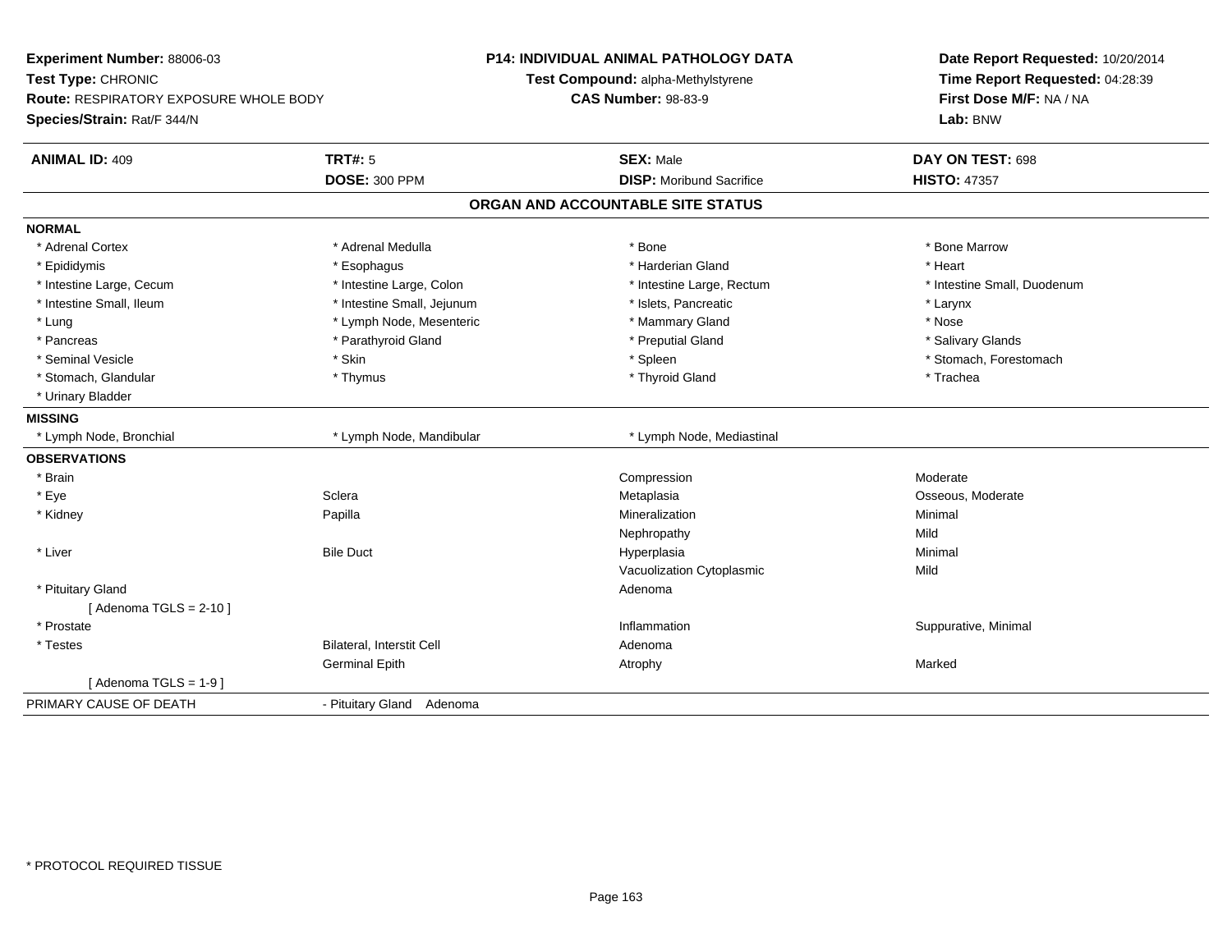**Experiment Number:** 88006-03
**Test Type:** CHRONIC
**Route:** RESPIRATORY EXPOSURE WHOLE BODY
**Species/Strain:** Rat/F 344/N

**P14: INDIVIDUAL ANIMAL PATHOLOGY DATA**
**Test Compound:** alpha-Methylstyrene
**CAS Number:** 98-83-9

**Date Report Requested:** 10/20/2014
**Time Report Requested:** 04:28:39
**First Dose M/F:** NA / NA
**Lab:** BNW

| **ANIMAL ID:** 409 | **TRT#:** 5 | **SEX:** Male | **DAY ON TEST:** 698 |
|---|---|---|---|
| | **DOSE:** 300 PPM | **DISP:** Moribund Sacrifice | **HISTO:** 47357 |

## ORGAN AND ACCOUNTABLE SITE STATUS

**NORMAL**

| | | | |
|---|---|---|---|
| * Adrenal Cortex | * Adrenal Medulla | * Bone | * Bone Marrow |
| * Epididymis | * Esophagus | * Harderian Gland | * Heart |
| * Intestine Large, Cecum | * Intestine Large, Colon | * Intestine Large, Rectum | * Intestine Small, Duodenum |
| * Intestine Small, Ileum | * Intestine Small, Jejunum | * Islets, Pancreatic | * Larynx |
| * Lung | * Lymph Node, Mesenteric | * Mammary Gland | * Nose |
| * Pancreas | * Parathyroid Gland | * Preputial Gland | * Salivary Glands |
| * Seminal Vesicle | * Skin | * Spleen | * Stomach, Forestomach |
| * Stomach, Glandular | * Thymus | * Thyroid Gland | * Trachea |
| * Urinary Bladder | | | |

**MISSING**

| | | |
|---|---|---|
| * Lymph Node, Bronchial | * Lymph Node, Mandibular | * Lymph Node, Mediastinal |

**OBSERVATIONS**

| | | | |
|---|---|---|---|
| * Brain | | Compression | Moderate |
| * Eye | Sclera | Metaplasia | Osseous, Moderate |
| * Kidney | Papilla | Mineralization | Minimal |
| | | Nephropathy | Mild |
| * Liver | Bile Duct | Hyperplasia | Minimal |
| | | Vacuolization Cytoplasmic | Mild |
| * Pituitary Gland | | Adenoma | |
| [ Adenoma TGLS = 2-10 ] | | | |
| * Prostate | | Inflammation | Suppurative, Minimal |
| * Testes | Bilateral, Interstit Cell | Adenoma | |
| | Germinal Epith | Atrophy | Marked |
| [ Adenoma TGLS = 1-9 ] | | | |

PRIMARY CAUSE OF DEATH - Pituitary Gland Adenoma

* PROTOCOL REQUIRED TISSUE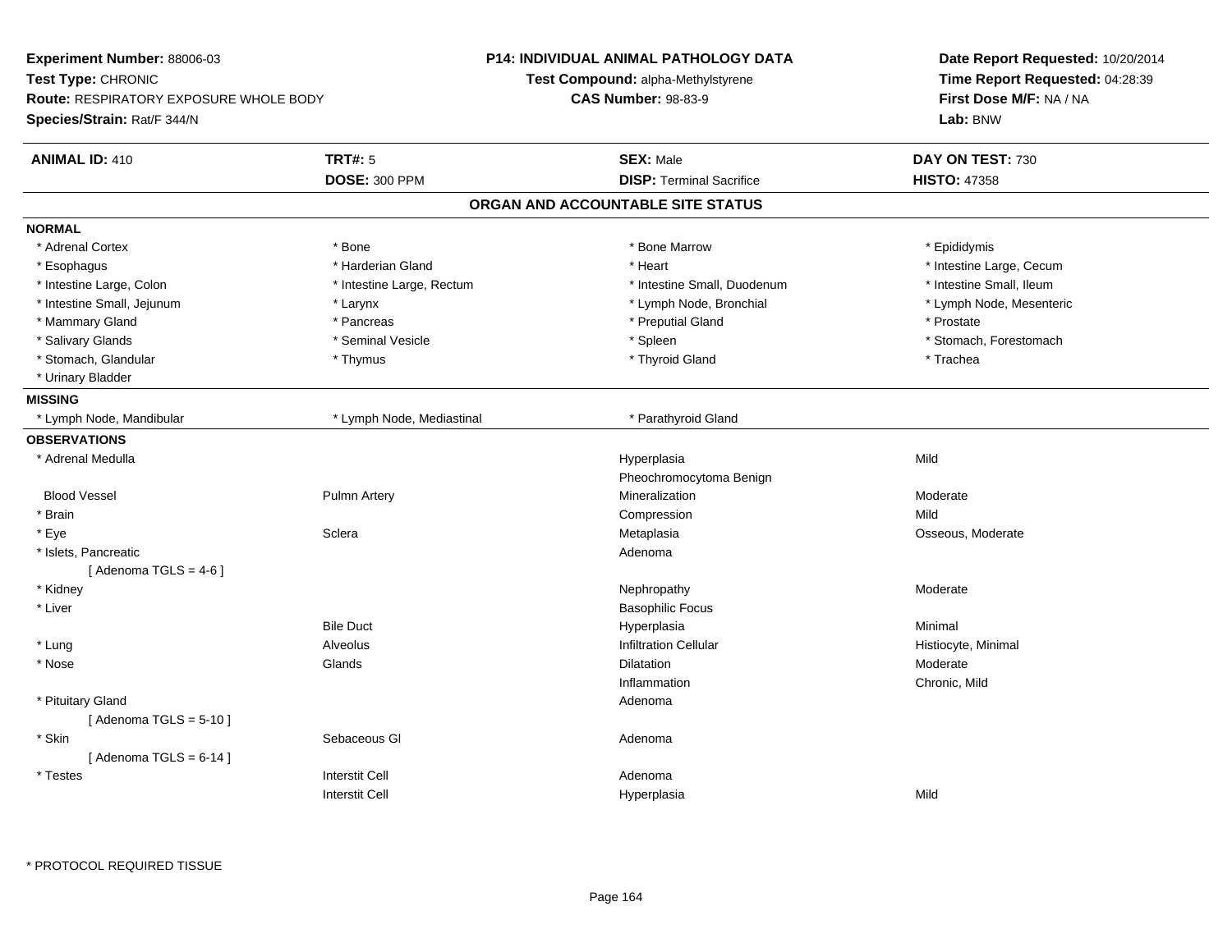**Experiment Number:** 88006-03
**Test Type:** CHRONIC
**Route:** RESPIRATORY EXPOSURE WHOLE BODY
**Species/Strain:** Rat/F 344/N

**P14: INDIVIDUAL ANIMAL PATHOLOGY DATA**
**Test Compound:** alpha-Methylstyrene
**CAS Number:** 98-83-9

**Date Report Requested:** 10/20/2014
**Time Report Requested:** 04:28:39
**First Dose M/F:** NA / NA
**Lab:** BNW

| **ANIMAL ID:** 410 | **TRT#:** 5 | **SEX:** Male | **DAY ON TEST:** 730 |
|---|---|---|---|
| | **DOSE:** 300 PPM | **DISP:** Terminal Sacrifice | **HISTO:** 47358 |

## ORGAN AND ACCOUNTABLE SITE STATUS

**NORMAL**

| | | | |
|---|---|---|---|
| * Adrenal Cortex | * Bone | * Bone Marrow | * Epididymis |
| * Esophagus | * Harderian Gland | * Heart | * Intestine Large, Cecum |
| * Intestine Large, Colon | * Intestine Large, Rectum | * Intestine Small, Duodenum | * Intestine Small, Ileum |
| * Intestine Small, Jejunum | * Larynx | * Lymph Node, Bronchial | * Lymph Node, Mesenteric |
| * Mammary Gland | * Pancreas | * Preputial Gland | * Prostate |
| * Salivary Glands | * Seminal Vesicle | * Spleen | * Stomach, Forestomach |
| * Stomach, Glandular | * Thymus | * Thyroid Gland | * Trachea |
| * Urinary Bladder | | | |

**MISSING**

| | | |
|---|---|---|
| * Lymph Node, Mandibular | * Lymph Node, Mediastinal | * Parathyroid Gland |

**OBSERVATIONS**

| | | | |
|---|---|---|---|
| * Adrenal Medulla | | Hyperplasia | Mild |
| | | Pheochromocytoma Benign | |
| Blood Vessel | Pulmn Artery | Mineralization | Moderate |
| * Brain | | Compression | Mild |
| * Eye | Sclera | Metaplasia | Osseous, Moderate |
| * Islets, Pancreatic | | Adenoma | |
| [ Adenoma TGLS = 4-6 ] | | | |
| * Kidney | | Nephropathy | Moderate |
| * Liver | | Basophilic Focus | |
| | Bile Duct | Hyperplasia | Minimal |
| * Lung | Alveolus | Infiltration Cellular | Histiocyte, Minimal |
| * Nose | Glands | Dilatation | Moderate |
| | | Inflammation | Chronic, Mild |
| * Pituitary Gland | | Adenoma | |
| [ Adenoma TGLS = 5-10 ] | | | |
| * Skin | Sebaceous Gl | Adenoma | |
| [ Adenoma TGLS = 6-14 ] | | | |
| * Testes | Interstit Cell | Adenoma | |
| | Interstit Cell | Hyperplasia | Mild |

* PROTOCOL REQUIRED TISSUE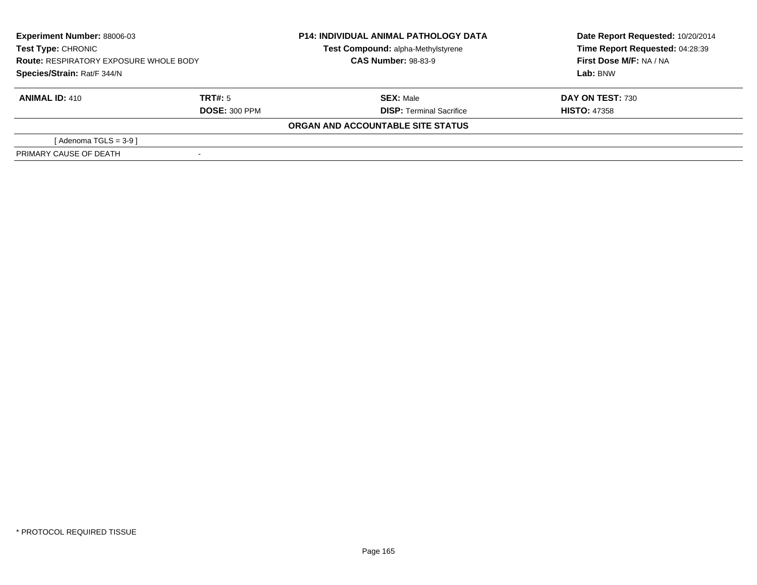**Experiment Number:** 88006-03
**Test Type:** CHRONIC
**Route:** RESPIRATORY EXPOSURE WHOLE BODY
**Species/Strain:** Rat/F 344/N

**P14: INDIVIDUAL ANIMAL PATHOLOGY DATA**
**Test Compound:** alpha-Methylstyrene
**CAS Number:** 98-83-9

**Date Report Requested:** 10/20/2014
**Time Report Requested:** 04:28:39
**First Dose M/F:** NA / NA
**Lab:** BNW

| **ANIMAL ID:** 410 | **TRT#:** 5 | **SEX:** Male | **DAY ON TEST:** 730 |
|---|---|---|---|
| | **DOSE:** 300 PPM | **DISP:** Terminal Sacrifice | **HISTO:** 47358 |

**ORGAN AND ACCOUNTABLE SITE STATUS**

| | |
|---|---|
| [ Adenoma TGLS = 3-9 ] | |
| PRIMARY CAUSE OF DEATH | - |

\* PROTOCOL REQUIRED TISSUE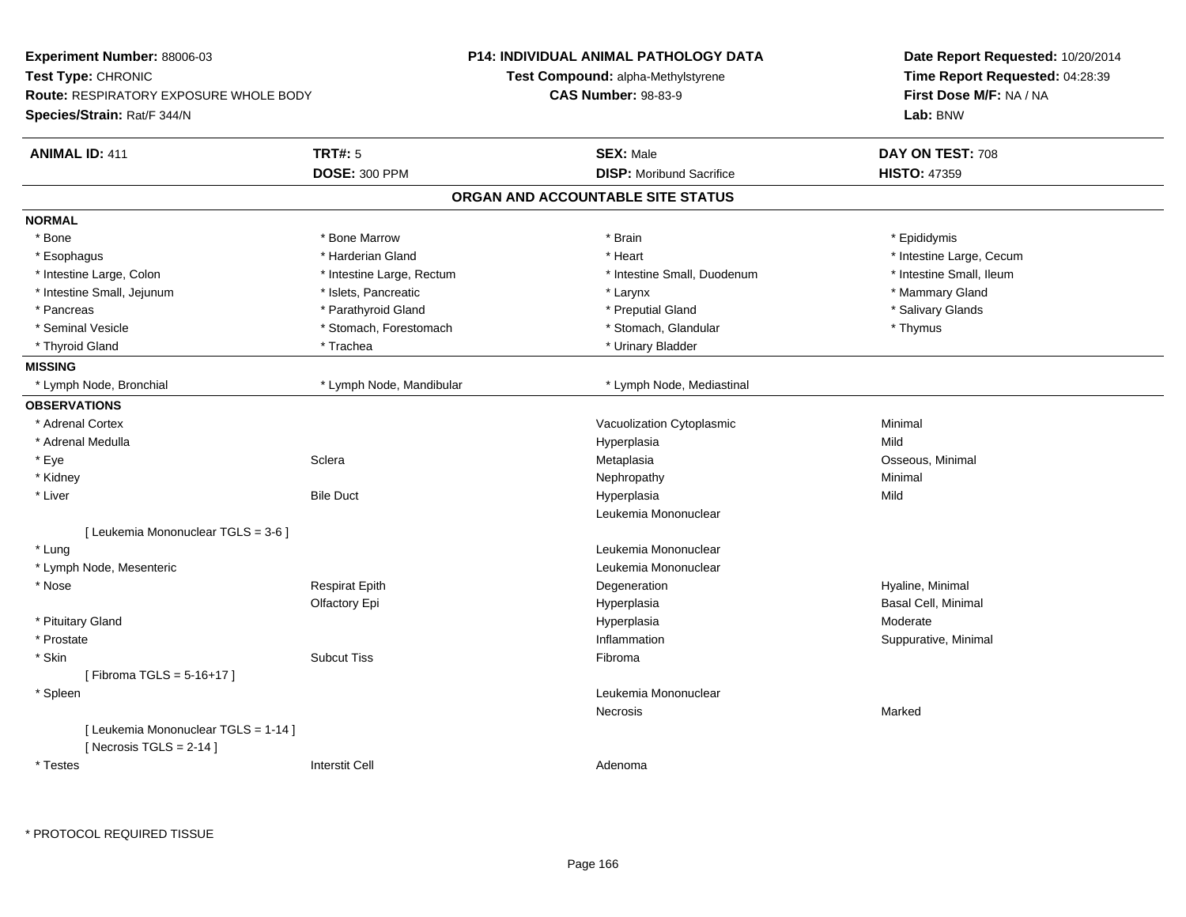**Experiment Number:** 88006-03
**Test Type:** CHRONIC
**Route:** RESPIRATORY EXPOSURE WHOLE BODY
**Species/Strain:** Rat/F 344/N

**P14: INDIVIDUAL ANIMAL PATHOLOGY DATA**
**Test Compound:** alpha-Methylstyrene
**CAS Number:** 98-83-9

**Date Report Requested:** 10/20/2014
**Time Report Requested:** 04:28:39
**First Dose M/F:** NA / NA
**Lab:** BNW

| **ANIMAL ID:** 411 | **TRT#:** 5 | **SEX:** Male | **DAY ON TEST:** 708 |
|---|---|---|---|
| | **DOSE:** 300 PPM | **DISP:** Moribund Sacrifice | **HISTO:** 47359 |

## ORGAN AND ACCOUNTABLE SITE STATUS

**NORMAL**

| | | | |
|---|---|---|---|
| * Bone | * Bone Marrow | * Brain | * Epididymis |
| * Esophagus | * Harderian Gland | * Heart | * Intestine Large, Cecum |
| * Intestine Large, Colon | * Intestine Large, Rectum | * Intestine Small, Duodenum | * Intestine Small, Ileum |
| * Intestine Small, Jejunum | * Islets, Pancreatic | * Larynx | * Mammary Gland |
| * Pancreas | * Parathyroid Gland | * Preputial Gland | * Salivary Glands |
| * Seminal Vesicle | * Stomach, Forestomach | * Stomach, Glandular | * Thymus |
| * Thyroid Gland | * Trachea | * Urinary Bladder | |

**MISSING**

| | | |
|---|---|---|
| * Lymph Node, Bronchial | * Lymph Node, Mandibular | * Lymph Node, Mediastinal |

**OBSERVATIONS**

| | | | |
|---|---|---|---|
| * Adrenal Cortex | | Vacuolization Cytoplasmic | Minimal |
| * Adrenal Medulla | | Hyperplasia | Mild |
| * Eye | Sclera | Metaplasia | Osseous, Minimal |
| * Kidney | | Nephropathy | Minimal |
| * Liver | Bile Duct | Hyperplasia | Mild |
| | | Leukemia Mononuclear | |
| [ Leukemia Mononuclear TGLS = 3-6 ] | | | |
| * Lung | | Leukemia Mononuclear | |
| * Lymph Node, Mesenteric | | Leukemia Mononuclear | |
| * Nose | Respirat Epith | Degeneration | Hyaline, Minimal |
| | Olfactory Epi | Hyperplasia | Basal Cell, Minimal |
| * Pituitary Gland | | Hyperplasia | Moderate |
| * Prostate | | Inflammation | Suppurative, Minimal |
| * Skin | Subcut Tiss | Fibroma | |
| [ Fibroma TGLS = 5-16+17 ] | | | |
| * Spleen | | Leukemia Mononuclear | |
| | | Necrosis | Marked |
| [ Leukemia Mononuclear TGLS = 1-14 ]<br>[ Necrosis TGLS = 2-14 ] | | | |
| * Testes | Interstit Cell | Adenoma | |

\* PROTOCOL REQUIRED TISSUE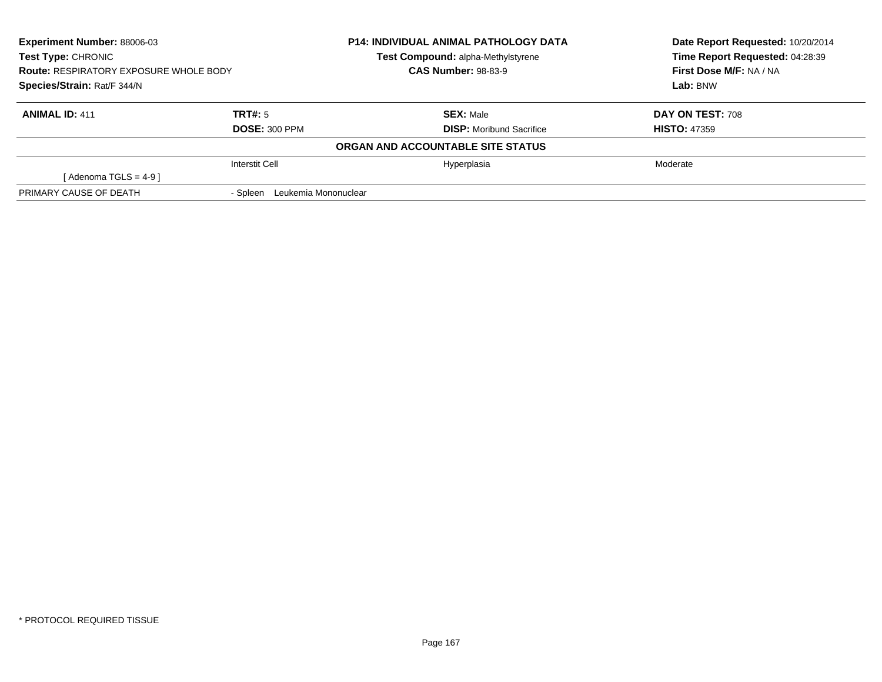**Experiment Number:** 88006-03
**Test Type:** CHRONIC
**Route:** RESPIRATORY EXPOSURE WHOLE BODY
**Species/Strain:** Rat/F 344/N

**P14: INDIVIDUAL ANIMAL PATHOLOGY DATA**
**Test Compound:** alpha-Methylstyrene
**CAS Number:** 98-83-9

**Date Report Requested:** 10/20/2014
**Time Report Requested:** 04:28:39
**First Dose M/F:** NA / NA
**Lab:** BNW

| **ANIMAL ID:** 411 | **TRT#:** 5 | **SEX:** Male | **DAY ON TEST:** 708 |
|---|---|---|---|
| | **DOSE:** 300 PPM | **DISP:** Moribund Sacrifice | **HISTO:** 47359 |
| | **ORGAN AND ACCOUNTABLE SITE STATUS** | | |
| | Interstit Cell | Hyperplasia | Moderate |
| [ Adenoma TGLS = 4-9 ] | | | |
| PRIMARY CAUSE OF DEATH | - Spleen Leukemia Mononuclear | | |

* PROTOCOL REQUIRED TISSUE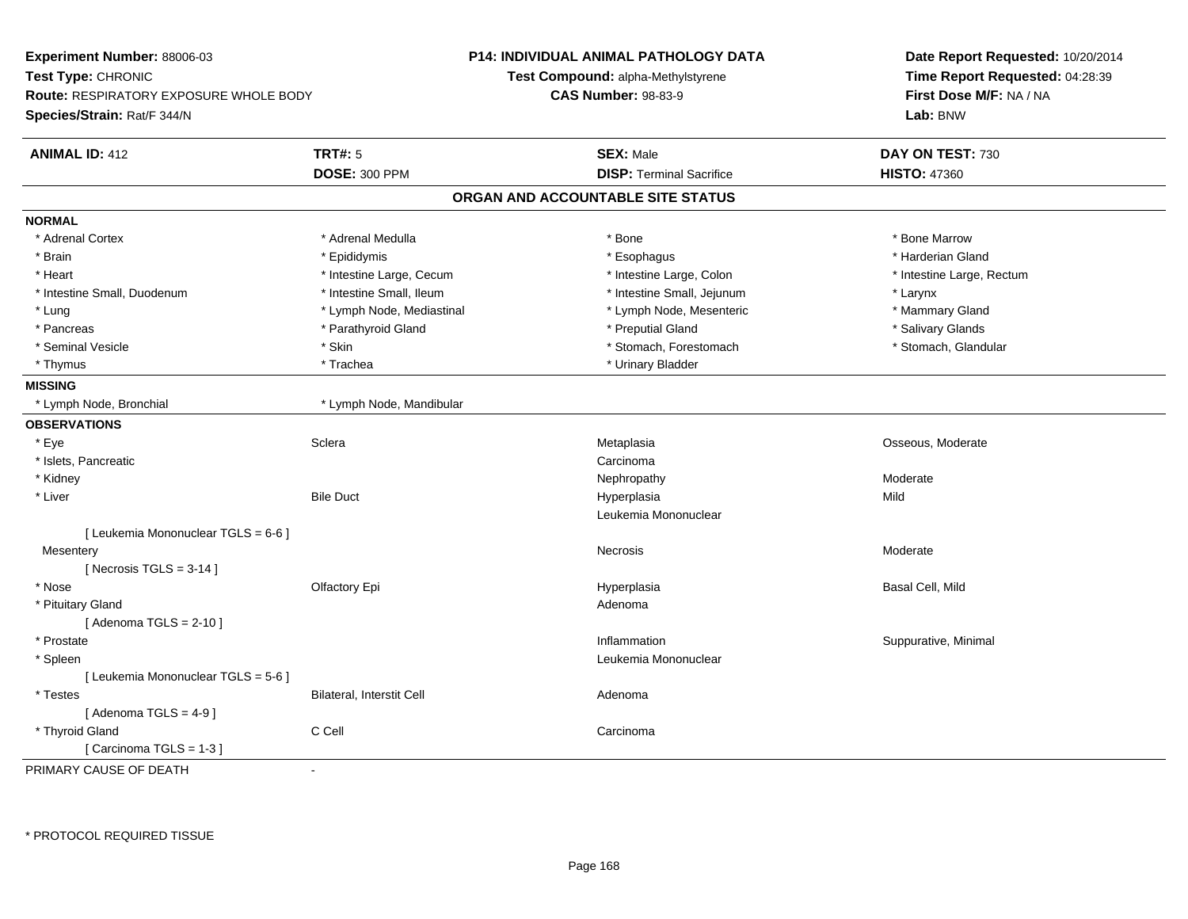**Experiment Number:** 88006-03
**Test Type:** CHRONIC
**Route:** RESPIRATORY EXPOSURE WHOLE BODY
**Species/Strain:** Rat/F 344/N

**P14: INDIVIDUAL ANIMAL PATHOLOGY DATA**
**Test Compound:** alpha-Methylstyrene
**CAS Number:** 98-83-9

**Date Report Requested:** 10/20/2014
**Time Report Requested:** 04:28:39
**First Dose M/F:** NA / NA
**Lab:** BNW

| **ANIMAL ID:** 412 | **TRT#:** 5 | **SEX:** Male | **DAY ON TEST:** 730 |
|---|---|---|---|
| | **DOSE:** 300 PPM | **DISP:** Terminal Sacrifice | **HISTO:** 47360 |

## ORGAN AND ACCOUNTABLE SITE STATUS

**NORMAL**

| | | | |
|---|---|---|---|
| * Adrenal Cortex | * Adrenal Medulla | * Bone | * Bone Marrow |
| * Brain | * Epididymis | * Esophagus | * Harderian Gland |
| * Heart | * Intestine Large, Cecum | * Intestine Large, Colon | * Intestine Large, Rectum |
| * Intestine Small, Duodenum | * Intestine Small, Ileum | * Intestine Small, Jejunum | * Larynx |
| * Lung | * Lymph Node, Mediastinal | * Lymph Node, Mesenteric | * Mammary Gland |
| * Pancreas | * Parathyroid Gland | * Preputial Gland | * Salivary Glands |
| * Seminal Vesicle | * Skin | * Stomach, Forestomach | * Stomach, Glandular |
| * Thymus | * Trachea | * Urinary Bladder | |

**MISSING**

| | |
|---|---|
| * Lymph Node, Bronchial | * Lymph Node, Mandibular |

**OBSERVATIONS**

| | | | |
|---|---|---|---|
| * Eye | Sclera | Metaplasia | Osseous, Moderate |
| * Islets, Pancreatic | | Carcinoma | |
| * Kidney | | Nephropathy | Moderate |
| * Liver | Bile Duct | Hyperplasia | Mild |
| | | Leukemia Mononuclear | |
| [ Leukemia Mononuclear TGLS = 6-6 ] | | | |
| Mesentery | | Necrosis | Moderate |
| [ Necrosis TGLS = 3-14 ] | | | |
| * Nose | Olfactory Epi | Hyperplasia | Basal Cell, Mild |
| * Pituitary Gland | | Adenoma | |
| [ Adenoma TGLS = 2-10 ] | | | |
| * Prostate | | Inflammation | Suppurative, Minimal |
| * Spleen | | Leukemia Mononuclear | |
| [ Leukemia Mononuclear TGLS = 5-6 ] | | | |
| * Testes | Bilateral, Interstit Cell | Adenoma | |
| [ Adenoma TGLS = 4-9 ] | | | |
| * Thyroid Gland | C Cell | Carcinoma | |
| [ Carcinoma TGLS = 1-3 ] | | | |

PRIMARY CAUSE OF DEATH -

* PROTOCOL REQUIRED TISSUE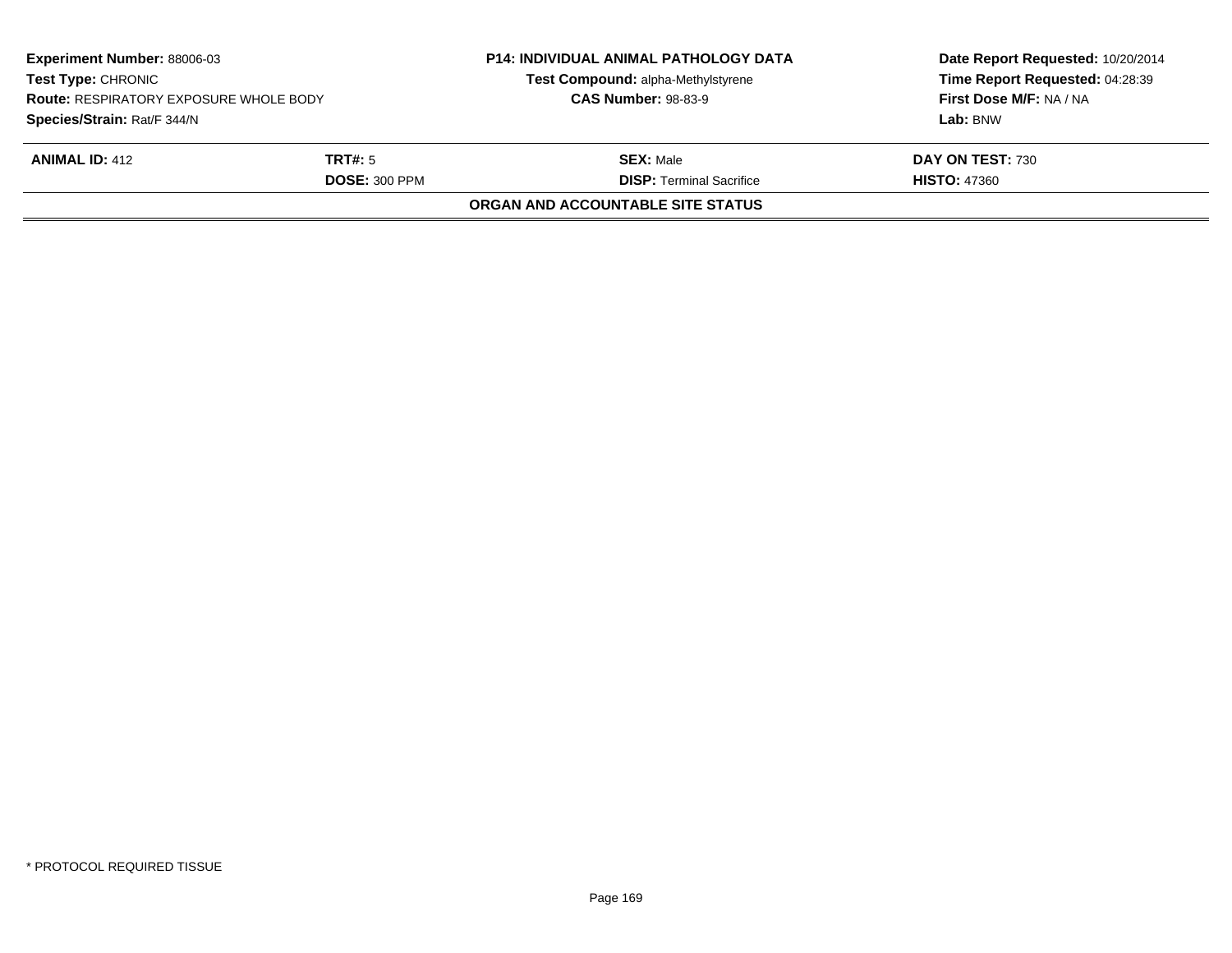| **Experiment Number:** 88006-03 | **P14: INDIVIDUAL ANIMAL PATHOLOGY DATA** | **Date Report Requested:** 10/20/2014 |
| --- | --- | --- |
| **Test Type:** CHRONIC | **Test Compound:** alpha-Methylstyrene | **Time Report Requested:** 04:28:39 |
| **Route:** RESPIRATORY EXPOSURE WHOLE BODY | **CAS Number:** 98-83-9 | **First Dose M/F:** NA / NA |
| **Species/Strain:** Rat/F 344/N | | **Lab:** BNW |

| **ANIMAL ID:** 412 | **TRT#:** 5 | **SEX:** Male | **DAY ON TEST:** 730 |
| --- | --- | --- | --- |
| | **DOSE:** 300 PPM | **DISP:** Terminal Sacrifice | **HISTO:** 47360 |

**ORGAN AND ACCOUNTABLE SITE STATUS**

* PROTOCOL REQUIRED TISSUE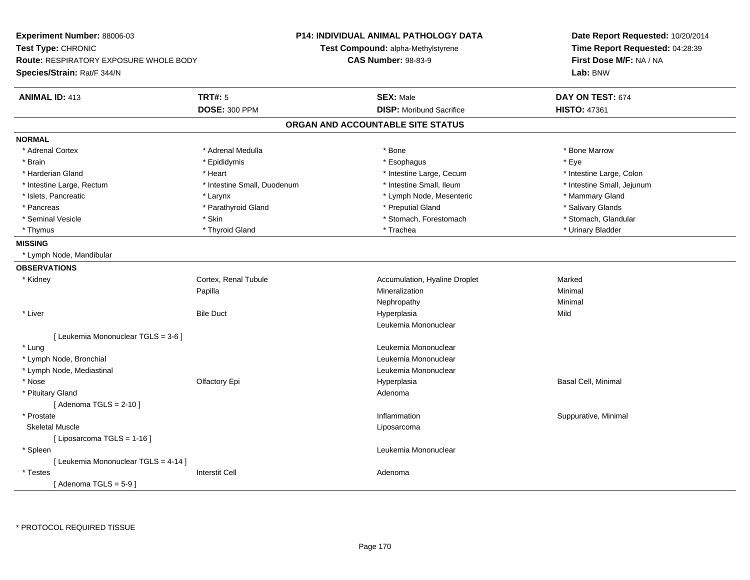**Experiment Number:** 88006-03
**Test Type:** CHRONIC
**Route:** RESPIRATORY EXPOSURE WHOLE BODY
**Species/Strain:** Rat/F 344/N

**P14: INDIVIDUAL ANIMAL PATHOLOGY DATA**
**Test Compound:** alpha-Methylstyrene
**CAS Number:** 98-83-9

**Date Report Requested:** 10/20/2014
**Time Report Requested:** 04:28:39
**First Dose M/F:** NA / NA
**Lab:** BNW

| **ANIMAL ID:** 413 | **TRT#:** 5 | **SEX:** Male | **DAY ON TEST:** 674 |
|---|---|---|---|
| | **DOSE:** 300 PPM | **DISP:** Moribund Sacrifice | **HISTO:** 47361 |

## ORGAN AND ACCOUNTABLE SITE STATUS

**NORMAL**

| | | | |
|---|---|---|---|
| * Adrenal Cortex | * Adrenal Medulla | * Bone | * Bone Marrow |
| * Brain | * Epididymis | * Esophagus | * Eye |
| * Harderian Gland | * Heart | * Intestine Large, Cecum | * Intestine Large, Colon |
| * Intestine Large, Rectum | * Intestine Small, Duodenum | * Intestine Small, Ileum | * Intestine Small, Jejunum |
| * Islets, Pancreatic | * Larynx | * Lymph Node, Mesenteric | * Mammary Gland |
| * Pancreas | * Parathyroid Gland | * Preputial Gland | * Salivary Glands |
| * Seminal Vesicle | * Skin | * Stomach, Forestomach | * Stomach, Glandular |
| * Thymus | * Thyroid Gland | * Trachea | * Urinary Bladder |

**MISSING**

* Lymph Node, Mandibular

**OBSERVATIONS**

| | | | |
|---|---|---|---|
| * Kidney | Cortex, Renal Tubule | Accumulation, Hyaline Droplet | Marked |
| | Papilla | Mineralization | Minimal |
| | | Nephropathy | Minimal |
| * Liver | Bile Duct | Hyperplasia | Mild |
| | | Leukemia Mononuclear | |
| [ Leukemia Mononuclear TGLS = 3-6 ] | | | |
| * Lung | | Leukemia Mononuclear | |
| * Lymph Node, Bronchial | | Leukemia Mononuclear | |
| * Lymph Node, Mediastinal | | Leukemia Mononuclear | |
| * Nose | Olfactory Epi | Hyperplasia | Basal Cell, Minimal |
| * Pituitary Gland | | Adenoma | |
| [ Adenoma TGLS = 2-10 ] | | | |
| * Prostate | | Inflammation | Suppurative, Minimal |
| Skeletal Muscle | | Liposarcoma | |
| [ Liposarcoma TGLS = 1-16 ] | | | |
| * Spleen | | Leukemia Mononuclear | |
| [ Leukemia Mononuclear TGLS = 4-14 ] | | | |
| * Testes | Interstit Cell | Adenoma | |
| [ Adenoma TGLS = 5-9 ] | | | |

* PROTOCOL REQUIRED TISSUE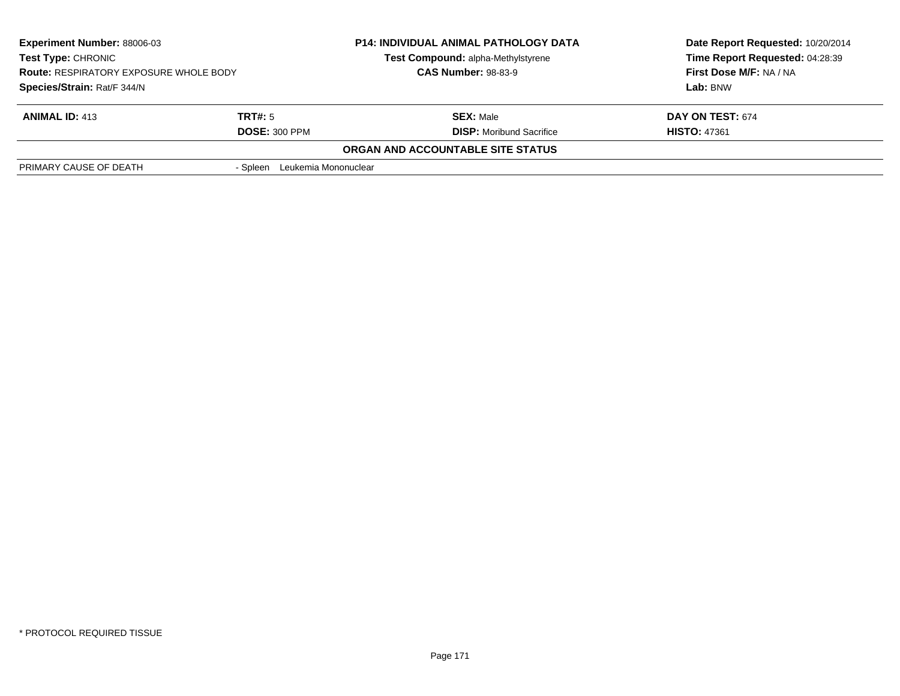| **Experiment Number:** 88006-03 | **P14: INDIVIDUAL ANIMAL PATHOLOGY DATA** | **Date Report Requested:** 10/20/2014 |
|---|---|---|
| **Test Type:** CHRONIC | **Test Compound:** alpha-Methylstyrene | **Time Report Requested:** 04:28:39 |
| **Route:** RESPIRATORY EXPOSURE WHOLE BODY | **CAS Number:** 98-83-9 | **First Dose M/F:** NA / NA |
| **Species/Strain:** Rat/F 344/N | | **Lab:** BNW |

| **ANIMAL ID:** 413 | **TRT#:** 5 | **SEX:** Male | **DAY ON TEST:** 674 |
|---|---|---|---|
| | **DOSE:** 300 PPM | **DISP:** Moribund Sacrifice | **HISTO:** 47361 |

**ORGAN AND ACCOUNTABLE SITE STATUS**

| | |
|---|---|
| PRIMARY CAUSE OF DEATH | - Spleen Leukemia Mononuclear |

\* PROTOCOL REQUIRED TISSUE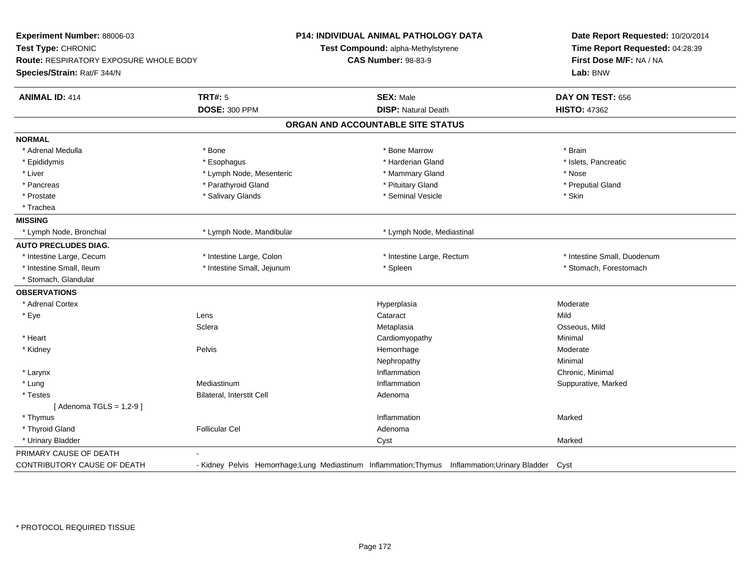**Experiment Number:** 88006-03
**Test Type:** CHRONIC
**Route:** RESPIRATORY EXPOSURE WHOLE BODY
**Species/Strain:** Rat/F 344/N

**P14: INDIVIDUAL ANIMAL PATHOLOGY DATA**
**Test Compound:** alpha-Methylstyrene
**CAS Number:** 98-83-9

**Date Report Requested:** 10/20/2014
**Time Report Requested:** 04:28:39
**First Dose M/F:** NA / NA
**Lab:** BNW

| **ANIMAL ID:** 414 | **TRT#:** 5 | **SEX:** Male | **DAY ON TEST:** 656 |
|---|---|---|---|
| | **DOSE:** 300 PPM | **DISP:** Natural Death | **HISTO:** 47362 |

## ORGAN AND ACCOUNTABLE SITE STATUS

| | | | |
|---|---|---|---|
| **NORMAL** | | | |
| * Adrenal Medulla | * Bone | * Bone Marrow | * Brain |
| * Epididymis | * Esophagus | * Harderian Gland | * Islets, Pancreatic |
| * Liver | * Lymph Node, Mesenteric | * Mammary Gland | * Nose |
| * Pancreas | * Parathyroid Gland | * Pituitary Gland | * Preputial Gland |
| * Prostate | * Salivary Glands | * Seminal Vesicle | * Skin |
| * Trachea | | | |
| **MISSING** | | | |
| * Lymph Node, Bronchial | * Lymph Node, Mandibular | * Lymph Node, Mediastinal | |
| **AUTO PRECLUDES DIAG.** | | | |
| * Intestine Large, Cecum | * Intestine Large, Colon | * Intestine Large, Rectum | * Intestine Small, Duodenum |
| * Intestine Small, Ileum | * Intestine Small, Jejunum | * Spleen | * Stomach, Forestomach |
| * Stomach, Glandular | | | |
| **OBSERVATIONS** | | | |
| * Adrenal Cortex | | Hyperplasia | Moderate |
| * Eye | Lens | Cataract | Mild |
| | Sclera | Metaplasia | Osseous, Mild |
| * Heart | | Cardiomyopathy | Minimal |
| * Kidney | Pelvis | Hemorrhage | Moderate |
| | | Nephropathy | Minimal |
| * Larynx | | Inflammation | Chronic, Minimal |
| * Lung | Mediastinum | Inflammation | Suppurative, Marked |
| * Testes | Bilateral, Interstit Cell | Adenoma | |
| [ Adenoma TGLS = 1,2-9 ] | | | |
| * Thymus | | Inflammation | Marked |
| * Thyroid Gland | Follicular Cel | Adenoma | |
| * Urinary Bladder | | Cyst | Marked |

PRIMARY CAUSE OF DEATH -

CONTRIBUTORY CAUSE OF DEATH - Kidney Pelvis Hemorrhage;Lung Mediastinum Inflammation;Thymus Inflammation;Urinary Bladder Cyst

* PROTOCOL REQUIRED TISSUE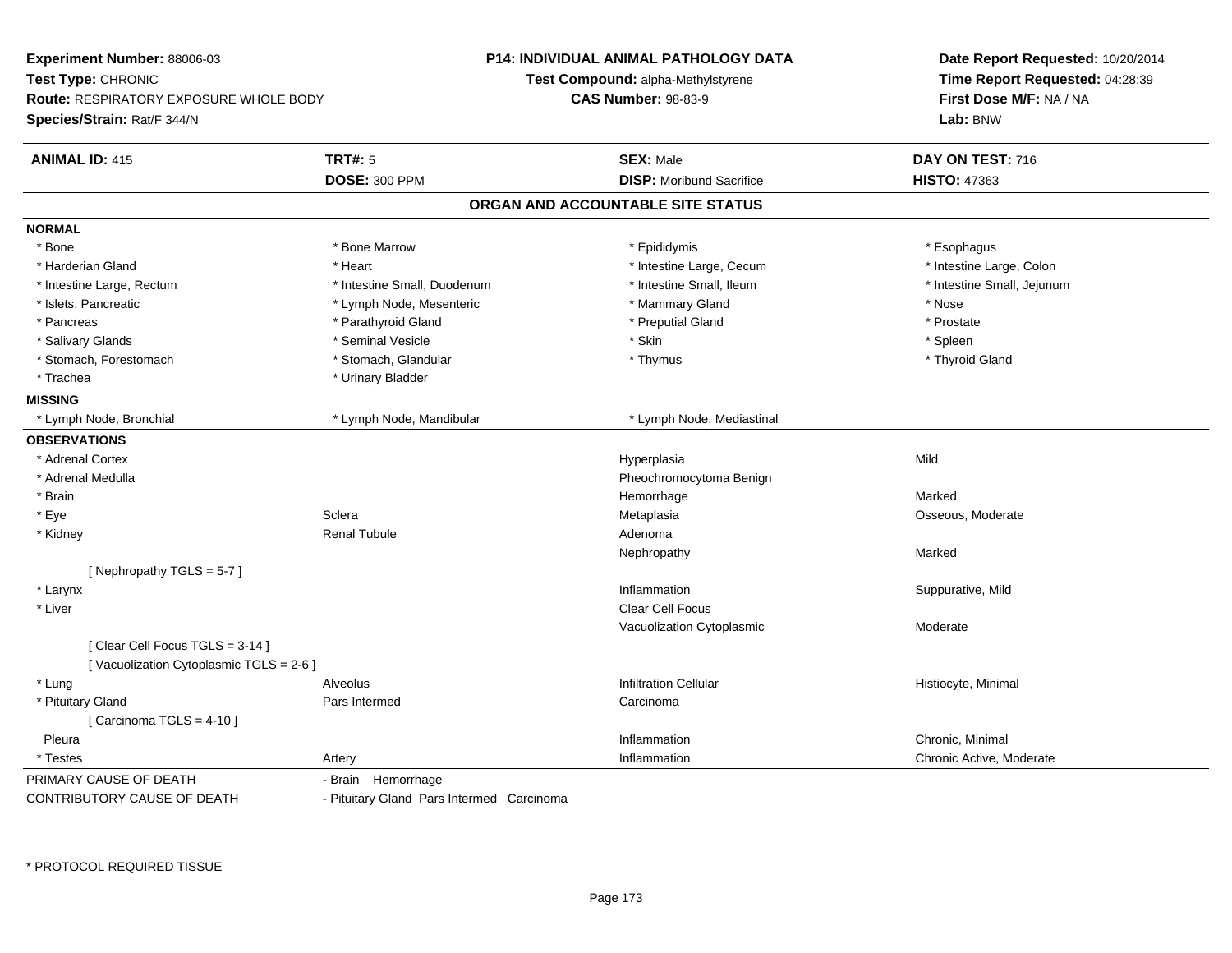**Experiment Number:** 88006-03
**Test Type:** CHRONIC
**Route:** RESPIRATORY EXPOSURE WHOLE BODY
**Species/Strain:** Rat/F 344/N

**P14: INDIVIDUAL ANIMAL PATHOLOGY DATA**
**Test Compound:** alpha-Methylstyrene
**CAS Number:** 98-83-9

**Date Report Requested:** 10/20/2014
**Time Report Requested:** 04:28:39
**First Dose M/F:** NA / NA
**Lab:** BNW

| **ANIMAL ID:** 415 | **TRT#:** 5 | **SEX:** Male | **DAY ON TEST:** 716 |
|---|---|---|---|
| | **DOSE:** 300 PPM | **DISP:** Moribund Sacrifice | **HISTO:** 47363 |

## ORGAN AND ACCOUNTABLE SITE STATUS

**NORMAL**

| | | | |
|---|---|---|---|
| * Bone | * Bone Marrow | * Epididymis | * Esophagus |
| * Harderian Gland | * Heart | * Intestine Large, Cecum | * Intestine Large, Colon |
| * Intestine Large, Rectum | * Intestine Small, Duodenum | * Intestine Small, Ileum | * Intestine Small, Jejunum |
| * Islets, Pancreatic | * Lymph Node, Mesenteric | * Mammary Gland | * Nose |
| * Pancreas | * Parathyroid Gland | * Preputial Gland | * Prostate |
| * Salivary Glands | * Seminal Vesicle | * Skin | * Spleen |
| * Stomach, Forestomach | * Stomach, Glandular | * Thymus | * Thyroid Gland |
| * Trachea | * Urinary Bladder | | |

**MISSING**

| | | |
|---|---|---|
| * Lymph Node, Bronchial | * Lymph Node, Mandibular | * Lymph Node, Mediastinal |

**OBSERVATIONS**

| | | | |
|---|---|---|---|
| * Adrenal Cortex | | Hyperplasia | Mild |
| * Adrenal Medulla | | Pheochromocytoma Benign | |
| * Brain | | Hemorrhage | Marked |
| * Eye | Sclera | Metaplasia | Osseous, Moderate |
| * Kidney | Renal Tubule | Adenoma | |
| | | Nephropathy | Marked |
| [ Nephropathy TGLS = 5-7 ] | | | |
| * Larynx | | Inflammation | Suppurative, Mild |
| * Liver | | Clear Cell Focus | |
| | | Vacuolization Cytoplasmic | Moderate |
| [ Clear Cell Focus TGLS = 3-14 ] | | | |
| [ Vacuolization Cytoplasmic TGLS = 2-6 ] | | | |
| * Lung | Alveolus | Infiltration Cellular | Histiocyte, Minimal |
| * Pituitary Gland | Pars Intermed | Carcinoma | |
| [ Carcinoma TGLS = 4-10 ] | | | |
| Pleura | | Inflammation | Chronic, Minimal |
| * Testes | Artery | Inflammation | Chronic Active, Moderate |

PRIMARY CAUSE OF DEATH - Brain Hemorrhage

CONTRIBUTORY CAUSE OF DEATH - Pituitary Gland Pars Intermed Carcinoma

* PROTOCOL REQUIRED TISSUE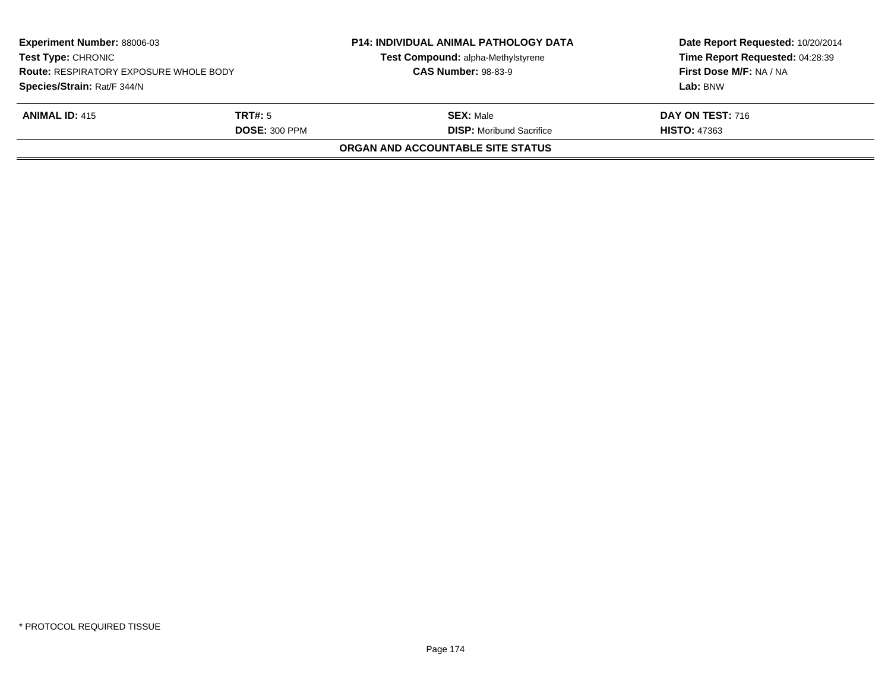| Experiment Number: 88006-03 | P14: INDIVIDUAL ANIMAL PATHOLOGY DATA | Date Report Requested: 10/20/2014 |
|---|---|---|
| Test Type: CHRONIC | Test Compound: alpha-Methylstyrene | Time Report Requested: 04:28:39 |
| Route: RESPIRATORY EXPOSURE WHOLE BODY | CAS Number: 98-83-9 | First Dose M/F: NA / NA |
| Species/Strain: Rat/F 344/N | | Lab: BNW |

| ANIMAL ID: 415 | TRT#: 5 | SEX: Male | DAY ON TEST: 716 |
|---|---|---|---|
| | DOSE: 300 PPM | DISP: Moribund Sacrifice | HISTO: 47363 |

**ORGAN AND ACCOUNTABLE SITE STATUS**

* PROTOCOL REQUIRED TISSUE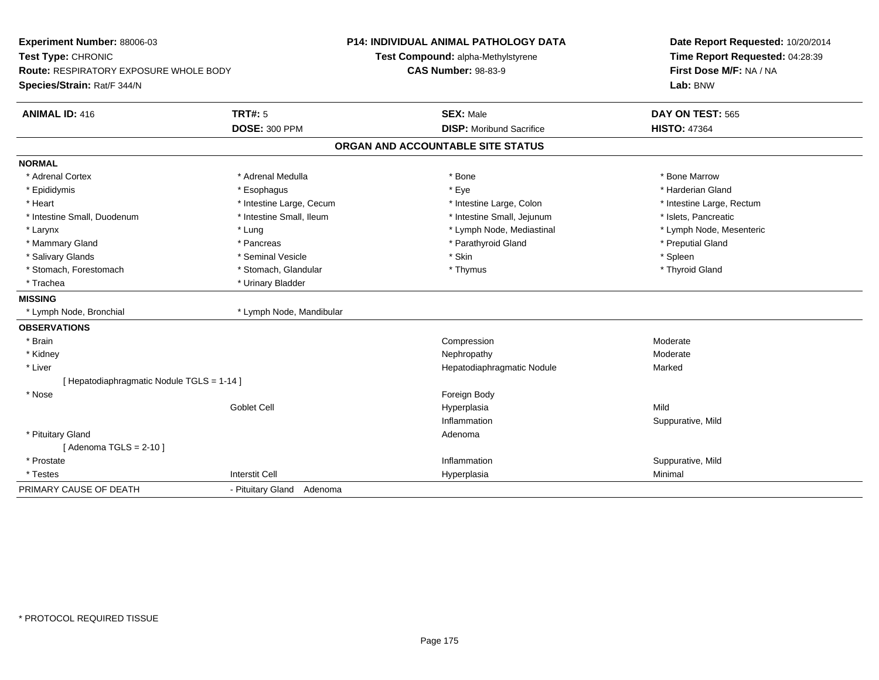**Experiment Number:** 88006-03
**Test Type:** CHRONIC
**Route:** RESPIRATORY EXPOSURE WHOLE BODY
**Species/Strain:** Rat/F 344/N

**P14: INDIVIDUAL ANIMAL PATHOLOGY DATA**
**Test Compound:** alpha-Methylstyrene
**CAS Number:** 98-83-9

**Date Report Requested:** 10/20/2014
**Time Report Requested:** 04:28:39
**First Dose M/F:** NA / NA
**Lab:** BNW

| **ANIMAL ID:** 416 | **TRT#:** 5 | **SEX:** Male | **DAY ON TEST:** 565 |
|---|---|---|---|
| | **DOSE:** 300 PPM | **DISP:** Moribund Sacrifice | **HISTO:** 47364 |

## ORGAN AND ACCOUNTABLE SITE STATUS

**NORMAL**

| | | | |
|---|---|---|---|
| * Adrenal Cortex | * Adrenal Medulla | * Bone | * Bone Marrow |
| * Epididymis | * Esophagus | * Eye | * Harderian Gland |
| * Heart | * Intestine Large, Cecum | * Intestine Large, Colon | * Intestine Large, Rectum |
| * Intestine Small, Duodenum | * Intestine Small, Ileum | * Intestine Small, Jejunum | * Islets, Pancreatic |
| * Larynx | * Lung | * Lymph Node, Mediastinal | * Lymph Node, Mesenteric |
| * Mammary Gland | * Pancreas | * Parathyroid Gland | * Preputial Gland |
| * Salivary Glands | * Seminal Vesicle | * Skin | * Spleen |
| * Stomach, Forestomach | * Stomach, Glandular | * Thymus | * Thyroid Gland |
| * Trachea | * Urinary Bladder | | |

**MISSING**

| | |
|---|---|
| * Lymph Node, Bronchial | * Lymph Node, Mandibular |

**OBSERVATIONS**

| | | | |
|---|---|---|---|
| * Brain | | Compression | Moderate |
| * Kidney | | Nephropathy | Moderate |
| * Liver | | Hepatodiaphragmatic Nodule | Marked |
| [ Hepatodiaphragmatic Nodule TGLS = 1-14 ] | | | |
| * Nose | | Foreign Body | |
| | Goblet Cell | Hyperplasia | Mild |
| | | Inflammation | Suppurative, Mild |
| * Pituitary Gland | | Adenoma | |
| [ Adenoma TGLS = 2-10 ] | | | |
| * Prostate | | Inflammation | Suppurative, Mild |
| * Testes | Interstit Cell | Hyperplasia | Minimal |

PRIMARY CAUSE OF DEATH - Pituitary Gland Adenoma

* PROTOCOL REQUIRED TISSUE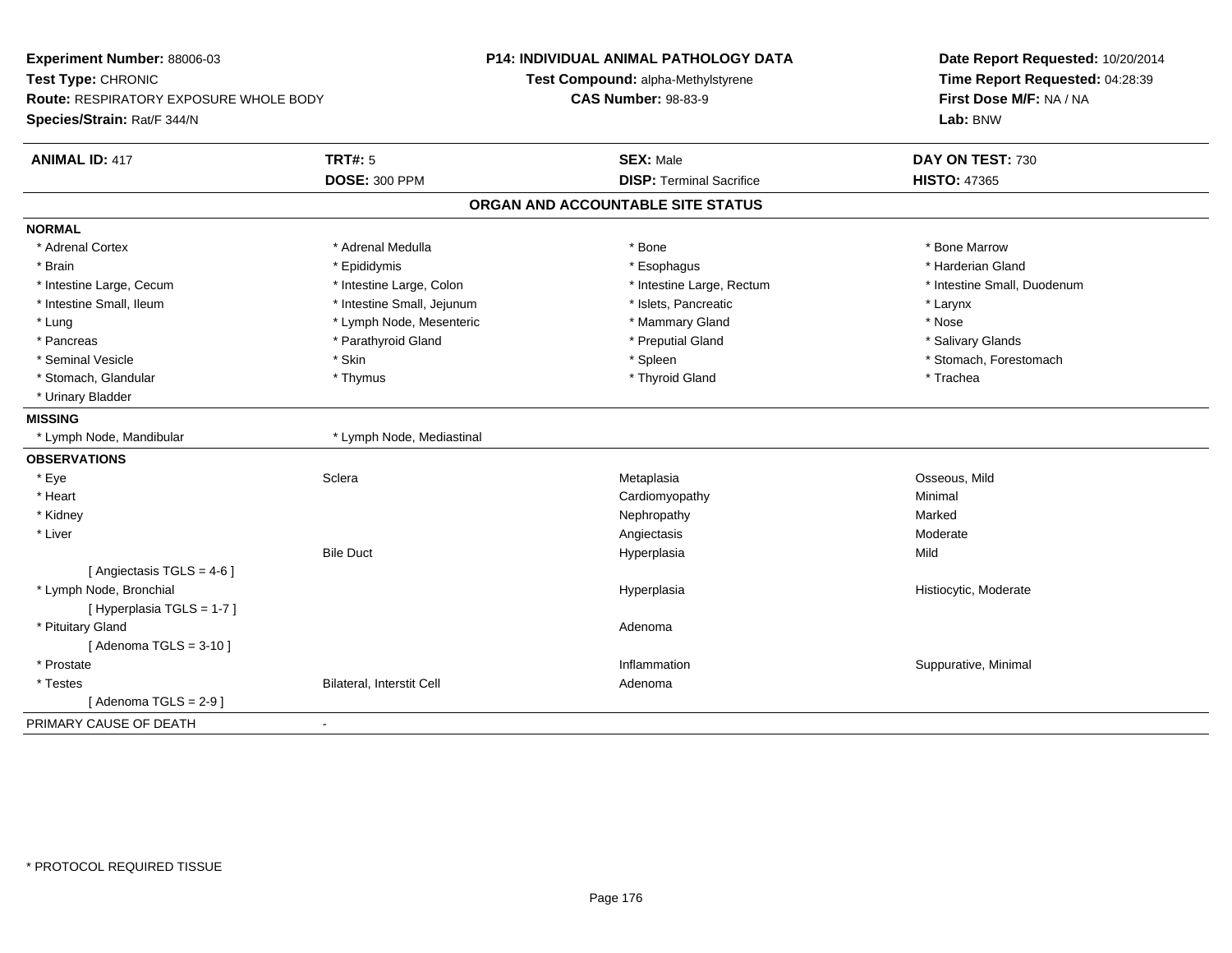**Experiment Number:** 88006-03
**Test Type:** CHRONIC
**Route:** RESPIRATORY EXPOSURE WHOLE BODY
**Species/Strain:** Rat/F 344/N

**P14: INDIVIDUAL ANIMAL PATHOLOGY DATA**
**Test Compound:** alpha-Methylstyrene
**CAS Number:** 98-83-9

**Date Report Requested:** 10/20/2014
**Time Report Requested:** 04:28:39
**First Dose M/F:** NA / NA
**Lab:** BNW

| **ANIMAL ID:** 417 | **TRT#:** 5 | **SEX:** Male | **DAY ON TEST:** 730 |
|---|---|---|---|
| | **DOSE:** 300 PPM | **DISP:** Terminal Sacrifice | **HISTO:** 47365 |

## ORGAN AND ACCOUNTABLE SITE STATUS

**NORMAL**

| | | | |
|---|---|---|---|
| * Adrenal Cortex | * Adrenal Medulla | * Bone | * Bone Marrow |
| * Brain | * Epididymis | * Esophagus | * Harderian Gland |
| * Intestine Large, Cecum | * Intestine Large, Colon | * Intestine Large, Rectum | * Intestine Small, Duodenum |
| * Intestine Small, Ileum | * Intestine Small, Jejunum | * Islets, Pancreatic | * Larynx |
| * Lung | * Lymph Node, Mesenteric | * Mammary Gland | * Nose |
| * Pancreas | * Parathyroid Gland | * Preputial Gland | * Salivary Glands |
| * Seminal Vesicle | * Skin | * Spleen | * Stomach, Forestomach |
| * Stomach, Glandular | * Thymus | * Thyroid Gland | * Trachea |
| * Urinary Bladder | | | |

**MISSING**

| | |
|---|---|
| * Lymph Node, Mandibular | * Lymph Node, Mediastinal |

**OBSERVATIONS**

| | | | |
|---|---|---|---|
| * Eye | Sclera | Metaplasia | Osseous, Mild |
| * Heart | | Cardiomyopathy | Minimal |
| * Kidney | | Nephropathy | Marked |
| * Liver | | Angiectasis | Moderate |
| | Bile Duct | Hyperplasia | Mild |
| [ Angiectasis TGLS = 4-6 ] | | | |
| * Lymph Node, Bronchial | | Hyperplasia | Histiocytic, Moderate |
| [ Hyperplasia TGLS = 1-7 ] | | | |
| * Pituitary Gland | | Adenoma | |
| [ Adenoma TGLS = 3-10 ] | | | |
| * Prostate | | Inflammation | Suppurative, Minimal |
| * Testes | Bilateral, Interstit Cell | Adenoma | |
| [ Adenoma TGLS = 2-9 ] | | | |

PRIMARY CAUSE OF DEATH -

* PROTOCOL REQUIRED TISSUE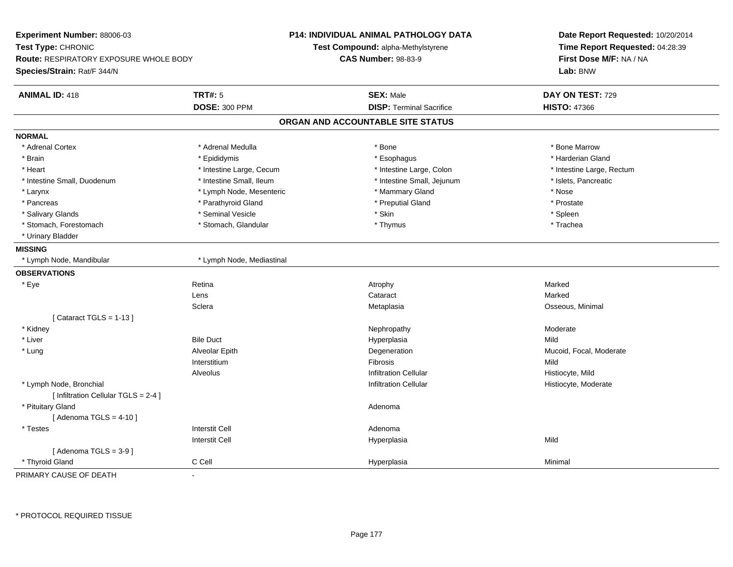**Experiment Number:** 88006-03
**Test Type:** CHRONIC
**Route:** RESPIRATORY EXPOSURE WHOLE BODY
**Species/Strain:** Rat/F 344/N

**P14: INDIVIDUAL ANIMAL PATHOLOGY DATA**
**Test Compound:** alpha-Methylstyrene
**CAS Number:** 98-83-9

**Date Report Requested:** 10/20/2014
**Time Report Requested:** 04:28:39
**First Dose M/F:** NA / NA
**Lab:** BNW

| **ANIMAL ID:** 418 | **TRT#:** 5 | **SEX:** Male | **DAY ON TEST:** 729 |
|---|---|---|---|
| | **DOSE:** 300 PPM | **DISP:** Terminal Sacrifice | **HISTO:** 47366 |

## ORGAN AND ACCOUNTABLE SITE STATUS

**NORMAL**

| | | | |
|---|---|---|---|
| * Adrenal Cortex | * Adrenal Medulla | * Bone | * Bone Marrow |
| * Brain | * Epididymis | * Esophagus | * Harderian Gland |
| * Heart | * Intestine Large, Cecum | * Intestine Large, Colon | * Intestine Large, Rectum |
| * Intestine Small, Duodenum | * Intestine Small, Ileum | * Intestine Small, Jejunum | * Islets, Pancreatic |
| * Larynx | * Lymph Node, Mesenteric | * Mammary Gland | * Nose |
| * Pancreas | * Parathyroid Gland | * Preputial Gland | * Prostate |
| * Salivary Glands | * Seminal Vesicle | * Skin | * Spleen |
| * Stomach, Forestomach | * Stomach, Glandular | * Thymus | * Trachea |
| * Urinary Bladder | | | |

**MISSING**

| | |
|---|---|
| * Lymph Node, Mandibular | * Lymph Node, Mediastinal |

**OBSERVATIONS**

| Organ | Site | Observation | Severity |
|---|---|---|---|
| * Eye | Retina | Atrophy | Marked |
| | Lens | Cataract | Marked |
| | Sclera | Metaplasia | Osseous, Minimal |
| [ Cataract TGLS = 1-13 ] | | | |
| * Kidney | | Nephropathy | Moderate |
| * Liver | Bile Duct | Hyperplasia | Mild |
| * Lung | Alveolar Epith | Degeneration | Mucoid, Focal, Moderate |
| | Interstitium | Fibrosis | Mild |
| | Alveolus | Infiltration Cellular | Histiocyte, Mild |
| * Lymph Node, Bronchial | | Infiltration Cellular | Histiocyte, Moderate |
| [ Infiltration Cellular TGLS = 2-4 ] | | | |
| * Pituitary Gland | | Adenoma | |
| [ Adenoma TGLS = 4-10 ] | | | |
| * Testes | Interstit Cell | Adenoma | |
| | Interstit Cell | Hyperplasia | Mild |
| [ Adenoma TGLS = 3-9 ] | | | |
| * Thyroid Gland | C Cell | Hyperplasia | Minimal |

PRIMARY CAUSE OF DEATH -

\* PROTOCOL REQUIRED TISSUE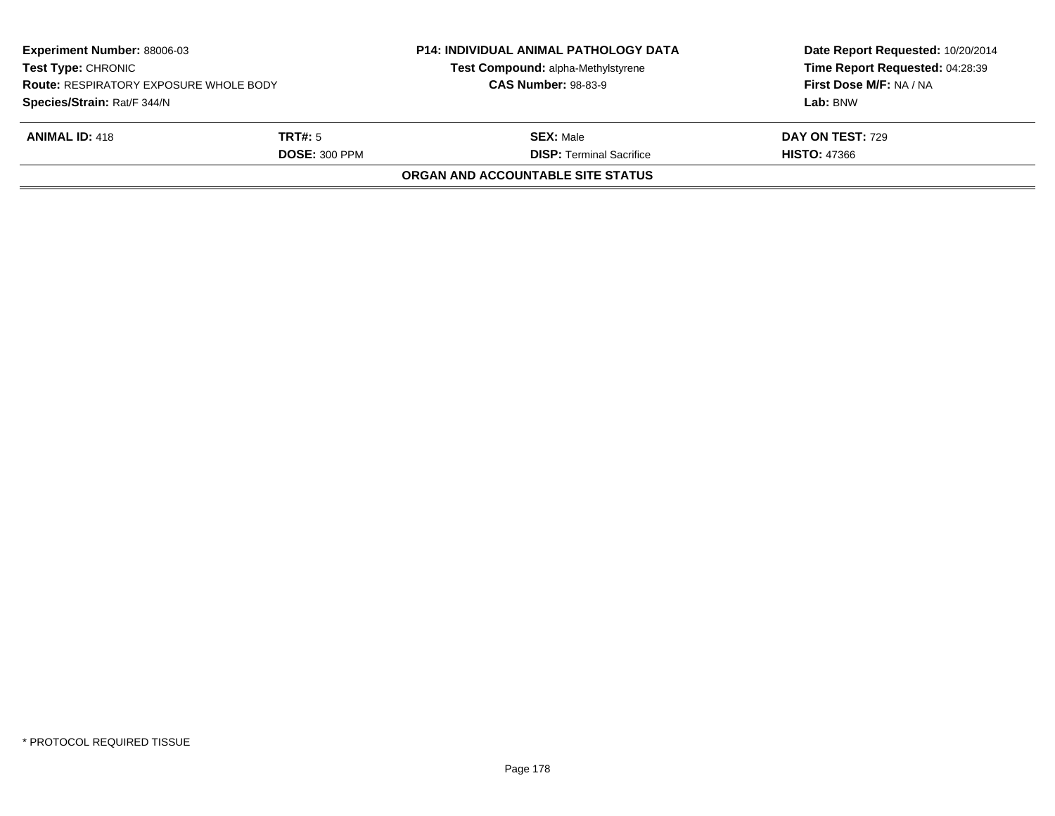**Experiment Number:** 88006-03
**Test Type:** CHRONIC
**Route:** RESPIRATORY EXPOSURE WHOLE BODY
**Species/Strain:** Rat/F 344/N

**P14: INDIVIDUAL ANIMAL PATHOLOGY DATA**
**Test Compound:** alpha-Methylstyrene
**CAS Number:** 98-83-9

**Date Report Requested:** 10/20/2014
**Time Report Requested:** 04:28:39
**First Dose M/F:** NA / NA
**Lab:** BNW

| **ANIMAL ID:** 418 | **TRT#:** 5 | **SEX:** Male | **DAY ON TEST:** 729 |
|---|---|---|---|
| | **DOSE:** 300 PPM | **DISP:** Terminal Sacrifice | **HISTO:** 47366 |

**ORGAN AND ACCOUNTABLE SITE STATUS**

* PROTOCOL REQUIRED TISSUE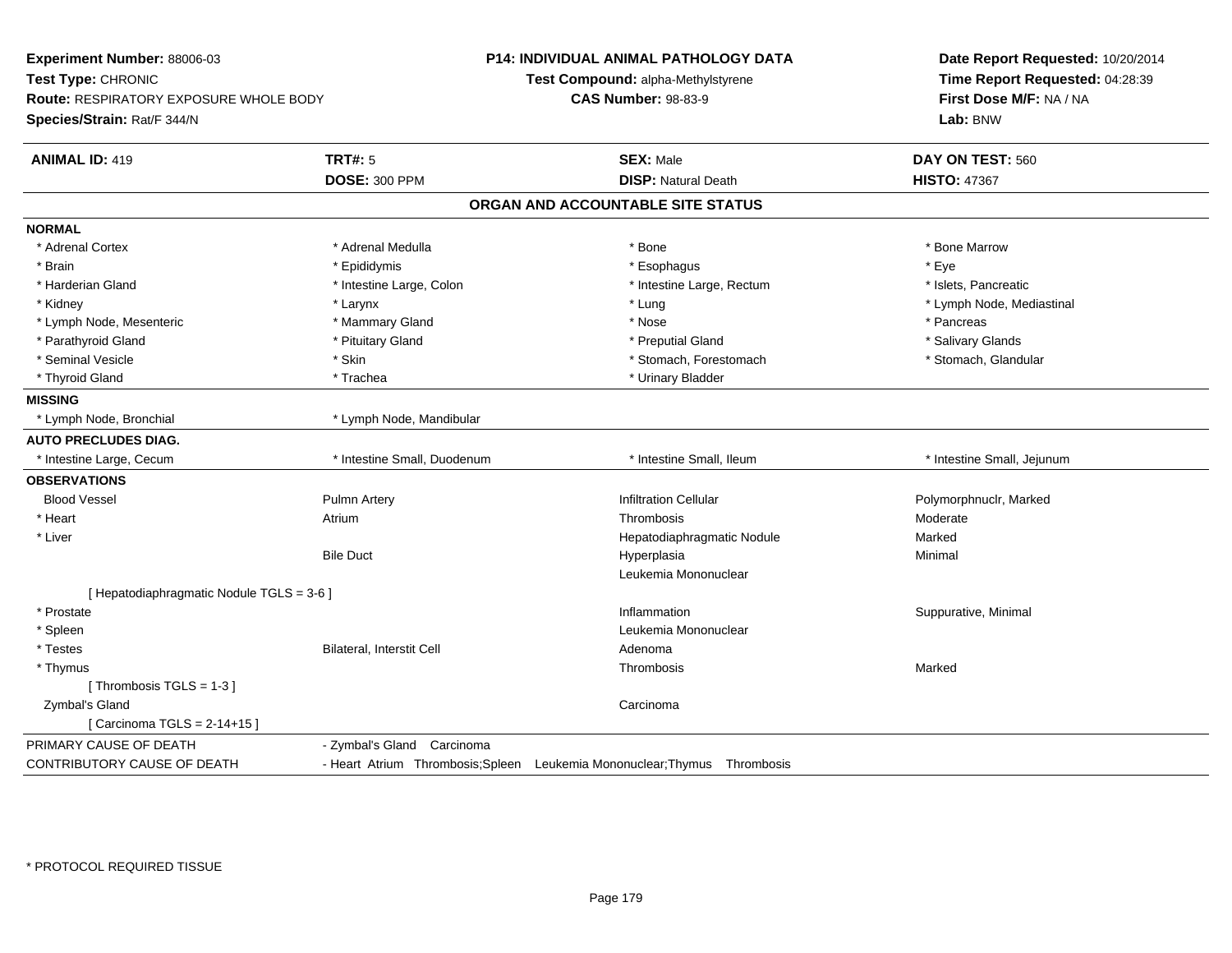**Experiment Number:** 88006-03
**Test Type:** CHRONIC
**Route:** RESPIRATORY EXPOSURE WHOLE BODY
**Species/Strain:** Rat/F 344/N

**P14: INDIVIDUAL ANIMAL PATHOLOGY DATA**
**Test Compound:** alpha-Methylstyrene
**CAS Number:** 98-83-9

**Date Report Requested:** 10/20/2014
**Time Report Requested:** 04:28:39
**First Dose M/F:** NA / NA
**Lab:** BNW

| **ANIMAL ID:** 419 | **TRT#:** 5 | **SEX:** Male | **DAY ON TEST:** 560 |
|---|---|---|---|
| | **DOSE:** 300 PPM | **DISP:** Natural Death | **HISTO:** 47367 |

## ORGAN AND ACCOUNTABLE SITE STATUS

| | | | |
|---|---|---|---|
| **NORMAL** | | | |
| * Adrenal Cortex | * Adrenal Medulla | * Bone | * Bone Marrow |
| * Brain | * Epididymis | * Esophagus | * Eye |
| * Harderian Gland | * Intestine Large, Colon | * Intestine Large, Rectum | * Islets, Pancreatic |
| * Kidney | * Larynx | * Lung | * Lymph Node, Mediastinal |
| * Lymph Node, Mesenteric | * Mammary Gland | * Nose | * Pancreas |
| * Parathyroid Gland | * Pituitary Gland | * Preputial Gland | * Salivary Glands |
| * Seminal Vesicle | * Skin | * Stomach, Forestomach | * Stomach, Glandular |
| * Thyroid Gland | * Trachea | * Urinary Bladder | |
| **MISSING** | | | |
| * Lymph Node, Bronchial | * Lymph Node, Mandibular | | |
| **AUTO PRECLUDES DIAG.** | | | |
| * Intestine Large, Cecum | * Intestine Small, Duodenum | * Intestine Small, Ileum | * Intestine Small, Jejunum |
| **OBSERVATIONS** | | | |
| Blood Vessel | Pulmn Artery | Infiltration Cellular | Polymorphnuclr, Marked |
| * Heart | Atrium | Thrombosis | Moderate |
| * Liver | | Hepatodiaphragmatic Nodule | Marked |
| | Bile Duct | Hyperplasia | Minimal |
| | | Leukemia Mononuclear | |
| [ Hepatodiaphragmatic Nodule TGLS = 3-6 ] | | | |
| * Prostate | | Inflammation | Suppurative, Minimal |
| * Spleen | | Leukemia Mononuclear | |
| * Testes | Bilateral, Interstit Cell | Adenoma | |
| * Thymus | | Thrombosis | Marked |
| [ Thrombosis TGLS = 1-3 ] | | | |
| Zymbal's Gland | | Carcinoma | |
| [ Carcinoma TGLS = 2-14+15 ] | | | |

| | |
|---|---|
| PRIMARY CAUSE OF DEATH | - Zymbal's Gland Carcinoma |
| CONTRIBUTORY CAUSE OF DEATH | - Heart Atrium Thrombosis;Spleen Leukemia Mononuclear;Thymus Thrombosis |

* PROTOCOL REQUIRED TISSUE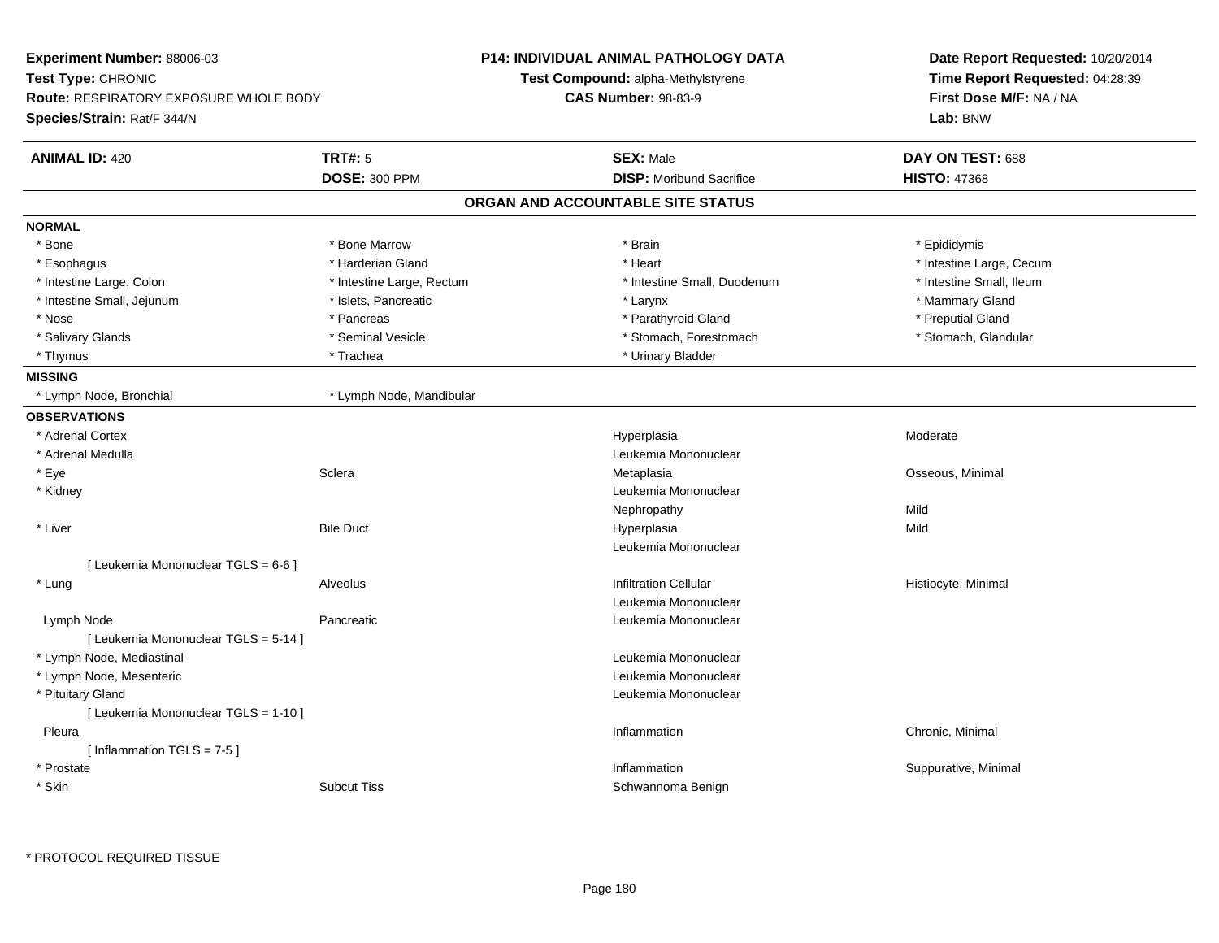**Experiment Number:** 88006-03
**Test Type:** CHRONIC
**Route:** RESPIRATORY EXPOSURE WHOLE BODY
**Species/Strain:** Rat/F 344/N

**P14: INDIVIDUAL ANIMAL PATHOLOGY DATA**
**Test Compound:** alpha-Methylstyrene
**CAS Number:** 98-83-9

**Date Report Requested:** 10/20/2014
**Time Report Requested:** 04:28:39
**First Dose M/F:** NA / NA
**Lab:** BNW

| **ANIMAL ID:** 420 | **TRT#:** 5 | **SEX:** Male | **DAY ON TEST:** 688 |
|---|---|---|---|
| | **DOSE:** 300 PPM | **DISP:** Moribund Sacrifice | **HISTO:** 47368 |

## ORGAN AND ACCOUNTABLE SITE STATUS

**NORMAL**

| | | | |
|---|---|---|---|
| * Bone | * Bone Marrow | * Brain | * Epididymis |
| * Esophagus | * Harderian Gland | * Heart | * Intestine Large, Cecum |
| * Intestine Large, Colon | * Intestine Large, Rectum | * Intestine Small, Duodenum | * Intestine Small, Ileum |
| * Intestine Small, Jejunum | * Islets, Pancreatic | * Larynx | * Mammary Gland |
| * Nose | * Pancreas | * Parathyroid Gland | * Preputial Gland |
| * Salivary Glands | * Seminal Vesicle | * Stomach, Forestomach | * Stomach, Glandular |
| * Thymus | * Trachea | * Urinary Bladder | |

**MISSING**

| | |
|---|---|
| * Lymph Node, Bronchial | * Lymph Node, Mandibular |

**OBSERVATIONS**

| | | | |
|---|---|---|---|
| * Adrenal Cortex | | Hyperplasia | Moderate |
| * Adrenal Medulla | | Leukemia Mononuclear | |
| * Eye | Sclera | Metaplasia | Osseous, Minimal |
| * Kidney | | Leukemia Mononuclear | |
| | | Nephropathy | Mild |
| * Liver | Bile Duct | Hyperplasia | Mild |
| | | Leukemia Mononuclear | |
| [ Leukemia Mononuclear TGLS = 6-6 ] | | | |
| * Lung | Alveolus | Infiltration Cellular | Histiocyte, Minimal |
| | | Leukemia Mononuclear | |
| Lymph Node | Pancreatic | Leukemia Mononuclear | |
| [ Leukemia Mononuclear TGLS = 5-14 ] | | | |
| * Lymph Node, Mediastinal | | Leukemia Mononuclear | |
| * Lymph Node, Mesenteric | | Leukemia Mononuclear | |
| * Pituitary Gland | | Leukemia Mononuclear | |
| [ Leukemia Mononuclear TGLS = 1-10 ] | | | |
| Pleura | | Inflammation | Chronic, Minimal |
| [ Inflammation TGLS = 7-5 ] | | | |
| * Prostate | | Inflammation | Suppurative, Minimal |
| * Skin | Subcut Tiss | Schwannoma Benign | |

* PROTOCOL REQUIRED TISSUE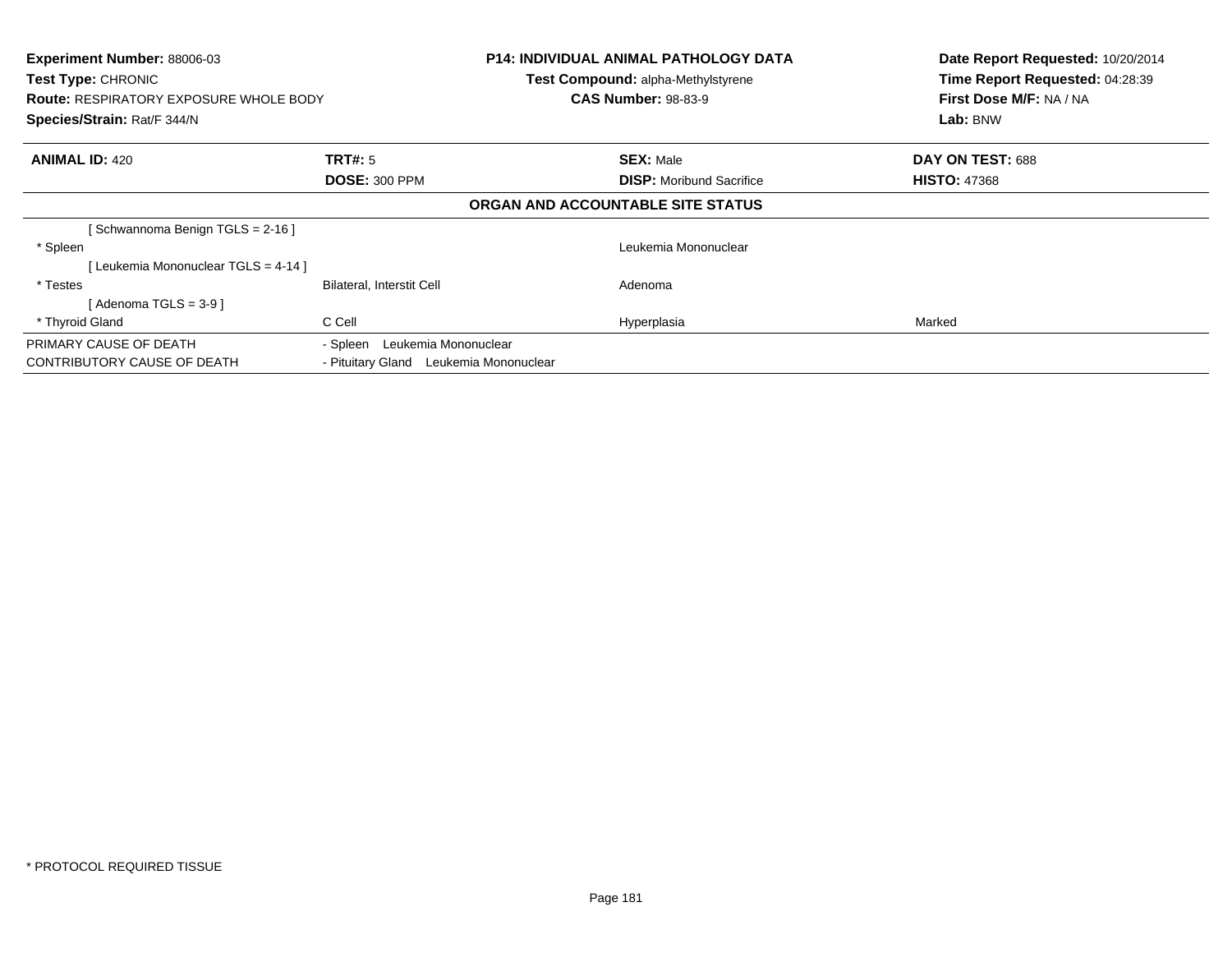**Experiment Number:** 88006-03
**Test Type:** CHRONIC
**Route:** RESPIRATORY EXPOSURE WHOLE BODY
**Species/Strain:** Rat/F 344/N

**P14: INDIVIDUAL ANIMAL PATHOLOGY DATA**
**Test Compound:** alpha-Methylstyrene
**CAS Number:** 98-83-9

**Date Report Requested:** 10/20/2014
**Time Report Requested:** 04:28:39
**First Dose M/F:** NA / NA
**Lab:** BNW

| **ANIMAL ID:** 420 | **TRT#:** 5 | **SEX:** Male | **DAY ON TEST:** 688 |
|---|---|---|---|
| | **DOSE:** 300 PPM | **DISP:** Moribund Sacrifice | **HISTO:** 47368 |

**ORGAN AND ACCOUNTABLE SITE STATUS**

| | | | |
|---|---|---|---|
| [ Schwannoma Benign TGLS = 2-16 ] | | | |
| * Spleen | | Leukemia Mononuclear | |
| [ Leukemia Mononuclear TGLS = 4-14 ] | | | |
| * Testes | Bilateral, Interstit Cell | Adenoma | |
| [ Adenoma TGLS = 3-9 ] | | | |
| * Thyroid Gland | C Cell | Hyperplasia | Marked |
| PRIMARY CAUSE OF DEATH | - Spleen Leukemia Mononuclear | | |
| CONTRIBUTORY CAUSE OF DEATH | - Pituitary Gland Leukemia Mononuclear | | |

* PROTOCOL REQUIRED TISSUE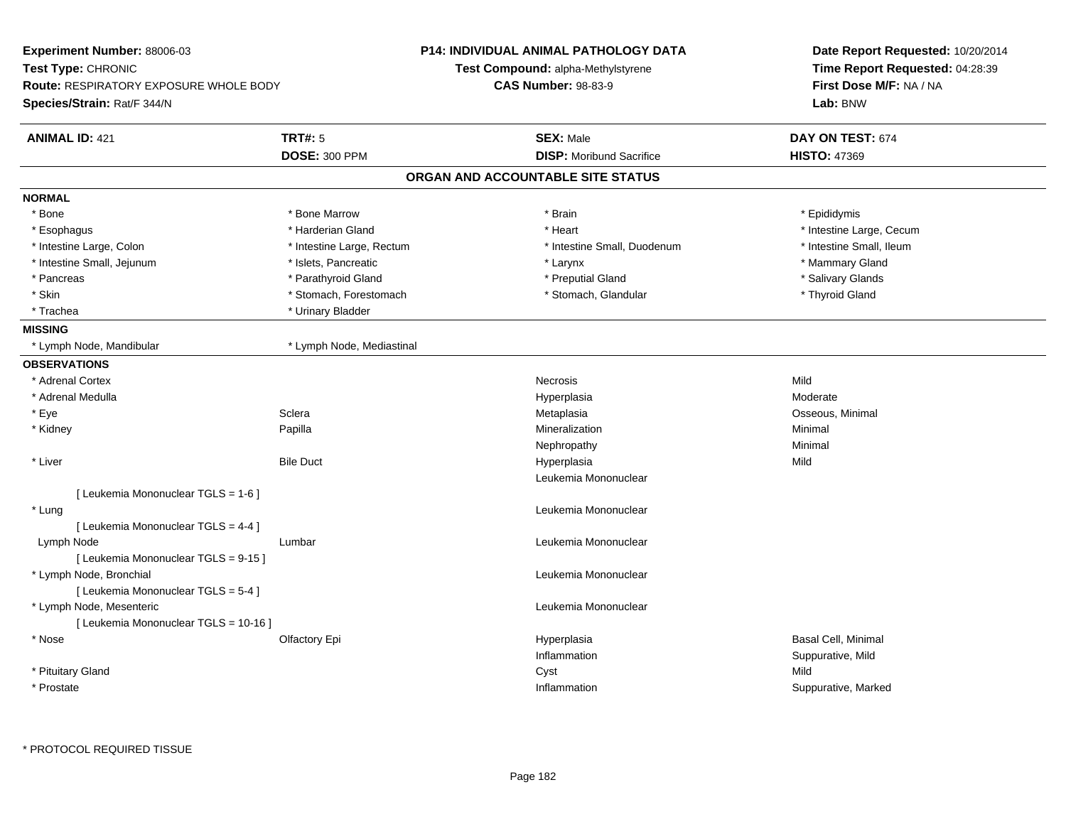**Experiment Number:** 88006-03
**Test Type:** CHRONIC
**Route:** RESPIRATORY EXPOSURE WHOLE BODY
**Species/Strain:** Rat/F 344/N

**P14: INDIVIDUAL ANIMAL PATHOLOGY DATA**
**Test Compound:** alpha-Methylstyrene
**CAS Number:** 98-83-9

**Date Report Requested:** 10/20/2014
**Time Report Requested:** 04:28:39
**First Dose M/F:** NA / NA
**Lab:** BNW

| **ANIMAL ID:** 421 | **TRT#:** 5 | **SEX:** Male | **DAY ON TEST:** 674 |
|---|---|---|---|
| | **DOSE:** 300 PPM | **DISP:** Moribund Sacrifice | **HISTO:** 47369 |

## ORGAN AND ACCOUNTABLE SITE STATUS

**NORMAL**

| | | | |
|---|---|---|---|
| * Bone | * Bone Marrow | * Brain | * Epididymis |
| * Esophagus | * Harderian Gland | * Heart | * Intestine Large, Cecum |
| * Intestine Large, Colon | * Intestine Large, Rectum | * Intestine Small, Duodenum | * Intestine Small, Ileum |
| * Intestine Small, Jejunum | * Islets, Pancreatic | * Larynx | * Mammary Gland |
| * Pancreas | * Parathyroid Gland | * Preputial Gland | * Salivary Glands |
| * Skin | * Stomach, Forestomach | * Stomach, Glandular | * Thyroid Gland |
| * Trachea | * Urinary Bladder | | |

**MISSING**

| | |
|---|---|
| * Lymph Node, Mandibular | * Lymph Node, Mediastinal |

**OBSERVATIONS**

| | | | |
|---|---|---|---|
| * Adrenal Cortex | | Necrosis | Mild |
| * Adrenal Medulla | | Hyperplasia | Moderate |
| * Eye | Sclera | Metaplasia | Osseous, Minimal |
| * Kidney | Papilla | Mineralization | Minimal |
| | | Nephropathy | Minimal |
| * Liver | Bile Duct | Hyperplasia | Mild |
| | | Leukemia Mononuclear | |
| [ Leukemia Mononuclear TGLS = 1-6 ] | | | |
| * Lung | | Leukemia Mononuclear | |
| [ Leukemia Mononuclear TGLS = 4-4 ] | | | |
| Lymph Node | Lumbar | Leukemia Mononuclear | |
| [ Leukemia Mononuclear TGLS = 9-15 ] | | | |
| * Lymph Node, Bronchial | | Leukemia Mononuclear | |
| [ Leukemia Mononuclear TGLS = 5-4 ] | | | |
| * Lymph Node, Mesenteric | | Leukemia Mononuclear | |
| [ Leukemia Mononuclear TGLS = 10-16 ] | | | |
| * Nose | Olfactory Epi | Hyperplasia | Basal Cell, Minimal |
| | | Inflammation | Suppurative, Mild |
| * Pituitary Gland | | Cyst | Mild |
| * Prostate | | Inflammation | Suppurative, Marked |

* PROTOCOL REQUIRED TISSUE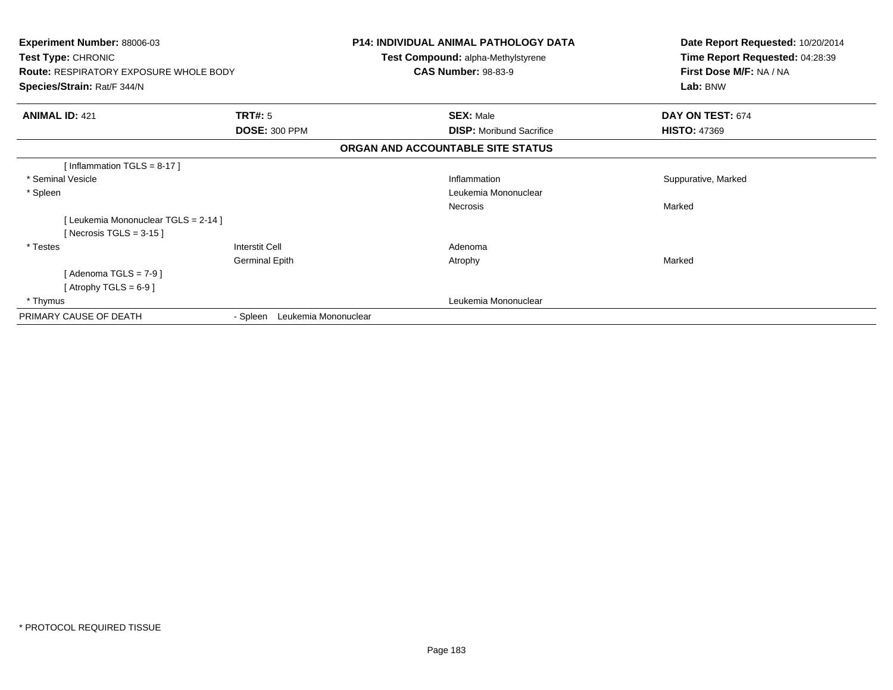**Experiment Number:** 88006-03
**Test Type:** CHRONIC
**Route:** RESPIRATORY EXPOSURE WHOLE BODY
**Species/Strain:** Rat/F 344/N

**P14: INDIVIDUAL ANIMAL PATHOLOGY DATA**
**Test Compound:** alpha-Methylstyrene
**CAS Number:** 98-83-9

**Date Report Requested:** 10/20/2014
**Time Report Requested:** 04:28:39
**First Dose M/F:** NA / NA
**Lab:** BNW

| **ANIMAL ID:** 421 | **TRT#:** 5 | **SEX:** Male | **DAY ON TEST:** 674 |
|---|---|---|---|
| | **DOSE:** 300 PPM | **DISP:** Moribund Sacrifice | **HISTO:** 47369 |

**ORGAN AND ACCOUNTABLE SITE STATUS**

| | | | |
|---|---|---|---|
| [ Inflammation TGLS = 8-17 ] | | | |
| * Seminal Vesicle | | Inflammation | Suppurative, Marked |
| * Spleen | | Leukemia Mononuclear | |
| | | Necrosis | Marked |
| [ Leukemia Mononuclear TGLS = 2-14 ] | | | |
| [ Necrosis TGLS = 3-15 ] | | | |
| * Testes | Interstit Cell | Adenoma | |
| | Germinal Epith | Atrophy | Marked |
| [ Adenoma TGLS = 7-9 ] | | | |
| [ Atrophy TGLS = 6-9 ] | | | |
| * Thymus | | Leukemia Mononuclear | |
| PRIMARY CAUSE OF DEATH | - Spleen Leukemia Mononuclear | | |

* PROTOCOL REQUIRED TISSUE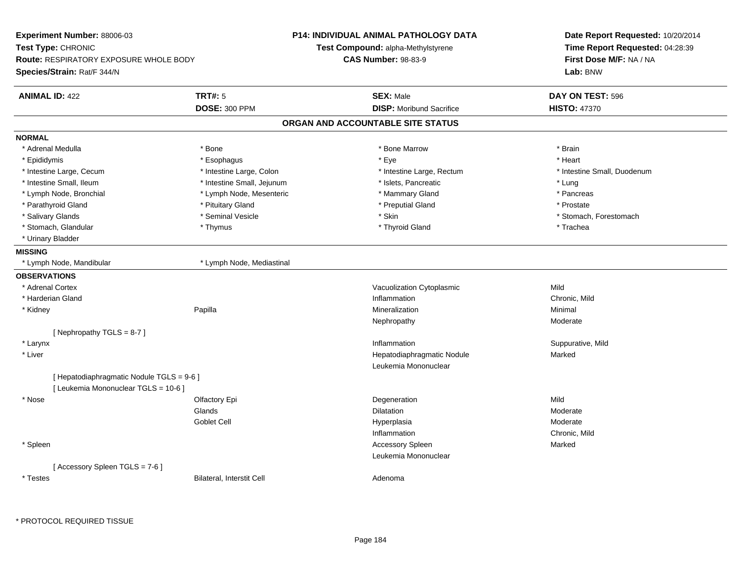**Experiment Number:** 88006-03
**Test Type:** CHRONIC
**Route:** RESPIRATORY EXPOSURE WHOLE BODY
**Species/Strain:** Rat/F 344/N

**P14: INDIVIDUAL ANIMAL PATHOLOGY DATA**
**Test Compound:** alpha-Methylstyrene
**CAS Number:** 98-83-9

**Date Report Requested:** 10/20/2014
**Time Report Requested:** 04:28:39
**First Dose M/F:** NA / NA
**Lab:** BNW

| **ANIMAL ID:** 422 | **TRT#:** 5 | **SEX:** Male | **DAY ON TEST:** 596 |
|---|---|---|---|
| | **DOSE:** 300 PPM | **DISP:** Moribund Sacrifice | **HISTO:** 47370 |

## ORGAN AND ACCOUNTABLE SITE STATUS

**NORMAL**

| | | | |
|---|---|---|---|
| * Adrenal Medulla | * Bone | * Bone Marrow | * Brain |
| * Epididymis | * Esophagus | * Eye | * Heart |
| * Intestine Large, Cecum | * Intestine Large, Colon | * Intestine Large, Rectum | * Intestine Small, Duodenum |
| * Intestine Small, Ileum | * Intestine Small, Jejunum | * Islets, Pancreatic | * Lung |
| * Lymph Node, Bronchial | * Lymph Node, Mesenteric | * Mammary Gland | * Pancreas |
| * Parathyroid Gland | * Pituitary Gland | * Preputial Gland | * Prostate |
| * Salivary Glands | * Seminal Vesicle | * Skin | * Stomach, Forestomach |
| * Stomach, Glandular | * Thymus | * Thyroid Gland | * Trachea |
| * Urinary Bladder | | | |

**MISSING**

| | |
|---|---|
| * Lymph Node, Mandibular | * Lymph Node, Mediastinal |

**OBSERVATIONS**

| | | | |
|---|---|---|---|
| * Adrenal Cortex | | Vacuolization Cytoplasmic | Mild |
| * Harderian Gland | | Inflammation | Chronic, Mild |
| * Kidney | Papilla | Mineralization | Minimal |
| | | Nephropathy | Moderate |
| [ Nephropathy TGLS = 8-7 ] | | | |
| * Larynx | | Inflammation | Suppurative, Mild |
| * Liver | | Hepatodiaphragmatic Nodule | Marked |
| | | Leukemia Mononuclear | |
| [ Hepatodiaphragmatic Nodule TGLS = 9-6 ] | | | |
| [ Leukemia Mononuclear TGLS = 10-6 ] | | | |
| * Nose | Olfactory Epi | Degeneration | Mild |
| | Glands | Dilatation | Moderate |
| | Goblet Cell | Hyperplasia | Moderate |
| | | Inflammation | Chronic, Mild |
| * Spleen | | Accessory Spleen | Marked |
| | | Leukemia Mononuclear | |
| [ Accessory Spleen TGLS = 7-6 ] | | | |
| * Testes | Bilateral, Interstit Cell | Adenoma | |

* PROTOCOL REQUIRED TISSUE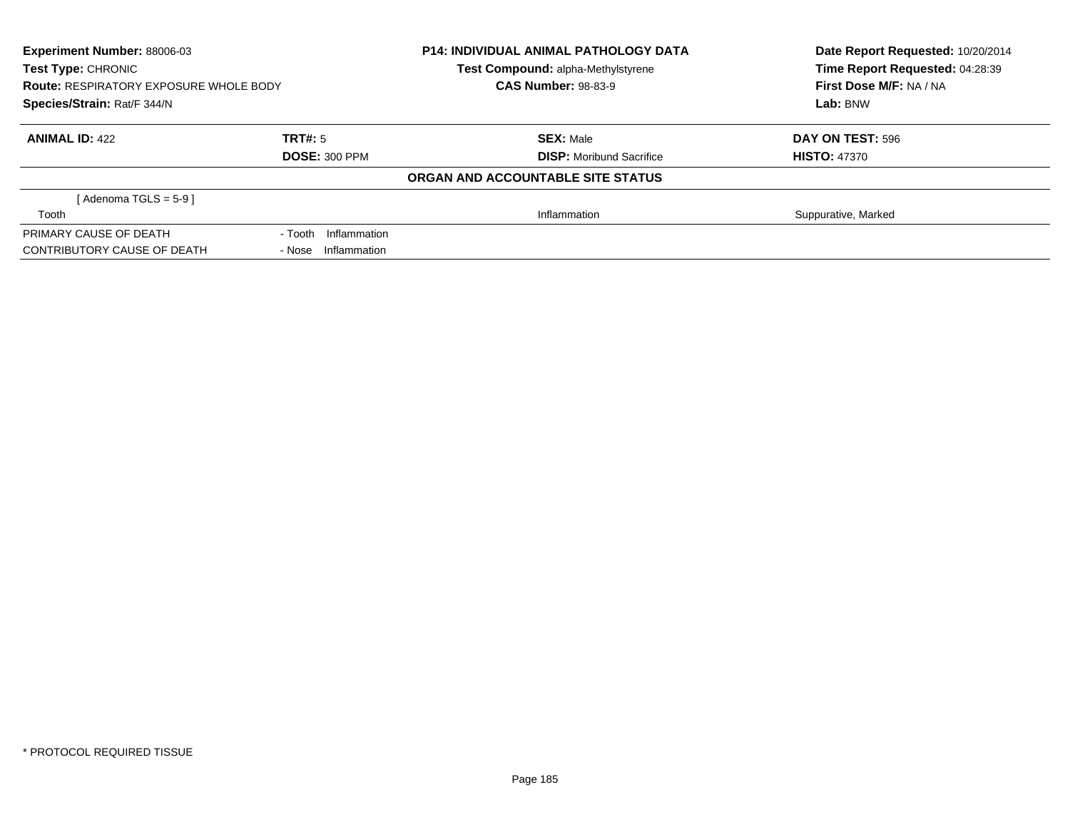**Experiment Number:** 88006-03
**Test Type:** CHRONIC
**Route:** RESPIRATORY EXPOSURE WHOLE BODY
**Species/Strain:** Rat/F 344/N

**P14: INDIVIDUAL ANIMAL PATHOLOGY DATA**
**Test Compound:** alpha-Methylstyrene
**CAS Number:** 98-83-9

**Date Report Requested:** 10/20/2014
**Time Report Requested:** 04:28:39
**First Dose M/F:** NA / NA
**Lab:** BNW

| **ANIMAL ID:** 422 | **TRT#:** 5 | **SEX:** Male | **DAY ON TEST:** 596 |
|---|---|---|---|
| | **DOSE:** 300 PPM | **DISP:** Moribund Sacrifice | **HISTO:** 47370 |

**ORGAN AND ACCOUNTABLE SITE STATUS**

| | | | |
|---|---|---|---|
| [ Adenoma TGLS = 5-9 ] | | | |
| Tooth | | Inflammation | Suppurative, Marked |
| PRIMARY CAUSE OF DEATH | - Tooth Inflammation | | |
| CONTRIBUTORY CAUSE OF DEATH | - Nose Inflammation | | |

* PROTOCOL REQUIRED TISSUE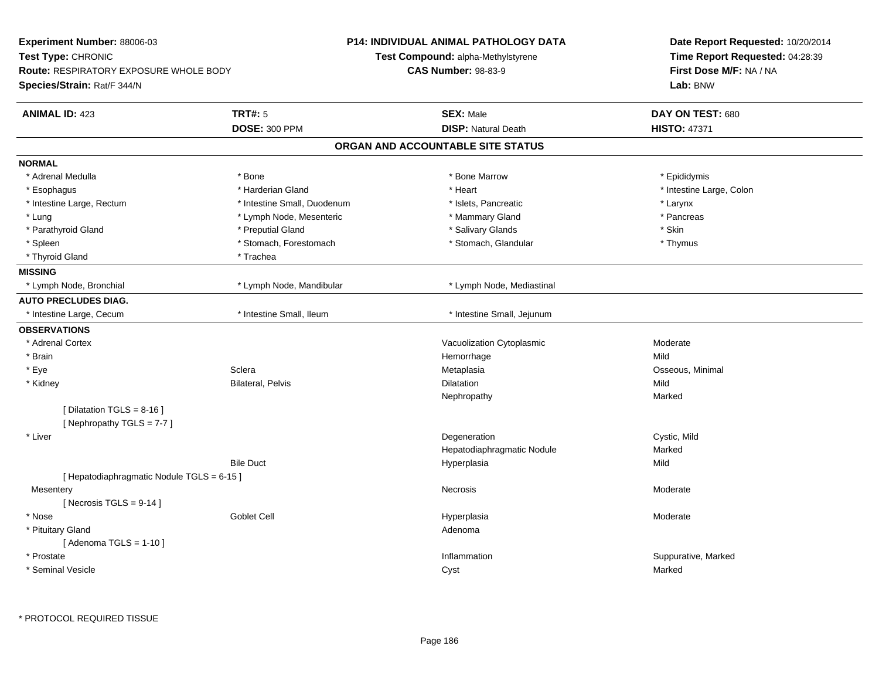**Experiment Number:** 88006-03
**Test Type:** CHRONIC
**Route:** RESPIRATORY EXPOSURE WHOLE BODY
**Species/Strain:** Rat/F 344/N

**P14: INDIVIDUAL ANIMAL PATHOLOGY DATA**
**Test Compound:** alpha-Methylstyrene
**CAS Number:** 98-83-9

**Date Report Requested:** 10/20/2014
**Time Report Requested:** 04:28:39
**First Dose M/F:** NA / NA
**Lab:** BNW

| **ANIMAL ID:** 423 | **TRT#:** 5 | **SEX:** Male | **DAY ON TEST:** 680 |
|---|---|---|---|
| | **DOSE:** 300 PPM | **DISP:** Natural Death | **HISTO:** 47371 |

## ORGAN AND ACCOUNTABLE SITE STATUS

**NORMAL**

| | | | |
|---|---|---|---|
| * Adrenal Medulla | * Bone | * Bone Marrow | * Epididymis |
| * Esophagus | * Harderian Gland | * Heart | * Intestine Large, Colon |
| * Intestine Large, Rectum | * Intestine Small, Duodenum | * Islets, Pancreatic | * Larynx |
| * Lung | * Lymph Node, Mesenteric | * Mammary Gland | * Pancreas |
| * Parathyroid Gland | * Preputial Gland | * Salivary Glands | * Skin |
| * Spleen | * Stomach, Forestomach | * Stomach, Glandular | * Thymus |
| * Thyroid Gland | * Trachea | | |

**MISSING**

| | | |
|---|---|---|
| * Lymph Node, Bronchial | * Lymph Node, Mandibular | * Lymph Node, Mediastinal |

**AUTO PRECLUDES DIAG.**

| | | |
|---|---|---|
| * Intestine Large, Cecum | * Intestine Small, Ileum | * Intestine Small, Jejunum |

**OBSERVATIONS**

| Organ | Site | Observation | Severity |
|---|---|---|---|
| * Adrenal Cortex | | Vacuolization Cytoplasmic | Moderate |
| * Brain | | Hemorrhage | Mild |
| * Eye | Sclera | Metaplasia | Osseous, Minimal |
| * Kidney | Bilateral, Pelvis | Dilatation | Mild |
| | | Nephropathy | Marked |
| [ Dilatation TGLS = 8-16 ] | | | |
| [ Nephropathy TGLS = 7-7 ] | | | |
| * Liver | | Degeneration | Cystic, Mild |
| | | Hepatodiaphragmatic Nodule | Marked |
| | Bile Duct | Hyperplasia | Mild |
| [ Hepatodiaphragmatic Nodule TGLS = 6-15 ] | | | |
| Mesentery | | Necrosis | Moderate |
| [ Necrosis TGLS = 9-14 ] | | | |
| * Nose | Goblet Cell | Hyperplasia | Moderate |
| * Pituitary Gland | | Adenoma | |
| [ Adenoma TGLS = 1-10 ] | | | |
| * Prostate | | Inflammation | Suppurative, Marked |
| * Seminal Vesicle | | Cyst | Marked |

\* PROTOCOL REQUIRED TISSUE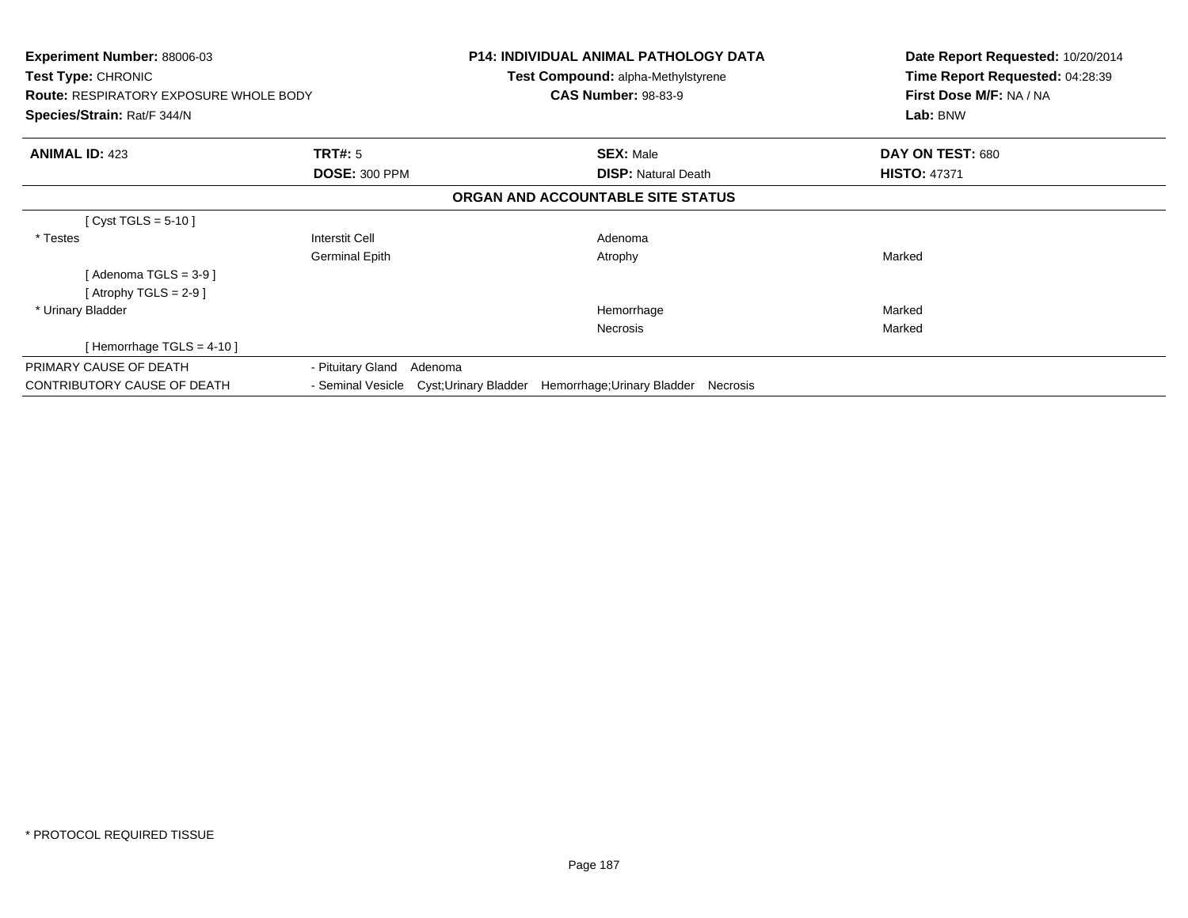**Experiment Number:** 88006-03
**Test Type:** CHRONIC
**Route:** RESPIRATORY EXPOSURE WHOLE BODY
**Species/Strain:** Rat/F 344/N

**P14: INDIVIDUAL ANIMAL PATHOLOGY DATA**
**Test Compound:** alpha-Methylstyrene
**CAS Number:** 98-83-9

**Date Report Requested:** 10/20/2014
**Time Report Requested:** 04:28:39
**First Dose M/F:** NA / NA
**Lab:** BNW

| **ANIMAL ID:** 423 | **TRT#:** 5 | **SEX:** Male | **DAY ON TEST:** 680 |
|---|---|---|---|
| | **DOSE:** 300 PPM | **DISP:** Natural Death | **HISTO:** 47371 |

**ORGAN AND ACCOUNTABLE SITE STATUS**

| | | | |
|---|---|---|---|
| [ Cyst TGLS = 5-10 ] | | | |
| * Testes | Interstit Cell | Adenoma | |
| | Germinal Epith | Atrophy | Marked |
| [ Adenoma TGLS = 3-9 ] | | | |
| [ Atrophy TGLS = 2-9 ] | | | |
| * Urinary Bladder | | Hemorrhage | Marked |
| | | Necrosis | Marked |
| [ Hemorrhage TGLS = 4-10 ] | | | |

| | |
|---|---|
| PRIMARY CAUSE OF DEATH | - Pituitary Gland Adenoma |
| CONTRIBUTORY CAUSE OF DEATH | - Seminal Vesicle Cyst;Urinary Bladder Hemorrhage;Urinary Bladder Necrosis |

* PROTOCOL REQUIRED TISSUE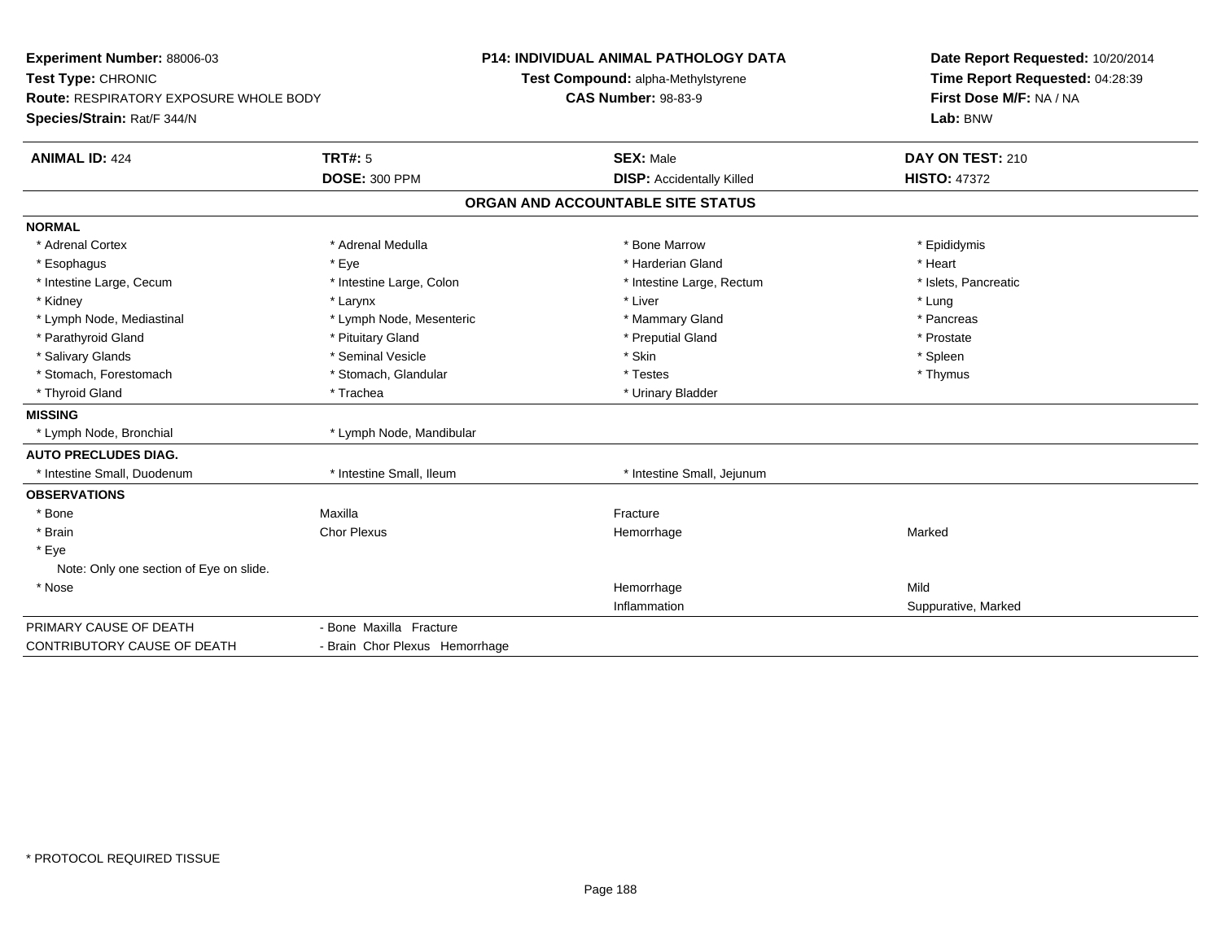**Experiment Number:** 88006-03
**Test Type:** CHRONIC
**Route:** RESPIRATORY EXPOSURE WHOLE BODY
**Species/Strain:** Rat/F 344/N

**P14: INDIVIDUAL ANIMAL PATHOLOGY DATA**
**Test Compound:** alpha-Methylstyrene
**CAS Number:** 98-83-9

**Date Report Requested:** 10/20/2014
**Time Report Requested:** 04:28:39
**First Dose M/F:** NA / NA
**Lab:** BNW

| **ANIMAL ID:** 424 | **TRT#:** 5 | **SEX:** Male | **DAY ON TEST:** 210 |
|---|---|---|---|
| | **DOSE:** 300 PPM | **DISP:** Accidentally Killed | **HISTO:** 47372 |

## ORGAN AND ACCOUNTABLE SITE STATUS

| | | | |
|---|---|---|---|
| **NORMAL** | | | |
| * Adrenal Cortex | * Adrenal Medulla | * Bone Marrow | * Epididymis |
| * Esophagus | * Eye | * Harderian Gland | * Heart |
| * Intestine Large, Cecum | * Intestine Large, Colon | * Intestine Large, Rectum | * Islets, Pancreatic |
| * Kidney | * Larynx | * Liver | * Lung |
| * Lymph Node, Mediastinal | * Lymph Node, Mesenteric | * Mammary Gland | * Pancreas |
| * Parathyroid Gland | * Pituitary Gland | * Preputial Gland | * Prostate |
| * Salivary Glands | * Seminal Vesicle | * Skin | * Spleen |
| * Stomach, Forestomach | * Stomach, Glandular | * Testes | * Thymus |
| * Thyroid Gland | * Trachea | * Urinary Bladder | |
| **MISSING** | | | |
| * Lymph Node, Bronchial | * Lymph Node, Mandibular | | |
| **AUTO PRECLUDES DIAG.** | | | |
| * Intestine Small, Duodenum | * Intestine Small, Ileum | * Intestine Small, Jejunum | |
| **OBSERVATIONS** | | | |
| * Bone | Maxilla | Fracture | |
| * Brain | Chor Plexus | Hemorrhage | Marked |
| * Eye | | | |
| Note: Only one section of Eye on slide. | | | |
| * Nose | | Hemorrhage | Mild |
| | | Inflammation | Suppurative, Marked |
| PRIMARY CAUSE OF DEATH | - Bone Maxilla Fracture | | |
| CONTRIBUTORY CAUSE OF DEATH | - Brain Chor Plexus Hemorrhage | | |

* PROTOCOL REQUIRED TISSUE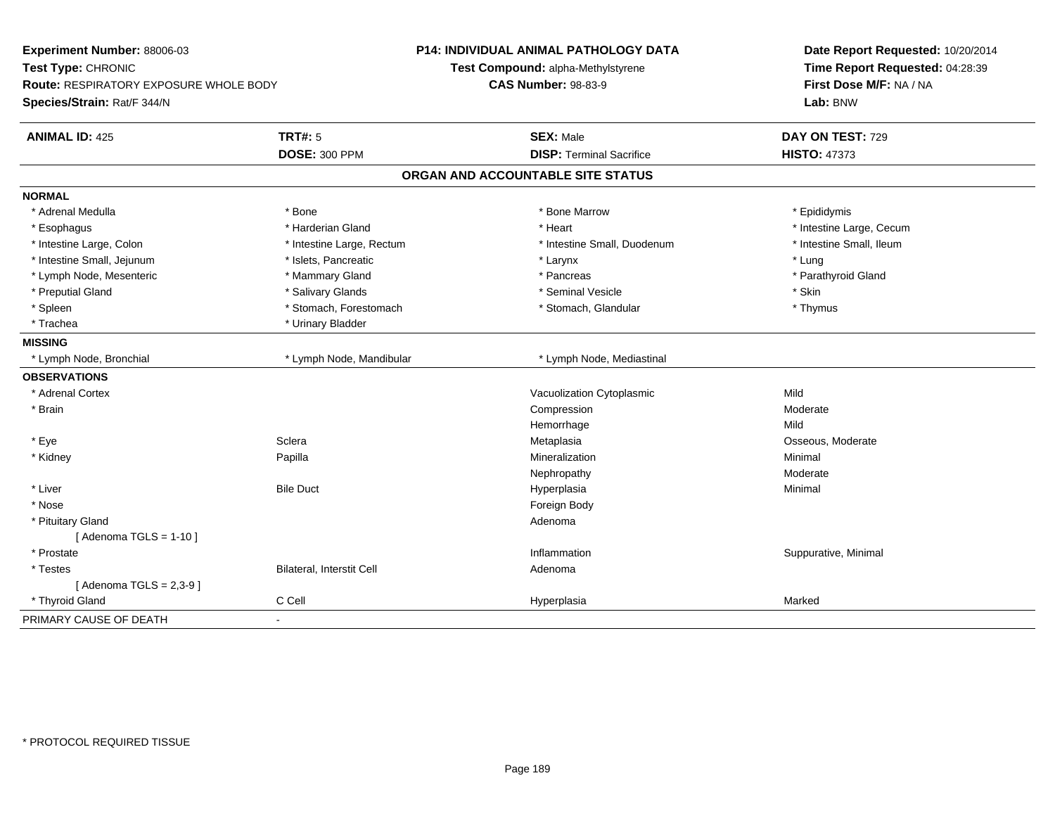**Experiment Number:** 88006-03
**Test Type:** CHRONIC
**Route:** RESPIRATORY EXPOSURE WHOLE BODY
**Species/Strain:** Rat/F 344/N

**P14: INDIVIDUAL ANIMAL PATHOLOGY DATA**
**Test Compound:** alpha-Methylstyrene
**CAS Number:** 98-83-9

**Date Report Requested:** 10/20/2014
**Time Report Requested:** 04:28:39
**First Dose M/F:** NA / NA
**Lab:** BNW

| **ANIMAL ID:** 425 | **TRT#:** 5 | **SEX:** Male | **DAY ON TEST:** 729 |
|---|---|---|---|
| | **DOSE:** 300 PPM | **DISP:** Terminal Sacrifice | **HISTO:** 47373 |

## ORGAN AND ACCOUNTABLE SITE STATUS

**NORMAL**

| | | | |
|---|---|---|---|
| * Adrenal Medulla | * Bone | * Bone Marrow | * Epididymis |
| * Esophagus | * Harderian Gland | * Heart | * Intestine Large, Cecum |
| * Intestine Large, Colon | * Intestine Large, Rectum | * Intestine Small, Duodenum | * Intestine Small, Ileum |
| * Intestine Small, Jejunum | * Islets, Pancreatic | * Larynx | * Lung |
| * Lymph Node, Mesenteric | * Mammary Gland | * Pancreas | * Parathyroid Gland |
| * Preputial Gland | * Salivary Glands | * Seminal Vesicle | * Skin |
| * Spleen | * Stomach, Forestomach | * Stomach, Glandular | * Thymus |
| * Trachea | * Urinary Bladder | | |

**MISSING**

| | | |
|---|---|---|
| * Lymph Node, Bronchial | * Lymph Node, Mandibular | * Lymph Node, Mediastinal |

**OBSERVATIONS**

| | | | |
|---|---|---|---|
| * Adrenal Cortex | | Vacuolization Cytoplasmic | Mild |
| * Brain | | Compression | Moderate |
| | | Hemorrhage | Mild |
| * Eye | Sclera | Metaplasia | Osseous, Moderate |
| * Kidney | Papilla | Mineralization | Minimal |
| | | Nephropathy | Moderate |
| * Liver | Bile Duct | Hyperplasia | Minimal |
| * Nose | | Foreign Body | |
| * Pituitary Gland | | Adenoma | |
| [ Adenoma TGLS = 1-10 ] | | | |
| * Prostate | | Inflammation | Suppurative, Minimal |
| * Testes | Bilateral, Interstit Cell | Adenoma | |
| [ Adenoma TGLS = 2,3-9 ] | | | |
| * Thyroid Gland | C Cell | Hyperplasia | Marked |

PRIMARY CAUSE OF DEATH -

\* PROTOCOL REQUIRED TISSUE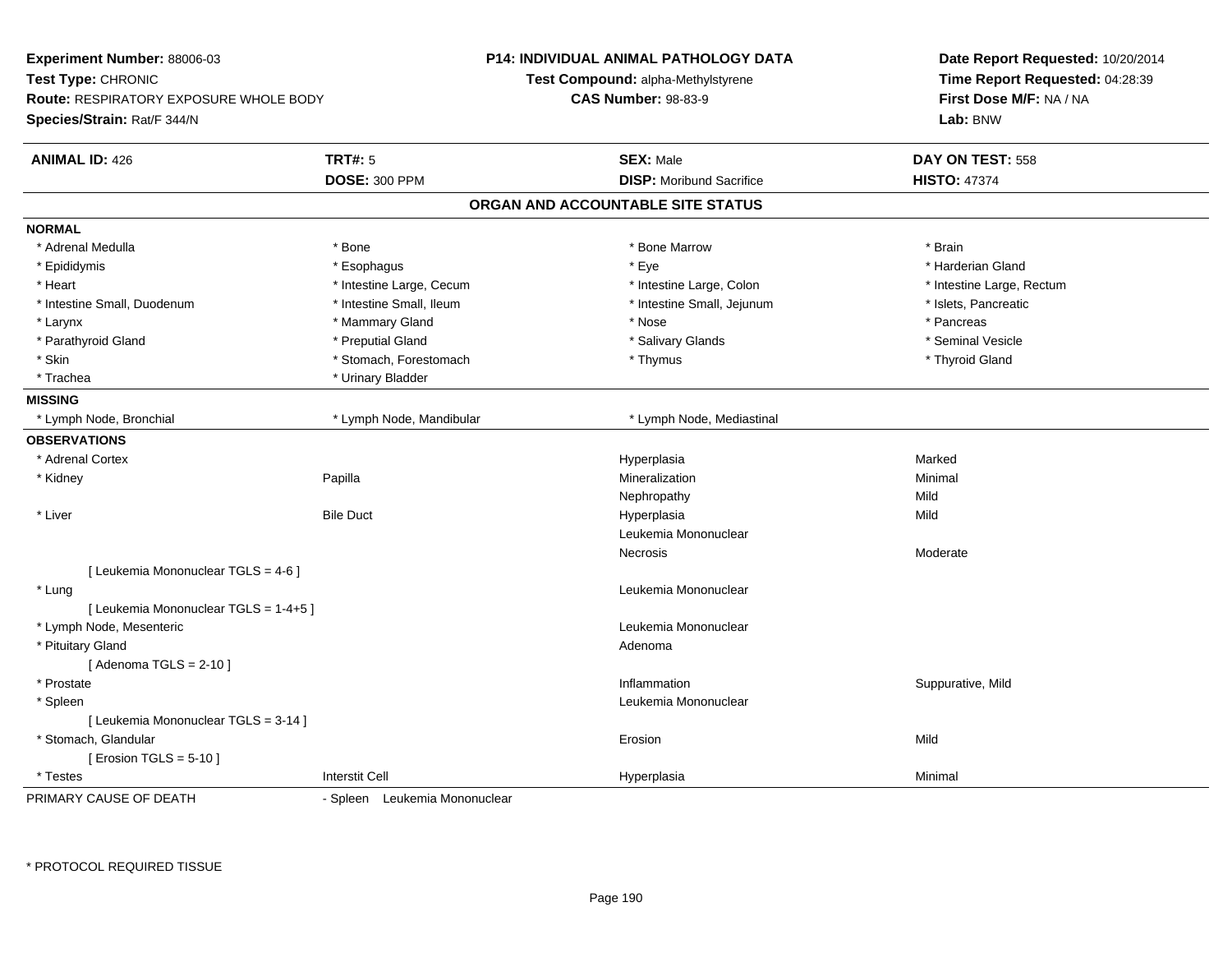**Experiment Number:** 88006-03
**Test Type:** CHRONIC
**Route:** RESPIRATORY EXPOSURE WHOLE BODY
**Species/Strain:** Rat/F 344/N

**P14: INDIVIDUAL ANIMAL PATHOLOGY DATA**
**Test Compound:** alpha-Methylstyrene
**CAS Number:** 98-83-9

**Date Report Requested:** 10/20/2014
**Time Report Requested:** 04:28:39
**First Dose M/F:** NA / NA
**Lab:** BNW

| **ANIMAL ID:** 426 | **TRT#:** 5 | **SEX:** Male | **DAY ON TEST:** 558 |
|---|---|---|---|
| | **DOSE:** 300 PPM | **DISP:** Moribund Sacrifice | **HISTO:** 47374 |

## ORGAN AND ACCOUNTABLE SITE STATUS

**NORMAL**

| | | | |
|---|---|---|---|
| * Adrenal Medulla | * Bone | * Bone Marrow | * Brain |
| * Epididymis | * Esophagus | * Eye | * Harderian Gland |
| * Heart | * Intestine Large, Cecum | * Intestine Large, Colon | * Intestine Large, Rectum |
| * Intestine Small, Duodenum | * Intestine Small, Ileum | * Intestine Small, Jejunum | * Islets, Pancreatic |
| * Larynx | * Mammary Gland | * Nose | * Pancreas |
| * Parathyroid Gland | * Preputial Gland | * Salivary Glands | * Seminal Vesicle |
| * Skin | * Stomach, Forestomach | * Thymus | * Thyroid Gland |
| * Trachea | * Urinary Bladder | | |

**MISSING**

| | | |
|---|---|---|
| * Lymph Node, Bronchial | * Lymph Node, Mandibular | * Lymph Node, Mediastinal |

**OBSERVATIONS**

| | | | |
|---|---|---|---|
| * Adrenal Cortex | | Hyperplasia | Marked |
| * Kidney | Papilla | Mineralization | Minimal |
| | | Nephropathy | Mild |
| * Liver | Bile Duct | Hyperplasia | Mild |
| | | Leukemia Mononuclear | |
| | | Necrosis | Moderate |
| [ Leukemia Mononuclear TGLS = 4-6 ] | | | |
| * Lung | | Leukemia Mononuclear | |
| [ Leukemia Mononuclear TGLS = 1-4+5 ] | | | |
| * Lymph Node, Mesenteric | | Leukemia Mononuclear | |
| * Pituitary Gland | | Adenoma | |
| [ Adenoma TGLS = 2-10 ] | | | |
| * Prostate | | Inflammation | Suppurative, Mild |
| * Spleen | | Leukemia Mononuclear | |
| [ Leukemia Mononuclear TGLS = 3-14 ] | | | |
| * Stomach, Glandular | | Erosion | Mild |
| [ Erosion TGLS = 5-10 ] | | | |
| * Testes | Interstit Cell | Hyperplasia | Minimal |

PRIMARY CAUSE OF DEATH - Spleen Leukemia Mononuclear

\* PROTOCOL REQUIRED TISSUE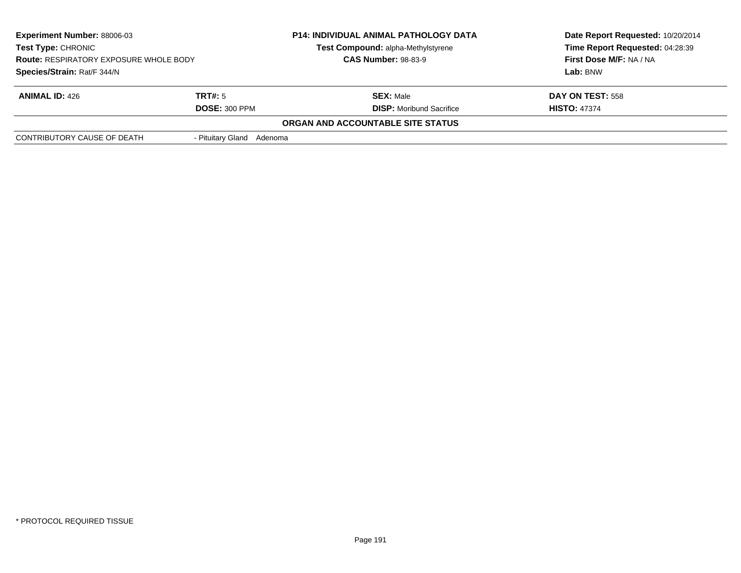**Experiment Number:** 88006-03
**Test Type:** CHRONIC
**Route:** RESPIRATORY EXPOSURE WHOLE BODY
**Species/Strain:** Rat/F 344/N

**P14: INDIVIDUAL ANIMAL PATHOLOGY DATA**
**Test Compound:** alpha-Methylstyrene
**CAS Number:** 98-83-9

**Date Report Requested:** 10/20/2014
**Time Report Requested:** 04:28:39
**First Dose M/F:** NA / NA
**Lab:** BNW

| **ANIMAL ID:** 426 | **TRT#:** 5 | **SEX:** Male | **DAY ON TEST:** 558 |
|---|---|---|---|
| | **DOSE:** 300 PPM | **DISP:** Moribund Sacrifice | **HISTO:** 47374 |

**ORGAN AND ACCOUNTABLE SITE STATUS**

| | |
|---|---|
| CONTRIBUTORY CAUSE OF DEATH | - Pituitary Gland Adenoma |

* PROTOCOL REQUIRED TISSUE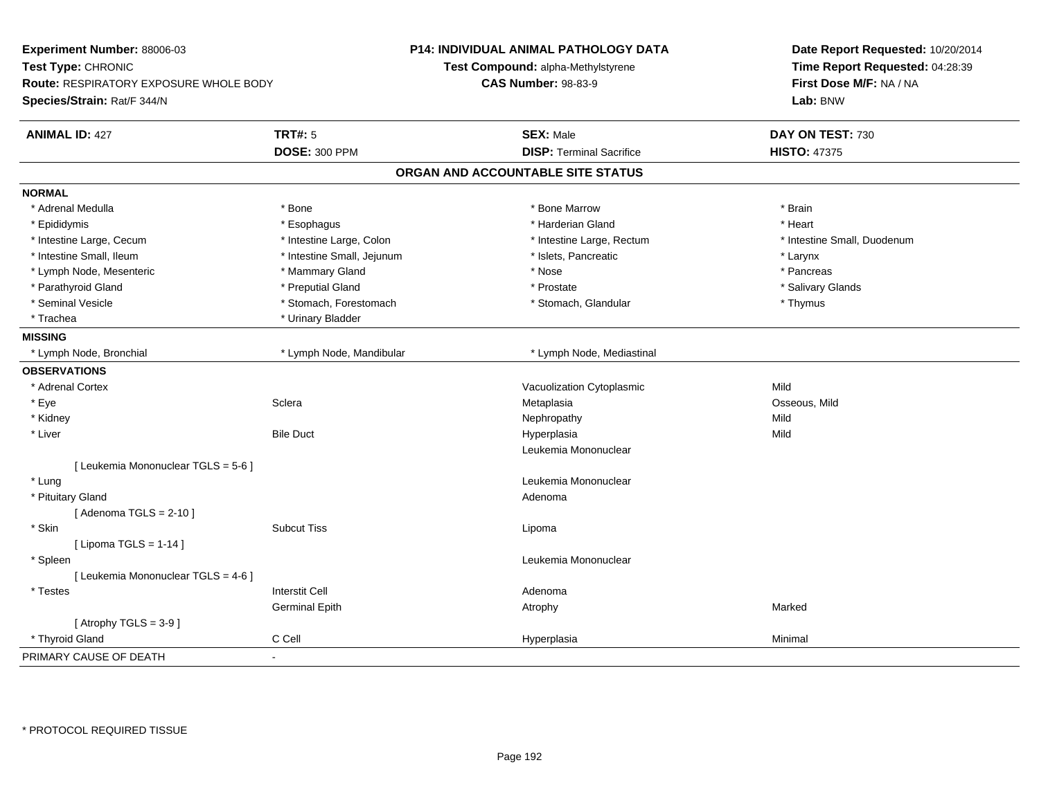**Experiment Number:** 88006-03
**Test Type:** CHRONIC
**Route:** RESPIRATORY EXPOSURE WHOLE BODY
**Species/Strain:** Rat/F 344/N

**P14: INDIVIDUAL ANIMAL PATHOLOGY DATA**
**Test Compound:** alpha-Methylstyrene
**CAS Number:** 98-83-9

**Date Report Requested:** 10/20/2014
**Time Report Requested:** 04:28:39
**First Dose M/F:** NA / NA
**Lab:** BNW

| **ANIMAL ID:** 427 | **TRT#:** 5 | **SEX:** Male | **DAY ON TEST:** 730 |
|---|---|---|---|
| | **DOSE:** 300 PPM | **DISP:** Terminal Sacrifice | **HISTO:** 47375 |

## ORGAN AND ACCOUNTABLE SITE STATUS

**NORMAL**

| | | | |
|---|---|---|---|
| * Adrenal Medulla | * Bone | * Bone Marrow | * Brain |
| * Epididymis | * Esophagus | * Harderian Gland | * Heart |
| * Intestine Large, Cecum | * Intestine Large, Colon | * Intestine Large, Rectum | * Intestine Small, Duodenum |
| * Intestine Small, Ileum | * Intestine Small, Jejunum | * Islets, Pancreatic | * Larynx |
| * Lymph Node, Mesenteric | * Mammary Gland | * Nose | * Pancreas |
| * Parathyroid Gland | * Preputial Gland | * Prostate | * Salivary Glands |
| * Seminal Vesicle | * Stomach, Forestomach | * Stomach, Glandular | * Thymus |
| * Trachea | * Urinary Bladder | | |

**MISSING**

| | | |
|---|---|---|
| * Lymph Node, Bronchial | * Lymph Node, Mandibular | * Lymph Node, Mediastinal |

**OBSERVATIONS**

| | | | |
|---|---|---|---|
| * Adrenal Cortex | | Vacuolization Cytoplasmic | Mild |
| * Eye | Sclera | Metaplasia | Osseous, Mild |
| * Kidney | | Nephropathy | Mild |
| * Liver | Bile Duct | Hyperplasia | Mild |
| | | Leukemia Mononuclear | |
| [ Leukemia Mononuclear TGLS = 5-6 ] | | | |
| * Lung | | Leukemia Mononuclear | |
| * Pituitary Gland | | Adenoma | |
| [ Adenoma TGLS = 2-10 ] | | | |
| * Skin | Subcut Tiss | Lipoma | |
| [ Lipoma TGLS = 1-14 ] | | | |
| * Spleen | | Leukemia Mononuclear | |
| [ Leukemia Mononuclear TGLS = 4-6 ] | | | |
| * Testes | Interstit Cell | Adenoma | |
| | Germinal Epith | Atrophy | Marked |
| [ Atrophy TGLS = 3-9 ] | | | |
| * Thyroid Gland | C Cell | Hyperplasia | Minimal |

PRIMARY CAUSE OF DEATH -

* PROTOCOL REQUIRED TISSUE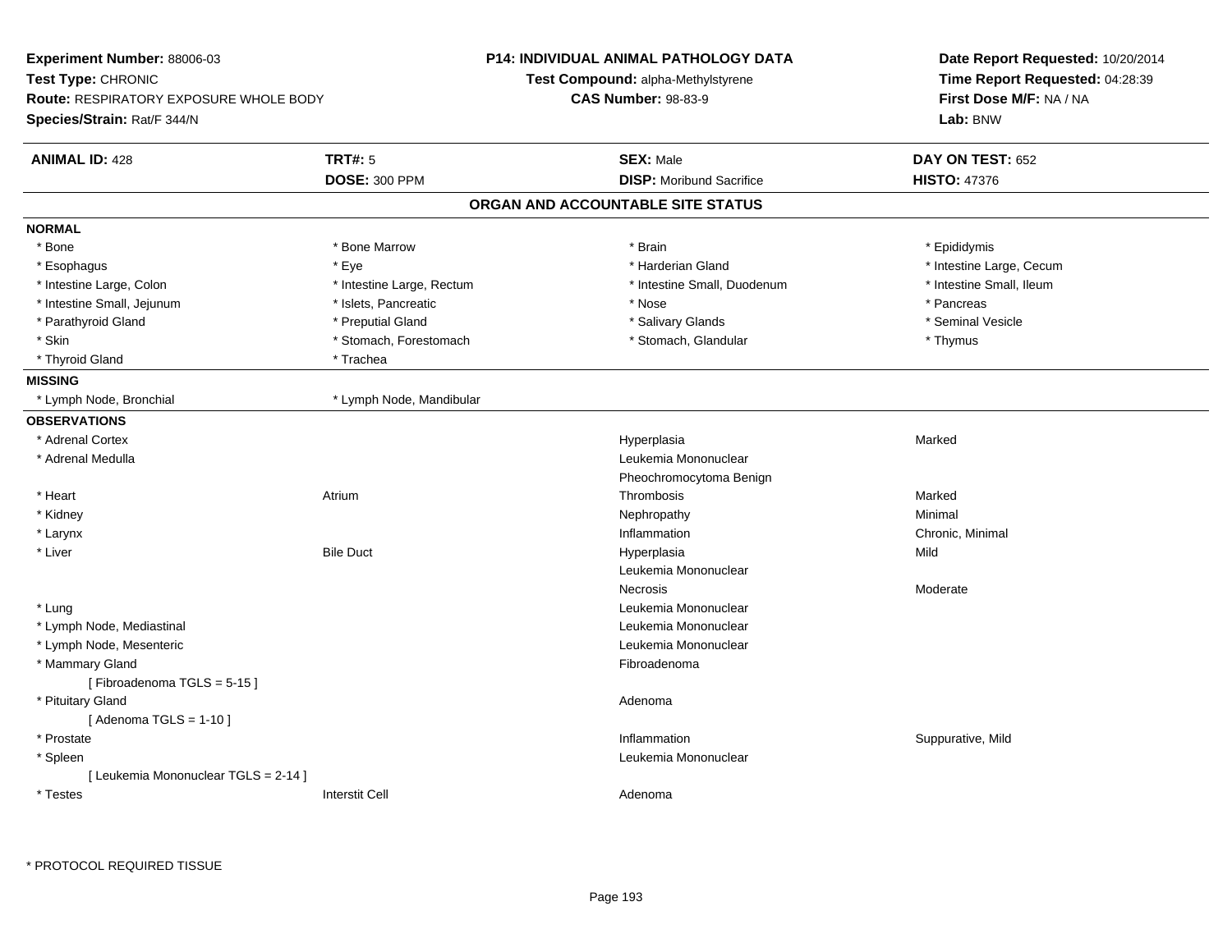**Experiment Number:** 88006-03
**Test Type:** CHRONIC
**Route:** RESPIRATORY EXPOSURE WHOLE BODY
**Species/Strain:** Rat/F 344/N

**P14: INDIVIDUAL ANIMAL PATHOLOGY DATA**
**Test Compound:** alpha-Methylstyrene
**CAS Number:** 98-83-9

**Date Report Requested:** 10/20/2014
**Time Report Requested:** 04:28:39
**First Dose M/F:** NA / NA
**Lab:** BNW

| **ANIMAL ID:** 428 | **TRT#:** 5 | **SEX:** Male | **DAY ON TEST:** 652 |
|---|---|---|---|
| | **DOSE:** 300 PPM | **DISP:** Moribund Sacrifice | **HISTO:** 47376 |

## ORGAN AND ACCOUNTABLE SITE STATUS

**NORMAL**

| | | | |
|---|---|---|---|
| * Bone | * Bone Marrow | * Brain | * Epididymis |
| * Esophagus | * Eye | * Harderian Gland | * Intestine Large, Cecum |
| * Intestine Large, Colon | * Intestine Large, Rectum | * Intestine Small, Duodenum | * Intestine Small, Ileum |
| * Intestine Small, Jejunum | * Islets, Pancreatic | * Nose | * Pancreas |
| * Parathyroid Gland | * Preputial Gland | * Salivary Glands | * Seminal Vesicle |
| * Skin | * Stomach, Forestomach | * Stomach, Glandular | * Thymus |
| * Thyroid Gland | * Trachea | | |

**MISSING**

| | |
|---|---|
| * Lymph Node, Bronchial | * Lymph Node, Mandibular |

**OBSERVATIONS**

| Organ | Site | Observation | Severity |
|---|---|---|---|
| * Adrenal Cortex | | Hyperplasia | Marked |
| * Adrenal Medulla | | Leukemia Mononuclear | |
| | | Pheochromocytoma Benign | |
| * Heart | Atrium | Thrombosis | Marked |
| * Kidney | | Nephropathy | Minimal |
| * Larynx | | Inflammation | Chronic, Minimal |
| * Liver | Bile Duct | Hyperplasia | Mild |
| | | Leukemia Mononuclear | |
| | | Necrosis | Moderate |
| * Lung | | Leukemia Mononuclear | |
| * Lymph Node, Mediastinal | | Leukemia Mononuclear | |
| * Lymph Node, Mesenteric | | Leukemia Mononuclear | |
| * Mammary Gland | | Fibroadenoma | |
| [ Fibroadenoma TGLS = 5-15 ] | | | |
| * Pituitary Gland | | Adenoma | |
| [ Adenoma TGLS = 1-10 ] | | | |
| * Prostate | | Inflammation | Suppurative, Mild |
| * Spleen | | Leukemia Mononuclear | |
| [ Leukemia Mononuclear TGLS = 2-14 ] | | | |
| * Testes | Interstit Cell | Adenoma | |

\* PROTOCOL REQUIRED TISSUE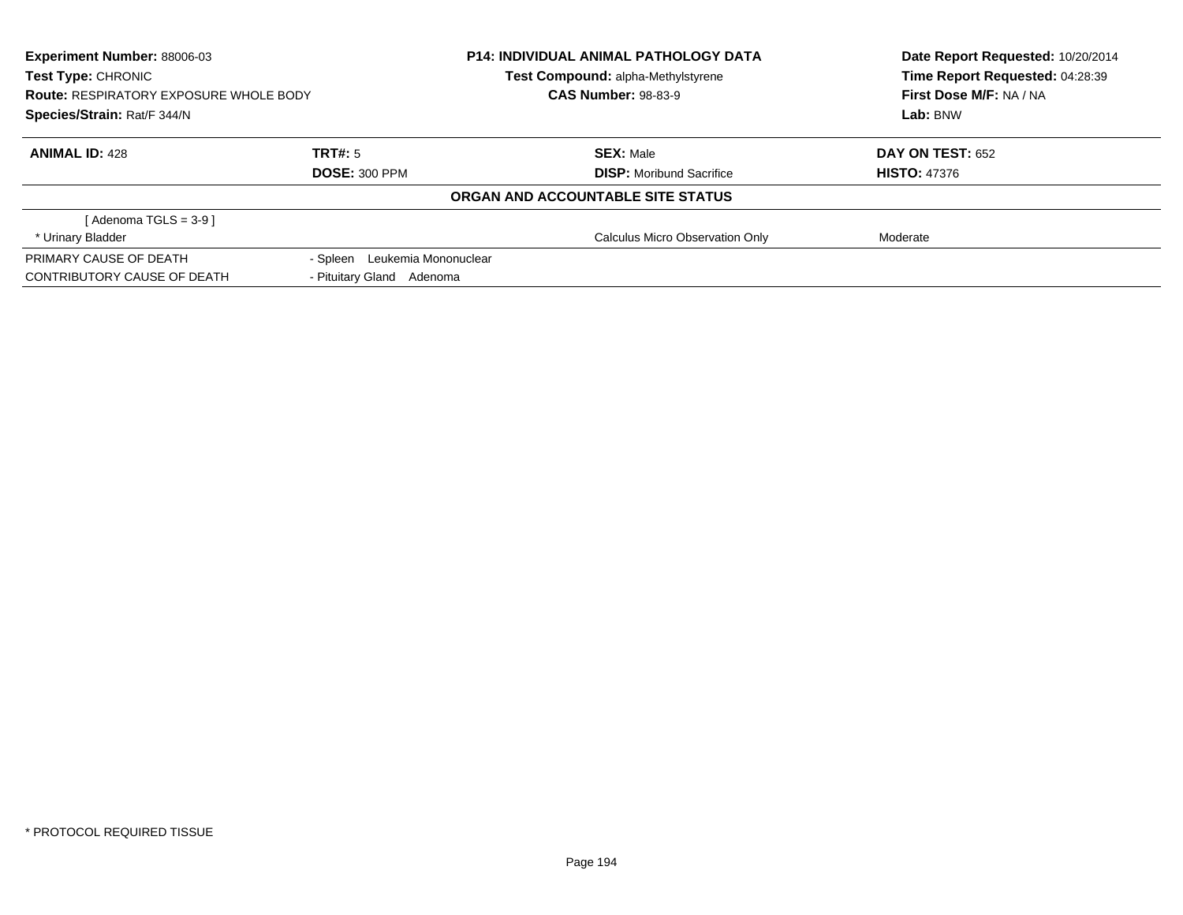**Experiment Number:** 88006-03
**Test Type:** CHRONIC
**Route:** RESPIRATORY EXPOSURE WHOLE BODY
**Species/Strain:** Rat/F 344/N

**P14: INDIVIDUAL ANIMAL PATHOLOGY DATA**
**Test Compound:** alpha-Methylstyrene
**CAS Number:** 98-83-9

**Date Report Requested:** 10/20/2014
**Time Report Requested:** 04:28:39
**First Dose M/F:** NA / NA
**Lab:** BNW

| **ANIMAL ID:** 428 | **TRT#:** 5 | **SEX:** Male | **DAY ON TEST:** 652 |
|---|---|---|---|
| | **DOSE:** 300 PPM | **DISP:** Moribund Sacrifice | **HISTO:** 47376 |

**ORGAN AND ACCOUNTABLE SITE STATUS**

| | | | |
|---|---|---|---|
| [ Adenoma TGLS = 3-9 ] | | | |
| * Urinary Bladder | | Calculus Micro Observation Only | Moderate |
| PRIMARY CAUSE OF DEATH | - Spleen Leukemia Mononuclear | | |
| CONTRIBUTORY CAUSE OF DEATH | - Pituitary Gland Adenoma | | |

* PROTOCOL REQUIRED TISSUE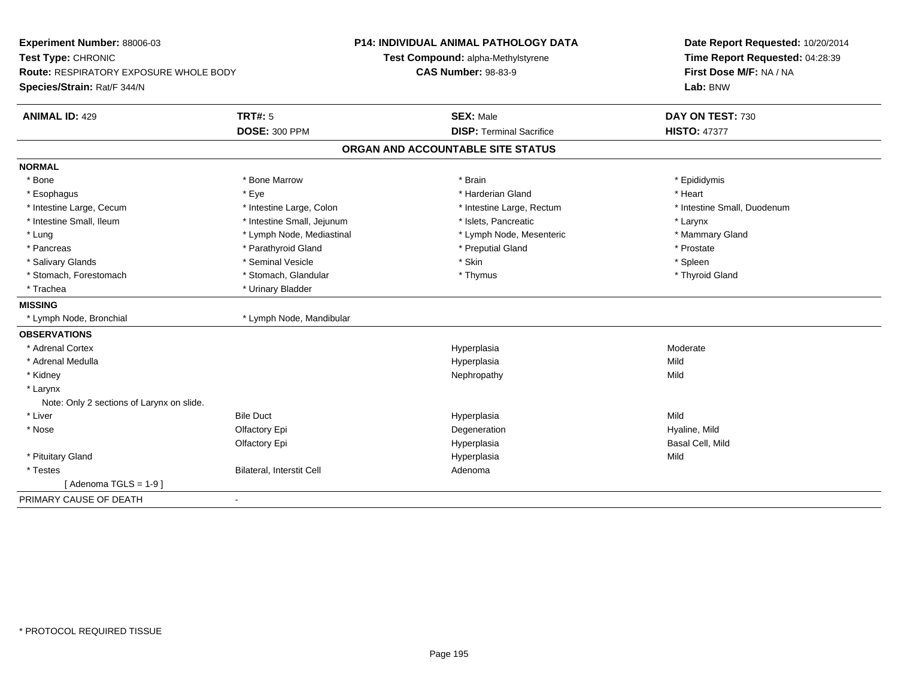**Experiment Number:** 88006-03
**Test Type:** CHRONIC
**Route:** RESPIRATORY EXPOSURE WHOLE BODY
**Species/Strain:** Rat/F 344/N

**P14: INDIVIDUAL ANIMAL PATHOLOGY DATA**
**Test Compound:** alpha-Methylstyrene
**CAS Number:** 98-83-9

**Date Report Requested:** 10/20/2014
**Time Report Requested:** 04:28:39
**First Dose M/F:** NA / NA
**Lab:** BNW

| **ANIMAL ID:** 429 | **TRT#:** 5 | **SEX:** Male | **DAY ON TEST:** 730 |
|---|---|---|---|
| | **DOSE:** 300 PPM | **DISP:** Terminal Sacrifice | **HISTO:** 47377 |

## ORGAN AND ACCOUNTABLE SITE STATUS

**NORMAL**

| | | | |
|---|---|---|---|
| * Bone | * Bone Marrow | * Brain | * Epididymis |
| * Esophagus | * Eye | * Harderian Gland | * Heart |
| * Intestine Large, Cecum | * Intestine Large, Colon | * Intestine Large, Rectum | * Intestine Small, Duodenum |
| * Intestine Small, Ileum | * Intestine Small, Jejunum | * Islets, Pancreatic | * Larynx |
| * Lung | * Lymph Node, Mediastinal | * Lymph Node, Mesenteric | * Mammary Gland |
| * Pancreas | * Parathyroid Gland | * Preputial Gland | * Prostate |
| * Salivary Glands | * Seminal Vesicle | * Skin | * Spleen |
| * Stomach, Forestomach | * Stomach, Glandular | * Thymus | * Thyroid Gland |
| * Trachea | * Urinary Bladder | | |

**MISSING**

| | |
|---|---|
| * Lymph Node, Bronchial | * Lymph Node, Mandibular |

**OBSERVATIONS**

| | | | |
|---|---|---|---|
| * Adrenal Cortex | | Hyperplasia | Moderate |
| * Adrenal Medulla | | Hyperplasia | Mild |
| * Kidney | | Nephropathy | Mild |
| * Larynx | | | |
| Note: Only 2 sections of Larynx on slide. | | | |
| * Liver | Bile Duct | Hyperplasia | Mild |
| * Nose | Olfactory Epi | Degeneration | Hyaline, Mild |
| | Olfactory Epi | Hyperplasia | Basal Cell, Mild |
| * Pituitary Gland | | Hyperplasia | Mild |
| * Testes | Bilateral, Interstit Cell | Adenoma | |
| [ Adenoma TGLS = 1-9 ] | | | |

PRIMARY CAUSE OF DEATH -

* PROTOCOL REQUIRED TISSUE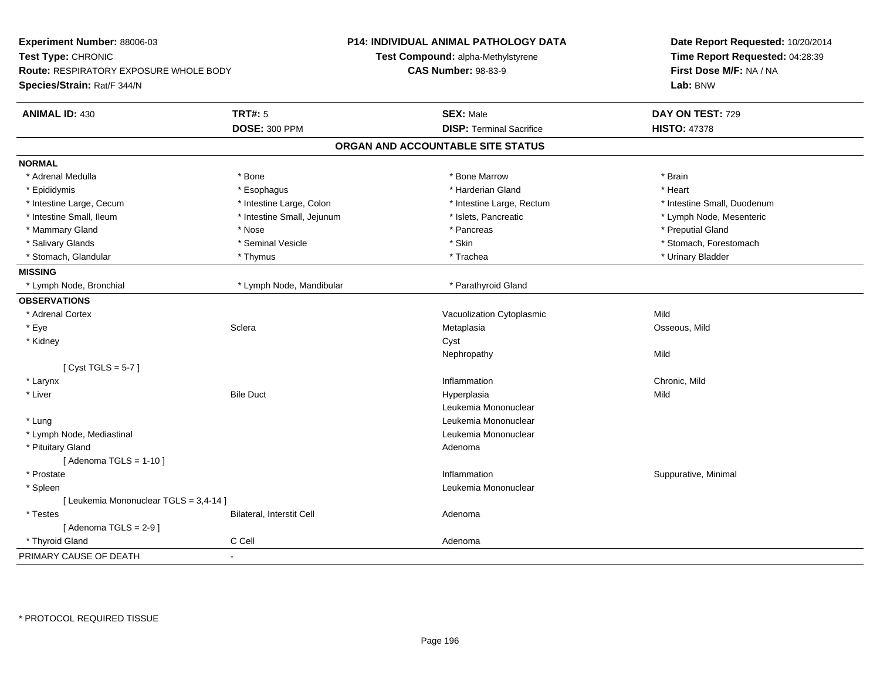**Experiment Number:** 88006-03
**Test Type:** CHRONIC
**Route:** RESPIRATORY EXPOSURE WHOLE BODY
**Species/Strain:** Rat/F 344/N

**P14: INDIVIDUAL ANIMAL PATHOLOGY DATA**
**Test Compound:** alpha-Methylstyrene
**CAS Number:** 98-83-9

**Date Report Requested:** 10/20/2014
**Time Report Requested:** 04:28:39
**First Dose M/F:** NA / NA
**Lab:** BNW

| **ANIMAL ID:** 430 | **TRT#:** 5 | **SEX:** Male | **DAY ON TEST:** 729 |
|---|---|---|---|
| | **DOSE:** 300 PPM | **DISP:** Terminal Sacrifice | **HISTO:** 47378 |

## ORGAN AND ACCOUNTABLE SITE STATUS

**NORMAL**

| | | | |
|---|---|---|---|
| * Adrenal Medulla | * Bone | * Bone Marrow | * Brain |
| * Epididymis | * Esophagus | * Harderian Gland | * Heart |
| * Intestine Large, Cecum | * Intestine Large, Colon | * Intestine Large, Rectum | * Intestine Small, Duodenum |
| * Intestine Small, Ileum | * Intestine Small, Jejunum | * Islets, Pancreatic | * Lymph Node, Mesenteric |
| * Mammary Gland | * Nose | * Pancreas | * Preputial Gland |
| * Salivary Glands | * Seminal Vesicle | * Skin | * Stomach, Forestomach |
| * Stomach, Glandular | * Thymus | * Trachea | * Urinary Bladder |

**MISSING**

| | | |
|---|---|---|
| * Lymph Node, Bronchial | * Lymph Node, Mandibular | * Parathyroid Gland |

**OBSERVATIONS**

| | | | |
|---|---|---|---|
| * Adrenal Cortex | | Vacuolization Cytoplasmic | Mild |
| * Eye | Sclera | Metaplasia | Osseous, Mild |
| * Kidney | | Cyst | |
| | | Nephropathy | Mild |
| [ Cyst TGLS = 5-7 ] | | | |
| * Larynx | | Inflammation | Chronic, Mild |
| * Liver | Bile Duct | Hyperplasia | Mild |
| | | Leukemia Mononuclear | |
| * Lung | | Leukemia Mononuclear | |
| * Lymph Node, Mediastinal | | Leukemia Mononuclear | |
| * Pituitary Gland | | Adenoma | |
| [ Adenoma TGLS = 1-10 ] | | | |
| * Prostate | | Inflammation | Suppurative, Minimal |
| * Spleen | | Leukemia Mononuclear | |
| [ Leukemia Mononuclear TGLS = 3,4-14 ] | | | |
| * Testes | Bilateral, Interstit Cell | Adenoma | |
| [ Adenoma TGLS = 2-9 ] | | | |
| * Thyroid Gland | C Cell | Adenoma | |

PRIMARY CAUSE OF DEATH -

* PROTOCOL REQUIRED TISSUE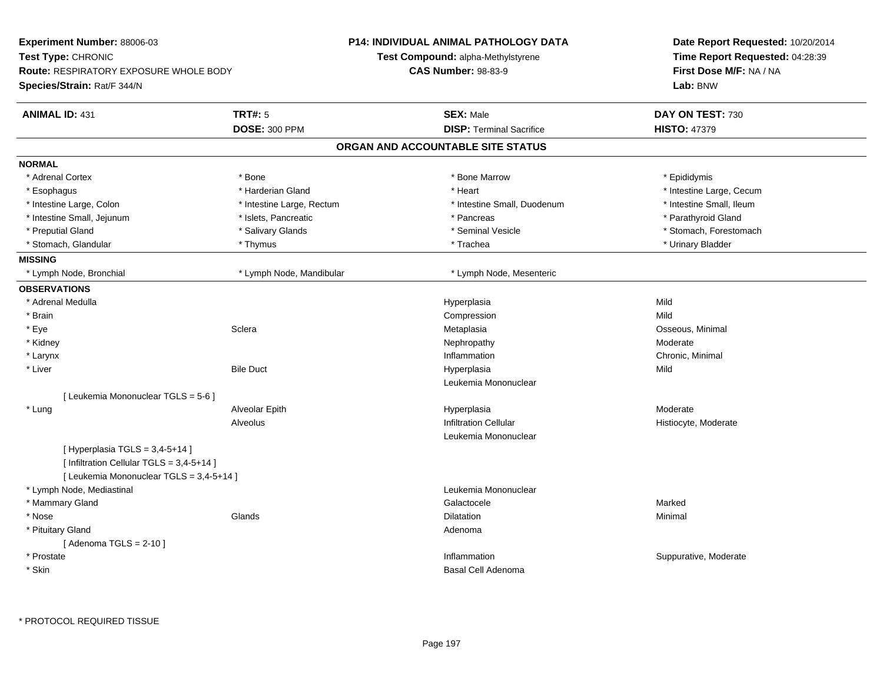**Experiment Number:** 88006-03
**Test Type:** CHRONIC
**Route:** RESPIRATORY EXPOSURE WHOLE BODY
**Species/Strain:** Rat/F 344/N

**P14: INDIVIDUAL ANIMAL PATHOLOGY DATA**
**Test Compound:** alpha-Methylstyrene
**CAS Number:** 98-83-9

**Date Report Requested:** 10/20/2014
**Time Report Requested:** 04:28:39
**First Dose M/F:** NA / NA
**Lab:** BNW

| **ANIMAL ID:** 431 | **TRT#:** 5 | **SEX:** Male | **DAY ON TEST:** 730 |
|---|---|---|---|
| | **DOSE:** 300 PPM | **DISP:** Terminal Sacrifice | **HISTO:** 47379 |

## ORGAN AND ACCOUNTABLE SITE STATUS

**NORMAL**

| | | | |
|---|---|---|---|
| * Adrenal Cortex | * Bone | * Bone Marrow | * Epididymis |
| * Esophagus | * Harderian Gland | * Heart | * Intestine Large, Cecum |
| * Intestine Large, Colon | * Intestine Large, Rectum | * Intestine Small, Duodenum | * Intestine Small, Ileum |
| * Intestine Small, Jejunum | * Islets, Pancreatic | * Pancreas | * Parathyroid Gland |
| * Preputial Gland | * Salivary Glands | * Seminal Vesicle | * Stomach, Forestomach |
| * Stomach, Glandular | * Thymus | * Trachea | * Urinary Bladder |

**MISSING**

| | | |
|---|---|---|
| * Lymph Node, Bronchial | * Lymph Node, Mandibular | * Lymph Node, Mesenteric |

**OBSERVATIONS**

| Organ | Site | Observation | Qualifier |
|---|---|---|---|
| * Adrenal Medulla | | Hyperplasia | Mild |
| * Brain | | Compression | Mild |
| * Eye | Sclera | Metaplasia | Osseous, Minimal |
| * Kidney | | Nephropathy | Moderate |
| * Larynx | | Inflammation | Chronic, Minimal |
| * Liver | Bile Duct | Hyperplasia | Mild |
| | | Leukemia Mononuclear | |
| [ Leukemia Mononuclear TGLS = 5-6 ] | | | |
| * Lung | Alveolar Epith | Hyperplasia | Moderate |
| | Alveolus | Infiltration Cellular | Histiocyte, Moderate |
| | | Leukemia Mononuclear | |
| [ Hyperplasia TGLS = 3,4-5+14 ] | | | |
| [ Infiltration Cellular TGLS = 3,4-5+14 ] | | | |
| [ Leukemia Mononuclear TGLS = 3,4-5+14 ] | | | |
| * Lymph Node, Mediastinal | | Leukemia Mononuclear | |
| * Mammary Gland | | Galactocele | Marked |
| * Nose | Glands | Dilatation | Minimal |
| * Pituitary Gland | | Adenoma | |
| [ Adenoma TGLS = 2-10 ] | | | |
| * Prostate | | Inflammation | Suppurative, Moderate |
| * Skin | | Basal Cell Adenoma | |

* PROTOCOL REQUIRED TISSUE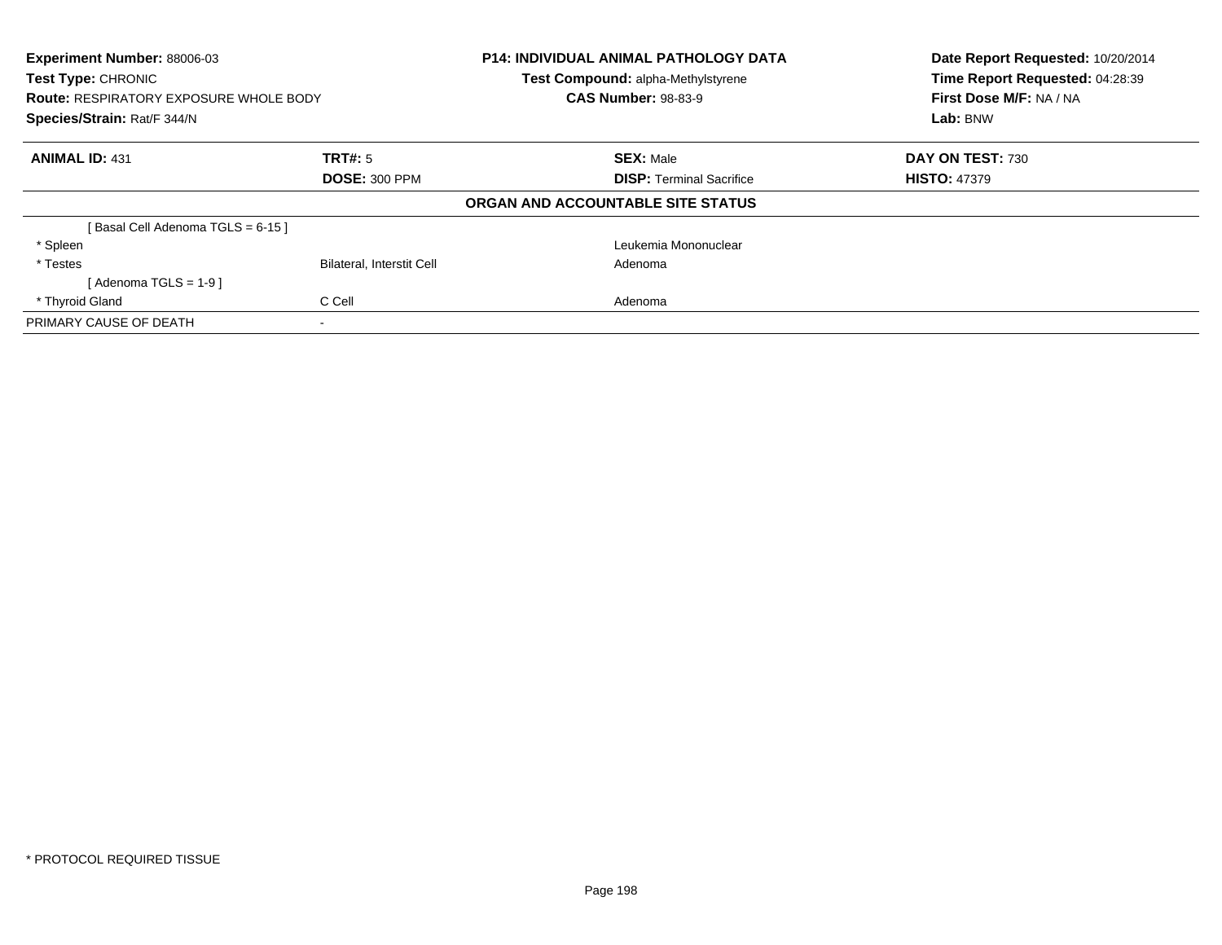**Experiment Number:** 88006-03
**Test Type:** CHRONIC
**Route:** RESPIRATORY EXPOSURE WHOLE BODY
**Species/Strain:** Rat/F 344/N

**P14: INDIVIDUAL ANIMAL PATHOLOGY DATA**
**Test Compound:** alpha-Methylstyrene
**CAS Number:** 98-83-9

**Date Report Requested:** 10/20/2014
**Time Report Requested:** 04:28:39
**First Dose M/F:** NA / NA
**Lab:** BNW

| **ANIMAL ID:** 431 | **TRT#:** 5 | **SEX:** Male | **DAY ON TEST:** 730 |
|---|---|---|---|
| | **DOSE:** 300 PPM | **DISP:** Terminal Sacrifice | **HISTO:** 47379 |

**ORGAN AND ACCOUNTABLE SITE STATUS**

| | | | |
|---|---|---|---|
| [ Basal Cell Adenoma TGLS = 6-15 ] | | | |
| * Spleen | | Leukemia Mononuclear | |
| * Testes | Bilateral, Interstit Cell | Adenoma | |
| [ Adenoma TGLS = 1-9 ] | | | |
| * Thyroid Gland | C Cell | Adenoma | |
| PRIMARY CAUSE OF DEATH | - | | |

* PROTOCOL REQUIRED TISSUE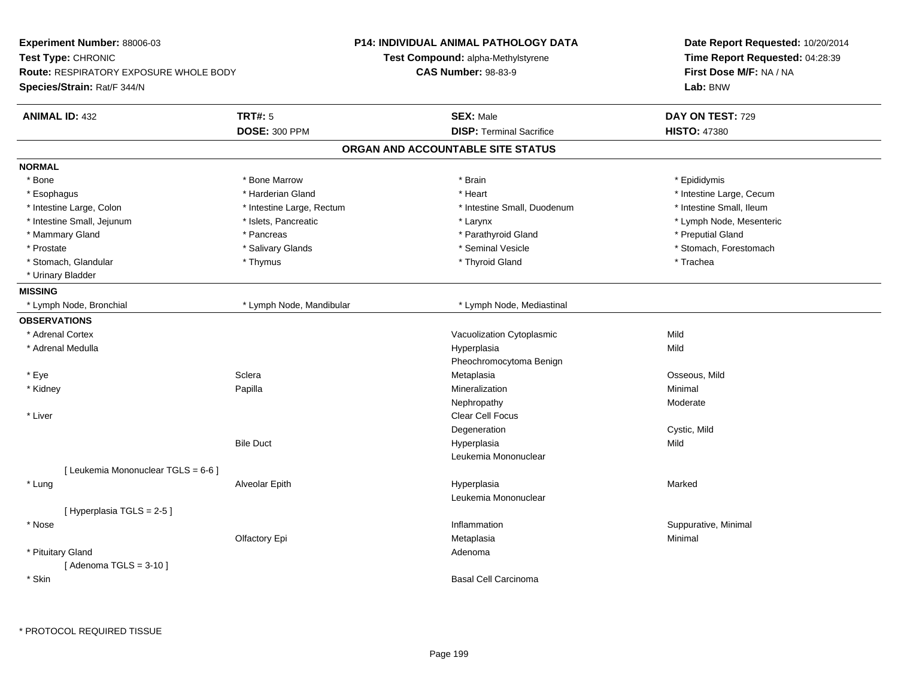**Experiment Number:** 88006-03
**Test Type:** CHRONIC
**Route:** RESPIRATORY EXPOSURE WHOLE BODY
**Species/Strain:** Rat/F 344/N

**P14: INDIVIDUAL ANIMAL PATHOLOGY DATA**
**Test Compound:** alpha-Methylstyrene
**CAS Number:** 98-83-9

**Date Report Requested:** 10/20/2014
**Time Report Requested:** 04:28:39
**First Dose M/F:** NA / NA
**Lab:** BNW

| **ANIMAL ID:** 432 | **TRT#:** 5 | **SEX:** Male | **DAY ON TEST:** 729 |
|---|---|---|---|
| | **DOSE:** 300 PPM | **DISP:** Terminal Sacrifice | **HISTO:** 47380 |

## ORGAN AND ACCOUNTABLE SITE STATUS

**NORMAL**

| | | | |
|---|---|---|---|
| * Bone | * Bone Marrow | * Brain | * Epididymis |
| * Esophagus | * Harderian Gland | * Heart | * Intestine Large, Cecum |
| * Intestine Large, Colon | * Intestine Large, Rectum | * Intestine Small, Duodenum | * Intestine Small, Ileum |
| * Intestine Small, Jejunum | * Islets, Pancreatic | * Larynx | * Lymph Node, Mesenteric |
| * Mammary Gland | * Pancreas | * Parathyroid Gland | * Preputial Gland |
| * Prostate | * Salivary Glands | * Seminal Vesicle | * Stomach, Forestomach |
| * Stomach, Glandular | * Thymus | * Thyroid Gland | * Trachea |
| * Urinary Bladder | | | |

**MISSING**

| | | |
|---|---|---|
| * Lymph Node, Bronchial | * Lymph Node, Mandibular | * Lymph Node, Mediastinal |

**OBSERVATIONS**

| Organ | Site | Observation | Severity |
|---|---|---|---|
| * Adrenal Cortex | | Vacuolization Cytoplasmic | Mild |
| * Adrenal Medulla | | Hyperplasia | Mild |
| | | Pheochromocytoma Benign | |
| * Eye | Sclera | Metaplasia | Osseous, Mild |
| * Kidney | Papilla | Mineralization | Minimal |
| | | Nephropathy | Moderate |
| * Liver | | Clear Cell Focus | |
| | | Degeneration | Cystic, Mild |
| | Bile Duct | Hyperplasia | Mild |
| | | Leukemia Mononuclear | |
| [ Leukemia Mononuclear TGLS = 6-6 ] | | | |
| * Lung | Alveolar Epith | Hyperplasia | Marked |
| | | Leukemia Mononuclear | |
| [ Hyperplasia TGLS = 2-5 ] | | | |
| * Nose | | Inflammation | Suppurative, Minimal |
| | Olfactory Epi | Metaplasia | Minimal |
| * Pituitary Gland | | Adenoma | |
| [ Adenoma TGLS = 3-10 ] | | | |
| * Skin | | Basal Cell Carcinoma | |

* PROTOCOL REQUIRED TISSUE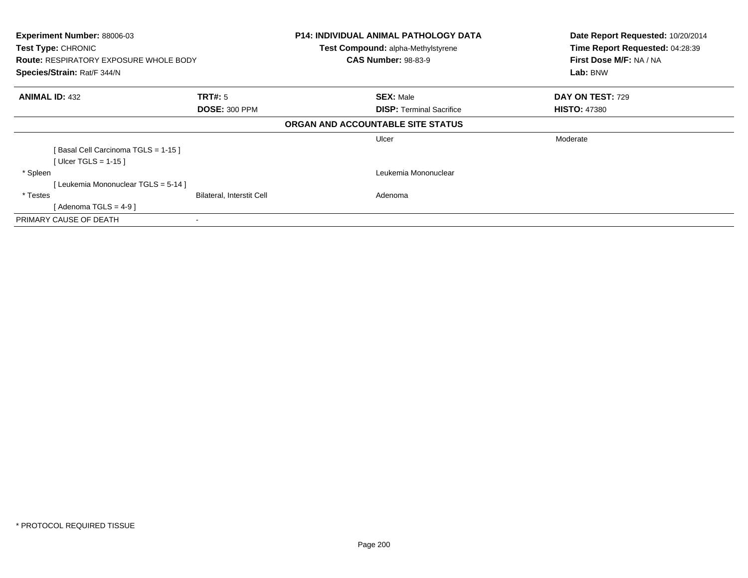**Experiment Number:** 88006-03
**Test Type:** CHRONIC
**Route:** RESPIRATORY EXPOSURE WHOLE BODY
**Species/Strain:** Rat/F 344/N

**P14: INDIVIDUAL ANIMAL PATHOLOGY DATA**
**Test Compound:** alpha-Methylstyrene
**CAS Number:** 98-83-9

**Date Report Requested:** 10/20/2014
**Time Report Requested:** 04:28:39
**First Dose M/F:** NA / NA
**Lab:** BNW

| **ANIMAL ID:** 432 | **TRT#:** 5 | **SEX:** Male | **DAY ON TEST:** 729 |
|---|---|---|---|
| | **DOSE:** 300 PPM | **DISP:** Terminal Sacrifice | **HISTO:** 47380 |

**ORGAN AND ACCOUNTABLE SITE STATUS**

| | | | |
|---|---|---|---|
| | | Ulcer | Moderate |
| [ Basal Cell Carcinoma TGLS = 1-15 ] | | | |
| [ Ulcer TGLS = 1-15 ] | | | |
| * Spleen | | Leukemia Mononuclear | |
| [ Leukemia Mononuclear TGLS = 5-14 ] | | | |
| * Testes | Bilateral, Interstit Cell | Adenoma | |
| [ Adenoma TGLS = 4-9 ] | | | |
| PRIMARY CAUSE OF DEATH | - | | |

* PROTOCOL REQUIRED TISSUE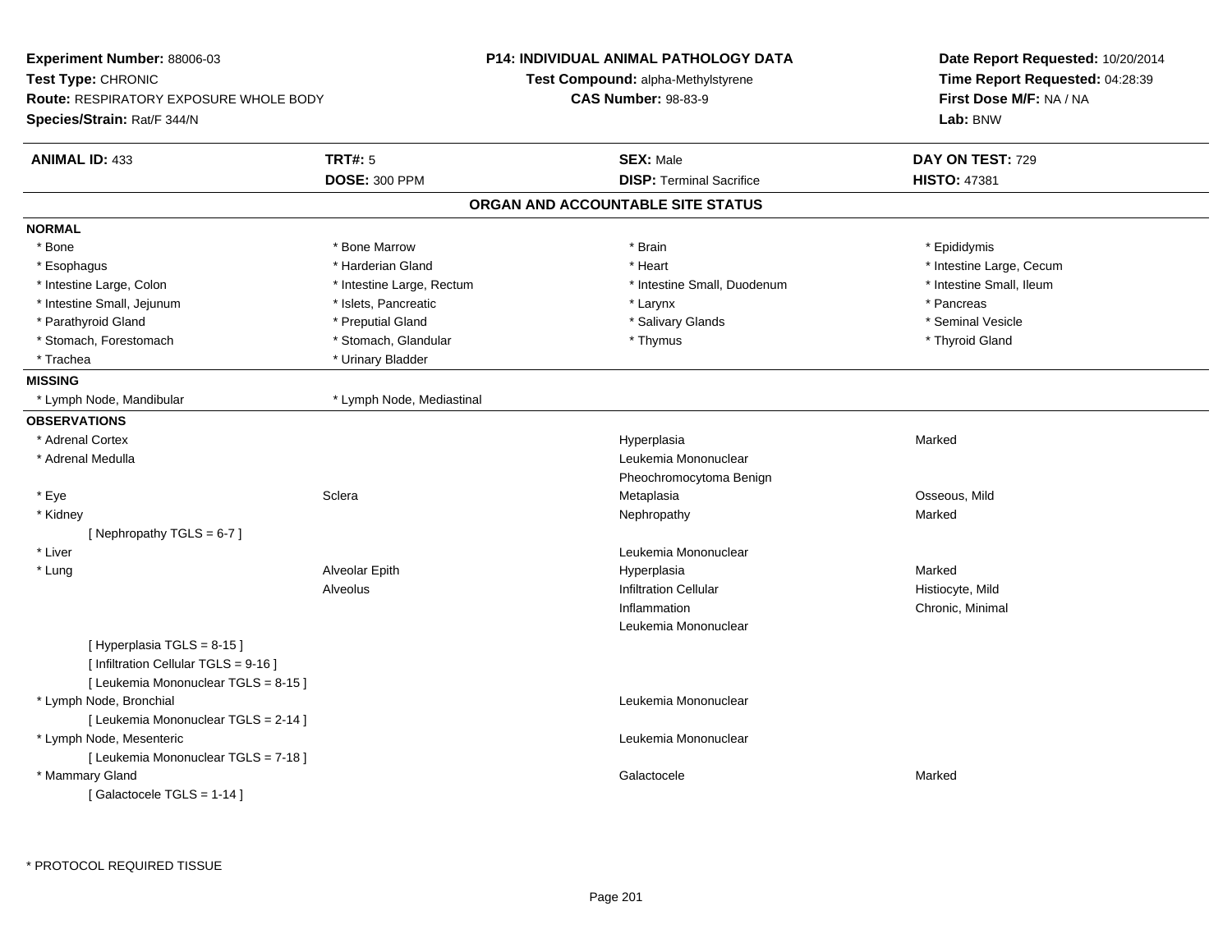**Experiment Number:** 88006-03
**Test Type:** CHRONIC
**Route:** RESPIRATORY EXPOSURE WHOLE BODY
**Species/Strain:** Rat/F 344/N

**P14: INDIVIDUAL ANIMAL PATHOLOGY DATA**
**Test Compound:** alpha-Methylstyrene
**CAS Number:** 98-83-9

**Date Report Requested:** 10/20/2014
**Time Report Requested:** 04:28:39
**First Dose M/F:** NA / NA
**Lab:** BNW

| **ANIMAL ID:** 433 | **TRT#:** 5 | **SEX:** Male | **DAY ON TEST:** 729 |
|---|---|---|---|
| | **DOSE:** 300 PPM | **DISP:** Terminal Sacrifice | **HISTO:** 47381 |

## ORGAN AND ACCOUNTABLE SITE STATUS

**NORMAL**

| | | | |
|---|---|---|---|
| * Bone | * Bone Marrow | * Brain | * Epididymis |
| * Esophagus | * Harderian Gland | * Heart | * Intestine Large, Cecum |
| * Intestine Large, Colon | * Intestine Large, Rectum | * Intestine Small, Duodenum | * Intestine Small, Ileum |
| * Intestine Small, Jejunum | * Islets, Pancreatic | * Larynx | * Pancreas |
| * Parathyroid Gland | * Preputial Gland | * Salivary Glands | * Seminal Vesicle |
| * Stomach, Forestomach | * Stomach, Glandular | * Thymus | * Thyroid Gland |
| * Trachea | * Urinary Bladder | | |

**MISSING**

| | |
|---|---|
| * Lymph Node, Mandibular | * Lymph Node, Mediastinal |

**OBSERVATIONS**

| | | | |
|---|---|---|---|
| * Adrenal Cortex | | Hyperplasia | Marked |
| * Adrenal Medulla | | Leukemia Mononuclear | |
| | | Pheochromocytoma Benign | |
| * Eye | Sclera | Metaplasia | Osseous, Mild |
| * Kidney | | Nephropathy | Marked |
| [ Nephropathy TGLS = 6-7 ] | | | |
| * Liver | | Leukemia Mononuclear | |
| * Lung | Alveolar Epith | Hyperplasia | Marked |
| | Alveolus | Infiltration Cellular | Histiocyte, Mild |
| | | Inflammation | Chronic, Minimal |
| | | Leukemia Mononuclear | |
| [ Hyperplasia TGLS = 8-15 ] | | | |
| [ Infiltration Cellular TGLS = 9-16 ] | | | |
| [ Leukemia Mononuclear TGLS = 8-15 ] | | | |
| * Lymph Node, Bronchial | | Leukemia Mononuclear | |
| [ Leukemia Mononuclear TGLS = 2-14 ] | | | |
| * Lymph Node, Mesenteric | | Leukemia Mononuclear | |
| [ Leukemia Mononuclear TGLS = 7-18 ] | | | |
| * Mammary Gland | | Galactocele | Marked |
| [ Galactocele TGLS = 1-14 ] | | | |

\* PROTOCOL REQUIRED TISSUE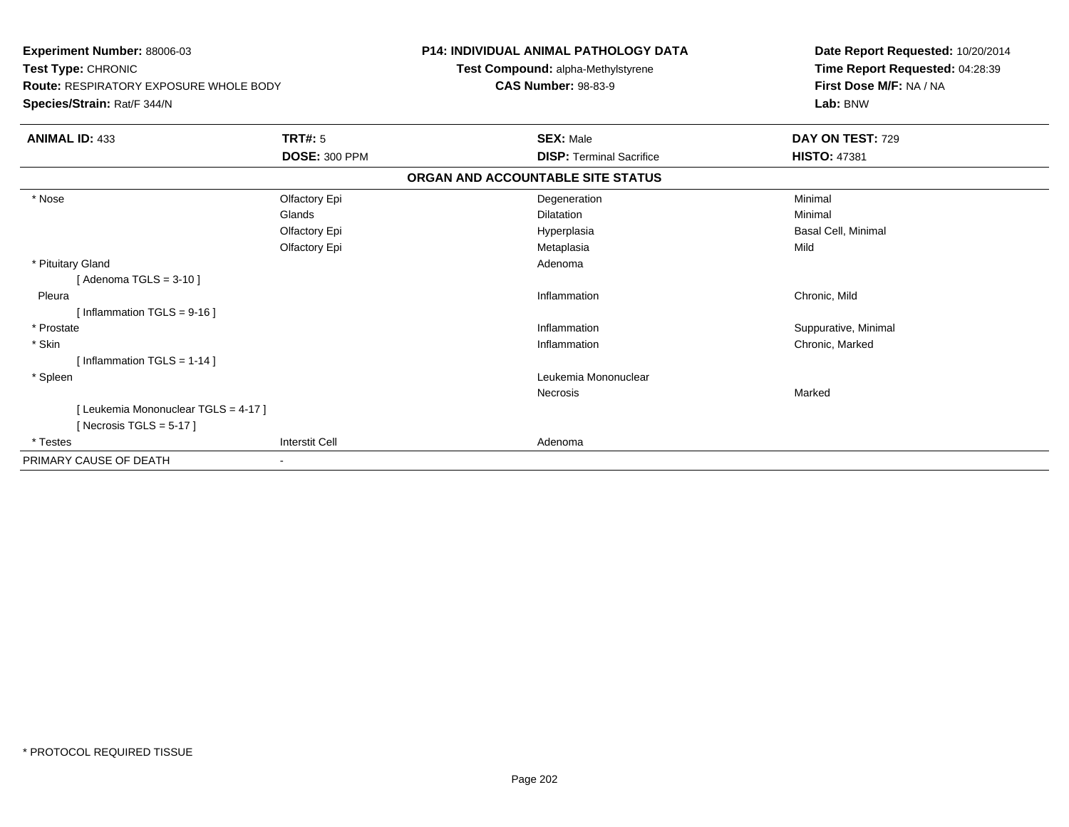**Experiment Number:** 88006-03
**Test Type:** CHRONIC
**Route:** RESPIRATORY EXPOSURE WHOLE BODY
**Species/Strain:** Rat/F 344/N

**P14: INDIVIDUAL ANIMAL PATHOLOGY DATA**
**Test Compound:** alpha-Methylstyrene
**CAS Number:** 98-83-9

**Date Report Requested:** 10/20/2014
**Time Report Requested:** 04:28:39
**First Dose M/F:** NA / NA
**Lab:** BNW

| **ANIMAL ID:** 433 | **TRT#:** 5 | **SEX:** Male | **DAY ON TEST:** 729 |
|---|---|---|---|
| | **DOSE:** 300 PPM | **DISP:** Terminal Sacrifice | **HISTO:** 47381 |

**ORGAN AND ACCOUNTABLE SITE STATUS**

| | | | |
|---|---|---|---|
| * Nose | Olfactory Epi | Degeneration | Minimal |
| | Glands | Dilatation | Minimal |
| | Olfactory Epi | Hyperplasia | Basal Cell, Minimal |
| | Olfactory Epi | Metaplasia | Mild |
| * Pituitary Gland | | Adenoma | |
| [ Adenoma TGLS = 3-10 ] | | | |
| Pleura | | Inflammation | Chronic, Mild |
| [ Inflammation TGLS = 9-16 ] | | | |
| * Prostate | | Inflammation | Suppurative, Minimal |
| * Skin | | Inflammation | Chronic, Marked |
| [ Inflammation TGLS = 1-14 ] | | | |
| * Spleen | | Leukemia Mononuclear | |
| | | Necrosis | Marked |
| [ Leukemia Mononuclear TGLS = 4-17 ] | | | |
| [ Necrosis TGLS = 5-17 ] | | | |
| * Testes | Interstit Cell | Adenoma | |
| PRIMARY CAUSE OF DEATH | - | | |

* PROTOCOL REQUIRED TISSUE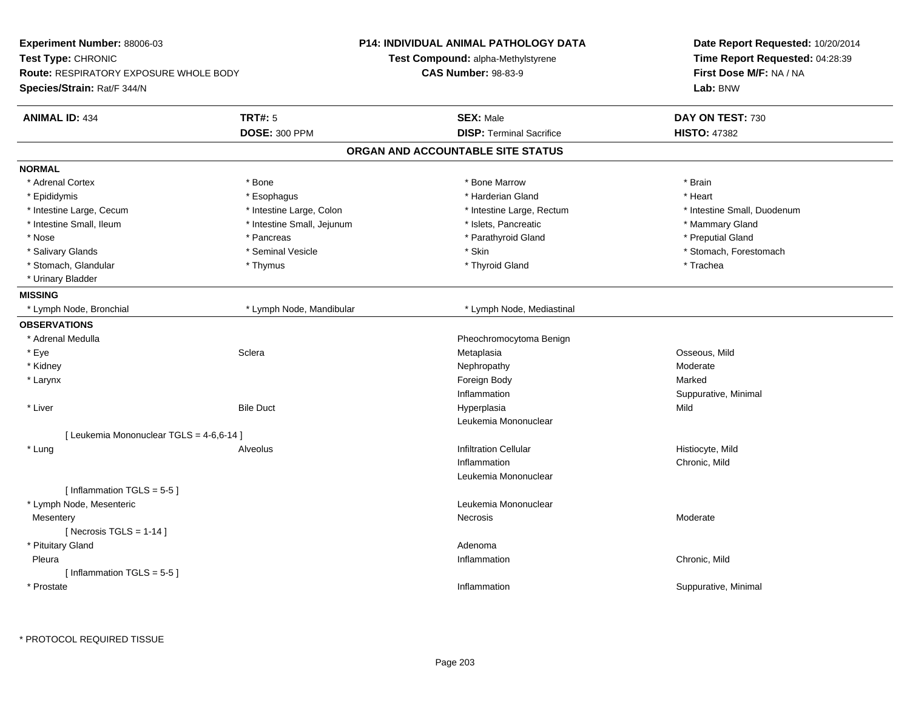**Experiment Number:** 88006-03
**Test Type:** CHRONIC
**Route:** RESPIRATORY EXPOSURE WHOLE BODY
**Species/Strain:** Rat/F 344/N

**P14: INDIVIDUAL ANIMAL PATHOLOGY DATA**
**Test Compound:** alpha-Methylstyrene
**CAS Number:** 98-83-9

**Date Report Requested:** 10/20/2014
**Time Report Requested:** 04:28:39
**First Dose M/F:** NA / NA
**Lab:** BNW

| **ANIMAL ID:** 434 | **TRT#:** 5 | **SEX:** Male | **DAY ON TEST:** 730 |
|---|---|---|---|
| | **DOSE:** 300 PPM | **DISP:** Terminal Sacrifice | **HISTO:** 47382 |

## ORGAN AND ACCOUNTABLE SITE STATUS

**NORMAL**

| | | | |
|---|---|---|---|
| * Adrenal Cortex | * Bone | * Bone Marrow | * Brain |
| * Epididymis | * Esophagus | * Harderian Gland | * Heart |
| * Intestine Large, Cecum | * Intestine Large, Colon | * Intestine Large, Rectum | * Intestine Small, Duodenum |
| * Intestine Small, Ileum | * Intestine Small, Jejunum | * Islets, Pancreatic | * Mammary Gland |
| * Nose | * Pancreas | * Parathyroid Gland | * Preputial Gland |
| * Salivary Glands | * Seminal Vesicle | * Skin | * Stomach, Forestomach |
| * Stomach, Glandular | * Thymus | * Thyroid Gland | * Trachea |
| * Urinary Bladder | | | |

**MISSING**

| | | |
|---|---|---|
| * Lymph Node, Bronchial | * Lymph Node, Mandibular | * Lymph Node, Mediastinal |

**OBSERVATIONS**

| | | | |
|---|---|---|---|
| * Adrenal Medulla | | Pheochromocytoma Benign | |
| * Eye | Sclera | Metaplasia | Osseous, Mild |
| * Kidney | | Nephropathy | Moderate |
| * Larynx | | Foreign Body | Marked |
| | | Inflammation | Suppurative, Minimal |
| * Liver | Bile Duct | Hyperplasia | Mild |
| | | Leukemia Mononuclear | |
| [ Leukemia Mononuclear TGLS = 4-6,6-14 ] | | | |
| * Lung | Alveolus | Infiltration Cellular | Histiocyte, Mild |
| | | Inflammation | Chronic, Mild |
| | | Leukemia Mononuclear | |
| [ Inflammation TGLS = 5-5 ] | | | |
| * Lymph Node, Mesenteric | | Leukemia Mononuclear | |
| Mesentery | | Necrosis | Moderate |
| [ Necrosis TGLS = 1-14 ] | | | |
| * Pituitary Gland | | Adenoma | |
| Pleura | | Inflammation | Chronic, Mild |
| [ Inflammation TGLS = 5-5 ] | | | |
| * Prostate | | Inflammation | Suppurative, Minimal |

\* PROTOCOL REQUIRED TISSUE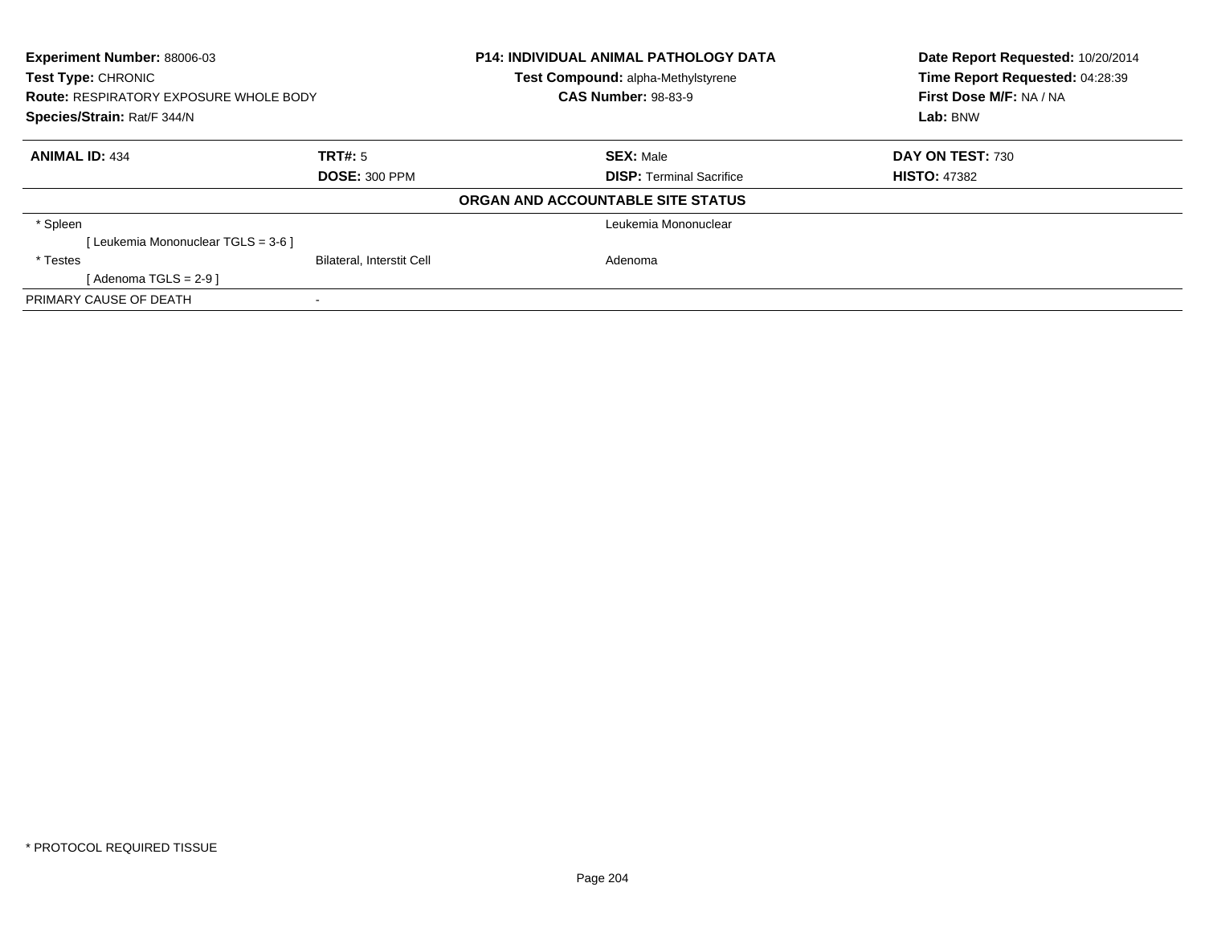**Experiment Number:** 88006-03
**Test Type:** CHRONIC
**Route:** RESPIRATORY EXPOSURE WHOLE BODY
**Species/Strain:** Rat/F 344/N

**P14: INDIVIDUAL ANIMAL PATHOLOGY DATA**
**Test Compound:** alpha-Methylstyrene
**CAS Number:** 98-83-9

**Date Report Requested:** 10/20/2014
**Time Report Requested:** 04:28:39
**First Dose M/F:** NA / NA
**Lab:** BNW

| **ANIMAL ID:** 434 | **TRT#:** 5 | **SEX:** Male | **DAY ON TEST:** 730 |
|---|---|---|---|
| | **DOSE:** 300 PPM | **DISP:** Terminal Sacrifice | **HISTO:** 47382 |

**ORGAN AND ACCOUNTABLE SITE STATUS**

| | | | |
|---|---|---|---|
| * Spleen | | Leukemia Mononuclear | |
| [ Leukemia Mononuclear TGLS = 3-6 ] | | | |
| * Testes | Bilateral, Interstit Cell | Adenoma | |
| [ Adenoma TGLS = 2-9 ] | | | |
| PRIMARY CAUSE OF DEATH | - | | |

* PROTOCOL REQUIRED TISSUE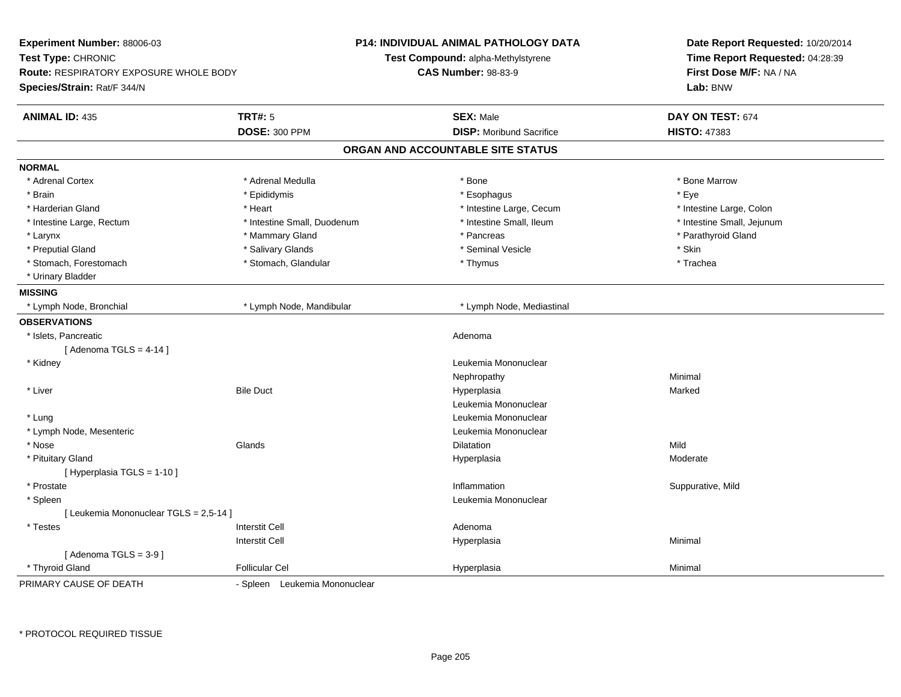**Experiment Number:** 88006-03
**Test Type:** CHRONIC
**Route:** RESPIRATORY EXPOSURE WHOLE BODY
**Species/Strain:** Rat/F 344/N

**P14: INDIVIDUAL ANIMAL PATHOLOGY DATA**
**Test Compound:** alpha-Methylstyrene
**CAS Number:** 98-83-9

**Date Report Requested:** 10/20/2014
**Time Report Requested:** 04:28:39
**First Dose M/F:** NA / NA
**Lab:** BNW

| **ANIMAL ID:** 435 | **TRT#:** 5 | **SEX:** Male | **DAY ON TEST:** 674 |
|---|---|---|---|
| | **DOSE:** 300 PPM | **DISP:** Moribund Sacrifice | **HISTO:** 47383 |

## ORGAN AND ACCOUNTABLE SITE STATUS

**NORMAL**

| | | | |
|---|---|---|---|
| * Adrenal Cortex | * Adrenal Medulla | * Bone | * Bone Marrow |
| * Brain | * Epididymis | * Esophagus | * Eye |
| * Harderian Gland | * Heart | * Intestine Large, Cecum | * Intestine Large, Colon |
| * Intestine Large, Rectum | * Intestine Small, Duodenum | * Intestine Small, Ileum | * Intestine Small, Jejunum |
| * Larynx | * Mammary Gland | * Pancreas | * Parathyroid Gland |
| * Preputial Gland | * Salivary Glands | * Seminal Vesicle | * Skin |
| * Stomach, Forestomach | * Stomach, Glandular | * Thymus | * Trachea |
| * Urinary Bladder | | | |

**MISSING**

| | | |
|---|---|---|
| * Lymph Node, Bronchial | * Lymph Node, Mandibular | * Lymph Node, Mediastinal |

**OBSERVATIONS**

| Organ | Site | Observation | Severity |
|---|---|---|---|
| * Islets, Pancreatic | | Adenoma | |
| [ Adenoma TGLS = 4-14 ] | | | |
| * Kidney | | Leukemia Mononuclear | |
| | | Nephropathy | Minimal |
| * Liver | Bile Duct | Hyperplasia | Marked |
| | | Leukemia Mononuclear | |
| * Lung | | Leukemia Mononuclear | |
| * Lymph Node, Mesenteric | | Leukemia Mononuclear | |
| * Nose | Glands | Dilatation | Mild |
| * Pituitary Gland | | Hyperplasia | Moderate |
| [ Hyperplasia TGLS = 1-10 ] | | | |
| * Prostate | | Inflammation | Suppurative, Mild |
| * Spleen | | Leukemia Mononuclear | |
| [ Leukemia Mononuclear TGLS = 2,5-14 ] | | | |
| * Testes | Interstit Cell | Adenoma | |
| | Interstit Cell | Hyperplasia | Minimal |
| [ Adenoma TGLS = 3-9 ] | | | |
| * Thyroid Gland | Follicular Cel | Hyperplasia | Minimal |

PRIMARY CAUSE OF DEATH - Spleen Leukemia Mononuclear

\* PROTOCOL REQUIRED TISSUE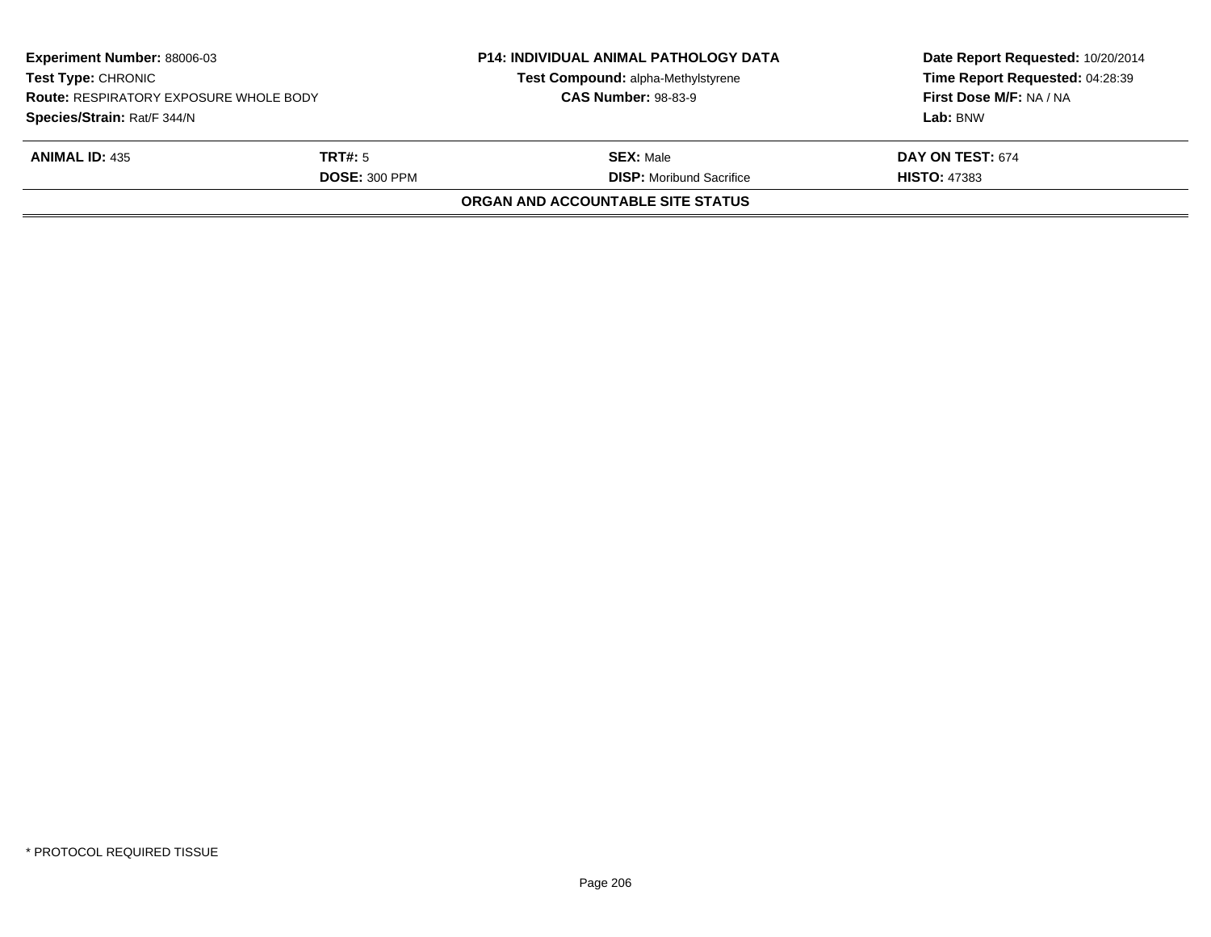**Experiment Number:** 88006-03
**Test Type:** CHRONIC
**Route:** RESPIRATORY EXPOSURE WHOLE BODY
**Species/Strain:** Rat/F 344/N

**P14: INDIVIDUAL ANIMAL PATHOLOGY DATA**
**Test Compound:** alpha-Methylstyrene
**CAS Number:** 98-83-9

**Date Report Requested:** 10/20/2014
**Time Report Requested:** 04:28:39
**First Dose M/F:** NA / NA
**Lab:** BNW

| **ANIMAL ID:** 435 | **TRT#:** 5 | **SEX:** Male | **DAY ON TEST:** 674 |
|---|---|---|---|
| | **DOSE:** 300 PPM | **DISP:** Moribund Sacrifice | **HISTO:** 47383 |

**ORGAN AND ACCOUNTABLE SITE STATUS**

\* PROTOCOL REQUIRED TISSUE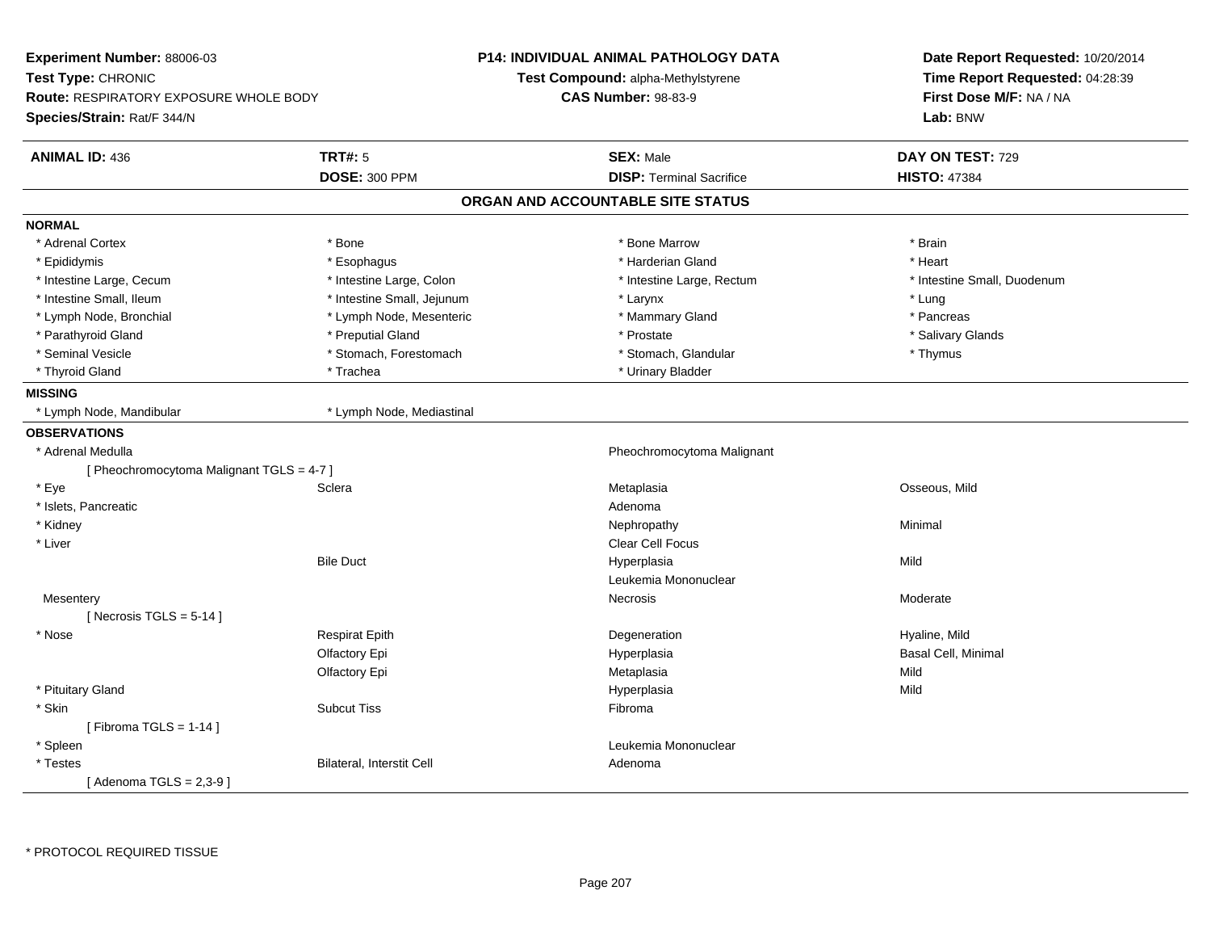**Experiment Number:** 88006-03
**Test Type:** CHRONIC
**Route:** RESPIRATORY EXPOSURE WHOLE BODY
**Species/Strain:** Rat/F 344/N

**P14: INDIVIDUAL ANIMAL PATHOLOGY DATA**
**Test Compound:** alpha-Methylstyrene
**CAS Number:** 98-83-9

**Date Report Requested:** 10/20/2014
**Time Report Requested:** 04:28:39
**First Dose M/F:** NA / NA
**Lab:** BNW

| **ANIMAL ID:** 436 | **TRT#:** 5 | **SEX:** Male | **DAY ON TEST:** 729 |
|---|---|---|---|
| | **DOSE:** 300 PPM | **DISP:** Terminal Sacrifice | **HISTO:** 47384 |

## ORGAN AND ACCOUNTABLE SITE STATUS

**NORMAL**

| | | | |
|---|---|---|---|
| * Adrenal Cortex | * Bone | * Bone Marrow | * Brain |
| * Epididymis | * Esophagus | * Harderian Gland | * Heart |
| * Intestine Large, Cecum | * Intestine Large, Colon | * Intestine Large, Rectum | * Intestine Small, Duodenum |
| * Intestine Small, Ileum | * Intestine Small, Jejunum | * Larynx | * Lung |
| * Lymph Node, Bronchial | * Lymph Node, Mesenteric | * Mammary Gland | * Pancreas |
| * Parathyroid Gland | * Preputial Gland | * Prostate | * Salivary Glands |
| * Seminal Vesicle | * Stomach, Forestomach | * Stomach, Glandular | * Thymus |
| * Thyroid Gland | * Trachea | * Urinary Bladder | |

**MISSING**

| | |
|---|---|
| * Lymph Node, Mandibular | * Lymph Node, Mediastinal |

**OBSERVATIONS**

| Organ | Site | Observation | Qualifier |
|---|---|---|---|
| * Adrenal Medulla | | Pheochromocytoma Malignant | |
| [ Pheochromocytoma Malignant TGLS = 4-7 ] | | | |
| * Eye | Sclera | Metaplasia | Osseous, Mild |
| * Islets, Pancreatic | | Adenoma | |
| * Kidney | | Nephropathy | Minimal |
| * Liver | | Clear Cell Focus | |
| | Bile Duct | Hyperplasia | Mild |
| | | Leukemia Mononuclear | |
| Mesentery | | Necrosis | Moderate |
| [ Necrosis TGLS = 5-14 ] | | | |
| * Nose | Respirat Epith | Degeneration | Hyaline, Mild |
| | Olfactory Epi | Hyperplasia | Basal Cell, Minimal |
| | Olfactory Epi | Metaplasia | Mild |
| * Pituitary Gland | | Hyperplasia | Mild |
| * Skin | Subcut Tiss | Fibroma | |
| [ Fibroma TGLS = 1-14 ] | | | |
| * Spleen | | Leukemia Mononuclear | |
| * Testes | Bilateral, Interstit Cell | Adenoma | |
| [ Adenoma TGLS = 2,3-9 ] | | | |

* PROTOCOL REQUIRED TISSUE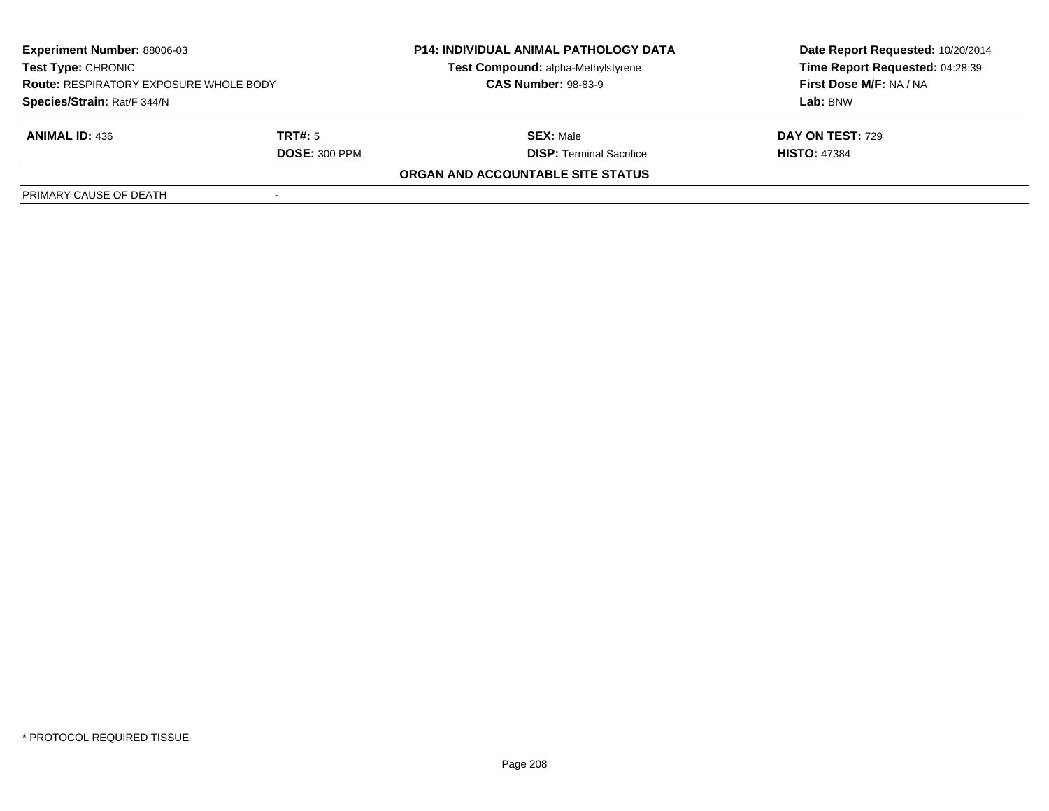| **Experiment Number:** 88006-03 | | **P14: INDIVIDUAL ANIMAL PATHOLOGY DATA** | **Date Report Requested:** 10/20/2014 |
|---|---|---|---|
| **Test Type:** CHRONIC | | **Test Compound:** alpha-Methylstyrene | **Time Report Requested:** 04:28:39 |
| **Route:** RESPIRATORY EXPOSURE WHOLE BODY | | **CAS Number:** 98-83-9 | **First Dose M/F:** NA / NA |
| **Species/Strain:** Rat/F 344/N | | | **Lab:** BNW |

| **ANIMAL ID:** 436 | **TRT#:** 5 | **SEX:** Male | **DAY ON TEST:** 729 |
|---|---|---|---|
| | **DOSE:** 300 PPM | **DISP:** Terminal Sacrifice | **HISTO:** 47384 |

**ORGAN AND ACCOUNTABLE SITE STATUS**

| PRIMARY CAUSE OF DEATH | - |
|---|---|

* PROTOCOL REQUIRED TISSUE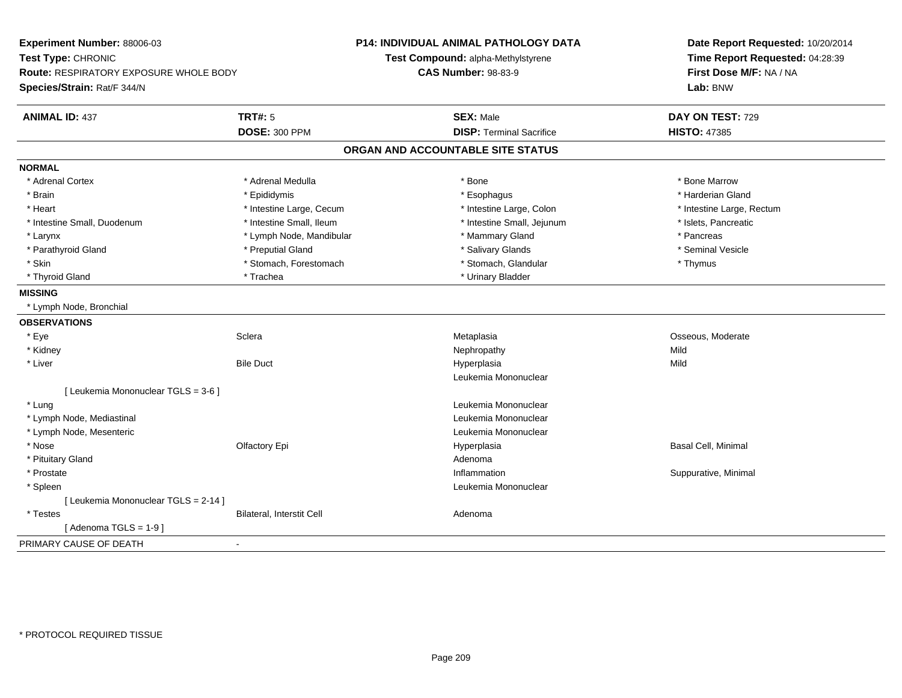**Experiment Number:** 88006-03
**Test Type:** CHRONIC
**Route:** RESPIRATORY EXPOSURE WHOLE BODY
**Species/Strain:** Rat/F 344/N

**P14: INDIVIDUAL ANIMAL PATHOLOGY DATA**
**Test Compound:** alpha-Methylstyrene
**CAS Number:** 98-83-9

**Date Report Requested:** 10/20/2014
**Time Report Requested:** 04:28:39
**First Dose M/F:** NA / NA
**Lab:** BNW

| **ANIMAL ID:** 437 | **TRT#:** 5 | **SEX:** Male | **DAY ON TEST:** 729 |
|---|---|---|---|
| | **DOSE:** 300 PPM | **DISP:** Terminal Sacrifice | **HISTO:** 47385 |

## ORGAN AND ACCOUNTABLE SITE STATUS

**NORMAL**

| | | | |
|---|---|---|---|
| * Adrenal Cortex | * Adrenal Medulla | * Bone | * Bone Marrow |
| * Brain | * Epididymis | * Esophagus | * Harderian Gland |
| * Heart | * Intestine Large, Cecum | * Intestine Large, Colon | * Intestine Large, Rectum |
| * Intestine Small, Duodenum | * Intestine Small, Ileum | * Intestine Small, Jejunum | * Islets, Pancreatic |
| * Larynx | * Lymph Node, Mandibular | * Mammary Gland | * Pancreas |
| * Parathyroid Gland | * Preputial Gland | * Salivary Glands | * Seminal Vesicle |
| * Skin | * Stomach, Forestomach | * Stomach, Glandular | * Thymus |
| * Thyroid Gland | * Trachea | * Urinary Bladder | |

**MISSING**

* Lymph Node, Bronchial

**OBSERVATIONS**

| | | | |
|---|---|---|---|
| * Eye | Sclera | Metaplasia | Osseous, Moderate |
| * Kidney | | Nephropathy | Mild |
| * Liver | Bile Duct | Hyperplasia | Mild |
| | | Leukemia Mononuclear | |
| [ Leukemia Mononuclear TGLS = 3-6 ] | | | |
| * Lung | | Leukemia Mononuclear | |
| * Lymph Node, Mediastinal | | Leukemia Mononuclear | |
| * Lymph Node, Mesenteric | | Leukemia Mononuclear | |
| * Nose | Olfactory Epi | Hyperplasia | Basal Cell, Minimal |
| * Pituitary Gland | | Adenoma | |
| * Prostate | | Inflammation | Suppurative, Minimal |
| * Spleen | | Leukemia Mononuclear | |
| [ Leukemia Mononuclear TGLS = 2-14 ] | | | |
| * Testes | Bilateral, Interstit Cell | Adenoma | |
| [ Adenoma TGLS = 1-9 ] | | | |

PRIMARY CAUSE OF DEATH -

* PROTOCOL REQUIRED TISSUE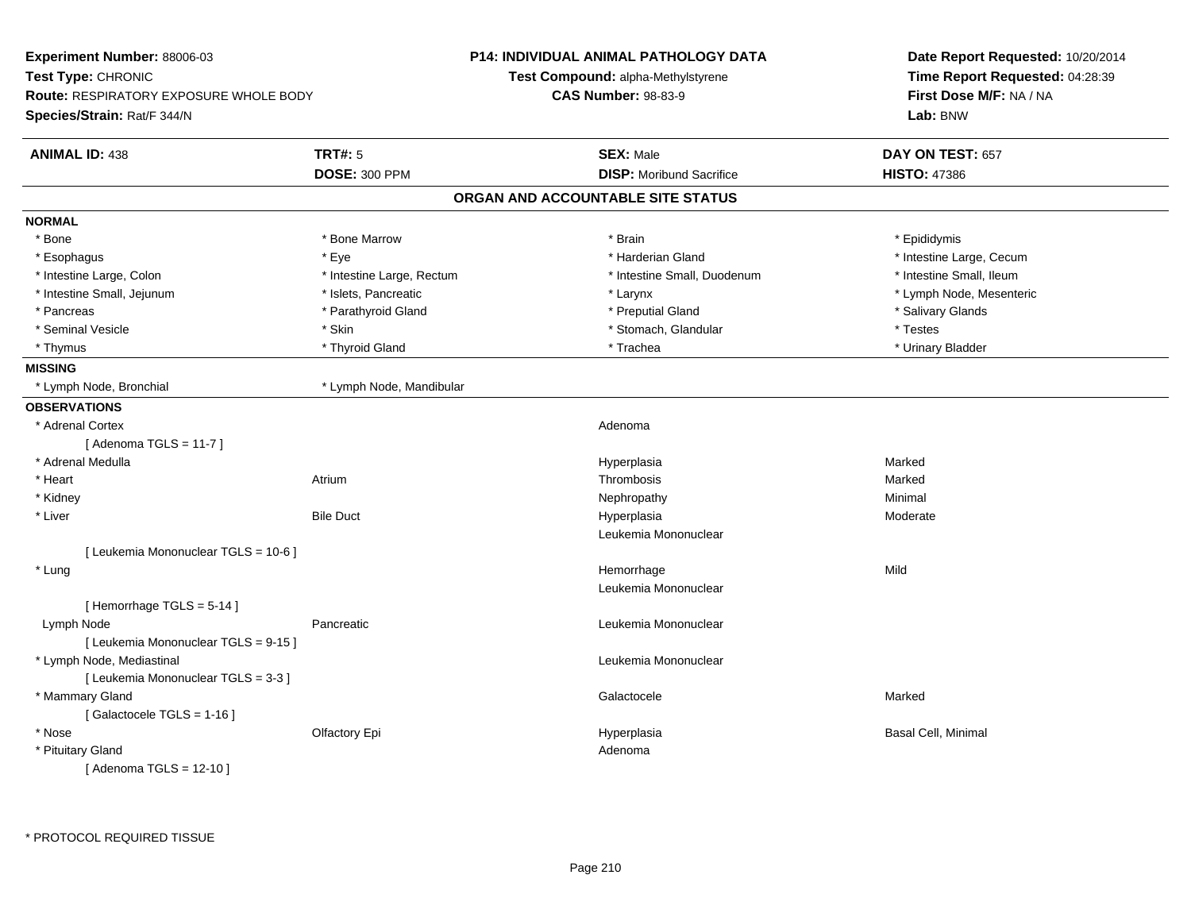**Experiment Number:** 88006-03
**Test Type:** CHRONIC
**Route:** RESPIRATORY EXPOSURE WHOLE BODY
**Species/Strain:** Rat/F 344/N

**P14: INDIVIDUAL ANIMAL PATHOLOGY DATA**
**Test Compound:** alpha-Methylstyrene
**CAS Number:** 98-83-9

**Date Report Requested:** 10/20/2014
**Time Report Requested:** 04:28:39
**First Dose M/F:** NA / NA
**Lab:** BNW

| **ANIMAL ID:** 438 | **TRT#:** 5 | **SEX:** Male | **DAY ON TEST:** 657 |
|---|---|---|---|
| | **DOSE:** 300 PPM | **DISP:** Moribund Sacrifice | **HISTO:** 47386 |

## ORGAN AND ACCOUNTABLE SITE STATUS

**NORMAL**

| | | | |
|---|---|---|---|
| * Bone | * Bone Marrow | * Brain | * Epididymis |
| * Esophagus | * Eye | * Harderian Gland | * Intestine Large, Cecum |
| * Intestine Large, Colon | * Intestine Large, Rectum | * Intestine Small, Duodenum | * Intestine Small, Ileum |
| * Intestine Small, Jejunum | * Islets, Pancreatic | * Larynx | * Lymph Node, Mesenteric |
| * Pancreas | * Parathyroid Gland | * Preputial Gland | * Salivary Glands |
| * Seminal Vesicle | * Skin | * Stomach, Glandular | * Testes |
| * Thymus | * Thyroid Gland | * Trachea | * Urinary Bladder |

**MISSING**

| | |
|---|---|
| * Lymph Node, Bronchial | * Lymph Node, Mandibular |

**OBSERVATIONS**

| Organ | Site | Observation | Severity |
|---|---|---|---|
| * Adrenal Cortex | | Adenoma | |
| [ Adenoma TGLS = 11-7 ] | | | |
| * Adrenal Medulla | | Hyperplasia | Marked |
| * Heart | Atrium | Thrombosis | Marked |
| * Kidney | | Nephropathy | Minimal |
| * Liver | Bile Duct | Hyperplasia | Moderate |
| | | Leukemia Mononuclear | |
| [ Leukemia Mononuclear TGLS = 10-6 ] | | | |
| * Lung | | Hemorrhage | Mild |
| | | Leukemia Mononuclear | |
| [ Hemorrhage TGLS = 5-14 ] | | | |
| Lymph Node | Pancreatic | Leukemia Mononuclear | |
| [ Leukemia Mononuclear TGLS = 9-15 ] | | | |
| * Lymph Node, Mediastinal | | Leukemia Mononuclear | |
| [ Leukemia Mononuclear TGLS = 3-3 ] | | | |
| * Mammary Gland | | Galactocele | Marked |
| [ Galactocele TGLS = 1-16 ] | | | |
| * Nose | Olfactory Epi | Hyperplasia | Basal Cell, Minimal |
| * Pituitary Gland | | Adenoma | |
| [ Adenoma TGLS = 12-10 ] | | | |

* PROTOCOL REQUIRED TISSUE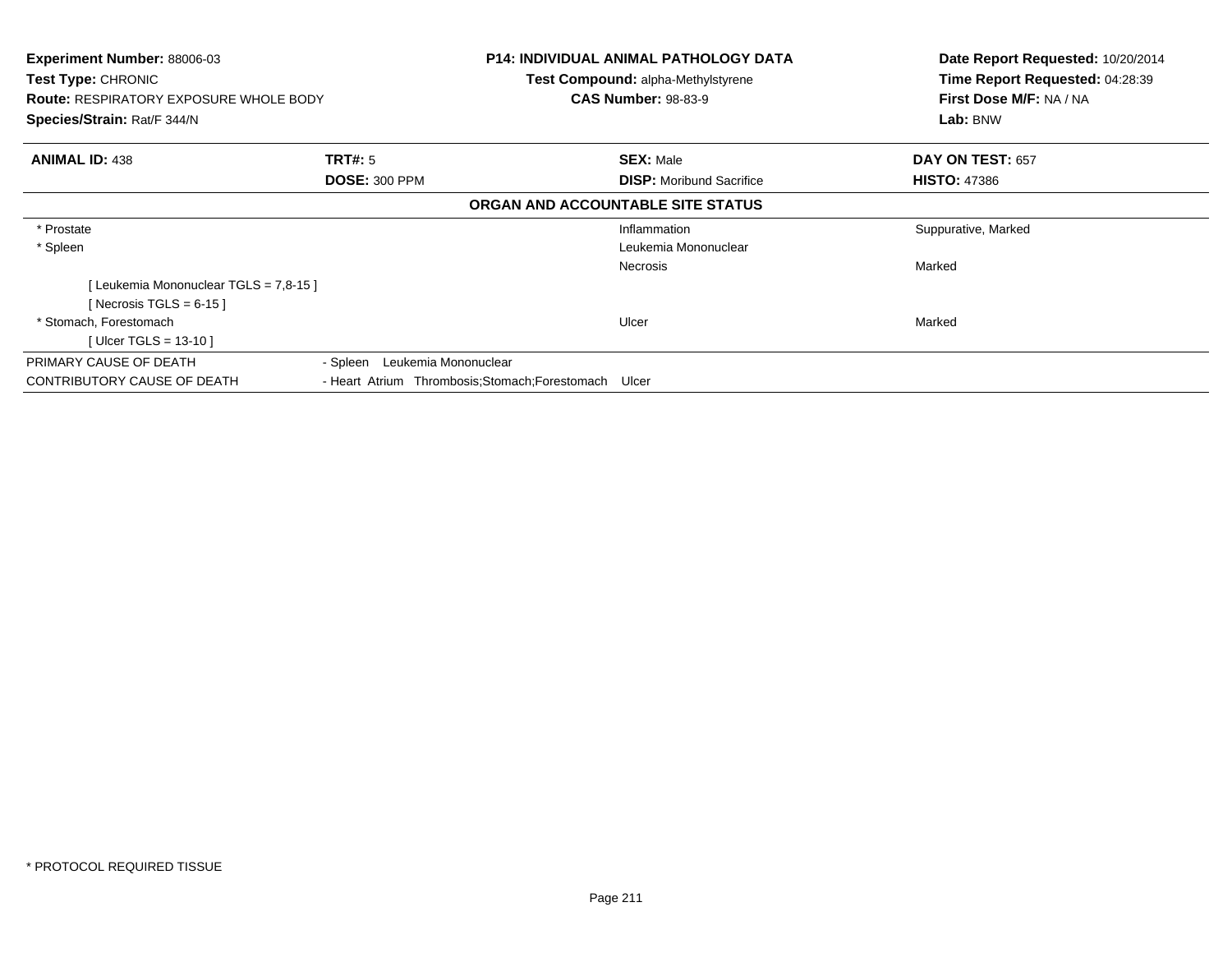**Experiment Number:** 88006-03
**Test Type:** CHRONIC
**Route:** RESPIRATORY EXPOSURE WHOLE BODY
**Species/Strain:** Rat/F 344/N

**P14: INDIVIDUAL ANIMAL PATHOLOGY DATA**
**Test Compound:** alpha-Methylstyrene
**CAS Number:** 98-83-9

**Date Report Requested:** 10/20/2014
**Time Report Requested:** 04:28:39
**First Dose M/F:** NA / NA
**Lab:** BNW

| **ANIMAL ID:** 438 | **TRT#:** 5 | **SEX:** Male | **DAY ON TEST:** 657 |
|---|---|---|---|
| | **DOSE:** 300 PPM | **DISP:** Moribund Sacrifice | **HISTO:** 47386 |

**ORGAN AND ACCOUNTABLE SITE STATUS**

| | | | |
|---|---|---|---|
| * Prostate | | Inflammation | Suppurative, Marked |
| * Spleen | | Leukemia Mononuclear | |
| | | Necrosis | Marked |
| [ Leukemia Mononuclear TGLS = 7,8-15 ] | | | |
| [ Necrosis TGLS = 6-15 ] | | | |
| * Stomach, Forestomach | | Ulcer | Marked |
| [ Ulcer TGLS = 13-10 ] | | | |
| PRIMARY CAUSE OF DEATH | - Spleen Leukemia Mononuclear | | |
| CONTRIBUTORY CAUSE OF DEATH | - Heart Atrium Thrombosis;Stomach;Forestomach Ulcer | | |

* PROTOCOL REQUIRED TISSUE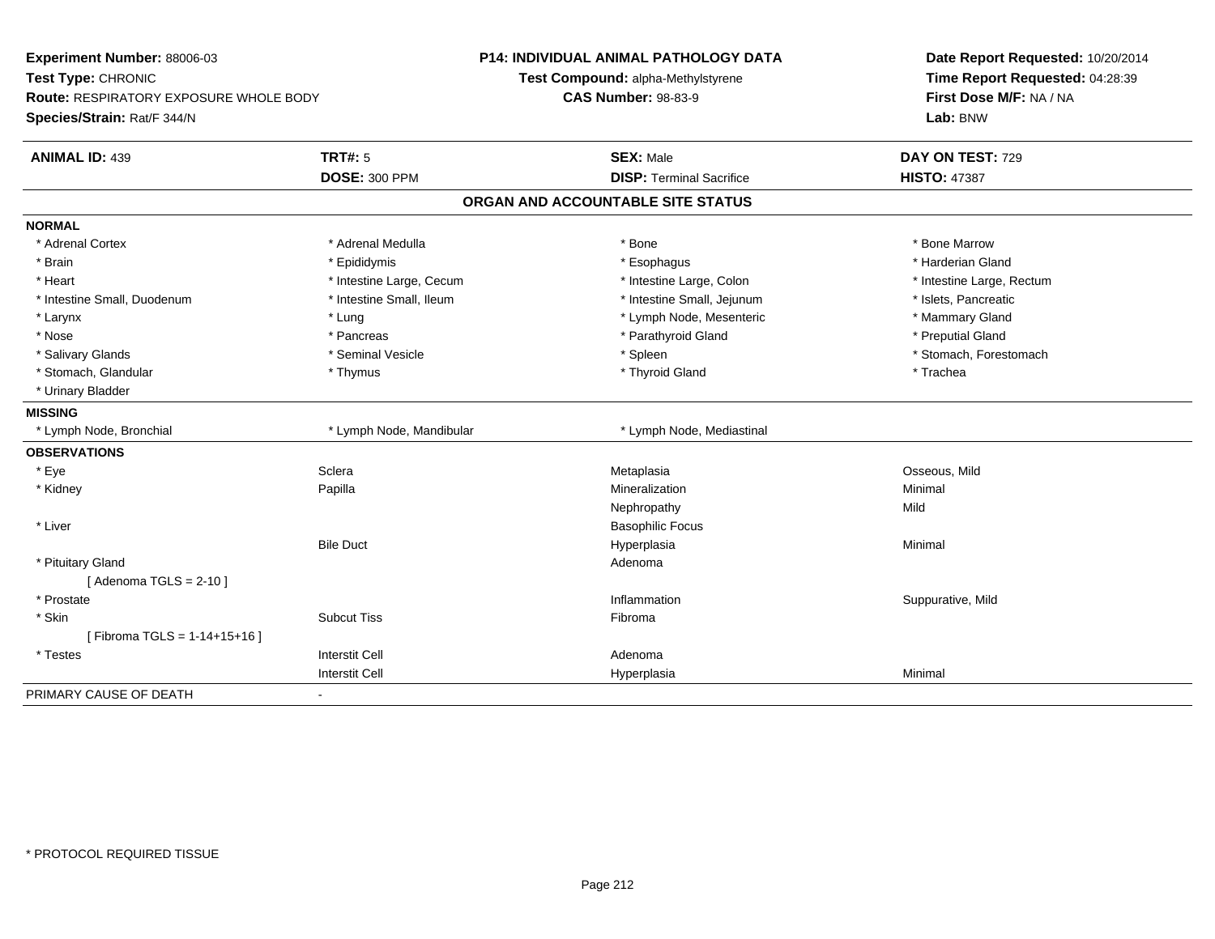**Experiment Number:** 88006-03
**Test Type:** CHRONIC
**Route:** RESPIRATORY EXPOSURE WHOLE BODY
**Species/Strain:** Rat/F 344/N

**P14: INDIVIDUAL ANIMAL PATHOLOGY DATA**
**Test Compound:** alpha-Methylstyrene
**CAS Number:** 98-83-9

**Date Report Requested:** 10/20/2014
**Time Report Requested:** 04:28:39
**First Dose M/F:** NA / NA
**Lab:** BNW

| **ANIMAL ID:** 439 | **TRT#:** 5 | **SEX:** Male | **DAY ON TEST:** 729 |
|---|---|---|---|
| | **DOSE:** 300 PPM | **DISP:** Terminal Sacrifice | **HISTO:** 47387 |

## ORGAN AND ACCOUNTABLE SITE STATUS

**NORMAL**

| | | | |
|---|---|---|---|
| * Adrenal Cortex | * Adrenal Medulla | * Bone | * Bone Marrow |
| * Brain | * Epididymis | * Esophagus | * Harderian Gland |
| * Heart | * Intestine Large, Cecum | * Intestine Large, Colon | * Intestine Large, Rectum |
| * Intestine Small, Duodenum | * Intestine Small, Ileum | * Intestine Small, Jejunum | * Islets, Pancreatic |
| * Larynx | * Lung | * Lymph Node, Mesenteric | * Mammary Gland |
| * Nose | * Pancreas | * Parathyroid Gland | * Preputial Gland |
| * Salivary Glands | * Seminal Vesicle | * Spleen | * Stomach, Forestomach |
| * Stomach, Glandular | * Thymus | * Thyroid Gland | * Trachea |
| * Urinary Bladder | | | |

**MISSING**

| | | |
|---|---|---|
| * Lymph Node, Bronchial | * Lymph Node, Mandibular | * Lymph Node, Mediastinal |

**OBSERVATIONS**

| | | | |
|---|---|---|---|
| * Eye | Sclera | Metaplasia | Osseous, Mild |
| * Kidney | Papilla | Mineralization | Minimal |
| | | Nephropathy | Mild |
| * Liver | | Basophilic Focus | |
| | Bile Duct | Hyperplasia | Minimal |
| * Pituitary Gland | | Adenoma | |
| [ Adenoma TGLS = 2-10 ] | | | |
| * Prostate | | Inflammation | Suppurative, Mild |
| * Skin | Subcut Tiss | Fibroma | |
| [ Fibroma TGLS = 1-14+15+16 ] | | | |
| * Testes | Interstit Cell | Adenoma | |
| | Interstit Cell | Hyperplasia | Minimal |

PRIMARY CAUSE OF DEATH -

* PROTOCOL REQUIRED TISSUE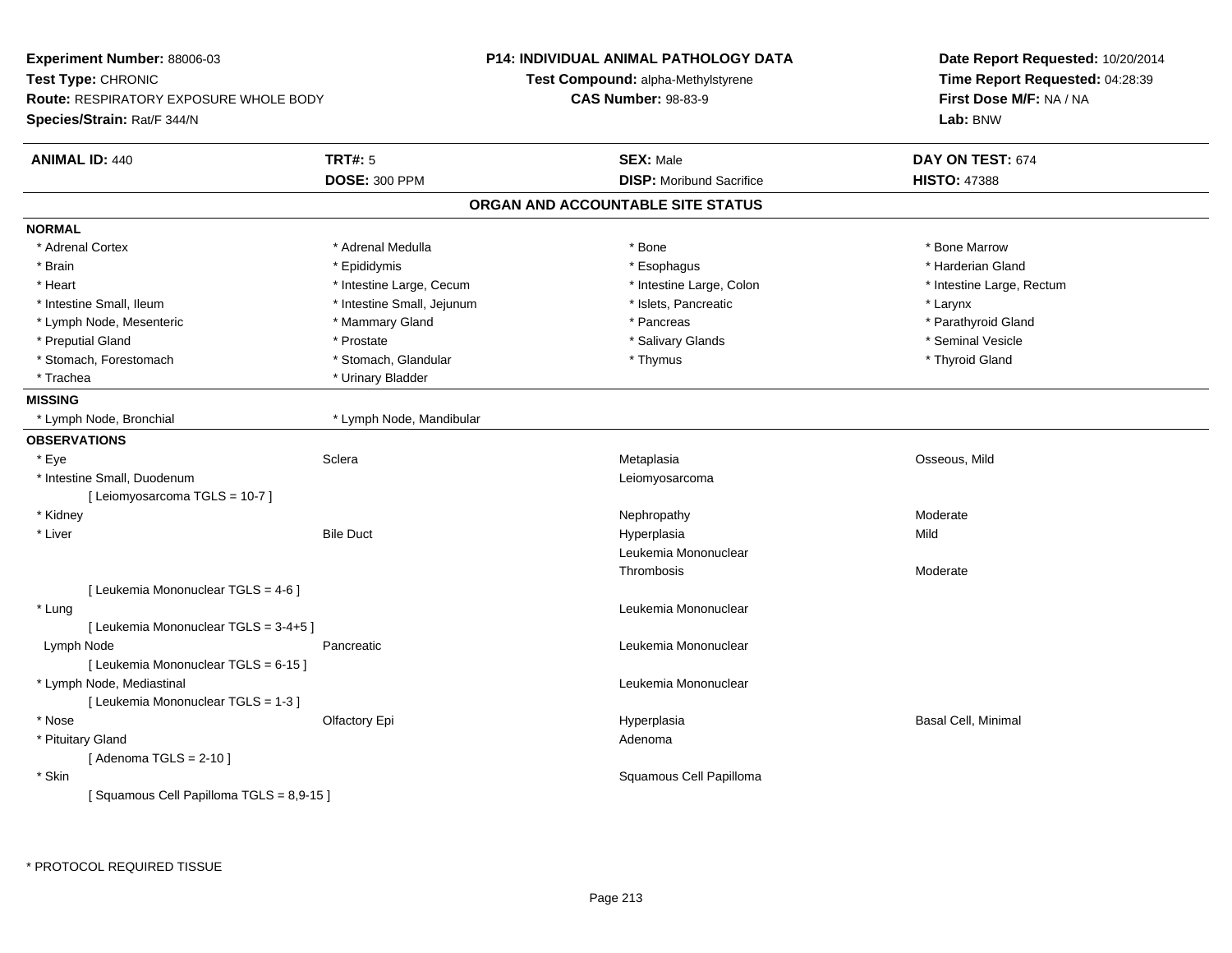**Experiment Number:** 88006-03
**Test Type:** CHRONIC
**Route:** RESPIRATORY EXPOSURE WHOLE BODY
**Species/Strain:** Rat/F 344/N

**P14: INDIVIDUAL ANIMAL PATHOLOGY DATA**
**Test Compound:** alpha-Methylstyrene
**CAS Number:** 98-83-9

**Date Report Requested:** 10/20/2014
**Time Report Requested:** 04:28:39
**First Dose M/F:** NA / NA
**Lab:** BNW

| **ANIMAL ID:** 440 | **TRT#:** 5 | **SEX:** Male | **DAY ON TEST:** 674 |
|---|---|---|---|
| | **DOSE:** 300 PPM | **DISP:** Moribund Sacrifice | **HISTO:** 47388 |

## ORGAN AND ACCOUNTABLE SITE STATUS

**NORMAL**

| | | | |
|---|---|---|---|
| * Adrenal Cortex | * Adrenal Medulla | * Bone | * Bone Marrow |
| * Brain | * Epididymis | * Esophagus | * Harderian Gland |
| * Heart | * Intestine Large, Cecum | * Intestine Large, Colon | * Intestine Large, Rectum |
| * Intestine Small, Ileum | * Intestine Small, Jejunum | * Islets, Pancreatic | * Larynx |
| * Lymph Node, Mesenteric | * Mammary Gland | * Pancreas | * Parathyroid Gland |
| * Preputial Gland | * Prostate | * Salivary Glands | * Seminal Vesicle |
| * Stomach, Forestomach | * Stomach, Glandular | * Thymus | * Thyroid Gland |
| * Trachea | * Urinary Bladder | | |

**MISSING**

| | |
|---|---|
| * Lymph Node, Bronchial | * Lymph Node, Mandibular |

**OBSERVATIONS**

| | | | |
|---|---|---|---|
| * Eye | Sclera | Metaplasia | Osseous, Mild |
| * Intestine Small, Duodenum | | Leiomyosarcoma | |
| [ Leiomyosarcoma TGLS = 10-7 ] | | | |
| * Kidney | | Nephropathy | Moderate |
| * Liver | Bile Duct | Hyperplasia | Mild |
| | | Leukemia Mononuclear | |
| | | Thrombosis | Moderate |
| [ Leukemia Mononuclear TGLS = 4-6 ] | | | |
| * Lung | | Leukemia Mononuclear | |
| [ Leukemia Mononuclear TGLS = 3-4+5 ] | | | |
| Lymph Node | Pancreatic | Leukemia Mononuclear | |
| [ Leukemia Mononuclear TGLS = 6-15 ] | | | |
| * Lymph Node, Mediastinal | | Leukemia Mononuclear | |
| [ Leukemia Mononuclear TGLS = 1-3 ] | | | |
| * Nose | Olfactory Epi | Hyperplasia | Basal Cell, Minimal |
| * Pituitary Gland | | Adenoma | |
| [ Adenoma TGLS = 2-10 ] | | | |
| * Skin | | Squamous Cell Papilloma | |
| [ Squamous Cell Papilloma TGLS = 8,9-15 ] | | | |

\* PROTOCOL REQUIRED TISSUE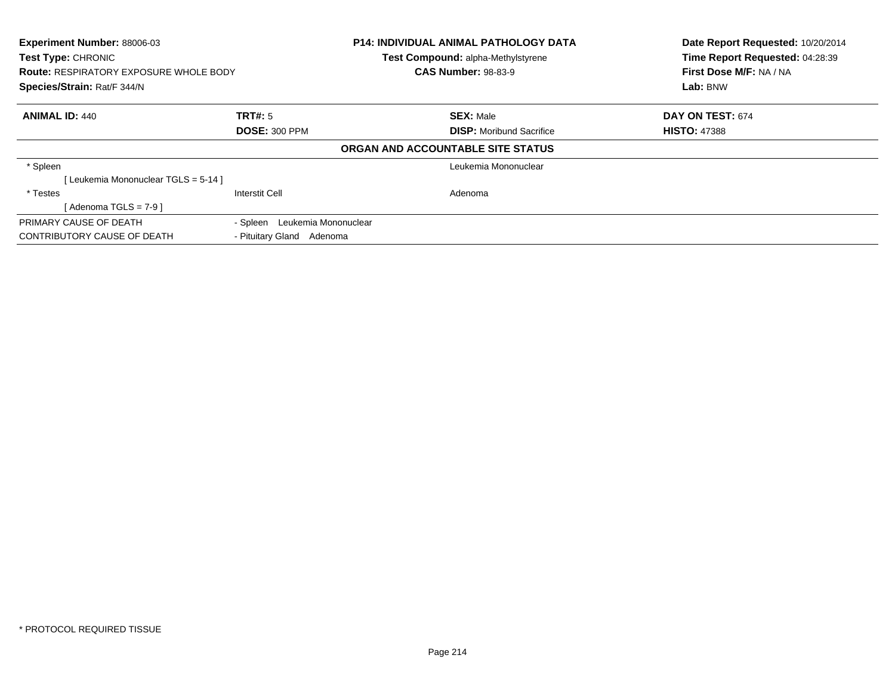**Experiment Number:** 88006-03
**Test Type:** CHRONIC
**Route:** RESPIRATORY EXPOSURE WHOLE BODY
**Species/Strain:** Rat/F 344/N

**P14: INDIVIDUAL ANIMAL PATHOLOGY DATA**
**Test Compound:** alpha-Methylstyrene
**CAS Number:** 98-83-9

**Date Report Requested:** 10/20/2014
**Time Report Requested:** 04:28:39
**First Dose M/F:** NA / NA
**Lab:** BNW

| **ANIMAL ID:** 440 | **TRT#:** 5 | **SEX:** Male | **DAY ON TEST:** 674 |
|---|---|---|---|
| | **DOSE:** 300 PPM | **DISP:** Moribund Sacrifice | **HISTO:** 47388 |

**ORGAN AND ACCOUNTABLE SITE STATUS**

| | | |
|---|---|---|
| * Spleen | | Leukemia Mononuclear |
| [ Leukemia Mononuclear TGLS = 5-14 ] | | |
| * Testes | Interstit Cell | Adenoma |
| [ Adenoma TGLS = 7-9 ] | | |

| | |
|---|---|
| PRIMARY CAUSE OF DEATH | - Spleen Leukemia Mononuclear |
| CONTRIBUTORY CAUSE OF DEATH | - Pituitary Gland Adenoma |

* PROTOCOL REQUIRED TISSUE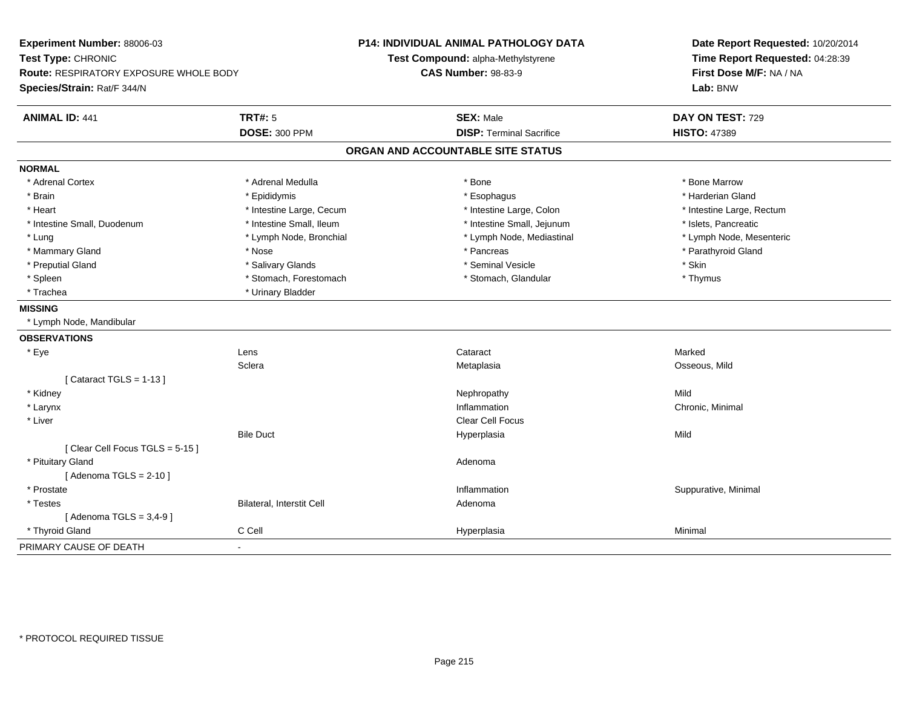**Experiment Number:** 88006-03
**Test Type:** CHRONIC
**Route:** RESPIRATORY EXPOSURE WHOLE BODY
**Species/Strain:** Rat/F 344/N

**P14: INDIVIDUAL ANIMAL PATHOLOGY DATA**
**Test Compound:** alpha-Methylstyrene
**CAS Number:** 98-83-9

**Date Report Requested:** 10/20/2014
**Time Report Requested:** 04:28:39
**First Dose M/F:** NA / NA
**Lab:** BNW

| **ANIMAL ID:** 441 | **TRT#:** 5 | **SEX:** Male | **DAY ON TEST:** 729 |
|---|---|---|---|
| | **DOSE:** 300 PPM | **DISP:** Terminal Sacrifice | **HISTO:** 47389 |

## ORGAN AND ACCOUNTABLE SITE STATUS

**NORMAL**

| | | | |
|---|---|---|---|
| * Adrenal Cortex | * Adrenal Medulla | * Bone | * Bone Marrow |
| * Brain | * Epididymis | * Esophagus | * Harderian Gland |
| * Heart | * Intestine Large, Cecum | * Intestine Large, Colon | * Intestine Large, Rectum |
| * Intestine Small, Duodenum | * Intestine Small, Ileum | * Intestine Small, Jejunum | * Islets, Pancreatic |
| * Lung | * Lymph Node, Bronchial | * Lymph Node, Mediastinal | * Lymph Node, Mesenteric |
| * Mammary Gland | * Nose | * Pancreas | * Parathyroid Gland |
| * Preputial Gland | * Salivary Glands | * Seminal Vesicle | * Skin |
| * Spleen | * Stomach, Forestomach | * Stomach, Glandular | * Thymus |
| * Trachea | * Urinary Bladder | | |

**MISSING**

* Lymph Node, Mandibular

**OBSERVATIONS**

| | | | |
|---|---|---|---|
| * Eye | Lens | Cataract | Marked |
| | Sclera | Metaplasia | Osseous, Mild |
| [ Cataract TGLS = 1-13 ] | | | |
| * Kidney | | Nephropathy | Mild |
| * Larynx | | Inflammation | Chronic, Minimal |
| * Liver | | Clear Cell Focus | |
| | Bile Duct | Hyperplasia | Mild |
| [ Clear Cell Focus TGLS = 5-15 ] | | | |
| * Pituitary Gland | | Adenoma | |
| [ Adenoma TGLS = 2-10 ] | | | |
| * Prostate | | Inflammation | Suppurative, Minimal |
| * Testes | Bilateral, Interstit Cell | Adenoma | |
| [ Adenoma TGLS = 3,4-9 ] | | | |
| * Thyroid Gland | C Cell | Hyperplasia | Minimal |

PRIMARY CAUSE OF DEATH -

\* PROTOCOL REQUIRED TISSUE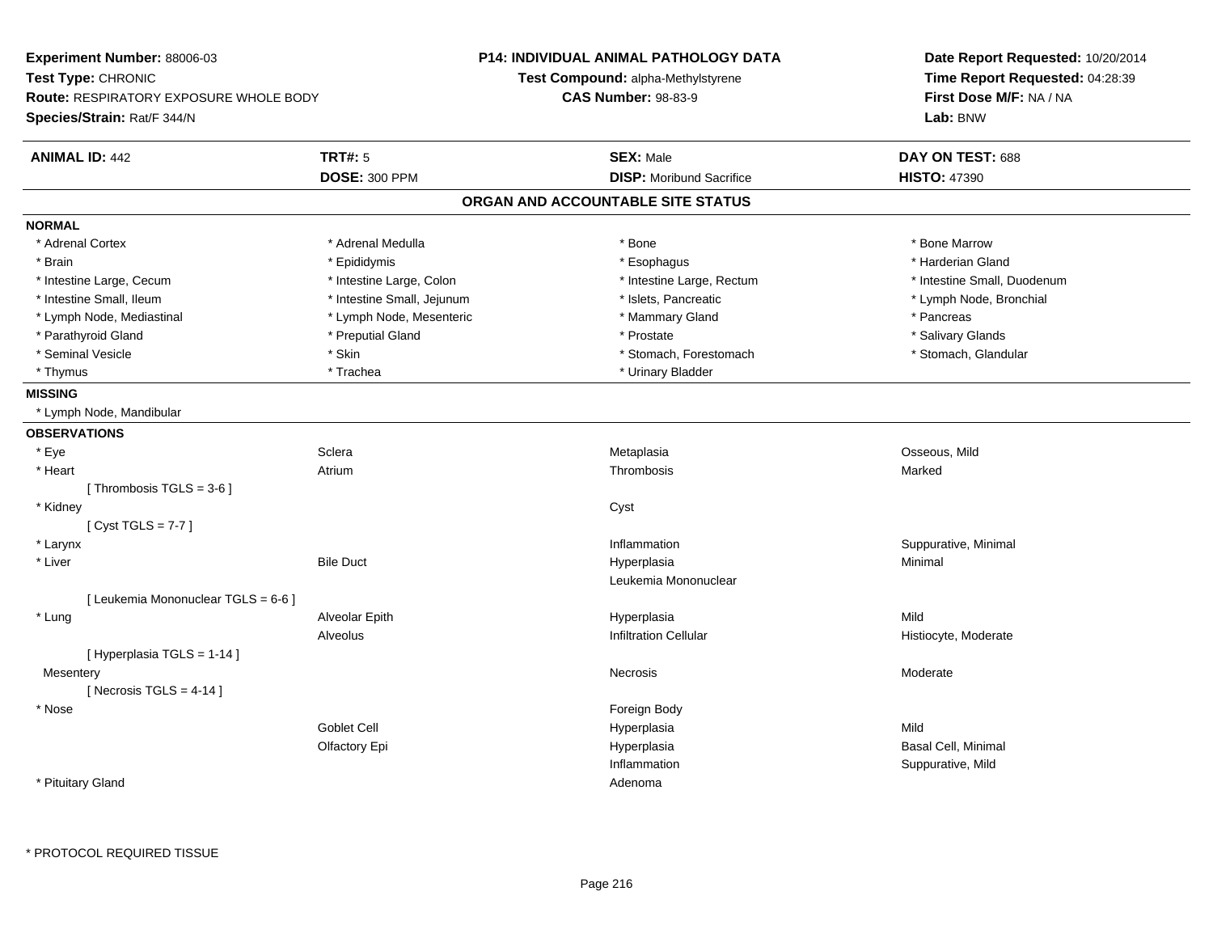**Experiment Number:** 88006-03
**Test Type:** CHRONIC
**Route:** RESPIRATORY EXPOSURE WHOLE BODY
**Species/Strain:** Rat/F 344/N

**P14: INDIVIDUAL ANIMAL PATHOLOGY DATA**
**Test Compound:** alpha-Methylstyrene
**CAS Number:** 98-83-9

**Date Report Requested:** 10/20/2014
**Time Report Requested:** 04:28:39
**First Dose M/F:** NA / NA
**Lab:** BNW

| **ANIMAL ID:** 442 | **TRT#:** 5 | **SEX:** Male | **DAY ON TEST:** 688 |
|---|---|---|---|
| | **DOSE:** 300 PPM | **DISP:** Moribund Sacrifice | **HISTO:** 47390 |

## ORGAN AND ACCOUNTABLE SITE STATUS

**NORMAL**

| | | | |
|---|---|---|---|
| * Adrenal Cortex | * Adrenal Medulla | * Bone | * Bone Marrow |
| * Brain | * Epididymis | * Esophagus | * Harderian Gland |
| * Intestine Large, Cecum | * Intestine Large, Colon | * Intestine Large, Rectum | * Intestine Small, Duodenum |
| * Intestine Small, Ileum | * Intestine Small, Jejunum | * Islets, Pancreatic | * Lymph Node, Bronchial |
| * Lymph Node, Mediastinal | * Lymph Node, Mesenteric | * Mammary Gland | * Pancreas |
| * Parathyroid Gland | * Preputial Gland | * Prostate | * Salivary Glands |
| * Seminal Vesicle | * Skin | * Stomach, Forestomach | * Stomach, Glandular |
| * Thymus | * Trachea | * Urinary Bladder | |

**MISSING**

* Lymph Node, Mandibular

**OBSERVATIONS**

| | | | |
|---|---|---|---|
| * Eye | Sclera | Metaplasia | Osseous, Mild |
| * Heart | Atrium | Thrombosis | Marked |
| [ Thrombosis TGLS = 3-6 ] | | | |
| * Kidney | | Cyst | |
| [ Cyst TGLS = 7-7 ] | | | |
| * Larynx | | Inflammation | Suppurative, Minimal |
| * Liver | Bile Duct | Hyperplasia | Minimal |
| | | Leukemia Mononuclear | |
| [ Leukemia Mononuclear TGLS = 6-6 ] | | | |
| * Lung | Alveolar Epith | Hyperplasia | Mild |
| | Alveolus | Infiltration Cellular | Histiocyte, Moderate |
| [ Hyperplasia TGLS = 1-14 ] | | | |
| Mesentery | | Necrosis | Moderate |
| [ Necrosis TGLS = 4-14 ] | | | |
| * Nose | | Foreign Body | |
| | Goblet Cell | Hyperplasia | Mild |
| | Olfactory Epi | Hyperplasia | Basal Cell, Minimal |
| | | Inflammation | Suppurative, Mild |
| * Pituitary Gland | | Adenoma | |

* PROTOCOL REQUIRED TISSUE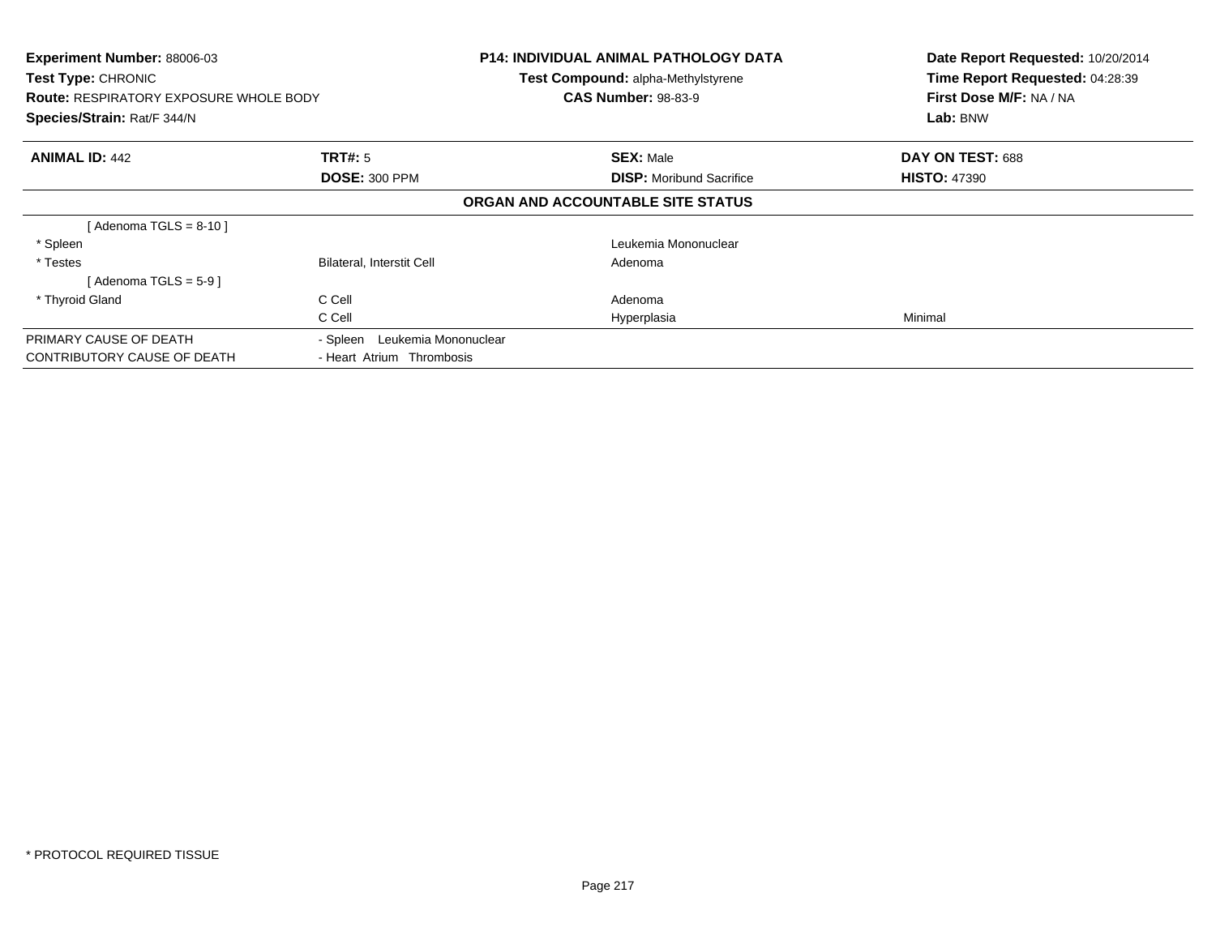**Experiment Number:** 88006-03
**Test Type:** CHRONIC
**Route:** RESPIRATORY EXPOSURE WHOLE BODY
**Species/Strain:** Rat/F 344/N

**P14: INDIVIDUAL ANIMAL PATHOLOGY DATA**
**Test Compound:** alpha-Methylstyrene
**CAS Number:** 98-83-9

**Date Report Requested:** 10/20/2014
**Time Report Requested:** 04:28:39
**First Dose M/F:** NA / NA
**Lab:** BNW

| **ANIMAL ID:** 442 | **TRT#:** 5 | **SEX:** Male | **DAY ON TEST:** 688 |
|---|---|---|---|
| | **DOSE:** 300 PPM | **DISP:** Moribund Sacrifice | **HISTO:** 47390 |

**ORGAN AND ACCOUNTABLE SITE STATUS**

| | | | |
|---|---|---|---|
| [ Adenoma TGLS = 8-10 ] | | | |
| * Spleen | | Leukemia Mononuclear | |
| * Testes | Bilateral, Interstit Cell | Adenoma | |
| [ Adenoma TGLS = 5-9 ] | | | |
| * Thyroid Gland | C Cell | Adenoma | |
| | C Cell | Hyperplasia | Minimal |

| | |
|---|---|
| PRIMARY CAUSE OF DEATH | - Spleen Leukemia Mononuclear |
| CONTRIBUTORY CAUSE OF DEATH | - Heart Atrium Thrombosis |

* PROTOCOL REQUIRED TISSUE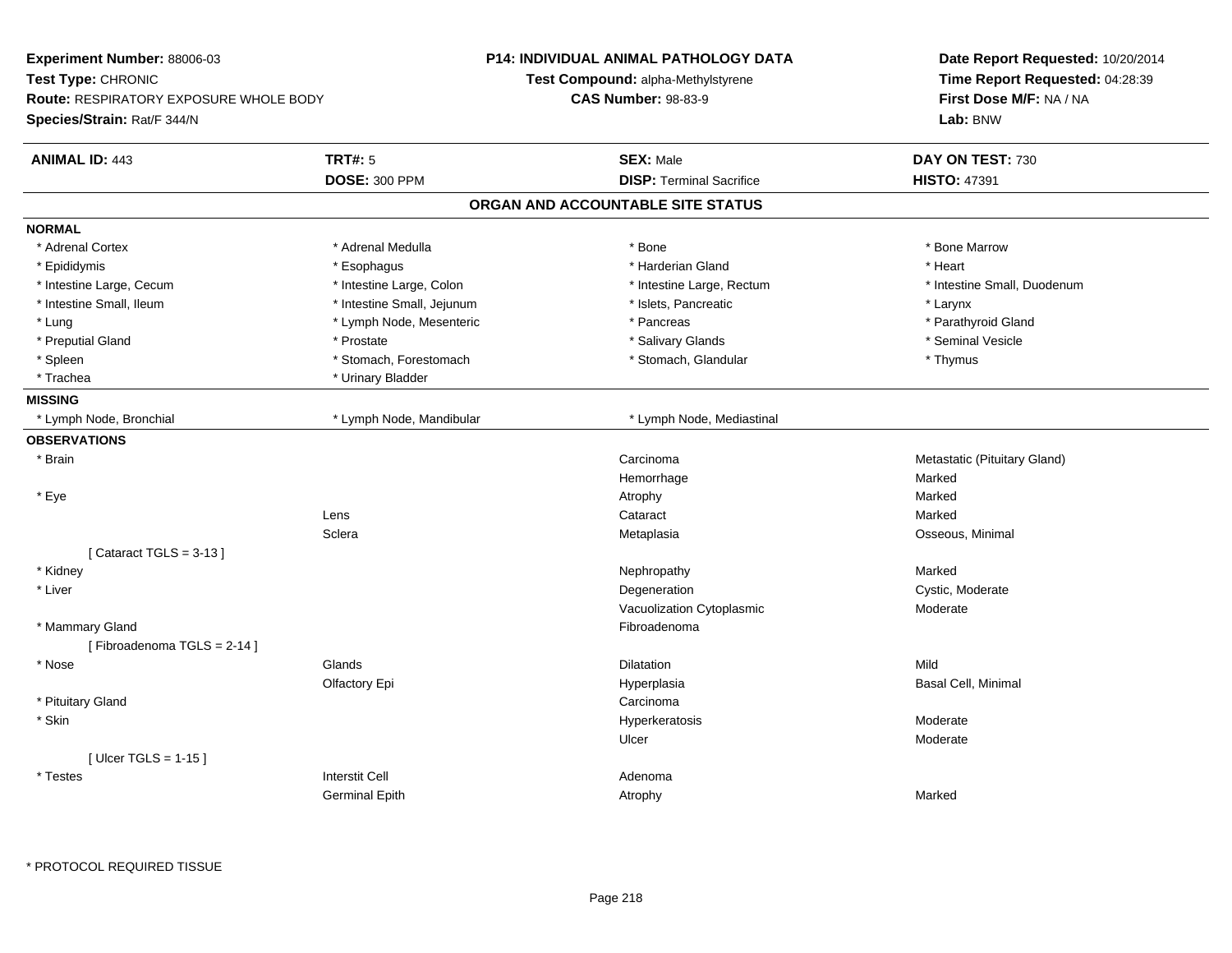**Experiment Number:** 88006-03
**Test Type:** CHRONIC
**Route:** RESPIRATORY EXPOSURE WHOLE BODY
**Species/Strain:** Rat/F 344/N

**P14: INDIVIDUAL ANIMAL PATHOLOGY DATA**
**Test Compound:** alpha-Methylstyrene
**CAS Number:** 98-83-9

**Date Report Requested:** 10/20/2014
**Time Report Requested:** 04:28:39
**First Dose M/F:** NA / NA
**Lab:** BNW

| **ANIMAL ID:** 443 | **TRT#:** 5 | **SEX:** Male | **DAY ON TEST:** 730 |
|---|---|---|---|
| | **DOSE:** 300 PPM | **DISP:** Terminal Sacrifice | **HISTO:** 47391 |

## ORGAN AND ACCOUNTABLE SITE STATUS

**NORMAL**

| | | | |
|---|---|---|---|
| * Adrenal Cortex | * Adrenal Medulla | * Bone | * Bone Marrow |
| * Epididymis | * Esophagus | * Harderian Gland | * Heart |
| * Intestine Large, Cecum | * Intestine Large, Colon | * Intestine Large, Rectum | * Intestine Small, Duodenum |
| * Intestine Small, Ileum | * Intestine Small, Jejunum | * Islets, Pancreatic | * Larynx |
| * Lung | * Lymph Node, Mesenteric | * Pancreas | * Parathyroid Gland |
| * Preputial Gland | * Prostate | * Salivary Glands | * Seminal Vesicle |
| * Spleen | * Stomach, Forestomach | * Stomach, Glandular | * Thymus |
| * Trachea | * Urinary Bladder | | |

**MISSING**

| | | | |
|---|---|---|---|
| * Lymph Node, Bronchial | * Lymph Node, Mandibular | * Lymph Node, Mediastinal | |

**OBSERVATIONS**

| | | | |
|---|---|---|---|
| * Brain | | Carcinoma | Metastatic (Pituitary Gland) |
| | | Hemorrhage | Marked |
| * Eye | | Atrophy | Marked |
| | Lens | Cataract | Marked |
| | Sclera | Metaplasia | Osseous, Minimal |
| [ Cataract TGLS = 3-13 ] | | | |
| * Kidney | | Nephropathy | Marked |
| * Liver | | Degeneration | Cystic, Moderate |
| | | Vacuolization Cytoplasmic | Moderate |
| * Mammary Gland | | Fibroadenoma | |
| [ Fibroadenoma TGLS = 2-14 ] | | | |
| * Nose | Glands | Dilatation | Mild |
| | Olfactory Epi | Hyperplasia | Basal Cell, Minimal |
| * Pituitary Gland | | Carcinoma | |
| * Skin | | Hyperkeratosis | Moderate |
| | | Ulcer | Moderate |
| [ Ulcer TGLS = 1-15 ] | | | |
| * Testes | Interstit Cell | Adenoma | |
| | Germinal Epith | Atrophy | Marked |

* PROTOCOL REQUIRED TISSUE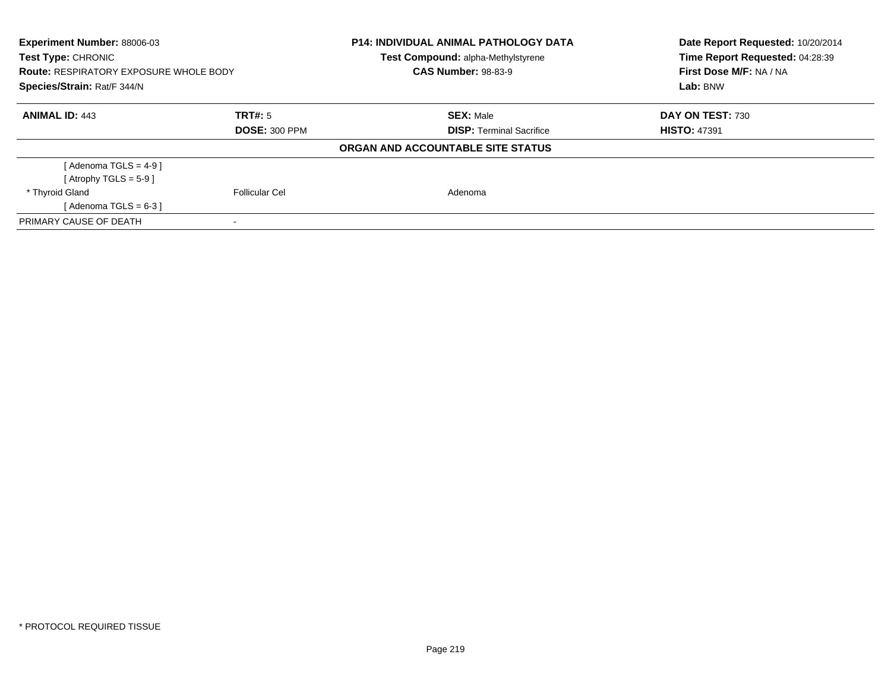**Experiment Number:** 88006-03
**Test Type:** CHRONIC
**Route:** RESPIRATORY EXPOSURE WHOLE BODY
**Species/Strain:** Rat/F 344/N

**P14: INDIVIDUAL ANIMAL PATHOLOGY DATA**
**Test Compound:** alpha-Methylstyrene
**CAS Number:** 98-83-9

**Date Report Requested:** 10/20/2014
**Time Report Requested:** 04:28:39
**First Dose M/F:** NA / NA
**Lab:** BNW

| **ANIMAL ID:** 443 | **TRT#:** 5 | **SEX:** Male | **DAY ON TEST:** 730 |
|---|---|---|---|
| | **DOSE:** 300 PPM | **DISP:** Terminal Sacrifice | **HISTO:** 47391 |

**ORGAN AND ACCOUNTABLE SITE STATUS**

| | | | |
|---|---|---|---|
| [ Adenoma TGLS = 4-9 ] | | | |
| [ Atrophy TGLS = 5-9 ] | | | |
| * Thyroid Gland | Follicular Cel | Adenoma | |
| [ Adenoma TGLS = 6-3 ] | | | |
| PRIMARY CAUSE OF DEATH | - | | |

* PROTOCOL REQUIRED TISSUE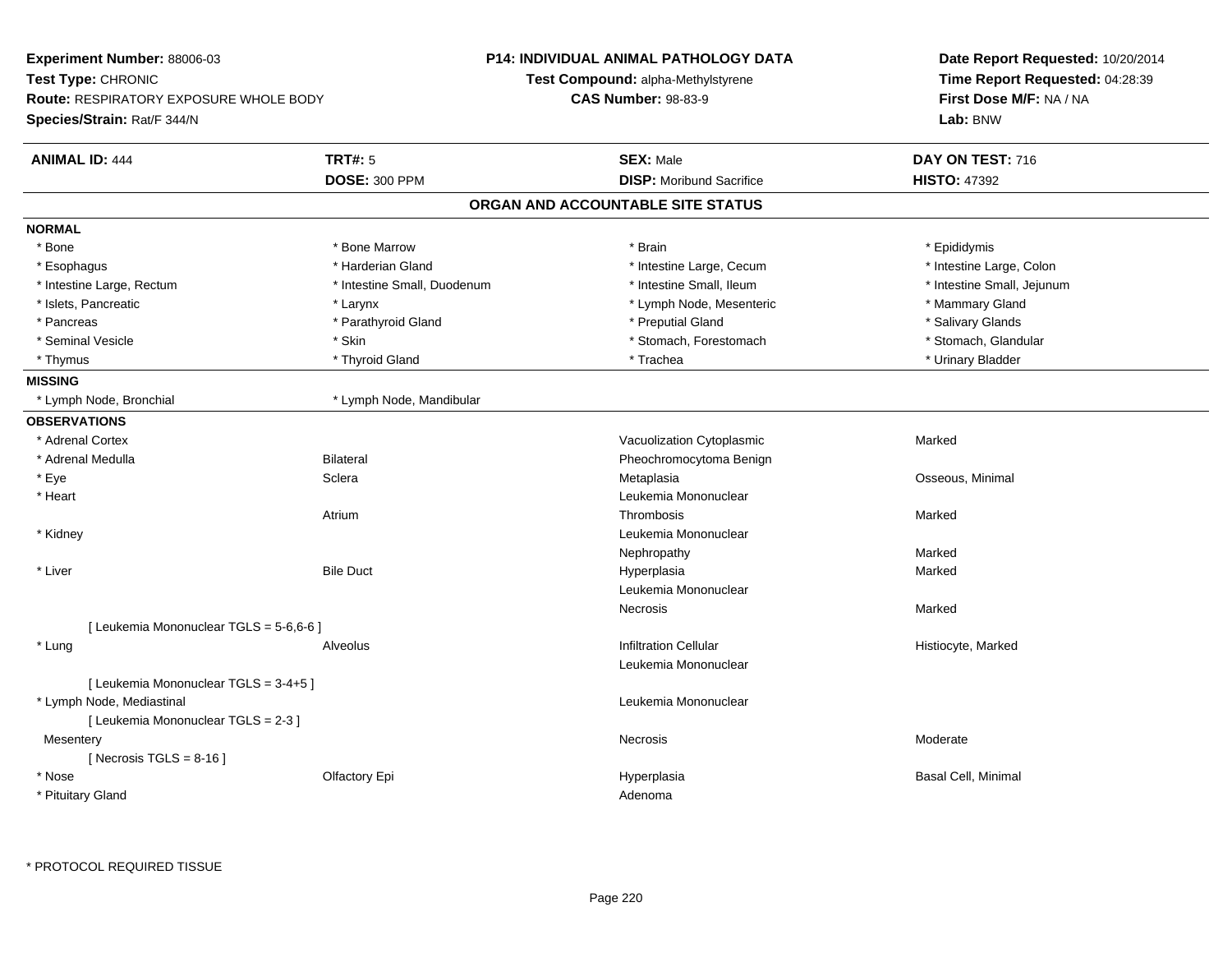**Experiment Number:** 88006-03
**Test Type:** CHRONIC
**Route:** RESPIRATORY EXPOSURE WHOLE BODY
**Species/Strain:** Rat/F 344/N

**P14: INDIVIDUAL ANIMAL PATHOLOGY DATA**
**Test Compound:** alpha-Methylstyrene
**CAS Number:** 98-83-9

**Date Report Requested:** 10/20/2014
**Time Report Requested:** 04:28:39
**First Dose M/F:** NA / NA
**Lab:** BNW

| **ANIMAL ID:** 444 | **TRT#:** 5 | **SEX:** Male | **DAY ON TEST:** 716 |
|---|---|---|---|
| | **DOSE:** 300 PPM | **DISP:** Moribund Sacrifice | **HISTO:** 47392 |

## ORGAN AND ACCOUNTABLE SITE STATUS

**NORMAL**

| | | | |
|---|---|---|---|
| * Bone | * Bone Marrow | * Brain | * Epididymis |
| * Esophagus | * Harderian Gland | * Intestine Large, Cecum | * Intestine Large, Colon |
| * Intestine Large, Rectum | * Intestine Small, Duodenum | * Intestine Small, Ileum | * Intestine Small, Jejunum |
| * Islets, Pancreatic | * Larynx | * Lymph Node, Mesenteric | * Mammary Gland |
| * Pancreas | * Parathyroid Gland | * Preputial Gland | * Salivary Glands |
| * Seminal Vesicle | * Skin | * Stomach, Forestomach | * Stomach, Glandular |
| * Thymus | * Thyroid Gland | * Trachea | * Urinary Bladder |

**MISSING**

| | |
|---|---|
| * Lymph Node, Bronchial | * Lymph Node, Mandibular |

**OBSERVATIONS**

| | | | |
|---|---|---|---|
| * Adrenal Cortex | | Vacuolization Cytoplasmic | Marked |
| * Adrenal Medulla | Bilateral | Pheochromocytoma Benign | |
| * Eye | Sclera | Metaplasia | Osseous, Minimal |
| * Heart | | Leukemia Mononuclear | |
| | Atrium | Thrombosis | Marked |
| * Kidney | | Leukemia Mononuclear | |
| | | Nephropathy | Marked |
| * Liver | Bile Duct | Hyperplasia | Marked |
| | | Leukemia Mononuclear | |
| | | Necrosis | Marked |
| [ Leukemia Mononuclear TGLS = 5-6,6-6 ] | | | |
| * Lung | Alveolus | Infiltration Cellular | Histiocyte, Marked |
| | | Leukemia Mononuclear | |
| [ Leukemia Mononuclear TGLS = 3-4+5 ] | | | |
| * Lymph Node, Mediastinal | | Leukemia Mononuclear | |
| [ Leukemia Mononuclear TGLS = 2-3 ] | | | |
| Mesentery | | Necrosis | Moderate |
| [ Necrosis TGLS = 8-16 ] | | | |
| * Nose | Olfactory Epi | Hyperplasia | Basal Cell, Minimal |
| * Pituitary Gland | | Adenoma | |

* PROTOCOL REQUIRED TISSUE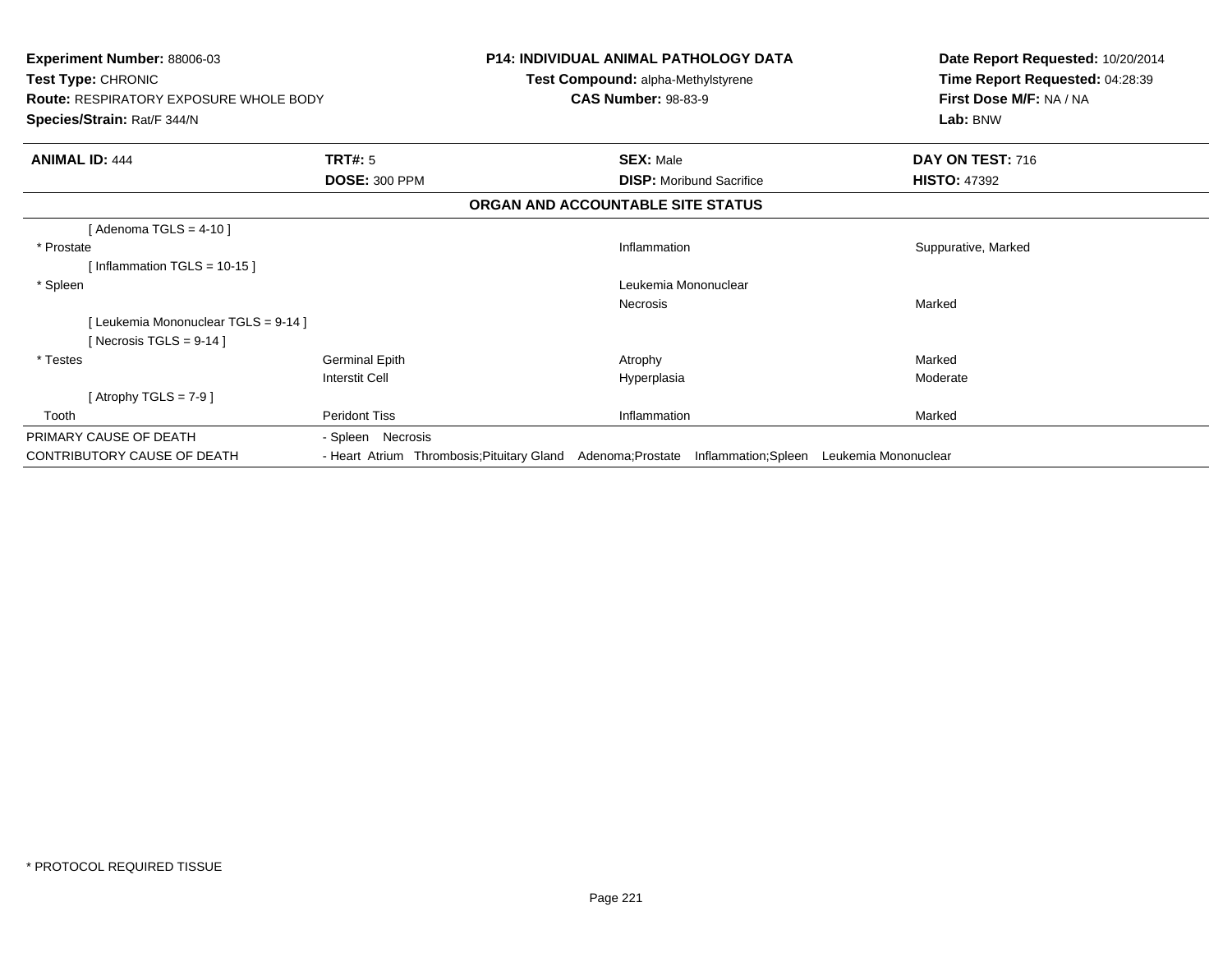**Experiment Number:** 88006-03
**Test Type:** CHRONIC
**Route:** RESPIRATORY EXPOSURE WHOLE BODY
**Species/Strain:** Rat/F 344/N

**P14: INDIVIDUAL ANIMAL PATHOLOGY DATA**
**Test Compound:** alpha-Methylstyrene
**CAS Number:** 98-83-9

**Date Report Requested:** 10/20/2014
**Time Report Requested:** 04:28:39
**First Dose M/F:** NA / NA
**Lab:** BNW

| **ANIMAL ID:** 444 | **TRT#:** 5 | **SEX:** Male | **DAY ON TEST:** 716 |
|---|---|---|---|
| | **DOSE:** 300 PPM | **DISP:** Moribund Sacrifice | **HISTO:** 47392 |

**ORGAN AND ACCOUNTABLE SITE STATUS**

| | | | |
|---|---|---|---|
| [ Adenoma TGLS = 4-10 ] | | | |
| * Prostate | | Inflammation | Suppurative, Marked |
| [ Inflammation TGLS = 10-15 ] | | | |
| * Spleen | | Leukemia Mononuclear | |
| | | Necrosis | Marked |
| [ Leukemia Mononuclear TGLS = 9-14 ] | | | |
| [ Necrosis TGLS = 9-14 ] | | | |
| * Testes | Germinal Epith | Atrophy | Marked |
| | Interstit Cell | Hyperplasia | Moderate |
| [ Atrophy TGLS = 7-9 ] | | | |
| Tooth | Peridont Tiss | Inflammation | Marked |

PRIMARY CAUSE OF DEATH - Spleen Necrosis

CONTRIBUTORY CAUSE OF DEATH - Heart Atrium Thrombosis;Pituitary Gland Adenoma;Prostate Inflammation;Spleen Leukemia Mononuclear

* PROTOCOL REQUIRED TISSUE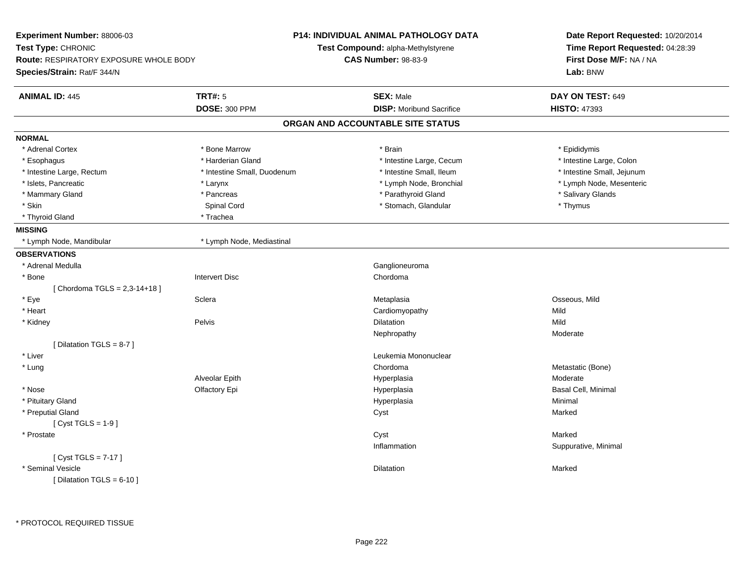**Experiment Number:** 88006-03
**Test Type:** CHRONIC
**Route:** RESPIRATORY EXPOSURE WHOLE BODY
**Species/Strain:** Rat/F 344/N

**P14: INDIVIDUAL ANIMAL PATHOLOGY DATA**
**Test Compound:** alpha-Methylstyrene
**CAS Number:** 98-83-9

**Date Report Requested:** 10/20/2014
**Time Report Requested:** 04:28:39
**First Dose M/F:** NA / NA
**Lab:** BNW

| **ANIMAL ID:** 445 | **TRT#:** 5 | **SEX:** Male | **DAY ON TEST:** 649 |
|---|---|---|---|
| | **DOSE:** 300 PPM | **DISP:** Moribund Sacrifice | **HISTO:** 47393 |

## ORGAN AND ACCOUNTABLE SITE STATUS

**NORMAL**

| | | | |
|---|---|---|---|
| * Adrenal Cortex | * Bone Marrow | * Brain | * Epididymis |
| * Esophagus | * Harderian Gland | * Intestine Large, Cecum | * Intestine Large, Colon |
| * Intestine Large, Rectum | * Intestine Small, Duodenum | * Intestine Small, Ileum | * Intestine Small, Jejunum |
| * Islets, Pancreatic | * Larynx | * Lymph Node, Bronchial | * Lymph Node, Mesenteric |
| * Mammary Gland | * Pancreas | * Parathyroid Gland | * Salivary Glands |
| * Skin | Spinal Cord | * Stomach, Glandular | * Thymus |
| * Thyroid Gland | * Trachea | | |

**MISSING**

| | |
|---|---|
| * Lymph Node, Mandibular | * Lymph Node, Mediastinal |

**OBSERVATIONS**

| | | | |
|---|---|---|---|
| * Adrenal Medulla | | Ganglioneuroma | |
| * Bone | Intervert Disc | Chordoma | |
| [ Chordoma TGLS = 2,3-14+18 ] | | | |
| * Eye | Sclera | Metaplasia | Osseous, Mild |
| * Heart | | Cardiomyopathy | Mild |
| * Kidney | Pelvis | Dilatation | Mild |
| | | Nephropathy | Moderate |
| [ Dilatation TGLS = 8-7 ] | | | |
| * Liver | | Leukemia Mononuclear | |
| * Lung | | Chordoma | Metastatic (Bone) |
| | Alveolar Epith | Hyperplasia | Moderate |
| * Nose | Olfactory Epi | Hyperplasia | Basal Cell, Minimal |
| * Pituitary Gland | | Hyperplasia | Minimal |
| * Preputial Gland | | Cyst | Marked |
| [ Cyst TGLS = 1-9 ] | | | |
| * Prostate | | Cyst | Marked |
| | | Inflammation | Suppurative, Minimal |
| [ Cyst TGLS = 7-17 ] | | | |
| * Seminal Vesicle | | Dilatation | Marked |
| [ Dilatation TGLS = 6-10 ] | | | |

* PROTOCOL REQUIRED TISSUE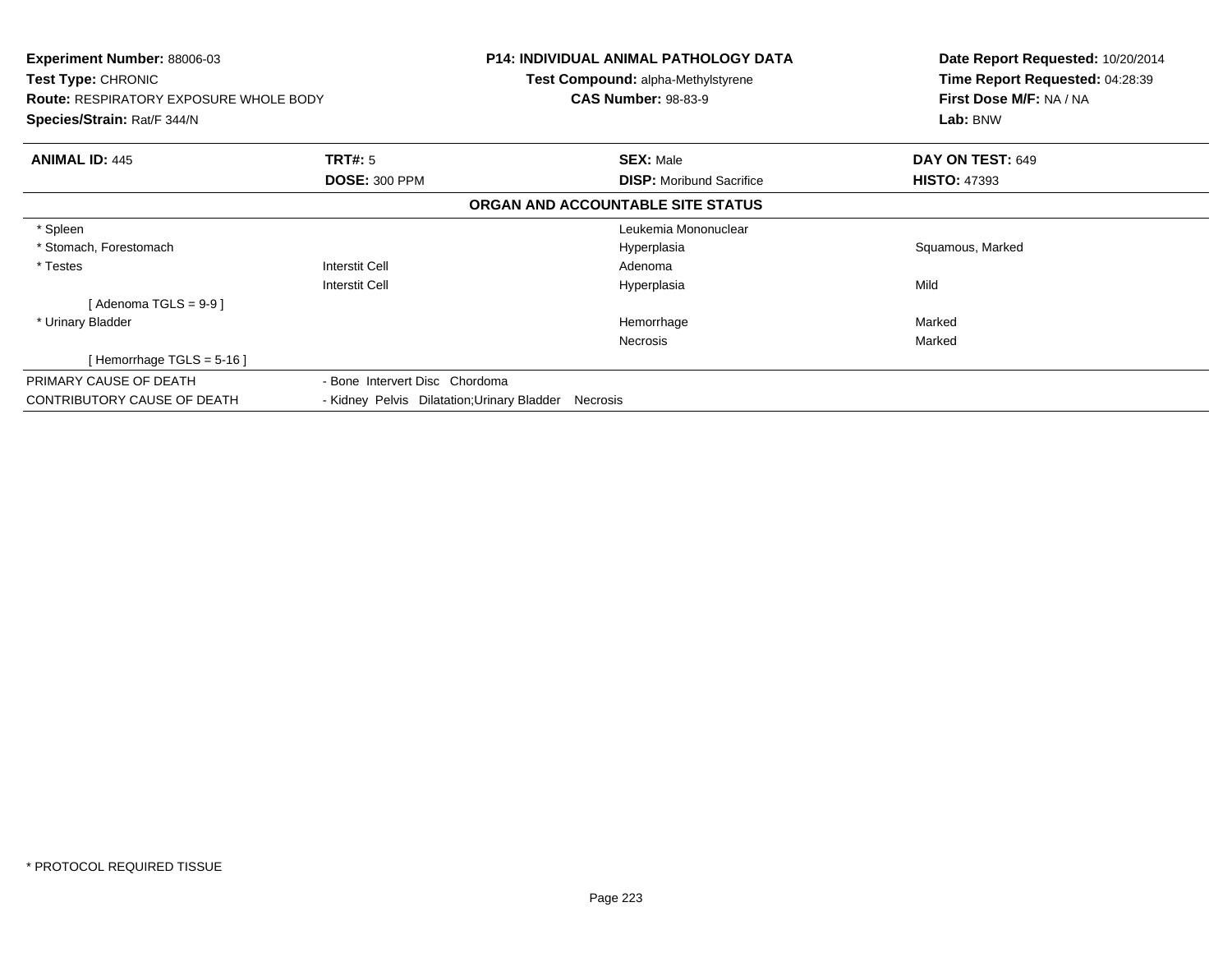**Experiment Number:** 88006-03
**Test Type:** CHRONIC
**Route:** RESPIRATORY EXPOSURE WHOLE BODY
**Species/Strain:** Rat/F 344/N

**P14: INDIVIDUAL ANIMAL PATHOLOGY DATA**
**Test Compound:** alpha-Methylstyrene
**CAS Number:** 98-83-9

**Date Report Requested:** 10/20/2014
**Time Report Requested:** 04:28:39
**First Dose M/F:** NA / NA
**Lab:** BNW

| **ANIMAL ID:** 445 | **TRT#:** 5 | **SEX:** Male | **DAY ON TEST:** 649 |
|---|---|---|---|
| | **DOSE:** 300 PPM | **DISP:** Moribund Sacrifice | **HISTO:** 47393 |

**ORGAN AND ACCOUNTABLE SITE STATUS**

| | | | |
|---|---|---|---|
| * Spleen | | Leukemia Mononuclear | |
| * Stomach, Forestomach | | Hyperplasia | Squamous, Marked |
| * Testes | Interstit Cell | Adenoma | |
| | Interstit Cell | Hyperplasia | Mild |
| [ Adenoma TGLS = 9-9 ] | | | |
| * Urinary Bladder | | Hemorrhage | Marked |
| | | Necrosis | Marked |
| [ Hemorrhage TGLS = 5-16 ] | | | |

| | |
|---|---|
| PRIMARY CAUSE OF DEATH | - Bone Intervert Disc Chordoma |
| CONTRIBUTORY CAUSE OF DEATH | - Kidney Pelvis Dilatation;Urinary Bladder Necrosis |

* PROTOCOL REQUIRED TISSUE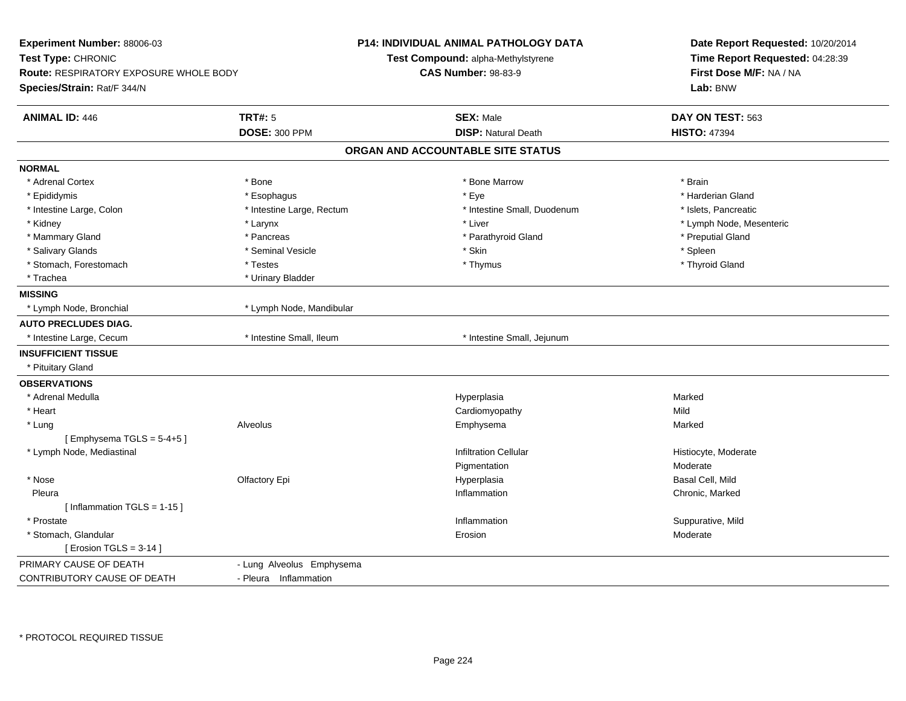**Experiment Number:** 88006-03
**Test Type:** CHRONIC
**Route:** RESPIRATORY EXPOSURE WHOLE BODY
**Species/Strain:** Rat/F 344/N

**P14: INDIVIDUAL ANIMAL PATHOLOGY DATA**
**Test Compound:** alpha-Methylstyrene
**CAS Number:** 98-83-9

**Date Report Requested:** 10/20/2014
**Time Report Requested:** 04:28:39
**First Dose M/F:** NA / NA
**Lab:** BNW

| **ANIMAL ID:** 446 | **TRT#:** 5 | **SEX:** Male | **DAY ON TEST:** 563 |
|---|---|---|---|
| | **DOSE:** 300 PPM | **DISP:** Natural Death | **HISTO:** 47394 |

## ORGAN AND ACCOUNTABLE SITE STATUS

**NORMAL**

| | | | |
|---|---|---|---|
| * Adrenal Cortex | * Bone | * Bone Marrow | * Brain |
| * Epididymis | * Esophagus | * Eye | * Harderian Gland |
| * Intestine Large, Colon | * Intestine Large, Rectum | * Intestine Small, Duodenum | * Islets, Pancreatic |
| * Kidney | * Larynx | * Liver | * Lymph Node, Mesenteric |
| * Mammary Gland | * Pancreas | * Parathyroid Gland | * Preputial Gland |
| * Salivary Glands | * Seminal Vesicle | * Skin | * Spleen |
| * Stomach, Forestomach | * Testes | * Thymus | * Thyroid Gland |
| * Trachea | * Urinary Bladder | | |

**MISSING**

* Lymph Node, Bronchial
* Lymph Node, Mandibular

**AUTO PRECLUDES DIAG.**

* Intestine Large, Cecum
* Intestine Small, Ileum
* Intestine Small, Jejunum

**INSUFFICIENT TISSUE**

* Pituitary Gland

**OBSERVATIONS**

| | | | |
|---|---|---|---|
| * Adrenal Medulla | | Hyperplasia | Marked |
| * Heart | | Cardiomyopathy | Mild |
| * Lung | Alveolus | Emphysema | Marked |
| [ Emphysema TGLS = 5-4+5 ] | | | |
| * Lymph Node, Mediastinal | | Infiltration Cellular | Histiocyte, Moderate |
| | | Pigmentation | Moderate |
| * Nose | Olfactory Epi | Hyperplasia | Basal Cell, Mild |
| Pleura | | Inflammation | Chronic, Marked |
| [ Inflammation TGLS = 1-15 ] | | | |
| * Prostate | | Inflammation | Suppurative, Mild |
| * Stomach, Glandular | | Erosion | Moderate |
| [ Erosion TGLS = 3-14 ] | | | |

| | |
|---|---|
| PRIMARY CAUSE OF DEATH | - Lung Alveolus Emphysema |
| CONTRIBUTORY CAUSE OF DEATH | - Pleura Inflammation |

\* PROTOCOL REQUIRED TISSUE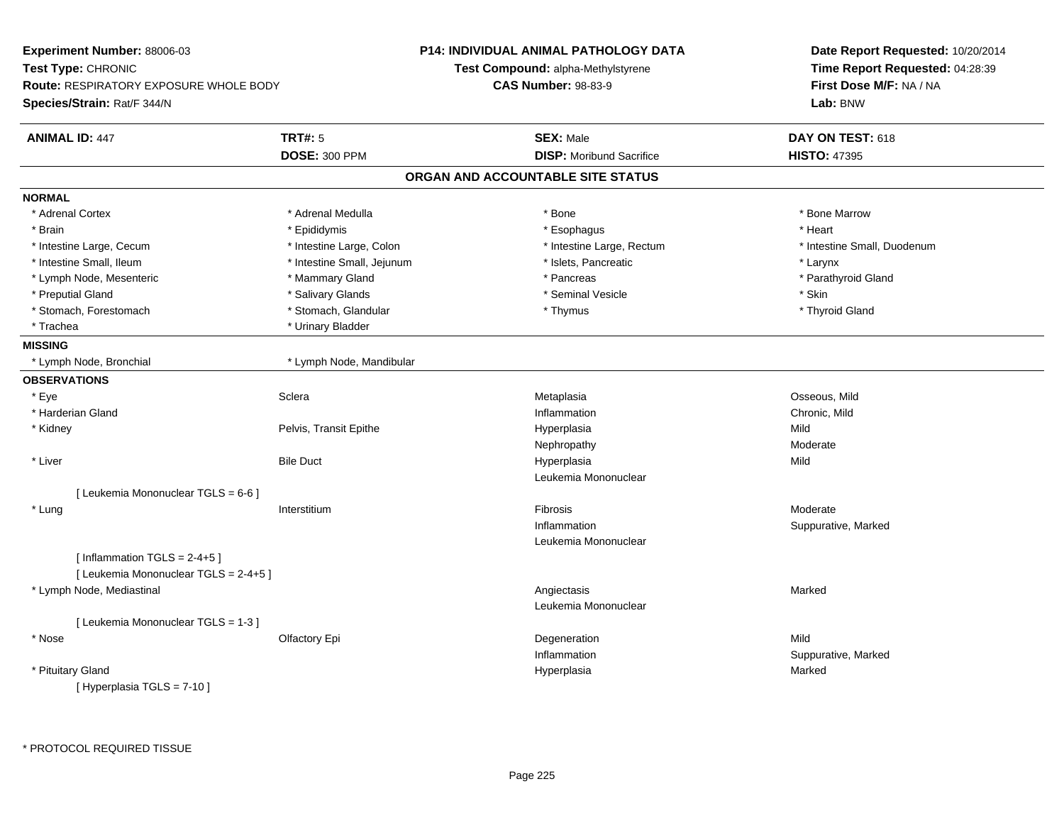**Experiment Number:** 88006-03
**Test Type:** CHRONIC
**Route:** RESPIRATORY EXPOSURE WHOLE BODY
**Species/Strain:** Rat/F 344/N

**P14: INDIVIDUAL ANIMAL PATHOLOGY DATA**
**Test Compound:** alpha-Methylstyrene
**CAS Number:** 98-83-9

**Date Report Requested:** 10/20/2014
**Time Report Requested:** 04:28:39
**First Dose M/F:** NA / NA
**Lab:** BNW

| **ANIMAL ID:** 447 | **TRT#:** 5 | **SEX:** Male | **DAY ON TEST:** 618 |
|---|---|---|---|
| | **DOSE:** 300 PPM | **DISP:** Moribund Sacrifice | **HISTO:** 47395 |

## ORGAN AND ACCOUNTABLE SITE STATUS

**NORMAL**

| | | | |
|---|---|---|---|
| * Adrenal Cortex | * Adrenal Medulla | * Bone | * Bone Marrow |
| * Brain | * Epididymis | * Esophagus | * Heart |
| * Intestine Large, Cecum | * Intestine Large, Colon | * Intestine Large, Rectum | * Intestine Small, Duodenum |
| * Intestine Small, Ileum | * Intestine Small, Jejunum | * Islets, Pancreatic | * Larynx |
| * Lymph Node, Mesenteric | * Mammary Gland | * Pancreas | * Parathyroid Gland |
| * Preputial Gland | * Salivary Glands | * Seminal Vesicle | * Skin |
| * Stomach, Forestomach | * Stomach, Glandular | * Thymus | * Thyroid Gland |
| * Trachea | * Urinary Bladder | | |

**MISSING**

| | |
|---|---|
| * Lymph Node, Bronchial | * Lymph Node, Mandibular |

**OBSERVATIONS**

| Organ | Site | Observation | Severity |
|---|---|---|---|
| * Eye | Sclera | Metaplasia | Osseous, Mild |
| * Harderian Gland | | Inflammation | Chronic, Mild |
| * Kidney | Pelvis, Transit Epithe | Hyperplasia | Mild |
| | | Nephropathy | Moderate |
| * Liver | Bile Duct | Hyperplasia | Mild |
| | | Leukemia Mononuclear | |
| [ Leukemia Mononuclear TGLS = 6-6 ] | | | |
| * Lung | Interstitium | Fibrosis | Moderate |
| | | Inflammation | Suppurative, Marked |
| | | Leukemia Mononuclear | |
| [ Inflammation TGLS = 2-4+5 ] | | | |
| [ Leukemia Mononuclear TGLS = 2-4+5 ] | | | |
| * Lymph Node, Mediastinal | | Angiectasis | Marked |
| | | Leukemia Mononuclear | |
| [ Leukemia Mononuclear TGLS = 1-3 ] | | | |
| * Nose | Olfactory Epi | Degeneration | Mild |
| | | Inflammation | Suppurative, Marked |
| * Pituitary Gland | | Hyperplasia | Marked |
| [ Hyperplasia TGLS = 7-10 ] | | | |

* PROTOCOL REQUIRED TISSUE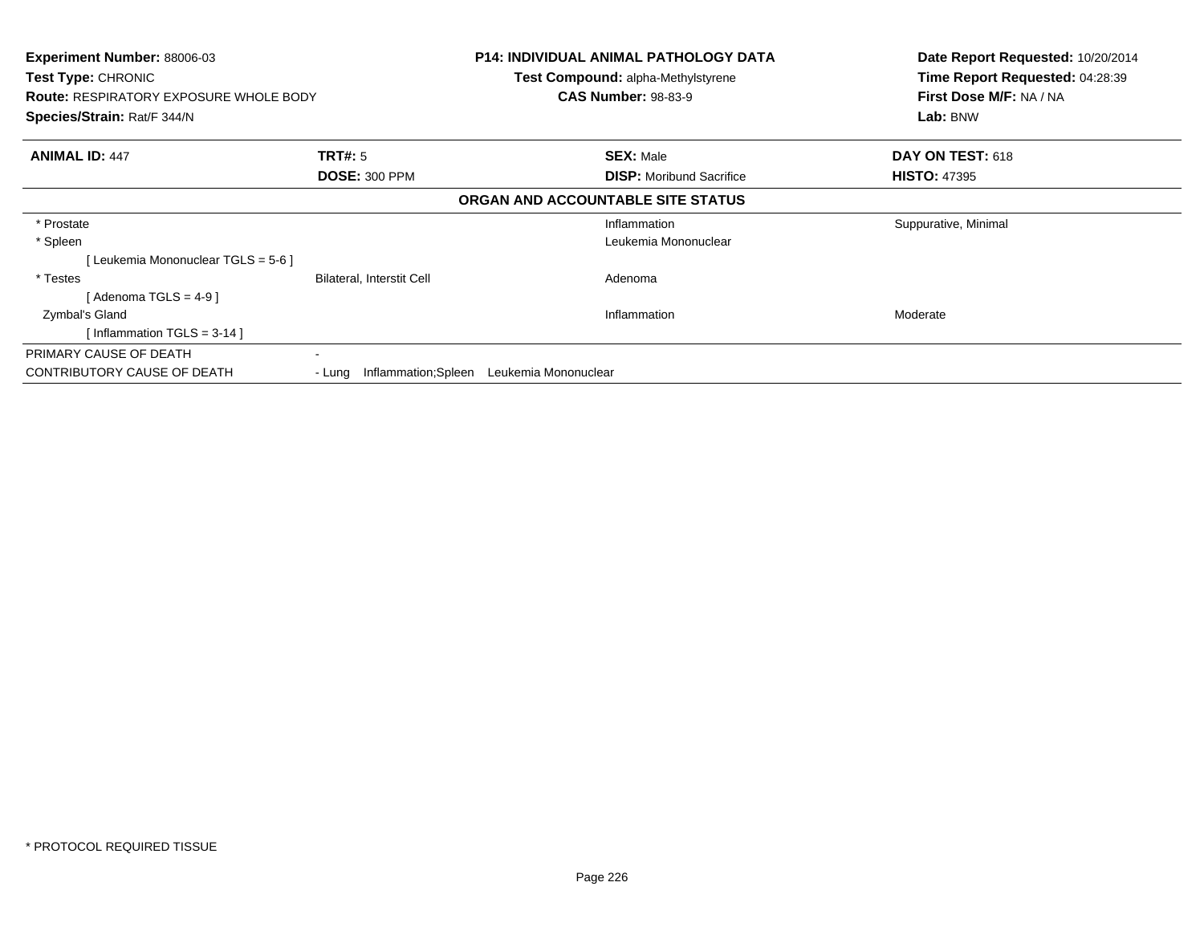**Experiment Number:** 88006-03
**Test Type:** CHRONIC
**Route:** RESPIRATORY EXPOSURE WHOLE BODY
**Species/Strain:** Rat/F 344/N

**P14: INDIVIDUAL ANIMAL PATHOLOGY DATA**
**Test Compound:** alpha-Methylstyrene
**CAS Number:** 98-83-9

**Date Report Requested:** 10/20/2014
**Time Report Requested:** 04:28:39
**First Dose M/F:** NA / NA
**Lab:** BNW

| **ANIMAL ID:** 447 | **TRT#:** 5 | **SEX:** Male | **DAY ON TEST:** 618 |
|---|---|---|---|
| | **DOSE:** 300 PPM | **DISP:** Moribund Sacrifice | **HISTO:** 47395 |

**ORGAN AND ACCOUNTABLE SITE STATUS**

| | | | |
|---|---|---|---|
| * Prostate | | Inflammation | Suppurative, Minimal |
| * Spleen | | Leukemia Mononuclear | |
| [ Leukemia Mononuclear TGLS = 5-6 ] | | | |
| * Testes | Bilateral, Interstit Cell | Adenoma | |
| [ Adenoma TGLS = 4-9 ] | | | |
| Zymbal's Gland | | Inflammation | Moderate |
| [ Inflammation TGLS = 3-14 ] | | | |

| | |
|---|---|
| PRIMARY CAUSE OF DEATH | - |
| CONTRIBUTORY CAUSE OF DEATH | - Lung Inflammation;Spleen Leukemia Mononuclear |

* PROTOCOL REQUIRED TISSUE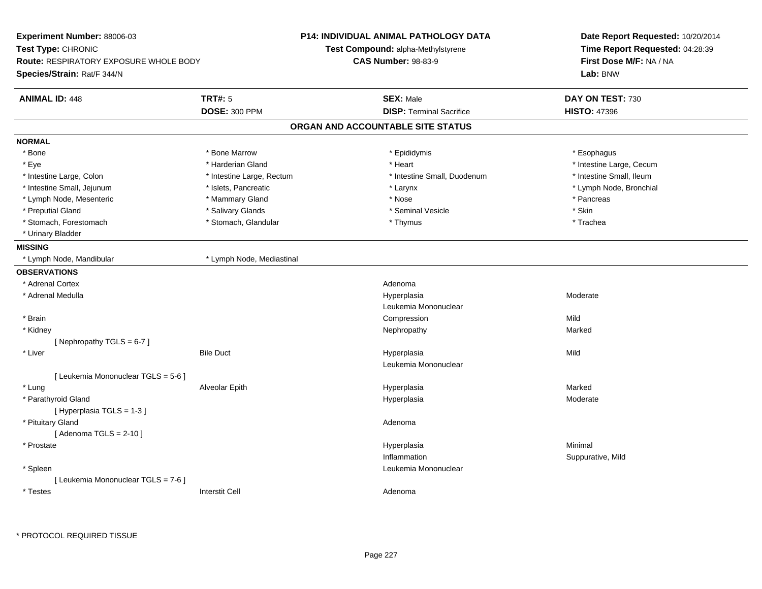**Experiment Number:** 88006-03
**Test Type:** CHRONIC
**Route:** RESPIRATORY EXPOSURE WHOLE BODY
**Species/Strain:** Rat/F 344/N

**P14: INDIVIDUAL ANIMAL PATHOLOGY DATA**
**Test Compound:** alpha-Methylstyrene
**CAS Number:** 98-83-9

**Date Report Requested:** 10/20/2014
**Time Report Requested:** 04:28:39
**First Dose M/F:** NA / NA
**Lab:** BNW

| **ANIMAL ID:** 448 | **TRT#:** 5 | **SEX:** Male | **DAY ON TEST:** 730 |
|---|---|---|---|
| | **DOSE:** 300 PPM | **DISP:** Terminal Sacrifice | **HISTO:** 47396 |

## ORGAN AND ACCOUNTABLE SITE STATUS

**NORMAL**

| | | | |
|---|---|---|---|
| * Bone | * Bone Marrow | * Epididymis | * Esophagus |
| * Eye | * Harderian Gland | * Heart | * Intestine Large, Cecum |
| * Intestine Large, Colon | * Intestine Large, Rectum | * Intestine Small, Duodenum | * Intestine Small, Ileum |
| * Intestine Small, Jejunum | * Islets, Pancreatic | * Larynx | * Lymph Node, Bronchial |
| * Lymph Node, Mesenteric | * Mammary Gland | * Nose | * Pancreas |
| * Preputial Gland | * Salivary Glands | * Seminal Vesicle | * Skin |
| * Stomach, Forestomach | * Stomach, Glandular | * Thymus | * Trachea |
| * Urinary Bladder | | | |

**MISSING**

| | |
|---|---|
| * Lymph Node, Mandibular | * Lymph Node, Mediastinal |

**OBSERVATIONS**

| Organ | Site | Observation | Severity |
|---|---|---|---|
| * Adrenal Cortex | | Adenoma | |
| * Adrenal Medulla | | Hyperplasia | Moderate |
| | | Leukemia Mononuclear | |
| * Brain | | Compression | Mild |
| * Kidney | | Nephropathy | Marked |
| [ Nephropathy TGLS = 6-7 ] | | | |
| * Liver | Bile Duct | Hyperplasia | Mild |
| | | Leukemia Mononuclear | |
| [ Leukemia Mononuclear TGLS = 5-6 ] | | | |
| * Lung | Alveolar Epith | Hyperplasia | Marked |
| * Parathyroid Gland | | Hyperplasia | Moderate |
| [ Hyperplasia TGLS = 1-3 ] | | | |
| * Pituitary Gland | | Adenoma | |
| [ Adenoma TGLS = 2-10 ] | | | |
| * Prostate | | Hyperplasia | Minimal |
| | | Inflammation | Suppurative, Mild |
| * Spleen | | Leukemia Mononuclear | |
| [ Leukemia Mononuclear TGLS = 7-6 ] | | | |
| * Testes | Interstit Cell | Adenoma | |

\* PROTOCOL REQUIRED TISSUE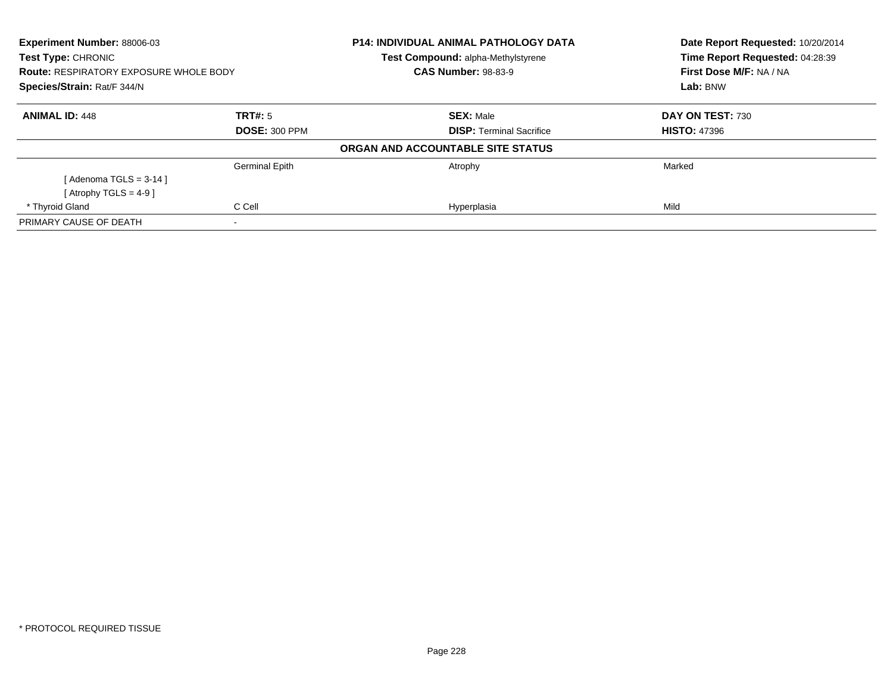**Experiment Number:** 88006-03
**Test Type:** CHRONIC
**Route:** RESPIRATORY EXPOSURE WHOLE BODY
**Species/Strain:** Rat/F 344/N

**P14: INDIVIDUAL ANIMAL PATHOLOGY DATA**
**Test Compound:** alpha-Methylstyrene
**CAS Number:** 98-83-9

**Date Report Requested:** 10/20/2014
**Time Report Requested:** 04:28:39
**First Dose M/F:** NA / NA
**Lab:** BNW

| **ANIMAL ID:** 448 | **TRT#:** 5 | **SEX:** Male | **DAY ON TEST:** 730 |
|---|---|---|---|
| | **DOSE:** 300 PPM | **DISP:** Terminal Sacrifice | **HISTO:** 47396 |

**ORGAN AND ACCOUNTABLE SITE STATUS**

| | | | |
|---|---|---|---|
| | Germinal Epith | Atrophy | Marked |
| [ Adenoma TGLS = 3-14 ] | | | |
| [ Atrophy TGLS = 4-9 ] | | | |
| * Thyroid Gland | C Cell | Hyperplasia | Mild |
| PRIMARY CAUSE OF DEATH | - | | |

* PROTOCOL REQUIRED TISSUE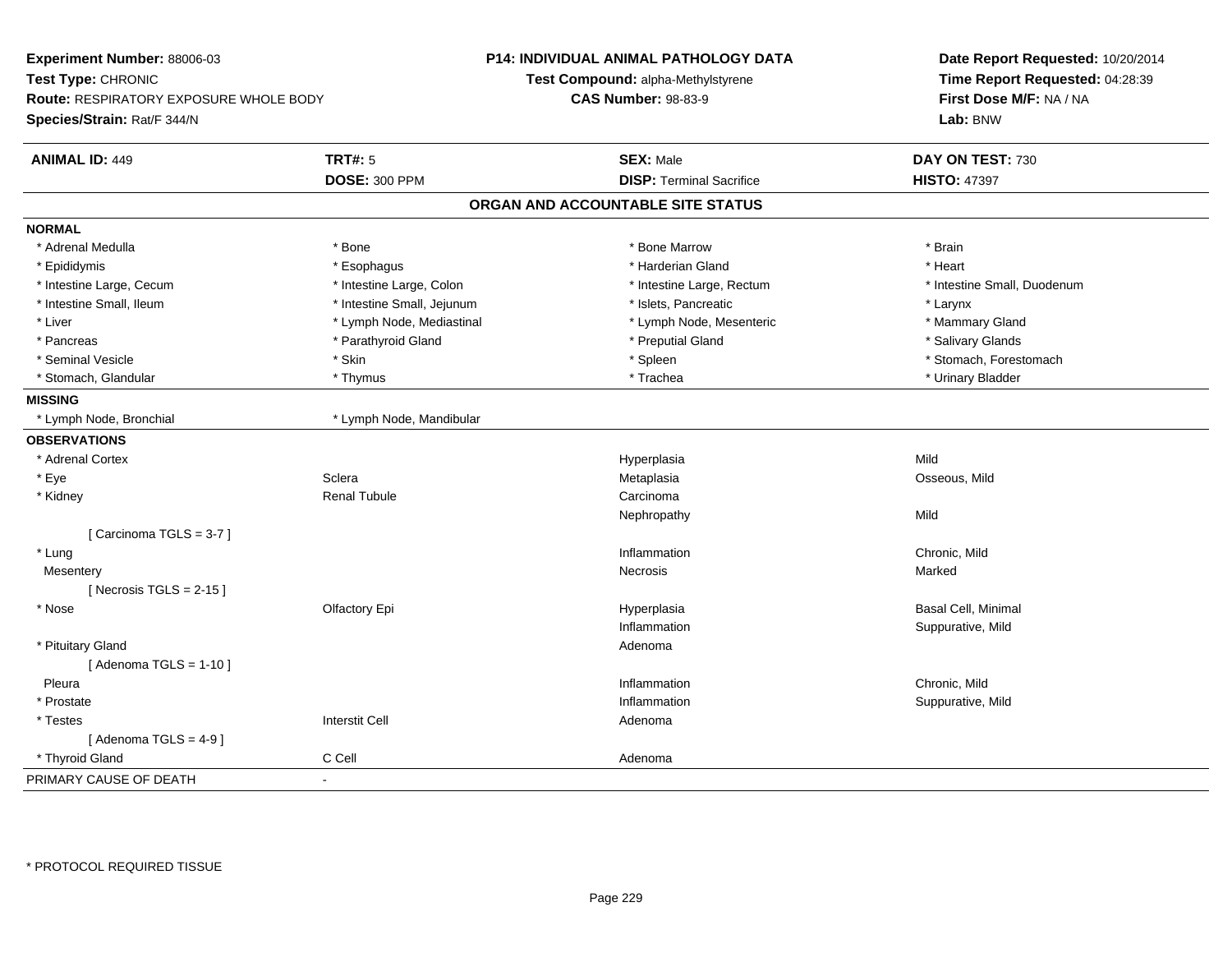**Experiment Number:** 88006-03
**Test Type:** CHRONIC
**Route:** RESPIRATORY EXPOSURE WHOLE BODY
**Species/Strain:** Rat/F 344/N

**P14: INDIVIDUAL ANIMAL PATHOLOGY DATA**
**Test Compound:** alpha-Methylstyrene
**CAS Number:** 98-83-9

**Date Report Requested:** 10/20/2014
**Time Report Requested:** 04:28:39
**First Dose M/F:** NA / NA
**Lab:** BNW

| **ANIMAL ID:** 449 | **TRT#:** 5 | **SEX:** Male | **DAY ON TEST:** 730 |
|---|---|---|---|
| | **DOSE:** 300 PPM | **DISP:** Terminal Sacrifice | **HISTO:** 47397 |

## ORGAN AND ACCOUNTABLE SITE STATUS

**NORMAL**

| | | | |
|---|---|---|---|
| * Adrenal Medulla | * Bone | * Bone Marrow | * Brain |
| * Epididymis | * Esophagus | * Harderian Gland | * Heart |
| * Intestine Large, Cecum | * Intestine Large, Colon | * Intestine Large, Rectum | * Intestine Small, Duodenum |
| * Intestine Small, Ileum | * Intestine Small, Jejunum | * Islets, Pancreatic | * Larynx |
| * Liver | * Lymph Node, Mediastinal | * Lymph Node, Mesenteric | * Mammary Gland |
| * Pancreas | * Parathyroid Gland | * Preputial Gland | * Salivary Glands |
| * Seminal Vesicle | * Skin | * Spleen | * Stomach, Forestomach |
| * Stomach, Glandular | * Thymus | * Trachea | * Urinary Bladder |

**MISSING**

| | |
|---|---|
| * Lymph Node, Bronchial | * Lymph Node, Mandibular |

**OBSERVATIONS**

| | | | |
|---|---|---|---|
| * Adrenal Cortex | | Hyperplasia | Mild |
| * Eye | Sclera | Metaplasia | Osseous, Mild |
| * Kidney | Renal Tubule | Carcinoma | |
| | | Nephropathy | Mild |
| [ Carcinoma TGLS = 3-7 ] | | | |
| * Lung | | Inflammation | Chronic, Mild |
| Mesentery | | Necrosis | Marked |
| [ Necrosis TGLS = 2-15 ] | | | |
| * Nose | Olfactory Epi | Hyperplasia | Basal Cell, Minimal |
| | | Inflammation | Suppurative, Mild |
| * Pituitary Gland | | Adenoma | |
| [ Adenoma TGLS = 1-10 ] | | | |
| Pleura | | Inflammation | Chronic, Mild |
| * Prostate | | Inflammation | Suppurative, Mild |
| * Testes | Interstit Cell | Adenoma | |
| [ Adenoma TGLS = 4-9 ] | | | |
| * Thyroid Gland | C Cell | Adenoma | |

PRIMARY CAUSE OF DEATH -

* PROTOCOL REQUIRED TISSUE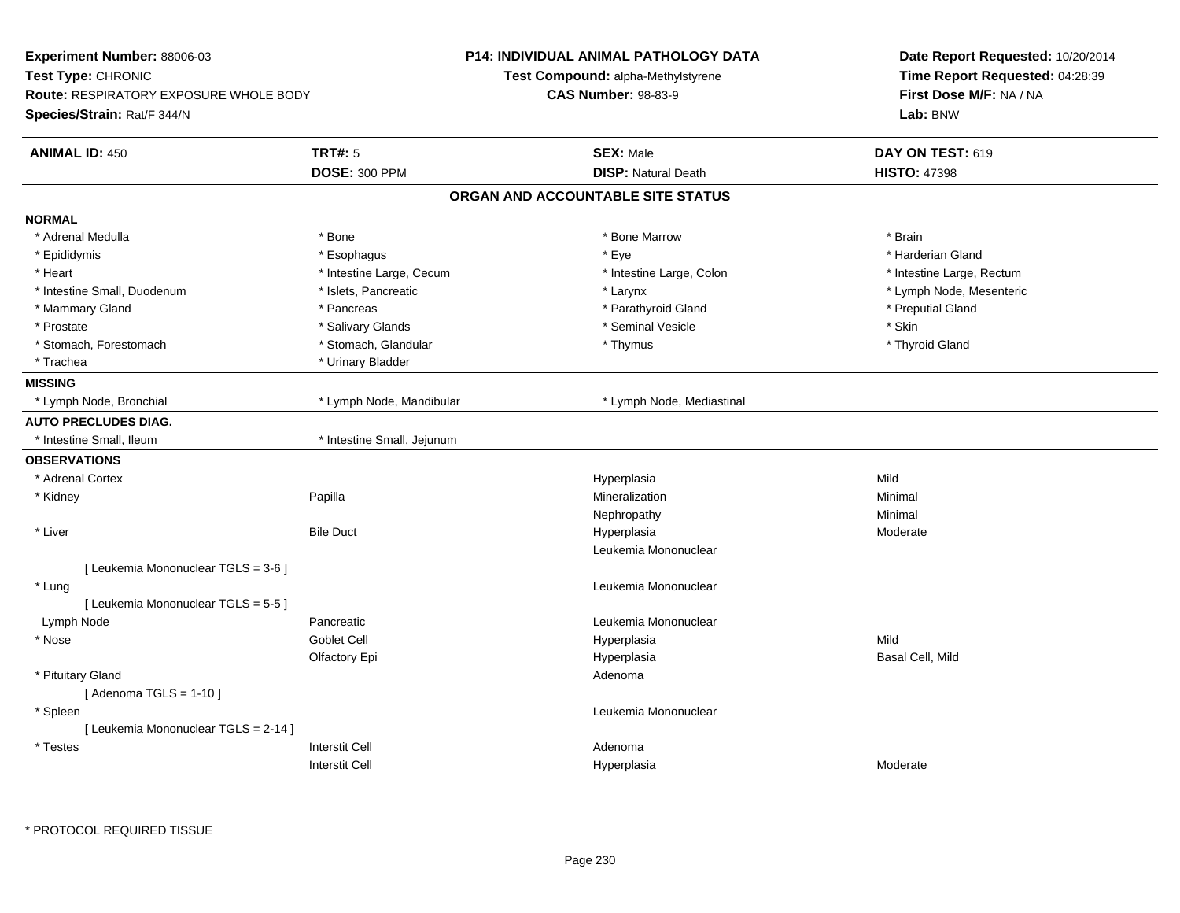**Experiment Number:** 88006-03
**Test Type:** CHRONIC
**Route:** RESPIRATORY EXPOSURE WHOLE BODY
**Species/Strain:** Rat/F 344/N

**P14: INDIVIDUAL ANIMAL PATHOLOGY DATA**
**Test Compound:** alpha-Methylstyrene
**CAS Number:** 98-83-9

**Date Report Requested:** 10/20/2014
**Time Report Requested:** 04:28:39
**First Dose M/F:** NA / NA
**Lab:** BNW

| **ANIMAL ID:** 450 | **TRT#:** 5 | **SEX:** Male | **DAY ON TEST:** 619 |
|---|---|---|---|
| | **DOSE:** 300 PPM | **DISP:** Natural Death | **HISTO:** 47398 |

## ORGAN AND ACCOUNTABLE SITE STATUS

**NORMAL**

| | | | |
|---|---|---|---|
| * Adrenal Medulla | * Bone | * Bone Marrow | * Brain |
| * Epididymis | * Esophagus | * Eye | * Harderian Gland |
| * Heart | * Intestine Large, Cecum | * Intestine Large, Colon | * Intestine Large, Rectum |
| * Intestine Small, Duodenum | * Islets, Pancreatic | * Larynx | * Lymph Node, Mesenteric |
| * Mammary Gland | * Pancreas | * Parathyroid Gland | * Preputial Gland |
| * Prostate | * Salivary Glands | * Seminal Vesicle | * Skin |
| * Stomach, Forestomach | * Stomach, Glandular | * Thymus | * Thyroid Gland |
| * Trachea | * Urinary Bladder | | |

**MISSING**

| | | |
|---|---|---|
| * Lymph Node, Bronchial | * Lymph Node, Mandibular | * Lymph Node, Mediastinal |

**AUTO PRECLUDES DIAG.**

| | |
|---|---|
| * Intestine Small, Ileum | * Intestine Small, Jejunum |

**OBSERVATIONS**

| | | | |
|---|---|---|---|
| * Adrenal Cortex | | Hyperplasia | Mild |
| * Kidney | Papilla | Mineralization | Minimal |
| | | Nephropathy | Minimal |
| * Liver | Bile Duct | Hyperplasia | Moderate |
| | | Leukemia Mononuclear | |
| [ Leukemia Mononuclear TGLS = 3-6 ] | | | |
| * Lung | | Leukemia Mononuclear | |
| [ Leukemia Mononuclear TGLS = 5-5 ] | | | |
| Lymph Node | Pancreatic | Leukemia Mononuclear | |
| * Nose | Goblet Cell | Hyperplasia | Mild |
| | Olfactory Epi | Hyperplasia | Basal Cell, Mild |
| * Pituitary Gland | | Adenoma | |
| [ Adenoma TGLS = 1-10 ] | | | |
| * Spleen | | Leukemia Mononuclear | |
| [ Leukemia Mononuclear TGLS = 2-14 ] | | | |
| * Testes | Interstit Cell | Adenoma | |
| | Interstit Cell | Hyperplasia | Moderate |

* PROTOCOL REQUIRED TISSUE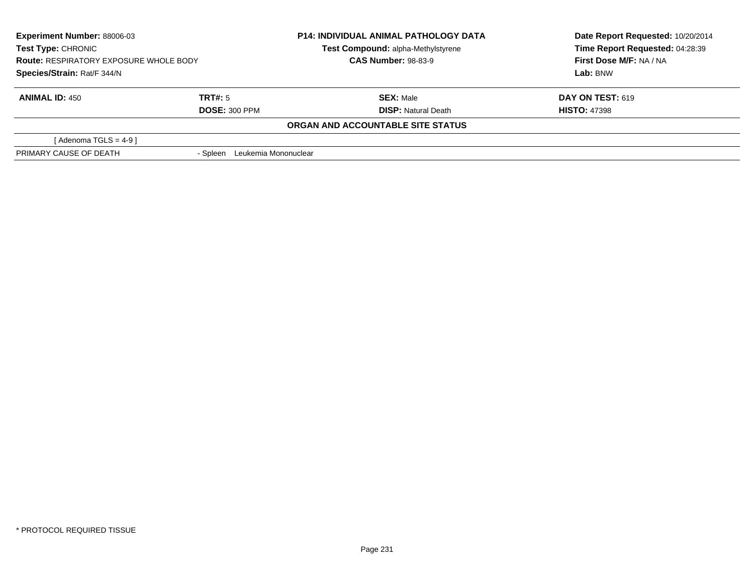| **Experiment Number:** 88006-03 | **P14: INDIVIDUAL ANIMAL PATHOLOGY DATA** | **Date Report Requested:** 10/20/2014 |
|---|---|---|
| **Test Type:** CHRONIC | **Test Compound:** alpha-Methylstyrene | **Time Report Requested:** 04:28:39 |
| **Route:** RESPIRATORY EXPOSURE WHOLE BODY | **CAS Number:** 98-83-9 | **First Dose M/F:** NA / NA |
| **Species/Strain:** Rat/F 344/N | | **Lab:** BNW |

| **ANIMAL ID:** 450 | **TRT#:** 5 | **SEX:** Male | **DAY ON TEST:** 619 |
|---|---|---|---|
| | **DOSE:** 300 PPM | **DISP:** Natural Death | **HISTO:** 47398 |

**ORGAN AND ACCOUNTABLE SITE STATUS**

| | |
|---|---|
| [ Adenoma TGLS = 4-9 ] | |
| PRIMARY CAUSE OF DEATH | - Spleen Leukemia Mononuclear |

* PROTOCOL REQUIRED TISSUE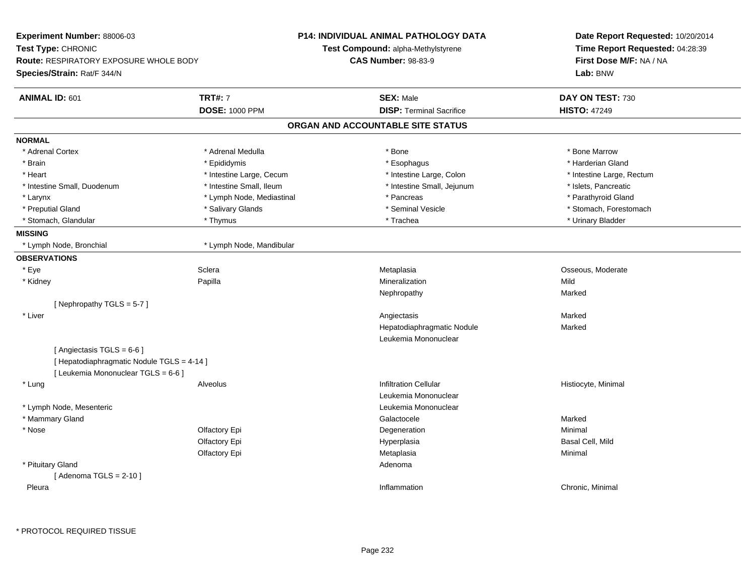**Experiment Number:** 88006-03
**Test Type:** CHRONIC
**Route:** RESPIRATORY EXPOSURE WHOLE BODY
**Species/Strain:** Rat/F 344/N

**P14: INDIVIDUAL ANIMAL PATHOLOGY DATA**
**Test Compound:** alpha-Methylstyrene
**CAS Number:** 98-83-9

**Date Report Requested:** 10/20/2014
**Time Report Requested:** 04:28:39
**First Dose M/F:** NA / NA
**Lab:** BNW

| **ANIMAL ID:** 601 | **TRT#:** 7 | **SEX:** Male | **DAY ON TEST:** 730 |
|---|---|---|---|
| | **DOSE:** 1000 PPM | **DISP:** Terminal Sacrifice | **HISTO:** 47249 |

## ORGAN AND ACCOUNTABLE SITE STATUS

**NORMAL**

| | | | |
|---|---|---|---|
| * Adrenal Cortex | * Adrenal Medulla | * Bone | * Bone Marrow |
| * Brain | * Epididymis | * Esophagus | * Harderian Gland |
| * Heart | * Intestine Large, Cecum | * Intestine Large, Colon | * Intestine Large, Rectum |
| * Intestine Small, Duodenum | * Intestine Small, Ileum | * Intestine Small, Jejunum | * Islets, Pancreatic |
| * Larynx | * Lymph Node, Mediastinal | * Pancreas | * Parathyroid Gland |
| * Preputial Gland | * Salivary Glands | * Seminal Vesicle | * Stomach, Forestomach |
| * Stomach, Glandular | * Thymus | * Trachea | * Urinary Bladder |

**MISSING**

| | |
|---|---|
| * Lymph Node, Bronchial | * Lymph Node, Mandibular |

**OBSERVATIONS**

| | | | |
|---|---|---|---|
| * Eye | Sclera | Metaplasia | Osseous, Moderate |
| * Kidney | Papilla | Mineralization | Mild |
| | | Nephropathy | Marked |
| [ Nephropathy TGLS = 5-7 ] | | | |
| * Liver | | Angiectasis | Marked |
| | | Hepatodiaphragmatic Nodule | Marked |
| | | Leukemia Mononuclear | |
| [ Angiectasis TGLS = 6-6 ] | | | |
| [ Hepatodiaphragmatic Nodule TGLS = 4-14 ] | | | |
| [ Leukemia Mononuclear TGLS = 6-6 ] | | | |
| * Lung | Alveolus | Infiltration Cellular | Histiocyte, Minimal |
| | | Leukemia Mononuclear | |
| * Lymph Node, Mesenteric | | Leukemia Mononuclear | |
| * Mammary Gland | | Galactocele | Marked |
| * Nose | Olfactory Epi | Degeneration | Minimal |
| | Olfactory Epi | Hyperplasia | Basal Cell, Mild |
| | Olfactory Epi | Metaplasia | Minimal |
| * Pituitary Gland | | Adenoma | |
| [ Adenoma TGLS = 2-10 ] | | | |
| Pleura | | Inflammation | Chronic, Minimal |

\* PROTOCOL REQUIRED TISSUE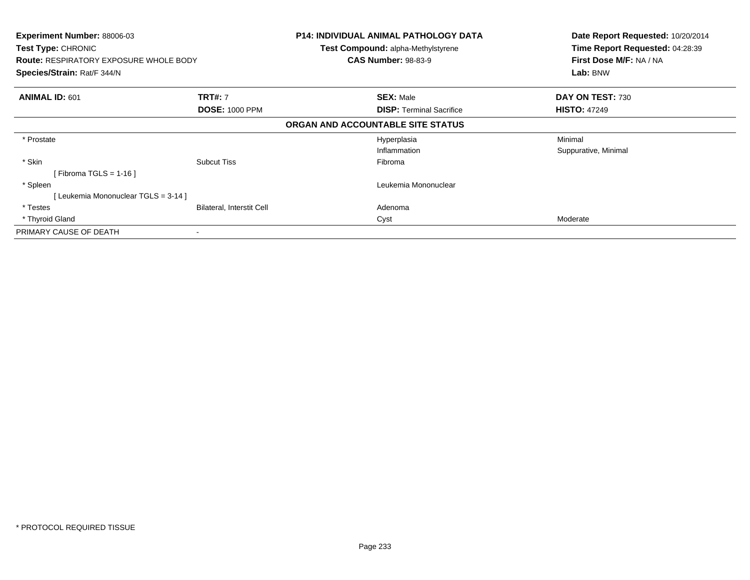**Experiment Number:** 88006-03
**Test Type:** CHRONIC
**Route:** RESPIRATORY EXPOSURE WHOLE BODY
**Species/Strain:** Rat/F 344/N

**P14: INDIVIDUAL ANIMAL PATHOLOGY DATA**
**Test Compound:** alpha-Methylstyrene
**CAS Number:** 98-83-9

**Date Report Requested:** 10/20/2014
**Time Report Requested:** 04:28:39
**First Dose M/F:** NA / NA
**Lab:** BNW

| **ANIMAL ID:** 601 | **TRT#:** 7 | **SEX:** Male | **DAY ON TEST:** 730 |
|---|---|---|---|
| | **DOSE:** 1000 PPM | **DISP:** Terminal Sacrifice | **HISTO:** 47249 |

**ORGAN AND ACCOUNTABLE SITE STATUS**

| | | | |
|---|---|---|---|
| * Prostate | | Hyperplasia | Minimal |
| | | Inflammation | Suppurative, Minimal |
| * Skin | Subcut Tiss | Fibroma | |
| [ Fibroma TGLS = 1-16 ] | | | |
| * Spleen | | Leukemia Mononuclear | |
| [ Leukemia Mononuclear TGLS = 3-14 ] | | | |
| * Testes | Bilateral, Interstit Cell | Adenoma | |
| * Thyroid Gland | | Cyst | Moderate |
| PRIMARY CAUSE OF DEATH | - | | |

* PROTOCOL REQUIRED TISSUE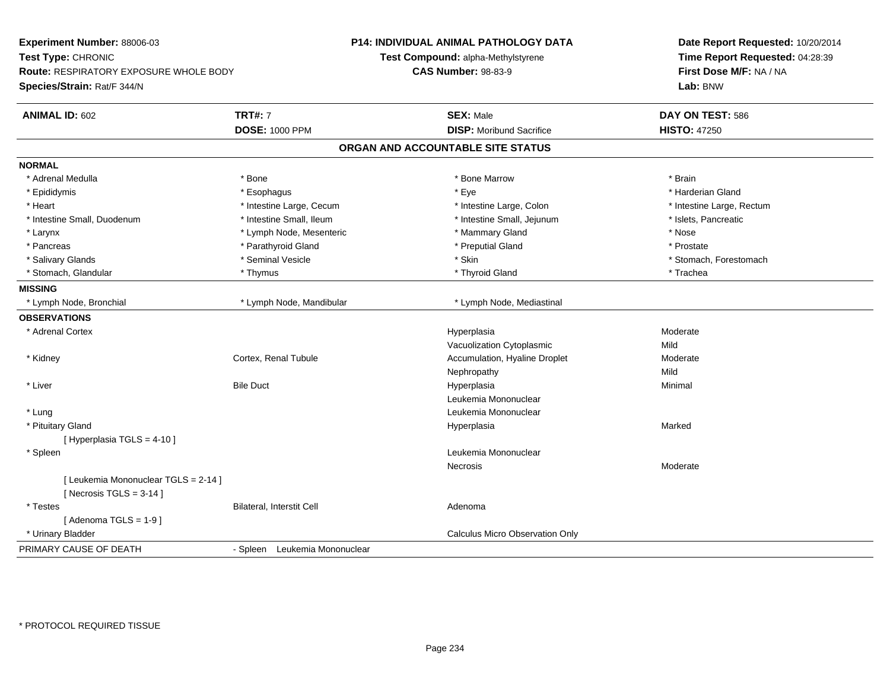**Experiment Number:** 88006-03
**Test Type:** CHRONIC
**Route:** RESPIRATORY EXPOSURE WHOLE BODY
**Species/Strain:** Rat/F 344/N

**P14: INDIVIDUAL ANIMAL PATHOLOGY DATA**
**Test Compound:** alpha-Methylstyrene
**CAS Number:** 98-83-9

**Date Report Requested:** 10/20/2014
**Time Report Requested:** 04:28:39
**First Dose M/F:** NA / NA
**Lab:** BNW

| **ANIMAL ID:** 602 | **TRT#:** 7 | **SEX:** Male | **DAY ON TEST:** 586 |
|---|---|---|---|
| | **DOSE:** 1000 PPM | **DISP:** Moribund Sacrifice | **HISTO:** 47250 |

## ORGAN AND ACCOUNTABLE SITE STATUS

**NORMAL**

| | | | |
|---|---|---|---|
| * Adrenal Medulla | * Bone | * Bone Marrow | * Brain |
| * Epididymis | * Esophagus | * Eye | * Harderian Gland |
| * Heart | * Intestine Large, Cecum | * Intestine Large, Colon | * Intestine Large, Rectum |
| * Intestine Small, Duodenum | * Intestine Small, Ileum | * Intestine Small, Jejunum | * Islets, Pancreatic |
| * Larynx | * Lymph Node, Mesenteric | * Mammary Gland | * Nose |
| * Pancreas | * Parathyroid Gland | * Preputial Gland | * Prostate |
| * Salivary Glands | * Seminal Vesicle | * Skin | * Stomach, Forestomach |
| * Stomach, Glandular | * Thymus | * Thyroid Gland | * Trachea |

**MISSING**

| | | | |
|---|---|---|---|
| * Lymph Node, Bronchial | * Lymph Node, Mandibular | * Lymph Node, Mediastinal | |

**OBSERVATIONS**

| | | | |
|---|---|---|---|
| * Adrenal Cortex | | Hyperplasia | Moderate |
| | | Vacuolization Cytoplasmic | Mild |
| * Kidney | Cortex, Renal Tubule | Accumulation, Hyaline Droplet | Moderate |
| | | Nephropathy | Mild |
| * Liver | Bile Duct | Hyperplasia | Minimal |
| | | Leukemia Mononuclear | |
| * Lung | | Leukemia Mononuclear | |
| * Pituitary Gland | | Hyperplasia | Marked |
| [ Hyperplasia TGLS = 4-10 ] | | | |
| * Spleen | | Leukemia Mononuclear | |
| | | Necrosis | Moderate |
| [ Leukemia Mononuclear TGLS = 2-14 ] | | | |
| [ Necrosis TGLS = 3-14 ] | | | |
| * Testes | Bilateral, Interstit Cell | Adenoma | |
| [ Adenoma TGLS = 1-9 ] | | | |
| * Urinary Bladder | | Calculus Micro Observation Only | |

PRIMARY CAUSE OF DEATH - Spleen Leukemia Mononuclear

\* PROTOCOL REQUIRED TISSUE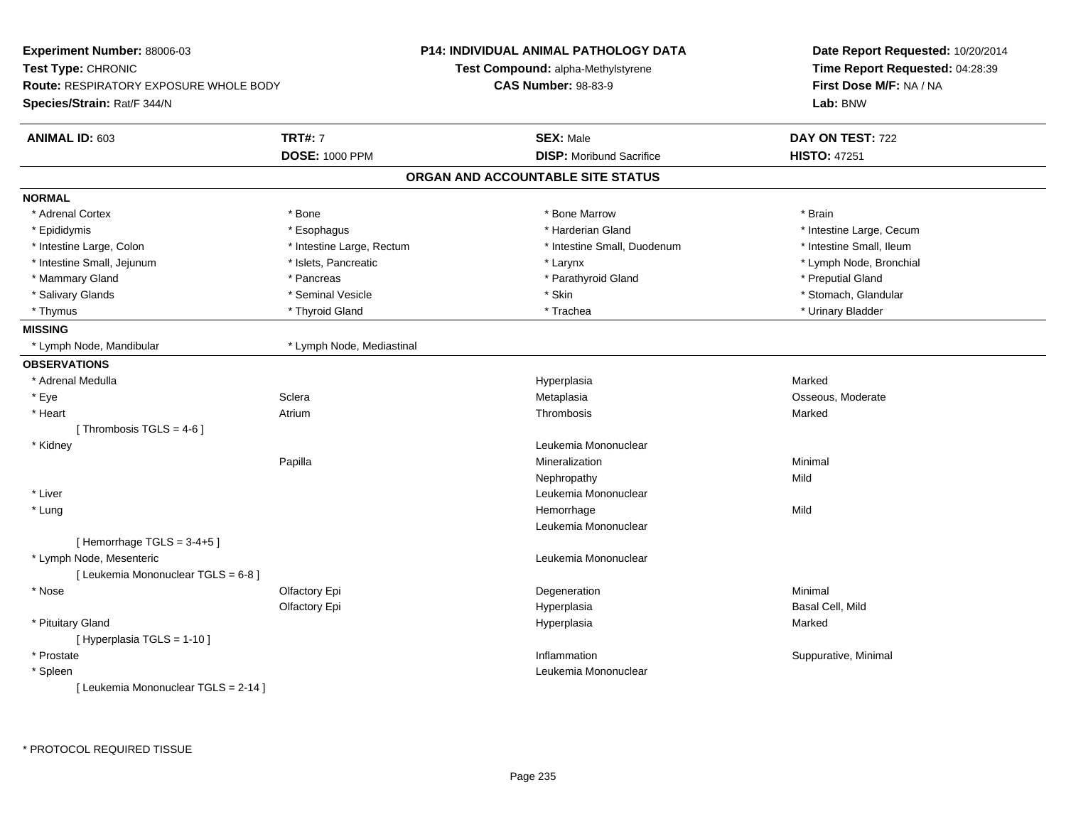**Experiment Number:** 88006-03
**Test Type:** CHRONIC
**Route:** RESPIRATORY EXPOSURE WHOLE BODY
**Species/Strain:** Rat/F 344/N

**P14: INDIVIDUAL ANIMAL PATHOLOGY DATA**
**Test Compound:** alpha-Methylstyrene
**CAS Number:** 98-83-9

**Date Report Requested:** 10/20/2014
**Time Report Requested:** 04:28:39
**First Dose M/F:** NA / NA
**Lab:** BNW

| **ANIMAL ID:** 603 | **TRT#:** 7 | **SEX:** Male | **DAY ON TEST:** 722 |
|---|---|---|---|
| | **DOSE:** 1000 PPM | **DISP:** Moribund Sacrifice | **HISTO:** 47251 |

## ORGAN AND ACCOUNTABLE SITE STATUS

**NORMAL**

| | | | |
|---|---|---|---|
| * Adrenal Cortex | * Bone | * Bone Marrow | * Brain |
| * Epididymis | * Esophagus | * Harderian Gland | * Intestine Large, Cecum |
| * Intestine Large, Colon | * Intestine Large, Rectum | * Intestine Small, Duodenum | * Intestine Small, Ileum |
| * Intestine Small, Jejunum | * Islets, Pancreatic | * Larynx | * Lymph Node, Bronchial |
| * Mammary Gland | * Pancreas | * Parathyroid Gland | * Preputial Gland |
| * Salivary Glands | * Seminal Vesicle | * Skin | * Stomach, Glandular |
| * Thymus | * Thyroid Gland | * Trachea | * Urinary Bladder |

**MISSING**

| | |
|---|---|
| * Lymph Node, Mandibular | * Lymph Node, Mediastinal |

**OBSERVATIONS**

| | | | |
|---|---|---|---|
| * Adrenal Medulla | | Hyperplasia | Marked |
| * Eye | Sclera | Metaplasia | Osseous, Moderate |
| * Heart | Atrium | Thrombosis | Marked |
| [ Thrombosis TGLS = 4-6 ] | | | |
| * Kidney | | Leukemia Mononuclear | |
| | Papilla | Mineralization | Minimal |
| | | Nephropathy | Mild |
| * Liver | | Leukemia Mononuclear | |
| * Lung | | Hemorrhage | Mild |
| | | Leukemia Mononuclear | |
| [ Hemorrhage TGLS = 3-4+5 ] | | | |
| * Lymph Node, Mesenteric | | Leukemia Mononuclear | |
| [ Leukemia Mononuclear TGLS = 6-8 ] | | | |
| * Nose | Olfactory Epi | Degeneration | Minimal |
| | Olfactory Epi | Hyperplasia | Basal Cell, Mild |
| * Pituitary Gland | | Hyperplasia | Marked |
| [ Hyperplasia TGLS = 1-10 ] | | | |
| * Prostate | | Inflammation | Suppurative, Minimal |
| * Spleen | | Leukemia Mononuclear | |
| [ Leukemia Mononuclear TGLS = 2-14 ] | | | |

* PROTOCOL REQUIRED TISSUE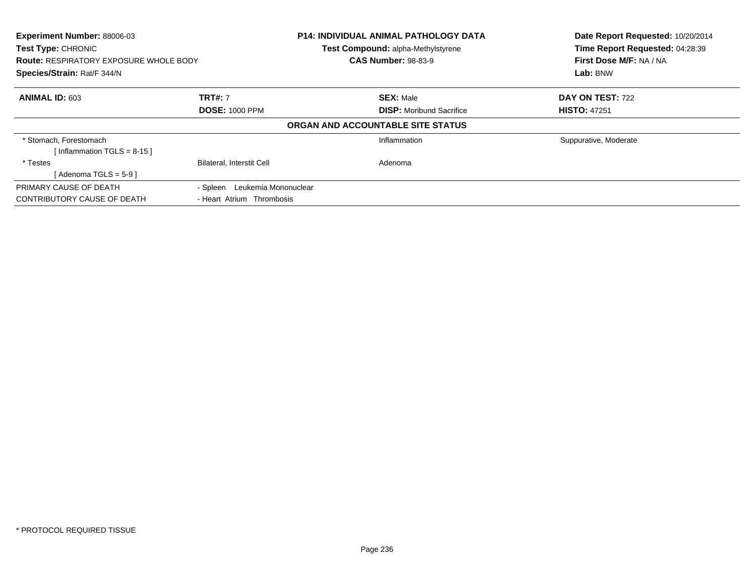**Experiment Number:** 88006-03
**Test Type:** CHRONIC
**Route:** RESPIRATORY EXPOSURE WHOLE BODY
**Species/Strain:** Rat/F 344/N

**P14: INDIVIDUAL ANIMAL PATHOLOGY DATA**
**Test Compound:** alpha-Methylstyrene
**CAS Number:** 98-83-9

**Date Report Requested:** 10/20/2014
**Time Report Requested:** 04:28:39
**First Dose M/F:** NA / NA
**Lab:** BNW

| **ANIMAL ID:** 603 | **TRT#:** 7 | **SEX:** Male | **DAY ON TEST:** 722 |
|---|---|---|---|
| | **DOSE:** 1000 PPM | **DISP:** Moribund Sacrifice | **HISTO:** 47251 |

**ORGAN AND ACCOUNTABLE SITE STATUS**

| | | | |
|---|---|---|---|
| * Stomach, Forestomach | | Inflammation | Suppurative, Moderate |
| [ Inflammation TGLS = 8-15 ] | | | |
| * Testes | Bilateral, Interstit Cell | Adenoma | |
| [ Adenoma TGLS = 5-9 ] | | | |
| PRIMARY CAUSE OF DEATH | - Spleen Leukemia Mononuclear | | |
| CONTRIBUTORY CAUSE OF DEATH | - Heart Atrium Thrombosis | | |

* PROTOCOL REQUIRED TISSUE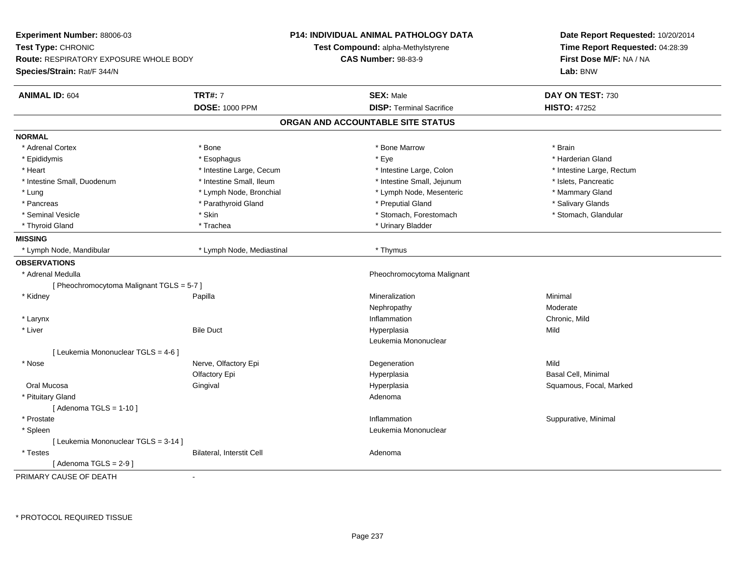**Experiment Number:** 88006-03
**Test Type:** CHRONIC
**Route:** RESPIRATORY EXPOSURE WHOLE BODY
**Species/Strain:** Rat/F 344/N

**P14: INDIVIDUAL ANIMAL PATHOLOGY DATA**
**Test Compound:** alpha-Methylstyrene
**CAS Number:** 98-83-9

**Date Report Requested:** 10/20/2014
**Time Report Requested:** 04:28:39
**First Dose M/F:** NA / NA
**Lab:** BNW

| **ANIMAL ID:** 604 | **TRT#:** 7 | **SEX:** Male | **DAY ON TEST:** 730 |
|---|---|---|---|
| | **DOSE:** 1000 PPM | **DISP:** Terminal Sacrifice | **HISTO:** 47252 |

## ORGAN AND ACCOUNTABLE SITE STATUS

**NORMAL**

| | | | |
|---|---|---|---|
| * Adrenal Cortex | * Bone | * Bone Marrow | * Brain |
| * Epididymis | * Esophagus | * Eye | * Harderian Gland |
| * Heart | * Intestine Large, Cecum | * Intestine Large, Colon | * Intestine Large, Rectum |
| * Intestine Small, Duodenum | * Intestine Small, Ileum | * Intestine Small, Jejunum | * Islets, Pancreatic |
| * Lung | * Lymph Node, Bronchial | * Lymph Node, Mesenteric | * Mammary Gland |
| * Pancreas | * Parathyroid Gland | * Preputial Gland | * Salivary Glands |
| * Seminal Vesicle | * Skin | * Stomach, Forestomach | * Stomach, Glandular |
| * Thyroid Gland | * Trachea | * Urinary Bladder | |

**MISSING**

| | | |
|---|---|---|
| * Lymph Node, Mandibular | * Lymph Node, Mediastinal | * Thymus |

**OBSERVATIONS**

| | | | |
|---|---|---|---|
| * Adrenal Medulla | | Pheochromocytoma Malignant | |
| [ Pheochromocytoma Malignant TGLS = 5-7 ] | | | |
| * Kidney | Papilla | Mineralization | Minimal |
| | | Nephropathy | Moderate |
| * Larynx | | Inflammation | Chronic, Mild |
| * Liver | Bile Duct | Hyperplasia | Mild |
| | | Leukemia Mononuclear | |
| [ Leukemia Mononuclear TGLS = 4-6 ] | | | |
| * Nose | Nerve, Olfactory Epi | Degeneration | Mild |
| | Olfactory Epi | Hyperplasia | Basal Cell, Minimal |
| Oral Mucosa | Gingival | Hyperplasia | Squamous, Focal, Marked |
| * Pituitary Gland | | Adenoma | |
| [ Adenoma TGLS = 1-10 ] | | | |
| * Prostate | | Inflammation | Suppurative, Minimal |
| * Spleen | | Leukemia Mononuclear | |
| [ Leukemia Mononuclear TGLS = 3-14 ] | | | |
| * Testes | Bilateral, Interstit Cell | Adenoma | |
| [ Adenoma TGLS = 2-9 ] | | | |

PRIMARY CAUSE OF DEATH -

* PROTOCOL REQUIRED TISSUE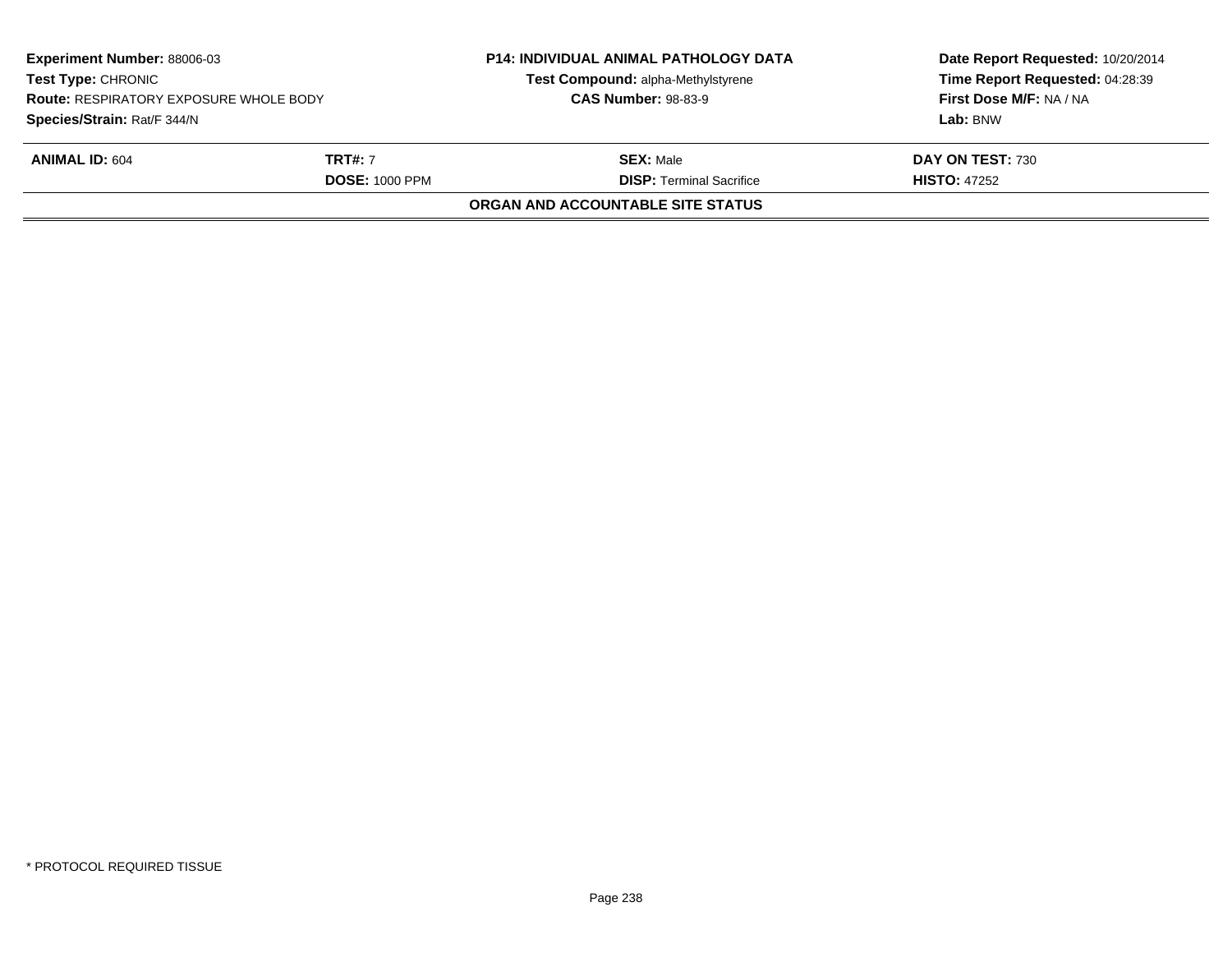**Experiment Number:** 88006-03
**Test Type:** CHRONIC
**Route:** RESPIRATORY EXPOSURE WHOLE BODY
**Species/Strain:** Rat/F 344/N

**P14: INDIVIDUAL ANIMAL PATHOLOGY DATA**
**Test Compound:** alpha-Methylstyrene
**CAS Number:** 98-83-9

**Date Report Requested:** 10/20/2014
**Time Report Requested:** 04:28:39
**First Dose M/F:** NA / NA
**Lab:** BNW

| **ANIMAL ID:** 604 | **TRT#:** 7 | **SEX:** Male | **DAY ON TEST:** 730 |
|---|---|---|---|
| | **DOSE:** 1000 PPM | **DISP:** Terminal Sacrifice | **HISTO:** 47252 |

**ORGAN AND ACCOUNTABLE SITE STATUS**

* PROTOCOL REQUIRED TISSUE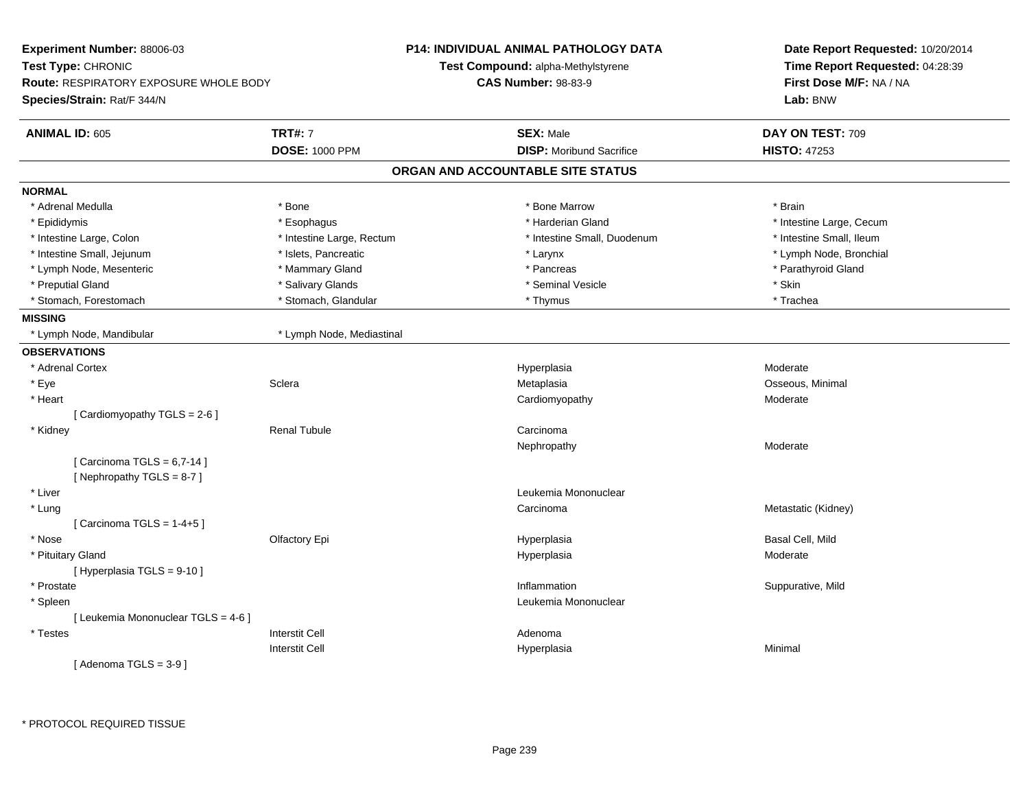**Experiment Number:** 88006-03
**Test Type:** CHRONIC
**Route:** RESPIRATORY EXPOSURE WHOLE BODY
**Species/Strain:** Rat/F 344/N

**P14: INDIVIDUAL ANIMAL PATHOLOGY DATA**
**Test Compound:** alpha-Methylstyrene
**CAS Number:** 98-83-9

**Date Report Requested:** 10/20/2014
**Time Report Requested:** 04:28:39
**First Dose M/F:** NA / NA
**Lab:** BNW

| **ANIMAL ID:** 605 | **TRT#:** 7 | **SEX:** Male | **DAY ON TEST:** 709 |
|---|---|---|---|
| | **DOSE:** 1000 PPM | **DISP:** Moribund Sacrifice | **HISTO:** 47253 |

## ORGAN AND ACCOUNTABLE SITE STATUS

**NORMAL**

| | | | |
|---|---|---|---|
| * Adrenal Medulla | * Bone | * Bone Marrow | * Brain |
| * Epididymis | * Esophagus | * Harderian Gland | * Intestine Large, Cecum |
| * Intestine Large, Colon | * Intestine Large, Rectum | * Intestine Small, Duodenum | * Intestine Small, Ileum |
| * Intestine Small, Jejunum | * Islets, Pancreatic | * Larynx | * Lymph Node, Bronchial |
| * Lymph Node, Mesenteric | * Mammary Gland | * Pancreas | * Parathyroid Gland |
| * Preputial Gland | * Salivary Glands | * Seminal Vesicle | * Skin |
| * Stomach, Forestomach | * Stomach, Glandular | * Thymus | * Trachea |

**MISSING**

| | |
|---|---|
| * Lymph Node, Mandibular | * Lymph Node, Mediastinal |

**OBSERVATIONS**

| | | | |
|---|---|---|---|
| * Adrenal Cortex | | Hyperplasia | Moderate |
| * Eye | Sclera | Metaplasia | Osseous, Minimal |
| * Heart | | Cardiomyopathy | Moderate |
| [ Cardiomyopathy TGLS = 2-6 ] | | | |
| * Kidney | Renal Tubule | Carcinoma | |
| | | Nephropathy | Moderate |
| [ Carcinoma TGLS = 6,7-14 ] | | | |
| [ Nephropathy TGLS = 8-7 ] | | | |
| * Liver | | Leukemia Mononuclear | |
| * Lung | | Carcinoma | Metastatic (Kidney) |
| [ Carcinoma TGLS = 1-4+5 ] | | | |
| * Nose | Olfactory Epi | Hyperplasia | Basal Cell, Mild |
| * Pituitary Gland | | Hyperplasia | Moderate |
| [ Hyperplasia TGLS = 9-10 ] | | | |
| * Prostate | | Inflammation | Suppurative, Mild |
| * Spleen | | Leukemia Mononuclear | |
| [ Leukemia Mononuclear TGLS = 4-6 ] | | | |
| * Testes | Interstit Cell | Adenoma | |
| | Interstit Cell | Hyperplasia | Minimal |
| [ Adenoma TGLS = 3-9 ] | | | |

* PROTOCOL REQUIRED TISSUE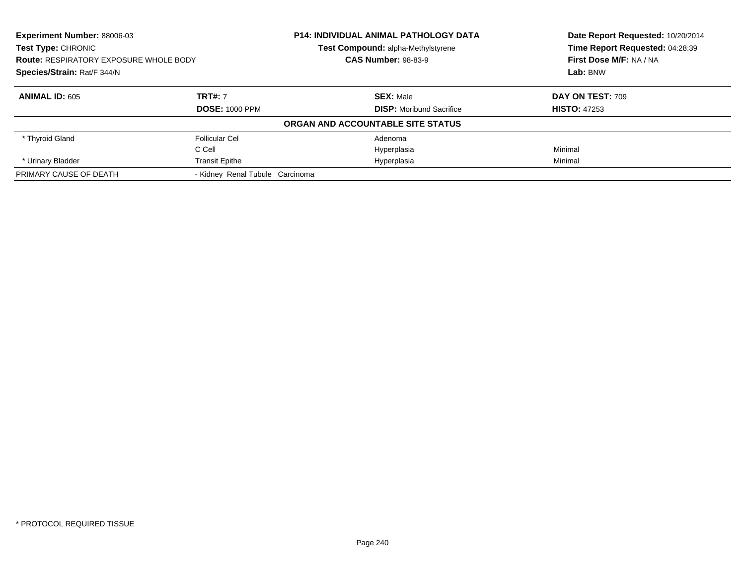**Experiment Number:** 88006-03
**Test Type:** CHRONIC
**Route:** RESPIRATORY EXPOSURE WHOLE BODY
**Species/Strain:** Rat/F 344/N

**P14: INDIVIDUAL ANIMAL PATHOLOGY DATA**
**Test Compound:** alpha-Methylstyrene
**CAS Number:** 98-83-9

**Date Report Requested:** 10/20/2014
**Time Report Requested:** 04:28:39
**First Dose M/F:** NA / NA
**Lab:** BNW

| **ANIMAL ID:** 605 | **TRT#:** 7 | **SEX:** Male | **DAY ON TEST:** 709 |
|---|---|---|---|
| | **DOSE:** 1000 PPM | **DISP:** Moribund Sacrifice | **HISTO:** 47253 |

**ORGAN AND ACCOUNTABLE SITE STATUS**

| | | | |
|---|---|---|---|
| * Thyroid Gland | Follicular Cel | Adenoma | |
| | C Cell | Hyperplasia | Minimal |
| * Urinary Bladder | Transit Epithe | Hyperplasia | Minimal |
| PRIMARY CAUSE OF DEATH | - Kidney Renal Tubule Carcinoma | | |

* PROTOCOL REQUIRED TISSUE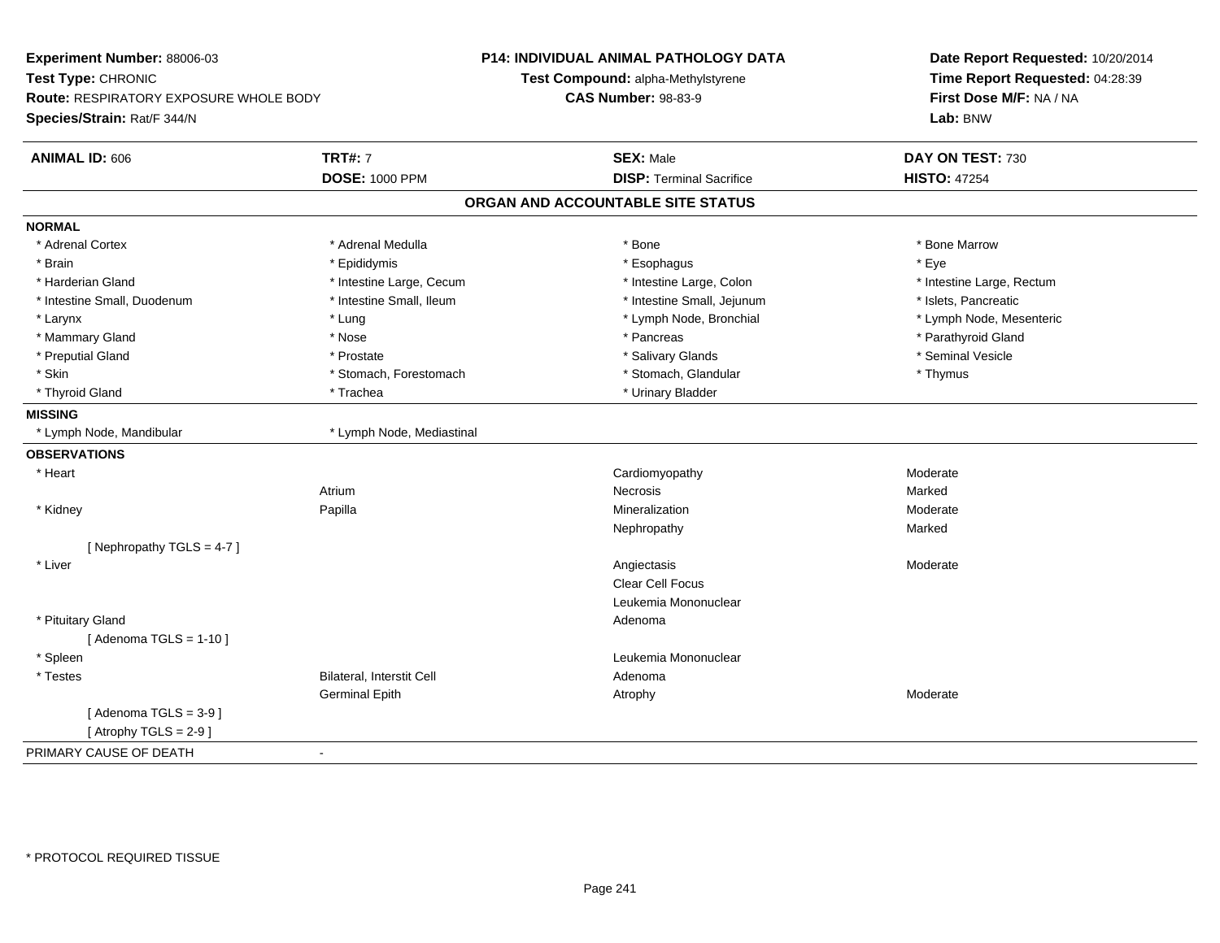**Experiment Number:** 88006-03
**Test Type:** CHRONIC
**Route:** RESPIRATORY EXPOSURE WHOLE BODY
**Species/Strain:** Rat/F 344/N

**P14: INDIVIDUAL ANIMAL PATHOLOGY DATA**
**Test Compound:** alpha-Methylstyrene
**CAS Number:** 98-83-9

**Date Report Requested:** 10/20/2014
**Time Report Requested:** 04:28:39
**First Dose M/F:** NA / NA
**Lab:** BNW

| **ANIMAL ID:** 606 | **TRT#:** 7 | **SEX:** Male | **DAY ON TEST:** 730 |
|---|---|---|---|
| | **DOSE:** 1000 PPM | **DISP:** Terminal Sacrifice | **HISTO:** 47254 |

**ORGAN AND ACCOUNTABLE SITE STATUS**

| | | | |
|---|---|---|---|
| **NORMAL** | | | |
| * Adrenal Cortex | * Adrenal Medulla | * Bone | * Bone Marrow |
| * Brain | * Epididymis | * Esophagus | * Eye |
| * Harderian Gland | * Intestine Large, Cecum | * Intestine Large, Colon | * Intestine Large, Rectum |
| * Intestine Small, Duodenum | * Intestine Small, Ileum | * Intestine Small, Jejunum | * Islets, Pancreatic |
| * Larynx | * Lung | * Lymph Node, Bronchial | * Lymph Node, Mesenteric |
| * Mammary Gland | * Nose | * Pancreas | * Parathyroid Gland |
| * Preputial Gland | * Prostate | * Salivary Glands | * Seminal Vesicle |
| * Skin | * Stomach, Forestomach | * Stomach, Glandular | * Thymus |
| * Thyroid Gland | * Trachea | * Urinary Bladder | |
| **MISSING** | | | |
| * Lymph Node, Mandibular | * Lymph Node, Mediastinal | | |
| **OBSERVATIONS** | | | |
| * Heart | | Cardiomyopathy | Moderate |
| | Atrium | Necrosis | Marked |
| * Kidney | Papilla | Mineralization | Moderate |
| | | Nephropathy | Marked |
| [ Nephropathy TGLS = 4-7 ] | | | |
| * Liver | | Angiectasis | Moderate |
| | | Clear Cell Focus | |
| | | Leukemia Mononuclear | |
| * Pituitary Gland | | Adenoma | |
| [ Adenoma TGLS = 1-10 ] | | | |
| * Spleen | | Leukemia Mononuclear | |
| * Testes | Bilateral, Interstit Cell | Adenoma | |
| | Germinal Epith | Atrophy | Moderate |
| [ Adenoma TGLS = 3-9 ] | | | |
| [ Atrophy TGLS = 2-9 ] | | | |
| PRIMARY CAUSE OF DEATH | - | | |

* PROTOCOL REQUIRED TISSUE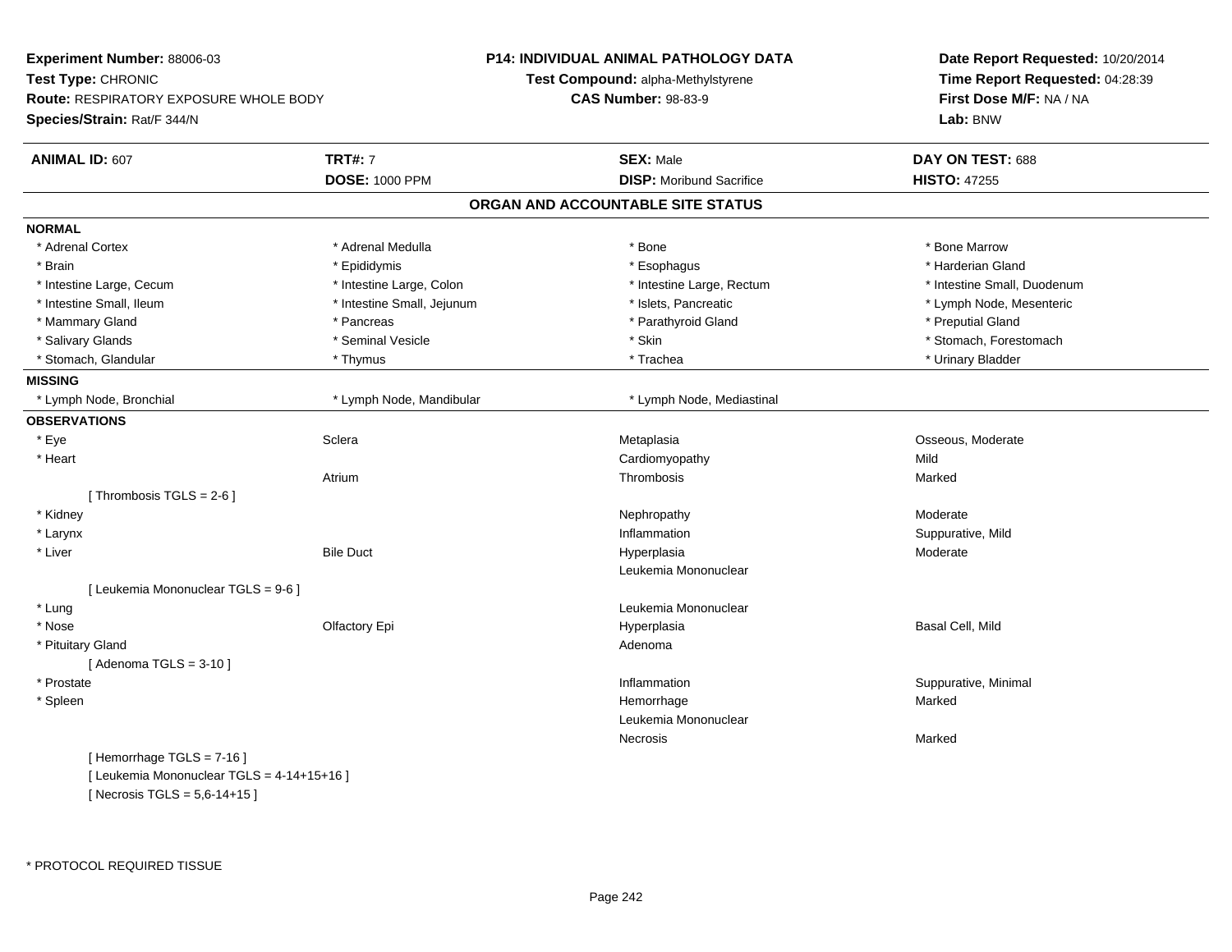**Experiment Number:** 88006-03
**Test Type:** CHRONIC
**Route:** RESPIRATORY EXPOSURE WHOLE BODY
**Species/Strain:** Rat/F 344/N

**P14: INDIVIDUAL ANIMAL PATHOLOGY DATA**
**Test Compound:** alpha-Methylstyrene
**CAS Number:** 98-83-9

**Date Report Requested:** 10/20/2014
**Time Report Requested:** 04:28:39
**First Dose M/F:** NA / NA
**Lab:** BNW

| **ANIMAL ID:** 607 | **TRT#:** 7 | **SEX:** Male | **DAY ON TEST:** 688 |
|---|---|---|---|
| | **DOSE:** 1000 PPM | **DISP:** Moribund Sacrifice | **HISTO:** 47255 |

## ORGAN AND ACCOUNTABLE SITE STATUS

**NORMAL**

| | | | |
|---|---|---|---|
| * Adrenal Cortex | * Adrenal Medulla | * Bone | * Bone Marrow |
| * Brain | * Epididymis | * Esophagus | * Harderian Gland |
| * Intestine Large, Cecum | * Intestine Large, Colon | * Intestine Large, Rectum | * Intestine Small, Duodenum |
| * Intestine Small, Ileum | * Intestine Small, Jejunum | * Islets, Pancreatic | * Lymph Node, Mesenteric |
| * Mammary Gland | * Pancreas | * Parathyroid Gland | * Preputial Gland |
| * Salivary Glands | * Seminal Vesicle | * Skin | * Stomach, Forestomach |
| * Stomach, Glandular | * Thymus | * Trachea | * Urinary Bladder |

**MISSING**

| | | |
|---|---|---|
| * Lymph Node, Bronchial | * Lymph Node, Mandibular | * Lymph Node, Mediastinal |

**OBSERVATIONS**

| | | | |
|---|---|---|---|
| * Eye | Sclera | Metaplasia | Osseous, Moderate |
| * Heart | | Cardiomyopathy | Mild |
| | Atrium | Thrombosis | Marked |
| [ Thrombosis TGLS = 2-6 ] | | | |
| * Kidney | | Nephropathy | Moderate |
| * Larynx | | Inflammation | Suppurative, Mild |
| * Liver | Bile Duct | Hyperplasia | Moderate |
| | | Leukemia Mononuclear | |
| [ Leukemia Mononuclear TGLS = 9-6 ] | | | |
| * Lung | | Leukemia Mononuclear | |
| * Nose | Olfactory Epi | Hyperplasia | Basal Cell, Mild |
| * Pituitary Gland | | Adenoma | |
| [ Adenoma TGLS = 3-10 ] | | | |
| * Prostate | | Inflammation | Suppurative, Minimal |
| * Spleen | | Hemorrhage | Marked |
| | | Leukemia Mononuclear | |
| | | Necrosis | Marked |
| [ Hemorrhage TGLS = 7-16 ] | | | |
| [ Leukemia Mononuclear TGLS = 4-14+15+16 ] | | | |
| [ Necrosis TGLS = 5,6-14+15 ] | | | |

\* PROTOCOL REQUIRED TISSUE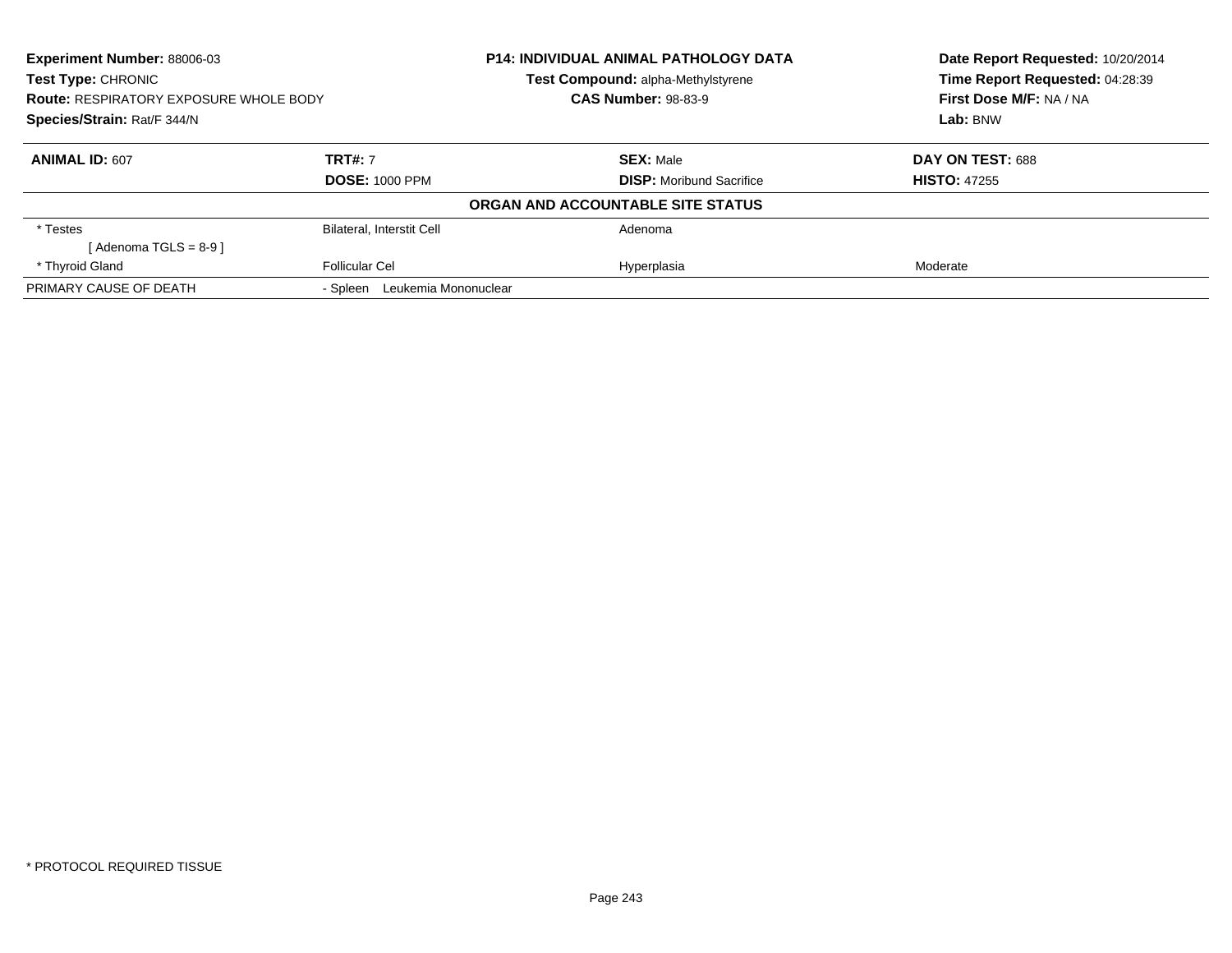**Experiment Number:** 88006-03
**Test Type:** CHRONIC
**Route:** RESPIRATORY EXPOSURE WHOLE BODY
**Species/Strain:** Rat/F 344/N

**P14: INDIVIDUAL ANIMAL PATHOLOGY DATA**
**Test Compound:** alpha-Methylstyrene
**CAS Number:** 98-83-9

**Date Report Requested:** 10/20/2014
**Time Report Requested:** 04:28:39
**First Dose M/F:** NA / NA
**Lab:** BNW

| **ANIMAL ID:** 607 | **TRT#:** 7 | **SEX:** Male | **DAY ON TEST:** 688 |
|---|---|---|---|
| | **DOSE:** 1000 PPM | **DISP:** Moribund Sacrifice | **HISTO:** 47255 |

**ORGAN AND ACCOUNTABLE SITE STATUS**

| | | | |
|---|---|---|---|
| * Testes | Bilateral, Interstit Cell | Adenoma | |
| [ Adenoma TGLS = 8-9 ] | | | |
| * Thyroid Gland | Follicular Cel | Hyperplasia | Moderate |
| PRIMARY CAUSE OF DEATH | - Spleen Leukemia Mononuclear | | |

* PROTOCOL REQUIRED TISSUE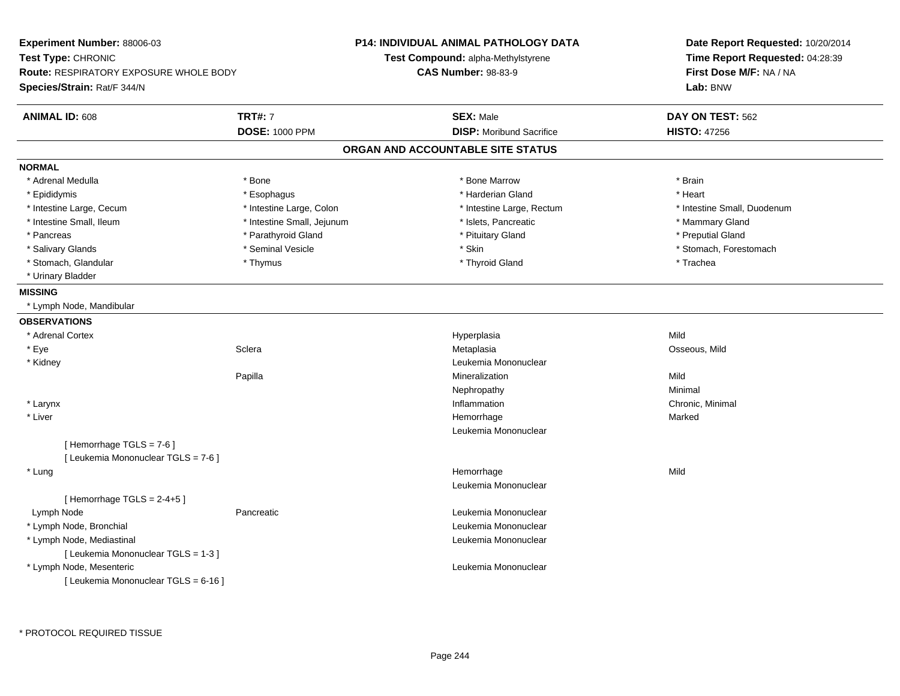**Experiment Number:** 88006-03
**Test Type:** CHRONIC
**Route:** RESPIRATORY EXPOSURE WHOLE BODY
**Species/Strain:** Rat/F 344/N

**P14: INDIVIDUAL ANIMAL PATHOLOGY DATA**
**Test Compound:** alpha-Methylstyrene
**CAS Number:** 98-83-9

**Date Report Requested:** 10/20/2014
**Time Report Requested:** 04:28:39
**First Dose M/F:** NA / NA
**Lab:** BNW

| **ANIMAL ID:** 608 | **TRT#:** 7 | **SEX:** Male | **DAY ON TEST:** 562 |
|---|---|---|---|
| | **DOSE:** 1000 PPM | **DISP:** Moribund Sacrifice | **HISTO:** 47256 |

## ORGAN AND ACCOUNTABLE SITE STATUS

**NORMAL**

| | | | |
|---|---|---|---|
| * Adrenal Medulla | * Bone | * Bone Marrow | * Brain |
| * Epididymis | * Esophagus | * Harderian Gland | * Heart |
| * Intestine Large, Cecum | * Intestine Large, Colon | * Intestine Large, Rectum | * Intestine Small, Duodenum |
| * Intestine Small, Ileum | * Intestine Small, Jejunum | * Islets, Pancreatic | * Mammary Gland |
| * Pancreas | * Parathyroid Gland | * Pituitary Gland | * Preputial Gland |
| * Salivary Glands | * Seminal Vesicle | * Skin | * Stomach, Forestomach |
| * Stomach, Glandular | * Thymus | * Thyroid Gland | * Trachea |
| * Urinary Bladder | | | |

**MISSING**

* Lymph Node, Mandibular

**OBSERVATIONS**

| Organ | Site | Observation | Severity |
|---|---|---|---|
| * Adrenal Cortex | | Hyperplasia | Mild |
| * Eye | Sclera | Metaplasia | Osseous, Mild |
| * Kidney | | Leukemia Mononuclear | |
| | Papilla | Mineralization | Mild |
| | | Nephropathy | Minimal |
| * Larynx | | Inflammation | Chronic, Minimal |
| * Liver | | Hemorrhage | Marked |
| | | Leukemia Mononuclear | |
| [ Hemorrhage TGLS = 7-6 ] | | | |
| [ Leukemia Mononuclear TGLS = 7-6 ] | | | |
| * Lung | | Hemorrhage | Mild |
| | | Leukemia Mononuclear | |
| [ Hemorrhage TGLS = 2-4+5 ] | | | |
| Lymph Node | Pancreatic | Leukemia Mononuclear | |
| * Lymph Node, Bronchial | | Leukemia Mononuclear | |
| * Lymph Node, Mediastinal | | Leukemia Mononuclear | |
| [ Leukemia Mononuclear TGLS = 1-3 ] | | | |
| * Lymph Node, Mesenteric | | Leukemia Mononuclear | |
| [ Leukemia Mononuclear TGLS = 6-16 ] | | | |

* PROTOCOL REQUIRED TISSUE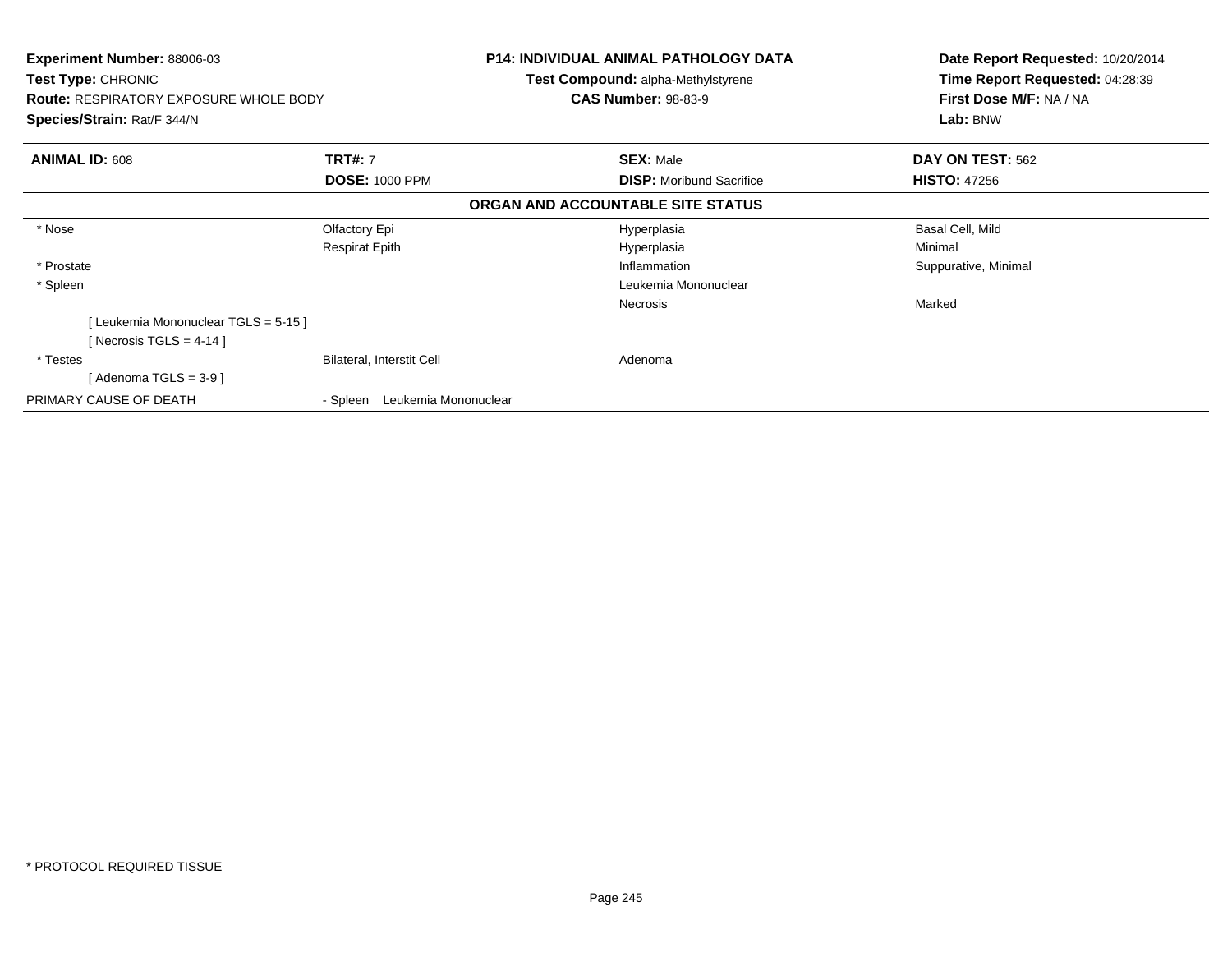**Experiment Number:** 88006-03
**Test Type:** CHRONIC
**Route:** RESPIRATORY EXPOSURE WHOLE BODY
**Species/Strain:** Rat/F 344/N

**P14: INDIVIDUAL ANIMAL PATHOLOGY DATA**
**Test Compound:** alpha-Methylstyrene
**CAS Number:** 98-83-9

**Date Report Requested:** 10/20/2014
**Time Report Requested:** 04:28:39
**First Dose M/F:** NA / NA
**Lab:** BNW

| **ANIMAL ID:** 608 | **TRT#:** 7 | **SEX:** Male | **DAY ON TEST:** 562 |
|---|---|---|---|
| | **DOSE:** 1000 PPM | **DISP:** Moribund Sacrifice | **HISTO:** 47256 |

**ORGAN AND ACCOUNTABLE SITE STATUS**

| | | | |
|---|---|---|---|
| * Nose | Olfactory Epi | Hyperplasia | Basal Cell, Mild |
| | Respirat Epith | Hyperplasia | Minimal |
| * Prostate | | Inflammation | Suppurative, Minimal |
| * Spleen | | Leukemia Mononuclear | |
| | | Necrosis | Marked |
| [ Leukemia Mononuclear TGLS = 5-15 ] | | | |
| [ Necrosis TGLS = 4-14 ] | | | |
| * Testes | Bilateral, Interstit Cell | Adenoma | |
| [ Adenoma TGLS = 3-9 ] | | | |
| PRIMARY CAUSE OF DEATH | - Spleen Leukemia Mononuclear | | |

* PROTOCOL REQUIRED TISSUE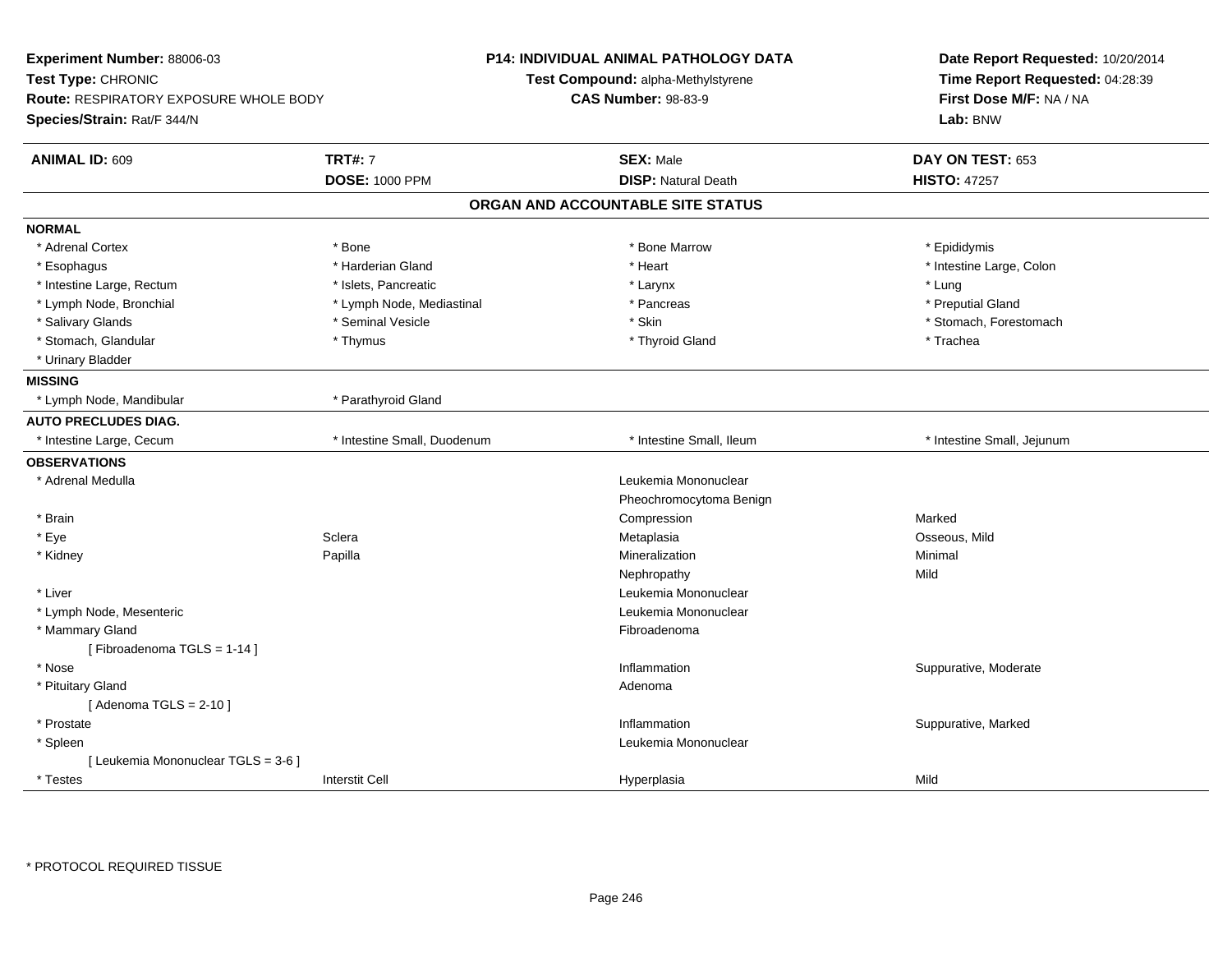**Experiment Number:** 88006-03
**Test Type:** CHRONIC
**Route:** RESPIRATORY EXPOSURE WHOLE BODY
**Species/Strain:** Rat/F 344/N

**P14: INDIVIDUAL ANIMAL PATHOLOGY DATA**
**Test Compound:** alpha-Methylstyrene
**CAS Number:** 98-83-9

**Date Report Requested:** 10/20/2014
**Time Report Requested:** 04:28:39
**First Dose M/F:** NA / NA
**Lab:** BNW

| **ANIMAL ID:** 609 | **TRT#:** 7 | **SEX:** Male | **DAY ON TEST:** 653 |
|---|---|---|---|
| | **DOSE:** 1000 PPM | **DISP:** Natural Death | **HISTO:** 47257 |

## ORGAN AND ACCOUNTABLE SITE STATUS

**NORMAL**

| | | | |
|---|---|---|---|
| * Adrenal Cortex | * Bone | * Bone Marrow | * Epididymis |
| * Esophagus | * Harderian Gland | * Heart | * Intestine Large, Colon |
| * Intestine Large, Rectum | * Islets, Pancreatic | * Larynx | * Lung |
| * Lymph Node, Bronchial | * Lymph Node, Mediastinal | * Pancreas | * Preputial Gland |
| * Salivary Glands | * Seminal Vesicle | * Skin | * Stomach, Forestomach |
| * Stomach, Glandular | * Thymus | * Thyroid Gland | * Trachea |
| * Urinary Bladder | | | |

**MISSING**

| | |
|---|---|
| * Lymph Node, Mandibular | * Parathyroid Gland |

**AUTO PRECLUDES DIAG.**

| | | | |
|---|---|---|---|
| * Intestine Large, Cecum | * Intestine Small, Duodenum | * Intestine Small, Ileum | * Intestine Small, Jejunum |

**OBSERVATIONS**

| | | | |
|---|---|---|---|
| * Adrenal Medulla | | Leukemia Mononuclear | |
| | | Pheochromocytoma Benign | |
| * Brain | | Compression | Marked |
| * Eye | Sclera | Metaplasia | Osseous, Mild |
| * Kidney | Papilla | Mineralization | Minimal |
| | | Nephropathy | Mild |
| * Liver | | Leukemia Mononuclear | |
| * Lymph Node, Mesenteric | | Leukemia Mononuclear | |
| * Mammary Gland | | Fibroadenoma | |
| [ Fibroadenoma TGLS = 1-14 ] | | | |
| * Nose | | Inflammation | Suppurative, Moderate |
| * Pituitary Gland | | Adenoma | |
| [ Adenoma TGLS = 2-10 ] | | | |
| * Prostate | | Inflammation | Suppurative, Marked |
| * Spleen | | Leukemia Mononuclear | |
| [ Leukemia Mononuclear TGLS = 3-6 ] | | | |
| * Testes | Interstit Cell | Hyperplasia | Mild |

* PROTOCOL REQUIRED TISSUE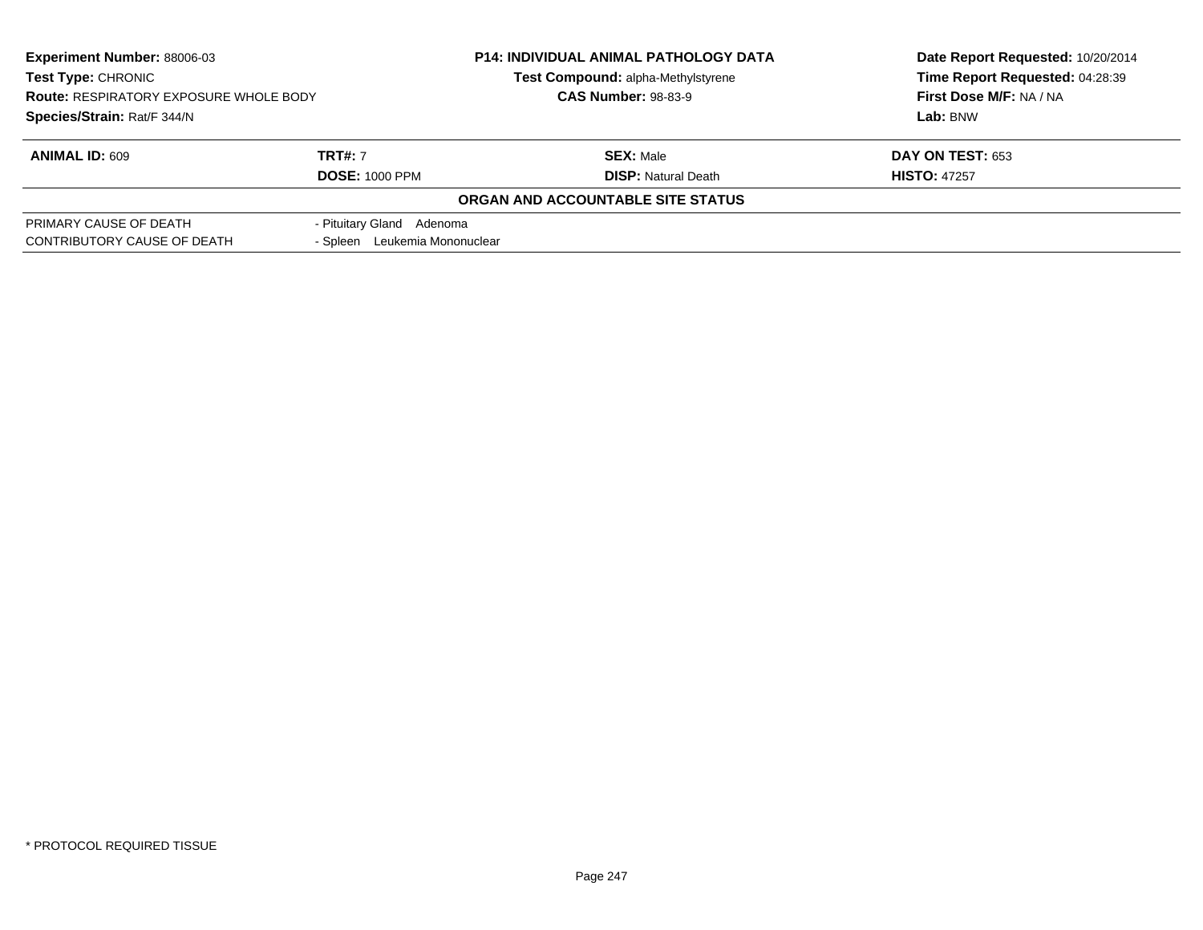**Experiment Number:** 88006-03
**Test Type:** CHRONIC
**Route:** RESPIRATORY EXPOSURE WHOLE BODY
**Species/Strain:** Rat/F 344/N

**P14: INDIVIDUAL ANIMAL PATHOLOGY DATA**
**Test Compound:** alpha-Methylstyrene
**CAS Number:** 98-83-9

**Date Report Requested:** 10/20/2014
**Time Report Requested:** 04:28:39
**First Dose M/F:** NA / NA
**Lab:** BNW

| **ANIMAL ID:** 609 | **TRT#:** 7 | **SEX:** Male | **DAY ON TEST:** 653 |
|---|---|---|---|
| | **DOSE:** 1000 PPM | **DISP:** Natural Death | **HISTO:** 47257 |

**ORGAN AND ACCOUNTABLE SITE STATUS**

| | |
|---|---|
| PRIMARY CAUSE OF DEATH | - Pituitary Gland Adenoma |
| CONTRIBUTORY CAUSE OF DEATH | - Spleen Leukemia Mononuclear |

* PROTOCOL REQUIRED TISSUE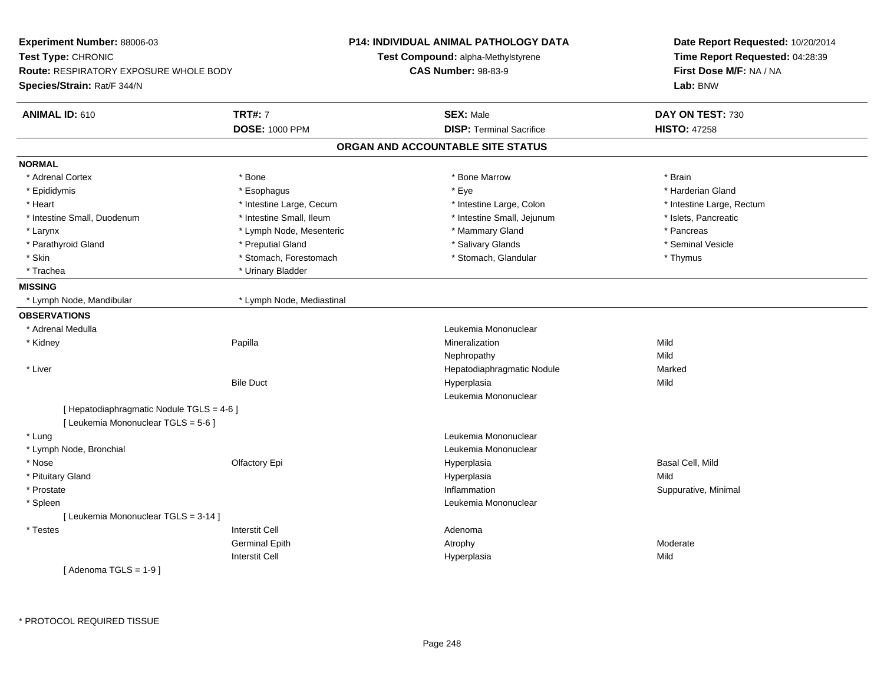**Experiment Number:** 88006-03
**Test Type:** CHRONIC
**Route:** RESPIRATORY EXPOSURE WHOLE BODY
**Species/Strain:** Rat/F 344/N

**P14: INDIVIDUAL ANIMAL PATHOLOGY DATA**
**Test Compound:** alpha-Methylstyrene
**CAS Number:** 98-83-9

**Date Report Requested:** 10/20/2014
**Time Report Requested:** 04:28:39
**First Dose M/F:** NA / NA
**Lab:** BNW

| **ANIMAL ID:** 610 | **TRT#:** 7 | **SEX:** Male | **DAY ON TEST:** 730 |
|---|---|---|---|
| | **DOSE:** 1000 PPM | **DISP:** Terminal Sacrifice | **HISTO:** 47258 |

## ORGAN AND ACCOUNTABLE SITE STATUS

**NORMAL**

| | | | |
|---|---|---|---|
| * Adrenal Cortex | * Bone | * Bone Marrow | * Brain |
| * Epididymis | * Esophagus | * Eye | * Harderian Gland |
| * Heart | * Intestine Large, Cecum | * Intestine Large, Colon | * Intestine Large, Rectum |
| * Intestine Small, Duodenum | * Intestine Small, Ileum | * Intestine Small, Jejunum | * Islets, Pancreatic |
| * Larynx | * Lymph Node, Mesenteric | * Mammary Gland | * Pancreas |
| * Parathyroid Gland | * Preputial Gland | * Salivary Glands | * Seminal Vesicle |
| * Skin | * Stomach, Forestomach | * Stomach, Glandular | * Thymus |
| * Trachea | * Urinary Bladder | | |

**MISSING**

| | |
|---|---|
| * Lymph Node, Mandibular | * Lymph Node, Mediastinal |

**OBSERVATIONS**

| | | | |
|---|---|---|---|
| * Adrenal Medulla | | Leukemia Mononuclear | |
| * Kidney | Papilla | Mineralization | Mild |
| | | Nephropathy | Mild |
| * Liver | | Hepatodiaphragmatic Nodule | Marked |
| | Bile Duct | Hyperplasia | Mild |
| | | Leukemia Mononuclear | |
| [ Hepatodiaphragmatic Nodule TGLS = 4-6 ] | | | |
| [ Leukemia Mononuclear TGLS = 5-6 ] | | | |
| * Lung | | Leukemia Mononuclear | |
| * Lymph Node, Bronchial | | Leukemia Mononuclear | |
| * Nose | Olfactory Epi | Hyperplasia | Basal Cell, Mild |
| * Pituitary Gland | | Hyperplasia | Mild |
| * Prostate | | Inflammation | Suppurative, Minimal |
| * Spleen | | Leukemia Mononuclear | |
| [ Leukemia Mononuclear TGLS = 3-14 ] | | | |
| * Testes | Interstit Cell | Adenoma | |
| | Germinal Epith | Atrophy | Moderate |
| | Interstit Cell | Hyperplasia | Mild |
| [ Adenoma TGLS = 1-9 ] | | | |

\* PROTOCOL REQUIRED TISSUE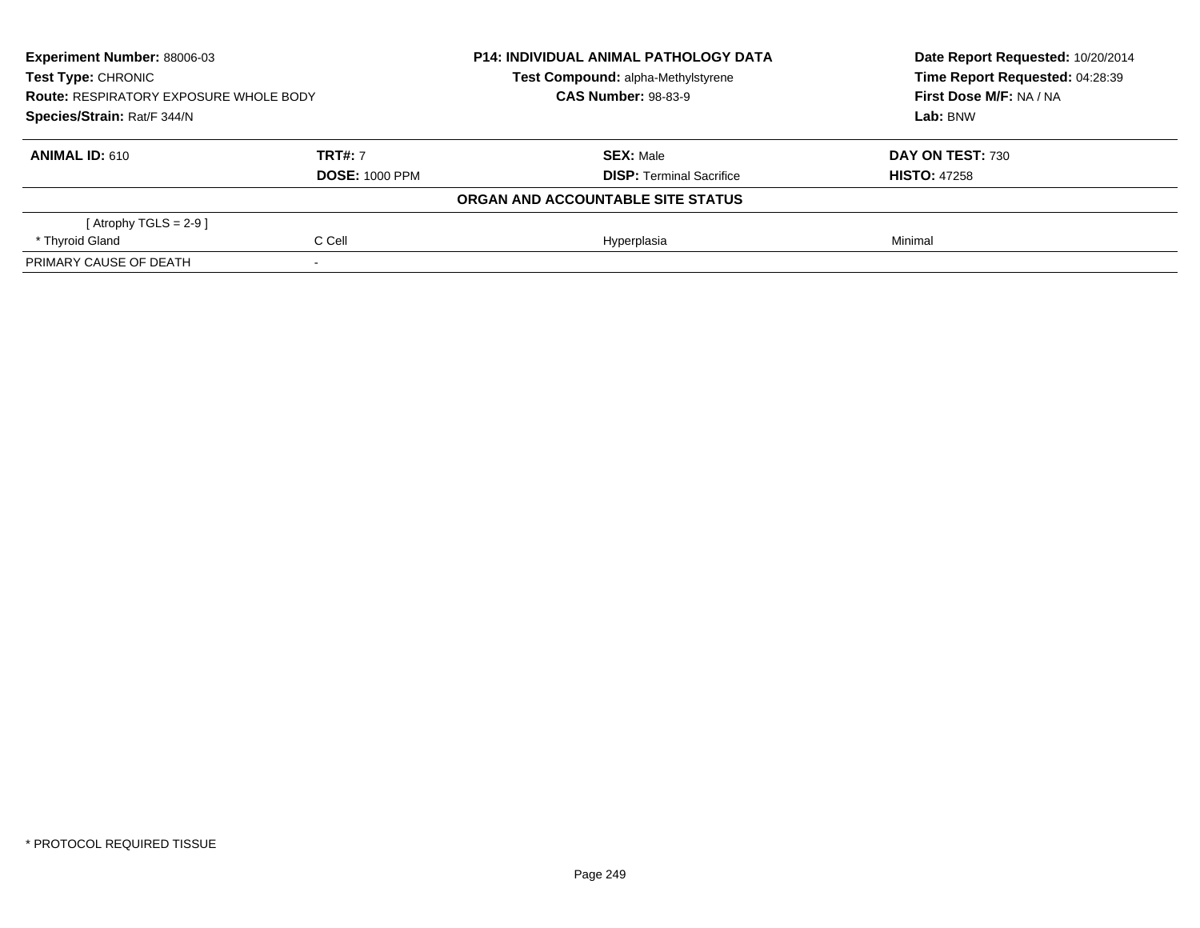**Experiment Number:** 88006-03
**Test Type:** CHRONIC
**Route:** RESPIRATORY EXPOSURE WHOLE BODY
**Species/Strain:** Rat/F 344/N

**P14: INDIVIDUAL ANIMAL PATHOLOGY DATA**
**Test Compound:** alpha-Methylstyrene
**CAS Number:** 98-83-9

**Date Report Requested:** 10/20/2014
**Time Report Requested:** 04:28:39
**First Dose M/F:** NA / NA
**Lab:** BNW

| **ANIMAL ID:** 610 | **TRT#:** 7 | **SEX:** Male | **DAY ON TEST:** 730 |
|---|---|---|---|
| | **DOSE:** 1000 PPM | **DISP:** Terminal Sacrifice | **HISTO:** 47258 |

**ORGAN AND ACCOUNTABLE SITE STATUS**

| | | | |
|---|---|---|---|
| [ Atrophy TGLS = 2-9 ] | | | |
| * Thyroid Gland | C Cell | Hyperplasia | Minimal |
| PRIMARY CAUSE OF DEATH | - | | |

* PROTOCOL REQUIRED TISSUE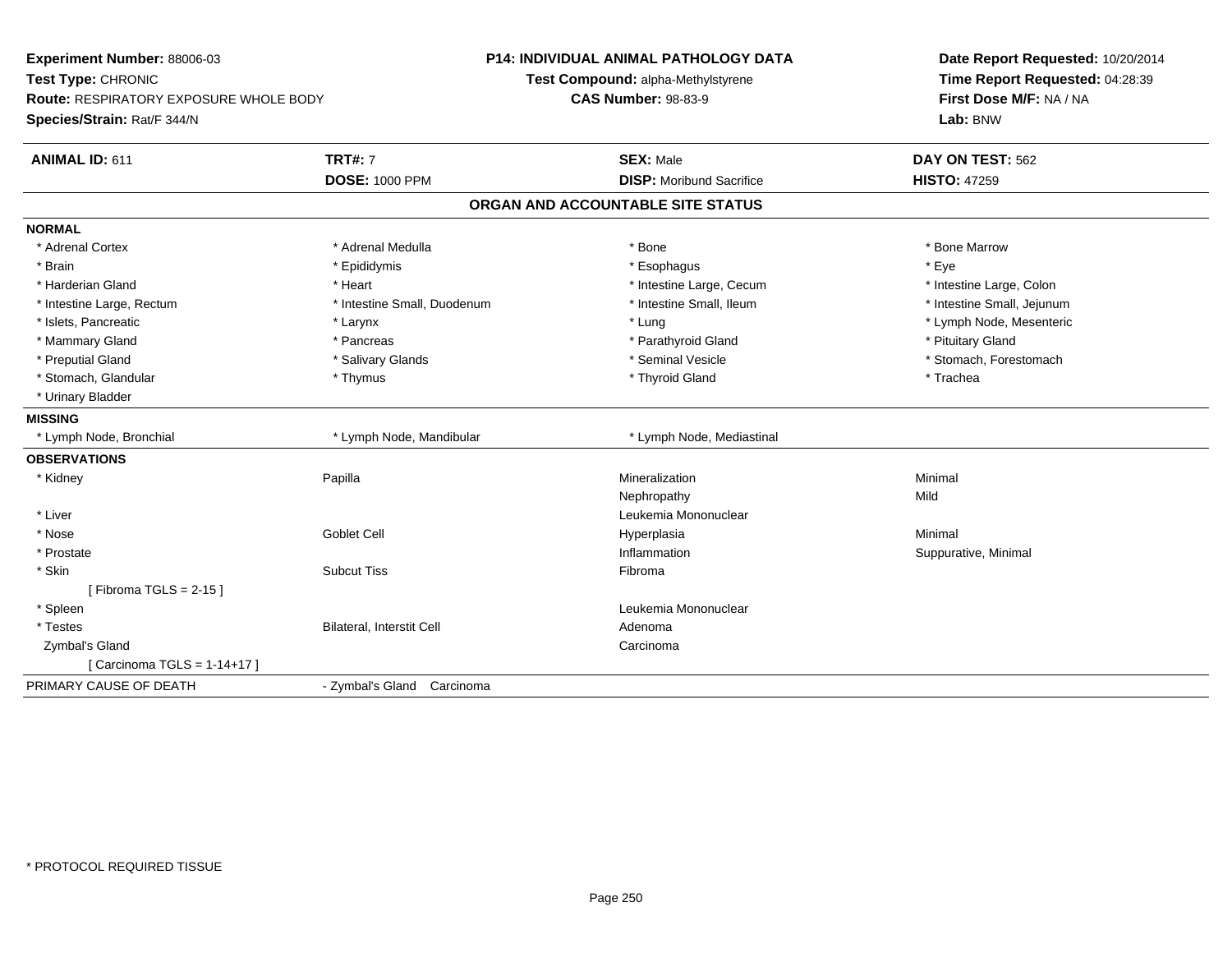**Experiment Number:** 88006-03
**Test Type:** CHRONIC
**Route:** RESPIRATORY EXPOSURE WHOLE BODY
**Species/Strain:** Rat/F 344/N

**P14: INDIVIDUAL ANIMAL PATHOLOGY DATA**
**Test Compound:** alpha-Methylstyrene
**CAS Number:** 98-83-9

**Date Report Requested:** 10/20/2014
**Time Report Requested:** 04:28:39
**First Dose M/F:** NA / NA
**Lab:** BNW

| **ANIMAL ID:** 611 | **TRT#:** 7 | **SEX:** Male | **DAY ON TEST:** 562 |
|---|---|---|---|
| | **DOSE:** 1000 PPM | **DISP:** Moribund Sacrifice | **HISTO:** 47259 |

## ORGAN AND ACCOUNTABLE SITE STATUS

| | | | |
|---|---|---|---|
| **NORMAL** | | | |
| * Adrenal Cortex | * Adrenal Medulla | * Bone | * Bone Marrow |
| * Brain | * Epididymis | * Esophagus | * Eye |
| * Harderian Gland | * Heart | * Intestine Large, Cecum | * Intestine Large, Colon |
| * Intestine Large, Rectum | * Intestine Small, Duodenum | * Intestine Small, Ileum | * Intestine Small, Jejunum |
| * Islets, Pancreatic | * Larynx | * Lung | * Lymph Node, Mesenteric |
| * Mammary Gland | * Pancreas | * Parathyroid Gland | * Pituitary Gland |
| * Preputial Gland | * Salivary Glands | * Seminal Vesicle | * Stomach, Forestomach |
| * Stomach, Glandular | * Thymus | * Thyroid Gland | * Trachea |
| * Urinary Bladder | | | |
| **MISSING** | | | |
| * Lymph Node, Bronchial | * Lymph Node, Mandibular | * Lymph Node, Mediastinal | |
| **OBSERVATIONS** | | | |
| * Kidney | Papilla | Mineralization | Minimal |
| | | Nephropathy | Mild |
| * Liver | | Leukemia Mononuclear | |
| * Nose | Goblet Cell | Hyperplasia | Minimal |
| * Prostate | | Inflammation | Suppurative, Minimal |
| * Skin | Subcut Tiss | Fibroma | |
| [ Fibroma TGLS = 2-15 ] | | | |
| * Spleen | | Leukemia Mononuclear | |
| * Testes | Bilateral, Interstit Cell | Adenoma | |
| Zymbal's Gland | | Carcinoma | |
| [ Carcinoma TGLS = 1-14+17 ] | | | |
| PRIMARY CAUSE OF DEATH | - Zymbal's Gland Carcinoma | | |

* PROTOCOL REQUIRED TISSUE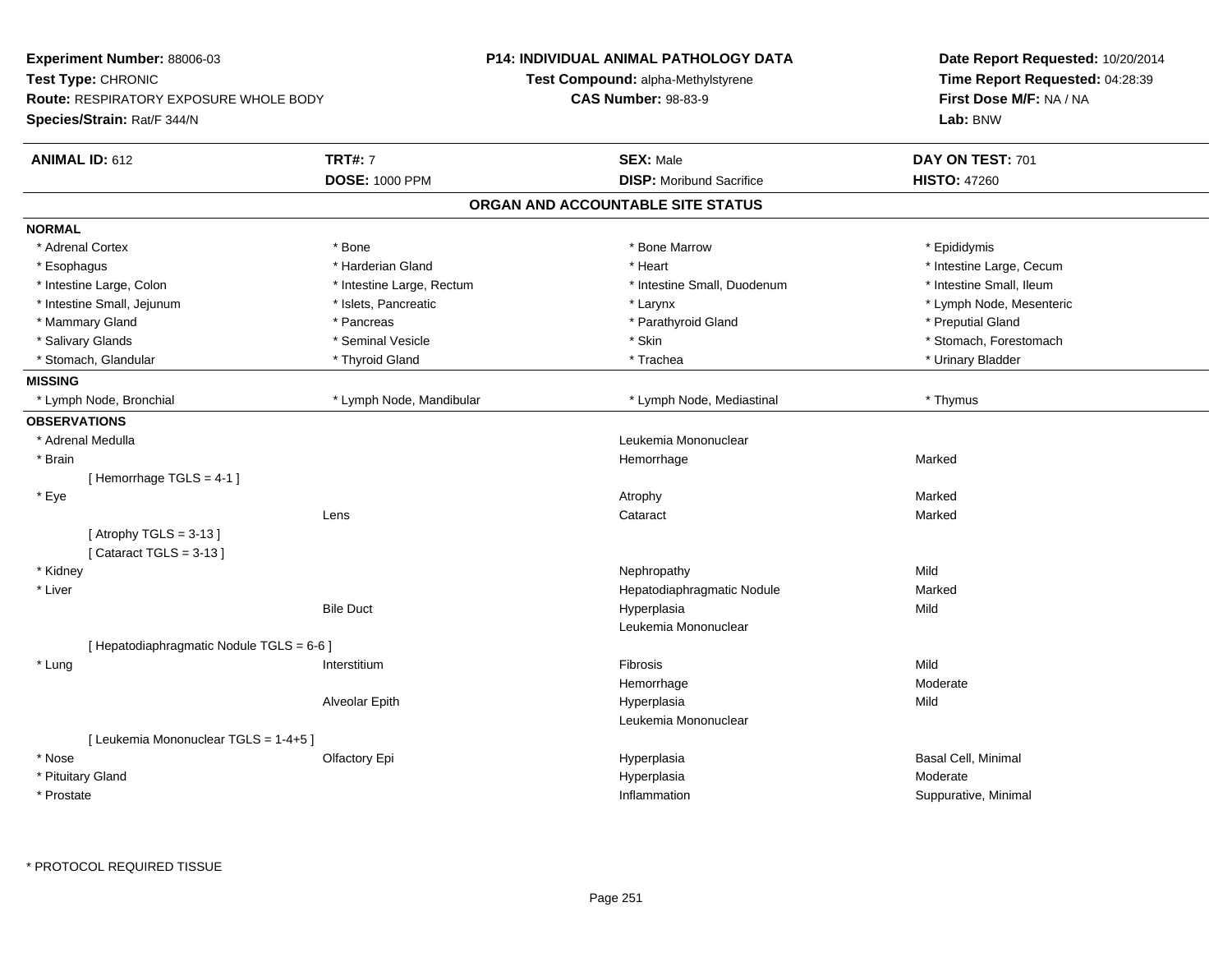**Experiment Number:** 88006-03
**Test Type:** CHRONIC
**Route:** RESPIRATORY EXPOSURE WHOLE BODY
**Species/Strain:** Rat/F 344/N

**P14: INDIVIDUAL ANIMAL PATHOLOGY DATA**
**Test Compound:** alpha-Methylstyrene
**CAS Number:** 98-83-9

**Date Report Requested:** 10/20/2014
**Time Report Requested:** 04:28:39
**First Dose M/F:** NA / NA
**Lab:** BNW

| **ANIMAL ID:** 612 | **TRT#:** 7 | **SEX:** Male | **DAY ON TEST:** 701 |
|---|---|---|---|
| | **DOSE:** 1000 PPM | **DISP:** Moribund Sacrifice | **HISTO:** 47260 |

## ORGAN AND ACCOUNTABLE SITE STATUS

**NORMAL**

| | | | |
|---|---|---|---|
| * Adrenal Cortex | * Bone | * Bone Marrow | * Epididymis |
| * Esophagus | * Harderian Gland | * Heart | * Intestine Large, Cecum |
| * Intestine Large, Colon | * Intestine Large, Rectum | * Intestine Small, Duodenum | * Intestine Small, Ileum |
| * Intestine Small, Jejunum | * Islets, Pancreatic | * Larynx | * Lymph Node, Mesenteric |
| * Mammary Gland | * Pancreas | * Parathyroid Gland | * Preputial Gland |
| * Salivary Glands | * Seminal Vesicle | * Skin | * Stomach, Forestomach |
| * Stomach, Glandular | * Thyroid Gland | * Trachea | * Urinary Bladder |

**MISSING**

| | | | |
|---|---|---|---|
| * Lymph Node, Bronchial | * Lymph Node, Mandibular | * Lymph Node, Mediastinal | * Thymus |

**OBSERVATIONS**

| | | | |
|---|---|---|---|
| * Adrenal Medulla | | Leukemia Mononuclear | |
| * Brain | | Hemorrhage | Marked |
| [ Hemorrhage TGLS = 4-1 ] | | | |
| * Eye | | Atrophy | Marked |
| | Lens | Cataract | Marked |
| [ Atrophy TGLS = 3-13 ] | | | |
| [ Cataract TGLS = 3-13 ] | | | |
| * Kidney | | Nephropathy | Mild |
| * Liver | | Hepatodiaphragmatic Nodule | Marked |
| | Bile Duct | Hyperplasia | Mild |
| | | Leukemia Mononuclear | |
| [ Hepatodiaphragmatic Nodule TGLS = 6-6 ] | | | |
| * Lung | Interstitium | Fibrosis | Mild |
| | | Hemorrhage | Moderate |
| | Alveolar Epith | Hyperplasia | Mild |
| | | Leukemia Mononuclear | |
| [ Leukemia Mononuclear TGLS = 1-4+5 ] | | | |
| * Nose | Olfactory Epi | Hyperplasia | Basal Cell, Minimal |
| * Pituitary Gland | | Hyperplasia | Moderate |
| * Prostate | | Inflammation | Suppurative, Minimal |

* PROTOCOL REQUIRED TISSUE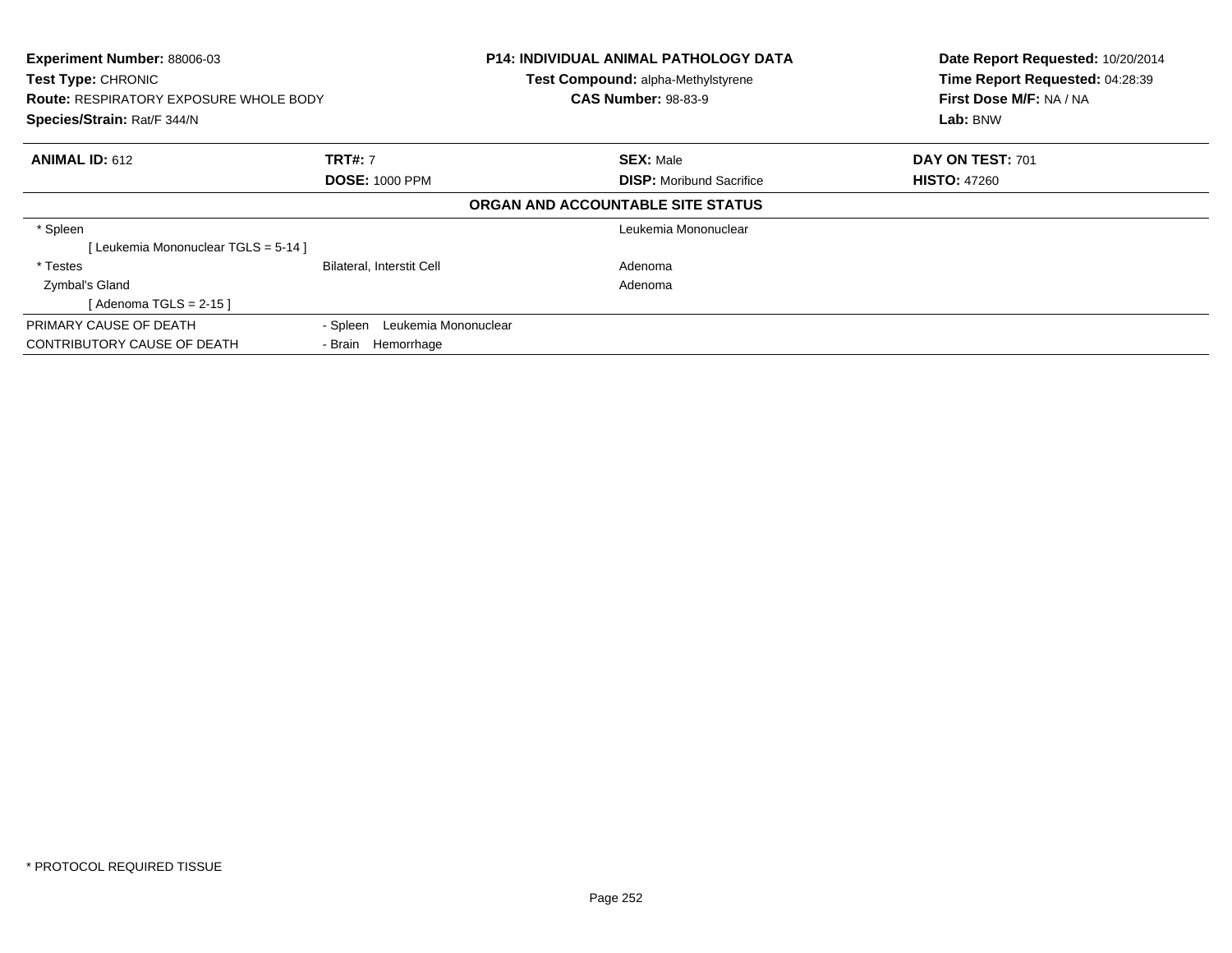**Experiment Number:** 88006-03
**Test Type:** CHRONIC
**Route:** RESPIRATORY EXPOSURE WHOLE BODY
**Species/Strain:** Rat/F 344/N

**P14: INDIVIDUAL ANIMAL PATHOLOGY DATA**
**Test Compound:** alpha-Methylstyrene
**CAS Number:** 98-83-9

**Date Report Requested:** 10/20/2014
**Time Report Requested:** 04:28:39
**First Dose M/F:** NA / NA
**Lab:** BNW

| **ANIMAL ID:** 612 | **TRT#:** 7 | **SEX:** Male | **DAY ON TEST:** 701 |
|---|---|---|---|
| | **DOSE:** 1000 PPM | **DISP:** Moribund Sacrifice | **HISTO:** 47260 |

**ORGAN AND ACCOUNTABLE SITE STATUS**

| | | |
|---|---|---|
| * Spleen | | Leukemia Mononuclear |
| [ Leukemia Mononuclear TGLS = 5-14 ] | | |
| * Testes | Bilateral, Interstit Cell | Adenoma |
| Zymbal's Gland | | Adenoma |
| [ Adenoma TGLS = 2-15 ] | | |

| | |
|---|---|
| PRIMARY CAUSE OF DEATH | - Spleen Leukemia Mononuclear |
| CONTRIBUTORY CAUSE OF DEATH | - Brain Hemorrhage |

* PROTOCOL REQUIRED TISSUE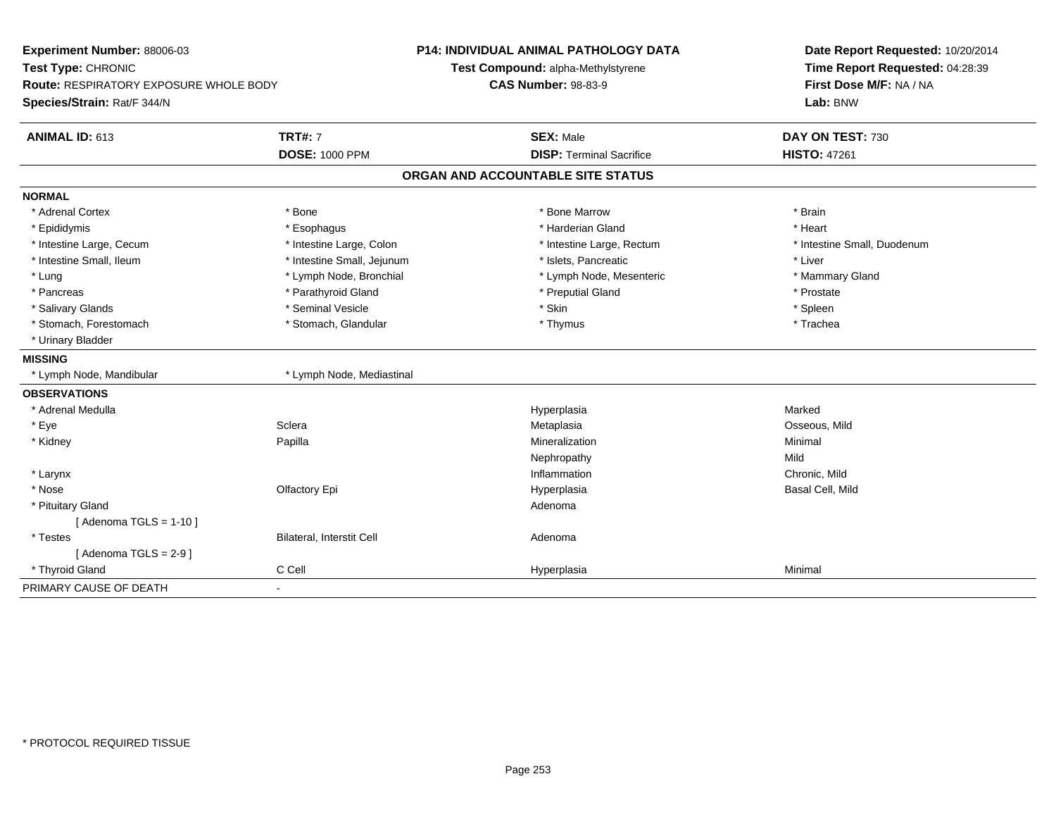**Experiment Number:** 88006-03
**Test Type:** CHRONIC
**Route:** RESPIRATORY EXPOSURE WHOLE BODY
**Species/Strain:** Rat/F 344/N

**P14: INDIVIDUAL ANIMAL PATHOLOGY DATA**
**Test Compound:** alpha-Methylstyrene
**CAS Number:** 98-83-9

**Date Report Requested:** 10/20/2014
**Time Report Requested:** 04:28:39
**First Dose M/F:** NA / NA
**Lab:** BNW

| **ANIMAL ID:** 613 | **TRT#:** 7 | **SEX:** Male | **DAY ON TEST:** 730 |
|---|---|---|---|
| | **DOSE:** 1000 PPM | **DISP:** Terminal Sacrifice | **HISTO:** 47261 |

## ORGAN AND ACCOUNTABLE SITE STATUS

**NORMAL**

| | | | |
|---|---|---|---|
| * Adrenal Cortex | * Bone | * Bone Marrow | * Brain |
| * Epididymis | * Esophagus | * Harderian Gland | * Heart |
| * Intestine Large, Cecum | * Intestine Large, Colon | * Intestine Large, Rectum | * Intestine Small, Duodenum |
| * Intestine Small, Ileum | * Intestine Small, Jejunum | * Islets, Pancreatic | * Liver |
| * Lung | * Lymph Node, Bronchial | * Lymph Node, Mesenteric | * Mammary Gland |
| * Pancreas | * Parathyroid Gland | * Preputial Gland | * Prostate |
| * Salivary Glands | * Seminal Vesicle | * Skin | * Spleen |
| * Stomach, Forestomach | * Stomach, Glandular | * Thymus | * Trachea |
| * Urinary Bladder | | | |

**MISSING**

| | |
|---|---|
| * Lymph Node, Mandibular | * Lymph Node, Mediastinal |

**OBSERVATIONS**

| | | | |
|---|---|---|---|
| * Adrenal Medulla | | Hyperplasia | Marked |
| * Eye | Sclera | Metaplasia | Osseous, Mild |
| * Kidney | Papilla | Mineralization | Minimal |
| | | Nephropathy | Mild |
| * Larynx | | Inflammation | Chronic, Mild |
| * Nose | Olfactory Epi | Hyperplasia | Basal Cell, Mild |
| * Pituitary Gland | | Adenoma | |
| [ Adenoma TGLS = 1-10 ] | | | |
| * Testes | Bilateral, Interstit Cell | Adenoma | |
| [ Adenoma TGLS = 2-9 ] | | | |
| * Thyroid Gland | C Cell | Hyperplasia | Minimal |

PRIMARY CAUSE OF DEATH -

* PROTOCOL REQUIRED TISSUE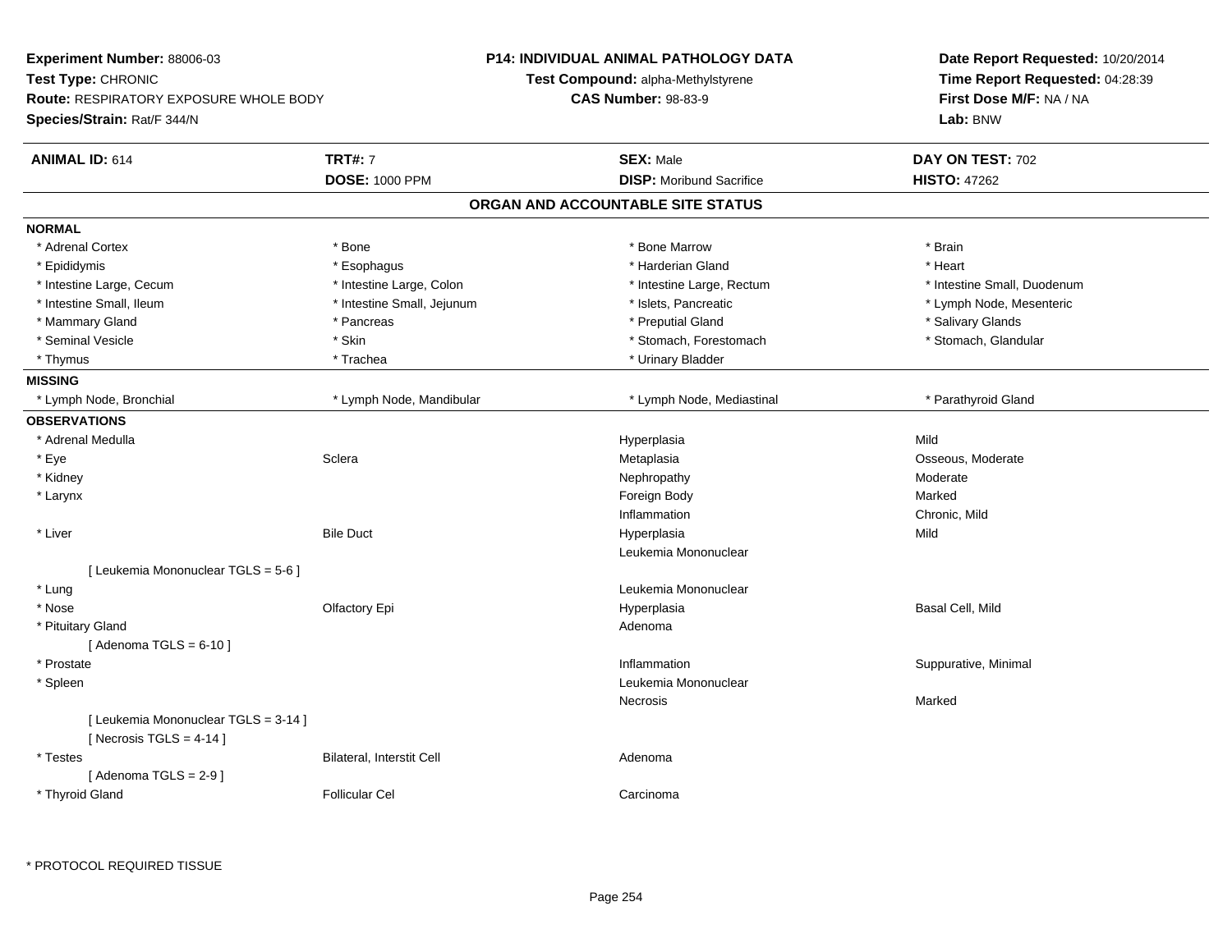**Experiment Number:** 88006-03
**Test Type:** CHRONIC
**Route:** RESPIRATORY EXPOSURE WHOLE BODY
**Species/Strain:** Rat/F 344/N

**P14: INDIVIDUAL ANIMAL PATHOLOGY DATA**
**Test Compound:** alpha-Methylstyrene
**CAS Number:** 98-83-9

**Date Report Requested:** 10/20/2014
**Time Report Requested:** 04:28:39
**First Dose M/F:** NA / NA
**Lab:** BNW

| **ANIMAL ID:** 614 | **TRT#:** 7 | **SEX:** Male | **DAY ON TEST:** 702 |
|---|---|---|---|
| | **DOSE:** 1000 PPM | **DISP:** Moribund Sacrifice | **HISTO:** 47262 |

## ORGAN AND ACCOUNTABLE SITE STATUS

**NORMAL**

| | | | |
|---|---|---|---|
| * Adrenal Cortex | * Bone | * Bone Marrow | * Brain |
| * Epididymis | * Esophagus | * Harderian Gland | * Heart |
| * Intestine Large, Cecum | * Intestine Large, Colon | * Intestine Large, Rectum | * Intestine Small, Duodenum |
| * Intestine Small, Ileum | * Intestine Small, Jejunum | * Islets, Pancreatic | * Lymph Node, Mesenteric |
| * Mammary Gland | * Pancreas | * Preputial Gland | * Salivary Glands |
| * Seminal Vesicle | * Skin | * Stomach, Forestomach | * Stomach, Glandular |
| * Thymus | * Trachea | * Urinary Bladder | |

**MISSING**

| | | | |
|---|---|---|---|
| * Lymph Node, Bronchial | * Lymph Node, Mandibular | * Lymph Node, Mediastinal | * Parathyroid Gland |

**OBSERVATIONS**

| | | | |
|---|---|---|---|
| * Adrenal Medulla | | Hyperplasia | Mild |
| * Eye | Sclera | Metaplasia | Osseous, Moderate |
| * Kidney | | Nephropathy | Moderate |
| * Larynx | | Foreign Body | Marked |
| | | Inflammation | Chronic, Mild |
| * Liver | Bile Duct | Hyperplasia | Mild |
| | | Leukemia Mononuclear | |
| [ Leukemia Mononuclear TGLS = 5-6 ] | | | |
| * Lung | | Leukemia Mononuclear | |
| * Nose | Olfactory Epi | Hyperplasia | Basal Cell, Mild |
| * Pituitary Gland | | Adenoma | |
| [ Adenoma TGLS = 6-10 ] | | | |
| * Prostate | | Inflammation | Suppurative, Minimal |
| * Spleen | | Leukemia Mononuclear | |
| | | Necrosis | Marked |
| [ Leukemia Mononuclear TGLS = 3-14 ] | | | |
| [ Necrosis TGLS = 4-14 ] | | | |
| * Testes | Bilateral, Interstit Cell | Adenoma | |
| [ Adenoma TGLS = 2-9 ] | | | |
| * Thyroid Gland | Follicular Cel | Carcinoma | |

\* PROTOCOL REQUIRED TISSUE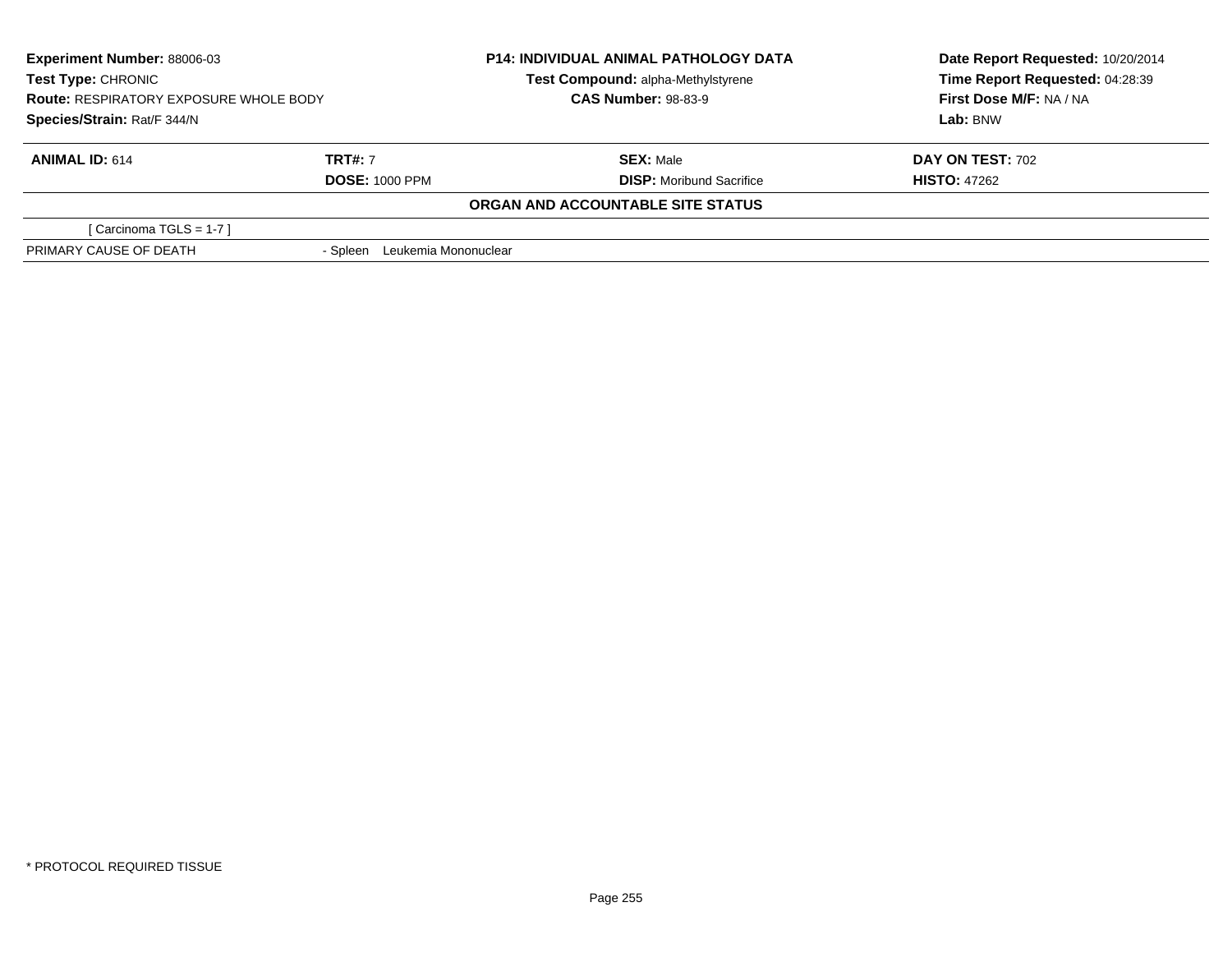**Experiment Number:** 88006-03
**Test Type:** CHRONIC
**Route:** RESPIRATORY EXPOSURE WHOLE BODY
**Species/Strain:** Rat/F 344/N

**P14: INDIVIDUAL ANIMAL PATHOLOGY DATA**
**Test Compound:** alpha-Methylstyrene
**CAS Number:** 98-83-9

**Date Report Requested:** 10/20/2014
**Time Report Requested:** 04:28:39
**First Dose M/F:** NA / NA
**Lab:** BNW

| **ANIMAL ID:** 614 | **TRT#:** 7 | **SEX:** Male | **DAY ON TEST:** 702 |
|---|---|---|---|
| | **DOSE:** 1000 PPM | **DISP:** Moribund Sacrifice | **HISTO:** 47262 |

**ORGAN AND ACCOUNTABLE SITE STATUS**

[ Carcinoma TGLS = 1-7 ]

PRIMARY CAUSE OF DEATH - Spleen Leukemia Mononuclear

* PROTOCOL REQUIRED TISSUE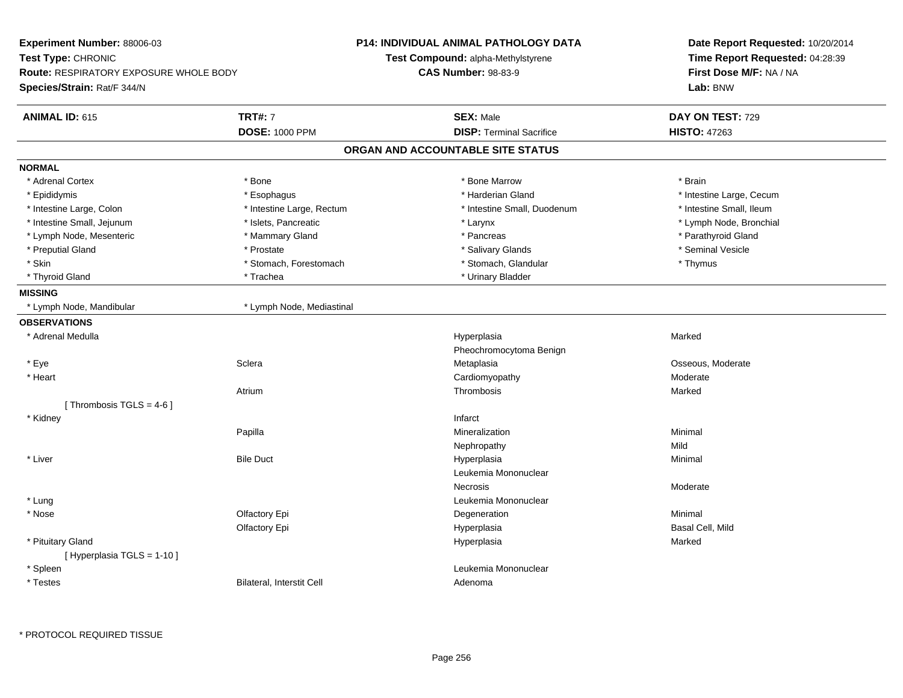**Experiment Number:** 88006-03
**Test Type:** CHRONIC
**Route:** RESPIRATORY EXPOSURE WHOLE BODY
**Species/Strain:** Rat/F 344/N

**P14: INDIVIDUAL ANIMAL PATHOLOGY DATA**
**Test Compound:** alpha-Methylstyrene
**CAS Number:** 98-83-9

**Date Report Requested:** 10/20/2014
**Time Report Requested:** 04:28:39
**First Dose M/F:** NA / NA
**Lab:** BNW

| **ANIMAL ID:** 615 | **TRT#:** 7 | **SEX:** Male | **DAY ON TEST:** 729 |
|---|---|---|---|
| | **DOSE:** 1000 PPM | **DISP:** Terminal Sacrifice | **HISTO:** 47263 |

## ORGAN AND ACCOUNTABLE SITE STATUS

**NORMAL**

| | | | |
|---|---|---|---|
| * Adrenal Cortex | * Bone | * Bone Marrow | * Brain |
| * Epididymis | * Esophagus | * Harderian Gland | * Intestine Large, Cecum |
| * Intestine Large, Colon | * Intestine Large, Rectum | * Intestine Small, Duodenum | * Intestine Small, Ileum |
| * Intestine Small, Jejunum | * Islets, Pancreatic | * Larynx | * Lymph Node, Bronchial |
| * Lymph Node, Mesenteric | * Mammary Gland | * Pancreas | * Parathyroid Gland |
| * Preputial Gland | * Prostate | * Salivary Glands | * Seminal Vesicle |
| * Skin | * Stomach, Forestomach | * Stomach, Glandular | * Thymus |
| * Thyroid Gland | * Trachea | * Urinary Bladder | |

**MISSING**

| | |
|---|---|
| * Lymph Node, Mandibular | * Lymph Node, Mediastinal |

**OBSERVATIONS**

| | | | |
|---|---|---|---|
| * Adrenal Medulla | | Hyperplasia | Marked |
| | | Pheochromocytoma Benign | |
| * Eye | Sclera | Metaplasia | Osseous, Moderate |
| * Heart | | Cardiomyopathy | Moderate |
| | Atrium | Thrombosis | Marked |
| [ Thrombosis TGLS = 4-6 ] | | | |
| * Kidney | | Infarct | |
| | Papilla | Mineralization | Minimal |
| | | Nephropathy | Mild |
| * Liver | Bile Duct | Hyperplasia | Minimal |
| | | Leukemia Mononuclear | |
| | | Necrosis | Moderate |
| * Lung | | Leukemia Mononuclear | |
| * Nose | Olfactory Epi | Degeneration | Minimal |
| | Olfactory Epi | Hyperplasia | Basal Cell, Mild |
| * Pituitary Gland | | Hyperplasia | Marked |
| [ Hyperplasia TGLS = 1-10 ] | | | |
| * Spleen | | Leukemia Mononuclear | |
| * Testes | Bilateral, Interstit Cell | Adenoma | |

\* PROTOCOL REQUIRED TISSUE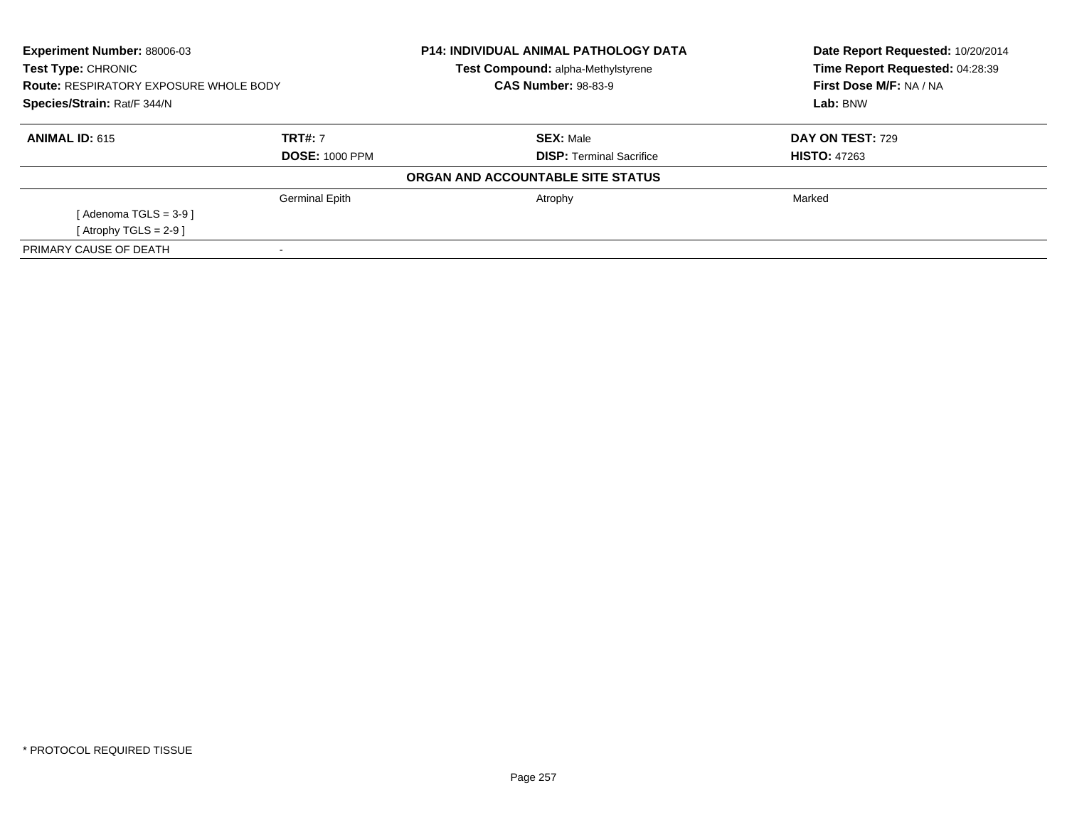**Experiment Number:** 88006-03
**Test Type:** CHRONIC
**Route:** RESPIRATORY EXPOSURE WHOLE BODY
**Species/Strain:** Rat/F 344/N

**P14: INDIVIDUAL ANIMAL PATHOLOGY DATA**
**Test Compound:** alpha-Methylstyrene
**CAS Number:** 98-83-9

**Date Report Requested:** 10/20/2014
**Time Report Requested:** 04:28:39
**First Dose M/F:** NA / NA
**Lab:** BNW

| **ANIMAL ID:** 615 | **TRT#:** 7 | **SEX:** Male | **DAY ON TEST:** 729 |
|---|---|---|---|
| | **DOSE:** 1000 PPM | **DISP:** Terminal Sacrifice | **HISTO:** 47263 |
| | | **ORGAN AND ACCOUNTABLE SITE STATUS** | |
| | Germinal Epith | Atrophy | Marked |
| [ Adenoma TGLS = 3-9 ] | | | |
| [ Atrophy TGLS = 2-9 ] | | | |
| PRIMARY CAUSE OF DEATH | - | | |

* PROTOCOL REQUIRED TISSUE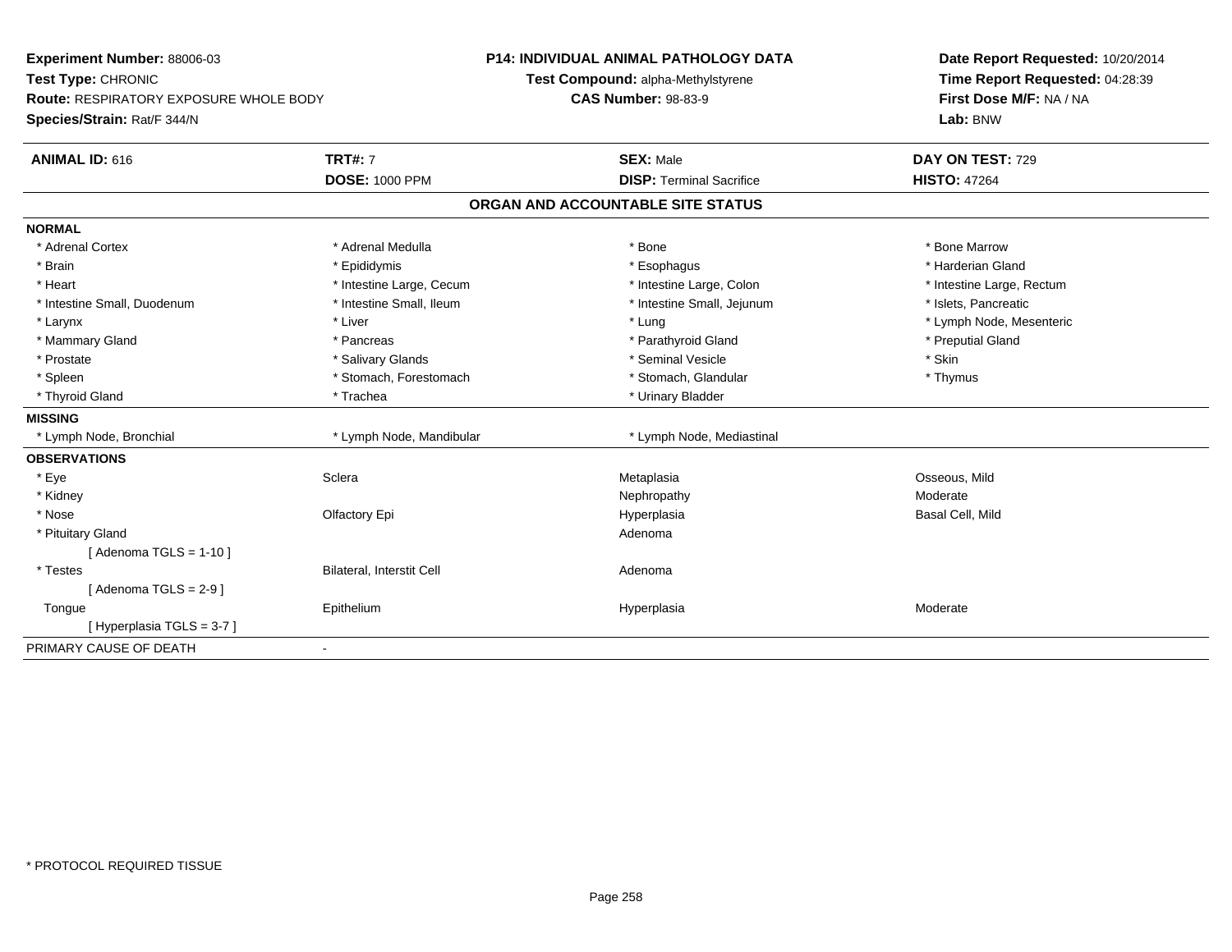**Experiment Number:** 88006-03
**Test Type:** CHRONIC
**Route:** RESPIRATORY EXPOSURE WHOLE BODY
**Species/Strain:** Rat/F 344/N

**P14: INDIVIDUAL ANIMAL PATHOLOGY DATA**
**Test Compound:** alpha-Methylstyrene
**CAS Number:** 98-83-9

**Date Report Requested:** 10/20/2014
**Time Report Requested:** 04:28:39
**First Dose M/F:** NA / NA
**Lab:** BNW

| **ANIMAL ID:** 616 | **TRT#:** 7 | **SEX:** Male | **DAY ON TEST:** 729 |
|---|---|---|---|
| | **DOSE:** 1000 PPM | **DISP:** Terminal Sacrifice | **HISTO:** 47264 |

## ORGAN AND ACCOUNTABLE SITE STATUS

**NORMAL**

| | | | |
|---|---|---|---|
| * Adrenal Cortex | * Adrenal Medulla | * Bone | * Bone Marrow |
| * Brain | * Epididymis | * Esophagus | * Harderian Gland |
| * Heart | * Intestine Large, Cecum | * Intestine Large, Colon | * Intestine Large, Rectum |
| * Intestine Small, Duodenum | * Intestine Small, Ileum | * Intestine Small, Jejunum | * Islets, Pancreatic |
| * Larynx | * Liver | * Lung | * Lymph Node, Mesenteric |
| * Mammary Gland | * Pancreas | * Parathyroid Gland | * Preputial Gland |
| * Prostate | * Salivary Glands | * Seminal Vesicle | * Skin |
| * Spleen | * Stomach, Forestomach | * Stomach, Glandular | * Thymus |
| * Thyroid Gland | * Trachea | * Urinary Bladder | |

**MISSING**

| | | |
|---|---|---|
| * Lymph Node, Bronchial | * Lymph Node, Mandibular | * Lymph Node, Mediastinal |

**OBSERVATIONS**

| | | | |
|---|---|---|---|
| * Eye | Sclera | Metaplasia | Osseous, Mild |
| * Kidney | | Nephropathy | Moderate |
| * Nose | Olfactory Epi | Hyperplasia | Basal Cell, Mild |
| * Pituitary Gland | | Adenoma | |
| [ Adenoma TGLS = 1-10 ] | | | |
| * Testes | Bilateral, Interstit Cell | Adenoma | |
| [ Adenoma TGLS = 2-9 ] | | | |
| Tongue | Epithelium | Hyperplasia | Moderate |
| [ Hyperplasia TGLS = 3-7 ] | | | |

PRIMARY CAUSE OF DEATH -

* PROTOCOL REQUIRED TISSUE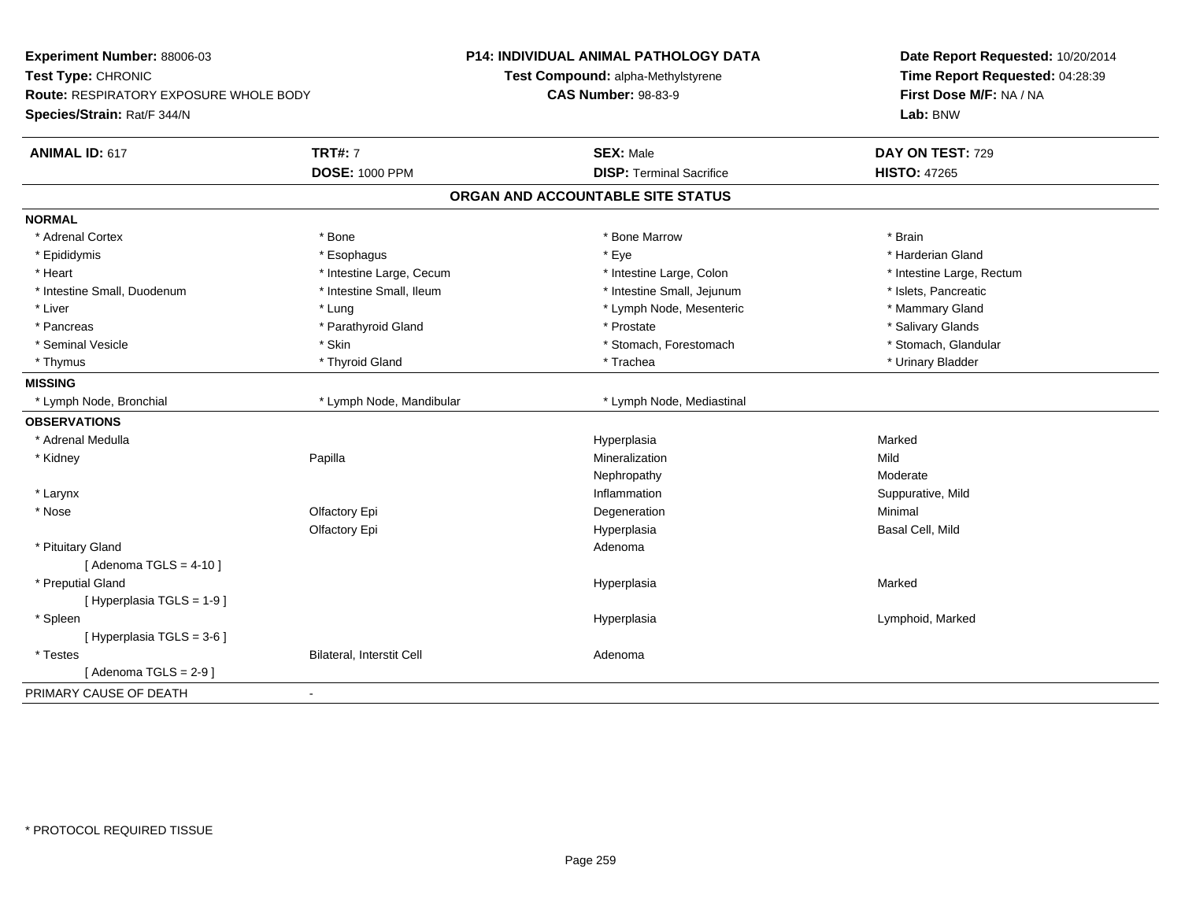**Experiment Number:** 88006-03
**Test Type:** CHRONIC
**Route:** RESPIRATORY EXPOSURE WHOLE BODY
**Species/Strain:** Rat/F 344/N

**P14: INDIVIDUAL ANIMAL PATHOLOGY DATA**
**Test Compound:** alpha-Methylstyrene
**CAS Number:** 98-83-9

**Date Report Requested:** 10/20/2014
**Time Report Requested:** 04:28:39
**First Dose M/F:** NA / NA
**Lab:** BNW

| **ANIMAL ID:** 617 | **TRT#:** 7 | **SEX:** Male | **DAY ON TEST:** 729 |
|---|---|---|---|
| | **DOSE:** 1000 PPM | **DISP:** Terminal Sacrifice | **HISTO:** 47265 |

## ORGAN AND ACCOUNTABLE SITE STATUS

**NORMAL**

| | | | |
|---|---|---|---|
| * Adrenal Cortex | * Bone | * Bone Marrow | * Brain |
| * Epididymis | * Esophagus | * Eye | * Harderian Gland |
| * Heart | * Intestine Large, Cecum | * Intestine Large, Colon | * Intestine Large, Rectum |
| * Intestine Small, Duodenum | * Intestine Small, Ileum | * Intestine Small, Jejunum | * Islets, Pancreatic |
| * Liver | * Lung | * Lymph Node, Mesenteric | * Mammary Gland |
| * Pancreas | * Parathyroid Gland | * Prostate | * Salivary Glands |
| * Seminal Vesicle | * Skin | * Stomach, Forestomach | * Stomach, Glandular |
| * Thymus | * Thyroid Gland | * Trachea | * Urinary Bladder |

**MISSING**

| | | |
|---|---|---|
| * Lymph Node, Bronchial | * Lymph Node, Mandibular | * Lymph Node, Mediastinal |

**OBSERVATIONS**

| | | | |
|---|---|---|---|
| * Adrenal Medulla | | Hyperplasia | Marked |
| * Kidney | Papilla | Mineralization | Mild |
| | | Nephropathy | Moderate |
| * Larynx | | Inflammation | Suppurative, Mild |
| * Nose | Olfactory Epi | Degeneration | Minimal |
| | Olfactory Epi | Hyperplasia | Basal Cell, Mild |
| * Pituitary Gland | | Adenoma | |
| [ Adenoma TGLS = 4-10 ] | | | |
| * Preputial Gland | | Hyperplasia | Marked |
| [ Hyperplasia TGLS = 1-9 ] | | | |
| * Spleen | | Hyperplasia | Lymphoid, Marked |
| [ Hyperplasia TGLS = 3-6 ] | | | |
| * Testes | Bilateral, Interstit Cell | Adenoma | |
| [ Adenoma TGLS = 2-9 ] | | | |

PRIMARY CAUSE OF DEATH -

* PROTOCOL REQUIRED TISSUE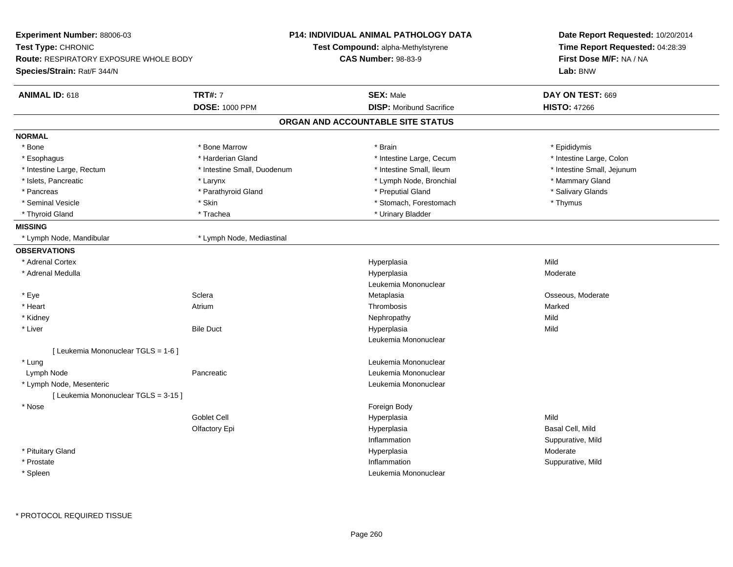**Experiment Number:** 88006-03
**Test Type:** CHRONIC
**Route:** RESPIRATORY EXPOSURE WHOLE BODY
**Species/Strain:** Rat/F 344/N

**P14: INDIVIDUAL ANIMAL PATHOLOGY DATA**
**Test Compound:** alpha-Methylstyrene
**CAS Number:** 98-83-9

**Date Report Requested:** 10/20/2014
**Time Report Requested:** 04:28:39
**First Dose M/F:** NA / NA
**Lab:** BNW

| **ANIMAL ID:** 618 | **TRT#:** 7 | **SEX:** Male | **DAY ON TEST:** 669 |
|---|---|---|---|
| | **DOSE:** 1000 PPM | **DISP:** Moribund Sacrifice | **HISTO:** 47266 |

## ORGAN AND ACCOUNTABLE SITE STATUS

**NORMAL**

| | | | |
|---|---|---|---|
| * Bone | * Bone Marrow | * Brain | * Epididymis |
| * Esophagus | * Harderian Gland | * Intestine Large, Cecum | * Intestine Large, Colon |
| * Intestine Large, Rectum | * Intestine Small, Duodenum | * Intestine Small, Ileum | * Intestine Small, Jejunum |
| * Islets, Pancreatic | * Larynx | * Lymph Node, Bronchial | * Mammary Gland |
| * Pancreas | * Parathyroid Gland | * Preputial Gland | * Salivary Glands |
| * Seminal Vesicle | * Skin | * Stomach, Forestomach | * Thymus |
| * Thyroid Gland | * Trachea | * Urinary Bladder | |

**MISSING**

| | |
|---|---|
| * Lymph Node, Mandibular | * Lymph Node, Mediastinal |

**OBSERVATIONS**

| Organ | Site | Observation | Qualifier |
|---|---|---|---|
| * Adrenal Cortex | | Hyperplasia | Mild |
| * Adrenal Medulla | | Hyperplasia | Moderate |
| | | Leukemia Mononuclear | |
| * Eye | Sclera | Metaplasia | Osseous, Moderate |
| * Heart | Atrium | Thrombosis | Marked |
| * Kidney | | Nephropathy | Mild |
| * Liver | Bile Duct | Hyperplasia | Mild |
| | | Leukemia Mononuclear | |
| [ Leukemia Mononuclear TGLS = 1-6 ] | | | |
| * Lung | | Leukemia Mononuclear | |
| Lymph Node | Pancreatic | Leukemia Mononuclear | |
| * Lymph Node, Mesenteric | | Leukemia Mononuclear | |
| [ Leukemia Mononuclear TGLS = 3-15 ] | | | |
| * Nose | | Foreign Body | |
| | Goblet Cell | Hyperplasia | Mild |
| | Olfactory Epi | Hyperplasia | Basal Cell, Mild |
| | | Inflammation | Suppurative, Mild |
| * Pituitary Gland | | Hyperplasia | Moderate |
| * Prostate | | Inflammation | Suppurative, Mild |
| * Spleen | | Leukemia Mononuclear | |

* PROTOCOL REQUIRED TISSUE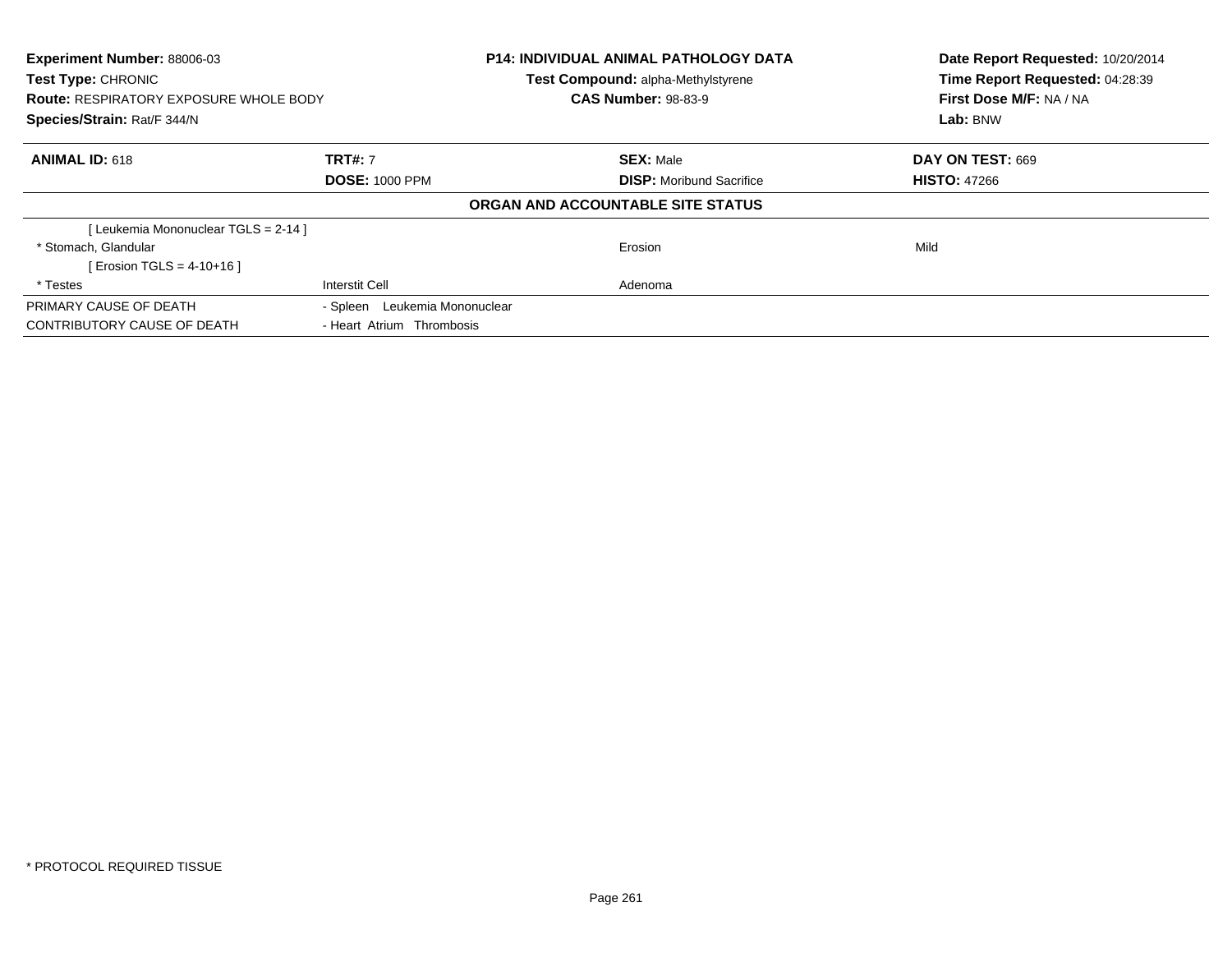**Experiment Number:** 88006-03
**Test Type:** CHRONIC
**Route:** RESPIRATORY EXPOSURE WHOLE BODY
**Species/Strain:** Rat/F 344/N

**P14: INDIVIDUAL ANIMAL PATHOLOGY DATA**
**Test Compound:** alpha-Methylstyrene
**CAS Number:** 98-83-9

**Date Report Requested:** 10/20/2014
**Time Report Requested:** 04:28:39
**First Dose M/F:** NA / NA
**Lab:** BNW

| **ANIMAL ID:** 618 | **TRT#:** 7 | **SEX:** Male | **DAY ON TEST:** 669 |
|---|---|---|---|
| | **DOSE:** 1000 PPM | **DISP:** Moribund Sacrifice | **HISTO:** 47266 |

**ORGAN AND ACCOUNTABLE SITE STATUS**

| | | | |
|---|---|---|---|
| [ Leukemia Mononuclear TGLS = 2-14 ] | | | |
| * Stomach, Glandular | | Erosion | Mild |
| [ Erosion TGLS = 4-10+16 ] | | | |
| * Testes | Interstit Cell | Adenoma | |
| PRIMARY CAUSE OF DEATH | - Spleen Leukemia Mononuclear | | |
| CONTRIBUTORY CAUSE OF DEATH | - Heart Atrium Thrombosis | | |

* PROTOCOL REQUIRED TISSUE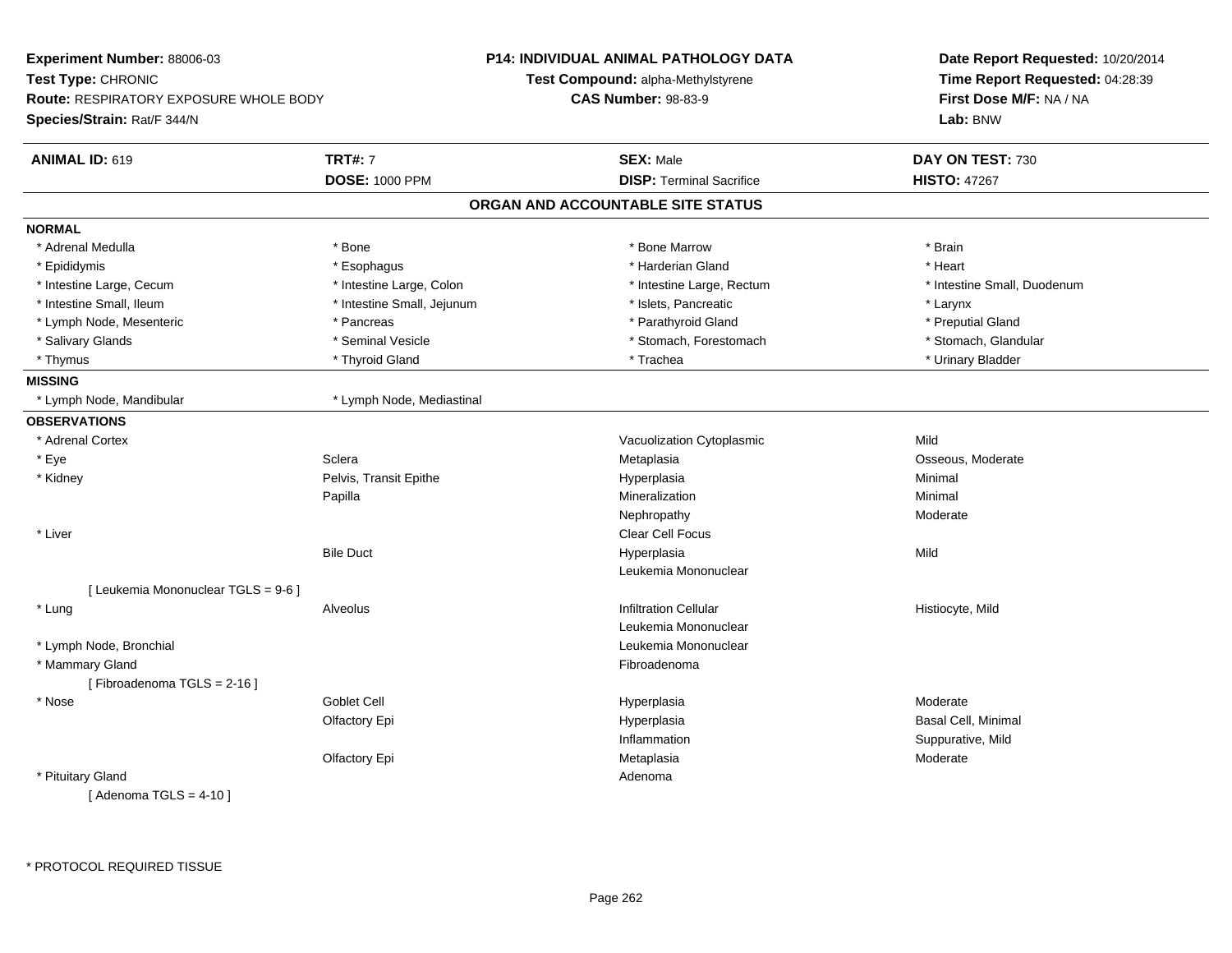**Experiment Number:** 88006-03
**Test Type:** CHRONIC
**Route:** RESPIRATORY EXPOSURE WHOLE BODY
**Species/Strain:** Rat/F 344/N

**P14: INDIVIDUAL ANIMAL PATHOLOGY DATA**
**Test Compound:** alpha-Methylstyrene
**CAS Number:** 98-83-9

**Date Report Requested:** 10/20/2014
**Time Report Requested:** 04:28:39
**First Dose M/F:** NA / NA
**Lab:** BNW

| **ANIMAL ID:** 619 | **TRT#:** 7 | **SEX:** Male | **DAY ON TEST:** 730 |
|---|---|---|---|
| | **DOSE:** 1000 PPM | **DISP:** Terminal Sacrifice | **HISTO:** 47267 |

## ORGAN AND ACCOUNTABLE SITE STATUS

**NORMAL**

| | | | |
|---|---|---|---|
| * Adrenal Medulla | * Bone | * Bone Marrow | * Brain |
| * Epididymis | * Esophagus | * Harderian Gland | * Heart |
| * Intestine Large, Cecum | * Intestine Large, Colon | * Intestine Large, Rectum | * Intestine Small, Duodenum |
| * Intestine Small, Ileum | * Intestine Small, Jejunum | * Islets, Pancreatic | * Larynx |
| * Lymph Node, Mesenteric | * Pancreas | * Parathyroid Gland | * Preputial Gland |
| * Salivary Glands | * Seminal Vesicle | * Stomach, Forestomach | * Stomach, Glandular |
| * Thymus | * Thyroid Gland | * Trachea | * Urinary Bladder |

**MISSING**

| | |
|---|---|
| * Lymph Node, Mandibular | * Lymph Node, Mediastinal |

**OBSERVATIONS**

| | | | |
|---|---|---|---|
| * Adrenal Cortex | | Vacuolization Cytoplasmic | Mild |
| * Eye | Sclera | Metaplasia | Osseous, Moderate |
| * Kidney | Pelvis, Transit Epithe | Hyperplasia | Minimal |
| | Papilla | Mineralization | Minimal |
| | | Nephropathy | Moderate |
| * Liver | | Clear Cell Focus | |
| | Bile Duct | Hyperplasia | Mild |
| | | Leukemia Mononuclear | |
| [ Leukemia Mononuclear TGLS = 9-6 ] | | | |
| * Lung | Alveolus | Infiltration Cellular | Histiocyte, Mild |
| | | Leukemia Mononuclear | |
| * Lymph Node, Bronchial | | Leukemia Mononuclear | |
| * Mammary Gland | | Fibroadenoma | |
| [ Fibroadenoma TGLS = 2-16 ] | | | |
| * Nose | Goblet Cell | Hyperplasia | Moderate |
| | Olfactory Epi | Hyperplasia | Basal Cell, Minimal |
| | | Inflammation | Suppurative, Mild |
| | Olfactory Epi | Metaplasia | Moderate |
| * Pituitary Gland | | Adenoma | |
| [ Adenoma TGLS = 4-10 ] | | | |

\* PROTOCOL REQUIRED TISSUE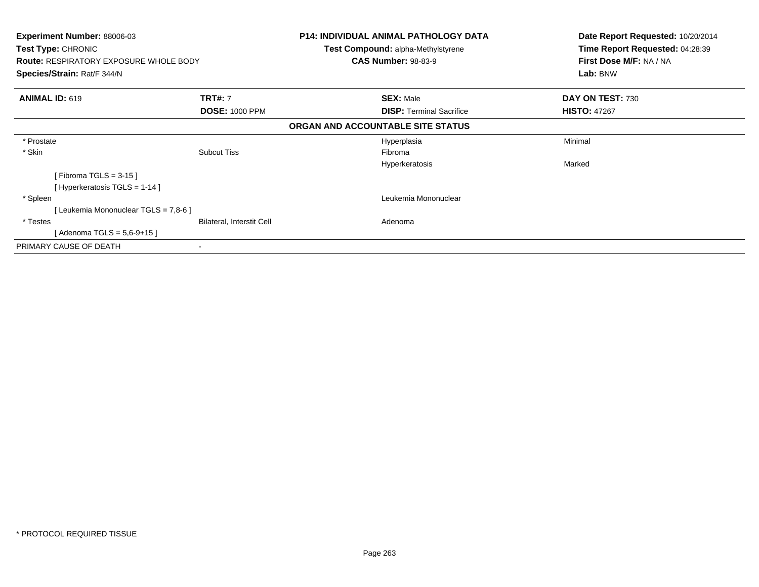**Experiment Number:** 88006-03
**Test Type:** CHRONIC
**Route:** RESPIRATORY EXPOSURE WHOLE BODY
**Species/Strain:** Rat/F 344/N

**P14: INDIVIDUAL ANIMAL PATHOLOGY DATA**
**Test Compound:** alpha-Methylstyrene
**CAS Number:** 98-83-9

**Date Report Requested:** 10/20/2014
**Time Report Requested:** 04:28:39
**First Dose M/F:** NA / NA
**Lab:** BNW

| **ANIMAL ID:** 619 | **TRT#:** 7 | **SEX:** Male | **DAY ON TEST:** 730 |
|---|---|---|---|
| | **DOSE:** 1000 PPM | **DISP:** Terminal Sacrifice | **HISTO:** 47267 |

**ORGAN AND ACCOUNTABLE SITE STATUS**

| | | | |
|---|---|---|---|
| * Prostate | | Hyperplasia | Minimal |
| * Skin | Subcut Tiss | Fibroma | |
| | | Hyperkeratosis | Marked |
| [ Fibroma TGLS = 3-15 ] | | | |
| [ Hyperkeratosis TGLS = 1-14 ] | | | |
| * Spleen | | Leukemia Mononuclear | |
| [ Leukemia Mononuclear TGLS = 7,8-6 ] | | | |
| * Testes | Bilateral, Interstit Cell | Adenoma | |
| [ Adenoma TGLS = 5,6-9+15 ] | | | |
| PRIMARY CAUSE OF DEATH | - | | |

* PROTOCOL REQUIRED TISSUE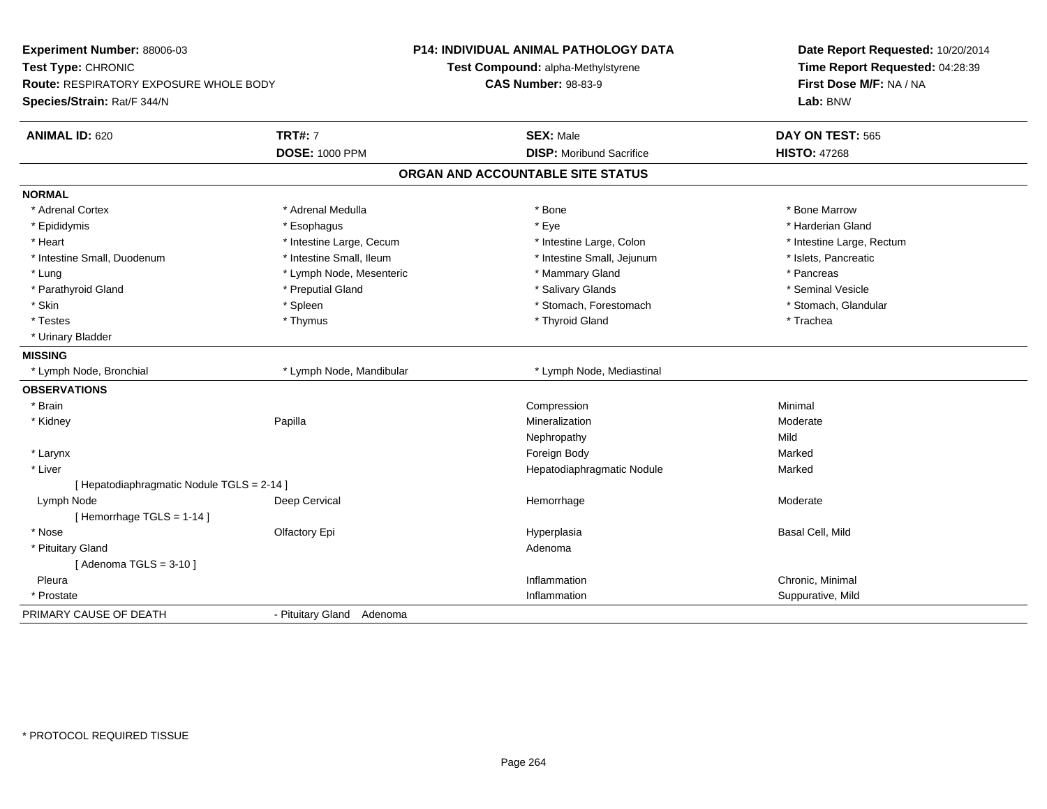**Experiment Number:** 88006-03
**Test Type:** CHRONIC
**Route:** RESPIRATORY EXPOSURE WHOLE BODY
**Species/Strain:** Rat/F 344/N

**P14: INDIVIDUAL ANIMAL PATHOLOGY DATA**
**Test Compound:** alpha-Methylstyrene
**CAS Number:** 98-83-9

**Date Report Requested:** 10/20/2014
**Time Report Requested:** 04:28:39
**First Dose M/F:** NA / NA
**Lab:** BNW

| **ANIMAL ID:** 620 | **TRT#:** 7 | **SEX:** Male | **DAY ON TEST:** 565 |
|---|---|---|---|
| | **DOSE:** 1000 PPM | **DISP:** Moribund Sacrifice | **HISTO:** 47268 |

## ORGAN AND ACCOUNTABLE SITE STATUS

**NORMAL**

| | | | |
|---|---|---|---|
| * Adrenal Cortex | * Adrenal Medulla | * Bone | * Bone Marrow |
| * Epididymis | * Esophagus | * Eye | * Harderian Gland |
| * Heart | * Intestine Large, Cecum | * Intestine Large, Colon | * Intestine Large, Rectum |
| * Intestine Small, Duodenum | * Intestine Small, Ileum | * Intestine Small, Jejunum | * Islets, Pancreatic |
| * Lung | * Lymph Node, Mesenteric | * Mammary Gland | * Pancreas |
| * Parathyroid Gland | * Preputial Gland | * Salivary Glands | * Seminal Vesicle |
| * Skin | * Spleen | * Stomach, Forestomach | * Stomach, Glandular |
| * Testes | * Thymus | * Thyroid Gland | * Trachea |
| * Urinary Bladder | | | |

**MISSING**

| | | |
|---|---|---|
| * Lymph Node, Bronchial | * Lymph Node, Mandibular | * Lymph Node, Mediastinal |

**OBSERVATIONS**

| | | | |
|---|---|---|---|
| * Brain | | Compression | Minimal |
| * Kidney | Papilla | Mineralization | Moderate |
| | | Nephropathy | Mild |
| * Larynx | | Foreign Body | Marked |
| * Liver | | Hepatodiaphragmatic Nodule | Marked |
| [ Hepatodiaphragmatic Nodule TGLS = 2-14 ] | | | |
| Lymph Node | Deep Cervical | Hemorrhage | Moderate |
| [ Hemorrhage TGLS = 1-14 ] | | | |
| * Nose | Olfactory Epi | Hyperplasia | Basal Cell, Mild |
| * Pituitary Gland | | Adenoma | |
| [ Adenoma TGLS = 3-10 ] | | | |
| Pleura | | Inflammation | Chronic, Minimal |
| * Prostate | | Inflammation | Suppurative, Mild |

PRIMARY CAUSE OF DEATH - Pituitary Gland Adenoma

* PROTOCOL REQUIRED TISSUE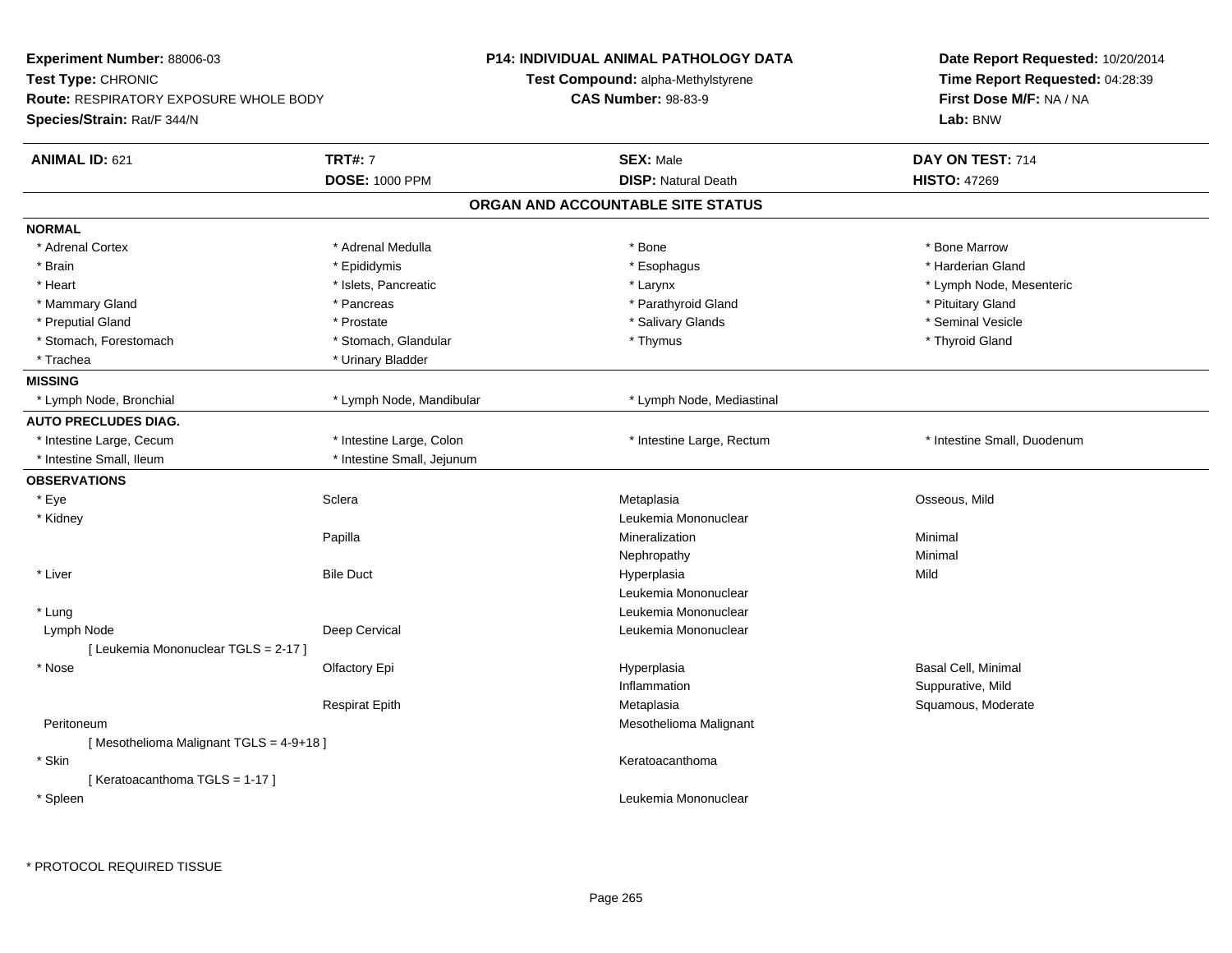**Experiment Number:** 88006-03
**Test Type:** CHRONIC
**Route:** RESPIRATORY EXPOSURE WHOLE BODY
**Species/Strain:** Rat/F 344/N

**P14: INDIVIDUAL ANIMAL PATHOLOGY DATA**
**Test Compound:** alpha-Methylstyrene
**CAS Number:** 98-83-9

**Date Report Requested:** 10/20/2014
**Time Report Requested:** 04:28:39
**First Dose M/F:** NA / NA
**Lab:** BNW

| **ANIMAL ID:** 621 | **TRT#:** 7 | **SEX:** Male | **DAY ON TEST:** 714 |
|---|---|---|---|
| | **DOSE:** 1000 PPM | **DISP:** Natural Death | **HISTO:** 47269 |

## ORGAN AND ACCOUNTABLE SITE STATUS

**NORMAL**

| | | | |
|---|---|---|---|
| * Adrenal Cortex | * Adrenal Medulla | * Bone | * Bone Marrow |
| * Brain | * Epididymis | * Esophagus | * Harderian Gland |
| * Heart | * Islets, Pancreatic | * Larynx | * Lymph Node, Mesenteric |
| * Mammary Gland | * Pancreas | * Parathyroid Gland | * Pituitary Gland |
| * Preputial Gland | * Prostate | * Salivary Glands | * Seminal Vesicle |
| * Stomach, Forestomach | * Stomach, Glandular | * Thymus | * Thyroid Gland |
| * Trachea | * Urinary Bladder | | |

**MISSING**

| | | | |
|---|---|---|---|
| * Lymph Node, Bronchial | * Lymph Node, Mandibular | * Lymph Node, Mediastinal | |

**AUTO PRECLUDES DIAG.**

| | | | |
|---|---|---|---|
| * Intestine Large, Cecum | * Intestine Large, Colon | * Intestine Large, Rectum | * Intestine Small, Duodenum |
| * Intestine Small, Ileum | * Intestine Small, Jejunum | | |

**OBSERVATIONS**

| | | | |
|---|---|---|---|
| * Eye | Sclera | Metaplasia | Osseous, Mild |
| * Kidney | | Leukemia Mononuclear | |
| | Papilla | Mineralization | Minimal |
| | | Nephropathy | Minimal |
| * Liver | Bile Duct | Hyperplasia | Mild |
| | | Leukemia Mononuclear | |
| * Lung | | Leukemia Mononuclear | |
| Lymph Node | Deep Cervical | Leukemia Mononuclear | |
| [ Leukemia Mononuclear TGLS = 2-17 ] | | | |
| * Nose | Olfactory Epi | Hyperplasia | Basal Cell, Minimal |
| | | Inflammation | Suppurative, Mild |
| | Respirat Epith | Metaplasia | Squamous, Moderate |
| Peritoneum | | Mesothelioma Malignant | |
| [ Mesothelioma Malignant TGLS = 4-9+18 ] | | | |
| * Skin | | Keratoacanthoma | |
| [ Keratoacanthoma TGLS = 1-17 ] | | | |
| * Spleen | | Leukemia Mononuclear | |

* PROTOCOL REQUIRED TISSUE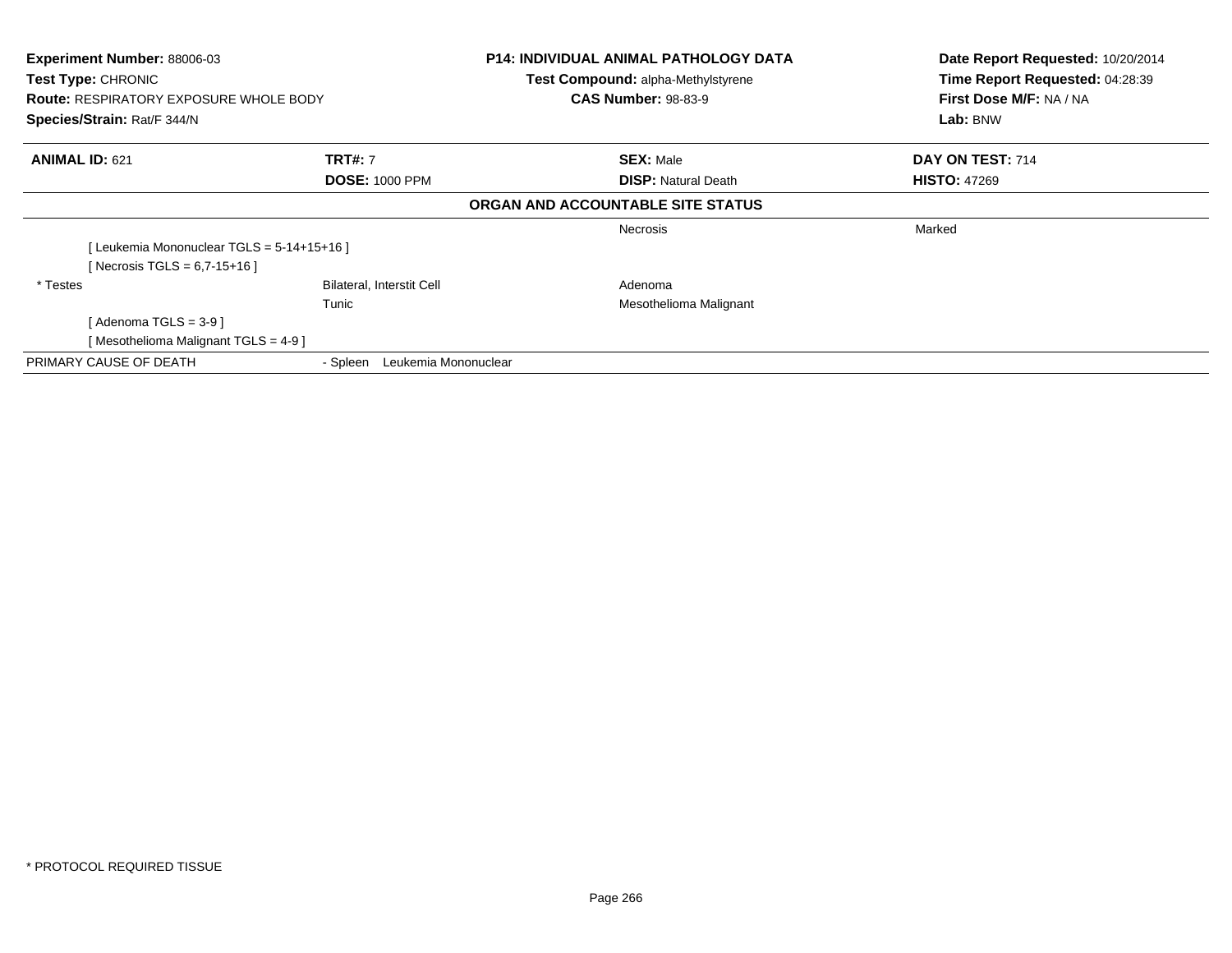**Experiment Number:** 88006-03
**Test Type:** CHRONIC
**Route:** RESPIRATORY EXPOSURE WHOLE BODY
**Species/Strain:** Rat/F 344/N

**P14: INDIVIDUAL ANIMAL PATHOLOGY DATA**
**Test Compound:** alpha-Methylstyrene
**CAS Number:** 98-83-9

**Date Report Requested:** 10/20/2014
**Time Report Requested:** 04:28:39
**First Dose M/F:** NA / NA
**Lab:** BNW

| **ANIMAL ID:** 621 | **TRT#:** 7 | **SEX:** Male | **DAY ON TEST:** 714 |
|---|---|---|---|
| | **DOSE:** 1000 PPM | **DISP:** Natural Death | **HISTO:** 47269 |

**ORGAN AND ACCOUNTABLE SITE STATUS**

| | | | |
|---|---|---|---|
| | | Necrosis | Marked |
| [ Leukemia Mononuclear TGLS = 5-14+15+16 ] | | | |
| [ Necrosis TGLS = 6,7-15+16 ] | | | |
| * Testes | Bilateral, Interstit Cell | Adenoma | |
| | Tunic | Mesothelioma Malignant | |
| [ Adenoma TGLS = 3-9 ] | | | |
| [ Mesothelioma Malignant TGLS = 4-9 ] | | | |
| PRIMARY CAUSE OF DEATH | - Spleen Leukemia Mononuclear | | |

* PROTOCOL REQUIRED TISSUE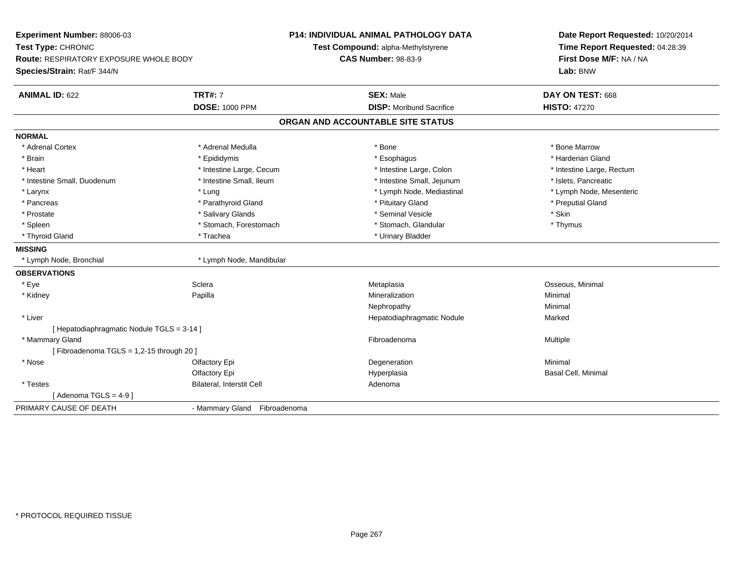**Experiment Number:** 88006-03
**Test Type:** CHRONIC
**Route:** RESPIRATORY EXPOSURE WHOLE BODY
**Species/Strain:** Rat/F 344/N

**P14: INDIVIDUAL ANIMAL PATHOLOGY DATA**
**Test Compound:** alpha-Methylstyrene
**CAS Number:** 98-83-9

**Date Report Requested:** 10/20/2014
**Time Report Requested:** 04:28:39
**First Dose M/F:** NA / NA
**Lab:** BNW

| **ANIMAL ID:** 622 | **TRT#:** 7 | **SEX:** Male | **DAY ON TEST:** 668 |
|---|---|---|---|
| | **DOSE:** 1000 PPM | **DISP:** Moribund Sacrifice | **HISTO:** 47270 |

## ORGAN AND ACCOUNTABLE SITE STATUS

**NORMAL**

| | | | |
|---|---|---|---|
| * Adrenal Cortex | * Adrenal Medulla | * Bone | * Bone Marrow |
| * Brain | * Epididymis | * Esophagus | * Harderian Gland |
| * Heart | * Intestine Large, Cecum | * Intestine Large, Colon | * Intestine Large, Rectum |
| * Intestine Small, Duodenum | * Intestine Small, Ileum | * Intestine Small, Jejunum | * Islets, Pancreatic |
| * Larynx | * Lung | * Lymph Node, Mediastinal | * Lymph Node, Mesenteric |
| * Pancreas | * Parathyroid Gland | * Pituitary Gland | * Preputial Gland |
| * Prostate | * Salivary Glands | * Seminal Vesicle | * Skin |
| * Spleen | * Stomach, Forestomach | * Stomach, Glandular | * Thymus |
| * Thyroid Gland | * Trachea | * Urinary Bladder | |

**MISSING**

| | |
|---|---|
| * Lymph Node, Bronchial | * Lymph Node, Mandibular |

**OBSERVATIONS**

| | | | |
|---|---|---|---|
| * Eye | Sclera | Metaplasia | Osseous, Minimal |
| * Kidney | Papilla | Mineralization | Minimal |
| | | Nephropathy | Minimal |
| * Liver | | Hepatodiaphragmatic Nodule | Marked |
| [ Hepatodiaphragmatic Nodule TGLS = 3-14 ] | | | |
| * Mammary Gland | | Fibroadenoma | Multiple |
| [ Fibroadenoma TGLS = 1,2-15 through 20 ] | | | |
| * Nose | Olfactory Epi | Degeneration | Minimal |
| | Olfactory Epi | Hyperplasia | Basal Cell, Minimal |
| * Testes | Bilateral, Interstit Cell | Adenoma | |
| [ Adenoma TGLS = 4-9 ] | | | |

PRIMARY CAUSE OF DEATH - Mammary Gland Fibroadenoma

* PROTOCOL REQUIRED TISSUE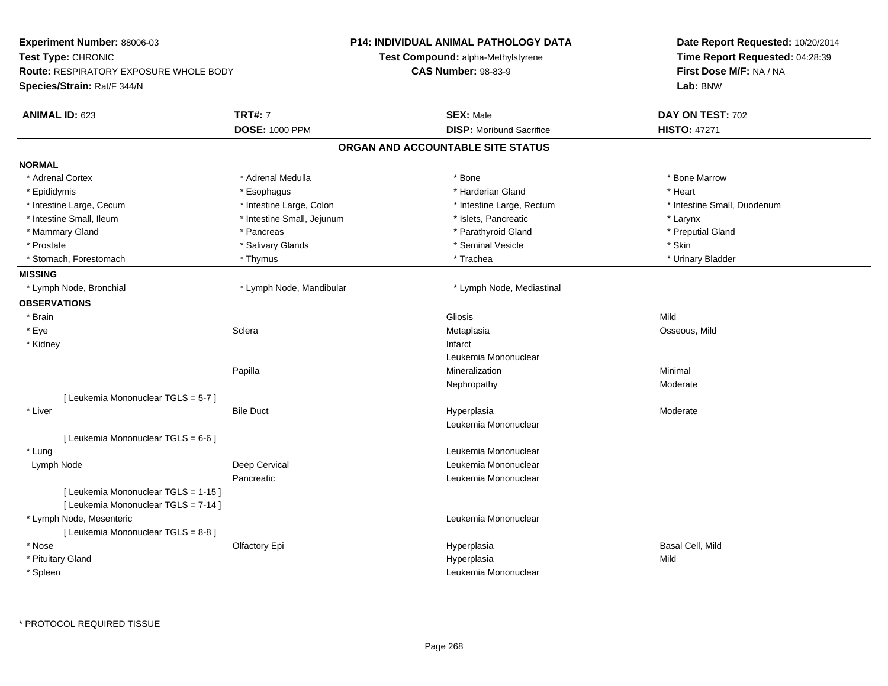**Experiment Number:** 88006-03
**Test Type:** CHRONIC
**Route:** RESPIRATORY EXPOSURE WHOLE BODY
**Species/Strain:** Rat/F 344/N

**P14: INDIVIDUAL ANIMAL PATHOLOGY DATA**
**Test Compound:** alpha-Methylstyrene
**CAS Number:** 98-83-9

**Date Report Requested:** 10/20/2014
**Time Report Requested:** 04:28:39
**First Dose M/F:** NA / NA
**Lab:** BNW

| **ANIMAL ID:** 623 | **TRT#:** 7 | **SEX:** Male | **DAY ON TEST:** 702 |
|---|---|---|---|
| | **DOSE:** 1000 PPM | **DISP:** Moribund Sacrifice | **HISTO:** 47271 |

## ORGAN AND ACCOUNTABLE SITE STATUS

**NORMAL**

| | | | |
|---|---|---|---|
| * Adrenal Cortex | * Adrenal Medulla | * Bone | * Bone Marrow |
| * Epididymis | * Esophagus | * Harderian Gland | * Heart |
| * Intestine Large, Cecum | * Intestine Large, Colon | * Intestine Large, Rectum | * Intestine Small, Duodenum |
| * Intestine Small, Ileum | * Intestine Small, Jejunum | * Islets, Pancreatic | * Larynx |
| * Mammary Gland | * Pancreas | * Parathyroid Gland | * Preputial Gland |
| * Prostate | * Salivary Glands | * Seminal Vesicle | * Skin |
| * Stomach, Forestomach | * Thymus | * Trachea | * Urinary Bladder |

**MISSING**

| | | |
|---|---|---|
| * Lymph Node, Bronchial | * Lymph Node, Mandibular | * Lymph Node, Mediastinal |

**OBSERVATIONS**

| | | | |
|---|---|---|---|
| * Brain | | Gliosis | Mild |
| * Eye | Sclera | Metaplasia | Osseous, Mild |
| * Kidney | | Infarct | |
| | | Leukemia Mononuclear | |
| | Papilla | Mineralization | Minimal |
| | | Nephropathy | Moderate |
| [ Leukemia Mononuclear TGLS = 5-7 ] | | | |
| * Liver | Bile Duct | Hyperplasia | Moderate |
| | | Leukemia Mononuclear | |
| [ Leukemia Mononuclear TGLS = 6-6 ] | | | |
| * Lung | | Leukemia Mononuclear | |
| Lymph Node | Deep Cervical | Leukemia Mononuclear | |
| | Pancreatic | Leukemia Mononuclear | |
| [ Leukemia Mononuclear TGLS = 1-15 ] | | | |
| [ Leukemia Mononuclear TGLS = 7-14 ] | | | |
| * Lymph Node, Mesenteric | | Leukemia Mononuclear | |
| [ Leukemia Mononuclear TGLS = 8-8 ] | | | |
| * Nose | Olfactory Epi | Hyperplasia | Basal Cell, Mild |
| * Pituitary Gland | | Hyperplasia | Mild |
| * Spleen | | Leukemia Mononuclear | |

* PROTOCOL REQUIRED TISSUE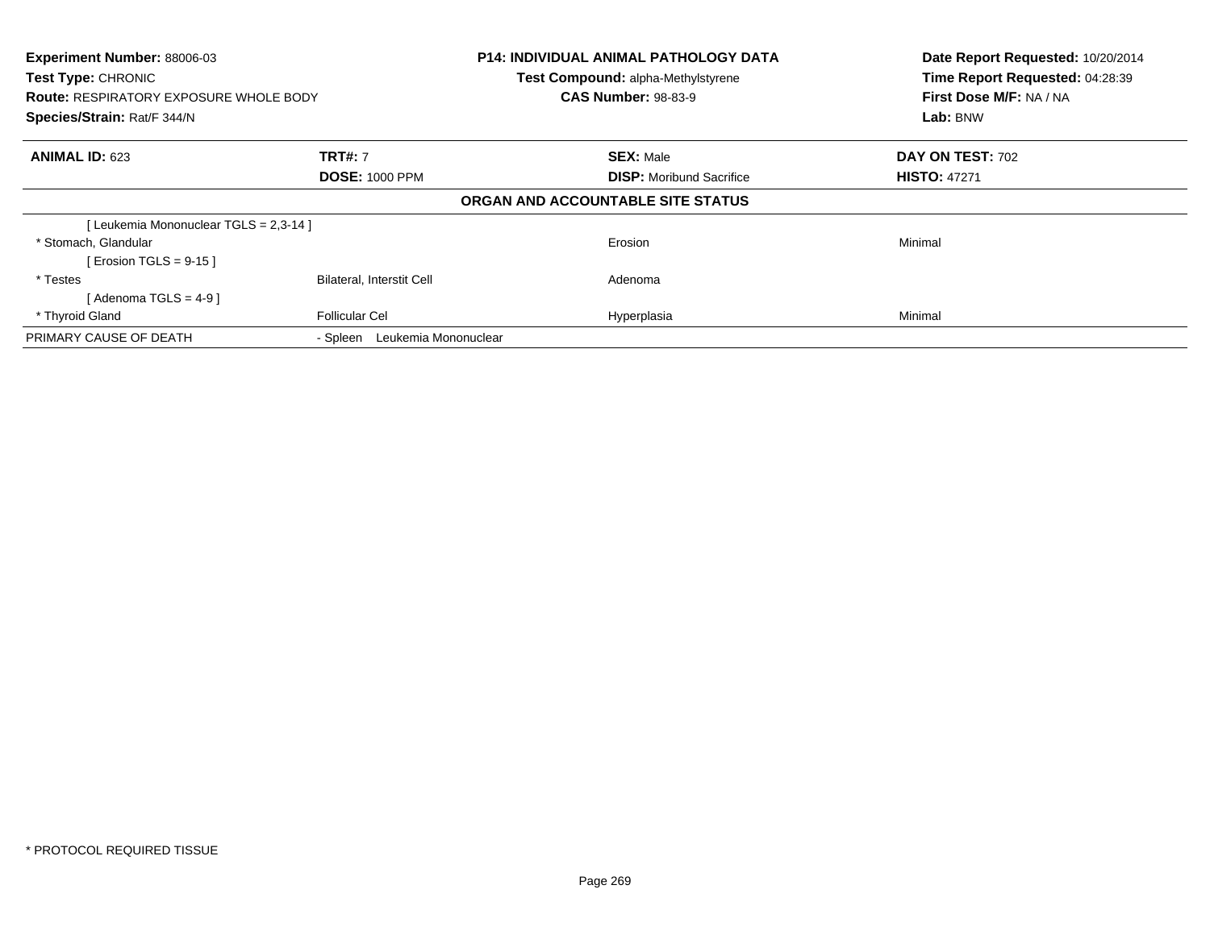**Experiment Number:** 88006-03
**Test Type:** CHRONIC
**Route:** RESPIRATORY EXPOSURE WHOLE BODY
**Species/Strain:** Rat/F 344/N

**P14: INDIVIDUAL ANIMAL PATHOLOGY DATA**
**Test Compound:** alpha-Methylstyrene
**CAS Number:** 98-83-9

**Date Report Requested:** 10/20/2014
**Time Report Requested:** 04:28:39
**First Dose M/F:** NA / NA
**Lab:** BNW

| **ANIMAL ID:** 623 | **TRT#:** 7 | **SEX:** Male | **DAY ON TEST:** 702 |
|---|---|---|---|
| | **DOSE:** 1000 PPM | **DISP:** Moribund Sacrifice | **HISTO:** 47271 |

**ORGAN AND ACCOUNTABLE SITE STATUS**

| | | | |
|---|---|---|---|
| [ Leukemia Mononuclear TGLS = 2,3-14 ] | | | |
| * Stomach, Glandular | | Erosion | Minimal |
| [ Erosion TGLS = 9-15 ] | | | |
| * Testes | Bilateral, Interstit Cell | Adenoma | |
| [ Adenoma TGLS = 4-9 ] | | | |
| * Thyroid Gland | Follicular Cel | Hyperplasia | Minimal |
| PRIMARY CAUSE OF DEATH | - Spleen Leukemia Mononuclear | | |

* PROTOCOL REQUIRED TISSUE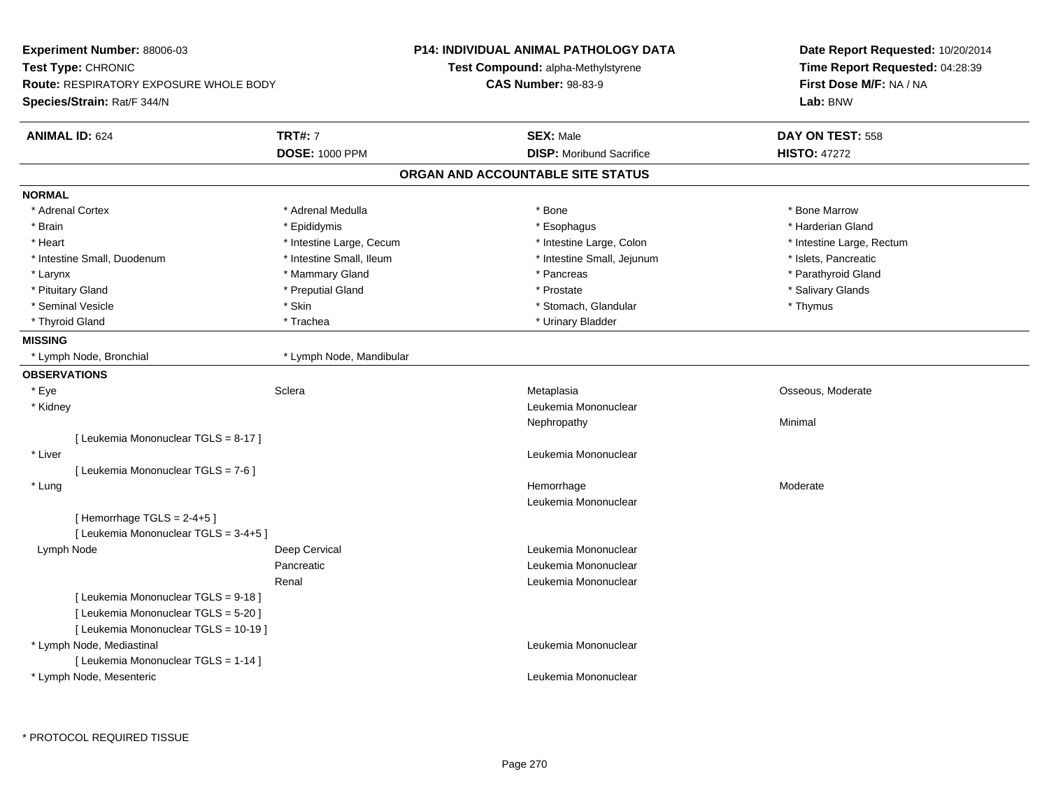**Experiment Number:** 88006-03
**Test Type:** CHRONIC
**Route:** RESPIRATORY EXPOSURE WHOLE BODY
**Species/Strain:** Rat/F 344/N

**P14: INDIVIDUAL ANIMAL PATHOLOGY DATA**
**Test Compound:** alpha-Methylstyrene
**CAS Number:** 98-83-9

**Date Report Requested:** 10/20/2014
**Time Report Requested:** 04:28:39
**First Dose M/F:** NA / NA
**Lab:** BNW

| **ANIMAL ID:** 624 | **TRT#:** 7 | **SEX:** Male | **DAY ON TEST:** 558 |
|---|---|---|---|
| | **DOSE:** 1000 PPM | **DISP:** Moribund Sacrifice | **HISTO:** 47272 |

## ORGAN AND ACCOUNTABLE SITE STATUS

**NORMAL**

| | | | |
|---|---|---|---|
| * Adrenal Cortex | * Adrenal Medulla | * Bone | * Bone Marrow |
| * Brain | * Epididymis | * Esophagus | * Harderian Gland |
| * Heart | * Intestine Large, Cecum | * Intestine Large, Colon | * Intestine Large, Rectum |
| * Intestine Small, Duodenum | * Intestine Small, Ileum | * Intestine Small, Jejunum | * Islets, Pancreatic |
| * Larynx | * Mammary Gland | * Pancreas | * Parathyroid Gland |
| * Pituitary Gland | * Preputial Gland | * Prostate | * Salivary Glands |
| * Seminal Vesicle | * Skin | * Stomach, Glandular | * Thymus |
| * Thyroid Gland | * Trachea | * Urinary Bladder | |

**MISSING**

| | |
|---|---|
| * Lymph Node, Bronchial | * Lymph Node, Mandibular |

**OBSERVATIONS**

| | | | |
|---|---|---|---|
| * Eye | Sclera | Metaplasia | Osseous, Moderate |
| * Kidney | | Leukemia Mononuclear | |
| | | Nephropathy | Minimal |
| [ Leukemia Mononuclear TGLS = 8-17 ] | | | |
| * Liver | | Leukemia Mononuclear | |
| [ Leukemia Mononuclear TGLS = 7-6 ] | | | |
| * Lung | | Hemorrhage | Moderate |
| | | Leukemia Mononuclear | |
| [ Hemorrhage TGLS = 2-4+5 ] | | | |
| [ Leukemia Mononuclear TGLS = 3-4+5 ] | | | |
| Lymph Node | Deep Cervical | Leukemia Mononuclear | |
| | Pancreatic | Leukemia Mononuclear | |
| | Renal | Leukemia Mononuclear | |
| [ Leukemia Mononuclear TGLS = 9-18 ] | | | |
| [ Leukemia Mononuclear TGLS = 5-20 ] | | | |
| [ Leukemia Mononuclear TGLS = 10-19 ] | | | |
| * Lymph Node, Mediastinal | | Leukemia Mononuclear | |
| [ Leukemia Mononuclear TGLS = 1-14 ] | | | |
| * Lymph Node, Mesenteric | | Leukemia Mononuclear | |

* PROTOCOL REQUIRED TISSUE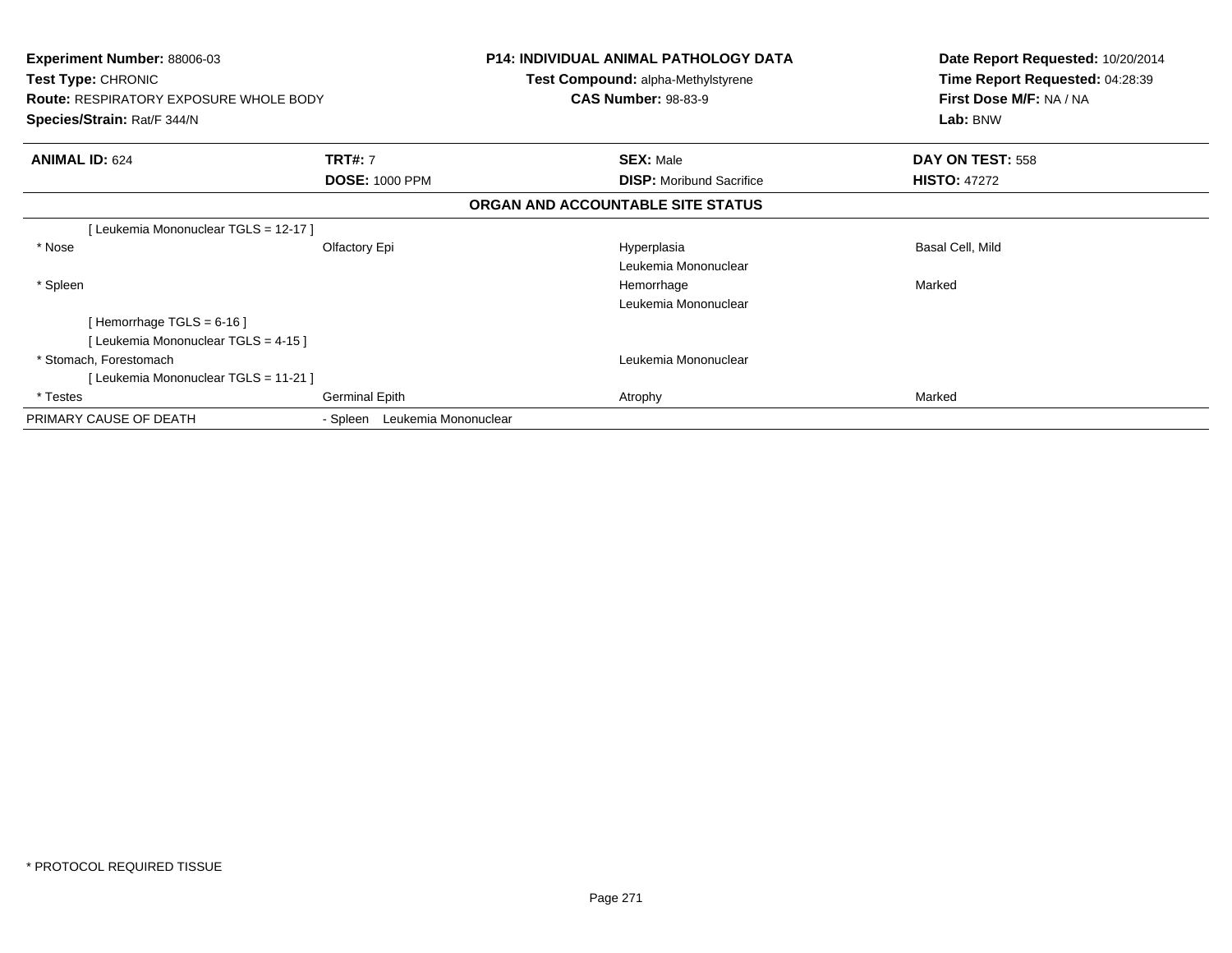**Experiment Number:** 88006-03
**Test Type:** CHRONIC
**Route:** RESPIRATORY EXPOSURE WHOLE BODY
**Species/Strain:** Rat/F 344/N

**P14: INDIVIDUAL ANIMAL PATHOLOGY DATA**
**Test Compound:** alpha-Methylstyrene
**CAS Number:** 98-83-9

**Date Report Requested:** 10/20/2014
**Time Report Requested:** 04:28:39
**First Dose M/F:** NA / NA
**Lab:** BNW

| **ANIMAL ID:** 624 | **TRT#:** 7 | **SEX:** Male | **DAY ON TEST:** 558 |
|---|---|---|---|
| | **DOSE:** 1000 PPM | **DISP:** Moribund Sacrifice | **HISTO:** 47272 |

**ORGAN AND ACCOUNTABLE SITE STATUS**

| | | | |
|---|---|---|---|
| [ Leukemia Mononuclear TGLS = 12-17 ] | | | |
| * Nose | Olfactory Epi | Hyperplasia | Basal Cell, Mild |
| | | Leukemia Mononuclear | |
| * Spleen | | Hemorrhage | Marked |
| | | Leukemia Mononuclear | |
| [ Hemorrhage TGLS = 6-16 ] | | | |
| [ Leukemia Mononuclear TGLS = 4-15 ] | | | |
| * Stomach, Forestomach | | Leukemia Mononuclear | |
| [ Leukemia Mononuclear TGLS = 11-21 ] | | | |
| * Testes | Germinal Epith | Atrophy | Marked |
| PRIMARY CAUSE OF DEATH | - Spleen Leukemia Mononuclear | | |

* PROTOCOL REQUIRED TISSUE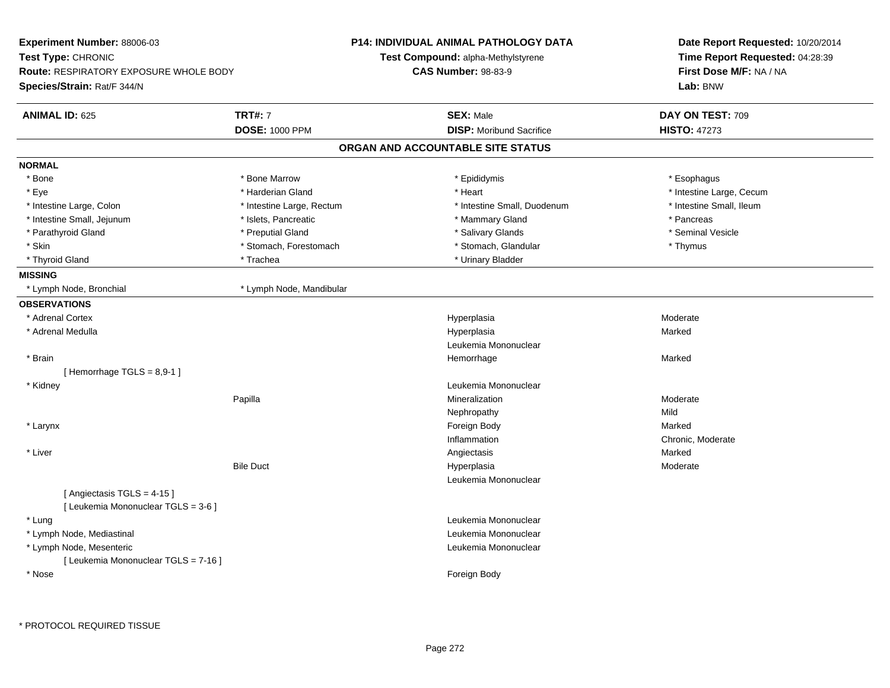**Experiment Number:** 88006-03
**Test Type:** CHRONIC
**Route:** RESPIRATORY EXPOSURE WHOLE BODY
**Species/Strain:** Rat/F 344/N

**P14: INDIVIDUAL ANIMAL PATHOLOGY DATA**
**Test Compound:** alpha-Methylstyrene
**CAS Number:** 98-83-9

**Date Report Requested:** 10/20/2014
**Time Report Requested:** 04:28:39
**First Dose M/F:** NA / NA
**Lab:** BNW

| **ANIMAL ID:** 625 | **TRT#:** 7 | **SEX:** Male | **DAY ON TEST:** 709 |
|---|---|---|---|
| | **DOSE:** 1000 PPM | **DISP:** Moribund Sacrifice | **HISTO:** 47273 |

## ORGAN AND ACCOUNTABLE SITE STATUS

**NORMAL**

| | | | |
|---|---|---|---|
| * Bone | * Bone Marrow | * Epididymis | * Esophagus |
| * Eye | * Harderian Gland | * Heart | * Intestine Large, Cecum |
| * Intestine Large, Colon | * Intestine Large, Rectum | * Intestine Small, Duodenum | * Intestine Small, Ileum |
| * Intestine Small, Jejunum | * Islets, Pancreatic | * Mammary Gland | * Pancreas |
| * Parathyroid Gland | * Preputial Gland | * Salivary Glands | * Seminal Vesicle |
| * Skin | * Stomach, Forestomach | * Stomach, Glandular | * Thymus |
| * Thyroid Gland | * Trachea | * Urinary Bladder | |

**MISSING**

| | |
|---|---|
| * Lymph Node, Bronchial | * Lymph Node, Mandibular |

**OBSERVATIONS**

| Organ | Site | Observation | Severity |
|---|---|---|---|
| * Adrenal Cortex | | Hyperplasia | Moderate |
| * Adrenal Medulla | | Hyperplasia | Marked |
| | | Leukemia Mononuclear | |
| * Brain | | Hemorrhage | Marked |
| [ Hemorrhage TGLS = 8,9-1 ] | | | |
| * Kidney | | Leukemia Mononuclear | |
| | Papilla | Mineralization | Moderate |
| | | Nephropathy | Mild |
| * Larynx | | Foreign Body | Marked |
| | | Inflammation | Chronic, Moderate |
| * Liver | | Angiectasis | Marked |
| | Bile Duct | Hyperplasia | Moderate |
| | | Leukemia Mononuclear | |
| [ Angiectasis TGLS = 4-15 ] | | | |
| [ Leukemia Mononuclear TGLS = 3-6 ] | | | |
| * Lung | | Leukemia Mononuclear | |
| * Lymph Node, Mediastinal | | Leukemia Mononuclear | |
| * Lymph Node, Mesenteric | | Leukemia Mononuclear | |
| [ Leukemia Mononuclear TGLS = 7-16 ] | | | |
| * Nose | | Foreign Body | |

* PROTOCOL REQUIRED TISSUE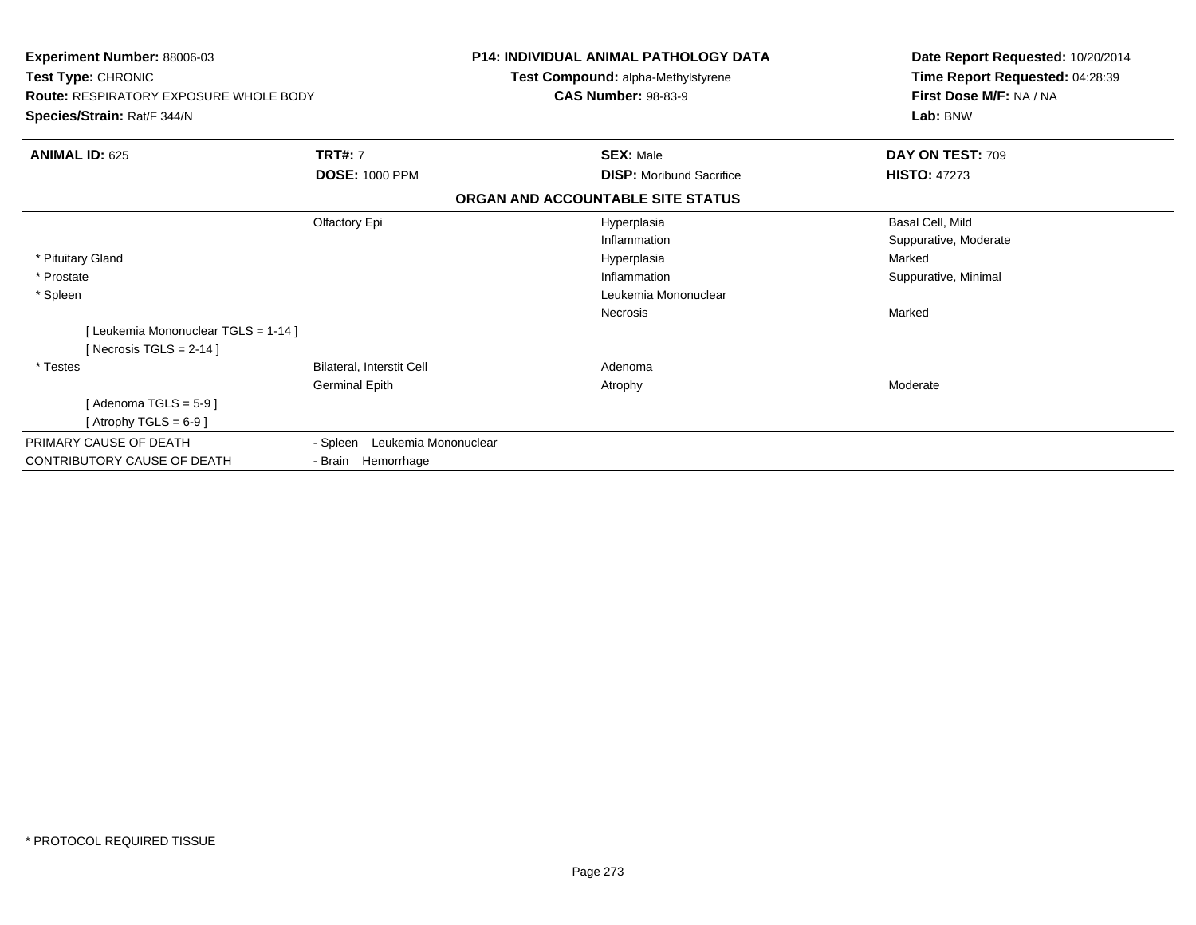**Experiment Number:** 88006-03
**Test Type:** CHRONIC
**Route:** RESPIRATORY EXPOSURE WHOLE BODY
**Species/Strain:** Rat/F 344/N

**P14: INDIVIDUAL ANIMAL PATHOLOGY DATA**
**Test Compound:** alpha-Methylstyrene
**CAS Number:** 98-83-9

**Date Report Requested:** 10/20/2014
**Time Report Requested:** 04:28:39
**First Dose M/F:** NA / NA
**Lab:** BNW

| **ANIMAL ID:** 625 | **TRT#:** 7 | **SEX:** Male | **DAY ON TEST:** 709 |
|---|---|---|---|
| | **DOSE:** 1000 PPM | **DISP:** Moribund Sacrifice | **HISTO:** 47273 |

**ORGAN AND ACCOUNTABLE SITE STATUS**

| | | | |
|---|---|---|---|
| | Olfactory Epi | Hyperplasia | Basal Cell, Mild |
| | | Inflammation | Suppurative, Moderate |
| * Pituitary Gland | | Hyperplasia | Marked |
| * Prostate | | Inflammation | Suppurative, Minimal |
| * Spleen | | Leukemia Mononuclear | |
| | | Necrosis | Marked |
| [ Leukemia Mononuclear TGLS = 1-14 ] | | | |
| [ Necrosis TGLS = 2-14 ] | | | |
| * Testes | Bilateral, Interstit Cell | Adenoma | |
| | Germinal Epith | Atrophy | Moderate |
| [ Adenoma TGLS = 5-9 ] | | | |
| [ Atrophy TGLS = 6-9 ] | | | |
| PRIMARY CAUSE OF DEATH | - Spleen Leukemia Mononuclear | | |
| CONTRIBUTORY CAUSE OF DEATH | - Brain Hemorrhage | | |

* PROTOCOL REQUIRED TISSUE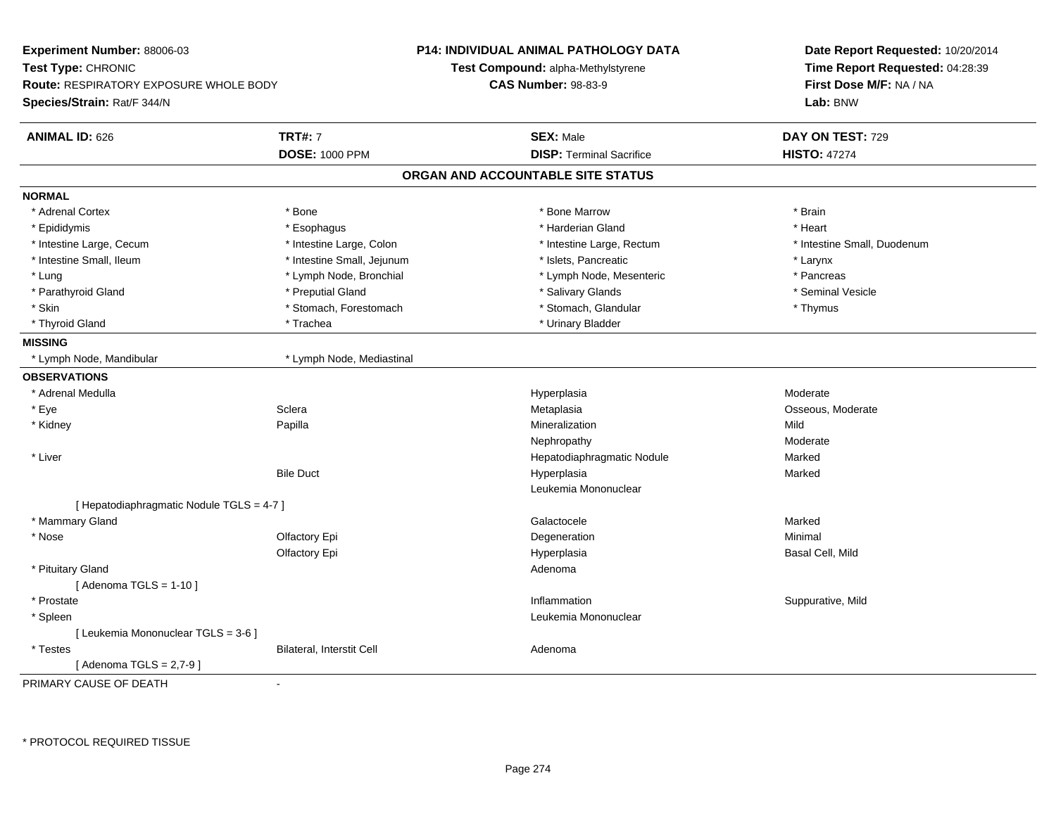**Experiment Number:** 88006-03
**Test Type:** CHRONIC
**Route:** RESPIRATORY EXPOSURE WHOLE BODY
**Species/Strain:** Rat/F 344/N

**P14: INDIVIDUAL ANIMAL PATHOLOGY DATA**
**Test Compound:** alpha-Methylstyrene
**CAS Number:** 98-83-9

**Date Report Requested:** 10/20/2014
**Time Report Requested:** 04:28:39
**First Dose M/F:** NA / NA
**Lab:** BNW

| **ANIMAL ID:** 626 | **TRT#:** 7 | **SEX:** Male | **DAY ON TEST:** 729 |
|---|---|---|---|
| | **DOSE:** 1000 PPM | **DISP:** Terminal Sacrifice | **HISTO:** 47274 |

## ORGAN AND ACCOUNTABLE SITE STATUS

**NORMAL**

| | | | |
|---|---|---|---|
| * Adrenal Cortex | * Bone | * Bone Marrow | * Brain |
| * Epididymis | * Esophagus | * Harderian Gland | * Heart |
| * Intestine Large, Cecum | * Intestine Large, Colon | * Intestine Large, Rectum | * Intestine Small, Duodenum |
| * Intestine Small, Ileum | * Intestine Small, Jejunum | * Islets, Pancreatic | * Larynx |
| * Lung | * Lymph Node, Bronchial | * Lymph Node, Mesenteric | * Pancreas |
| * Parathyroid Gland | * Preputial Gland | * Salivary Glands | * Seminal Vesicle |
| * Skin | * Stomach, Forestomach | * Stomach, Glandular | * Thymus |
| * Thyroid Gland | * Trachea | * Urinary Bladder | |

**MISSING**

| | |
|---|---|
| * Lymph Node, Mandibular | * Lymph Node, Mediastinal |

**OBSERVATIONS**

| | | | |
|---|---|---|---|
| * Adrenal Medulla | | Hyperplasia | Moderate |
| * Eye | Sclera | Metaplasia | Osseous, Moderate |
| * Kidney | Papilla | Mineralization | Mild |
| | | Nephropathy | Moderate |
| * Liver | | Hepatodiaphragmatic Nodule | Marked |
| | Bile Duct | Hyperplasia | Marked |
| | | Leukemia Mononuclear | |
| [ Hepatodiaphragmatic Nodule TGLS = 4-7 ] | | | |
| * Mammary Gland | | Galactocele | Marked |
| * Nose | Olfactory Epi | Degeneration | Minimal |
| | Olfactory Epi | Hyperplasia | Basal Cell, Mild |
| * Pituitary Gland | | Adenoma | |
| [ Adenoma TGLS = 1-10 ] | | | |
| * Prostate | | Inflammation | Suppurative, Mild |
| * Spleen | | Leukemia Mononuclear | |
| [ Leukemia Mononuclear TGLS = 3-6 ] | | | |
| * Testes | Bilateral, Interstit Cell | Adenoma | |
| [ Adenoma TGLS = 2,7-9 ] | | | |

PRIMARY CAUSE OF DEATH -

* PROTOCOL REQUIRED TISSUE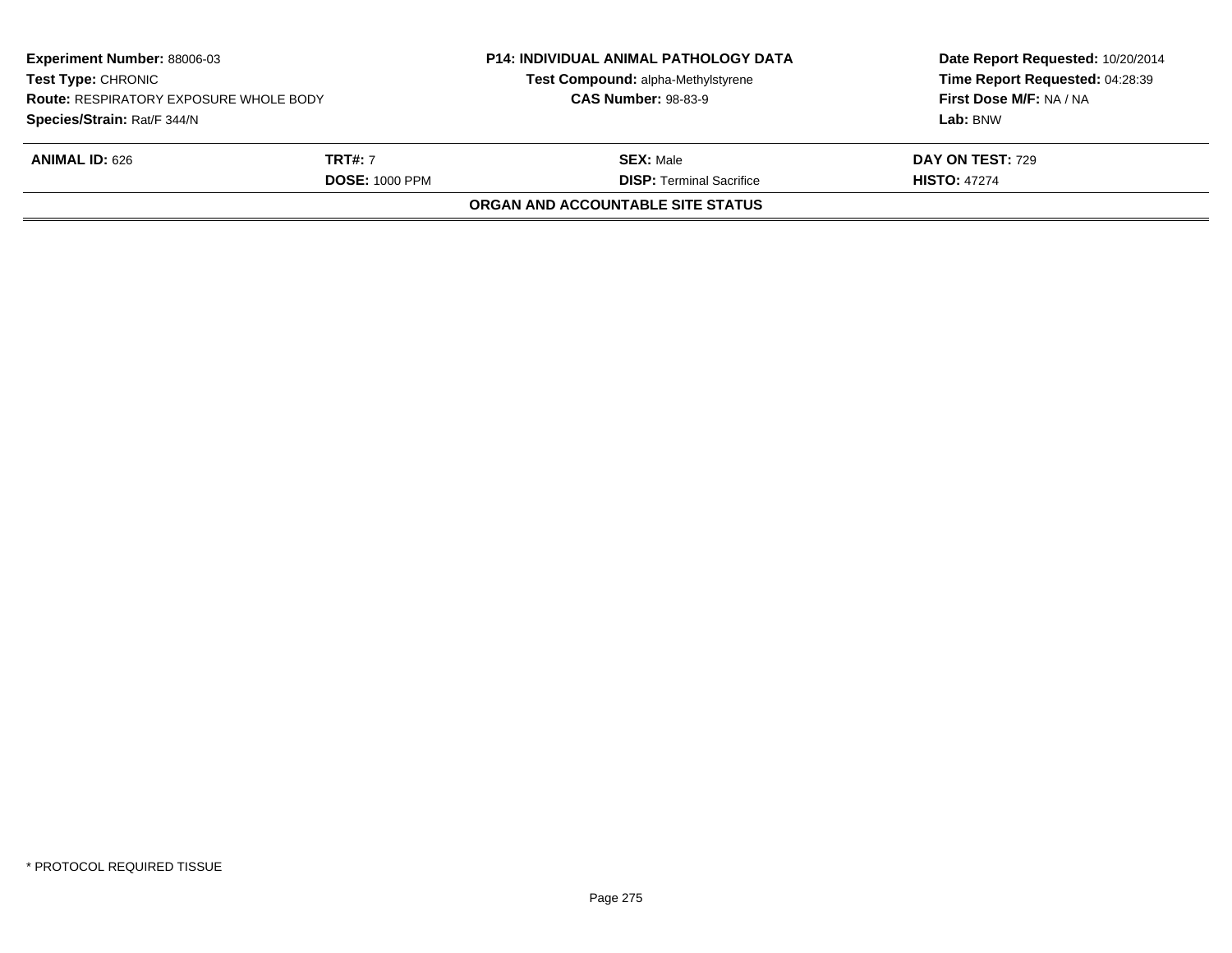| **Experiment Number:** 88006-03 | | **P14: INDIVIDUAL ANIMAL PATHOLOGY DATA** | **Date Report Requested:** 10/20/2014 |
|---|---|---|---|
| **Test Type:** CHRONIC | | **Test Compound:** alpha-Methylstyrene | **Time Report Requested:** 04:28:39 |
| **Route:** RESPIRATORY EXPOSURE WHOLE BODY | | **CAS Number:** 98-83-9 | **First Dose M/F:** NA / NA |
| **Species/Strain:** Rat/F 344/N | | | **Lab:** BNW |

| **ANIMAL ID:** 626 | **TRT#:** 7 | **SEX:** Male | **DAY ON TEST:** 729 |
|---|---|---|---|
| | **DOSE:** 1000 PPM | **DISP:** Terminal Sacrifice | **HISTO:** 47274 |

**ORGAN AND ACCOUNTABLE SITE STATUS**

* PROTOCOL REQUIRED TISSUE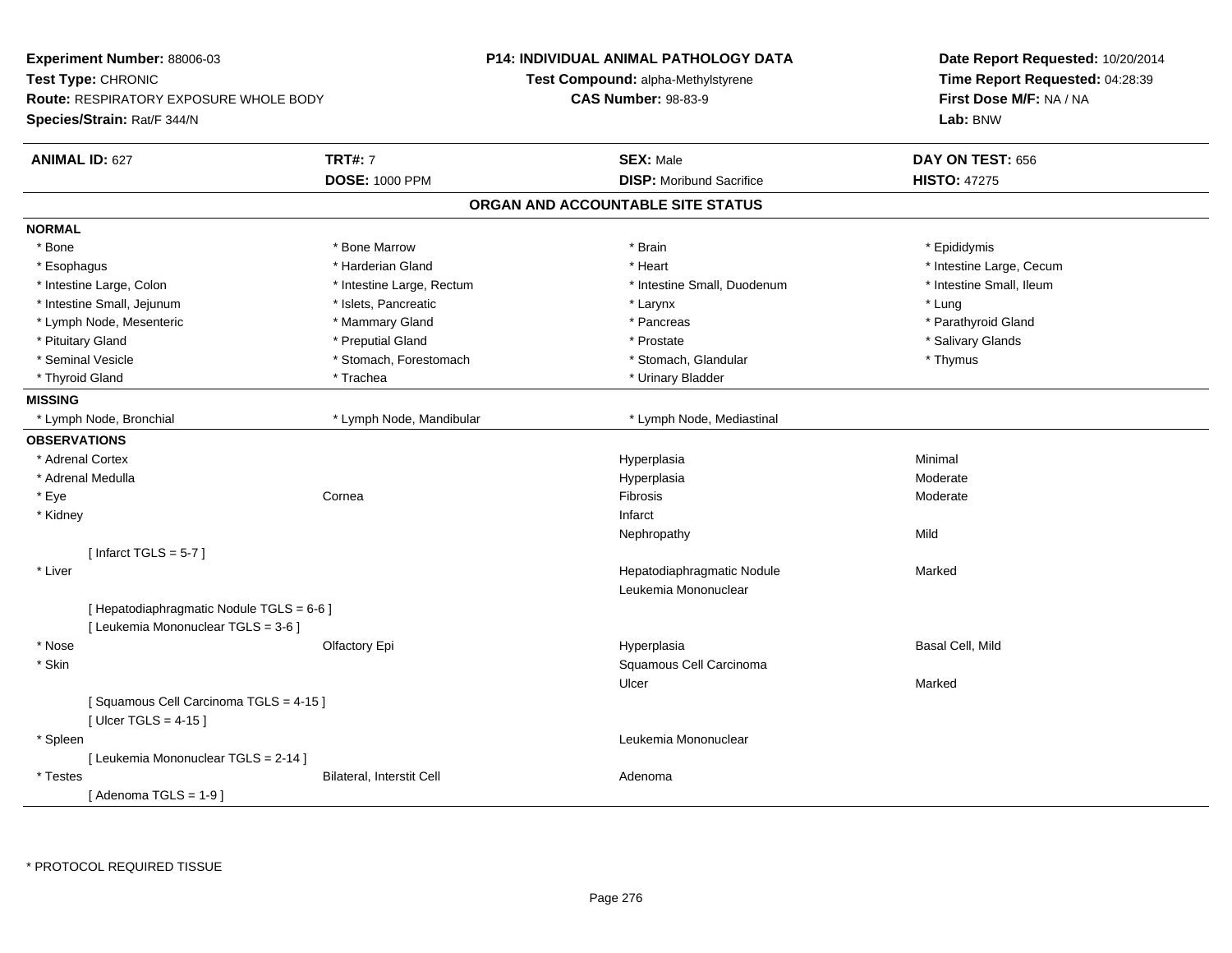**Experiment Number:** 88006-03
**Test Type:** CHRONIC
**Route:** RESPIRATORY EXPOSURE WHOLE BODY
**Species/Strain:** Rat/F 344/N

**P14: INDIVIDUAL ANIMAL PATHOLOGY DATA**
**Test Compound:** alpha-Methylstyrene
**CAS Number:** 98-83-9

**Date Report Requested:** 10/20/2014
**Time Report Requested:** 04:28:39
**First Dose M/F:** NA / NA
**Lab:** BNW

| **ANIMAL ID:** 627 | **TRT#:** 7 | **SEX:** Male | **DAY ON TEST:** 656 |
|---|---|---|---|
| | **DOSE:** 1000 PPM | **DISP:** Moribund Sacrifice | **HISTO:** 47275 |

## ORGAN AND ACCOUNTABLE SITE STATUS

**NORMAL**

| | | | |
|---|---|---|---|
| * Bone | * Bone Marrow | * Brain | * Epididymis |
| * Esophagus | * Harderian Gland | * Heart | * Intestine Large, Cecum |
| * Intestine Large, Colon | * Intestine Large, Rectum | * Intestine Small, Duodenum | * Intestine Small, Ileum |
| * Intestine Small, Jejunum | * Islets, Pancreatic | * Larynx | * Lung |
| * Lymph Node, Mesenteric | * Mammary Gland | * Pancreas | * Parathyroid Gland |
| * Pituitary Gland | * Preputial Gland | * Prostate | * Salivary Glands |
| * Seminal Vesicle | * Stomach, Forestomach | * Stomach, Glandular | * Thymus |
| * Thyroid Gland | * Trachea | * Urinary Bladder | |

**MISSING**

| | | |
|---|---|---|
| * Lymph Node, Bronchial | * Lymph Node, Mandibular | * Lymph Node, Mediastinal |

**OBSERVATIONS**

| | | | |
|---|---|---|---|
| * Adrenal Cortex | | Hyperplasia | Minimal |
| * Adrenal Medulla | | Hyperplasia | Moderate |
| * Eye | Cornea | Fibrosis | Moderate |
| * Kidney | | Infarct | |
| | | Nephropathy | Mild |
| [ Infarct TGLS = 5-7 ] | | | |
| * Liver | | Hepatodiaphragmatic Nodule | Marked |
| | | Leukemia Mononuclear | |
| [ Hepatodiaphragmatic Nodule TGLS = 6-6 ] | | | |
| [ Leukemia Mononuclear TGLS = 3-6 ] | | | |
| * Nose | Olfactory Epi | Hyperplasia | Basal Cell, Mild |
| * Skin | | Squamous Cell Carcinoma | |
| | | Ulcer | Marked |
| [ Squamous Cell Carcinoma TGLS = 4-15 ] | | | |
| [ Ulcer TGLS = 4-15 ] | | | |
| * Spleen | | Leukemia Mononuclear | |
| [ Leukemia Mononuclear TGLS = 2-14 ] | | | |
| * Testes | Bilateral, Interstit Cell | Adenoma | |
| [ Adenoma TGLS = 1-9 ] | | | |

* PROTOCOL REQUIRED TISSUE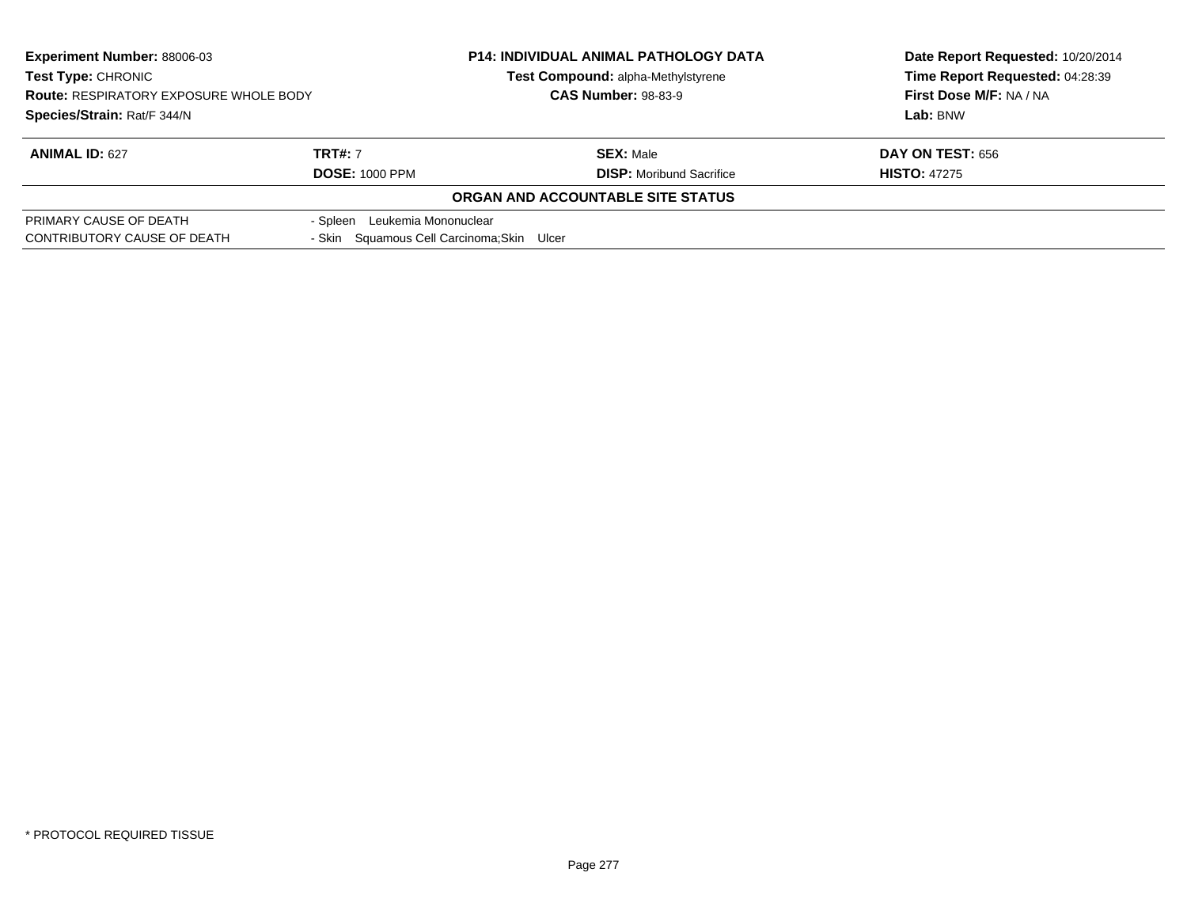| **Experiment Number:** 88006-03 | **P14: INDIVIDUAL ANIMAL PATHOLOGY DATA** | **Date Report Requested:** 10/20/2014 |
|---|---|---|
| **Test Type:** CHRONIC | **Test Compound:** alpha-Methylstyrene | **Time Report Requested:** 04:28:39 |
| **Route:** RESPIRATORY EXPOSURE WHOLE BODY | **CAS Number:** 98-83-9 | **First Dose M/F:** NA / NA |
| **Species/Strain:** Rat/F 344/N | | **Lab:** BNW |

| **ANIMAL ID:** 627 | **TRT#:** 7 | **SEX:** Male | **DAY ON TEST:** 656 |
|---|---|---|---|
| | **DOSE:** 1000 PPM | **DISP:** Moribund Sacrifice | **HISTO:** 47275 |

**ORGAN AND ACCOUNTABLE SITE STATUS**

| | |
|---|---|
| PRIMARY CAUSE OF DEATH | - Spleen Leukemia Mononuclear |
| CONTRIBUTORY CAUSE OF DEATH | - Skin Squamous Cell Carcinoma;Skin Ulcer |

* PROTOCOL REQUIRED TISSUE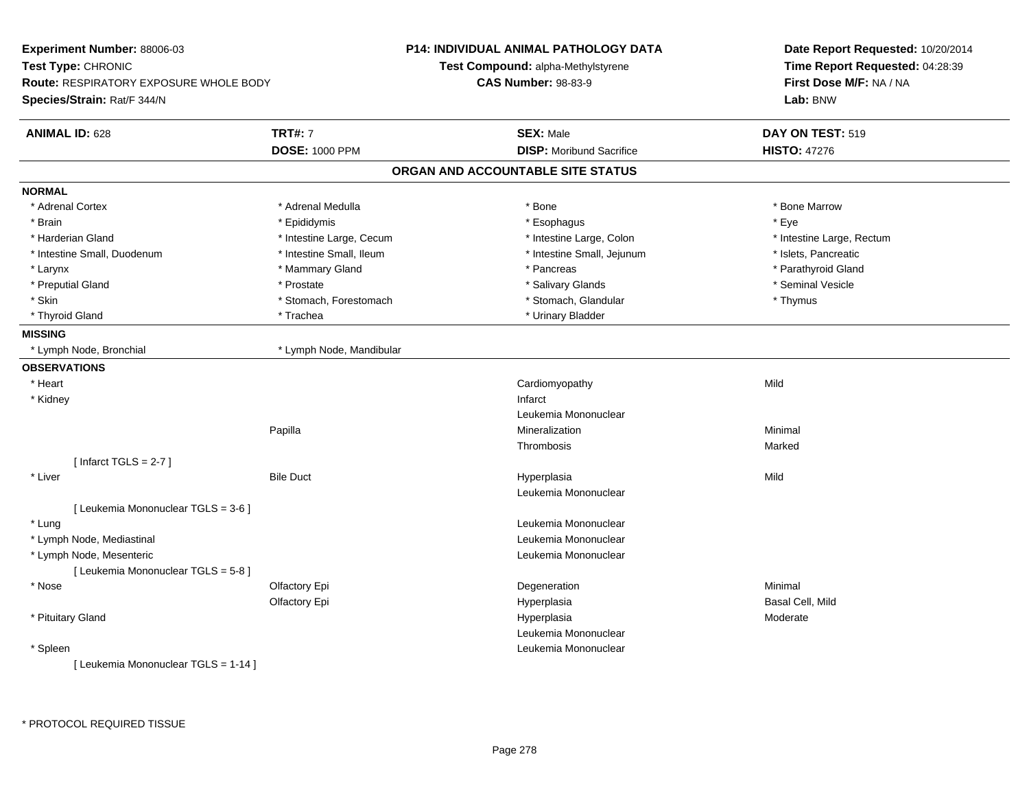**Experiment Number:** 88006-03
**Test Type:** CHRONIC
**Route:** RESPIRATORY EXPOSURE WHOLE BODY
**Species/Strain:** Rat/F 344/N

**P14: INDIVIDUAL ANIMAL PATHOLOGY DATA**
**Test Compound:** alpha-Methylstyrene
**CAS Number:** 98-83-9

**Date Report Requested:** 10/20/2014
**Time Report Requested:** 04:28:39
**First Dose M/F:** NA / NA
**Lab:** BNW

| **ANIMAL ID:** 628 | **TRT#:** 7 | **SEX:** Male | **DAY ON TEST:** 519 |
|---|---|---|---|
| | **DOSE:** 1000 PPM | **DISP:** Moribund Sacrifice | **HISTO:** 47276 |

## ORGAN AND ACCOUNTABLE SITE STATUS

**NORMAL**

| | | | |
|---|---|---|---|
| * Adrenal Cortex | * Adrenal Medulla | * Bone | * Bone Marrow |
| * Brain | * Epididymis | * Esophagus | * Eye |
| * Harderian Gland | * Intestine Large, Cecum | * Intestine Large, Colon | * Intestine Large, Rectum |
| * Intestine Small, Duodenum | * Intestine Small, Ileum | * Intestine Small, Jejunum | * Islets, Pancreatic |
| * Larynx | * Mammary Gland | * Pancreas | * Parathyroid Gland |
| * Preputial Gland | * Prostate | * Salivary Glands | * Seminal Vesicle |
| * Skin | * Stomach, Forestomach | * Stomach, Glandular | * Thymus |
| * Thyroid Gland | * Trachea | * Urinary Bladder | |

**MISSING**

| | |
|---|---|
| * Lymph Node, Bronchial | * Lymph Node, Mandibular |

**OBSERVATIONS**

| Organ | Site | Observation | Severity |
|---|---|---|---|
| * Heart | | Cardiomyopathy | Mild |
| * Kidney | | Infarct | |
| | | Leukemia Mononuclear | |
| | Papilla | Mineralization | Minimal |
| | | Thrombosis | Marked |
| [ Infarct TGLS = 2-7 ] | | | |
| * Liver | Bile Duct | Hyperplasia | Mild |
| | | Leukemia Mononuclear | |
| [ Leukemia Mononuclear TGLS = 3-6 ] | | | |
| * Lung | | Leukemia Mononuclear | |
| * Lymph Node, Mediastinal | | Leukemia Mononuclear | |
| * Lymph Node, Mesenteric | | Leukemia Mononuclear | |
| [ Leukemia Mononuclear TGLS = 5-8 ] | | | |
| * Nose | Olfactory Epi | Degeneration | Minimal |
| | Olfactory Epi | Hyperplasia | Basal Cell, Mild |
| * Pituitary Gland | | Hyperplasia | Moderate |
| | | Leukemia Mononuclear | |
| * Spleen | | Leukemia Mononuclear | |
| [ Leukemia Mononuclear TGLS = 1-14 ] | | | |

* PROTOCOL REQUIRED TISSUE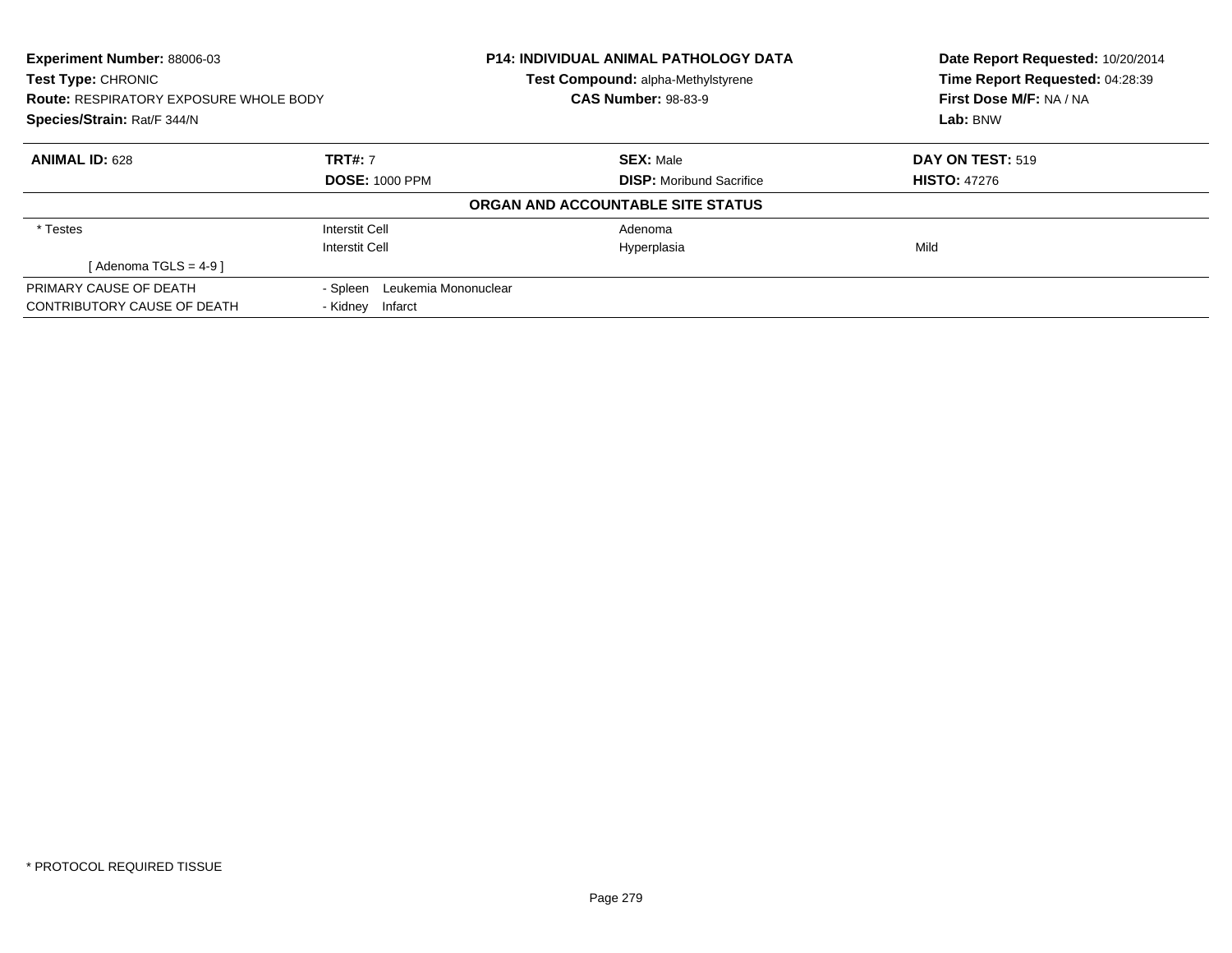**Experiment Number:** 88006-03
**Test Type:** CHRONIC
**Route:** RESPIRATORY EXPOSURE WHOLE BODY
**Species/Strain:** Rat/F 344/N

**P14: INDIVIDUAL ANIMAL PATHOLOGY DATA**
**Test Compound:** alpha-Methylstyrene
**CAS Number:** 98-83-9

**Date Report Requested:** 10/20/2014
**Time Report Requested:** 04:28:39
**First Dose M/F:** NA / NA
**Lab:** BNW

| **ANIMAL ID:** 628 | **TRT#:** 7 | **SEX:** Male | **DAY ON TEST:** 519 |
|---|---|---|---|
| | **DOSE:** 1000 PPM | **DISP:** Moribund Sacrifice | **HISTO:** 47276 |

**ORGAN AND ACCOUNTABLE SITE STATUS**

| | | | |
|---|---|---|---|
| * Testes | Interstit Cell | Adenoma | |
| | Interstit Cell | Hyperplasia | Mild |
| [ Adenoma TGLS = 4-9 ] | | | |
| PRIMARY CAUSE OF DEATH | - Spleen Leukemia Mononuclear | | |
| CONTRIBUTORY CAUSE OF DEATH | - Kidney Infarct | | |

* PROTOCOL REQUIRED TISSUE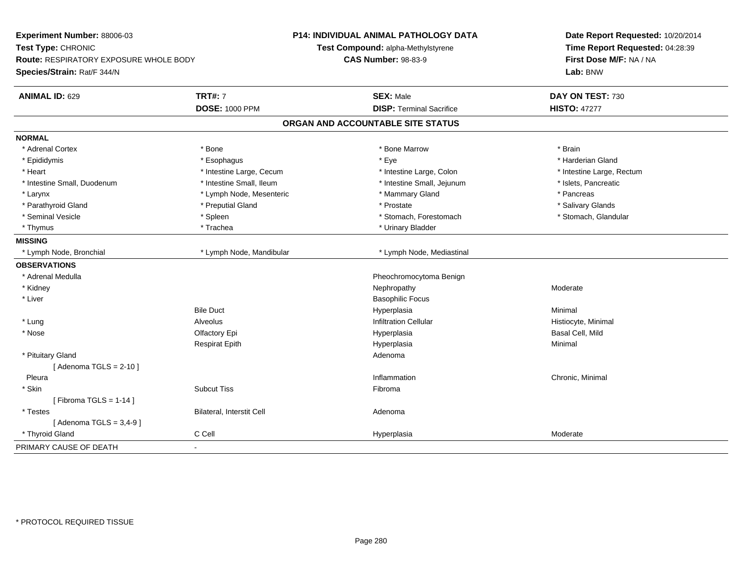**Experiment Number:** 88006-03
**Test Type:** CHRONIC
**Route:** RESPIRATORY EXPOSURE WHOLE BODY
**Species/Strain:** Rat/F 344/N

**P14: INDIVIDUAL ANIMAL PATHOLOGY DATA**
**Test Compound:** alpha-Methylstyrene
**CAS Number:** 98-83-9

**Date Report Requested:** 10/20/2014
**Time Report Requested:** 04:28:39
**First Dose M/F:** NA / NA
**Lab:** BNW

| **ANIMAL ID:** 629 | **TRT#:** 7 | **SEX:** Male | **DAY ON TEST:** 730 |
|---|---|---|---|
| | **DOSE:** 1000 PPM | **DISP:** Terminal Sacrifice | **HISTO:** 47277 |

## ORGAN AND ACCOUNTABLE SITE STATUS

| | | | |
|---|---|---|---|
| **NORMAL** | | | |
| * Adrenal Cortex | * Bone | * Bone Marrow | * Brain |
| * Epididymis | * Esophagus | * Eye | * Harderian Gland |
| * Heart | * Intestine Large, Cecum | * Intestine Large, Colon | * Intestine Large, Rectum |
| * Intestine Small, Duodenum | * Intestine Small, Ileum | * Intestine Small, Jejunum | * Islets, Pancreatic |
| * Larynx | * Lymph Node, Mesenteric | * Mammary Gland | * Pancreas |
| * Parathyroid Gland | * Preputial Gland | * Prostate | * Salivary Glands |
| * Seminal Vesicle | * Spleen | * Stomach, Forestomach | * Stomach, Glandular |
| * Thymus | * Trachea | * Urinary Bladder | |
| **MISSING** | | | |
| * Lymph Node, Bronchial | * Lymph Node, Mandibular | * Lymph Node, Mediastinal | |
| **OBSERVATIONS** | | | |
| * Adrenal Medulla | | Pheochromocytoma Benign | |
| * Kidney | | Nephropathy | Moderate |
| * Liver | | Basophilic Focus | |
| | Bile Duct | Hyperplasia | Minimal |
| * Lung | Alveolus | Infiltration Cellular | Histiocyte, Minimal |
| * Nose | Olfactory Epi | Hyperplasia | Basal Cell, Mild |
| | Respirat Epith | Hyperplasia | Minimal |
| * Pituitary Gland | | Adenoma | |
| [ Adenoma TGLS = 2-10 ] | | | |
| Pleura | | Inflammation | Chronic, Minimal |
| * Skin | Subcut Tiss | Fibroma | |
| [ Fibroma TGLS = 1-14 ] | | | |
| * Testes | Bilateral, Interstit Cell | Adenoma | |
| [ Adenoma TGLS = 3,4-9 ] | | | |
| * Thyroid Gland | C Cell | Hyperplasia | Moderate |
| PRIMARY CAUSE OF DEATH | - | | |

* PROTOCOL REQUIRED TISSUE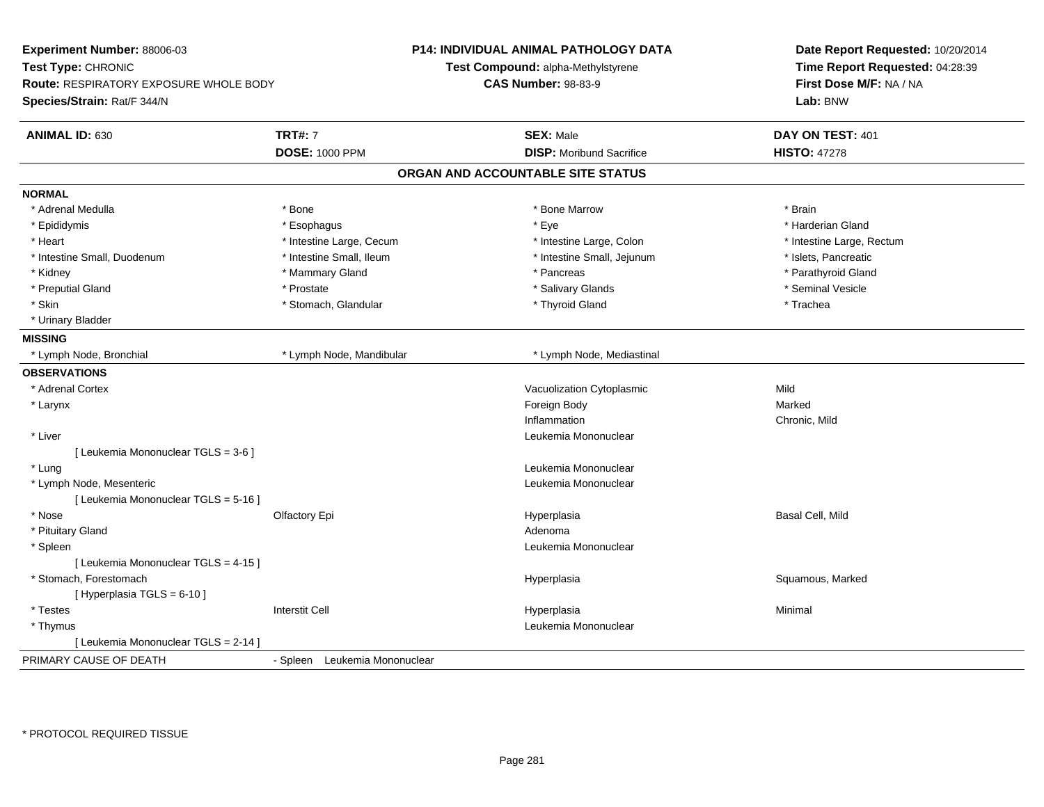**Experiment Number:** 88006-03
**Test Type:** CHRONIC
**Route:** RESPIRATORY EXPOSURE WHOLE BODY
**Species/Strain:** Rat/F 344/N

**P14: INDIVIDUAL ANIMAL PATHOLOGY DATA**
**Test Compound:** alpha-Methylstyrene
**CAS Number:** 98-83-9

**Date Report Requested:** 10/20/2014
**Time Report Requested:** 04:28:39
**First Dose M/F:** NA / NA
**Lab:** BNW

| **ANIMAL ID:** 630 | **TRT#:** 7 | **SEX:** Male | **DAY ON TEST:** 401 |
|---|---|---|---|
| | **DOSE:** 1000 PPM | **DISP:** Moribund Sacrifice | **HISTO:** 47278 |

## ORGAN AND ACCOUNTABLE SITE STATUS

**NORMAL**

| | | | |
|---|---|---|---|
| * Adrenal Medulla | * Bone | * Bone Marrow | * Brain |
| * Epididymis | * Esophagus | * Eye | * Harderian Gland |
| * Heart | * Intestine Large, Cecum | * Intestine Large, Colon | * Intestine Large, Rectum |
| * Intestine Small, Duodenum | * Intestine Small, Ileum | * Intestine Small, Jejunum | * Islets, Pancreatic |
| * Kidney | * Mammary Gland | * Pancreas | * Parathyroid Gland |
| * Preputial Gland | * Prostate | * Salivary Glands | * Seminal Vesicle |
| * Skin | * Stomach, Glandular | * Thyroid Gland | * Trachea |
| * Urinary Bladder | | | |

**MISSING**

| | | |
|---|---|---|
| * Lymph Node, Bronchial | * Lymph Node, Mandibular | * Lymph Node, Mediastinal |

**OBSERVATIONS**

| Organ | Site | Observation | Qualifier |
|---|---|---|---|
| * Adrenal Cortex | | Vacuolization Cytoplasmic | Mild |
| * Larynx | | Foreign Body | Marked |
| | | Inflammation | Chronic, Mild |
| * Liver | | Leukemia Mononuclear | |
| [ Leukemia Mononuclear TGLS = 3-6 ] | | | |
| * Lung | | Leukemia Mononuclear | |
| * Lymph Node, Mesenteric | | Leukemia Mononuclear | |
| [ Leukemia Mononuclear TGLS = 5-16 ] | | | |
| * Nose | Olfactory Epi | Hyperplasia | Basal Cell, Mild |
| * Pituitary Gland | | Adenoma | |
| * Spleen | | Leukemia Mononuclear | |
| [ Leukemia Mononuclear TGLS = 4-15 ] | | | |
| * Stomach, Forestomach | | Hyperplasia | Squamous, Marked |
| [ Hyperplasia TGLS = 6-10 ] | | | |
| * Testes | Interstit Cell | Hyperplasia | Minimal |
| * Thymus | | Leukemia Mononuclear | |
| [ Leukemia Mononuclear TGLS = 2-14 ] | | | |

PRIMARY CAUSE OF DEATH - Spleen Leukemia Mononuclear

\* PROTOCOL REQUIRED TISSUE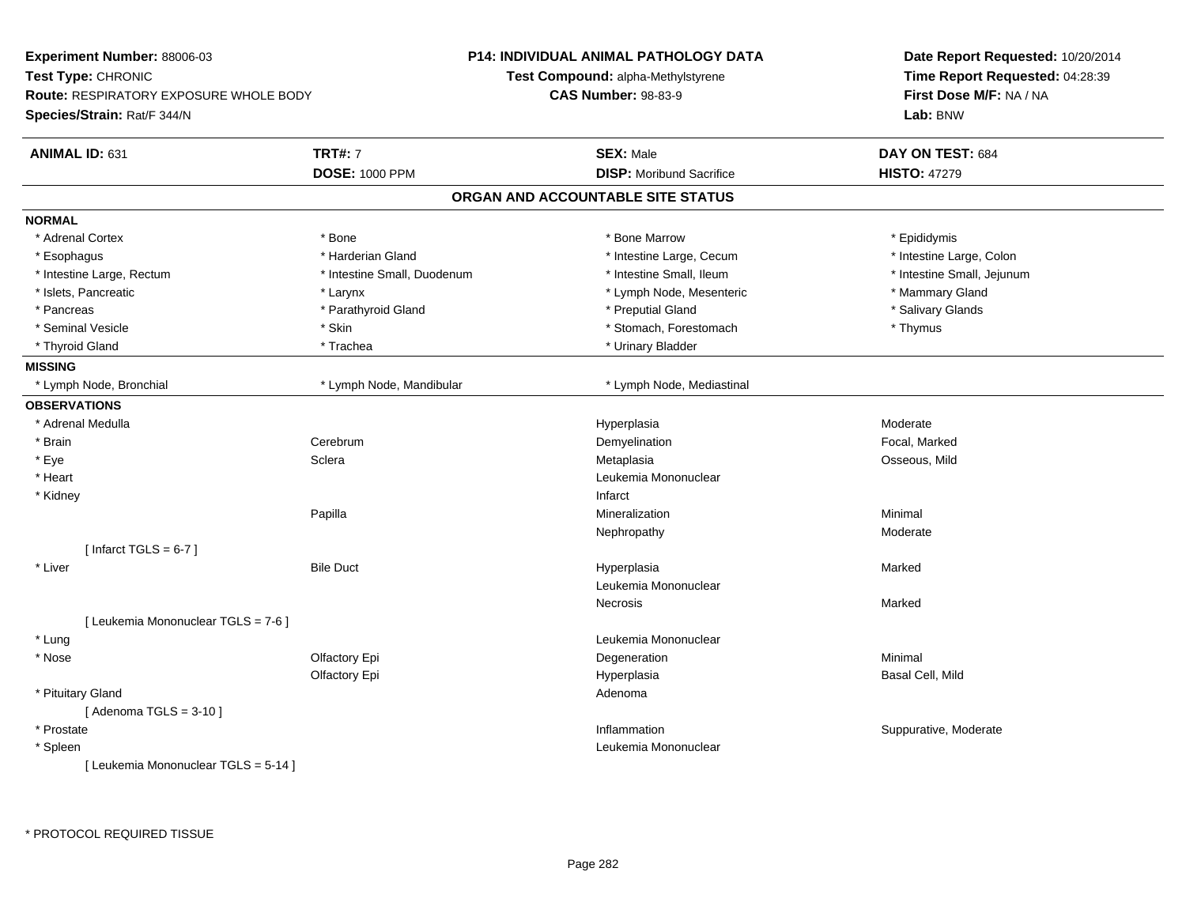**Experiment Number:** 88006-03
**Test Type:** CHRONIC
**Route:** RESPIRATORY EXPOSURE WHOLE BODY
**Species/Strain:** Rat/F 344/N

**P14: INDIVIDUAL ANIMAL PATHOLOGY DATA**
**Test Compound:** alpha-Methylstyrene
**CAS Number:** 98-83-9

**Date Report Requested:** 10/20/2014
**Time Report Requested:** 04:28:39
**First Dose M/F:** NA / NA
**Lab:** BNW

| **ANIMAL ID:** 631 | **TRT#:** 7 | **SEX:** Male | **DAY ON TEST:** 684 |
|---|---|---|---|
| | **DOSE:** 1000 PPM | **DISP:** Moribund Sacrifice | **HISTO:** 47279 |

## ORGAN AND ACCOUNTABLE SITE STATUS

**NORMAL**

| | | | |
|---|---|---|---|
| * Adrenal Cortex | * Bone | * Bone Marrow | * Epididymis |
| * Esophagus | * Harderian Gland | * Intestine Large, Cecum | * Intestine Large, Colon |
| * Intestine Large, Rectum | * Intestine Small, Duodenum | * Intestine Small, Ileum | * Intestine Small, Jejunum |
| * Islets, Pancreatic | * Larynx | * Lymph Node, Mesenteric | * Mammary Gland |
| * Pancreas | * Parathyroid Gland | * Preputial Gland | * Salivary Glands |
| * Seminal Vesicle | * Skin | * Stomach, Forestomach | * Thymus |
| * Thyroid Gland | * Trachea | * Urinary Bladder | |

**MISSING**

| | | |
|---|---|---|
| * Lymph Node, Bronchial | * Lymph Node, Mandibular | * Lymph Node, Mediastinal |

**OBSERVATIONS**

| | | | |
|---|---|---|---|
| * Adrenal Medulla | | Hyperplasia | Moderate |
| * Brain | Cerebrum | Demyelination | Focal, Marked |
| * Eye | Sclera | Metaplasia | Osseous, Mild |
| * Heart | | Leukemia Mononuclear | |
| * Kidney | | Infarct | |
| | Papilla | Mineralization | Minimal |
| | | Nephropathy | Moderate |
| [ Infarct TGLS = 6-7 ] | | | |
| * Liver | Bile Duct | Hyperplasia | Marked |
| | | Leukemia Mononuclear | |
| | | Necrosis | Marked |
| [ Leukemia Mononuclear TGLS = 7-6 ] | | | |
| * Lung | | Leukemia Mononuclear | |
| * Nose | Olfactory Epi | Degeneration | Minimal |
| | Olfactory Epi | Hyperplasia | Basal Cell, Mild |
| * Pituitary Gland | | Adenoma | |
| [ Adenoma TGLS = 3-10 ] | | | |
| * Prostate | | Inflammation | Suppurative, Moderate |
| * Spleen | | Leukemia Mononuclear | |
| [ Leukemia Mononuclear TGLS = 5-14 ] | | | |

* PROTOCOL REQUIRED TISSUE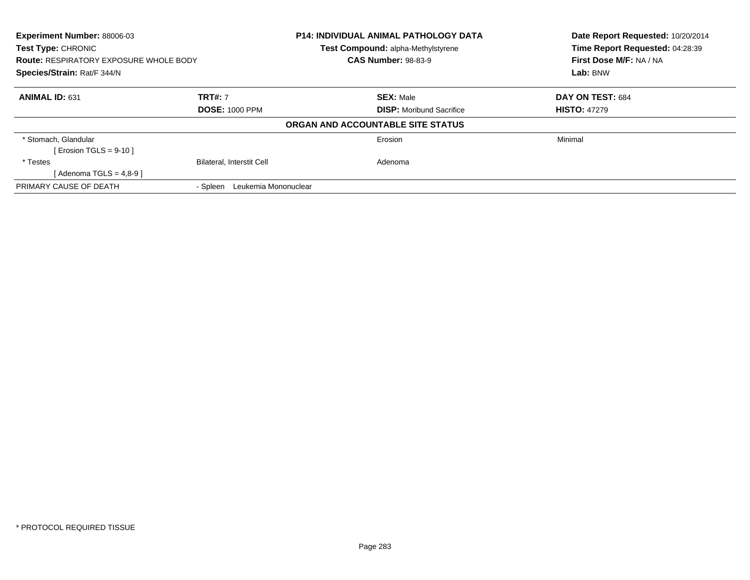**Experiment Number:** 88006-03
**Test Type:** CHRONIC
**Route:** RESPIRATORY EXPOSURE WHOLE BODY
**Species/Strain:** Rat/F 344/N

**P14: INDIVIDUAL ANIMAL PATHOLOGY DATA**
**Test Compound:** alpha-Methylstyrene
**CAS Number:** 98-83-9

**Date Report Requested:** 10/20/2014
**Time Report Requested:** 04:28:39
**First Dose M/F:** NA / NA
**Lab:** BNW

| **ANIMAL ID:** 631 | **TRT#:** 7 | **SEX:** Male | **DAY ON TEST:** 684 |
|---|---|---|---|
| | **DOSE:** 1000 PPM | **DISP:** Moribund Sacrifice | **HISTO:** 47279 |

**ORGAN AND ACCOUNTABLE SITE STATUS**

| | | | |
|---|---|---|---|
| * Stomach, Glandular | | Erosion | Minimal |
| [ Erosion TGLS = 9-10 ] | | | |
| * Testes | Bilateral, Interstit Cell | Adenoma | |
| [ Adenoma TGLS = 4,8-9 ] | | | |
| PRIMARY CAUSE OF DEATH | - Spleen Leukemia Mononuclear | | |

* PROTOCOL REQUIRED TISSUE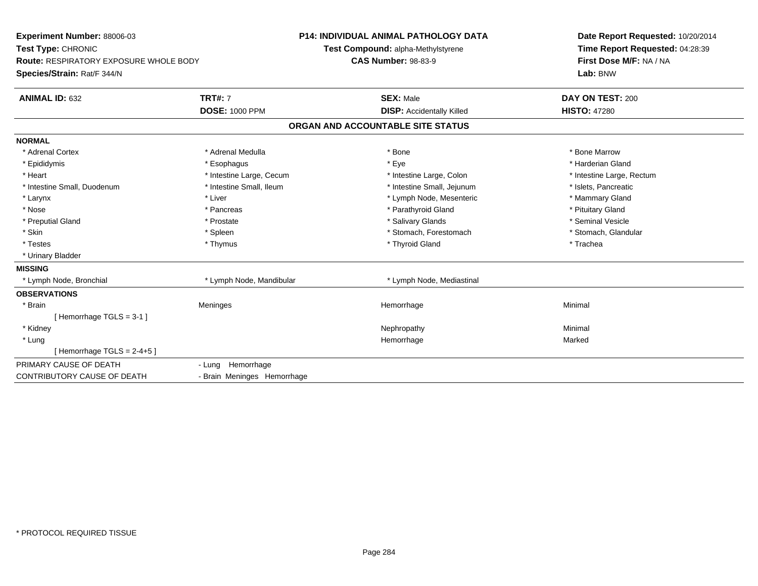**Experiment Number:** 88006-03
**Test Type:** CHRONIC
**Route:** RESPIRATORY EXPOSURE WHOLE BODY
**Species/Strain:** Rat/F 344/N

**P14: INDIVIDUAL ANIMAL PATHOLOGY DATA**
**Test Compound:** alpha-Methylstyrene
**CAS Number:** 98-83-9

**Date Report Requested:** 10/20/2014
**Time Report Requested:** 04:28:39
**First Dose M/F:** NA / NA
**Lab:** BNW

| **ANIMAL ID:** 632 | **TRT#:** 7 | **SEX:** Male | **DAY ON TEST:** 200 |
|---|---|---|---|
| | **DOSE:** 1000 PPM | **DISP:** Accidentally Killed | **HISTO:** 47280 |

## ORGAN AND ACCOUNTABLE SITE STATUS

**NORMAL**

| | | | |
|---|---|---|---|
| * Adrenal Cortex | * Adrenal Medulla | * Bone | * Bone Marrow |
| * Epididymis | * Esophagus | * Eye | * Harderian Gland |
| * Heart | * Intestine Large, Cecum | * Intestine Large, Colon | * Intestine Large, Rectum |
| * Intestine Small, Duodenum | * Intestine Small, Ileum | * Intestine Small, Jejunum | * Islets, Pancreatic |
| * Larynx | * Liver | * Lymph Node, Mesenteric | * Mammary Gland |
| * Nose | * Pancreas | * Parathyroid Gland | * Pituitary Gland |
| * Preputial Gland | * Prostate | * Salivary Glands | * Seminal Vesicle |
| * Skin | * Spleen | * Stomach, Forestomach | * Stomach, Glandular |
| * Testes | * Thymus | * Thyroid Gland | * Trachea |
| * Urinary Bladder | | | |

**MISSING**

| | | |
|---|---|---|
| * Lymph Node, Bronchial | * Lymph Node, Mandibular | * Lymph Node, Mediastinal |

**OBSERVATIONS**

| | | | |
|---|---|---|---|
| * Brain | Meninges | Hemorrhage | Minimal |
| [ Hemorrhage TGLS = 3-1 ] | | | |
| * Kidney | | Nephropathy | Minimal |
| * Lung | | Hemorrhage | Marked |
| [ Hemorrhage TGLS = 2-4+5 ] | | | |

| | |
|---|---|
| PRIMARY CAUSE OF DEATH | - Lung Hemorrhage |
| CONTRIBUTORY CAUSE OF DEATH | - Brain Meninges Hemorrhage |

* PROTOCOL REQUIRED TISSUE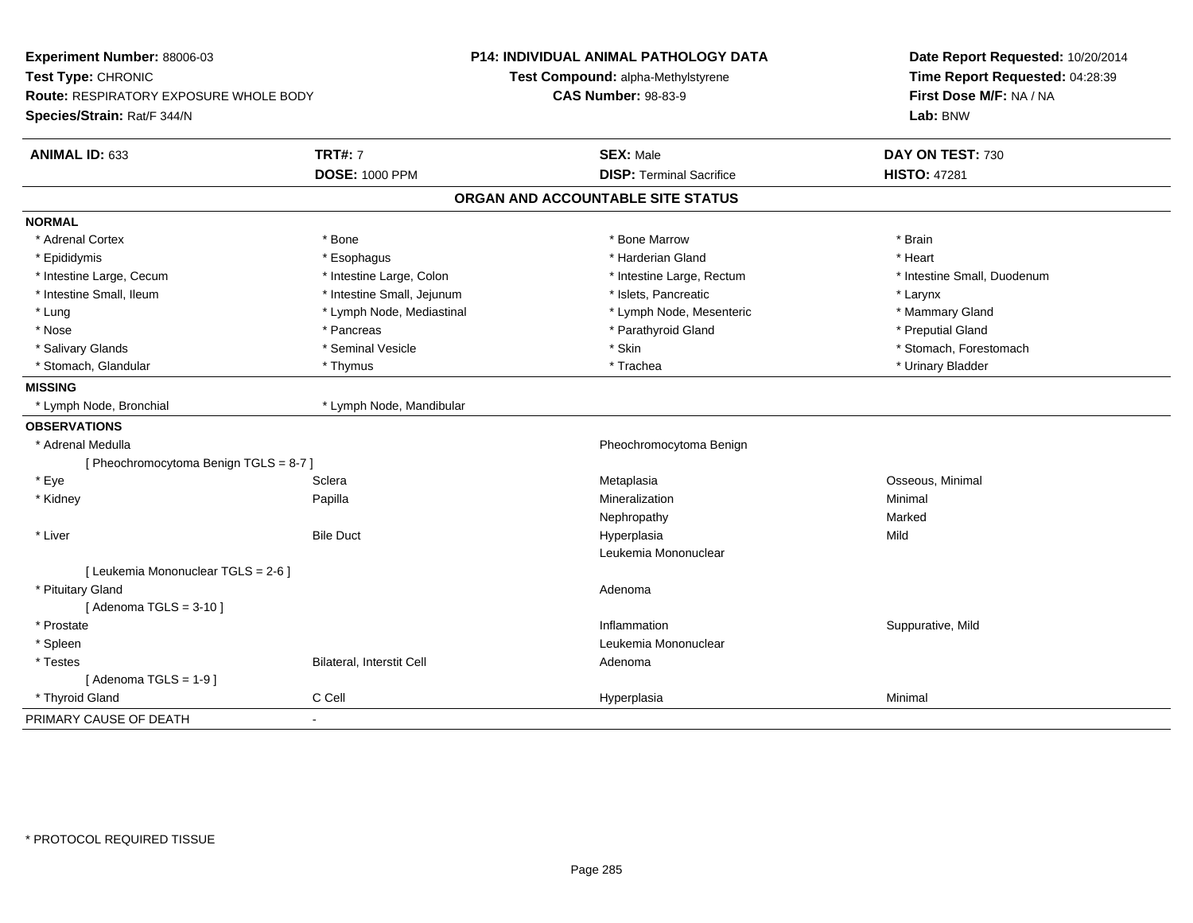**Experiment Number:** 88006-03
**Test Type:** CHRONIC
**Route:** RESPIRATORY EXPOSURE WHOLE BODY
**Species/Strain:** Rat/F 344/N

**P14: INDIVIDUAL ANIMAL PATHOLOGY DATA**
**Test Compound:** alpha-Methylstyrene
**CAS Number:** 98-83-9

**Date Report Requested:** 10/20/2014
**Time Report Requested:** 04:28:39
**First Dose M/F:** NA / NA
**Lab:** BNW

| **ANIMAL ID:** 633 | **TRT#:** 7 | **SEX:** Male | **DAY ON TEST:** 730 |
|---|---|---|---|
| | **DOSE:** 1000 PPM | **DISP:** Terminal Sacrifice | **HISTO:** 47281 |

## ORGAN AND ACCOUNTABLE SITE STATUS

**NORMAL**

| | | | |
|---|---|---|---|
| * Adrenal Cortex | * Bone | * Bone Marrow | * Brain |
| * Epididymis | * Esophagus | * Harderian Gland | * Heart |
| * Intestine Large, Cecum | * Intestine Large, Colon | * Intestine Large, Rectum | * Intestine Small, Duodenum |
| * Intestine Small, Ileum | * Intestine Small, Jejunum | * Islets, Pancreatic | * Larynx |
| * Lung | * Lymph Node, Mediastinal | * Lymph Node, Mesenteric | * Mammary Gland |
| * Nose | * Pancreas | * Parathyroid Gland | * Preputial Gland |
| * Salivary Glands | * Seminal Vesicle | * Skin | * Stomach, Forestomach |
| * Stomach, Glandular | * Thymus | * Trachea | * Urinary Bladder |

**MISSING**

| | |
|---|---|
| * Lymph Node, Bronchial | * Lymph Node, Mandibular |

**OBSERVATIONS**

| | | | |
|---|---|---|---|
| * Adrenal Medulla | | Pheochromocytoma Benign | |
| [ Pheochromocytoma Benign TGLS = 8-7 ] | | | |
| * Eye | Sclera | Metaplasia | Osseous, Minimal |
| * Kidney | Papilla | Mineralization | Minimal |
| | | Nephropathy | Marked |
| * Liver | Bile Duct | Hyperplasia | Mild |
| | | Leukemia Mononuclear | |
| [ Leukemia Mononuclear TGLS = 2-6 ] | | | |
| * Pituitary Gland | | Adenoma | |
| [ Adenoma TGLS = 3-10 ] | | | |
| * Prostate | | Inflammation | Suppurative, Mild |
| * Spleen | | Leukemia Mononuclear | |
| * Testes | Bilateral, Interstit Cell | Adenoma | |
| [ Adenoma TGLS = 1-9 ] | | | |
| * Thyroid Gland | C Cell | Hyperplasia | Minimal |

PRIMARY CAUSE OF DEATH -

* PROTOCOL REQUIRED TISSUE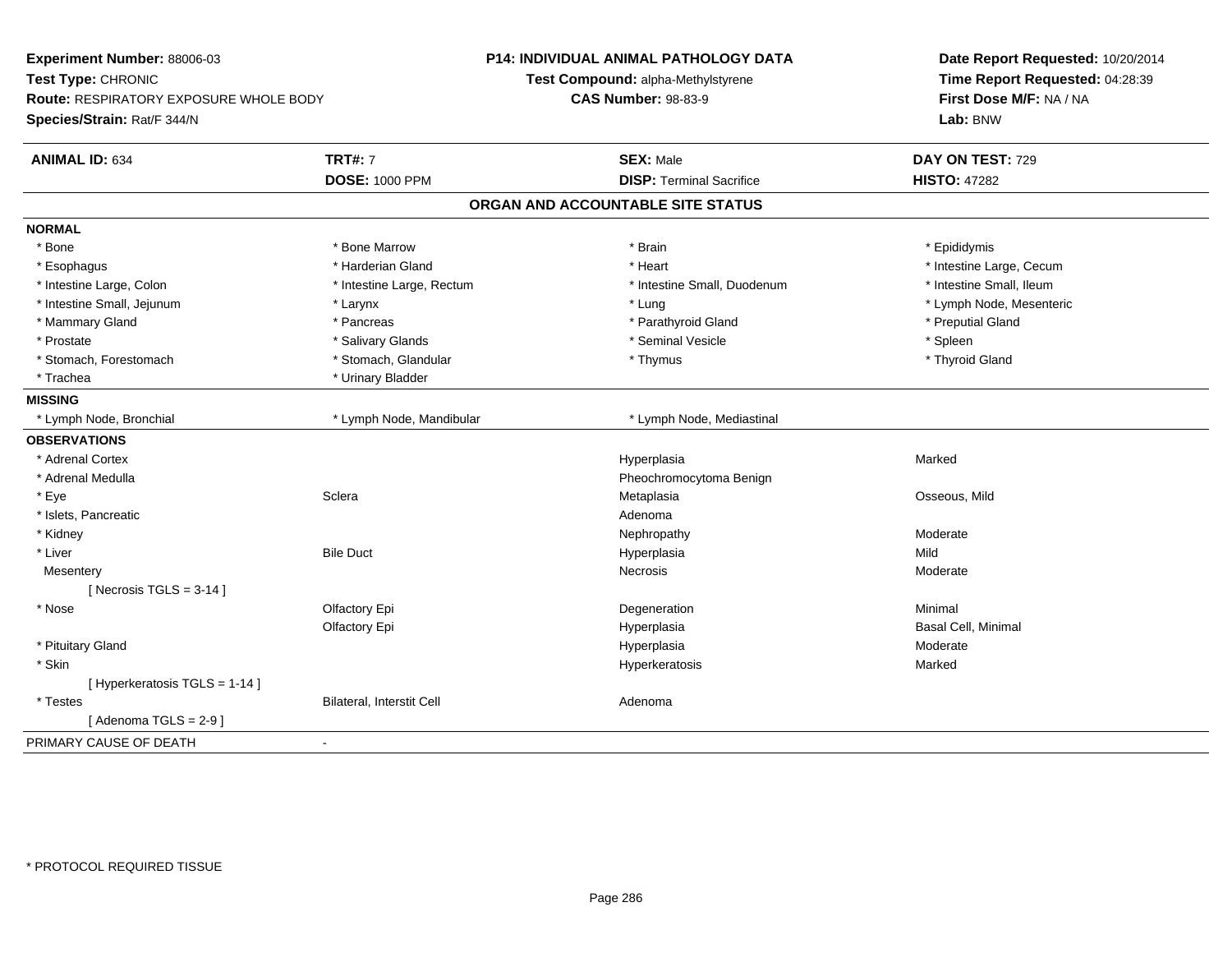**Experiment Number:** 88006-03
**Test Type:** CHRONIC
**Route:** RESPIRATORY EXPOSURE WHOLE BODY
**Species/Strain:** Rat/F 344/N

**P14: INDIVIDUAL ANIMAL PATHOLOGY DATA**
**Test Compound:** alpha-Methylstyrene
**CAS Number:** 98-83-9

**Date Report Requested:** 10/20/2014
**Time Report Requested:** 04:28:39
**First Dose M/F:** NA / NA
**Lab:** BNW

| **ANIMAL ID:** 634 | **TRT#:** 7 | **SEX:** Male | **DAY ON TEST:** 729 |
|---|---|---|---|
| | **DOSE:** 1000 PPM | **DISP:** Terminal Sacrifice | **HISTO:** 47282 |

## ORGAN AND ACCOUNTABLE SITE STATUS

**NORMAL**

| | | | |
|---|---|---|---|
| * Bone | * Bone Marrow | * Brain | * Epididymis |
| * Esophagus | * Harderian Gland | * Heart | * Intestine Large, Cecum |
| * Intestine Large, Colon | * Intestine Large, Rectum | * Intestine Small, Duodenum | * Intestine Small, Ileum |
| * Intestine Small, Jejunum | * Larynx | * Lung | * Lymph Node, Mesenteric |
| * Mammary Gland | * Pancreas | * Parathyroid Gland | * Preputial Gland |
| * Prostate | * Salivary Glands | * Seminal Vesicle | * Spleen |
| * Stomach, Forestomach | * Stomach, Glandular | * Thymus | * Thyroid Gland |
| * Trachea | * Urinary Bladder | | |

**MISSING**

| | | |
|---|---|---|
| * Lymph Node, Bronchial | * Lymph Node, Mandibular | * Lymph Node, Mediastinal |

**OBSERVATIONS**

| | | | |
|---|---|---|---|
| * Adrenal Cortex | | Hyperplasia | Marked |
| * Adrenal Medulla | | Pheochromocytoma Benign | |
| * Eye | Sclera | Metaplasia | Osseous, Mild |
| * Islets, Pancreatic | | Adenoma | |
| * Kidney | | Nephropathy | Moderate |
| * Liver | Bile Duct | Hyperplasia | Mild |
| Mesentery | | Necrosis | Moderate |
| [ Necrosis TGLS = 3-14 ] | | | |
| * Nose | Olfactory Epi | Degeneration | Minimal |
| | Olfactory Epi | Hyperplasia | Basal Cell, Minimal |
| * Pituitary Gland | | Hyperplasia | Moderate |
| * Skin | | Hyperkeratosis | Marked |
| [ Hyperkeratosis TGLS = 1-14 ] | | | |
| * Testes | Bilateral, Interstit Cell | Adenoma | |
| [ Adenoma TGLS = 2-9 ] | | | |

PRIMARY CAUSE OF DEATH -

* PROTOCOL REQUIRED TISSUE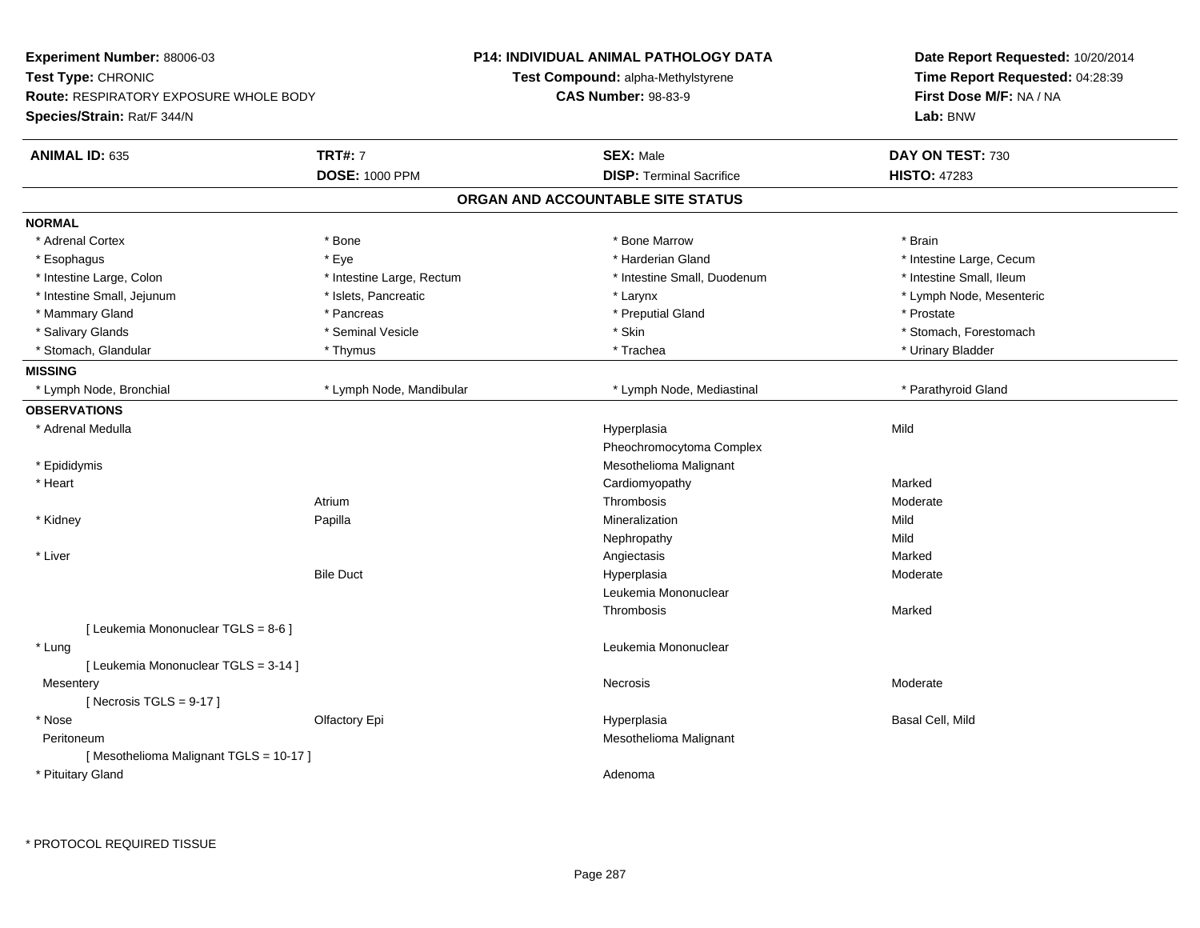**Experiment Number:** 88006-03
**Test Type:** CHRONIC
**Route:** RESPIRATORY EXPOSURE WHOLE BODY
**Species/Strain:** Rat/F 344/N

**P14: INDIVIDUAL ANIMAL PATHOLOGY DATA**
**Test Compound:** alpha-Methylstyrene
**CAS Number:** 98-83-9

**Date Report Requested:** 10/20/2014
**Time Report Requested:** 04:28:39
**First Dose M/F:** NA / NA
**Lab:** BNW

| **ANIMAL ID:** 635 | **TRT#:** 7 | **SEX:** Male | **DAY ON TEST:** 730 |
|---|---|---|---|
| | **DOSE:** 1000 PPM | **DISP:** Terminal Sacrifice | **HISTO:** 47283 |

## ORGAN AND ACCOUNTABLE SITE STATUS

**NORMAL**

| | | | |
|---|---|---|---|
| * Adrenal Cortex | * Bone | * Bone Marrow | * Brain |
| * Esophagus | * Eye | * Harderian Gland | * Intestine Large, Cecum |
| * Intestine Large, Colon | * Intestine Large, Rectum | * Intestine Small, Duodenum | * Intestine Small, Ileum |
| * Intestine Small, Jejunum | * Islets, Pancreatic | * Larynx | * Lymph Node, Mesenteric |
| * Mammary Gland | * Pancreas | * Preputial Gland | * Prostate |
| * Salivary Glands | * Seminal Vesicle | * Skin | * Stomach, Forestomach |
| * Stomach, Glandular | * Thymus | * Trachea | * Urinary Bladder |

**MISSING**

| | | | |
|---|---|---|---|
| * Lymph Node, Bronchial | * Lymph Node, Mandibular | * Lymph Node, Mediastinal | * Parathyroid Gland |

**OBSERVATIONS**

| Organ | Site | Observation | Severity |
|---|---|---|---|
| * Adrenal Medulla | | Hyperplasia | Mild |
| | | Pheochromocytoma Complex | |
| * Epididymis | | Mesothelioma Malignant | |
| * Heart | | Cardiomyopathy | Marked |
| | Atrium | Thrombosis | Moderate |
| * Kidney | Papilla | Mineralization | Mild |
| | | Nephropathy | Mild |
| * Liver | | Angiectasis | Marked |
| | Bile Duct | Hyperplasia | Moderate |
| | | Leukemia Mononuclear | |
| | | Thrombosis | Marked |
| [ Leukemia Mononuclear TGLS = 8-6 ] | | | |
| * Lung | | Leukemia Mononuclear | |
| [ Leukemia Mononuclear TGLS = 3-14 ] | | | |
| Mesentery | | Necrosis | Moderate |
| [ Necrosis TGLS = 9-17 ] | | | |
| * Nose | Olfactory Epi | Hyperplasia | Basal Cell, Mild |
| Peritoneum | | Mesothelioma Malignant | |
| [ Mesothelioma Malignant TGLS = 10-17 ] | | | |
| * Pituitary Gland | | Adenoma | |

* PROTOCOL REQUIRED TISSUE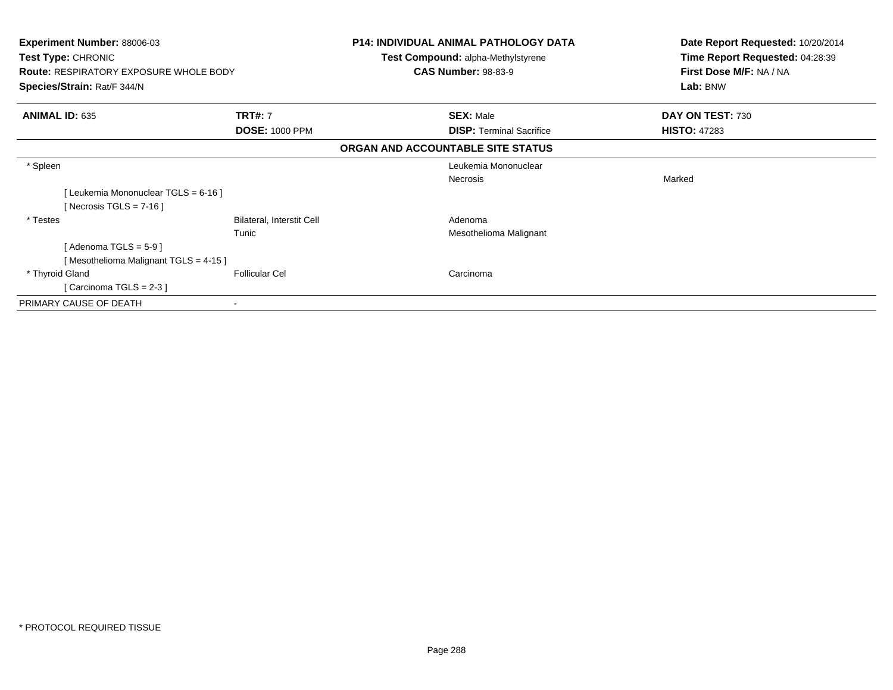**Experiment Number:** 88006-03
**Test Type:** CHRONIC
**Route:** RESPIRATORY EXPOSURE WHOLE BODY
**Species/Strain:** Rat/F 344/N

**P14: INDIVIDUAL ANIMAL PATHOLOGY DATA**
**Test Compound:** alpha-Methylstyrene
**CAS Number:** 98-83-9

**Date Report Requested:** 10/20/2014
**Time Report Requested:** 04:28:39
**First Dose M/F:** NA / NA
**Lab:** BNW

| **ANIMAL ID:** 635 | **TRT#:** 7 | **SEX:** Male | **DAY ON TEST:** 730 |
|---|---|---|---|
| | **DOSE:** 1000 PPM | **DISP:** Terminal Sacrifice | **HISTO:** 47283 |

**ORGAN AND ACCOUNTABLE SITE STATUS**

| | | | |
|---|---|---|---|
| * Spleen | | Leukemia Mononuclear | |
| | | Necrosis | Marked |
| [ Leukemia Mononuclear TGLS = 6-16 ] | | | |
| [ Necrosis TGLS = 7-16 ] | | | |
| * Testes | Bilateral, Interstit Cell | Adenoma | |
| | Tunic | Mesothelioma Malignant | |
| [ Adenoma TGLS = 5-9 ] | | | |
| [ Mesothelioma Malignant TGLS = 4-15 ] | | | |
| * Thyroid Gland | Follicular Cel | Carcinoma | |
| [ Carcinoma TGLS = 2-3 ] | | | |
| PRIMARY CAUSE OF DEATH | - | | |

* PROTOCOL REQUIRED TISSUE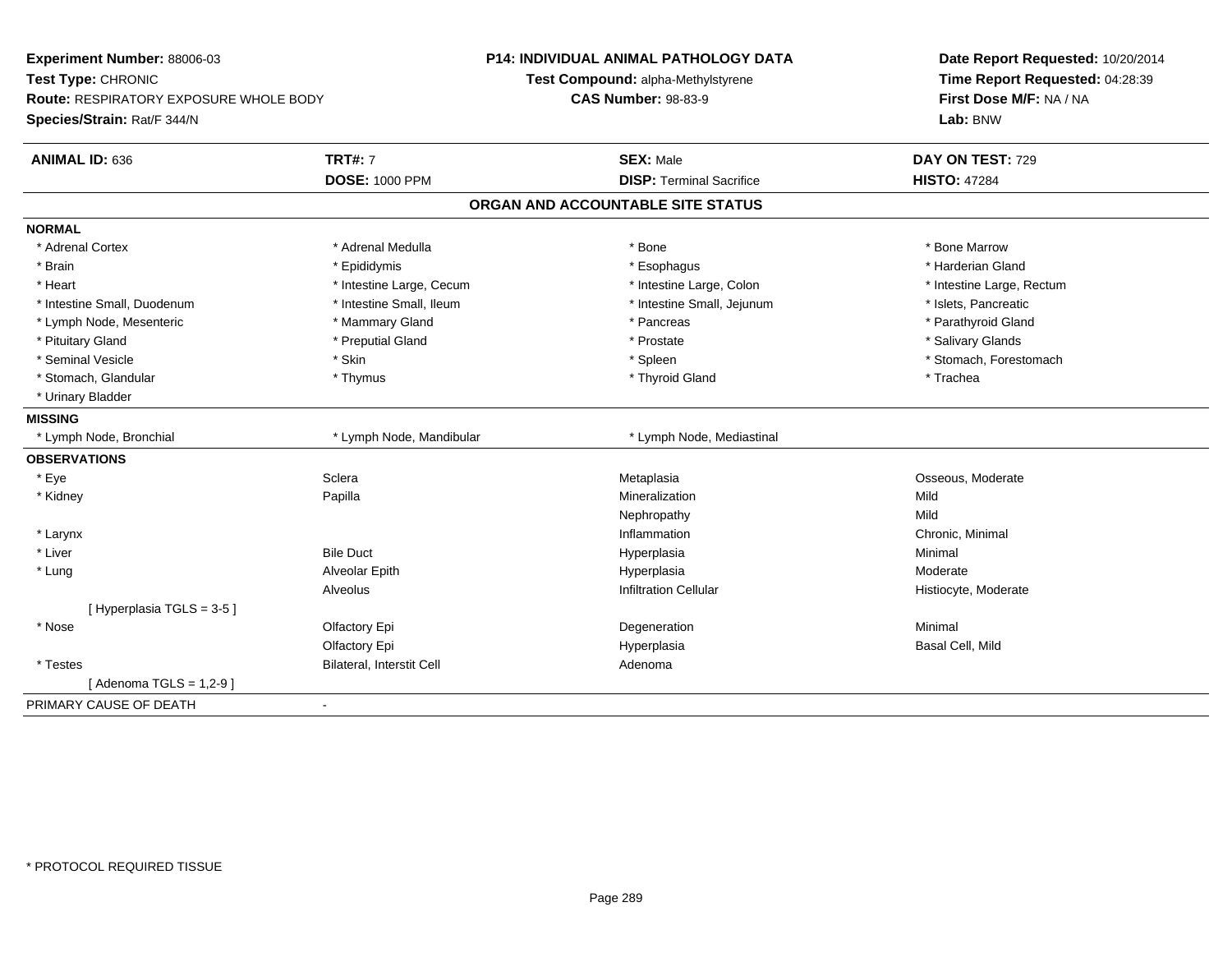**Experiment Number:** 88006-03
**Test Type:** CHRONIC
**Route:** RESPIRATORY EXPOSURE WHOLE BODY
**Species/Strain:** Rat/F 344/N

**P14: INDIVIDUAL ANIMAL PATHOLOGY DATA**
**Test Compound:** alpha-Methylstyrene
**CAS Number:** 98-83-9

**Date Report Requested:** 10/20/2014
**Time Report Requested:** 04:28:39
**First Dose M/F:** NA / NA
**Lab:** BNW

| **ANIMAL ID:** 636 | **TRT#:** 7 | **SEX:** Male | **DAY ON TEST:** 729 |
|---|---|---|---|
| | **DOSE:** 1000 PPM | **DISP:** Terminal Sacrifice | **HISTO:** 47284 |

## ORGAN AND ACCOUNTABLE SITE STATUS

**NORMAL**

| | | | |
|---|---|---|---|
| * Adrenal Cortex | * Adrenal Medulla | * Bone | * Bone Marrow |
| * Brain | * Epididymis | * Esophagus | * Harderian Gland |
| * Heart | * Intestine Large, Cecum | * Intestine Large, Colon | * Intestine Large, Rectum |
| * Intestine Small, Duodenum | * Intestine Small, Ileum | * Intestine Small, Jejunum | * Islets, Pancreatic |
| * Lymph Node, Mesenteric | * Mammary Gland | * Pancreas | * Parathyroid Gland |
| * Pituitary Gland | * Preputial Gland | * Prostate | * Salivary Glands |
| * Seminal Vesicle | * Skin | * Spleen | * Stomach, Forestomach |
| * Stomach, Glandular | * Thymus | * Thyroid Gland | * Trachea |
| * Urinary Bladder | | | |

**MISSING**

| | | |
|---|---|---|
| * Lymph Node, Bronchial | * Lymph Node, Mandibular | * Lymph Node, Mediastinal |

**OBSERVATIONS**

| | | | |
|---|---|---|---|
| * Eye | Sclera | Metaplasia | Osseous, Moderate |
| * Kidney | Papilla | Mineralization | Mild |
| | | Nephropathy | Mild |
| * Larynx | | Inflammation | Chronic, Minimal |
| * Liver | Bile Duct | Hyperplasia | Minimal |
| * Lung | Alveolar Epith | Hyperplasia | Moderate |
| | Alveolus | Infiltration Cellular | Histiocyte, Moderate |
| [ Hyperplasia TGLS = 3-5 ] | | | |
| * Nose | Olfactory Epi | Degeneration | Minimal |
| | Olfactory Epi | Hyperplasia | Basal Cell, Mild |
| * Testes | Bilateral, Interstit Cell | Adenoma | |
| [ Adenoma TGLS = 1,2-9 ] | | | |

PRIMARY CAUSE OF DEATH -

* PROTOCOL REQUIRED TISSUE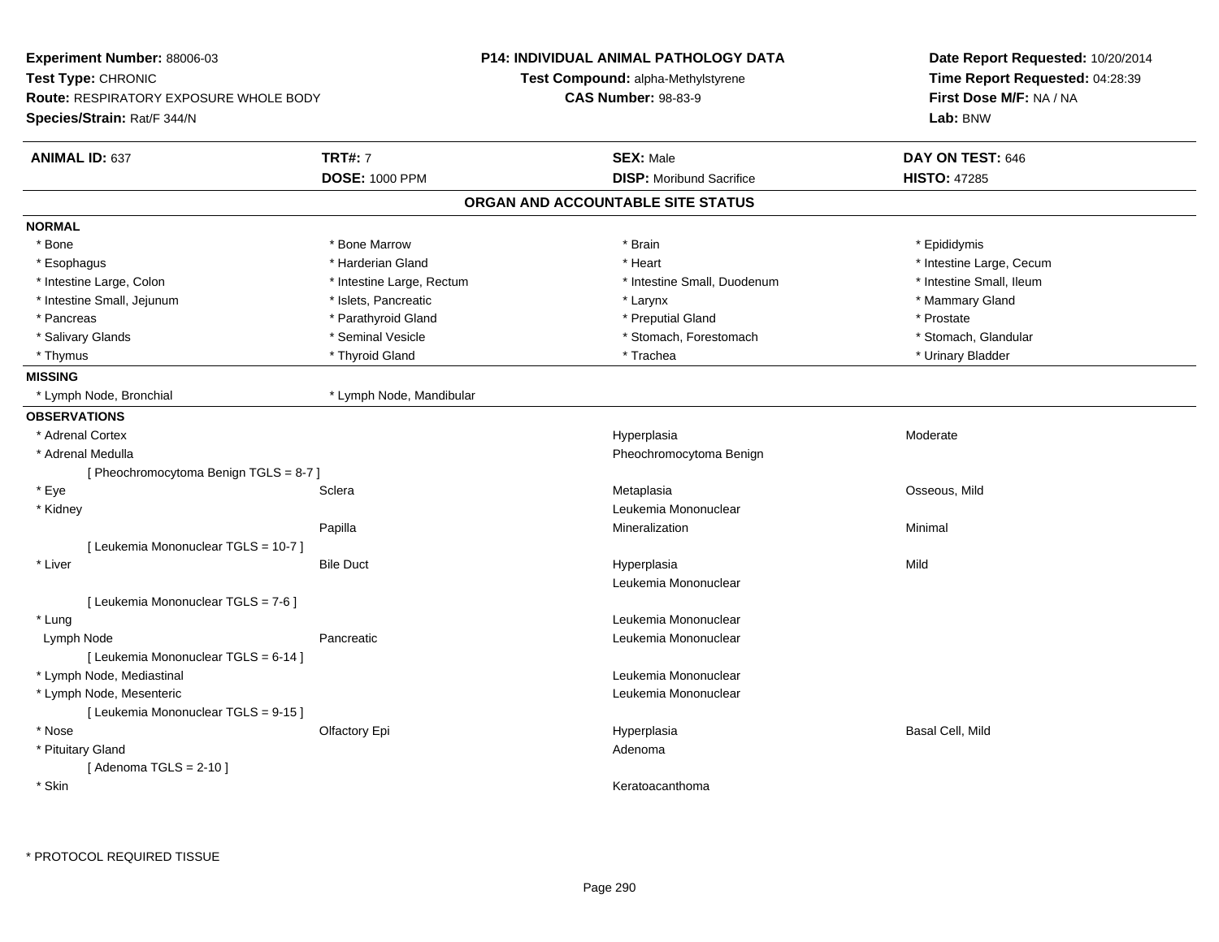**Experiment Number:** 88006-03
**Test Type:** CHRONIC
**Route:** RESPIRATORY EXPOSURE WHOLE BODY
**Species/Strain:** Rat/F 344/N

**P14: INDIVIDUAL ANIMAL PATHOLOGY DATA**
**Test Compound:** alpha-Methylstyrene
**CAS Number:** 98-83-9

**Date Report Requested:** 10/20/2014
**Time Report Requested:** 04:28:39
**First Dose M/F:** NA / NA
**Lab:** BNW

| **ANIMAL ID:** 637 | **TRT#:** 7 | **SEX:** Male | **DAY ON TEST:** 646 |
|---|---|---|---|
| | **DOSE:** 1000 PPM | **DISP:** Moribund Sacrifice | **HISTO:** 47285 |

## ORGAN AND ACCOUNTABLE SITE STATUS

**NORMAL**

| | | | |
|---|---|---|---|
| * Bone | * Bone Marrow | * Brain | * Epididymis |
| * Esophagus | * Harderian Gland | * Heart | * Intestine Large, Cecum |
| * Intestine Large, Colon | * Intestine Large, Rectum | * Intestine Small, Duodenum | * Intestine Small, Ileum |
| * Intestine Small, Jejunum | * Islets, Pancreatic | * Larynx | * Mammary Gland |
| * Pancreas | * Parathyroid Gland | * Preputial Gland | * Prostate |
| * Salivary Glands | * Seminal Vesicle | * Stomach, Forestomach | * Stomach, Glandular |
| * Thymus | * Thyroid Gland | * Trachea | * Urinary Bladder |

**MISSING**

| | |
|---|---|
| * Lymph Node, Bronchial | * Lymph Node, Mandibular |

**OBSERVATIONS**

| | | | |
|---|---|---|---|
| * Adrenal Cortex | | Hyperplasia | Moderate |
| * Adrenal Medulla | | Pheochromocytoma Benign | |
| [ Pheochromocytoma Benign TGLS = 8-7 ] | | | |
| * Eye | Sclera | Metaplasia | Osseous, Mild |
| * Kidney | | Leukemia Mononuclear | |
| | Papilla | Mineralization | Minimal |
| [ Leukemia Mononuclear TGLS = 10-7 ] | | | |
| * Liver | Bile Duct | Hyperplasia | Mild |
| | | Leukemia Mononuclear | |
| [ Leukemia Mononuclear TGLS = 7-6 ] | | | |
| * Lung | | Leukemia Mononuclear | |
| Lymph Node | Pancreatic | Leukemia Mononuclear | |
| [ Leukemia Mononuclear TGLS = 6-14 ] | | | |
| * Lymph Node, Mediastinal | | Leukemia Mononuclear | |
| * Lymph Node, Mesenteric | | Leukemia Mononuclear | |
| [ Leukemia Mononuclear TGLS = 9-15 ] | | | |
| * Nose | Olfactory Epi | Hyperplasia | Basal Cell, Mild |
| * Pituitary Gland | | Adenoma | |
| [ Adenoma TGLS = 2-10 ] | | | |
| * Skin | | Keratoacanthoma | |

\* PROTOCOL REQUIRED TISSUE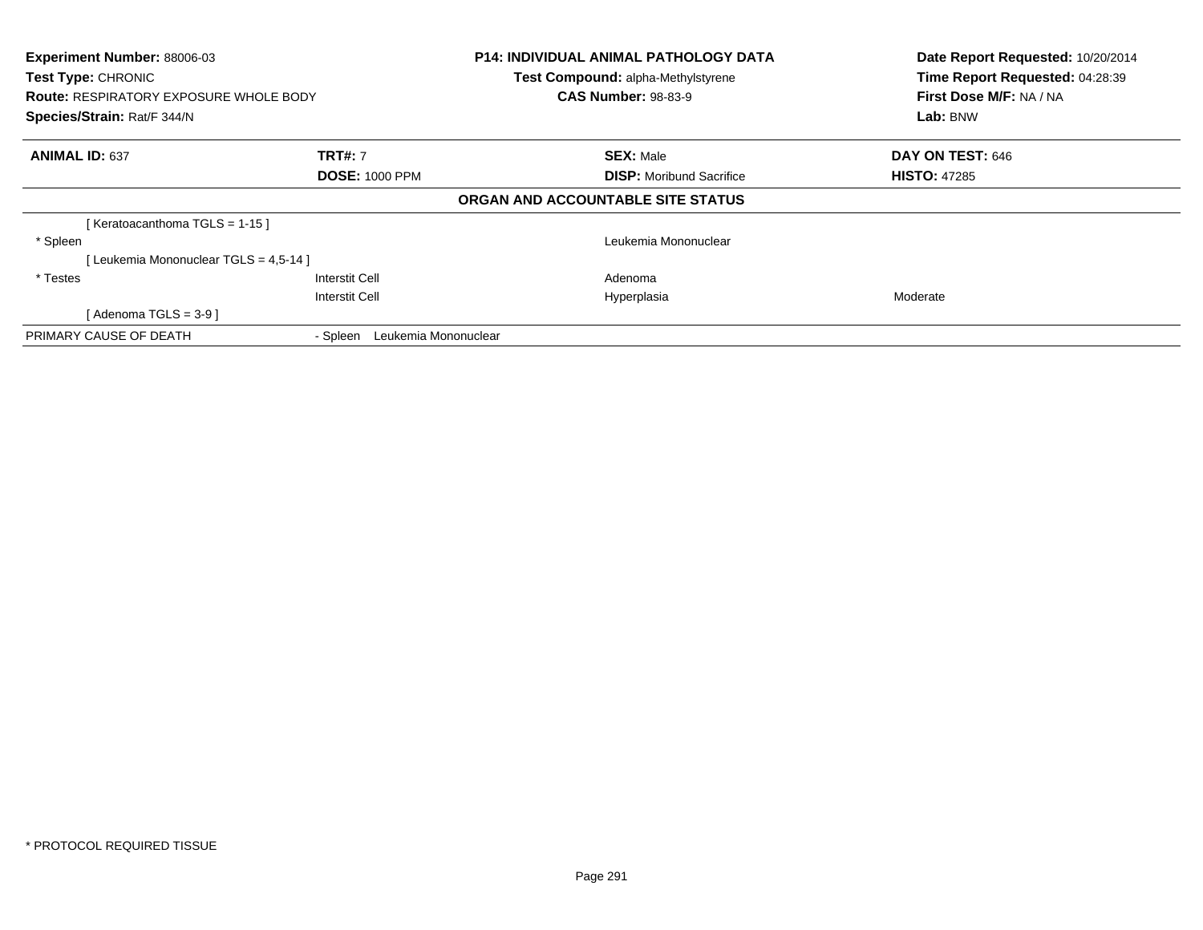**Experiment Number:** 88006-03
**Test Type:** CHRONIC
**Route:** RESPIRATORY EXPOSURE WHOLE BODY
**Species/Strain:** Rat/F 344/N

**P14: INDIVIDUAL ANIMAL PATHOLOGY DATA**
**Test Compound:** alpha-Methylstyrene
**CAS Number:** 98-83-9

**Date Report Requested:** 10/20/2014
**Time Report Requested:** 04:28:39
**First Dose M/F:** NA / NA
**Lab:** BNW

| **ANIMAL ID:** 637 | **TRT#:** 7 | **SEX:** Male | **DAY ON TEST:** 646 |
|---|---|---|---|
| | **DOSE:** 1000 PPM | **DISP:** Moribund Sacrifice | **HISTO:** 47285 |

**ORGAN AND ACCOUNTABLE SITE STATUS**

| | | | |
|---|---|---|---|
| [ Keratoacanthoma TGLS = 1-15 ] | | | |
| * Spleen | | Leukemia Mononuclear | |
| [ Leukemia Mononuclear TGLS = 4,5-14 ] | | | |
| * Testes | Interstit Cell | Adenoma | |
| | Interstit Cell | Hyperplasia | Moderate |
| [ Adenoma TGLS = 3-9 ] | | | |
| PRIMARY CAUSE OF DEATH | - Spleen Leukemia Mononuclear | | |

* PROTOCOL REQUIRED TISSUE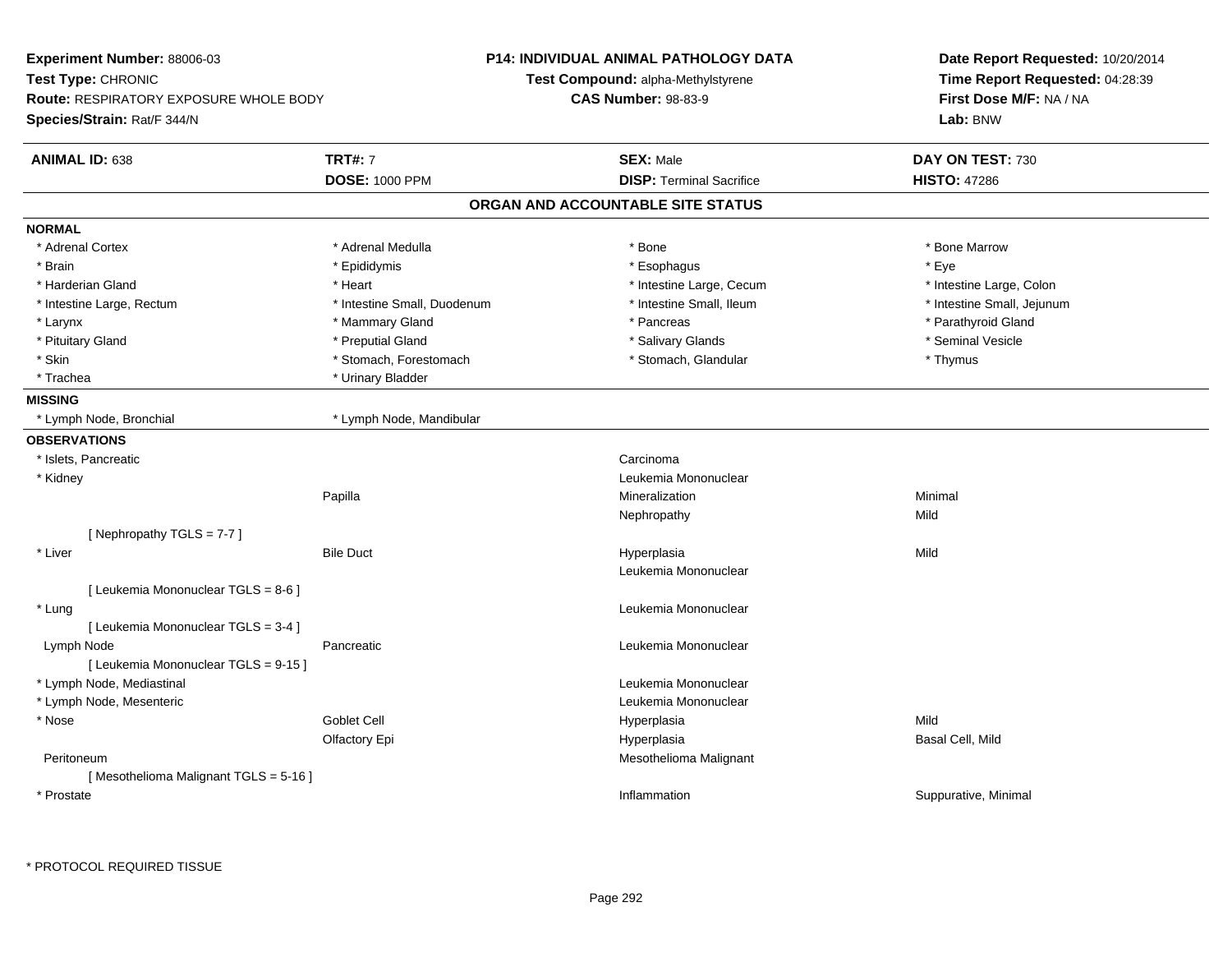**Experiment Number:** 88006-03
**Test Type:** CHRONIC
**Route:** RESPIRATORY EXPOSURE WHOLE BODY
**Species/Strain:** Rat/F 344/N

**P14: INDIVIDUAL ANIMAL PATHOLOGY DATA**
**Test Compound:** alpha-Methylstyrene
**CAS Number:** 98-83-9

**Date Report Requested:** 10/20/2014
**Time Report Requested:** 04:28:39
**First Dose M/F:** NA / NA
**Lab:** BNW

| **ANIMAL ID:** 638 | **TRT#:** 7 | **SEX:** Male | **DAY ON TEST:** 730 |
|---|---|---|---|
| | **DOSE:** 1000 PPM | **DISP:** Terminal Sacrifice | **HISTO:** 47286 |

## ORGAN AND ACCOUNTABLE SITE STATUS

**NORMAL**

| | | | |
|---|---|---|---|
| * Adrenal Cortex | * Adrenal Medulla | * Bone | * Bone Marrow |
| * Brain | * Epididymis | * Esophagus | * Eye |
| * Harderian Gland | * Heart | * Intestine Large, Cecum | * Intestine Large, Colon |
| * Intestine Large, Rectum | * Intestine Small, Duodenum | * Intestine Small, Ileum | * Intestine Small, Jejunum |
| * Larynx | * Mammary Gland | * Pancreas | * Parathyroid Gland |
| * Pituitary Gland | * Preputial Gland | * Salivary Glands | * Seminal Vesicle |
| * Skin | * Stomach, Forestomach | * Stomach, Glandular | * Thymus |
| * Trachea | * Urinary Bladder | | |

**MISSING**

| | |
|---|---|
| * Lymph Node, Bronchial | * Lymph Node, Mandibular |

**OBSERVATIONS**

| | | | |
|---|---|---|---|
| * Islets, Pancreatic | | Carcinoma | |
| * Kidney | | Leukemia Mononuclear | |
| | Papilla | Mineralization | Minimal |
| | | Nephropathy | Mild |
| [ Nephropathy TGLS = 7-7 ] | | | |
| * Liver | Bile Duct | Hyperplasia | Mild |
| | | Leukemia Mononuclear | |
| [ Leukemia Mononuclear TGLS = 8-6 ] | | | |
| * Lung | | Leukemia Mononuclear | |
| [ Leukemia Mononuclear TGLS = 3-4 ] | | | |
| Lymph Node | Pancreatic | Leukemia Mononuclear | |
| [ Leukemia Mononuclear TGLS = 9-15 ] | | | |
| * Lymph Node, Mediastinal | | Leukemia Mononuclear | |
| * Lymph Node, Mesenteric | | Leukemia Mononuclear | |
| * Nose | Goblet Cell | Hyperplasia | Mild |
| | Olfactory Epi | Hyperplasia | Basal Cell, Mild |
| Peritoneum | | Mesothelioma Malignant | |
| [ Mesothelioma Malignant TGLS = 5-16 ] | | | |
| * Prostate | | Inflammation | Suppurative, Minimal |

* PROTOCOL REQUIRED TISSUE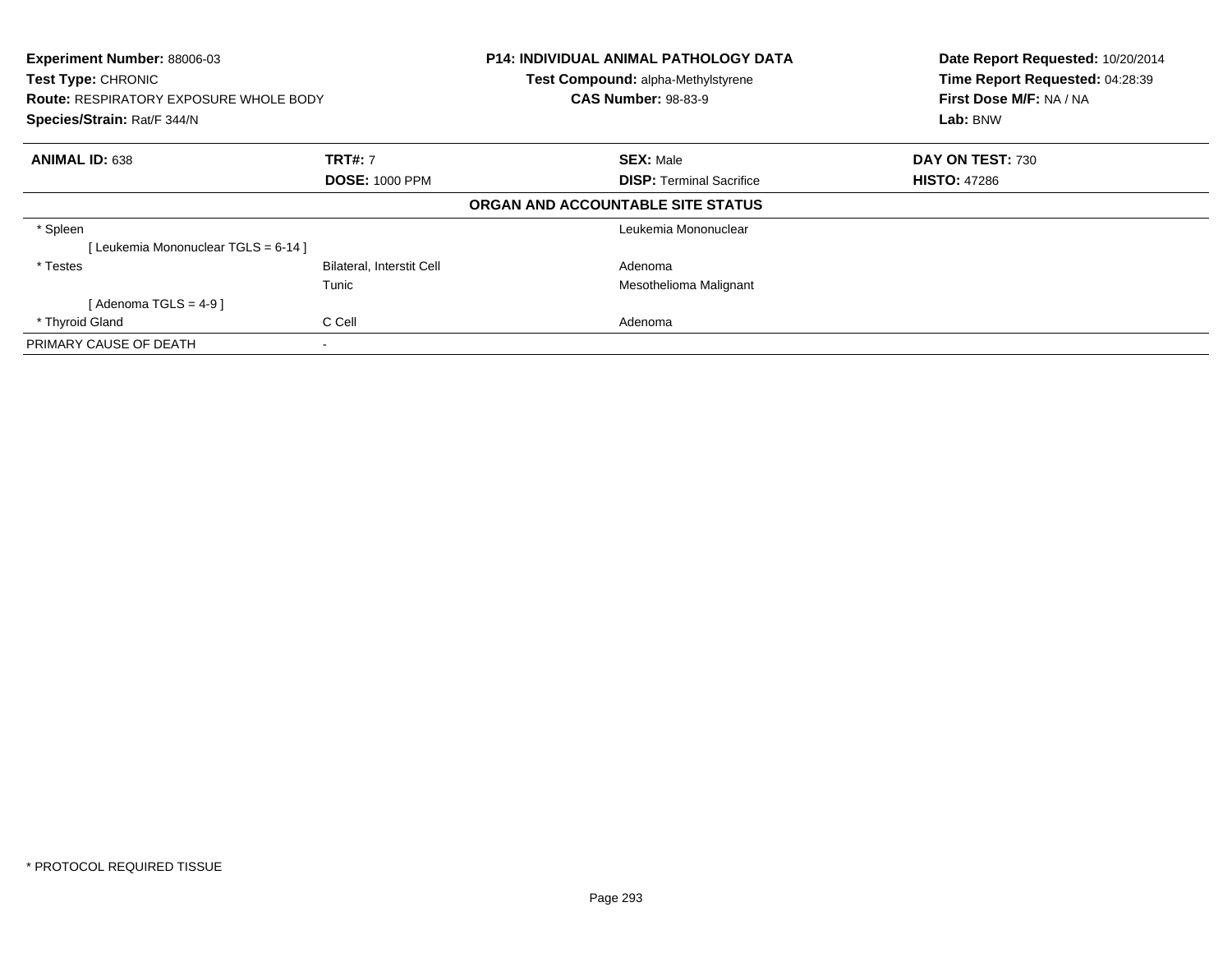**Experiment Number:** 88006-03
**Test Type:** CHRONIC
**Route:** RESPIRATORY EXPOSURE WHOLE BODY
**Species/Strain:** Rat/F 344/N

**P14: INDIVIDUAL ANIMAL PATHOLOGY DATA**
**Test Compound:** alpha-Methylstyrene
**CAS Number:** 98-83-9

**Date Report Requested:** 10/20/2014
**Time Report Requested:** 04:28:39
**First Dose M/F:** NA / NA
**Lab:** BNW

| **ANIMAL ID:** 638 | **TRT#:** 7 | **SEX:** Male | **DAY ON TEST:** 730 |
|---|---|---|---|
| | **DOSE:** 1000 PPM | **DISP:** Terminal Sacrifice | **HISTO:** 47286 |

**ORGAN AND ACCOUNTABLE SITE STATUS**

| | | |
|---|---|---|
| * Spleen | | Leukemia Mononuclear |
| [ Leukemia Mononuclear TGLS = 6-14 ] | | |
| * Testes | Bilateral, Interstit Cell | Adenoma |
| | Tunic | Mesothelioma Malignant |
| [ Adenoma TGLS = 4-9 ] | | |
| * Thyroid Gland | C Cell | Adenoma |
| PRIMARY CAUSE OF DEATH | - | |

* PROTOCOL REQUIRED TISSUE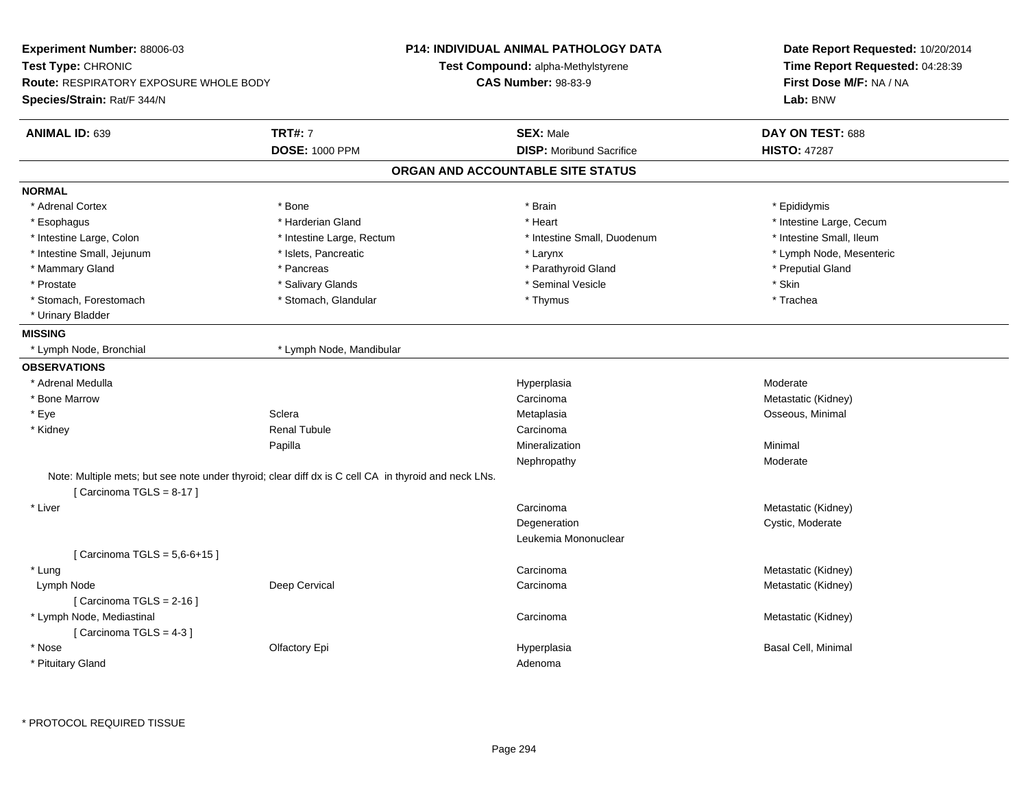**Experiment Number:** 88006-03
**Test Type:** CHRONIC
**Route:** RESPIRATORY EXPOSURE WHOLE BODY
**Species/Strain:** Rat/F 344/N

**P14: INDIVIDUAL ANIMAL PATHOLOGY DATA**
**Test Compound:** alpha-Methylstyrene
**CAS Number:** 98-83-9

**Date Report Requested:** 10/20/2014
**Time Report Requested:** 04:28:39
**First Dose M/F:** NA / NA
**Lab:** BNW

| **ANIMAL ID:** 639 | **TRT#:** 7 | **SEX:** Male | **DAY ON TEST:** 688 |
|---|---|---|---|
| | **DOSE:** 1000 PPM | **DISP:** Moribund Sacrifice | **HISTO:** 47287 |

## ORGAN AND ACCOUNTABLE SITE STATUS

**NORMAL**

| | | | |
|---|---|---|---|
| * Adrenal Cortex | * Bone | * Brain | * Epididymis |
| * Esophagus | * Harderian Gland | * Heart | * Intestine Large, Cecum |
| * Intestine Large, Colon | * Intestine Large, Rectum | * Intestine Small, Duodenum | * Intestine Small, Ileum |
| * Intestine Small, Jejunum | * Islets, Pancreatic | * Larynx | * Lymph Node, Mesenteric |
| * Mammary Gland | * Pancreas | * Parathyroid Gland | * Preputial Gland |
| * Prostate | * Salivary Glands | * Seminal Vesicle | * Skin |
| * Stomach, Forestomach | * Stomach, Glandular | * Thymus | * Trachea |
| * Urinary Bladder | | | |

**MISSING**

| | |
|---|---|
| * Lymph Node, Bronchial | * Lymph Node, Mandibular |

**OBSERVATIONS**

| | | | |
|---|---|---|---|
| * Adrenal Medulla | | Hyperplasia | Moderate |
| * Bone Marrow | | Carcinoma | Metastatic (Kidney) |
| * Eye | Sclera | Metaplasia | Osseous, Minimal |
| * Kidney | Renal Tubule | Carcinoma | |
| | Papilla | Mineralization | Minimal |
| | | Nephropathy | Moderate |

Note: Multiple mets; but see note under thyroid; clear diff dx is C cell CA in thyroid and neck LNs.
[ Carcinoma TGLS = 8-17 ]

| | | | |
|---|---|---|---|
| * Liver | | Carcinoma | Metastatic (Kidney) |
| | | Degeneration | Cystic, Moderate |
| | | Leukemia Mononuclear | |

[ Carcinoma TGLS = 5,6-6+15 ]

| | | | |
|---|---|---|---|
| * Lung | | Carcinoma | Metastatic (Kidney) |
| Lymph Node | Deep Cervical | Carcinoma | Metastatic (Kidney) |

[ Carcinoma TGLS = 2-16 ]

| | | | |
|---|---|---|---|
| * Lymph Node, Mediastinal | | Carcinoma | Metastatic (Kidney) |

[ Carcinoma TGLS = 4-3 ]

| | | | |
|---|---|---|---|
| * Nose | Olfactory Epi | Hyperplasia | Basal Cell, Minimal |
| * Pituitary Gland | | Adenoma | |

* PROTOCOL REQUIRED TISSUE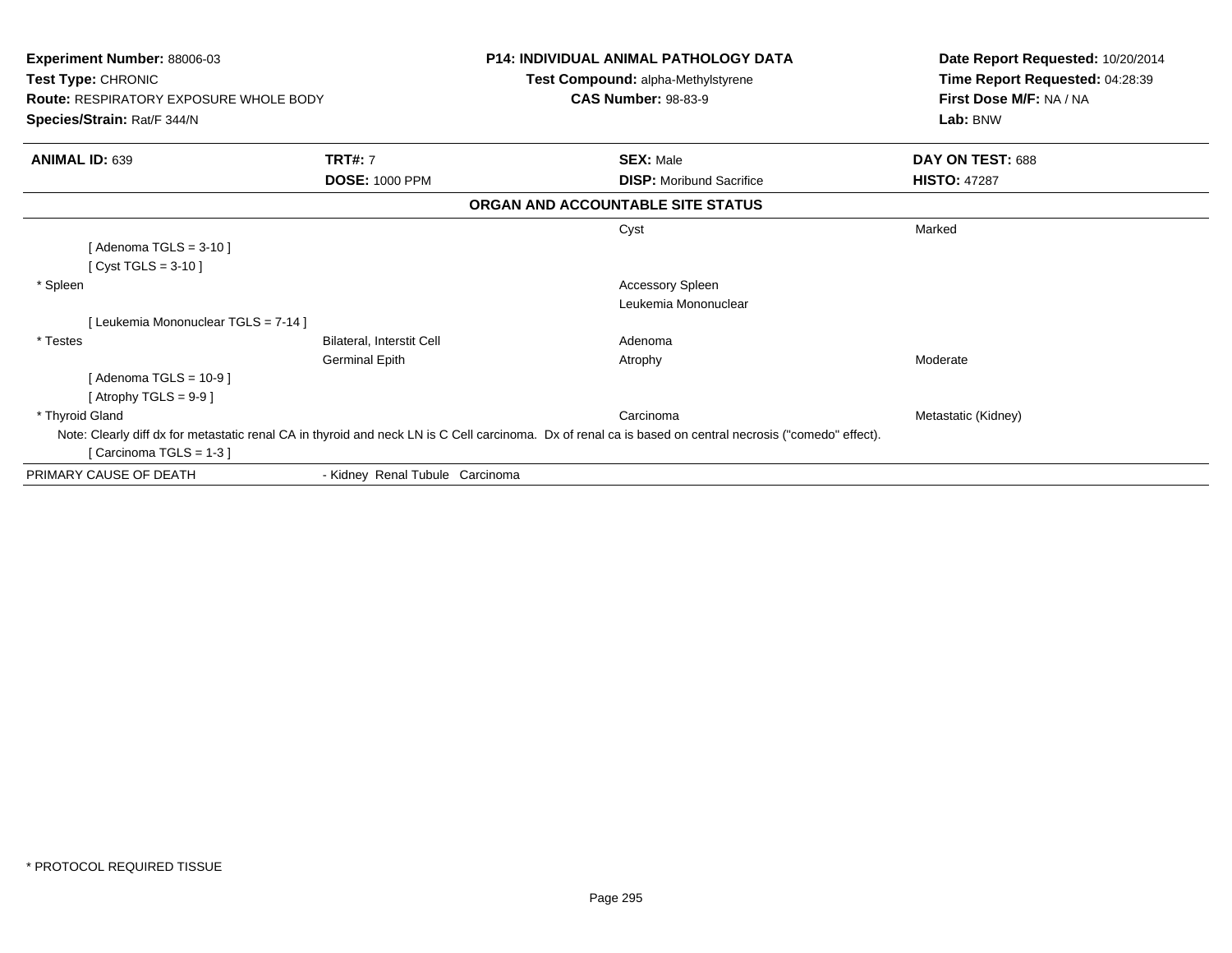**Experiment Number:** 88006-03
**Test Type:** CHRONIC
**Route:** RESPIRATORY EXPOSURE WHOLE BODY
**Species/Strain:** Rat/F 344/N

**P14: INDIVIDUAL ANIMAL PATHOLOGY DATA**
**Test Compound:** alpha-Methylstyrene
**CAS Number:** 98-83-9

**Date Report Requested:** 10/20/2014
**Time Report Requested:** 04:28:39
**First Dose M/F:** NA / NA
**Lab:** BNW

| **ANIMAL ID:** 639 | **TRT#:** 7 | **SEX:** Male | **DAY ON TEST:** 688 |
|---|---|---|---|
| | **DOSE:** 1000 PPM | **DISP:** Moribund Sacrifice | **HISTO:** 47287 |

**ORGAN AND ACCOUNTABLE SITE STATUS**

| | | | |
|---|---|---|---|
| | | Cyst | Marked |
| [ Adenoma TGLS = 3-10 ] | | | |
| [ Cyst TGLS = 3-10 ] | | | |
| * Spleen | | Accessory Spleen | |
| | | Leukemia Mononuclear | |
| [ Leukemia Mononuclear TGLS = 7-14 ] | | | |
| * Testes | Bilateral, Interstit Cell | Adenoma | |
| | Germinal Epith | Atrophy | Moderate |
| [ Adenoma TGLS = 10-9 ] | | | |
| [ Atrophy TGLS = 9-9 ] | | | |
| * Thyroid Gland | | Carcinoma | Metastatic (Kidney) |

Note: Clearly diff dx for metastatic renal CA in thyroid and neck LN is C Cell carcinoma. Dx of renal ca is based on central necrosis ("comedo" effect).
[ Carcinoma TGLS = 1-3 ]

| | |
|---|---|
| PRIMARY CAUSE OF DEATH | - Kidney Renal Tubule Carcinoma |

* PROTOCOL REQUIRED TISSUE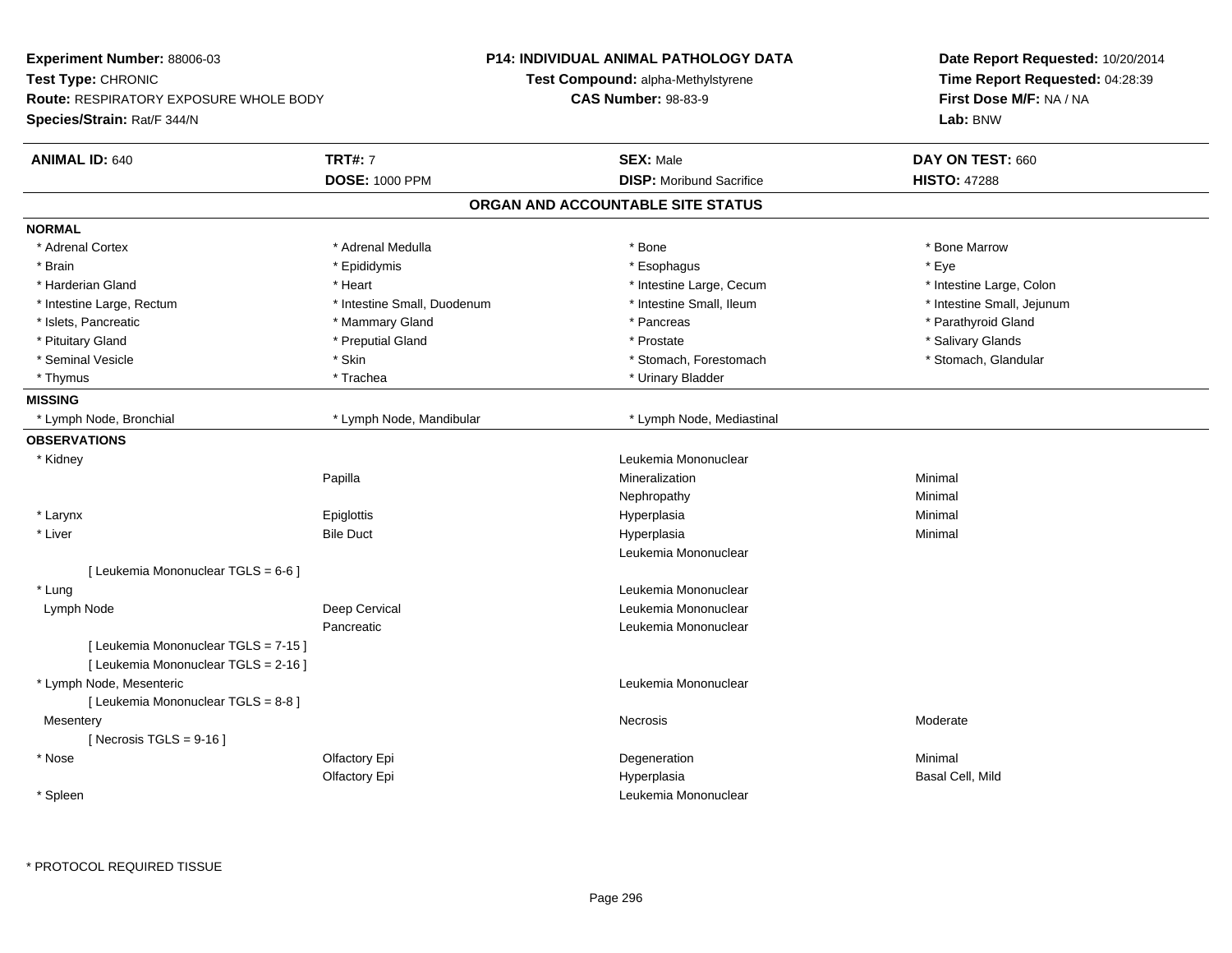**Experiment Number:** 88006-03
**Test Type:** CHRONIC
**Route:** RESPIRATORY EXPOSURE WHOLE BODY
**Species/Strain:** Rat/F 344/N

**P14: INDIVIDUAL ANIMAL PATHOLOGY DATA**
**Test Compound:** alpha-Methylstyrene
**CAS Number:** 98-83-9

**Date Report Requested:** 10/20/2014
**Time Report Requested:** 04:28:39
**First Dose M/F:** NA / NA
**Lab:** BNW

| **ANIMAL ID:** 640 | **TRT#:** 7 | **SEX:** Male | **DAY ON TEST:** 660 |
|---|---|---|---|
| | **DOSE:** 1000 PPM | **DISP:** Moribund Sacrifice | **HISTO:** 47288 |

## ORGAN AND ACCOUNTABLE SITE STATUS

**NORMAL**

| | | | |
|---|---|---|---|
| * Adrenal Cortex | * Adrenal Medulla | * Bone | * Bone Marrow |
| * Brain | * Epididymis | * Esophagus | * Eye |
| * Harderian Gland | * Heart | * Intestine Large, Cecum | * Intestine Large, Colon |
| * Intestine Large, Rectum | * Intestine Small, Duodenum | * Intestine Small, Ileum | * Intestine Small, Jejunum |
| * Islets, Pancreatic | * Mammary Gland | * Pancreas | * Parathyroid Gland |
| * Pituitary Gland | * Preputial Gland | * Prostate | * Salivary Glands |
| * Seminal Vesicle | * Skin | * Stomach, Forestomach | * Stomach, Glandular |
| * Thymus | * Trachea | * Urinary Bladder | |

**MISSING**

| | | |
|---|---|---|
| * Lymph Node, Bronchial | * Lymph Node, Mandibular | * Lymph Node, Mediastinal |

**OBSERVATIONS**

| | | | |
|---|---|---|---|
| * Kidney | | Leukemia Mononuclear | |
| | Papilla | Mineralization | Minimal |
| | | Nephropathy | Minimal |
| * Larynx | Epiglottis | Hyperplasia | Minimal |
| * Liver | Bile Duct | Hyperplasia | Minimal |
| | | Leukemia Mononuclear | |
| [ Leukemia Mononuclear TGLS = 6-6 ] | | | |
| * Lung | | Leukemia Mononuclear | |
| Lymph Node | Deep Cervical | Leukemia Mononuclear | |
| | Pancreatic | Leukemia Mononuclear | |
| [ Leukemia Mononuclear TGLS = 7-15 ] | | | |
| [ Leukemia Mononuclear TGLS = 2-16 ] | | | |
| * Lymph Node, Mesenteric | | Leukemia Mononuclear | |
| [ Leukemia Mononuclear TGLS = 8-8 ] | | | |
| Mesentery | | Necrosis | Moderate |
| [ Necrosis TGLS = 9-16 ] | | | |
| * Nose | Olfactory Epi | Degeneration | Minimal |
| | Olfactory Epi | Hyperplasia | Basal Cell, Mild |
| * Spleen | | Leukemia Mononuclear | |

\* PROTOCOL REQUIRED TISSUE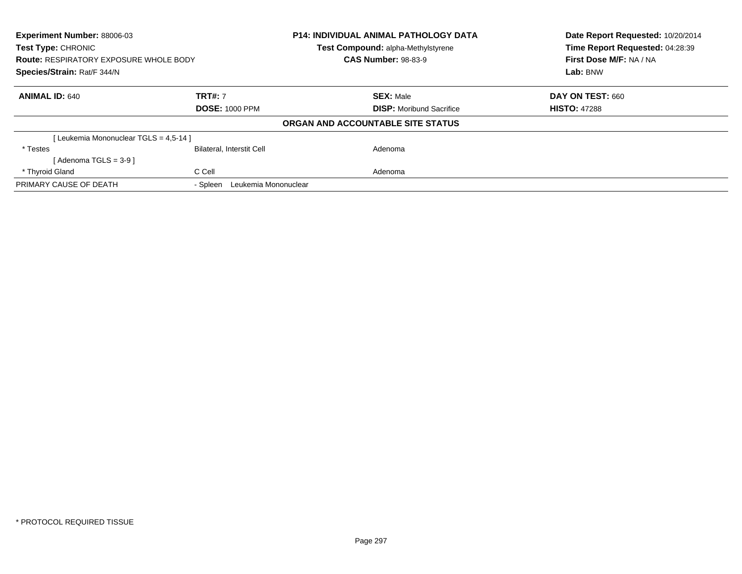**Experiment Number:** 88006-03
**Test Type:** CHRONIC
**Route:** RESPIRATORY EXPOSURE WHOLE BODY
**Species/Strain:** Rat/F 344/N

**P14: INDIVIDUAL ANIMAL PATHOLOGY DATA**
**Test Compound:** alpha-Methylstyrene
**CAS Number:** 98-83-9

**Date Report Requested:** 10/20/2014
**Time Report Requested:** 04:28:39
**First Dose M/F:** NA / NA
**Lab:** BNW

| **ANIMAL ID:** 640 | **TRT#:** 7 | **SEX:** Male | **DAY ON TEST:** 660 |
|---|---|---|---|
| | **DOSE:** 1000 PPM | **DISP:** Moribund Sacrifice | **HISTO:** 47288 |

**ORGAN AND ACCOUNTABLE SITE STATUS**

| | | |
|---|---|---|
| [ Leukemia Mononuclear TGLS = 4,5-14 ] | | |
| * Testes | Bilateral, Interstit Cell | Adenoma |
| [ Adenoma TGLS = 3-9 ] | | |
| * Thyroid Gland | C Cell | Adenoma |
| PRIMARY CAUSE OF DEATH | - Spleen Leukemia Mononuclear | |

* PROTOCOL REQUIRED TISSUE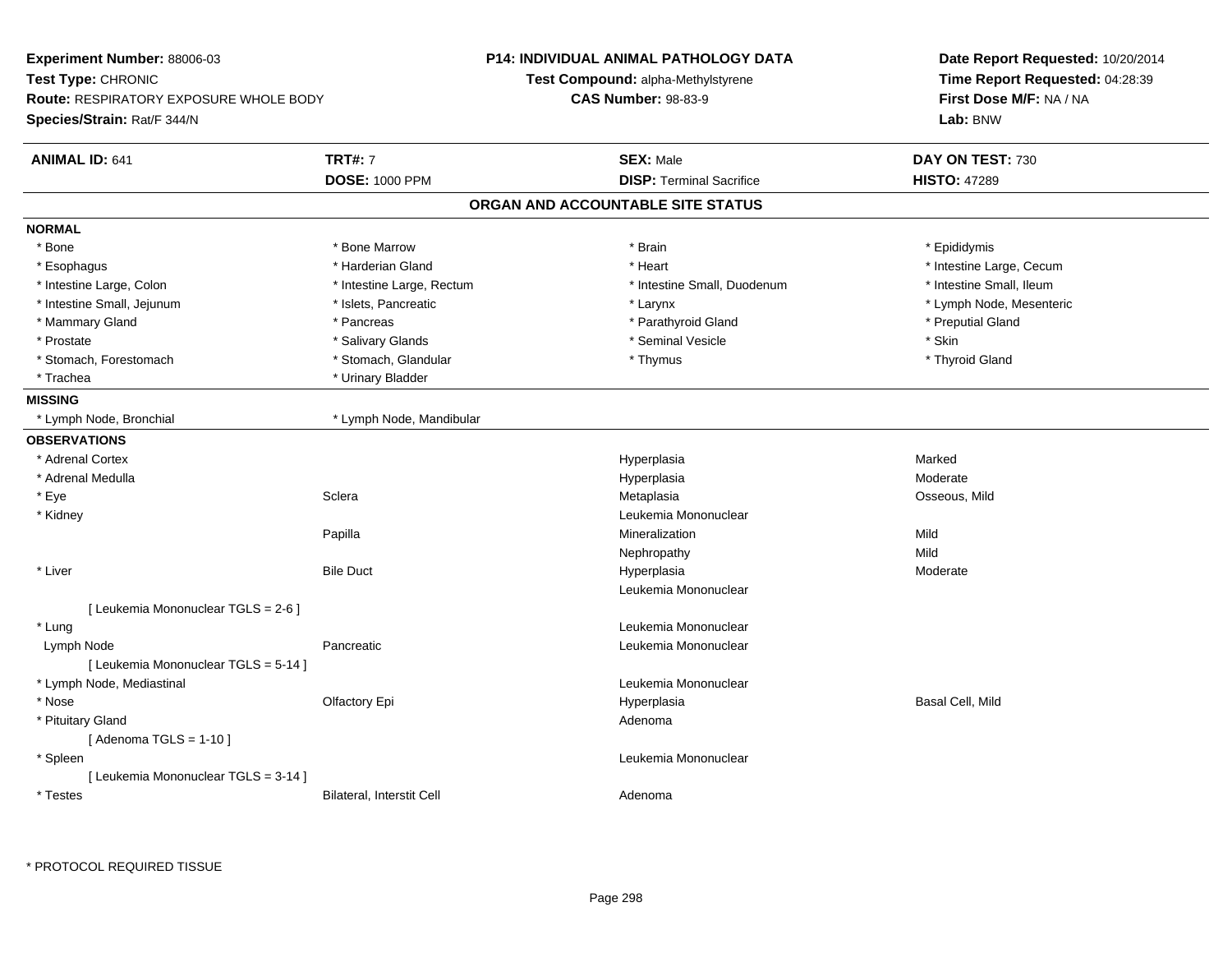**Experiment Number:** 88006-03
**Test Type:** CHRONIC
**Route:** RESPIRATORY EXPOSURE WHOLE BODY
**Species/Strain:** Rat/F 344/N

**P14: INDIVIDUAL ANIMAL PATHOLOGY DATA**
**Test Compound:** alpha-Methylstyrene
**CAS Number:** 98-83-9

**Date Report Requested:** 10/20/2014
**Time Report Requested:** 04:28:39
**First Dose M/F:** NA / NA
**Lab:** BNW

| **ANIMAL ID:** 641 | **TRT#:** 7 | **SEX:** Male | **DAY ON TEST:** 730 |
|---|---|---|---|
| | **DOSE:** 1000 PPM | **DISP:** Terminal Sacrifice | **HISTO:** 47289 |

## ORGAN AND ACCOUNTABLE SITE STATUS

**NORMAL**

| | | | |
|---|---|---|---|
| * Bone | * Bone Marrow | * Brain | * Epididymis |
| * Esophagus | * Harderian Gland | * Heart | * Intestine Large, Cecum |
| * Intestine Large, Colon | * Intestine Large, Rectum | * Intestine Small, Duodenum | * Intestine Small, Ileum |
| * Intestine Small, Jejunum | * Islets, Pancreatic | * Larynx | * Lymph Node, Mesenteric |
| * Mammary Gland | * Pancreas | * Parathyroid Gland | * Preputial Gland |
| * Prostate | * Salivary Glands | * Seminal Vesicle | * Skin |
| * Stomach, Forestomach | * Stomach, Glandular | * Thymus | * Thyroid Gland |
| * Trachea | * Urinary Bladder | | |

**MISSING**

| | |
|---|---|
| * Lymph Node, Bronchial | * Lymph Node, Mandibular |

**OBSERVATIONS**

| | | | |
|---|---|---|---|
| * Adrenal Cortex | | Hyperplasia | Marked |
| * Adrenal Medulla | | Hyperplasia | Moderate |
| * Eye | Sclera | Metaplasia | Osseous, Mild |
| * Kidney | | Leukemia Mononuclear | |
| | Papilla | Mineralization | Mild |
| | | Nephropathy | Mild |
| * Liver | Bile Duct | Hyperplasia | Moderate |
| | | Leukemia Mononuclear | |
| [ Leukemia Mononuclear TGLS = 2-6 ] | | | |
| * Lung | | Leukemia Mononuclear | |
| Lymph Node | Pancreatic | Leukemia Mononuclear | |
| [ Leukemia Mononuclear TGLS = 5-14 ] | | | |
| * Lymph Node, Mediastinal | | Leukemia Mononuclear | |
| * Nose | Olfactory Epi | Hyperplasia | Basal Cell, Mild |
| * Pituitary Gland | | Adenoma | |
| [ Adenoma TGLS = 1-10 ] | | | |
| * Spleen | | Leukemia Mononuclear | |
| [ Leukemia Mononuclear TGLS = 3-14 ] | | | |
| * Testes | Bilateral, Interstit Cell | Adenoma | |

* PROTOCOL REQUIRED TISSUE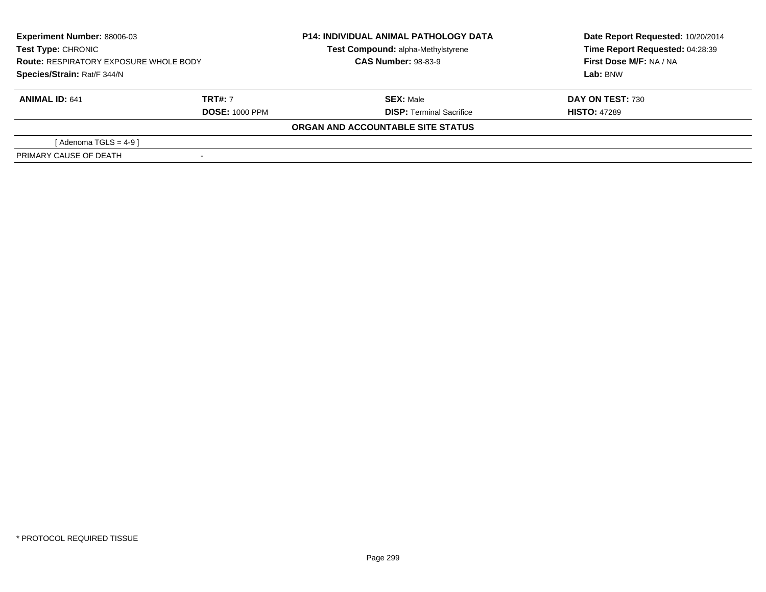**Experiment Number:** 88006-03
**Test Type:** CHRONIC
**Route:** RESPIRATORY EXPOSURE WHOLE BODY
**Species/Strain:** Rat/F 344/N

**P14: INDIVIDUAL ANIMAL PATHOLOGY DATA**
**Test Compound:** alpha-Methylstyrene
**CAS Number:** 98-83-9

**Date Report Requested:** 10/20/2014
**Time Report Requested:** 04:28:39
**First Dose M/F:** NA / NA
**Lab:** BNW

| **ANIMAL ID:** 641 | **TRT#:** 7 | **SEX:** Male | **DAY ON TEST:** 730 |
|---|---|---|---|
| | **DOSE:** 1000 PPM | **DISP:** Terminal Sacrifice | **HISTO:** 47289 |

**ORGAN AND ACCOUNTABLE SITE STATUS**

| | |
|---|---|
| [ Adenoma TGLS = 4-9 ] | |
| PRIMARY CAUSE OF DEATH | - |

* PROTOCOL REQUIRED TISSUE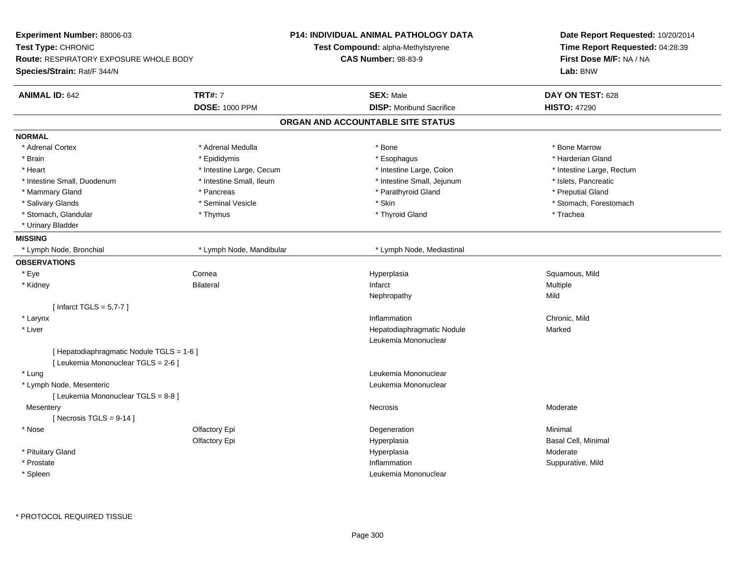**Experiment Number:** 88006-03
**Test Type:** CHRONIC
**Route:** RESPIRATORY EXPOSURE WHOLE BODY
**Species/Strain:** Rat/F 344/N

**P14: INDIVIDUAL ANIMAL PATHOLOGY DATA**
**Test Compound:** alpha-Methylstyrene
**CAS Number:** 98-83-9

**Date Report Requested:** 10/20/2014
**Time Report Requested:** 04:28:39
**First Dose M/F:** NA / NA
**Lab:** BNW

| **ANIMAL ID:** 642 | **TRT#:** 7 | **SEX:** Male | **DAY ON TEST:** 628 |
|---|---|---|---|
| | **DOSE:** 1000 PPM | **DISP:** Moribund Sacrifice | **HISTO:** 47290 |

## ORGAN AND ACCOUNTABLE SITE STATUS

**NORMAL**

| | | | |
|---|---|---|---|
| * Adrenal Cortex | * Adrenal Medulla | * Bone | * Bone Marrow |
| * Brain | * Epididymis | * Esophagus | * Harderian Gland |
| * Heart | * Intestine Large, Cecum | * Intestine Large, Colon | * Intestine Large, Rectum |
| * Intestine Small, Duodenum | * Intestine Small, Ileum | * Intestine Small, Jejunum | * Islets, Pancreatic |
| * Mammary Gland | * Pancreas | * Parathyroid Gland | * Preputial Gland |
| * Salivary Glands | * Seminal Vesicle | * Skin | * Stomach, Forestomach |
| * Stomach, Glandular | * Thymus | * Thyroid Gland | * Trachea |
| * Urinary Bladder | | | |

**MISSING**

| | | |
|---|---|---|
| * Lymph Node, Bronchial | * Lymph Node, Mandibular | * Lymph Node, Mediastinal |

**OBSERVATIONS**

| | | | |
|---|---|---|---|
| * Eye | Cornea | Hyperplasia | Squamous, Mild |
| * Kidney | Bilateral | Infarct | Multiple |
| | | Nephropathy | Mild |
| [ Infarct TGLS = 5,7-7 ] | | | |
| * Larynx | | Inflammation | Chronic, Mild |
| * Liver | | Hepatodiaphragmatic Nodule | Marked |
| | | Leukemia Mononuclear | |
| [ Hepatodiaphragmatic Nodule TGLS = 1-6 ] | | | |
| [ Leukemia Mononuclear TGLS = 2-6 ] | | | |
| * Lung | | Leukemia Mononuclear | |
| * Lymph Node, Mesenteric | | Leukemia Mononuclear | |
| [ Leukemia Mononuclear TGLS = 8-8 ] | | | |
| Mesentery | | Necrosis | Moderate |
| [ Necrosis TGLS = 9-14 ] | | | |
| * Nose | Olfactory Epi | Degeneration | Minimal |
| | Olfactory Epi | Hyperplasia | Basal Cell, Minimal |
| * Pituitary Gland | | Hyperplasia | Moderate |
| * Prostate | | Inflammation | Suppurative, Mild |
| * Spleen | | Leukemia Mononuclear | |

\* PROTOCOL REQUIRED TISSUE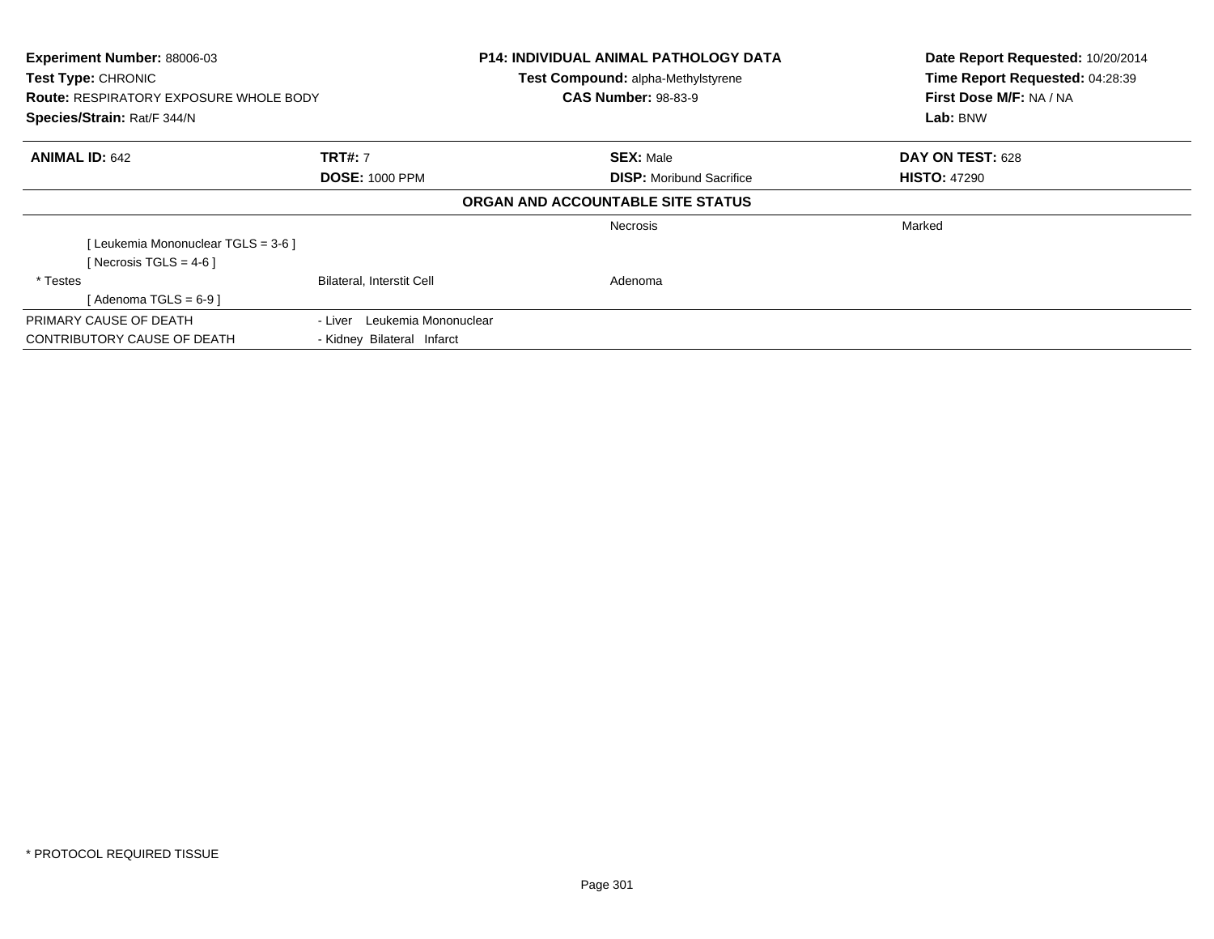**Experiment Number:** 88006-03
**Test Type:** CHRONIC
**Route:** RESPIRATORY EXPOSURE WHOLE BODY
**Species/Strain:** Rat/F 344/N

**P14: INDIVIDUAL ANIMAL PATHOLOGY DATA**
**Test Compound:** alpha-Methylstyrene
**CAS Number:** 98-83-9

**Date Report Requested:** 10/20/2014
**Time Report Requested:** 04:28:39
**First Dose M/F:** NA / NA
**Lab:** BNW

| **ANIMAL ID:** 642 | **TRT#:** 7 | **SEX:** Male | **DAY ON TEST:** 628 |
|---|---|---|---|
| | **DOSE:** 1000 PPM | **DISP:** Moribund Sacrifice | **HISTO:** 47290 |

**ORGAN AND ACCOUNTABLE SITE STATUS**

| | | | |
|---|---|---|---|
| | | Necrosis | Marked |
| [ Leukemia Mononuclear TGLS = 3-6 ] | | | |
| [ Necrosis TGLS = 4-6 ] | | | |
| * Testes | Bilateral, Interstit Cell | Adenoma | |
| [ Adenoma TGLS = 6-9 ] | | | |
| PRIMARY CAUSE OF DEATH | - Liver Leukemia Mononuclear | | |
| CONTRIBUTORY CAUSE OF DEATH | - Kidney Bilateral Infarct | | |

* PROTOCOL REQUIRED TISSUE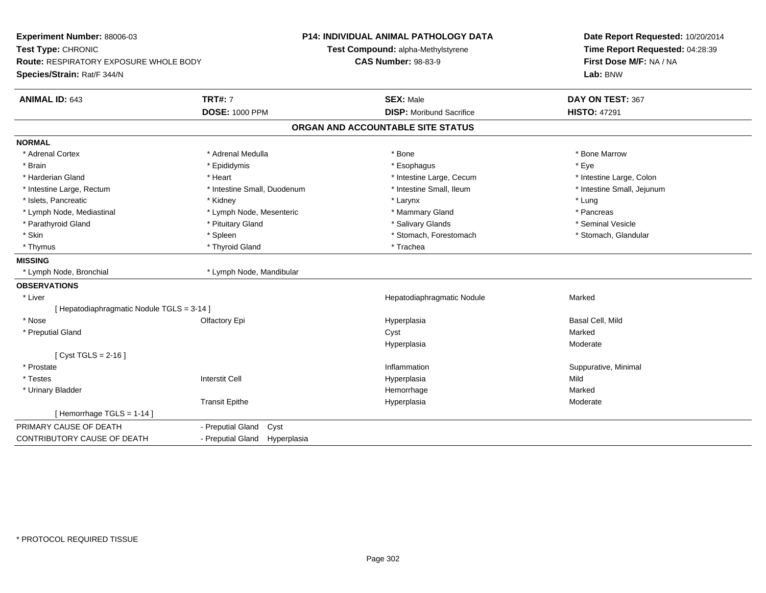**Experiment Number:** 88006-03
**Test Type:** CHRONIC
**Route:** RESPIRATORY EXPOSURE WHOLE BODY
**Species/Strain:** Rat/F 344/N

**P14: INDIVIDUAL ANIMAL PATHOLOGY DATA**
**Test Compound:** alpha-Methylstyrene
**CAS Number:** 98-83-9

**Date Report Requested:** 10/20/2014
**Time Report Requested:** 04:28:39
**First Dose M/F:** NA / NA
**Lab:** BNW

| **ANIMAL ID:** 643 | **TRT#:** 7 | **SEX:** Male | **DAY ON TEST:** 367 |
|---|---|---|---|
| | **DOSE:** 1000 PPM | **DISP:** Moribund Sacrifice | **HISTO:** 47291 |

## ORGAN AND ACCOUNTABLE SITE STATUS

**NORMAL**

| | | | |
|---|---|---|---|
| * Adrenal Cortex | * Adrenal Medulla | * Bone | * Bone Marrow |
| * Brain | * Epididymis | * Esophagus | * Eye |
| * Harderian Gland | * Heart | * Intestine Large, Cecum | * Intestine Large, Colon |
| * Intestine Large, Rectum | * Intestine Small, Duodenum | * Intestine Small, Ileum | * Intestine Small, Jejunum |
| * Islets, Pancreatic | * Kidney | * Larynx | * Lung |
| * Lymph Node, Mediastinal | * Lymph Node, Mesenteric | * Mammary Gland | * Pancreas |
| * Parathyroid Gland | * Pituitary Gland | * Salivary Glands | * Seminal Vesicle |
| * Skin | * Spleen | * Stomach, Forestomach | * Stomach, Glandular |
| * Thymus | * Thyroid Gland | * Trachea | |

**MISSING**

| | |
|---|---|
| * Lymph Node, Bronchial | * Lymph Node, Mandibular |

**OBSERVATIONS**

| | | | |
|---|---|---|---|
| * Liver | | Hepatodiaphragmatic Nodule | Marked |
| [ Hepatodiaphragmatic Nodule TGLS = 3-14 ] | | | |
| * Nose | Olfactory Epi | Hyperplasia | Basal Cell, Mild |
| * Preputial Gland | | Cyst | Marked |
| | | Hyperplasia | Moderate |
| [ Cyst TGLS = 2-16 ] | | | |
| * Prostate | | Inflammation | Suppurative, Minimal |
| * Testes | Interstit Cell | Hyperplasia | Mild |
| * Urinary Bladder | | Hemorrhage | Marked |
| | Transit Epithe | Hyperplasia | Moderate |
| [ Hemorrhage TGLS = 1-14 ] | | | |

| | |
|---|---|
| PRIMARY CAUSE OF DEATH | - Preputial Gland Cyst |
| CONTRIBUTORY CAUSE OF DEATH | - Preputial Gland Hyperplasia |

\* PROTOCOL REQUIRED TISSUE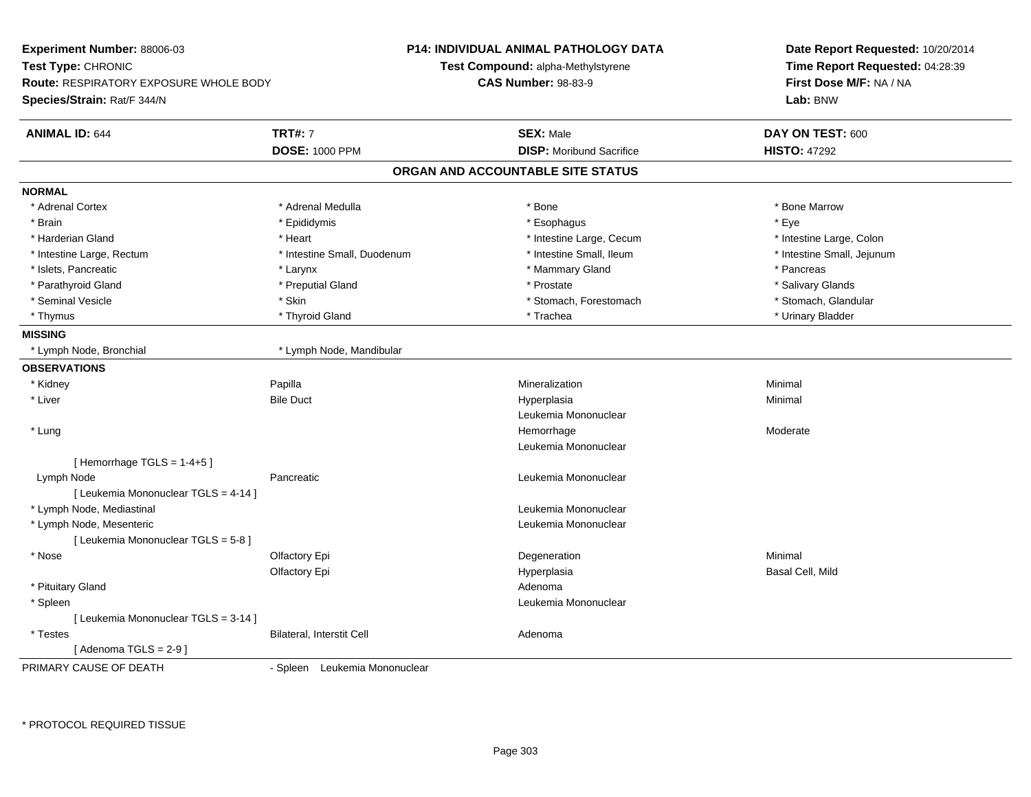**Experiment Number:** 88006-03
**Test Type:** CHRONIC
**Route:** RESPIRATORY EXPOSURE WHOLE BODY
**Species/Strain:** Rat/F 344/N

**P14: INDIVIDUAL ANIMAL PATHOLOGY DATA**
**Test Compound:** alpha-Methylstyrene
**CAS Number:** 98-83-9

**Date Report Requested:** 10/20/2014
**Time Report Requested:** 04:28:39
**First Dose M/F:** NA / NA
**Lab:** BNW

| **ANIMAL ID:** 644 | **TRT#:** 7 | **SEX:** Male | **DAY ON TEST:** 600 |
|---|---|---|---|
| | **DOSE:** 1000 PPM | **DISP:** Moribund Sacrifice | **HISTO:** 47292 |

## ORGAN AND ACCOUNTABLE SITE STATUS

| | | | |
|---|---|---|---|
| **NORMAL** | | | |
| * Adrenal Cortex | * Adrenal Medulla | * Bone | * Bone Marrow |
| * Brain | * Epididymis | * Esophagus | * Eye |
| * Harderian Gland | * Heart | * Intestine Large, Cecum | * Intestine Large, Colon |
| * Intestine Large, Rectum | * Intestine Small, Duodenum | * Intestine Small, Ileum | * Intestine Small, Jejunum |
| * Islets, Pancreatic | * Larynx | * Mammary Gland | * Pancreas |
| * Parathyroid Gland | * Preputial Gland | * Prostate | * Salivary Glands |
| * Seminal Vesicle | * Skin | * Stomach, Forestomach | * Stomach, Glandular |
| * Thymus | * Thyroid Gland | * Trachea | * Urinary Bladder |
| **MISSING** | | | |
| * Lymph Node, Bronchial | * Lymph Node, Mandibular | | |
| **OBSERVATIONS** | | | |
| * Kidney | Papilla | Mineralization | Minimal |
| * Liver | Bile Duct | Hyperplasia | Minimal |
| | | Leukemia Mononuclear | |
| * Lung | | Hemorrhage | Moderate |
| | | Leukemia Mononuclear | |
| [ Hemorrhage TGLS = 1-4+5 ] | | | |
| Lymph Node | Pancreatic | Leukemia Mononuclear | |
| [ Leukemia Mononuclear TGLS = 4-14 ] | | | |
| * Lymph Node, Mediastinal | | Leukemia Mononuclear | |
| * Lymph Node, Mesenteric | | Leukemia Mononuclear | |
| [ Leukemia Mononuclear TGLS = 5-8 ] | | | |
| * Nose | Olfactory Epi | Degeneration | Minimal |
| | Olfactory Epi | Hyperplasia | Basal Cell, Mild |
| * Pituitary Gland | | Adenoma | |
| * Spleen | | Leukemia Mononuclear | |
| [ Leukemia Mononuclear TGLS = 3-14 ] | | | |
| * Testes | Bilateral, Interstit Cell | Adenoma | |
| [ Adenoma TGLS = 2-9 ] | | | |

PRIMARY CAUSE OF DEATH - Spleen Leukemia Mononuclear

* PROTOCOL REQUIRED TISSUE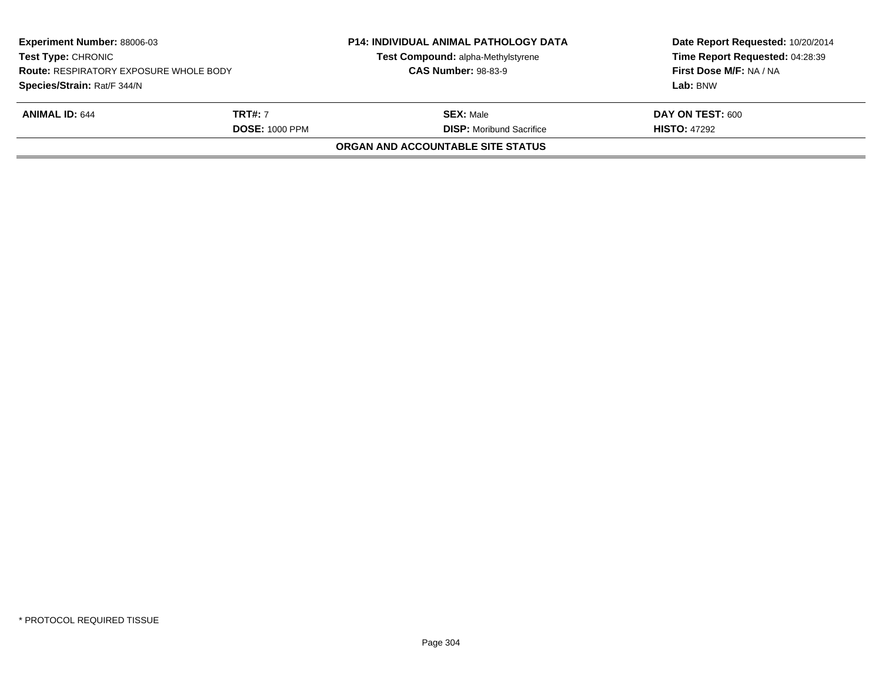| **Experiment Number:** 88006-03 | **P14: INDIVIDUAL ANIMAL PATHOLOGY DATA** | **Date Report Requested:** 10/20/2014 |
|---|---|---|
| **Test Type:** CHRONIC | **Test Compound:** alpha-Methylstyrene | **Time Report Requested:** 04:28:39 |
| **Route:** RESPIRATORY EXPOSURE WHOLE BODY | **CAS Number:** 98-83-9 | **First Dose M/F:** NA / NA |
| **Species/Strain:** Rat/F 344/N | | **Lab:** BNW |

| **ANIMAL ID:** 644 | **TRT#:** 7 | **SEX:** Male | **DAY ON TEST:** 600 |
|---|---|---|---|
| | **DOSE:** 1000 PPM | **DISP:** Moribund Sacrifice | **HISTO:** 47292 |

**ORGAN AND ACCOUNTABLE SITE STATUS**

* PROTOCOL REQUIRED TISSUE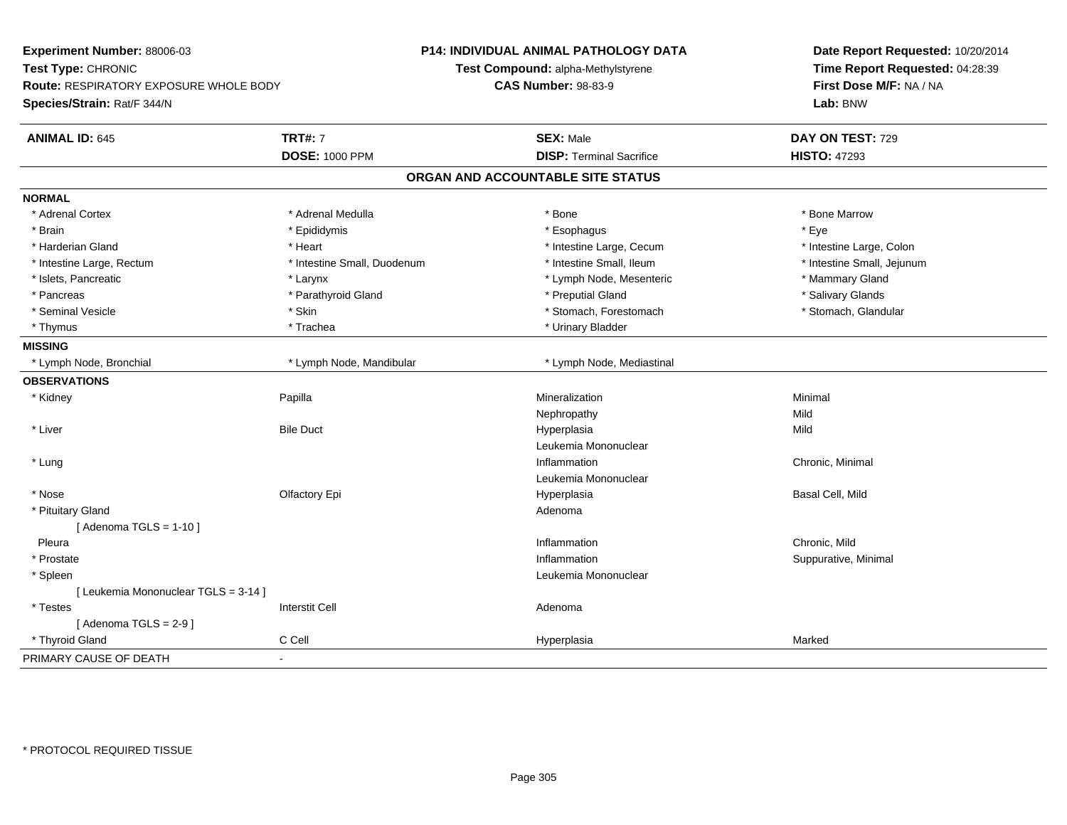**Experiment Number:** 88006-03
**Test Type:** CHRONIC
**Route:** RESPIRATORY EXPOSURE WHOLE BODY
**Species/Strain:** Rat/F 344/N

**P14: INDIVIDUAL ANIMAL PATHOLOGY DATA**
**Test Compound:** alpha-Methylstyrene
**CAS Number:** 98-83-9

**Date Report Requested:** 10/20/2014
**Time Report Requested:** 04:28:39
**First Dose M/F:** NA / NA
**Lab:** BNW

| **ANIMAL ID:** 645 | **TRT#:** 7 | **SEX:** Male | **DAY ON TEST:** 729 |
|---|---|---|---|
| | **DOSE:** 1000 PPM | **DISP:** Terminal Sacrifice | **HISTO:** 47293 |

## ORGAN AND ACCOUNTABLE SITE STATUS

**NORMAL**

| | | | |
|---|---|---|---|
| * Adrenal Cortex | * Adrenal Medulla | * Bone | * Bone Marrow |
| * Brain | * Epididymis | * Esophagus | * Eye |
| * Harderian Gland | * Heart | * Intestine Large, Cecum | * Intestine Large, Colon |
| * Intestine Large, Rectum | * Intestine Small, Duodenum | * Intestine Small, Ileum | * Intestine Small, Jejunum |
| * Islets, Pancreatic | * Larynx | * Lymph Node, Mesenteric | * Mammary Gland |
| * Pancreas | * Parathyroid Gland | * Preputial Gland | * Salivary Glands |
| * Seminal Vesicle | * Skin | * Stomach, Forestomach | * Stomach, Glandular |
| * Thymus | * Trachea | * Urinary Bladder | |

**MISSING**

| | | |
|---|---|---|
| * Lymph Node, Bronchial | * Lymph Node, Mandibular | * Lymph Node, Mediastinal |

**OBSERVATIONS**

| | | | |
|---|---|---|---|
| * Kidney | Papilla | Mineralization | Minimal |
| | | Nephropathy | Mild |
| * Liver | Bile Duct | Hyperplasia | Mild |
| | | Leukemia Mononuclear | |
| * Lung | | Inflammation | Chronic, Minimal |
| | | Leukemia Mononuclear | |
| * Nose | Olfactory Epi | Hyperplasia | Basal Cell, Mild |
| * Pituitary Gland | | Adenoma | |
| [ Adenoma TGLS = 1-10 ] | | | |
| Pleura | | Inflammation | Chronic, Mild |
| * Prostate | | Inflammation | Suppurative, Minimal |
| * Spleen | | Leukemia Mononuclear | |
| [ Leukemia Mononuclear TGLS = 3-14 ] | | | |
| * Testes | Interstit Cell | Adenoma | |
| [ Adenoma TGLS = 2-9 ] | | | |
| * Thyroid Gland | C Cell | Hyperplasia | Marked |

PRIMARY CAUSE OF DEATH -

\* PROTOCOL REQUIRED TISSUE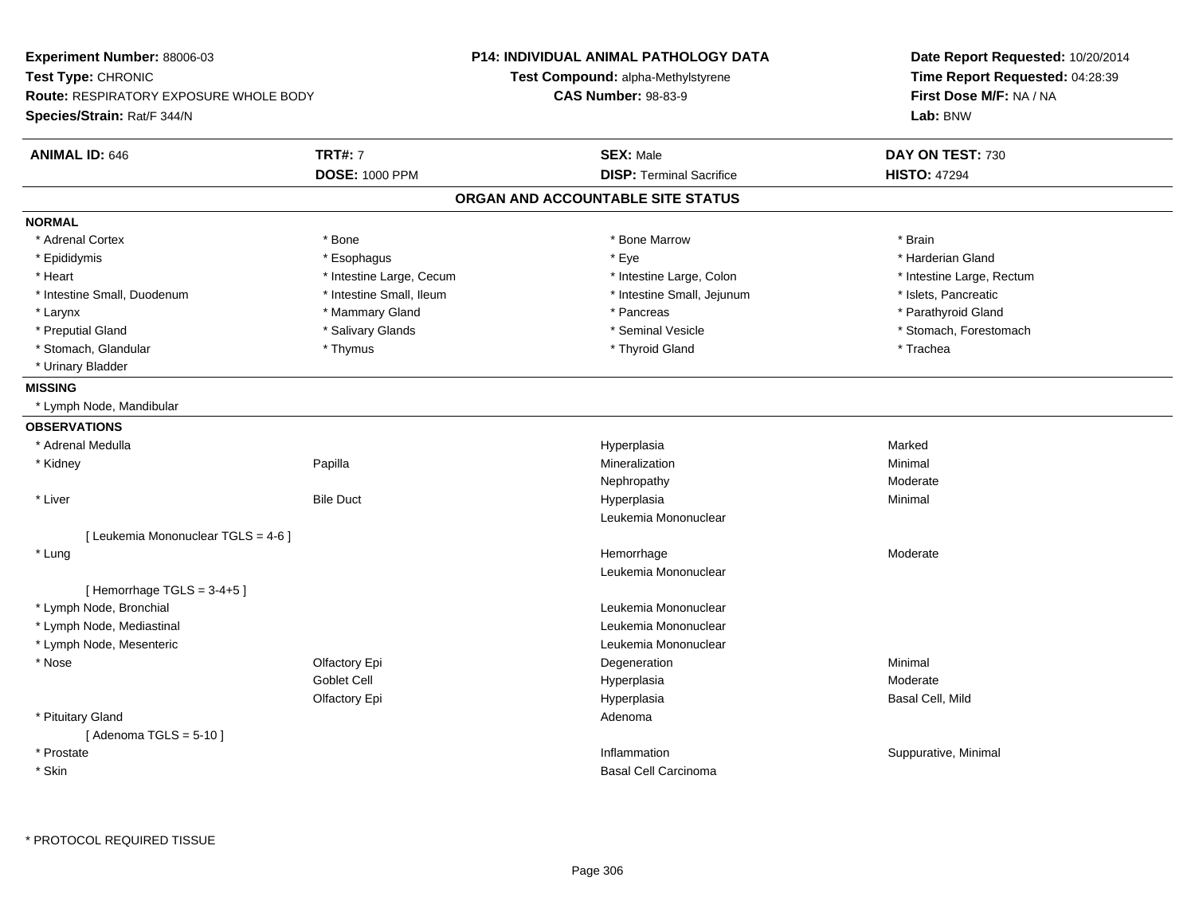**Experiment Number:** 88006-03
**Test Type:** CHRONIC
**Route:** RESPIRATORY EXPOSURE WHOLE BODY
**Species/Strain:** Rat/F 344/N

**P14: INDIVIDUAL ANIMAL PATHOLOGY DATA**
**Test Compound:** alpha-Methylstyrene
**CAS Number:** 98-83-9

**Date Report Requested:** 10/20/2014
**Time Report Requested:** 04:28:39
**First Dose M/F:** NA / NA
**Lab:** BNW

| **ANIMAL ID:** 646 | **TRT#:** 7 | **SEX:** Male | **DAY ON TEST:** 730 |
|---|---|---|---|
| | **DOSE:** 1000 PPM | **DISP:** Terminal Sacrifice | **HISTO:** 47294 |

## ORGAN AND ACCOUNTABLE SITE STATUS

**NORMAL**

| | | | |
|---|---|---|---|
| * Adrenal Cortex | * Bone | * Bone Marrow | * Brain |
| * Epididymis | * Esophagus | * Eye | * Harderian Gland |
| * Heart | * Intestine Large, Cecum | * Intestine Large, Colon | * Intestine Large, Rectum |
| * Intestine Small, Duodenum | * Intestine Small, Ileum | * Intestine Small, Jejunum | * Islets, Pancreatic |
| * Larynx | * Mammary Gland | * Pancreas | * Parathyroid Gland |
| * Preputial Gland | * Salivary Glands | * Seminal Vesicle | * Stomach, Forestomach |
| * Stomach, Glandular | * Thymus | * Thyroid Gland | * Trachea |
| * Urinary Bladder | | | |

**MISSING**

* Lymph Node, Mandibular

**OBSERVATIONS**

| | | | |
|---|---|---|---|
| * Adrenal Medulla | | Hyperplasia | Marked |
| * Kidney | Papilla | Mineralization | Minimal |
| | | Nephropathy | Moderate |
| * Liver | Bile Duct | Hyperplasia | Minimal |
| | | Leukemia Mononuclear | |
| [ Leukemia Mononuclear TGLS = 4-6 ] | | | |
| * Lung | | Hemorrhage | Moderate |
| | | Leukemia Mononuclear | |
| [ Hemorrhage TGLS = 3-4+5 ] | | | |
| * Lymph Node, Bronchial | | Leukemia Mononuclear | |
| * Lymph Node, Mediastinal | | Leukemia Mononuclear | |
| * Lymph Node, Mesenteric | | Leukemia Mononuclear | |
| * Nose | Olfactory Epi | Degeneration | Minimal |
| | Goblet Cell | Hyperplasia | Moderate |
| | Olfactory Epi | Hyperplasia | Basal Cell, Mild |
| * Pituitary Gland | | Adenoma | |
| [ Adenoma TGLS = 5-10 ] | | | |
| * Prostate | | Inflammation | Suppurative, Minimal |
| * Skin | | Basal Cell Carcinoma | |

* PROTOCOL REQUIRED TISSUE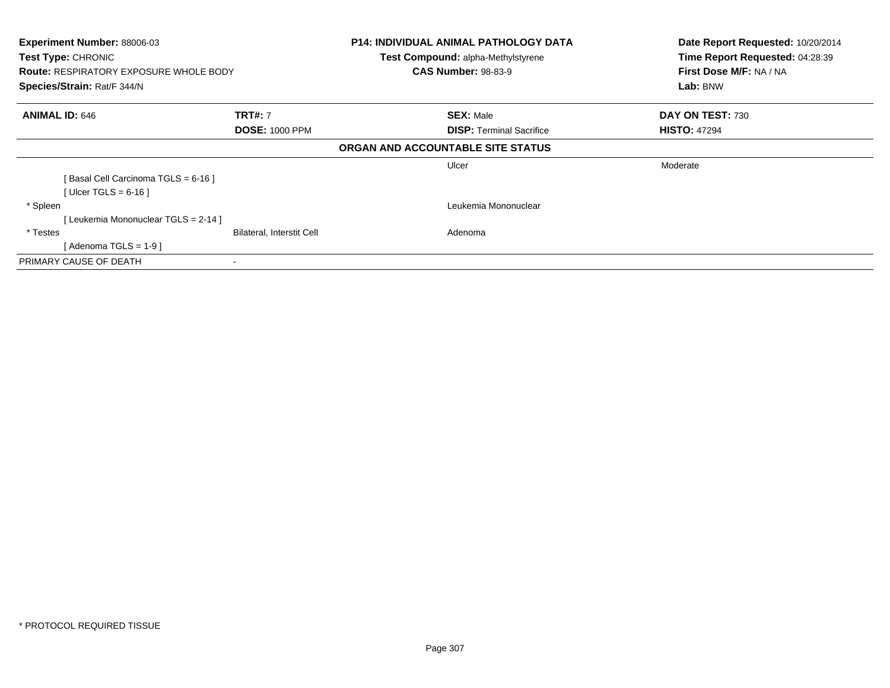**Experiment Number:** 88006-03
**Test Type:** CHRONIC
**Route:** RESPIRATORY EXPOSURE WHOLE BODY
**Species/Strain:** Rat/F 344/N

**P14: INDIVIDUAL ANIMAL PATHOLOGY DATA**
**Test Compound:** alpha-Methylstyrene
**CAS Number:** 98-83-9

**Date Report Requested:** 10/20/2014
**Time Report Requested:** 04:28:39
**First Dose M/F:** NA / NA
**Lab:** BNW

| **ANIMAL ID:** 646 | **TRT#:** 7 | **SEX:** Male | **DAY ON TEST:** 730 |
|---|---|---|---|
| | **DOSE:** 1000 PPM | **DISP:** Terminal Sacrifice | **HISTO:** 47294 |

**ORGAN AND ACCOUNTABLE SITE STATUS**

| | | | |
|---|---|---|---|
| | | Ulcer | Moderate |
| [ Basal Cell Carcinoma TGLS = 6-16 ] | | | |
| [ Ulcer TGLS = 6-16 ] | | | |
| * Spleen | | Leukemia Mononuclear | |
| [ Leukemia Mononuclear TGLS = 2-14 ] | | | |
| * Testes | Bilateral, Interstit Cell | Adenoma | |
| [ Adenoma TGLS = 1-9 ] | | | |
| PRIMARY CAUSE OF DEATH | - | | |

* PROTOCOL REQUIRED TISSUE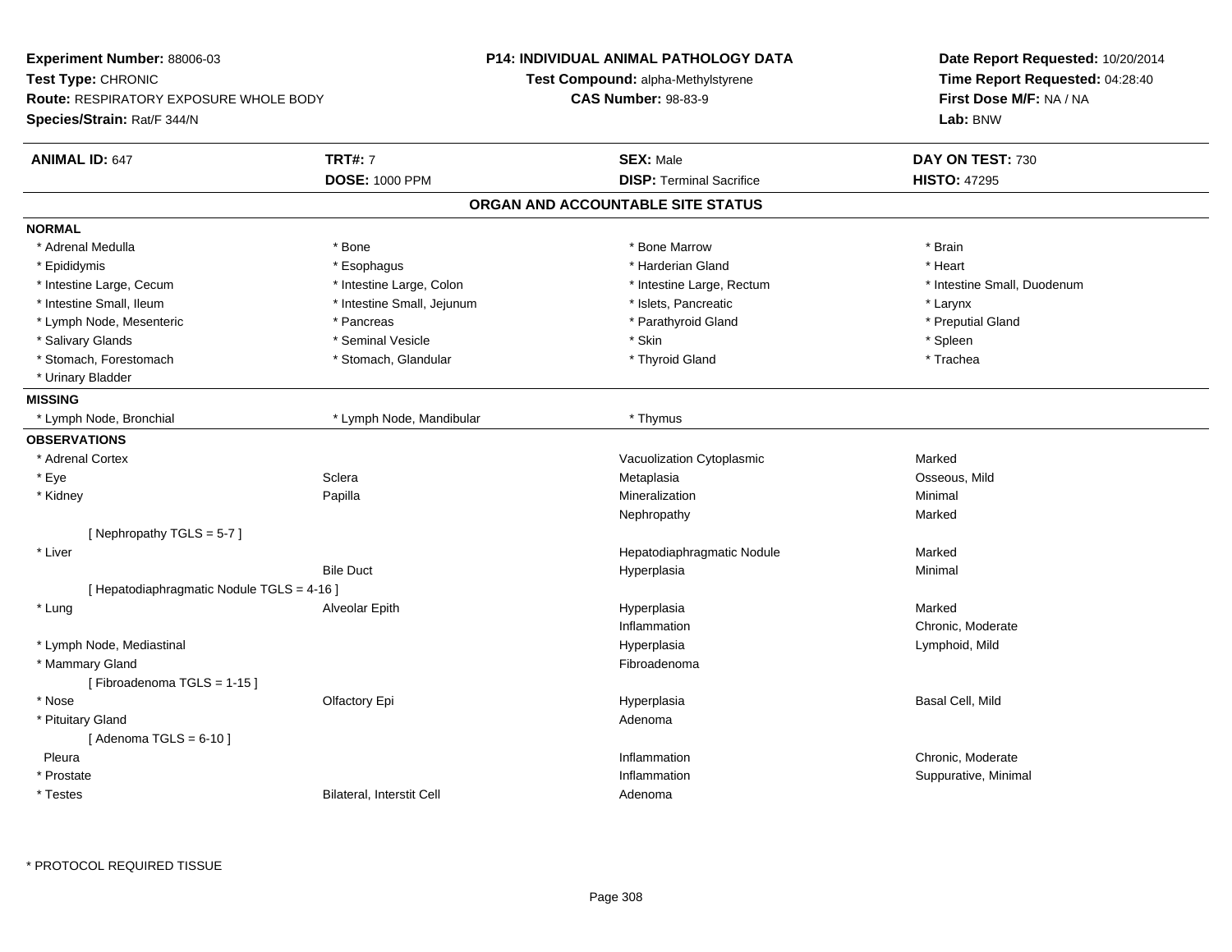**Experiment Number:** 88006-03
**Test Type:** CHRONIC
**Route:** RESPIRATORY EXPOSURE WHOLE BODY
**Species/Strain:** Rat/F 344/N

**P14: INDIVIDUAL ANIMAL PATHOLOGY DATA**
**Test Compound:** alpha-Methylstyrene
**CAS Number:** 98-83-9

**Date Report Requested:** 10/20/2014
**Time Report Requested:** 04:28:40
**First Dose M/F:** NA / NA
**Lab:** BNW

| **ANIMAL ID:** 647 | **TRT#:** 7 | **SEX:** Male | **DAY ON TEST:** 730 |
|---|---|---|---|
| | **DOSE:** 1000 PPM | **DISP:** Terminal Sacrifice | **HISTO:** 47295 |

## ORGAN AND ACCOUNTABLE SITE STATUS

**NORMAL**

| | | | |
|---|---|---|---|
| * Adrenal Medulla | * Bone | * Bone Marrow | * Brain |
| * Epididymis | * Esophagus | * Harderian Gland | * Heart |
| * Intestine Large, Cecum | * Intestine Large, Colon | * Intestine Large, Rectum | * Intestine Small, Duodenum |
| * Intestine Small, Ileum | * Intestine Small, Jejunum | * Islets, Pancreatic | * Larynx |
| * Lymph Node, Mesenteric | * Pancreas | * Parathyroid Gland | * Preputial Gland |
| * Salivary Glands | * Seminal Vesicle | * Skin | * Spleen |
| * Stomach, Forestomach | * Stomach, Glandular | * Thyroid Gland | * Trachea |
| * Urinary Bladder | | | |

**MISSING**

| | | |
|---|---|---|
| * Lymph Node, Bronchial | * Lymph Node, Mandibular | * Thymus |

**OBSERVATIONS**

| | | | |
|---|---|---|---|
| * Adrenal Cortex | | Vacuolization Cytoplasmic | Marked |
| * Eye | Sclera | Metaplasia | Osseous, Mild |
| * Kidney | Papilla | Mineralization | Minimal |
| | | Nephropathy | Marked |
| [ Nephropathy TGLS = 5-7 ] | | | |
| * Liver | | Hepatodiaphragmatic Nodule | Marked |
| | Bile Duct | Hyperplasia | Minimal |
| [ Hepatodiaphragmatic Nodule TGLS = 4-16 ] | | | |
| * Lung | Alveolar Epith | Hyperplasia | Marked |
| | | Inflammation | Chronic, Moderate |
| * Lymph Node, Mediastinal | | Hyperplasia | Lymphoid, Mild |
| * Mammary Gland | | Fibroadenoma | |
| [ Fibroadenoma TGLS = 1-15 ] | | | |
| * Nose | Olfactory Epi | Hyperplasia | Basal Cell, Mild |
| * Pituitary Gland | | Adenoma | |
| [ Adenoma TGLS = 6-10 ] | | | |
| Pleura | | Inflammation | Chronic, Moderate |
| * Prostate | | Inflammation | Suppurative, Minimal |
| * Testes | Bilateral, Interstit Cell | Adenoma | |

* PROTOCOL REQUIRED TISSUE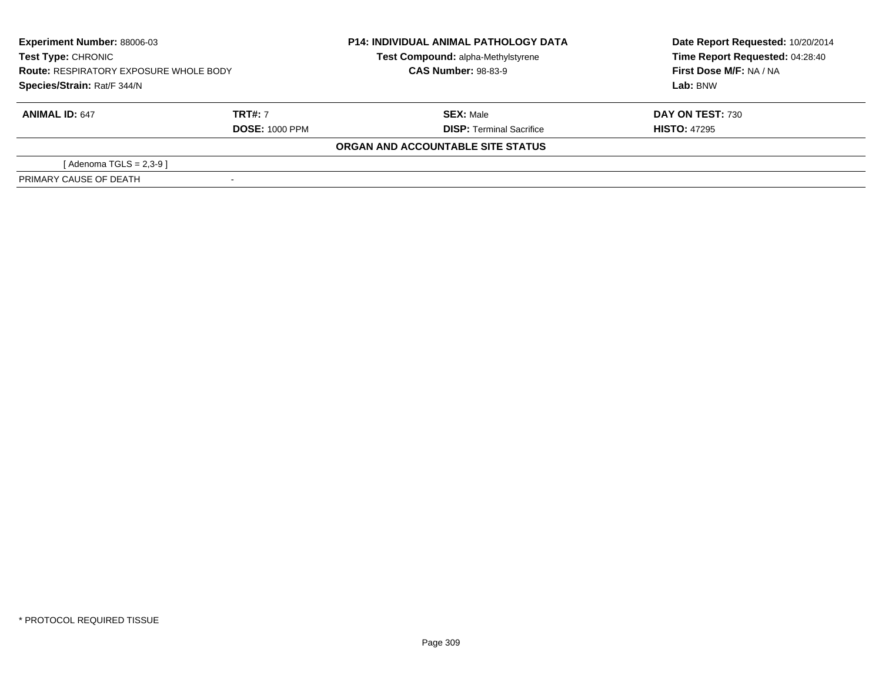**Experiment Number:** 88006-03
**Test Type:** CHRONIC
**Route:** RESPIRATORY EXPOSURE WHOLE BODY
**Species/Strain:** Rat/F 344/N

**P14: INDIVIDUAL ANIMAL PATHOLOGY DATA**
**Test Compound:** alpha-Methylstyrene
**CAS Number:** 98-83-9

**Date Report Requested:** 10/20/2014
**Time Report Requested:** 04:28:40
**First Dose M/F:** NA / NA
**Lab:** BNW

| **ANIMAL ID:** 647 | **TRT#:** 7 | **SEX:** Male | **DAY ON TEST:** 730 |
|---|---|---|---|
| | **DOSE:** 1000 PPM | **DISP:** Terminal Sacrifice | **HISTO:** 47295 |

**ORGAN AND ACCOUNTABLE SITE STATUS**

| | |
|---|---|
| [ Adenoma TGLS = 2,3-9 ] | |
| PRIMARY CAUSE OF DEATH | - |

\* PROTOCOL REQUIRED TISSUE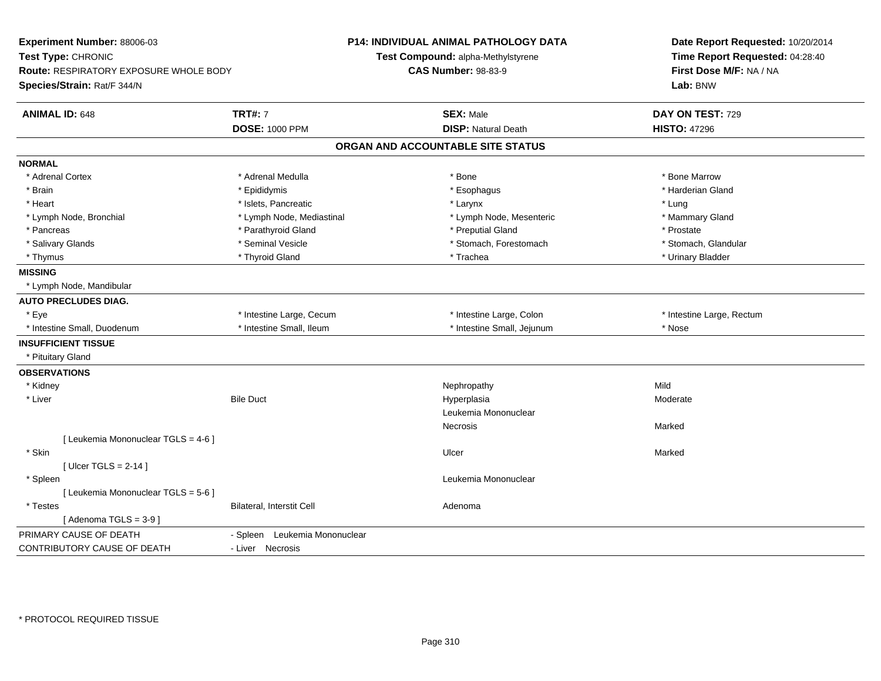**Experiment Number:** 88006-03
**Test Type:** CHRONIC
**Route:** RESPIRATORY EXPOSURE WHOLE BODY
**Species/Strain:** Rat/F 344/N

**P14: INDIVIDUAL ANIMAL PATHOLOGY DATA**
**Test Compound:** alpha-Methylstyrene
**CAS Number:** 98-83-9

**Date Report Requested:** 10/20/2014
**Time Report Requested:** 04:28:40
**First Dose M/F:** NA / NA
**Lab:** BNW

| **ANIMAL ID:** 648 | **TRT#:** 7 | **SEX:** Male | **DAY ON TEST:** 729 |
|---|---|---|---|
| | **DOSE:** 1000 PPM | **DISP:** Natural Death | **HISTO:** 47296 |

## ORGAN AND ACCOUNTABLE SITE STATUS

| | | | |
|---|---|---|---|
| **NORMAL** | | | |
| * Adrenal Cortex | * Adrenal Medulla | * Bone | * Bone Marrow |
| * Brain | * Epididymis | * Esophagus | * Harderian Gland |
| * Heart | * Islets, Pancreatic | * Larynx | * Lung |
| * Lymph Node, Bronchial | * Lymph Node, Mediastinal | * Lymph Node, Mesenteric | * Mammary Gland |
| * Pancreas | * Parathyroid Gland | * Preputial Gland | * Prostate |
| * Salivary Glands | * Seminal Vesicle | * Stomach, Forestomach | * Stomach, Glandular |
| * Thymus | * Thyroid Gland | * Trachea | * Urinary Bladder |
| **MISSING** | | | |
| * Lymph Node, Mandibular | | | |
| **AUTO PRECLUDES DIAG.** | | | |
| * Eye | * Intestine Large, Cecum | * Intestine Large, Colon | * Intestine Large, Rectum |
| * Intestine Small, Duodenum | * Intestine Small, Ileum | * Intestine Small, Jejunum | * Nose |
| **INSUFFICIENT TISSUE** | | | |
| * Pituitary Gland | | | |
| **OBSERVATIONS** | | | |
| * Kidney | | Nephropathy | Mild |
| * Liver | Bile Duct | Hyperplasia | Moderate |
| | | Leukemia Mononuclear | |
| | | Necrosis | Marked |
| [ Leukemia Mononuclear TGLS = 4-6 ] | | | |
| * Skin | | Ulcer | Marked |
| [ Ulcer TGLS = 2-14 ] | | | |
| * Spleen | | Leukemia Mononuclear | |
| [ Leukemia Mononuclear TGLS = 5-6 ] | | | |
| * Testes | Bilateral, Interstit Cell | Adenoma | |
| [ Adenoma TGLS = 3-9 ] | | | |

| | |
|---|---|
| PRIMARY CAUSE OF DEATH | - Spleen Leukemia Mononuclear |
| CONTRIBUTORY CAUSE OF DEATH | - Liver Necrosis |

* PROTOCOL REQUIRED TISSUE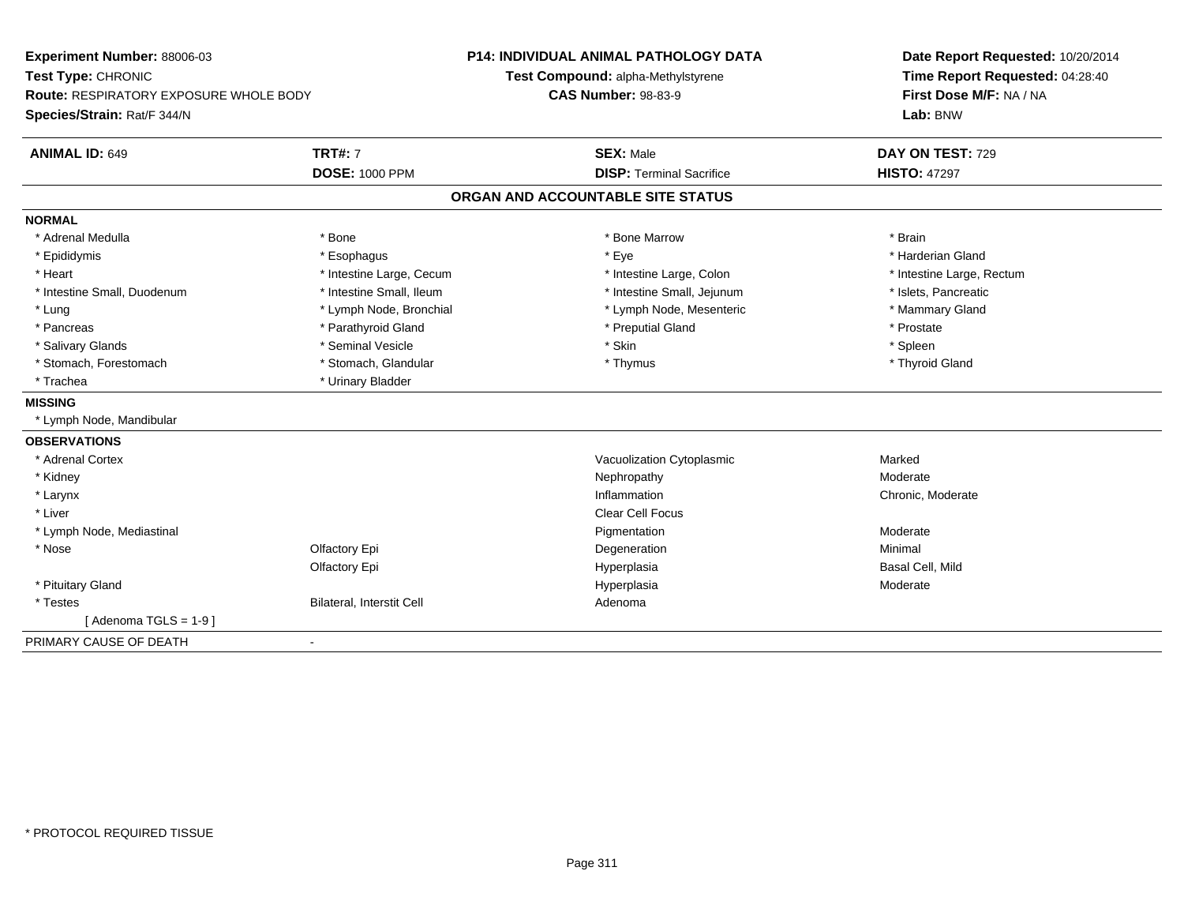**Experiment Number:** 88006-03
**Test Type:** CHRONIC
**Route:** RESPIRATORY EXPOSURE WHOLE BODY
**Species/Strain:** Rat/F 344/N

**P14: INDIVIDUAL ANIMAL PATHOLOGY DATA**
**Test Compound:** alpha-Methylstyrene
**CAS Number:** 98-83-9

**Date Report Requested:** 10/20/2014
**Time Report Requested:** 04:28:40
**First Dose M/F:** NA / NA
**Lab:** BNW

| **ANIMAL ID:** 649 | **TRT#:** 7 | **SEX:** Male | **DAY ON TEST:** 729 |
|---|---|---|---|
| | **DOSE:** 1000 PPM | **DISP:** Terminal Sacrifice | **HISTO:** 47297 |

## ORGAN AND ACCOUNTABLE SITE STATUS

**NORMAL**

| | | | |
|---|---|---|---|
| * Adrenal Medulla | * Bone | * Bone Marrow | * Brain |
| * Epididymis | * Esophagus | * Eye | * Harderian Gland |
| * Heart | * Intestine Large, Cecum | * Intestine Large, Colon | * Intestine Large, Rectum |
| * Intestine Small, Duodenum | * Intestine Small, Ileum | * Intestine Small, Jejunum | * Islets, Pancreatic |
| * Lung | * Lymph Node, Bronchial | * Lymph Node, Mesenteric | * Mammary Gland |
| * Pancreas | * Parathyroid Gland | * Preputial Gland | * Prostate |
| * Salivary Glands | * Seminal Vesicle | * Skin | * Spleen |
| * Stomach, Forestomach | * Stomach, Glandular | * Thymus | * Thyroid Gland |
| * Trachea | * Urinary Bladder | | |

**MISSING**

* Lymph Node, Mandibular

**OBSERVATIONS**

| | | | |
|---|---|---|---|
| * Adrenal Cortex | | Vacuolization Cytoplasmic | Marked |
| * Kidney | | Nephropathy | Moderate |
| * Larynx | | Inflammation | Chronic, Moderate |
| * Liver | | Clear Cell Focus | |
| * Lymph Node, Mediastinal | | Pigmentation | Moderate |
| * Nose | Olfactory Epi | Degeneration | Minimal |
| | Olfactory Epi | Hyperplasia | Basal Cell, Mild |
| * Pituitary Gland | | Hyperplasia | Moderate |
| * Testes | Bilateral, Interstit Cell | Adenoma | |
| [ Adenoma TGLS = 1-9 ] | | | |

PRIMARY CAUSE OF DEATH -

* PROTOCOL REQUIRED TISSUE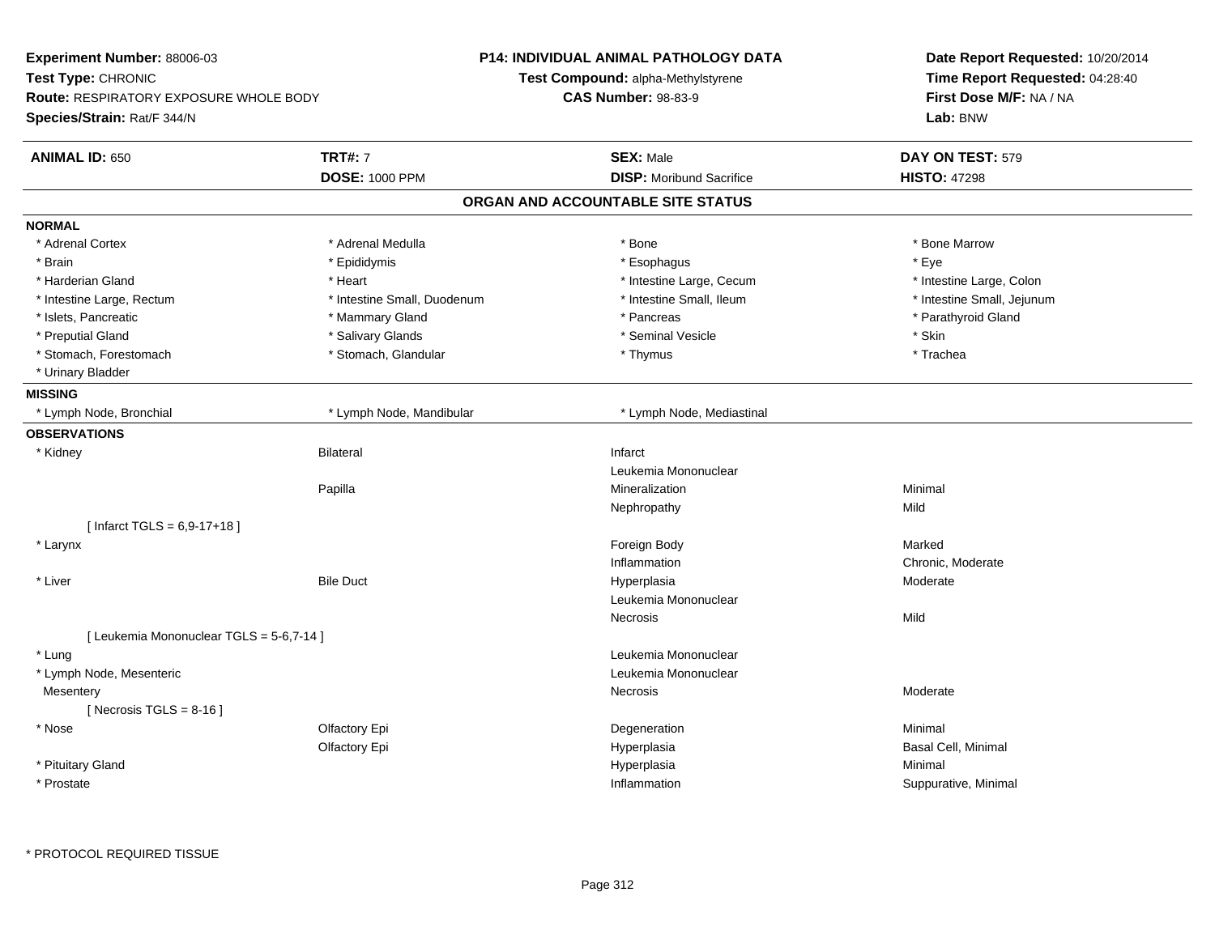**Experiment Number:** 88006-03
**Test Type:** CHRONIC
**Route:** RESPIRATORY EXPOSURE WHOLE BODY
**Species/Strain:** Rat/F 344/N

**P14: INDIVIDUAL ANIMAL PATHOLOGY DATA**
**Test Compound:** alpha-Methylstyrene
**CAS Number:** 98-83-9

**Date Report Requested:** 10/20/2014
**Time Report Requested:** 04:28:40
**First Dose M/F:** NA / NA
**Lab:** BNW

| **ANIMAL ID:** 650 | **TRT#:** 7 | **SEX:** Male | **DAY ON TEST:** 579 |
|---|---|---|---|
| | **DOSE:** 1000 PPM | **DISP:** Moribund Sacrifice | **HISTO:** 47298 |

## ORGAN AND ACCOUNTABLE SITE STATUS

**NORMAL**

| | | | |
|---|---|---|---|
| * Adrenal Cortex | * Adrenal Medulla | * Bone | * Bone Marrow |
| * Brain | * Epididymis | * Esophagus | * Eye |
| * Harderian Gland | * Heart | * Intestine Large, Cecum | * Intestine Large, Colon |
| * Intestine Large, Rectum | * Intestine Small, Duodenum | * Intestine Small, Ileum | * Intestine Small, Jejunum |
| * Islets, Pancreatic | * Mammary Gland | * Pancreas | * Parathyroid Gland |
| * Preputial Gland | * Salivary Glands | * Seminal Vesicle | * Skin |
| * Stomach, Forestomach | * Stomach, Glandular | * Thymus | * Trachea |
| * Urinary Bladder | | | |

**MISSING**

| | | |
|---|---|---|
| * Lymph Node, Bronchial | * Lymph Node, Mandibular | * Lymph Node, Mediastinal |

**OBSERVATIONS**

| Organ | Site | Observation | Severity |
|---|---|---|---|
| * Kidney | Bilateral | Infarct | |
| | | Leukemia Mononuclear | |
| | Papilla | Mineralization | Minimal |
| | | Nephropathy | Mild |
| [ Infarct TGLS = 6,9-17+18 ] | | | |
| * Larynx | | Foreign Body | Marked |
| | | Inflammation | Chronic, Moderate |
| * Liver | Bile Duct | Hyperplasia | Moderate |
| | | Leukemia Mononuclear | |
| | | Necrosis | Mild |
| [ Leukemia Mononuclear TGLS = 5-6,7-14 ] | | | |
| * Lung | | Leukemia Mononuclear | |
| * Lymph Node, Mesenteric | | Leukemia Mononuclear | |
| Mesentery | | Necrosis | Moderate |
| [ Necrosis TGLS = 8-16 ] | | | |
| * Nose | Olfactory Epi | Degeneration | Minimal |
| | Olfactory Epi | Hyperplasia | Basal Cell, Minimal |
| * Pituitary Gland | | Hyperplasia | Minimal |
| * Prostate | | Inflammation | Suppurative, Minimal |

\* PROTOCOL REQUIRED TISSUE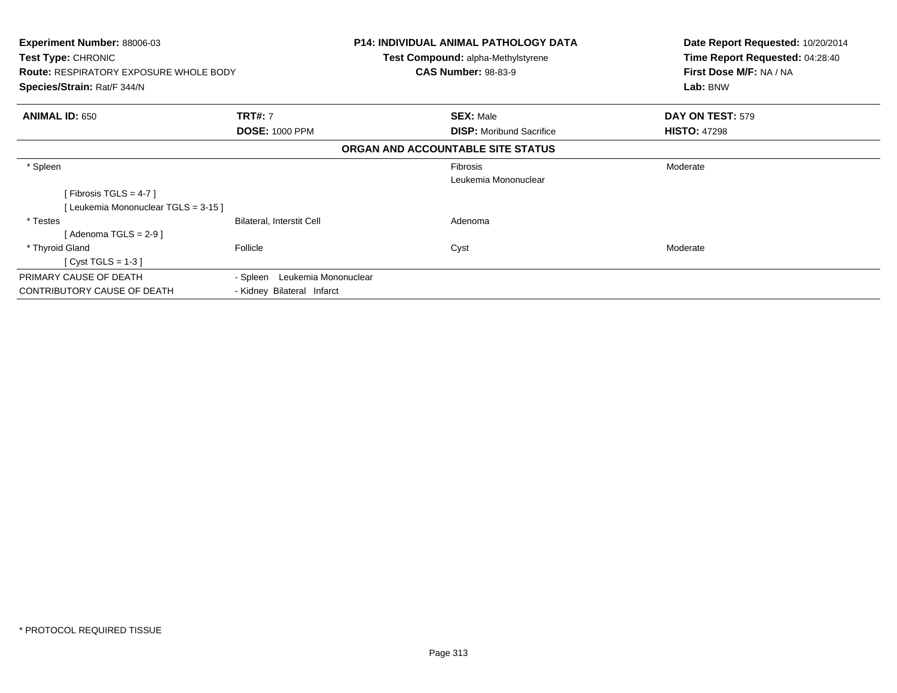**Experiment Number:** 88006-03
**Test Type:** CHRONIC
**Route:** RESPIRATORY EXPOSURE WHOLE BODY
**Species/Strain:** Rat/F 344/N

**P14: INDIVIDUAL ANIMAL PATHOLOGY DATA**
**Test Compound:** alpha-Methylstyrene
**CAS Number:** 98-83-9

**Date Report Requested:** 10/20/2014
**Time Report Requested:** 04:28:40
**First Dose M/F:** NA / NA
**Lab:** BNW

| **ANIMAL ID:** 650 | **TRT#:** 7 | **SEX:** Male | **DAY ON TEST:** 579 |
|---|---|---|---|
| | **DOSE:** 1000 PPM | **DISP:** Moribund Sacrifice | **HISTO:** 47298 |

**ORGAN AND ACCOUNTABLE SITE STATUS**

| | | | |
|---|---|---|---|
| * Spleen | | Fibrosis | Moderate |
| | | Leukemia Mononuclear | |
| [ Fibrosis TGLS = 4-7 ] | | | |
| [ Leukemia Mononuclear TGLS = 3-15 ] | | | |
| * Testes | Bilateral, Interstit Cell | Adenoma | |
| [ Adenoma TGLS = 2-9 ] | | | |
| * Thyroid Gland | Follicle | Cyst | Moderate |
| [ Cyst TGLS = 1-3 ] | | | |
| PRIMARY CAUSE OF DEATH | - Spleen Leukemia Mononuclear | | |
| CONTRIBUTORY CAUSE OF DEATH | - Kidney Bilateral Infarct | | |

* PROTOCOL REQUIRED TISSUE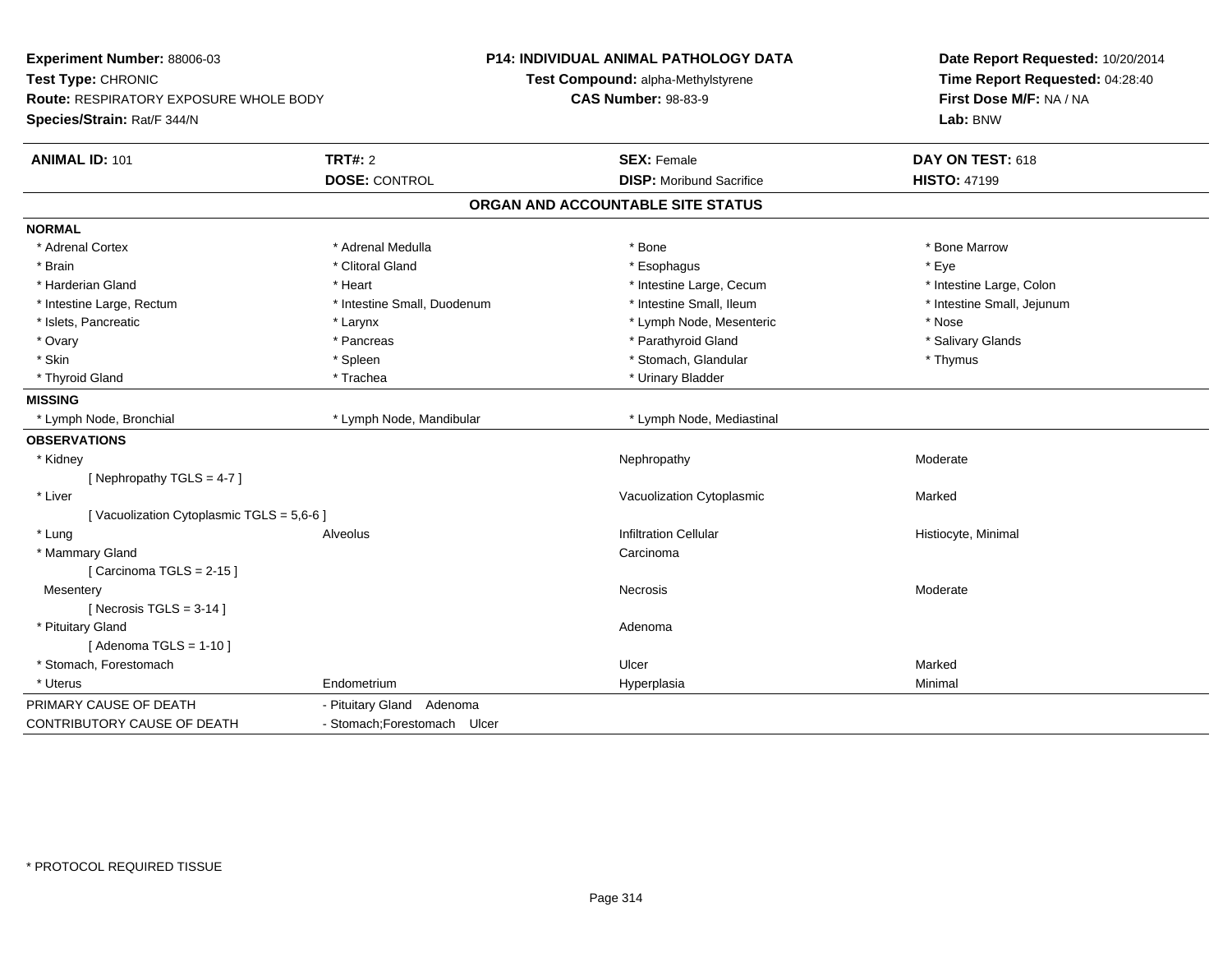**Experiment Number:** 88006-03
**Test Type:** CHRONIC
**Route:** RESPIRATORY EXPOSURE WHOLE BODY
**Species/Strain:** Rat/F 344/N

**P14: INDIVIDUAL ANIMAL PATHOLOGY DATA**
**Test Compound:** alpha-Methylstyrene
**CAS Number:** 98-83-9

**Date Report Requested:** 10/20/2014
**Time Report Requested:** 04:28:40
**First Dose M/F:** NA / NA
**Lab:** BNW

| **ANIMAL ID:** 101 | **TRT#:** 2 | **SEX:** Female | **DAY ON TEST:** 618 |
|---|---|---|---|
| | **DOSE:** CONTROL | **DISP:** Moribund Sacrifice | **HISTO:** 47199 |

## ORGAN AND ACCOUNTABLE SITE STATUS

**NORMAL**

| | | | |
|---|---|---|---|
| * Adrenal Cortex | * Adrenal Medulla | * Bone | * Bone Marrow |
| * Brain | * Clitoral Gland | * Esophagus | * Eye |
| * Harderian Gland | * Heart | * Intestine Large, Cecum | * Intestine Large, Colon |
| * Intestine Large, Rectum | * Intestine Small, Duodenum | * Intestine Small, Ileum | * Intestine Small, Jejunum |
| * Islets, Pancreatic | * Larynx | * Lymph Node, Mesenteric | * Nose |
| * Ovary | * Pancreas | * Parathyroid Gland | * Salivary Glands |
| * Skin | * Spleen | * Stomach, Glandular | * Thymus |
| * Thyroid Gland | * Trachea | * Urinary Bladder | |

**MISSING**

| | | |
|---|---|---|
| * Lymph Node, Bronchial | * Lymph Node, Mandibular | * Lymph Node, Mediastinal |

**OBSERVATIONS**

| | | | |
|---|---|---|---|
| * Kidney | | Nephropathy | Moderate |
| [ Nephropathy TGLS = 4-7 ] | | | |
| * Liver | | Vacuolization Cytoplasmic | Marked |
| [ Vacuolization Cytoplasmic TGLS = 5,6-6 ] | | | |
| * Lung | Alveolus | Infiltration Cellular | Histiocyte, Minimal |
| * Mammary Gland | | Carcinoma | |
| [ Carcinoma TGLS = 2-15 ] | | | |
| Mesentery | | Necrosis | Moderate |
| [ Necrosis TGLS = 3-14 ] | | | |
| * Pituitary Gland | | Adenoma | |
| [ Adenoma TGLS = 1-10 ] | | | |
| * Stomach, Forestomach | | Ulcer | Marked |
| * Uterus | Endometrium | Hyperplasia | Minimal |

| | |
|---|---|
| PRIMARY CAUSE OF DEATH | - Pituitary Gland Adenoma |
| CONTRIBUTORY CAUSE OF DEATH | - Stomach;Forestomach Ulcer |

\* PROTOCOL REQUIRED TISSUE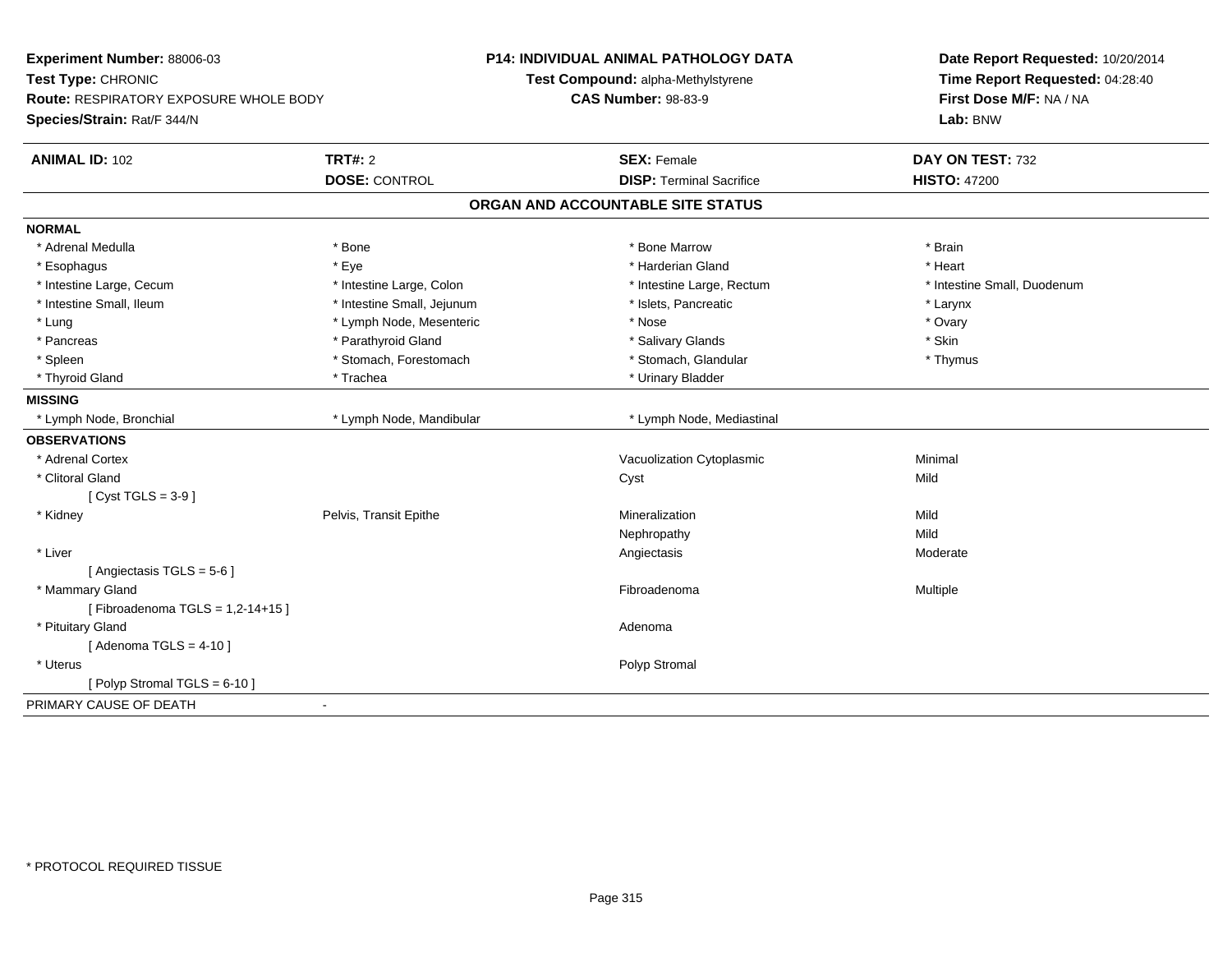**Experiment Number:** 88006-03
**Test Type:** CHRONIC
**Route:** RESPIRATORY EXPOSURE WHOLE BODY
**Species/Strain:** Rat/F 344/N

**P14: INDIVIDUAL ANIMAL PATHOLOGY DATA**
**Test Compound:** alpha-Methylstyrene
**CAS Number:** 98-83-9

**Date Report Requested:** 10/20/2014
**Time Report Requested:** 04:28:40
**First Dose M/F:** NA / NA
**Lab:** BNW

| **ANIMAL ID:** 102 | **TRT#:** 2 | **SEX:** Female | **DAY ON TEST:** 732 |
|---|---|---|---|
| | **DOSE:** CONTROL | **DISP:** Terminal Sacrifice | **HISTO:** 47200 |

## ORGAN AND ACCOUNTABLE SITE STATUS

**NORMAL**

| | | | |
|---|---|---|---|
| * Adrenal Medulla | * Bone | * Bone Marrow | * Brain |
| * Esophagus | * Eye | * Harderian Gland | * Heart |
| * Intestine Large, Cecum | * Intestine Large, Colon | * Intestine Large, Rectum | * Intestine Small, Duodenum |
| * Intestine Small, Ileum | * Intestine Small, Jejunum | * Islets, Pancreatic | * Larynx |
| * Lung | * Lymph Node, Mesenteric | * Nose | * Ovary |
| * Pancreas | * Parathyroid Gland | * Salivary Glands | * Skin |
| * Spleen | * Stomach, Forestomach | * Stomach, Glandular | * Thymus |
| * Thyroid Gland | * Trachea | * Urinary Bladder | |

**MISSING**

| | | |
|---|---|---|
| * Lymph Node, Bronchial | * Lymph Node, Mandibular | * Lymph Node, Mediastinal |

**OBSERVATIONS**

| | | | |
|---|---|---|---|
| * Adrenal Cortex | | Vacuolization Cytoplasmic | Minimal |
| * Clitoral Gland | | Cyst | Mild |
| [ Cyst TGLS = 3-9 ] | | | |
| * Kidney | Pelvis, Transit Epithe | Mineralization | Mild |
| | | Nephropathy | Mild |
| * Liver | | Angiectasis | Moderate |
| [ Angiectasis TGLS = 5-6 ] | | | |
| * Mammary Gland | | Fibroadenoma | Multiple |
| [ Fibroadenoma TGLS = 1,2-14+15 ] | | | |
| * Pituitary Gland | | Adenoma | |
| [ Adenoma TGLS = 4-10 ] | | | |
| * Uterus | | Polyp Stromal | |
| [ Polyp Stromal TGLS = 6-10 ] | | | |

PRIMARY CAUSE OF DEATH -

\* PROTOCOL REQUIRED TISSUE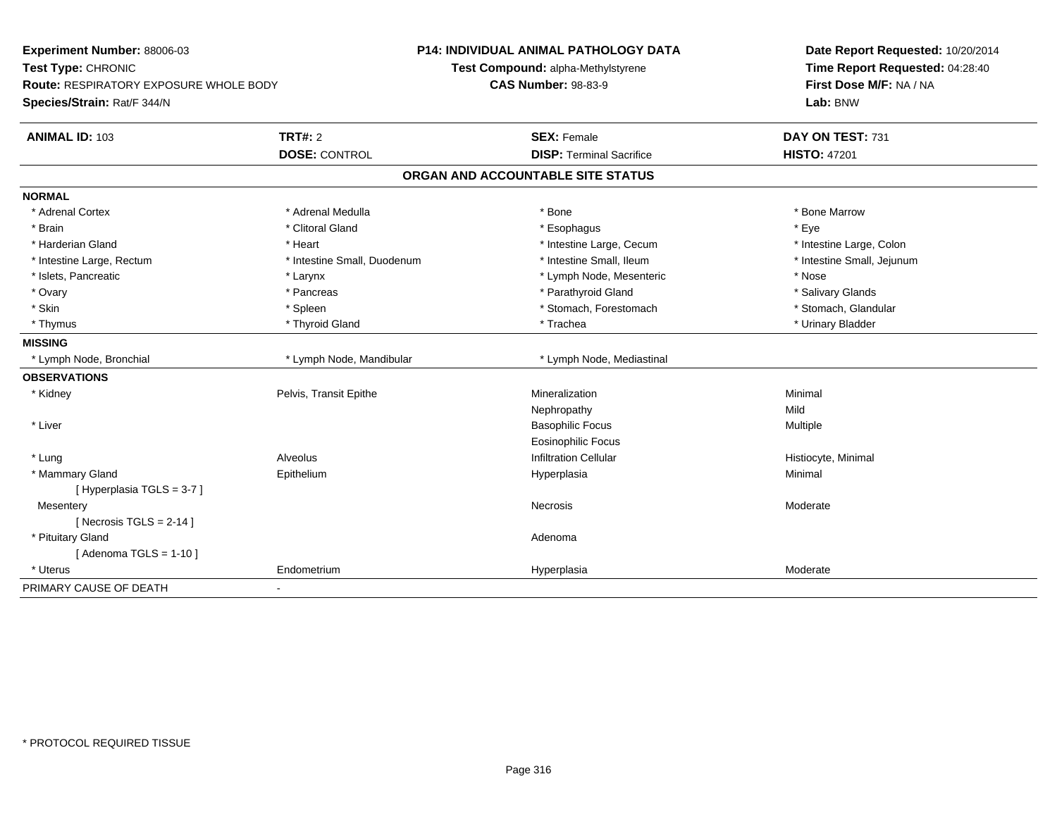**Experiment Number:** 88006-03
**Test Type:** CHRONIC
**Route:** RESPIRATORY EXPOSURE WHOLE BODY
**Species/Strain:** Rat/F 344/N

**P14: INDIVIDUAL ANIMAL PATHOLOGY DATA**
**Test Compound:** alpha-Methylstyrene
**CAS Number:** 98-83-9

**Date Report Requested:** 10/20/2014
**Time Report Requested:** 04:28:40
**First Dose M/F:** NA / NA
**Lab:** BNW

| **ANIMAL ID:** 103 | **TRT#:** 2 | **SEX:** Female | **DAY ON TEST:** 731 |
|---|---|---|---|
| | **DOSE:** CONTROL | **DISP:** Terminal Sacrifice | **HISTO:** 47201 |

## ORGAN AND ACCOUNTABLE SITE STATUS

| | | | |
|---|---|---|---|
| **NORMAL** | | | |
| * Adrenal Cortex | * Adrenal Medulla | * Bone | * Bone Marrow |
| * Brain | * Clitoral Gland | * Esophagus | * Eye |
| * Harderian Gland | * Heart | * Intestine Large, Cecum | * Intestine Large, Colon |
| * Intestine Large, Rectum | * Intestine Small, Duodenum | * Intestine Small, Ileum | * Intestine Small, Jejunum |
| * Islets, Pancreatic | * Larynx | * Lymph Node, Mesenteric | * Nose |
| * Ovary | * Pancreas | * Parathyroid Gland | * Salivary Glands |
| * Skin | * Spleen | * Stomach, Forestomach | * Stomach, Glandular |
| * Thymus | * Thyroid Gland | * Trachea | * Urinary Bladder |
| **MISSING** | | | |
| * Lymph Node, Bronchial | * Lymph Node, Mandibular | * Lymph Node, Mediastinal | |
| **OBSERVATIONS** | | | |
| * Kidney | Pelvis, Transit Epithe | Mineralization | Minimal |
| | | Nephropathy | Mild |
| * Liver | | Basophilic Focus | Multiple |
| | | Eosinophilic Focus | |
| * Lung | Alveolus | Infiltration Cellular | Histiocyte, Minimal |
| * Mammary Gland | Epithelium | Hyperplasia | Minimal |
| [ Hyperplasia TGLS = 3-7 ] | | | |
| Mesentery | | Necrosis | Moderate |
| [ Necrosis TGLS = 2-14 ] | | | |
| * Pituitary Gland | | Adenoma | |
| [ Adenoma TGLS = 1-10 ] | | | |
| * Uterus | Endometrium | Hyperplasia | Moderate |
| PRIMARY CAUSE OF DEATH | - | | |

* PROTOCOL REQUIRED TISSUE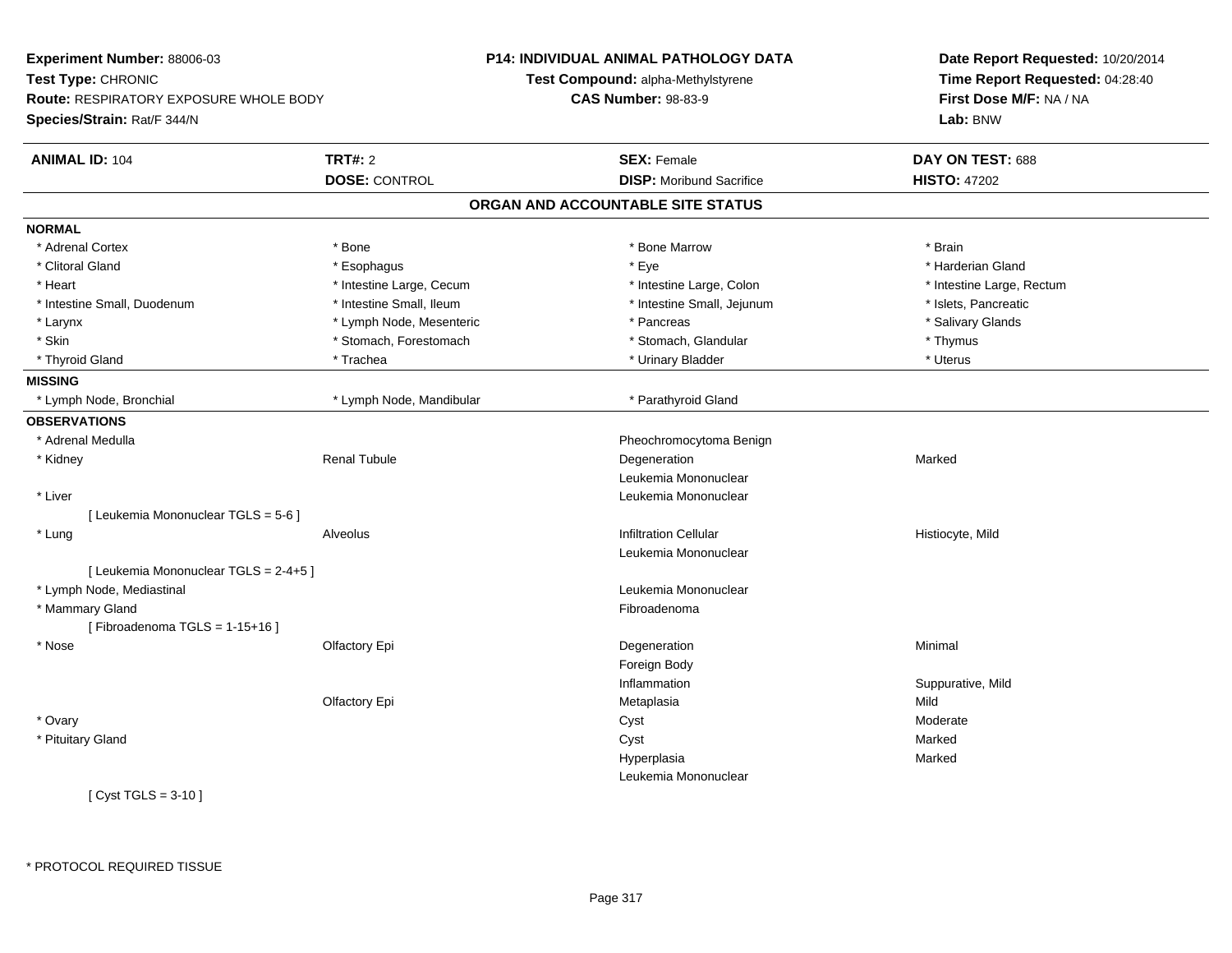**Experiment Number:** 88006-03
**Test Type:** CHRONIC
**Route:** RESPIRATORY EXPOSURE WHOLE BODY
**Species/Strain:** Rat/F 344/N

**P14: INDIVIDUAL ANIMAL PATHOLOGY DATA**
**Test Compound:** alpha-Methylstyrene
**CAS Number:** 98-83-9

**Date Report Requested:** 10/20/2014
**Time Report Requested:** 04:28:40
**First Dose M/F:** NA / NA
**Lab:** BNW

| **ANIMAL ID:** 104 | **TRT#:** 2 | **SEX:** Female | **DAY ON TEST:** 688 |
|---|---|---|---|
| | **DOSE:** CONTROL | **DISP:** Moribund Sacrifice | **HISTO:** 47202 |

## ORGAN AND ACCOUNTABLE SITE STATUS

**NORMAL**

| | | | |
|---|---|---|---|
| * Adrenal Cortex | * Bone | * Bone Marrow | * Brain |
| * Clitoral Gland | * Esophagus | * Eye | * Harderian Gland |
| * Heart | * Intestine Large, Cecum | * Intestine Large, Colon | * Intestine Large, Rectum |
| * Intestine Small, Duodenum | * Intestine Small, Ileum | * Intestine Small, Jejunum | * Islets, Pancreatic |
| * Larynx | * Lymph Node, Mesenteric | * Pancreas | * Salivary Glands |
| * Skin | * Stomach, Forestomach | * Stomach, Glandular | * Thymus |
| * Thyroid Gland | * Trachea | * Urinary Bladder | * Uterus |

**MISSING**

| | | |
|---|---|---|
| * Lymph Node, Bronchial | * Lymph Node, Mandibular | * Parathyroid Gland |

**OBSERVATIONS**

| Organ | Site | Observation | Severity |
|---|---|---|---|
| * Adrenal Medulla | | Pheochromocytoma Benign | |
| * Kidney | Renal Tubule | Degeneration | Marked |
| | | Leukemia Mononuclear | |
| * Liver | | Leukemia Mononuclear | |
| [ Leukemia Mononuclear TGLS = 5-6 ] | | | |
| * Lung | Alveolus | Infiltration Cellular | Histiocyte, Mild |
| | | Leukemia Mononuclear | |
| [ Leukemia Mononuclear TGLS = 2-4+5 ] | | | |
| * Lymph Node, Mediastinal | | Leukemia Mononuclear | |
| * Mammary Gland | | Fibroadenoma | |
| [ Fibroadenoma TGLS = 1-15+16 ] | | | |
| * Nose | Olfactory Epi | Degeneration | Minimal |
| | | Foreign Body | |
| | | Inflammation | Suppurative, Mild |
| | Olfactory Epi | Metaplasia | Mild |
| * Ovary | | Cyst | Moderate |
| * Pituitary Gland | | Cyst | Marked |
| | | Hyperplasia | Marked |
| | | Leukemia Mononuclear | |
| [ Cyst TGLS = 3-10 ] | | | |

\* PROTOCOL REQUIRED TISSUE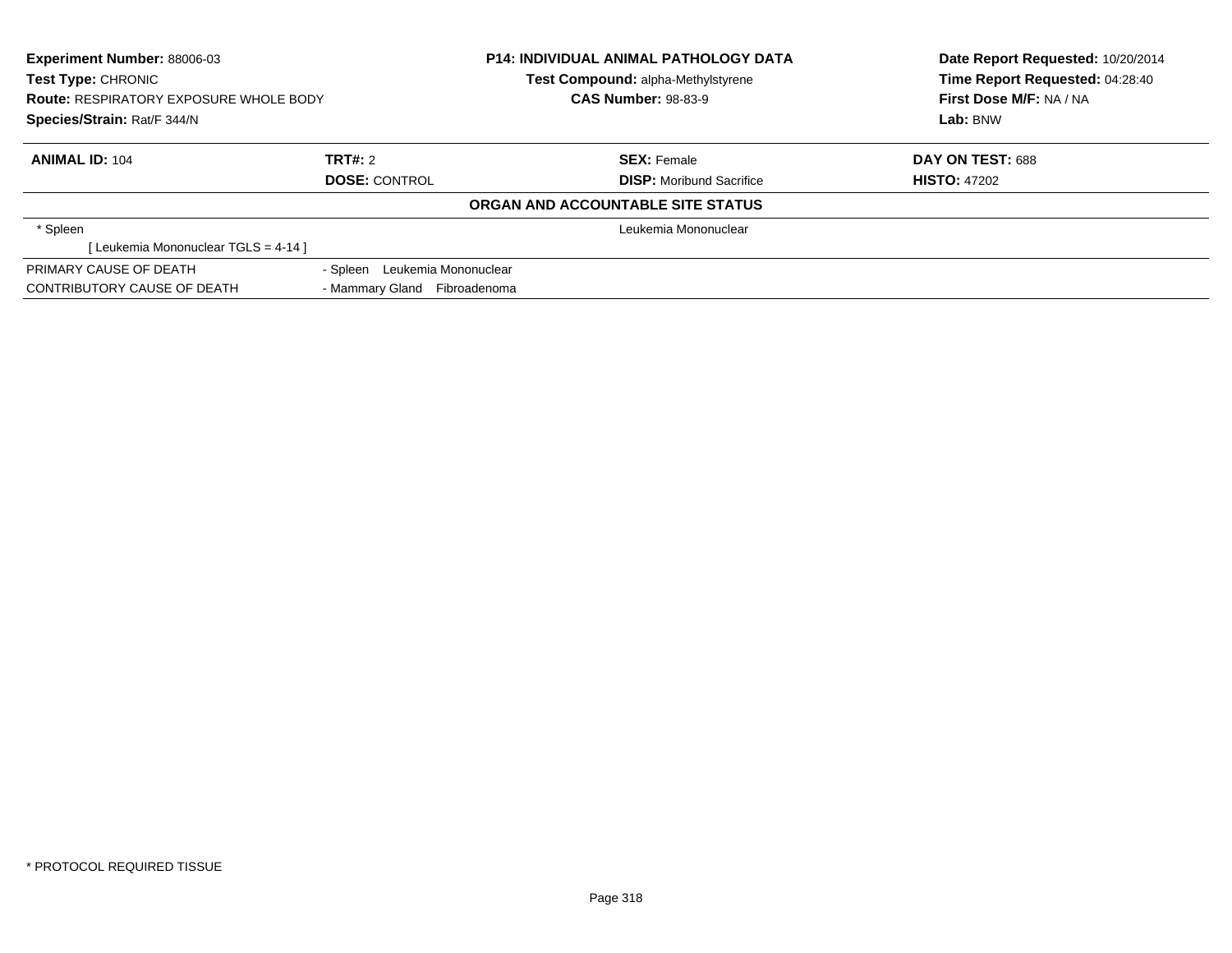**Experiment Number:** 88006-03
**Test Type:** CHRONIC
**Route:** RESPIRATORY EXPOSURE WHOLE BODY
**Species/Strain:** Rat/F 344/N

**P14: INDIVIDUAL ANIMAL PATHOLOGY DATA**
**Test Compound:** alpha-Methylstyrene
**CAS Number:** 98-83-9

**Date Report Requested:** 10/20/2014
**Time Report Requested:** 04:28:40
**First Dose M/F:** NA / NA
**Lab:** BNW

| **ANIMAL ID:** 104 | **TRT#:** 2 | **SEX:** Female | **DAY ON TEST:** 688 |
|---|---|---|---|
| | **DOSE:** CONTROL | **DISP:** Moribund Sacrifice | **HISTO:** 47202 |

**ORGAN AND ACCOUNTABLE SITE STATUS**

| | | |
|---|---|---|
| * Spleen | | Leukemia Mononuclear |
| [ Leukemia Mononuclear TGLS = 4-14 ] | | |
| PRIMARY CAUSE OF DEATH | - Spleen Leukemia Mononuclear | |
| CONTRIBUTORY CAUSE OF DEATH | - Mammary Gland Fibroadenoma | |

* PROTOCOL REQUIRED TISSUE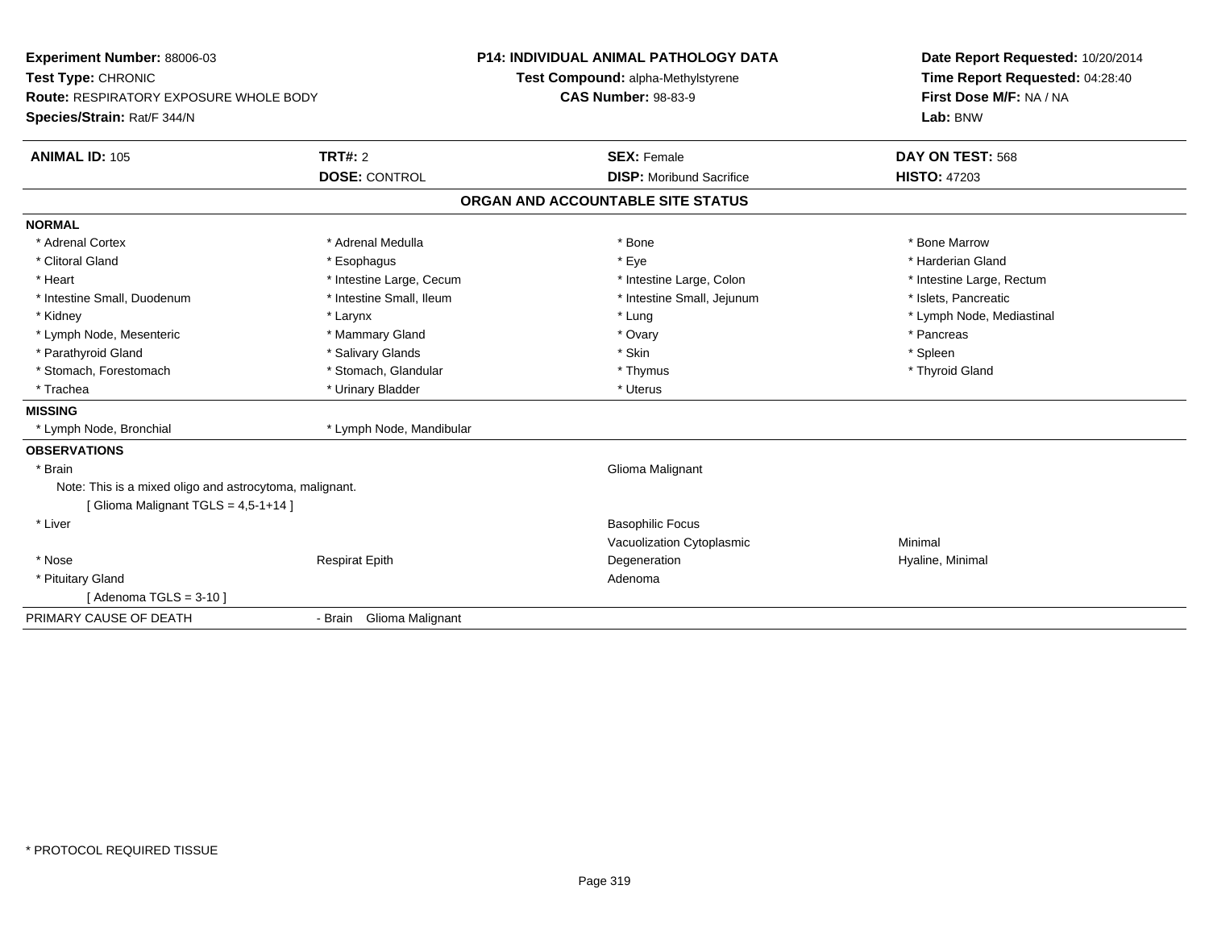**Experiment Number:** 88006-03
**Test Type:** CHRONIC
**Route:** RESPIRATORY EXPOSURE WHOLE BODY
**Species/Strain:** Rat/F 344/N

**P14: INDIVIDUAL ANIMAL PATHOLOGY DATA**
**Test Compound:** alpha-Methylstyrene
**CAS Number:** 98-83-9

**Date Report Requested:** 10/20/2014
**Time Report Requested:** 04:28:40
**First Dose M/F:** NA / NA
**Lab:** BNW

| **ANIMAL ID:** 105 | **TRT#:** 2 | **SEX:** Female | **DAY ON TEST:** 568 |
|---|---|---|---|
| | **DOSE:** CONTROL | **DISP:** Moribund Sacrifice | **HISTO:** 47203 |

## ORGAN AND ACCOUNTABLE SITE STATUS

**NORMAL**

| | | | |
|---|---|---|---|
| * Adrenal Cortex | * Adrenal Medulla | * Bone | * Bone Marrow |
| * Clitoral Gland | * Esophagus | * Eye | * Harderian Gland |
| * Heart | * Intestine Large, Cecum | * Intestine Large, Colon | * Intestine Large, Rectum |
| * Intestine Small, Duodenum | * Intestine Small, Ileum | * Intestine Small, Jejunum | * Islets, Pancreatic |
| * Kidney | * Larynx | * Lung | * Lymph Node, Mediastinal |
| * Lymph Node, Mesenteric | * Mammary Gland | * Ovary | * Pancreas |
| * Parathyroid Gland | * Salivary Glands | * Skin | * Spleen |
| * Stomach, Forestomach | * Stomach, Glandular | * Thymus | * Thyroid Gland |
| * Trachea | * Urinary Bladder | * Uterus | |

**MISSING**

| | |
|---|---|
| * Lymph Node, Bronchial | * Lymph Node, Mandibular |

**OBSERVATIONS**

| | | | |
|---|---|---|---|
| * Brain | | Glioma Malignant | |
| Note: This is a mixed oligo and astrocytoma, malignant. | | | |
| [ Glioma Malignant TGLS = 4,5-1+14 ] | | | |
| * Liver | | Basophilic Focus | |
| | | Vacuolization Cytoplasmic | Minimal |
| * Nose | Respirat Epith | Degeneration | Hyaline, Minimal |
| * Pituitary Gland | | Adenoma | |
| [ Adenoma TGLS = 3-10 ] | | | |

PRIMARY CAUSE OF DEATH - Brain Glioma Malignant

* PROTOCOL REQUIRED TISSUE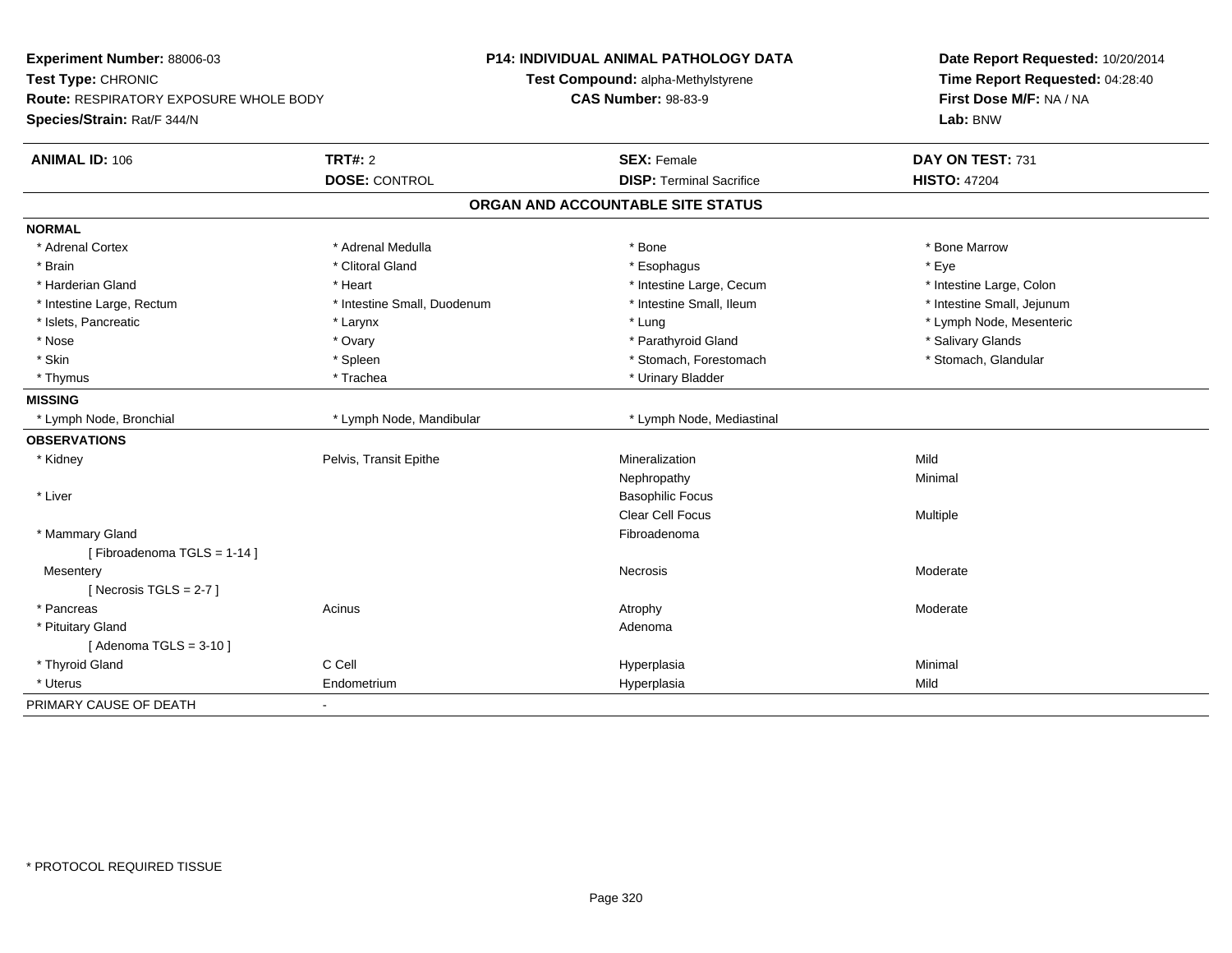**Experiment Number:** 88006-03
**Test Type:** CHRONIC
**Route:** RESPIRATORY EXPOSURE WHOLE BODY
**Species/Strain:** Rat/F 344/N

**P14: INDIVIDUAL ANIMAL PATHOLOGY DATA**
**Test Compound:** alpha-Methylstyrene
**CAS Number:** 98-83-9

**Date Report Requested:** 10/20/2014
**Time Report Requested:** 04:28:40
**First Dose M/F:** NA / NA
**Lab:** BNW

| **ANIMAL ID:** 106 | **TRT#:** 2 | **SEX:** Female | **DAY ON TEST:** 731 |
|---|---|---|---|
| | **DOSE:** CONTROL | **DISP:** Terminal Sacrifice | **HISTO:** 47204 |

## ORGAN AND ACCOUNTABLE SITE STATUS

| | | | |
|---|---|---|---|
| **NORMAL** | | | |
| * Adrenal Cortex | * Adrenal Medulla | * Bone | * Bone Marrow |
| * Brain | * Clitoral Gland | * Esophagus | * Eye |
| * Harderian Gland | * Heart | * Intestine Large, Cecum | * Intestine Large, Colon |
| * Intestine Large, Rectum | * Intestine Small, Duodenum | * Intestine Small, Ileum | * Intestine Small, Jejunum |
| * Islets, Pancreatic | * Larynx | * Lung | * Lymph Node, Mesenteric |
| * Nose | * Ovary | * Parathyroid Gland | * Salivary Glands |
| * Skin | * Spleen | * Stomach, Forestomach | * Stomach, Glandular |
| * Thymus | * Trachea | * Urinary Bladder | |
| **MISSING** | | | |
| * Lymph Node, Bronchial | * Lymph Node, Mandibular | * Lymph Node, Mediastinal | |
| **OBSERVATIONS** | | | |
| * Kidney | Pelvis, Transit Epithe | Mineralization | Mild |
| | | Nephropathy | Minimal |
| * Liver | | Basophilic Focus | |
| | | Clear Cell Focus | Multiple |
| * Mammary Gland | | Fibroadenoma | |
| [ Fibroadenoma TGLS = 1-14 ] | | | |
| Mesentery | | Necrosis | Moderate |
| [ Necrosis TGLS = 2-7 ] | | | |
| * Pancreas | Acinus | Atrophy | Moderate |
| * Pituitary Gland | | Adenoma | |
| [ Adenoma TGLS = 3-10 ] | | | |
| * Thyroid Gland | C Cell | Hyperplasia | Minimal |
| * Uterus | Endometrium | Hyperplasia | Mild |
| PRIMARY CAUSE OF DEATH | - | | |

* PROTOCOL REQUIRED TISSUE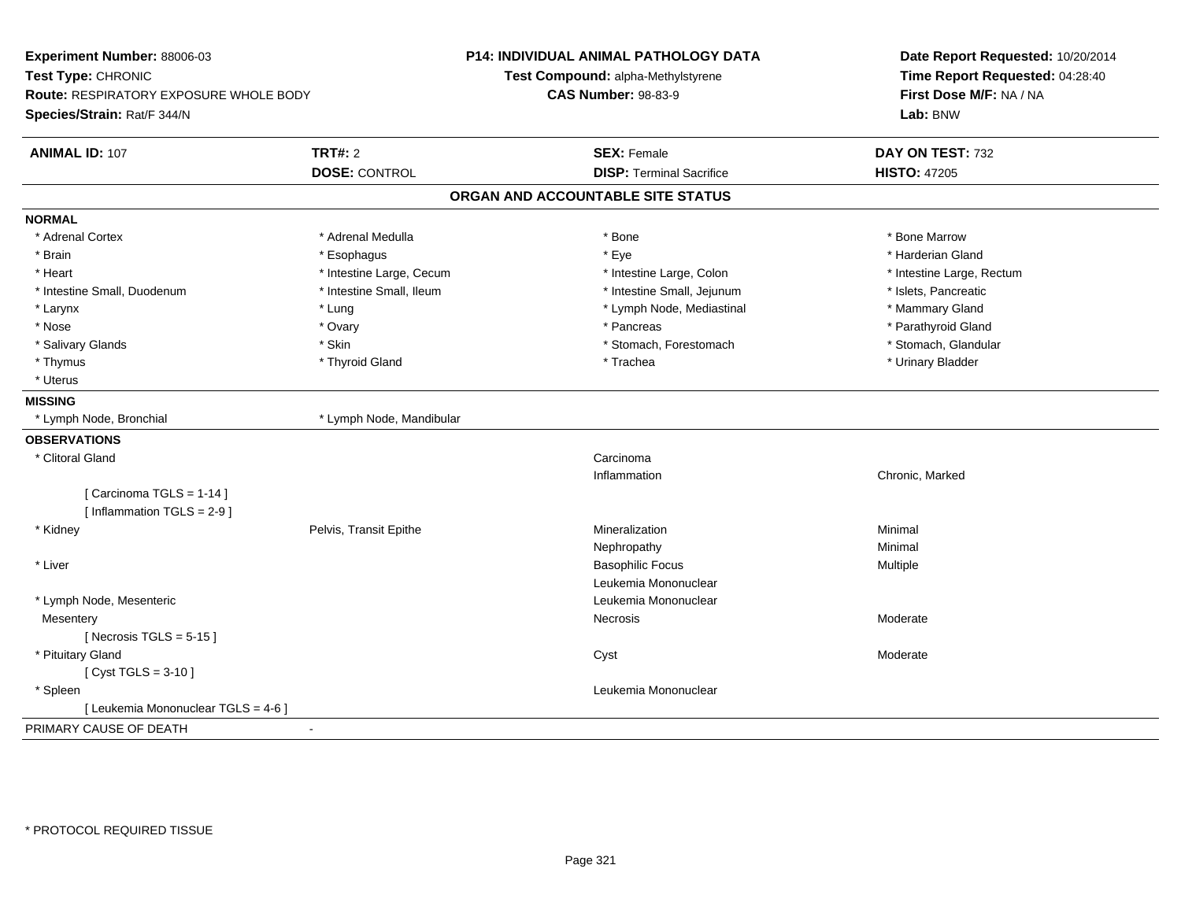**Experiment Number:** 88006-03
**Test Type:** CHRONIC
**Route:** RESPIRATORY EXPOSURE WHOLE BODY
**Species/Strain:** Rat/F 344/N

**P14: INDIVIDUAL ANIMAL PATHOLOGY DATA**
**Test Compound:** alpha-Methylstyrene
**CAS Number:** 98-83-9

**Date Report Requested:** 10/20/2014
**Time Report Requested:** 04:28:40
**First Dose M/F:** NA / NA
**Lab:** BNW

| **ANIMAL ID:** 107 | **TRT#:** 2 | **SEX:** Female | **DAY ON TEST:** 732 |
|---|---|---|---|
| | **DOSE:** CONTROL | **DISP:** Terminal Sacrifice | **HISTO:** 47205 |

## ORGAN AND ACCOUNTABLE SITE STATUS

**NORMAL**

| | | | |
|---|---|---|---|
| * Adrenal Cortex | * Adrenal Medulla | * Bone | * Bone Marrow |
| * Brain | * Esophagus | * Eye | * Harderian Gland |
| * Heart | * Intestine Large, Cecum | * Intestine Large, Colon | * Intestine Large, Rectum |
| * Intestine Small, Duodenum | * Intestine Small, Ileum | * Intestine Small, Jejunum | * Islets, Pancreatic |
| * Larynx | * Lung | * Lymph Node, Mediastinal | * Mammary Gland |
| * Nose | * Ovary | * Pancreas | * Parathyroid Gland |
| * Salivary Glands | * Skin | * Stomach, Forestomach | * Stomach, Glandular |
| * Thymus | * Thyroid Gland | * Trachea | * Urinary Bladder |
| * Uterus | | | |

**MISSING**

| | |
|---|---|
| * Lymph Node, Bronchial | * Lymph Node, Mandibular |

**OBSERVATIONS**

| | | | |
|---|---|---|---|
| * Clitoral Gland | | Carcinoma | |
| | | Inflammation | Chronic, Marked |
| [ Carcinoma TGLS = 1-14 ] | | | |
| [ Inflammation TGLS = 2-9 ] | | | |
| * Kidney | Pelvis, Transit Epithe | Mineralization | Minimal |
| | | Nephropathy | Minimal |
| * Liver | | Basophilic Focus | Multiple |
| | | Leukemia Mononuclear | |
| * Lymph Node, Mesenteric | | Leukemia Mononuclear | |
| Mesentery | | Necrosis | Moderate |
| [ Necrosis TGLS = 5-15 ] | | | |
| * Pituitary Gland | | Cyst | Moderate |
| [ Cyst TGLS = 3-10 ] | | | |
| * Spleen | | Leukemia Mononuclear | |
| [ Leukemia Mononuclear TGLS = 4-6 ] | | | |

PRIMARY CAUSE OF DEATH -

* PROTOCOL REQUIRED TISSUE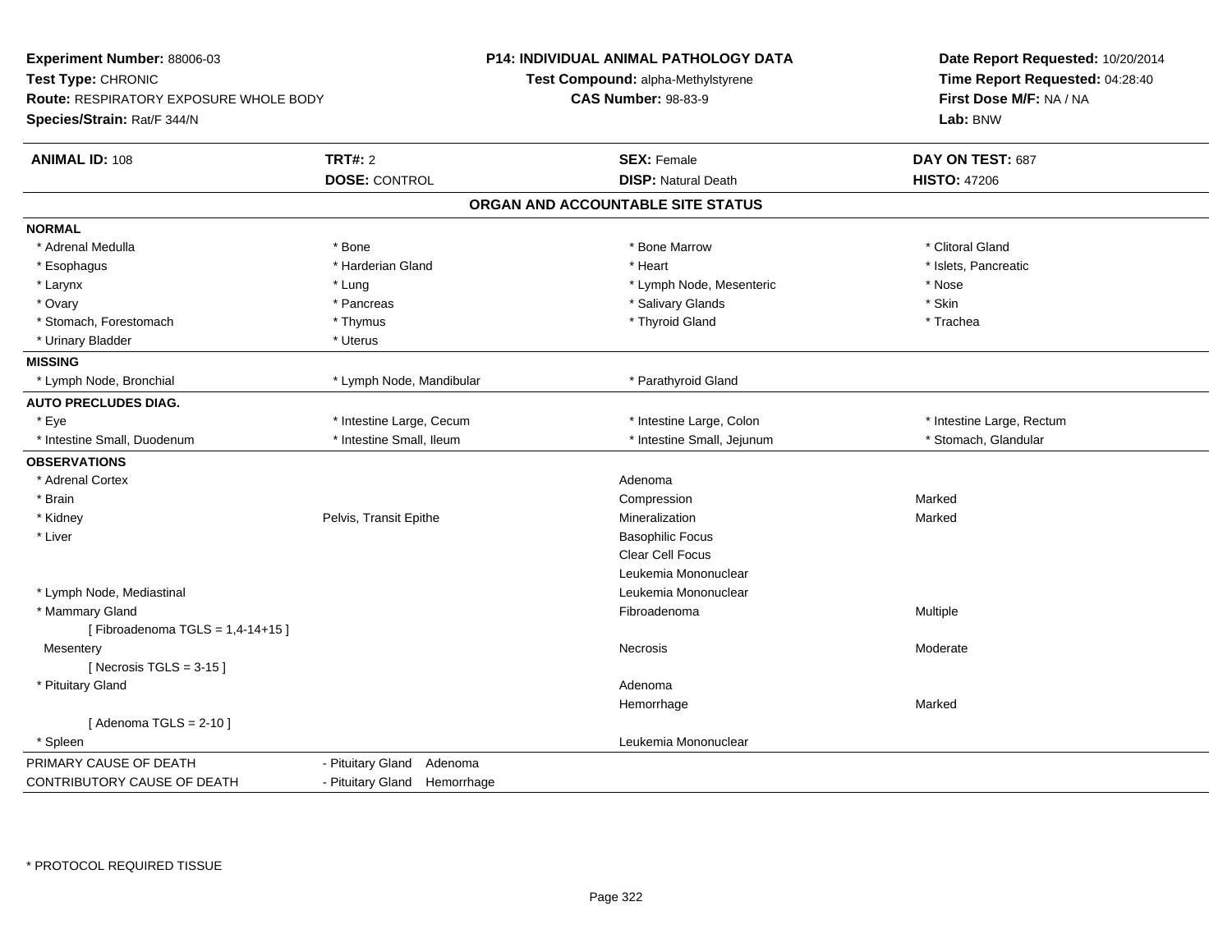**Experiment Number:** 88006-03
**Test Type:** CHRONIC
**Route:** RESPIRATORY EXPOSURE WHOLE BODY
**Species/Strain:** Rat/F 344/N

**P14: INDIVIDUAL ANIMAL PATHOLOGY DATA**
**Test Compound:** alpha-Methylstyrene
**CAS Number:** 98-83-9

**Date Report Requested:** 10/20/2014
**Time Report Requested:** 04:28:40
**First Dose M/F:** NA / NA
**Lab:** BNW

| **ANIMAL ID:** 108 | **TRT#:** 2 | **SEX:** Female | **DAY ON TEST:** 687 |
|---|---|---|---|
| | **DOSE:** CONTROL | **DISP:** Natural Death | **HISTO:** 47206 |

## ORGAN AND ACCOUNTABLE SITE STATUS

| | | | |
|---|---|---|---|
| **NORMAL** | | | |
| * Adrenal Medulla | * Bone | * Bone Marrow | * Clitoral Gland |
| * Esophagus | * Harderian Gland | * Heart | * Islets, Pancreatic |
| * Larynx | * Lung | * Lymph Node, Mesenteric | * Nose |
| * Ovary | * Pancreas | * Salivary Glands | * Skin |
| * Stomach, Forestomach | * Thymus | * Thyroid Gland | * Trachea |
| * Urinary Bladder | * Uterus | | |
| **MISSING** | | | |
| * Lymph Node, Bronchial | * Lymph Node, Mandibular | * Parathyroid Gland | |
| **AUTO PRECLUDES DIAG.** | | | |
| * Eye | * Intestine Large, Cecum | * Intestine Large, Colon | * Intestine Large, Rectum |
| * Intestine Small, Duodenum | * Intestine Small, Ileum | * Intestine Small, Jejunum | * Stomach, Glandular |
| **OBSERVATIONS** | | | |
| * Adrenal Cortex | | Adenoma | |
| * Brain | | Compression | Marked |
| * Kidney | Pelvis, Transit Epithe | Mineralization | Marked |
| * Liver | | Basophilic Focus | |
| | | Clear Cell Focus | |
| | | Leukemia Mononuclear | |
| * Lymph Node, Mediastinal | | Leukemia Mononuclear | |
| * Mammary Gland | | Fibroadenoma | Multiple |
| [ Fibroadenoma TGLS = 1,4-14+15 ] | | | |
| Mesentery | | Necrosis | Moderate |
| [ Necrosis TGLS = 3-15 ] | | | |
| * Pituitary Gland | | Adenoma | |
| | | Hemorrhage | Marked |
| [ Adenoma TGLS = 2-10 ] | | | |
| * Spleen | | Leukemia Mononuclear | |
| PRIMARY CAUSE OF DEATH | - Pituitary Gland Adenoma | | |
| CONTRIBUTORY CAUSE OF DEATH | - Pituitary Gland Hemorrhage | | |

* PROTOCOL REQUIRED TISSUE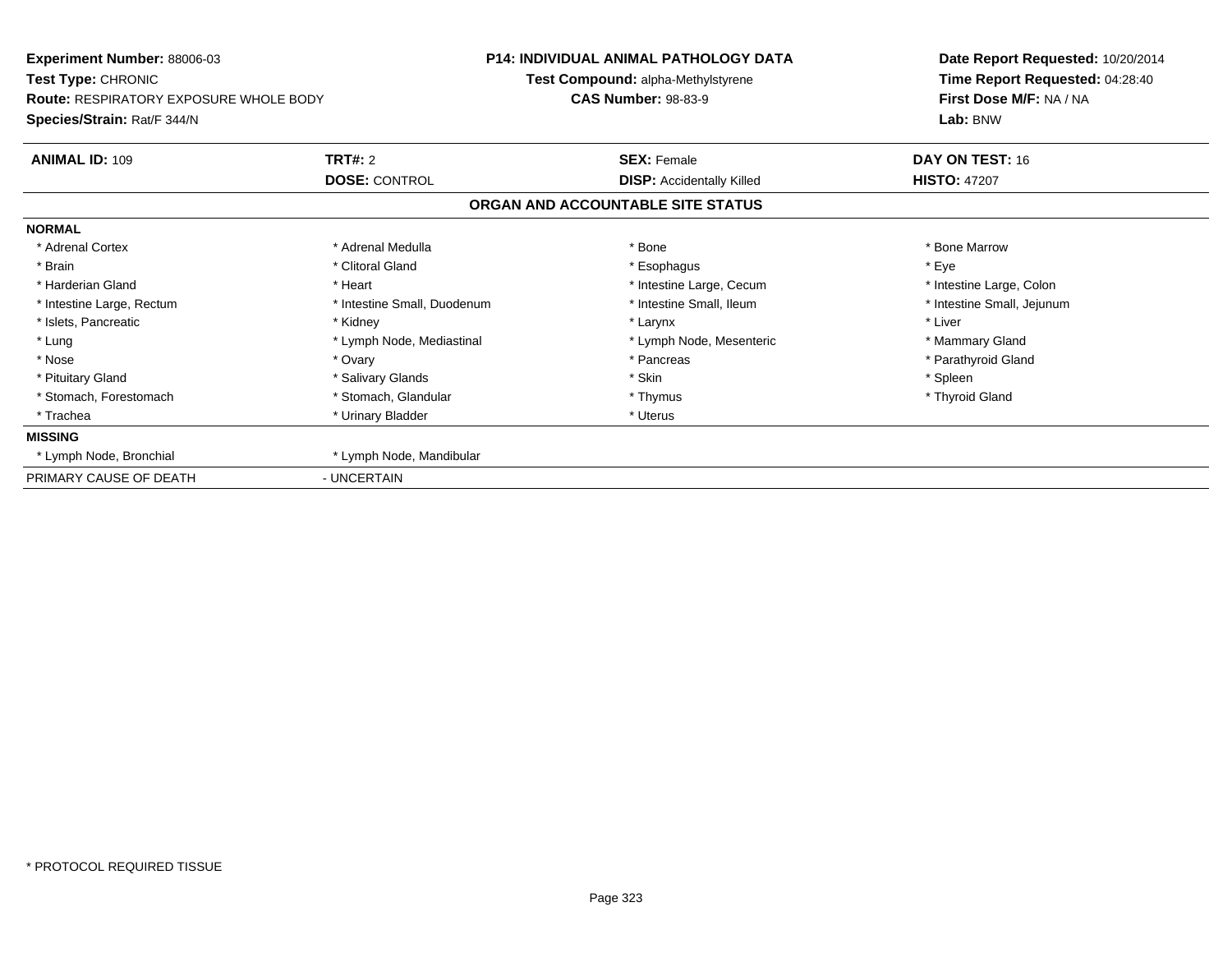**Experiment Number:** 88006-03
**Test Type:** CHRONIC
**Route:** RESPIRATORY EXPOSURE WHOLE BODY
**Species/Strain:** Rat/F 344/N

**P14: INDIVIDUAL ANIMAL PATHOLOGY DATA**
**Test Compound:** alpha-Methylstyrene
**CAS Number:** 98-83-9

**Date Report Requested:** 10/20/2014
**Time Report Requested:** 04:28:40
**First Dose M/F:** NA / NA
**Lab:** BNW

| **ANIMAL ID:** 109 | **TRT#:** 2 | **SEX:** Female | **DAY ON TEST:** 16 |
|---|---|---|---|
| | **DOSE:** CONTROL | **DISP:** Accidentally Killed | **HISTO:** 47207 |

## ORGAN AND ACCOUNTABLE SITE STATUS

**NORMAL**

| | | | |
|---|---|---|---|
| * Adrenal Cortex | * Adrenal Medulla | * Bone | * Bone Marrow |
| * Brain | * Clitoral Gland | * Esophagus | * Eye |
| * Harderian Gland | * Heart | * Intestine Large, Cecum | * Intestine Large, Colon |
| * Intestine Large, Rectum | * Intestine Small, Duodenum | * Intestine Small, Ileum | * Intestine Small, Jejunum |
| * Islets, Pancreatic | * Kidney | * Larynx | * Liver |
| * Lung | * Lymph Node, Mediastinal | * Lymph Node, Mesenteric | * Mammary Gland |
| * Nose | * Ovary | * Pancreas | * Parathyroid Gland |
| * Pituitary Gland | * Salivary Glands | * Skin | * Spleen |
| * Stomach, Forestomach | * Stomach, Glandular | * Thymus | * Thyroid Gland |
| * Trachea | * Urinary Bladder | * Uterus | |

**MISSING**

| | |
|---|---|
| * Lymph Node, Bronchial | * Lymph Node, Mandibular |

PRIMARY CAUSE OF DEATH - UNCERTAIN

* PROTOCOL REQUIRED TISSUE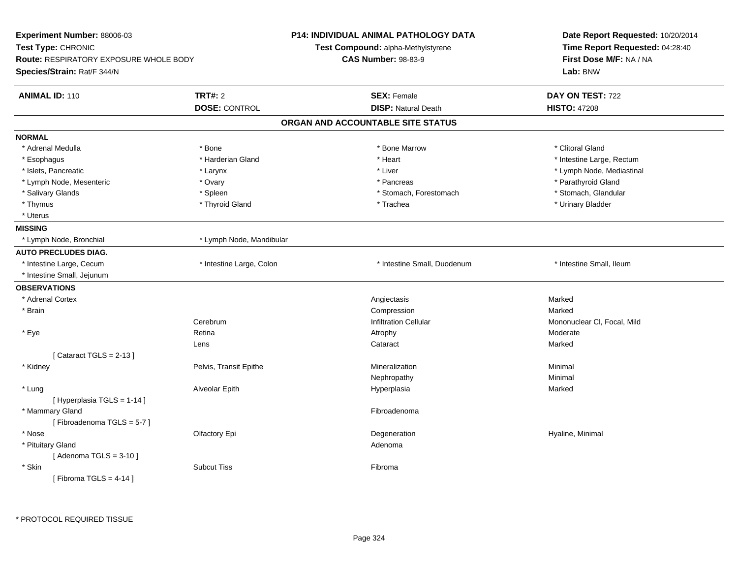**Experiment Number:** 88006-03
**Test Type:** CHRONIC
**Route:** RESPIRATORY EXPOSURE WHOLE BODY
**Species/Strain:** Rat/F 344/N

**P14: INDIVIDUAL ANIMAL PATHOLOGY DATA**
**Test Compound:** alpha-Methylstyrene
**CAS Number:** 98-83-9

**Date Report Requested:** 10/20/2014
**Time Report Requested:** 04:28:40
**First Dose M/F:** NA / NA
**Lab:** BNW

| **ANIMAL ID:** 110 | **TRT#:** 2 | **SEX:** Female | **DAY ON TEST:** 722 |
|---|---|---|---|
| | **DOSE:** CONTROL | **DISP:** Natural Death | **HISTO:** 47208 |

## ORGAN AND ACCOUNTABLE SITE STATUS

**NORMAL**

| | | | |
|---|---|---|---|
| * Adrenal Medulla | * Bone | * Bone Marrow | * Clitoral Gland |
| * Esophagus | * Harderian Gland | * Heart | * Intestine Large, Rectum |
| * Islets, Pancreatic | * Larynx | * Liver | * Lymph Node, Mediastinal |
| * Lymph Node, Mesenteric | * Ovary | * Pancreas | * Parathyroid Gland |
| * Salivary Glands | * Spleen | * Stomach, Forestomach | * Stomach, Glandular |
| * Thymus | * Thyroid Gland | * Trachea | * Urinary Bladder |
| * Uterus | | | |

**MISSING**

| | |
|---|---|
| * Lymph Node, Bronchial | * Lymph Node, Mandibular |

**AUTO PRECLUDES DIAG.**

| | | | |
|---|---|---|---|
| * Intestine Large, Cecum | * Intestine Large, Colon | * Intestine Small, Duodenum | * Intestine Small, Ileum |
| * Intestine Small, Jejunum | | | |

**OBSERVATIONS**

| | | | |
|---|---|---|---|
| * Adrenal Cortex | | Angiectasis | Marked |
| * Brain | | Compression | Marked |
| | Cerebrum | Infiltration Cellular | Mononuclear Cl, Focal, Mild |
| * Eye | Retina | Atrophy | Moderate |
| | Lens | Cataract | Marked |
| [ Cataract TGLS = 2-13 ] | | | |
| * Kidney | Pelvis, Transit Epithe | Mineralization | Minimal |
| | | Nephropathy | Minimal |
| * Lung | Alveolar Epith | Hyperplasia | Marked |
| [ Hyperplasia TGLS = 1-14 ] | | | |
| * Mammary Gland | | Fibroadenoma | |
| [ Fibroadenoma TGLS = 5-7 ] | | | |
| * Nose | Olfactory Epi | Degeneration | Hyaline, Minimal |
| * Pituitary Gland | | Adenoma | |
| [ Adenoma TGLS = 3-10 ] | | | |
| * Skin | Subcut Tiss | Fibroma | |
| [ Fibroma TGLS = 4-14 ] | | | |

* PROTOCOL REQUIRED TISSUE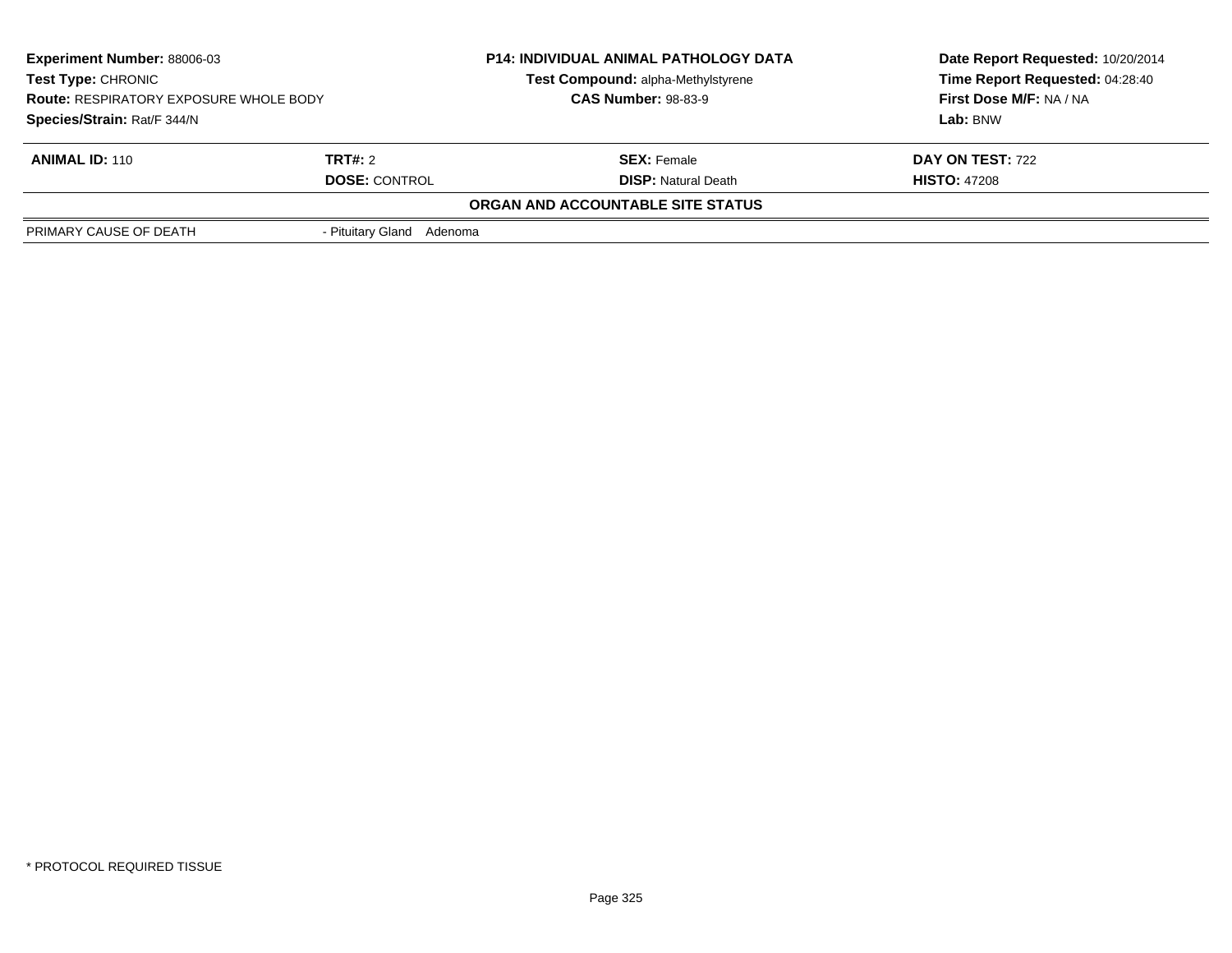**Experiment Number:** 88006-03
**Test Type:** CHRONIC
**Route:** RESPIRATORY EXPOSURE WHOLE BODY
**Species/Strain:** Rat/F 344/N

**P14: INDIVIDUAL ANIMAL PATHOLOGY DATA**
**Test Compound:** alpha-Methylstyrene
**CAS Number:** 98-83-9

**Date Report Requested:** 10/20/2014
**Time Report Requested:** 04:28:40
**First Dose M/F:** NA / NA
**Lab:** BNW

| **ANIMAL ID:** 110 | **TRT#:** 2 | **SEX:** Female | **DAY ON TEST:** 722 |
|---|---|---|---|
| | **DOSE:** CONTROL | **DISP:** Natural Death | **HISTO:** 47208 |

**ORGAN AND ACCOUNTABLE SITE STATUS**

| | |
|---|---|
| PRIMARY CAUSE OF DEATH | - Pituitary Gland Adenoma |

* PROTOCOL REQUIRED TISSUE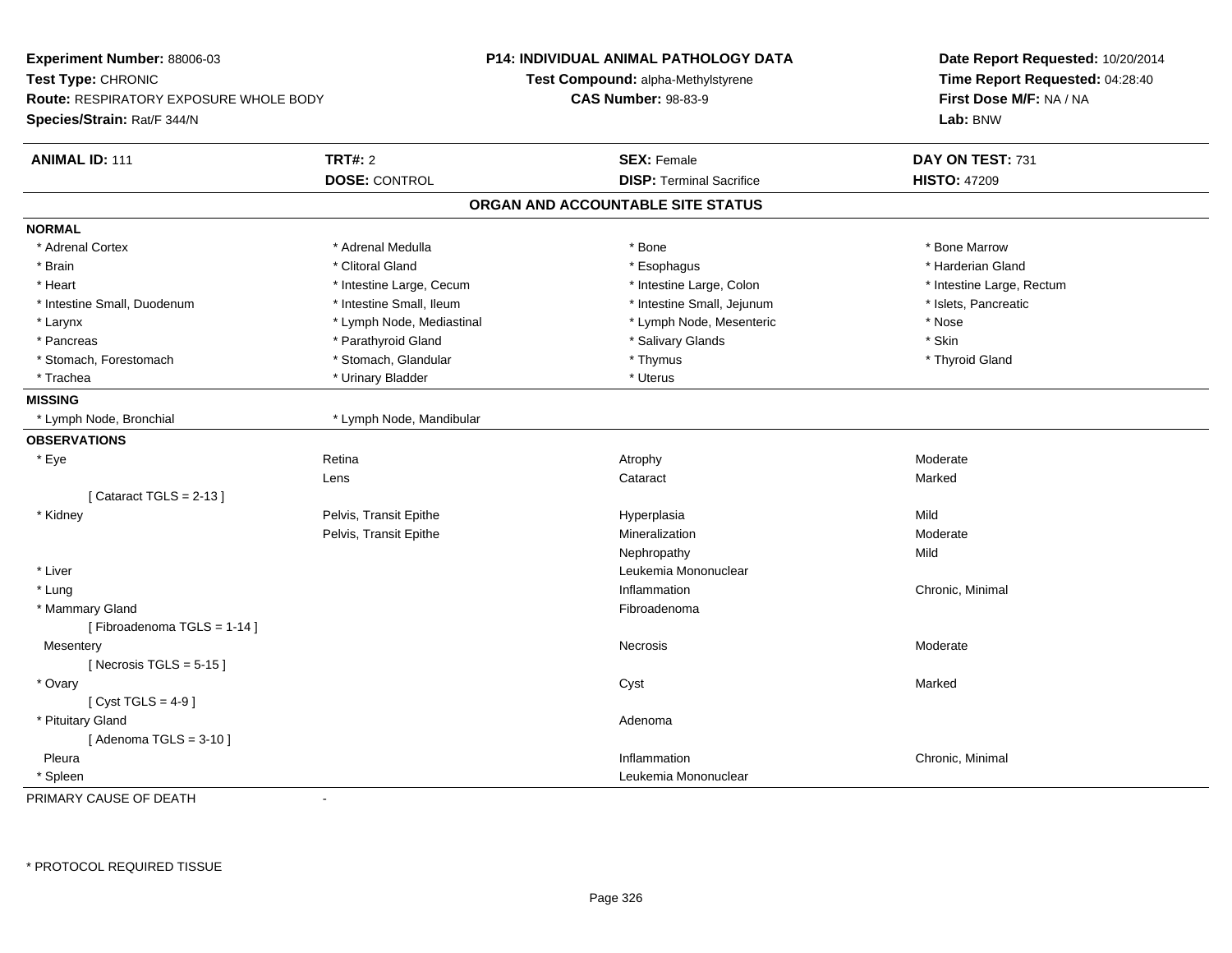**Experiment Number:** 88006-03
**Test Type:** CHRONIC
**Route:** RESPIRATORY EXPOSURE WHOLE BODY
**Species/Strain:** Rat/F 344/N

**P14: INDIVIDUAL ANIMAL PATHOLOGY DATA**
**Test Compound:** alpha-Methylstyrene
**CAS Number:** 98-83-9

**Date Report Requested:** 10/20/2014
**Time Report Requested:** 04:28:40
**First Dose M/F:** NA / NA
**Lab:** BNW

| **ANIMAL ID:** 111 | **TRT#:** 2 | **SEX:** Female | **DAY ON TEST:** 731 |
|---|---|---|---|
| | **DOSE:** CONTROL | **DISP:** Terminal Sacrifice | **HISTO:** 47209 |

## ORGAN AND ACCOUNTABLE SITE STATUS

**NORMAL**

| | | | |
|---|---|---|---|
| * Adrenal Cortex | * Adrenal Medulla | * Bone | * Bone Marrow |
| * Brain | * Clitoral Gland | * Esophagus | * Harderian Gland |
| * Heart | * Intestine Large, Cecum | * Intestine Large, Colon | * Intestine Large, Rectum |
| * Intestine Small, Duodenum | * Intestine Small, Ileum | * Intestine Small, Jejunum | * Islets, Pancreatic |
| * Larynx | * Lymph Node, Mediastinal | * Lymph Node, Mesenteric | * Nose |
| * Pancreas | * Parathyroid Gland | * Salivary Glands | * Skin |
| * Stomach, Forestomach | * Stomach, Glandular | * Thymus | * Thyroid Gland |
| * Trachea | * Urinary Bladder | * Uterus | |

**MISSING**

| | |
|---|---|
| * Lymph Node, Bronchial | * Lymph Node, Mandibular |

**OBSERVATIONS**

| | | | |
|---|---|---|---|
| * Eye | Retina | Atrophy | Moderate |
| | Lens | Cataract | Marked |
| [ Cataract TGLS = 2-13 ] | | | |
| * Kidney | Pelvis, Transit Epithe | Hyperplasia | Mild |
| | Pelvis, Transit Epithe | Mineralization | Moderate |
| | | Nephropathy | Mild |
| * Liver | | Leukemia Mononuclear | |
| * Lung | | Inflammation | Chronic, Minimal |
| * Mammary Gland | | Fibroadenoma | |
| [ Fibroadenoma TGLS = 1-14 ] | | | |
| Mesentery | | Necrosis | Moderate |
| [ Necrosis TGLS = 5-15 ] | | | |
| * Ovary | | Cyst | Marked |
| [ Cyst TGLS = 4-9 ] | | | |
| * Pituitary Gland | | Adenoma | |
| [ Adenoma TGLS = 3-10 ] | | | |
| Pleura | | Inflammation | Chronic, Minimal |
| * Spleen | | Leukemia Mononuclear | |

PRIMARY CAUSE OF DEATH -

* PROTOCOL REQUIRED TISSUE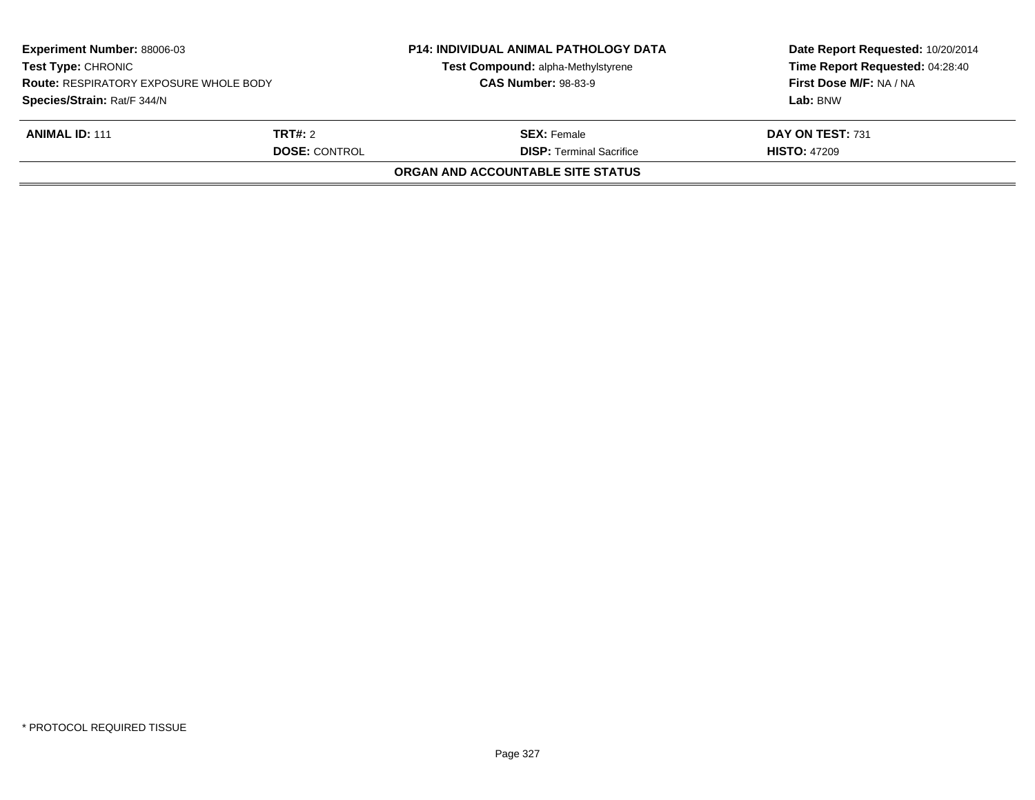**Experiment Number:** 88006-03
**Test Type:** CHRONIC
**Route:** RESPIRATORY EXPOSURE WHOLE BODY
**Species/Strain:** Rat/F 344/N

**P14: INDIVIDUAL ANIMAL PATHOLOGY DATA**
**Test Compound:** alpha-Methylstyrene
**CAS Number:** 98-83-9

**Date Report Requested:** 10/20/2014
**Time Report Requested:** 04:28:40
**First Dose M/F:** NA / NA
**Lab:** BNW

| **ANIMAL ID:** 111 | **TRT#:** 2 | **SEX:** Female | **DAY ON TEST:** 731 |
|---|---|---|---|
| | **DOSE:** CONTROL | **DISP:** Terminal Sacrifice | **HISTO:** 47209 |

**ORGAN AND ACCOUNTABLE SITE STATUS**

* PROTOCOL REQUIRED TISSUE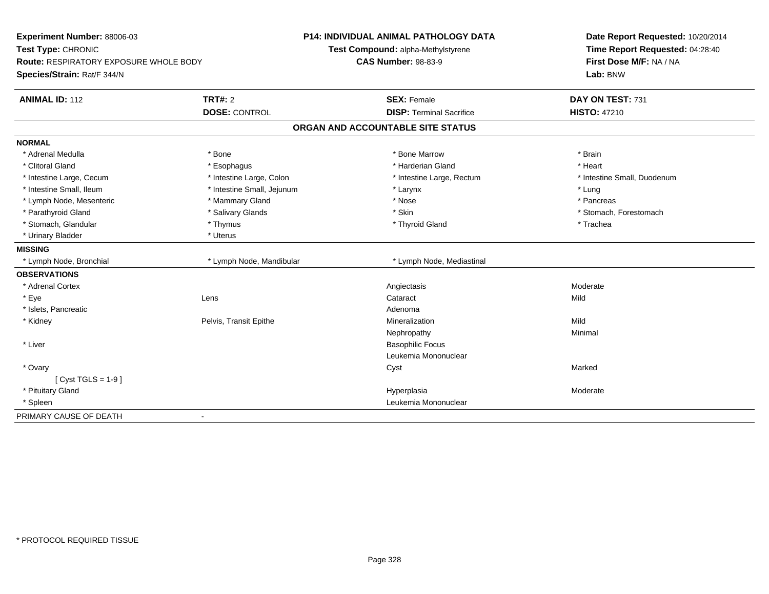**Experiment Number:** 88006-03
**Test Type:** CHRONIC
**Route:** RESPIRATORY EXPOSURE WHOLE BODY
**Species/Strain:** Rat/F 344/N

**P14: INDIVIDUAL ANIMAL PATHOLOGY DATA**
**Test Compound:** alpha-Methylstyrene
**CAS Number:** 98-83-9

**Date Report Requested:** 10/20/2014
**Time Report Requested:** 04:28:40
**First Dose M/F:** NA / NA
**Lab:** BNW

| **ANIMAL ID:** 112 | **TRT#:** 2 | **SEX:** Female | **DAY ON TEST:** 731 |
|---|---|---|---|
| | **DOSE:** CONTROL | **DISP:** Terminal Sacrifice | **HISTO:** 47210 |

## ORGAN AND ACCOUNTABLE SITE STATUS

**NORMAL**

| | | | |
|---|---|---|---|
| * Adrenal Medulla | * Bone | * Bone Marrow | * Brain |
| * Clitoral Gland | * Esophagus | * Harderian Gland | * Heart |
| * Intestine Large, Cecum | * Intestine Large, Colon | * Intestine Large, Rectum | * Intestine Small, Duodenum |
| * Intestine Small, Ileum | * Intestine Small, Jejunum | * Larynx | * Lung |
| * Lymph Node, Mesenteric | * Mammary Gland | * Nose | * Pancreas |
| * Parathyroid Gland | * Salivary Glands | * Skin | * Stomach, Forestomach |
| * Stomach, Glandular | * Thymus | * Thyroid Gland | * Trachea |
| * Urinary Bladder | * Uterus | | |

**MISSING**

| | | |
|---|---|---|
| * Lymph Node, Bronchial | * Lymph Node, Mandibular | * Lymph Node, Mediastinal |

**OBSERVATIONS**

| | | | |
|---|---|---|---|
| * Adrenal Cortex | | Angiectasis | Moderate |
| * Eye | Lens | Cataract | Mild |
| * Islets, Pancreatic | | Adenoma | |
| * Kidney | Pelvis, Transit Epithe | Mineralization | Mild |
| | | Nephropathy | Minimal |
| * Liver | | Basophilic Focus | |
| | | Leukemia Mononuclear | |
| * Ovary | | Cyst | Marked |
| [ Cyst TGLS = 1-9 ] | | | |
| * Pituitary Gland | | Hyperplasia | Moderate |
| * Spleen | | Leukemia Mononuclear | |

PRIMARY CAUSE OF DEATH -

* PROTOCOL REQUIRED TISSUE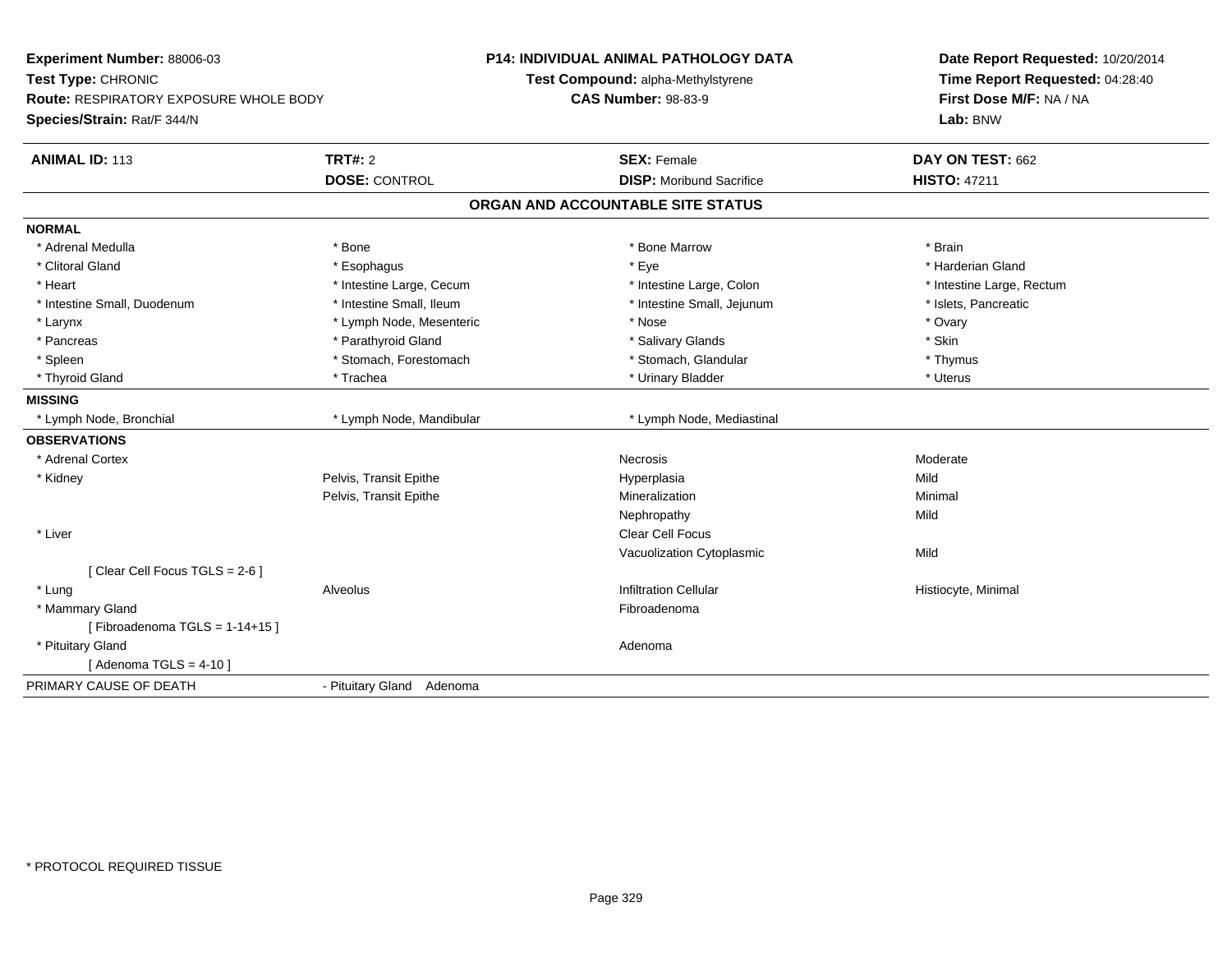**Experiment Number:** 88006-03
**Test Type:** CHRONIC
**Route:** RESPIRATORY EXPOSURE WHOLE BODY
**Species/Strain:** Rat/F 344/N

**P14: INDIVIDUAL ANIMAL PATHOLOGY DATA**
**Test Compound:** alpha-Methylstyrene
**CAS Number:** 98-83-9

**Date Report Requested:** 10/20/2014
**Time Report Requested:** 04:28:40
**First Dose M/F:** NA / NA
**Lab:** BNW

| **ANIMAL ID:** 113 | **TRT#:** 2 | **SEX:** Female | **DAY ON TEST:** 662 |
|---|---|---|---|
| | **DOSE:** CONTROL | **DISP:** Moribund Sacrifice | **HISTO:** 47211 |

## ORGAN AND ACCOUNTABLE SITE STATUS

| | | | |
|---|---|---|---|
| **NORMAL** | | | |
| * Adrenal Medulla | * Bone | * Bone Marrow | * Brain |
| * Clitoral Gland | * Esophagus | * Eye | * Harderian Gland |
| * Heart | * Intestine Large, Cecum | * Intestine Large, Colon | * Intestine Large, Rectum |
| * Intestine Small, Duodenum | * Intestine Small, Ileum | * Intestine Small, Jejunum | * Islets, Pancreatic |
| * Larynx | * Lymph Node, Mesenteric | * Nose | * Ovary |
| * Pancreas | * Parathyroid Gland | * Salivary Glands | * Skin |
| * Spleen | * Stomach, Forestomach | * Stomach, Glandular | * Thymus |
| * Thyroid Gland | * Trachea | * Urinary Bladder | * Uterus |
| **MISSING** | | | |
| * Lymph Node, Bronchial | * Lymph Node, Mandibular | * Lymph Node, Mediastinal | |
| **OBSERVATIONS** | | | |
| * Adrenal Cortex | | Necrosis | Moderate |
| * Kidney | Pelvis, Transit Epithe | Hyperplasia | Mild |
| | Pelvis, Transit Epithe | Mineralization | Minimal |
| | | Nephropathy | Mild |
| * Liver | | Clear Cell Focus | |
| | | Vacuolization Cytoplasmic | Mild |
| [ Clear Cell Focus TGLS = 2-6 ] | | | |
| * Lung | Alveolus | Infiltration Cellular | Histiocyte, Minimal |
| * Mammary Gland | | Fibroadenoma | |
| [ Fibroadenoma TGLS = 1-14+15 ] | | | |
| * Pituitary Gland | | Adenoma | |
| [ Adenoma TGLS = 4-10 ] | | | |
| PRIMARY CAUSE OF DEATH | - Pituitary Gland Adenoma | | |

* PROTOCOL REQUIRED TISSUE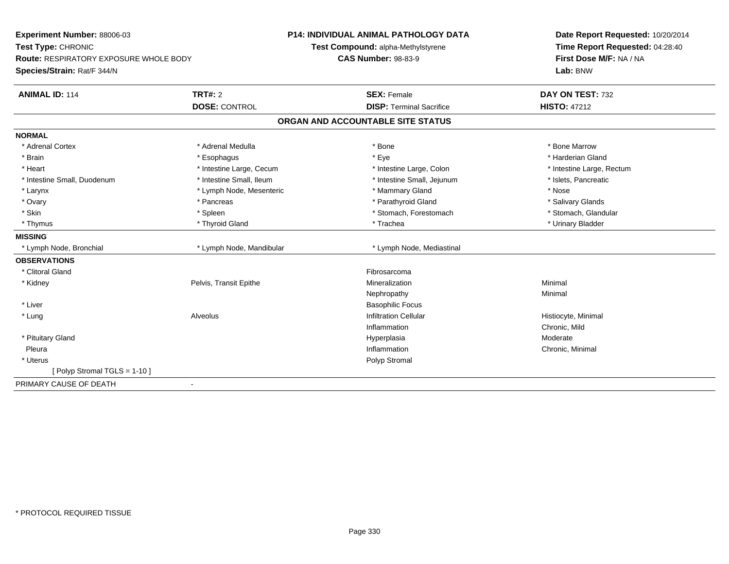**Experiment Number:** 88006-03
**Test Type:** CHRONIC
**Route:** RESPIRATORY EXPOSURE WHOLE BODY
**Species/Strain:** Rat/F 344/N

**P14: INDIVIDUAL ANIMAL PATHOLOGY DATA**
**Test Compound:** alpha-Methylstyrene
**CAS Number:** 98-83-9

**Date Report Requested:** 10/20/2014
**Time Report Requested:** 04:28:40
**First Dose M/F:** NA / NA
**Lab:** BNW

| **ANIMAL ID:** 114 | **TRT#:** 2 | **SEX:** Female | **DAY ON TEST:** 732 |
|---|---|---|---|
| | **DOSE:** CONTROL | **DISP:** Terminal Sacrifice | **HISTO:** 47212 |

**ORGAN AND ACCOUNTABLE SITE STATUS**

| | | | |
|---|---|---|---|
| **NORMAL** | | | |
| * Adrenal Cortex | * Adrenal Medulla | * Bone | * Bone Marrow |
| * Brain | * Esophagus | * Eye | * Harderian Gland |
| * Heart | * Intestine Large, Cecum | * Intestine Large, Colon | * Intestine Large, Rectum |
| * Intestine Small, Duodenum | * Intestine Small, Ileum | * Intestine Small, Jejunum | * Islets, Pancreatic |
| * Larynx | * Lymph Node, Mesenteric | * Mammary Gland | * Nose |
| * Ovary | * Pancreas | * Parathyroid Gland | * Salivary Glands |
| * Skin | * Spleen | * Stomach, Forestomach | * Stomach, Glandular |
| * Thymus | * Thyroid Gland | * Trachea | * Urinary Bladder |
| **MISSING** | | | |
| * Lymph Node, Bronchial | * Lymph Node, Mandibular | * Lymph Node, Mediastinal | |
| **OBSERVATIONS** | | | |
| * Clitoral Gland | | Fibrosarcoma | |
| * Kidney | Pelvis, Transit Epithe | Mineralization | Minimal |
| | | Nephropathy | Minimal |
| * Liver | | Basophilic Focus | |
| * Lung | Alveolus | Infiltration Cellular | Histiocyte, Minimal |
| | | Inflammation | Chronic, Mild |
| * Pituitary Gland | | Hyperplasia | Moderate |
| Pleura | | Inflammation | Chronic, Minimal |
| * Uterus | | Polyp Stromal | |
| [ Polyp Stromal TGLS = 1-10 ] | | | |
| PRIMARY CAUSE OF DEATH | - | | |

* PROTOCOL REQUIRED TISSUE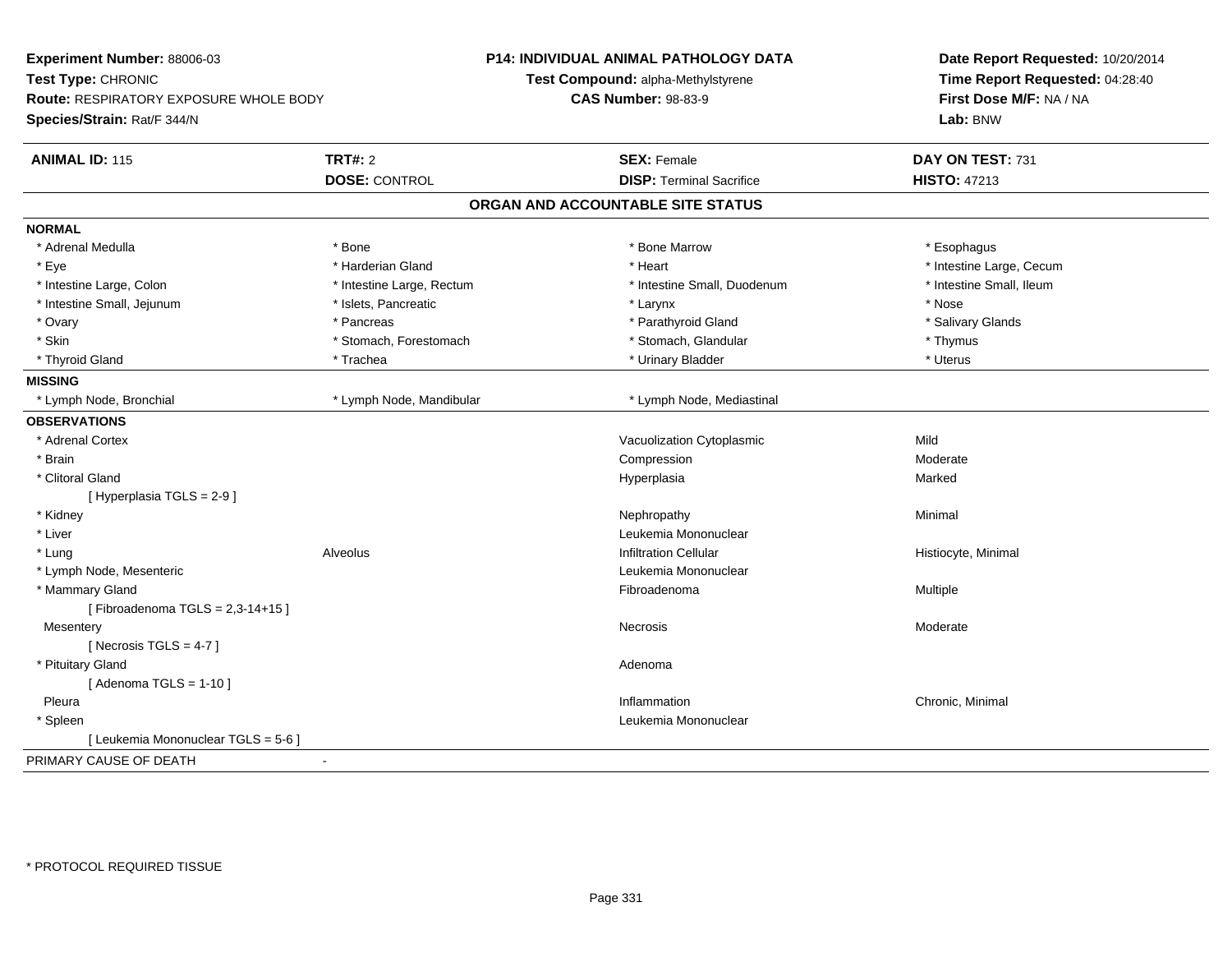**Experiment Number:** 88006-03
**Test Type:** CHRONIC
**Route:** RESPIRATORY EXPOSURE WHOLE BODY
**Species/Strain:** Rat/F 344/N

**P14: INDIVIDUAL ANIMAL PATHOLOGY DATA**
**Test Compound:** alpha-Methylstyrene
**CAS Number:** 98-83-9

**Date Report Requested:** 10/20/2014
**Time Report Requested:** 04:28:40
**First Dose M/F:** NA / NA
**Lab:** BNW

| **ANIMAL ID:** 115 | **TRT#:** 2 | **SEX:** Female | **DAY ON TEST:** 731 |
|---|---|---|---|
| | **DOSE:** CONTROL | **DISP:** Terminal Sacrifice | **HISTO:** 47213 |

## ORGAN AND ACCOUNTABLE SITE STATUS

**NORMAL**

| | | | |
|---|---|---|---|
| * Adrenal Medulla | * Bone | * Bone Marrow | * Esophagus |
| * Eye | * Harderian Gland | * Heart | * Intestine Large, Cecum |
| * Intestine Large, Colon | * Intestine Large, Rectum | * Intestine Small, Duodenum | * Intestine Small, Ileum |
| * Intestine Small, Jejunum | * Islets, Pancreatic | * Larynx | * Nose |
| * Ovary | * Pancreas | * Parathyroid Gland | * Salivary Glands |
| * Skin | * Stomach, Forestomach | * Stomach, Glandular | * Thymus |
| * Thyroid Gland | * Trachea | * Urinary Bladder | * Uterus |

**MISSING**

| | | |
|---|---|---|
| * Lymph Node, Bronchial | * Lymph Node, Mandibular | * Lymph Node, Mediastinal |

**OBSERVATIONS**

| | | | |
|---|---|---|---|
| * Adrenal Cortex | | Vacuolization Cytoplasmic | Mild |
| * Brain | | Compression | Moderate |
| * Clitoral Gland | | Hyperplasia | Marked |
| [ Hyperplasia TGLS = 2-9 ] | | | |
| * Kidney | | Nephropathy | Minimal |
| * Liver | | Leukemia Mononuclear | |
| * Lung | Alveolus | Infiltration Cellular | Histiocyte, Minimal |
| * Lymph Node, Mesenteric | | Leukemia Mononuclear | |
| * Mammary Gland | | Fibroadenoma | Multiple |
| [ Fibroadenoma TGLS = 2,3-14+15 ] | | | |
| Mesentery | | Necrosis | Moderate |
| [ Necrosis TGLS = 4-7 ] | | | |
| * Pituitary Gland | | Adenoma | |
| [ Adenoma TGLS = 1-10 ] | | | |
| Pleura | | Inflammation | Chronic, Minimal |
| * Spleen | | Leukemia Mononuclear | |
| [ Leukemia Mononuclear TGLS = 5-6 ] | | | |

PRIMARY CAUSE OF DEATH -

* PROTOCOL REQUIRED TISSUE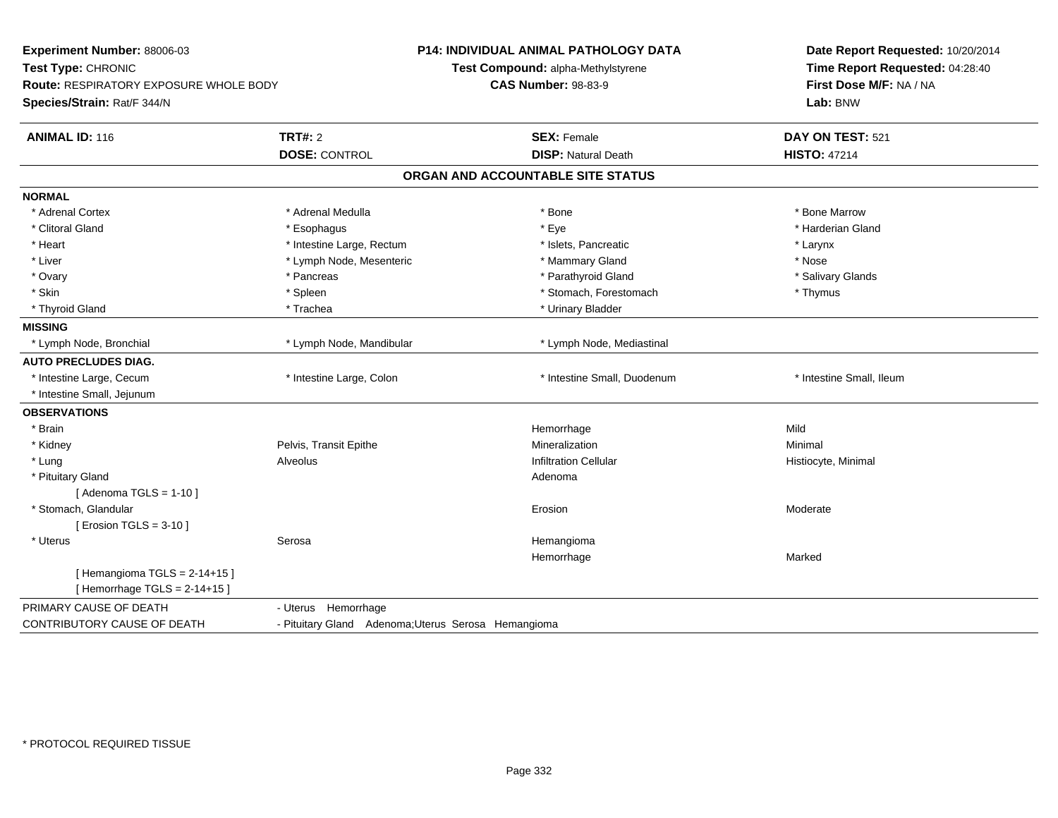**Experiment Number:** 88006-03
**Test Type:** CHRONIC
**Route:** RESPIRATORY EXPOSURE WHOLE BODY
**Species/Strain:** Rat/F 344/N

**P14: INDIVIDUAL ANIMAL PATHOLOGY DATA**
**Test Compound:** alpha-Methylstyrene
**CAS Number:** 98-83-9

**Date Report Requested:** 10/20/2014
**Time Report Requested:** 04:28:40
**First Dose M/F:** NA / NA
**Lab:** BNW

| **ANIMAL ID:** 116 | **TRT#:** 2 | **SEX:** Female | **DAY ON TEST:** 521 |
|---|---|---|---|
| | **DOSE:** CONTROL | **DISP:** Natural Death | **HISTO:** 47214 |

## ORGAN AND ACCOUNTABLE SITE STATUS

**NORMAL**

| | | | |
|---|---|---|---|
| * Adrenal Cortex | * Adrenal Medulla | * Bone | * Bone Marrow |
| * Clitoral Gland | * Esophagus | * Eye | * Harderian Gland |
| * Heart | * Intestine Large, Rectum | * Islets, Pancreatic | * Larynx |
| * Liver | * Lymph Node, Mesenteric | * Mammary Gland | * Nose |
| * Ovary | * Pancreas | * Parathyroid Gland | * Salivary Glands |
| * Skin | * Spleen | * Stomach, Forestomach | * Thymus |
| * Thyroid Gland | * Trachea | * Urinary Bladder | |

**MISSING**

| | | |
|---|---|---|
| * Lymph Node, Bronchial | * Lymph Node, Mandibular | * Lymph Node, Mediastinal |

**AUTO PRECLUDES DIAG.**

| | | | |
|---|---|---|---|
| * Intestine Large, Cecum | * Intestine Large, Colon | * Intestine Small, Duodenum | * Intestine Small, Ileum |
| * Intestine Small, Jejunum | | | |

**OBSERVATIONS**

| | | | |
|---|---|---|---|
| * Brain | | Hemorrhage | Mild |
| * Kidney | Pelvis, Transit Epithe | Mineralization | Minimal |
| * Lung | Alveolus | Infiltration Cellular | Histiocyte, Minimal |
| * Pituitary Gland | | Adenoma | |
| [ Adenoma TGLS = 1-10 ] | | | |
| * Stomach, Glandular | | Erosion | Moderate |
| [ Erosion TGLS = 3-10 ] | | | |
| * Uterus | Serosa | Hemangioma | |
| | | Hemorrhage | Marked |
| [ Hemangioma TGLS = 2-14+15 ] | | | |
| [ Hemorrhage TGLS = 2-14+15 ] | | | |

| | |
|---|---|
| PRIMARY CAUSE OF DEATH | - Uterus Hemorrhage |
| CONTRIBUTORY CAUSE OF DEATH | - Pituitary Gland Adenoma;Uterus Serosa Hemangioma |

* PROTOCOL REQUIRED TISSUE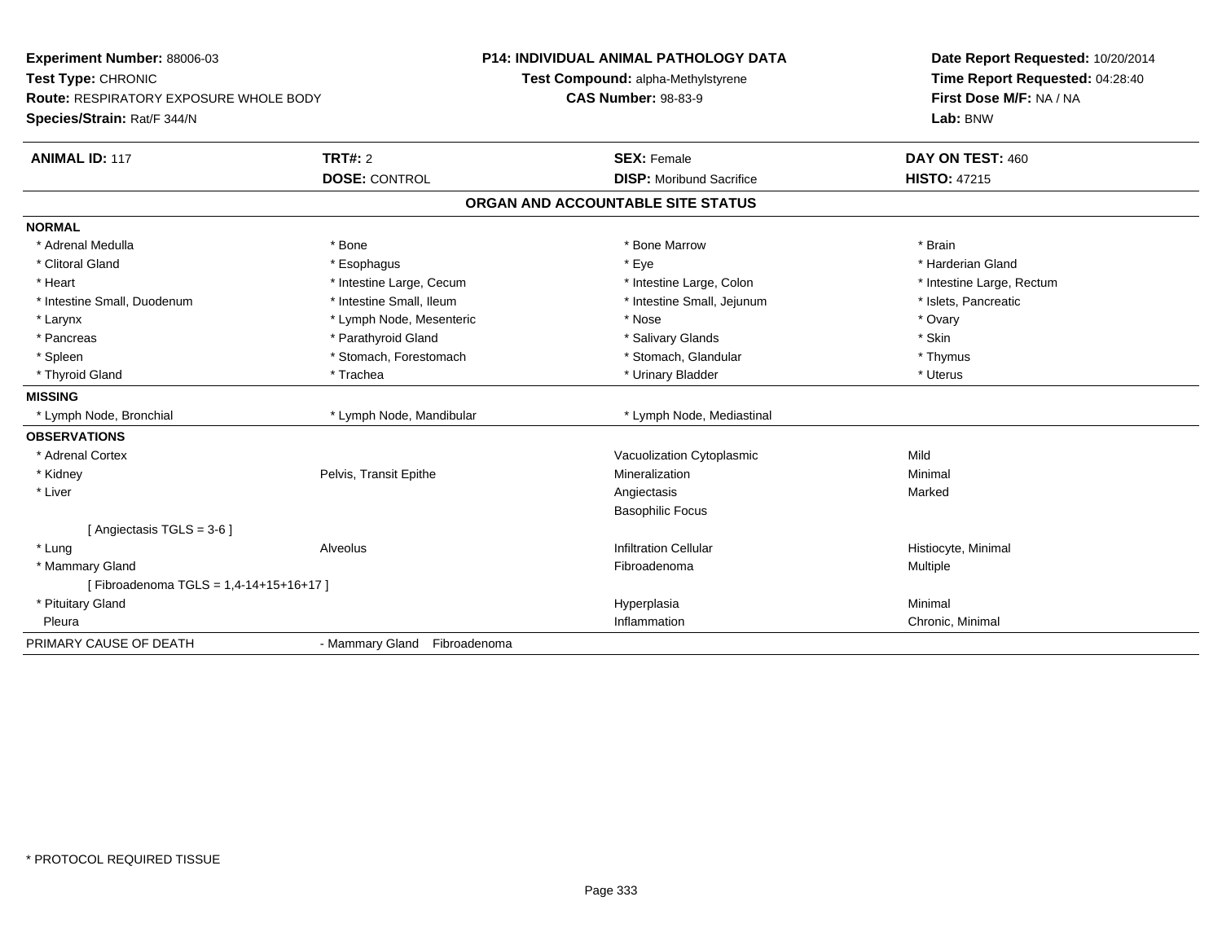**Experiment Number:** 88006-03
**Test Type:** CHRONIC
**Route:** RESPIRATORY EXPOSURE WHOLE BODY
**Species/Strain:** Rat/F 344/N

**P14: INDIVIDUAL ANIMAL PATHOLOGY DATA**
**Test Compound:** alpha-Methylstyrene
**CAS Number:** 98-83-9

**Date Report Requested:** 10/20/2014
**Time Report Requested:** 04:28:40
**First Dose M/F:** NA / NA
**Lab:** BNW

| **ANIMAL ID:** 117 | **TRT#:** 2 | **SEX:** Female | **DAY ON TEST:** 460 |
|---|---|---|---|
| | **DOSE:** CONTROL | **DISP:** Moribund Sacrifice | **HISTO:** 47215 |

## ORGAN AND ACCOUNTABLE SITE STATUS

**NORMAL**

| | | | |
|---|---|---|---|
| * Adrenal Medulla | * Bone | * Bone Marrow | * Brain |
| * Clitoral Gland | * Esophagus | * Eye | * Harderian Gland |
| * Heart | * Intestine Large, Cecum | * Intestine Large, Colon | * Intestine Large, Rectum |
| * Intestine Small, Duodenum | * Intestine Small, Ileum | * Intestine Small, Jejunum | * Islets, Pancreatic |
| * Larynx | * Lymph Node, Mesenteric | * Nose | * Ovary |
| * Pancreas | * Parathyroid Gland | * Salivary Glands | * Skin |
| * Spleen | * Stomach, Forestomach | * Stomach, Glandular | * Thymus |
| * Thyroid Gland | * Trachea | * Urinary Bladder | * Uterus |

**MISSING**

| | | |
|---|---|---|
| * Lymph Node, Bronchial | * Lymph Node, Mandibular | * Lymph Node, Mediastinal |

**OBSERVATIONS**

| | | | |
|---|---|---|---|
| * Adrenal Cortex | | Vacuolization Cytoplasmic | Mild |
| * Kidney | Pelvis, Transit Epithe | Mineralization | Minimal |
| * Liver | | Angiectasis | Marked |
| | | Basophilic Focus | |
| [ Angiectasis TGLS = 3-6 ] | | | |
| * Lung | Alveolus | Infiltration Cellular | Histiocyte, Minimal |
| * Mammary Gland | | Fibroadenoma | Multiple |
| [ Fibroadenoma TGLS = 1,4-14+15+16+17 ] | | | |
| * Pituitary Gland | | Hyperplasia | Minimal |
| Pleura | | Inflammation | Chronic, Minimal |

| PRIMARY CAUSE OF DEATH | - Mammary Gland Fibroadenoma |
|---|---|

* PROTOCOL REQUIRED TISSUE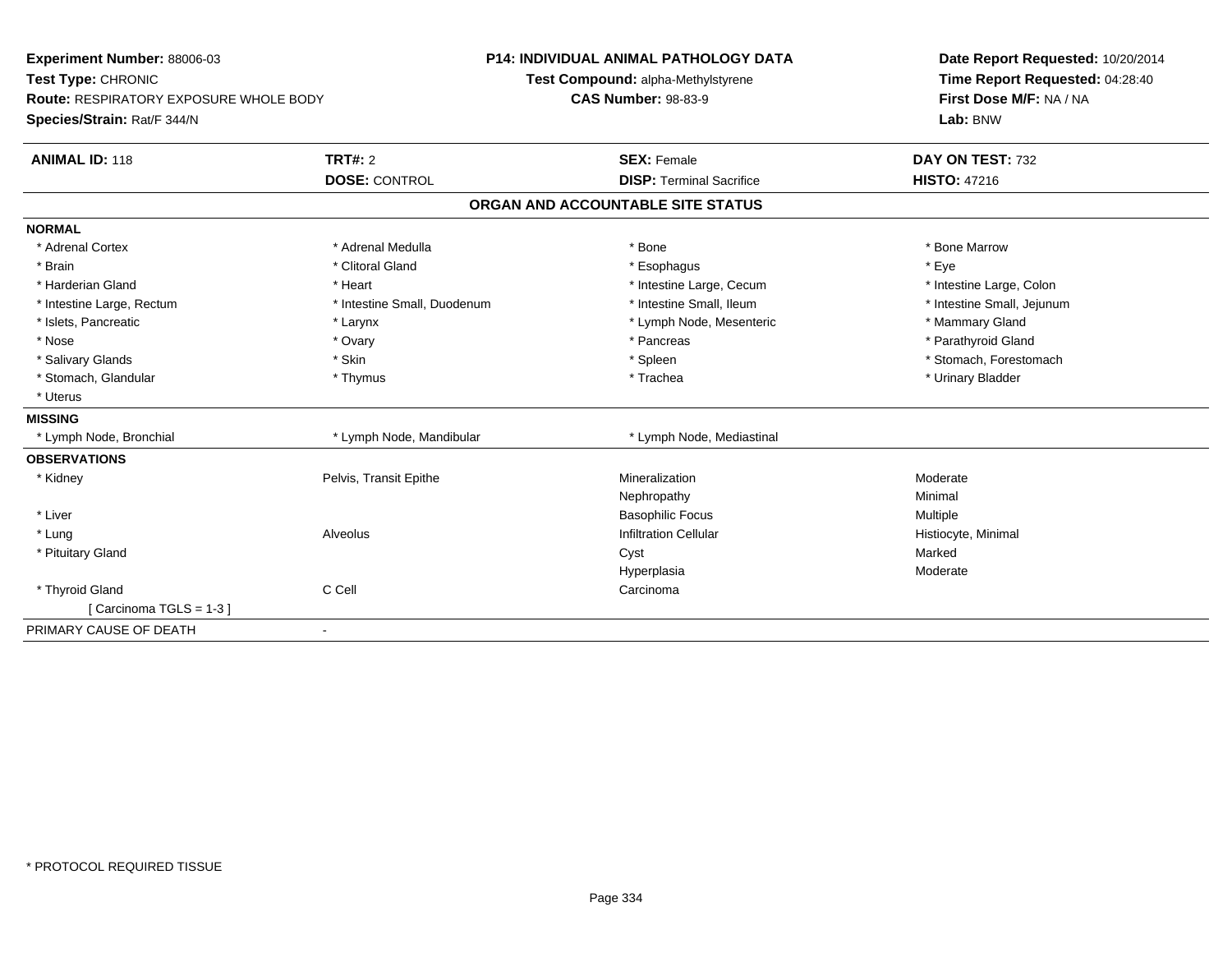**Experiment Number:** 88006-03
**Test Type:** CHRONIC
**Route:** RESPIRATORY EXPOSURE WHOLE BODY
**Species/Strain:** Rat/F 344/N

**P14: INDIVIDUAL ANIMAL PATHOLOGY DATA**
**Test Compound:** alpha-Methylstyrene
**CAS Number:** 98-83-9

**Date Report Requested:** 10/20/2014
**Time Report Requested:** 04:28:40
**First Dose M/F:** NA / NA
**Lab:** BNW

| **ANIMAL ID:** 118 | **TRT#:** 2 | **SEX:** Female | **DAY ON TEST:** 732 |
|---|---|---|---|
| | **DOSE:** CONTROL | **DISP:** Terminal Sacrifice | **HISTO:** 47216 |

## ORGAN AND ACCOUNTABLE SITE STATUS

**NORMAL**

| | | | |
|---|---|---|---|
| * Adrenal Cortex | * Adrenal Medulla | * Bone | * Bone Marrow |
| * Brain | * Clitoral Gland | * Esophagus | * Eye |
| * Harderian Gland | * Heart | * Intestine Large, Cecum | * Intestine Large, Colon |
| * Intestine Large, Rectum | * Intestine Small, Duodenum | * Intestine Small, Ileum | * Intestine Small, Jejunum |
| * Islets, Pancreatic | * Larynx | * Lymph Node, Mesenteric | * Mammary Gland |
| * Nose | * Ovary | * Pancreas | * Parathyroid Gland |
| * Salivary Glands | * Skin | * Spleen | * Stomach, Forestomach |
| * Stomach, Glandular | * Thymus | * Trachea | * Urinary Bladder |
| * Uterus | | | |

**MISSING**

| | | |
|---|---|---|
| * Lymph Node, Bronchial | * Lymph Node, Mandibular | * Lymph Node, Mediastinal |

**OBSERVATIONS**

| | | | |
|---|---|---|---|
| * Kidney | Pelvis, Transit Epithe | Mineralization | Moderate |
| | | Nephropathy | Minimal |
| * Liver | | Basophilic Focus | Multiple |
| * Lung | Alveolus | Infiltration Cellular | Histiocyte, Minimal |
| * Pituitary Gland | | Cyst | Marked |
| | | Hyperplasia | Moderate |
| * Thyroid Gland | C Cell | Carcinoma | |
| [ Carcinoma TGLS = 1-3 ] | | | |

PRIMARY CAUSE OF DEATH -

* PROTOCOL REQUIRED TISSUE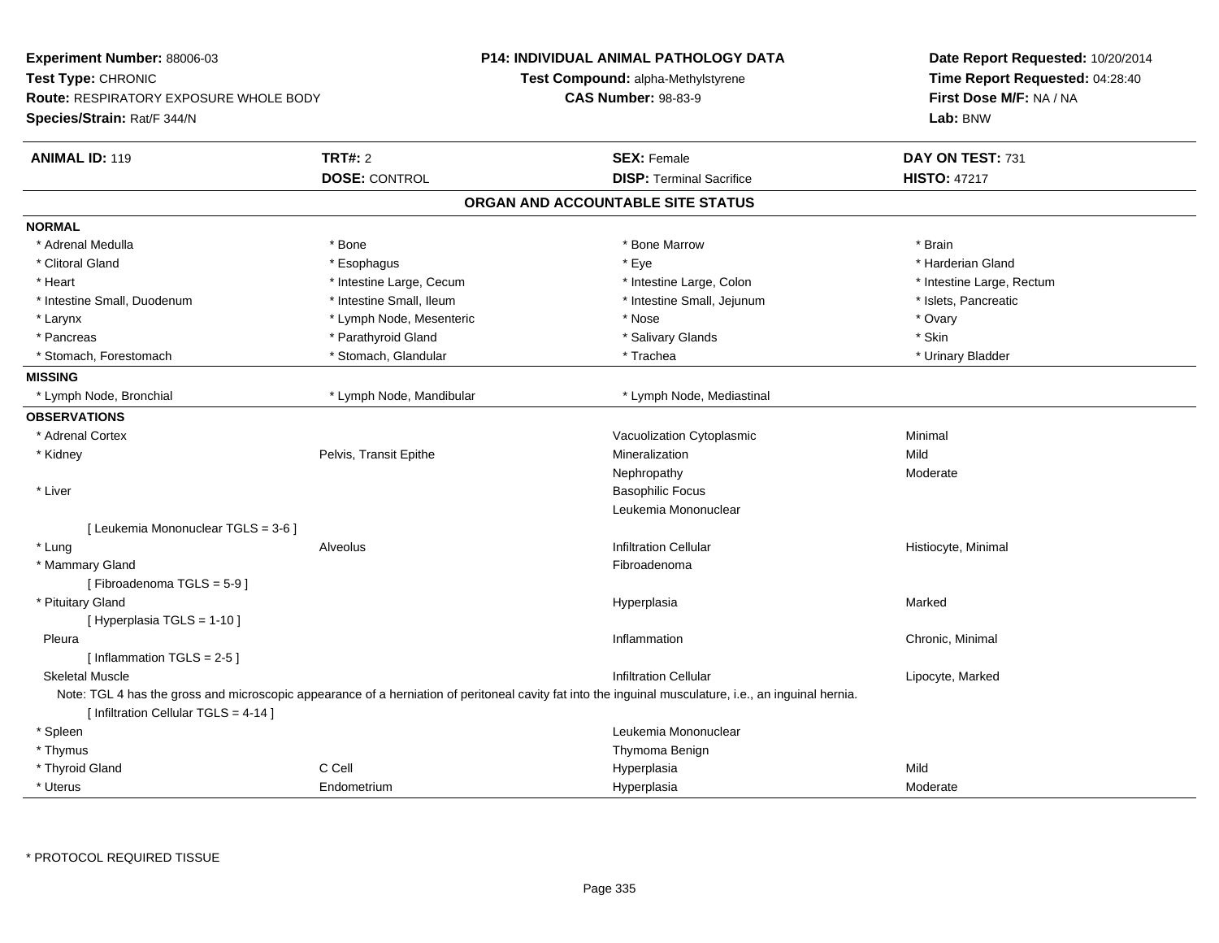**Experiment Number:** 88006-03
**Test Type:** CHRONIC
**Route:** RESPIRATORY EXPOSURE WHOLE BODY
**Species/Strain:** Rat/F 344/N

**P14: INDIVIDUAL ANIMAL PATHOLOGY DATA**
**Test Compound:** alpha-Methylstyrene
**CAS Number:** 98-83-9

**Date Report Requested:** 10/20/2014
**Time Report Requested:** 04:28:40
**First Dose M/F:** NA / NA
**Lab:** BNW

| **ANIMAL ID:** 119 | **TRT#:** 2 | **SEX:** Female | **DAY ON TEST:** 731 |
|---|---|---|---|
| | **DOSE:** CONTROL | **DISP:** Terminal Sacrifice | **HISTO:** 47217 |

## ORGAN AND ACCOUNTABLE SITE STATUS

**NORMAL**

| | | | |
|---|---|---|---|
| * Adrenal Medulla | * Bone | * Bone Marrow | * Brain |
| * Clitoral Gland | * Esophagus | * Eye | * Harderian Gland |
| * Heart | * Intestine Large, Cecum | * Intestine Large, Colon | * Intestine Large, Rectum |
| * Intestine Small, Duodenum | * Intestine Small, Ileum | * Intestine Small, Jejunum | * Islets, Pancreatic |
| * Larynx | * Lymph Node, Mesenteric | * Nose | * Ovary |
| * Pancreas | * Parathyroid Gland | * Salivary Glands | * Skin |
| * Stomach, Forestomach | * Stomach, Glandular | * Trachea | * Urinary Bladder |

**MISSING**

| | | |
|---|---|---|
| * Lymph Node, Bronchial | * Lymph Node, Mandibular | * Lymph Node, Mediastinal |

**OBSERVATIONS**

| Organ | Site | Observation | Severity |
|---|---|---|---|
| * Adrenal Cortex | | Vacuolization Cytoplasmic | Minimal |
| * Kidney | Pelvis, Transit Epithe | Mineralization | Mild |
| | | Nephropathy | Moderate |
| * Liver | | Basophilic Focus | |
| | | Leukemia Mononuclear | |
| [ Leukemia Mononuclear TGLS = 3-6 ] | | | |
| * Lung | Alveolus | Infiltration Cellular | Histiocyte, Minimal |
| * Mammary Gland | | Fibroadenoma | |
| [ Fibroadenoma TGLS = 5-9 ] | | | |
| * Pituitary Gland | | Hyperplasia | Marked |
| [ Hyperplasia TGLS = 1-10 ] | | | |
| Pleura | | Inflammation | Chronic, Minimal |
| [ Inflammation TGLS = 2-5 ] | | | |
| Skeletal Muscle | | Infiltration Cellular | Lipocyte, Marked |

Note: TGL 4 has the gross and microscopic appearance of a herniation of peritoneal cavity fat into the inguinal musculature, i.e., an inguinal hernia.

| Organ | Site | Observation | Severity |
|---|---|---|---|
| [ Infiltration Cellular TGLS = 4-14 ] | | | |
| * Spleen | | Leukemia Mononuclear | |
| * Thymus | | Thymoma Benign | |
| * Thyroid Gland | C Cell | Hyperplasia | Mild |
| * Uterus | Endometrium | Hyperplasia | Moderate |

* PROTOCOL REQUIRED TISSUE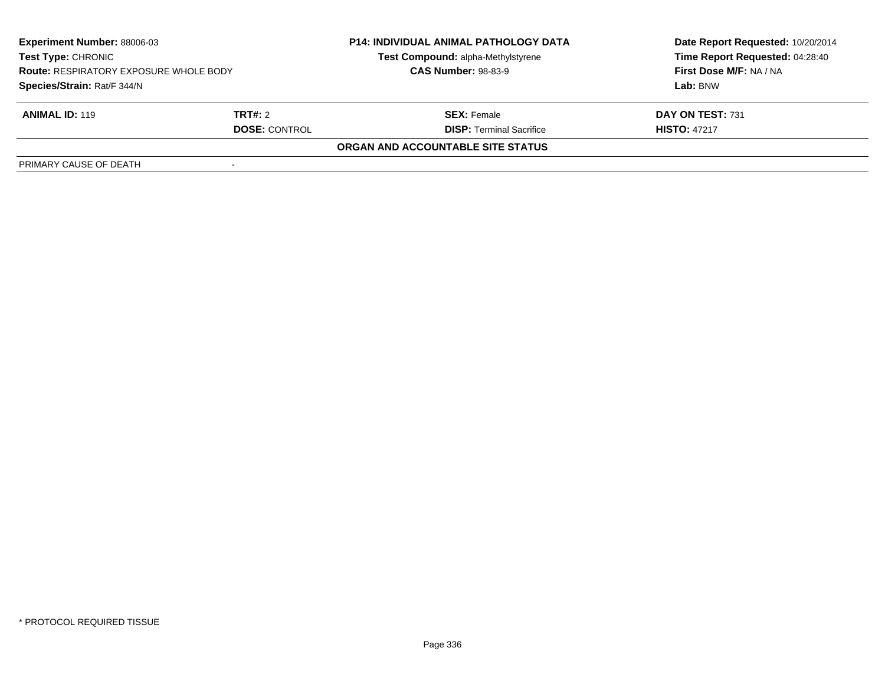| **Experiment Number:** 88006-03 | **P14: INDIVIDUAL ANIMAL PATHOLOGY DATA** | **Date Report Requested:** 10/20/2014 |
|---|---|---|
| **Test Type:** CHRONIC | **Test Compound:** alpha-Methylstyrene | **Time Report Requested:** 04:28:40 |
| **Route:** RESPIRATORY EXPOSURE WHOLE BODY | **CAS Number:** 98-83-9 | **First Dose M/F:** NA / NA |
| **Species/Strain:** Rat/F 344/N | | **Lab:** BNW |

| **ANIMAL ID:** 119 | **TRT#:** 2 | **SEX:** Female | **DAY ON TEST:** 731 |
|---|---|---|---|
| | **DOSE:** CONTROL | **DISP:** Terminal Sacrifice | **HISTO:** 47217 |

**ORGAN AND ACCOUNTABLE SITE STATUS**

| | |
|---|---|
| PRIMARY CAUSE OF DEATH | - |

\* PROTOCOL REQUIRED TISSUE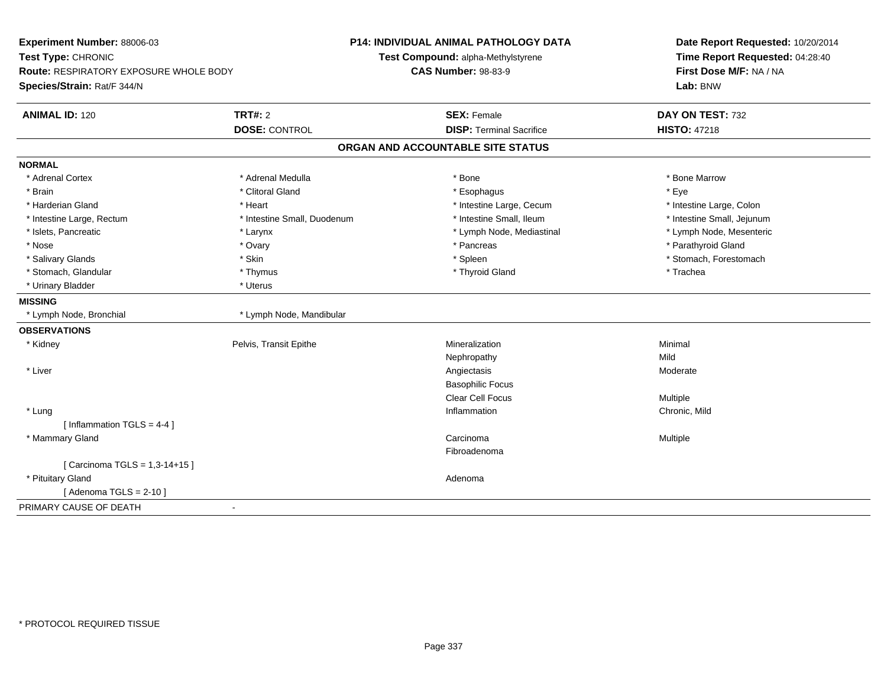**Experiment Number:** 88006-03
**Test Type:** CHRONIC
**Route:** RESPIRATORY EXPOSURE WHOLE BODY
**Species/Strain:** Rat/F 344/N

**P14: INDIVIDUAL ANIMAL PATHOLOGY DATA**
**Test Compound:** alpha-Methylstyrene
**CAS Number:** 98-83-9

**Date Report Requested:** 10/20/2014
**Time Report Requested:** 04:28:40
**First Dose M/F:** NA / NA
**Lab:** BNW

| **ANIMAL ID:** 120 | **TRT#:** 2 | **SEX:** Female | **DAY ON TEST:** 732 |
|---|---|---|---|
| | **DOSE:** CONTROL | **DISP:** Terminal Sacrifice | **HISTO:** 47218 |

## ORGAN AND ACCOUNTABLE SITE STATUS

**NORMAL**

| | | | |
|---|---|---|---|
| * Adrenal Cortex | * Adrenal Medulla | * Bone | * Bone Marrow |
| * Brain | * Clitoral Gland | * Esophagus | * Eye |
| * Harderian Gland | * Heart | * Intestine Large, Cecum | * Intestine Large, Colon |
| * Intestine Large, Rectum | * Intestine Small, Duodenum | * Intestine Small, Ileum | * Intestine Small, Jejunum |
| * Islets, Pancreatic | * Larynx | * Lymph Node, Mediastinal | * Lymph Node, Mesenteric |
| * Nose | * Ovary | * Pancreas | * Parathyroid Gland |
| * Salivary Glands | * Skin | * Spleen | * Stomach, Forestomach |
| * Stomach, Glandular | * Thymus | * Thyroid Gland | * Trachea |
| * Urinary Bladder | * Uterus | | |

**MISSING**

| | |
|---|---|
| * Lymph Node, Bronchial | * Lymph Node, Mandibular |

**OBSERVATIONS**

| | | | |
|---|---|---|---|
| * Kidney | Pelvis, Transit Epithe | Mineralization | Minimal |
| | | Nephropathy | Mild |
| * Liver | | Angiectasis | Moderate |
| | | Basophilic Focus | |
| | | Clear Cell Focus | Multiple |
| * Lung | | Inflammation | Chronic, Mild |
| [ Inflammation TGLS = 4-4 ] | | | |
| * Mammary Gland | | Carcinoma | Multiple |
| | | Fibroadenoma | |
| [ Carcinoma TGLS = 1,3-14+15 ] | | | |
| * Pituitary Gland | | Adenoma | |
| [ Adenoma TGLS = 2-10 ] | | | |

PRIMARY CAUSE OF DEATH -

* PROTOCOL REQUIRED TISSUE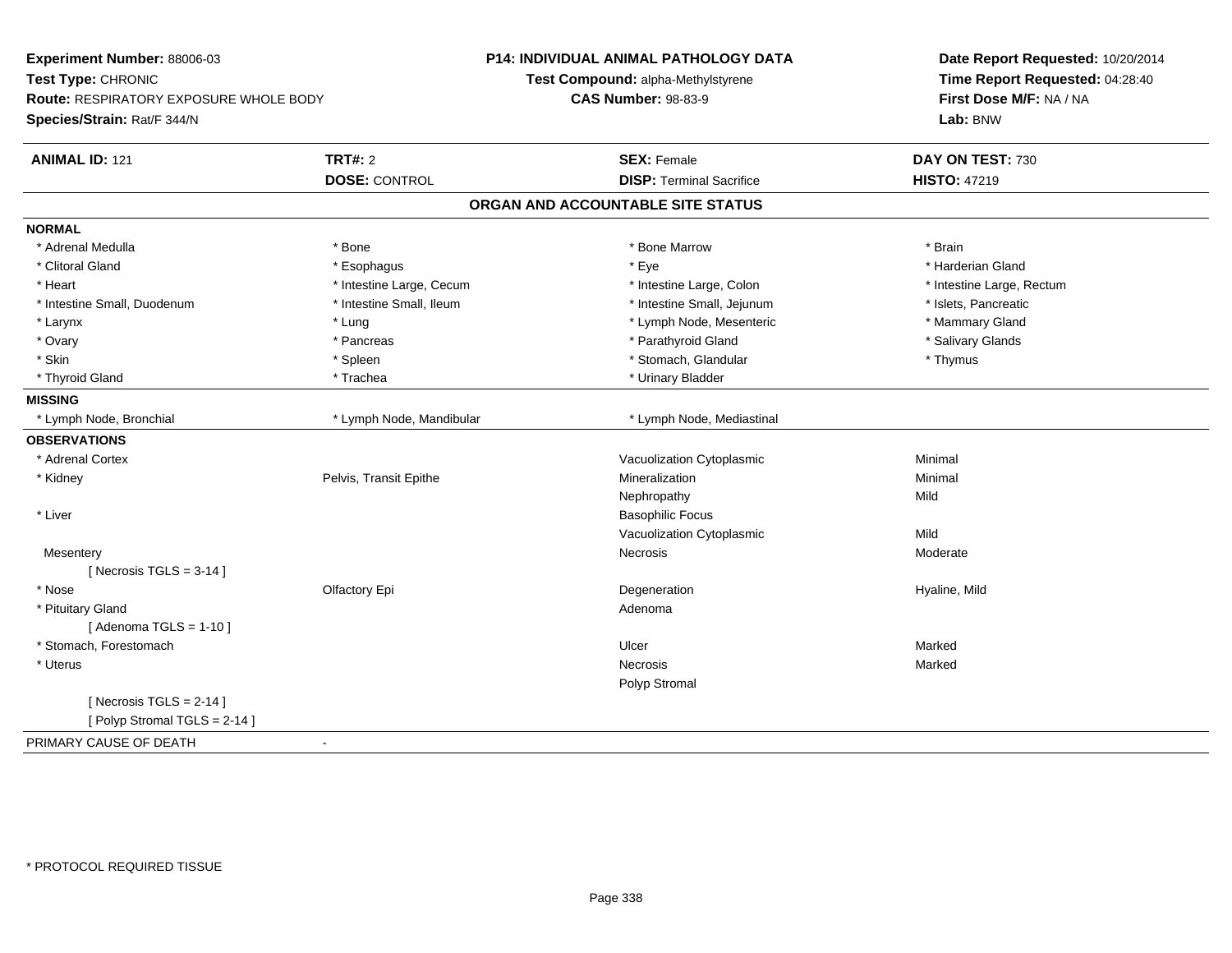**Experiment Number:** 88006-03
**Test Type:** CHRONIC
**Route:** RESPIRATORY EXPOSURE WHOLE BODY
**Species/Strain:** Rat/F 344/N

**P14: INDIVIDUAL ANIMAL PATHOLOGY DATA**
**Test Compound:** alpha-Methylstyrene
**CAS Number:** 98-83-9

**Date Report Requested:** 10/20/2014
**Time Report Requested:** 04:28:40
**First Dose M/F:** NA / NA
**Lab:** BNW

| **ANIMAL ID:** 121 | **TRT#:** 2 | **SEX:** Female | **DAY ON TEST:** 730 |
|---|---|---|---|
| | **DOSE:** CONTROL | **DISP:** Terminal Sacrifice | **HISTO:** 47219 |

## ORGAN AND ACCOUNTABLE SITE STATUS

**NORMAL**

| | | | |
|---|---|---|---|
| * Adrenal Medulla | * Bone | * Bone Marrow | * Brain |
| * Clitoral Gland | * Esophagus | * Eye | * Harderian Gland |
| * Heart | * Intestine Large, Cecum | * Intestine Large, Colon | * Intestine Large, Rectum |
| * Intestine Small, Duodenum | * Intestine Small, Ileum | * Intestine Small, Jejunum | * Islets, Pancreatic |
| * Larynx | * Lung | * Lymph Node, Mesenteric | * Mammary Gland |
| * Ovary | * Pancreas | * Parathyroid Gland | * Salivary Glands |
| * Skin | * Spleen | * Stomach, Glandular | * Thymus |
| * Thyroid Gland | * Trachea | * Urinary Bladder | |

**MISSING**

| | | |
|---|---|---|
| * Lymph Node, Bronchial | * Lymph Node, Mandibular | * Lymph Node, Mediastinal |

**OBSERVATIONS**

| | | | |
|---|---|---|---|
| * Adrenal Cortex | | Vacuolization Cytoplasmic | Minimal |
| * Kidney | Pelvis, Transit Epithe | Mineralization | Minimal |
| | | Nephropathy | Mild |
| * Liver | | Basophilic Focus | |
| | | Vacuolization Cytoplasmic | Mild |
| Mesentery | | Necrosis | Moderate |
| [ Necrosis TGLS = 3-14 ] | | | |
| * Nose | Olfactory Epi | Degeneration | Hyaline, Mild |
| * Pituitary Gland | | Adenoma | |
| [ Adenoma TGLS = 1-10 ] | | | |
| * Stomach, Forestomach | | Ulcer | Marked |
| * Uterus | | Necrosis | Marked |
| | | Polyp Stromal | |
| [ Necrosis TGLS = 2-14 ] | | | |
| [ Polyp Stromal TGLS = 2-14 ] | | | |

PRIMARY CAUSE OF DEATH -

* PROTOCOL REQUIRED TISSUE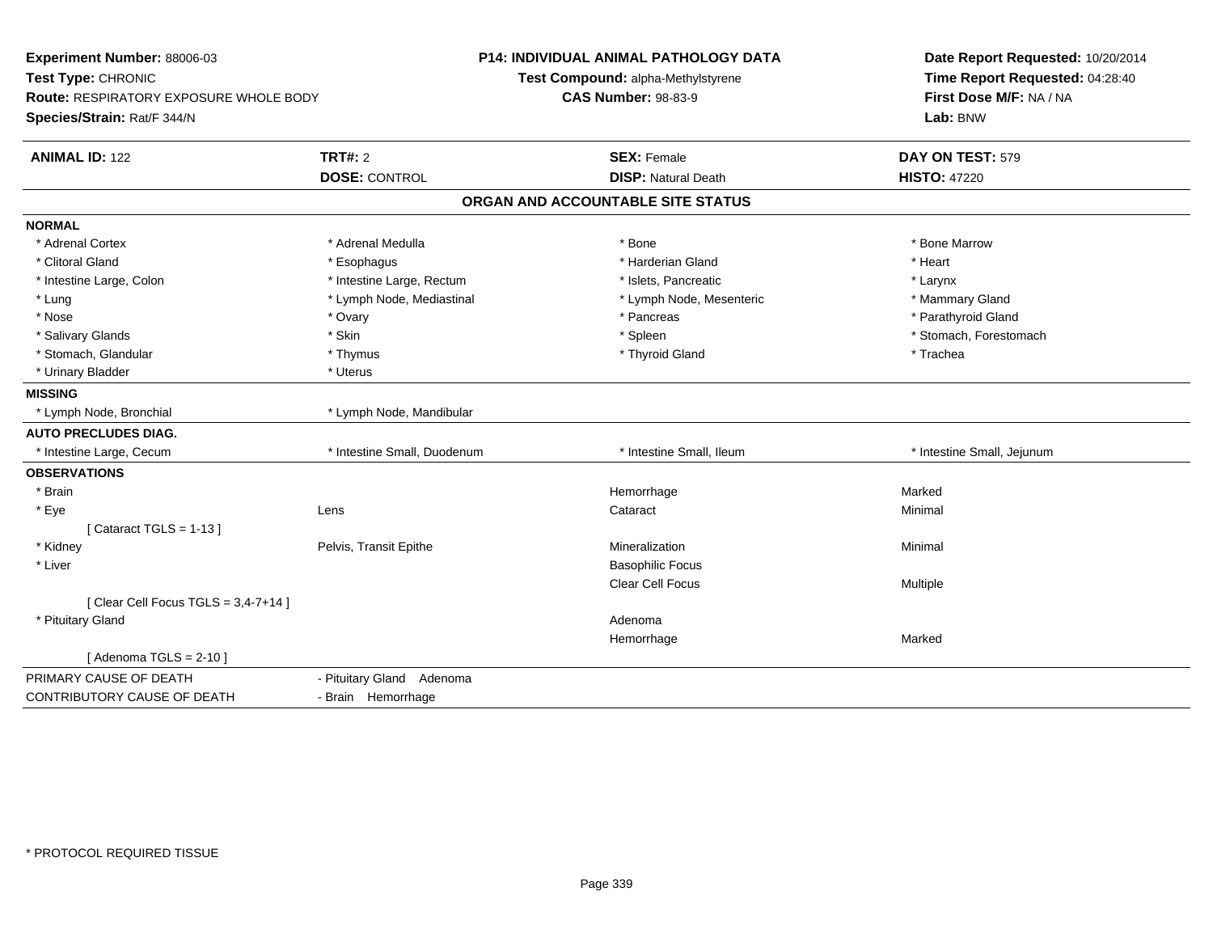**Experiment Number:** 88006-03
**Test Type:** CHRONIC
**Route:** RESPIRATORY EXPOSURE WHOLE BODY
**Species/Strain:** Rat/F 344/N

**P14: INDIVIDUAL ANIMAL PATHOLOGY DATA**
**Test Compound:** alpha-Methylstyrene
**CAS Number:** 98-83-9

**Date Report Requested:** 10/20/2014
**Time Report Requested:** 04:28:40
**First Dose M/F:** NA / NA
**Lab:** BNW

| **ANIMAL ID:** 122 | **TRT#:** 2 | **SEX:** Female | **DAY ON TEST:** 579 |
|---|---|---|---|
| | **DOSE:** CONTROL | **DISP:** Natural Death | **HISTO:** 47220 |

**ORGAN AND ACCOUNTABLE SITE STATUS**

| | | | |
|---|---|---|---|
| **NORMAL** | | | |
| * Adrenal Cortex | * Adrenal Medulla | * Bone | * Bone Marrow |
| * Clitoral Gland | * Esophagus | * Harderian Gland | * Heart |
| * Intestine Large, Colon | * Intestine Large, Rectum | * Islets, Pancreatic | * Larynx |
| * Lung | * Lymph Node, Mediastinal | * Lymph Node, Mesenteric | * Mammary Gland |
| * Nose | * Ovary | * Pancreas | * Parathyroid Gland |
| * Salivary Glands | * Skin | * Spleen | * Stomach, Forestomach |
| * Stomach, Glandular | * Thymus | * Thyroid Gland | * Trachea |
| * Urinary Bladder | * Uterus | | |
| **MISSING** | | | |
| * Lymph Node, Bronchial | * Lymph Node, Mandibular | | |
| **AUTO PRECLUDES DIAG.** | | | |
| * Intestine Large, Cecum | * Intestine Small, Duodenum | * Intestine Small, Ileum | * Intestine Small, Jejunum |
| **OBSERVATIONS** | | | |
| * Brain | | Hemorrhage | Marked |
| * Eye | Lens | Cataract | Minimal |
| [ Cataract TGLS = 1-13 ] | | | |
| * Kidney | Pelvis, Transit Epithe | Mineralization | Minimal |
| * Liver | | Basophilic Focus | |
| | | Clear Cell Focus | Multiple |
| [ Clear Cell Focus TGLS = 3,4-7+14 ] | | | |
| * Pituitary Gland | | Adenoma | |
| | | Hemorrhage | Marked |
| [ Adenoma TGLS = 2-10 ] | | | |

| | |
|---|---|
| PRIMARY CAUSE OF DEATH | - Pituitary Gland Adenoma |
| CONTRIBUTORY CAUSE OF DEATH | - Brain Hemorrhage |

* PROTOCOL REQUIRED TISSUE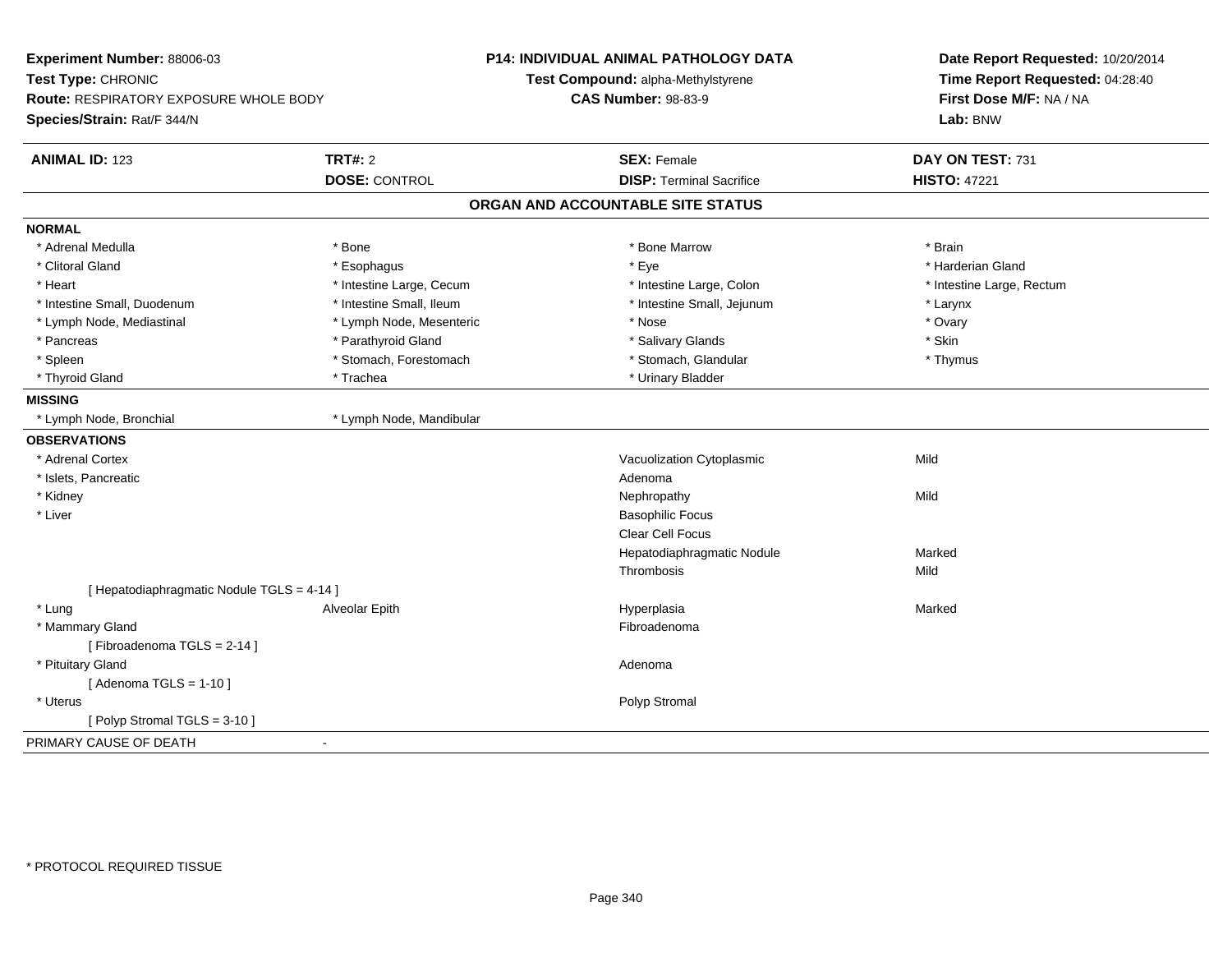**Experiment Number:** 88006-03
**Test Type:** CHRONIC
**Route:** RESPIRATORY EXPOSURE WHOLE BODY
**Species/Strain:** Rat/F 344/N

**P14: INDIVIDUAL ANIMAL PATHOLOGY DATA**
**Test Compound:** alpha-Methylstyrene
**CAS Number:** 98-83-9

**Date Report Requested:** 10/20/2014
**Time Report Requested:** 04:28:40
**First Dose M/F:** NA / NA
**Lab:** BNW

| **ANIMAL ID:** 123 | **TRT#:** 2 | **SEX:** Female | **DAY ON TEST:** 731 |
|---|---|---|---|
| | **DOSE:** CONTROL | **DISP:** Terminal Sacrifice | **HISTO:** 47221 |

## ORGAN AND ACCOUNTABLE SITE STATUS

**NORMAL**

| | | | |
|---|---|---|---|
| * Adrenal Medulla | * Bone | * Bone Marrow | * Brain |
| * Clitoral Gland | * Esophagus | * Eye | * Harderian Gland |
| * Heart | * Intestine Large, Cecum | * Intestine Large, Colon | * Intestine Large, Rectum |
| * Intestine Small, Duodenum | * Intestine Small, Ileum | * Intestine Small, Jejunum | * Larynx |
| * Lymph Node, Mediastinal | * Lymph Node, Mesenteric | * Nose | * Ovary |
| * Pancreas | * Parathyroid Gland | * Salivary Glands | * Skin |
| * Spleen | * Stomach, Forestomach | * Stomach, Glandular | * Thymus |
| * Thyroid Gland | * Trachea | * Urinary Bladder | |

**MISSING**

| | |
|---|---|
| * Lymph Node, Bronchial | * Lymph Node, Mandibular |

**OBSERVATIONS**

| | | | |
|---|---|---|---|
| * Adrenal Cortex | | Vacuolization Cytoplasmic | Mild |
| * Islets, Pancreatic | | Adenoma | |
| * Kidney | | Nephropathy | Mild |
| * Liver | | Basophilic Focus | |
| | | Clear Cell Focus | |
| | | Hepatodiaphragmatic Nodule | Marked |
| | | Thrombosis | Mild |
| [ Hepatodiaphragmatic Nodule TGLS = 4-14 ] | | | |
| * Lung | Alveolar Epith | Hyperplasia | Marked |
| * Mammary Gland | | Fibroadenoma | |
| [ Fibroadenoma TGLS = 2-14 ] | | | |
| * Pituitary Gland | | Adenoma | |
| [ Adenoma TGLS = 1-10 ] | | | |
| * Uterus | | Polyp Stromal | |
| [ Polyp Stromal TGLS = 3-10 ] | | | |

PRIMARY CAUSE OF DEATH -

* PROTOCOL REQUIRED TISSUE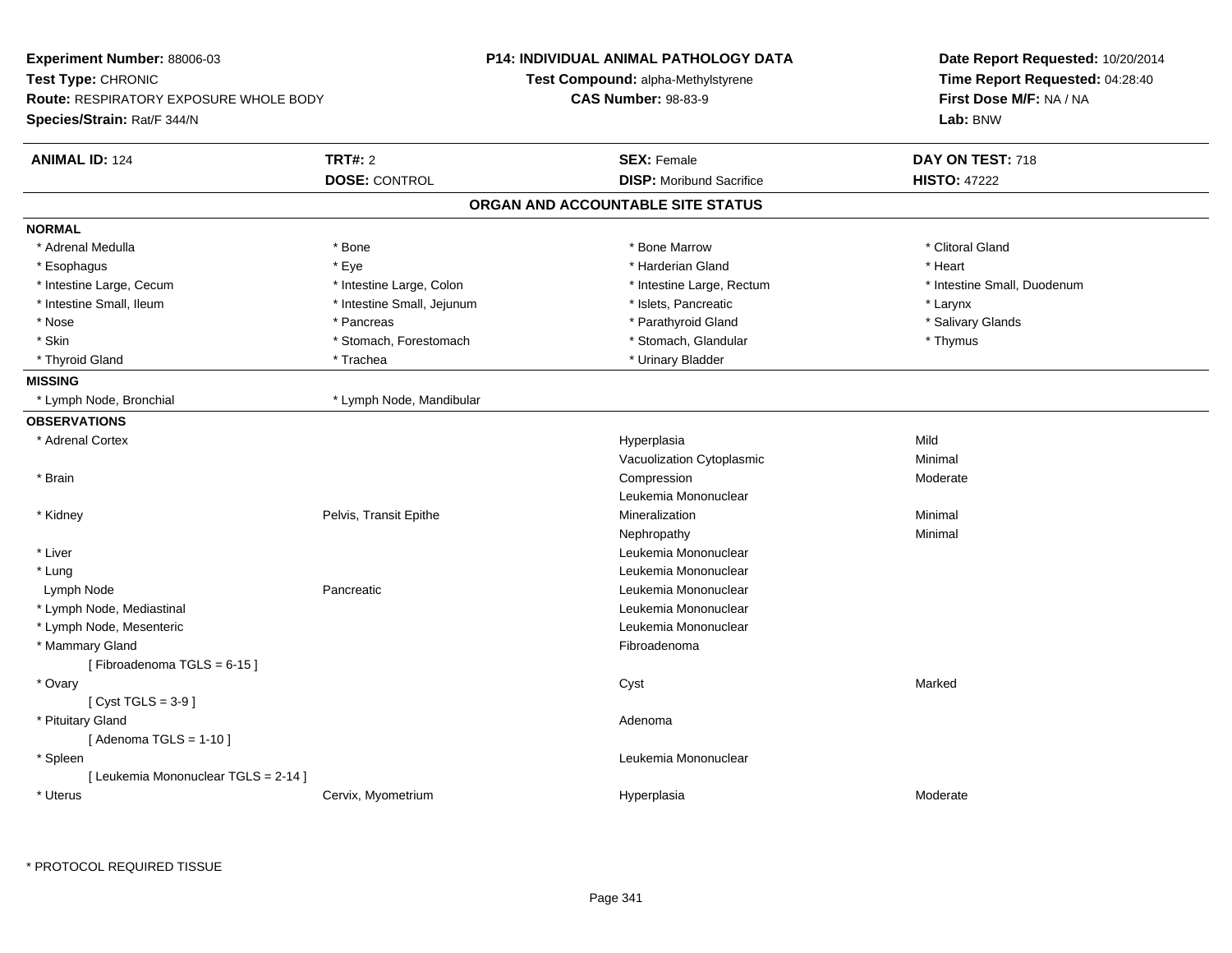**Experiment Number:** 88006-03
**Test Type:** CHRONIC
**Route:** RESPIRATORY EXPOSURE WHOLE BODY
**Species/Strain:** Rat/F 344/N

**P14: INDIVIDUAL ANIMAL PATHOLOGY DATA**
**Test Compound:** alpha-Methylstyrene
**CAS Number:** 98-83-9

**Date Report Requested:** 10/20/2014
**Time Report Requested:** 04:28:40
**First Dose M/F:** NA / NA
**Lab:** BNW

| **ANIMAL ID:** 124 | **TRT#:** 2 | **SEX:** Female | **DAY ON TEST:** 718 |
|---|---|---|---|
| | **DOSE:** CONTROL | **DISP:** Moribund Sacrifice | **HISTO:** 47222 |

## ORGAN AND ACCOUNTABLE SITE STATUS

**NORMAL**

| | | | |
|---|---|---|---|
| * Adrenal Medulla | * Bone | * Bone Marrow | * Clitoral Gland |
| * Esophagus | * Eye | * Harderian Gland | * Heart |
| * Intestine Large, Cecum | * Intestine Large, Colon | * Intestine Large, Rectum | * Intestine Small, Duodenum |
| * Intestine Small, Ileum | * Intestine Small, Jejunum | * Islets, Pancreatic | * Larynx |
| * Nose | * Pancreas | * Parathyroid Gland | * Salivary Glands |
| * Skin | * Stomach, Forestomach | * Stomach, Glandular | * Thymus |
| * Thyroid Gland | * Trachea | * Urinary Bladder | |

**MISSING**

| | |
|---|---|
| * Lymph Node, Bronchial | * Lymph Node, Mandibular |

**OBSERVATIONS**

| Organ | Site | Observation | Severity |
|---|---|---|---|
| * Adrenal Cortex | | Hyperplasia | Mild |
| | | Vacuolization Cytoplasmic | Minimal |
| * Brain | | Compression | Moderate |
| | | Leukemia Mononuclear | |
| * Kidney | Pelvis, Transit Epithe | Mineralization | Minimal |
| | | Nephropathy | Minimal |
| * Liver | | Leukemia Mononuclear | |
| * Lung | | Leukemia Mononuclear | |
| Lymph Node | Pancreatic | Leukemia Mononuclear | |
| * Lymph Node, Mediastinal | | Leukemia Mononuclear | |
| * Lymph Node, Mesenteric | | Leukemia Mononuclear | |
| * Mammary Gland | | Fibroadenoma | |
| [ Fibroadenoma TGLS = 6-15 ] | | | |
| * Ovary | | Cyst | Marked |
| [ Cyst TGLS = 3-9 ] | | | |
| * Pituitary Gland | | Adenoma | |
| [ Adenoma TGLS = 1-10 ] | | | |
| * Spleen | | Leukemia Mononuclear | |
| [ Leukemia Mononuclear TGLS = 2-14 ] | | | |
| * Uterus | Cervix, Myometrium | Hyperplasia | Moderate |

\* PROTOCOL REQUIRED TISSUE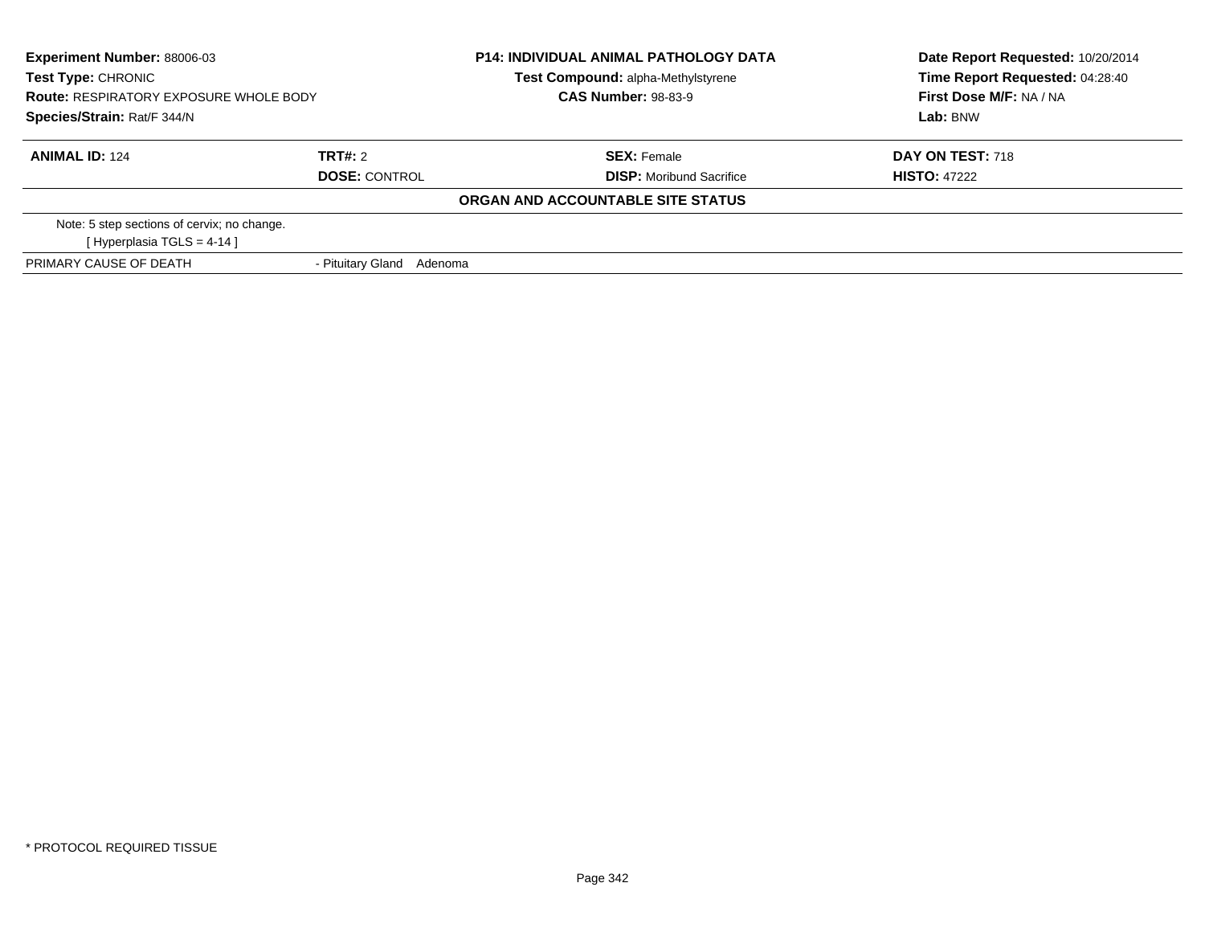**Experiment Number:** 88006-03
**Test Type:** CHRONIC
**Route:** RESPIRATORY EXPOSURE WHOLE BODY
**Species/Strain:** Rat/F 344/N

**P14: INDIVIDUAL ANIMAL PATHOLOGY DATA**
**Test Compound:** alpha-Methylstyrene
**CAS Number:** 98-83-9

**Date Report Requested:** 10/20/2014
**Time Report Requested:** 04:28:40
**First Dose M/F:** NA / NA
**Lab:** BNW

| **ANIMAL ID:** 124 | **TRT#:** 2 | **SEX:** Female | **DAY ON TEST:** 718 |
|---|---|---|---|
| | **DOSE:** CONTROL | **DISP:** Moribund Sacrifice | **HISTO:** 47222 |

**ORGAN AND ACCOUNTABLE SITE STATUS**

Note: 5 step sections of cervix; no change.
[ Hyperplasia TGLS = 4-14 ]

| PRIMARY CAUSE OF DEATH | - Pituitary Gland Adenoma |
|---|---|

* PROTOCOL REQUIRED TISSUE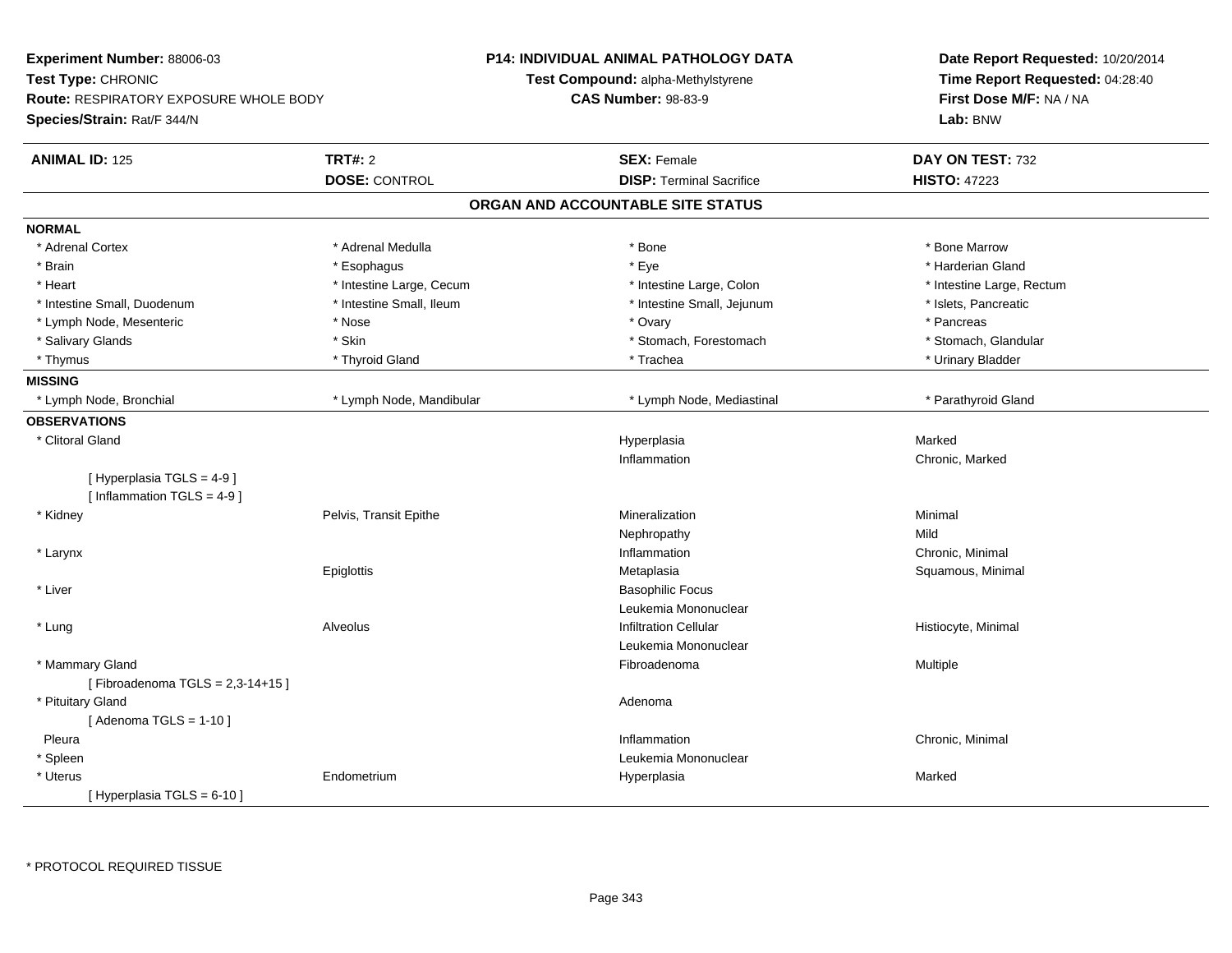**Experiment Number:** 88006-03
**Test Type:** CHRONIC
**Route:** RESPIRATORY EXPOSURE WHOLE BODY
**Species/Strain:** Rat/F 344/N

**P14: INDIVIDUAL ANIMAL PATHOLOGY DATA**
**Test Compound:** alpha-Methylstyrene
**CAS Number:** 98-83-9

**Date Report Requested:** 10/20/2014
**Time Report Requested:** 04:28:40
**First Dose M/F:** NA / NA
**Lab:** BNW

| **ANIMAL ID:** 125 | **TRT#:** 2 | **SEX:** Female | **DAY ON TEST:** 732 |
|---|---|---|---|
| | **DOSE:** CONTROL | **DISP:** Terminal Sacrifice | **HISTO:** 47223 |

## ORGAN AND ACCOUNTABLE SITE STATUS

**NORMAL**

| | | | |
|---|---|---|---|
| * Adrenal Cortex | * Adrenal Medulla | * Bone | * Bone Marrow |
| * Brain | * Esophagus | * Eye | * Harderian Gland |
| * Heart | * Intestine Large, Cecum | * Intestine Large, Colon | * Intestine Large, Rectum |
| * Intestine Small, Duodenum | * Intestine Small, Ileum | * Intestine Small, Jejunum | * Islets, Pancreatic |
| * Lymph Node, Mesenteric | * Nose | * Ovary | * Pancreas |
| * Salivary Glands | * Skin | * Stomach, Forestomach | * Stomach, Glandular |
| * Thymus | * Thyroid Gland | * Trachea | * Urinary Bladder |

**MISSING**

| | | | |
|---|---|---|---|
| * Lymph Node, Bronchial | * Lymph Node, Mandibular | * Lymph Node, Mediastinal | * Parathyroid Gland |

**OBSERVATIONS**

| Organ | Site | Observation | Qualifier |
|---|---|---|---|
| * Clitoral Gland | | Hyperplasia | Marked |
| | | Inflammation | Chronic, Marked |
| [ Hyperplasia TGLS = 4-9 ] | | | |
| [ Inflammation TGLS = 4-9 ] | | | |
| * Kidney | Pelvis, Transit Epithe | Mineralization | Minimal |
| | | Nephropathy | Mild |
| * Larynx | | Inflammation | Chronic, Minimal |
| | Epiglottis | Metaplasia | Squamous, Minimal |
| * Liver | | Basophilic Focus | |
| | | Leukemia Mononuclear | |
| * Lung | Alveolus | Infiltration Cellular | Histiocyte, Minimal |
| | | Leukemia Mononuclear | |
| * Mammary Gland | | Fibroadenoma | Multiple |
| [ Fibroadenoma TGLS = 2,3-14+15 ] | | | |
| * Pituitary Gland | | Adenoma | |
| [ Adenoma TGLS = 1-10 ] | | | |
| Pleura | | Inflammation | Chronic, Minimal |
| * Spleen | | Leukemia Mononuclear | |
| * Uterus | Endometrium | Hyperplasia | Marked |
| [ Hyperplasia TGLS = 6-10 ] | | | |

\* PROTOCOL REQUIRED TISSUE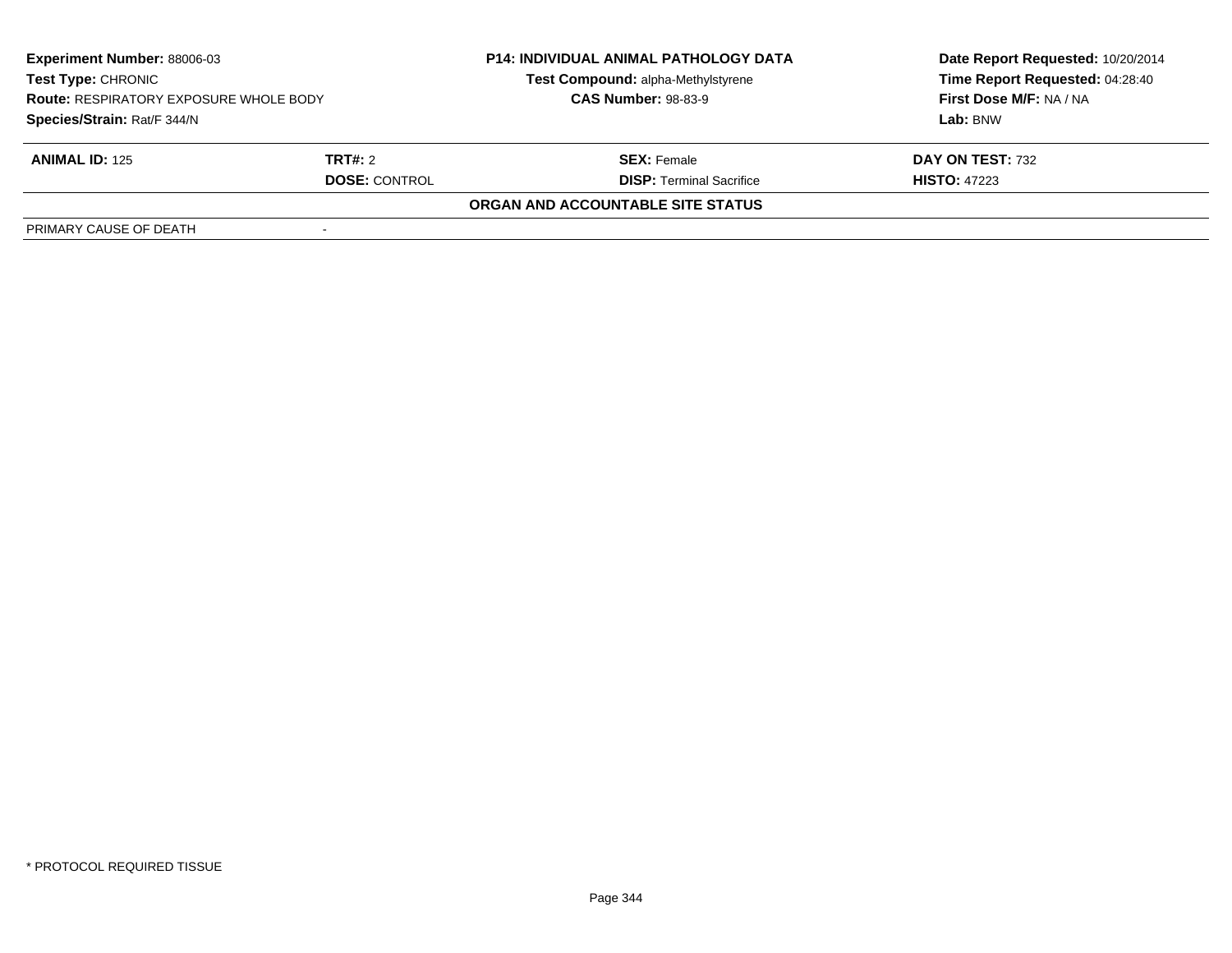**Experiment Number:** 88006-03
**Test Type:** CHRONIC
**Route:** RESPIRATORY EXPOSURE WHOLE BODY
**Species/Strain:** Rat/F 344/N

**P14: INDIVIDUAL ANIMAL PATHOLOGY DATA**
**Test Compound:** alpha-Methylstyrene
**CAS Number:** 98-83-9

**Date Report Requested:** 10/20/2014
**Time Report Requested:** 04:28:40
**First Dose M/F:** NA / NA
**Lab:** BNW

| **ANIMAL ID:** 125 | **TRT#:** 2 | **SEX:** Female | **DAY ON TEST:** 732 |
|---|---|---|---|
| | **DOSE:** CONTROL | **DISP:** Terminal Sacrifice | **HISTO:** 47223 |

**ORGAN AND ACCOUNTABLE SITE STATUS**

| PRIMARY CAUSE OF DEATH | - |
|---|---|

\* PROTOCOL REQUIRED TISSUE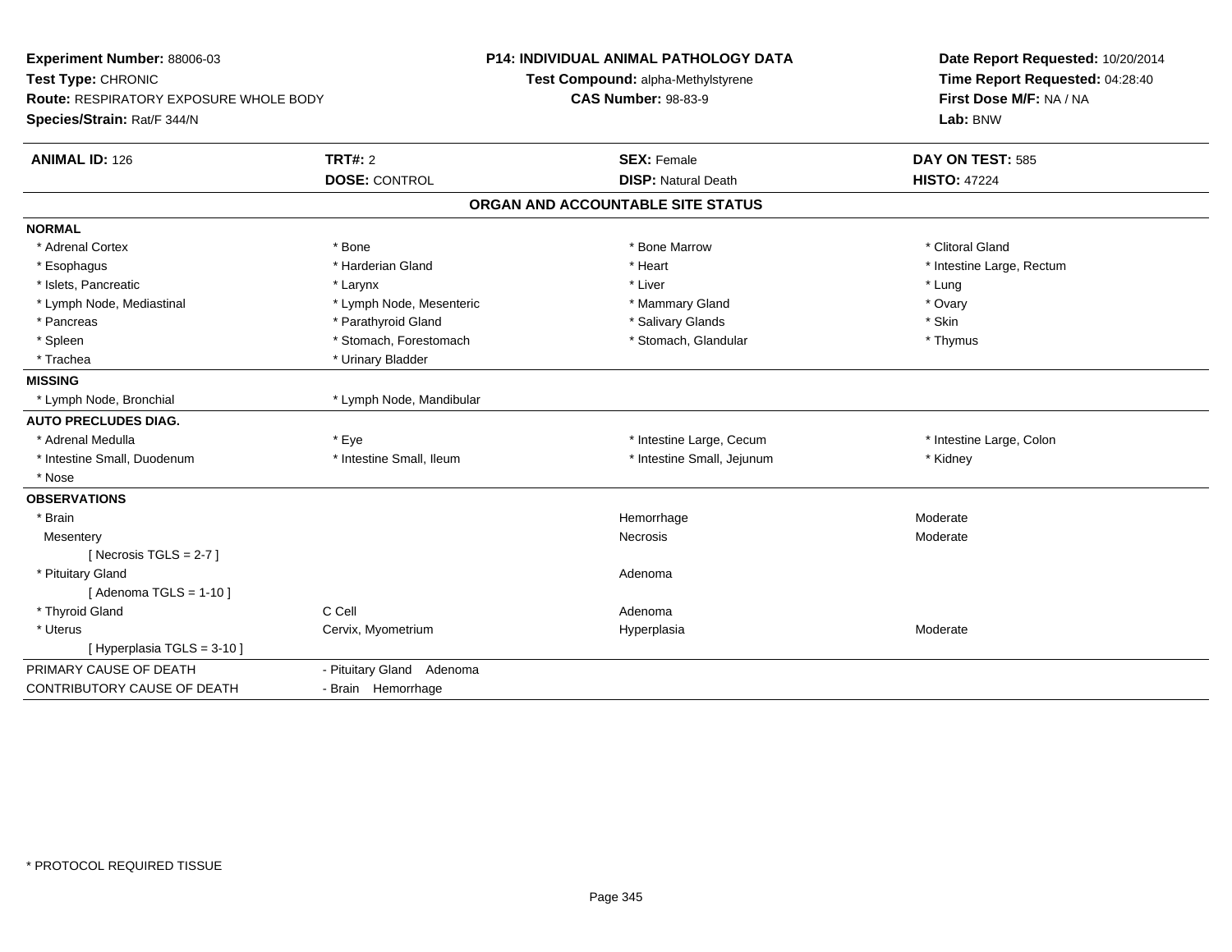**Experiment Number:** 88006-03
**Test Type:** CHRONIC
**Route:** RESPIRATORY EXPOSURE WHOLE BODY
**Species/Strain:** Rat/F 344/N

**P14: INDIVIDUAL ANIMAL PATHOLOGY DATA**
**Test Compound:** alpha-Methylstyrene
**CAS Number:** 98-83-9

**Date Report Requested:** 10/20/2014
**Time Report Requested:** 04:28:40
**First Dose M/F:** NA / NA
**Lab:** BNW

| **ANIMAL ID:** 126 | **TRT#:** 2 | **SEX:** Female | **DAY ON TEST:** 585 |
|---|---|---|---|
| | **DOSE:** CONTROL | **DISP:** Natural Death | **HISTO:** 47224 |

## ORGAN AND ACCOUNTABLE SITE STATUS

| | | | |
|---|---|---|---|
| **NORMAL** | | | |
| * Adrenal Cortex | * Bone | * Bone Marrow | * Clitoral Gland |
| * Esophagus | * Harderian Gland | * Heart | * Intestine Large, Rectum |
| * Islets, Pancreatic | * Larynx | * Liver | * Lung |
| * Lymph Node, Mediastinal | * Lymph Node, Mesenteric | * Mammary Gland | * Ovary |
| * Pancreas | * Parathyroid Gland | * Salivary Glands | * Skin |
| * Spleen | * Stomach, Forestomach | * Stomach, Glandular | * Thymus |
| * Trachea | * Urinary Bladder | | |
| **MISSING** | | | |
| * Lymph Node, Bronchial | * Lymph Node, Mandibular | | |
| **AUTO PRECLUDES DIAG.** | | | |
| * Adrenal Medulla | * Eye | * Intestine Large, Cecum | * Intestine Large, Colon |
| * Intestine Small, Duodenum | * Intestine Small, Ileum | * Intestine Small, Jejunum | * Kidney |
| * Nose | | | |
| **OBSERVATIONS** | | | |
| * Brain | | Hemorrhage | Moderate |
| Mesentery | | Necrosis | Moderate |
| [ Necrosis TGLS = 2-7 ] | | | |
| * Pituitary Gland | | Adenoma | |
| [ Adenoma TGLS = 1-10 ] | | | |
| * Thyroid Gland | C Cell | Adenoma | |
| * Uterus | Cervix, Myometrium | Hyperplasia | Moderate |
| [ Hyperplasia TGLS = 3-10 ] | | | |
| PRIMARY CAUSE OF DEATH | - Pituitary Gland Adenoma | | |
| CONTRIBUTORY CAUSE OF DEATH | - Brain Hemorrhage | | |

* PROTOCOL REQUIRED TISSUE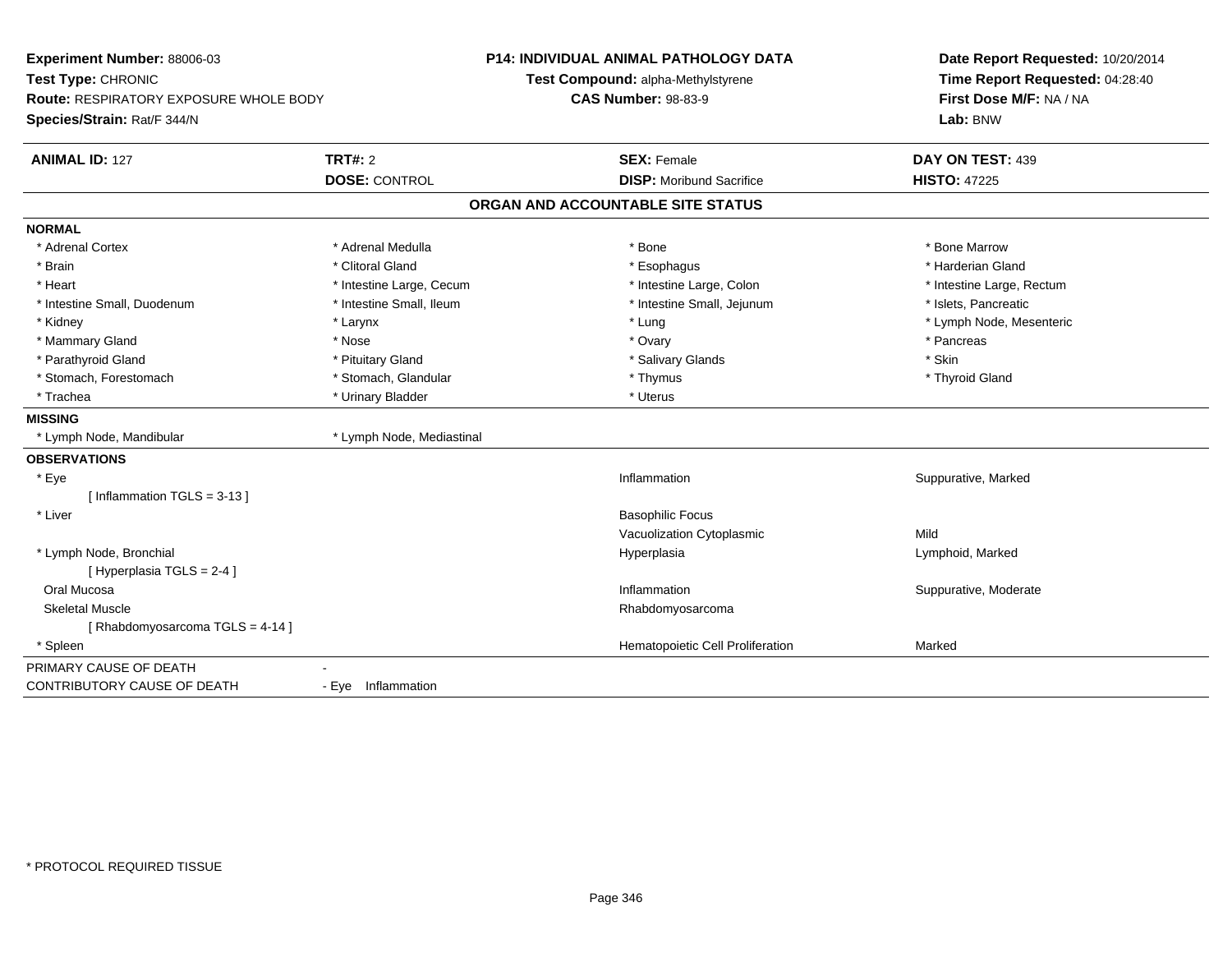**Experiment Number:** 88006-03
**Test Type:** CHRONIC
**Route:** RESPIRATORY EXPOSURE WHOLE BODY
**Species/Strain:** Rat/F 344/N

**P14: INDIVIDUAL ANIMAL PATHOLOGY DATA**
**Test Compound:** alpha-Methylstyrene
**CAS Number:** 98-83-9

**Date Report Requested:** 10/20/2014
**Time Report Requested:** 04:28:40
**First Dose M/F:** NA / NA
**Lab:** BNW

| **ANIMAL ID:** 127 | **TRT#:** 2 | **SEX:** Female | **DAY ON TEST:** 439 |
|---|---|---|---|
| | **DOSE:** CONTROL | **DISP:** Moribund Sacrifice | **HISTO:** 47225 |

## ORGAN AND ACCOUNTABLE SITE STATUS

**NORMAL**

| | | | |
|---|---|---|---|
| * Adrenal Cortex | * Adrenal Medulla | * Bone | * Bone Marrow |
| * Brain | * Clitoral Gland | * Esophagus | * Harderian Gland |
| * Heart | * Intestine Large, Cecum | * Intestine Large, Colon | * Intestine Large, Rectum |
| * Intestine Small, Duodenum | * Intestine Small, Ileum | * Intestine Small, Jejunum | * Islets, Pancreatic |
| * Kidney | * Larynx | * Lung | * Lymph Node, Mesenteric |
| * Mammary Gland | * Nose | * Ovary | * Pancreas |
| * Parathyroid Gland | * Pituitary Gland | * Salivary Glands | * Skin |
| * Stomach, Forestomach | * Stomach, Glandular | * Thymus | * Thyroid Gland |
| * Trachea | * Urinary Bladder | * Uterus | |

**MISSING**

| | |
|---|---|
| * Lymph Node, Mandibular | * Lymph Node, Mediastinal |

**OBSERVATIONS**

| | | |
|---|---|---|
| * Eye | Inflammation | Suppurative, Marked |
| [ Inflammation TGLS = 3-13 ] | | |
| * Liver | Basophilic Focus | |
| | Vacuolization Cytoplasmic | Mild |
| * Lymph Node, Bronchial | Hyperplasia | Lymphoid, Marked |
| [ Hyperplasia TGLS = 2-4 ] | | |
| Oral Mucosa | Inflammation | Suppurative, Moderate |
| Skeletal Muscle | Rhabdomyosarcoma | |
| [ Rhabdomyosarcoma TGLS = 4-14 ] | | |
| * Spleen | Hematopoietic Cell Proliferation | Marked |

PRIMARY CAUSE OF DEATH -

CONTRIBUTORY CAUSE OF DEATH - Eye Inflammation

\* PROTOCOL REQUIRED TISSUE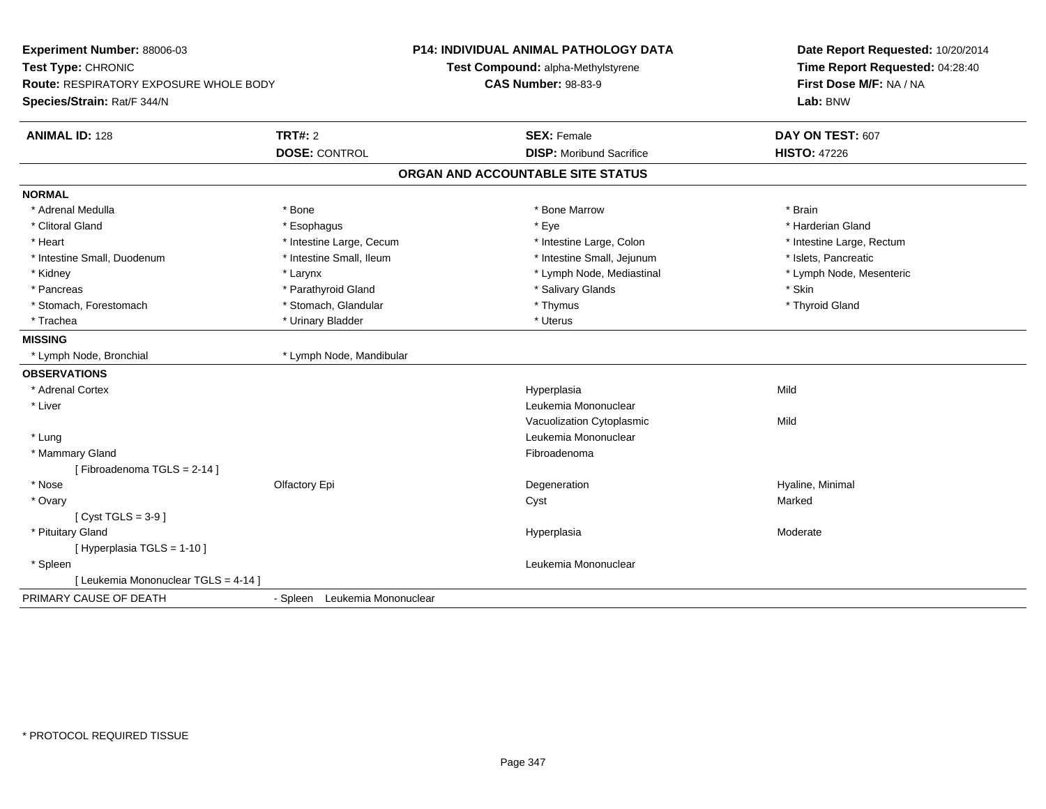**Experiment Number:** 88006-03
**Test Type:** CHRONIC
**Route:** RESPIRATORY EXPOSURE WHOLE BODY
**Species/Strain:** Rat/F 344/N

**P14: INDIVIDUAL ANIMAL PATHOLOGY DATA**
**Test Compound:** alpha-Methylstyrene
**CAS Number:** 98-83-9

**Date Report Requested:** 10/20/2014
**Time Report Requested:** 04:28:40
**First Dose M/F:** NA / NA
**Lab:** BNW

| **ANIMAL ID:** 128 | **TRT#:** 2 | **SEX:** Female | **DAY ON TEST:** 607 |
|---|---|---|---|
| | **DOSE:** CONTROL | **DISP:** Moribund Sacrifice | **HISTO:** 47226 |

## ORGAN AND ACCOUNTABLE SITE STATUS

**NORMAL**

| | | | |
|---|---|---|---|
| * Adrenal Medulla | * Bone | * Bone Marrow | * Brain |
| * Clitoral Gland | * Esophagus | * Eye | * Harderian Gland |
| * Heart | * Intestine Large, Cecum | * Intestine Large, Colon | * Intestine Large, Rectum |
| * Intestine Small, Duodenum | * Intestine Small, Ileum | * Intestine Small, Jejunum | * Islets, Pancreatic |
| * Kidney | * Larynx | * Lymph Node, Mediastinal | * Lymph Node, Mesenteric |
| * Pancreas | * Parathyroid Gland | * Salivary Glands | * Skin |
| * Stomach, Forestomach | * Stomach, Glandular | * Thymus | * Thyroid Gland |
| * Trachea | * Urinary Bladder | * Uterus | |

**MISSING**

| | |
|---|---|
| * Lymph Node, Bronchial | * Lymph Node, Mandibular |

**OBSERVATIONS**

| | | | |
|---|---|---|---|
| * Adrenal Cortex | | Hyperplasia | Mild |
| * Liver | | Leukemia Mononuclear | |
| | | Vacuolization Cytoplasmic | Mild |
| * Lung | | Leukemia Mononuclear | |
| * Mammary Gland | | Fibroadenoma | |
| [ Fibroadenoma TGLS = 2-14 ] | | | |
| * Nose | Olfactory Epi | Degeneration | Hyaline, Minimal |
| * Ovary | | Cyst | Marked |
| [ Cyst TGLS = 3-9 ] | | | |
| * Pituitary Gland | | Hyperplasia | Moderate |
| [ Hyperplasia TGLS = 1-10 ] | | | |
| * Spleen | | Leukemia Mononuclear | |
| [ Leukemia Mononuclear TGLS = 4-14 ] | | | |

PRIMARY CAUSE OF DEATH - Spleen Leukemia Mononuclear

* PROTOCOL REQUIRED TISSUE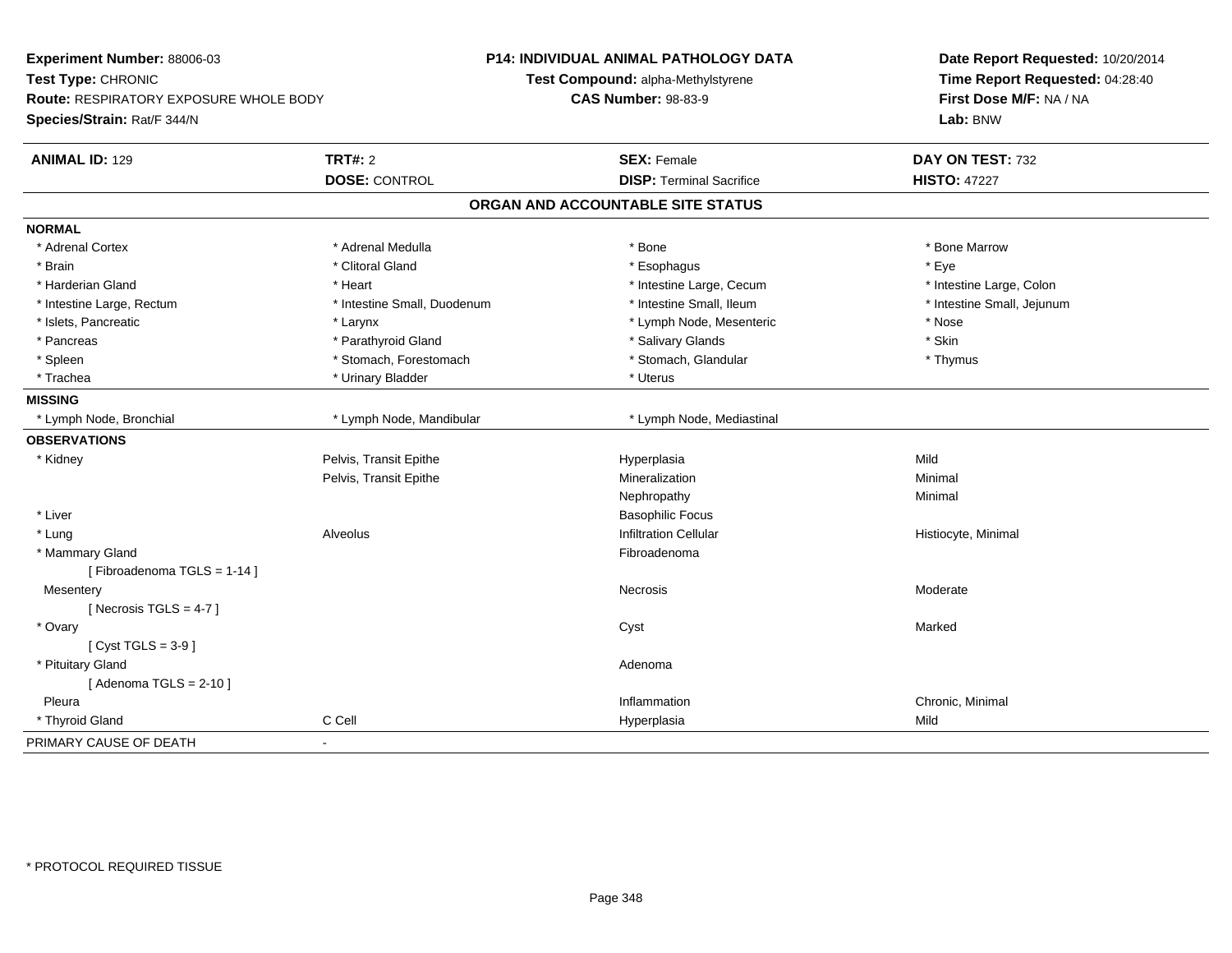**Experiment Number:** 88006-03
**Test Type:** CHRONIC
**Route:** RESPIRATORY EXPOSURE WHOLE BODY
**Species/Strain:** Rat/F 344/N

**P14: INDIVIDUAL ANIMAL PATHOLOGY DATA**
**Test Compound:** alpha-Methylstyrene
**CAS Number:** 98-83-9

**Date Report Requested:** 10/20/2014
**Time Report Requested:** 04:28:40
**First Dose M/F:** NA / NA
**Lab:** BNW

| **ANIMAL ID:** 129 | **TRT#:** 2 | **SEX:** Female | **DAY ON TEST:** 732 |
|---|---|---|---|
| | **DOSE:** CONTROL | **DISP:** Terminal Sacrifice | **HISTO:** 47227 |

## ORGAN AND ACCOUNTABLE SITE STATUS

**NORMAL**

| | | | |
|---|---|---|---|
| * Adrenal Cortex | * Adrenal Medulla | * Bone | * Bone Marrow |
| * Brain | * Clitoral Gland | * Esophagus | * Eye |
| * Harderian Gland | * Heart | * Intestine Large, Cecum | * Intestine Large, Colon |
| * Intestine Large, Rectum | * Intestine Small, Duodenum | * Intestine Small, Ileum | * Intestine Small, Jejunum |
| * Islets, Pancreatic | * Larynx | * Lymph Node, Mesenteric | * Nose |
| * Pancreas | * Parathyroid Gland | * Salivary Glands | * Skin |
| * Spleen | * Stomach, Forestomach | * Stomach, Glandular | * Thymus |
| * Trachea | * Urinary Bladder | * Uterus | |

**MISSING**

| | | | |
|---|---|---|---|
| * Lymph Node, Bronchial | * Lymph Node, Mandibular | * Lymph Node, Mediastinal | |

**OBSERVATIONS**

| | | | |
|---|---|---|---|
| * Kidney | Pelvis, Transit Epithe | Hyperplasia | Mild |
| | Pelvis, Transit Epithe | Mineralization | Minimal |
| | | Nephropathy | Minimal |
| * Liver | | Basophilic Focus | |
| * Lung | Alveolus | Infiltration Cellular | Histiocyte, Minimal |
| * Mammary Gland | | Fibroadenoma | |
| [ Fibroadenoma TGLS = 1-14 ] | | | |
| Mesentery | | Necrosis | Moderate |
| [ Necrosis TGLS = 4-7 ] | | | |
| * Ovary | | Cyst | Marked |
| [ Cyst TGLS = 3-9 ] | | | |
| * Pituitary Gland | | Adenoma | |
| [ Adenoma TGLS = 2-10 ] | | | |
| Pleura | | Inflammation | Chronic, Minimal |
| * Thyroid Gland | C Cell | Hyperplasia | Mild |

PRIMARY CAUSE OF DEATH -

* PROTOCOL REQUIRED TISSUE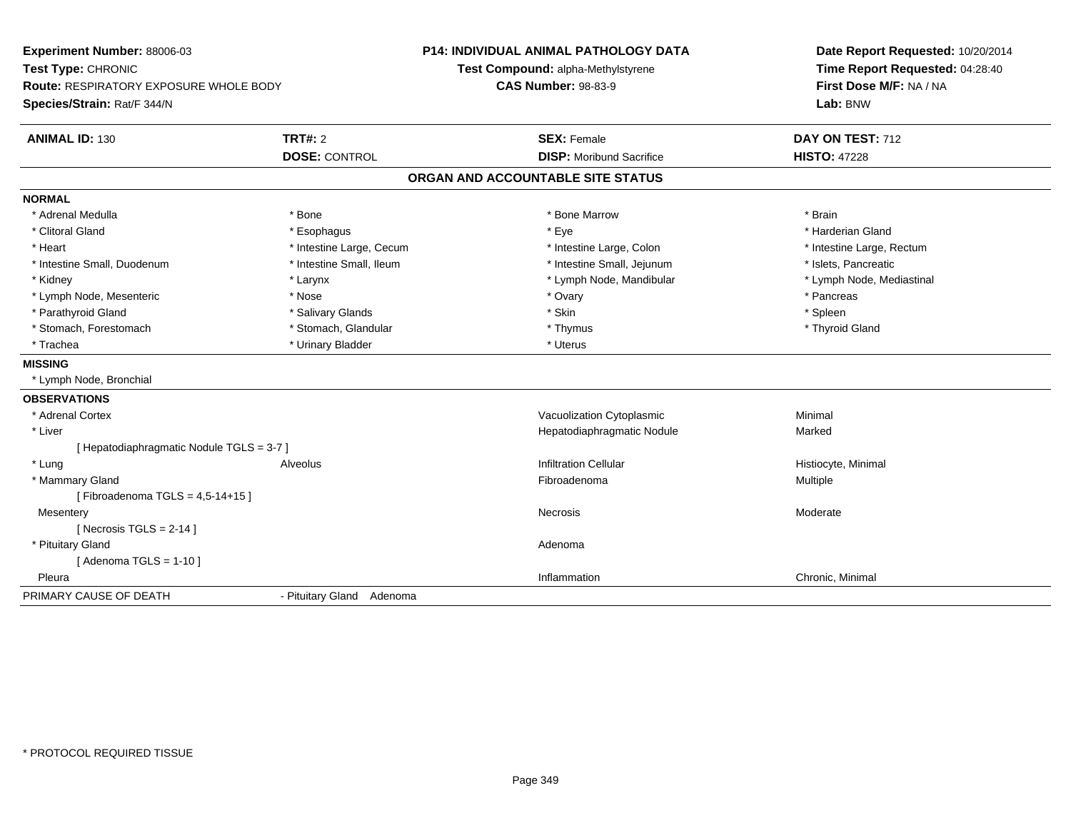**Experiment Number:** 88006-03
**Test Type:** CHRONIC
**Route:** RESPIRATORY EXPOSURE WHOLE BODY
**Species/Strain:** Rat/F 344/N

**P14: INDIVIDUAL ANIMAL PATHOLOGY DATA**
**Test Compound:** alpha-Methylstyrene
**CAS Number:** 98-83-9

**Date Report Requested:** 10/20/2014
**Time Report Requested:** 04:28:40
**First Dose M/F:** NA / NA
**Lab:** BNW

| **ANIMAL ID:** 130 | **TRT#:** 2 | **SEX:** Female | **DAY ON TEST:** 712 |
|---|---|---|---|
| | **DOSE:** CONTROL | **DISP:** Moribund Sacrifice | **HISTO:** 47228 |

## ORGAN AND ACCOUNTABLE SITE STATUS

**NORMAL**

| | | | |
|---|---|---|---|
| * Adrenal Medulla | * Bone | * Bone Marrow | * Brain |
| * Clitoral Gland | * Esophagus | * Eye | * Harderian Gland |
| * Heart | * Intestine Large, Cecum | * Intestine Large, Colon | * Intestine Large, Rectum |
| * Intestine Small, Duodenum | * Intestine Small, Ileum | * Intestine Small, Jejunum | * Islets, Pancreatic |
| * Kidney | * Larynx | * Lymph Node, Mandibular | * Lymph Node, Mediastinal |
| * Lymph Node, Mesenteric | * Nose | * Ovary | * Pancreas |
| * Parathyroid Gland | * Salivary Glands | * Skin | * Spleen |
| * Stomach, Forestomach | * Stomach, Glandular | * Thymus | * Thyroid Gland |
| * Trachea | * Urinary Bladder | * Uterus | |

**MISSING**

* Lymph Node, Bronchial

**OBSERVATIONS**

| | | | |
|---|---|---|---|
| * Adrenal Cortex | | Vacuolization Cytoplasmic | Minimal |
| * Liver | | Hepatodiaphragmatic Nodule | Marked |
| [ Hepatodiaphragmatic Nodule TGLS = 3-7 ] | | | |
| * Lung | Alveolus | Infiltration Cellular | Histiocyte, Minimal |
| * Mammary Gland | | Fibroadenoma | Multiple |
| [ Fibroadenoma TGLS = 4,5-14+15 ] | | | |
| Mesentery | | Necrosis | Moderate |
| [ Necrosis TGLS = 2-14 ] | | | |
| * Pituitary Gland | | Adenoma | |
| [ Adenoma TGLS = 1-10 ] | | | |
| Pleura | | Inflammation | Chronic, Minimal |

PRIMARY CAUSE OF DEATH - Pituitary Gland Adenoma

* PROTOCOL REQUIRED TISSUE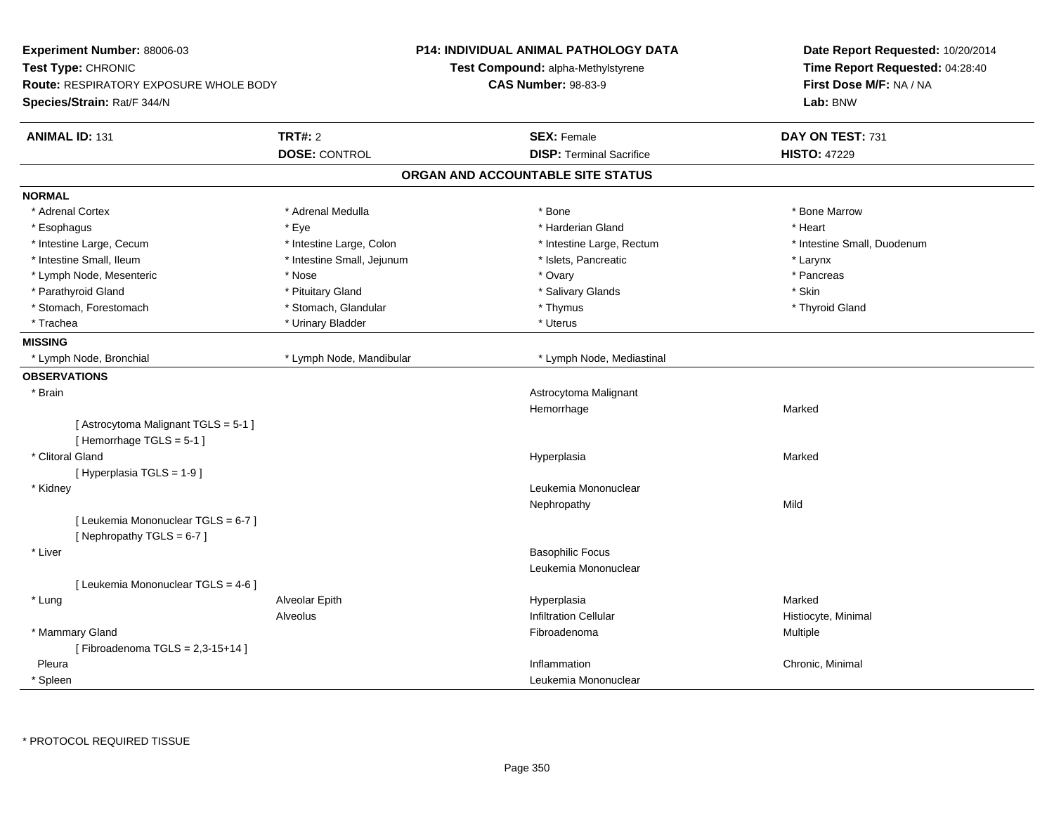**Experiment Number:** 88006-03
**Test Type:** CHRONIC
**Route:** RESPIRATORY EXPOSURE WHOLE BODY
**Species/Strain:** Rat/F 344/N

**P14: INDIVIDUAL ANIMAL PATHOLOGY DATA**
**Test Compound:** alpha-Methylstyrene
**CAS Number:** 98-83-9

**Date Report Requested:** 10/20/2014
**Time Report Requested:** 04:28:40
**First Dose M/F:** NA / NA
**Lab:** BNW

| **ANIMAL ID:** 131 | **TRT#:** 2 | **SEX:** Female | **DAY ON TEST:** 731 |
|---|---|---|---|
| | **DOSE:** CONTROL | **DISP:** Terminal Sacrifice | **HISTO:** 47229 |

## ORGAN AND ACCOUNTABLE SITE STATUS

**NORMAL**

| | | | |
|---|---|---|---|
| * Adrenal Cortex | * Adrenal Medulla | * Bone | * Bone Marrow |
| * Esophagus | * Eye | * Harderian Gland | * Heart |
| * Intestine Large, Cecum | * Intestine Large, Colon | * Intestine Large, Rectum | * Intestine Small, Duodenum |
| * Intestine Small, Ileum | * Intestine Small, Jejunum | * Islets, Pancreatic | * Larynx |
| * Lymph Node, Mesenteric | * Nose | * Ovary | * Pancreas |
| * Parathyroid Gland | * Pituitary Gland | * Salivary Glands | * Skin |
| * Stomach, Forestomach | * Stomach, Glandular | * Thymus | * Thyroid Gland |
| * Trachea | * Urinary Bladder | * Uterus | |

**MISSING**

| | | |
|---|---|---|
| * Lymph Node, Bronchial | * Lymph Node, Mandibular | * Lymph Node, Mediastinal |

**OBSERVATIONS**

| | | | |
|---|---|---|---|
| * Brain | | Astrocytoma Malignant | |
| | | Hemorrhage | Marked |
| [ Astrocytoma Malignant TGLS = 5-1 ] | | | |
| [ Hemorrhage TGLS = 5-1 ] | | | |
| * Clitoral Gland | | Hyperplasia | Marked |
| [ Hyperplasia TGLS = 1-9 ] | | | |
| * Kidney | | Leukemia Mononuclear | |
| | | Nephropathy | Mild |
| [ Leukemia Mononuclear TGLS = 6-7 ] | | | |
| [ Nephropathy TGLS = 6-7 ] | | | |
| * Liver | | Basophilic Focus | |
| | | Leukemia Mononuclear | |
| [ Leukemia Mononuclear TGLS = 4-6 ] | | | |
| * Lung | Alveolar Epith | Hyperplasia | Marked |
| | Alveolus | Infiltration Cellular | Histiocyte, Minimal |
| * Mammary Gland | | Fibroadenoma | Multiple |
| [ Fibroadenoma TGLS = 2,3-15+14 ] | | | |
| Pleura | | Inflammation | Chronic, Minimal |
| * Spleen | | Leukemia Mononuclear | |

\* PROTOCOL REQUIRED TISSUE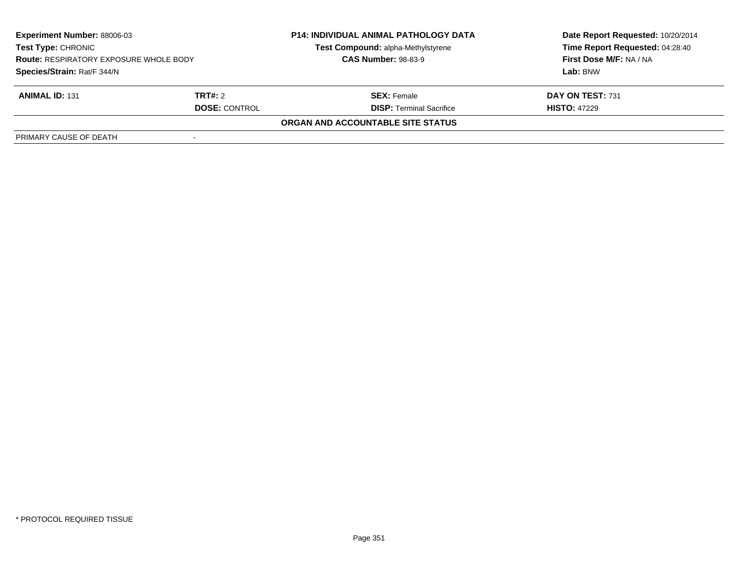**Experiment Number:** 88006-03
**Test Type:** CHRONIC
**Route:** RESPIRATORY EXPOSURE WHOLE BODY
**Species/Strain:** Rat/F 344/N

**P14: INDIVIDUAL ANIMAL PATHOLOGY DATA**
**Test Compound:** alpha-Methylstyrene
**CAS Number:** 98-83-9

**Date Report Requested:** 10/20/2014
**Time Report Requested:** 04:28:40
**First Dose M/F:** NA / NA
**Lab:** BNW

| **ANIMAL ID:** 131 | **TRT#:** 2 | **SEX:** Female | **DAY ON TEST:** 731 |
|---|---|---|---|
| | **DOSE:** CONTROL | **DISP:** Terminal Sacrifice | **HISTO:** 47229 |

**ORGAN AND ACCOUNTABLE SITE STATUS**

| PRIMARY CAUSE OF DEATH | - |
|---|---|

* PROTOCOL REQUIRED TISSUE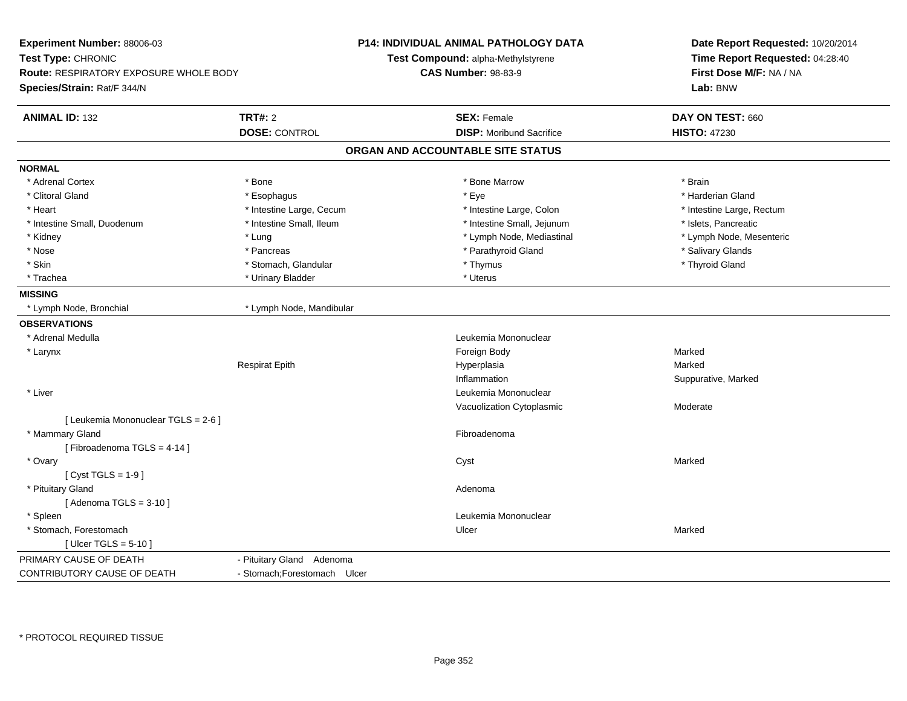**Experiment Number:** 88006-03
**Test Type:** CHRONIC
**Route:** RESPIRATORY EXPOSURE WHOLE BODY
**Species/Strain:** Rat/F 344/N

**P14: INDIVIDUAL ANIMAL PATHOLOGY DATA**
**Test Compound:** alpha-Methylstyrene
**CAS Number:** 98-83-9

**Date Report Requested:** 10/20/2014
**Time Report Requested:** 04:28:40
**First Dose M/F:** NA / NA
**Lab:** BNW

| **ANIMAL ID:** 132 | **TRT#:** 2 | **SEX:** Female | **DAY ON TEST:** 660 |
|---|---|---|---|
| | **DOSE:** CONTROL | **DISP:** Moribund Sacrifice | **HISTO:** 47230 |

## ORGAN AND ACCOUNTABLE SITE STATUS

**NORMAL**

| | | | |
|---|---|---|---|
| * Adrenal Cortex | * Bone | * Bone Marrow | * Brain |
| * Clitoral Gland | * Esophagus | * Eye | * Harderian Gland |
| * Heart | * Intestine Large, Cecum | * Intestine Large, Colon | * Intestine Large, Rectum |
| * Intestine Small, Duodenum | * Intestine Small, Ileum | * Intestine Small, Jejunum | * Islets, Pancreatic |
| * Kidney | * Lung | * Lymph Node, Mediastinal | * Lymph Node, Mesenteric |
| * Nose | * Pancreas | * Parathyroid Gland | * Salivary Glands |
| * Skin | * Stomach, Glandular | * Thymus | * Thyroid Gland |
| * Trachea | * Urinary Bladder | * Uterus | |

**MISSING**

| | |
|---|---|
| * Lymph Node, Bronchial | * Lymph Node, Mandibular |

**OBSERVATIONS**

| | | | |
|---|---|---|---|
| * Adrenal Medulla | | Leukemia Mononuclear | |
| * Larynx | | Foreign Body | Marked |
| | Respirat Epith | Hyperplasia | Marked |
| | | Inflammation | Suppurative, Marked |
| * Liver | | Leukemia Mononuclear | |
| | | Vacuolization Cytoplasmic | Moderate |
| [ Leukemia Mononuclear TGLS = 2-6 ] | | | |
| * Mammary Gland | | Fibroadenoma | |
| [ Fibroadenoma TGLS = 4-14 ] | | | |
| * Ovary | | Cyst | Marked |
| [ Cyst TGLS = 1-9 ] | | | |
| * Pituitary Gland | | Adenoma | |
| [ Adenoma TGLS = 3-10 ] | | | |
| * Spleen | | Leukemia Mononuclear | |
| * Stomach, Forestomach | | Ulcer | Marked |
| [ Ulcer TGLS = 5-10 ] | | | |

| | |
|---|---|
| PRIMARY CAUSE OF DEATH | - Pituitary Gland Adenoma |
| CONTRIBUTORY CAUSE OF DEATH | - Stomach;Forestomach Ulcer |

* PROTOCOL REQUIRED TISSUE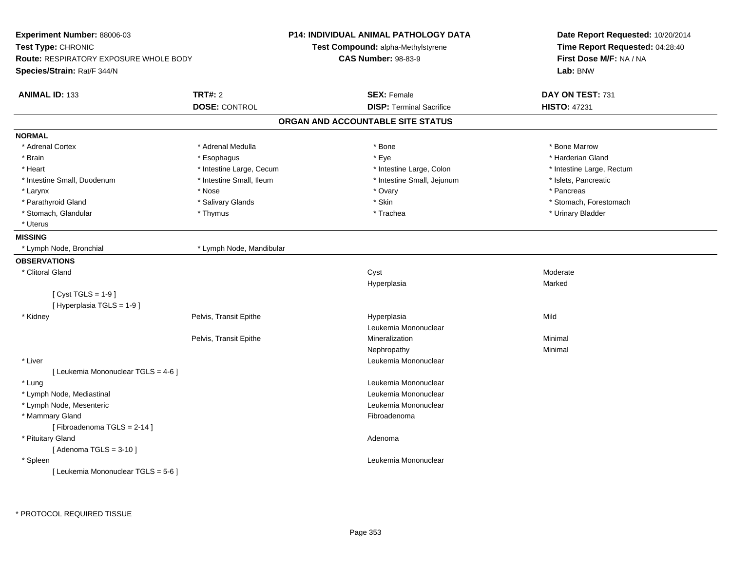**Experiment Number:** 88006-03
**Test Type:** CHRONIC
**Route:** RESPIRATORY EXPOSURE WHOLE BODY
**Species/Strain:** Rat/F 344/N

**P14: INDIVIDUAL ANIMAL PATHOLOGY DATA**
**Test Compound:** alpha-Methylstyrene
**CAS Number:** 98-83-9

**Date Report Requested:** 10/20/2014
**Time Report Requested:** 04:28:40
**First Dose M/F:** NA / NA
**Lab:** BNW

| **ANIMAL ID:** 133 | **TRT#:** 2 | **SEX:** Female | **DAY ON TEST:** 731 |
|---|---|---|---|
| | **DOSE:** CONTROL | **DISP:** Terminal Sacrifice | **HISTO:** 47231 |

## ORGAN AND ACCOUNTABLE SITE STATUS

**NORMAL**

| | | | |
|---|---|---|---|
| * Adrenal Cortex | * Adrenal Medulla | * Bone | * Bone Marrow |
| * Brain | * Esophagus | * Eye | * Harderian Gland |
| * Heart | * Intestine Large, Cecum | * Intestine Large, Colon | * Intestine Large, Rectum |
| * Intestine Small, Duodenum | * Intestine Small, Ileum | * Intestine Small, Jejunum | * Islets, Pancreatic |
| * Larynx | * Nose | * Ovary | * Pancreas |
| * Parathyroid Gland | * Salivary Glands | * Skin | * Stomach, Forestomach |
| * Stomach, Glandular | * Thymus | * Trachea | * Urinary Bladder |
| * Uterus | | | |

**MISSING**

| | |
|---|---|
| * Lymph Node, Bronchial | * Lymph Node, Mandibular |

**OBSERVATIONS**

| Organ | Site | Observation | Severity |
|---|---|---|---|
| * Clitoral Gland | | Cyst | Moderate |
| | | Hyperplasia | Marked |
| [ Cyst TGLS = 1-9 ] | | | |
| [ Hyperplasia TGLS = 1-9 ] | | | |
| * Kidney | Pelvis, Transit Epithe | Hyperplasia | Mild |
| | | Leukemia Mononuclear | |
| | Pelvis, Transit Epithe | Mineralization | Minimal |
| | | Nephropathy | Minimal |
| * Liver | | Leukemia Mononuclear | |
| [ Leukemia Mononuclear TGLS = 4-6 ] | | | |
| * Lung | | Leukemia Mononuclear | |
| * Lymph Node, Mediastinal | | Leukemia Mononuclear | |
| * Lymph Node, Mesenteric | | Leukemia Mononuclear | |
| * Mammary Gland | | Fibroadenoma | |
| [ Fibroadenoma TGLS = 2-14 ] | | | |
| * Pituitary Gland | | Adenoma | |
| [ Adenoma TGLS = 3-10 ] | | | |
| * Spleen | | Leukemia Mononuclear | |
| [ Leukemia Mononuclear TGLS = 5-6 ] | | | |

* PROTOCOL REQUIRED TISSUE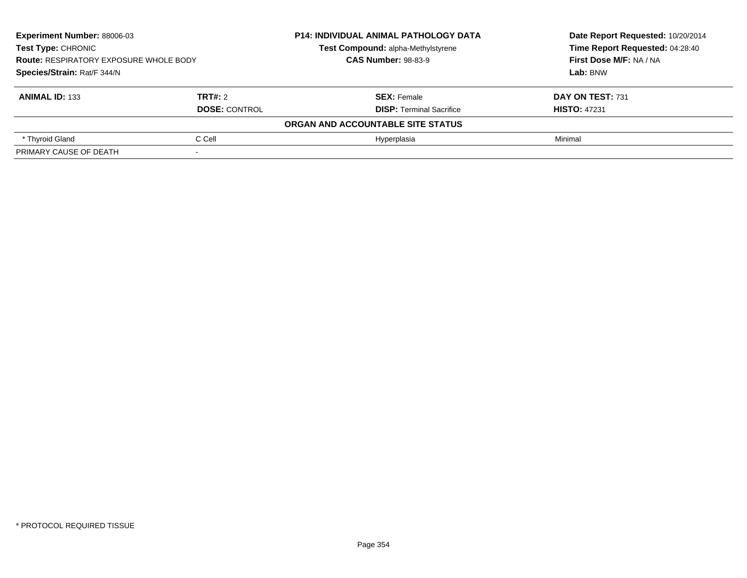| **Experiment Number:** 88006-03 | **P14: INDIVIDUAL ANIMAL PATHOLOGY DATA** | **Date Report Requested:** 10/20/2014 |
|---|---|---|
| **Test Type:** CHRONIC | **Test Compound:** alpha-Methylstyrene | **Time Report Requested:** 04:28:40 |
| **Route:** RESPIRATORY EXPOSURE WHOLE BODY | **CAS Number:** 98-83-9 | **First Dose M/F:** NA / NA |
| **Species/Strain:** Rat/F 344/N | | **Lab:** BNW |

| **ANIMAL ID:** 133 | **TRT#:** 2 | **SEX:** Female | **DAY ON TEST:** 731 |
|---|---|---|---|
| | **DOSE:** CONTROL | **DISP:** Terminal Sacrifice | **HISTO:** 47231 |
| | | **ORGAN AND ACCOUNTABLE SITE STATUS** | |
| * Thyroid Gland | C Cell | Hyperplasia | Minimal |
| PRIMARY CAUSE OF DEATH | - | | |

* PROTOCOL REQUIRED TISSUE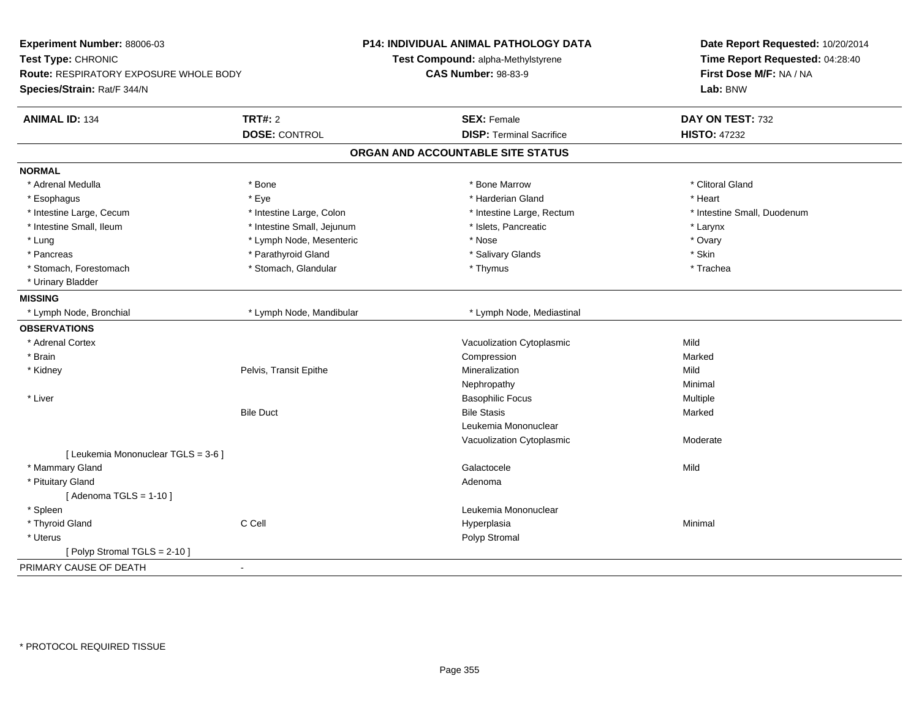**Experiment Number:** 88006-03
**Test Type:** CHRONIC
**Route:** RESPIRATORY EXPOSURE WHOLE BODY
**Species/Strain:** Rat/F 344/N

**P14: INDIVIDUAL ANIMAL PATHOLOGY DATA**
**Test Compound:** alpha-Methylstyrene
**CAS Number:** 98-83-9

**Date Report Requested:** 10/20/2014
**Time Report Requested:** 04:28:40
**First Dose M/F:** NA / NA
**Lab:** BNW

| **ANIMAL ID:** 134 | **TRT#:** 2 | **SEX:** Female | **DAY ON TEST:** 732 |
|---|---|---|---|
| | **DOSE:** CONTROL | **DISP:** Terminal Sacrifice | **HISTO:** 47232 |

## ORGAN AND ACCOUNTABLE SITE STATUS

**NORMAL**

| | | | |
|---|---|---|---|
| * Adrenal Medulla | * Bone | * Bone Marrow | * Clitoral Gland |
| * Esophagus | * Eye | * Harderian Gland | * Heart |
| * Intestine Large, Cecum | * Intestine Large, Colon | * Intestine Large, Rectum | * Intestine Small, Duodenum |
| * Intestine Small, Ileum | * Intestine Small, Jejunum | * Islets, Pancreatic | * Larynx |
| * Lung | * Lymph Node, Mesenteric | * Nose | * Ovary |
| * Pancreas | * Parathyroid Gland | * Salivary Glands | * Skin |
| * Stomach, Forestomach | * Stomach, Glandular | * Thymus | * Trachea |
| * Urinary Bladder | | | |

**MISSING**

| | | |
|---|---|---|
| * Lymph Node, Bronchial | * Lymph Node, Mandibular | * Lymph Node, Mediastinal |

**OBSERVATIONS**

| | | | |
|---|---|---|---|
| * Adrenal Cortex | | Vacuolization Cytoplasmic | Mild |
| * Brain | | Compression | Marked |
| * Kidney | Pelvis, Transit Epithe | Mineralization | Mild |
| | | Nephropathy | Minimal |
| * Liver | | Basophilic Focus | Multiple |
| | Bile Duct | Bile Stasis | Marked |
| | | Leukemia Mononuclear | |
| | | Vacuolization Cytoplasmic | Moderate |
| [ Leukemia Mononuclear TGLS = 3-6 ] | | | |
| * Mammary Gland | | Galactocele | Mild |
| * Pituitary Gland | | Adenoma | |
| [ Adenoma TGLS = 1-10 ] | | | |
| * Spleen | | Leukemia Mononuclear | |
| * Thyroid Gland | C Cell | Hyperplasia | Minimal |
| * Uterus | | Polyp Stromal | |
| [ Polyp Stromal TGLS = 2-10 ] | | | |

PRIMARY CAUSE OF DEATH -

\* PROTOCOL REQUIRED TISSUE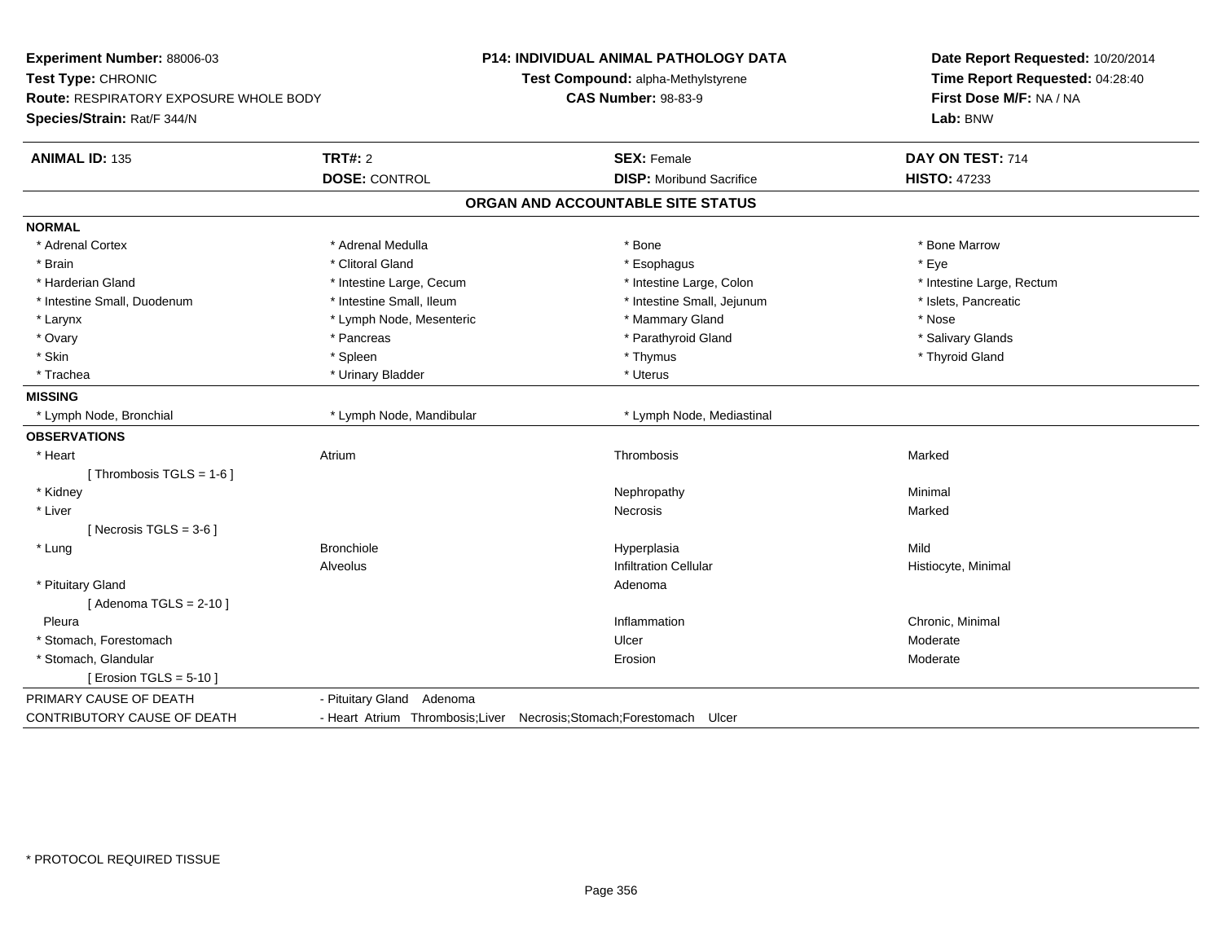**Experiment Number:** 88006-03
**Test Type:** CHRONIC
**Route:** RESPIRATORY EXPOSURE WHOLE BODY
**Species/Strain:** Rat/F 344/N

**P14: INDIVIDUAL ANIMAL PATHOLOGY DATA**
**Test Compound:** alpha-Methylstyrene
**CAS Number:** 98-83-9

**Date Report Requested:** 10/20/2014
**Time Report Requested:** 04:28:40
**First Dose M/F:** NA / NA
**Lab:** BNW

| **ANIMAL ID:** 135 | **TRT#:** 2 | **SEX:** Female | **DAY ON TEST:** 714 |
|---|---|---|---|
| | **DOSE:** CONTROL | **DISP:** Moribund Sacrifice | **HISTO:** 47233 |

## ORGAN AND ACCOUNTABLE SITE STATUS

| | | | |
|---|---|---|---|
| **NORMAL** | | | |
| * Adrenal Cortex | * Adrenal Medulla | * Bone | * Bone Marrow |
| * Brain | * Clitoral Gland | * Esophagus | * Eye |
| * Harderian Gland | * Intestine Large, Cecum | * Intestine Large, Colon | * Intestine Large, Rectum |
| * Intestine Small, Duodenum | * Intestine Small, Ileum | * Intestine Small, Jejunum | * Islets, Pancreatic |
| * Larynx | * Lymph Node, Mesenteric | * Mammary Gland | * Nose |
| * Ovary | * Pancreas | * Parathyroid Gland | * Salivary Glands |
| * Skin | * Spleen | * Thymus | * Thyroid Gland |
| * Trachea | * Urinary Bladder | * Uterus | |
| **MISSING** | | | |
| * Lymph Node, Bronchial | * Lymph Node, Mandibular | * Lymph Node, Mediastinal | |
| **OBSERVATIONS** | | | |
| * Heart | Atrium | Thrombosis | Marked |
| [ Thrombosis TGLS = 1-6 ] | | | |
| * Kidney | | Nephropathy | Minimal |
| * Liver | | Necrosis | Marked |
| [ Necrosis TGLS = 3-6 ] | | | |
| * Lung | Bronchiole | Hyperplasia | Mild |
| | Alveolus | Infiltration Cellular | Histiocyte, Minimal |
| * Pituitary Gland | | Adenoma | |
| [ Adenoma TGLS = 2-10 ] | | | |
| Pleura | | Inflammation | Chronic, Minimal |
| * Stomach, Forestomach | | Ulcer | Moderate |
| * Stomach, Glandular | | Erosion | Moderate |
| [ Erosion TGLS = 5-10 ] | | | |
| PRIMARY CAUSE OF DEATH | - Pituitary Gland Adenoma | | |
| CONTRIBUTORY CAUSE OF DEATH | - Heart Atrium Thrombosis;Liver Necrosis;Stomach;Forestomach Ulcer | | |

\* PROTOCOL REQUIRED TISSUE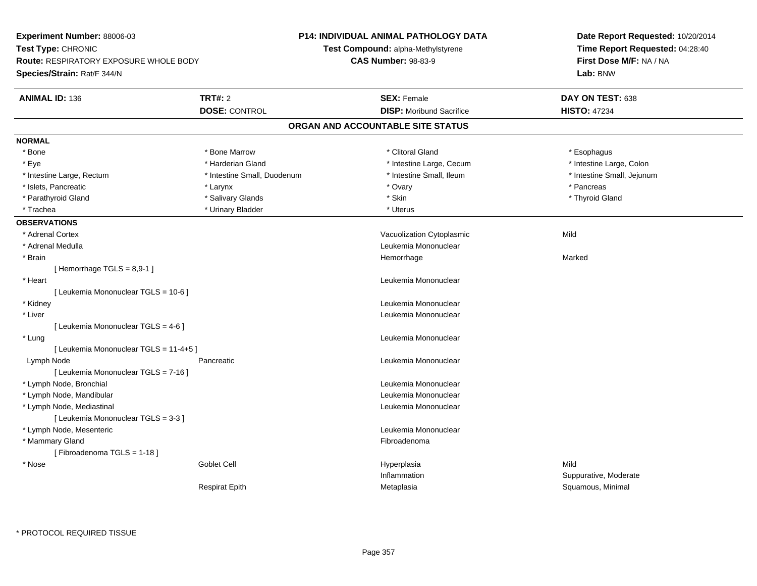**Experiment Number:** 88006-03
**Test Type:** CHRONIC
**Route:** RESPIRATORY EXPOSURE WHOLE BODY
**Species/Strain:** Rat/F 344/N

**P14: INDIVIDUAL ANIMAL PATHOLOGY DATA**
**Test Compound:** alpha-Methylstyrene
**CAS Number:** 98-83-9

**Date Report Requested:** 10/20/2014
**Time Report Requested:** 04:28:40
**First Dose M/F:** NA / NA
**Lab:** BNW

| **ANIMAL ID:** 136 | **TRT#:** 2 | **SEX:** Female | **DAY ON TEST:** 638 |
|---|---|---|---|
| | **DOSE:** CONTROL | **DISP:** Moribund Sacrifice | **HISTO:** 47234 |

## ORGAN AND ACCOUNTABLE SITE STATUS

**NORMAL**

| | | | |
|---|---|---|---|
| * Bone | * Bone Marrow | * Clitoral Gland | * Esophagus |
| * Eye | * Harderian Gland | * Intestine Large, Cecum | * Intestine Large, Colon |
| * Intestine Large, Rectum | * Intestine Small, Duodenum | * Intestine Small, Ileum | * Intestine Small, Jejunum |
| * Islets, Pancreatic | * Larynx | * Ovary | * Pancreas |
| * Parathyroid Gland | * Salivary Glands | * Skin | * Thyroid Gland |
| * Trachea | * Urinary Bladder | * Uterus | |

**OBSERVATIONS**

| | | | |
|---|---|---|---|
| * Adrenal Cortex | | Vacuolization Cytoplasmic | Mild |
| * Adrenal Medulla | | Leukemia Mononuclear | |
| * Brain | | Hemorrhage | Marked |
| [ Hemorrhage TGLS = 8,9-1 ] | | | |
| * Heart | | Leukemia Mononuclear | |
| [ Leukemia Mononuclear TGLS = 10-6 ] | | | |
| * Kidney | | Leukemia Mononuclear | |
| * Liver | | Leukemia Mononuclear | |
| [ Leukemia Mononuclear TGLS = 4-6 ] | | | |
| * Lung | | Leukemia Mononuclear | |
| [ Leukemia Mononuclear TGLS = 11-4+5 ] | | | |
| Lymph Node | Pancreatic | Leukemia Mononuclear | |
| [ Leukemia Mononuclear TGLS = 7-16 ] | | | |
| * Lymph Node, Bronchial | | Leukemia Mononuclear | |
| * Lymph Node, Mandibular | | Leukemia Mononuclear | |
| * Lymph Node, Mediastinal | | Leukemia Mononuclear | |
| [ Leukemia Mononuclear TGLS = 3-3 ] | | | |
| * Lymph Node, Mesenteric | | Leukemia Mononuclear | |
| * Mammary Gland | | Fibroadenoma | |
| [ Fibroadenoma TGLS = 1-18 ] | | | |
| * Nose | Goblet Cell | Hyperplasia | Mild |
| | | Inflammation | Suppurative, Moderate |
| | Respirat Epith | Metaplasia | Squamous, Minimal |

* PROTOCOL REQUIRED TISSUE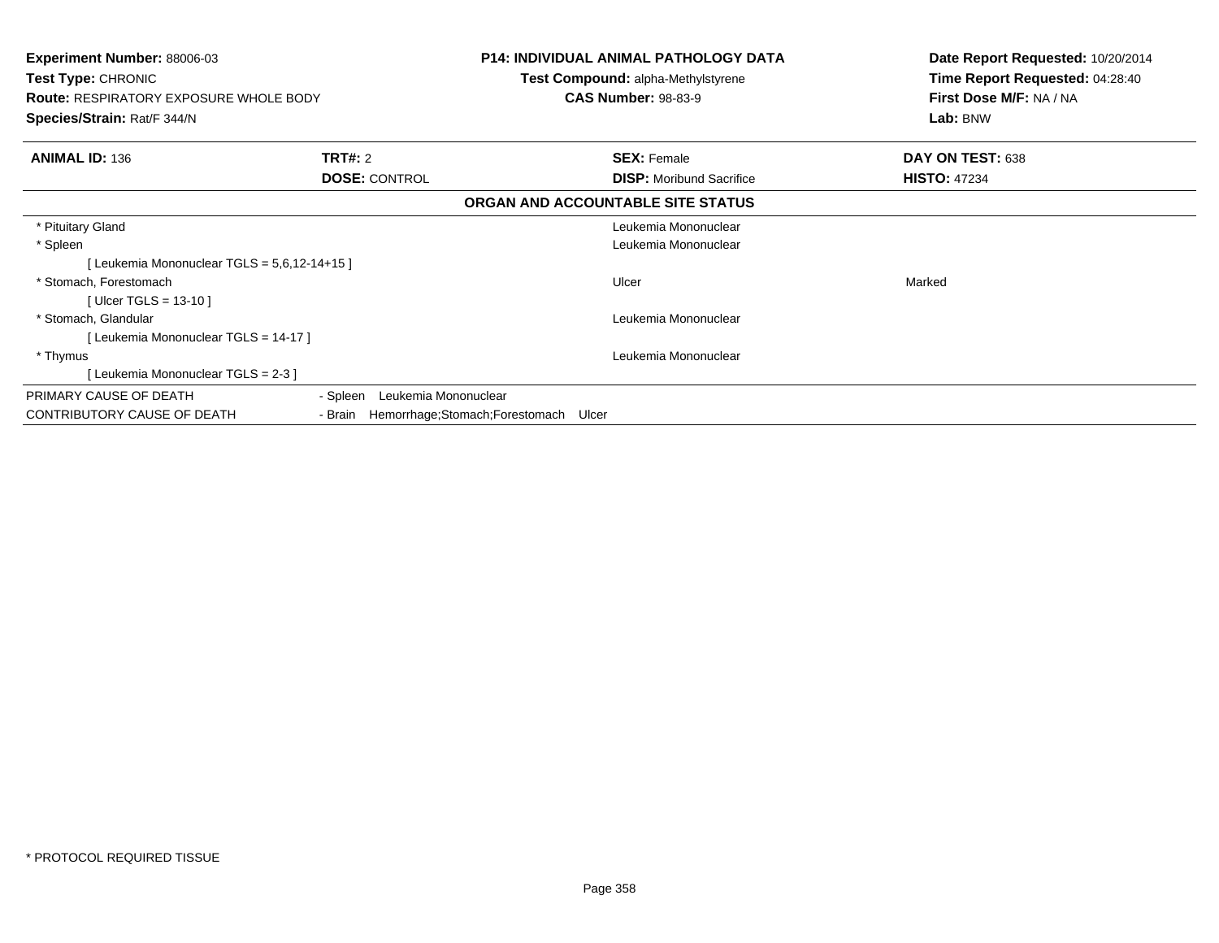**Experiment Number:** 88006-03
**Test Type:** CHRONIC
**Route:** RESPIRATORY EXPOSURE WHOLE BODY
**Species/Strain:** Rat/F 344/N

**P14: INDIVIDUAL ANIMAL PATHOLOGY DATA**
**Test Compound:** alpha-Methylstyrene
**CAS Number:** 98-83-9

**Date Report Requested:** 10/20/2014
**Time Report Requested:** 04:28:40
**First Dose M/F:** NA / NA
**Lab:** BNW

| **ANIMAL ID:** 136 | **TRT#:** 2 | **SEX:** Female | **DAY ON TEST:** 638 |
|---|---|---|---|
| | **DOSE:** CONTROL | **DISP:** Moribund Sacrifice | **HISTO:** 47234 |

**ORGAN AND ACCOUNTABLE SITE STATUS**

| | | |
|---|---|---|
| * Pituitary Gland | Leukemia Mononuclear | |
| * Spleen | Leukemia Mononuclear | |
| [ Leukemia Mononuclear TGLS = 5,6,12-14+15 ] | | |
| * Stomach, Forestomach | Ulcer | Marked |
| [ Ulcer TGLS = 13-10 ] | | |
| * Stomach, Glandular | Leukemia Mononuclear | |
| [ Leukemia Mononuclear TGLS = 14-17 ] | | |
| * Thymus | Leukemia Mononuclear | |
| [ Leukemia Mononuclear TGLS = 2-3 ] | | |

| | |
|---|---|
| PRIMARY CAUSE OF DEATH | - Spleen Leukemia Mononuclear |
| CONTRIBUTORY CAUSE OF DEATH | - Brain Hemorrhage;Stomach;Forestomach Ulcer |

* PROTOCOL REQUIRED TISSUE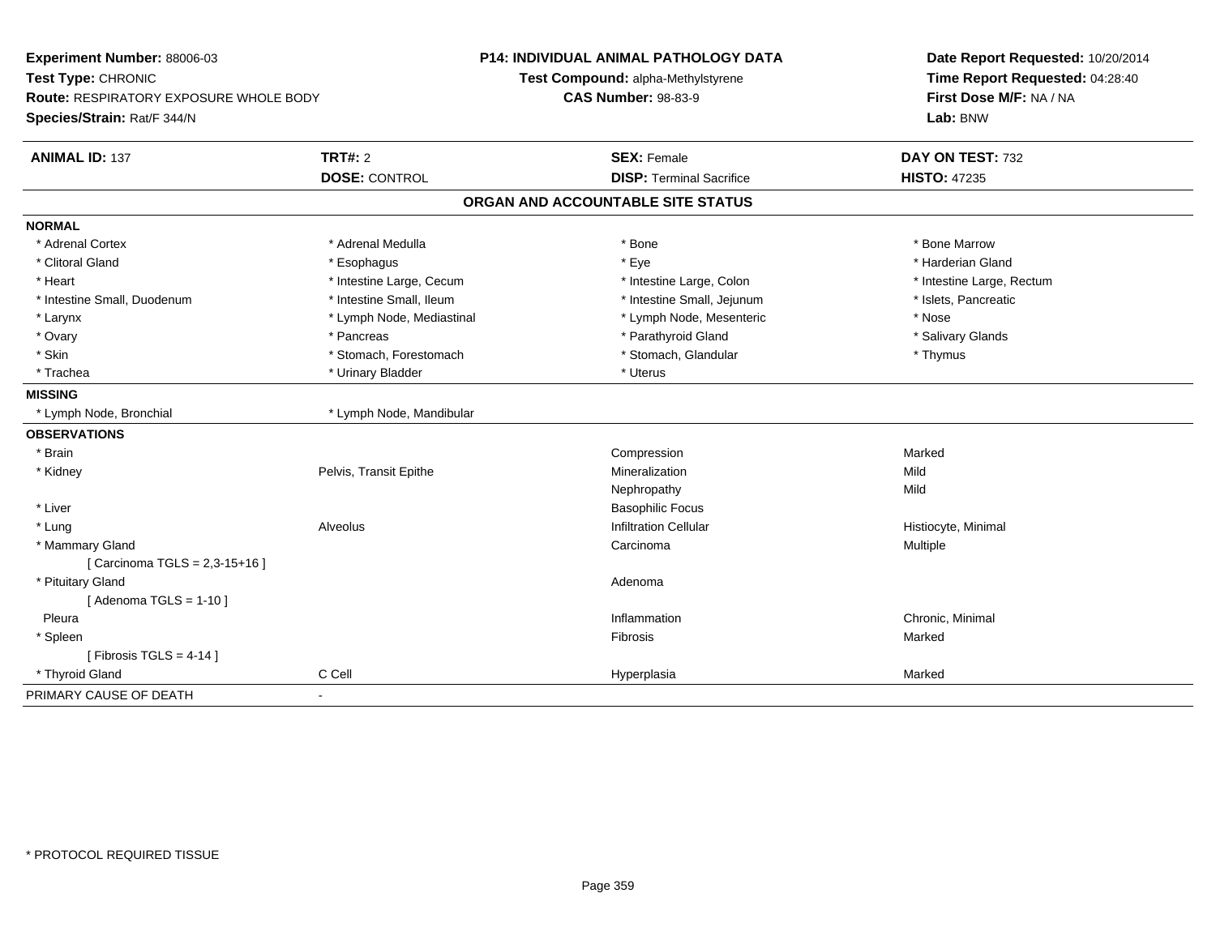**Experiment Number:** 88006-03
**Test Type:** CHRONIC
**Route:** RESPIRATORY EXPOSURE WHOLE BODY
**Species/Strain:** Rat/F 344/N

**P14: INDIVIDUAL ANIMAL PATHOLOGY DATA**
**Test Compound:** alpha-Methylstyrene
**CAS Number:** 98-83-9

**Date Report Requested:** 10/20/2014
**Time Report Requested:** 04:28:40
**First Dose M/F:** NA / NA
**Lab:** BNW

| **ANIMAL ID:** 137 | **TRT#:** 2 | **SEX:** Female | **DAY ON TEST:** 732 |
|---|---|---|---|
| | **DOSE:** CONTROL | **DISP:** Terminal Sacrifice | **HISTO:** 47235 |

## ORGAN AND ACCOUNTABLE SITE STATUS

| | | | |
|---|---|---|---|
| **NORMAL** | | | |
| * Adrenal Cortex | * Adrenal Medulla | * Bone | * Bone Marrow |
| * Clitoral Gland | * Esophagus | * Eye | * Harderian Gland |
| * Heart | * Intestine Large, Cecum | * Intestine Large, Colon | * Intestine Large, Rectum |
| * Intestine Small, Duodenum | * Intestine Small, Ileum | * Intestine Small, Jejunum | * Islets, Pancreatic |
| * Larynx | * Lymph Node, Mediastinal | * Lymph Node, Mesenteric | * Nose |
| * Ovary | * Pancreas | * Parathyroid Gland | * Salivary Glands |
| * Skin | * Stomach, Forestomach | * Stomach, Glandular | * Thymus |
| * Trachea | * Urinary Bladder | * Uterus | |
| **MISSING** | | | |
| * Lymph Node, Bronchial | * Lymph Node, Mandibular | | |
| **OBSERVATIONS** | | | |
| * Brain | | Compression | Marked |
| * Kidney | Pelvis, Transit Epithe | Mineralization | Mild |
| | | Nephropathy | Mild |
| * Liver | | Basophilic Focus | |
| * Lung | Alveolus | Infiltration Cellular | Histiocyte, Minimal |
| * Mammary Gland | | Carcinoma | Multiple |
| [ Carcinoma TGLS = 2,3-15+16 ] | | | |
| * Pituitary Gland | | Adenoma | |
| [ Adenoma TGLS = 1-10 ] | | | |
| Pleura | | Inflammation | Chronic, Minimal |
| * Spleen | | Fibrosis | Marked |
| [ Fibrosis TGLS = 4-14 ] | | | |
| * Thyroid Gland | C Cell | Hyperplasia | Marked |
| PRIMARY CAUSE OF DEATH | - | | |

* PROTOCOL REQUIRED TISSUE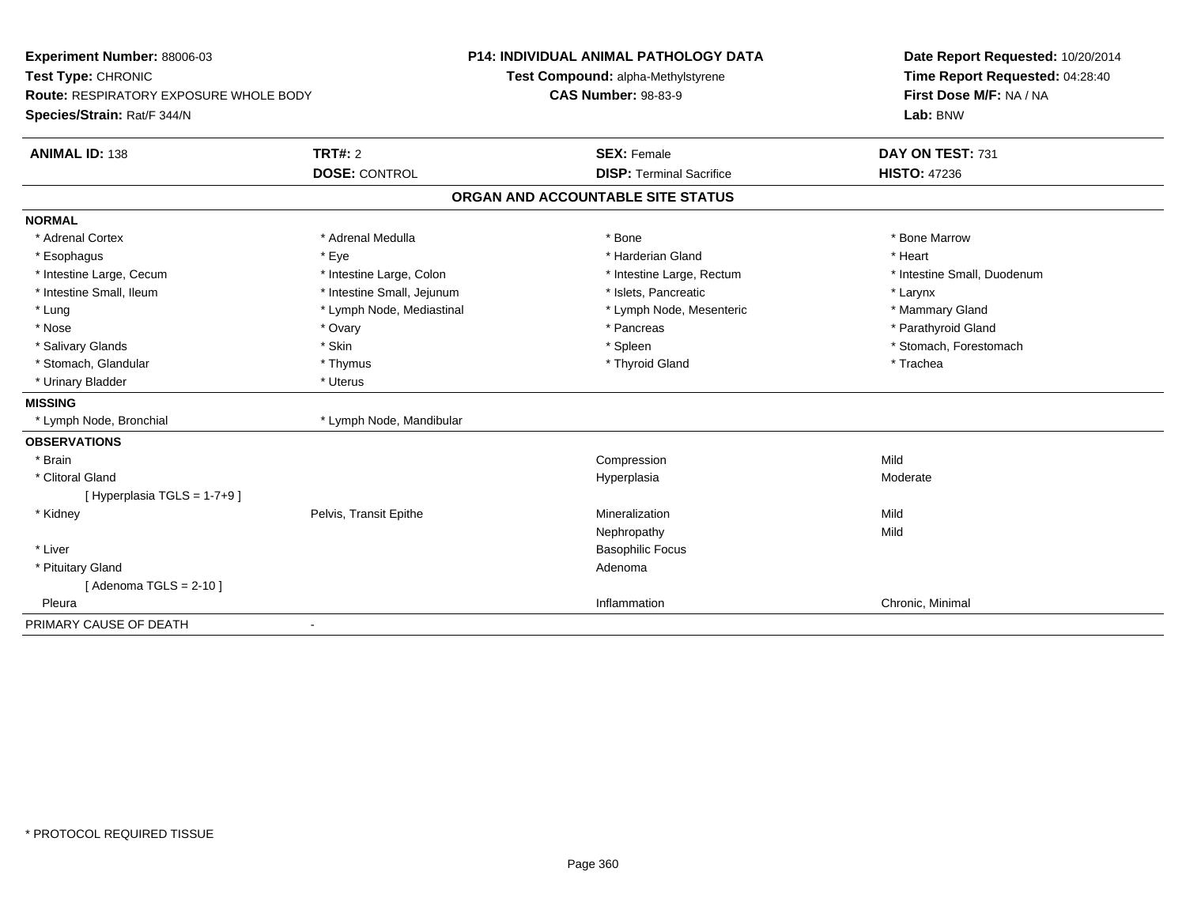**Experiment Number:** 88006-03
**Test Type:** CHRONIC
**Route:** RESPIRATORY EXPOSURE WHOLE BODY
**Species/Strain:** Rat/F 344/N

**P14: INDIVIDUAL ANIMAL PATHOLOGY DATA**
**Test Compound:** alpha-Methylstyrene
**CAS Number:** 98-83-9

**Date Report Requested:** 10/20/2014
**Time Report Requested:** 04:28:40
**First Dose M/F:** NA / NA
**Lab:** BNW

| **ANIMAL ID:** 138 | **TRT#:** 2 | **SEX:** Female | **DAY ON TEST:** 731 |
|---|---|---|---|
| | **DOSE:** CONTROL | **DISP:** Terminal Sacrifice | **HISTO:** 47236 |

## ORGAN AND ACCOUNTABLE SITE STATUS

**NORMAL**

| | | | |
|---|---|---|---|
| * Adrenal Cortex | * Adrenal Medulla | * Bone | * Bone Marrow |
| * Esophagus | * Eye | * Harderian Gland | * Heart |
| * Intestine Large, Cecum | * Intestine Large, Colon | * Intestine Large, Rectum | * Intestine Small, Duodenum |
| * Intestine Small, Ileum | * Intestine Small, Jejunum | * Islets, Pancreatic | * Larynx |
| * Lung | * Lymph Node, Mediastinal | * Lymph Node, Mesenteric | * Mammary Gland |
| * Nose | * Ovary | * Pancreas | * Parathyroid Gland |
| * Salivary Glands | * Skin | * Spleen | * Stomach, Forestomach |
| * Stomach, Glandular | * Thymus | * Thyroid Gland | * Trachea |
| * Urinary Bladder | * Uterus | | |

**MISSING**

| | |
|---|---|
| * Lymph Node, Bronchial | * Lymph Node, Mandibular |

**OBSERVATIONS**

| | | | |
|---|---|---|---|
| * Brain | | Compression | Mild |
| * Clitoral Gland | | Hyperplasia | Moderate |
| [ Hyperplasia TGLS = 1-7+9 ] | | | |
| * Kidney | Pelvis, Transit Epithe | Mineralization | Mild |
| | | Nephropathy | Mild |
| * Liver | | Basophilic Focus | |
| * Pituitary Gland | | Adenoma | |
| [ Adenoma TGLS = 2-10 ] | | | |
| Pleura | | Inflammation | Chronic, Minimal |

PRIMARY CAUSE OF DEATH -

* PROTOCOL REQUIRED TISSUE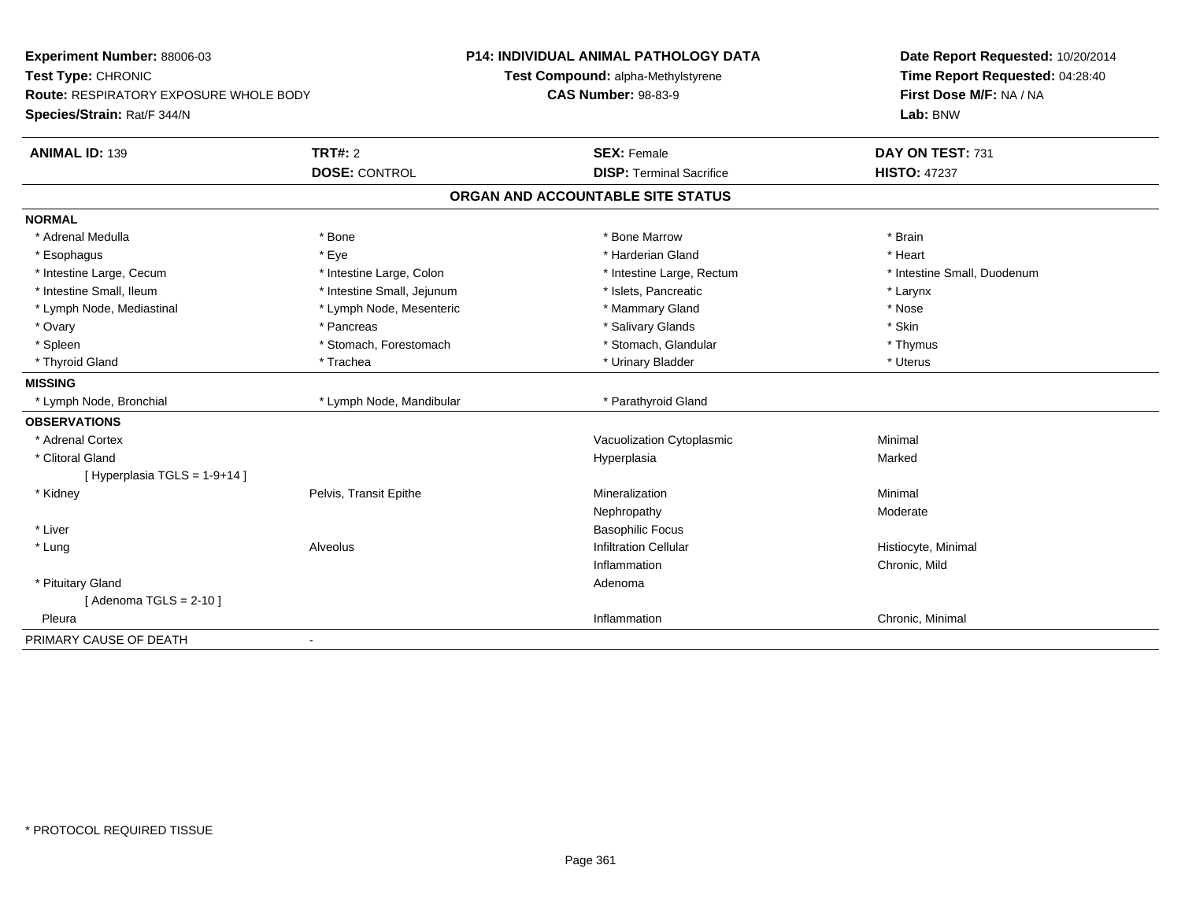**Experiment Number:** 88006-03
**Test Type:** CHRONIC
**Route:** RESPIRATORY EXPOSURE WHOLE BODY
**Species/Strain:** Rat/F 344/N

**P14: INDIVIDUAL ANIMAL PATHOLOGY DATA**
**Test Compound:** alpha-Methylstyrene
**CAS Number:** 98-83-9

**Date Report Requested:** 10/20/2014
**Time Report Requested:** 04:28:40
**First Dose M/F:** NA / NA
**Lab:** BNW

| **ANIMAL ID:** 139 | **TRT#:** 2 | **SEX:** Female | **DAY ON TEST:** 731 |
|---|---|---|---|
| | **DOSE:** CONTROL | **DISP:** Terminal Sacrifice | **HISTO:** 47237 |

## ORGAN AND ACCOUNTABLE SITE STATUS

| | | | |
|---|---|---|---|
| **NORMAL** | | | |
| * Adrenal Medulla | * Bone | * Bone Marrow | * Brain |
| * Esophagus | * Eye | * Harderian Gland | * Heart |
| * Intestine Large, Cecum | * Intestine Large, Colon | * Intestine Large, Rectum | * Intestine Small, Duodenum |
| * Intestine Small, Ileum | * Intestine Small, Jejunum | * Islets, Pancreatic | * Larynx |
| * Lymph Node, Mediastinal | * Lymph Node, Mesenteric | * Mammary Gland | * Nose |
| * Ovary | * Pancreas | * Salivary Glands | * Skin |
| * Spleen | * Stomach, Forestomach | * Stomach, Glandular | * Thymus |
| * Thyroid Gland | * Trachea | * Urinary Bladder | * Uterus |
| **MISSING** | | | |
| * Lymph Node, Bronchial | * Lymph Node, Mandibular | * Parathyroid Gland | |
| **OBSERVATIONS** | | | |
| * Adrenal Cortex | | Vacuolization Cytoplasmic | Minimal |
| * Clitoral Gland | | Hyperplasia | Marked |
| [ Hyperplasia TGLS = 1-9+14 ] | | | |
| * Kidney | Pelvis, Transit Epithe | Mineralization | Minimal |
| | | Nephropathy | Moderate |
| * Liver | | Basophilic Focus | |
| * Lung | Alveolus | Infiltration Cellular | Histiocyte, Minimal |
| | | Inflammation | Chronic, Mild |
| * Pituitary Gland | | Adenoma | |
| [ Adenoma TGLS = 2-10 ] | | | |
| Pleura | | Inflammation | Chronic, Minimal |
| PRIMARY CAUSE OF DEATH | - | | |

* PROTOCOL REQUIRED TISSUE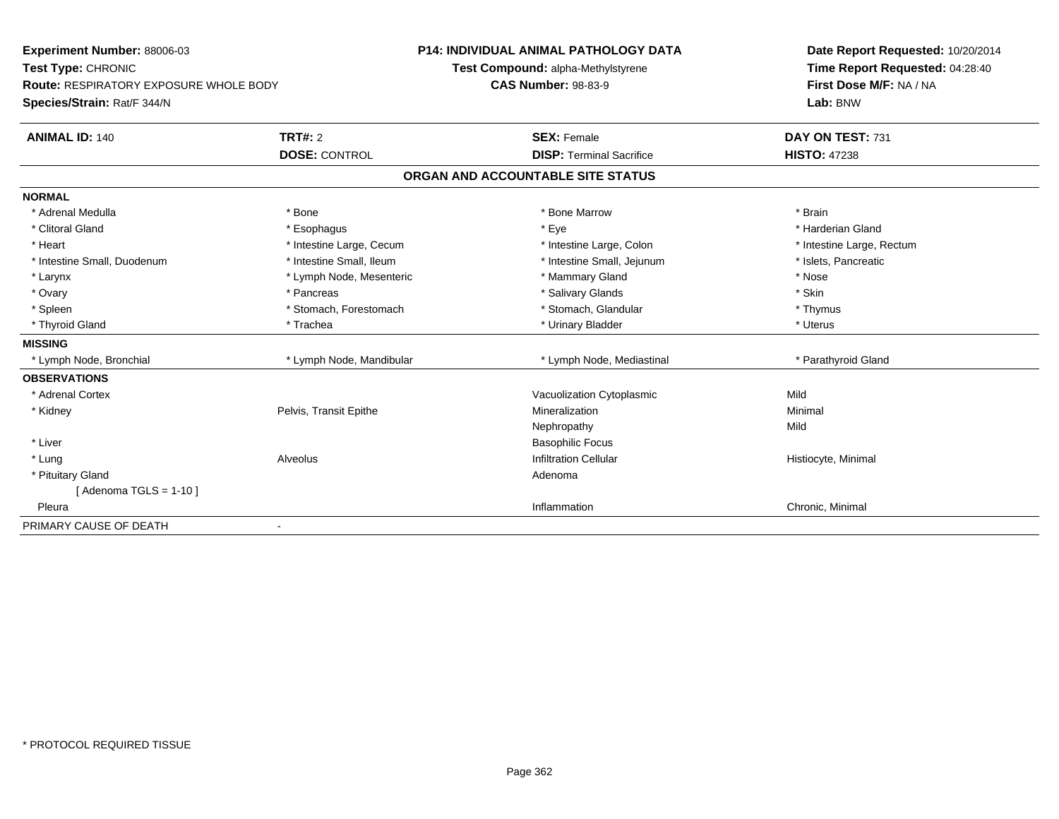**Experiment Number:** 88006-03
**Test Type:** CHRONIC
**Route:** RESPIRATORY EXPOSURE WHOLE BODY
**Species/Strain:** Rat/F 344/N

**P14: INDIVIDUAL ANIMAL PATHOLOGY DATA**
**Test Compound:** alpha-Methylstyrene
**CAS Number:** 98-83-9

**Date Report Requested:** 10/20/2014
**Time Report Requested:** 04:28:40
**First Dose M/F:** NA / NA
**Lab:** BNW

| **ANIMAL ID:** 140 | **TRT#:** 2 | **SEX:** Female | **DAY ON TEST:** 731 |
|---|---|---|---|
| | **DOSE:** CONTROL | **DISP:** Terminal Sacrifice | **HISTO:** 47238 |

## ORGAN AND ACCOUNTABLE SITE STATUS

| | | | |
|---|---|---|---|
| **NORMAL** | | | |
| * Adrenal Medulla | * Bone | * Bone Marrow | * Brain |
| * Clitoral Gland | * Esophagus | * Eye | * Harderian Gland |
| * Heart | * Intestine Large, Cecum | * Intestine Large, Colon | * Intestine Large, Rectum |
| * Intestine Small, Duodenum | * Intestine Small, Ileum | * Intestine Small, Jejunum | * Islets, Pancreatic |
| * Larynx | * Lymph Node, Mesenteric | * Mammary Gland | * Nose |
| * Ovary | * Pancreas | * Salivary Glands | * Skin |
| * Spleen | * Stomach, Forestomach | * Stomach, Glandular | * Thymus |
| * Thyroid Gland | * Trachea | * Urinary Bladder | * Uterus |
| **MISSING** | | | |
| * Lymph Node, Bronchial | * Lymph Node, Mandibular | * Lymph Node, Mediastinal | * Parathyroid Gland |
| **OBSERVATIONS** | | | |
| * Adrenal Cortex | | Vacuolization Cytoplasmic | Mild |
| * Kidney | Pelvis, Transit Epithe | Mineralization | Minimal |
| | | Nephropathy | Mild |
| * Liver | | Basophilic Focus | |
| * Lung | Alveolus | Infiltration Cellular | Histiocyte, Minimal |
| * Pituitary Gland | | Adenoma | |
| [ Adenoma TGLS = 1-10 ] | | | |
| Pleura | | Inflammation | Chronic, Minimal |
| PRIMARY CAUSE OF DEATH | - | | |

* PROTOCOL REQUIRED TISSUE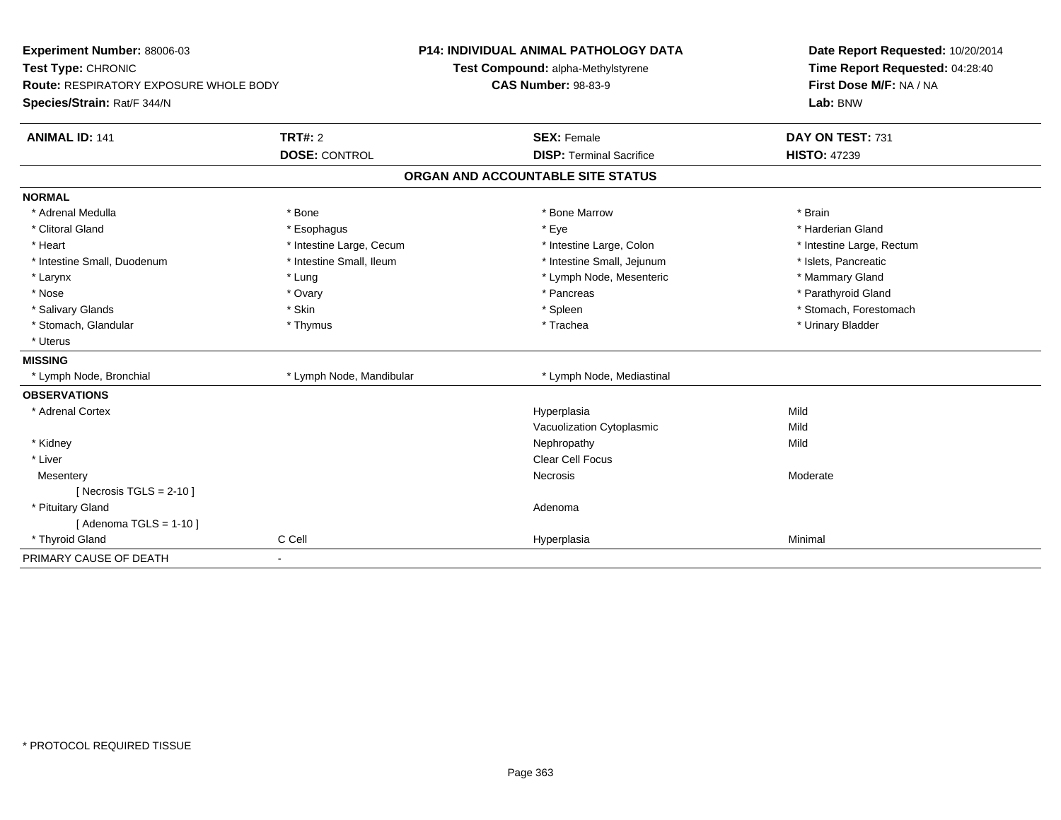**Experiment Number:** 88006-03
**Test Type:** CHRONIC
**Route:** RESPIRATORY EXPOSURE WHOLE BODY
**Species/Strain:** Rat/F 344/N

**P14: INDIVIDUAL ANIMAL PATHOLOGY DATA**
**Test Compound:** alpha-Methylstyrene
**CAS Number:** 98-83-9

**Date Report Requested:** 10/20/2014
**Time Report Requested:** 04:28:40
**First Dose M/F:** NA / NA
**Lab:** BNW

| **ANIMAL ID:** 141 | **TRT#:** 2 | **SEX:** Female | **DAY ON TEST:** 731 |
|---|---|---|---|
| | **DOSE:** CONTROL | **DISP:** Terminal Sacrifice | **HISTO:** 47239 |

## ORGAN AND ACCOUNTABLE SITE STATUS

| | | | |
|---|---|---|---|
| **NORMAL** | | | |
| * Adrenal Medulla | * Bone | * Bone Marrow | * Brain |
| * Clitoral Gland | * Esophagus | * Eye | * Harderian Gland |
| * Heart | * Intestine Large, Cecum | * Intestine Large, Colon | * Intestine Large, Rectum |
| * Intestine Small, Duodenum | * Intestine Small, Ileum | * Intestine Small, Jejunum | * Islets, Pancreatic |
| * Larynx | * Lung | * Lymph Node, Mesenteric | * Mammary Gland |
| * Nose | * Ovary | * Pancreas | * Parathyroid Gland |
| * Salivary Glands | * Skin | * Spleen | * Stomach, Forestomach |
| * Stomach, Glandular | * Thymus | * Trachea | * Urinary Bladder |
| * Uterus | | | |
| **MISSING** | | | |
| * Lymph Node, Bronchial | * Lymph Node, Mandibular | * Lymph Node, Mediastinal | |
| **OBSERVATIONS** | | | |
| * Adrenal Cortex | | Hyperplasia | Mild |
| | | Vacuolization Cytoplasmic | Mild |
| * Kidney | | Nephropathy | Mild |
| * Liver | | Clear Cell Focus | |
| Mesentery | | Necrosis | Moderate |
| [ Necrosis TGLS = 2-10 ] | | | |
| * Pituitary Gland | | Adenoma | |
| [ Adenoma TGLS = 1-10 ] | | | |
| * Thyroid Gland | C Cell | Hyperplasia | Minimal |
| PRIMARY CAUSE OF DEATH | - | | |

* PROTOCOL REQUIRED TISSUE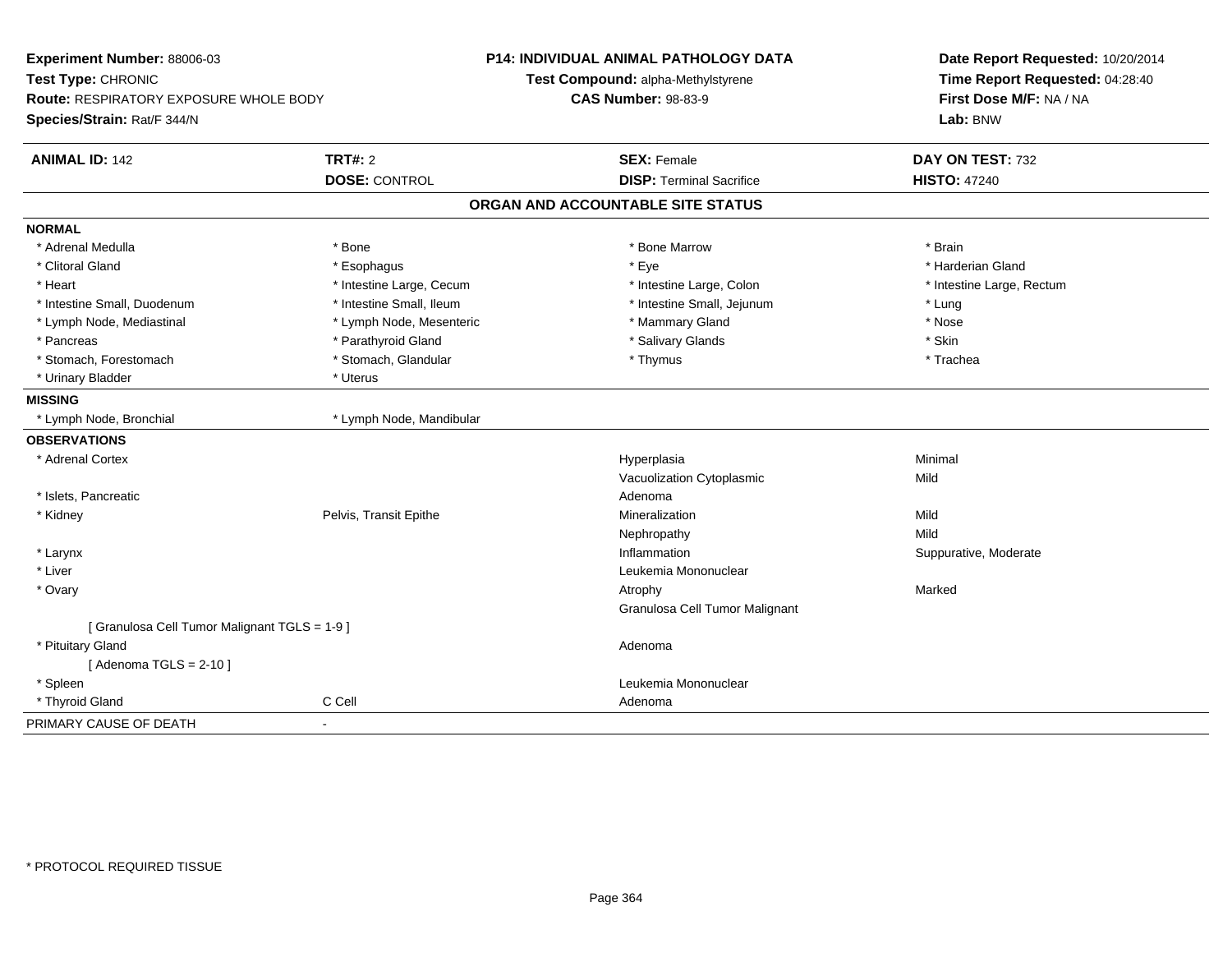**Experiment Number:** 88006-03
**Test Type:** CHRONIC
**Route:** RESPIRATORY EXPOSURE WHOLE BODY
**Species/Strain:** Rat/F 344/N

**P14: INDIVIDUAL ANIMAL PATHOLOGY DATA**
**Test Compound:** alpha-Methylstyrene
**CAS Number:** 98-83-9

**Date Report Requested:** 10/20/2014
**Time Report Requested:** 04:28:40
**First Dose M/F:** NA / NA
**Lab:** BNW

| **ANIMAL ID:** 142 | **TRT#:** 2 | **SEX:** Female | **DAY ON TEST:** 732 |
|---|---|---|---|
| | **DOSE:** CONTROL | **DISP:** Terminal Sacrifice | **HISTO:** 47240 |

## ORGAN AND ACCOUNTABLE SITE STATUS

**NORMAL**

| | | | |
|---|---|---|---|
| * Adrenal Medulla | * Bone | * Bone Marrow | * Brain |
| * Clitoral Gland | * Esophagus | * Eye | * Harderian Gland |
| * Heart | * Intestine Large, Cecum | * Intestine Large, Colon | * Intestine Large, Rectum |
| * Intestine Small, Duodenum | * Intestine Small, Ileum | * Intestine Small, Jejunum | * Lung |
| * Lymph Node, Mediastinal | * Lymph Node, Mesenteric | * Mammary Gland | * Nose |
| * Pancreas | * Parathyroid Gland | * Salivary Glands | * Skin |
| * Stomach, Forestomach | * Stomach, Glandular | * Thymus | * Trachea |
| * Urinary Bladder | * Uterus | | |

**MISSING**

| | |
|---|---|
| * Lymph Node, Bronchial | * Lymph Node, Mandibular |

**OBSERVATIONS**

| | | | |
|---|---|---|---|
| * Adrenal Cortex | | Hyperplasia | Minimal |
| | | Vacuolization Cytoplasmic | Mild |
| * Islets, Pancreatic | | Adenoma | |
| * Kidney | Pelvis, Transit Epithe | Mineralization | Mild |
| | | Nephropathy | Mild |
| * Larynx | | Inflammation | Suppurative, Moderate |
| * Liver | | Leukemia Mononuclear | |
| * Ovary | | Atrophy | Marked |
| | | Granulosa Cell Tumor Malignant | |
| [ Granulosa Cell Tumor Malignant TGLS = 1-9 ] | | | |
| * Pituitary Gland | | Adenoma | |
| [ Adenoma TGLS = 2-10 ] | | | |
| * Spleen | | Leukemia Mononuclear | |
| * Thyroid Gland | C Cell | Adenoma | |

PRIMARY CAUSE OF DEATH -

\* PROTOCOL REQUIRED TISSUE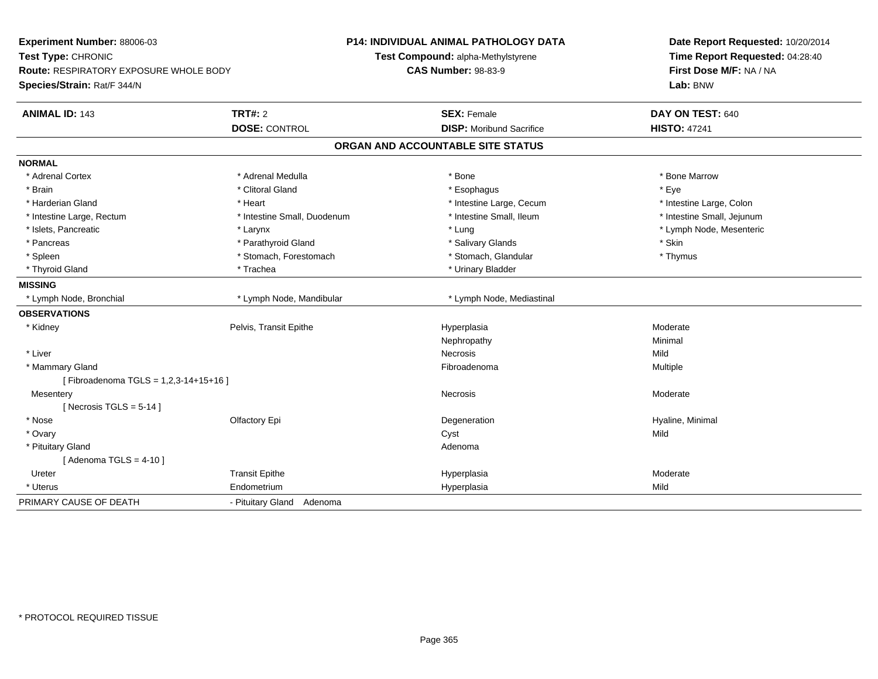**Experiment Number:** 88006-03
**Test Type:** CHRONIC
**Route:** RESPIRATORY EXPOSURE WHOLE BODY
**Species/Strain:** Rat/F 344/N

**P14: INDIVIDUAL ANIMAL PATHOLOGY DATA**
**Test Compound:** alpha-Methylstyrene
**CAS Number:** 98-83-9

**Date Report Requested:** 10/20/2014
**Time Report Requested:** 04:28:40
**First Dose M/F:** NA / NA
**Lab:** BNW

| **ANIMAL ID:** 143 | **TRT#:** 2 | **SEX:** Female | **DAY ON TEST:** 640 |
|---|---|---|---|
| | **DOSE:** CONTROL | **DISP:** Moribund Sacrifice | **HISTO:** 47241 |

## ORGAN AND ACCOUNTABLE SITE STATUS

| | | | |
|---|---|---|---|
| **NORMAL** | | | |
| * Adrenal Cortex | * Adrenal Medulla | * Bone | * Bone Marrow |
| * Brain | * Clitoral Gland | * Esophagus | * Eye |
| * Harderian Gland | * Heart | * Intestine Large, Cecum | * Intestine Large, Colon |
| * Intestine Large, Rectum | * Intestine Small, Duodenum | * Intestine Small, Ileum | * Intestine Small, Jejunum |
| * Islets, Pancreatic | * Larynx | * Lung | * Lymph Node, Mesenteric |
| * Pancreas | * Parathyroid Gland | * Salivary Glands | * Skin |
| * Spleen | * Stomach, Forestomach | * Stomach, Glandular | * Thymus |
| * Thyroid Gland | * Trachea | * Urinary Bladder | |
| **MISSING** | | | |
| * Lymph Node, Bronchial | * Lymph Node, Mandibular | * Lymph Node, Mediastinal | |
| **OBSERVATIONS** | | | |
| * Kidney | Pelvis, Transit Epithe | Hyperplasia | Moderate |
| | | Nephropathy | Minimal |
| * Liver | | Necrosis | Mild |
| * Mammary Gland | | Fibroadenoma | Multiple |
| [ Fibroadenoma TGLS = 1,2,3-14+15+16 ] | | | |
| Mesentery | | Necrosis | Moderate |
| [ Necrosis TGLS = 5-14 ] | | | |
| * Nose | Olfactory Epi | Degeneration | Hyaline, Minimal |
| * Ovary | | Cyst | Mild |
| * Pituitary Gland | | Adenoma | |
| [ Adenoma TGLS = 4-10 ] | | | |
| Ureter | Transit Epithe | Hyperplasia | Moderate |
| * Uterus | Endometrium | Hyperplasia | Mild |
| PRIMARY CAUSE OF DEATH | - Pituitary Gland Adenoma | | |

* PROTOCOL REQUIRED TISSUE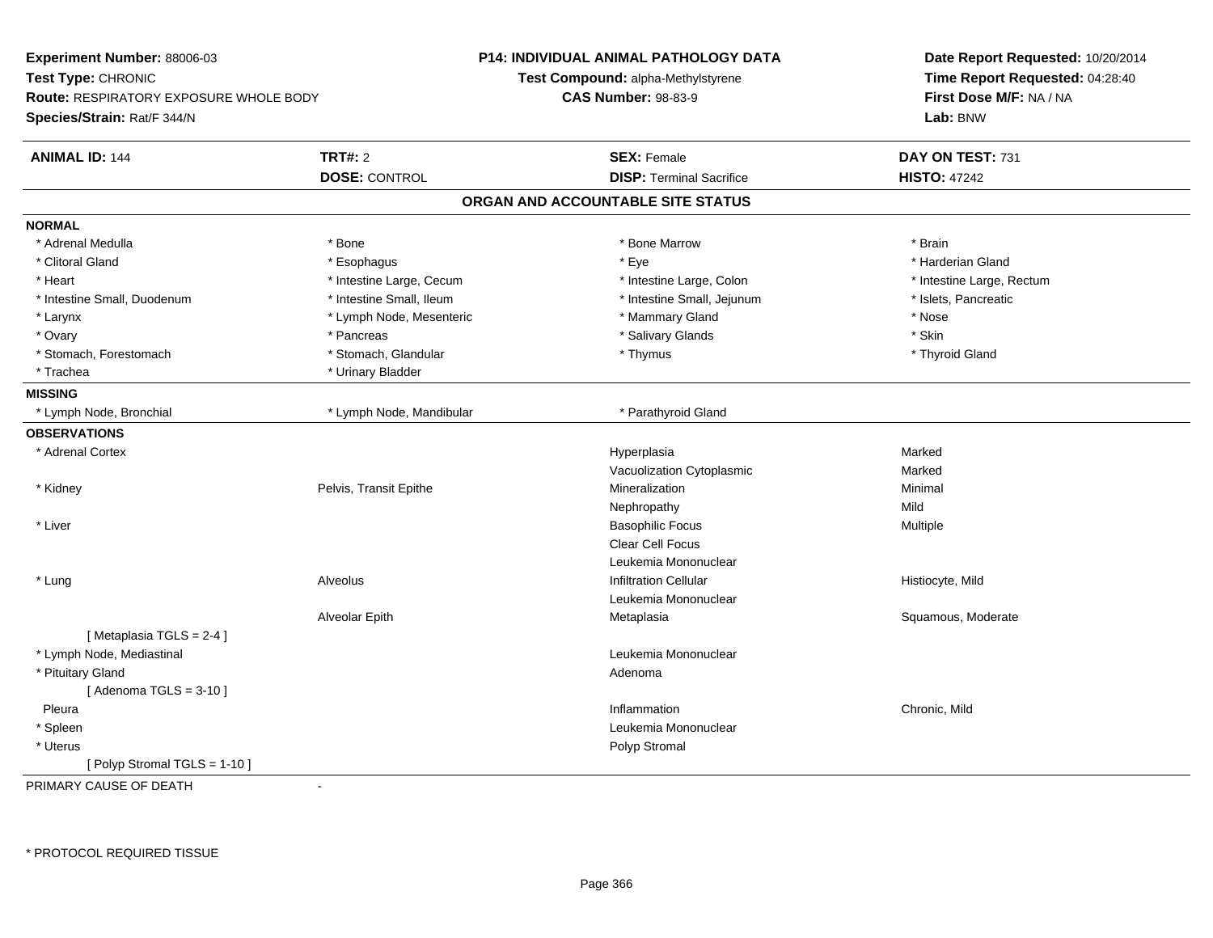**Experiment Number:** 88006-03
**Test Type:** CHRONIC
**Route:** RESPIRATORY EXPOSURE WHOLE BODY
**Species/Strain:** Rat/F 344/N

**P14: INDIVIDUAL ANIMAL PATHOLOGY DATA**
**Test Compound:** alpha-Methylstyrene
**CAS Number:** 98-83-9

**Date Report Requested:** 10/20/2014
**Time Report Requested:** 04:28:40
**First Dose M/F:** NA / NA
**Lab:** BNW

| **ANIMAL ID:** 144 | **TRT#:** 2 | **SEX:** Female | **DAY ON TEST:** 731 |
|---|---|---|---|
| | **DOSE:** CONTROL | **DISP:** Terminal Sacrifice | **HISTO:** 47242 |

## ORGAN AND ACCOUNTABLE SITE STATUS

**NORMAL**

| | | | |
|---|---|---|---|
| * Adrenal Medulla | * Bone | * Bone Marrow | * Brain |
| * Clitoral Gland | * Esophagus | * Eye | * Harderian Gland |
| * Heart | * Intestine Large, Cecum | * Intestine Large, Colon | * Intestine Large, Rectum |
| * Intestine Small, Duodenum | * Intestine Small, Ileum | * Intestine Small, Jejunum | * Islets, Pancreatic |
| * Larynx | * Lymph Node, Mesenteric | * Mammary Gland | * Nose |
| * Ovary | * Pancreas | * Salivary Glands | * Skin |
| * Stomach, Forestomach | * Stomach, Glandular | * Thymus | * Thyroid Gland |
| * Trachea | * Urinary Bladder | | |

**MISSING**

| | | |
|---|---|---|
| * Lymph Node, Bronchial | * Lymph Node, Mandibular | * Parathyroid Gland |

**OBSERVATIONS**

| Organ | Site | Observation | Qualifier |
|---|---|---|---|
| * Adrenal Cortex | | Hyperplasia | Marked |
| | | Vacuolization Cytoplasmic | Marked |
| * Kidney | Pelvis, Transit Epithe | Mineralization | Minimal |
| | | Nephropathy | Mild |
| * Liver | | Basophilic Focus | Multiple |
| | | Clear Cell Focus | |
| | | Leukemia Mononuclear | |
| * Lung | Alveolus | Infiltration Cellular | Histiocyte, Mild |
| | | Leukemia Mononuclear | |
| | Alveolar Epith | Metaplasia | Squamous, Moderate |
| [ Metaplasia TGLS = 2-4 ] | | | |
| * Lymph Node, Mediastinal | | Leukemia Mononuclear | |
| * Pituitary Gland | | Adenoma | |
| [ Adenoma TGLS = 3-10 ] | | | |
| Pleura | | Inflammation | Chronic, Mild |
| * Spleen | | Leukemia Mononuclear | |
| * Uterus | | Polyp Stromal | |
| [ Polyp Stromal TGLS = 1-10 ] | | | |

PRIMARY CAUSE OF DEATH -

\* PROTOCOL REQUIRED TISSUE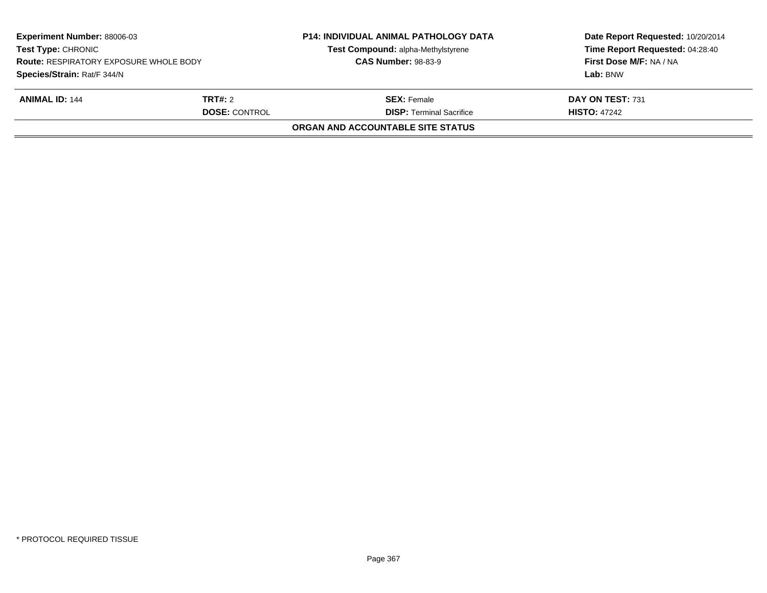**Experiment Number:** 88006-03
**Test Type:** CHRONIC
**Route:** RESPIRATORY EXPOSURE WHOLE BODY
**Species/Strain:** Rat/F 344/N

**P14: INDIVIDUAL ANIMAL PATHOLOGY DATA**
**Test Compound:** alpha-Methylstyrene
**CAS Number:** 98-83-9

**Date Report Requested:** 10/20/2014
**Time Report Requested:** 04:28:40
**First Dose M/F:** NA / NA
**Lab:** BNW

| **ANIMAL ID:** 144 | **TRT#:** 2 | **SEX:** Female | **DAY ON TEST:** 731 |
|---|---|---|---|
| | **DOSE:** CONTROL | **DISP:** Terminal Sacrifice | **HISTO:** 47242 |

**ORGAN AND ACCOUNTABLE SITE STATUS**

* PROTOCOL REQUIRED TISSUE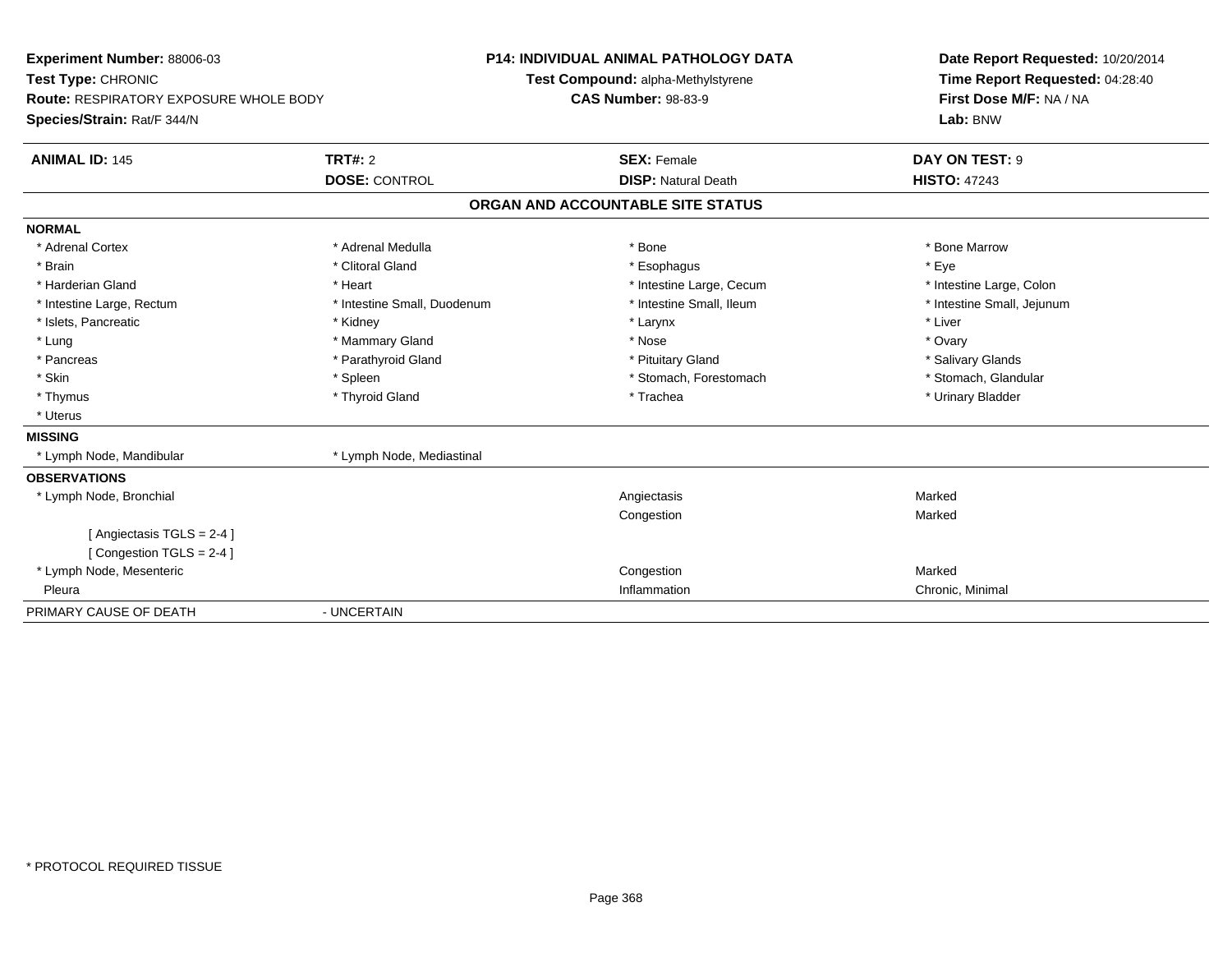**Experiment Number:** 88006-03
**Test Type:** CHRONIC
**Route:** RESPIRATORY EXPOSURE WHOLE BODY
**Species/Strain:** Rat/F 344/N

**P14: INDIVIDUAL ANIMAL PATHOLOGY DATA**
**Test Compound:** alpha-Methylstyrene
**CAS Number:** 98-83-9

**Date Report Requested:** 10/20/2014
**Time Report Requested:** 04:28:40
**First Dose M/F:** NA / NA
**Lab:** BNW

| **ANIMAL ID:** 145 | **TRT#:** 2 | **SEX:** Female | **DAY ON TEST:** 9 |
|---|---|---|---|
| | **DOSE:** CONTROL | **DISP:** Natural Death | **HISTO:** 47243 |

**ORGAN AND ACCOUNTABLE SITE STATUS**

**NORMAL**

| | | | |
|---|---|---|---|
| * Adrenal Cortex | * Adrenal Medulla | * Bone | * Bone Marrow |
| * Brain | * Clitoral Gland | * Esophagus | * Eye |
| * Harderian Gland | * Heart | * Intestine Large, Cecum | * Intestine Large, Colon |
| * Intestine Large, Rectum | * Intestine Small, Duodenum | * Intestine Small, Ileum | * Intestine Small, Jejunum |
| * Islets, Pancreatic | * Kidney | * Larynx | * Liver |
| * Lung | * Mammary Gland | * Nose | * Ovary |
| * Pancreas | * Parathyroid Gland | * Pituitary Gland | * Salivary Glands |
| * Skin | * Spleen | * Stomach, Forestomach | * Stomach, Glandular |
| * Thymus | * Thyroid Gland | * Trachea | * Urinary Bladder |
| * Uterus | | | |

**MISSING**

* Lymph Node, Mandibular
* Lymph Node, Mediastinal

**OBSERVATIONS**

| | | |
|---|---|---|
| * Lymph Node, Bronchial | Angiectasis | Marked |
| | Congestion | Marked |
| [ Angiectasis TGLS = 2-4 ] | | |
| [ Congestion TGLS = 2-4 ] | | |
| * Lymph Node, Mesenteric | Congestion | Marked |
| Pleura | Inflammation | Chronic, Minimal |

PRIMARY CAUSE OF DEATH - UNCERTAIN

* PROTOCOL REQUIRED TISSUE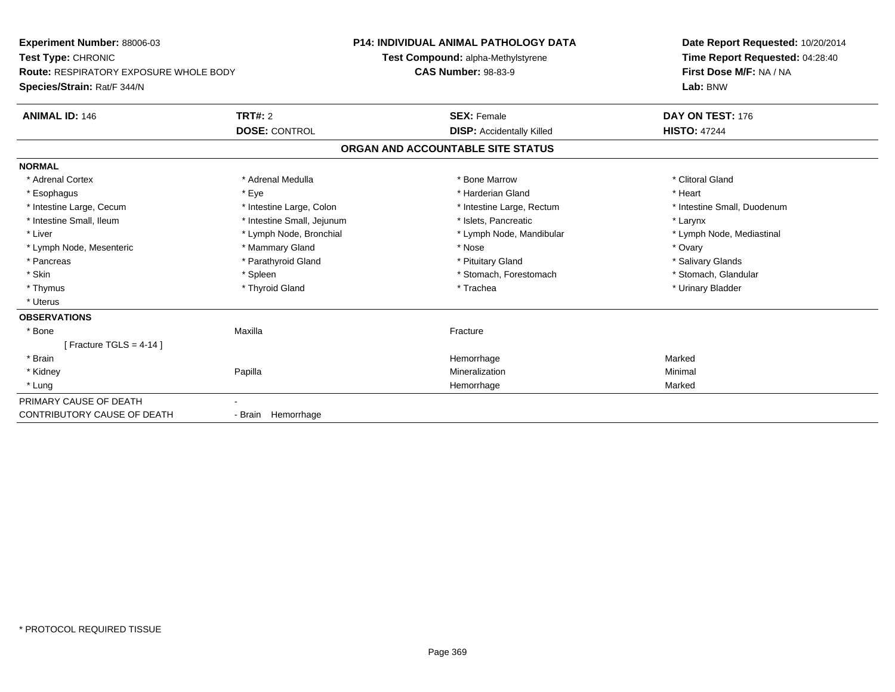**Experiment Number:** 88006-03
**Test Type:** CHRONIC
**Route:** RESPIRATORY EXPOSURE WHOLE BODY
**Species/Strain:** Rat/F 344/N

**P14: INDIVIDUAL ANIMAL PATHOLOGY DATA**
**Test Compound:** alpha-Methylstyrene
**CAS Number:** 98-83-9

**Date Report Requested:** 10/20/2014
**Time Report Requested:** 04:28:40
**First Dose M/F:** NA / NA
**Lab:** BNW

| **ANIMAL ID:** 146 | **TRT#:** 2 | **SEX:** Female | **DAY ON TEST:** 176 |
|---|---|---|---|
| | **DOSE:** CONTROL | **DISP:** Accidentally Killed | **HISTO:** 47244 |

**ORGAN AND ACCOUNTABLE SITE STATUS**

**NORMAL**

| | | | |
|---|---|---|---|
| * Adrenal Cortex | * Adrenal Medulla | * Bone Marrow | * Clitoral Gland |
| * Esophagus | * Eye | * Harderian Gland | * Heart |
| * Intestine Large, Cecum | * Intestine Large, Colon | * Intestine Large, Rectum | * Intestine Small, Duodenum |
| * Intestine Small, Ileum | * Intestine Small, Jejunum | * Islets, Pancreatic | * Larynx |
| * Liver | * Lymph Node, Bronchial | * Lymph Node, Mandibular | * Lymph Node, Mediastinal |
| * Lymph Node, Mesenteric | * Mammary Gland | * Nose | * Ovary |
| * Pancreas | * Parathyroid Gland | * Pituitary Gland | * Salivary Glands |
| * Skin | * Spleen | * Stomach, Forestomach | * Stomach, Glandular |
| * Thymus | * Thyroid Gland | * Trachea | * Urinary Bladder |
| * Uterus | | | |

**OBSERVATIONS**

| | | | |
|---|---|---|---|
| * Bone | Maxilla | Fracture | |
| [ Fracture TGLS = 4-14 ] | | | |
| * Brain | | Hemorrhage | Marked |
| * Kidney | Papilla | Mineralization | Minimal |
| * Lung | | Hemorrhage | Marked |

| | |
|---|---|
| PRIMARY CAUSE OF DEATH | - |
| CONTRIBUTORY CAUSE OF DEATH | - Brain Hemorrhage |

* PROTOCOL REQUIRED TISSUE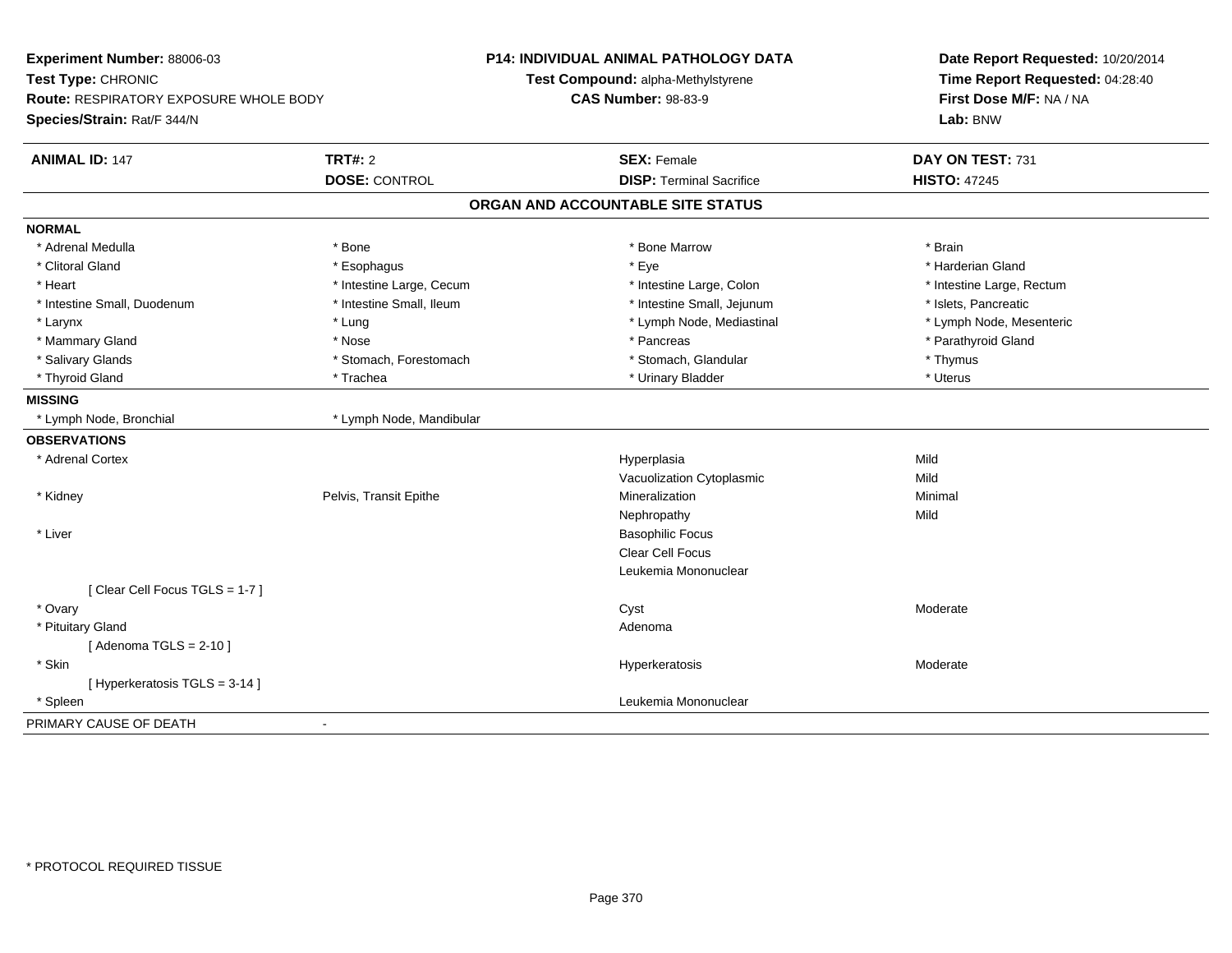**Experiment Number:** 88006-03
**Test Type:** CHRONIC
**Route:** RESPIRATORY EXPOSURE WHOLE BODY
**Species/Strain:** Rat/F 344/N

**P14: INDIVIDUAL ANIMAL PATHOLOGY DATA**
**Test Compound:** alpha-Methylstyrene
**CAS Number:** 98-83-9

**Date Report Requested:** 10/20/2014
**Time Report Requested:** 04:28:40
**First Dose M/F:** NA / NA
**Lab:** BNW

| **ANIMAL ID:** 147 | **TRT#:** 2 | **SEX:** Female | **DAY ON TEST:** 731 |
|---|---|---|---|
| | **DOSE:** CONTROL | **DISP:** Terminal Sacrifice | **HISTO:** 47245 |

## ORGAN AND ACCOUNTABLE SITE STATUS

**NORMAL**

| | | | |
|---|---|---|---|
| * Adrenal Medulla | * Bone | * Bone Marrow | * Brain |
| * Clitoral Gland | * Esophagus | * Eye | * Harderian Gland |
| * Heart | * Intestine Large, Cecum | * Intestine Large, Colon | * Intestine Large, Rectum |
| * Intestine Small, Duodenum | * Intestine Small, Ileum | * Intestine Small, Jejunum | * Islets, Pancreatic |
| * Larynx | * Lung | * Lymph Node, Mediastinal | * Lymph Node, Mesenteric |
| * Mammary Gland | * Nose | * Pancreas | * Parathyroid Gland |
| * Salivary Glands | * Stomach, Forestomach | * Stomach, Glandular | * Thymus |
| * Thyroid Gland | * Trachea | * Urinary Bladder | * Uterus |

**MISSING**

* Lymph Node, Bronchial
* Lymph Node, Mandibular

**OBSERVATIONS**

| | | | |
|---|---|---|---|
| * Adrenal Cortex | | Hyperplasia | Mild |
| | | Vacuolization Cytoplasmic | Mild |
| * Kidney | Pelvis, Transit Epithe | Mineralization | Minimal |
| | | Nephropathy | Mild |
| * Liver | | Basophilic Focus | |
| | | Clear Cell Focus | |
| | | Leukemia Mononuclear | |
| [ Clear Cell Focus TGLS = 1-7 ] | | | |
| * Ovary | | Cyst | Moderate |
| * Pituitary Gland | | Adenoma | |
| [ Adenoma TGLS = 2-10 ] | | | |
| * Skin | | Hyperkeratosis | Moderate |
| [ Hyperkeratosis TGLS = 3-14 ] | | | |
| * Spleen | | Leukemia Mononuclear | |

PRIMARY CAUSE OF DEATH -

* PROTOCOL REQUIRED TISSUE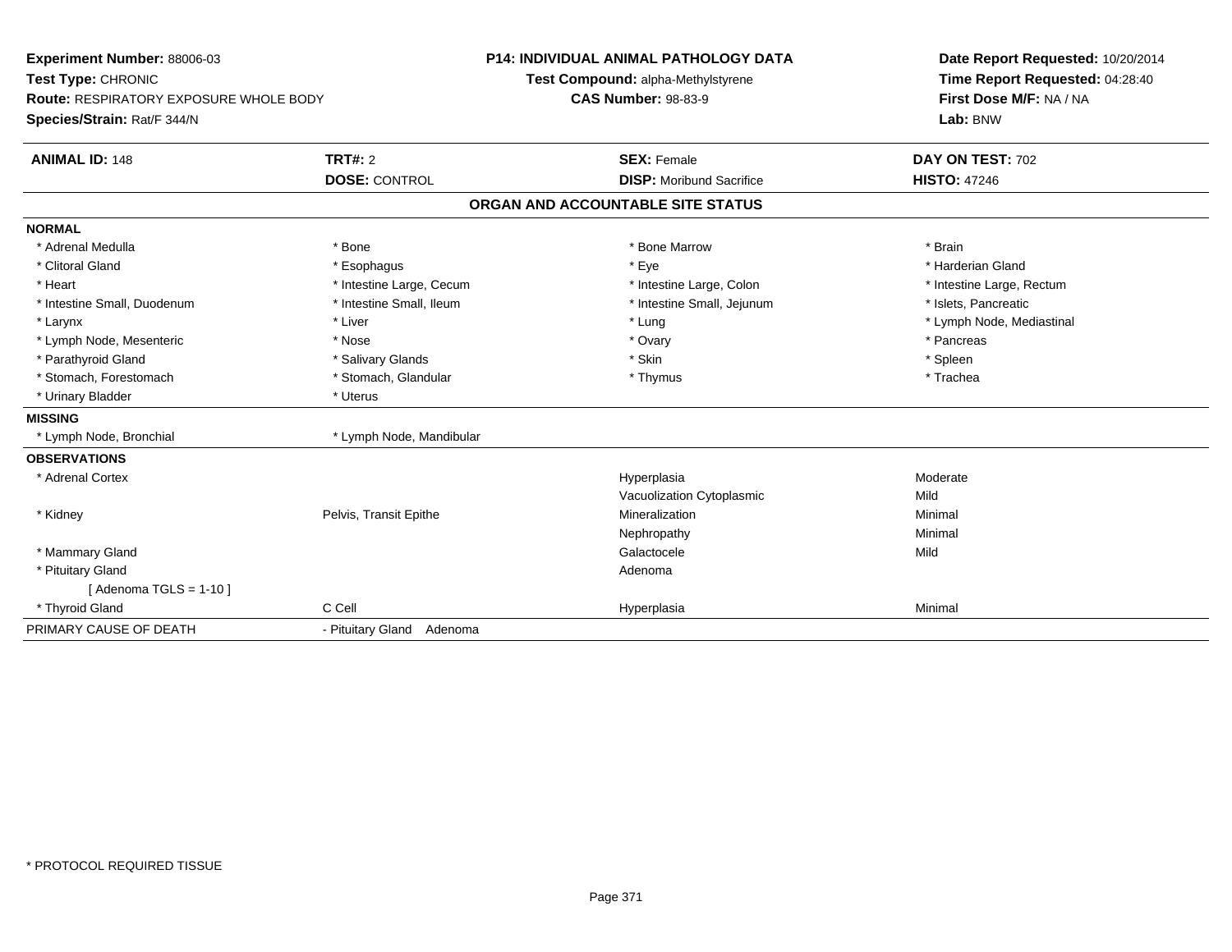**Experiment Number:** 88006-03
**Test Type:** CHRONIC
**Route:** RESPIRATORY EXPOSURE WHOLE BODY
**Species/Strain:** Rat/F 344/N

**P14: INDIVIDUAL ANIMAL PATHOLOGY DATA**
**Test Compound:** alpha-Methylstyrene
**CAS Number:** 98-83-9

**Date Report Requested:** 10/20/2014
**Time Report Requested:** 04:28:40
**First Dose M/F:** NA / NA
**Lab:** BNW

| **ANIMAL ID:** 148 | **TRT#:** 2 | **SEX:** Female | **DAY ON TEST:** 702 |
|---|---|---|---|
| | **DOSE:** CONTROL | **DISP:** Moribund Sacrifice | **HISTO:** 47246 |

## ORGAN AND ACCOUNTABLE SITE STATUS

**NORMAL**

| | | | |
|---|---|---|---|
| * Adrenal Medulla | * Bone | * Bone Marrow | * Brain |
| * Clitoral Gland | * Esophagus | * Eye | * Harderian Gland |
| * Heart | * Intestine Large, Cecum | * Intestine Large, Colon | * Intestine Large, Rectum |
| * Intestine Small, Duodenum | * Intestine Small, Ileum | * Intestine Small, Jejunum | * Islets, Pancreatic |
| * Larynx | * Liver | * Lung | * Lymph Node, Mediastinal |
| * Lymph Node, Mesenteric | * Nose | * Ovary | * Pancreas |
| * Parathyroid Gland | * Salivary Glands | * Skin | * Spleen |
| * Stomach, Forestomach | * Stomach, Glandular | * Thymus | * Trachea |
| * Urinary Bladder | * Uterus | | |

**MISSING**

| | |
|---|---|
| * Lymph Node, Bronchial | * Lymph Node, Mandibular |

**OBSERVATIONS**

| | | | |
|---|---|---|---|
| * Adrenal Cortex | | Hyperplasia | Moderate |
| | | Vacuolization Cytoplasmic | Mild |
| * Kidney | Pelvis, Transit Epithe | Mineralization | Minimal |
| | | Nephropathy | Minimal |
| * Mammary Gland | | Galactocele | Mild |
| * Pituitary Gland | | Adenoma | |
| [ Adenoma TGLS = 1-10 ] | | | |
| * Thyroid Gland | C Cell | Hyperplasia | Minimal |

| | |
|---|---|
| PRIMARY CAUSE OF DEATH | - Pituitary Gland Adenoma |

* PROTOCOL REQUIRED TISSUE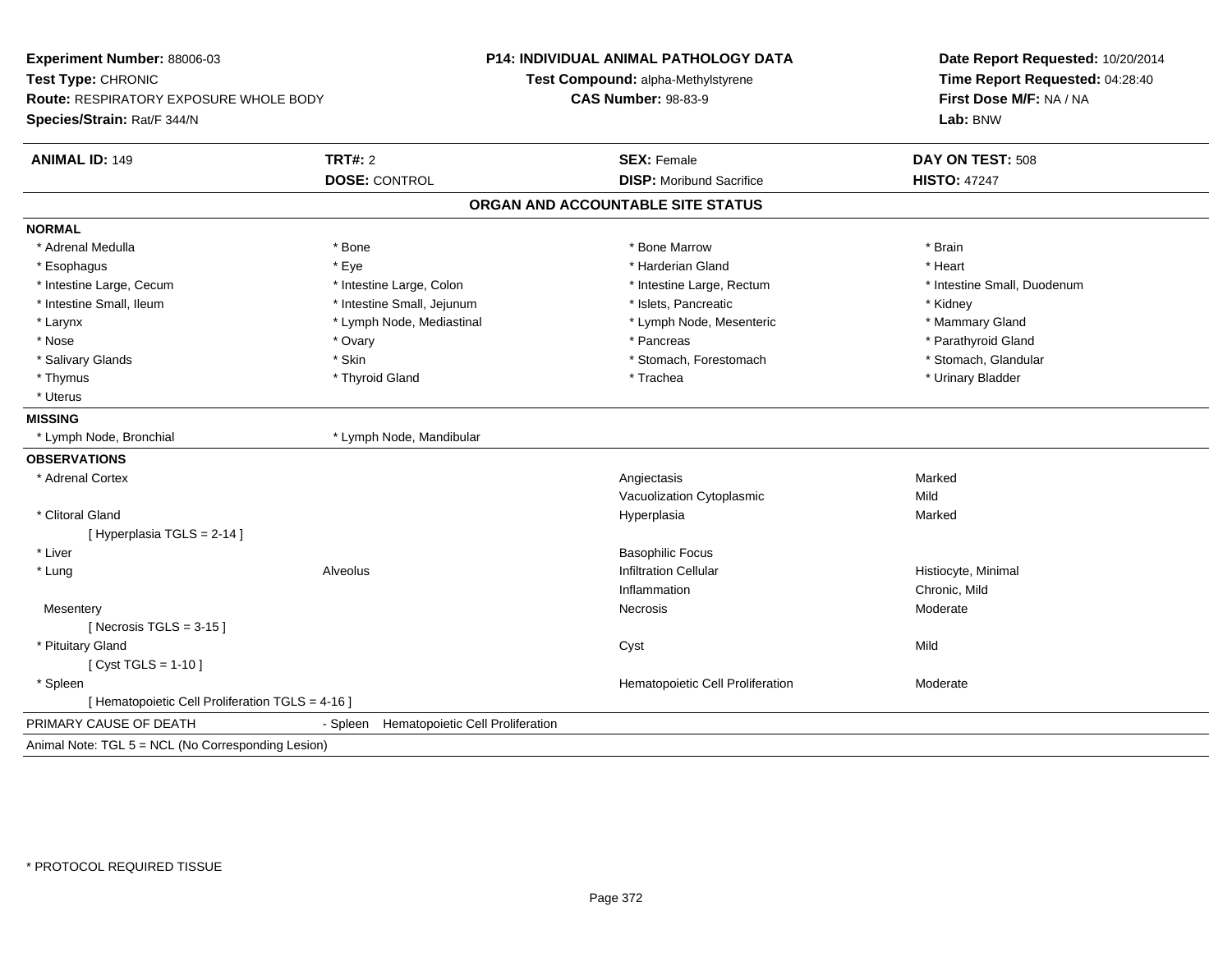**Experiment Number:** 88006-03
**Test Type:** CHRONIC
**Route:** RESPIRATORY EXPOSURE WHOLE BODY
**Species/Strain:** Rat/F 344/N

**P14: INDIVIDUAL ANIMAL PATHOLOGY DATA**
**Test Compound:** alpha-Methylstyrene
**CAS Number:** 98-83-9

**Date Report Requested:** 10/20/2014
**Time Report Requested:** 04:28:40
**First Dose M/F:** NA / NA
**Lab:** BNW

| **ANIMAL ID:** 149 | **TRT#:** 2 | **SEX:** Female | **DAY ON TEST:** 508 |
|---|---|---|---|
| | **DOSE:** CONTROL | **DISP:** Moribund Sacrifice | **HISTO:** 47247 |

## ORGAN AND ACCOUNTABLE SITE STATUS

**NORMAL**

| | | | |
|---|---|---|---|
| * Adrenal Medulla | * Bone | * Bone Marrow | * Brain |
| * Esophagus | * Eye | * Harderian Gland | * Heart |
| * Intestine Large, Cecum | * Intestine Large, Colon | * Intestine Large, Rectum | * Intestine Small, Duodenum |
| * Intestine Small, Ileum | * Intestine Small, Jejunum | * Islets, Pancreatic | * Kidney |
| * Larynx | * Lymph Node, Mediastinal | * Lymph Node, Mesenteric | * Mammary Gland |
| * Nose | * Ovary | * Pancreas | * Parathyroid Gland |
| * Salivary Glands | * Skin | * Stomach, Forestomach | * Stomach, Glandular |
| * Thymus | * Thyroid Gland | * Trachea | * Urinary Bladder |
| * Uterus | | | |

**MISSING**

| | |
|---|---|
| * Lymph Node, Bronchial | * Lymph Node, Mandibular |

**OBSERVATIONS**

| | | | |
|---|---|---|---|
| * Adrenal Cortex | | Angiectasis | Marked |
| | | Vacuolization Cytoplasmic | Mild |
| * Clitoral Gland | | Hyperplasia | Marked |
| [ Hyperplasia TGLS = 2-14 ] | | | |
| * Liver | | Basophilic Focus | |
| * Lung | Alveolus | Infiltration Cellular | Histiocyte, Minimal |
| | | Inflammation | Chronic, Mild |
| Mesentery | | Necrosis | Moderate |
| [ Necrosis TGLS = 3-15 ] | | | |
| * Pituitary Gland | | Cyst | Mild |
| [ Cyst TGLS = 1-10 ] | | | |
| * Spleen | | Hematopoietic Cell Proliferation | Moderate |
| [ Hematopoietic Cell Proliferation TGLS = 4-16 ] | | | |

PRIMARY CAUSE OF DEATH - Spleen Hematopoietic Cell Proliferation

Animal Note: TGL 5 = NCL (No Corresponding Lesion)

* PROTOCOL REQUIRED TISSUE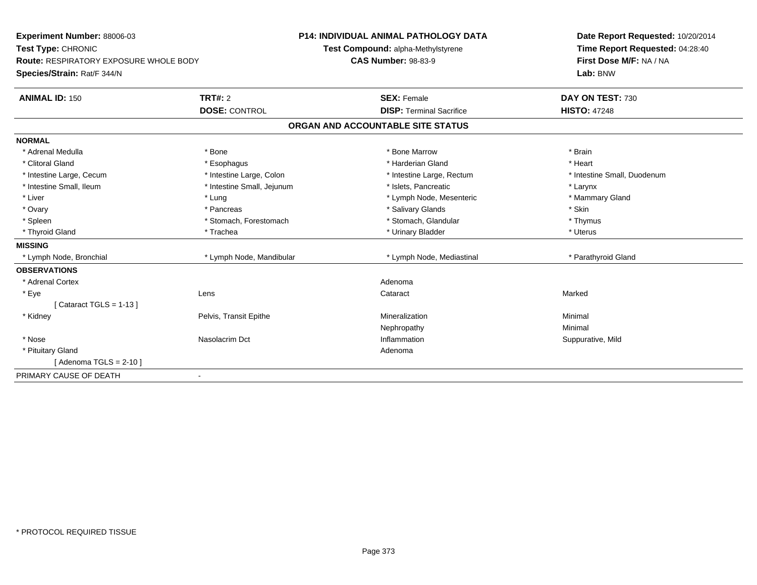**Experiment Number:** 88006-03
**Test Type:** CHRONIC
**Route:** RESPIRATORY EXPOSURE WHOLE BODY
**Species/Strain:** Rat/F 344/N

**P14: INDIVIDUAL ANIMAL PATHOLOGY DATA**
**Test Compound:** alpha-Methylstyrene
**CAS Number:** 98-83-9

**Date Report Requested:** 10/20/2014
**Time Report Requested:** 04:28:40
**First Dose M/F:** NA / NA
**Lab:** BNW

| **ANIMAL ID:** 150 | **TRT#:** 2 | **SEX:** Female | **DAY ON TEST:** 730 |
|---|---|---|---|
| | **DOSE:** CONTROL | **DISP:** Terminal Sacrifice | **HISTO:** 47248 |

**ORGAN AND ACCOUNTABLE SITE STATUS**

| | | | |
|---|---|---|---|
| **NORMAL** | | | |
| * Adrenal Medulla | * Bone | * Bone Marrow | * Brain |
| * Clitoral Gland | * Esophagus | * Harderian Gland | * Heart |
| * Intestine Large, Cecum | * Intestine Large, Colon | * Intestine Large, Rectum | * Intestine Small, Duodenum |
| * Intestine Small, Ileum | * Intestine Small, Jejunum | * Islets, Pancreatic | * Larynx |
| * Liver | * Lung | * Lymph Node, Mesenteric | * Mammary Gland |
| * Ovary | * Pancreas | * Salivary Glands | * Skin |
| * Spleen | * Stomach, Forestomach | * Stomach, Glandular | * Thymus |
| * Thyroid Gland | * Trachea | * Urinary Bladder | * Uterus |
| **MISSING** | | | |
| * Lymph Node, Bronchial | * Lymph Node, Mandibular | * Lymph Node, Mediastinal | * Parathyroid Gland |
| **OBSERVATIONS** | | | |
| * Adrenal Cortex | | Adenoma | |
| * Eye | Lens | Cataract | Marked |
| [ Cataract TGLS = 1-13 ] | | | |
| * Kidney | Pelvis, Transit Epithe | Mineralization | Minimal |
| | | Nephropathy | Minimal |
| * Nose | Nasolacrim Dct | Inflammation | Suppurative, Mild |
| * Pituitary Gland | | Adenoma | |
| [ Adenoma TGLS = 2-10 ] | | | |
| PRIMARY CAUSE OF DEATH | - | | |

* PROTOCOL REQUIRED TISSUE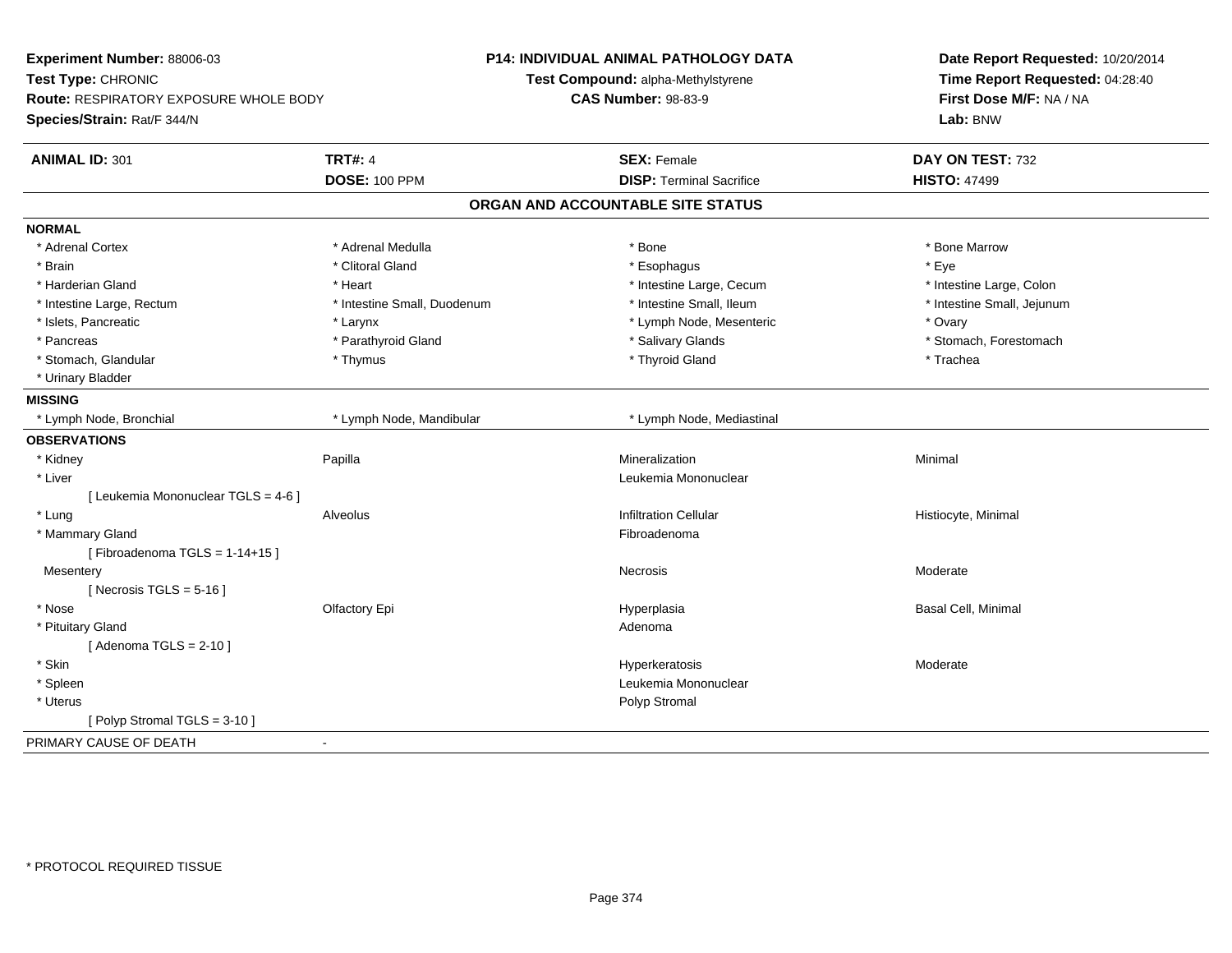**Experiment Number:** 88006-03
**Test Type:** CHRONIC
**Route:** RESPIRATORY EXPOSURE WHOLE BODY
**Species/Strain:** Rat/F 344/N

**P14: INDIVIDUAL ANIMAL PATHOLOGY DATA**
**Test Compound:** alpha-Methylstyrene
**CAS Number:** 98-83-9

**Date Report Requested:** 10/20/2014
**Time Report Requested:** 04:28:40
**First Dose M/F:** NA / NA
**Lab:** BNW

| **ANIMAL ID:** 301 | **TRT#:** 4 | **SEX:** Female | **DAY ON TEST:** 732 |
|---|---|---|---|
| | **DOSE:** 100 PPM | **DISP:** Terminal Sacrifice | **HISTO:** 47499 |

## ORGAN AND ACCOUNTABLE SITE STATUS

**NORMAL**

| | | | |
|---|---|---|---|
| * Adrenal Cortex | * Adrenal Medulla | * Bone | * Bone Marrow |
| * Brain | * Clitoral Gland | * Esophagus | * Eye |
| * Harderian Gland | * Heart | * Intestine Large, Cecum | * Intestine Large, Colon |
| * Intestine Large, Rectum | * Intestine Small, Duodenum | * Intestine Small, Ileum | * Intestine Small, Jejunum |
| * Islets, Pancreatic | * Larynx | * Lymph Node, Mesenteric | * Ovary |
| * Pancreas | * Parathyroid Gland | * Salivary Glands | * Stomach, Forestomach |
| * Stomach, Glandular | * Thymus | * Thyroid Gland | * Trachea |
| * Urinary Bladder | | | |

**MISSING**

| | | |
|---|---|---|
| * Lymph Node, Bronchial | * Lymph Node, Mandibular | * Lymph Node, Mediastinal |

**OBSERVATIONS**

| | | | |
|---|---|---|---|
| * Kidney | Papilla | Mineralization | Minimal |
| * Liver | | Leukemia Mononuclear | |
| [ Leukemia Mononuclear TGLS = 4-6 ] | | | |
| * Lung | Alveolus | Infiltration Cellular | Histiocyte, Minimal |
| * Mammary Gland | | Fibroadenoma | |
| [ Fibroadenoma TGLS = 1-14+15 ] | | | |
| Mesentery | | Necrosis | Moderate |
| [ Necrosis TGLS = 5-16 ] | | | |
| * Nose | Olfactory Epi | Hyperplasia | Basal Cell, Minimal |
| * Pituitary Gland | | Adenoma | |
| [ Adenoma TGLS = 2-10 ] | | | |
| * Skin | | Hyperkeratosis | Moderate |
| * Spleen | | Leukemia Mononuclear | |
| * Uterus | | Polyp Stromal | |
| [ Polyp Stromal TGLS = 3-10 ] | | | |

PRIMARY CAUSE OF DEATH -

* PROTOCOL REQUIRED TISSUE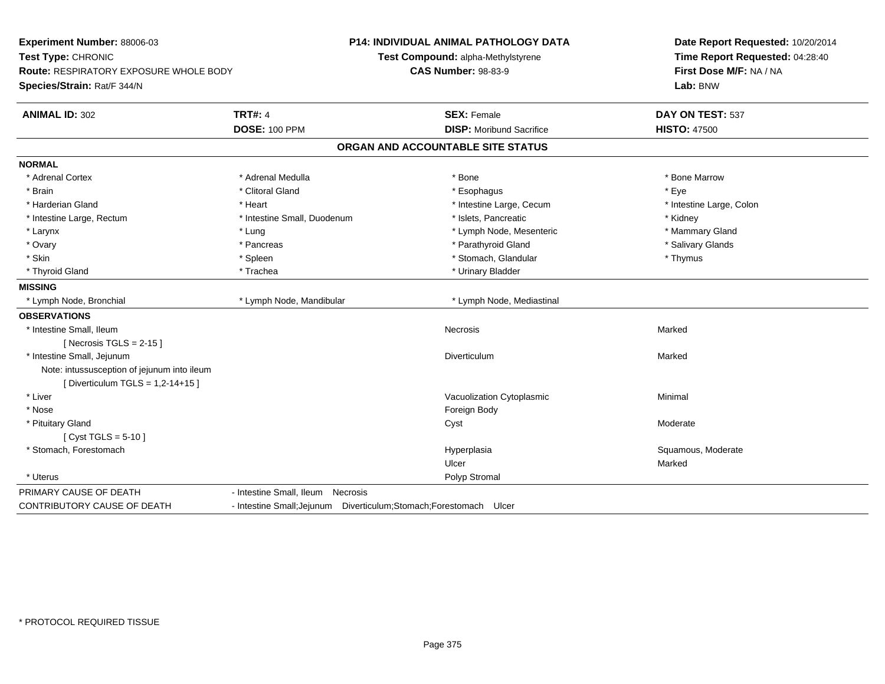**Experiment Number:** 88006-03
**Test Type:** CHRONIC
**Route:** RESPIRATORY EXPOSURE WHOLE BODY
**Species/Strain:** Rat/F 344/N

**P14: INDIVIDUAL ANIMAL PATHOLOGY DATA**
**Test Compound:** alpha-Methylstyrene
**CAS Number:** 98-83-9

**Date Report Requested:** 10/20/2014
**Time Report Requested:** 04:28:40
**First Dose M/F:** NA / NA
**Lab:** BNW

| **ANIMAL ID:** 302 | **TRT#:** 4 | **SEX:** Female | **DAY ON TEST:** 537 |
|---|---|---|---|
| | **DOSE:** 100 PPM | **DISP:** Moribund Sacrifice | **HISTO:** 47500 |

## ORGAN AND ACCOUNTABLE SITE STATUS

**NORMAL**

| | | | |
|---|---|---|---|
| * Adrenal Cortex | * Adrenal Medulla | * Bone | * Bone Marrow |
| * Brain | * Clitoral Gland | * Esophagus | * Eye |
| * Harderian Gland | * Heart | * Intestine Large, Cecum | * Intestine Large, Colon |
| * Intestine Large, Rectum | * Intestine Small, Duodenum | * Islets, Pancreatic | * Kidney |
| * Larynx | * Lung | * Lymph Node, Mesenteric | * Mammary Gland |
| * Ovary | * Pancreas | * Parathyroid Gland | * Salivary Glands |
| * Skin | * Spleen | * Stomach, Glandular | * Thymus |
| * Thyroid Gland | * Trachea | * Urinary Bladder | |

**MISSING**

| | | |
|---|---|---|
| * Lymph Node, Bronchial | * Lymph Node, Mandibular | * Lymph Node, Mediastinal |

**OBSERVATIONS**

| | | |
|---|---|---|
| * Intestine Small, Ileum | Necrosis | Marked |
| [ Necrosis TGLS = 2-15 ] | | |
| * Intestine Small, Jejunum | Diverticulum | Marked |
| Note: intussusception of jejunum into ileum | | |
| [ Diverticulum TGLS = 1,2-14+15 ] | | |
| * Liver | Vacuolization Cytoplasmic | Minimal |
| * Nose | Foreign Body | |
| * Pituitary Gland | Cyst | Moderate |
| [ Cyst TGLS = 5-10 ] | | |
| * Stomach, Forestomach | Hyperplasia | Squamous, Moderate |
| | Ulcer | Marked |
| * Uterus | Polyp Stromal | |

| | |
|---|---|
| PRIMARY CAUSE OF DEATH | - Intestine Small, Ileum Necrosis |
| CONTRIBUTORY CAUSE OF DEATH | - Intestine Small;Jejunum Diverticulum;Stomach;Forestomach Ulcer |

* PROTOCOL REQUIRED TISSUE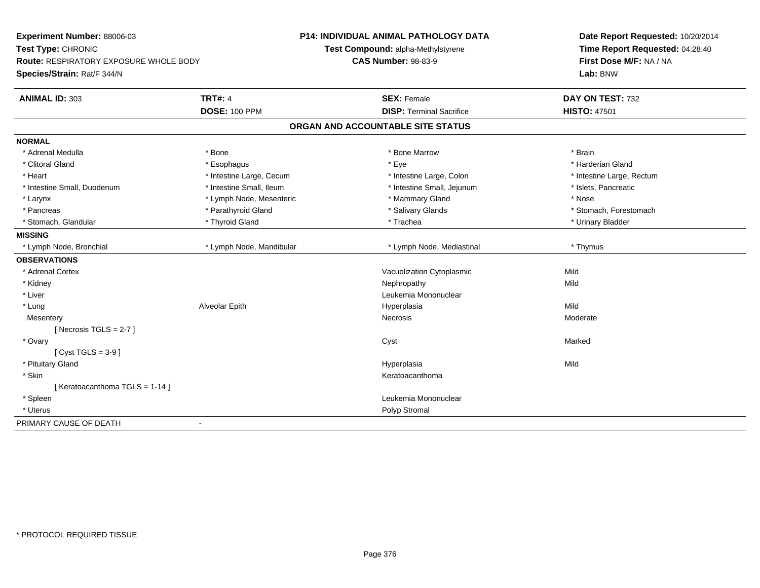**Experiment Number:** 88006-03
**Test Type:** CHRONIC
**Route:** RESPIRATORY EXPOSURE WHOLE BODY
**Species/Strain:** Rat/F 344/N

**P14: INDIVIDUAL ANIMAL PATHOLOGY DATA**
**Test Compound:** alpha-Methylstyrene
**CAS Number:** 98-83-9

**Date Report Requested:** 10/20/2014
**Time Report Requested:** 04:28:40
**First Dose M/F:** NA / NA
**Lab:** BNW

| **ANIMAL ID:** 303 | **TRT#:** 4 | **SEX:** Female | **DAY ON TEST:** 732 |
|---|---|---|---|
| | **DOSE:** 100 PPM | **DISP:** Terminal Sacrifice | **HISTO:** 47501 |

## ORGAN AND ACCOUNTABLE SITE STATUS

| | | | |
|---|---|---|---|
| **NORMAL** | | | |
| * Adrenal Medulla | * Bone | * Bone Marrow | * Brain |
| * Clitoral Gland | * Esophagus | * Eye | * Harderian Gland |
| * Heart | * Intestine Large, Cecum | * Intestine Large, Colon | * Intestine Large, Rectum |
| * Intestine Small, Duodenum | * Intestine Small, Ileum | * Intestine Small, Jejunum | * Islets, Pancreatic |
| * Larynx | * Lymph Node, Mesenteric | * Mammary Gland | * Nose |
| * Pancreas | * Parathyroid Gland | * Salivary Glands | * Stomach, Forestomach |
| * Stomach, Glandular | * Thyroid Gland | * Trachea | * Urinary Bladder |
| **MISSING** | | | |
| * Lymph Node, Bronchial | * Lymph Node, Mandibular | * Lymph Node, Mediastinal | * Thymus |
| **OBSERVATIONS** | | | |
| * Adrenal Cortex | | Vacuolization Cytoplasmic | Mild |
| * Kidney | | Nephropathy | Mild |
| * Liver | | Leukemia Mononuclear | |
| * Lung | Alveolar Epith | Hyperplasia | Mild |
| Mesentery | | Necrosis | Moderate |
| [ Necrosis TGLS = 2-7 ] | | | |
| * Ovary | | Cyst | Marked |
| [ Cyst TGLS = 3-9 ] | | | |
| * Pituitary Gland | | Hyperplasia | Mild |
| * Skin | | Keratoacanthoma | |
| [ Keratoacanthoma TGLS = 1-14 ] | | | |
| * Spleen | | Leukemia Mononuclear | |
| * Uterus | | Polyp Stromal | |
| PRIMARY CAUSE OF DEATH | - | | |

* PROTOCOL REQUIRED TISSUE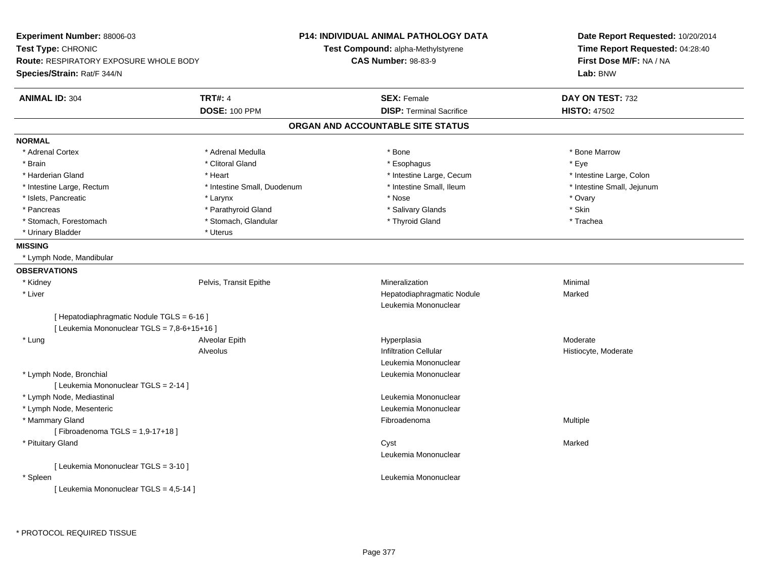**Experiment Number:** 88006-03
**Test Type:** CHRONIC
**Route:** RESPIRATORY EXPOSURE WHOLE BODY
**Species/Strain:** Rat/F 344/N

**P14: INDIVIDUAL ANIMAL PATHOLOGY DATA**
**Test Compound:** alpha-Methylstyrene
**CAS Number:** 98-83-9

**Date Report Requested:** 10/20/2014
**Time Report Requested:** 04:28:40
**First Dose M/F:** NA / NA
**Lab:** BNW

| **ANIMAL ID:** 304 | **TRT#:** 4 | **SEX:** Female | **DAY ON TEST:** 732 |
|---|---|---|---|
| | **DOSE:** 100 PPM | **DISP:** Terminal Sacrifice | **HISTO:** 47502 |

## ORGAN AND ACCOUNTABLE SITE STATUS

**NORMAL**

| | | | |
|---|---|---|---|
| * Adrenal Cortex | * Adrenal Medulla | * Bone | * Bone Marrow |
| * Brain | * Clitoral Gland | * Esophagus | * Eye |
| * Harderian Gland | * Heart | * Intestine Large, Cecum | * Intestine Large, Colon |
| * Intestine Large, Rectum | * Intestine Small, Duodenum | * Intestine Small, Ileum | * Intestine Small, Jejunum |
| * Islets, Pancreatic | * Larynx | * Nose | * Ovary |
| * Pancreas | * Parathyroid Gland | * Salivary Glands | * Skin |
| * Stomach, Forestomach | * Stomach, Glandular | * Thyroid Gland | * Trachea |
| * Urinary Bladder | * Uterus | | |

**MISSING**

* Lymph Node, Mandibular

**OBSERVATIONS**

| | | | |
|---|---|---|---|
| * Kidney | Pelvis, Transit Epithe | Mineralization | Minimal |
| * Liver | | Hepatodiaphragmatic Nodule | Marked |
| | | Leukemia Mononuclear | |
| [ Hepatodiaphragmatic Nodule TGLS = 6-16 ] | | | |
| [ Leukemia Mononuclear TGLS = 7,8-6+15+16 ] | | | |
| * Lung | Alveolar Epith | Hyperplasia | Moderate |
| | Alveolus | Infiltration Cellular | Histiocyte, Moderate |
| | | Leukemia Mononuclear | |
| * Lymph Node, Bronchial | | Leukemia Mononuclear | |
| [ Leukemia Mononuclear TGLS = 2-14 ] | | | |
| * Lymph Node, Mediastinal | | Leukemia Mononuclear | |
| * Lymph Node, Mesenteric | | Leukemia Mononuclear | |
| * Mammary Gland | | Fibroadenoma | Multiple |
| [ Fibroadenoma TGLS = 1,9-17+18 ] | | | |
| * Pituitary Gland | | Cyst | Marked |
| | | Leukemia Mononuclear | |
| [ Leukemia Mononuclear TGLS = 3-10 ] | | | |
| * Spleen | | Leukemia Mononuclear | |
| [ Leukemia Mononuclear TGLS = 4,5-14 ] | | | |

* PROTOCOL REQUIRED TISSUE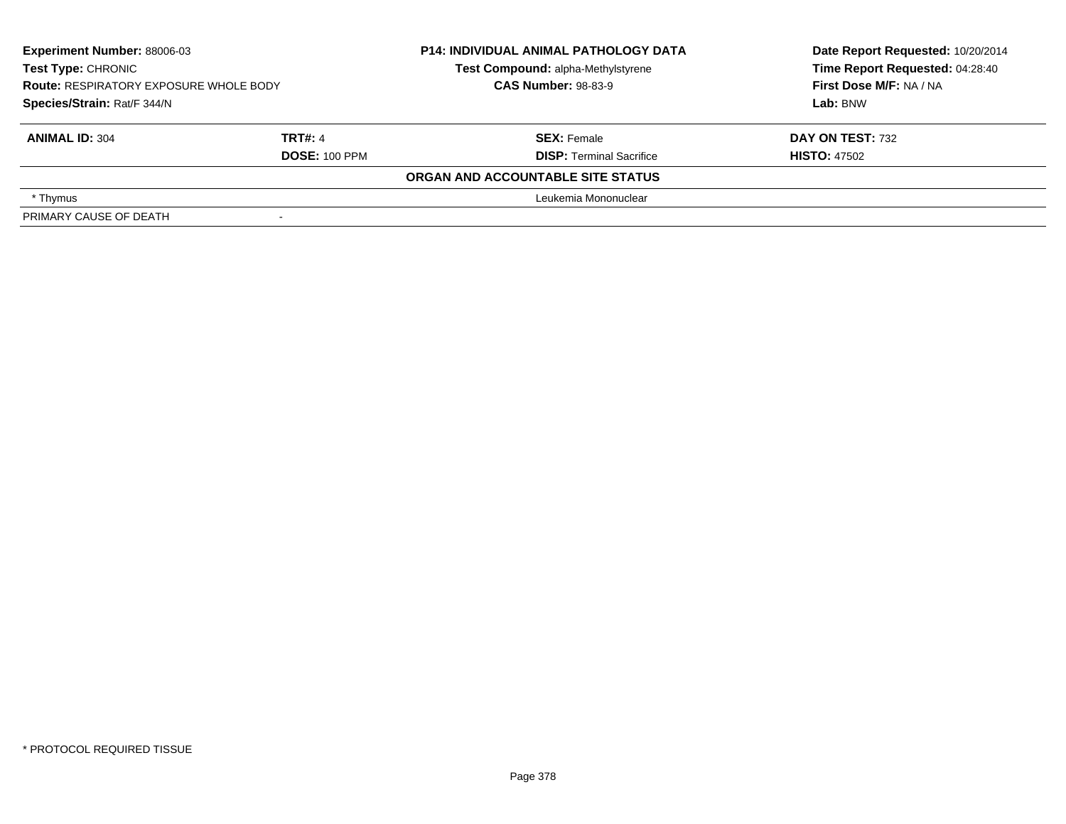| **Experiment Number:** 88006-03 | **P14: INDIVIDUAL ANIMAL PATHOLOGY DATA** | **Date Report Requested:** 10/20/2014 |
|---|---|---|
| **Test Type:** CHRONIC | **Test Compound:** alpha-Methylstyrene | **Time Report Requested:** 04:28:40 |
| **Route:** RESPIRATORY EXPOSURE WHOLE BODY | **CAS Number:** 98-83-9 | **First Dose M/F:** NA / NA |
| **Species/Strain:** Rat/F 344/N | | **Lab:** BNW |

| **ANIMAL ID:** 304 | **TRT#:** 4 | **SEX:** Female | **DAY ON TEST:** 732 |
|---|---|---|---|
| | **DOSE:** 100 PPM | **DISP:** Terminal Sacrifice | **HISTO:** 47502 |

**ORGAN AND ACCOUNTABLE SITE STATUS**

| | | |
|---|---|---|
| * Thymus | | Leukemia Mononuclear |
| PRIMARY CAUSE OF DEATH | - | |

* PROTOCOL REQUIRED TISSUE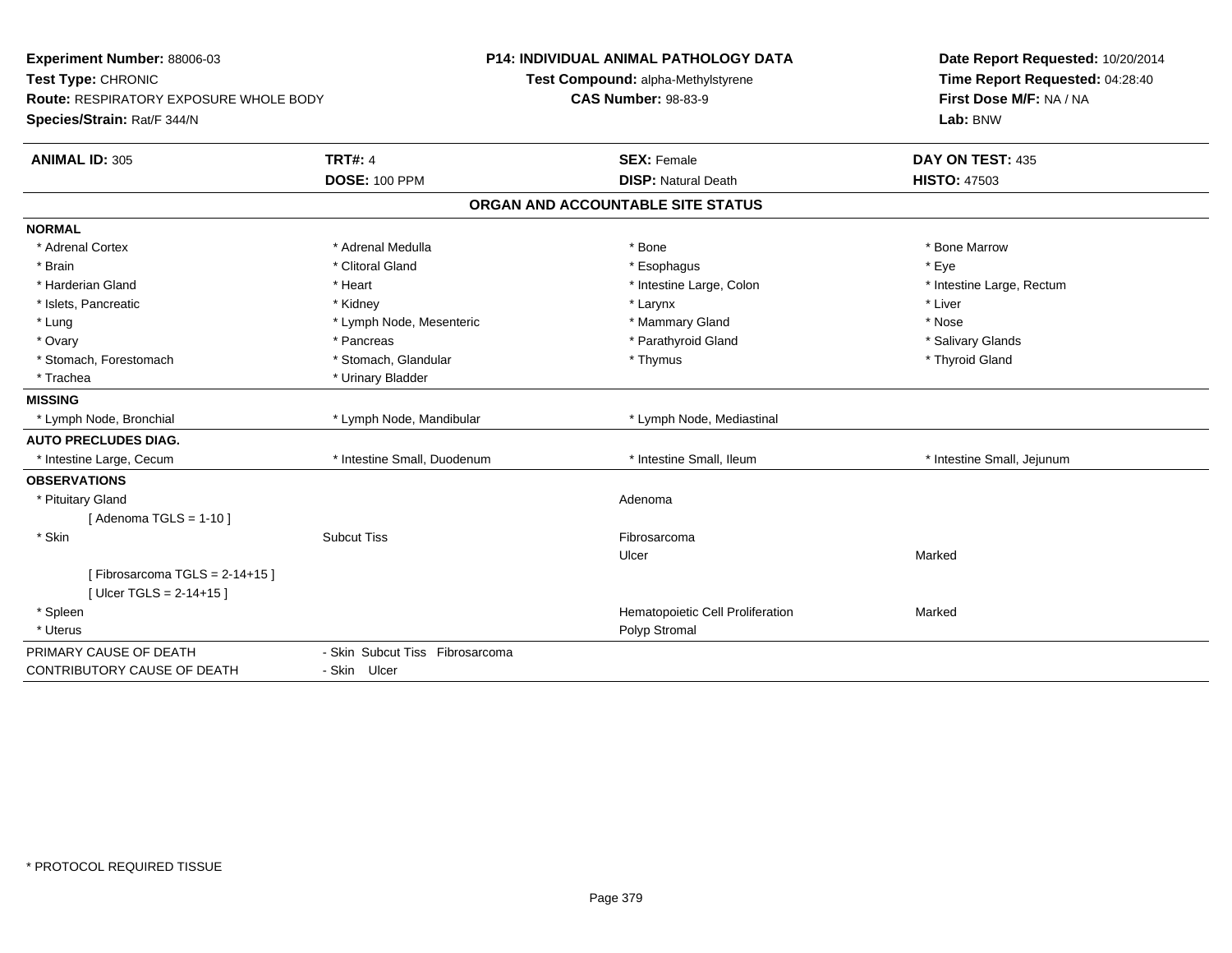**Experiment Number:** 88006-03
**Test Type:** CHRONIC
**Route:** RESPIRATORY EXPOSURE WHOLE BODY
**Species/Strain:** Rat/F 344/N

**P14: INDIVIDUAL ANIMAL PATHOLOGY DATA**
**Test Compound:** alpha-Methylstyrene
**CAS Number:** 98-83-9

**Date Report Requested:** 10/20/2014
**Time Report Requested:** 04:28:40
**First Dose M/F:** NA / NA
**Lab:** BNW

| **ANIMAL ID:** 305 | **TRT#:** 4 | **SEX:** Female | **DAY ON TEST:** 435 |
|---|---|---|---|
| | **DOSE:** 100 PPM | **DISP:** Natural Death | **HISTO:** 47503 |

## ORGAN AND ACCOUNTABLE SITE STATUS

**NORMAL**

| | | | |
|---|---|---|---|
| * Adrenal Cortex | * Adrenal Medulla | * Bone | * Bone Marrow |
| * Brain | * Clitoral Gland | * Esophagus | * Eye |
| * Harderian Gland | * Heart | * Intestine Large, Colon | * Intestine Large, Rectum |
| * Islets, Pancreatic | * Kidney | * Larynx | * Liver |
| * Lung | * Lymph Node, Mesenteric | * Mammary Gland | * Nose |
| * Ovary | * Pancreas | * Parathyroid Gland | * Salivary Glands |
| * Stomach, Forestomach | * Stomach, Glandular | * Thymus | * Thyroid Gland |
| * Trachea | * Urinary Bladder | | |

**MISSING**

| | | | |
|---|---|---|---|
| * Lymph Node, Bronchial | * Lymph Node, Mandibular | * Lymph Node, Mediastinal | |

**AUTO PRECLUDES DIAG.**

| | | | |
|---|---|---|---|
| * Intestine Large, Cecum | * Intestine Small, Duodenum | * Intestine Small, Ileum | * Intestine Small, Jejunum |

**OBSERVATIONS**

| | | | |
|---|---|---|---|
| * Pituitary Gland | | Adenoma | |
| [ Adenoma TGLS = 1-10 ] | | | |
| * Skin | Subcut Tiss | Fibrosarcoma | |
| | | Ulcer | Marked |
| [ Fibrosarcoma TGLS = 2-14+15 ] | | | |
| [ Ulcer TGLS = 2-14+15 ] | | | |
| * Spleen | | Hematopoietic Cell Proliferation | Marked |
| * Uterus | | Polyp Stromal | |

| | |
|---|---|
| PRIMARY CAUSE OF DEATH | - Skin Subcut Tiss Fibrosarcoma |
| CONTRIBUTORY CAUSE OF DEATH | - Skin Ulcer |

* PROTOCOL REQUIRED TISSUE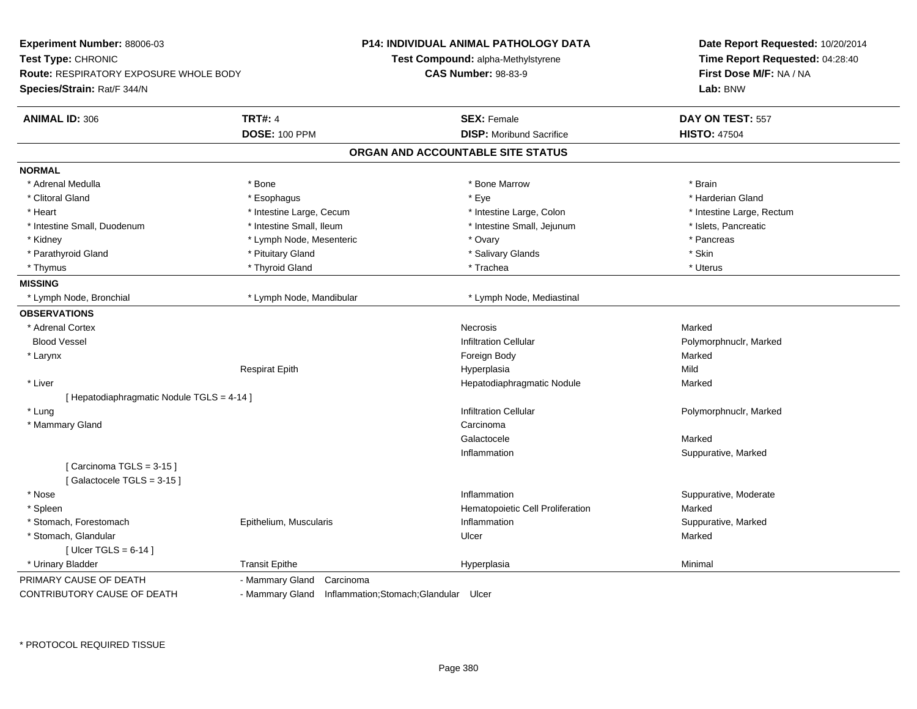**Experiment Number:** 88006-03
**Test Type:** CHRONIC
**Route:** RESPIRATORY EXPOSURE WHOLE BODY
**Species/Strain:** Rat/F 344/N

**P14: INDIVIDUAL ANIMAL PATHOLOGY DATA**
**Test Compound:** alpha-Methylstyrene
**CAS Number:** 98-83-9

**Date Report Requested:** 10/20/2014
**Time Report Requested:** 04:28:40
**First Dose M/F:** NA / NA
**Lab:** BNW

| **ANIMAL ID:** 306 | **TRT#:** 4 | **SEX:** Female | **DAY ON TEST:** 557 |
|---|---|---|---|
| | **DOSE:** 100 PPM | **DISP:** Moribund Sacrifice | **HISTO:** 47504 |

## ORGAN AND ACCOUNTABLE SITE STATUS

**NORMAL**

| | | | |
|---|---|---|---|
| * Adrenal Medulla | * Bone | * Bone Marrow | * Brain |
| * Clitoral Gland | * Esophagus | * Eye | * Harderian Gland |
| * Heart | * Intestine Large, Cecum | * Intestine Large, Colon | * Intestine Large, Rectum |
| * Intestine Small, Duodenum | * Intestine Small, Ileum | * Intestine Small, Jejunum | * Islets, Pancreatic |
| * Kidney | * Lymph Node, Mesenteric | * Ovary | * Pancreas |
| * Parathyroid Gland | * Pituitary Gland | * Salivary Glands | * Skin |
| * Thymus | * Thyroid Gland | * Trachea | * Uterus |

**MISSING**

| | | |
|---|---|---|
| * Lymph Node, Bronchial | * Lymph Node, Mandibular | * Lymph Node, Mediastinal |

**OBSERVATIONS**

| Organ | Site | Observation | Severity |
|---|---|---|---|
| * Adrenal Cortex | | Necrosis | Marked |
| Blood Vessel | | Infiltration Cellular | Polymorphnuclr, Marked |
| * Larynx | | Foreign Body | Marked |
| | Respirat Epith | Hyperplasia | Mild |
| * Liver | | Hepatodiaphragmatic Nodule | Marked |
| [ Hepatodiaphragmatic Nodule TGLS = 4-14 ] | | | |
| * Lung | | Infiltration Cellular | Polymorphnuclr, Marked |
| * Mammary Gland | | Carcinoma | |
| | | Galactocele | Marked |
| | | Inflammation | Suppurative, Marked |
| [ Carcinoma TGLS = 3-15 ] | | | |
| [ Galactocele TGLS = 3-15 ] | | | |
| * Nose | | Inflammation | Suppurative, Moderate |
| * Spleen | | Hematopoietic Cell Proliferation | Marked |
| * Stomach, Forestomach | Epithelium, Muscularis | Inflammation | Suppurative, Marked |
| * Stomach, Glandular | | Ulcer | Marked |
| [ Ulcer TGLS = 6-14 ] | | | |
| * Urinary Bladder | Transit Epithe | Hyperplasia | Minimal |

PRIMARY CAUSE OF DEATH - Mammary Gland Carcinoma

CONTRIBUTORY CAUSE OF DEATH - Mammary Gland Inflammation;Stomach;Glandular Ulcer

\* PROTOCOL REQUIRED TISSUE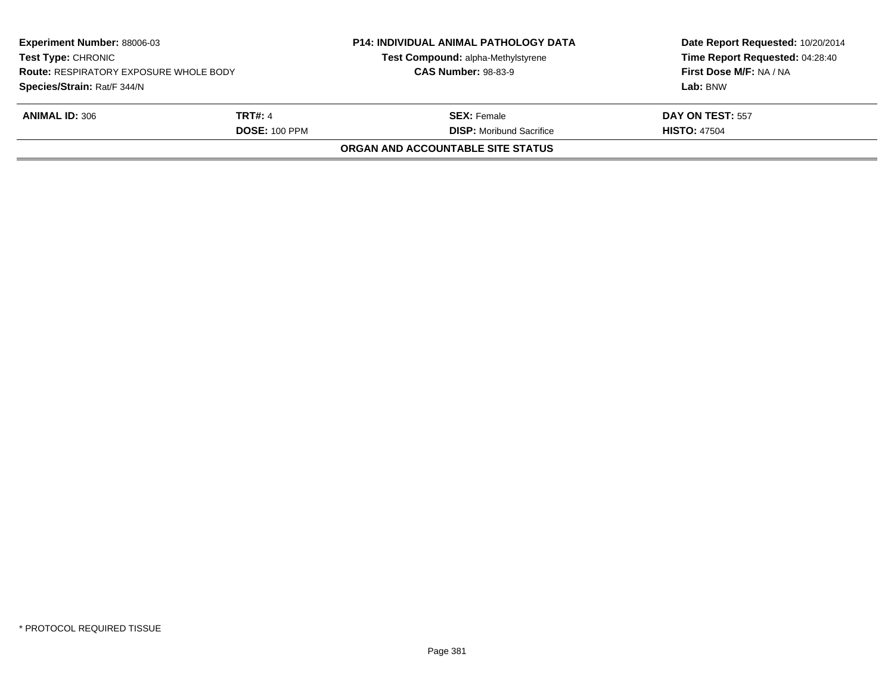| **Experiment Number:** 88006-03 | | **P14: INDIVIDUAL ANIMAL PATHOLOGY DATA** | **Date Report Requested:** 10/20/2014 |
|---|---|---|---|
| **Test Type:** CHRONIC | | **Test Compound:** alpha-Methylstyrene | **Time Report Requested:** 04:28:40 |
| **Route:** RESPIRATORY EXPOSURE WHOLE BODY | | **CAS Number:** 98-83-9 | **First Dose M/F:** NA / NA |
| **Species/Strain:** Rat/F 344/N | | | **Lab:** BNW |

| **ANIMAL ID:** 306 | **TRT#:** 4 | **SEX:** Female | **DAY ON TEST:** 557 |
|---|---|---|---|
| | **DOSE:** 100 PPM | **DISP:** Moribund Sacrifice | **HISTO:** 47504 |

**ORGAN AND ACCOUNTABLE SITE STATUS**

* PROTOCOL REQUIRED TISSUE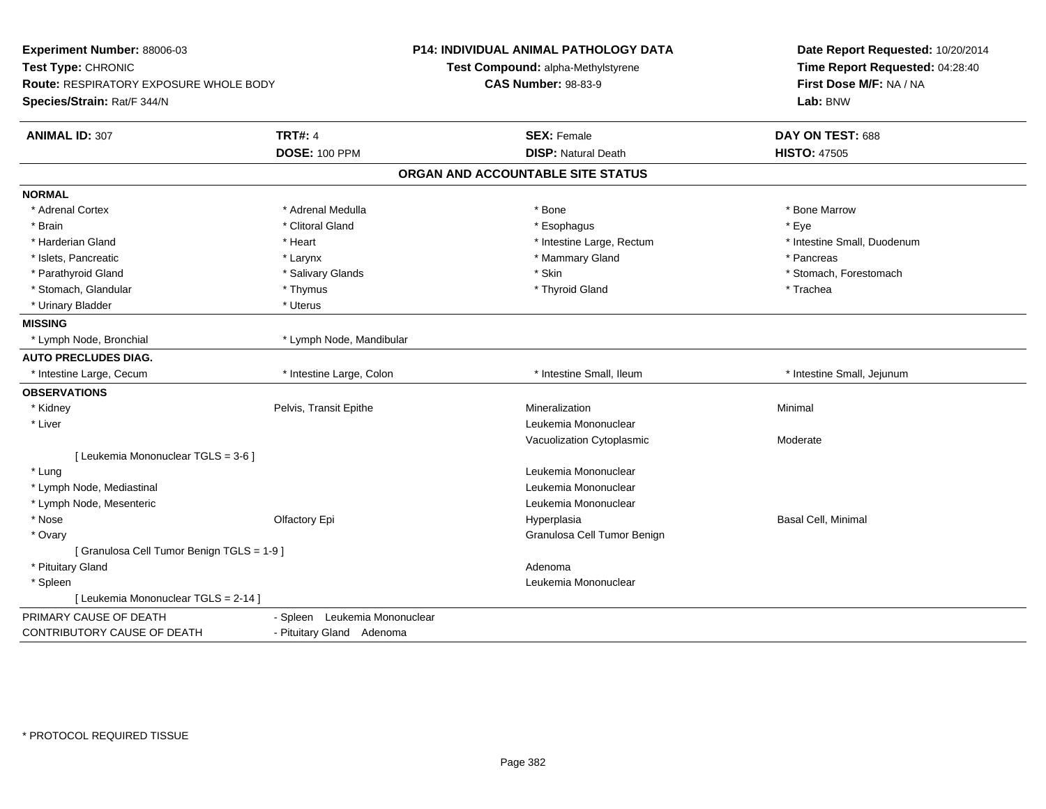**Experiment Number:** 88006-03
**Test Type:** CHRONIC
**Route:** RESPIRATORY EXPOSURE WHOLE BODY
**Species/Strain:** Rat/F 344/N

**P14: INDIVIDUAL ANIMAL PATHOLOGY DATA**
**Test Compound:** alpha-Methylstyrene
**CAS Number:** 98-83-9

**Date Report Requested:** 10/20/2014
**Time Report Requested:** 04:28:40
**First Dose M/F:** NA / NA
**Lab:** BNW

| **ANIMAL ID:** 307 | **TRT#:** 4 | **SEX:** Female | **DAY ON TEST:** 688 |
|---|---|---|---|
| | **DOSE:** 100 PPM | **DISP:** Natural Death | **HISTO:** 47505 |

## ORGAN AND ACCOUNTABLE SITE STATUS

| | | | |
|---|---|---|---|
| **NORMAL** | | | |
| * Adrenal Cortex | * Adrenal Medulla | * Bone | * Bone Marrow |
| * Brain | * Clitoral Gland | * Esophagus | * Eye |
| * Harderian Gland | * Heart | * Intestine Large, Rectum | * Intestine Small, Duodenum |
| * Islets, Pancreatic | * Larynx | * Mammary Gland | * Pancreas |
| * Parathyroid Gland | * Salivary Glands | * Skin | * Stomach, Forestomach |
| * Stomach, Glandular | * Thymus | * Thyroid Gland | * Trachea |
| * Urinary Bladder | * Uterus | | |
| **MISSING** | | | |
| * Lymph Node, Bronchial | * Lymph Node, Mandibular | | |
| **AUTO PRECLUDES DIAG.** | | | |
| * Intestine Large, Cecum | * Intestine Large, Colon | * Intestine Small, Ileum | * Intestine Small, Jejunum |
| **OBSERVATIONS** | | | |
| * Kidney | Pelvis, Transit Epithe | Mineralization | Minimal |
| * Liver | | Leukemia Mononuclear | |
| | | Vacuolization Cytoplasmic | Moderate |
| [ Leukemia Mononuclear TGLS = 3-6 ] | | | |
| * Lung | | Leukemia Mononuclear | |
| * Lymph Node, Mediastinal | | Leukemia Mononuclear | |
| * Lymph Node, Mesenteric | | Leukemia Mononuclear | |
| * Nose | Olfactory Epi | Hyperplasia | Basal Cell, Minimal |
| * Ovary | | Granulosa Cell Tumor Benign | |
| [ Granulosa Cell Tumor Benign TGLS = 1-9 ] | | | |
| * Pituitary Gland | | Adenoma | |
| * Spleen | | Leukemia Mononuclear | |
| [ Leukemia Mononuclear TGLS = 2-14 ] | | | |

| | |
|---|---|
| PRIMARY CAUSE OF DEATH | - Spleen Leukemia Mononuclear |
| CONTRIBUTORY CAUSE OF DEATH | - Pituitary Gland Adenoma |

* PROTOCOL REQUIRED TISSUE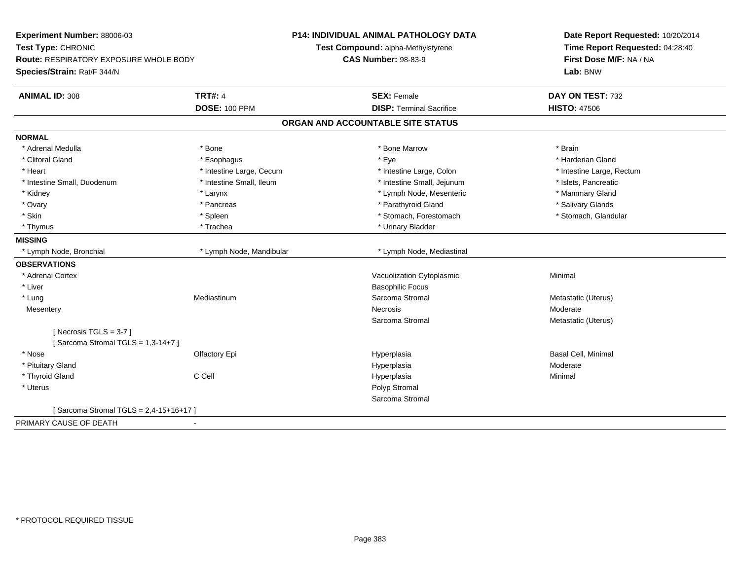**Experiment Number:** 88006-03
**Test Type:** CHRONIC
**Route:** RESPIRATORY EXPOSURE WHOLE BODY
**Species/Strain:** Rat/F 344/N

**P14: INDIVIDUAL ANIMAL PATHOLOGY DATA**
**Test Compound:** alpha-Methylstyrene
**CAS Number:** 98-83-9

**Date Report Requested:** 10/20/2014
**Time Report Requested:** 04:28:40
**First Dose M/F:** NA / NA
**Lab:** BNW

| **ANIMAL ID:** 308 | **TRT#:** 4 | **SEX:** Female | **DAY ON TEST:** 732 |
|---|---|---|---|
| | **DOSE:** 100 PPM | **DISP:** Terminal Sacrifice | **HISTO:** 47506 |

## ORGAN AND ACCOUNTABLE SITE STATUS

**NORMAL**

| | | | |
|---|---|---|---|
| * Adrenal Medulla | * Bone | * Bone Marrow | * Brain |
| * Clitoral Gland | * Esophagus | * Eye | * Harderian Gland |
| * Heart | * Intestine Large, Cecum | * Intestine Large, Colon | * Intestine Large, Rectum |
| * Intestine Small, Duodenum | * Intestine Small, Ileum | * Intestine Small, Jejunum | * Islets, Pancreatic |
| * Kidney | * Larynx | * Lymph Node, Mesenteric | * Mammary Gland |
| * Ovary | * Pancreas | * Parathyroid Gland | * Salivary Glands |
| * Skin | * Spleen | * Stomach, Forestomach | * Stomach, Glandular |
| * Thymus | * Trachea | * Urinary Bladder | |

**MISSING**

| | | |
|---|---|---|
| * Lymph Node, Bronchial | * Lymph Node, Mandibular | * Lymph Node, Mediastinal |

**OBSERVATIONS**

| | | | |
|---|---|---|---|
| * Adrenal Cortex | | Vacuolization Cytoplasmic | Minimal |
| * Liver | | Basophilic Focus | |
| * Lung | Mediastinum | Sarcoma Stromal | Metastatic (Uterus) |
| Mesentery | | Necrosis | Moderate |
| | | Sarcoma Stromal | Metastatic (Uterus) |
| [ Necrosis TGLS = 3-7 ] | | | |
| [ Sarcoma Stromal TGLS = 1,3-14+7 ] | | | |
| * Nose | Olfactory Epi | Hyperplasia | Basal Cell, Minimal |
| * Pituitary Gland | | Hyperplasia | Moderate |
| * Thyroid Gland | C Cell | Hyperplasia | Minimal |
| * Uterus | | Polyp Stromal | |
| | | Sarcoma Stromal | |
| [ Sarcoma Stromal TGLS = 2,4-15+16+17 ] | | | |

PRIMARY CAUSE OF DEATH -

* PROTOCOL REQUIRED TISSUE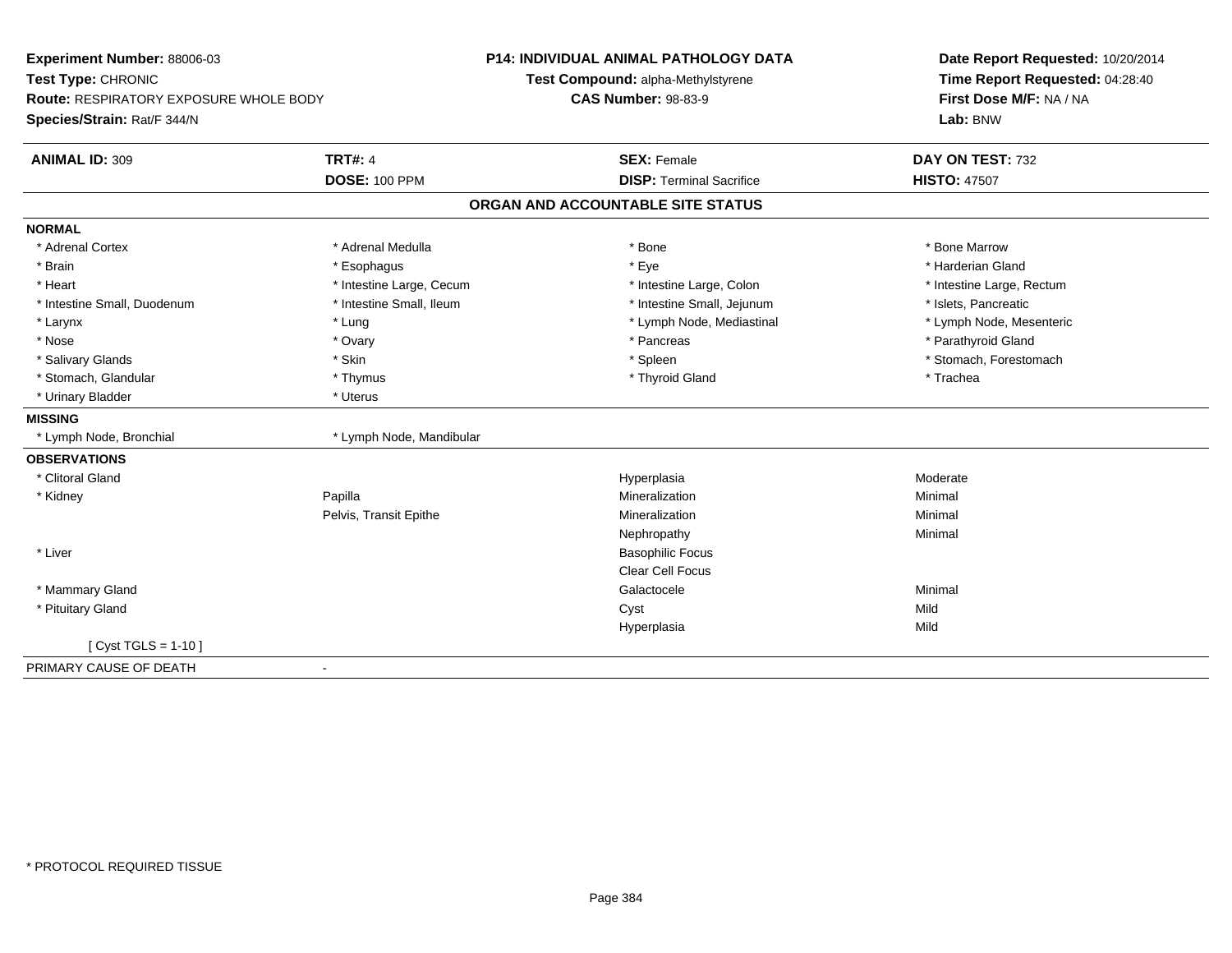**Experiment Number:** 88006-03
**Test Type:** CHRONIC
**Route:** RESPIRATORY EXPOSURE WHOLE BODY
**Species/Strain:** Rat/F 344/N

**P14: INDIVIDUAL ANIMAL PATHOLOGY DATA**
**Test Compound:** alpha-Methylstyrene
**CAS Number:** 98-83-9

**Date Report Requested:** 10/20/2014
**Time Report Requested:** 04:28:40
**First Dose M/F:** NA / NA
**Lab:** BNW

| **ANIMAL ID:** 309 | **TRT#:** 4 | **SEX:** Female | **DAY ON TEST:** 732 |
|---|---|---|---|
| | **DOSE:** 100 PPM | **DISP:** Terminal Sacrifice | **HISTO:** 47507 |

## ORGAN AND ACCOUNTABLE SITE STATUS

**NORMAL**

| | | | |
|---|---|---|---|
| * Adrenal Cortex | * Adrenal Medulla | * Bone | * Bone Marrow |
| * Brain | * Esophagus | * Eye | * Harderian Gland |
| * Heart | * Intestine Large, Cecum | * Intestine Large, Colon | * Intestine Large, Rectum |
| * Intestine Small, Duodenum | * Intestine Small, Ileum | * Intestine Small, Jejunum | * Islets, Pancreatic |
| * Larynx | * Lung | * Lymph Node, Mediastinal | * Lymph Node, Mesenteric |
| * Nose | * Ovary | * Pancreas | * Parathyroid Gland |
| * Salivary Glands | * Skin | * Spleen | * Stomach, Forestomach |
| * Stomach, Glandular | * Thymus | * Thyroid Gland | * Trachea |
| * Urinary Bladder | * Uterus | | |

**MISSING**

| | |
|---|---|
| * Lymph Node, Bronchial | * Lymph Node, Mandibular |

**OBSERVATIONS**

| | | | |
|---|---|---|---|
| * Clitoral Gland | | Hyperplasia | Moderate |
| * Kidney | Papilla | Mineralization | Minimal |
| | Pelvis, Transit Epithe | Mineralization | Minimal |
| | | Nephropathy | Minimal |
| * Liver | | Basophilic Focus | |
| | | Clear Cell Focus | |
| * Mammary Gland | | Galactocele | Minimal |
| * Pituitary Gland | | Cyst | Mild |
| | | Hyperplasia | Mild |
| [ Cyst TGLS = 1-10 ] | | | |

PRIMARY CAUSE OF DEATH -

* PROTOCOL REQUIRED TISSUE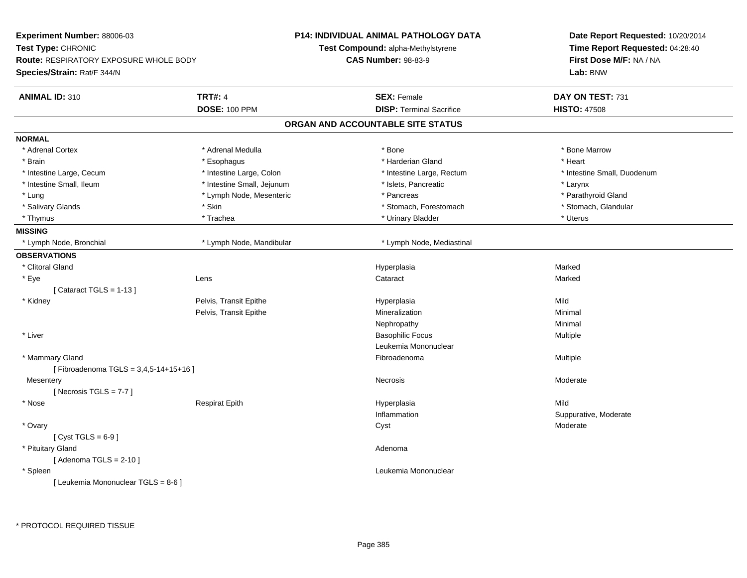**Experiment Number:** 88006-03
**Test Type:** CHRONIC
**Route:** RESPIRATORY EXPOSURE WHOLE BODY
**Species/Strain:** Rat/F 344/N

**P14: INDIVIDUAL ANIMAL PATHOLOGY DATA**
**Test Compound:** alpha-Methylstyrene
**CAS Number:** 98-83-9

**Date Report Requested:** 10/20/2014
**Time Report Requested:** 04:28:40
**First Dose M/F:** NA / NA
**Lab:** BNW

| **ANIMAL ID:** 310 | **TRT#:** 4 | **SEX:** Female | **DAY ON TEST:** 731 |
|---|---|---|---|
| | **DOSE:** 100 PPM | **DISP:** Terminal Sacrifice | **HISTO:** 47508 |

## ORGAN AND ACCOUNTABLE SITE STATUS

**NORMAL**

| | | | |
|---|---|---|---|
| * Adrenal Cortex | * Adrenal Medulla | * Bone | * Bone Marrow |
| * Brain | * Esophagus | * Harderian Gland | * Heart |
| * Intestine Large, Cecum | * Intestine Large, Colon | * Intestine Large, Rectum | * Intestine Small, Duodenum |
| * Intestine Small, Ileum | * Intestine Small, Jejunum | * Islets, Pancreatic | * Larynx |
| * Lung | * Lymph Node, Mesenteric | * Pancreas | * Parathyroid Gland |
| * Salivary Glands | * Skin | * Stomach, Forestomach | * Stomach, Glandular |
| * Thymus | * Trachea | * Urinary Bladder | * Uterus |

**MISSING**

| | | |
|---|---|---|
| * Lymph Node, Bronchial | * Lymph Node, Mandibular | * Lymph Node, Mediastinal |

**OBSERVATIONS**

| | | | |
|---|---|---|---|
| * Clitoral Gland | | Hyperplasia | Marked |
| * Eye | Lens | Cataract | Marked |
| [ Cataract TGLS = 1-13 ] | | | |
| * Kidney | Pelvis, Transit Epithe | Hyperplasia | Mild |
| | Pelvis, Transit Epithe | Mineralization | Minimal |
| | | Nephropathy | Minimal |
| * Liver | | Basophilic Focus | Multiple |
| | | Leukemia Mononuclear | |
| * Mammary Gland | | Fibroadenoma | Multiple |
| [ Fibroadenoma TGLS = 3,4,5-14+15+16 ] | | | |
| Mesentery | | Necrosis | Moderate |
| [ Necrosis TGLS = 7-7 ] | | | |
| * Nose | Respirat Epith | Hyperplasia | Mild |
| | | Inflammation | Suppurative, Moderate |
| * Ovary | | Cyst | Moderate |
| [ Cyst TGLS = 6-9 ] | | | |
| * Pituitary Gland | | Adenoma | |
| [ Adenoma TGLS = 2-10 ] | | | |
| * Spleen | | Leukemia Mononuclear | |
| [ Leukemia Mononuclear TGLS = 8-6 ] | | | |

* PROTOCOL REQUIRED TISSUE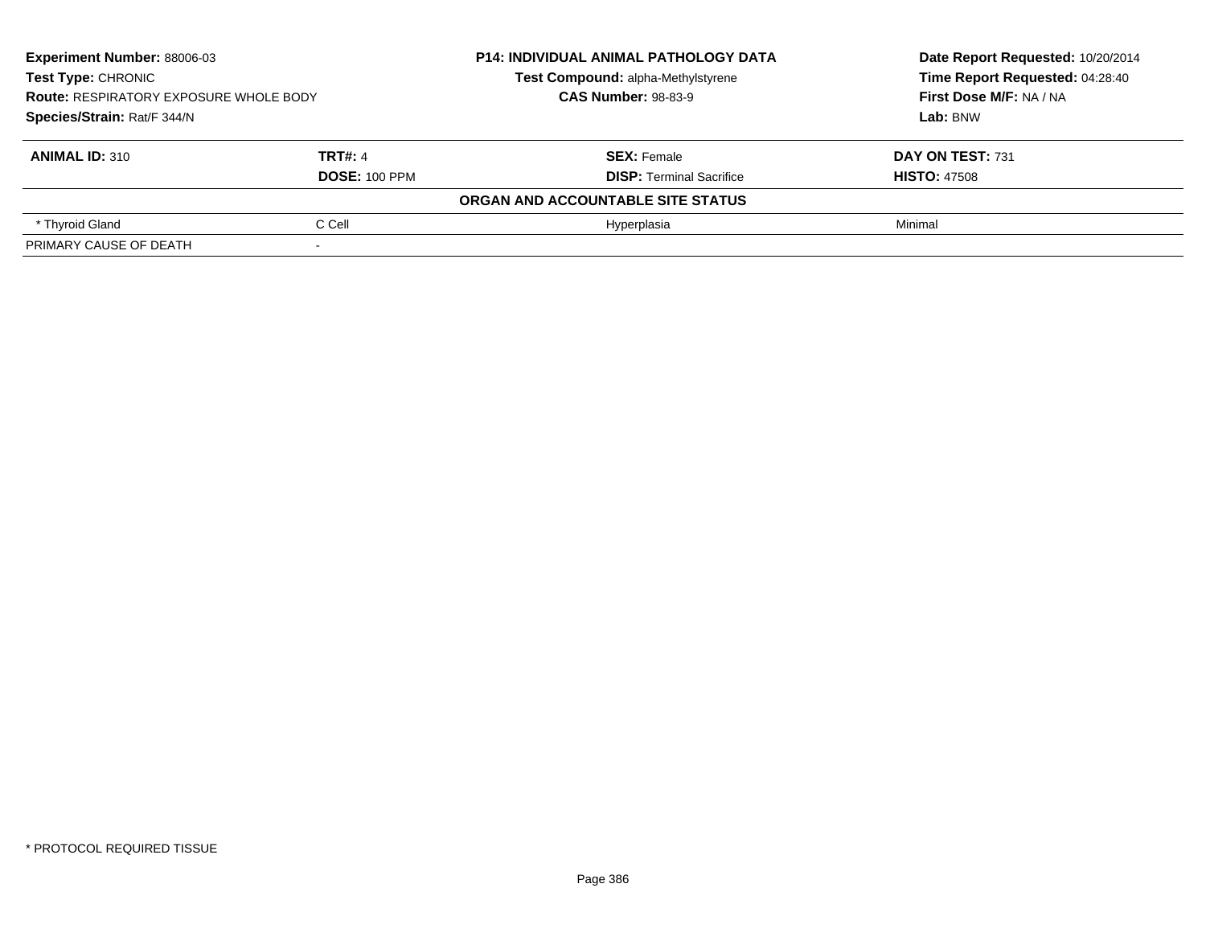**Experiment Number:** 88006-03
**Test Type:** CHRONIC
**Route:** RESPIRATORY EXPOSURE WHOLE BODY
**Species/Strain:** Rat/F 344/N

**P14: INDIVIDUAL ANIMAL PATHOLOGY DATA**
**Test Compound:** alpha-Methylstyrene
**CAS Number:** 98-83-9

**Date Report Requested:** 10/20/2014
**Time Report Requested:** 04:28:40
**First Dose M/F:** NA / NA
**Lab:** BNW

| **ANIMAL ID:** 310 | **TRT#:** 4 | **SEX:** Female | **DAY ON TEST:** 731 |
|---|---|---|---|
| | **DOSE:** 100 PPM | **DISP:** Terminal Sacrifice | **HISTO:** 47508 |
| | | **ORGAN AND ACCOUNTABLE SITE STATUS** | |
| * Thyroid Gland | C Cell | Hyperplasia | Minimal |
| PRIMARY CAUSE OF DEATH | - | | |

* PROTOCOL REQUIRED TISSUE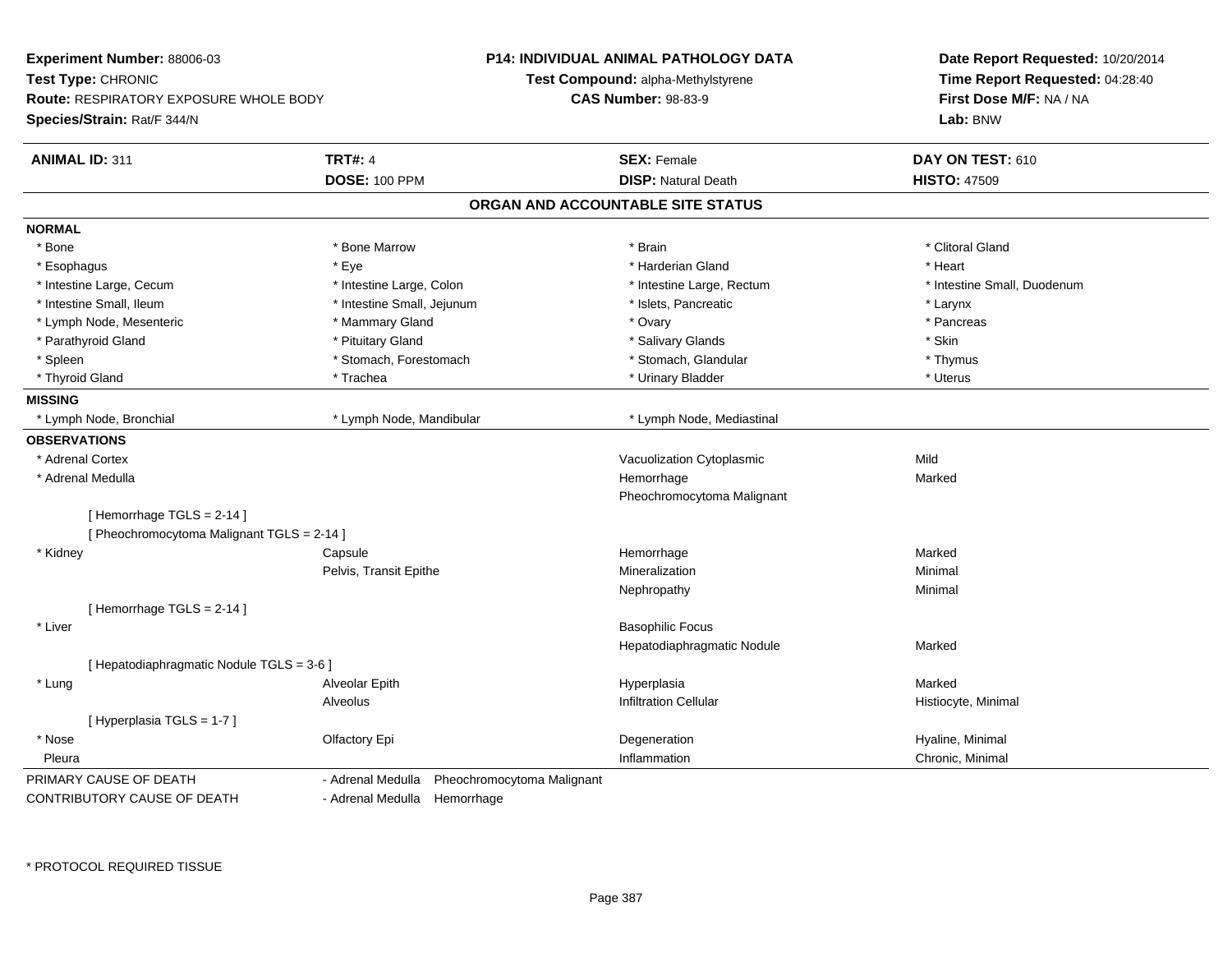**Experiment Number:** 88006-03
**Test Type:** CHRONIC
**Route:** RESPIRATORY EXPOSURE WHOLE BODY
**Species/Strain:** Rat/F 344/N

**P14: INDIVIDUAL ANIMAL PATHOLOGY DATA**
**Test Compound:** alpha-Methylstyrene
**CAS Number:** 98-83-9

**Date Report Requested:** 10/20/2014
**Time Report Requested:** 04:28:40
**First Dose M/F:** NA / NA
**Lab:** BNW

| **ANIMAL ID:** 311 | **TRT#:** 4 | **SEX:** Female | **DAY ON TEST:** 610 |
|---|---|---|---|
| | **DOSE:** 100 PPM | **DISP:** Natural Death | **HISTO:** 47509 |

## ORGAN AND ACCOUNTABLE SITE STATUS

**NORMAL**

| | | | |
|---|---|---|---|
| * Bone | * Bone Marrow | * Brain | * Clitoral Gland |
| * Esophagus | * Eye | * Harderian Gland | * Heart |
| * Intestine Large, Cecum | * Intestine Large, Colon | * Intestine Large, Rectum | * Intestine Small, Duodenum |
| * Intestine Small, Ileum | * Intestine Small, Jejunum | * Islets, Pancreatic | * Larynx |
| * Lymph Node, Mesenteric | * Mammary Gland | * Ovary | * Pancreas |
| * Parathyroid Gland | * Pituitary Gland | * Salivary Glands | * Skin |
| * Spleen | * Stomach, Forestomach | * Stomach, Glandular | * Thymus |
| * Thyroid Gland | * Trachea | * Urinary Bladder | * Uterus |

**MISSING**

| | | |
|---|---|---|
| * Lymph Node, Bronchial | * Lymph Node, Mandibular | * Lymph Node, Mediastinal |

**OBSERVATIONS**

| | | | |
|---|---|---|---|
| * Adrenal Cortex | | Vacuolization Cytoplasmic | Mild |
| * Adrenal Medulla | | Hemorrhage | Marked |
| | | Pheochromocytoma Malignant | |
| [ Hemorrhage TGLS = 2-14 ] | | | |
| [ Pheochromocytoma Malignant TGLS = 2-14 ] | | | |
| * Kidney | Capsule | Hemorrhage | Marked |
| | Pelvis, Transit Epithe | Mineralization | Minimal |
| | | Nephropathy | Minimal |
| [ Hemorrhage TGLS = 2-14 ] | | | |
| * Liver | | Basophilic Focus | |
| | | Hepatodiaphragmatic Nodule | Marked |
| [ Hepatodiaphragmatic Nodule TGLS = 3-6 ] | | | |
| * Lung | Alveolar Epith | Hyperplasia | Marked |
| | Alveolus | Infiltration Cellular | Histiocyte, Minimal |
| [ Hyperplasia TGLS = 1-7 ] | | | |
| * Nose | Olfactory Epi | Degeneration | Hyaline, Minimal |
| Pleura | | Inflammation | Chronic, Minimal |

PRIMARY CAUSE OF DEATH - Adrenal Medulla Pheochromocytoma Malignant
CONTRIBUTORY CAUSE OF DEATH - Adrenal Medulla Hemorrhage

* PROTOCOL REQUIRED TISSUE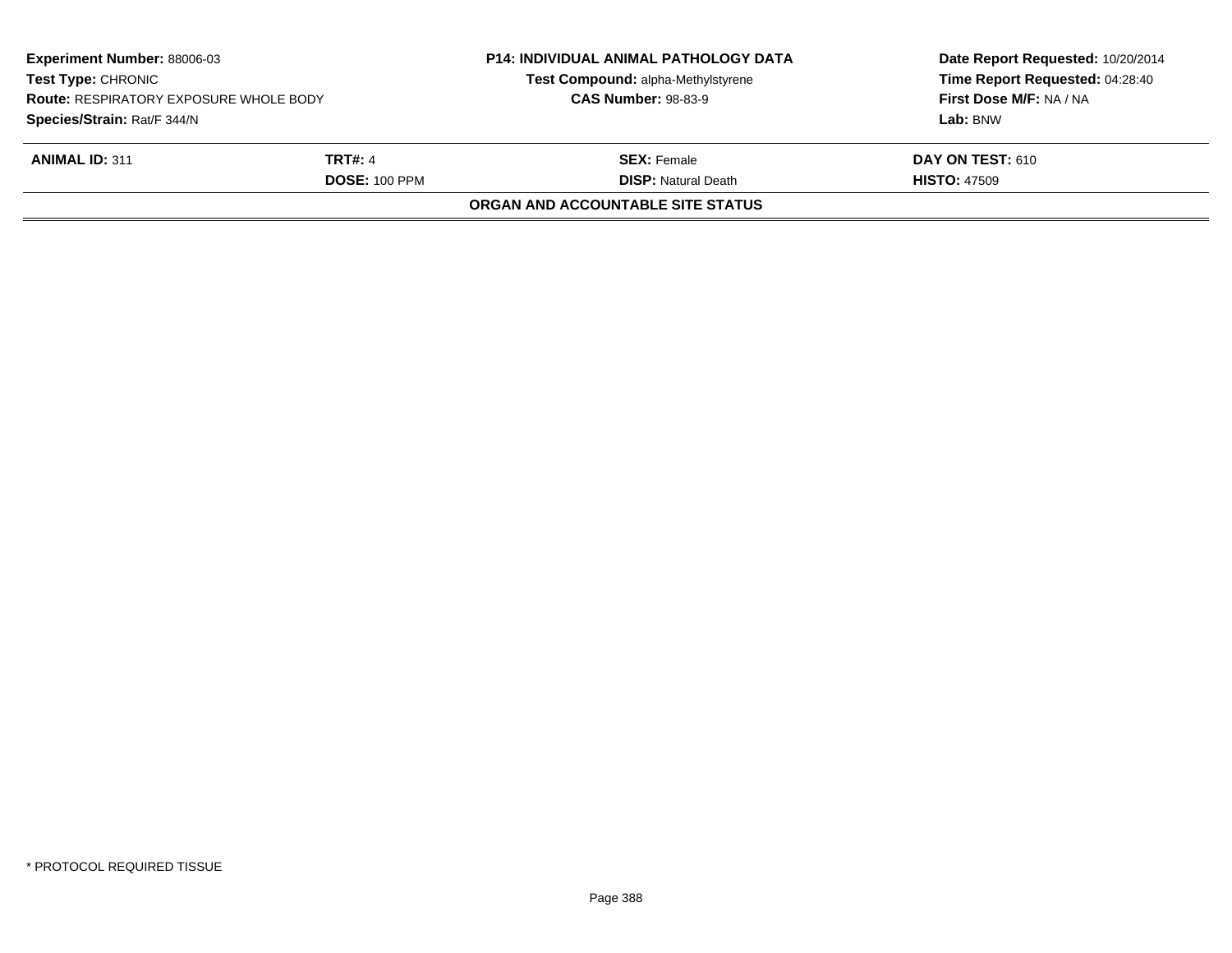| Experiment Number: 88006-03 | P14: INDIVIDUAL ANIMAL PATHOLOGY DATA | Date Report Requested: 10/20/2014 |
|---|---|---|
| Test Type: CHRONIC | Test Compound: alpha-Methylstyrene | Time Report Requested: 04:28:40 |
| Route: RESPIRATORY EXPOSURE WHOLE BODY | CAS Number: 98-83-9 | First Dose M/F: NA / NA |
| Species/Strain: Rat/F 344/N | | Lab: BNW |

| ANIMAL ID: 311 | TRT#: 4 | SEX: Female | DAY ON TEST: 610 |
|---|---|---|---|
| | DOSE: 100 PPM | DISP: Natural Death | HISTO: 47509 |

**ORGAN AND ACCOUNTABLE SITE STATUS**

* PROTOCOL REQUIRED TISSUE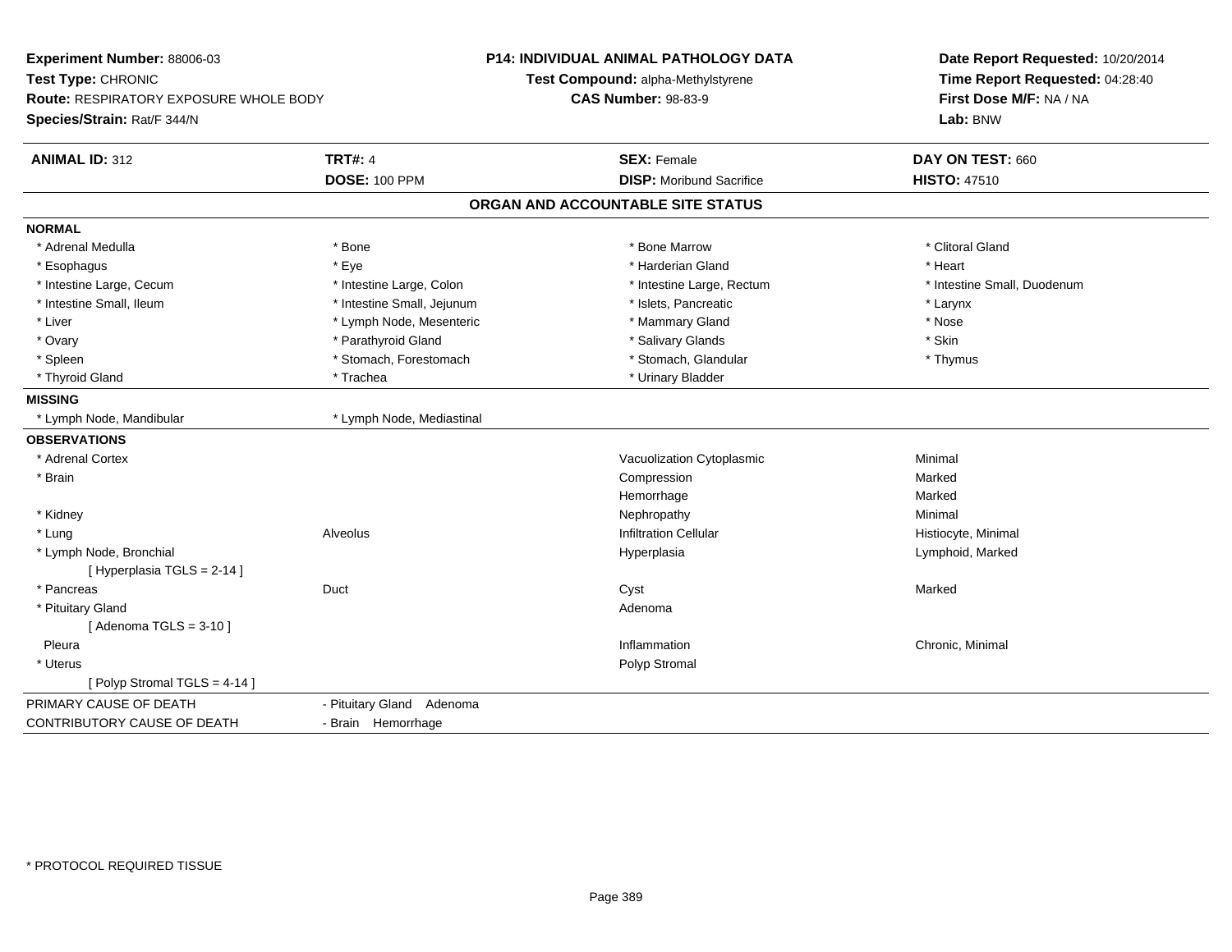**Experiment Number:** 88006-03
**Test Type:** CHRONIC
**Route:** RESPIRATORY EXPOSURE WHOLE BODY
**Species/Strain:** Rat/F 344/N

**P14: INDIVIDUAL ANIMAL PATHOLOGY DATA**
**Test Compound:** alpha-Methylstyrene
**CAS Number:** 98-83-9

**Date Report Requested:** 10/20/2014
**Time Report Requested:** 04:28:40
**First Dose M/F:** NA / NA
**Lab:** BNW

| **ANIMAL ID:** 312 | **TRT#:** 4 | **SEX:** Female | **DAY ON TEST:** 660 |
|---|---|---|---|
| | **DOSE:** 100 PPM | **DISP:** Moribund Sacrifice | **HISTO:** 47510 |

## ORGAN AND ACCOUNTABLE SITE STATUS

**NORMAL**

| | | | |
|---|---|---|---|
| * Adrenal Medulla | * Bone | * Bone Marrow | * Clitoral Gland |
| * Esophagus | * Eye | * Harderian Gland | * Heart |
| * Intestine Large, Cecum | * Intestine Large, Colon | * Intestine Large, Rectum | * Intestine Small, Duodenum |
| * Intestine Small, Ileum | * Intestine Small, Jejunum | * Islets, Pancreatic | * Larynx |
| * Liver | * Lymph Node, Mesenteric | * Mammary Gland | * Nose |
| * Ovary | * Parathyroid Gland | * Salivary Glands | * Skin |
| * Spleen | * Stomach, Forestomach | * Stomach, Glandular | * Thymus |
| * Thyroid Gland | * Trachea | * Urinary Bladder | |

**MISSING**

| | |
|---|---|
| * Lymph Node, Mandibular | * Lymph Node, Mediastinal |

**OBSERVATIONS**

| | | | |
|---|---|---|---|
| * Adrenal Cortex | | Vacuolization Cytoplasmic | Minimal |
| * Brain | | Compression | Marked |
| | | Hemorrhage | Marked |
| * Kidney | | Nephropathy | Minimal |
| * Lung | Alveolus | Infiltration Cellular | Histiocyte, Minimal |
| * Lymph Node, Bronchial | | Hyperplasia | Lymphoid, Marked |
| [ Hyperplasia TGLS = 2-14 ] | | | |
| * Pancreas | Duct | Cyst | Marked |
| * Pituitary Gland | | Adenoma | |
| [ Adenoma TGLS = 3-10 ] | | | |
| Pleura | | Inflammation | Chronic, Minimal |
| * Uterus | | Polyp Stromal | |
| [ Polyp Stromal TGLS = 4-14 ] | | | |

| | |
|---|---|
| PRIMARY CAUSE OF DEATH | - Pituitary Gland Adenoma |
| CONTRIBUTORY CAUSE OF DEATH | - Brain Hemorrhage |

\* PROTOCOL REQUIRED TISSUE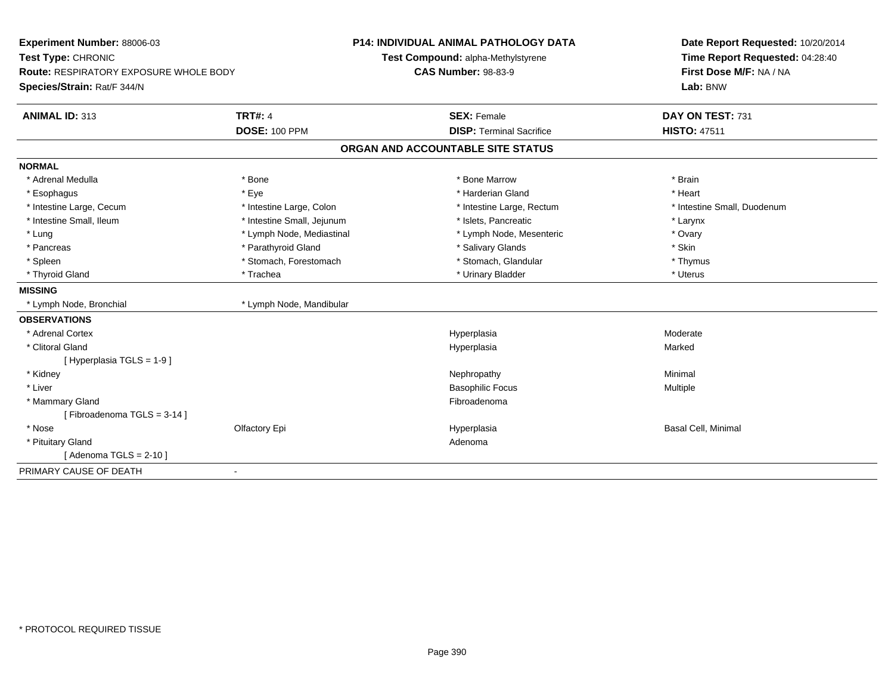**Experiment Number:** 88006-03
**Test Type:** CHRONIC
**Route:** RESPIRATORY EXPOSURE WHOLE BODY
**Species/Strain:** Rat/F 344/N

**P14: INDIVIDUAL ANIMAL PATHOLOGY DATA**
**Test Compound:** alpha-Methylstyrene
**CAS Number:** 98-83-9

**Date Report Requested:** 10/20/2014
**Time Report Requested:** 04:28:40
**First Dose M/F:** NA / NA
**Lab:** BNW

| **ANIMAL ID:** 313 | **TRT#:** 4 | **SEX:** Female | **DAY ON TEST:** 731 |
|---|---|---|---|
| | **DOSE:** 100 PPM | **DISP:** Terminal Sacrifice | **HISTO:** 47511 |

## ORGAN AND ACCOUNTABLE SITE STATUS

| | | | |
|---|---|---|---|
| **NORMAL** | | | |
| * Adrenal Medulla | * Bone | * Bone Marrow | * Brain |
| * Esophagus | * Eye | * Harderian Gland | * Heart |
| * Intestine Large, Cecum | * Intestine Large, Colon | * Intestine Large, Rectum | * Intestine Small, Duodenum |
| * Intestine Small, Ileum | * Intestine Small, Jejunum | * Islets, Pancreatic | * Larynx |
| * Lung | * Lymph Node, Mediastinal | * Lymph Node, Mesenteric | * Ovary |
| * Pancreas | * Parathyroid Gland | * Salivary Glands | * Skin |
| * Spleen | * Stomach, Forestomach | * Stomach, Glandular | * Thymus |
| * Thyroid Gland | * Trachea | * Urinary Bladder | * Uterus |
| **MISSING** | | | |
| * Lymph Node, Bronchial | * Lymph Node, Mandibular | | |
| **OBSERVATIONS** | | | |
| * Adrenal Cortex | | Hyperplasia | Moderate |
| * Clitoral Gland | | Hyperplasia | Marked |
| [ Hyperplasia TGLS = 1-9 ] | | | |
| * Kidney | | Nephropathy | Minimal |
| * Liver | | Basophilic Focus | Multiple |
| * Mammary Gland | | Fibroadenoma | |
| [ Fibroadenoma TGLS = 3-14 ] | | | |
| * Nose | Olfactory Epi | Hyperplasia | Basal Cell, Minimal |
| * Pituitary Gland | | Adenoma | |
| [ Adenoma TGLS = 2-10 ] | | | |
| PRIMARY CAUSE OF DEATH | - | | |

* PROTOCOL REQUIRED TISSUE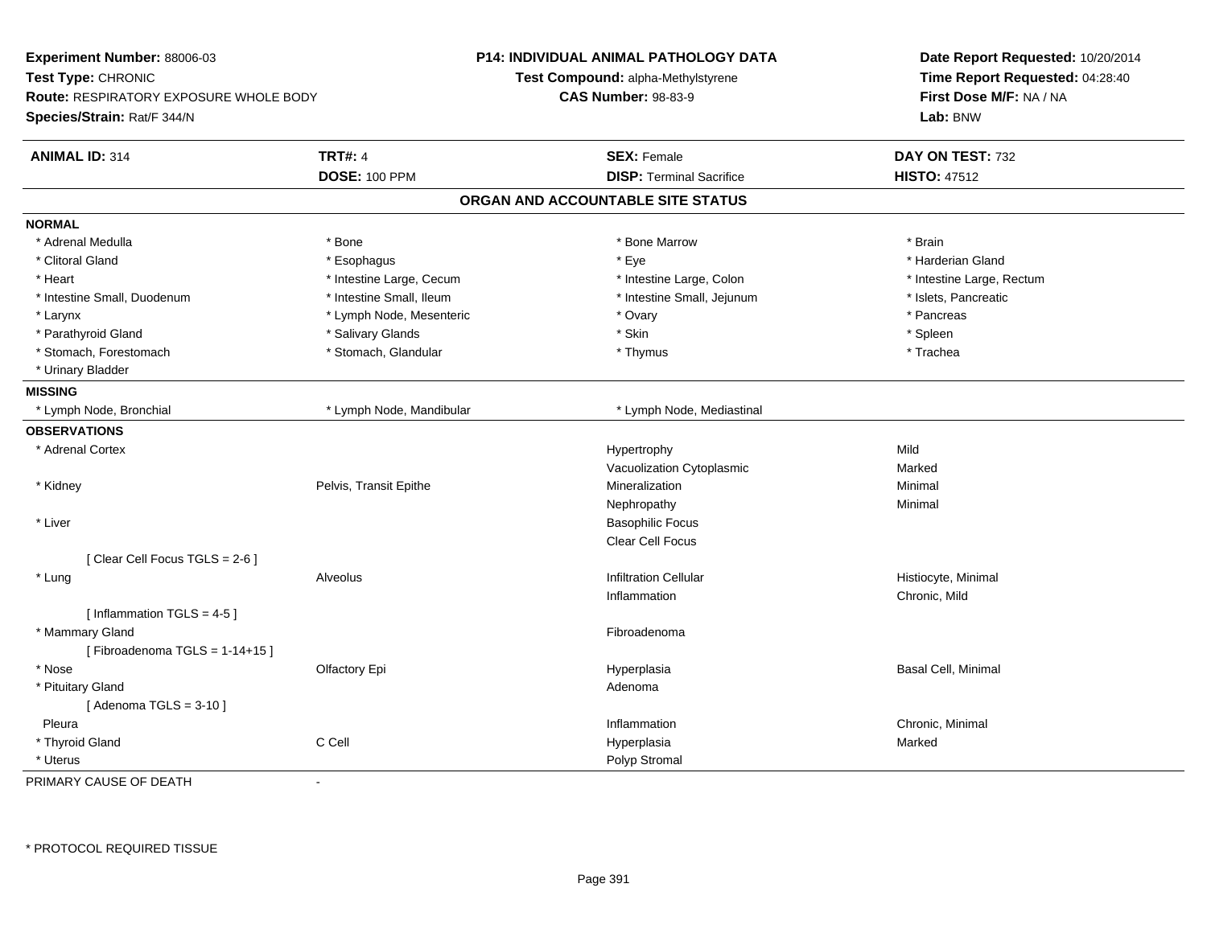**Experiment Number:** 88006-03
**Test Type:** CHRONIC
**Route:** RESPIRATORY EXPOSURE WHOLE BODY
**Species/Strain:** Rat/F 344/N

**P14: INDIVIDUAL ANIMAL PATHOLOGY DATA**
**Test Compound:** alpha-Methylstyrene
**CAS Number:** 98-83-9

**Date Report Requested:** 10/20/2014
**Time Report Requested:** 04:28:40
**First Dose M/F:** NA / NA
**Lab:** BNW

| **ANIMAL ID:** 314 | **TRT#:** 4 | **SEX:** Female | **DAY ON TEST:** 732 |
|---|---|---|---|
| | **DOSE:** 100 PPM | **DISP:** Terminal Sacrifice | **HISTO:** 47512 |

## ORGAN AND ACCOUNTABLE SITE STATUS

**NORMAL**

| | | | |
|---|---|---|---|
| * Adrenal Medulla | * Bone | * Bone Marrow | * Brain |
| * Clitoral Gland | * Esophagus | * Eye | * Harderian Gland |
| * Heart | * Intestine Large, Cecum | * Intestine Large, Colon | * Intestine Large, Rectum |
| * Intestine Small, Duodenum | * Intestine Small, Ileum | * Intestine Small, Jejunum | * Islets, Pancreatic |
| * Larynx | * Lymph Node, Mesenteric | * Ovary | * Pancreas |
| * Parathyroid Gland | * Salivary Glands | * Skin | * Spleen |
| * Stomach, Forestomach | * Stomach, Glandular | * Thymus | * Trachea |
| * Urinary Bladder | | | |

**MISSING**

| | | |
|---|---|---|
| * Lymph Node, Bronchial | * Lymph Node, Mandibular | * Lymph Node, Mediastinal |

**OBSERVATIONS**

| Organ | Site | Observation | Severity |
|---|---|---|---|
| * Adrenal Cortex | | Hypertrophy | Mild |
| | | Vacuolization Cytoplasmic | Marked |
| * Kidney | Pelvis, Transit Epithe | Mineralization | Minimal |
| | | Nephropathy | Minimal |
| * Liver | | Basophilic Focus | |
| | | Clear Cell Focus | |
| [ Clear Cell Focus TGLS = 2-6 ] | | | |
| * Lung | Alveolus | Infiltration Cellular | Histiocyte, Minimal |
| | | Inflammation | Chronic, Mild |
| [ Inflammation TGLS = 4-5 ] | | | |
| * Mammary Gland | | Fibroadenoma | |
| [ Fibroadenoma TGLS = 1-14+15 ] | | | |
| * Nose | Olfactory Epi | Hyperplasia | Basal Cell, Minimal |
| * Pituitary Gland | | Adenoma | |
| [ Adenoma TGLS = 3-10 ] | | | |
| Pleura | | Inflammation | Chronic, Minimal |
| * Thyroid Gland | C Cell | Hyperplasia | Marked |
| * Uterus | | Polyp Stromal | |

PRIMARY CAUSE OF DEATH -

\* PROTOCOL REQUIRED TISSUE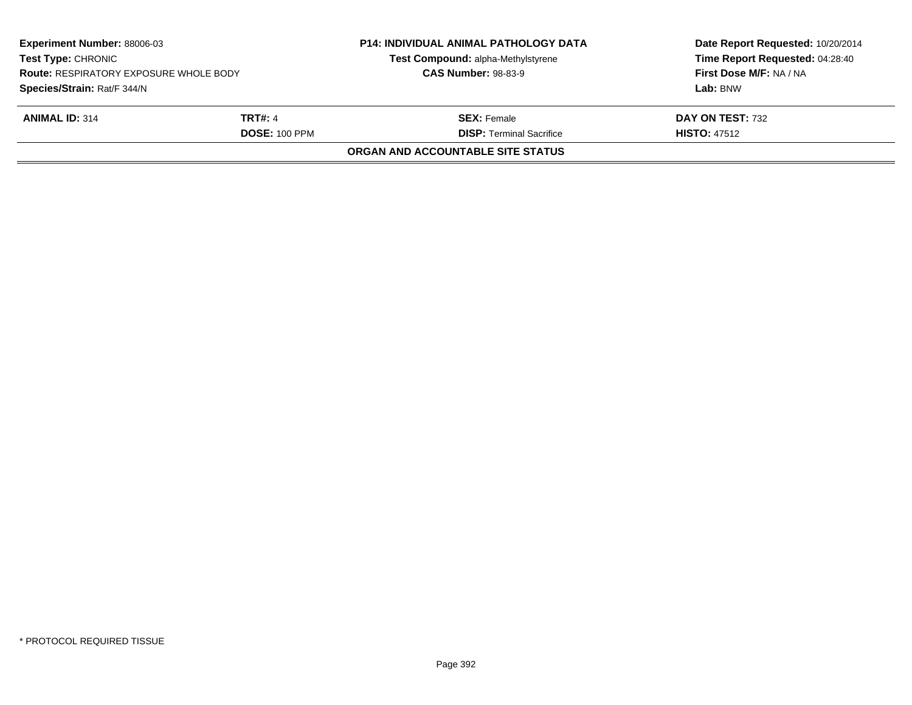**Experiment Number:** 88006-03
**Test Type:** CHRONIC
**Route:** RESPIRATORY EXPOSURE WHOLE BODY
**Species/Strain:** Rat/F 344/N

**P14: INDIVIDUAL ANIMAL PATHOLOGY DATA**
**Test Compound:** alpha-Methylstyrene
**CAS Number:** 98-83-9

**Date Report Requested:** 10/20/2014
**Time Report Requested:** 04:28:40
**First Dose M/F:** NA / NA
**Lab:** BNW

| **ANIMAL ID:** 314 | **TRT#:** 4 | **SEX:** Female | **DAY ON TEST:** 732 |
|---|---|---|---|
| | **DOSE:** 100 PPM | **DISP:** Terminal Sacrifice | **HISTO:** 47512 |

**ORGAN AND ACCOUNTABLE SITE STATUS**

* PROTOCOL REQUIRED TISSUE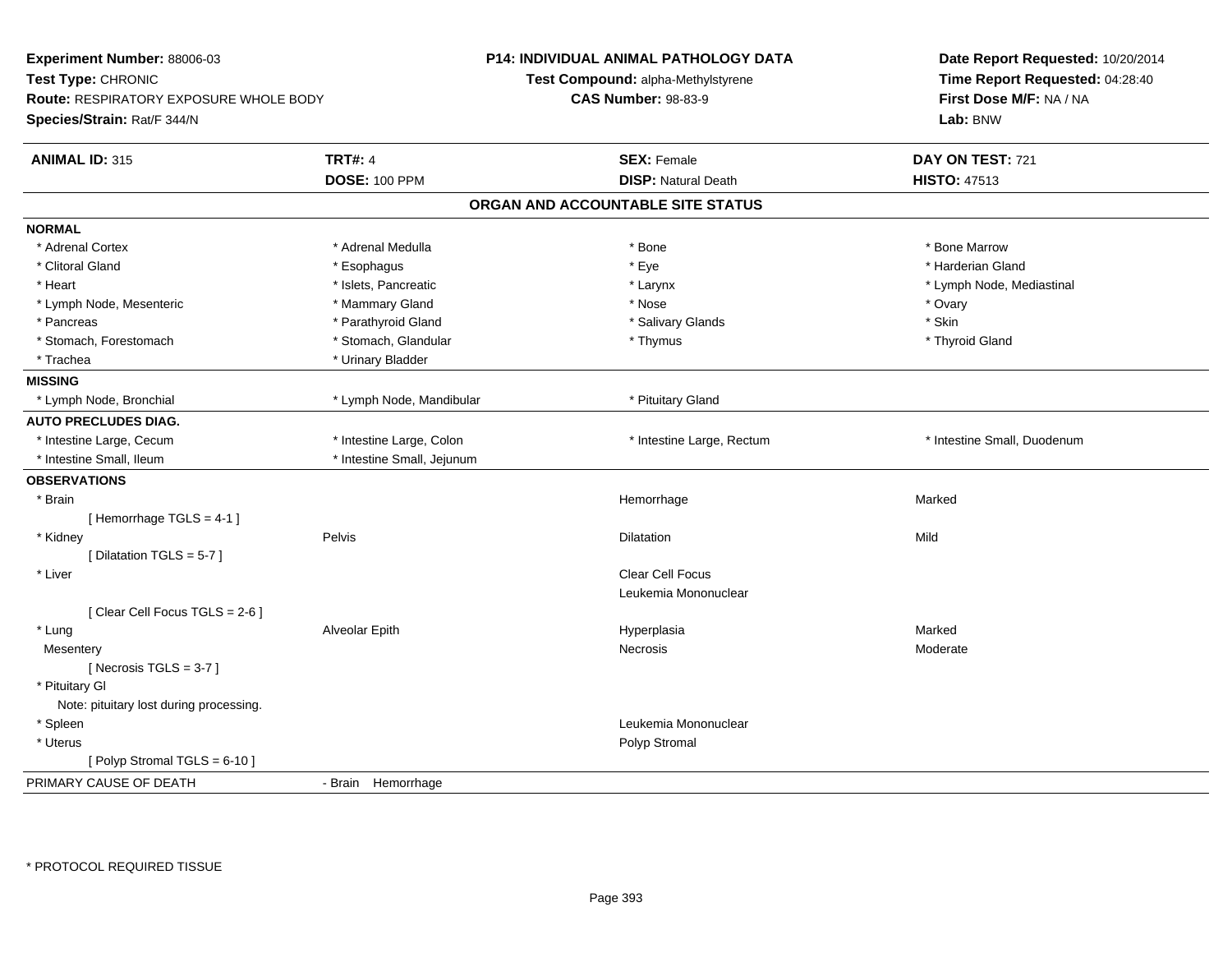**Experiment Number:** 88006-03
**Test Type:** CHRONIC
**Route:** RESPIRATORY EXPOSURE WHOLE BODY
**Species/Strain:** Rat/F 344/N

**P14: INDIVIDUAL ANIMAL PATHOLOGY DATA**
**Test Compound:** alpha-Methylstyrene
**CAS Number:** 98-83-9

**Date Report Requested:** 10/20/2014
**Time Report Requested:** 04:28:40
**First Dose M/F:** NA / NA
**Lab:** BNW

| **ANIMAL ID:** 315 | **TRT#:** 4 | **SEX:** Female | **DAY ON TEST:** 721 |
|---|---|---|---|
| | **DOSE:** 100 PPM | **DISP:** Natural Death | **HISTO:** 47513 |

## ORGAN AND ACCOUNTABLE SITE STATUS

**NORMAL**

| | | | |
|---|---|---|---|
| * Adrenal Cortex | * Adrenal Medulla | * Bone | * Bone Marrow |
| * Clitoral Gland | * Esophagus | * Eye | * Harderian Gland |
| * Heart | * Islets, Pancreatic | * Larynx | * Lymph Node, Mediastinal |
| * Lymph Node, Mesenteric | * Mammary Gland | * Nose | * Ovary |
| * Pancreas | * Parathyroid Gland | * Salivary Glands | * Skin |
| * Stomach, Forestomach | * Stomach, Glandular | * Thymus | * Thyroid Gland |
| * Trachea | * Urinary Bladder | | |

**MISSING**

| | | | |
|---|---|---|---|
| * Lymph Node, Bronchial | * Lymph Node, Mandibular | * Pituitary Gland | |

**AUTO PRECLUDES DIAG.**

| | | | |
|---|---|---|---|
| * Intestine Large, Cecum | * Intestine Large, Colon | * Intestine Large, Rectum | * Intestine Small, Duodenum |
| * Intestine Small, Ileum | * Intestine Small, Jejunum | | |

**OBSERVATIONS**

| | | | |
|---|---|---|---|
| * Brain | | Hemorrhage | Marked |
| [ Hemorrhage TGLS = 4-1 ] | | | |
| * Kidney | Pelvis | Dilatation | Mild |
| [ Dilatation TGLS = 5-7 ] | | | |
| * Liver | | Clear Cell Focus | |
| | | Leukemia Mononuclear | |
| [ Clear Cell Focus TGLS = 2-6 ] | | | |
| * Lung | Alveolar Epith | Hyperplasia | Marked |
| Mesentery | | Necrosis | Moderate |
| [ Necrosis TGLS = 3-7 ] | | | |
| * Pituitary Gl | | | |
| Note: pituitary lost during processing. | | | |
| * Spleen | | Leukemia Mononuclear | |
| * Uterus | | Polyp Stromal | |
| [ Polyp Stromal TGLS = 6-10 ] | | | |

PRIMARY CAUSE OF DEATH - Brain Hemorrhage

* PROTOCOL REQUIRED TISSUE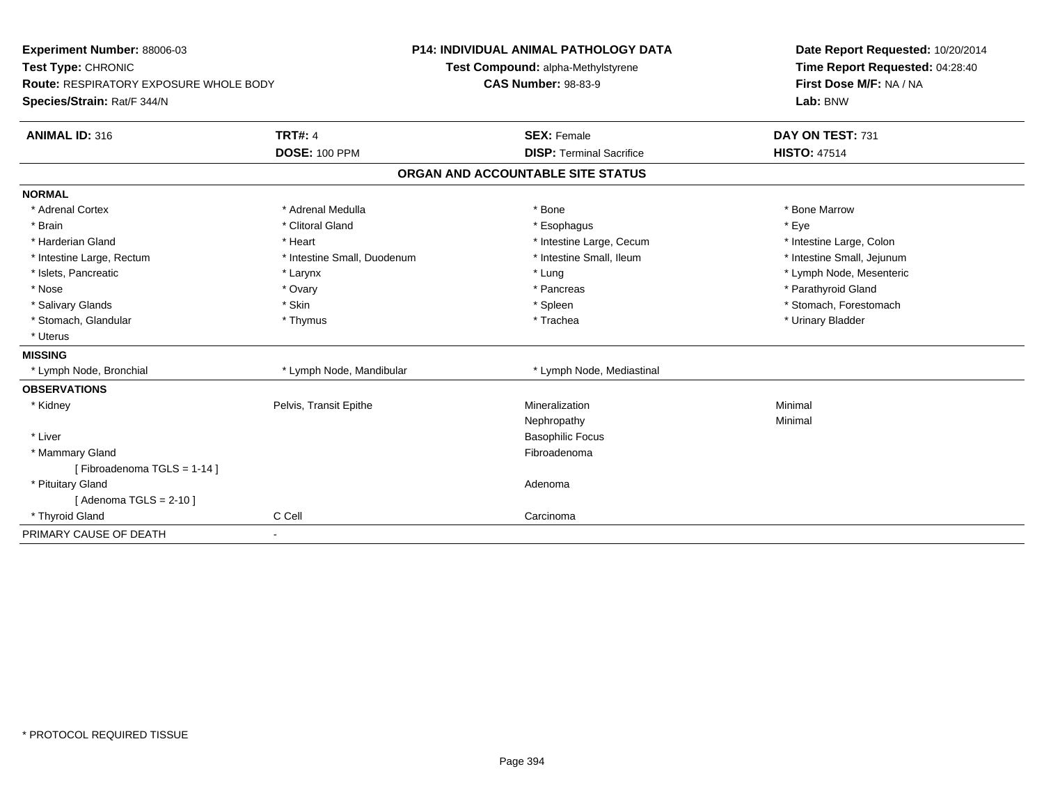**Experiment Number:** 88006-03
**Test Type:** CHRONIC
**Route:** RESPIRATORY EXPOSURE WHOLE BODY
**Species/Strain:** Rat/F 344/N

**P14: INDIVIDUAL ANIMAL PATHOLOGY DATA**
**Test Compound:** alpha-Methylstyrene
**CAS Number:** 98-83-9

**Date Report Requested:** 10/20/2014
**Time Report Requested:** 04:28:40
**First Dose M/F:** NA / NA
**Lab:** BNW

| **ANIMAL ID:** 316 | **TRT#:** 4 | **SEX:** Female | **DAY ON TEST:** 731 |
|---|---|---|---|
| | **DOSE:** 100 PPM | **DISP:** Terminal Sacrifice | **HISTO:** 47514 |

## ORGAN AND ACCOUNTABLE SITE STATUS

**NORMAL**

| | | | |
|---|---|---|---|
| * Adrenal Cortex | * Adrenal Medulla | * Bone | * Bone Marrow |
| * Brain | * Clitoral Gland | * Esophagus | * Eye |
| * Harderian Gland | * Heart | * Intestine Large, Cecum | * Intestine Large, Colon |
| * Intestine Large, Rectum | * Intestine Small, Duodenum | * Intestine Small, Ileum | * Intestine Small, Jejunum |
| * Islets, Pancreatic | * Larynx | * Lung | * Lymph Node, Mesenteric |
| * Nose | * Ovary | * Pancreas | * Parathyroid Gland |
| * Salivary Glands | * Skin | * Spleen | * Stomach, Forestomach |
| * Stomach, Glandular | * Thymus | * Trachea | * Urinary Bladder |
| * Uterus | | | |

**MISSING**

| | | |
|---|---|---|
| * Lymph Node, Bronchial | * Lymph Node, Mandibular | * Lymph Node, Mediastinal |

**OBSERVATIONS**

| | | | |
|---|---|---|---|
| * Kidney | Pelvis, Transit Epithe | Mineralization | Minimal |
| | | Nephropathy | Minimal |
| * Liver | | Basophilic Focus | |
| * Mammary Gland | | Fibroadenoma | |
| [ Fibroadenoma TGLS = 1-14 ] | | | |
| * Pituitary Gland | | Adenoma | |
| [ Adenoma TGLS = 2-10 ] | | | |
| * Thyroid Gland | C Cell | Carcinoma | |

PRIMARY CAUSE OF DEATH -

* PROTOCOL REQUIRED TISSUE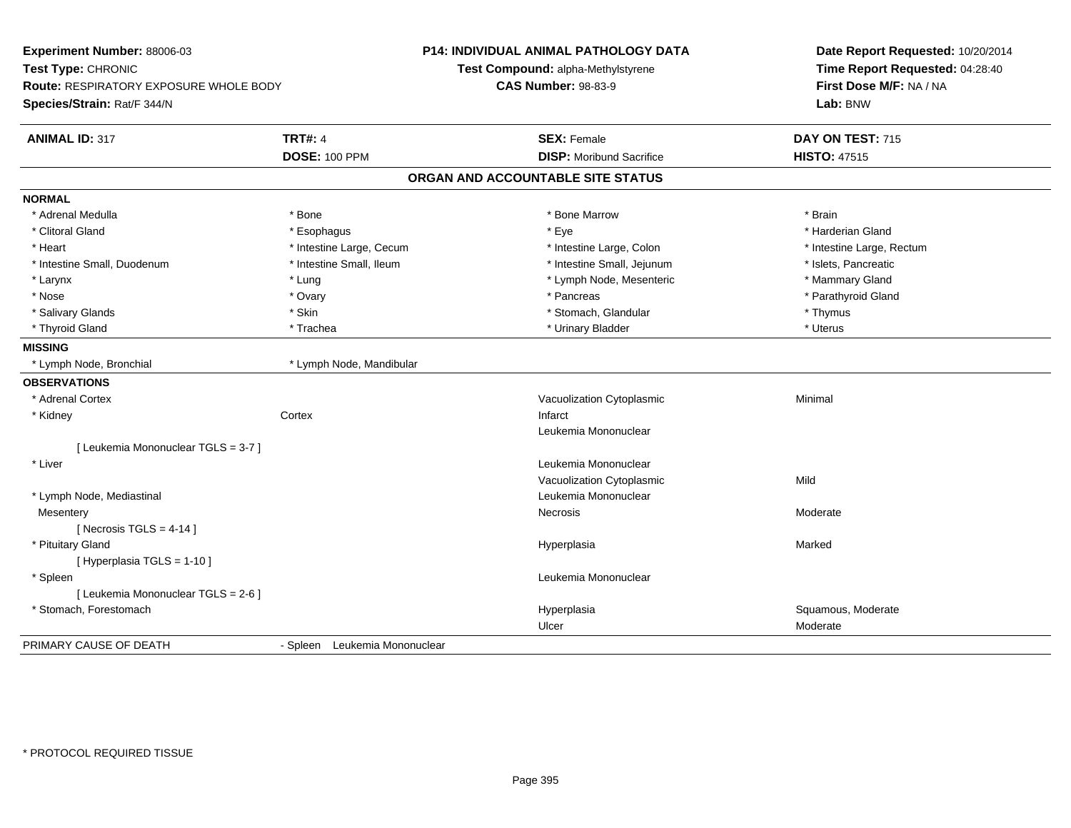**Experiment Number:** 88006-03
**Test Type:** CHRONIC
**Route:** RESPIRATORY EXPOSURE WHOLE BODY
**Species/Strain:** Rat/F 344/N

**P14: INDIVIDUAL ANIMAL PATHOLOGY DATA**
**Test Compound:** alpha-Methylstyrene
**CAS Number:** 98-83-9

**Date Report Requested:** 10/20/2014
**Time Report Requested:** 04:28:40
**First Dose M/F:** NA / NA
**Lab:** BNW

| **ANIMAL ID:** 317 | **TRT#:** 4 | **SEX:** Female | **DAY ON TEST:** 715 |
|---|---|---|---|
| | **DOSE:** 100 PPM | **DISP:** Moribund Sacrifice | **HISTO:** 47515 |

## ORGAN AND ACCOUNTABLE SITE STATUS

**NORMAL**

| | | | |
|---|---|---|---|
| * Adrenal Medulla | * Bone | * Bone Marrow | * Brain |
| * Clitoral Gland | * Esophagus | * Eye | * Harderian Gland |
| * Heart | * Intestine Large, Cecum | * Intestine Large, Colon | * Intestine Large, Rectum |
| * Intestine Small, Duodenum | * Intestine Small, Ileum | * Intestine Small, Jejunum | * Islets, Pancreatic |
| * Larynx | * Lung | * Lymph Node, Mesenteric | * Mammary Gland |
| * Nose | * Ovary | * Pancreas | * Parathyroid Gland |
| * Salivary Glands | * Skin | * Stomach, Glandular | * Thymus |
| * Thyroid Gland | * Trachea | * Urinary Bladder | * Uterus |

**MISSING**

| | |
|---|---|
| * Lymph Node, Bronchial | * Lymph Node, Mandibular |

**OBSERVATIONS**

| | | | |
|---|---|---|---|
| * Adrenal Cortex | | Vacuolization Cytoplasmic | Minimal |
| * Kidney | Cortex | Infarct | |
| | | Leukemia Mononuclear | |
| [ Leukemia Mononuclear TGLS = 3-7 ] | | | |
| * Liver | | Leukemia Mononuclear | |
| | | Vacuolization Cytoplasmic | Mild |
| * Lymph Node, Mediastinal | | Leukemia Mononuclear | |
| Mesentery | | Necrosis | Moderate |
| [ Necrosis TGLS = 4-14 ] | | | |
| * Pituitary Gland | | Hyperplasia | Marked |
| [ Hyperplasia TGLS = 1-10 ] | | | |
| * Spleen | | Leukemia Mononuclear | |
| [ Leukemia Mononuclear TGLS = 2-6 ] | | | |
| * Stomach, Forestomach | | Hyperplasia | Squamous, Moderate |
| | | Ulcer | Moderate |

PRIMARY CAUSE OF DEATH - Spleen Leukemia Mononuclear

* PROTOCOL REQUIRED TISSUE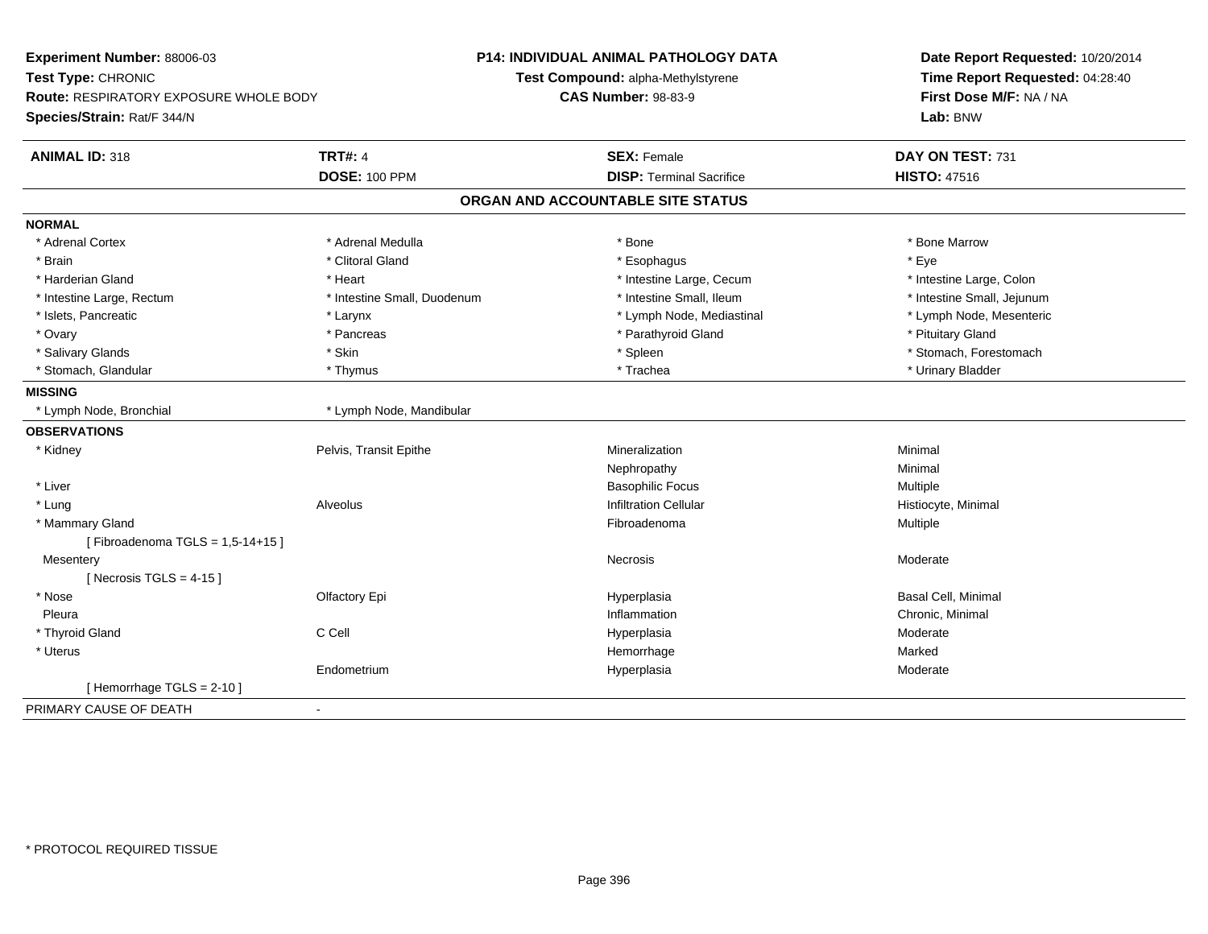**Experiment Number:** 88006-03
**Test Type:** CHRONIC
**Route:** RESPIRATORY EXPOSURE WHOLE BODY
**Species/Strain:** Rat/F 344/N

**P14: INDIVIDUAL ANIMAL PATHOLOGY DATA**
**Test Compound:** alpha-Methylstyrene
**CAS Number:** 98-83-9

**Date Report Requested:** 10/20/2014
**Time Report Requested:** 04:28:40
**First Dose M/F:** NA / NA
**Lab:** BNW

| **ANIMAL ID:** 318 | **TRT#:** 4 | **SEX:** Female | **DAY ON TEST:** 731 |
|---|---|---|---|
| | **DOSE:** 100 PPM | **DISP:** Terminal Sacrifice | **HISTO:** 47516 |

## ORGAN AND ACCOUNTABLE SITE STATUS

**NORMAL**

| | | | |
|---|---|---|---|
| * Adrenal Cortex | * Adrenal Medulla | * Bone | * Bone Marrow |
| * Brain | * Clitoral Gland | * Esophagus | * Eye |
| * Harderian Gland | * Heart | * Intestine Large, Cecum | * Intestine Large, Colon |
| * Intestine Large, Rectum | * Intestine Small, Duodenum | * Intestine Small, Ileum | * Intestine Small, Jejunum |
| * Islets, Pancreatic | * Larynx | * Lymph Node, Mediastinal | * Lymph Node, Mesenteric |
| * Ovary | * Pancreas | * Parathyroid Gland | * Pituitary Gland |
| * Salivary Glands | * Skin | * Spleen | * Stomach, Forestomach |
| * Stomach, Glandular | * Thymus | * Trachea | * Urinary Bladder |

**MISSING**

| | |
|---|---|
| * Lymph Node, Bronchial | * Lymph Node, Mandibular |

**OBSERVATIONS**

| | | | |
|---|---|---|---|
| * Kidney | Pelvis, Transit Epithe | Mineralization | Minimal |
| | | Nephropathy | Minimal |
| * Liver | | Basophilic Focus | Multiple |
| * Lung | Alveolus | Infiltration Cellular | Histiocyte, Minimal |
| * Mammary Gland | | Fibroadenoma | Multiple |
| [ Fibroadenoma TGLS = 1,5-14+15 ] | | | |
| Mesentery | | Necrosis | Moderate |
| [ Necrosis TGLS = 4-15 ] | | | |
| * Nose | Olfactory Epi | Hyperplasia | Basal Cell, Minimal |
| Pleura | | Inflammation | Chronic, Minimal |
| * Thyroid Gland | C Cell | Hyperplasia | Moderate |
| * Uterus | | Hemorrhage | Marked |
| | Endometrium | Hyperplasia | Moderate |
| [ Hemorrhage TGLS = 2-10 ] | | | |

PRIMARY CAUSE OF DEATH -

* PROTOCOL REQUIRED TISSUE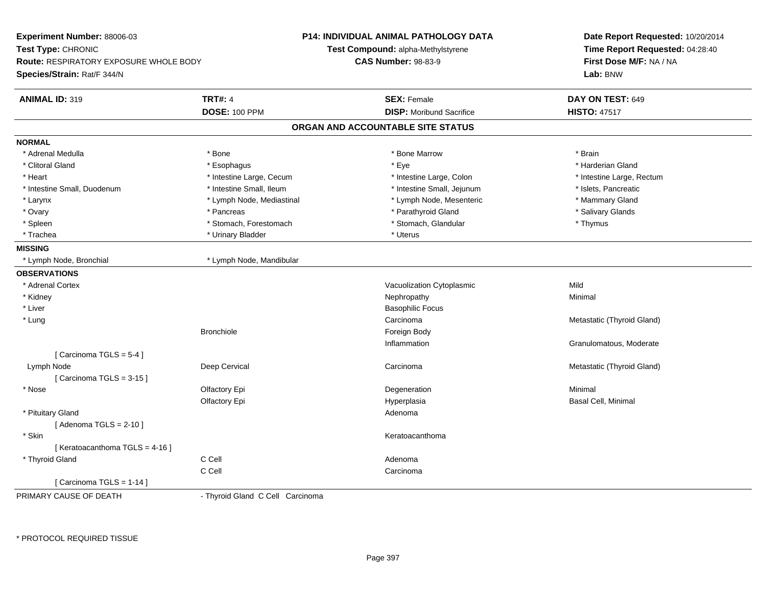**Experiment Number:** 88006-03
**Test Type:** CHRONIC
**Route:** RESPIRATORY EXPOSURE WHOLE BODY
**Species/Strain:** Rat/F 344/N

**P14: INDIVIDUAL ANIMAL PATHOLOGY DATA**
**Test Compound:** alpha-Methylstyrene
**CAS Number:** 98-83-9

**Date Report Requested:** 10/20/2014
**Time Report Requested:** 04:28:40
**First Dose M/F:** NA / NA
**Lab:** BNW

| **ANIMAL ID:** 319 | **TRT#:** 4 | **SEX:** Female | **DAY ON TEST:** 649 |
|---|---|---|---|
| | **DOSE:** 100 PPM | **DISP:** Moribund Sacrifice | **HISTO:** 47517 |

## ORGAN AND ACCOUNTABLE SITE STATUS

**NORMAL**

| | | | |
|---|---|---|---|
| * Adrenal Medulla | * Bone | * Bone Marrow | * Brain |
| * Clitoral Gland | * Esophagus | * Eye | * Harderian Gland |
| * Heart | * Intestine Large, Cecum | * Intestine Large, Colon | * Intestine Large, Rectum |
| * Intestine Small, Duodenum | * Intestine Small, Ileum | * Intestine Small, Jejunum | * Islets, Pancreatic |
| * Larynx | * Lymph Node, Mediastinal | * Lymph Node, Mesenteric | * Mammary Gland |
| * Ovary | * Pancreas | * Parathyroid Gland | * Salivary Glands |
| * Spleen | * Stomach, Forestomach | * Stomach, Glandular | * Thymus |
| * Trachea | * Urinary Bladder | * Uterus | |

**MISSING**

| | |
|---|---|
| * Lymph Node, Bronchial | * Lymph Node, Mandibular |

**OBSERVATIONS**

| | | | |
|---|---|---|---|
| * Adrenal Cortex | | Vacuolization Cytoplasmic | Mild |
| * Kidney | | Nephropathy | Minimal |
| * Liver | | Basophilic Focus | |
| * Lung | | Carcinoma | Metastatic (Thyroid Gland) |
| | Bronchiole | Foreign Body | |
| | | Inflammation | Granulomatous, Moderate |
| [ Carcinoma TGLS = 5-4 ] | | | |
| Lymph Node | Deep Cervical | Carcinoma | Metastatic (Thyroid Gland) |
| [ Carcinoma TGLS = 3-15 ] | | | |
| * Nose | Olfactory Epi | Degeneration | Minimal |
| | Olfactory Epi | Hyperplasia | Basal Cell, Minimal |
| * Pituitary Gland | | Adenoma | |
| [ Adenoma TGLS = 2-10 ] | | | |
| * Skin | | Keratoacanthoma | |
| [ Keratoacanthoma TGLS = 4-16 ] | | | |
| * Thyroid Gland | C Cell | Adenoma | |
| | C Cell | Carcinoma | |
| [ Carcinoma TGLS = 1-14 ] | | | |

PRIMARY CAUSE OF DEATH - Thyroid Gland C Cell Carcinoma

* PROTOCOL REQUIRED TISSUE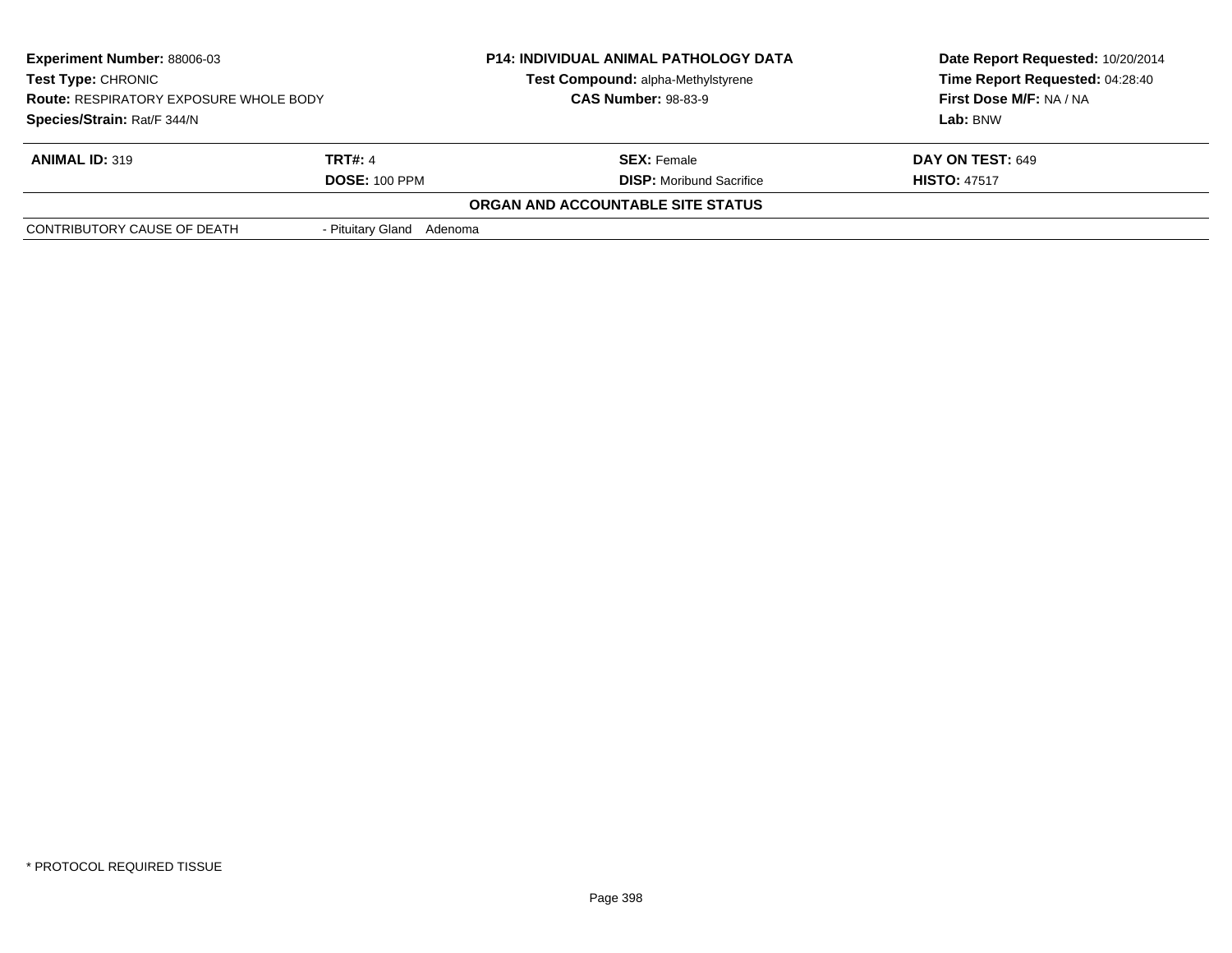| **Experiment Number:** 88006-03 | **P14: INDIVIDUAL ANIMAL PATHOLOGY DATA** | **Date Report Requested:** 10/20/2014 |
|---|---|---|
| **Test Type:** CHRONIC | **Test Compound:** alpha-Methylstyrene | **Time Report Requested:** 04:28:40 |
| **Route:** RESPIRATORY EXPOSURE WHOLE BODY | **CAS Number:** 98-83-9 | **First Dose M/F:** NA / NA |
| **Species/Strain:** Rat/F 344/N | | **Lab:** BNW |

| **ANIMAL ID:** 319 | **TRT#:** 4 | **SEX:** Female | **DAY ON TEST:** 649 |
|---|---|---|---|
| | **DOSE:** 100 PPM | **DISP:** Moribund Sacrifice | **HISTO:** 47517 |

**ORGAN AND ACCOUNTABLE SITE STATUS**

| CONTRIBUTORY CAUSE OF DEATH | - Pituitary Gland Adenoma |
|---|---|

\* PROTOCOL REQUIRED TISSUE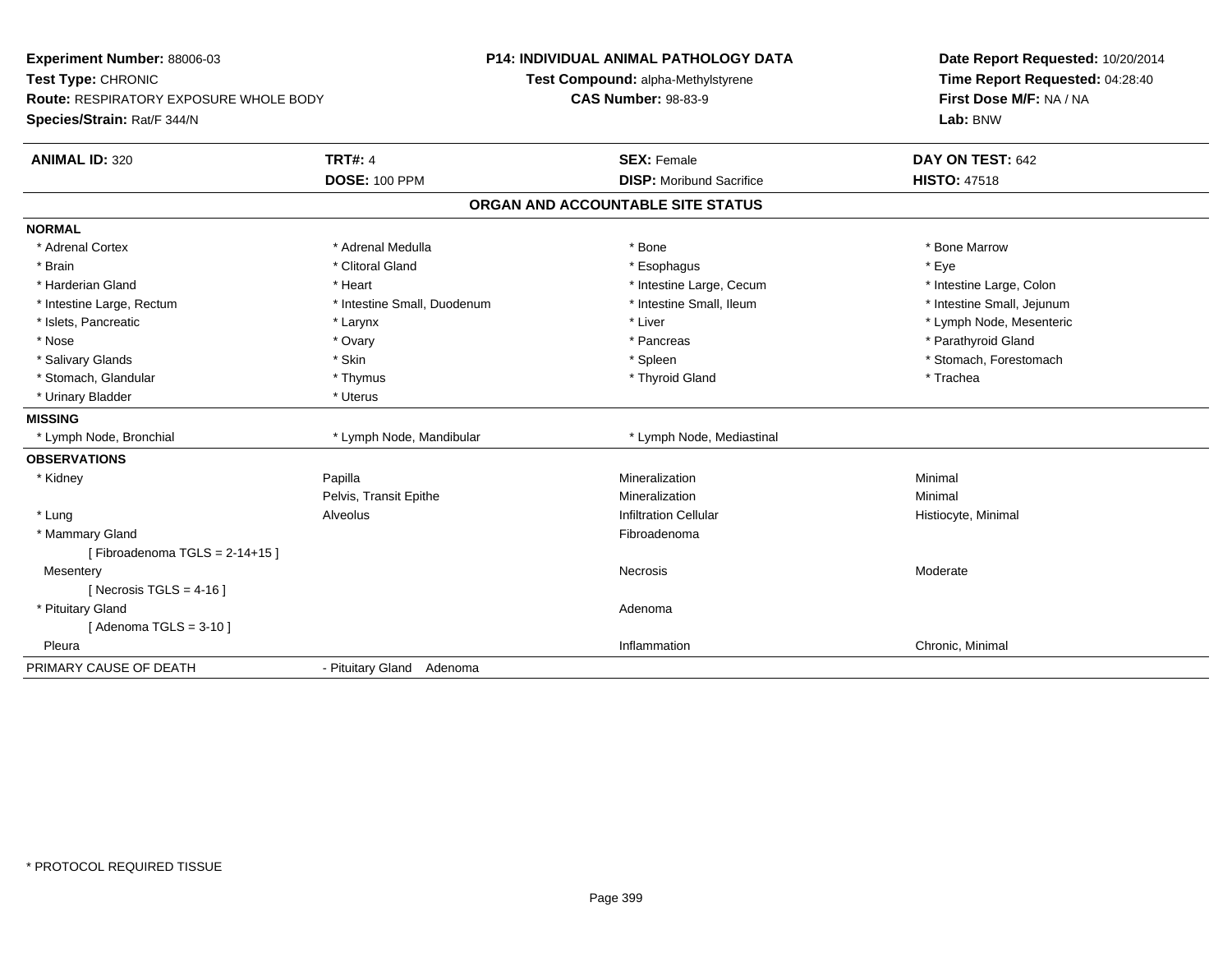**Experiment Number:** 88006-03
**Test Type:** CHRONIC
**Route:** RESPIRATORY EXPOSURE WHOLE BODY
**Species/Strain:** Rat/F 344/N

**P14: INDIVIDUAL ANIMAL PATHOLOGY DATA**
**Test Compound:** alpha-Methylstyrene
**CAS Number:** 98-83-9

**Date Report Requested:** 10/20/2014
**Time Report Requested:** 04:28:40
**First Dose M/F:** NA / NA
**Lab:** BNW

| **ANIMAL ID:** 320 | **TRT#:** 4 | **SEX:** Female | **DAY ON TEST:** 642 |
|---|---|---|---|
| | **DOSE:** 100 PPM | **DISP:** Moribund Sacrifice | **HISTO:** 47518 |

## ORGAN AND ACCOUNTABLE SITE STATUS

| | | | |
|---|---|---|---|
| **NORMAL** | | | |
| * Adrenal Cortex | * Adrenal Medulla | * Bone | * Bone Marrow |
| * Brain | * Clitoral Gland | * Esophagus | * Eye |
| * Harderian Gland | * Heart | * Intestine Large, Cecum | * Intestine Large, Colon |
| * Intestine Large, Rectum | * Intestine Small, Duodenum | * Intestine Small, Ileum | * Intestine Small, Jejunum |
| * Islets, Pancreatic | * Larynx | * Liver | * Lymph Node, Mesenteric |
| * Nose | * Ovary | * Pancreas | * Parathyroid Gland |
| * Salivary Glands | * Skin | * Spleen | * Stomach, Forestomach |
| * Stomach, Glandular | * Thymus | * Thyroid Gland | * Trachea |
| * Urinary Bladder | * Uterus | | |
| **MISSING** | | | |
| * Lymph Node, Bronchial | * Lymph Node, Mandibular | * Lymph Node, Mediastinal | |
| **OBSERVATIONS** | | | |
| * Kidney | Papilla | Mineralization | Minimal |
| | Pelvis, Transit Epithe | Mineralization | Minimal |
| * Lung | Alveolus | Infiltration Cellular | Histiocyte, Minimal |
| * Mammary Gland | | Fibroadenoma | |
| [ Fibroadenoma TGLS = 2-14+15 ] | | | |
| Mesentery | | Necrosis | Moderate |
| [ Necrosis TGLS = 4-16 ] | | | |
| * Pituitary Gland | | Adenoma | |
| [ Adenoma TGLS = 3-10 ] | | | |
| Pleura | | Inflammation | Chronic, Minimal |
| PRIMARY CAUSE OF DEATH | - Pituitary Gland Adenoma | | |

* PROTOCOL REQUIRED TISSUE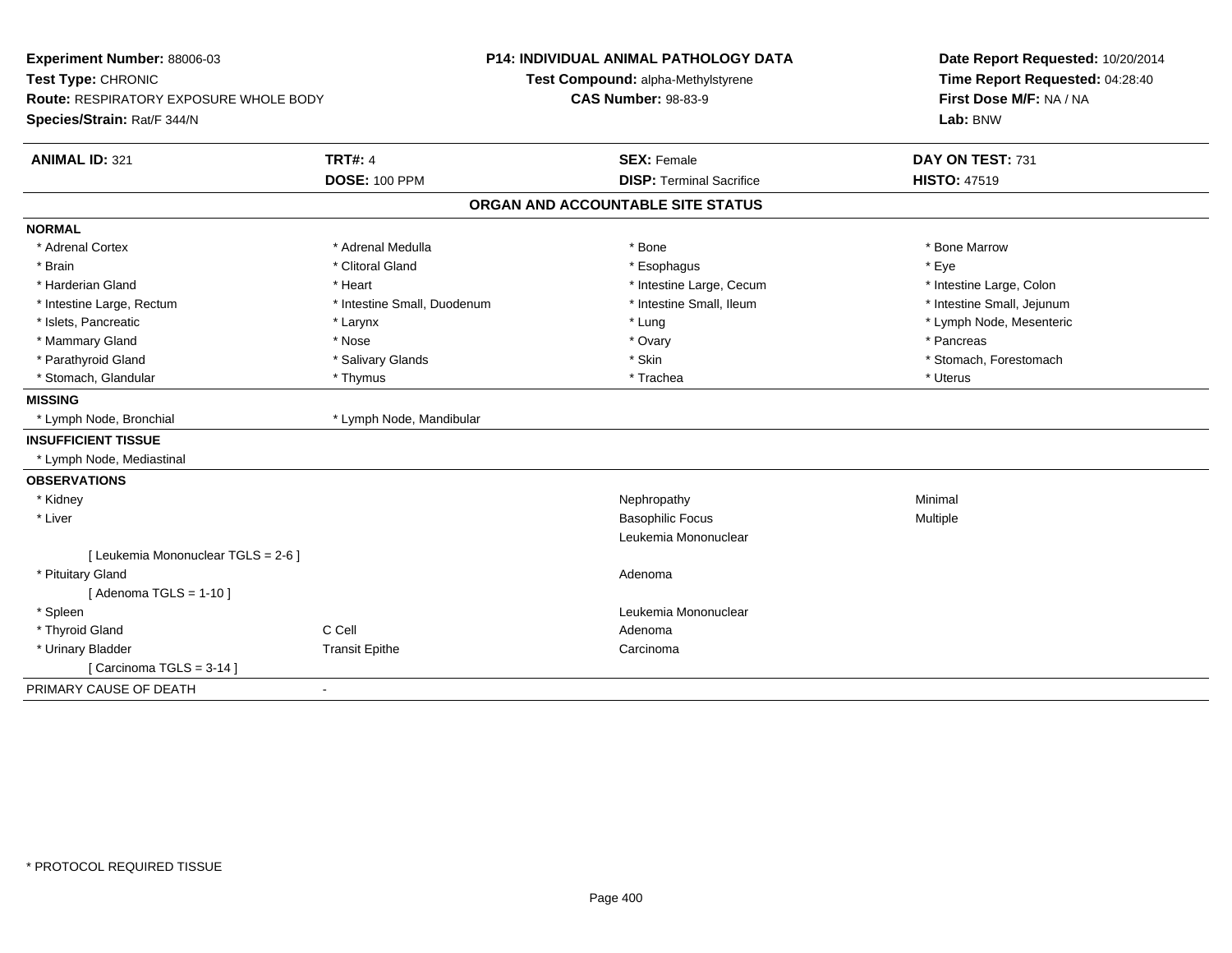**Experiment Number:** 88006-03
**Test Type:** CHRONIC
**Route:** RESPIRATORY EXPOSURE WHOLE BODY
**Species/Strain:** Rat/F 344/N

**P14: INDIVIDUAL ANIMAL PATHOLOGY DATA**
**Test Compound:** alpha-Methylstyrene
**CAS Number:** 98-83-9

**Date Report Requested:** 10/20/2014
**Time Report Requested:** 04:28:40
**First Dose M/F:** NA / NA
**Lab:** BNW

| **ANIMAL ID:** 321 | **TRT#:** 4 | **SEX:** Female | **DAY ON TEST:** 731 |
|---|---|---|---|
| | **DOSE:** 100 PPM | **DISP:** Terminal Sacrifice | **HISTO:** 47519 |

## ORGAN AND ACCOUNTABLE SITE STATUS

**NORMAL**

| | | | |
|---|---|---|---|
| * Adrenal Cortex | * Adrenal Medulla | * Bone | * Bone Marrow |
| * Brain | * Clitoral Gland | * Esophagus | * Eye |
| * Harderian Gland | * Heart | * Intestine Large, Cecum | * Intestine Large, Colon |
| * Intestine Large, Rectum | * Intestine Small, Duodenum | * Intestine Small, Ileum | * Intestine Small, Jejunum |
| * Islets, Pancreatic | * Larynx | * Lung | * Lymph Node, Mesenteric |
| * Mammary Gland | * Nose | * Ovary | * Pancreas |
| * Parathyroid Gland | * Salivary Glands | * Skin | * Stomach, Forestomach |
| * Stomach, Glandular | * Thymus | * Trachea | * Uterus |

**MISSING**

* Lymph Node, Bronchial
* Lymph Node, Mandibular

**INSUFFICIENT TISSUE**

* Lymph Node, Mediastinal

**OBSERVATIONS**

| | | | |
|---|---|---|---|
| * Kidney | | Nephropathy | Minimal |
| * Liver | | Basophilic Focus | Multiple |
| | | Leukemia Mononuclear | |
| [ Leukemia Mononuclear TGLS = 2-6 ] | | | |
| * Pituitary Gland | | Adenoma | |
| [ Adenoma TGLS = 1-10 ] | | | |
| * Spleen | | Leukemia Mononuclear | |
| * Thyroid Gland | C Cell | Adenoma | |
| * Urinary Bladder | Transit Epithe | Carcinoma | |
| [ Carcinoma TGLS = 3-14 ] | | | |

PRIMARY CAUSE OF DEATH -

* PROTOCOL REQUIRED TISSUE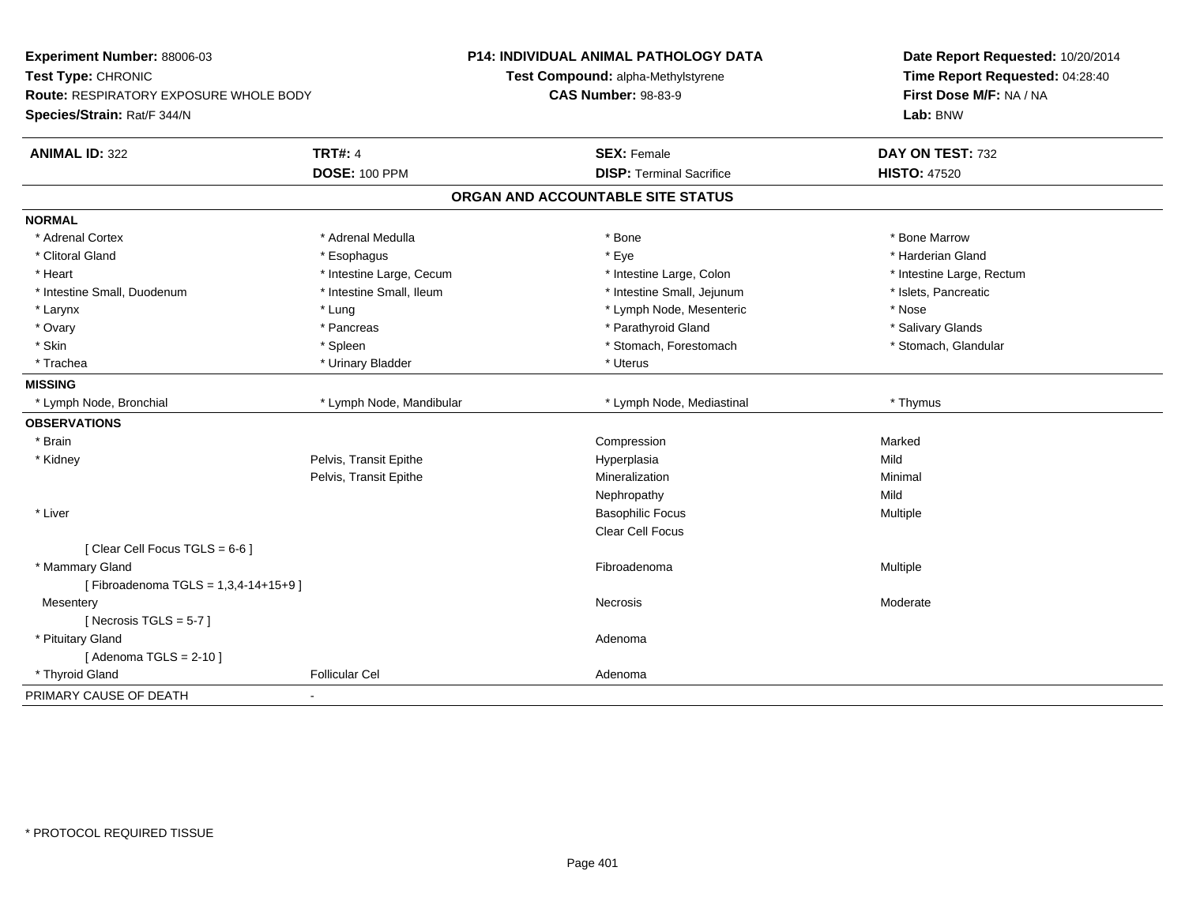**Experiment Number:** 88006-03
**Test Type:** CHRONIC
**Route:** RESPIRATORY EXPOSURE WHOLE BODY
**Species/Strain:** Rat/F 344/N

**P14: INDIVIDUAL ANIMAL PATHOLOGY DATA**
**Test Compound:** alpha-Methylstyrene
**CAS Number:** 98-83-9

**Date Report Requested:** 10/20/2014
**Time Report Requested:** 04:28:40
**First Dose M/F:** NA / NA
**Lab:** BNW

| **ANIMAL ID:** 322 | **TRT#:** 4 | **SEX:** Female | **DAY ON TEST:** 732 |
|---|---|---|---|
| | **DOSE:** 100 PPM | **DISP:** Terminal Sacrifice | **HISTO:** 47520 |

## ORGAN AND ACCOUNTABLE SITE STATUS

**NORMAL**

| | | | |
|---|---|---|---|
| * Adrenal Cortex | * Adrenal Medulla | * Bone | * Bone Marrow |
| * Clitoral Gland | * Esophagus | * Eye | * Harderian Gland |
| * Heart | * Intestine Large, Cecum | * Intestine Large, Colon | * Intestine Large, Rectum |
| * Intestine Small, Duodenum | * Intestine Small, Ileum | * Intestine Small, Jejunum | * Islets, Pancreatic |
| * Larynx | * Lung | * Lymph Node, Mesenteric | * Nose |
| * Ovary | * Pancreas | * Parathyroid Gland | * Salivary Glands |
| * Skin | * Spleen | * Stomach, Forestomach | * Stomach, Glandular |
| * Trachea | * Urinary Bladder | * Uterus | |

**MISSING**

| | | | |
|---|---|---|---|
| * Lymph Node, Bronchial | * Lymph Node, Mandibular | * Lymph Node, Mediastinal | * Thymus |

**OBSERVATIONS**

| | | | |
|---|---|---|---|
| * Brain | | Compression | Marked |
| * Kidney | Pelvis, Transit Epithe | Hyperplasia | Mild |
| | Pelvis, Transit Epithe | Mineralization | Minimal |
| | | Nephropathy | Mild |
| * Liver | | Basophilic Focus | Multiple |
| | | Clear Cell Focus | |
| [ Clear Cell Focus TGLS = 6-6 ] | | | |
| * Mammary Gland | | Fibroadenoma | Multiple |
| [ Fibroadenoma TGLS = 1,3,4-14+15+9 ] | | | |
| Mesentery | | Necrosis | Moderate |
| [ Necrosis TGLS = 5-7 ] | | | |
| * Pituitary Gland | | Adenoma | |
| [ Adenoma TGLS = 2-10 ] | | | |
| * Thyroid Gland | Follicular Cel | Adenoma | |

PRIMARY CAUSE OF DEATH -

* PROTOCOL REQUIRED TISSUE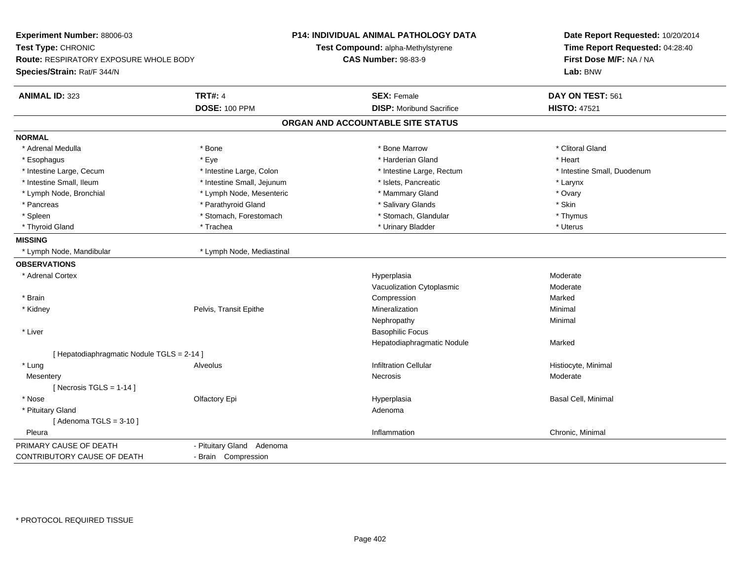**Experiment Number:** 88006-03
**Test Type:** CHRONIC
**Route:** RESPIRATORY EXPOSURE WHOLE BODY
**Species/Strain:** Rat/F 344/N

**P14: INDIVIDUAL ANIMAL PATHOLOGY DATA**
**Test Compound:** alpha-Methylstyrene
**CAS Number:** 98-83-9

**Date Report Requested:** 10/20/2014
**Time Report Requested:** 04:28:40
**First Dose M/F:** NA / NA
**Lab:** BNW

| **ANIMAL ID:** 323 | **TRT#:** 4 | **SEX:** Female | **DAY ON TEST:** 561 |
|---|---|---|---|
| | **DOSE:** 100 PPM | **DISP:** Moribund Sacrifice | **HISTO:** 47521 |

## ORGAN AND ACCOUNTABLE SITE STATUS

**NORMAL**

| | | | |
|---|---|---|---|
| * Adrenal Medulla | * Bone | * Bone Marrow | * Clitoral Gland |
| * Esophagus | * Eye | * Harderian Gland | * Heart |
| * Intestine Large, Cecum | * Intestine Large, Colon | * Intestine Large, Rectum | * Intestine Small, Duodenum |
| * Intestine Small, Ileum | * Intestine Small, Jejunum | * Islets, Pancreatic | * Larynx |
| * Lymph Node, Bronchial | * Lymph Node, Mesenteric | * Mammary Gland | * Ovary |
| * Pancreas | * Parathyroid Gland | * Salivary Glands | * Skin |
| * Spleen | * Stomach, Forestomach | * Stomach, Glandular | * Thymus |
| * Thyroid Gland | * Trachea | * Urinary Bladder | * Uterus |

**MISSING**

| | |
|---|---|
| * Lymph Node, Mandibular | * Lymph Node, Mediastinal |

**OBSERVATIONS**

| | | | |
|---|---|---|---|
| * Adrenal Cortex | | Hyperplasia | Moderate |
| | | Vacuolization Cytoplasmic | Moderate |
| * Brain | | Compression | Marked |
| * Kidney | Pelvis, Transit Epithe | Mineralization | Minimal |
| | | Nephropathy | Minimal |
| * Liver | | Basophilic Focus | |
| | | Hepatodiaphragmatic Nodule | Marked |
| [ Hepatodiaphragmatic Nodule TGLS = 2-14 ] | | | |
| * Lung | Alveolus | Infiltration Cellular | Histiocyte, Minimal |
| Mesentery | | Necrosis | Moderate |
| [ Necrosis TGLS = 1-14 ] | | | |
| * Nose | Olfactory Epi | Hyperplasia | Basal Cell, Minimal |
| * Pituitary Gland | | Adenoma | |
| [ Adenoma TGLS = 3-10 ] | | | |
| Pleura | | Inflammation | Chronic, Minimal |

| | |
|---|---|
| PRIMARY CAUSE OF DEATH | - Pituitary Gland Adenoma |
| CONTRIBUTORY CAUSE OF DEATH | - Brain Compression |

\* PROTOCOL REQUIRED TISSUE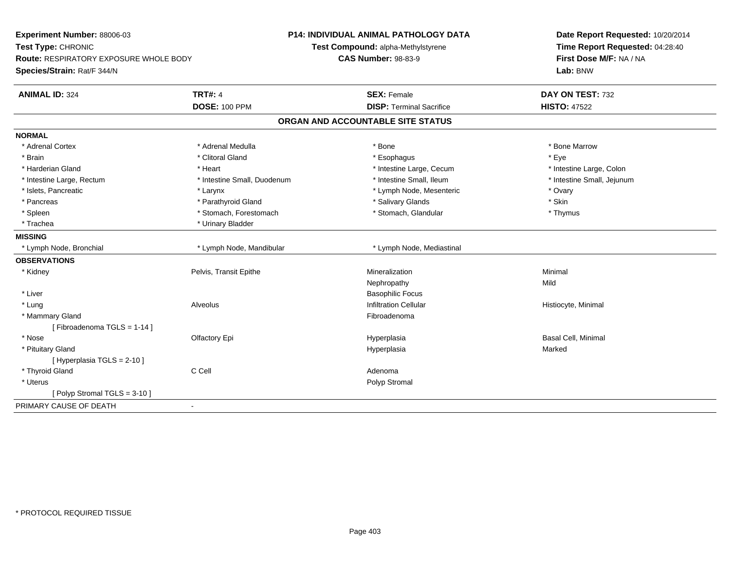**Experiment Number:** 88006-03
**Test Type:** CHRONIC
**Route:** RESPIRATORY EXPOSURE WHOLE BODY
**Species/Strain:** Rat/F 344/N

**P14: INDIVIDUAL ANIMAL PATHOLOGY DATA**
**Test Compound:** alpha-Methylstyrene
**CAS Number:** 98-83-9

**Date Report Requested:** 10/20/2014
**Time Report Requested:** 04:28:40
**First Dose M/F:** NA / NA
**Lab:** BNW

| **ANIMAL ID:** 324 | **TRT#:** 4 | **SEX:** Female | **DAY ON TEST:** 732 |
|---|---|---|---|
| | **DOSE:** 100 PPM | **DISP:** Terminal Sacrifice | **HISTO:** 47522 |

## ORGAN AND ACCOUNTABLE SITE STATUS

| | | | |
|---|---|---|---|
| **NORMAL** | | | |
| * Adrenal Cortex | * Adrenal Medulla | * Bone | * Bone Marrow |
| * Brain | * Clitoral Gland | * Esophagus | * Eye |
| * Harderian Gland | * Heart | * Intestine Large, Cecum | * Intestine Large, Colon |
| * Intestine Large, Rectum | * Intestine Small, Duodenum | * Intestine Small, Ileum | * Intestine Small, Jejunum |
| * Islets, Pancreatic | * Larynx | * Lymph Node, Mesenteric | * Ovary |
| * Pancreas | * Parathyroid Gland | * Salivary Glands | * Skin |
| * Spleen | * Stomach, Forestomach | * Stomach, Glandular | * Thymus |
| * Trachea | * Urinary Bladder | | |
| **MISSING** | | | |
| * Lymph Node, Bronchial | * Lymph Node, Mandibular | * Lymph Node, Mediastinal | |
| **OBSERVATIONS** | | | |
| * Kidney | Pelvis, Transit Epithe | Mineralization | Minimal |
| | | Nephropathy | Mild |
| * Liver | | Basophilic Focus | |
| * Lung | Alveolus | Infiltration Cellular | Histiocyte, Minimal |
| * Mammary Gland | | Fibroadenoma | |
| [ Fibroadenoma TGLS = 1-14 ] | | | |
| * Nose | Olfactory Epi | Hyperplasia | Basal Cell, Minimal |
| * Pituitary Gland | | Hyperplasia | Marked |
| [ Hyperplasia TGLS = 2-10 ] | | | |
| * Thyroid Gland | C Cell | Adenoma | |
| * Uterus | | Polyp Stromal | |
| [ Polyp Stromal TGLS = 3-10 ] | | | |
| PRIMARY CAUSE OF DEATH | - | | |

\* PROTOCOL REQUIRED TISSUE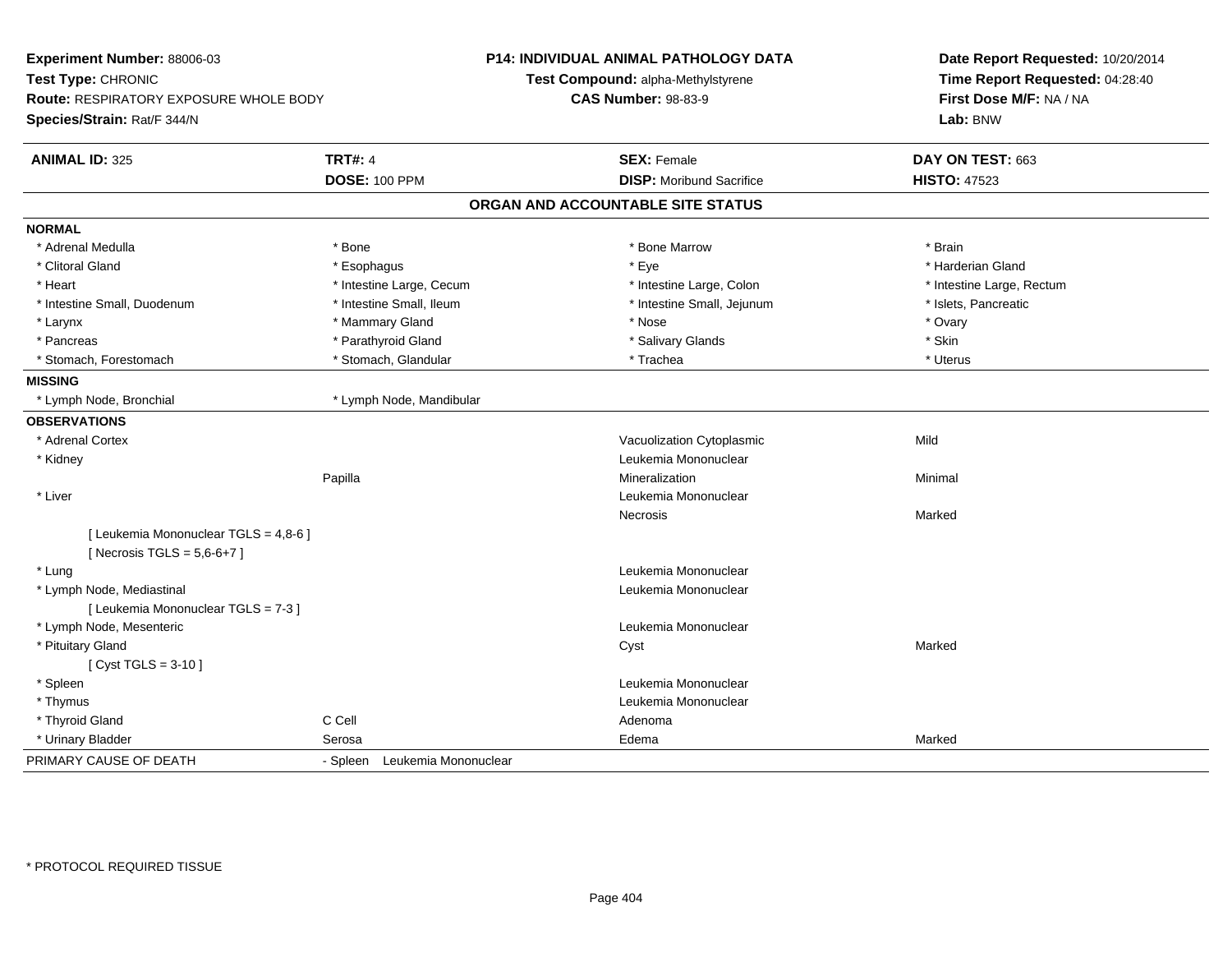**Experiment Number:** 88006-03
**Test Type:** CHRONIC
**Route:** RESPIRATORY EXPOSURE WHOLE BODY
**Species/Strain:** Rat/F 344/N

**P14: INDIVIDUAL ANIMAL PATHOLOGY DATA**
**Test Compound:** alpha-Methylstyrene
**CAS Number:** 98-83-9

**Date Report Requested:** 10/20/2014
**Time Report Requested:** 04:28:40
**First Dose M/F:** NA / NA
**Lab:** BNW

| **ANIMAL ID:** 325 | **TRT#:** 4 | **SEX:** Female | **DAY ON TEST:** 663 |
|---|---|---|---|
| | **DOSE:** 100 PPM | **DISP:** Moribund Sacrifice | **HISTO:** 47523 |

## ORGAN AND ACCOUNTABLE SITE STATUS

**NORMAL**

| | | | |
|---|---|---|---|
| * Adrenal Medulla | * Bone | * Bone Marrow | * Brain |
| * Clitoral Gland | * Esophagus | * Eye | * Harderian Gland |
| * Heart | * Intestine Large, Cecum | * Intestine Large, Colon | * Intestine Large, Rectum |
| * Intestine Small, Duodenum | * Intestine Small, Ileum | * Intestine Small, Jejunum | * Islets, Pancreatic |
| * Larynx | * Mammary Gland | * Nose | * Ovary |
| * Pancreas | * Parathyroid Gland | * Salivary Glands | * Skin |
| * Stomach, Forestomach | * Stomach, Glandular | * Trachea | * Uterus |

**MISSING**

| | |
|---|---|
| * Lymph Node, Bronchial | * Lymph Node, Mandibular |

**OBSERVATIONS**

| Organ | Site | Observation | Severity |
|---|---|---|---|
| * Adrenal Cortex | | Vacuolization Cytoplasmic | Mild |
| * Kidney | | Leukemia Mononuclear | |
| | Papilla | Mineralization | Minimal |
| * Liver | | Leukemia Mononuclear | |
| | | Necrosis | Marked |
| [ Leukemia Mononuclear TGLS = 4,8-6 ] | | | |
| [ Necrosis TGLS = 5,6-6+7 ] | | | |
| * Lung | | Leukemia Mononuclear | |
| * Lymph Node, Mediastinal | | Leukemia Mononuclear | |
| [ Leukemia Mononuclear TGLS = 7-3 ] | | | |
| * Lymph Node, Mesenteric | | Leukemia Mononuclear | |
| * Pituitary Gland | | Cyst | Marked |
| [ Cyst TGLS = 3-10 ] | | | |
| * Spleen | | Leukemia Mononuclear | |
| * Thymus | | Leukemia Mononuclear | |
| * Thyroid Gland | C Cell | Adenoma | |
| * Urinary Bladder | Serosa | Edema | Marked |

PRIMARY CAUSE OF DEATH - Spleen Leukemia Mononuclear

* PROTOCOL REQUIRED TISSUE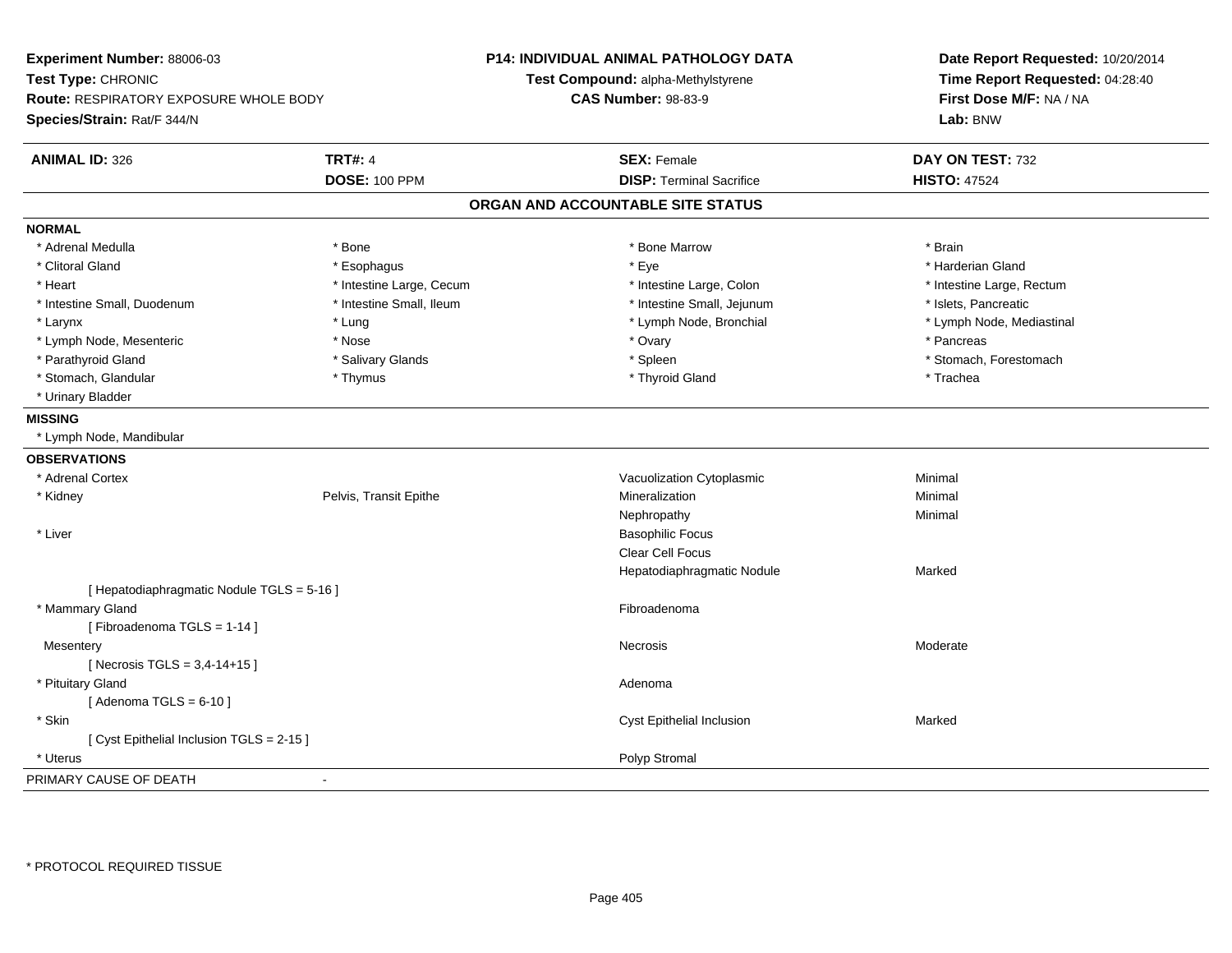**Experiment Number:** 88006-03
**Test Type:** CHRONIC
**Route:** RESPIRATORY EXPOSURE WHOLE BODY
**Species/Strain:** Rat/F 344/N

**P14: INDIVIDUAL ANIMAL PATHOLOGY DATA**
**Test Compound:** alpha-Methylstyrene
**CAS Number:** 98-83-9

**Date Report Requested:** 10/20/2014
**Time Report Requested:** 04:28:40
**First Dose M/F:** NA / NA
**Lab:** BNW

| **ANIMAL ID:** 326 | **TRT#:** 4 | **SEX:** Female | **DAY ON TEST:** 732 |
|---|---|---|---|
| | **DOSE:** 100 PPM | **DISP:** Terminal Sacrifice | **HISTO:** 47524 |

## ORGAN AND ACCOUNTABLE SITE STATUS

**NORMAL**

| | | | |
|---|---|---|---|
| * Adrenal Medulla | * Bone | * Bone Marrow | * Brain |
| * Clitoral Gland | * Esophagus | * Eye | * Harderian Gland |
| * Heart | * Intestine Large, Cecum | * Intestine Large, Colon | * Intestine Large, Rectum |
| * Intestine Small, Duodenum | * Intestine Small, Ileum | * Intestine Small, Jejunum | * Islets, Pancreatic |
| * Larynx | * Lung | * Lymph Node, Bronchial | * Lymph Node, Mediastinal |
| * Lymph Node, Mesenteric | * Nose | * Ovary | * Pancreas |
| * Parathyroid Gland | * Salivary Glands | * Spleen | * Stomach, Forestomach |
| * Stomach, Glandular | * Thymus | * Thyroid Gland | * Trachea |
| * Urinary Bladder | | | |

**MISSING**

* Lymph Node, Mandibular

**OBSERVATIONS**

| | | | |
|---|---|---|---|
| * Adrenal Cortex | | Vacuolization Cytoplasmic | Minimal |
| * Kidney | Pelvis, Transit Epithe | Mineralization | Minimal |
| | | Nephropathy | Minimal |
| * Liver | | Basophilic Focus | |
| | | Clear Cell Focus | |
| | | Hepatodiaphragmatic Nodule | Marked |
| [ Hepatodiaphragmatic Nodule TGLS = 5-16 ] | | | |
| * Mammary Gland | | Fibroadenoma | |
| [ Fibroadenoma TGLS = 1-14 ] | | | |
| Mesentery | | Necrosis | Moderate |
| [ Necrosis TGLS = 3,4-14+15 ] | | | |
| * Pituitary Gland | | Adenoma | |
| [ Adenoma TGLS = 6-10 ] | | | |
| * Skin | | Cyst Epithelial Inclusion | Marked |
| [ Cyst Epithelial Inclusion TGLS = 2-15 ] | | | |
| * Uterus | | Polyp Stromal | |

PRIMARY CAUSE OF DEATH -

* PROTOCOL REQUIRED TISSUE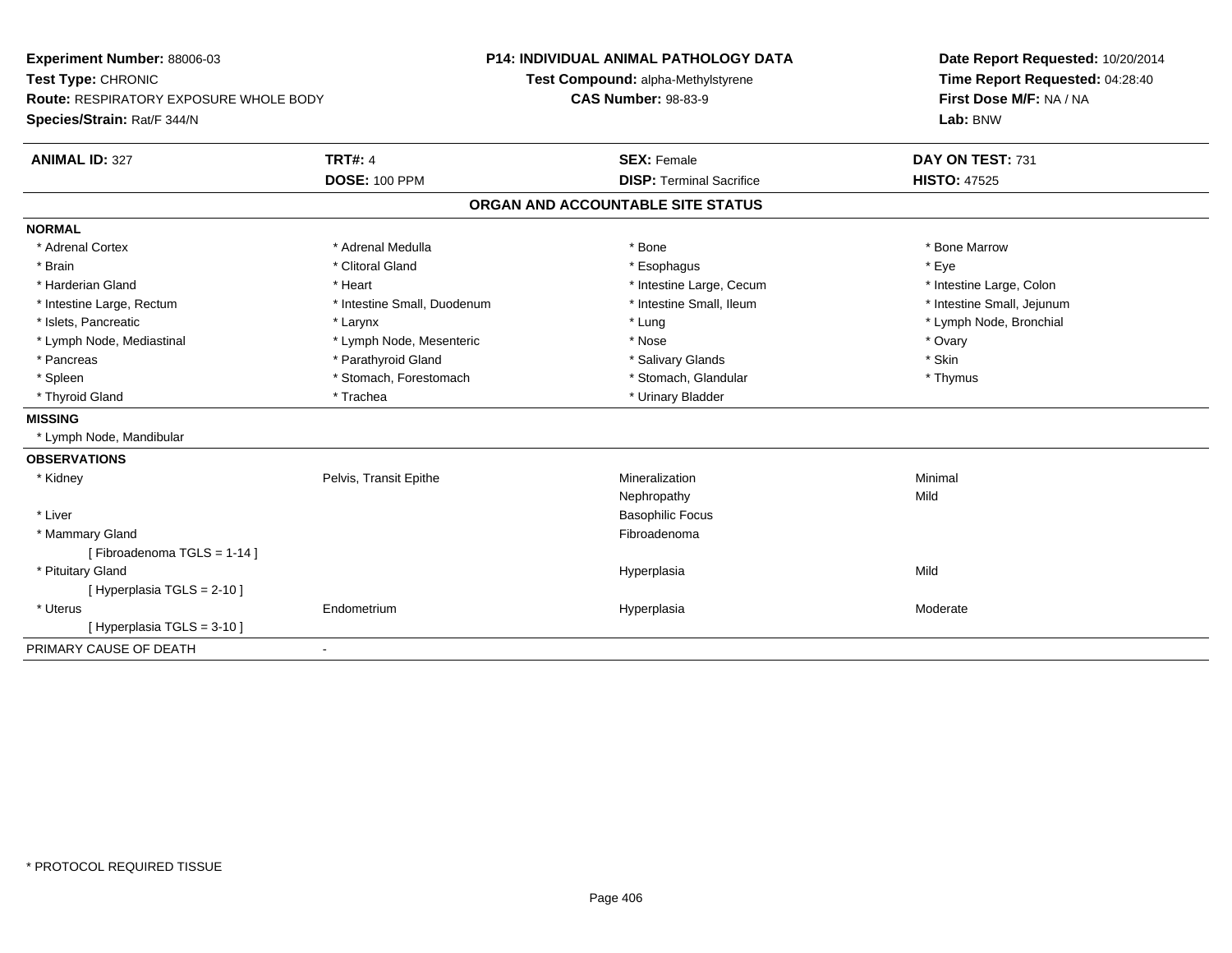**Experiment Number:** 88006-03
**Test Type:** CHRONIC
**Route:** RESPIRATORY EXPOSURE WHOLE BODY
**Species/Strain:** Rat/F 344/N

**P14: INDIVIDUAL ANIMAL PATHOLOGY DATA**
**Test Compound:** alpha-Methylstyrene
**CAS Number:** 98-83-9

**Date Report Requested:** 10/20/2014
**Time Report Requested:** 04:28:40
**First Dose M/F:** NA / NA
**Lab:** BNW

| **ANIMAL ID:** 327 | **TRT#:** 4 | **SEX:** Female | **DAY ON TEST:** 731 |
|---|---|---|---|
| | **DOSE:** 100 PPM | **DISP:** Terminal Sacrifice | **HISTO:** 47525 |

## ORGAN AND ACCOUNTABLE SITE STATUS

**NORMAL**

| | | | |
|---|---|---|---|
| * Adrenal Cortex | * Adrenal Medulla | * Bone | * Bone Marrow |
| * Brain | * Clitoral Gland | * Esophagus | * Eye |
| * Harderian Gland | * Heart | * Intestine Large, Cecum | * Intestine Large, Colon |
| * Intestine Large, Rectum | * Intestine Small, Duodenum | * Intestine Small, Ileum | * Intestine Small, Jejunum |
| * Islets, Pancreatic | * Larynx | * Lung | * Lymph Node, Bronchial |
| * Lymph Node, Mediastinal | * Lymph Node, Mesenteric | * Nose | * Ovary |
| * Pancreas | * Parathyroid Gland | * Salivary Glands | * Skin |
| * Spleen | * Stomach, Forestomach | * Stomach, Glandular | * Thymus |
| * Thyroid Gland | * Trachea | * Urinary Bladder | |

**MISSING**

* Lymph Node, Mandibular

**OBSERVATIONS**

| | | | |
|---|---|---|---|
| * Kidney | Pelvis, Transit Epithe | Mineralization | Minimal |
| | | Nephropathy | Mild |
| * Liver | | Basophilic Focus | |
| * Mammary Gland | | Fibroadenoma | |
| [ Fibroadenoma TGLS = 1-14 ] | | | |
| * Pituitary Gland | | Hyperplasia | Mild |
| [ Hyperplasia TGLS = 2-10 ] | | | |
| * Uterus | Endometrium | Hyperplasia | Moderate |
| [ Hyperplasia TGLS = 3-10 ] | | | |

PRIMARY CAUSE OF DEATH -

* PROTOCOL REQUIRED TISSUE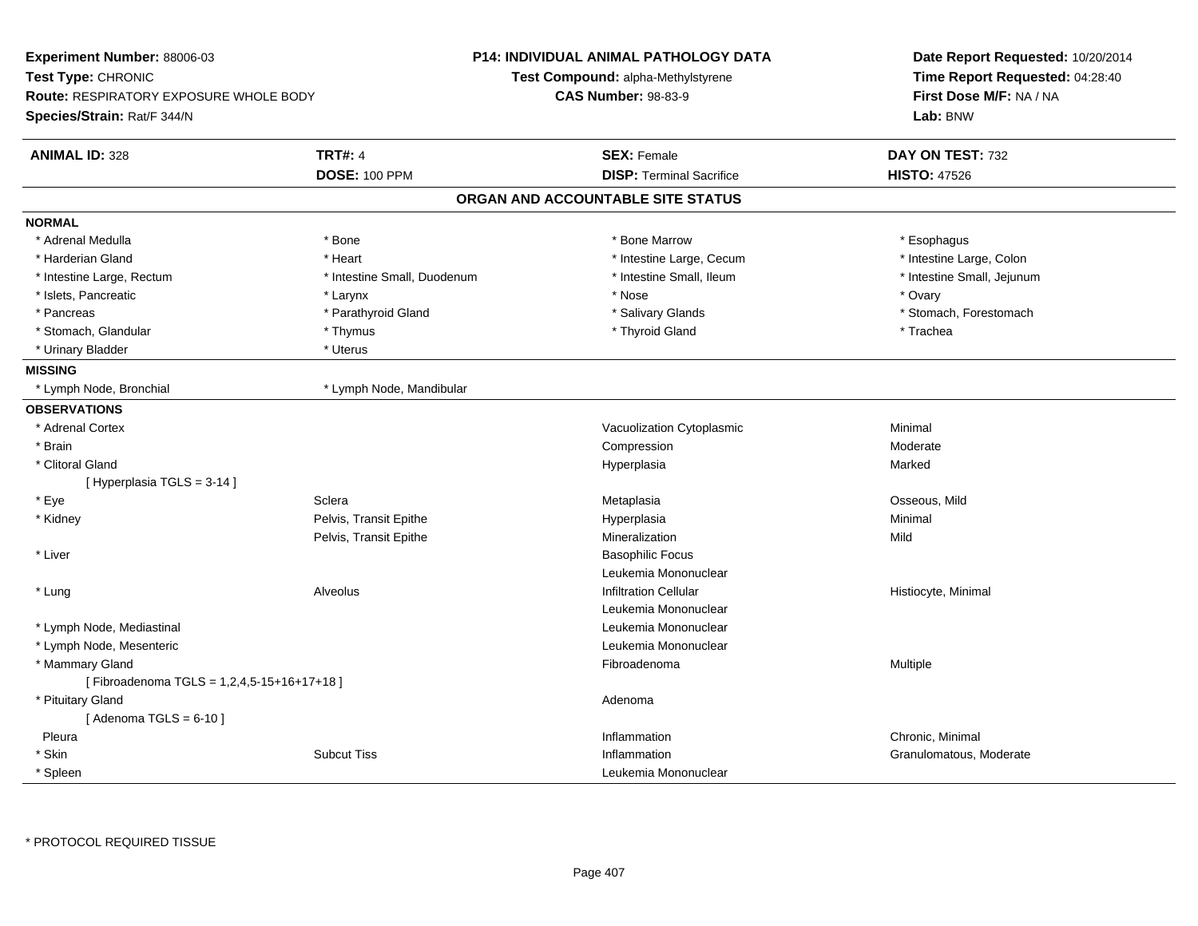**Experiment Number:** 88006-03
**Test Type:** CHRONIC
**Route:** RESPIRATORY EXPOSURE WHOLE BODY
**Species/Strain:** Rat/F 344/N

**P14: INDIVIDUAL ANIMAL PATHOLOGY DATA**
**Test Compound:** alpha-Methylstyrene
**CAS Number:** 98-83-9

**Date Report Requested:** 10/20/2014
**Time Report Requested:** 04:28:40
**First Dose M/F:** NA / NA
**Lab:** BNW

| **ANIMAL ID:** 328 | **TRT#:** 4 | **SEX:** Female | **DAY ON TEST:** 732 |
|---|---|---|---|
| | **DOSE:** 100 PPM | **DISP:** Terminal Sacrifice | **HISTO:** 47526 |

## ORGAN AND ACCOUNTABLE SITE STATUS

**NORMAL**

| | | | |
|---|---|---|---|
| * Adrenal Medulla | * Bone | * Bone Marrow | * Esophagus |
| * Harderian Gland | * Heart | * Intestine Large, Cecum | * Intestine Large, Colon |
| * Intestine Large, Rectum | * Intestine Small, Duodenum | * Intestine Small, Ileum | * Intestine Small, Jejunum |
| * Islets, Pancreatic | * Larynx | * Nose | * Ovary |
| * Pancreas | * Parathyroid Gland | * Salivary Glands | * Stomach, Forestomach |
| * Stomach, Glandular | * Thymus | * Thyroid Gland | * Trachea |
| * Urinary Bladder | * Uterus | | |

**MISSING**

| | |
|---|---|
| * Lymph Node, Bronchial | * Lymph Node, Mandibular |

**OBSERVATIONS**

| Organ | Site | Observation | Qualifier |
|---|---|---|---|
| * Adrenal Cortex | | Vacuolization Cytoplasmic | Minimal |
| * Brain | | Compression | Moderate |
| * Clitoral Gland | | Hyperplasia | Marked |
| [ Hyperplasia TGLS = 3-14 ] | | | |
| * Eye | Sclera | Metaplasia | Osseous, Mild |
| * Kidney | Pelvis, Transit Epithe | Hyperplasia | Minimal |
| | Pelvis, Transit Epithe | Mineralization | Mild |
| * Liver | | Basophilic Focus | |
| | | Leukemia Mononuclear | |
| * Lung | Alveolus | Infiltration Cellular | Histiocyte, Minimal |
| | | Leukemia Mononuclear | |
| * Lymph Node, Mediastinal | | Leukemia Mononuclear | |
| * Lymph Node, Mesenteric | | Leukemia Mononuclear | |
| * Mammary Gland | | Fibroadenoma | Multiple |
| [ Fibroadenoma TGLS = 1,2,4,5-15+16+17+18 ] | | | |
| * Pituitary Gland | | Adenoma | |
| [ Adenoma TGLS = 6-10 ] | | | |
| Pleura | | Inflammation | Chronic, Minimal |
| * Skin | Subcut Tiss | Inflammation | Granulomatous, Moderate |
| * Spleen | | Leukemia Mononuclear | |

* PROTOCOL REQUIRED TISSUE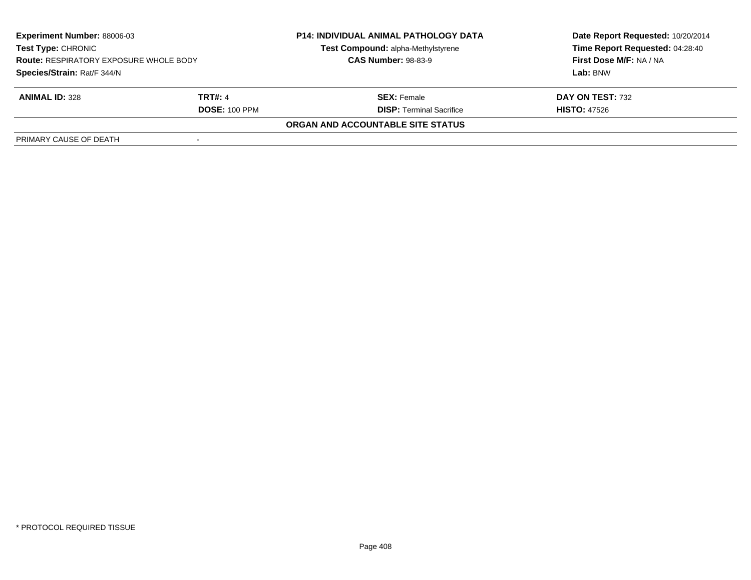| **Experiment Number:** 88006-03 | **P14: INDIVIDUAL ANIMAL PATHOLOGY DATA** | **Date Report Requested:** 10/20/2014 |
|---|---|---|
| **Test Type:** CHRONIC | **Test Compound:** alpha-Methylstyrene | **Time Report Requested:** 04:28:40 |
| **Route:** RESPIRATORY EXPOSURE WHOLE BODY | **CAS Number:** 98-83-9 | **First Dose M/F:** NA / NA |
| **Species/Strain:** Rat/F 344/N | | **Lab:** BNW |

| **ANIMAL ID:** 328 | **TRT#:** 4 | **SEX:** Female | **DAY ON TEST:** 732 |
|---|---|---|---|
| | **DOSE:** 100 PPM | **DISP:** Terminal Sacrifice | **HISTO:** 47526 |

**ORGAN AND ACCOUNTABLE SITE STATUS**

| PRIMARY CAUSE OF DEATH | - |
|---|---|

* PROTOCOL REQUIRED TISSUE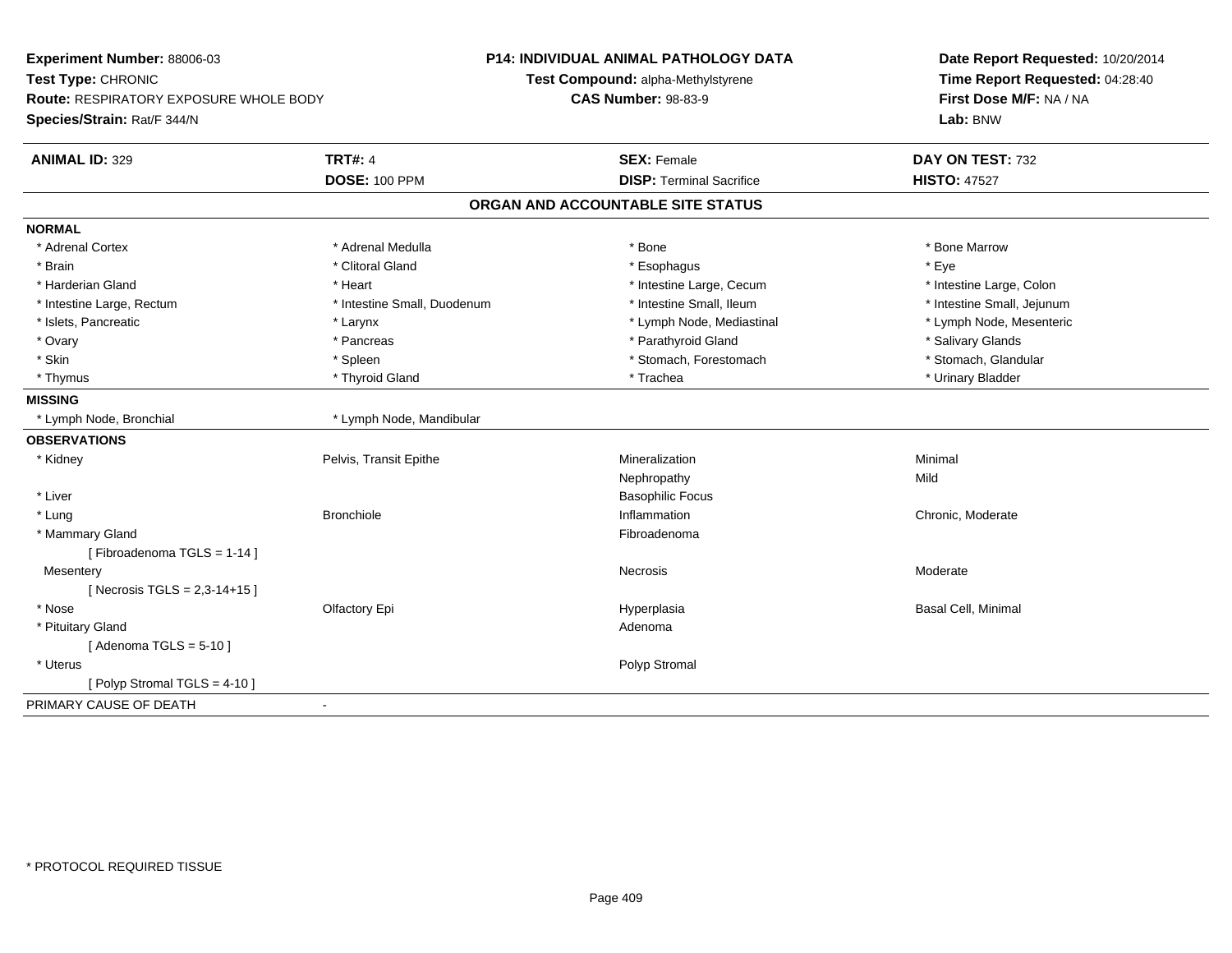**Experiment Number:** 88006-03
**Test Type:** CHRONIC
**Route:** RESPIRATORY EXPOSURE WHOLE BODY
**Species/Strain:** Rat/F 344/N

**P14: INDIVIDUAL ANIMAL PATHOLOGY DATA**
**Test Compound:** alpha-Methylstyrene
**CAS Number:** 98-83-9

**Date Report Requested:** 10/20/2014
**Time Report Requested:** 04:28:40
**First Dose M/F:** NA / NA
**Lab:** BNW

| **ANIMAL ID:** 329 | **TRT#:** 4 | **SEX:** Female | **DAY ON TEST:** 732 |
|---|---|---|---|
| | **DOSE:** 100 PPM | **DISP:** Terminal Sacrifice | **HISTO:** 47527 |

**ORGAN AND ACCOUNTABLE SITE STATUS**

**NORMAL**

| | | | |
|---|---|---|---|
| * Adrenal Cortex | * Adrenal Medulla | * Bone | * Bone Marrow |
| * Brain | * Clitoral Gland | * Esophagus | * Eye |
| * Harderian Gland | * Heart | * Intestine Large, Cecum | * Intestine Large, Colon |
| * Intestine Large, Rectum | * Intestine Small, Duodenum | * Intestine Small, Ileum | * Intestine Small, Jejunum |
| * Islets, Pancreatic | * Larynx | * Lymph Node, Mediastinal | * Lymph Node, Mesenteric |
| * Ovary | * Pancreas | * Parathyroid Gland | * Salivary Glands |
| * Skin | * Spleen | * Stomach, Forestomach | * Stomach, Glandular |
| * Thymus | * Thyroid Gland | * Trachea | * Urinary Bladder |

**MISSING**

| | |
|---|---|
| * Lymph Node, Bronchial | * Lymph Node, Mandibular |

**OBSERVATIONS**

| | | | |
|---|---|---|---|
| * Kidney | Pelvis, Transit Epithe | Mineralization | Minimal |
| | | Nephropathy | Mild |
| * Liver | | Basophilic Focus | |
| * Lung | Bronchiole | Inflammation | Chronic, Moderate |
| * Mammary Gland | | Fibroadenoma | |
| [ Fibroadenoma TGLS = 1-14 ] | | | |
| Mesentery | | Necrosis | Moderate |
| [ Necrosis TGLS = 2,3-14+15 ] | | | |
| * Nose | Olfactory Epi | Hyperplasia | Basal Cell, Minimal |
| * Pituitary Gland | | Adenoma | |
| [ Adenoma TGLS = 5-10 ] | | | |
| * Uterus | | Polyp Stromal | |
| [ Polyp Stromal TGLS = 4-10 ] | | | |

PRIMARY CAUSE OF DEATH -

* PROTOCOL REQUIRED TISSUE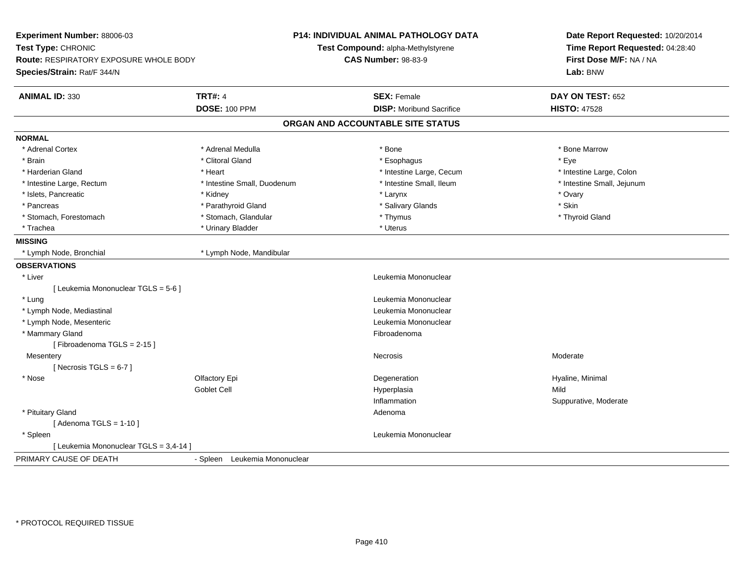**Experiment Number:** 88006-03
**Test Type:** CHRONIC
**Route:** RESPIRATORY EXPOSURE WHOLE BODY
**Species/Strain:** Rat/F 344/N

**P14: INDIVIDUAL ANIMAL PATHOLOGY DATA**
**Test Compound:** alpha-Methylstyrene
**CAS Number:** 98-83-9

**Date Report Requested:** 10/20/2014
**Time Report Requested:** 04:28:40
**First Dose M/F:** NA / NA
**Lab:** BNW

| **ANIMAL ID:** 330 | **TRT#:** 4 | **SEX:** Female | **DAY ON TEST:** 652 |
|---|---|---|---|
| | **DOSE:** 100 PPM | **DISP:** Moribund Sacrifice | **HISTO:** 47528 |

## ORGAN AND ACCOUNTABLE SITE STATUS

**NORMAL**

| | | | |
|---|---|---|---|
| * Adrenal Cortex | * Adrenal Medulla | * Bone | * Bone Marrow |
| * Brain | * Clitoral Gland | * Esophagus | * Eye |
| * Harderian Gland | * Heart | * Intestine Large, Cecum | * Intestine Large, Colon |
| * Intestine Large, Rectum | * Intestine Small, Duodenum | * Intestine Small, Ileum | * Intestine Small, Jejunum |
| * Islets, Pancreatic | * Kidney | * Larynx | * Ovary |
| * Pancreas | * Parathyroid Gland | * Salivary Glands | * Skin |
| * Stomach, Forestomach | * Stomach, Glandular | * Thymus | * Thyroid Gland |
| * Trachea | * Urinary Bladder | * Uterus | |

**MISSING**

| | |
|---|---|
| * Lymph Node, Bronchial | * Lymph Node, Mandibular |

**OBSERVATIONS**

| | | | |
|---|---|---|---|
| * Liver | | Leukemia Mononuclear | |
| [ Leukemia Mononuclear TGLS = 5-6 ] | | | |
| * Lung | | Leukemia Mononuclear | |
| * Lymph Node, Mediastinal | | Leukemia Mononuclear | |
| * Lymph Node, Mesenteric | | Leukemia Mononuclear | |
| * Mammary Gland | | Fibroadenoma | |
| [ Fibroadenoma TGLS = 2-15 ] | | | |
| Mesentery | | Necrosis | Moderate |
| [ Necrosis TGLS = 6-7 ] | | | |
| * Nose | Olfactory Epi | Degeneration | Hyaline, Minimal |
| | Goblet Cell | Hyperplasia | Mild |
| | | Inflammation | Suppurative, Moderate |
| * Pituitary Gland | | Adenoma | |
| [ Adenoma TGLS = 1-10 ] | | | |
| * Spleen | | Leukemia Mononuclear | |
| [ Leukemia Mononuclear TGLS = 3,4-14 ] | | | |

PRIMARY CAUSE OF DEATH - Spleen Leukemia Mononuclear

* PROTOCOL REQUIRED TISSUE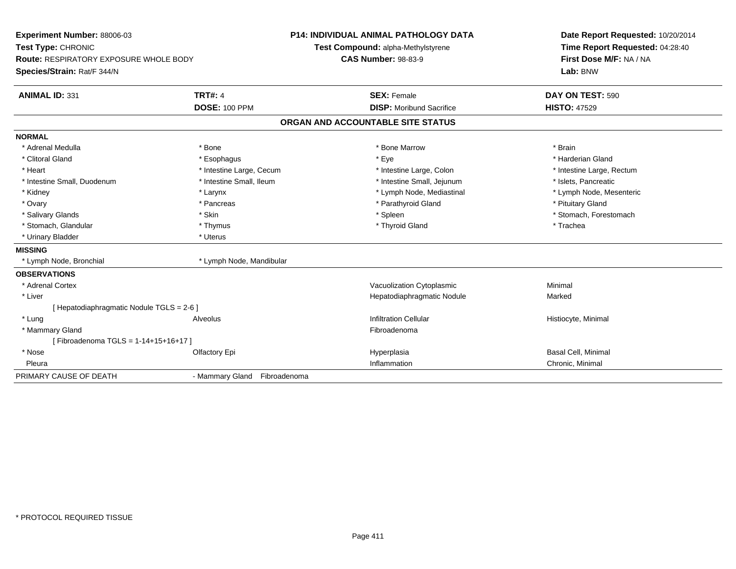**Experiment Number:** 88006-03
**Test Type:** CHRONIC
**Route:** RESPIRATORY EXPOSURE WHOLE BODY
**Species/Strain:** Rat/F 344/N

**P14: INDIVIDUAL ANIMAL PATHOLOGY DATA**
**Test Compound:** alpha-Methylstyrene
**CAS Number:** 98-83-9

**Date Report Requested:** 10/20/2014
**Time Report Requested:** 04:28:40
**First Dose M/F:** NA / NA
**Lab:** BNW

| **ANIMAL ID:** 331 | **TRT#:** 4 | **SEX:** Female | **DAY ON TEST:** 590 |
|---|---|---|---|
| | **DOSE:** 100 PPM | **DISP:** Moribund Sacrifice | **HISTO:** 47529 |

## ORGAN AND ACCOUNTABLE SITE STATUS

**NORMAL**

| | | | |
|---|---|---|---|
| * Adrenal Medulla | * Bone | * Bone Marrow | * Brain |
| * Clitoral Gland | * Esophagus | * Eye | * Harderian Gland |
| * Heart | * Intestine Large, Cecum | * Intestine Large, Colon | * Intestine Large, Rectum |
| * Intestine Small, Duodenum | * Intestine Small, Ileum | * Intestine Small, Jejunum | * Islets, Pancreatic |
| * Kidney | * Larynx | * Lymph Node, Mediastinal | * Lymph Node, Mesenteric |
| * Ovary | * Pancreas | * Parathyroid Gland | * Pituitary Gland |
| * Salivary Glands | * Skin | * Spleen | * Stomach, Forestomach |
| * Stomach, Glandular | * Thymus | * Thyroid Gland | * Trachea |
| * Urinary Bladder | * Uterus | | |

**MISSING**

| | |
|---|---|
| * Lymph Node, Bronchial | * Lymph Node, Mandibular |

**OBSERVATIONS**

| | | | |
|---|---|---|---|
| * Adrenal Cortex | | Vacuolization Cytoplasmic | Minimal |
| * Liver | | Hepatodiaphragmatic Nodule | Marked |
| [ Hepatodiaphragmatic Nodule TGLS = 2-6 ] | | | |
| * Lung | Alveolus | Infiltration Cellular | Histiocyte, Minimal |
| * Mammary Gland | | Fibroadenoma | |
| [ Fibroadenoma TGLS = 1-14+15+16+17 ] | | | |
| * Nose | Olfactory Epi | Hyperplasia | Basal Cell, Minimal |
| Pleura | | Inflammation | Chronic, Minimal |

| PRIMARY CAUSE OF DEATH | - Mammary Gland Fibroadenoma |
|---|---|

\* PROTOCOL REQUIRED TISSUE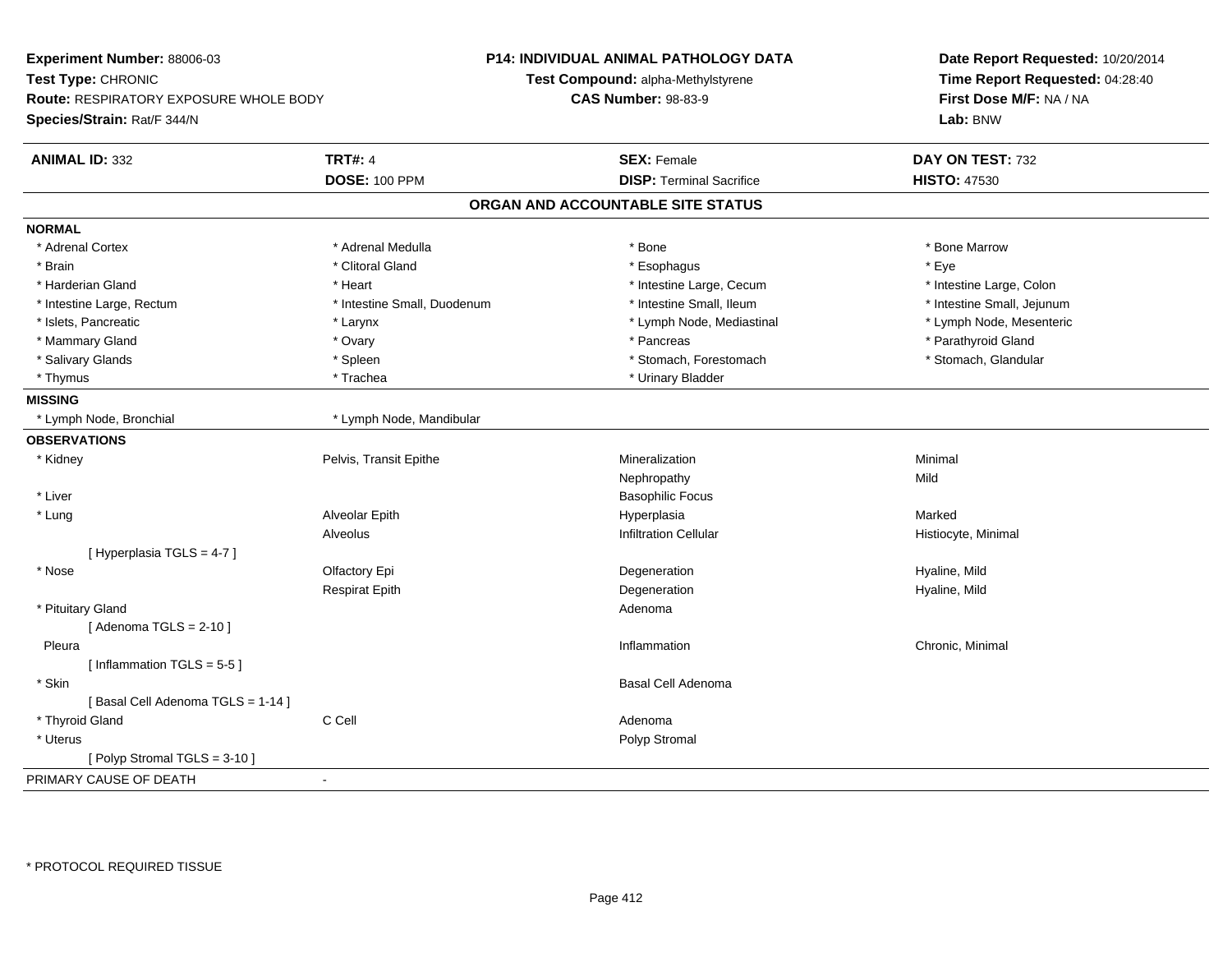**Experiment Number:** 88006-03
**Test Type:** CHRONIC
**Route:** RESPIRATORY EXPOSURE WHOLE BODY
**Species/Strain:** Rat/F 344/N

**P14: INDIVIDUAL ANIMAL PATHOLOGY DATA**
**Test Compound:** alpha-Methylstyrene
**CAS Number:** 98-83-9

**Date Report Requested:** 10/20/2014
**Time Report Requested:** 04:28:40
**First Dose M/F:** NA / NA
**Lab:** BNW

| **ANIMAL ID:** 332 | **TRT#:** 4 | **SEX:** Female | **DAY ON TEST:** 732 |
|---|---|---|---|
| | **DOSE:** 100 PPM | **DISP:** Terminal Sacrifice | **HISTO:** 47530 |

## ORGAN AND ACCOUNTABLE SITE STATUS

**NORMAL**

| | | | |
|---|---|---|---|
| * Adrenal Cortex | * Adrenal Medulla | * Bone | * Bone Marrow |
| * Brain | * Clitoral Gland | * Esophagus | * Eye |
| * Harderian Gland | * Heart | * Intestine Large, Cecum | * Intestine Large, Colon |
| * Intestine Large, Rectum | * Intestine Small, Duodenum | * Intestine Small, Ileum | * Intestine Small, Jejunum |
| * Islets, Pancreatic | * Larynx | * Lymph Node, Mediastinal | * Lymph Node, Mesenteric |
| * Mammary Gland | * Ovary | * Pancreas | * Parathyroid Gland |
| * Salivary Glands | * Spleen | * Stomach, Forestomach | * Stomach, Glandular |
| * Thymus | * Trachea | * Urinary Bladder | |

**MISSING**

| | |
|---|---|
| * Lymph Node, Bronchial | * Lymph Node, Mandibular |

**OBSERVATIONS**

| | | | |
|---|---|---|---|
| * Kidney | Pelvis, Transit Epithe | Mineralization | Minimal |
| | | Nephropathy | Mild |
| * Liver | | Basophilic Focus | |
| * Lung | Alveolar Epith | Hyperplasia | Marked |
| | Alveolus | Infiltration Cellular | Histiocyte, Minimal |
| [ Hyperplasia TGLS = 4-7 ] | | | |
| * Nose | Olfactory Epi | Degeneration | Hyaline, Mild |
| | Respirat Epith | Degeneration | Hyaline, Mild |
| * Pituitary Gland | | Adenoma | |
| [ Adenoma TGLS = 2-10 ] | | | |
| Pleura | | Inflammation | Chronic, Minimal |
| [ Inflammation TGLS = 5-5 ] | | | |
| * Skin | | Basal Cell Adenoma | |
| [ Basal Cell Adenoma TGLS = 1-14 ] | | | |
| * Thyroid Gland | C Cell | Adenoma | |
| * Uterus | | Polyp Stromal | |
| [ Polyp Stromal TGLS = 3-10 ] | | | |

PRIMARY CAUSE OF DEATH -

* PROTOCOL REQUIRED TISSUE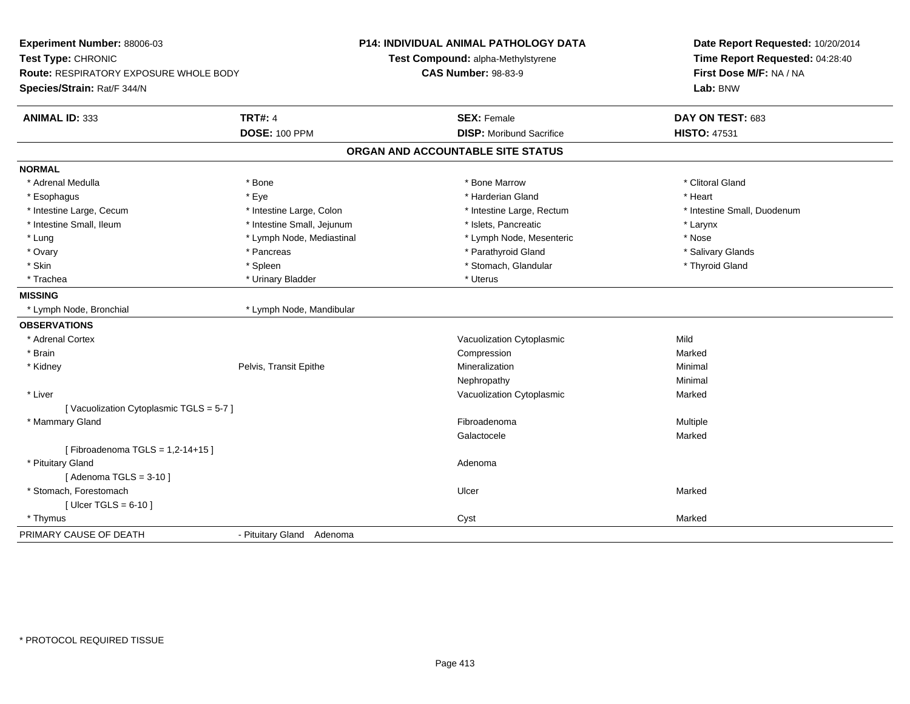**Experiment Number:** 88006-03
**Test Type:** CHRONIC
**Route:** RESPIRATORY EXPOSURE WHOLE BODY
**Species/Strain:** Rat/F 344/N

**P14: INDIVIDUAL ANIMAL PATHOLOGY DATA**
**Test Compound:** alpha-Methylstyrene
**CAS Number:** 98-83-9

**Date Report Requested:** 10/20/2014
**Time Report Requested:** 04:28:40
**First Dose M/F:** NA / NA
**Lab:** BNW

| **ANIMAL ID:** 333 | **TRT#:** 4 | **SEX:** Female | **DAY ON TEST:** 683 |
|---|---|---|---|
| | **DOSE:** 100 PPM | **DISP:** Moribund Sacrifice | **HISTO:** 47531 |

## ORGAN AND ACCOUNTABLE SITE STATUS

**NORMAL**

| | | | |
|---|---|---|---|
| * Adrenal Medulla | * Bone | * Bone Marrow | * Clitoral Gland |
| * Esophagus | * Eye | * Harderian Gland | * Heart |
| * Intestine Large, Cecum | * Intestine Large, Colon | * Intestine Large, Rectum | * Intestine Small, Duodenum |
| * Intestine Small, Ileum | * Intestine Small, Jejunum | * Islets, Pancreatic | * Larynx |
| * Lung | * Lymph Node, Mediastinal | * Lymph Node, Mesenteric | * Nose |
| * Ovary | * Pancreas | * Parathyroid Gland | * Salivary Glands |
| * Skin | * Spleen | * Stomach, Glandular | * Thyroid Gland |
| * Trachea | * Urinary Bladder | * Uterus | |

**MISSING**

| | |
|---|---|
| * Lymph Node, Bronchial | * Lymph Node, Mandibular |

**OBSERVATIONS**

| | | | |
|---|---|---|---|
| * Adrenal Cortex | | Vacuolization Cytoplasmic | Mild |
| * Brain | | Compression | Marked |
| * Kidney | Pelvis, Transit Epithe | Mineralization | Minimal |
| | | Nephropathy | Minimal |
| * Liver | | Vacuolization Cytoplasmic | Marked |
| [ Vacuolization Cytoplasmic TGLS = 5-7 ] | | | |
| * Mammary Gland | | Fibroadenoma | Multiple |
| | | Galactocele | Marked |
| [ Fibroadenoma TGLS = 1,2-14+15 ] | | | |
| * Pituitary Gland | | Adenoma | |
| [ Adenoma TGLS = 3-10 ] | | | |
| * Stomach, Forestomach | | Ulcer | Marked |
| [ Ulcer TGLS = 6-10 ] | | | |
| * Thymus | | Cyst | Marked |

PRIMARY CAUSE OF DEATH - Pituitary Gland Adenoma

\* PROTOCOL REQUIRED TISSUE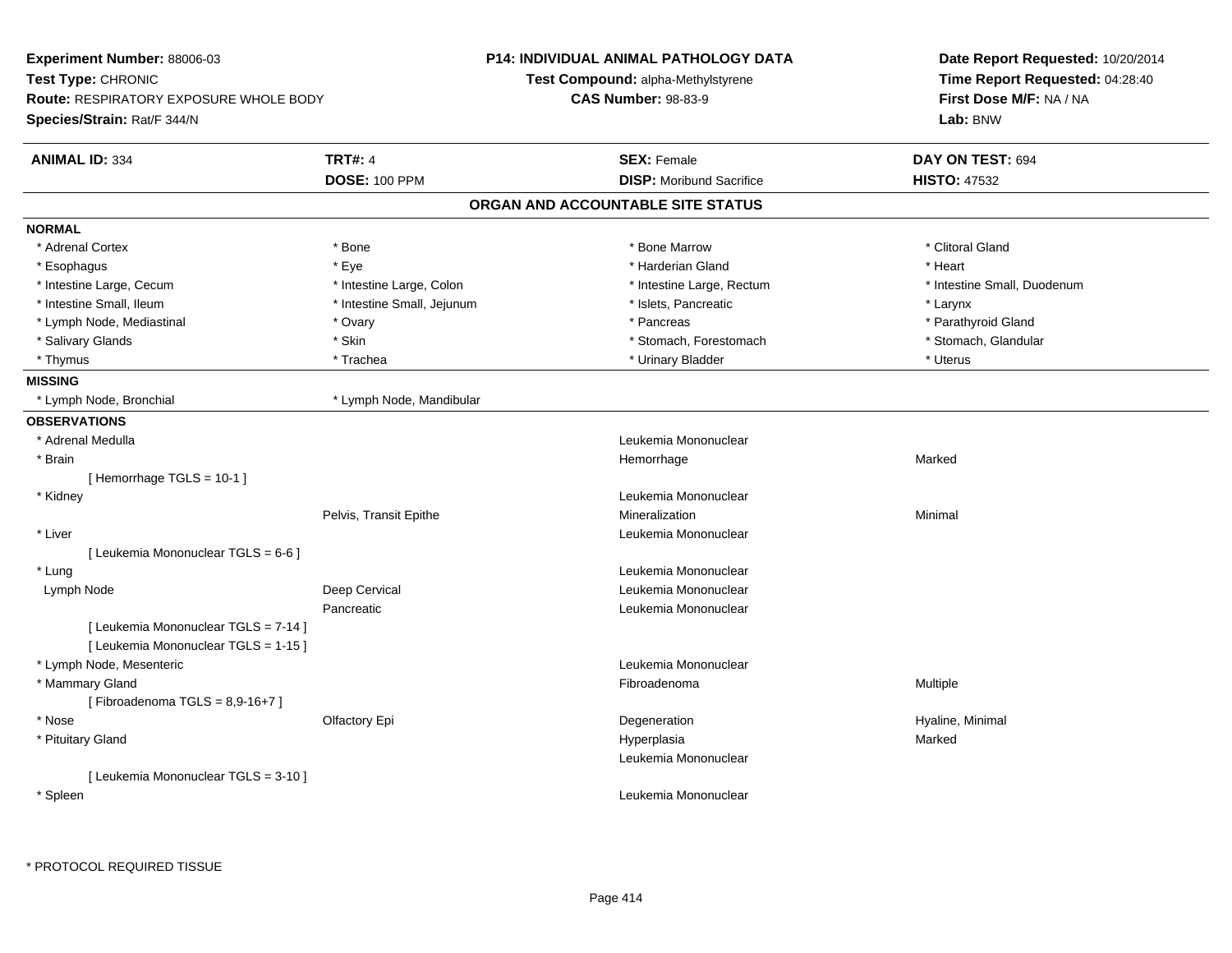**Experiment Number:** 88006-03
**Test Type:** CHRONIC
**Route:** RESPIRATORY EXPOSURE WHOLE BODY
**Species/Strain:** Rat/F 344/N

**P14: INDIVIDUAL ANIMAL PATHOLOGY DATA**
**Test Compound:** alpha-Methylstyrene
**CAS Number:** 98-83-9

**Date Report Requested:** 10/20/2014
**Time Report Requested:** 04:28:40
**First Dose M/F:** NA / NA
**Lab:** BNW

| **ANIMAL ID:** 334 | **TRT#:** 4 | **SEX:** Female | **DAY ON TEST:** 694 |
|---|---|---|---|
| | **DOSE:** 100 PPM | **DISP:** Moribund Sacrifice | **HISTO:** 47532 |

## ORGAN AND ACCOUNTABLE SITE STATUS

**NORMAL**

| | | | |
|---|---|---|---|
| * Adrenal Cortex | * Bone | * Bone Marrow | * Clitoral Gland |
| * Esophagus | * Eye | * Harderian Gland | * Heart |
| * Intestine Large, Cecum | * Intestine Large, Colon | * Intestine Large, Rectum | * Intestine Small, Duodenum |
| * Intestine Small, Ileum | * Intestine Small, Jejunum | * Islets, Pancreatic | * Larynx |
| * Lymph Node, Mediastinal | * Ovary | * Pancreas | * Parathyroid Gland |
| * Salivary Glands | * Skin | * Stomach, Forestomach | * Stomach, Glandular |
| * Thymus | * Trachea | * Urinary Bladder | * Uterus |

**MISSING**

| | |
|---|---|
| * Lymph Node, Bronchial | * Lymph Node, Mandibular |

**OBSERVATIONS**

| | | | |
|---|---|---|---|
| * Adrenal Medulla | | Leukemia Mononuclear | |
| * Brain | | Hemorrhage | Marked |
| [ Hemorrhage TGLS = 10-1 ] | | | |
| * Kidney | | Leukemia Mononuclear | |
| | Pelvis, Transit Epithe | Mineralization | Minimal |
| * Liver | | Leukemia Mononuclear | |
| [ Leukemia Mononuclear TGLS = 6-6 ] | | | |
| * Lung | | Leukemia Mononuclear | |
| Lymph Node | Deep Cervical | Leukemia Mononuclear | |
| | Pancreatic | Leukemia Mononuclear | |
| [ Leukemia Mononuclear TGLS = 7-14 ] | | | |
| [ Leukemia Mononuclear TGLS = 1-15 ] | | | |
| * Lymph Node, Mesenteric | | Leukemia Mononuclear | |
| * Mammary Gland | | Fibroadenoma | Multiple |
| [ Fibroadenoma TGLS = 8,9-16+7 ] | | | |
| * Nose | Olfactory Epi | Degeneration | Hyaline, Minimal |
| * Pituitary Gland | | Hyperplasia | Marked |
| | | Leukemia Mononuclear | |
| [ Leukemia Mononuclear TGLS = 3-10 ] | | | |
| * Spleen | | Leukemia Mononuclear | |

\* PROTOCOL REQUIRED TISSUE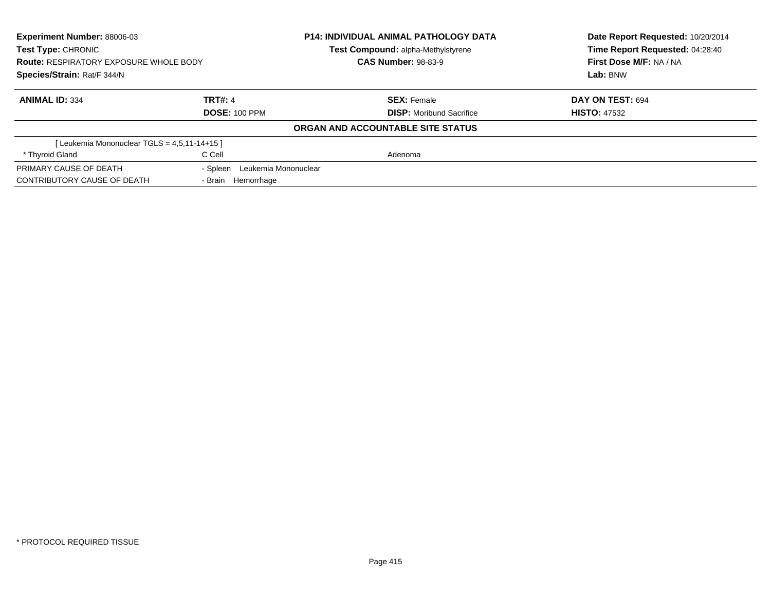**Experiment Number:** 88006-03
**Test Type:** CHRONIC
**Route:** RESPIRATORY EXPOSURE WHOLE BODY
**Species/Strain:** Rat/F 344/N

**P14: INDIVIDUAL ANIMAL PATHOLOGY DATA**
**Test Compound:** alpha-Methylstyrene
**CAS Number:** 98-83-9

**Date Report Requested:** 10/20/2014
**Time Report Requested:** 04:28:40
**First Dose M/F:** NA / NA
**Lab:** BNW

| **ANIMAL ID:** 334 | **TRT#:** 4 | **SEX:** Female | **DAY ON TEST:** 694 |
|---|---|---|---|
| | **DOSE:** 100 PPM | **DISP:** Moribund Sacrifice | **HISTO:** 47532 |

**ORGAN AND ACCOUNTABLE SITE STATUS**

| | | |
|---|---|---|
| [ Leukemia Mononuclear TGLS = 4,5,11-14+15 ] | | |
| * Thyroid Gland | C Cell | Adenoma |
| PRIMARY CAUSE OF DEATH | - Spleen Leukemia Mononuclear | |
| CONTRIBUTORY CAUSE OF DEATH | - Brain Hemorrhage | |

* PROTOCOL REQUIRED TISSUE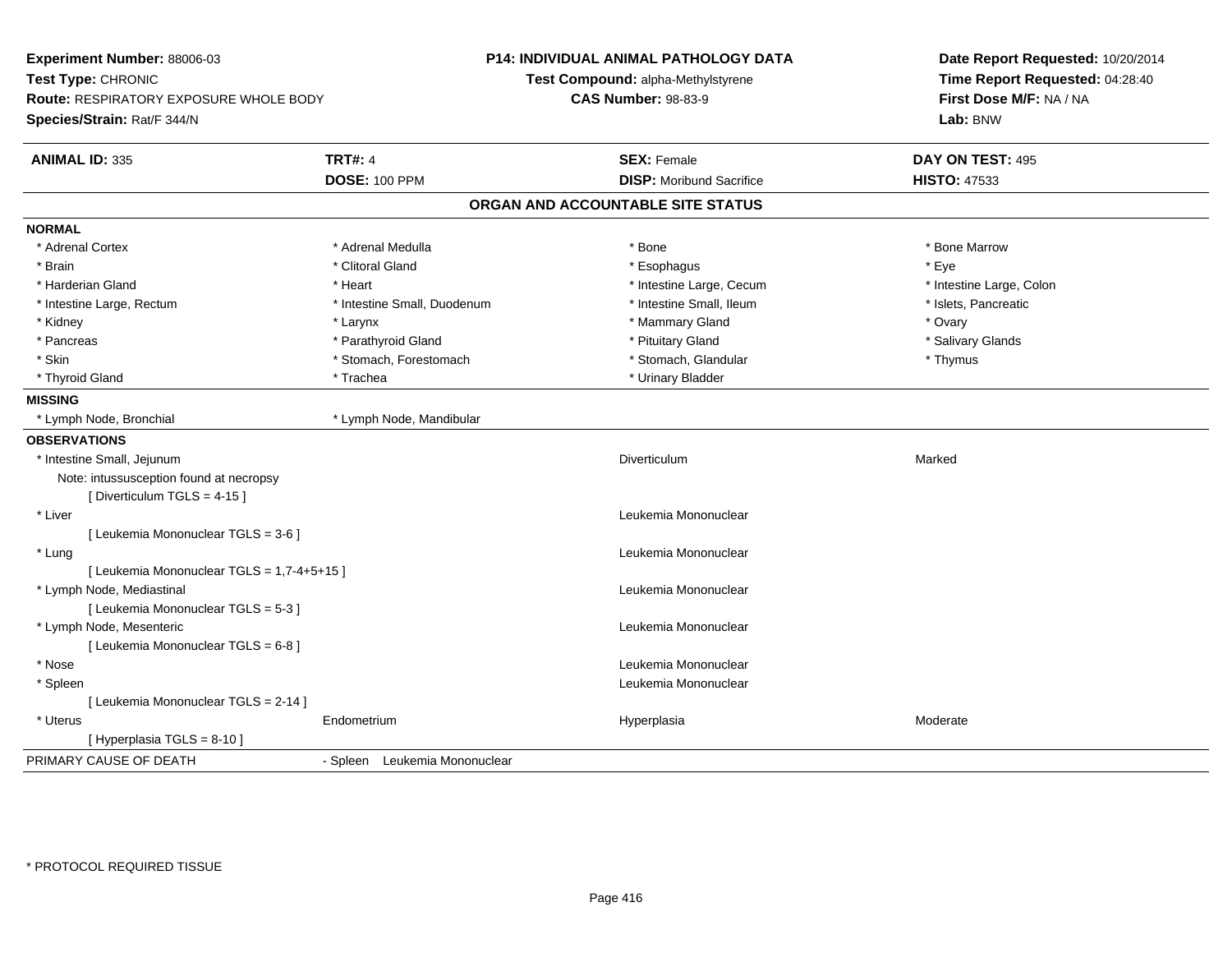**Experiment Number:** 88006-03
**Test Type:** CHRONIC
**Route:** RESPIRATORY EXPOSURE WHOLE BODY
**Species/Strain:** Rat/F 344/N

**P14: INDIVIDUAL ANIMAL PATHOLOGY DATA**
**Test Compound:** alpha-Methylstyrene
**CAS Number:** 98-83-9

**Date Report Requested:** 10/20/2014
**Time Report Requested:** 04:28:40
**First Dose M/F:** NA / NA
**Lab:** BNW

| **ANIMAL ID:** 335 | **TRT#:** 4 | **SEX:** Female | **DAY ON TEST:** 495 |
|---|---|---|---|
| | **DOSE:** 100 PPM | **DISP:** Moribund Sacrifice | **HISTO:** 47533 |

## ORGAN AND ACCOUNTABLE SITE STATUS

**NORMAL**

| | | | |
|---|---|---|---|
| * Adrenal Cortex | * Adrenal Medulla | * Bone | * Bone Marrow |
| * Brain | * Clitoral Gland | * Esophagus | * Eye |
| * Harderian Gland | * Heart | * Intestine Large, Cecum | * Intestine Large, Colon |
| * Intestine Large, Rectum | * Intestine Small, Duodenum | * Intestine Small, Ileum | * Islets, Pancreatic |
| * Kidney | * Larynx | * Mammary Gland | * Ovary |
| * Pancreas | * Parathyroid Gland | * Pituitary Gland | * Salivary Glands |
| * Skin | * Stomach, Forestomach | * Stomach, Glandular | * Thymus |
| * Thyroid Gland | * Trachea | * Urinary Bladder | |

**MISSING**

| | |
|---|---|
| * Lymph Node, Bronchial | * Lymph Node, Mandibular |

**OBSERVATIONS**

| | | | |
|---|---|---|---|
| * Intestine Small, Jejunum | | Diverticulum | Marked |
| Note: intussusception found at necropsy | | | |
| [ Diverticulum TGLS = 4-15 ] | | | |
| * Liver | | Leukemia Mononuclear | |
| [ Leukemia Mononuclear TGLS = 3-6 ] | | | |
| * Lung | | Leukemia Mononuclear | |
| [ Leukemia Mononuclear TGLS = 1,7-4+5+15 ] | | | |
| * Lymph Node, Mediastinal | | Leukemia Mononuclear | |
| [ Leukemia Mononuclear TGLS = 5-3 ] | | | |
| * Lymph Node, Mesenteric | | Leukemia Mononuclear | |
| [ Leukemia Mononuclear TGLS = 6-8 ] | | | |
| * Nose | | Leukemia Mononuclear | |
| * Spleen | | Leukemia Mononuclear | |
| [ Leukemia Mononuclear TGLS = 2-14 ] | | | |
| * Uterus | Endometrium | Hyperplasia | Moderate |
| [ Hyperplasia TGLS = 8-10 ] | | | |

PRIMARY CAUSE OF DEATH - Spleen Leukemia Mononuclear

\* PROTOCOL REQUIRED TISSUE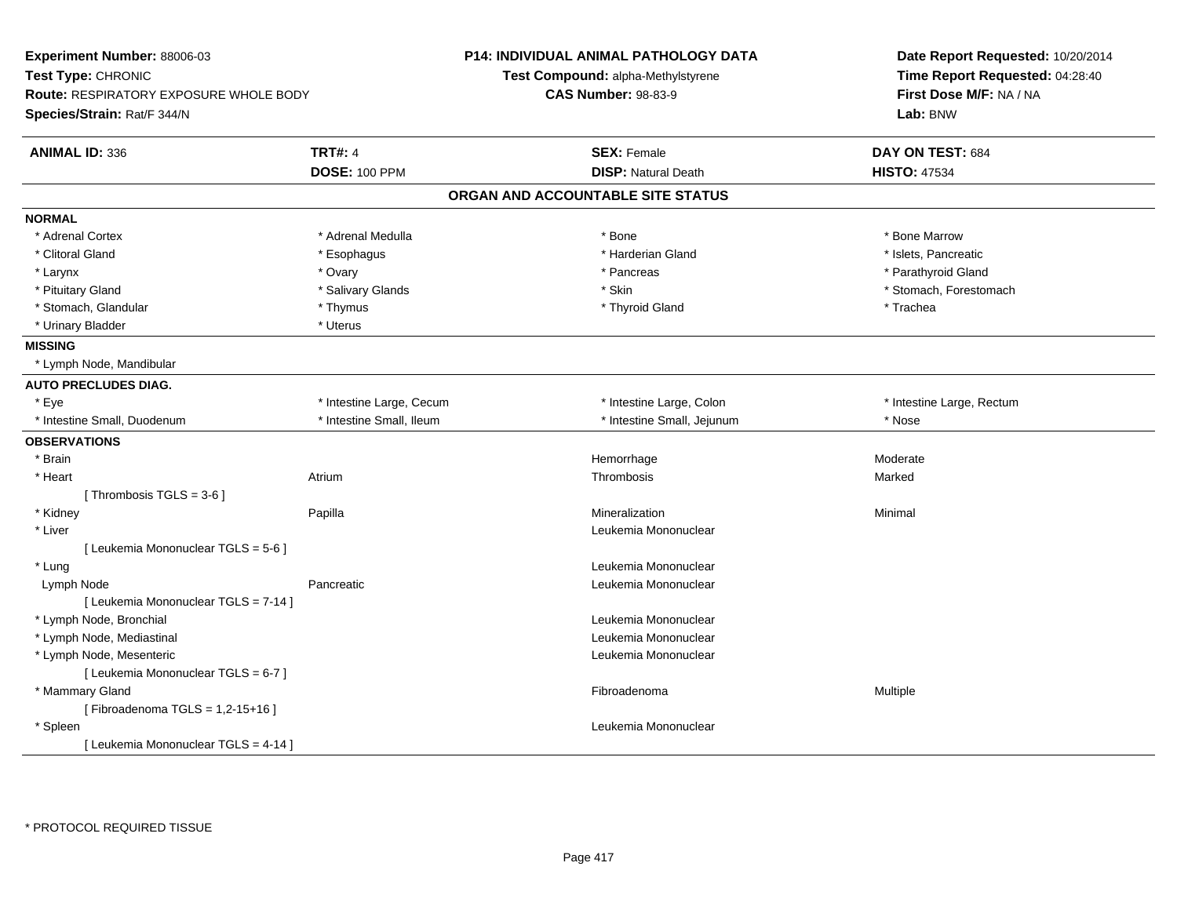**Experiment Number:** 88006-03
**Test Type:** CHRONIC
**Route:** RESPIRATORY EXPOSURE WHOLE BODY
**Species/Strain:** Rat/F 344/N

**P14: INDIVIDUAL ANIMAL PATHOLOGY DATA**
**Test Compound:** alpha-Methylstyrene
**CAS Number:** 98-83-9

**Date Report Requested:** 10/20/2014
**Time Report Requested:** 04:28:40
**First Dose M/F:** NA / NA
**Lab:** BNW

| **ANIMAL ID:** 336 | **TRT#:** 4 | **SEX:** Female | **DAY ON TEST:** 684 |
|---|---|---|---|
| | **DOSE:** 100 PPM | **DISP:** Natural Death | **HISTO:** 47534 |

## ORGAN AND ACCOUNTABLE SITE STATUS

| | | | |
|---|---|---|---|
| **NORMAL** | | | |
| * Adrenal Cortex | * Adrenal Medulla | * Bone | * Bone Marrow |
| * Clitoral Gland | * Esophagus | * Harderian Gland | * Islets, Pancreatic |
| * Larynx | * Ovary | * Pancreas | * Parathyroid Gland |
| * Pituitary Gland | * Salivary Glands | * Skin | * Stomach, Forestomach |
| * Stomach, Glandular | * Thymus | * Thyroid Gland | * Trachea |
| * Urinary Bladder | * Uterus | | |
| **MISSING** | | | |
| * Lymph Node, Mandibular | | | |
| **AUTO PRECLUDES DIAG.** | | | |
| * Eye | * Intestine Large, Cecum | * Intestine Large, Colon | * Intestine Large, Rectum |
| * Intestine Small, Duodenum | * Intestine Small, Ileum | * Intestine Small, Jejunum | * Nose |
| **OBSERVATIONS** | | | |
| * Brain | | Hemorrhage | Moderate |
| * Heart | Atrium | Thrombosis | Marked |
| [ Thrombosis TGLS = 3-6 ] | | | |
| * Kidney | Papilla | Mineralization | Minimal |
| * Liver | | Leukemia Mononuclear | |
| [ Leukemia Mononuclear TGLS = 5-6 ] | | | |
| * Lung | | Leukemia Mononuclear | |
| Lymph Node | Pancreatic | Leukemia Mononuclear | |
| [ Leukemia Mononuclear TGLS = 7-14 ] | | | |
| * Lymph Node, Bronchial | | Leukemia Mononuclear | |
| * Lymph Node, Mediastinal | | Leukemia Mononuclear | |
| * Lymph Node, Mesenteric | | Leukemia Mononuclear | |
| [ Leukemia Mononuclear TGLS = 6-7 ] | | | |
| * Mammary Gland | | Fibroadenoma | Multiple |
| [ Fibroadenoma TGLS = 1,2-15+16 ] | | | |
| * Spleen | | Leukemia Mononuclear | |
| [ Leukemia Mononuclear TGLS = 4-14 ] | | | |

* PROTOCOL REQUIRED TISSUE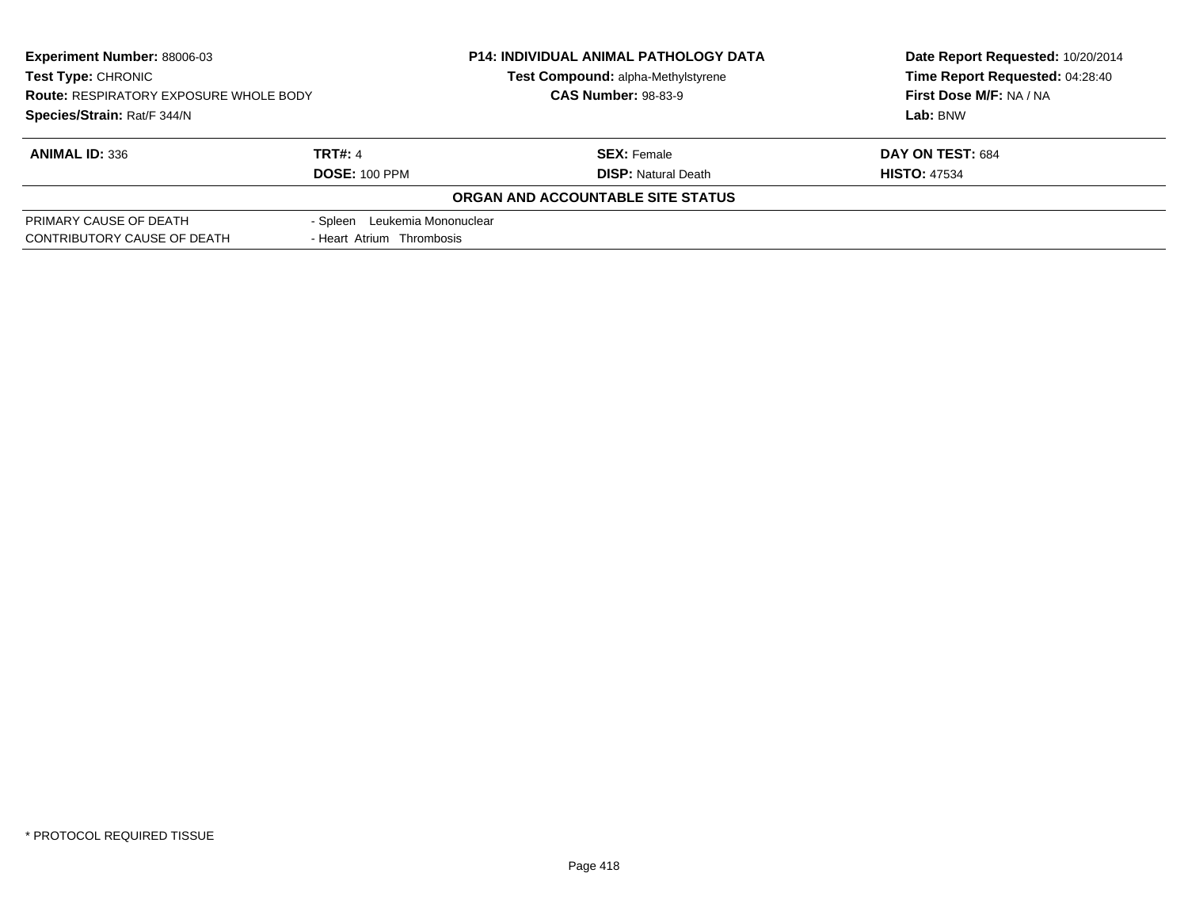**Experiment Number:** 88006-03
**Test Type:** CHRONIC
**Route:** RESPIRATORY EXPOSURE WHOLE BODY
**Species/Strain:** Rat/F 344/N

**P14: INDIVIDUAL ANIMAL PATHOLOGY DATA**
**Test Compound:** alpha-Methylstyrene
**CAS Number:** 98-83-9

**Date Report Requested:** 10/20/2014
**Time Report Requested:** 04:28:40
**First Dose M/F:** NA / NA
**Lab:** BNW

| **ANIMAL ID:** 336 | **TRT#:** 4 | **SEX:** Female | **DAY ON TEST:** 684 |
|---|---|---|---|
| | **DOSE:** 100 PPM | **DISP:** Natural Death | **HISTO:** 47534 |

**ORGAN AND ACCOUNTABLE SITE STATUS**

| | |
|---|---|
| PRIMARY CAUSE OF DEATH | - Spleen Leukemia Mononuclear |
| CONTRIBUTORY CAUSE OF DEATH | - Heart Atrium Thrombosis |

* PROTOCOL REQUIRED TISSUE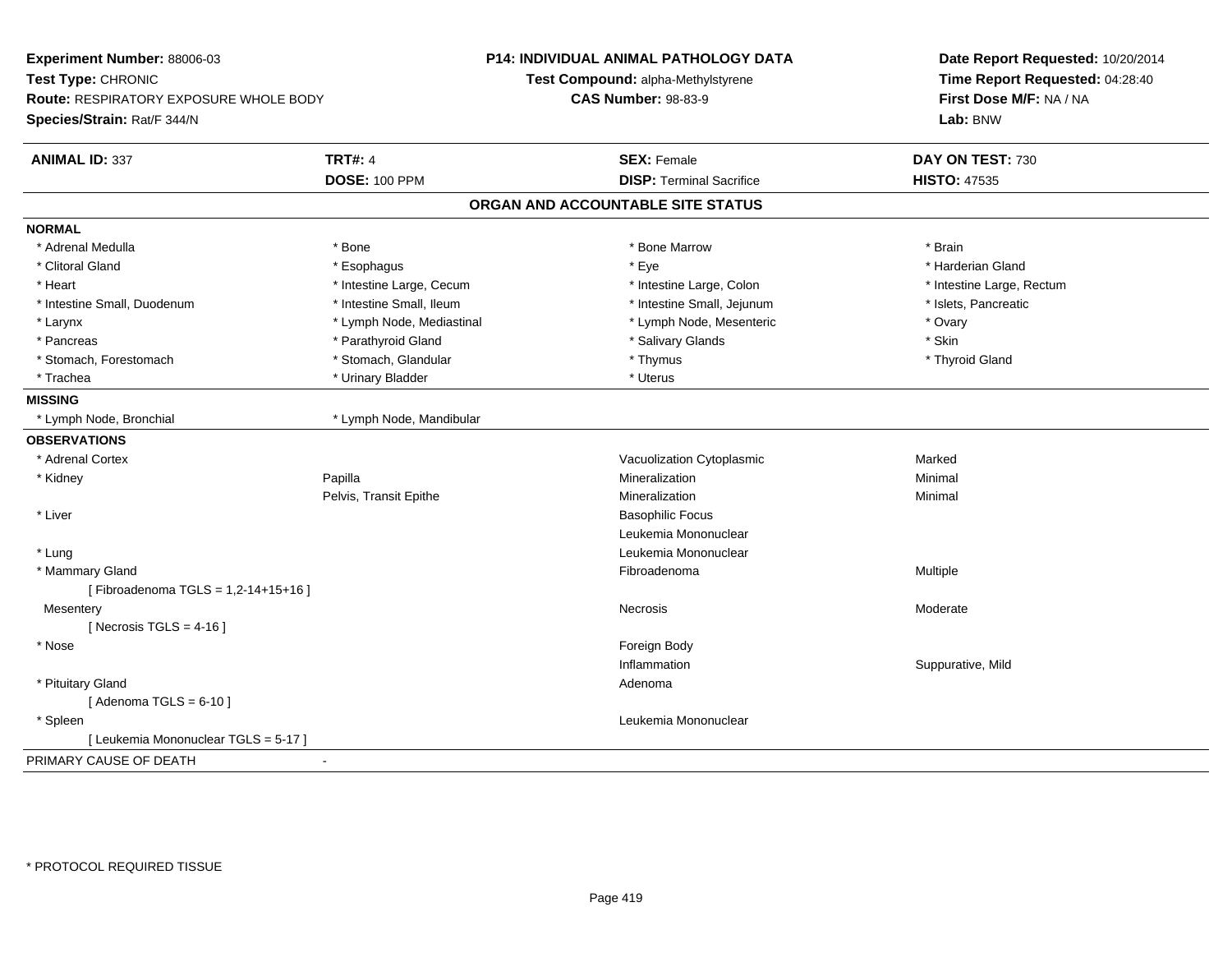**Experiment Number:** 88006-03
**Test Type:** CHRONIC
**Route:** RESPIRATORY EXPOSURE WHOLE BODY
**Species/Strain:** Rat/F 344/N

**P14: INDIVIDUAL ANIMAL PATHOLOGY DATA**
**Test Compound:** alpha-Methylstyrene
**CAS Number:** 98-83-9

**Date Report Requested:** 10/20/2014
**Time Report Requested:** 04:28:40
**First Dose M/F:** NA / NA
**Lab:** BNW

| **ANIMAL ID:** 337 | **TRT#:** 4 | **SEX:** Female | **DAY ON TEST:** 730 |
|---|---|---|---|
| | **DOSE:** 100 PPM | **DISP:** Terminal Sacrifice | **HISTO:** 47535 |

## ORGAN AND ACCOUNTABLE SITE STATUS

**NORMAL**

| | | | |
|---|---|---|---|
| * Adrenal Medulla | * Bone | * Bone Marrow | * Brain |
| * Clitoral Gland | * Esophagus | * Eye | * Harderian Gland |
| * Heart | * Intestine Large, Cecum | * Intestine Large, Colon | * Intestine Large, Rectum |
| * Intestine Small, Duodenum | * Intestine Small, Ileum | * Intestine Small, Jejunum | * Islets, Pancreatic |
| * Larynx | * Lymph Node, Mediastinal | * Lymph Node, Mesenteric | * Ovary |
| * Pancreas | * Parathyroid Gland | * Salivary Glands | * Skin |
| * Stomach, Forestomach | * Stomach, Glandular | * Thymus | * Thyroid Gland |
| * Trachea | * Urinary Bladder | * Uterus | |

**MISSING**

| | |
|---|---|
| * Lymph Node, Bronchial | * Lymph Node, Mandibular |

**OBSERVATIONS**

| | | | |
|---|---|---|---|
| * Adrenal Cortex | | Vacuolization Cytoplasmic | Marked |
| * Kidney | Papilla | Mineralization | Minimal |
| | Pelvis, Transit Epithe | Mineralization | Minimal |
| * Liver | | Basophilic Focus | |
| | | Leukemia Mononuclear | |
| * Lung | | Leukemia Mononuclear | |
| * Mammary Gland | | Fibroadenoma | Multiple |
| [ Fibroadenoma TGLS = 1,2-14+15+16 ] | | | |
| Mesentery | | Necrosis | Moderate |
| [ Necrosis TGLS = 4-16 ] | | | |
| * Nose | | Foreign Body | |
| | | Inflammation | Suppurative, Mild |
| * Pituitary Gland | | Adenoma | |
| [ Adenoma TGLS = 6-10 ] | | | |
| * Spleen | | Leukemia Mononuclear | |
| [ Leukemia Mononuclear TGLS = 5-17 ] | | | |

PRIMARY CAUSE OF DEATH -

* PROTOCOL REQUIRED TISSUE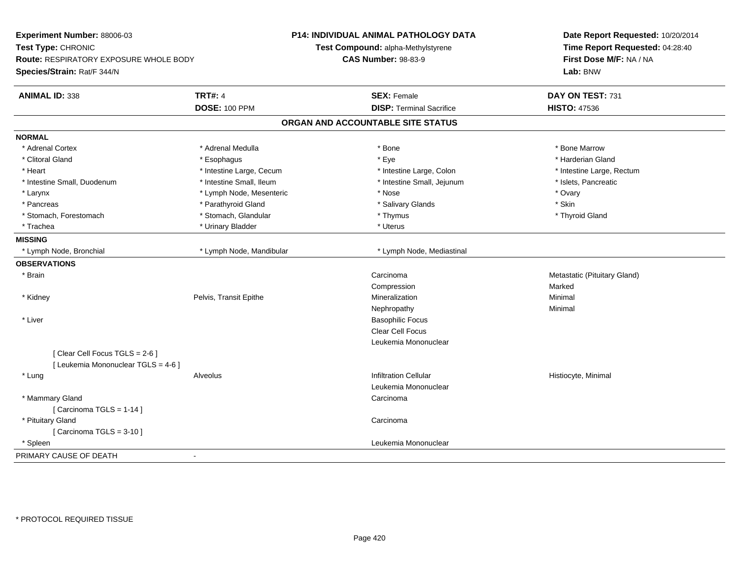**Experiment Number:** 88006-03
**Test Type:** CHRONIC
**Route:** RESPIRATORY EXPOSURE WHOLE BODY
**Species/Strain:** Rat/F 344/N

**P14: INDIVIDUAL ANIMAL PATHOLOGY DATA**
**Test Compound:** alpha-Methylstyrene
**CAS Number:** 98-83-9

**Date Report Requested:** 10/20/2014
**Time Report Requested:** 04:28:40
**First Dose M/F:** NA / NA
**Lab:** BNW

| **ANIMAL ID:** 338 | **TRT#:** 4 | **SEX:** Female | **DAY ON TEST:** 731 |
|---|---|---|---|
| | **DOSE:** 100 PPM | **DISP:** Terminal Sacrifice | **HISTO:** 47536 |

## ORGAN AND ACCOUNTABLE SITE STATUS

**NORMAL**

| | | | |
|---|---|---|---|
| * Adrenal Cortex | * Adrenal Medulla | * Bone | * Bone Marrow |
| * Clitoral Gland | * Esophagus | * Eye | * Harderian Gland |
| * Heart | * Intestine Large, Cecum | * Intestine Large, Colon | * Intestine Large, Rectum |
| * Intestine Small, Duodenum | * Intestine Small, Ileum | * Intestine Small, Jejunum | * Islets, Pancreatic |
| * Larynx | * Lymph Node, Mesenteric | * Nose | * Ovary |
| * Pancreas | * Parathyroid Gland | * Salivary Glands | * Skin |
| * Stomach, Forestomach | * Stomach, Glandular | * Thymus | * Thyroid Gland |
| * Trachea | * Urinary Bladder | * Uterus | |

**MISSING**

| | | |
|---|---|---|
| * Lymph Node, Bronchial | * Lymph Node, Mandibular | * Lymph Node, Mediastinal |

**OBSERVATIONS**

| | | | |
|---|---|---|---|
| * Brain | | Carcinoma | Metastatic (Pituitary Gland) |
| | | Compression | Marked |
| * Kidney | Pelvis, Transit Epithe | Mineralization | Minimal |
| | | Nephropathy | Minimal |
| * Liver | | Basophilic Focus | |
| | | Clear Cell Focus | |
| | | Leukemia Mononuclear | |
| [ Clear Cell Focus TGLS = 2-6 ] | | | |
| [ Leukemia Mononuclear TGLS = 4-6 ] | | | |
| * Lung | Alveolus | Infiltration Cellular | Histiocyte, Minimal |
| | | Leukemia Mononuclear | |
| * Mammary Gland | | Carcinoma | |
| [ Carcinoma TGLS = 1-14 ] | | | |
| * Pituitary Gland | | Carcinoma | |
| [ Carcinoma TGLS = 3-10 ] | | | |
| * Spleen | | Leukemia Mononuclear | |

PRIMARY CAUSE OF DEATH -

* PROTOCOL REQUIRED TISSUE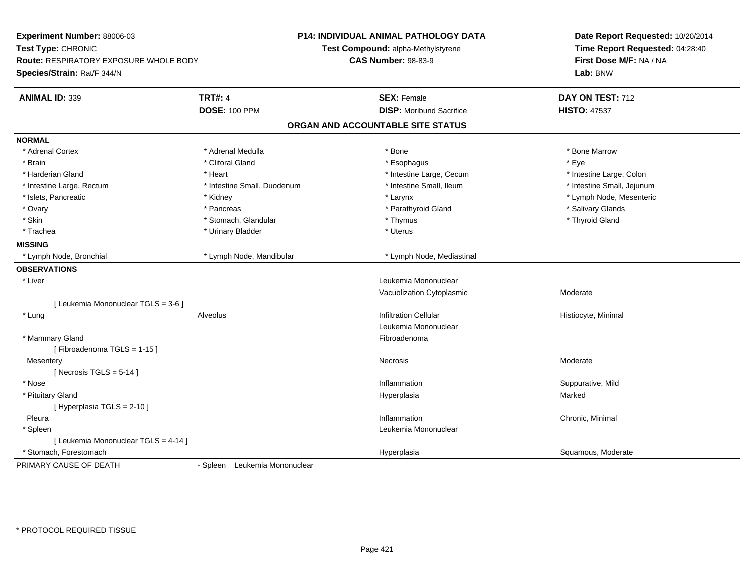**Experiment Number:** 88006-03
**Test Type:** CHRONIC
**Route:** RESPIRATORY EXPOSURE WHOLE BODY
**Species/Strain:** Rat/F 344/N

**P14: INDIVIDUAL ANIMAL PATHOLOGY DATA**
**Test Compound:** alpha-Methylstyrene
**CAS Number:** 98-83-9

**Date Report Requested:** 10/20/2014
**Time Report Requested:** 04:28:40
**First Dose M/F:** NA / NA
**Lab:** BNW

| **ANIMAL ID:** 339 | **TRT#:** 4 | **SEX:** Female | **DAY ON TEST:** 712 |
|---|---|---|---|
| | **DOSE:** 100 PPM | **DISP:** Moribund Sacrifice | **HISTO:** 47537 |

## ORGAN AND ACCOUNTABLE SITE STATUS

**NORMAL**

| | | | |
|---|---|---|---|
| * Adrenal Cortex | * Adrenal Medulla | * Bone | * Bone Marrow |
| * Brain | * Clitoral Gland | * Esophagus | * Eye |
| * Harderian Gland | * Heart | * Intestine Large, Cecum | * Intestine Large, Colon |
| * Intestine Large, Rectum | * Intestine Small, Duodenum | * Intestine Small, Ileum | * Intestine Small, Jejunum |
| * Islets, Pancreatic | * Kidney | * Larynx | * Lymph Node, Mesenteric |
| * Ovary | * Pancreas | * Parathyroid Gland | * Salivary Glands |
| * Skin | * Stomach, Glandular | * Thymus | * Thyroid Gland |
| * Trachea | * Urinary Bladder | * Uterus | |

**MISSING**

| | | |
|---|---|---|
| * Lymph Node, Bronchial | * Lymph Node, Mandibular | * Lymph Node, Mediastinal |

**OBSERVATIONS**

| | | | |
|---|---|---|---|
| * Liver | | Leukemia Mononuclear | |
| | | Vacuolization Cytoplasmic | Moderate |
| [ Leukemia Mononuclear TGLS = 3-6 ] | | | |
| * Lung | Alveolus | Infiltration Cellular | Histiocyte, Minimal |
| | | Leukemia Mononuclear | |
| * Mammary Gland | | Fibroadenoma | |
| [ Fibroadenoma TGLS = 1-15 ] | | | |
| Mesentery | | Necrosis | Moderate |
| [ Necrosis TGLS = 5-14 ] | | | |
| * Nose | | Inflammation | Suppurative, Mild |
| * Pituitary Gland | | Hyperplasia | Marked |
| [ Hyperplasia TGLS = 2-10 ] | | | |
| Pleura | | Inflammation | Chronic, Minimal |
| * Spleen | | Leukemia Mononuclear | |
| [ Leukemia Mononuclear TGLS = 4-14 ] | | | |
| * Stomach, Forestomach | | Hyperplasia | Squamous, Moderate |

PRIMARY CAUSE OF DEATH - Spleen Leukemia Mononuclear

* PROTOCOL REQUIRED TISSUE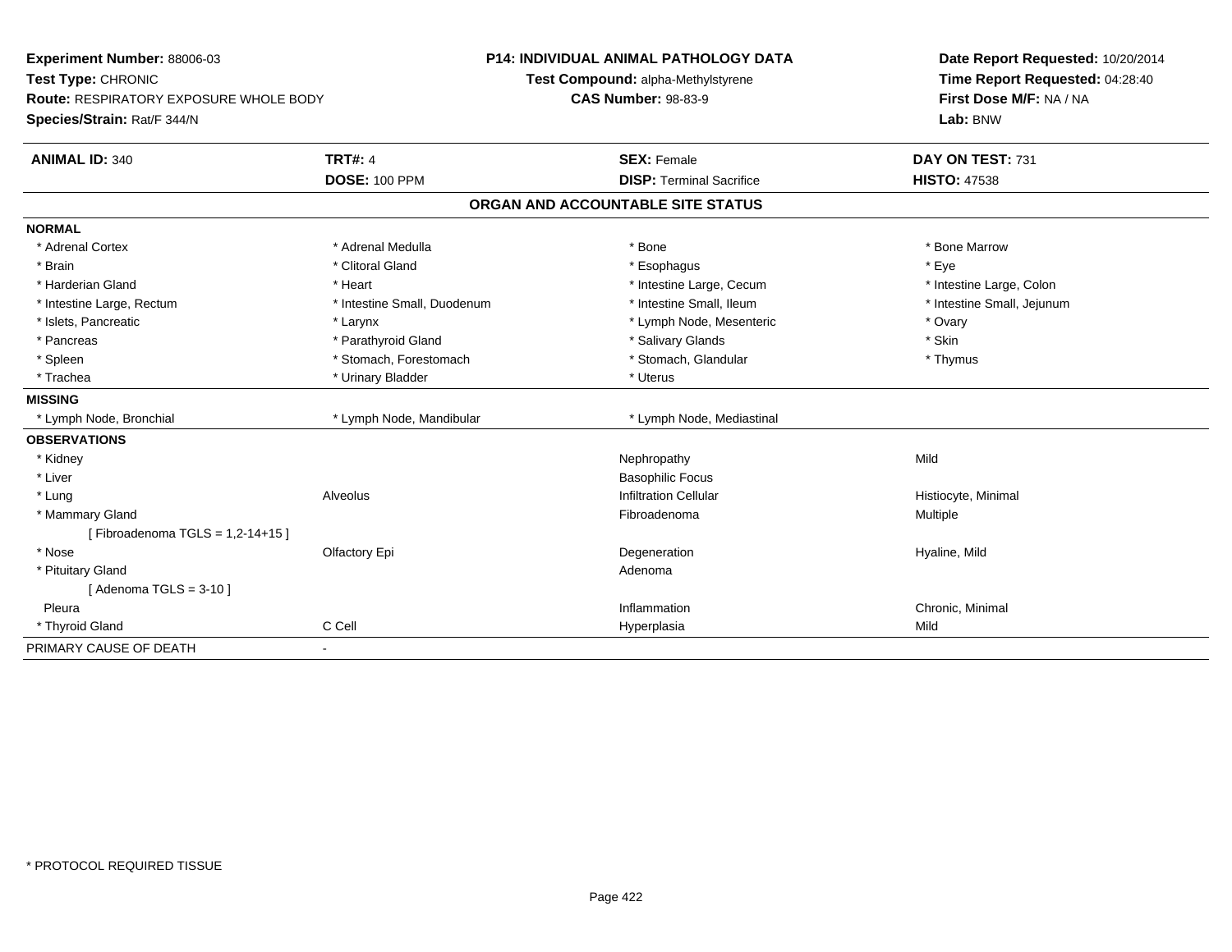**Experiment Number:** 88006-03
**Test Type:** CHRONIC
**Route:** RESPIRATORY EXPOSURE WHOLE BODY
**Species/Strain:** Rat/F 344/N

**P14: INDIVIDUAL ANIMAL PATHOLOGY DATA**
**Test Compound:** alpha-Methylstyrene
**CAS Number:** 98-83-9

**Date Report Requested:** 10/20/2014
**Time Report Requested:** 04:28:40
**First Dose M/F:** NA / NA
**Lab:** BNW

| **ANIMAL ID:** 340 | **TRT#:** 4 | **SEX:** Female | **DAY ON TEST:** 731 |
|---|---|---|---|
| | **DOSE:** 100 PPM | **DISP:** Terminal Sacrifice | **HISTO:** 47538 |

## ORGAN AND ACCOUNTABLE SITE STATUS

**NORMAL**

| | | | |
|---|---|---|---|
| * Adrenal Cortex | * Adrenal Medulla | * Bone | * Bone Marrow |
| * Brain | * Clitoral Gland | * Esophagus | * Eye |
| * Harderian Gland | * Heart | * Intestine Large, Cecum | * Intestine Large, Colon |
| * Intestine Large, Rectum | * Intestine Small, Duodenum | * Intestine Small, Ileum | * Intestine Small, Jejunum |
| * Islets, Pancreatic | * Larynx | * Lymph Node, Mesenteric | * Ovary |
| * Pancreas | * Parathyroid Gland | * Salivary Glands | * Skin |
| * Spleen | * Stomach, Forestomach | * Stomach, Glandular | * Thymus |
| * Trachea | * Urinary Bladder | * Uterus | |

**MISSING**

| | | | |
|---|---|---|---|
| * Lymph Node, Bronchial | * Lymph Node, Mandibular | * Lymph Node, Mediastinal | |

**OBSERVATIONS**

| | | | |
|---|---|---|---|
| * Kidney | | Nephropathy | Mild |
| * Liver | | Basophilic Focus | |
| * Lung | Alveolus | Infiltration Cellular | Histiocyte, Minimal |
| * Mammary Gland | | Fibroadenoma | Multiple |
| [ Fibroadenoma TGLS = 1,2-14+15 ] | | | |
| * Nose | Olfactory Epi | Degeneration | Hyaline, Mild |
| * Pituitary Gland | | Adenoma | |
| [ Adenoma TGLS = 3-10 ] | | | |
| Pleura | | Inflammation | Chronic, Minimal |
| * Thyroid Gland | C Cell | Hyperplasia | Mild |

PRIMARY CAUSE OF DEATH -

* PROTOCOL REQUIRED TISSUE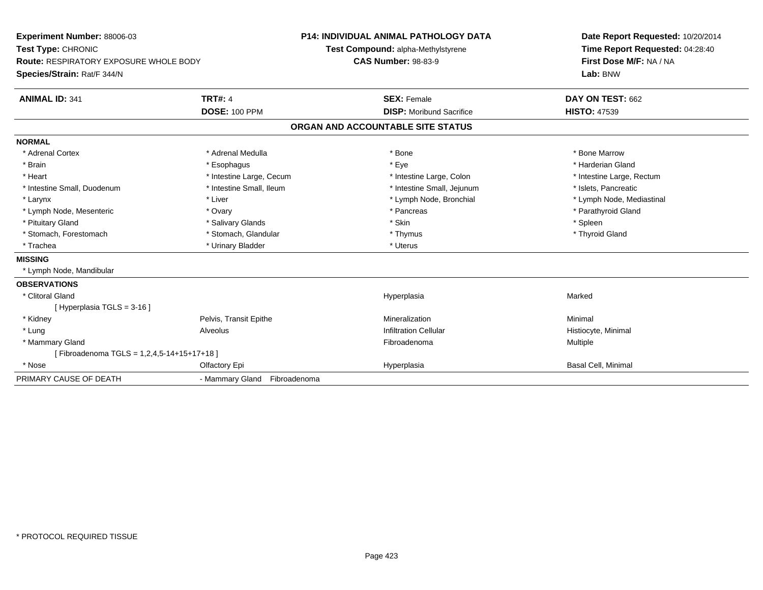**Experiment Number:** 88006-03
**Test Type:** CHRONIC
**Route:** RESPIRATORY EXPOSURE WHOLE BODY
**Species/Strain:** Rat/F 344/N

**P14: INDIVIDUAL ANIMAL PATHOLOGY DATA**
**Test Compound:** alpha-Methylstyrene
**CAS Number:** 98-83-9

**Date Report Requested:** 10/20/2014
**Time Report Requested:** 04:28:40
**First Dose M/F:** NA / NA
**Lab:** BNW

| **ANIMAL ID:** 341 | **TRT#:** 4 | **SEX:** Female | **DAY ON TEST:** 662 |
|---|---|---|---|
| | **DOSE:** 100 PPM | **DISP:** Moribund Sacrifice | **HISTO:** 47539 |

## ORGAN AND ACCOUNTABLE SITE STATUS

**NORMAL**

| | | | |
|---|---|---|---|
| * Adrenal Cortex | * Adrenal Medulla | * Bone | * Bone Marrow |
| * Brain | * Esophagus | * Eye | * Harderian Gland |
| * Heart | * Intestine Large, Cecum | * Intestine Large, Colon | * Intestine Large, Rectum |
| * Intestine Small, Duodenum | * Intestine Small, Ileum | * Intestine Small, Jejunum | * Islets, Pancreatic |
| * Larynx | * Liver | * Lymph Node, Bronchial | * Lymph Node, Mediastinal |
| * Lymph Node, Mesenteric | * Ovary | * Pancreas | * Parathyroid Gland |
| * Pituitary Gland | * Salivary Glands | * Skin | * Spleen |
| * Stomach, Forestomach | * Stomach, Glandular | * Thymus | * Thyroid Gland |
| * Trachea | * Urinary Bladder | * Uterus | |

**MISSING**

* Lymph Node, Mandibular

**OBSERVATIONS**

| | | | |
|---|---|---|---|
| * Clitoral Gland | | Hyperplasia | Marked |
| [ Hyperplasia TGLS = 3-16 ] | | | |
| * Kidney | Pelvis, Transit Epithe | Mineralization | Minimal |
| * Lung | Alveolus | Infiltration Cellular | Histiocyte, Minimal |
| * Mammary Gland | | Fibroadenoma | Multiple |
| [ Fibroadenoma TGLS = 1,2,4,5-14+15+17+18 ] | | | |
| * Nose | Olfactory Epi | Hyperplasia | Basal Cell, Minimal |

| PRIMARY CAUSE OF DEATH | - Mammary Gland Fibroadenoma |
|---|---|

* PROTOCOL REQUIRED TISSUE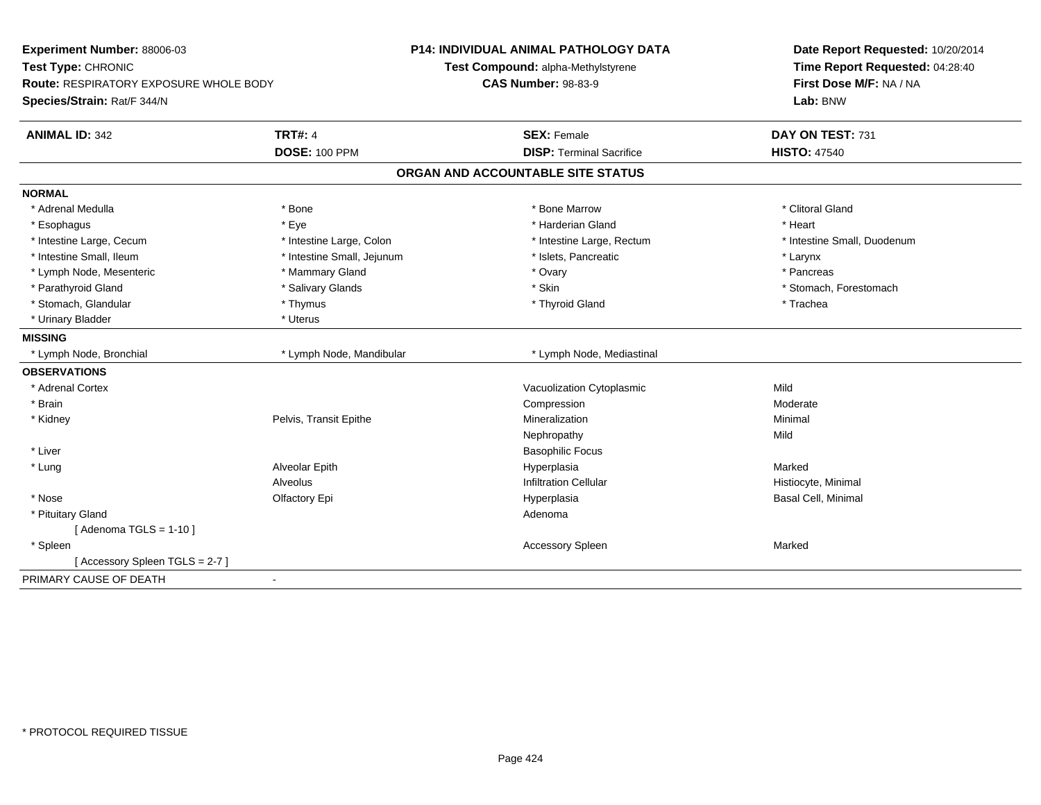**Experiment Number:** 88006-03
**Test Type:** CHRONIC
**Route:** RESPIRATORY EXPOSURE WHOLE BODY
**Species/Strain:** Rat/F 344/N

**P14: INDIVIDUAL ANIMAL PATHOLOGY DATA**
**Test Compound:** alpha-Methylstyrene
**CAS Number:** 98-83-9

**Date Report Requested:** 10/20/2014
**Time Report Requested:** 04:28:40
**First Dose M/F:** NA / NA
**Lab:** BNW

| **ANIMAL ID:** 342 | **TRT#:** 4 | **SEX:** Female | **DAY ON TEST:** 731 |
|---|---|---|---|
| | **DOSE:** 100 PPM | **DISP:** Terminal Sacrifice | **HISTO:** 47540 |

## ORGAN AND ACCOUNTABLE SITE STATUS

**NORMAL**

| | | | |
|---|---|---|---|
| * Adrenal Medulla | * Bone | * Bone Marrow | * Clitoral Gland |
| * Esophagus | * Eye | * Harderian Gland | * Heart |
| * Intestine Large, Cecum | * Intestine Large, Colon | * Intestine Large, Rectum | * Intestine Small, Duodenum |
| * Intestine Small, Ileum | * Intestine Small, Jejunum | * Islets, Pancreatic | * Larynx |
| * Lymph Node, Mesenteric | * Mammary Gland | * Ovary | * Pancreas |
| * Parathyroid Gland | * Salivary Glands | * Skin | * Stomach, Forestomach |
| * Stomach, Glandular | * Thymus | * Thyroid Gland | * Trachea |
| * Urinary Bladder | * Uterus | | |

**MISSING**

| | | |
|---|---|---|
| * Lymph Node, Bronchial | * Lymph Node, Mandibular | * Lymph Node, Mediastinal |

**OBSERVATIONS**

| | | | |
|---|---|---|---|
| * Adrenal Cortex | | Vacuolization Cytoplasmic | Mild |
| * Brain | | Compression | Moderate |
| * Kidney | Pelvis, Transit Epithe | Mineralization | Minimal |
| | | Nephropathy | Mild |
| * Liver | | Basophilic Focus | |
| * Lung | Alveolar Epith | Hyperplasia | Marked |
| | Alveolus | Infiltration Cellular | Histiocyte, Minimal |
| * Nose | Olfactory Epi | Hyperplasia | Basal Cell, Minimal |
| * Pituitary Gland | | Adenoma | |
| [ Adenoma TGLS = 1-10 ] | | | |
| * Spleen | | Accessory Spleen | Marked |
| [ Accessory Spleen TGLS = 2-7 ] | | | |

PRIMARY CAUSE OF DEATH -

* PROTOCOL REQUIRED TISSUE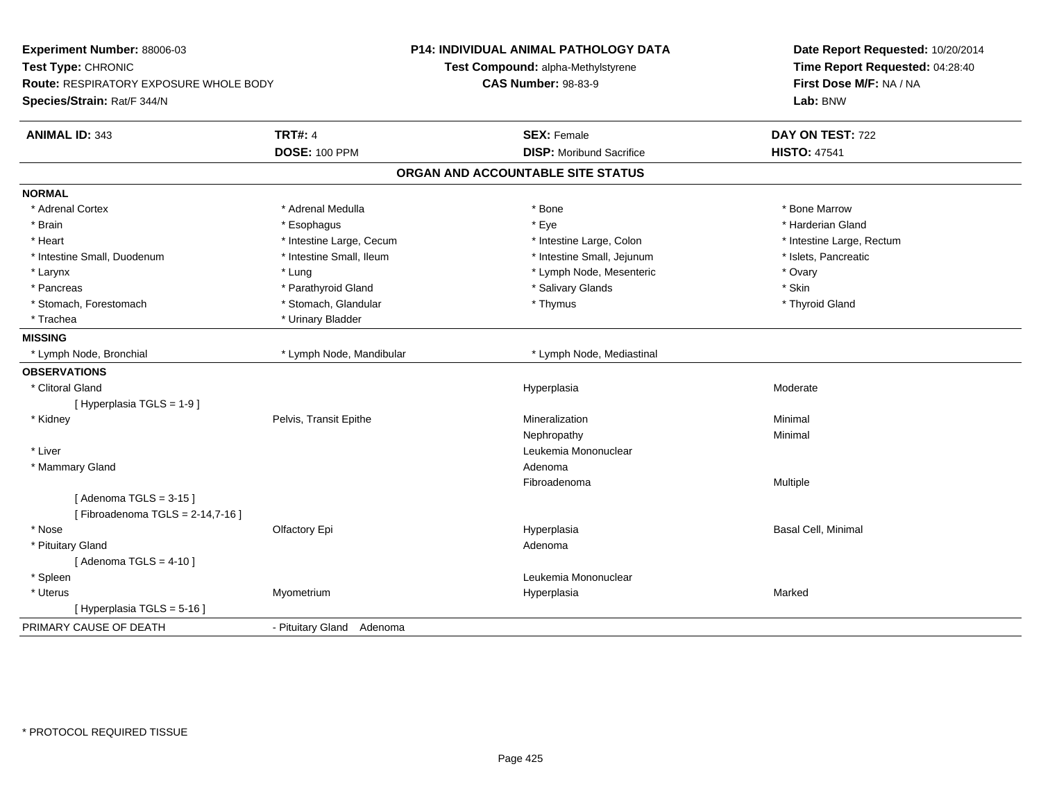**Experiment Number:** 88006-03
**Test Type:** CHRONIC
**Route:** RESPIRATORY EXPOSURE WHOLE BODY
**Species/Strain:** Rat/F 344/N

**P14: INDIVIDUAL ANIMAL PATHOLOGY DATA**
**Test Compound:** alpha-Methylstyrene
**CAS Number:** 98-83-9

**Date Report Requested:** 10/20/2014
**Time Report Requested:** 04:28:40
**First Dose M/F:** NA / NA
**Lab:** BNW

| **ANIMAL ID:** 343 | **TRT#:** 4 | **SEX:** Female | **DAY ON TEST:** 722 |
|---|---|---|---|
| | **DOSE:** 100 PPM | **DISP:** Moribund Sacrifice | **HISTO:** 47541 |

## ORGAN AND ACCOUNTABLE SITE STATUS

**NORMAL**

| | | | |
|---|---|---|---|
| * Adrenal Cortex | * Adrenal Medulla | * Bone | * Bone Marrow |
| * Brain | * Esophagus | * Eye | * Harderian Gland |
| * Heart | * Intestine Large, Cecum | * Intestine Large, Colon | * Intestine Large, Rectum |
| * Intestine Small, Duodenum | * Intestine Small, Ileum | * Intestine Small, Jejunum | * Islets, Pancreatic |
| * Larynx | * Lung | * Lymph Node, Mesenteric | * Ovary |
| * Pancreas | * Parathyroid Gland | * Salivary Glands | * Skin |
| * Stomach, Forestomach | * Stomach, Glandular | * Thymus | * Thyroid Gland |
| * Trachea | * Urinary Bladder | | |

**MISSING**

| | | | |
|---|---|---|---|
| * Lymph Node, Bronchial | * Lymph Node, Mandibular | * Lymph Node, Mediastinal | |

**OBSERVATIONS**

| | | | |
|---|---|---|---|
| * Clitoral Gland | | Hyperplasia | Moderate |
| [ Hyperplasia TGLS = 1-9 ] | | | |
| * Kidney | Pelvis, Transit Epithe | Mineralization | Minimal |
| | | Nephropathy | Minimal |
| * Liver | | Leukemia Mononuclear | |
| * Mammary Gland | | Adenoma | |
| | | Fibroadenoma | Multiple |
| [ Adenoma TGLS = 3-15 ] | | | |
| [ Fibroadenoma TGLS = 2-14,7-16 ] | | | |
| * Nose | Olfactory Epi | Hyperplasia | Basal Cell, Minimal |
| * Pituitary Gland | | Adenoma | |
| [ Adenoma TGLS = 4-10 ] | | | |
| * Spleen | | Leukemia Mononuclear | |
| * Uterus | Myometrium | Hyperplasia | Marked |
| [ Hyperplasia TGLS = 5-16 ] | | | |

PRIMARY CAUSE OF DEATH - Pituitary Gland Adenoma

* PROTOCOL REQUIRED TISSUE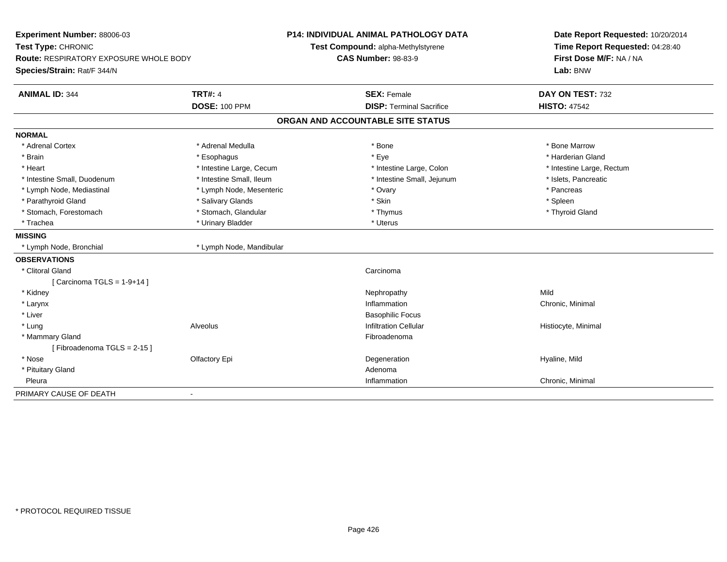**Experiment Number:** 88006-03
**Test Type:** CHRONIC
**Route:** RESPIRATORY EXPOSURE WHOLE BODY
**Species/Strain:** Rat/F 344/N

**P14: INDIVIDUAL ANIMAL PATHOLOGY DATA**
**Test Compound:** alpha-Methylstyrene
**CAS Number:** 98-83-9

**Date Report Requested:** 10/20/2014
**Time Report Requested:** 04:28:40
**First Dose M/F:** NA / NA
**Lab:** BNW

| **ANIMAL ID:** 344 | **TRT#:** 4 | **SEX:** Female | **DAY ON TEST:** 732 |
|---|---|---|---|
| | **DOSE:** 100 PPM | **DISP:** Terminal Sacrifice | **HISTO:** 47542 |

## ORGAN AND ACCOUNTABLE SITE STATUS

| | | | |
|---|---|---|---|
| **NORMAL** | | | |
| * Adrenal Cortex | * Adrenal Medulla | * Bone | * Bone Marrow |
| * Brain | * Esophagus | * Eye | * Harderian Gland |
| * Heart | * Intestine Large, Cecum | * Intestine Large, Colon | * Intestine Large, Rectum |
| * Intestine Small, Duodenum | * Intestine Small, Ileum | * Intestine Small, Jejunum | * Islets, Pancreatic |
| * Lymph Node, Mediastinal | * Lymph Node, Mesenteric | * Ovary | * Pancreas |
| * Parathyroid Gland | * Salivary Glands | * Skin | * Spleen |
| * Stomach, Forestomach | * Stomach, Glandular | * Thymus | * Thyroid Gland |
| * Trachea | * Urinary Bladder | * Uterus | |
| **MISSING** | | | |
| * Lymph Node, Bronchial | * Lymph Node, Mandibular | | |
| **OBSERVATIONS** | | | |
| * Clitoral Gland | | Carcinoma | |
| [ Carcinoma TGLS = 1-9+14 ] | | | |
| * Kidney | | Nephropathy | Mild |
| * Larynx | | Inflammation | Chronic, Minimal |
| * Liver | | Basophilic Focus | |
| * Lung | Alveolus | Infiltration Cellular | Histiocyte, Minimal |
| * Mammary Gland | | Fibroadenoma | |
| [ Fibroadenoma TGLS = 2-15 ] | | | |
| * Nose | Olfactory Epi | Degeneration | Hyaline, Mild |
| * Pituitary Gland | | Adenoma | |
| Pleura | | Inflammation | Chronic, Minimal |
| PRIMARY CAUSE OF DEATH | - | | |

\* PROTOCOL REQUIRED TISSUE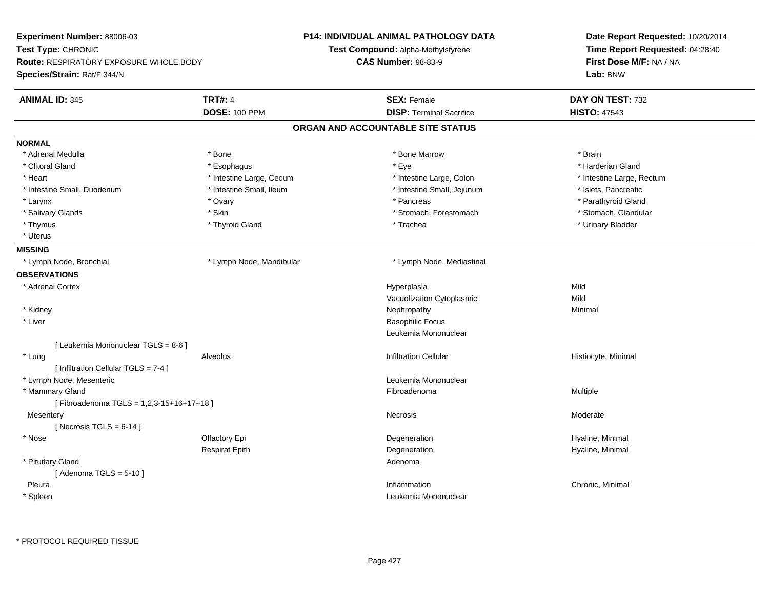**Experiment Number:** 88006-03
**Test Type:** CHRONIC
**Route:** RESPIRATORY EXPOSURE WHOLE BODY
**Species/Strain:** Rat/F 344/N

**P14: INDIVIDUAL ANIMAL PATHOLOGY DATA**
**Test Compound:** alpha-Methylstyrene
**CAS Number:** 98-83-9

**Date Report Requested:** 10/20/2014
**Time Report Requested:** 04:28:40
**First Dose M/F:** NA / NA
**Lab:** BNW

| **ANIMAL ID:** 345 | **TRT#:** 4 | **SEX:** Female | **DAY ON TEST:** 732 |
|---|---|---|---|
| | **DOSE:** 100 PPM | **DISP:** Terminal Sacrifice | **HISTO:** 47543 |

## ORGAN AND ACCOUNTABLE SITE STATUS

**NORMAL**

| | | | |
|---|---|---|---|
| * Adrenal Medulla | * Bone | * Bone Marrow | * Brain |
| * Clitoral Gland | * Esophagus | * Eye | * Harderian Gland |
| * Heart | * Intestine Large, Cecum | * Intestine Large, Colon | * Intestine Large, Rectum |
| * Intestine Small, Duodenum | * Intestine Small, Ileum | * Intestine Small, Jejunum | * Islets, Pancreatic |
| * Larynx | * Ovary | * Pancreas | * Parathyroid Gland |
| * Salivary Glands | * Skin | * Stomach, Forestomach | * Stomach, Glandular |
| * Thymus | * Thyroid Gland | * Trachea | * Urinary Bladder |
| * Uterus | | | |

**MISSING**

| | | |
|---|---|---|
| * Lymph Node, Bronchial | * Lymph Node, Mandibular | * Lymph Node, Mediastinal |

**OBSERVATIONS**

| Organ | Site | Observation | Qualifier |
|---|---|---|---|
| * Adrenal Cortex | | Hyperplasia | Mild |
| | | Vacuolization Cytoplasmic | Mild |
| * Kidney | | Nephropathy | Minimal |
| * Liver | | Basophilic Focus | |
| | | Leukemia Mononuclear | |
| [ Leukemia Mononuclear TGLS = 8-6 ] | | | |
| * Lung | Alveolus | Infiltration Cellular | Histiocyte, Minimal |
| [ Infiltration Cellular TGLS = 7-4 ] | | | |
| * Lymph Node, Mesenteric | | Leukemia Mononuclear | |
| * Mammary Gland | | Fibroadenoma | Multiple |
| [ Fibroadenoma TGLS = 1,2,3-15+16+17+18 ] | | | |
| Mesentery | | Necrosis | Moderate |
| [ Necrosis TGLS = 6-14 ] | | | |
| * Nose | Olfactory Epi | Degeneration | Hyaline, Minimal |
| | Respirat Epith | Degeneration | Hyaline, Minimal |
| * Pituitary Gland | | Adenoma | |
| [ Adenoma TGLS = 5-10 ] | | | |
| Pleura | | Inflammation | Chronic, Minimal |
| * Spleen | | Leukemia Mononuclear | |

* PROTOCOL REQUIRED TISSUE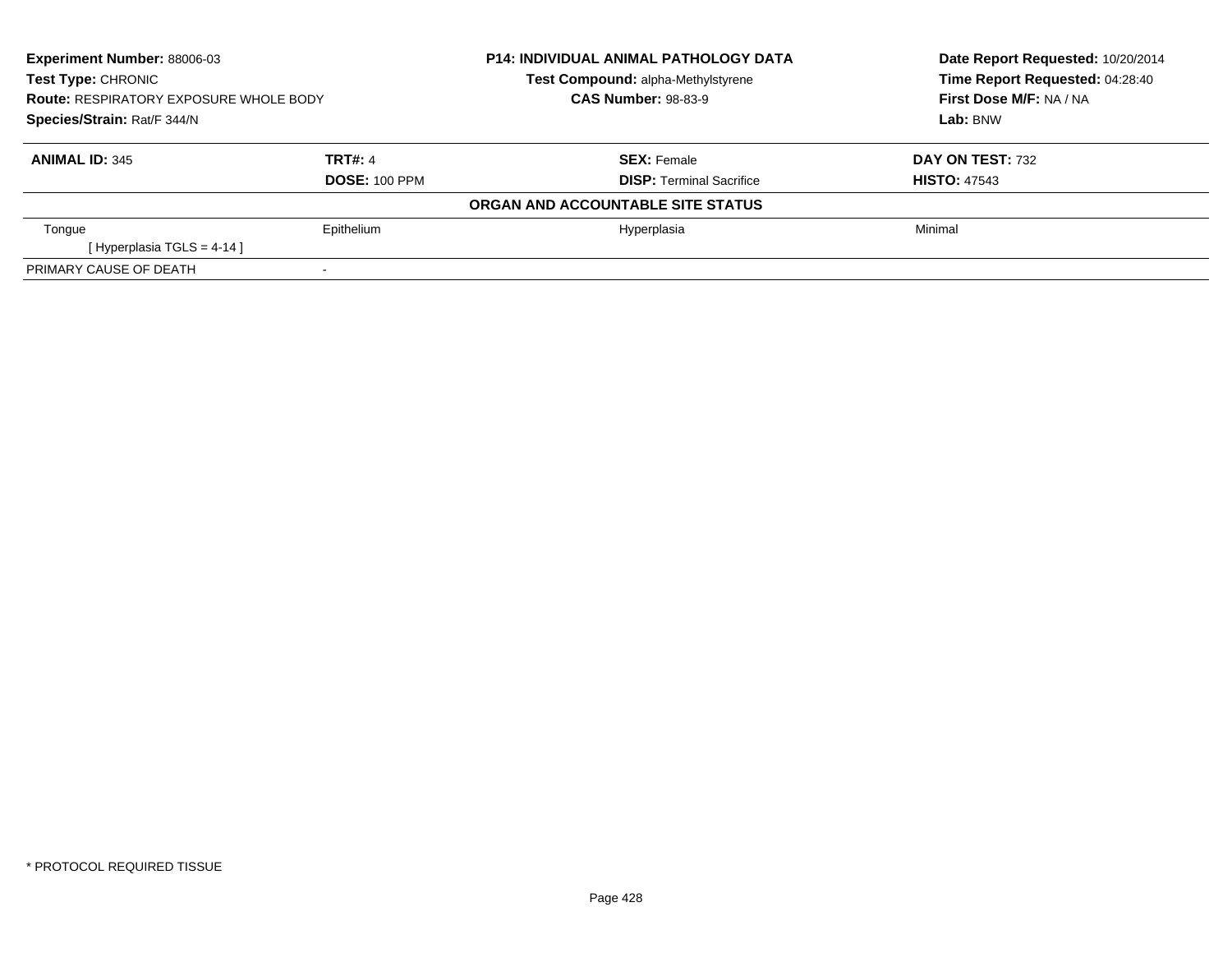**Experiment Number:** 88006-03
**Test Type:** CHRONIC
**Route:** RESPIRATORY EXPOSURE WHOLE BODY
**Species/Strain:** Rat/F 344/N

**P14: INDIVIDUAL ANIMAL PATHOLOGY DATA**
**Test Compound:** alpha-Methylstyrene
**CAS Number:** 98-83-9

**Date Report Requested:** 10/20/2014
**Time Report Requested:** 04:28:40
**First Dose M/F:** NA / NA
**Lab:** BNW

| **ANIMAL ID:** 345 | **TRT#:** 4 | **SEX:** Female | **DAY ON TEST:** 732 |
|---|---|---|---|
| | **DOSE:** 100 PPM | **DISP:** Terminal Sacrifice | **HISTO:** 47543 |

**ORGAN AND ACCOUNTABLE SITE STATUS**

| | | | |
|---|---|---|---|
| Tongue | Epithelium | Hyperplasia | Minimal |
| [ Hyperplasia TGLS = 4-14 ] | | | |
| PRIMARY CAUSE OF DEATH | - | | |

* PROTOCOL REQUIRED TISSUE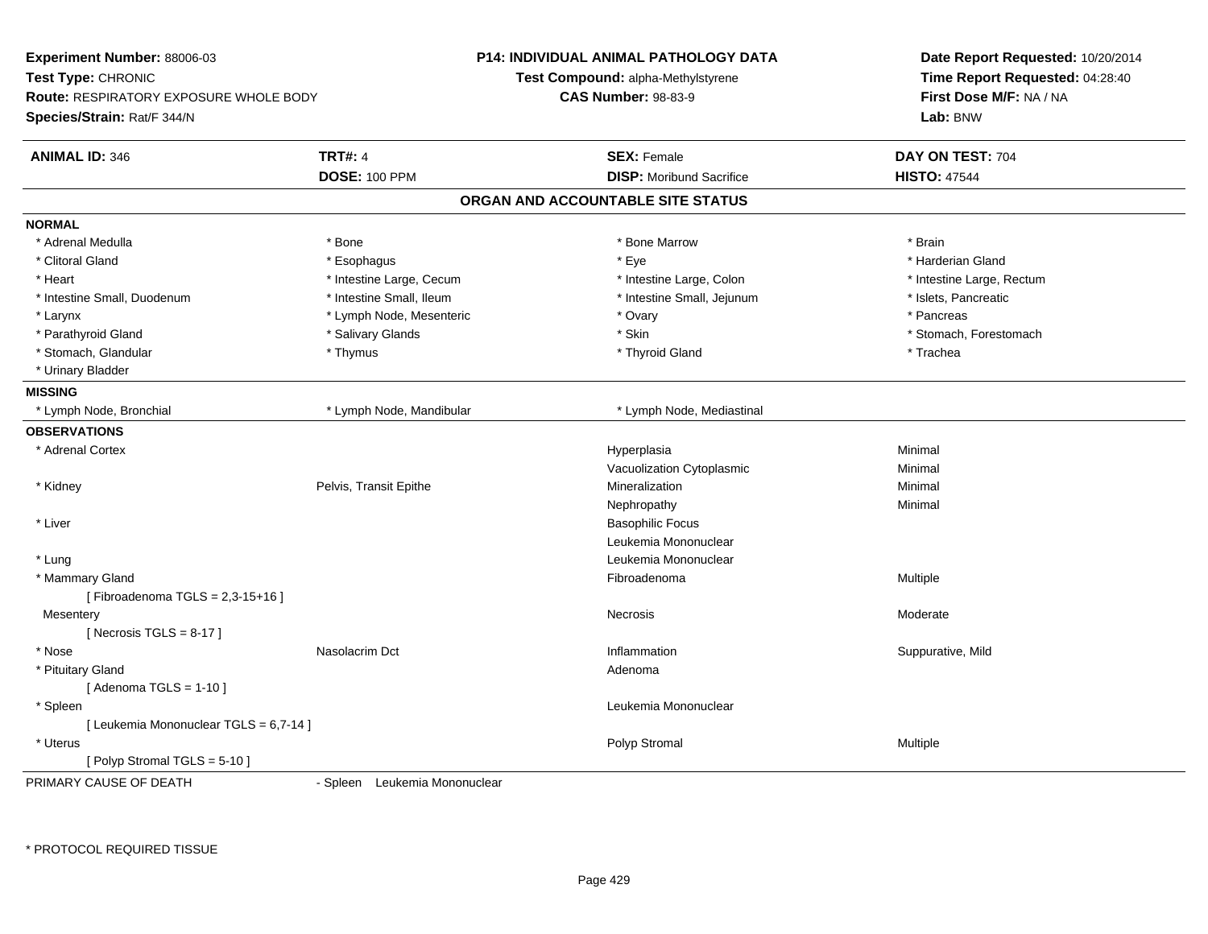**Experiment Number:** 88006-03
**Test Type:** CHRONIC
**Route:** RESPIRATORY EXPOSURE WHOLE BODY
**Species/Strain:** Rat/F 344/N

**P14: INDIVIDUAL ANIMAL PATHOLOGY DATA**
**Test Compound:** alpha-Methylstyrene
**CAS Number:** 98-83-9

**Date Report Requested:** 10/20/2014
**Time Report Requested:** 04:28:40
**First Dose M/F:** NA / NA
**Lab:** BNW

| **ANIMAL ID:** 346 | **TRT#:** 4 | **SEX:** Female | **DAY ON TEST:** 704 |
|---|---|---|---|
| | **DOSE:** 100 PPM | **DISP:** Moribund Sacrifice | **HISTO:** 47544 |

## ORGAN AND ACCOUNTABLE SITE STATUS

**NORMAL**

| | | | |
|---|---|---|---|
| * Adrenal Medulla | * Bone | * Bone Marrow | * Brain |
| * Clitoral Gland | * Esophagus | * Eye | * Harderian Gland |
| * Heart | * Intestine Large, Cecum | * Intestine Large, Colon | * Intestine Large, Rectum |
| * Intestine Small, Duodenum | * Intestine Small, Ileum | * Intestine Small, Jejunum | * Islets, Pancreatic |
| * Larynx | * Lymph Node, Mesenteric | * Ovary | * Pancreas |
| * Parathyroid Gland | * Salivary Glands | * Skin | * Stomach, Forestomach |
| * Stomach, Glandular | * Thymus | * Thyroid Gland | * Trachea |
| * Urinary Bladder | | | |

**MISSING**

| | | | |
|---|---|---|---|
| * Lymph Node, Bronchial | * Lymph Node, Mandibular | * Lymph Node, Mediastinal | |

**OBSERVATIONS**

| | | | |
|---|---|---|---|
| * Adrenal Cortex | | Hyperplasia | Minimal |
| | | Vacuolization Cytoplasmic | Minimal |
| * Kidney | Pelvis, Transit Epithe | Mineralization | Minimal |
| | | Nephropathy | Minimal |
| * Liver | | Basophilic Focus | |
| | | Leukemia Mononuclear | |
| * Lung | | Leukemia Mononuclear | |
| * Mammary Gland | | Fibroadenoma | Multiple |
| [ Fibroadenoma TGLS = 2,3-15+16 ] | | | |
| Mesentery | | Necrosis | Moderate |
| [ Necrosis TGLS = 8-17 ] | | | |
| * Nose | Nasolacrim Dct | Inflammation | Suppurative, Mild |
| * Pituitary Gland | | Adenoma | |
| [ Adenoma TGLS = 1-10 ] | | | |
| * Spleen | | Leukemia Mononuclear | |
| [ Leukemia Mononuclear TGLS = 6,7-14 ] | | | |
| * Uterus | | Polyp Stromal | Multiple |
| [ Polyp Stromal TGLS = 5-10 ] | | | |

PRIMARY CAUSE OF DEATH - Spleen Leukemia Mononuclear

\* PROTOCOL REQUIRED TISSUE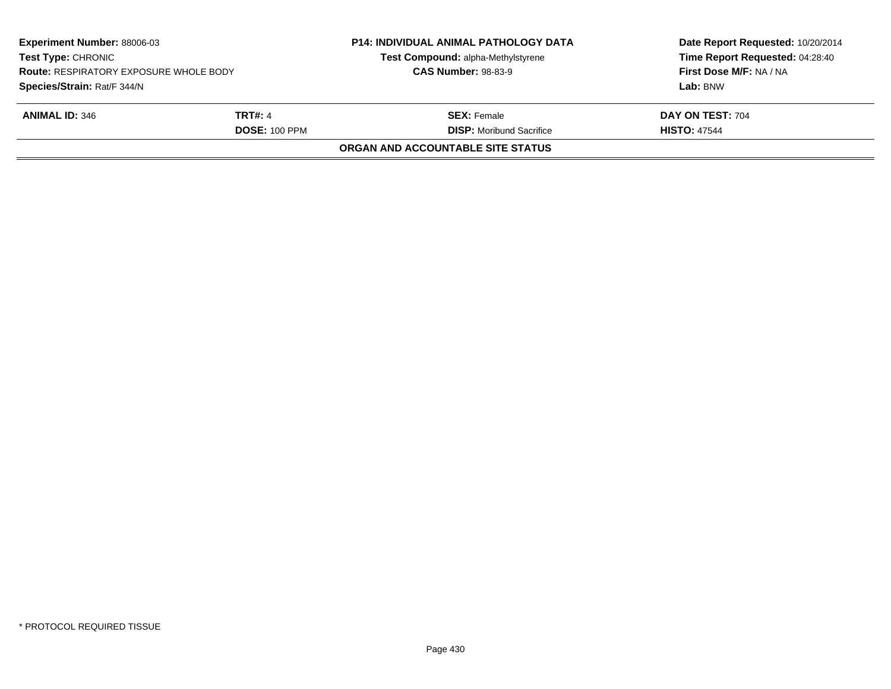| **Experiment Number:** 88006-03 | **P14: INDIVIDUAL ANIMAL PATHOLOGY DATA** | **Date Report Requested:** 10/20/2014 |
|---|---|---|
| **Test Type:** CHRONIC | **Test Compound:** alpha-Methylstyrene | **Time Report Requested:** 04:28:40 |
| **Route:** RESPIRATORY EXPOSURE WHOLE BODY | **CAS Number:** 98-83-9 | **First Dose M/F:** NA / NA |
| **Species/Strain:** Rat/F 344/N | | **Lab:** BNW |

| **ANIMAL ID:** 346 | **TRT#:** 4 | **SEX:** Female | **DAY ON TEST:** 704 |
|---|---|---|---|
| | **DOSE:** 100 PPM | **DISP:** Moribund Sacrifice | **HISTO:** 47544 |

**ORGAN AND ACCOUNTABLE SITE STATUS**

\* PROTOCOL REQUIRED TISSUE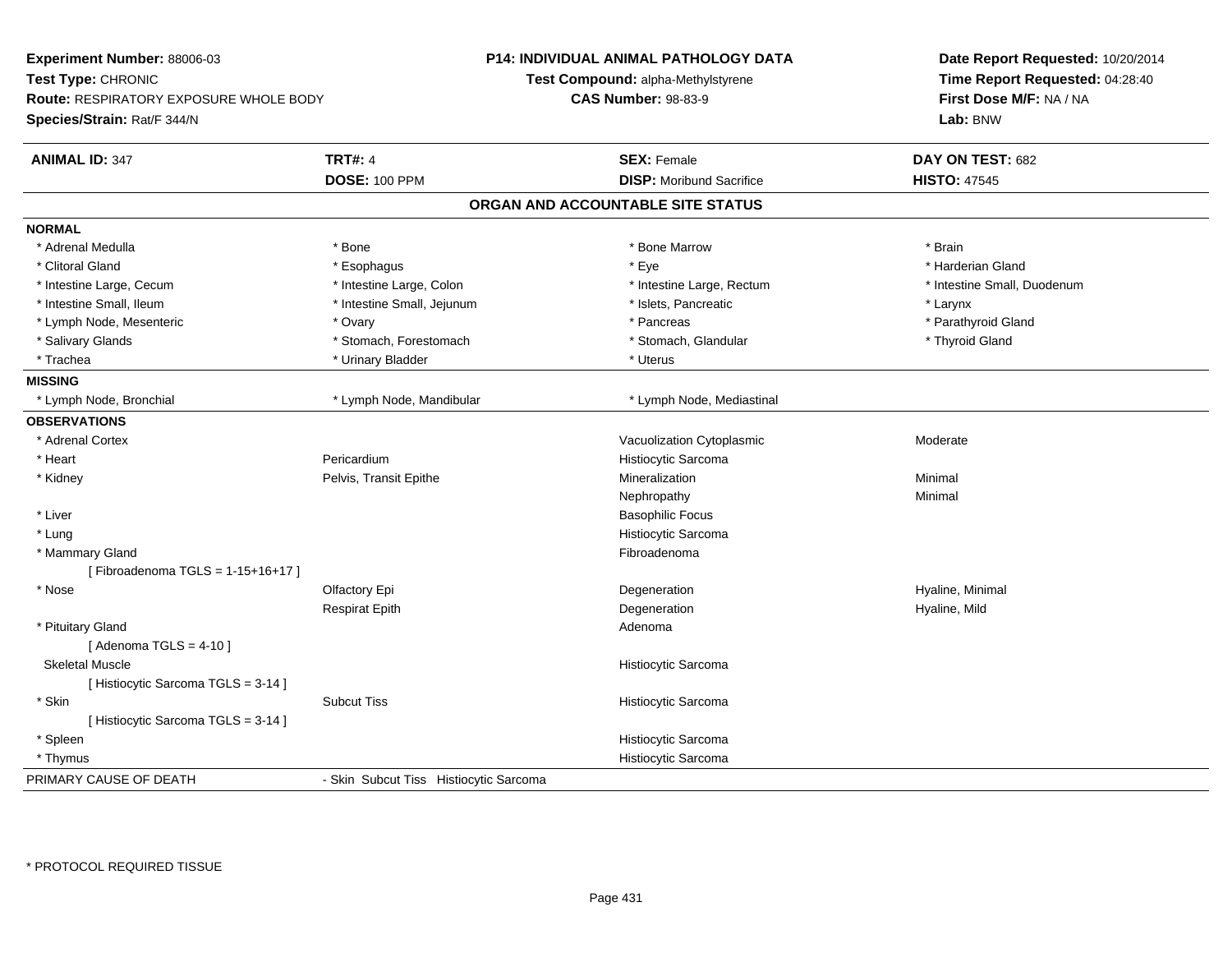**Experiment Number:** 88006-03
**Test Type:** CHRONIC
**Route:** RESPIRATORY EXPOSURE WHOLE BODY
**Species/Strain:** Rat/F 344/N

**P14: INDIVIDUAL ANIMAL PATHOLOGY DATA**
**Test Compound:** alpha-Methylstyrene
**CAS Number:** 98-83-9

**Date Report Requested:** 10/20/2014
**Time Report Requested:** 04:28:40
**First Dose M/F:** NA / NA
**Lab:** BNW

| **ANIMAL ID:** 347 | **TRT#:** 4 | **SEX:** Female | **DAY ON TEST:** 682 |
|---|---|---|---|
| | **DOSE:** 100 PPM | **DISP:** Moribund Sacrifice | **HISTO:** 47545 |

## ORGAN AND ACCOUNTABLE SITE STATUS

| | | | |
|---|---|---|---|
| **NORMAL** | | | |
| * Adrenal Medulla | * Bone | * Bone Marrow | * Brain |
| * Clitoral Gland | * Esophagus | * Eye | * Harderian Gland |
| * Intestine Large, Cecum | * Intestine Large, Colon | * Intestine Large, Rectum | * Intestine Small, Duodenum |
| * Intestine Small, Ileum | * Intestine Small, Jejunum | * Islets, Pancreatic | * Larynx |
| * Lymph Node, Mesenteric | * Ovary | * Pancreas | * Parathyroid Gland |
| * Salivary Glands | * Stomach, Forestomach | * Stomach, Glandular | * Thyroid Gland |
| * Trachea | * Urinary Bladder | * Uterus | |
| **MISSING** | | | |
| * Lymph Node, Bronchial | * Lymph Node, Mandibular | * Lymph Node, Mediastinal | |
| **OBSERVATIONS** | | | |
| * Adrenal Cortex | | Vacuolization Cytoplasmic | Moderate |
| * Heart | Pericardium | Histiocytic Sarcoma | |
| * Kidney | Pelvis, Transit Epithe | Mineralization | Minimal |
| | | Nephropathy | Minimal |
| * Liver | | Basophilic Focus | |
| * Lung | | Histiocytic Sarcoma | |
| * Mammary Gland | | Fibroadenoma | |
| [ Fibroadenoma TGLS = 1-15+16+17 ] | | | |
| * Nose | Olfactory Epi | Degeneration | Hyaline, Minimal |
| | Respirat Epith | Degeneration | Hyaline, Mild |
| * Pituitary Gland | | Adenoma | |
| [ Adenoma TGLS = 4-10 ] | | | |
| Skeletal Muscle | | Histiocytic Sarcoma | |
| [ Histiocytic Sarcoma TGLS = 3-14 ] | | | |
| * Skin | Subcut Tiss | Histiocytic Sarcoma | |
| [ Histiocytic Sarcoma TGLS = 3-14 ] | | | |
| * Spleen | | Histiocytic Sarcoma | |
| * Thymus | | Histiocytic Sarcoma | |
| PRIMARY CAUSE OF DEATH | - Skin Subcut Tiss Histiocytic Sarcoma | | |

* PROTOCOL REQUIRED TISSUE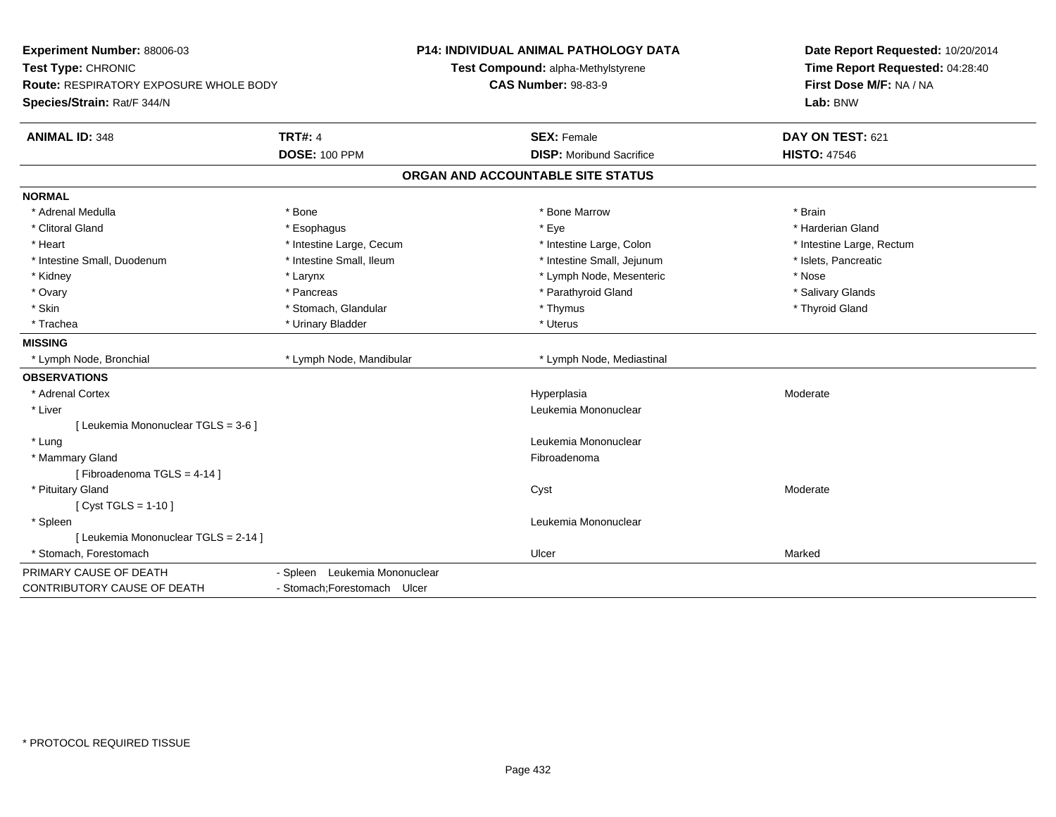**Experiment Number:** 88006-03
**Test Type:** CHRONIC
**Route:** RESPIRATORY EXPOSURE WHOLE BODY
**Species/Strain:** Rat/F 344/N

**P14: INDIVIDUAL ANIMAL PATHOLOGY DATA**
**Test Compound:** alpha-Methylstyrene
**CAS Number:** 98-83-9

**Date Report Requested:** 10/20/2014
**Time Report Requested:** 04:28:40
**First Dose M/F:** NA / NA
**Lab:** BNW

| **ANIMAL ID:** 348 | **TRT#:** 4 | **SEX:** Female | **DAY ON TEST:** 621 |
|---|---|---|---|
| | **DOSE:** 100 PPM | **DISP:** Moribund Sacrifice | **HISTO:** 47546 |

## ORGAN AND ACCOUNTABLE SITE STATUS

**NORMAL**

| | | | |
|---|---|---|---|
| * Adrenal Medulla | * Bone | * Bone Marrow | * Brain |
| * Clitoral Gland | * Esophagus | * Eye | * Harderian Gland |
| * Heart | * Intestine Large, Cecum | * Intestine Large, Colon | * Intestine Large, Rectum |
| * Intestine Small, Duodenum | * Intestine Small, Ileum | * Intestine Small, Jejunum | * Islets, Pancreatic |
| * Kidney | * Larynx | * Lymph Node, Mesenteric | * Nose |
| * Ovary | * Pancreas | * Parathyroid Gland | * Salivary Glands |
| * Skin | * Stomach, Glandular | * Thymus | * Thyroid Gland |
| * Trachea | * Urinary Bladder | * Uterus | |

**MISSING**

| | | |
|---|---|---|
| * Lymph Node, Bronchial | * Lymph Node, Mandibular | * Lymph Node, Mediastinal |

**OBSERVATIONS**

| | | |
|---|---|---|
| * Adrenal Cortex | Hyperplasia | Moderate |
| * Liver | Leukemia Mononuclear | |
| [ Leukemia Mononuclear TGLS = 3-6 ] | | |
| * Lung | Leukemia Mononuclear | |
| * Mammary Gland | Fibroadenoma | |
| [ Fibroadenoma TGLS = 4-14 ] | | |
| * Pituitary Gland | Cyst | Moderate |
| [ Cyst TGLS = 1-10 ] | | |
| * Spleen | Leukemia Mononuclear | |
| [ Leukemia Mononuclear TGLS = 2-14 ] | | |
| * Stomach, Forestomach | Ulcer | Marked |

PRIMARY CAUSE OF DEATH - Spleen Leukemia Mononuclear
CONTRIBUTORY CAUSE OF DEATH - Stomach;Forestomach Ulcer

* PROTOCOL REQUIRED TISSUE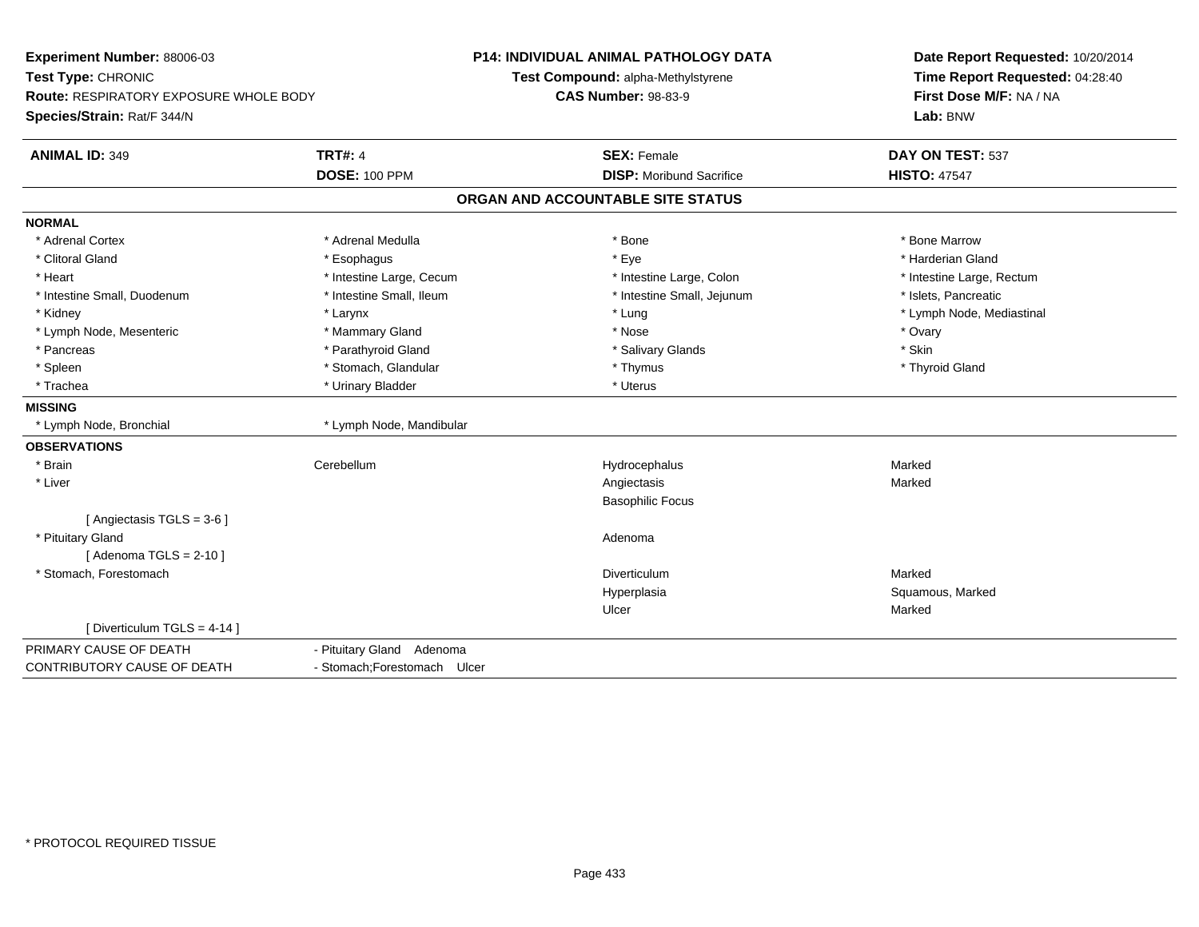**Experiment Number:** 88006-03
**Test Type:** CHRONIC
**Route:** RESPIRATORY EXPOSURE WHOLE BODY
**Species/Strain:** Rat/F 344/N

**P14: INDIVIDUAL ANIMAL PATHOLOGY DATA**
**Test Compound:** alpha-Methylstyrene
**CAS Number:** 98-83-9

**Date Report Requested:** 10/20/2014
**Time Report Requested:** 04:28:40
**First Dose M/F:** NA / NA
**Lab:** BNW

| **ANIMAL ID:** 349 | **TRT#:** 4 | **SEX:** Female | **DAY ON TEST:** 537 |
|---|---|---|---|
| | **DOSE:** 100 PPM | **DISP:** Moribund Sacrifice | **HISTO:** 47547 |

## ORGAN AND ACCOUNTABLE SITE STATUS

**NORMAL**

| | | | |
|---|---|---|---|
| * Adrenal Cortex | * Adrenal Medulla | * Bone | * Bone Marrow |
| * Clitoral Gland | * Esophagus | * Eye | * Harderian Gland |
| * Heart | * Intestine Large, Cecum | * Intestine Large, Colon | * Intestine Large, Rectum |
| * Intestine Small, Duodenum | * Intestine Small, Ileum | * Intestine Small, Jejunum | * Islets, Pancreatic |
| * Kidney | * Larynx | * Lung | * Lymph Node, Mediastinal |
| * Lymph Node, Mesenteric | * Mammary Gland | * Nose | * Ovary |
| * Pancreas | * Parathyroid Gland | * Salivary Glands | * Skin |
| * Spleen | * Stomach, Glandular | * Thymus | * Thyroid Gland |
| * Trachea | * Urinary Bladder | * Uterus | |

**MISSING**

| | |
|---|---|
| * Lymph Node, Bronchial | * Lymph Node, Mandibular |

**OBSERVATIONS**

| | | | |
|---|---|---|---|
| * Brain | Cerebellum | Hydrocephalus | Marked |
| * Liver | | Angiectasis | Marked |
| | | Basophilic Focus | |
| [ Angiectasis TGLS = 3-6 ] | | | |
| * Pituitary Gland | | Adenoma | |
| [ Adenoma TGLS = 2-10 ] | | | |
| * Stomach, Forestomach | | Diverticulum | Marked |
| | | Hyperplasia | Squamous, Marked |
| | | Ulcer | Marked |
| [ Diverticulum TGLS = 4-14 ] | | | |

| | |
|---|---|
| PRIMARY CAUSE OF DEATH | - Pituitary Gland Adenoma |
| CONTRIBUTORY CAUSE OF DEATH | - Stomach;Forestomach Ulcer |

* PROTOCOL REQUIRED TISSUE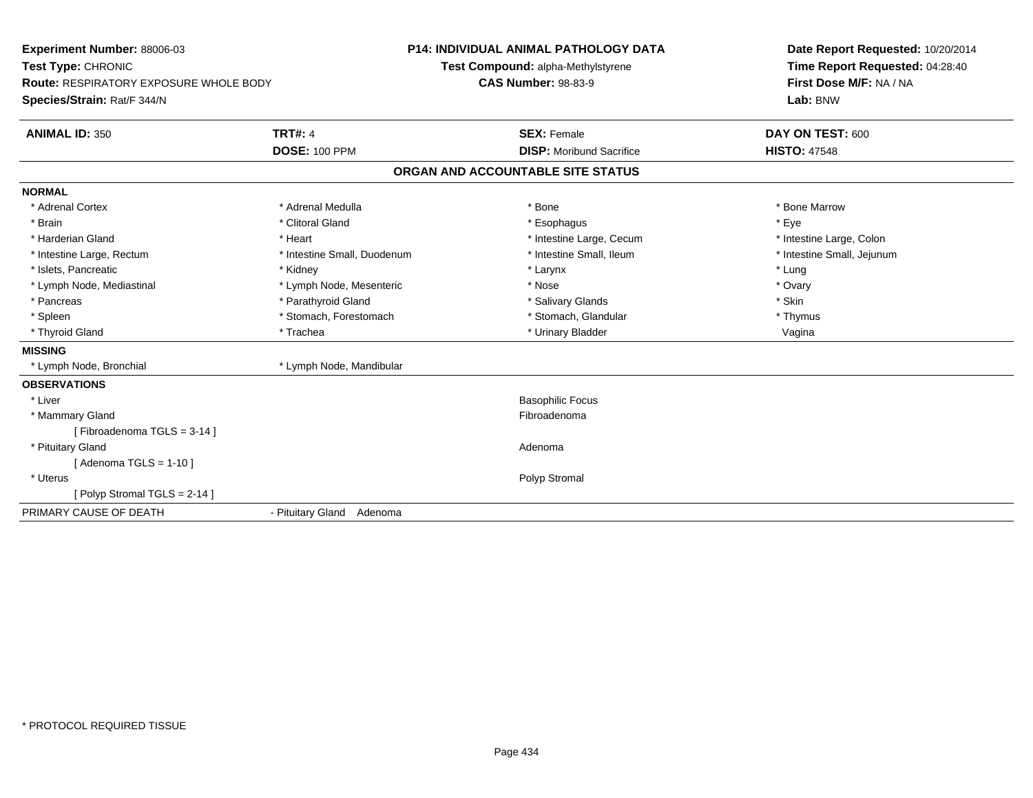**Experiment Number:** 88006-03
**Test Type:** CHRONIC
**Route:** RESPIRATORY EXPOSURE WHOLE BODY
**Species/Strain:** Rat/F 344/N

**P14: INDIVIDUAL ANIMAL PATHOLOGY DATA**
**Test Compound:** alpha-Methylstyrene
**CAS Number:** 98-83-9

**Date Report Requested:** 10/20/2014
**Time Report Requested:** 04:28:40
**First Dose M/F:** NA / NA
**Lab:** BNW

| **ANIMAL ID:** 350 | **TRT#:** 4 | **SEX:** Female | **DAY ON TEST:** 600 |
|---|---|---|---|
| | **DOSE:** 100 PPM | **DISP:** Moribund Sacrifice | **HISTO:** 47548 |

## ORGAN AND ACCOUNTABLE SITE STATUS

**NORMAL**

| | | | |
|---|---|---|---|
| * Adrenal Cortex | * Adrenal Medulla | * Bone | * Bone Marrow |
| * Brain | * Clitoral Gland | * Esophagus | * Eye |
| * Harderian Gland | * Heart | * Intestine Large, Cecum | * Intestine Large, Colon |
| * Intestine Large, Rectum | * Intestine Small, Duodenum | * Intestine Small, Ileum | * Intestine Small, Jejunum |
| * Islets, Pancreatic | * Kidney | * Larynx | * Lung |
| * Lymph Node, Mediastinal | * Lymph Node, Mesenteric | * Nose | * Ovary |
| * Pancreas | * Parathyroid Gland | * Salivary Glands | * Skin |
| * Spleen | * Stomach, Forestomach | * Stomach, Glandular | * Thymus |
| * Thyroid Gland | * Trachea | * Urinary Bladder | Vagina |

**MISSING**

| | |
|---|---|
| * Lymph Node, Bronchial | * Lymph Node, Mandibular |

**OBSERVATIONS**

| | |
|---|---|
| * Liver | Basophilic Focus |
| * Mammary Gland | Fibroadenoma |
| [ Fibroadenoma TGLS = 3-14 ] | |
| * Pituitary Gland | Adenoma |
| [ Adenoma TGLS = 1-10 ] | |
| * Uterus | Polyp Stromal |
| [ Polyp Stromal TGLS = 2-14 ] | |

PRIMARY CAUSE OF DEATH - Pituitary Gland Adenoma

* PROTOCOL REQUIRED TISSUE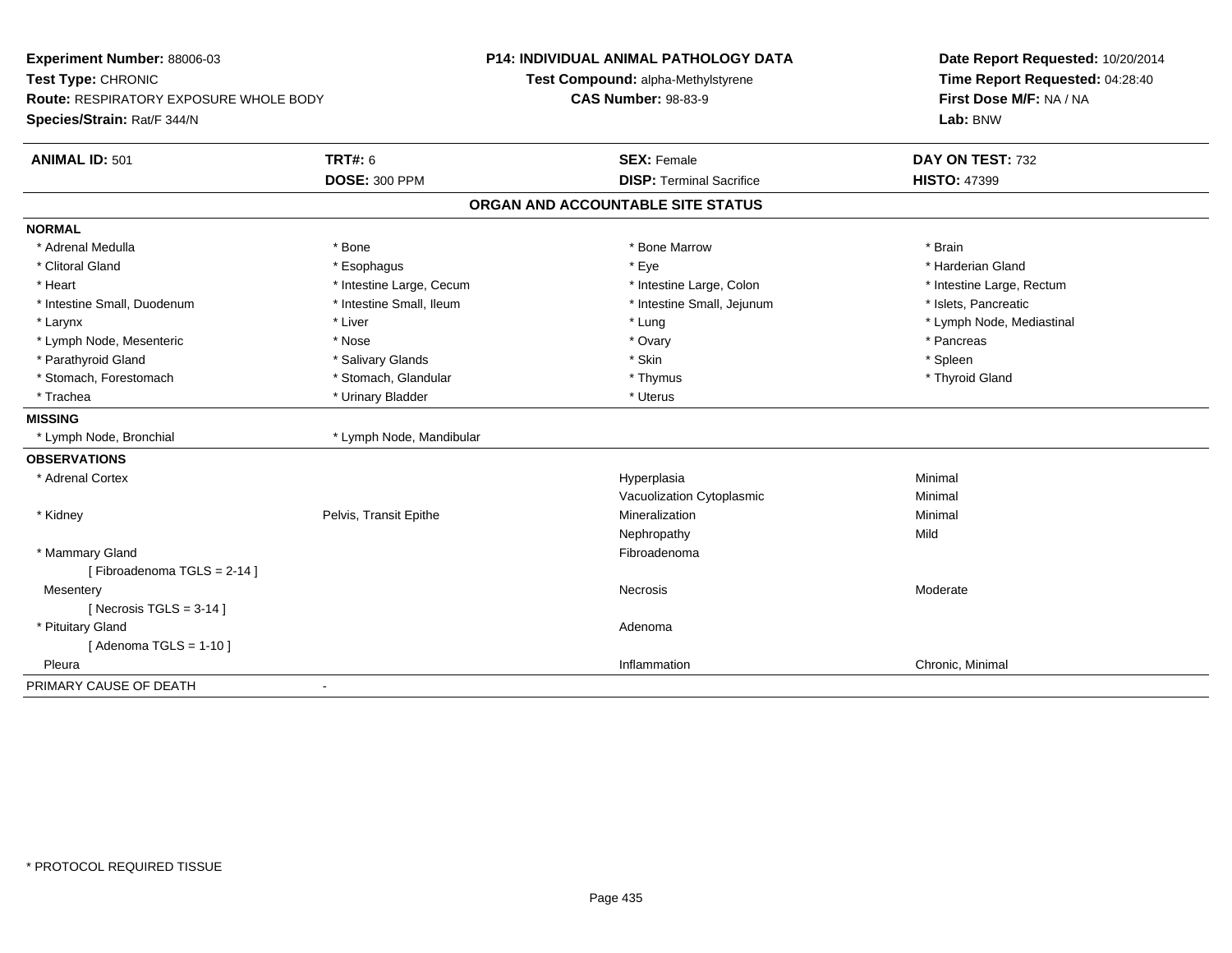**Experiment Number:** 88006-03
**Test Type:** CHRONIC
**Route:** RESPIRATORY EXPOSURE WHOLE BODY
**Species/Strain:** Rat/F 344/N

**P14: INDIVIDUAL ANIMAL PATHOLOGY DATA**
**Test Compound:** alpha-Methylstyrene
**CAS Number:** 98-83-9

**Date Report Requested:** 10/20/2014
**Time Report Requested:** 04:28:40
**First Dose M/F:** NA / NA
**Lab:** BNW

| **ANIMAL ID:** 501 | **TRT#:** 6 | **SEX:** Female | **DAY ON TEST:** 732 |
|---|---|---|---|
| | **DOSE:** 300 PPM | **DISP:** Terminal Sacrifice | **HISTO:** 47399 |

## ORGAN AND ACCOUNTABLE SITE STATUS

**NORMAL**

| | | | |
|---|---|---|---|
| * Adrenal Medulla | * Bone | * Bone Marrow | * Brain |
| * Clitoral Gland | * Esophagus | * Eye | * Harderian Gland |
| * Heart | * Intestine Large, Cecum | * Intestine Large, Colon | * Intestine Large, Rectum |
| * Intestine Small, Duodenum | * Intestine Small, Ileum | * Intestine Small, Jejunum | * Islets, Pancreatic |
| * Larynx | * Liver | * Lung | * Lymph Node, Mediastinal |
| * Lymph Node, Mesenteric | * Nose | * Ovary | * Pancreas |
| * Parathyroid Gland | * Salivary Glands | * Skin | * Spleen |
| * Stomach, Forestomach | * Stomach, Glandular | * Thymus | * Thyroid Gland |
| * Trachea | * Urinary Bladder | * Uterus | |

**MISSING**

| | |
|---|---|
| * Lymph Node, Bronchial | * Lymph Node, Mandibular |

**OBSERVATIONS**

| | | | |
|---|---|---|---|
| * Adrenal Cortex | | Hyperplasia | Minimal |
| | | Vacuolization Cytoplasmic | Minimal |
| * Kidney | Pelvis, Transit Epithe | Mineralization | Minimal |
| | | Nephropathy | Mild |
| * Mammary Gland | | Fibroadenoma | |
| [ Fibroadenoma TGLS = 2-14 ] | | | |
| Mesentery | | Necrosis | Moderate |
| [ Necrosis TGLS = 3-14 ] | | | |
| * Pituitary Gland | | Adenoma | |
| [ Adenoma TGLS = 1-10 ] | | | |
| Pleura | | Inflammation | Chronic, Minimal |

PRIMARY CAUSE OF DEATH -

* PROTOCOL REQUIRED TISSUE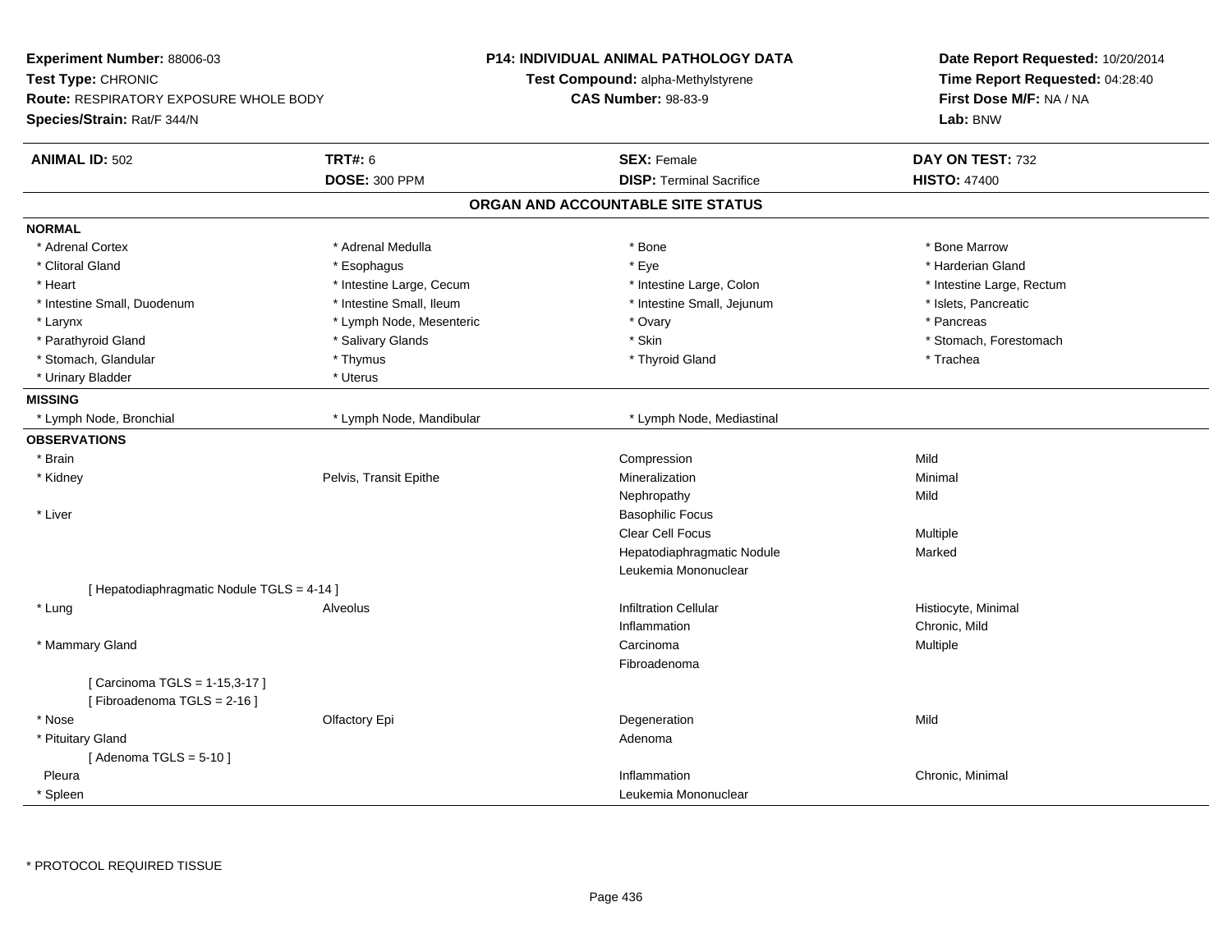**Experiment Number:** 88006-03
**Test Type:** CHRONIC
**Route:** RESPIRATORY EXPOSURE WHOLE BODY
**Species/Strain:** Rat/F 344/N

**P14: INDIVIDUAL ANIMAL PATHOLOGY DATA**
**Test Compound:** alpha-Methylstyrene
**CAS Number:** 98-83-9

**Date Report Requested:** 10/20/2014
**Time Report Requested:** 04:28:40
**First Dose M/F:** NA / NA
**Lab:** BNW

| **ANIMAL ID:** 502 | **TRT#:** 6 | **SEX:** Female | **DAY ON TEST:** 732 |
|---|---|---|---|
| | **DOSE:** 300 PPM | **DISP:** Terminal Sacrifice | **HISTO:** 47400 |

## ORGAN AND ACCOUNTABLE SITE STATUS

**NORMAL**

| | | | |
|---|---|---|---|
| * Adrenal Cortex | * Adrenal Medulla | * Bone | * Bone Marrow |
| * Clitoral Gland | * Esophagus | * Eye | * Harderian Gland |
| * Heart | * Intestine Large, Cecum | * Intestine Large, Colon | * Intestine Large, Rectum |
| * Intestine Small, Duodenum | * Intestine Small, Ileum | * Intestine Small, Jejunum | * Islets, Pancreatic |
| * Larynx | * Lymph Node, Mesenteric | * Ovary | * Pancreas |
| * Parathyroid Gland | * Salivary Glands | * Skin | * Stomach, Forestomach |
| * Stomach, Glandular | * Thymus | * Thyroid Gland | * Trachea |
| * Urinary Bladder | * Uterus | | |

**MISSING**

| | | |
|---|---|---|
| * Lymph Node, Bronchial | * Lymph Node, Mandibular | * Lymph Node, Mediastinal |

**OBSERVATIONS**

| | | | |
|---|---|---|---|
| * Brain | | Compression | Mild |
| * Kidney | Pelvis, Transit Epithe | Mineralization | Minimal |
| | | Nephropathy | Mild |
| * Liver | | Basophilic Focus | |
| | | Clear Cell Focus | Multiple |
| | | Hepatodiaphragmatic Nodule | Marked |
| | | Leukemia Mononuclear | |
| [ Hepatodiaphragmatic Nodule TGLS = 4-14 ] | | | |
| * Lung | Alveolus | Infiltration Cellular | Histiocyte, Minimal |
| | | Inflammation | Chronic, Mild |
| * Mammary Gland | | Carcinoma | Multiple |
| | | Fibroadenoma | |
| [ Carcinoma TGLS = 1-15,3-17 ] | | | |
| [ Fibroadenoma TGLS = 2-16 ] | | | |
| * Nose | Olfactory Epi | Degeneration | Mild |
| * Pituitary Gland | | Adenoma | |
| [ Adenoma TGLS = 5-10 ] | | | |
| Pleura | | Inflammation | Chronic, Minimal |
| * Spleen | | Leukemia Mononuclear | |

* PROTOCOL REQUIRED TISSUE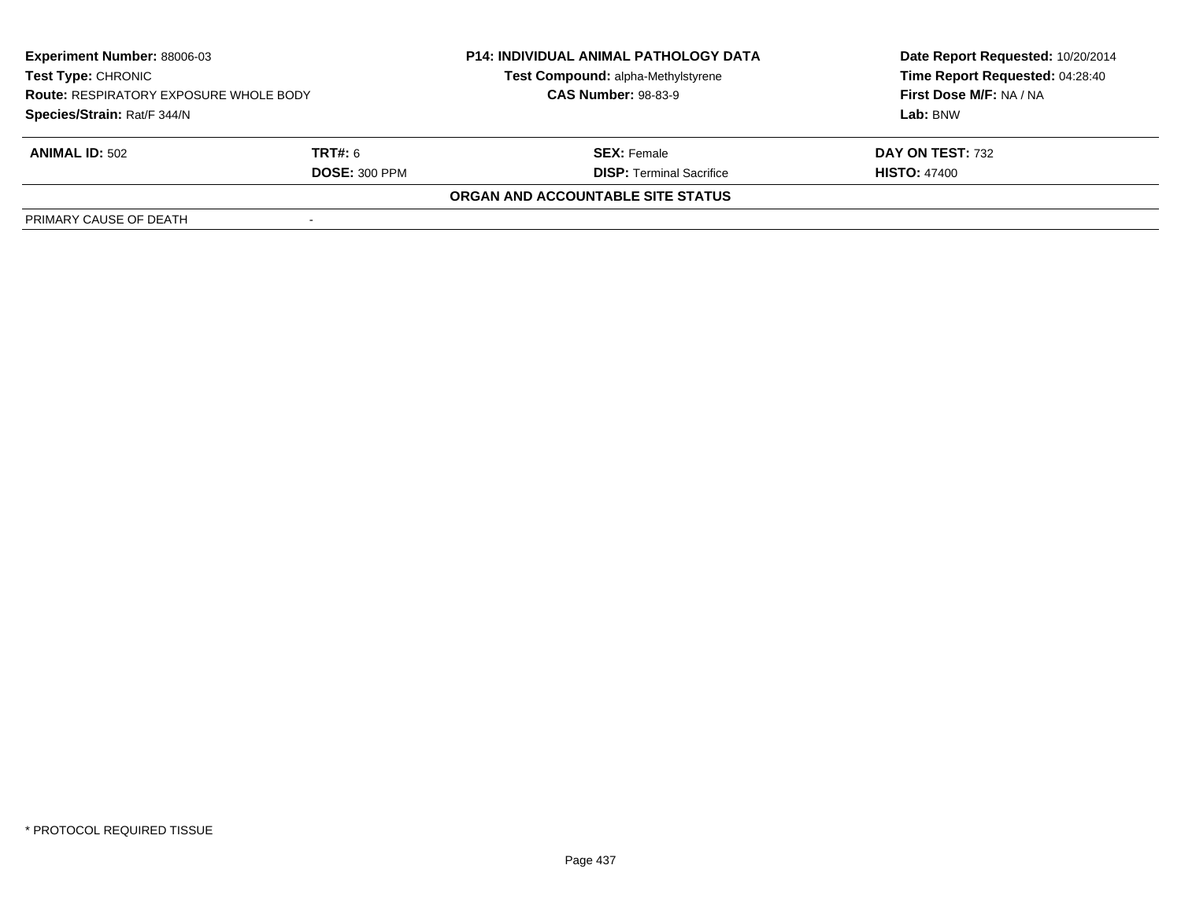| **Experiment Number:** 88006-03 | | **P14: INDIVIDUAL ANIMAL PATHOLOGY DATA** | **Date Report Requested:** 10/20/2014 |
|---|---|---|---|
| **Test Type:** CHRONIC | | **Test Compound:** alpha-Methylstyrene | **Time Report Requested:** 04:28:40 |
| **Route:** RESPIRATORY EXPOSURE WHOLE BODY | | **CAS Number:** 98-83-9 | **First Dose M/F:** NA / NA |
| **Species/Strain:** Rat/F 344/N | | | **Lab:** BNW |

| **ANIMAL ID:** 502 | **TRT#:** 6 | **SEX:** Female | **DAY ON TEST:** 732 |
|---|---|---|---|
| | **DOSE:** 300 PPM | **DISP:** Terminal Sacrifice | **HISTO:** 47400 |

**ORGAN AND ACCOUNTABLE SITE STATUS**

| PRIMARY CAUSE OF DEATH | - |
|---|---|

* PROTOCOL REQUIRED TISSUE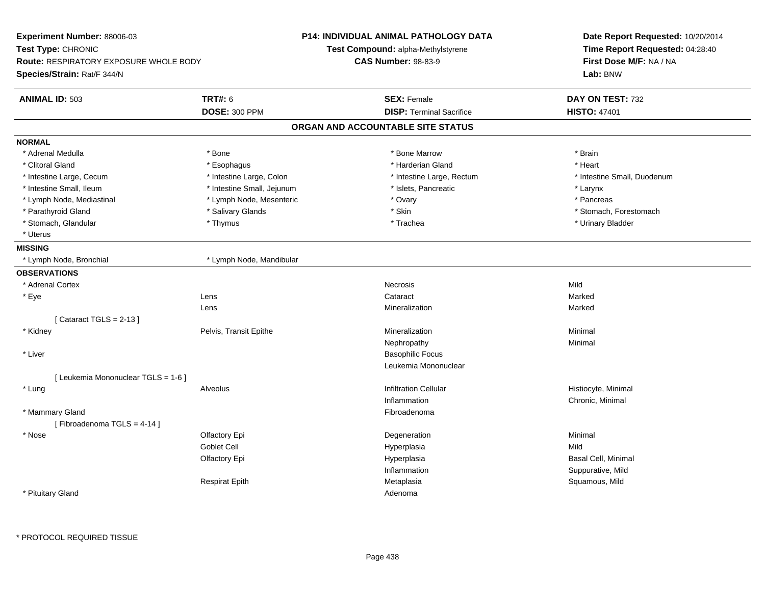**Experiment Number:** 88006-03
**Test Type:** CHRONIC
**Route:** RESPIRATORY EXPOSURE WHOLE BODY
**Species/Strain:** Rat/F 344/N

**P14: INDIVIDUAL ANIMAL PATHOLOGY DATA**
**Test Compound:** alpha-Methylstyrene
**CAS Number:** 98-83-9

**Date Report Requested:** 10/20/2014
**Time Report Requested:** 04:28:40
**First Dose M/F:** NA / NA
**Lab:** BNW

| **ANIMAL ID:** 503 | **TRT#:** 6 | **SEX:** Female | **DAY ON TEST:** 732 |
|---|---|---|---|
| | **DOSE:** 300 PPM | **DISP:** Terminal Sacrifice | **HISTO:** 47401 |

## ORGAN AND ACCOUNTABLE SITE STATUS

**NORMAL**

| | | | |
|---|---|---|---|
| * Adrenal Medulla | * Bone | * Bone Marrow | * Brain |
| * Clitoral Gland | * Esophagus | * Harderian Gland | * Heart |
| * Intestine Large, Cecum | * Intestine Large, Colon | * Intestine Large, Rectum | * Intestine Small, Duodenum |
| * Intestine Small, Ileum | * Intestine Small, Jejunum | * Islets, Pancreatic | * Larynx |
| * Lymph Node, Mediastinal | * Lymph Node, Mesenteric | * Ovary | * Pancreas |
| * Parathyroid Gland | * Salivary Glands | * Skin | * Stomach, Forestomach |
| * Stomach, Glandular | * Thymus | * Trachea | * Urinary Bladder |
| * Uterus | | | |

**MISSING**

| | |
|---|---|
| * Lymph Node, Bronchial | * Lymph Node, Mandibular |

**OBSERVATIONS**

| Organ | Site | Observation | Severity |
|---|---|---|---|
| * Adrenal Cortex | | Necrosis | Mild |
| * Eye | Lens | Cataract | Marked |
| | Lens | Mineralization | Marked |
| [ Cataract TGLS = 2-13 ] | | | |
| * Kidney | Pelvis, Transit Epithe | Mineralization | Minimal |
| | | Nephropathy | Minimal |
| * Liver | | Basophilic Focus | |
| | | Leukemia Mononuclear | |
| [ Leukemia Mononuclear TGLS = 1-6 ] | | | |
| * Lung | Alveolus | Infiltration Cellular | Histiocyte, Minimal |
| | | Inflammation | Chronic, Minimal |
| * Mammary Gland | | Fibroadenoma | |
| [ Fibroadenoma TGLS = 4-14 ] | | | |
| * Nose | Olfactory Epi | Degeneration | Minimal |
| | Goblet Cell | Hyperplasia | Mild |
| | Olfactory Epi | Hyperplasia | Basal Cell, Minimal |
| | | Inflammation | Suppurative, Mild |
| | Respirat Epith | Metaplasia | Squamous, Mild |
| * Pituitary Gland | | Adenoma | |

\* PROTOCOL REQUIRED TISSUE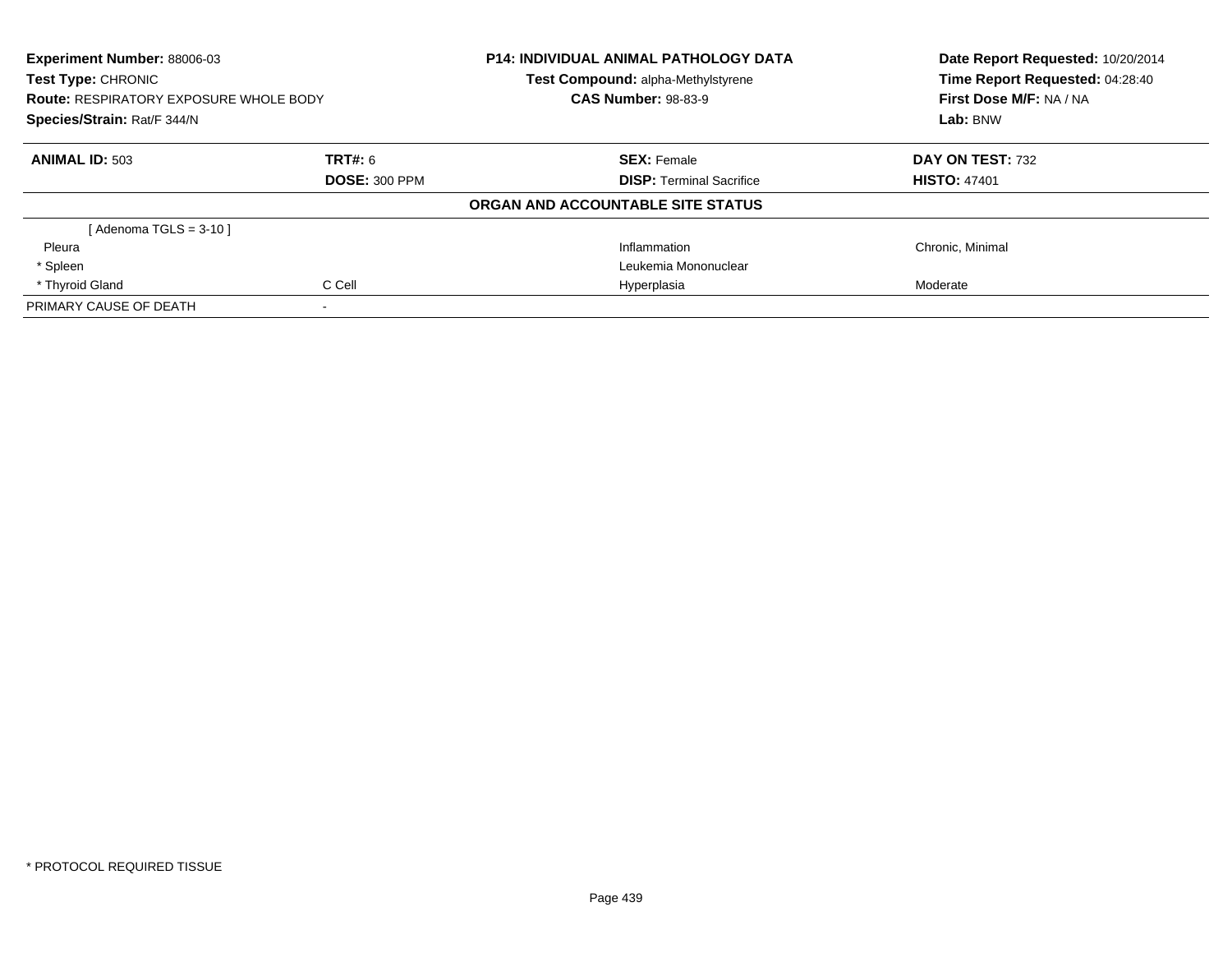**Experiment Number:** 88006-03
**Test Type:** CHRONIC
**Route:** RESPIRATORY EXPOSURE WHOLE BODY
**Species/Strain:** Rat/F 344/N

**P14: INDIVIDUAL ANIMAL PATHOLOGY DATA**
**Test Compound:** alpha-Methylstyrene
**CAS Number:** 98-83-9

**Date Report Requested:** 10/20/2014
**Time Report Requested:** 04:28:40
**First Dose M/F:** NA / NA
**Lab:** BNW

| **ANIMAL ID:** 503 | **TRT#:** 6 | **SEX:** Female | **DAY ON TEST:** 732 |
|---|---|---|---|
| | **DOSE:** 300 PPM | **DISP:** Terminal Sacrifice | **HISTO:** 47401 |

**ORGAN AND ACCOUNTABLE SITE STATUS**

| | | | |
|---|---|---|---|
| [ Adenoma TGLS = 3-10 ] | | | |
| Pleura | | Inflammation | Chronic, Minimal |
| * Spleen | | Leukemia Mononuclear | |
| * Thyroid Gland | C Cell | Hyperplasia | Moderate |
| PRIMARY CAUSE OF DEATH | - | | |

* PROTOCOL REQUIRED TISSUE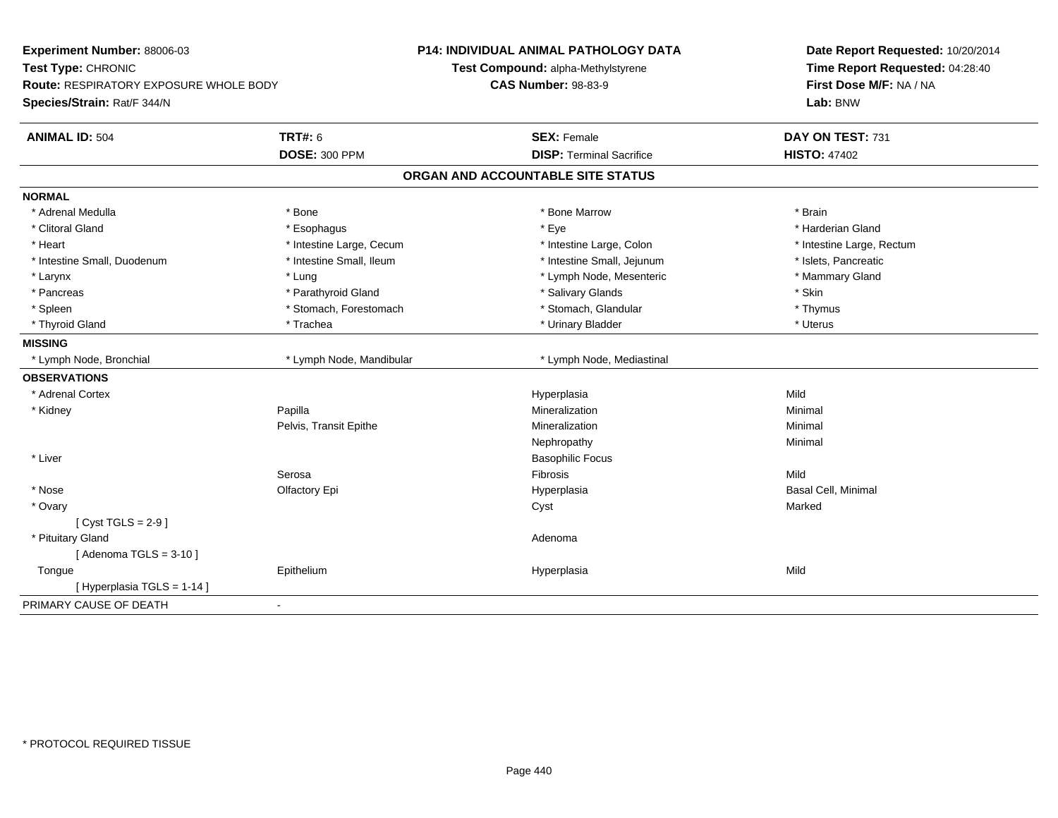**Experiment Number:** 88006-03
**Test Type:** CHRONIC
**Route:** RESPIRATORY EXPOSURE WHOLE BODY
**Species/Strain:** Rat/F 344/N

**P14: INDIVIDUAL ANIMAL PATHOLOGY DATA**
**Test Compound:** alpha-Methylstyrene
**CAS Number:** 98-83-9

**Date Report Requested:** 10/20/2014
**Time Report Requested:** 04:28:40
**First Dose M/F:** NA / NA
**Lab:** BNW

| **ANIMAL ID:** 504 | **TRT#:** 6 | **SEX:** Female | **DAY ON TEST:** 731 |
|---|---|---|---|
| | **DOSE:** 300 PPM | **DISP:** Terminal Sacrifice | **HISTO:** 47402 |

## ORGAN AND ACCOUNTABLE SITE STATUS

| | | | |
|---|---|---|---|
| **NORMAL** | | | |
| * Adrenal Medulla | * Bone | * Bone Marrow | * Brain |
| * Clitoral Gland | * Esophagus | * Eye | * Harderian Gland |
| * Heart | * Intestine Large, Cecum | * Intestine Large, Colon | * Intestine Large, Rectum |
| * Intestine Small, Duodenum | * Intestine Small, Ileum | * Intestine Small, Jejunum | * Islets, Pancreatic |
| * Larynx | * Lung | * Lymph Node, Mesenteric | * Mammary Gland |
| * Pancreas | * Parathyroid Gland | * Salivary Glands | * Skin |
| * Spleen | * Stomach, Forestomach | * Stomach, Glandular | * Thymus |
| * Thyroid Gland | * Trachea | * Urinary Bladder | * Uterus |
| **MISSING** | | | |
| * Lymph Node, Bronchial | * Lymph Node, Mandibular | * Lymph Node, Mediastinal | |
| **OBSERVATIONS** | | | |
| * Adrenal Cortex | | Hyperplasia | Mild |
| * Kidney | Papilla | Mineralization | Minimal |
| | Pelvis, Transit Epithe | Mineralization | Minimal |
| | | Nephropathy | Minimal |
| * Liver | | Basophilic Focus | |
| | Serosa | Fibrosis | Mild |
| * Nose | Olfactory Epi | Hyperplasia | Basal Cell, Minimal |
| * Ovary | | Cyst | Marked |
| [ Cyst TGLS = 2-9 ] | | | |
| * Pituitary Gland | | Adenoma | |
| [ Adenoma TGLS = 3-10 ] | | | |
| Tongue | Epithelium | Hyperplasia | Mild |
| [ Hyperplasia TGLS = 1-14 ] | | | |
| PRIMARY CAUSE OF DEATH | - | | |

* PROTOCOL REQUIRED TISSUE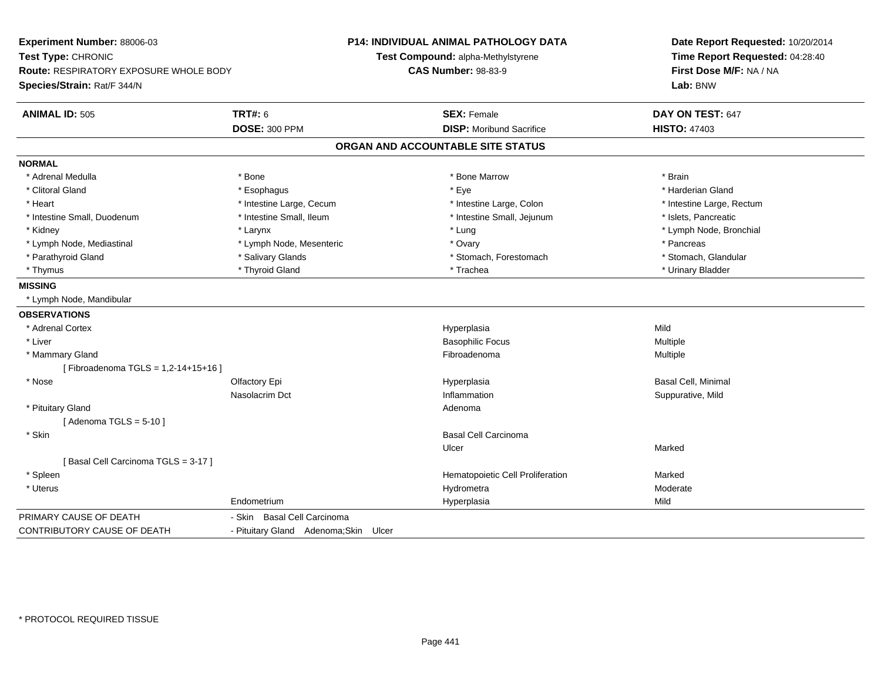**Experiment Number:** 88006-03
**Test Type:** CHRONIC
**Route:** RESPIRATORY EXPOSURE WHOLE BODY
**Species/Strain:** Rat/F 344/N

**P14: INDIVIDUAL ANIMAL PATHOLOGY DATA**
**Test Compound:** alpha-Methylstyrene
**CAS Number:** 98-83-9

**Date Report Requested:** 10/20/2014
**Time Report Requested:** 04:28:40
**First Dose M/F:** NA / NA
**Lab:** BNW

| **ANIMAL ID:** 505 | **TRT#:** 6 | **SEX:** Female | **DAY ON TEST:** 647 |
|---|---|---|---|
| | **DOSE:** 300 PPM | **DISP:** Moribund Sacrifice | **HISTO:** 47403 |

## ORGAN AND ACCOUNTABLE SITE STATUS

**NORMAL**

| | | | |
|---|---|---|---|
| * Adrenal Medulla | * Bone | * Bone Marrow | * Brain |
| * Clitoral Gland | * Esophagus | * Eye | * Harderian Gland |
| * Heart | * Intestine Large, Cecum | * Intestine Large, Colon | * Intestine Large, Rectum |
| * Intestine Small, Duodenum | * Intestine Small, Ileum | * Intestine Small, Jejunum | * Islets, Pancreatic |
| * Kidney | * Larynx | * Lung | * Lymph Node, Bronchial |
| * Lymph Node, Mediastinal | * Lymph Node, Mesenteric | * Ovary | * Pancreas |
| * Parathyroid Gland | * Salivary Glands | * Stomach, Forestomach | * Stomach, Glandular |
| * Thymus | * Thyroid Gland | * Trachea | * Urinary Bladder |

**MISSING**

* Lymph Node, Mandibular

**OBSERVATIONS**

| | | | |
|---|---|---|---|
| * Adrenal Cortex | | Hyperplasia | Mild |
| * Liver | | Basophilic Focus | Multiple |
| * Mammary Gland | | Fibroadenoma | Multiple |
| [ Fibroadenoma TGLS = 1,2-14+15+16 ] | | | |
| * Nose | Olfactory Epi | Hyperplasia | Basal Cell, Minimal |
| | Nasolacrim Dct | Inflammation | Suppurative, Mild |
| * Pituitary Gland | | Adenoma | |
| [ Adenoma TGLS = 5-10 ] | | | |
| * Skin | | Basal Cell Carcinoma | |
| | | Ulcer | Marked |
| [ Basal Cell Carcinoma TGLS = 3-17 ] | | | |
| * Spleen | | Hematopoietic Cell Proliferation | Marked |
| * Uterus | | Hydrometra | Moderate |
| | Endometrium | Hyperplasia | Mild |

| | |
|---|---|
| PRIMARY CAUSE OF DEATH | - Skin Basal Cell Carcinoma |
| CONTRIBUTORY CAUSE OF DEATH | - Pituitary Gland Adenoma;Skin Ulcer |

* PROTOCOL REQUIRED TISSUE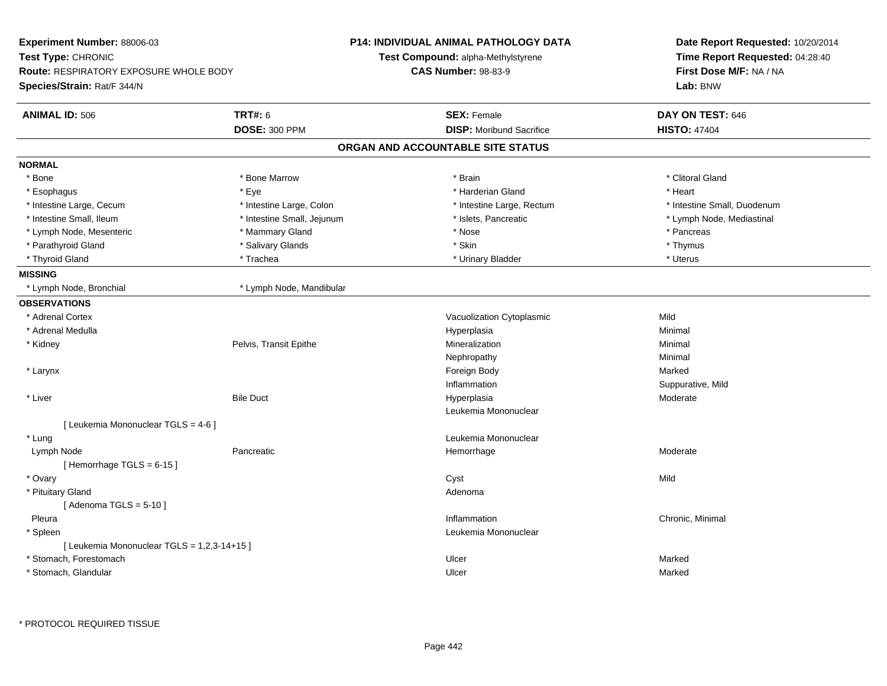**Experiment Number:** 88006-03
**Test Type:** CHRONIC
**Route:** RESPIRATORY EXPOSURE WHOLE BODY
**Species/Strain:** Rat/F 344/N

**P14: INDIVIDUAL ANIMAL PATHOLOGY DATA**
**Test Compound:** alpha-Methylstyrene
**CAS Number:** 98-83-9

**Date Report Requested:** 10/20/2014
**Time Report Requested:** 04:28:40
**First Dose M/F:** NA / NA
**Lab:** BNW

| **ANIMAL ID:** 506 | **TRT#:** 6 | **SEX:** Female | **DAY ON TEST:** 646 |
|---|---|---|---|
| | **DOSE:** 300 PPM | **DISP:** Moribund Sacrifice | **HISTO:** 47404 |

## ORGAN AND ACCOUNTABLE SITE STATUS

**NORMAL**

| | | | |
|---|---|---|---|
| * Bone | * Bone Marrow | * Brain | * Clitoral Gland |
| * Esophagus | * Eye | * Harderian Gland | * Heart |
| * Intestine Large, Cecum | * Intestine Large, Colon | * Intestine Large, Rectum | * Intestine Small, Duodenum |
| * Intestine Small, Ileum | * Intestine Small, Jejunum | * Islets, Pancreatic | * Lymph Node, Mediastinal |
| * Lymph Node, Mesenteric | * Mammary Gland | * Nose | * Pancreas |
| * Parathyroid Gland | * Salivary Glands | * Skin | * Thymus |
| * Thyroid Gland | * Trachea | * Urinary Bladder | * Uterus |

**MISSING**

| | |
|---|---|
| * Lymph Node, Bronchial | * Lymph Node, Mandibular |

**OBSERVATIONS**

| | | | |
|---|---|---|---|
| * Adrenal Cortex | | Vacuolization Cytoplasmic | Mild |
| * Adrenal Medulla | | Hyperplasia | Minimal |
| * Kidney | Pelvis, Transit Epithe | Mineralization | Minimal |
| | | Nephropathy | Minimal |
| * Larynx | | Foreign Body | Marked |
| | | Inflammation | Suppurative, Mild |
| * Liver | Bile Duct | Hyperplasia | Moderate |
| | | Leukemia Mononuclear | |
| [ Leukemia Mononuclear TGLS = 4-6 ] | | | |
| * Lung | | Leukemia Mononuclear | |
| Lymph Node | Pancreatic | Hemorrhage | Moderate |
| [ Hemorrhage TGLS = 6-15 ] | | | |
| * Ovary | | Cyst | Mild |
| * Pituitary Gland | | Adenoma | |
| [ Adenoma TGLS = 5-10 ] | | | |
| Pleura | | Inflammation | Chronic, Minimal |
| * Spleen | | Leukemia Mononuclear | |
| [ Leukemia Mononuclear TGLS = 1,2,3-14+15 ] | | | |
| * Stomach, Forestomach | | Ulcer | Marked |
| * Stomach, Glandular | | Ulcer | Marked |

\* PROTOCOL REQUIRED TISSUE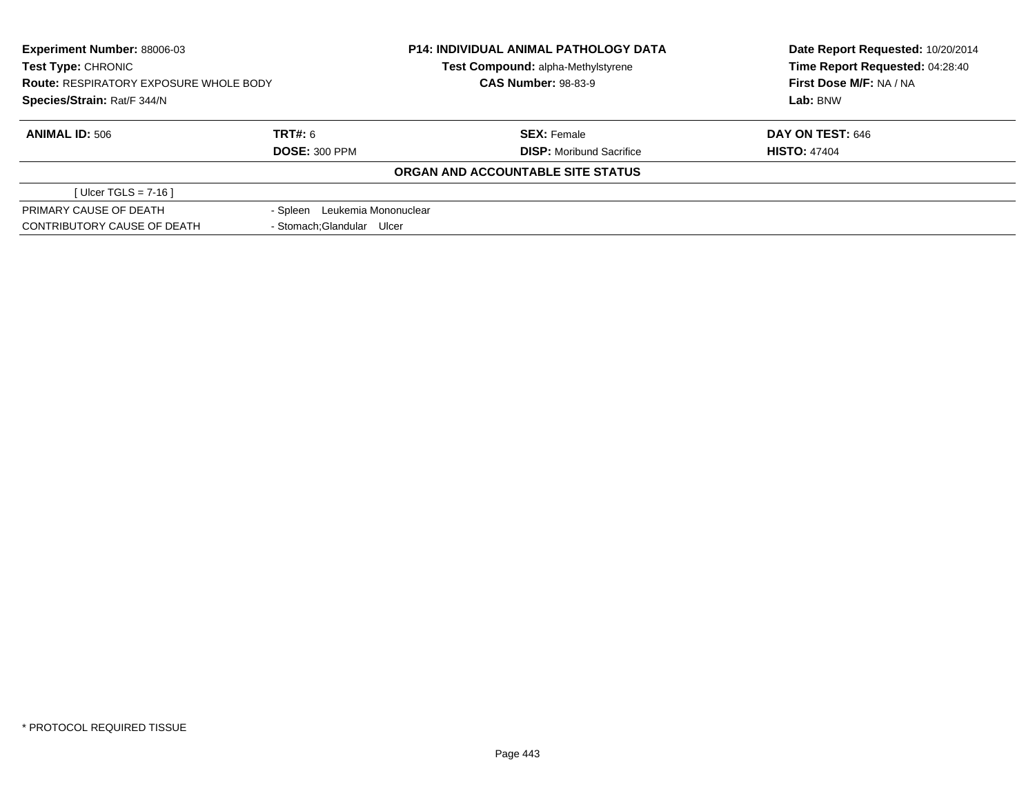**Experiment Number:** 88006-03
**Test Type:** CHRONIC
**Route:** RESPIRATORY EXPOSURE WHOLE BODY
**Species/Strain:** Rat/F 344/N

**P14: INDIVIDUAL ANIMAL PATHOLOGY DATA**
**Test Compound:** alpha-Methylstyrene
**CAS Number:** 98-83-9

**Date Report Requested:** 10/20/2014
**Time Report Requested:** 04:28:40
**First Dose M/F:** NA / NA
**Lab:** BNW

| **ANIMAL ID:** 506 | **TRT#:** 6 | **SEX:** Female | **DAY ON TEST:** 646 |
|---|---|---|---|
| | **DOSE:** 300 PPM | **DISP:** Moribund Sacrifice | **HISTO:** 47404 |

**ORGAN AND ACCOUNTABLE SITE STATUS**

[ Ulcer TGLS = 7-16 ]

| | |
|---|---|
| PRIMARY CAUSE OF DEATH | - Spleen Leukemia Mononuclear |
| CONTRIBUTORY CAUSE OF DEATH | - Stomach;Glandular Ulcer |

* PROTOCOL REQUIRED TISSUE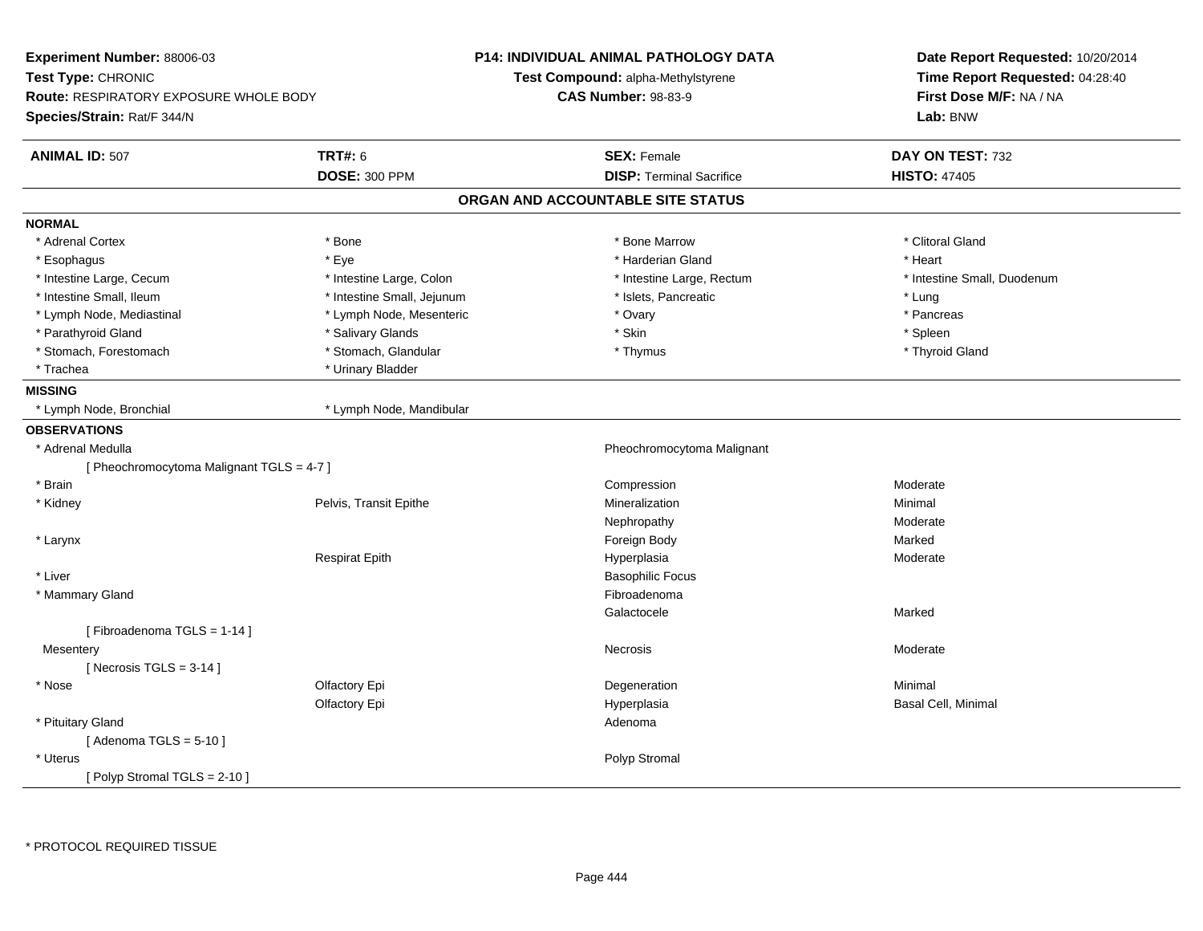**Experiment Number:** 88006-03
**Test Type:** CHRONIC
**Route:** RESPIRATORY EXPOSURE WHOLE BODY
**Species/Strain:** Rat/F 344/N

**P14: INDIVIDUAL ANIMAL PATHOLOGY DATA**
**Test Compound:** alpha-Methylstyrene
**CAS Number:** 98-83-9

**Date Report Requested:** 10/20/2014
**Time Report Requested:** 04:28:40
**First Dose M/F:** NA / NA
**Lab:** BNW

| **ANIMAL ID:** 507 | **TRT#:** 6 | **SEX:** Female | **DAY ON TEST:** 732 |
|---|---|---|---|
| | **DOSE:** 300 PPM | **DISP:** Terminal Sacrifice | **HISTO:** 47405 |

## ORGAN AND ACCOUNTABLE SITE STATUS

**NORMAL**

| | | | |
|---|---|---|---|
| * Adrenal Cortex | * Bone | * Bone Marrow | * Clitoral Gland |
| * Esophagus | * Eye | * Harderian Gland | * Heart |
| * Intestine Large, Cecum | * Intestine Large, Colon | * Intestine Large, Rectum | * Intestine Small, Duodenum |
| * Intestine Small, Ileum | * Intestine Small, Jejunum | * Islets, Pancreatic | * Lung |
| * Lymph Node, Mediastinal | * Lymph Node, Mesenteric | * Ovary | * Pancreas |
| * Parathyroid Gland | * Salivary Glands | * Skin | * Spleen |
| * Stomach, Forestomach | * Stomach, Glandular | * Thymus | * Thyroid Gland |
| * Trachea | * Urinary Bladder | | |

**MISSING**

| | |
|---|---|
| * Lymph Node, Bronchial | * Lymph Node, Mandibular |

**OBSERVATIONS**

| | | | |
|---|---|---|---|
| * Adrenal Medulla | | Pheochromocytoma Malignant | |
| [ Pheochromocytoma Malignant TGLS = 4-7 ] | | | |
| * Brain | | Compression | Moderate |
| * Kidney | Pelvis, Transit Epithe | Mineralization | Minimal |
| | | Nephropathy | Moderate |
| * Larynx | | Foreign Body | Marked |
| | Respirat Epith | Hyperplasia | Moderate |
| * Liver | | Basophilic Focus | |
| * Mammary Gland | | Fibroadenoma | |
| | | Galactocele | Marked |
| [ Fibroadenoma TGLS = 1-14 ] | | | |
| Mesentery | | Necrosis | Moderate |
| [ Necrosis TGLS = 3-14 ] | | | |
| * Nose | Olfactory Epi | Degeneration | Minimal |
| | Olfactory Epi | Hyperplasia | Basal Cell, Minimal |
| * Pituitary Gland | | Adenoma | |
| [ Adenoma TGLS = 5-10 ] | | | |
| * Uterus | | Polyp Stromal | |
| [ Polyp Stromal TGLS = 2-10 ] | | | |

* PROTOCOL REQUIRED TISSUE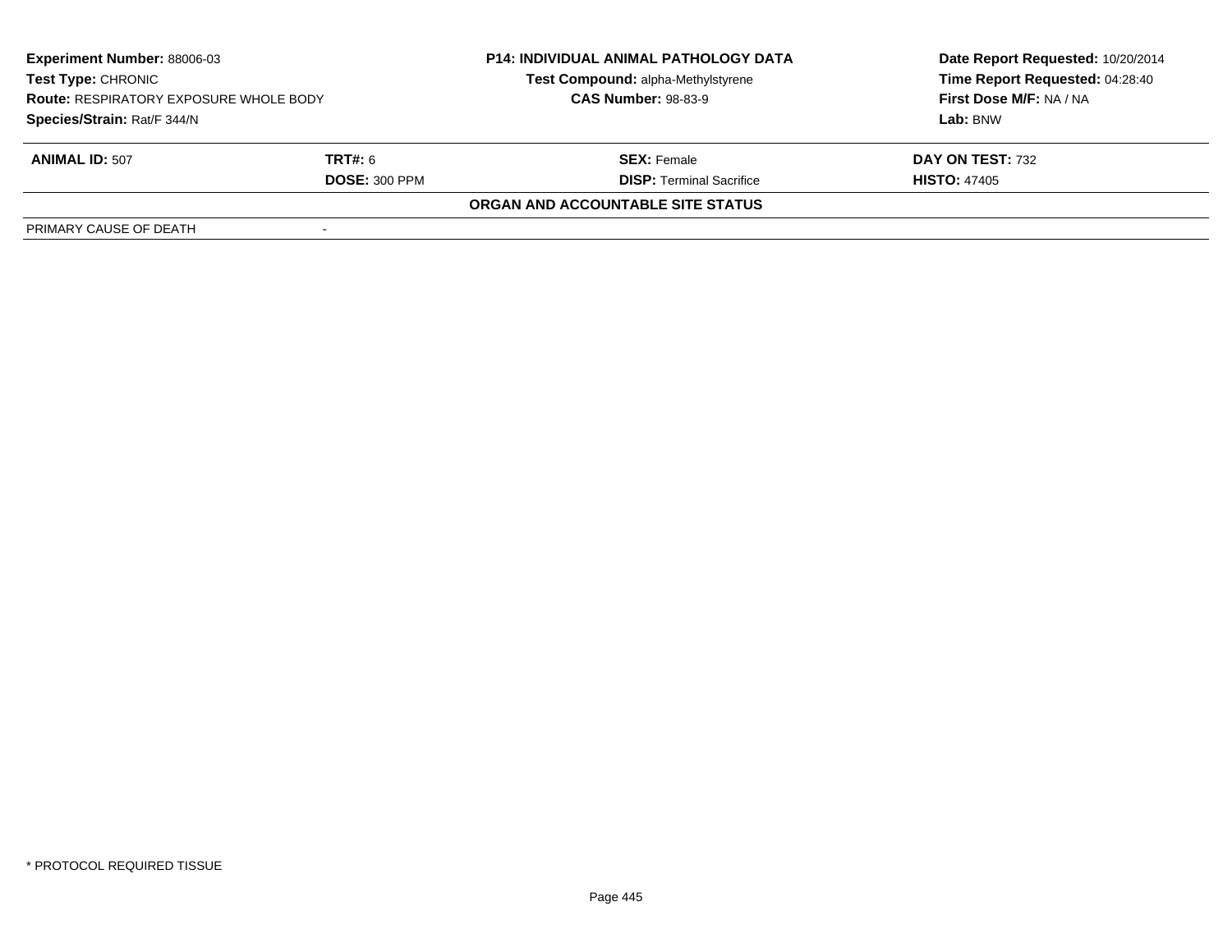| **Experiment Number:** 88006-03 | **P14: INDIVIDUAL ANIMAL PATHOLOGY DATA** | **Date Report Requested:** 10/20/2014 |
|---|---|---|
| **Test Type:** CHRONIC | **Test Compound:** alpha-Methylstyrene | **Time Report Requested:** 04:28:40 |
| **Route:** RESPIRATORY EXPOSURE WHOLE BODY | **CAS Number:** 98-83-9 | **First Dose M/F:** NA / NA |
| **Species/Strain:** Rat/F 344/N | | **Lab:** BNW |

| **ANIMAL ID:** 507 | **TRT#:** 6 | **SEX:** Female | **DAY ON TEST:** 732 |
|---|---|---|---|
| | **DOSE:** 300 PPM | **DISP:** Terminal Sacrifice | **HISTO:** 47405 |

**ORGAN AND ACCOUNTABLE SITE STATUS**

| PRIMARY CAUSE OF DEATH | - |
|---|---|

* PROTOCOL REQUIRED TISSUE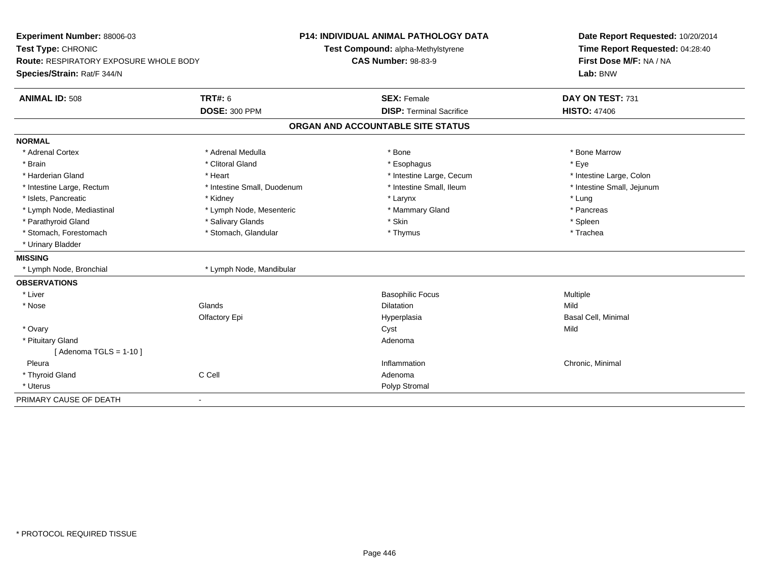**Experiment Number:** 88006-03
**Test Type:** CHRONIC
**Route:** RESPIRATORY EXPOSURE WHOLE BODY
**Species/Strain:** Rat/F 344/N

**P14: INDIVIDUAL ANIMAL PATHOLOGY DATA**
**Test Compound:** alpha-Methylstyrene
**CAS Number:** 98-83-9

**Date Report Requested:** 10/20/2014
**Time Report Requested:** 04:28:40
**First Dose M/F:** NA / NA
**Lab:** BNW

| **ANIMAL ID:** 508 | **TRT#:** 6 | **SEX:** Female | **DAY ON TEST:** 731 |
|---|---|---|---|
| | **DOSE:** 300 PPM | **DISP:** Terminal Sacrifice | **HISTO:** 47406 |

## ORGAN AND ACCOUNTABLE SITE STATUS

**NORMAL**

| | | | |
|---|---|---|---|
| * Adrenal Cortex | * Adrenal Medulla | * Bone | * Bone Marrow |
| * Brain | * Clitoral Gland | * Esophagus | * Eye |
| * Harderian Gland | * Heart | * Intestine Large, Cecum | * Intestine Large, Colon |
| * Intestine Large, Rectum | * Intestine Small, Duodenum | * Intestine Small, Ileum | * Intestine Small, Jejunum |
| * Islets, Pancreatic | * Kidney | * Larynx | * Lung |
| * Lymph Node, Mediastinal | * Lymph Node, Mesenteric | * Mammary Gland | * Pancreas |
| * Parathyroid Gland | * Salivary Glands | * Skin | * Spleen |
| * Stomach, Forestomach | * Stomach, Glandular | * Thymus | * Trachea |
| * Urinary Bladder | | | |

**MISSING**

| | |
|---|---|
| * Lymph Node, Bronchial | * Lymph Node, Mandibular |

**OBSERVATIONS**

| | | | |
|---|---|---|---|
| * Liver | | Basophilic Focus | Multiple |
| * Nose | Glands | Dilatation | Mild |
| | Olfactory Epi | Hyperplasia | Basal Cell, Minimal |
| * Ovary | | Cyst | Mild |
| * Pituitary Gland | | Adenoma | |
| [ Adenoma TGLS = 1-10 ] | | | |
| Pleura | | Inflammation | Chronic, Minimal |
| * Thyroid Gland | C Cell | Adenoma | |
| * Uterus | | Polyp Stromal | |

| PRIMARY CAUSE OF DEATH | - |
|---|---|

* PROTOCOL REQUIRED TISSUE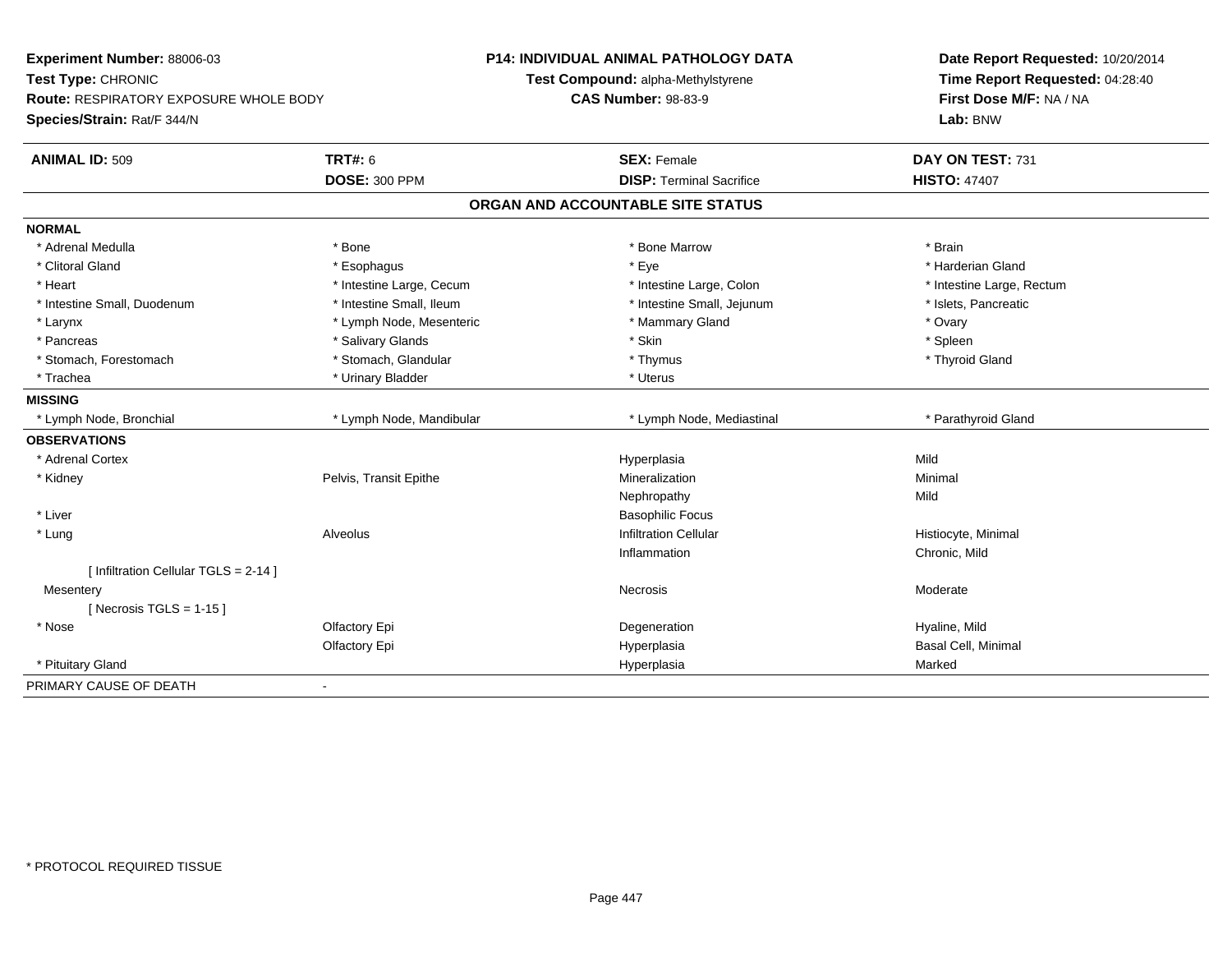**Experiment Number:** 88006-03
**Test Type:** CHRONIC
**Route:** RESPIRATORY EXPOSURE WHOLE BODY
**Species/Strain:** Rat/F 344/N

**P14: INDIVIDUAL ANIMAL PATHOLOGY DATA**
**Test Compound:** alpha-Methylstyrene
**CAS Number:** 98-83-9

**Date Report Requested:** 10/20/2014
**Time Report Requested:** 04:28:40
**First Dose M/F:** NA / NA
**Lab:** BNW

| **ANIMAL ID:** 509 | **TRT#:** 6 | **SEX:** Female | **DAY ON TEST:** 731 |
|---|---|---|---|
| | **DOSE:** 300 PPM | **DISP:** Terminal Sacrifice | **HISTO:** 47407 |

## ORGAN AND ACCOUNTABLE SITE STATUS

| | | | |
|---|---|---|---|
| **NORMAL** | | | |
| * Adrenal Medulla | * Bone | * Bone Marrow | * Brain |
| * Clitoral Gland | * Esophagus | * Eye | * Harderian Gland |
| * Heart | * Intestine Large, Cecum | * Intestine Large, Colon | * Intestine Large, Rectum |
| * Intestine Small, Duodenum | * Intestine Small, Ileum | * Intestine Small, Jejunum | * Islets, Pancreatic |
| * Larynx | * Lymph Node, Mesenteric | * Mammary Gland | * Ovary |
| * Pancreas | * Salivary Glands | * Skin | * Spleen |
| * Stomach, Forestomach | * Stomach, Glandular | * Thymus | * Thyroid Gland |
| * Trachea | * Urinary Bladder | * Uterus | |
| **MISSING** | | | |
| * Lymph Node, Bronchial | * Lymph Node, Mandibular | * Lymph Node, Mediastinal | * Parathyroid Gland |
| **OBSERVATIONS** | | | |
| * Adrenal Cortex | | Hyperplasia | Mild |
| * Kidney | Pelvis, Transit Epithe | Mineralization | Minimal |
| | | Nephropathy | Mild |
| * Liver | | Basophilic Focus | |
| * Lung | Alveolus | Infiltration Cellular | Histiocyte, Minimal |
| | | Inflammation | Chronic, Mild |
| [ Infiltration Cellular TGLS = 2-14 ] | | | |
| Mesentery | | Necrosis | Moderate |
| [ Necrosis TGLS = 1-15 ] | | | |
| * Nose | Olfactory Epi | Degeneration | Hyaline, Mild |
| | Olfactory Epi | Hyperplasia | Basal Cell, Minimal |
| * Pituitary Gland | | Hyperplasia | Marked |
| PRIMARY CAUSE OF DEATH | - | | |

* PROTOCOL REQUIRED TISSUE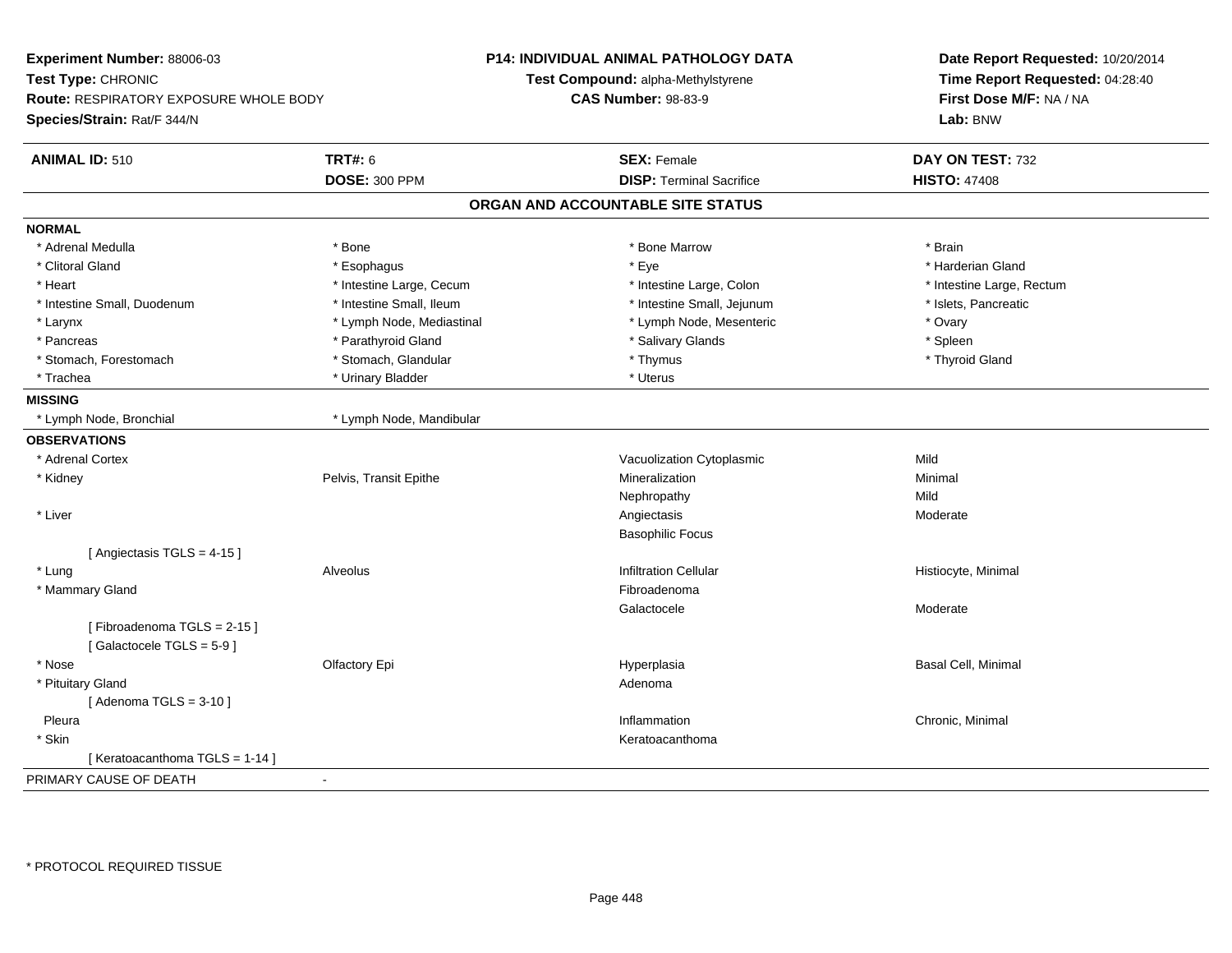**Experiment Number:** 88006-03
**Test Type:** CHRONIC
**Route:** RESPIRATORY EXPOSURE WHOLE BODY
**Species/Strain:** Rat/F 344/N

**P14: INDIVIDUAL ANIMAL PATHOLOGY DATA**
**Test Compound:** alpha-Methylstyrene
**CAS Number:** 98-83-9

**Date Report Requested:** 10/20/2014
**Time Report Requested:** 04:28:40
**First Dose M/F:** NA / NA
**Lab:** BNW

| **ANIMAL ID:** 510 | **TRT#:** 6 | **SEX:** Female | **DAY ON TEST:** 732 |
|---|---|---|---|
| | **DOSE:** 300 PPM | **DISP:** Terminal Sacrifice | **HISTO:** 47408 |

## ORGAN AND ACCOUNTABLE SITE STATUS

**NORMAL**

| | | | |
|---|---|---|---|
| * Adrenal Medulla | * Bone | * Bone Marrow | * Brain |
| * Clitoral Gland | * Esophagus | * Eye | * Harderian Gland |
| * Heart | * Intestine Large, Cecum | * Intestine Large, Colon | * Intestine Large, Rectum |
| * Intestine Small, Duodenum | * Intestine Small, Ileum | * Intestine Small, Jejunum | * Islets, Pancreatic |
| * Larynx | * Lymph Node, Mediastinal | * Lymph Node, Mesenteric | * Ovary |
| * Pancreas | * Parathyroid Gland | * Salivary Glands | * Spleen |
| * Stomach, Forestomach | * Stomach, Glandular | * Thymus | * Thyroid Gland |
| * Trachea | * Urinary Bladder | * Uterus | |

**MISSING**

| | |
|---|---|
| * Lymph Node, Bronchial | * Lymph Node, Mandibular |

**OBSERVATIONS**

| | | | |
|---|---|---|---|
| * Adrenal Cortex | | Vacuolization Cytoplasmic | Mild |
| * Kidney | Pelvis, Transit Epithe | Mineralization | Minimal |
| | | Nephropathy | Mild |
| * Liver | | Angiectasis | Moderate |
| | | Basophilic Focus | |
| [ Angiectasis TGLS = 4-15 ] | | | |
| * Lung | Alveolus | Infiltration Cellular | Histiocyte, Minimal |
| * Mammary Gland | | Fibroadenoma | |
| | | Galactocele | Moderate |
| [ Fibroadenoma TGLS = 2-15 ] | | | |
| [ Galactocele TGLS = 5-9 ] | | | |
| * Nose | Olfactory Epi | Hyperplasia | Basal Cell, Minimal |
| * Pituitary Gland | | Adenoma | |
| [ Adenoma TGLS = 3-10 ] | | | |
| Pleura | | Inflammation | Chronic, Minimal |
| * Skin | | Keratoacanthoma | |
| [ Keratoacanthoma TGLS = 1-14 ] | | | |

PRIMARY CAUSE OF DEATH -

* PROTOCOL REQUIRED TISSUE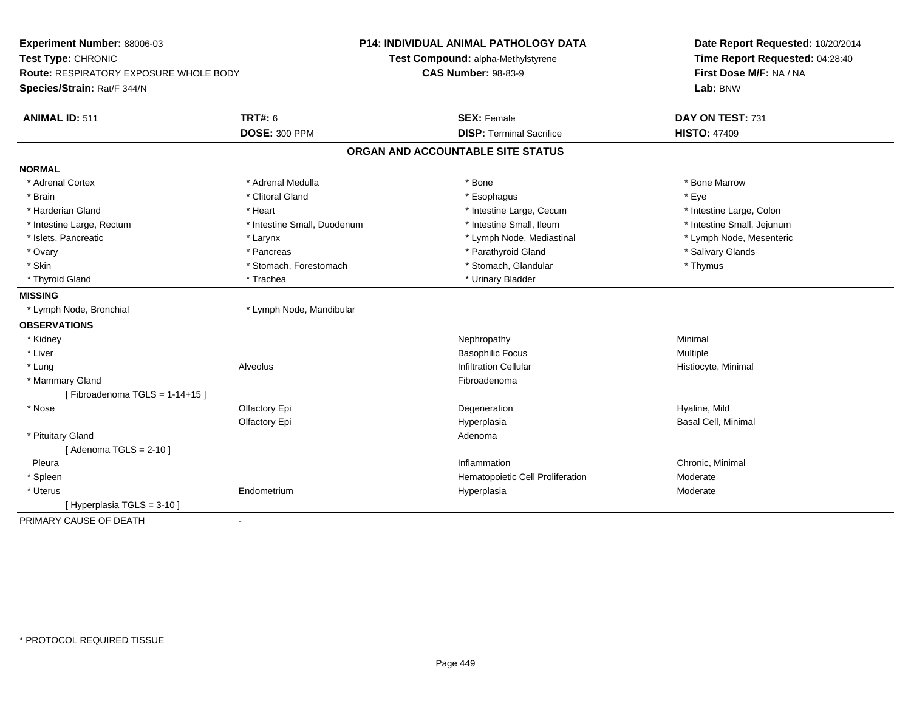**Experiment Number:** 88006-03
**Test Type:** CHRONIC
**Route:** RESPIRATORY EXPOSURE WHOLE BODY
**Species/Strain:** Rat/F 344/N

**P14: INDIVIDUAL ANIMAL PATHOLOGY DATA**
**Test Compound:** alpha-Methylstyrene
**CAS Number:** 98-83-9

**Date Report Requested:** 10/20/2014
**Time Report Requested:** 04:28:40
**First Dose M/F:** NA / NA
**Lab:** BNW

| **ANIMAL ID:** 511 | **TRT#:** 6 | **SEX:** Female | **DAY ON TEST:** 731 |
|---|---|---|---|
| | **DOSE:** 300 PPM | **DISP:** Terminal Sacrifice | **HISTO:** 47409 |

## ORGAN AND ACCOUNTABLE SITE STATUS

**NORMAL**

| | | | |
|---|---|---|---|
| * Adrenal Cortex | * Adrenal Medulla | * Bone | * Bone Marrow |
| * Brain | * Clitoral Gland | * Esophagus | * Eye |
| * Harderian Gland | * Heart | * Intestine Large, Cecum | * Intestine Large, Colon |
| * Intestine Large, Rectum | * Intestine Small, Duodenum | * Intestine Small, Ileum | * Intestine Small, Jejunum |
| * Islets, Pancreatic | * Larynx | * Lymph Node, Mediastinal | * Lymph Node, Mesenteric |
| * Ovary | * Pancreas | * Parathyroid Gland | * Salivary Glands |
| * Skin | * Stomach, Forestomach | * Stomach, Glandular | * Thymus |
| * Thyroid Gland | * Trachea | * Urinary Bladder | |

**MISSING**

| | |
|---|---|
| * Lymph Node, Bronchial | * Lymph Node, Mandibular |

**OBSERVATIONS**

| | | | |
|---|---|---|---|
| * Kidney | | Nephropathy | Minimal |
| * Liver | | Basophilic Focus | Multiple |
| * Lung | Alveolus | Infiltration Cellular | Histiocyte, Minimal |
| * Mammary Gland | | Fibroadenoma | |
| [ Fibroadenoma TGLS = 1-14+15 ] | | | |
| * Nose | Olfactory Epi | Degeneration | Hyaline, Mild |
| | Olfactory Epi | Hyperplasia | Basal Cell, Minimal |
| * Pituitary Gland | | Adenoma | |
| [ Adenoma TGLS = 2-10 ] | | | |
| Pleura | | Inflammation | Chronic, Minimal |
| * Spleen | | Hematopoietic Cell Proliferation | Moderate |
| * Uterus | Endometrium | Hyperplasia | Moderate |
| [ Hyperplasia TGLS = 3-10 ] | | | |

PRIMARY CAUSE OF DEATH -

* PROTOCOL REQUIRED TISSUE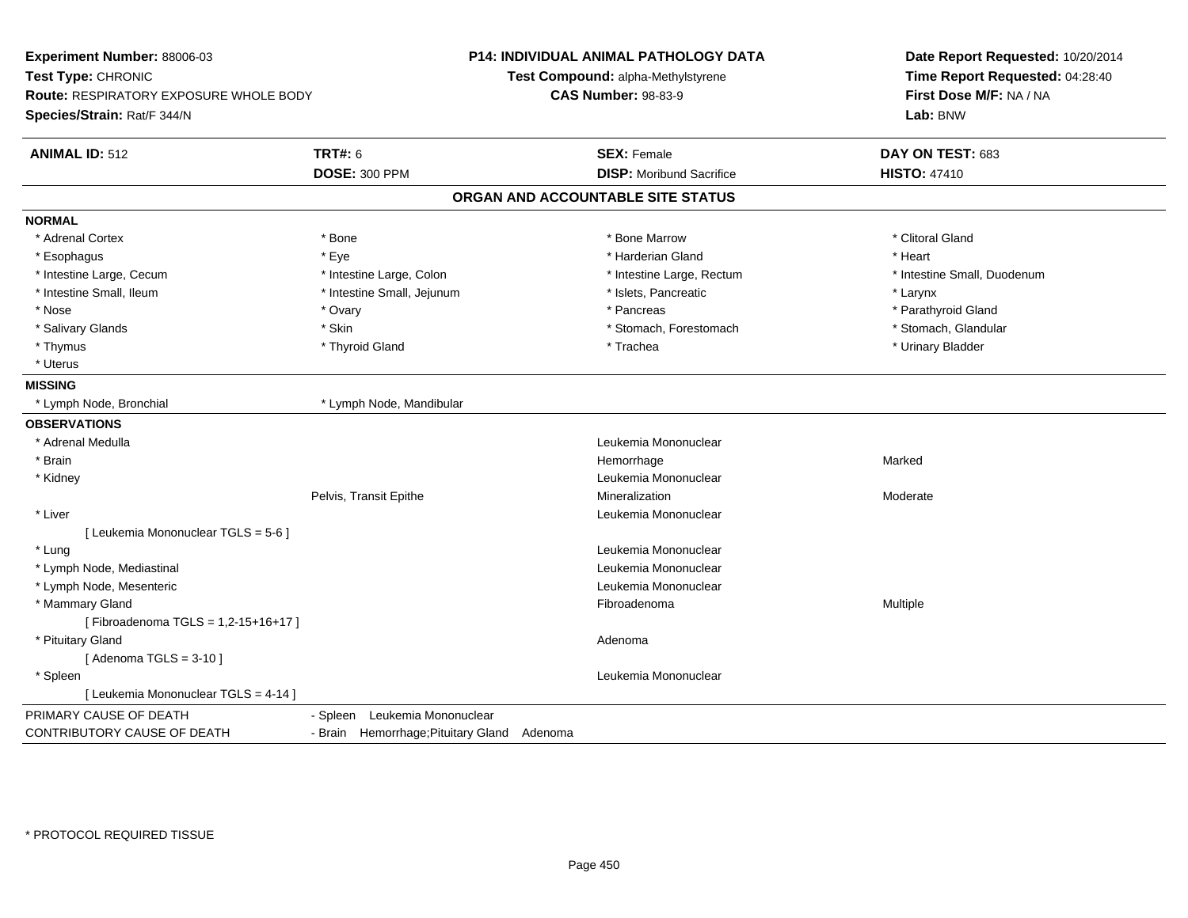**Experiment Number:** 88006-03
**Test Type:** CHRONIC
**Route:** RESPIRATORY EXPOSURE WHOLE BODY
**Species/Strain:** Rat/F 344/N

**P14: INDIVIDUAL ANIMAL PATHOLOGY DATA**
**Test Compound:** alpha-Methylstyrene
**CAS Number:** 98-83-9

**Date Report Requested:** 10/20/2014
**Time Report Requested:** 04:28:40
**First Dose M/F:** NA / NA
**Lab:** BNW

| **ANIMAL ID:** 512 | **TRT#:** 6 | **SEX:** Female | **DAY ON TEST:** 683 |
|---|---|---|---|
| | **DOSE:** 300 PPM | **DISP:** Moribund Sacrifice | **HISTO:** 47410 |

## ORGAN AND ACCOUNTABLE SITE STATUS

**NORMAL**

| | | | |
|---|---|---|---|
| * Adrenal Cortex | * Bone | * Bone Marrow | * Clitoral Gland |
| * Esophagus | * Eye | * Harderian Gland | * Heart |
| * Intestine Large, Cecum | * Intestine Large, Colon | * Intestine Large, Rectum | * Intestine Small, Duodenum |
| * Intestine Small, Ileum | * Intestine Small, Jejunum | * Islets, Pancreatic | * Larynx |
| * Nose | * Ovary | * Pancreas | * Parathyroid Gland |
| * Salivary Glands | * Skin | * Stomach, Forestomach | * Stomach, Glandular |
| * Thymus | * Thyroid Gland | * Trachea | * Urinary Bladder |
| * Uterus | | | |

**MISSING**

| | |
|---|---|
| * Lymph Node, Bronchial | * Lymph Node, Mandibular |

**OBSERVATIONS**

| | | | |
|---|---|---|---|
| * Adrenal Medulla | | Leukemia Mononuclear | |
| * Brain | | Hemorrhage | Marked |
| * Kidney | | Leukemia Mononuclear | |
| | Pelvis, Transit Epithe | Mineralization | Moderate |
| * Liver | | Leukemia Mononuclear | |
| [ Leukemia Mononuclear TGLS = 5-6 ] | | | |
| * Lung | | Leukemia Mononuclear | |
| * Lymph Node, Mediastinal | | Leukemia Mononuclear | |
| * Lymph Node, Mesenteric | | Leukemia Mononuclear | |
| * Mammary Gland | | Fibroadenoma | Multiple |
| [ Fibroadenoma TGLS = 1,2-15+16+17 ] | | | |
| * Pituitary Gland | | Adenoma | |
| [ Adenoma TGLS = 3-10 ] | | | |
| * Spleen | | Leukemia Mononuclear | |
| [ Leukemia Mononuclear TGLS = 4-14 ] | | | |

| | |
|---|---|
| PRIMARY CAUSE OF DEATH | - Spleen Leukemia Mononuclear |
| CONTRIBUTORY CAUSE OF DEATH | - Brain Hemorrhage;Pituitary Gland Adenoma |

* PROTOCOL REQUIRED TISSUE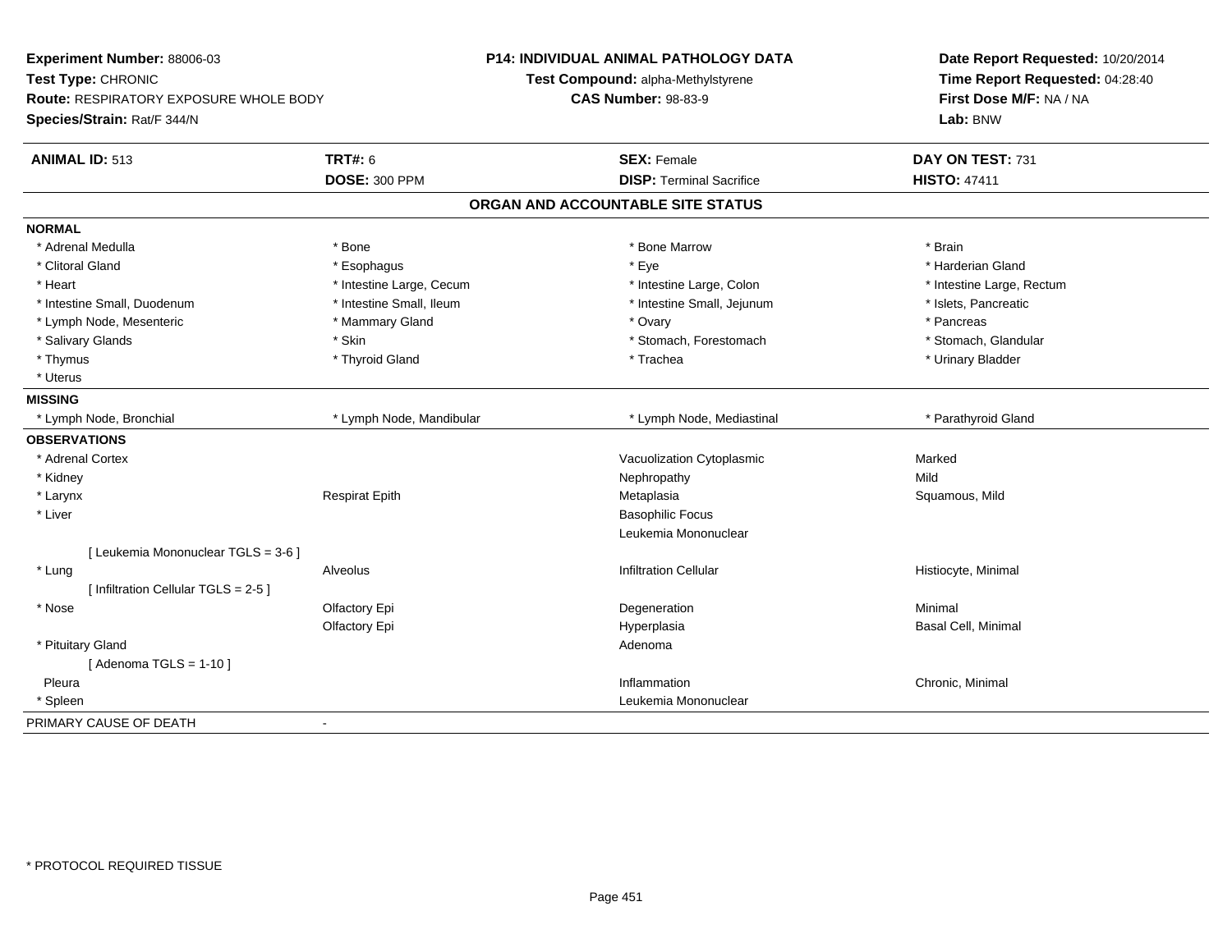**Experiment Number:** 88006-03
**Test Type:** CHRONIC
**Route:** RESPIRATORY EXPOSURE WHOLE BODY
**Species/Strain:** Rat/F 344/N

**P14: INDIVIDUAL ANIMAL PATHOLOGY DATA**
**Test Compound:** alpha-Methylstyrene
**CAS Number:** 98-83-9

**Date Report Requested:** 10/20/2014
**Time Report Requested:** 04:28:40
**First Dose M/F:** NA / NA
**Lab:** BNW

| **ANIMAL ID:** 513 | **TRT#:** 6 | **SEX:** Female | **DAY ON TEST:** 731 |
|---|---|---|---|
| | **DOSE:** 300 PPM | **DISP:** Terminal Sacrifice | **HISTO:** 47411 |

## ORGAN AND ACCOUNTABLE SITE STATUS

**NORMAL**

| | | | |
|---|---|---|---|
| * Adrenal Medulla | * Bone | * Bone Marrow | * Brain |
| * Clitoral Gland | * Esophagus | * Eye | * Harderian Gland |
| * Heart | * Intestine Large, Cecum | * Intestine Large, Colon | * Intestine Large, Rectum |
| * Intestine Small, Duodenum | * Intestine Small, Ileum | * Intestine Small, Jejunum | * Islets, Pancreatic |
| * Lymph Node, Mesenteric | * Mammary Gland | * Ovary | * Pancreas |
| * Salivary Glands | * Skin | * Stomach, Forestomach | * Stomach, Glandular |
| * Thymus | * Thyroid Gland | * Trachea | * Urinary Bladder |
| * Uterus | | | |

**MISSING**

| | | | |
|---|---|---|---|
| * Lymph Node, Bronchial | * Lymph Node, Mandibular | * Lymph Node, Mediastinal | * Parathyroid Gland |

**OBSERVATIONS**

| | | | |
|---|---|---|---|
| * Adrenal Cortex | | Vacuolization Cytoplasmic | Marked |
| * Kidney | | Nephropathy | Mild |
| * Larynx | Respirat Epith | Metaplasia | Squamous, Mild |
| * Liver | | Basophilic Focus | |
| | | Leukemia Mononuclear | |
| [ Leukemia Mononuclear TGLS = 3-6 ] | | | |
| * Lung | Alveolus | Infiltration Cellular | Histiocyte, Minimal |
| [ Infiltration Cellular TGLS = 2-5 ] | | | |
| * Nose | Olfactory Epi | Degeneration | Minimal |
| | Olfactory Epi | Hyperplasia | Basal Cell, Minimal |
| * Pituitary Gland | | Adenoma | |
| [ Adenoma TGLS = 1-10 ] | | | |
| Pleura | | Inflammation | Chronic, Minimal |
| * Spleen | | Leukemia Mononuclear | |

PRIMARY CAUSE OF DEATH -

\* PROTOCOL REQUIRED TISSUE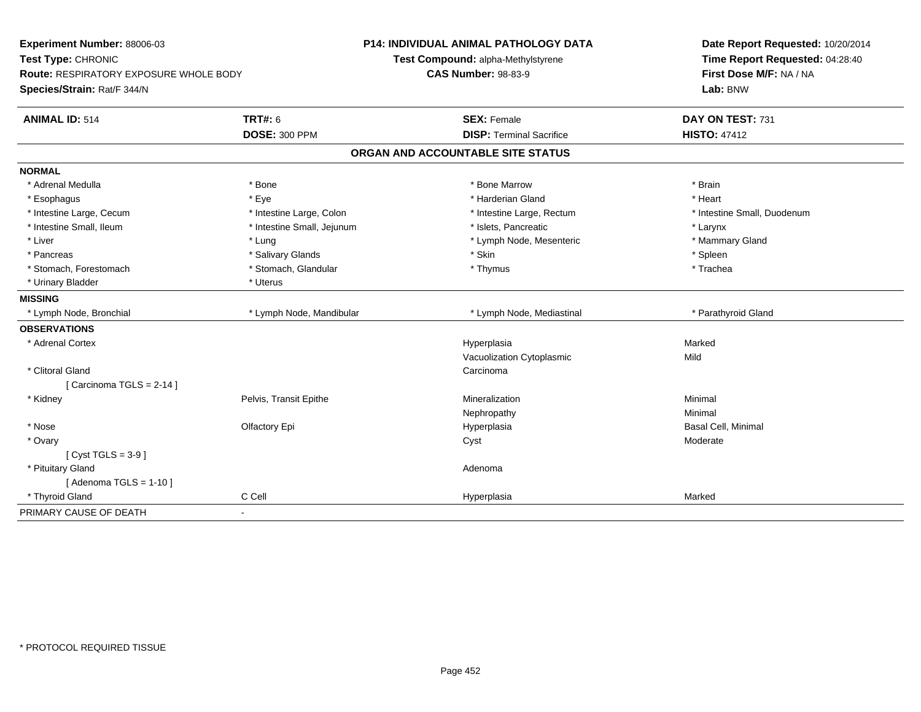**Experiment Number:** 88006-03
**Test Type:** CHRONIC
**Route:** RESPIRATORY EXPOSURE WHOLE BODY
**Species/Strain:** Rat/F 344/N

**P14: INDIVIDUAL ANIMAL PATHOLOGY DATA**
**Test Compound:** alpha-Methylstyrene
**CAS Number:** 98-83-9

**Date Report Requested:** 10/20/2014
**Time Report Requested:** 04:28:40
**First Dose M/F:** NA / NA
**Lab:** BNW

| **ANIMAL ID:** 514 | **TRT#:** 6 | **SEX:** Female | **DAY ON TEST:** 731 |
|---|---|---|---|
| | **DOSE:** 300 PPM | **DISP:** Terminal Sacrifice | **HISTO:** 47412 |

## ORGAN AND ACCOUNTABLE SITE STATUS

| | | | |
|---|---|---|---|
| **NORMAL** | | | |
| * Adrenal Medulla | * Bone | * Bone Marrow | * Brain |
| * Esophagus | * Eye | * Harderian Gland | * Heart |
| * Intestine Large, Cecum | * Intestine Large, Colon | * Intestine Large, Rectum | * Intestine Small, Duodenum |
| * Intestine Small, Ileum | * Intestine Small, Jejunum | * Islets, Pancreatic | * Larynx |
| * Liver | * Lung | * Lymph Node, Mesenteric | * Mammary Gland |
| * Pancreas | * Salivary Glands | * Skin | * Spleen |
| * Stomach, Forestomach | * Stomach, Glandular | * Thymus | * Trachea |
| * Urinary Bladder | * Uterus | | |
| **MISSING** | | | |
| * Lymph Node, Bronchial | * Lymph Node, Mandibular | * Lymph Node, Mediastinal | * Parathyroid Gland |
| **OBSERVATIONS** | | | |
| * Adrenal Cortex | | Hyperplasia | Marked |
| | | Vacuolization Cytoplasmic | Mild |
| * Clitoral Gland | | Carcinoma | |
| [ Carcinoma TGLS = 2-14 ] | | | |
| * Kidney | Pelvis, Transit Epithe | Mineralization | Minimal |
| | | Nephropathy | Minimal |
| * Nose | Olfactory Epi | Hyperplasia | Basal Cell, Minimal |
| * Ovary | | Cyst | Moderate |
| [ Cyst TGLS = 3-9 ] | | | |
| * Pituitary Gland | | Adenoma | |
| [ Adenoma TGLS = 1-10 ] | | | |
| * Thyroid Gland | C Cell | Hyperplasia | Marked |
| PRIMARY CAUSE OF DEATH | - | | |

* PROTOCOL REQUIRED TISSUE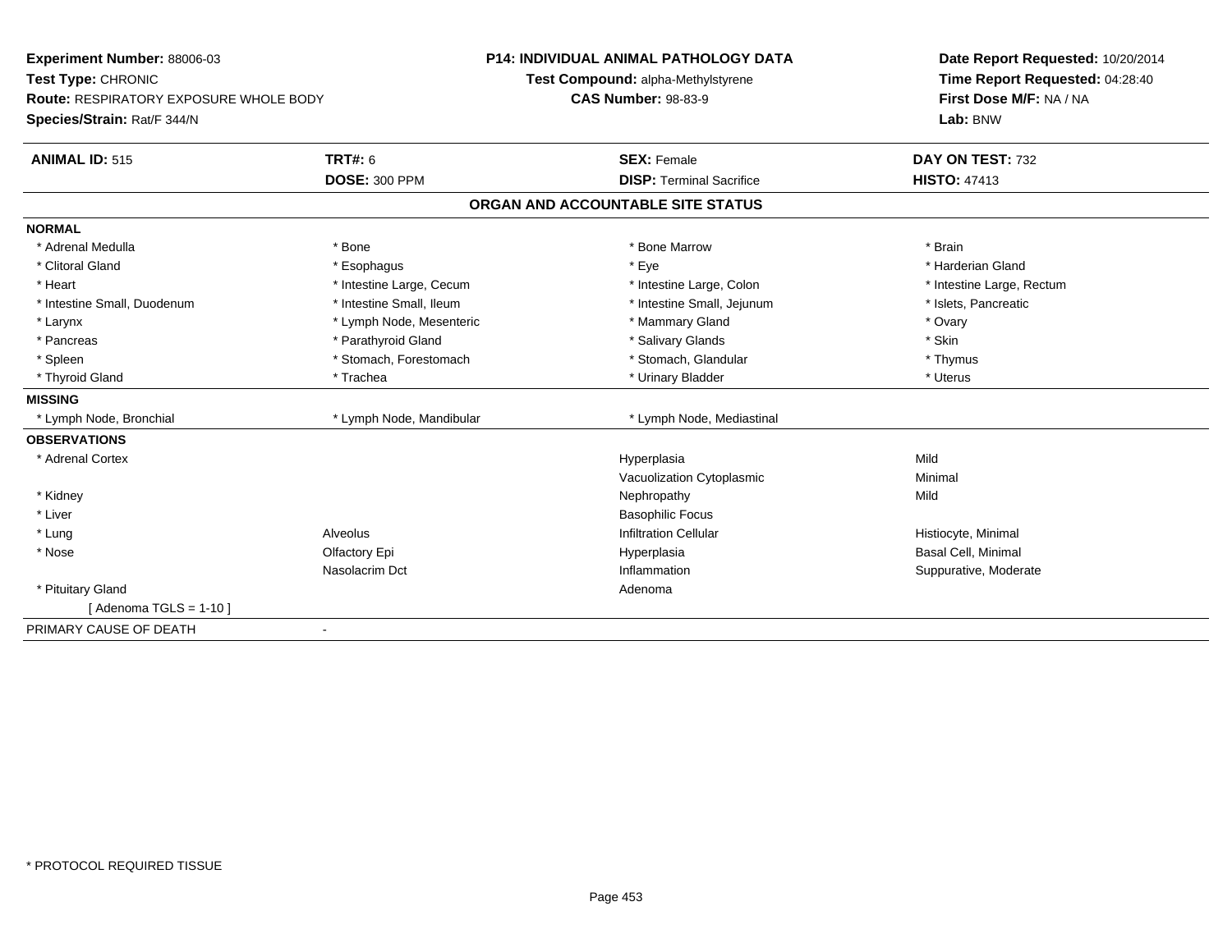**Experiment Number:** 88006-03
**Test Type:** CHRONIC
**Route:** RESPIRATORY EXPOSURE WHOLE BODY
**Species/Strain:** Rat/F 344/N

**P14: INDIVIDUAL ANIMAL PATHOLOGY DATA**
**Test Compound:** alpha-Methylstyrene
**CAS Number:** 98-83-9

**Date Report Requested:** 10/20/2014
**Time Report Requested:** 04:28:40
**First Dose M/F:** NA / NA
**Lab:** BNW

| **ANIMAL ID:** 515 | **TRT#:** 6 | **SEX:** Female | **DAY ON TEST:** 732 |
|---|---|---|---|
| | **DOSE:** 300 PPM | **DISP:** Terminal Sacrifice | **HISTO:** 47413 |

## ORGAN AND ACCOUNTABLE SITE STATUS

| | | | |
|---|---|---|---|
| **NORMAL** | | | |
| * Adrenal Medulla | * Bone | * Bone Marrow | * Brain |
| * Clitoral Gland | * Esophagus | * Eye | * Harderian Gland |
| * Heart | * Intestine Large, Cecum | * Intestine Large, Colon | * Intestine Large, Rectum |
| * Intestine Small, Duodenum | * Intestine Small, Ileum | * Intestine Small, Jejunum | * Islets, Pancreatic |
| * Larynx | * Lymph Node, Mesenteric | * Mammary Gland | * Ovary |
| * Pancreas | * Parathyroid Gland | * Salivary Glands | * Skin |
| * Spleen | * Stomach, Forestomach | * Stomach, Glandular | * Thymus |
| * Thyroid Gland | * Trachea | * Urinary Bladder | * Uterus |
| **MISSING** | | | |
| * Lymph Node, Bronchial | * Lymph Node, Mandibular | * Lymph Node, Mediastinal | |
| **OBSERVATIONS** | | | |
| * Adrenal Cortex | | Hyperplasia | Mild |
| | | Vacuolization Cytoplasmic | Minimal |
| * Kidney | | Nephropathy | Mild |
| * Liver | | Basophilic Focus | |
| * Lung | Alveolus | Infiltration Cellular | Histiocyte, Minimal |
| * Nose | Olfactory Epi | Hyperplasia | Basal Cell, Minimal |
| | Nasolacrim Dct | Inflammation | Suppurative, Moderate |
| * Pituitary Gland | | Adenoma | |
| [ Adenoma TGLS = 1-10 ] | | | |
| PRIMARY CAUSE OF DEATH | - | | |

* PROTOCOL REQUIRED TISSUE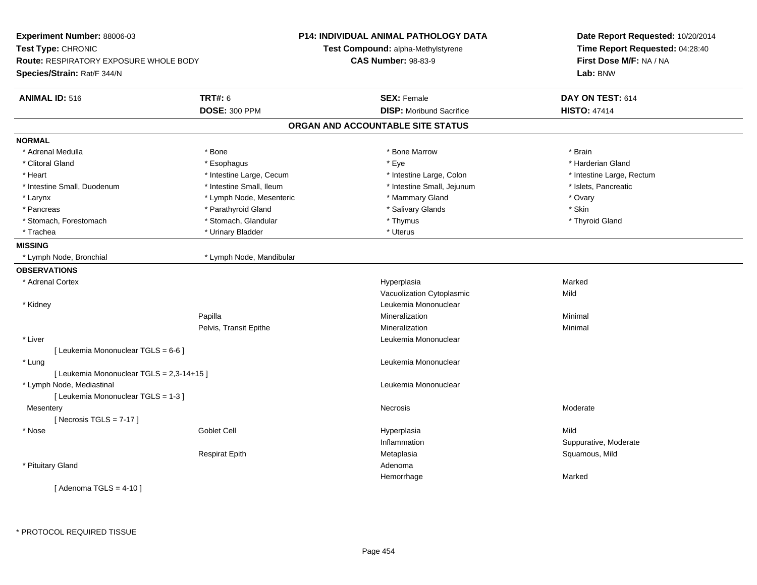**Experiment Number:** 88006-03
**Test Type:** CHRONIC
**Route:** RESPIRATORY EXPOSURE WHOLE BODY
**Species/Strain:** Rat/F 344/N

**P14: INDIVIDUAL ANIMAL PATHOLOGY DATA**
**Test Compound:** alpha-Methylstyrene
**CAS Number:** 98-83-9

**Date Report Requested:** 10/20/2014
**Time Report Requested:** 04:28:40
**First Dose M/F:** NA / NA
**Lab:** BNW

| **ANIMAL ID:** 516 | **TRT#:** 6 | **SEX:** Female | **DAY ON TEST:** 614 |
|---|---|---|---|
| | **DOSE:** 300 PPM | **DISP:** Moribund Sacrifice | **HISTO:** 47414 |

## ORGAN AND ACCOUNTABLE SITE STATUS

**NORMAL**

| | | | |
|---|---|---|---|
| * Adrenal Medulla | * Bone | * Bone Marrow | * Brain |
| * Clitoral Gland | * Esophagus | * Eye | * Harderian Gland |
| * Heart | * Intestine Large, Cecum | * Intestine Large, Colon | * Intestine Large, Rectum |
| * Intestine Small, Duodenum | * Intestine Small, Ileum | * Intestine Small, Jejunum | * Islets, Pancreatic |
| * Larynx | * Lymph Node, Mesenteric | * Mammary Gland | * Ovary |
| * Pancreas | * Parathyroid Gland | * Salivary Glands | * Skin |
| * Stomach, Forestomach | * Stomach, Glandular | * Thymus | * Thyroid Gland |
| * Trachea | * Urinary Bladder | * Uterus | |

**MISSING**

| | |
|---|---|
| * Lymph Node, Bronchial | * Lymph Node, Mandibular |

**OBSERVATIONS**

| Organ | Site | Observation | Severity |
|---|---|---|---|
| * Adrenal Cortex | | Hyperplasia | Marked |
| | | Vacuolization Cytoplasmic | Mild |
| * Kidney | | Leukemia Mononuclear | |
| | Papilla | Mineralization | Minimal |
| | Pelvis, Transit Epithe | Mineralization | Minimal |
| * Liver | | Leukemia Mononuclear | |
| [ Leukemia Mononuclear TGLS = 6-6 ] | | | |
| * Lung | | Leukemia Mononuclear | |
| [ Leukemia Mononuclear TGLS = 2,3-14+15 ] | | | |
| * Lymph Node, Mediastinal | | Leukemia Mononuclear | |
| [ Leukemia Mononuclear TGLS = 1-3 ] | | | |
| Mesentery | | Necrosis | Moderate |
| [ Necrosis TGLS = 7-17 ] | | | |
| * Nose | Goblet Cell | Hyperplasia | Mild |
| | | Inflammation | Suppurative, Moderate |
| | Respirat Epith | Metaplasia | Squamous, Mild |
| * Pituitary Gland | | Adenoma | |
| | | Hemorrhage | Marked |
| [ Adenoma TGLS = 4-10 ] | | | |

* PROTOCOL REQUIRED TISSUE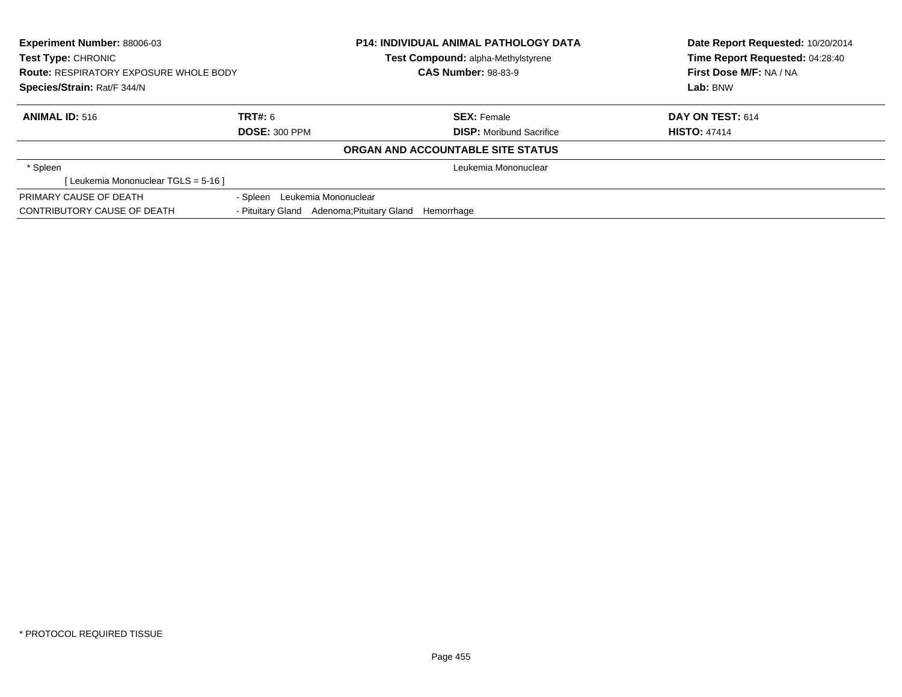**Experiment Number:** 88006-03
**Test Type:** CHRONIC
**Route:** RESPIRATORY EXPOSURE WHOLE BODY
**Species/Strain:** Rat/F 344/N

**P14: INDIVIDUAL ANIMAL PATHOLOGY DATA**
**Test Compound:** alpha-Methylstyrene
**CAS Number:** 98-83-9

**Date Report Requested:** 10/20/2014
**Time Report Requested:** 04:28:40
**First Dose M/F:** NA / NA
**Lab:** BNW

| **ANIMAL ID:** 516 | **TRT#:** 6 | **SEX:** Female | **DAY ON TEST:** 614 |
|---|---|---|---|
| | **DOSE:** 300 PPM | **DISP:** Moribund Sacrifice | **HISTO:** 47414 |

**ORGAN AND ACCOUNTABLE SITE STATUS**

| | |
|---|---|
| * Spleen | Leukemia Mononuclear |
| [ Leukemia Mononuclear TGLS = 5-16 ] | |
| PRIMARY CAUSE OF DEATH | - Spleen Leukemia Mononuclear |
| CONTRIBUTORY CAUSE OF DEATH | - Pituitary Gland Adenoma;Pituitary Gland Hemorrhage |

* PROTOCOL REQUIRED TISSUE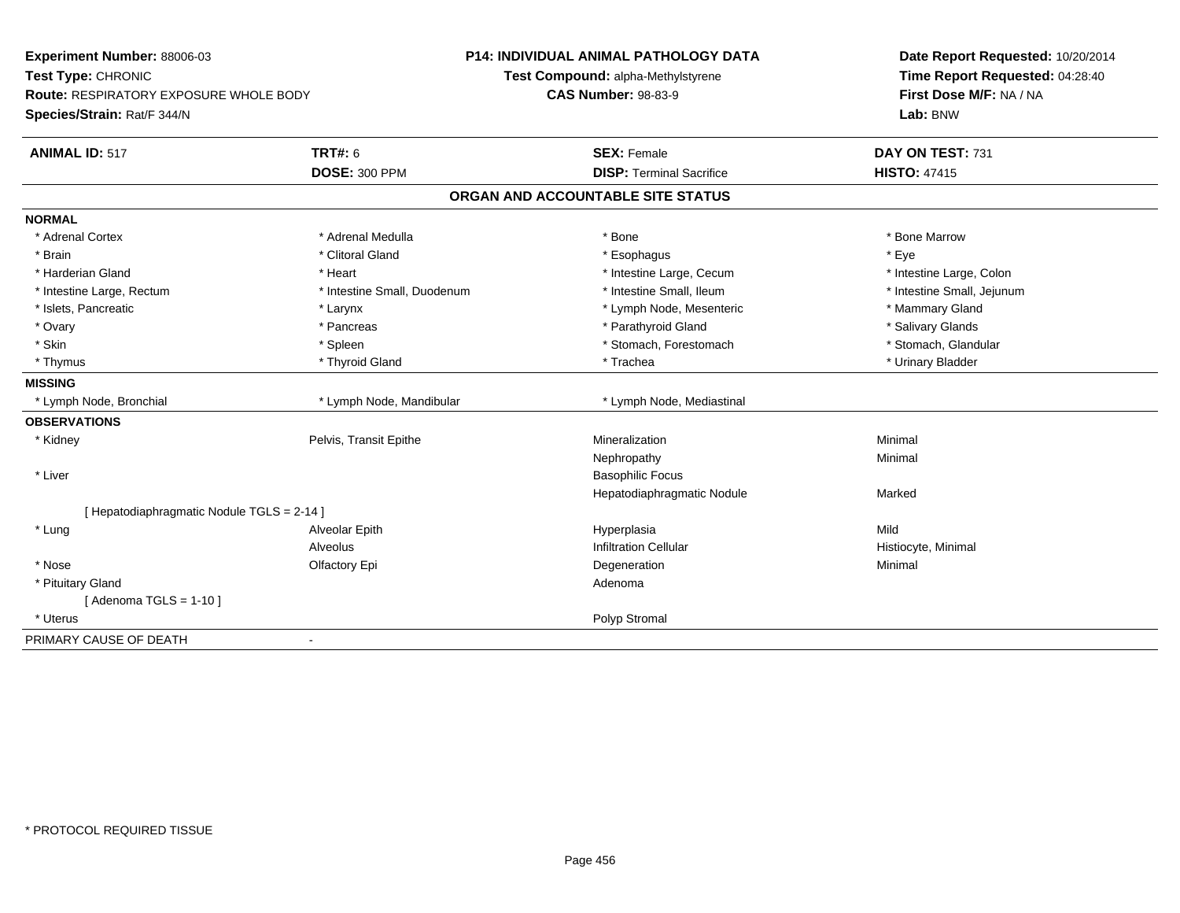**Experiment Number:** 88006-03
**Test Type:** CHRONIC
**Route:** RESPIRATORY EXPOSURE WHOLE BODY
**Species/Strain:** Rat/F 344/N

**P14: INDIVIDUAL ANIMAL PATHOLOGY DATA**
**Test Compound:** alpha-Methylstyrene
**CAS Number:** 98-83-9

**Date Report Requested:** 10/20/2014
**Time Report Requested:** 04:28:40
**First Dose M/F:** NA / NA
**Lab:** BNW

| **ANIMAL ID:** 517 | **TRT#:** 6 | **SEX:** Female | **DAY ON TEST:** 731 |
|---|---|---|---|
| | **DOSE:** 300 PPM | **DISP:** Terminal Sacrifice | **HISTO:** 47415 |

## ORGAN AND ACCOUNTABLE SITE STATUS

**NORMAL**

| | | | |
|---|---|---|---|
| * Adrenal Cortex | * Adrenal Medulla | * Bone | * Bone Marrow |
| * Brain | * Clitoral Gland | * Esophagus | * Eye |
| * Harderian Gland | * Heart | * Intestine Large, Cecum | * Intestine Large, Colon |
| * Intestine Large, Rectum | * Intestine Small, Duodenum | * Intestine Small, Ileum | * Intestine Small, Jejunum |
| * Islets, Pancreatic | * Larynx | * Lymph Node, Mesenteric | * Mammary Gland |
| * Ovary | * Pancreas | * Parathyroid Gland | * Salivary Glands |
| * Skin | * Spleen | * Stomach, Forestomach | * Stomach, Glandular |
| * Thymus | * Thyroid Gland | * Trachea | * Urinary Bladder |

**MISSING**

| | | |
|---|---|---|
| * Lymph Node, Bronchial | * Lymph Node, Mandibular | * Lymph Node, Mediastinal |

**OBSERVATIONS**

| | | | |
|---|---|---|---|
| * Kidney | Pelvis, Transit Epithe | Mineralization | Minimal |
| | | Nephropathy | Minimal |
| * Liver | | Basophilic Focus | |
| | | Hepatodiaphragmatic Nodule | Marked |
| [ Hepatodiaphragmatic Nodule TGLS = 2-14 ] | | | |
| * Lung | Alveolar Epith | Hyperplasia | Mild |
| | Alveolus | Infiltration Cellular | Histiocyte, Minimal |
| * Nose | Olfactory Epi | Degeneration | Minimal |
| * Pituitary Gland | | Adenoma | |
| [ Adenoma TGLS = 1-10 ] | | | |
| * Uterus | | Polyp Stromal | |

PRIMARY CAUSE OF DEATH -

* PROTOCOL REQUIRED TISSUE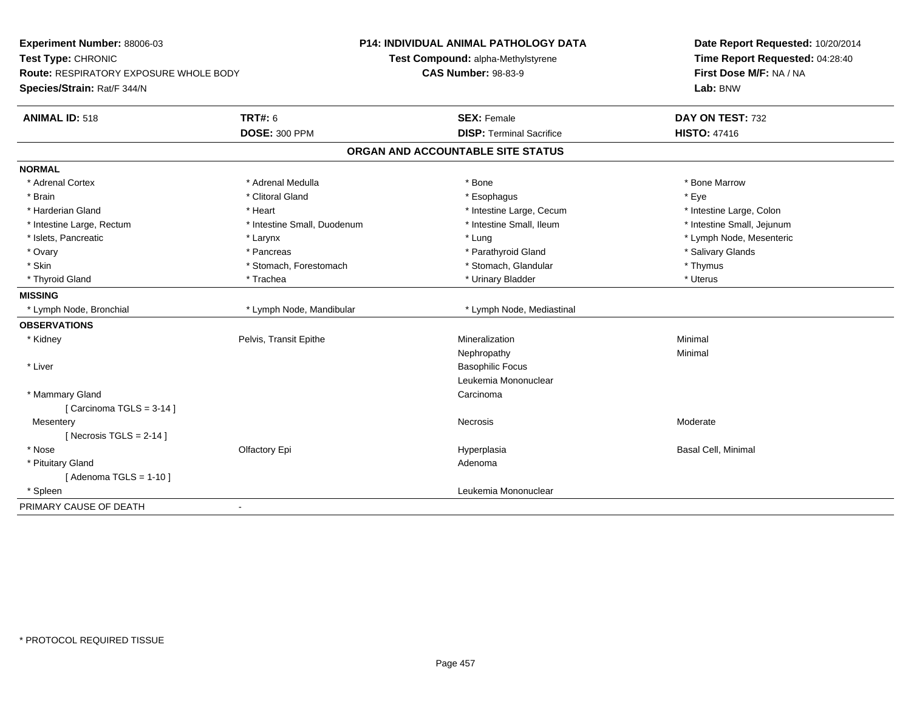**Experiment Number:** 88006-03
**Test Type:** CHRONIC
**Route:** RESPIRATORY EXPOSURE WHOLE BODY
**Species/Strain:** Rat/F 344/N

**P14: INDIVIDUAL ANIMAL PATHOLOGY DATA**
**Test Compound:** alpha-Methylstyrene
**CAS Number:** 98-83-9

**Date Report Requested:** 10/20/2014
**Time Report Requested:** 04:28:40
**First Dose M/F:** NA / NA
**Lab:** BNW

| **ANIMAL ID:** 518 | **TRT#:** 6 | **SEX:** Female | **DAY ON TEST:** 732 |
|---|---|---|---|
| | **DOSE:** 300 PPM | **DISP:** Terminal Sacrifice | **HISTO:** 47416 |

## ORGAN AND ACCOUNTABLE SITE STATUS

| | | | |
|---|---|---|---|
| **NORMAL** | | | |
| * Adrenal Cortex | * Adrenal Medulla | * Bone | * Bone Marrow |
| * Brain | * Clitoral Gland | * Esophagus | * Eye |
| * Harderian Gland | * Heart | * Intestine Large, Cecum | * Intestine Large, Colon |
| * Intestine Large, Rectum | * Intestine Small, Duodenum | * Intestine Small, Ileum | * Intestine Small, Jejunum |
| * Islets, Pancreatic | * Larynx | * Lung | * Lymph Node, Mesenteric |
| * Ovary | * Pancreas | * Parathyroid Gland | * Salivary Glands |
| * Skin | * Stomach, Forestomach | * Stomach, Glandular | * Thymus |
| * Thyroid Gland | * Trachea | * Urinary Bladder | * Uterus |
| **MISSING** | | | |
| * Lymph Node, Bronchial | * Lymph Node, Mandibular | * Lymph Node, Mediastinal | |
| **OBSERVATIONS** | | | |
| * Kidney | Pelvis, Transit Epithe | Mineralization | Minimal |
| | | Nephropathy | Minimal |
| * Liver | | Basophilic Focus | |
| | | Leukemia Mononuclear | |
| * Mammary Gland | | Carcinoma | |
| [ Carcinoma TGLS = 3-14 ] | | | |
| Mesentery | | Necrosis | Moderate |
| [ Necrosis TGLS = 2-14 ] | | | |
| * Nose | Olfactory Epi | Hyperplasia | Basal Cell, Minimal |
| * Pituitary Gland | | Adenoma | |
| [ Adenoma TGLS = 1-10 ] | | | |
| * Spleen | | Leukemia Mononuclear | |
| PRIMARY CAUSE OF DEATH | - | | |

* PROTOCOL REQUIRED TISSUE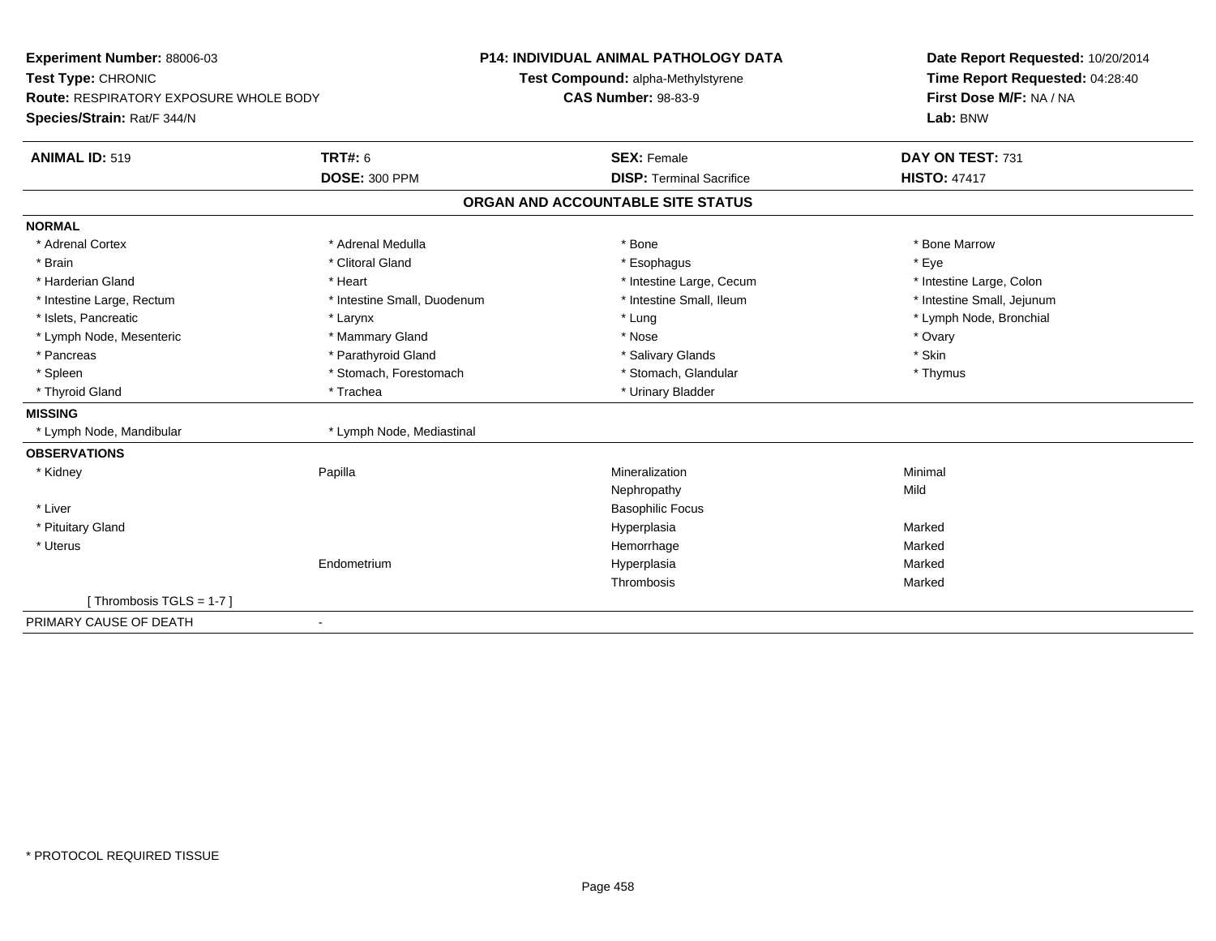**Experiment Number:** 88006-03
**Test Type:** CHRONIC
**Route:** RESPIRATORY EXPOSURE WHOLE BODY
**Species/Strain:** Rat/F 344/N

**P14: INDIVIDUAL ANIMAL PATHOLOGY DATA**
**Test Compound:** alpha-Methylstyrene
**CAS Number:** 98-83-9

**Date Report Requested:** 10/20/2014
**Time Report Requested:** 04:28:40
**First Dose M/F:** NA / NA
**Lab:** BNW

| **ANIMAL ID:** 519 | **TRT#:** 6 | **SEX:** Female | **DAY ON TEST:** 731 |
|---|---|---|---|
| | **DOSE:** 300 PPM | **DISP:** Terminal Sacrifice | **HISTO:** 47417 |

## ORGAN AND ACCOUNTABLE SITE STATUS

**NORMAL**

| | | | |
|---|---|---|---|
| * Adrenal Cortex | * Adrenal Medulla | * Bone | * Bone Marrow |
| * Brain | * Clitoral Gland | * Esophagus | * Eye |
| * Harderian Gland | * Heart | * Intestine Large, Cecum | * Intestine Large, Colon |
| * Intestine Large, Rectum | * Intestine Small, Duodenum | * Intestine Small, Ileum | * Intestine Small, Jejunum |
| * Islets, Pancreatic | * Larynx | * Lung | * Lymph Node, Bronchial |
| * Lymph Node, Mesenteric | * Mammary Gland | * Nose | * Ovary |
| * Pancreas | * Parathyroid Gland | * Salivary Glands | * Skin |
| * Spleen | * Stomach, Forestomach | * Stomach, Glandular | * Thymus |
| * Thyroid Gland | * Trachea | * Urinary Bladder | |

**MISSING**

| | |
|---|---|
| * Lymph Node, Mandibular | * Lymph Node, Mediastinal |

**OBSERVATIONS**

| | | | |
|---|---|---|---|
| * Kidney | Papilla | Mineralization | Minimal |
| | | Nephropathy | Mild |
| * Liver | | Basophilic Focus | |
| * Pituitary Gland | | Hyperplasia | Marked |
| * Uterus | | Hemorrhage | Marked |
| | Endometrium | Hyperplasia | Marked |
| | | Thrombosis | Marked |
| [ Thrombosis TGLS = 1-7 ] | | | |

PRIMARY CAUSE OF DEATH -

\* PROTOCOL REQUIRED TISSUE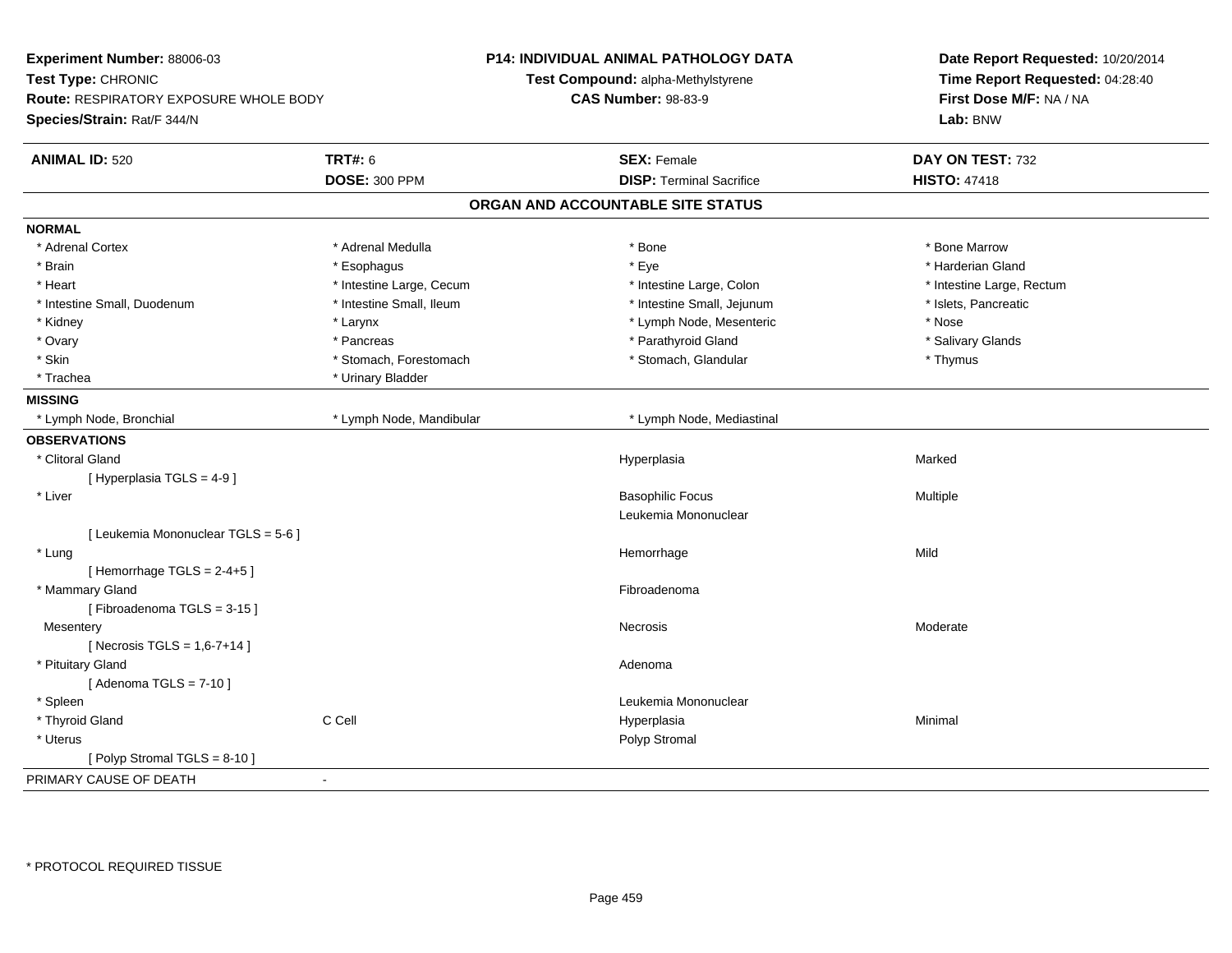**Experiment Number:** 88006-03
**Test Type:** CHRONIC
**Route:** RESPIRATORY EXPOSURE WHOLE BODY
**Species/Strain:** Rat/F 344/N

**P14: INDIVIDUAL ANIMAL PATHOLOGY DATA**
**Test Compound:** alpha-Methylstyrene
**CAS Number:** 98-83-9

**Date Report Requested:** 10/20/2014
**Time Report Requested:** 04:28:40
**First Dose M/F:** NA / NA
**Lab:** BNW

| **ANIMAL ID:** 520 | **TRT#:** 6 | **SEX:** Female | **DAY ON TEST:** 732 |
|---|---|---|---|
| | **DOSE:** 300 PPM | **DISP:** Terminal Sacrifice | **HISTO:** 47418 |

## ORGAN AND ACCOUNTABLE SITE STATUS

**NORMAL**

| | | | |
|---|---|---|---|
| * Adrenal Cortex | * Adrenal Medulla | * Bone | * Bone Marrow |
| * Brain | * Esophagus | * Eye | * Harderian Gland |
| * Heart | * Intestine Large, Cecum | * Intestine Large, Colon | * Intestine Large, Rectum |
| * Intestine Small, Duodenum | * Intestine Small, Ileum | * Intestine Small, Jejunum | * Islets, Pancreatic |
| * Kidney | * Larynx | * Lymph Node, Mesenteric | * Nose |
| * Ovary | * Pancreas | * Parathyroid Gland | * Salivary Glands |
| * Skin | * Stomach, Forestomach | * Stomach, Glandular | * Thymus |
| * Trachea | * Urinary Bladder | | |

**MISSING**

| | | |
|---|---|---|
| * Lymph Node, Bronchial | * Lymph Node, Mandibular | * Lymph Node, Mediastinal |

**OBSERVATIONS**

| | | | |
|---|---|---|---|
| * Clitoral Gland | | Hyperplasia | Marked |
| [ Hyperplasia TGLS = 4-9 ] | | | |
| * Liver | | Basophilic Focus | Multiple |
| | | Leukemia Mononuclear | |
| [ Leukemia Mononuclear TGLS = 5-6 ] | | | |
| * Lung | | Hemorrhage | Mild |
| [ Hemorrhage TGLS = 2-4+5 ] | | | |
| * Mammary Gland | | Fibroadenoma | |
| [ Fibroadenoma TGLS = 3-15 ] | | | |
| Mesentery | | Necrosis | Moderate |
| [ Necrosis TGLS = 1,6-7+14 ] | | | |
| * Pituitary Gland | | Adenoma | |
| [ Adenoma TGLS = 7-10 ] | | | |
| * Spleen | | Leukemia Mononuclear | |
| * Thyroid Gland | C Cell | Hyperplasia | Minimal |
| * Uterus | | Polyp Stromal | |
| [ Polyp Stromal TGLS = 8-10 ] | | | |

PRIMARY CAUSE OF DEATH -

\* PROTOCOL REQUIRED TISSUE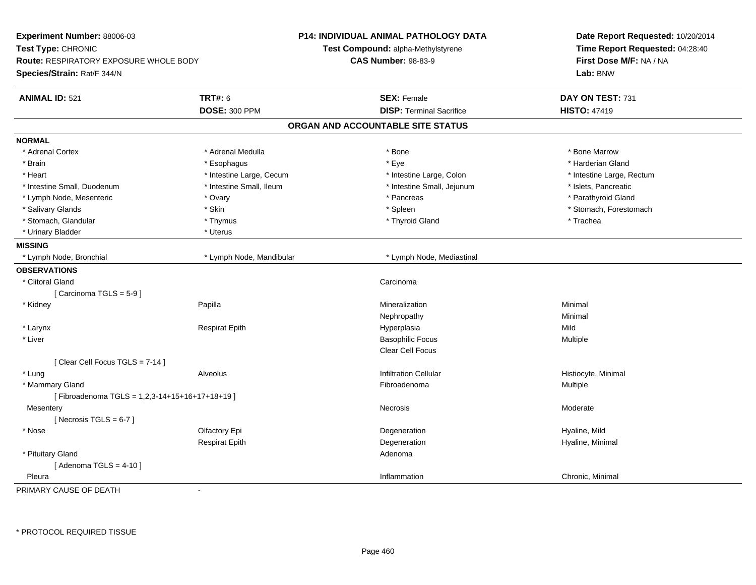**Experiment Number:** 88006-03
**Test Type:** CHRONIC
**Route:** RESPIRATORY EXPOSURE WHOLE BODY
**Species/Strain:** Rat/F 344/N

**P14: INDIVIDUAL ANIMAL PATHOLOGY DATA**
**Test Compound:** alpha-Methylstyrene
**CAS Number:** 98-83-9

**Date Report Requested:** 10/20/2014
**Time Report Requested:** 04:28:40
**First Dose M/F:** NA / NA
**Lab:** BNW

| **ANIMAL ID:** 521 | **TRT#:** 6 | **SEX:** Female | **DAY ON TEST:** 731 |
|---|---|---|---|
| | **DOSE:** 300 PPM | **DISP:** Terminal Sacrifice | **HISTO:** 47419 |

## ORGAN AND ACCOUNTABLE SITE STATUS

**NORMAL**

| | | | |
|---|---|---|---|
| * Adrenal Cortex | * Adrenal Medulla | * Bone | * Bone Marrow |
| * Brain | * Esophagus | * Eye | * Harderian Gland |
| * Heart | * Intestine Large, Cecum | * Intestine Large, Colon | * Intestine Large, Rectum |
| * Intestine Small, Duodenum | * Intestine Small, Ileum | * Intestine Small, Jejunum | * Islets, Pancreatic |
| * Lymph Node, Mesenteric | * Ovary | * Pancreas | * Parathyroid Gland |
| * Salivary Glands | * Skin | * Spleen | * Stomach, Forestomach |
| * Stomach, Glandular | * Thymus | * Thyroid Gland | * Trachea |
| * Urinary Bladder | * Uterus | | |

**MISSING**

| | | |
|---|---|---|
| * Lymph Node, Bronchial | * Lymph Node, Mandibular | * Lymph Node, Mediastinal |

**OBSERVATIONS**

| Organ | Site | Observation | Qualifier |
|---|---|---|---|
| * Clitoral Gland | | Carcinoma | |
| [ Carcinoma TGLS = 5-9 ] | | | |
| * Kidney | Papilla | Mineralization | Minimal |
| | | Nephropathy | Minimal |
| * Larynx | Respirat Epith | Hyperplasia | Mild |
| * Liver | | Basophilic Focus | Multiple |
| | | Clear Cell Focus | |
| [ Clear Cell Focus TGLS = 7-14 ] | | | |
| * Lung | Alveolus | Infiltration Cellular | Histiocyte, Minimal |
| * Mammary Gland | | Fibroadenoma | Multiple |
| [ Fibroadenoma TGLS = 1,2,3-14+15+16+17+18+19 ] | | | |
| Mesentery | | Necrosis | Moderate |
| [ Necrosis TGLS = 6-7 ] | | | |
| * Nose | Olfactory Epi | Degeneration | Hyaline, Mild |
| | Respirat Epith | Degeneration | Hyaline, Minimal |
| * Pituitary Gland | | Adenoma | |
| [ Adenoma TGLS = 4-10 ] | | | |
| Pleura | | Inflammation | Chronic, Minimal |

PRIMARY CAUSE OF DEATH -

* PROTOCOL REQUIRED TISSUE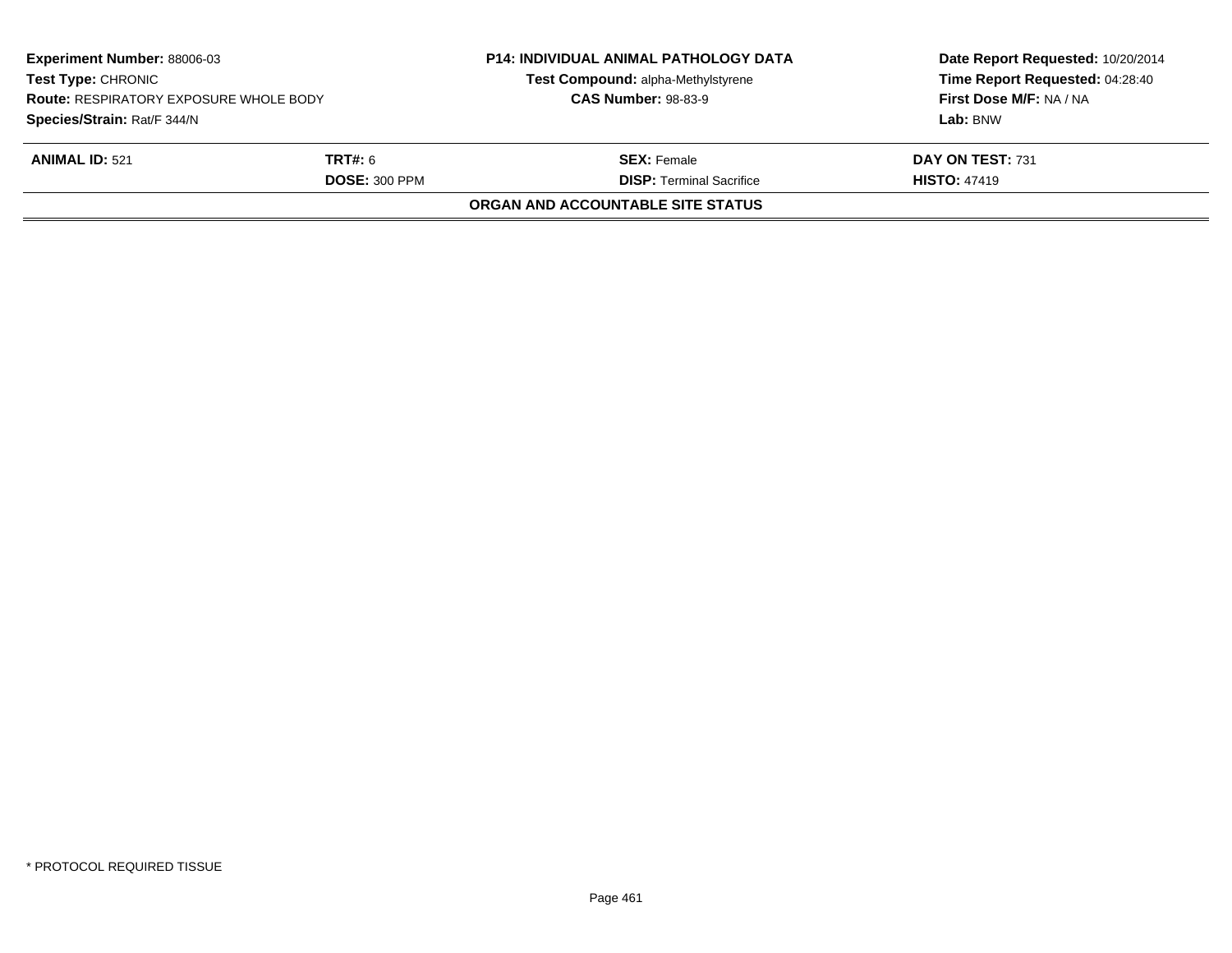**Experiment Number:** 88006-03
**Test Type:** CHRONIC
**Route:** RESPIRATORY EXPOSURE WHOLE BODY
**Species/Strain:** Rat/F 344/N

**P14: INDIVIDUAL ANIMAL PATHOLOGY DATA**
**Test Compound:** alpha-Methylstyrene
**CAS Number:** 98-83-9

**Date Report Requested:** 10/20/2014
**Time Report Requested:** 04:28:40
**First Dose M/F:** NA / NA
**Lab:** BNW

| **ANIMAL ID:** 521 | **TRT#:** 6 | **SEX:** Female | **DAY ON TEST:** 731 |
|---|---|---|---|
| | **DOSE:** 300 PPM | **DISP:** Terminal Sacrifice | **HISTO:** 47419 |

**ORGAN AND ACCOUNTABLE SITE STATUS**

* PROTOCOL REQUIRED TISSUE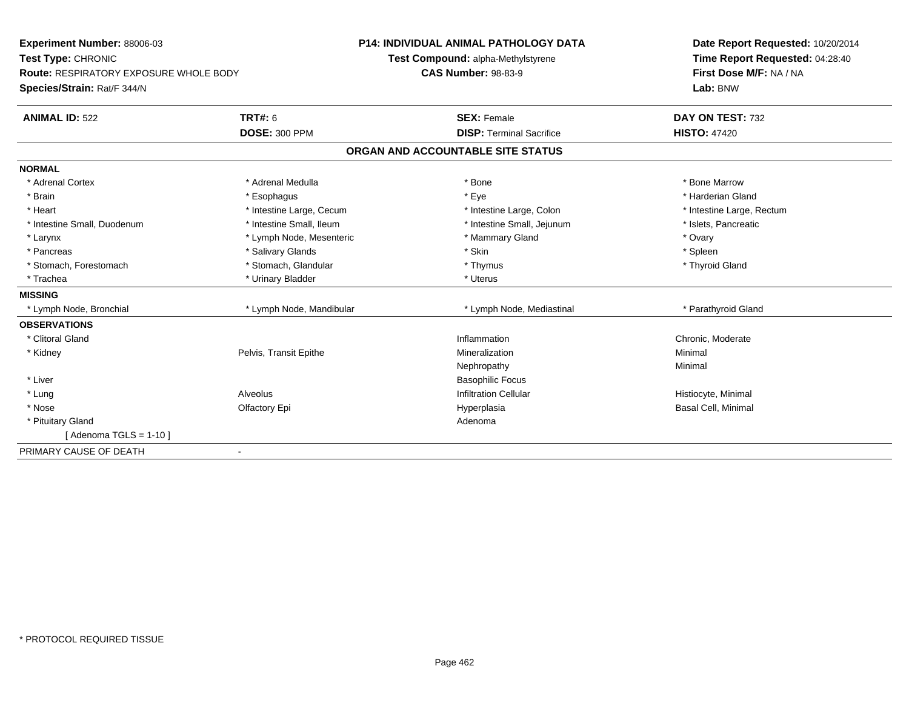**Experiment Number:** 88006-03
**Test Type:** CHRONIC
**Route:** RESPIRATORY EXPOSURE WHOLE BODY
**Species/Strain:** Rat/F 344/N

**P14: INDIVIDUAL ANIMAL PATHOLOGY DATA**
**Test Compound:** alpha-Methylstyrene
**CAS Number:** 98-83-9

**Date Report Requested:** 10/20/2014
**Time Report Requested:** 04:28:40
**First Dose M/F:** NA / NA
**Lab:** BNW

| **ANIMAL ID:** 522 | **TRT#:** 6 | **SEX:** Female | **DAY ON TEST:** 732 |
|---|---|---|---|
| | **DOSE:** 300 PPM | **DISP:** Terminal Sacrifice | **HISTO:** 47420 |

## ORGAN AND ACCOUNTABLE SITE STATUS

| | | | |
|---|---|---|---|
| **NORMAL** | | | |
| * Adrenal Cortex | * Adrenal Medulla | * Bone | * Bone Marrow |
| * Brain | * Esophagus | * Eye | * Harderian Gland |
| * Heart | * Intestine Large, Cecum | * Intestine Large, Colon | * Intestine Large, Rectum |
| * Intestine Small, Duodenum | * Intestine Small, Ileum | * Intestine Small, Jejunum | * Islets, Pancreatic |
| * Larynx | * Lymph Node, Mesenteric | * Mammary Gland | * Ovary |
| * Pancreas | * Salivary Glands | * Skin | * Spleen |
| * Stomach, Forestomach | * Stomach, Glandular | * Thymus | * Thyroid Gland |
| * Trachea | * Urinary Bladder | * Uterus | |
| **MISSING** | | | |
| * Lymph Node, Bronchial | * Lymph Node, Mandibular | * Lymph Node, Mediastinal | * Parathyroid Gland |
| **OBSERVATIONS** | | | |
| * Clitoral Gland | | Inflammation | Chronic, Moderate |
| * Kidney | Pelvis, Transit Epithe | Mineralization | Minimal |
| | | Nephropathy | Minimal |
| * Liver | | Basophilic Focus | |
| * Lung | Alveolus | Infiltration Cellular | Histiocyte, Minimal |
| * Nose | Olfactory Epi | Hyperplasia | Basal Cell, Minimal |
| * Pituitary Gland | | Adenoma | |
| [ Adenoma TGLS = 1-10 ] | | | |
| PRIMARY CAUSE OF DEATH | - | | |

* PROTOCOL REQUIRED TISSUE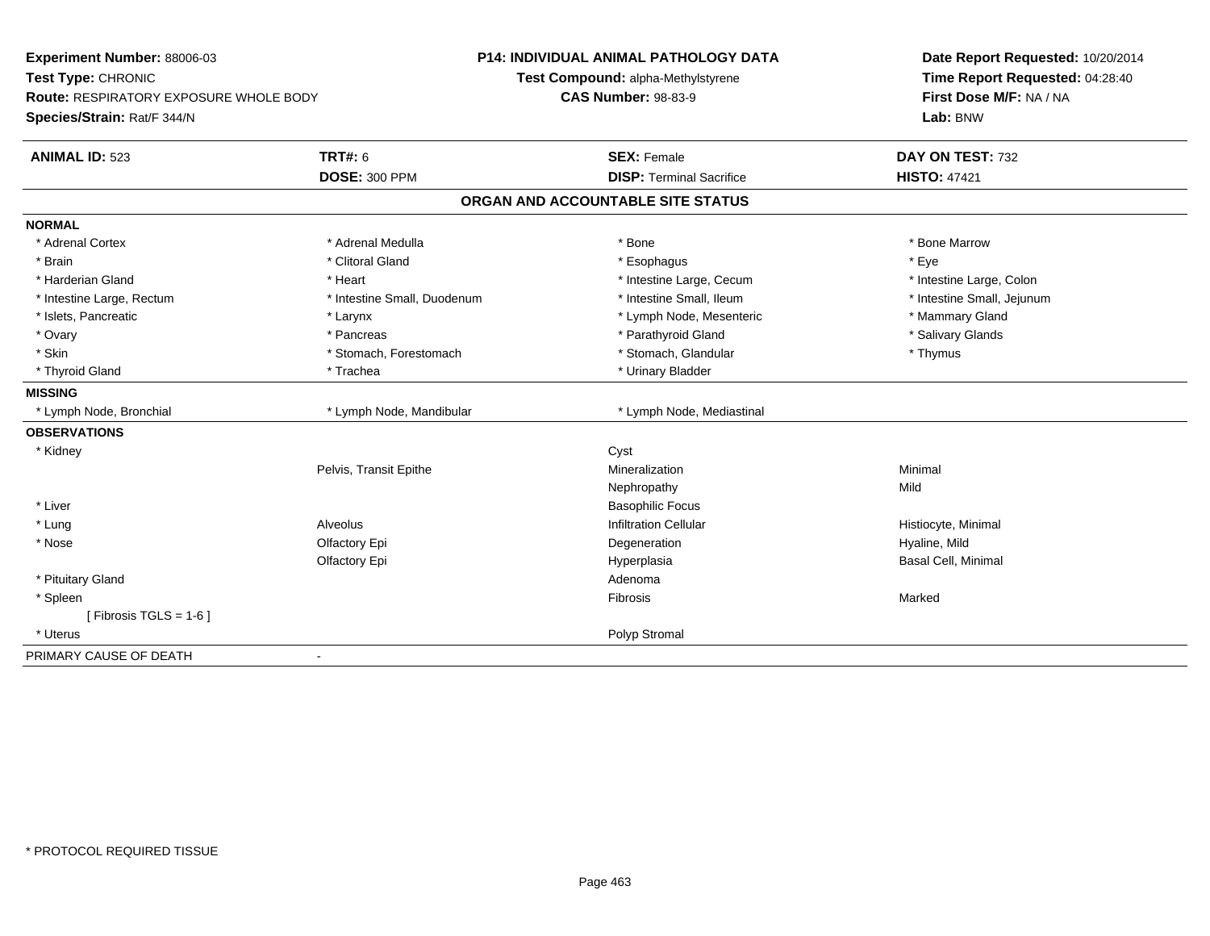**Experiment Number:** 88006-03
**Test Type:** CHRONIC
**Route:** RESPIRATORY EXPOSURE WHOLE BODY
**Species/Strain:** Rat/F 344/N

**P14: INDIVIDUAL ANIMAL PATHOLOGY DATA**
**Test Compound:** alpha-Methylstyrene
**CAS Number:** 98-83-9

**Date Report Requested:** 10/20/2014
**Time Report Requested:** 04:28:40
**First Dose M/F:** NA / NA
**Lab:** BNW

| **ANIMAL ID:** 523 | **TRT#:** 6 | **SEX:** Female | **DAY ON TEST:** 732 |
|---|---|---|---|
| | **DOSE:** 300 PPM | **DISP:** Terminal Sacrifice | **HISTO:** 47421 |

## ORGAN AND ACCOUNTABLE SITE STATUS

**NORMAL**

| | | | |
|---|---|---|---|
| * Adrenal Cortex | * Adrenal Medulla | * Bone | * Bone Marrow |
| * Brain | * Clitoral Gland | * Esophagus | * Eye |
| * Harderian Gland | * Heart | * Intestine Large, Cecum | * Intestine Large, Colon |
| * Intestine Large, Rectum | * Intestine Small, Duodenum | * Intestine Small, Ileum | * Intestine Small, Jejunum |
| * Islets, Pancreatic | * Larynx | * Lymph Node, Mesenteric | * Mammary Gland |
| * Ovary | * Pancreas | * Parathyroid Gland | * Salivary Glands |
| * Skin | * Stomach, Forestomach | * Stomach, Glandular | * Thymus |
| * Thyroid Gland | * Trachea | * Urinary Bladder | |

**MISSING**

| | | |
|---|---|---|
| * Lymph Node, Bronchial | * Lymph Node, Mandibular | * Lymph Node, Mediastinal |

**OBSERVATIONS**

| | | | |
|---|---|---|---|
| * Kidney | | Cyst | |
| | Pelvis, Transit Epithe | Mineralization | Minimal |
| | | Nephropathy | Mild |
| * Liver | | Basophilic Focus | |
| * Lung | Alveolus | Infiltration Cellular | Histiocyte, Minimal |
| * Nose | Olfactory Epi | Degeneration | Hyaline, Mild |
| | Olfactory Epi | Hyperplasia | Basal Cell, Minimal |
| * Pituitary Gland | | Adenoma | |
| * Spleen | | Fibrosis | Marked |
| [ Fibrosis TGLS = 1-6 ] | | | |
| * Uterus | | Polyp Stromal | |

PRIMARY CAUSE OF DEATH -

* PROTOCOL REQUIRED TISSUE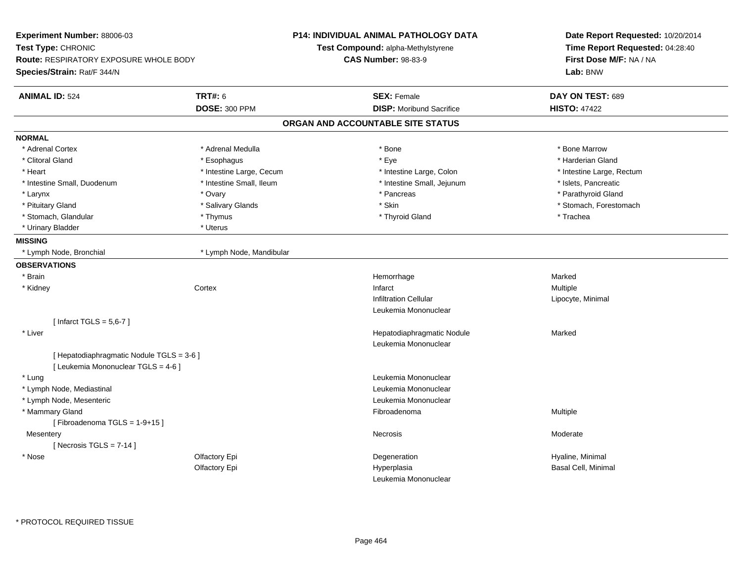**Experiment Number:** 88006-03
**Test Type:** CHRONIC
**Route:** RESPIRATORY EXPOSURE WHOLE BODY
**Species/Strain:** Rat/F 344/N

**P14: INDIVIDUAL ANIMAL PATHOLOGY DATA**
**Test Compound:** alpha-Methylstyrene
**CAS Number:** 98-83-9

**Date Report Requested:** 10/20/2014
**Time Report Requested:** 04:28:40
**First Dose M/F:** NA / NA
**Lab:** BNW

| **ANIMAL ID:** 524 | **TRT#:** 6 | **SEX:** Female | **DAY ON TEST:** 689 |
|---|---|---|---|
| | **DOSE:** 300 PPM | **DISP:** Moribund Sacrifice | **HISTO:** 47422 |

## ORGAN AND ACCOUNTABLE SITE STATUS

**NORMAL**

| | | | |
|---|---|---|---|
| * Adrenal Cortex | * Adrenal Medulla | * Bone | * Bone Marrow |
| * Clitoral Gland | * Esophagus | * Eye | * Harderian Gland |
| * Heart | * Intestine Large, Cecum | * Intestine Large, Colon | * Intestine Large, Rectum |
| * Intestine Small, Duodenum | * Intestine Small, Ileum | * Intestine Small, Jejunum | * Islets, Pancreatic |
| * Larynx | * Ovary | * Pancreas | * Parathyroid Gland |
| * Pituitary Gland | * Salivary Glands | * Skin | * Stomach, Forestomach |
| * Stomach, Glandular | * Thymus | * Thyroid Gland | * Trachea |
| * Urinary Bladder | * Uterus | | |

**MISSING**

| | |
|---|---|
| * Lymph Node, Bronchial | * Lymph Node, Mandibular |

**OBSERVATIONS**

| | | | |
|---|---|---|---|
| * Brain | | Hemorrhage | Marked |
| * Kidney | Cortex | Infarct | Multiple |
| | | Infiltration Cellular | Lipocyte, Minimal |
| | | Leukemia Mononuclear | |
| [ Infarct TGLS = 5,6-7 ] | | | |
| * Liver | | Hepatodiaphragmatic Nodule | Marked |
| | | Leukemia Mononuclear | |
| [ Hepatodiaphragmatic Nodule TGLS = 3-6 ] | | | |
| [ Leukemia Mononuclear TGLS = 4-6 ] | | | |
| * Lung | | Leukemia Mononuclear | |
| * Lymph Node, Mediastinal | | Leukemia Mononuclear | |
| * Lymph Node, Mesenteric | | Leukemia Mononuclear | |
| * Mammary Gland | | Fibroadenoma | Multiple |
| [ Fibroadenoma TGLS = 1-9+15 ] | | | |
| Mesentery | | Necrosis | Moderate |
| [ Necrosis TGLS = 7-14 ] | | | |
| * Nose | Olfactory Epi | Degeneration | Hyaline, Minimal |
| | Olfactory Epi | Hyperplasia | Basal Cell, Minimal |
| | | Leukemia Mononuclear | |

* PROTOCOL REQUIRED TISSUE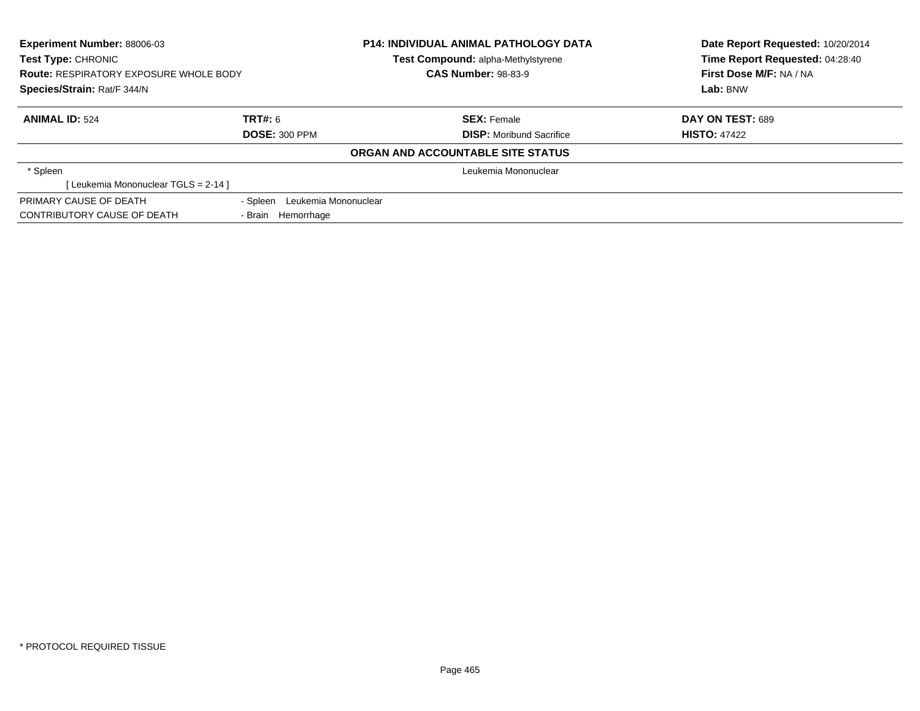**Experiment Number:** 88006-03
**Test Type:** CHRONIC
**Route:** RESPIRATORY EXPOSURE WHOLE BODY
**Species/Strain:** Rat/F 344/N

**P14: INDIVIDUAL ANIMAL PATHOLOGY DATA**
**Test Compound:** alpha-Methylstyrene
**CAS Number:** 98-83-9

**Date Report Requested:** 10/20/2014
**Time Report Requested:** 04:28:40
**First Dose M/F:** NA / NA
**Lab:** BNW

| **ANIMAL ID:** 524 | **TRT#:** 6 | **SEX:** Female | **DAY ON TEST:** 689 |
|---|---|---|---|
| | **DOSE:** 300 PPM | **DISP:** Moribund Sacrifice | **HISTO:** 47422 |

**ORGAN AND ACCOUNTABLE SITE STATUS**

| | |
|---|---|
| * Spleen | Leukemia Mononuclear |
| [ Leukemia Mononuclear TGLS = 2-14 ] | |
| PRIMARY CAUSE OF DEATH | - Spleen Leukemia Mononuclear |
| CONTRIBUTORY CAUSE OF DEATH | - Brain Hemorrhage |

* PROTOCOL REQUIRED TISSUE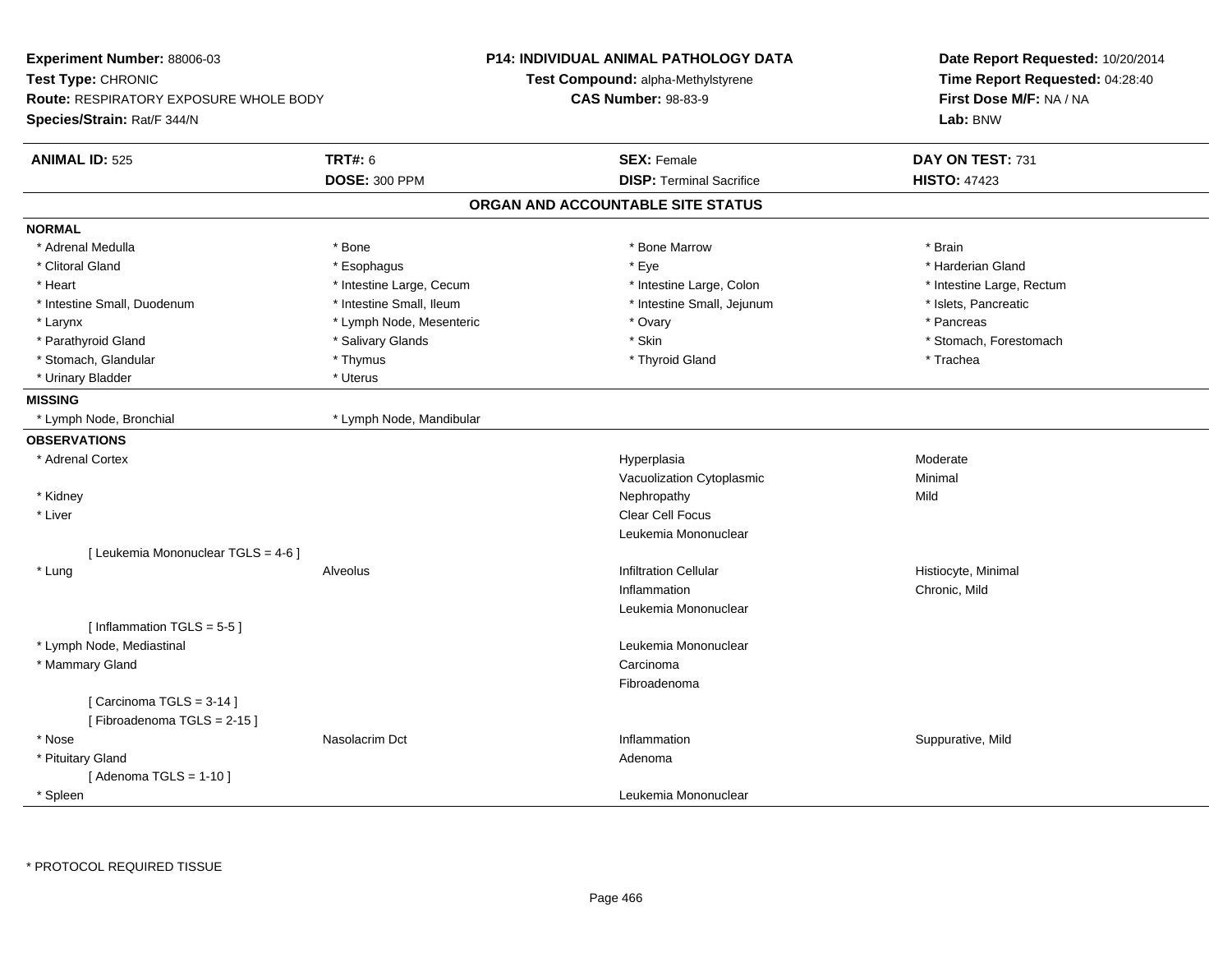**Experiment Number:** 88006-03
**Test Type:** CHRONIC
**Route:** RESPIRATORY EXPOSURE WHOLE BODY
**Species/Strain:** Rat/F 344/N

**P14: INDIVIDUAL ANIMAL PATHOLOGY DATA**
**Test Compound:** alpha-Methylstyrene
**CAS Number:** 98-83-9

**Date Report Requested:** 10/20/2014
**Time Report Requested:** 04:28:40
**First Dose M/F:** NA / NA
**Lab:** BNW

| **ANIMAL ID:** 525 | **TRT#:** 6 | **SEX:** Female | **DAY ON TEST:** 731 |
|---|---|---|---|
| | **DOSE:** 300 PPM | **DISP:** Terminal Sacrifice | **HISTO:** 47423 |

## ORGAN AND ACCOUNTABLE SITE STATUS

**NORMAL**

| | | | |
|---|---|---|---|
| * Adrenal Medulla | * Bone | * Bone Marrow | * Brain |
| * Clitoral Gland | * Esophagus | * Eye | * Harderian Gland |
| * Heart | * Intestine Large, Cecum | * Intestine Large, Colon | * Intestine Large, Rectum |
| * Intestine Small, Duodenum | * Intestine Small, Ileum | * Intestine Small, Jejunum | * Islets, Pancreatic |
| * Larynx | * Lymph Node, Mesenteric | * Ovary | * Pancreas |
| * Parathyroid Gland | * Salivary Glands | * Skin | * Stomach, Forestomach |
| * Stomach, Glandular | * Thymus | * Thyroid Gland | * Trachea |
| * Urinary Bladder | * Uterus | | |

**MISSING**

| | |
|---|---|
| * Lymph Node, Bronchial | * Lymph Node, Mandibular |

**OBSERVATIONS**

| Organ | Site | Observation | Severity |
|---|---|---|---|
| * Adrenal Cortex | | Hyperplasia | Moderate |
| | | Vacuolization Cytoplasmic | Minimal |
| * Kidney | | Nephropathy | Mild |
| * Liver | | Clear Cell Focus | |
| | | Leukemia Mononuclear | |
| [ Leukemia Mononuclear TGLS = 4-6 ] | | | |
| * Lung | Alveolus | Infiltration Cellular | Histiocyte, Minimal |
| | | Inflammation | Chronic, Mild |
| | | Leukemia Mononuclear | |
| [ Inflammation TGLS = 5-5 ] | | | |
| * Lymph Node, Mediastinal | | Leukemia Mononuclear | |
| * Mammary Gland | | Carcinoma | |
| | | Fibroadenoma | |
| [ Carcinoma TGLS = 3-14 ] | | | |
| [ Fibroadenoma TGLS = 2-15 ] | | | |
| * Nose | Nasolacrim Dct | Inflammation | Suppurative, Mild |
| * Pituitary Gland | | Adenoma | |
| [ Adenoma TGLS = 1-10 ] | | | |
| * Spleen | | Leukemia Mononuclear | |

* PROTOCOL REQUIRED TISSUE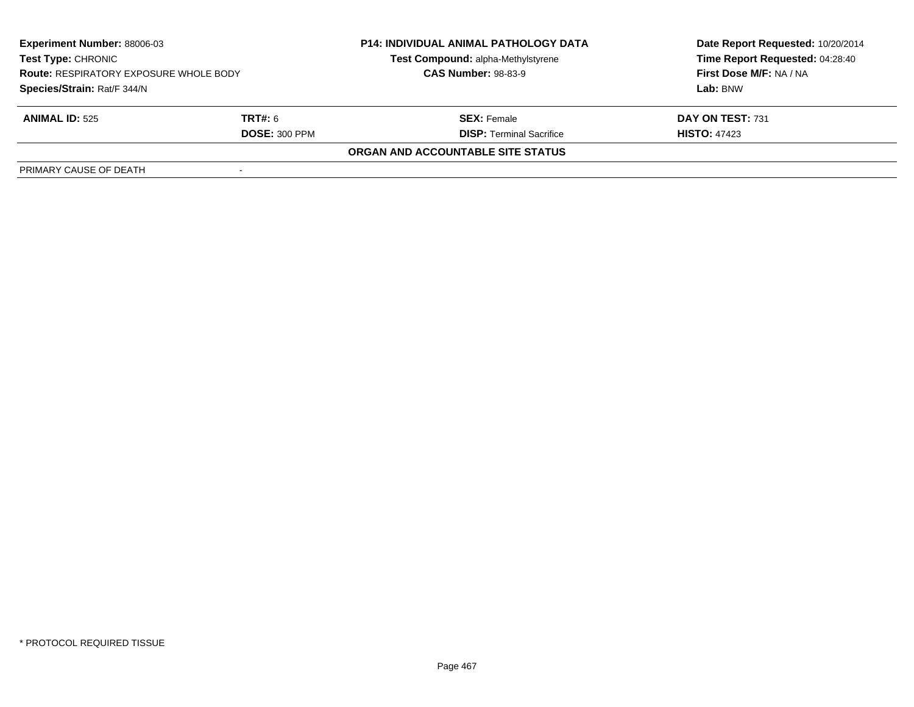| **Experiment Number:** 88006-03 | **P14: INDIVIDUAL ANIMAL PATHOLOGY DATA** | **Date Report Requested:** 10/20/2014 |
|---|---|---|
| **Test Type:** CHRONIC | **Test Compound:** alpha-Methylstyrene | **Time Report Requested:** 04:28:40 |
| **Route:** RESPIRATORY EXPOSURE WHOLE BODY | **CAS Number:** 98-83-9 | **First Dose M/F:** NA / NA |
| **Species/Strain:** Rat/F 344/N | | **Lab:** BNW |

| **ANIMAL ID:** 525 | **TRT#:** 6 | **SEX:** Female | **DAY ON TEST:** 731 |
|---|---|---|---|
| | **DOSE:** 300 PPM | **DISP:** Terminal Sacrifice | **HISTO:** 47423 |

**ORGAN AND ACCOUNTABLE SITE STATUS**

| PRIMARY CAUSE OF DEATH | - |
|---|---|

* PROTOCOL REQUIRED TISSUE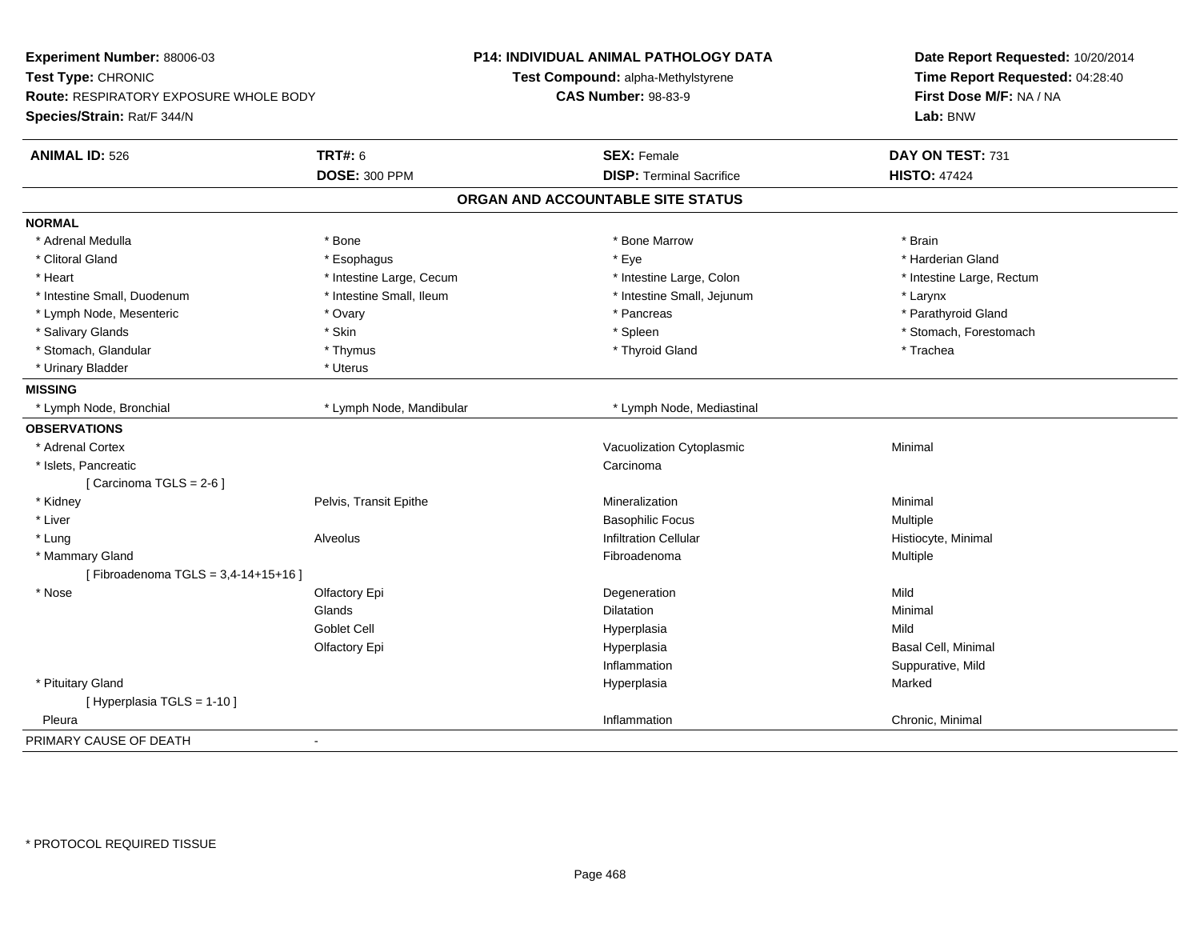**Experiment Number:** 88006-03
**Test Type:** CHRONIC
**Route:** RESPIRATORY EXPOSURE WHOLE BODY
**Species/Strain:** Rat/F 344/N

**P14: INDIVIDUAL ANIMAL PATHOLOGY DATA**
**Test Compound:** alpha-Methylstyrene
**CAS Number:** 98-83-9

**Date Report Requested:** 10/20/2014
**Time Report Requested:** 04:28:40
**First Dose M/F:** NA / NA
**Lab:** BNW

| **ANIMAL ID:** 526 | **TRT#:** 6 | **SEX:** Female | **DAY ON TEST:** 731 |
|---|---|---|---|
| | **DOSE:** 300 PPM | **DISP:** Terminal Sacrifice | **HISTO:** 47424 |

## ORGAN AND ACCOUNTABLE SITE STATUS

**NORMAL**

| | | | |
|---|---|---|---|
| * Adrenal Medulla | * Bone | * Bone Marrow | * Brain |
| * Clitoral Gland | * Esophagus | * Eye | * Harderian Gland |
| * Heart | * Intestine Large, Cecum | * Intestine Large, Colon | * Intestine Large, Rectum |
| * Intestine Small, Duodenum | * Intestine Small, Ileum | * Intestine Small, Jejunum | * Larynx |
| * Lymph Node, Mesenteric | * Ovary | * Pancreas | * Parathyroid Gland |
| * Salivary Glands | * Skin | * Spleen | * Stomach, Forestomach |
| * Stomach, Glandular | * Thymus | * Thyroid Gland | * Trachea |
| * Urinary Bladder | * Uterus | | |

**MISSING**

| | | |
|---|---|---|
| * Lymph Node, Bronchial | * Lymph Node, Mandibular | * Lymph Node, Mediastinal |

**OBSERVATIONS**

| | | | |
|---|---|---|---|
| * Adrenal Cortex | | Vacuolization Cytoplasmic | Minimal |
| * Islets, Pancreatic | | Carcinoma | |
| [ Carcinoma TGLS = 2-6 ] | | | |
| * Kidney | Pelvis, Transit Epithe | Mineralization | Minimal |
| * Liver | | Basophilic Focus | Multiple |
| * Lung | Alveolus | Infiltration Cellular | Histiocyte, Minimal |
| * Mammary Gland | | Fibroadenoma | Multiple |
| [ Fibroadenoma TGLS = 3,4-14+15+16 ] | | | |
| * Nose | Olfactory Epi | Degeneration | Mild |
| | Glands | Dilatation | Minimal |
| | Goblet Cell | Hyperplasia | Mild |
| | Olfactory Epi | Hyperplasia | Basal Cell, Minimal |
| | | Inflammation | Suppurative, Mild |
| * Pituitary Gland | | Hyperplasia | Marked |
| [ Hyperplasia TGLS = 1-10 ] | | | |
| Pleura | | Inflammation | Chronic, Minimal |

PRIMARY CAUSE OF DEATH -

* PROTOCOL REQUIRED TISSUE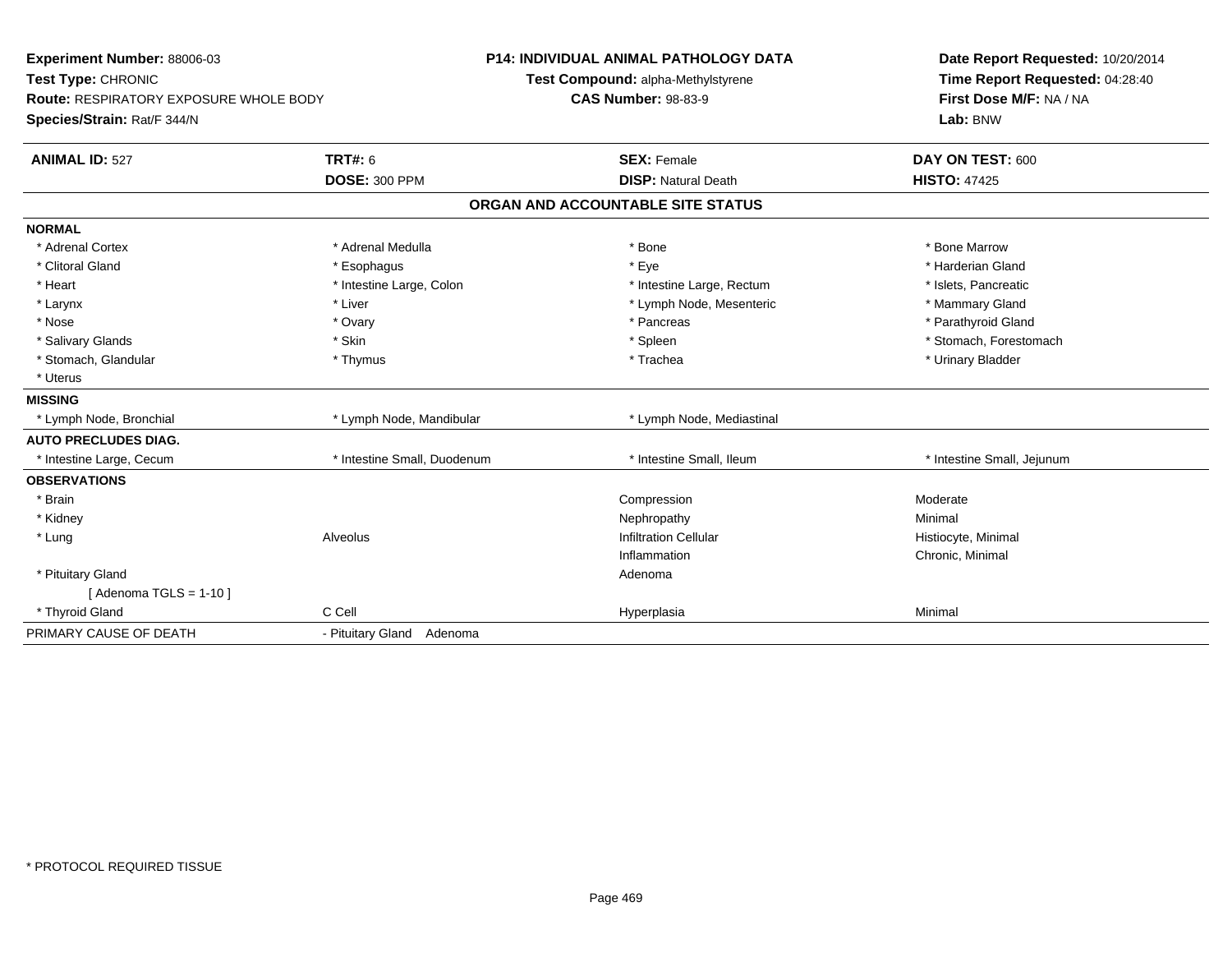**Experiment Number:** 88006-03
**Test Type:** CHRONIC
**Route:** RESPIRATORY EXPOSURE WHOLE BODY
**Species/Strain:** Rat/F 344/N

**P14: INDIVIDUAL ANIMAL PATHOLOGY DATA**
**Test Compound:** alpha-Methylstyrene
**CAS Number:** 98-83-9

**Date Report Requested:** 10/20/2014
**Time Report Requested:** 04:28:40
**First Dose M/F:** NA / NA
**Lab:** BNW

| **ANIMAL ID:** 527 | **TRT#:** 6 | **SEX:** Female | **DAY ON TEST:** 600 |
|---|---|---|---|
| | **DOSE:** 300 PPM | **DISP:** Natural Death | **HISTO:** 47425 |

## ORGAN AND ACCOUNTABLE SITE STATUS

| | | | |
|---|---|---|---|
| **NORMAL** | | | |
| * Adrenal Cortex | * Adrenal Medulla | * Bone | * Bone Marrow |
| * Clitoral Gland | * Esophagus | * Eye | * Harderian Gland |
| * Heart | * Intestine Large, Colon | * Intestine Large, Rectum | * Islets, Pancreatic |
| * Larynx | * Liver | * Lymph Node, Mesenteric | * Mammary Gland |
| * Nose | * Ovary | * Pancreas | * Parathyroid Gland |
| * Salivary Glands | * Skin | * Spleen | * Stomach, Forestomach |
| * Stomach, Glandular | * Thymus | * Trachea | * Urinary Bladder |
| * Uterus | | | |
| **MISSING** | | | |
| * Lymph Node, Bronchial | * Lymph Node, Mandibular | * Lymph Node, Mediastinal | |
| **AUTO PRECLUDES DIAG.** | | | |
| * Intestine Large, Cecum | * Intestine Small, Duodenum | * Intestine Small, Ileum | * Intestine Small, Jejunum |
| **OBSERVATIONS** | | | |
| * Brain | | Compression | Moderate |
| * Kidney | | Nephropathy | Minimal |
| * Lung | Alveolus | Infiltration Cellular | Histiocyte, Minimal |
| | | Inflammation | Chronic, Minimal |
| * Pituitary Gland | | Adenoma | |
| [ Adenoma TGLS = 1-10 ] | | | |
| * Thyroid Gland | C Cell | Hyperplasia | Minimal |
| PRIMARY CAUSE OF DEATH | - Pituitary Gland Adenoma | | |

* PROTOCOL REQUIRED TISSUE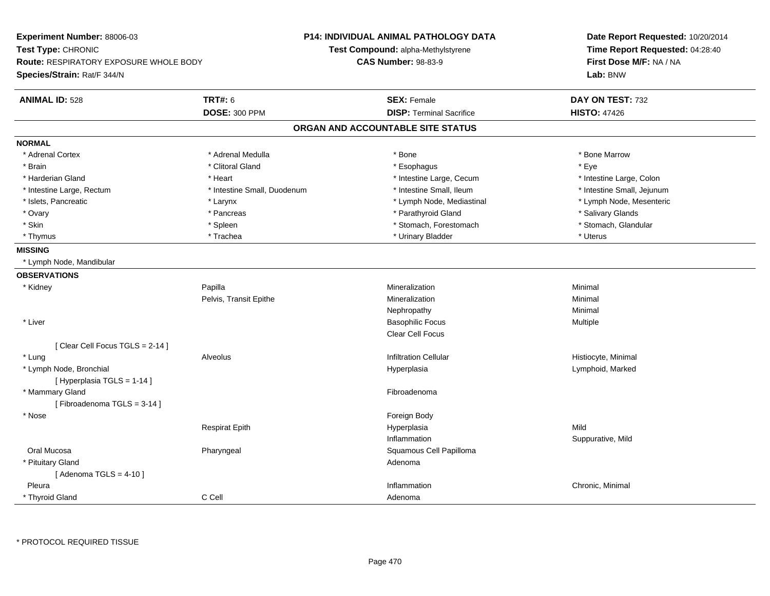**Experiment Number:** 88006-03
**Test Type:** CHRONIC
**Route:** RESPIRATORY EXPOSURE WHOLE BODY
**Species/Strain:** Rat/F 344/N

**P14: INDIVIDUAL ANIMAL PATHOLOGY DATA**
**Test Compound:** alpha-Methylstyrene
**CAS Number:** 98-83-9

**Date Report Requested:** 10/20/2014
**Time Report Requested:** 04:28:40
**First Dose M/F:** NA / NA
**Lab:** BNW

| **ANIMAL ID:** 528 | **TRT#:** 6 | **SEX:** Female | **DAY ON TEST:** 732 |
|---|---|---|---|
| | **DOSE:** 300 PPM | **DISP:** Terminal Sacrifice | **HISTO:** 47426 |

## ORGAN AND ACCOUNTABLE SITE STATUS

**NORMAL**

| | | | |
|---|---|---|---|
| * Adrenal Cortex | * Adrenal Medulla | * Bone | * Bone Marrow |
| * Brain | * Clitoral Gland | * Esophagus | * Eye |
| * Harderian Gland | * Heart | * Intestine Large, Cecum | * Intestine Large, Colon |
| * Intestine Large, Rectum | * Intestine Small, Duodenum | * Intestine Small, Ileum | * Intestine Small, Jejunum |
| * Islets, Pancreatic | * Larynx | * Lymph Node, Mediastinal | * Lymph Node, Mesenteric |
| * Ovary | * Pancreas | * Parathyroid Gland | * Salivary Glands |
| * Skin | * Spleen | * Stomach, Forestomach | * Stomach, Glandular |
| * Thymus | * Trachea | * Urinary Bladder | * Uterus |

**MISSING**

* Lymph Node, Mandibular

**OBSERVATIONS**

| | | | |
|---|---|---|---|
| * Kidney | Papilla | Mineralization | Minimal |
| | Pelvis, Transit Epithe | Mineralization | Minimal |
| | | Nephropathy | Minimal |
| * Liver | | Basophilic Focus | Multiple |
| | | Clear Cell Focus | |
| [ Clear Cell Focus TGLS = 2-14 ] | | | |
| * Lung | Alveolus | Infiltration Cellular | Histiocyte, Minimal |
| * Lymph Node, Bronchial | | Hyperplasia | Lymphoid, Marked |
| [ Hyperplasia TGLS = 1-14 ] | | | |
| * Mammary Gland | | Fibroadenoma | |
| [ Fibroadenoma TGLS = 3-14 ] | | | |
| * Nose | | Foreign Body | |
| | Respirat Epith | Hyperplasia | Mild |
| | | Inflammation | Suppurative, Mild |
| Oral Mucosa | Pharyngeal | Squamous Cell Papilloma | |
| * Pituitary Gland | | Adenoma | |
| [ Adenoma TGLS = 4-10 ] | | | |
| Pleura | | Inflammation | Chronic, Minimal |
| * Thyroid Gland | C Cell | Adenoma | |

* PROTOCOL REQUIRED TISSUE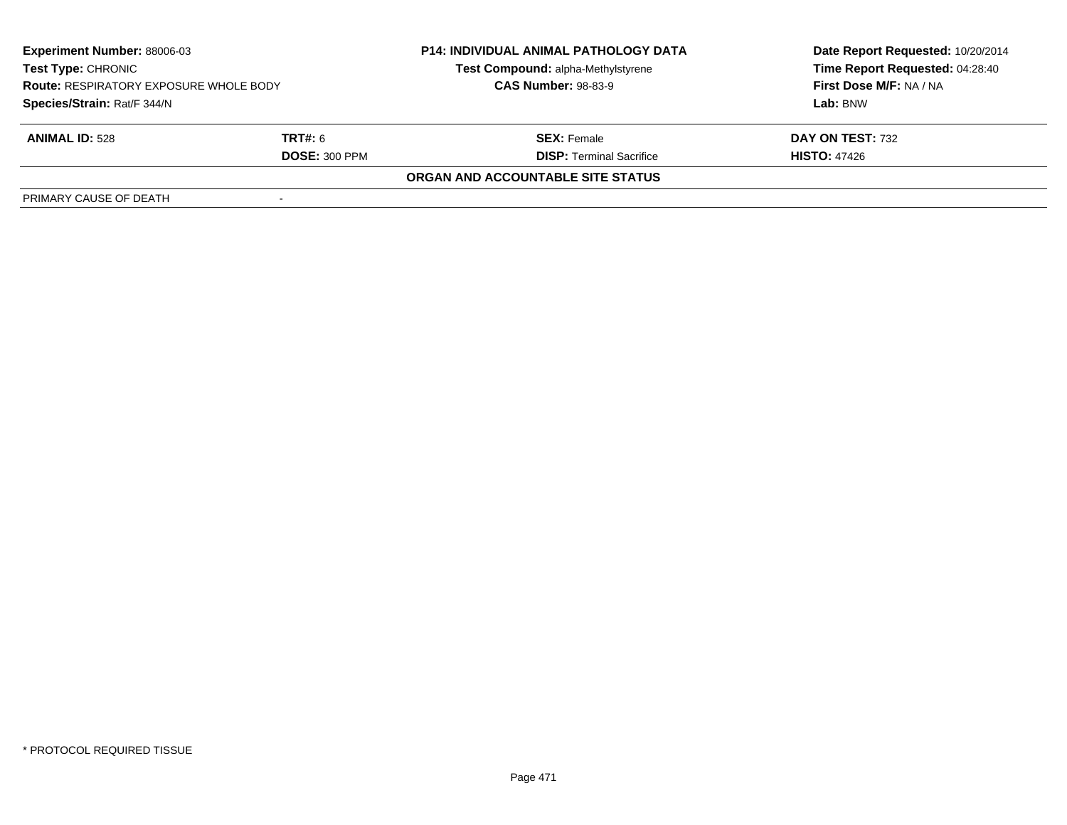| **Experiment Number:** 88006-03 | | **P14: INDIVIDUAL ANIMAL PATHOLOGY DATA** | **Date Report Requested:** 10/20/2014 |
|---|---|---|---|
| **Test Type:** CHRONIC | | **Test Compound:** alpha-Methylstyrene | **Time Report Requested:** 04:28:40 |
| **Route:** RESPIRATORY EXPOSURE WHOLE BODY | | **CAS Number:** 98-83-9 | **First Dose M/F:** NA / NA |
| **Species/Strain:** Rat/F 344/N | | | **Lab:** BNW |

| **ANIMAL ID:** 528 | **TRT#:** 6 | **SEX:** Female | **DAY ON TEST:** 732 |
|---|---|---|---|
| | **DOSE:** 300 PPM | **DISP:** Terminal Sacrifice | **HISTO:** 47426 |

**ORGAN AND ACCOUNTABLE SITE STATUS**

| PRIMARY CAUSE OF DEATH | - |
|---|---|

* PROTOCOL REQUIRED TISSUE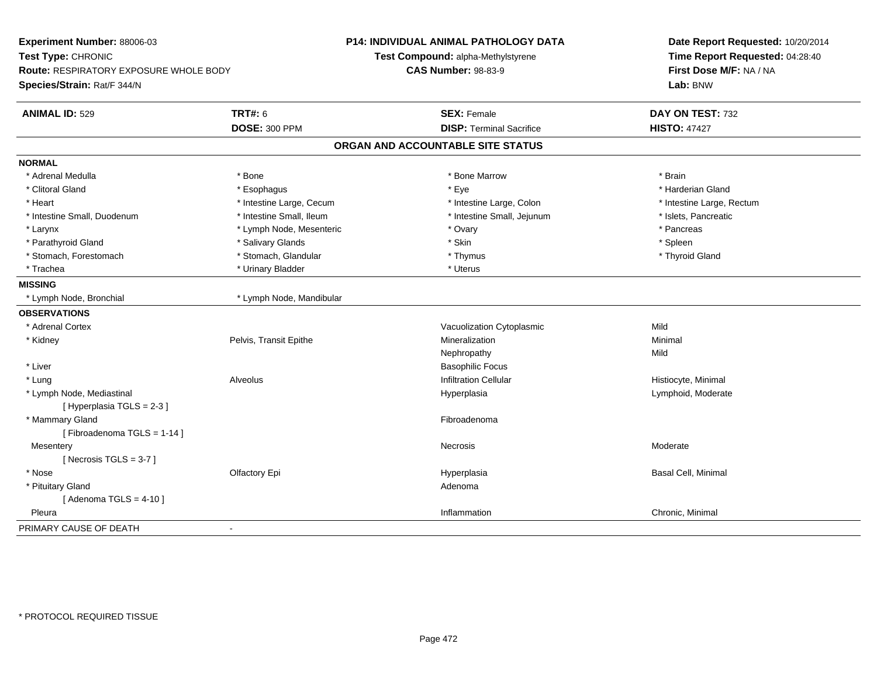**Experiment Number:** 88006-03
**Test Type:** CHRONIC
**Route:** RESPIRATORY EXPOSURE WHOLE BODY
**Species/Strain:** Rat/F 344/N

**P14: INDIVIDUAL ANIMAL PATHOLOGY DATA**
**Test Compound:** alpha-Methylstyrene
**CAS Number:** 98-83-9

**Date Report Requested:** 10/20/2014
**Time Report Requested:** 04:28:40
**First Dose M/F:** NA / NA
**Lab:** BNW

| **ANIMAL ID:** 529 | **TRT#:** 6 | **SEX:** Female | **DAY ON TEST:** 732 |
|---|---|---|---|
| | **DOSE:** 300 PPM | **DISP:** Terminal Sacrifice | **HISTO:** 47427 |

## ORGAN AND ACCOUNTABLE SITE STATUS

**NORMAL**

| | | | |
|---|---|---|---|
| * Adrenal Medulla | * Bone | * Bone Marrow | * Brain |
| * Clitoral Gland | * Esophagus | * Eye | * Harderian Gland |
| * Heart | * Intestine Large, Cecum | * Intestine Large, Colon | * Intestine Large, Rectum |
| * Intestine Small, Duodenum | * Intestine Small, Ileum | * Intestine Small, Jejunum | * Islets, Pancreatic |
| * Larynx | * Lymph Node, Mesenteric | * Ovary | * Pancreas |
| * Parathyroid Gland | * Salivary Glands | * Skin | * Spleen |
| * Stomach, Forestomach | * Stomach, Glandular | * Thymus | * Thyroid Gland |
| * Trachea | * Urinary Bladder | * Uterus | |

**MISSING**

| | |
|---|---|
| * Lymph Node, Bronchial | * Lymph Node, Mandibular |

**OBSERVATIONS**

| Organ | Site | Observation | Severity |
|---|---|---|---|
| * Adrenal Cortex | | Vacuolization Cytoplasmic | Mild |
| * Kidney | Pelvis, Transit Epithe | Mineralization | Minimal |
| | | Nephropathy | Mild |
| * Liver | | Basophilic Focus | |
| * Lung | Alveolus | Infiltration Cellular | Histiocyte, Minimal |
| * Lymph Node, Mediastinal | | Hyperplasia | Lymphoid, Moderate |
| [ Hyperplasia TGLS = 2-3 ] | | | |
| * Mammary Gland | | Fibroadenoma | |
| [ Fibroadenoma TGLS = 1-14 ] | | | |
| Mesentery | | Necrosis | Moderate |
| [ Necrosis TGLS = 3-7 ] | | | |
| * Nose | Olfactory Epi | Hyperplasia | Basal Cell, Minimal |
| * Pituitary Gland | | Adenoma | |
| [ Adenoma TGLS = 4-10 ] | | | |
| Pleura | | Inflammation | Chronic, Minimal |

PRIMARY CAUSE OF DEATH -

\* PROTOCOL REQUIRED TISSUE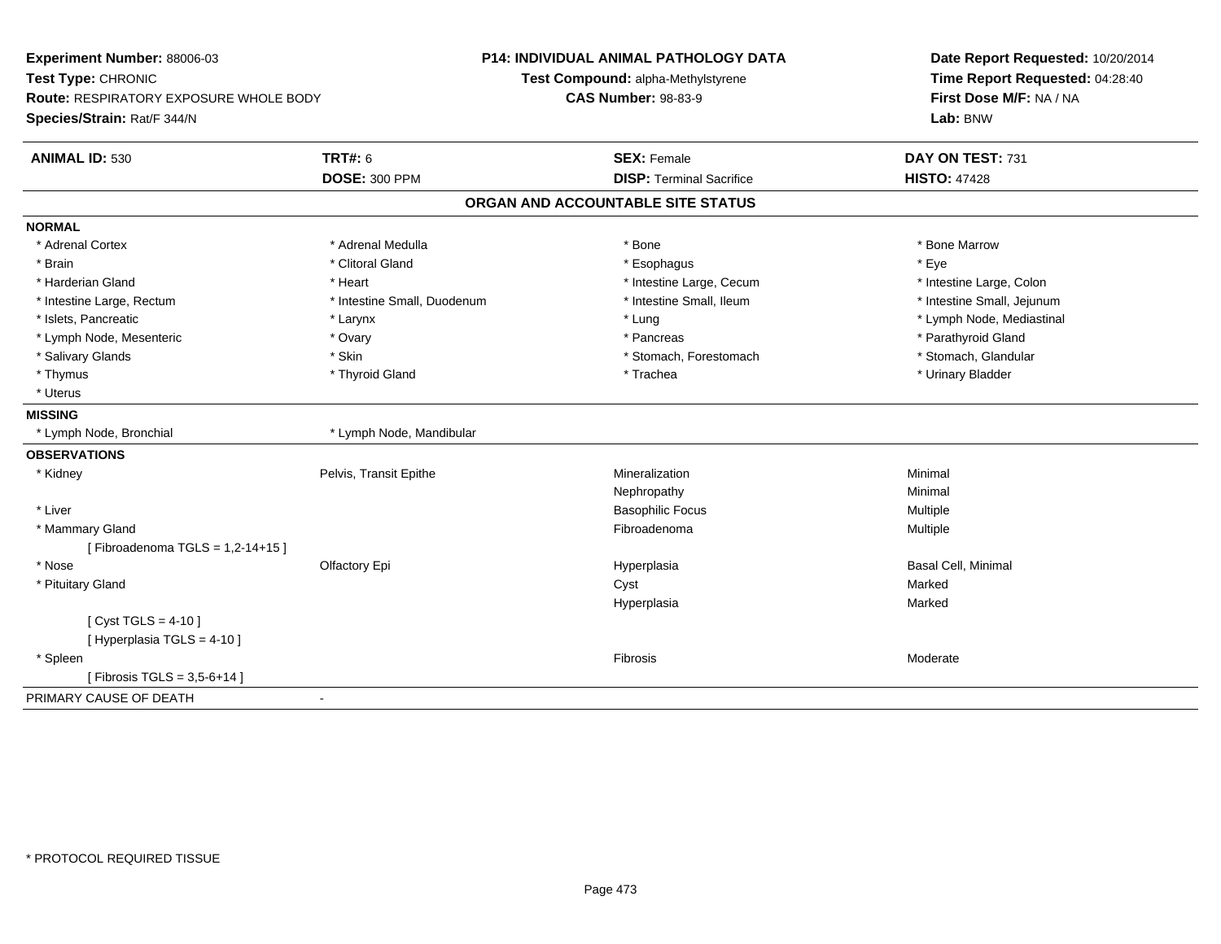**Experiment Number:** 88006-03
**Test Type:** CHRONIC
**Route:** RESPIRATORY EXPOSURE WHOLE BODY
**Species/Strain:** Rat/F 344/N

**P14: INDIVIDUAL ANIMAL PATHOLOGY DATA**
**Test Compound:** alpha-Methylstyrene
**CAS Number:** 98-83-9

**Date Report Requested:** 10/20/2014
**Time Report Requested:** 04:28:40
**First Dose M/F:** NA / NA
**Lab:** BNW

| **ANIMAL ID:** 530 | **TRT#:** 6 | **SEX:** Female | **DAY ON TEST:** 731 |
|---|---|---|---|
| | **DOSE:** 300 PPM | **DISP:** Terminal Sacrifice | **HISTO:** 47428 |

## ORGAN AND ACCOUNTABLE SITE STATUS

**NORMAL**

| | | | |
|---|---|---|---|
| * Adrenal Cortex | * Adrenal Medulla | * Bone | * Bone Marrow |
| * Brain | * Clitoral Gland | * Esophagus | * Eye |
| * Harderian Gland | * Heart | * Intestine Large, Cecum | * Intestine Large, Colon |
| * Intestine Large, Rectum | * Intestine Small, Duodenum | * Intestine Small, Ileum | * Intestine Small, Jejunum |
| * Islets, Pancreatic | * Larynx | * Lung | * Lymph Node, Mediastinal |
| * Lymph Node, Mesenteric | * Ovary | * Pancreas | * Parathyroid Gland |
| * Salivary Glands | * Skin | * Stomach, Forestomach | * Stomach, Glandular |
| * Thymus | * Thyroid Gland | * Trachea | * Urinary Bladder |
| * Uterus | | | |

**MISSING**

| | |
|---|---|
| * Lymph Node, Bronchial | * Lymph Node, Mandibular |

**OBSERVATIONS**

| | | | |
|---|---|---|---|
| * Kidney | Pelvis, Transit Epithe | Mineralization | Minimal |
| | | Nephropathy | Minimal |
| * Liver | | Basophilic Focus | Multiple |
| * Mammary Gland | | Fibroadenoma | Multiple |
| [ Fibroadenoma TGLS = 1,2-14+15 ] | | | |
| * Nose | Olfactory Epi | Hyperplasia | Basal Cell, Minimal |
| * Pituitary Gland | | Cyst | Marked |
| | | Hyperplasia | Marked |
| [ Cyst TGLS = 4-10 ] | | | |
| [ Hyperplasia TGLS = 4-10 ] | | | |
| * Spleen | | Fibrosis | Moderate |
| [ Fibrosis TGLS = 3,5-6+14 ] | | | |

PRIMARY CAUSE OF DEATH -

* PROTOCOL REQUIRED TISSUE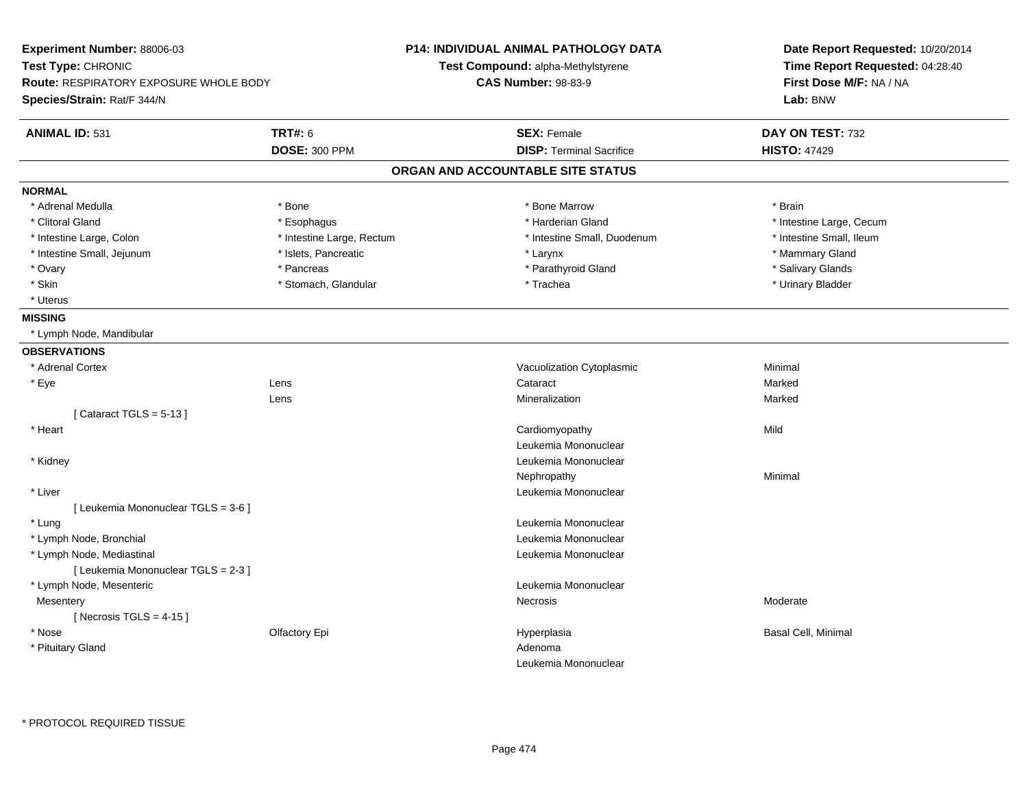**Experiment Number:** 88006-03
**Test Type:** CHRONIC
**Route:** RESPIRATORY EXPOSURE WHOLE BODY
**Species/Strain:** Rat/F 344/N

**P14: INDIVIDUAL ANIMAL PATHOLOGY DATA**
**Test Compound:** alpha-Methylstyrene
**CAS Number:** 98-83-9

**Date Report Requested:** 10/20/2014
**Time Report Requested:** 04:28:40
**First Dose M/F:** NA / NA
**Lab:** BNW

| **ANIMAL ID:** 531 | **TRT#:** 6 | **SEX:** Female | **DAY ON TEST:** 732 |
|---|---|---|---|
| | **DOSE:** 300 PPM | **DISP:** Terminal Sacrifice | **HISTO:** 47429 |

## ORGAN AND ACCOUNTABLE SITE STATUS

**NORMAL**

| | | | |
|---|---|---|---|
| * Adrenal Medulla | * Bone | * Bone Marrow | * Brain |
| * Clitoral Gland | * Esophagus | * Harderian Gland | * Intestine Large, Cecum |
| * Intestine Large, Colon | * Intestine Large, Rectum | * Intestine Small, Duodenum | * Intestine Small, Ileum |
| * Intestine Small, Jejunum | * Islets, Pancreatic | * Larynx | * Mammary Gland |
| * Ovary | * Pancreas | * Parathyroid Gland | * Salivary Glands |
| * Skin | * Stomach, Glandular | * Trachea | * Urinary Bladder |
| * Uterus | | | |

**MISSING**

* Lymph Node, Mandibular

**OBSERVATIONS**

| | | | |
|---|---|---|---|
| * Adrenal Cortex | | Vacuolization Cytoplasmic | Minimal |
| * Eye | Lens | Cataract | Marked |
| | Lens | Mineralization | Marked |
| [ Cataract TGLS = 5-13 ] | | | |
| * Heart | | Cardiomyopathy | Mild |
| | | Leukemia Mononuclear | |
| * Kidney | | Leukemia Mononuclear | |
| | | Nephropathy | Minimal |
| * Liver | | Leukemia Mononuclear | |
| [ Leukemia Mononuclear TGLS = 3-6 ] | | | |
| * Lung | | Leukemia Mononuclear | |
| * Lymph Node, Bronchial | | Leukemia Mononuclear | |
| * Lymph Node, Mediastinal | | Leukemia Mononuclear | |
| [ Leukemia Mononuclear TGLS = 2-3 ] | | | |
| * Lymph Node, Mesenteric | | Leukemia Mononuclear | |
| Mesentery | | Necrosis | Moderate |
| [ Necrosis TGLS = 4-15 ] | | | |
| * Nose | Olfactory Epi | Hyperplasia | Basal Cell, Minimal |
| * Pituitary Gland | | Adenoma | |
| | | Leukemia Mononuclear | |

* PROTOCOL REQUIRED TISSUE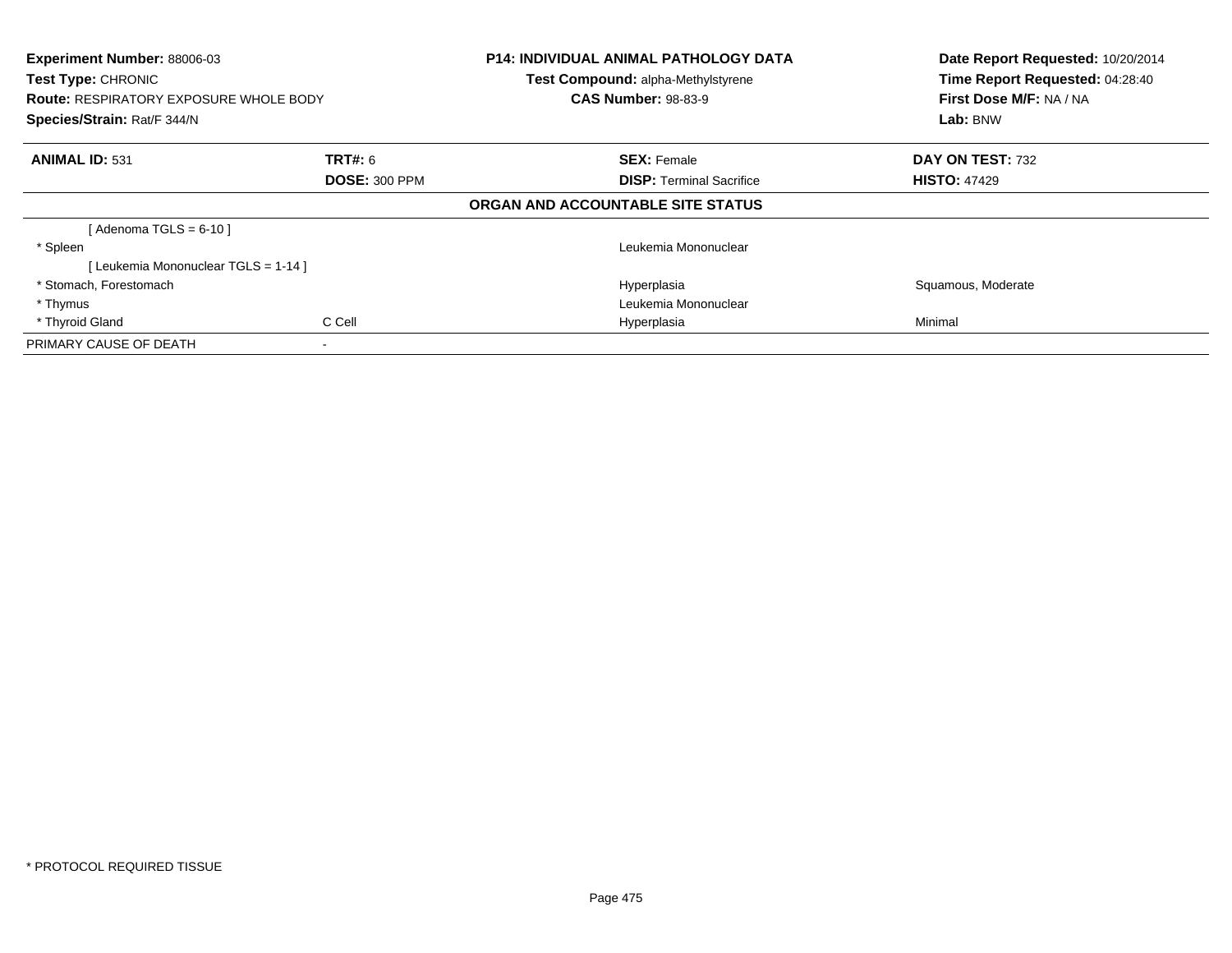**Experiment Number:** 88006-03
**Test Type:** CHRONIC
**Route:** RESPIRATORY EXPOSURE WHOLE BODY
**Species/Strain:** Rat/F 344/N

**P14: INDIVIDUAL ANIMAL PATHOLOGY DATA**
**Test Compound:** alpha-Methylstyrene
**CAS Number:** 98-83-9

**Date Report Requested:** 10/20/2014
**Time Report Requested:** 04:28:40
**First Dose M/F:** NA / NA
**Lab:** BNW

| **ANIMAL ID:** 531 | **TRT#:** 6 | **SEX:** Female | **DAY ON TEST:** 732 |
|---|---|---|---|
| | **DOSE:** 300 PPM | **DISP:** Terminal Sacrifice | **HISTO:** 47429 |

**ORGAN AND ACCOUNTABLE SITE STATUS**

| | | | |
|---|---|---|---|
| [ Adenoma TGLS = 6-10 ] | | | |
| * Spleen | | Leukemia Mononuclear | |
| [ Leukemia Mononuclear TGLS = 1-14 ] | | | |
| * Stomach, Forestomach | | Hyperplasia | Squamous, Moderate |
| * Thymus | | Leukemia Mononuclear | |
| * Thyroid Gland | C Cell | Hyperplasia | Minimal |
| PRIMARY CAUSE OF DEATH | - | | |

* PROTOCOL REQUIRED TISSUE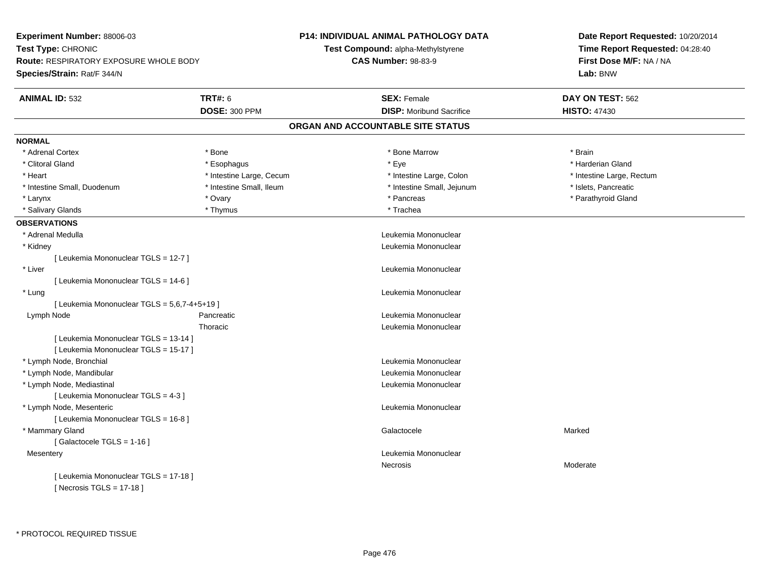**Experiment Number:** 88006-03
**Test Type:** CHRONIC
**Route:** RESPIRATORY EXPOSURE WHOLE BODY
**Species/Strain:** Rat/F 344/N

**P14: INDIVIDUAL ANIMAL PATHOLOGY DATA**
**Test Compound:** alpha-Methylstyrene
**CAS Number:** 98-83-9

**Date Report Requested:** 10/20/2014
**Time Report Requested:** 04:28:40
**First Dose M/F:** NA / NA
**Lab:** BNW

| **ANIMAL ID:** 532 | **TRT#:** 6 | **SEX:** Female | **DAY ON TEST:** 562 |
|---|---|---|---|
| | **DOSE:** 300 PPM | **DISP:** Moribund Sacrifice | **HISTO:** 47430 |

## ORGAN AND ACCOUNTABLE SITE STATUS

**NORMAL**

| | | | |
|---|---|---|---|
| * Adrenal Cortex | * Bone | * Bone Marrow | * Brain |
| * Clitoral Gland | * Esophagus | * Eye | * Harderian Gland |
| * Heart | * Intestine Large, Cecum | * Intestine Large, Colon | * Intestine Large, Rectum |
| * Intestine Small, Duodenum | * Intestine Small, Ileum | * Intestine Small, Jejunum | * Islets, Pancreatic |
| * Larynx | * Ovary | * Pancreas | * Parathyroid Gland |
| * Salivary Glands | * Thymus | * Trachea | |

**OBSERVATIONS**

| | | | |
|---|---|---|---|
| * Adrenal Medulla | | Leukemia Mononuclear | |
| * Kidney | | Leukemia Mononuclear | |
| [ Leukemia Mononuclear TGLS = 12-7 ] | | | |
| * Liver | | Leukemia Mononuclear | |
| [ Leukemia Mononuclear TGLS = 14-6 ] | | | |
| * Lung | | Leukemia Mononuclear | |
| [ Leukemia Mononuclear TGLS = 5,6,7-4+5+19 ] | | | |
| Lymph Node | Pancreatic | Leukemia Mononuclear | |
| | Thoracic | Leukemia Mononuclear | |
| [ Leukemia Mononuclear TGLS = 13-14 ] | | | |
| [ Leukemia Mononuclear TGLS = 15-17 ] | | | |
| * Lymph Node, Bronchial | | Leukemia Mononuclear | |
| * Lymph Node, Mandibular | | Leukemia Mononuclear | |
| * Lymph Node, Mediastinal | | Leukemia Mononuclear | |
| [ Leukemia Mononuclear TGLS = 4-3 ] | | | |
| * Lymph Node, Mesenteric | | Leukemia Mononuclear | |
| [ Leukemia Mononuclear TGLS = 16-8 ] | | | |
| * Mammary Gland | | Galactocele | Marked |
| [ Galactocele TGLS = 1-16 ] | | | |
| Mesentery | | Leukemia Mononuclear | |
| | | Necrosis | Moderate |
| [ Leukemia Mononuclear TGLS = 17-18 ] | | | |
| [ Necrosis TGLS = 17-18 ] | | | |

* PROTOCOL REQUIRED TISSUE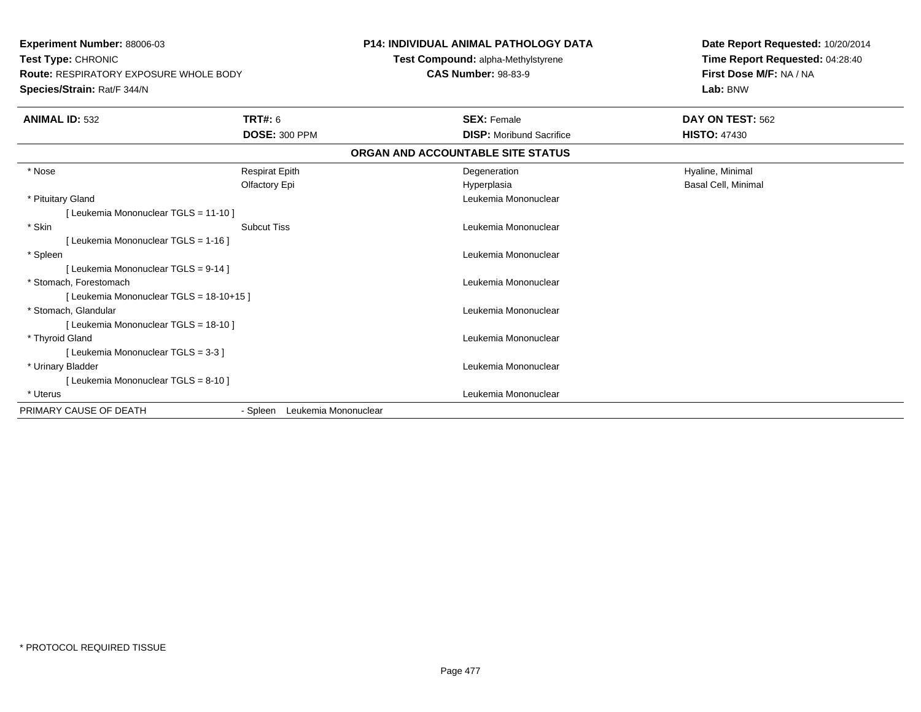**Experiment Number:** 88006-03
**Test Type:** CHRONIC
**Route:** RESPIRATORY EXPOSURE WHOLE BODY
**Species/Strain:** Rat/F 344/N

**P14: INDIVIDUAL ANIMAL PATHOLOGY DATA**
**Test Compound:** alpha-Methylstyrene
**CAS Number:** 98-83-9

**Date Report Requested:** 10/20/2014
**Time Report Requested:** 04:28:40
**First Dose M/F:** NA / NA
**Lab:** BNW

| **ANIMAL ID:** 532 | **TRT#:** 6 | **SEX:** Female | **DAY ON TEST:** 562 |
|---|---|---|---|
| | **DOSE:** 300 PPM | **DISP:** Moribund Sacrifice | **HISTO:** 47430 |

**ORGAN AND ACCOUNTABLE SITE STATUS**

| | | | |
|---|---|---|---|
| * Nose | Respirat Epith | Degeneration | Hyaline, Minimal |
| | Olfactory Epi | Hyperplasia | Basal Cell, Minimal |
| * Pituitary Gland | | Leukemia Mononuclear | |
| [ Leukemia Mononuclear TGLS = 11-10 ] | | | |
| * Skin | Subcut Tiss | Leukemia Mononuclear | |
| [ Leukemia Mononuclear TGLS = 1-16 ] | | | |
| * Spleen | | Leukemia Mononuclear | |
| [ Leukemia Mononuclear TGLS = 9-14 ] | | | |
| * Stomach, Forestomach | | Leukemia Mononuclear | |
| [ Leukemia Mononuclear TGLS = 18-10+15 ] | | | |
| * Stomach, Glandular | | Leukemia Mononuclear | |
| [ Leukemia Mononuclear TGLS = 18-10 ] | | | |
| * Thyroid Gland | | Leukemia Mononuclear | |
| [ Leukemia Mononuclear TGLS = 3-3 ] | | | |
| * Urinary Bladder | | Leukemia Mononuclear | |
| [ Leukemia Mononuclear TGLS = 8-10 ] | | | |
| * Uterus | | Leukemia Mononuclear | |
| PRIMARY CAUSE OF DEATH | - Spleen Leukemia Mononuclear | | |

* PROTOCOL REQUIRED TISSUE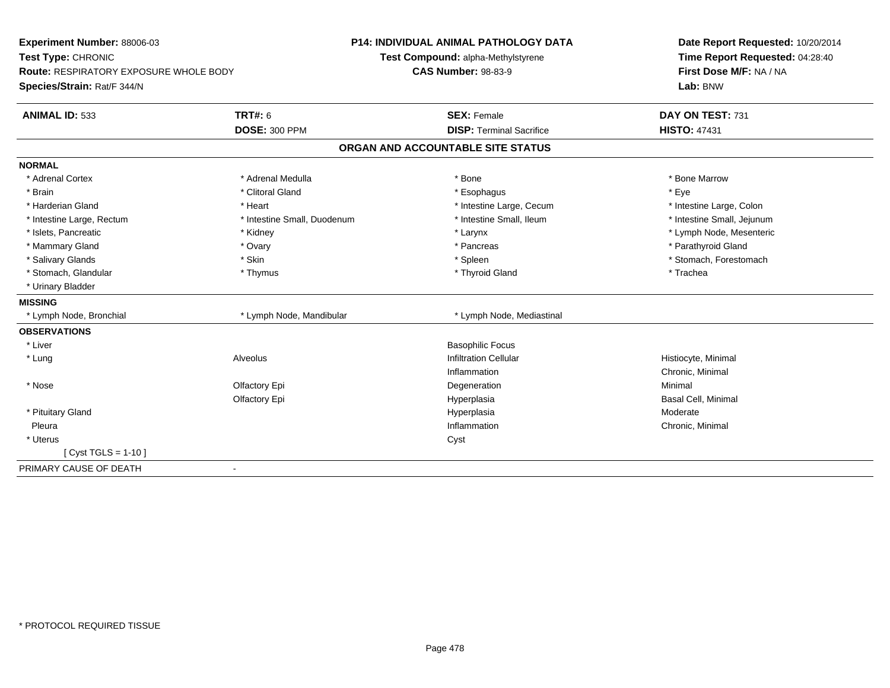**Experiment Number:** 88006-03
**Test Type:** CHRONIC
**Route:** RESPIRATORY EXPOSURE WHOLE BODY
**Species/Strain:** Rat/F 344/N

**P14: INDIVIDUAL ANIMAL PATHOLOGY DATA**
**Test Compound:** alpha-Methylstyrene
**CAS Number:** 98-83-9

**Date Report Requested:** 10/20/2014
**Time Report Requested:** 04:28:40
**First Dose M/F:** NA / NA
**Lab:** BNW

| **ANIMAL ID:** 533 | **TRT#:** 6 | **SEX:** Female | **DAY ON TEST:** 731 |
|---|---|---|---|
| | **DOSE:** 300 PPM | **DISP:** Terminal Sacrifice | **HISTO:** 47431 |

## ORGAN AND ACCOUNTABLE SITE STATUS

| | | | |
|---|---|---|---|
| **NORMAL** | | | |
| * Adrenal Cortex | * Adrenal Medulla | * Bone | * Bone Marrow |
| * Brain | * Clitoral Gland | * Esophagus | * Eye |
| * Harderian Gland | * Heart | * Intestine Large, Cecum | * Intestine Large, Colon |
| * Intestine Large, Rectum | * Intestine Small, Duodenum | * Intestine Small, Ileum | * Intestine Small, Jejunum |
| * Islets, Pancreatic | * Kidney | * Larynx | * Lymph Node, Mesenteric |
| * Mammary Gland | * Ovary | * Pancreas | * Parathyroid Gland |
| * Salivary Glands | * Skin | * Spleen | * Stomach, Forestomach |
| * Stomach, Glandular | * Thymus | * Thyroid Gland | * Trachea |
| * Urinary Bladder | | | |
| **MISSING** | | | |
| * Lymph Node, Bronchial | * Lymph Node, Mandibular | * Lymph Node, Mediastinal | |
| **OBSERVATIONS** | | | |
| * Liver | | Basophilic Focus | |
| * Lung | Alveolus | Infiltration Cellular | Histiocyte, Minimal |
| | | Inflammation | Chronic, Minimal |
| * Nose | Olfactory Epi | Degeneration | Minimal |
| | Olfactory Epi | Hyperplasia | Basal Cell, Minimal |
| * Pituitary Gland | | Hyperplasia | Moderate |
| Pleura | | Inflammation | Chronic, Minimal |
| * Uterus | | Cyst | |
| [ Cyst TGLS = 1-10 ] | | | |
| PRIMARY CAUSE OF DEATH | - | | |

* PROTOCOL REQUIRED TISSUE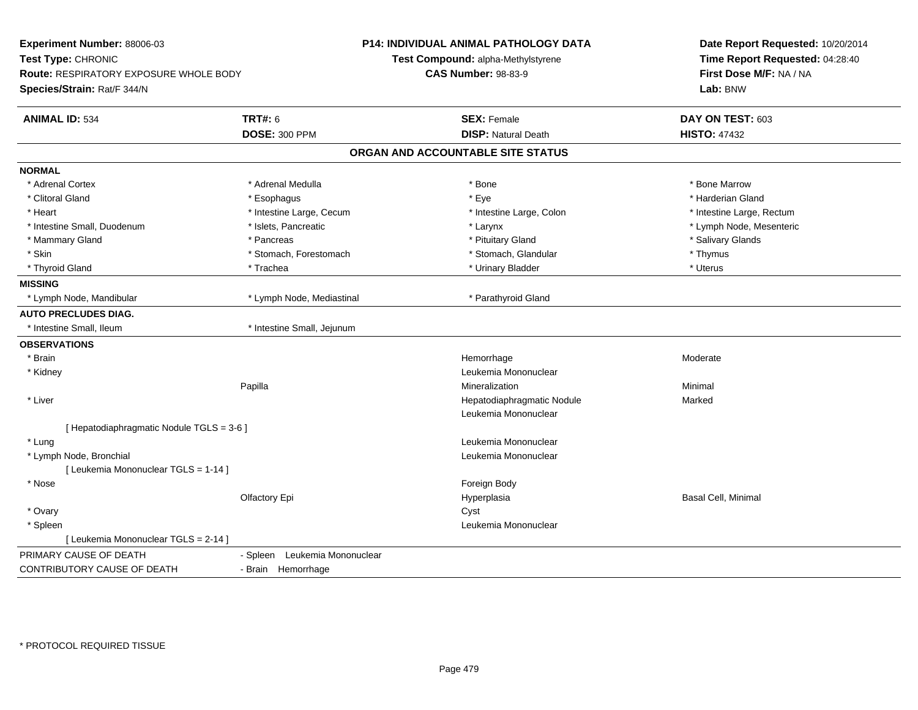**Experiment Number:** 88006-03
**Test Type:** CHRONIC
**Route:** RESPIRATORY EXPOSURE WHOLE BODY
**Species/Strain:** Rat/F 344/N

**P14: INDIVIDUAL ANIMAL PATHOLOGY DATA**
**Test Compound:** alpha-Methylstyrene
**CAS Number:** 98-83-9

**Date Report Requested:** 10/20/2014
**Time Report Requested:** 04:28:40
**First Dose M/F:** NA / NA
**Lab:** BNW

| **ANIMAL ID:** 534 | **TRT#:** 6 | **SEX:** Female | **DAY ON TEST:** 603 |
|---|---|---|---|
| | **DOSE:** 300 PPM | **DISP:** Natural Death | **HISTO:** 47432 |

## ORGAN AND ACCOUNTABLE SITE STATUS

| | | | |
|---|---|---|---|
| **NORMAL** | | | |
| * Adrenal Cortex | * Adrenal Medulla | * Bone | * Bone Marrow |
| * Clitoral Gland | * Esophagus | * Eye | * Harderian Gland |
| * Heart | * Intestine Large, Cecum | * Intestine Large, Colon | * Intestine Large, Rectum |
| * Intestine Small, Duodenum | * Islets, Pancreatic | * Larynx | * Lymph Node, Mesenteric |
| * Mammary Gland | * Pancreas | * Pituitary Gland | * Salivary Glands |
| * Skin | * Stomach, Forestomach | * Stomach, Glandular | * Thymus |
| * Thyroid Gland | * Trachea | * Urinary Bladder | * Uterus |
| **MISSING** | | | |
| * Lymph Node, Mandibular | * Lymph Node, Mediastinal | * Parathyroid Gland | |
| **AUTO PRECLUDES DIAG.** | | | |
| * Intestine Small, Ileum | * Intestine Small, Jejunum | | |
| **OBSERVATIONS** | | | |
| * Brain | | Hemorrhage | Moderate |
| * Kidney | | Leukemia Mononuclear | |
| | Papilla | Mineralization | Minimal |
| * Liver | | Hepatodiaphragmatic Nodule | Marked |
| | | Leukemia Mononuclear | |
| [ Hepatodiaphragmatic Nodule TGLS = 3-6 ] | | | |
| * Lung | | Leukemia Mononuclear | |
| * Lymph Node, Bronchial | | Leukemia Mononuclear | |
| [ Leukemia Mononuclear TGLS = 1-14 ] | | | |
| * Nose | | Foreign Body | |
| | Olfactory Epi | Hyperplasia | Basal Cell, Minimal |
| * Ovary | | Cyst | |
| * Spleen | | Leukemia Mononuclear | |
| [ Leukemia Mononuclear TGLS = 2-14 ] | | | |
| PRIMARY CAUSE OF DEATH | - Spleen Leukemia Mononuclear | | |
| CONTRIBUTORY CAUSE OF DEATH | - Brain Hemorrhage | | |

* PROTOCOL REQUIRED TISSUE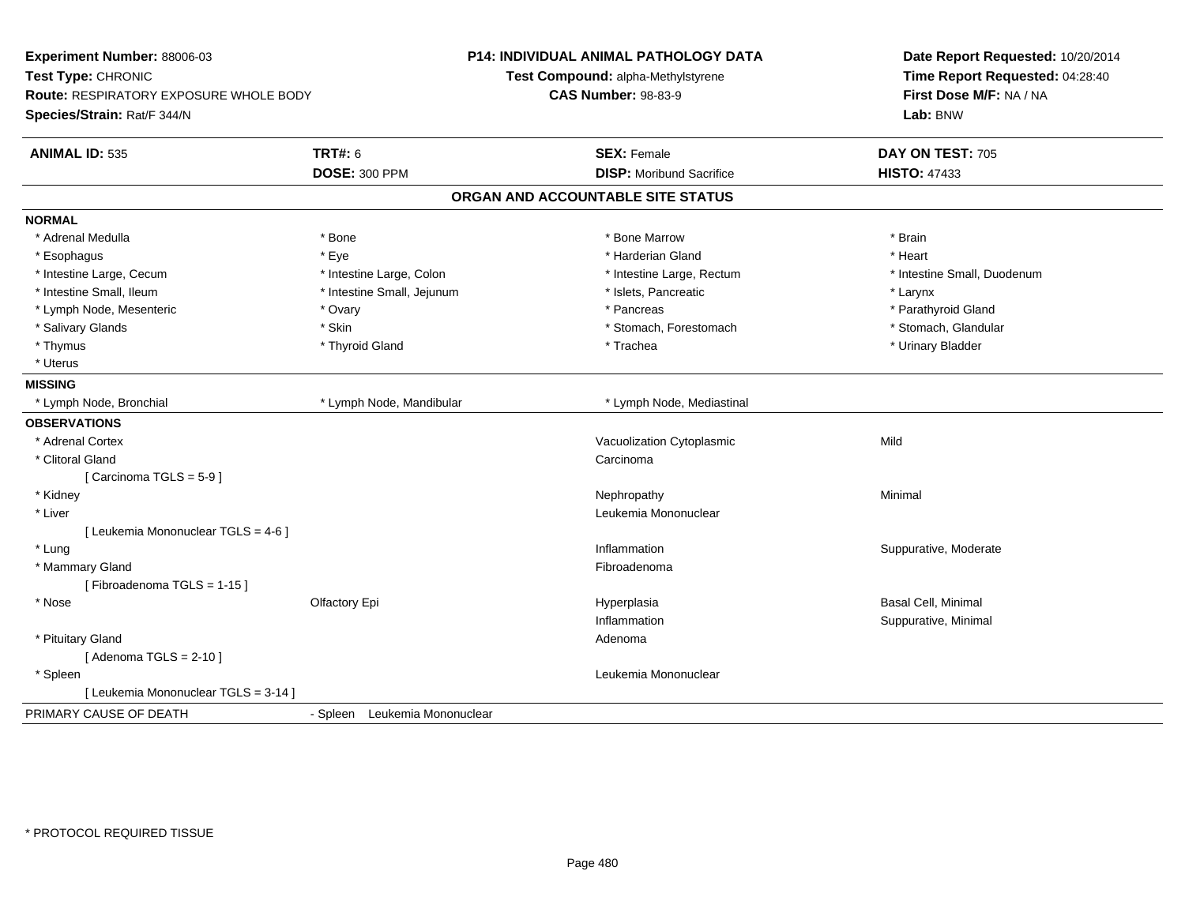**Experiment Number:** 88006-03
**Test Type:** CHRONIC
**Route:** RESPIRATORY EXPOSURE WHOLE BODY
**Species/Strain:** Rat/F 344/N

**P14: INDIVIDUAL ANIMAL PATHOLOGY DATA**
**Test Compound:** alpha-Methylstyrene
**CAS Number:** 98-83-9

**Date Report Requested:** 10/20/2014
**Time Report Requested:** 04:28:40
**First Dose M/F:** NA / NA
**Lab:** BNW

| **ANIMAL ID:** 535 | **TRT#:** 6 | **SEX:** Female | **DAY ON TEST:** 705 |
|---|---|---|---|
| | **DOSE:** 300 PPM | **DISP:** Moribund Sacrifice | **HISTO:** 47433 |

## ORGAN AND ACCOUNTABLE SITE STATUS

**NORMAL**

| | | | |
|---|---|---|---|
| * Adrenal Medulla | * Bone | * Bone Marrow | * Brain |
| * Esophagus | * Eye | * Harderian Gland | * Heart |
| * Intestine Large, Cecum | * Intestine Large, Colon | * Intestine Large, Rectum | * Intestine Small, Duodenum |
| * Intestine Small, Ileum | * Intestine Small, Jejunum | * Islets, Pancreatic | * Larynx |
| * Lymph Node, Mesenteric | * Ovary | * Pancreas | * Parathyroid Gland |
| * Salivary Glands | * Skin | * Stomach, Forestomach | * Stomach, Glandular |
| * Thymus | * Thyroid Gland | * Trachea | * Urinary Bladder |
| * Uterus | | | |

**MISSING**

| | | |
|---|---|---|
| * Lymph Node, Bronchial | * Lymph Node, Mandibular | * Lymph Node, Mediastinal |

**OBSERVATIONS**

| | | | |
|---|---|---|---|
| * Adrenal Cortex | | Vacuolization Cytoplasmic | Mild |
| * Clitoral Gland | | Carcinoma | |
| [ Carcinoma TGLS = 5-9 ] | | | |
| * Kidney | | Nephropathy | Minimal |
| * Liver | | Leukemia Mononuclear | |
| [ Leukemia Mononuclear TGLS = 4-6 ] | | | |
| * Lung | | Inflammation | Suppurative, Moderate |
| * Mammary Gland | | Fibroadenoma | |
| [ Fibroadenoma TGLS = 1-15 ] | | | |
| * Nose | Olfactory Epi | Hyperplasia | Basal Cell, Minimal |
| | | Inflammation | Suppurative, Minimal |
| * Pituitary Gland | | Adenoma | |
| [ Adenoma TGLS = 2-10 ] | | | |
| * Spleen | | Leukemia Mononuclear | |
| [ Leukemia Mononuclear TGLS = 3-14 ] | | | |

PRIMARY CAUSE OF DEATH - Spleen Leukemia Mononuclear

* PROTOCOL REQUIRED TISSUE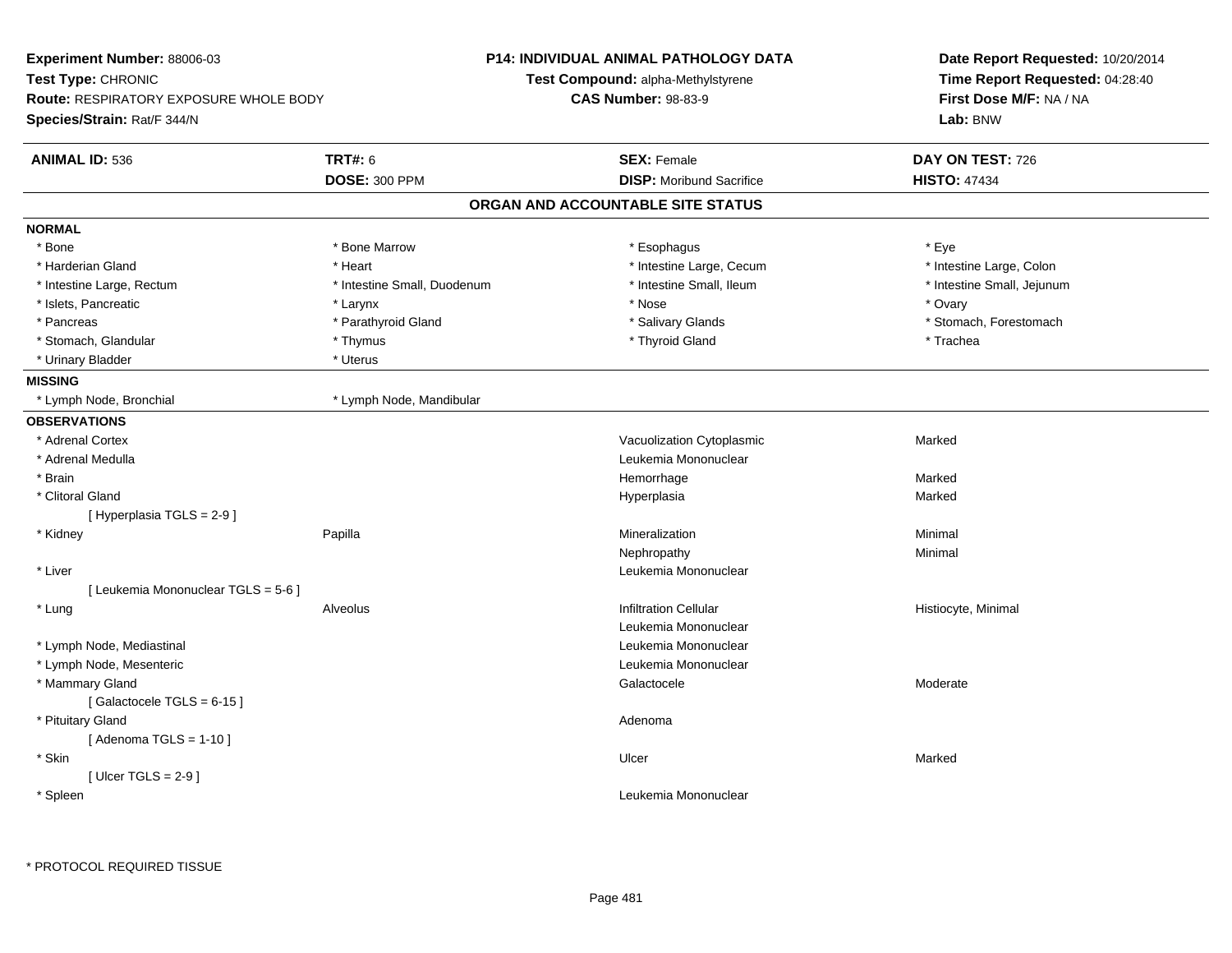**Experiment Number:** 88006-03
**Test Type:** CHRONIC
**Route:** RESPIRATORY EXPOSURE WHOLE BODY
**Species/Strain:** Rat/F 344/N

**P14: INDIVIDUAL ANIMAL PATHOLOGY DATA**
**Test Compound:** alpha-Methylstyrene
**CAS Number:** 98-83-9

**Date Report Requested:** 10/20/2014
**Time Report Requested:** 04:28:40
**First Dose M/F:** NA / NA
**Lab:** BNW

| **ANIMAL ID:** 536 | **TRT#:** 6 | **SEX:** Female | **DAY ON TEST:** 726 |
|---|---|---|---|
| | **DOSE:** 300 PPM | **DISP:** Moribund Sacrifice | **HISTO:** 47434 |

## ORGAN AND ACCOUNTABLE SITE STATUS

**NORMAL**

| | | | |
|---|---|---|---|
| * Bone | * Bone Marrow | * Esophagus | * Eye |
| * Harderian Gland | * Heart | * Intestine Large, Cecum | * Intestine Large, Colon |
| * Intestine Large, Rectum | * Intestine Small, Duodenum | * Intestine Small, Ileum | * Intestine Small, Jejunum |
| * Islets, Pancreatic | * Larynx | * Nose | * Ovary |
| * Pancreas | * Parathyroid Gland | * Salivary Glands | * Stomach, Forestomach |
| * Stomach, Glandular | * Thymus | * Thyroid Gland | * Trachea |
| * Urinary Bladder | * Uterus | | |

**MISSING**

| | |
|---|---|
| * Lymph Node, Bronchial | * Lymph Node, Mandibular |

**OBSERVATIONS**

| Organ | Site | Observation | Severity |
|---|---|---|---|
| * Adrenal Cortex | | Vacuolization Cytoplasmic | Marked |
| * Adrenal Medulla | | Leukemia Mononuclear | |
| * Brain | | Hemorrhage | Marked |
| * Clitoral Gland | | Hyperplasia | Marked |
| [ Hyperplasia TGLS = 2-9 ] | | | |
| * Kidney | Papilla | Mineralization | Minimal |
| | | Nephropathy | Minimal |
| * Liver | | Leukemia Mononuclear | |
| [ Leukemia Mononuclear TGLS = 5-6 ] | | | |
| * Lung | Alveolus | Infiltration Cellular | Histiocyte, Minimal |
| | | Leukemia Mononuclear | |
| * Lymph Node, Mediastinal | | Leukemia Mononuclear | |
| * Lymph Node, Mesenteric | | Leukemia Mononuclear | |
| * Mammary Gland | | Galactocele | Moderate |
| [ Galactocele TGLS = 6-15 ] | | | |
| * Pituitary Gland | | Adenoma | |
| [ Adenoma TGLS = 1-10 ] | | | |
| * Skin | | Ulcer | Marked |
| [ Ulcer TGLS = 2-9 ] | | | |
| * Spleen | | Leukemia Mononuclear | |

\* PROTOCOL REQUIRED TISSUE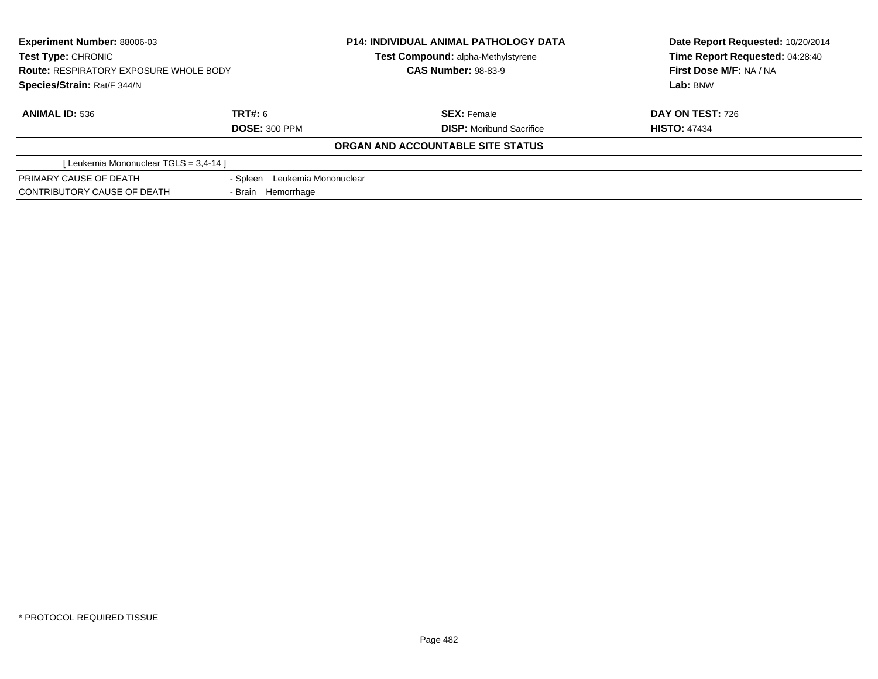**Experiment Number:** 88006-03
**Test Type:** CHRONIC
**Route:** RESPIRATORY EXPOSURE WHOLE BODY
**Species/Strain:** Rat/F 344/N

**P14: INDIVIDUAL ANIMAL PATHOLOGY DATA**
**Test Compound:** alpha-Methylstyrene
**CAS Number:** 98-83-9

**Date Report Requested:** 10/20/2014
**Time Report Requested:** 04:28:40
**First Dose M/F:** NA / NA
**Lab:** BNW

| **ANIMAL ID:** 536 | **TRT#:** 6 | **SEX:** Female | **DAY ON TEST:** 726 |
|---|---|---|---|
| | **DOSE:** 300 PPM | **DISP:** Moribund Sacrifice | **HISTO:** 47434 |

**ORGAN AND ACCOUNTABLE SITE STATUS**

[ Leukemia Mononuclear TGLS = 3,4-14 ]

| | |
|---|---|
| PRIMARY CAUSE OF DEATH | - Spleen Leukemia Mononuclear |
| CONTRIBUTORY CAUSE OF DEATH | - Brain Hemorrhage |

* PROTOCOL REQUIRED TISSUE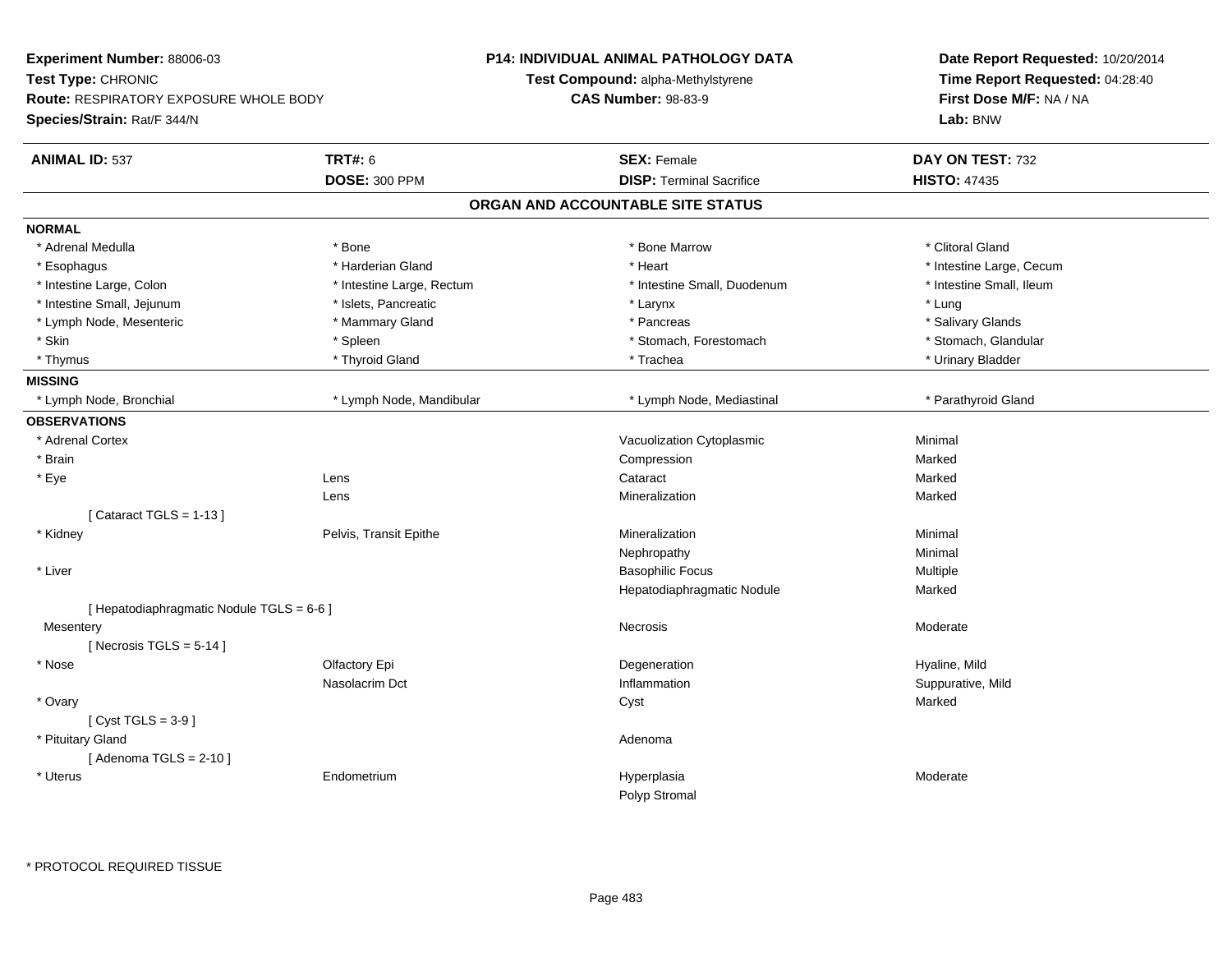**Experiment Number:** 88006-03
**Test Type:** CHRONIC
**Route:** RESPIRATORY EXPOSURE WHOLE BODY
**Species/Strain:** Rat/F 344/N

**P14: INDIVIDUAL ANIMAL PATHOLOGY DATA**
**Test Compound:** alpha-Methylstyrene
**CAS Number:** 98-83-9

**Date Report Requested:** 10/20/2014
**Time Report Requested:** 04:28:40
**First Dose M/F:** NA / NA
**Lab:** BNW

| **ANIMAL ID:** 537 | **TRT#:** 6 | **SEX:** Female | **DAY ON TEST:** 732 |
|---|---|---|---|
| | **DOSE:** 300 PPM | **DISP:** Terminal Sacrifice | **HISTO:** 47435 |

## ORGAN AND ACCOUNTABLE SITE STATUS

**NORMAL**

| | | | |
|---|---|---|---|
| * Adrenal Medulla | * Bone | * Bone Marrow | * Clitoral Gland |
| * Esophagus | * Harderian Gland | * Heart | * Intestine Large, Cecum |
| * Intestine Large, Colon | * Intestine Large, Rectum | * Intestine Small, Duodenum | * Intestine Small, Ileum |
| * Intestine Small, Jejunum | * Islets, Pancreatic | * Larynx | * Lung |
| * Lymph Node, Mesenteric | * Mammary Gland | * Pancreas | * Salivary Glands |
| * Skin | * Spleen | * Stomach, Forestomach | * Stomach, Glandular |
| * Thymus | * Thyroid Gland | * Trachea | * Urinary Bladder |

**MISSING**

| | | | |
|---|---|---|---|
| * Lymph Node, Bronchial | * Lymph Node, Mandibular | * Lymph Node, Mediastinal | * Parathyroid Gland |

**OBSERVATIONS**

| | | | |
|---|---|---|---|
| * Adrenal Cortex | | Vacuolization Cytoplasmic | Minimal |
| * Brain | | Compression | Marked |
| * Eye | Lens | Cataract | Marked |
| | Lens | Mineralization | Marked |
| [ Cataract TGLS = 1-13 ] | | | |
| * Kidney | Pelvis, Transit Epithe | Mineralization | Minimal |
| | | Nephropathy | Minimal |
| * Liver | | Basophilic Focus | Multiple |
| | | Hepatodiaphragmatic Nodule | Marked |
| [ Hepatodiaphragmatic Nodule TGLS = 6-6 ] | | | |
| Mesentery | | Necrosis | Moderate |
| [ Necrosis TGLS = 5-14 ] | | | |
| * Nose | Olfactory Epi | Degeneration | Hyaline, Mild |
| | Nasolacrim Dct | Inflammation | Suppurative, Mild |
| * Ovary | | Cyst | Marked |
| [ Cyst TGLS = 3-9 ] | | | |
| * Pituitary Gland | | Adenoma | |
| [ Adenoma TGLS = 2-10 ] | | | |
| * Uterus | Endometrium | Hyperplasia | Moderate |
| | | Polyp Stromal | |

\* PROTOCOL REQUIRED TISSUE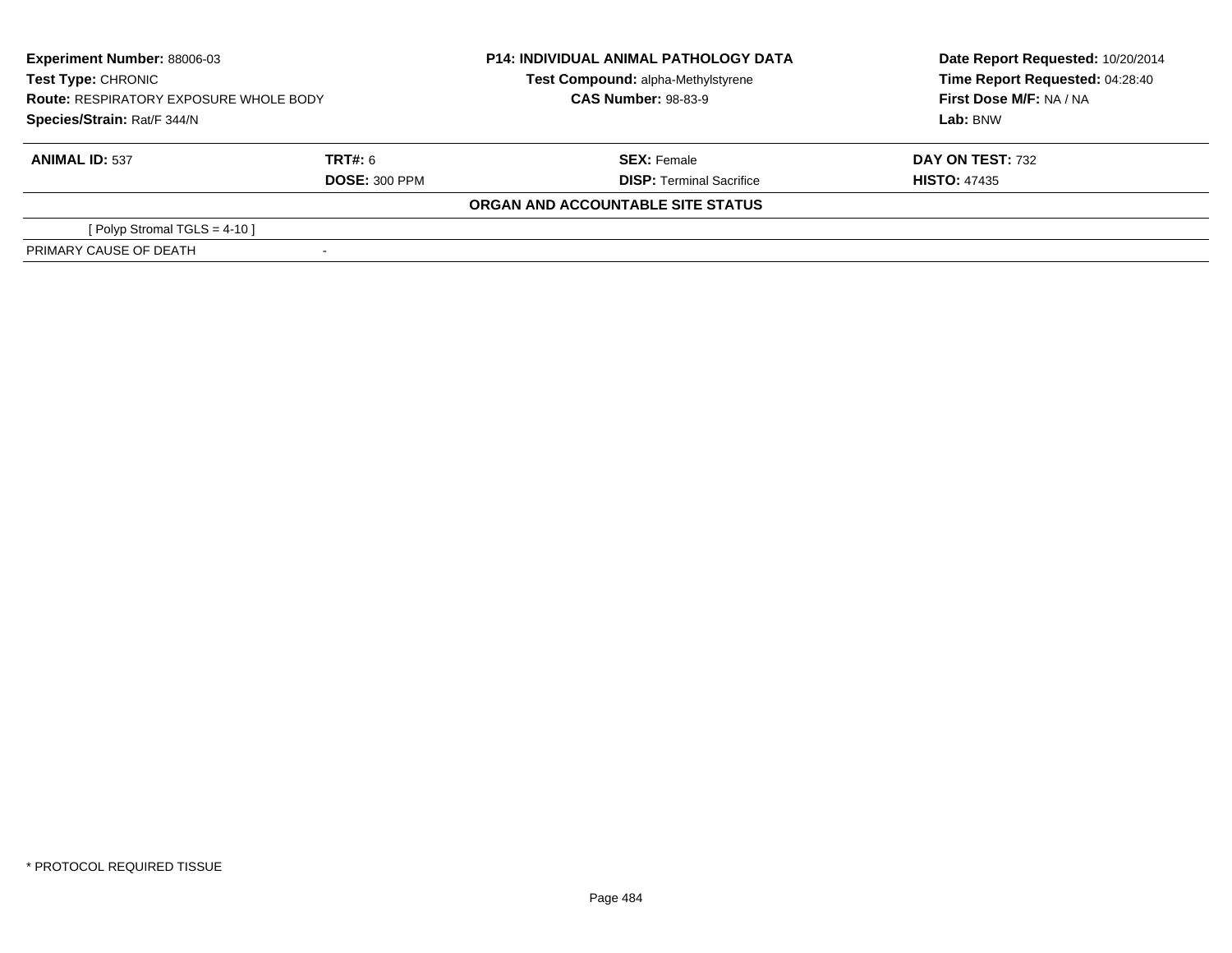**Experiment Number:** 88006-03
**Test Type:** CHRONIC
**Route:** RESPIRATORY EXPOSURE WHOLE BODY
**Species/Strain:** Rat/F 344/N

**P14: INDIVIDUAL ANIMAL PATHOLOGY DATA**
**Test Compound:** alpha-Methylstyrene
**CAS Number:** 98-83-9

**Date Report Requested:** 10/20/2014
**Time Report Requested:** 04:28:40
**First Dose M/F:** NA / NA
**Lab:** BNW

| **ANIMAL ID:** 537 | **TRT#:** 6 | **SEX:** Female | **DAY ON TEST:** 732 |
|---|---|---|---|
| | **DOSE:** 300 PPM | **DISP:** Terminal Sacrifice | **HISTO:** 47435 |

**ORGAN AND ACCOUNTABLE SITE STATUS**

| | |
|---|---|
| [ Polyp Stromal TGLS = 4-10 ] | |
| PRIMARY CAUSE OF DEATH | - |

* PROTOCOL REQUIRED TISSUE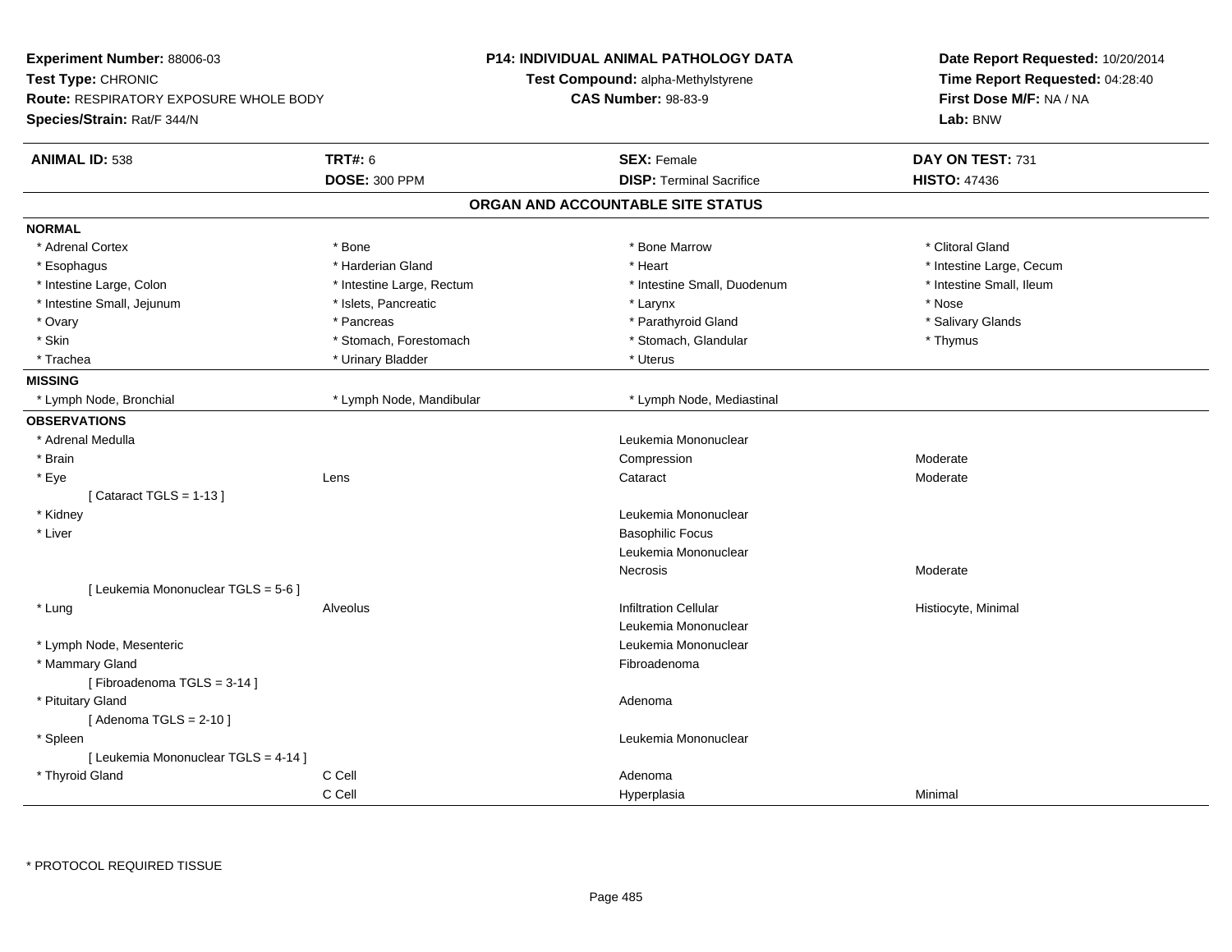**Experiment Number:** 88006-03
**Test Type:** CHRONIC
**Route:** RESPIRATORY EXPOSURE WHOLE BODY
**Species/Strain:** Rat/F 344/N

**P14: INDIVIDUAL ANIMAL PATHOLOGY DATA**
**Test Compound:** alpha-Methylstyrene
**CAS Number:** 98-83-9

**Date Report Requested:** 10/20/2014
**Time Report Requested:** 04:28:40
**First Dose M/F:** NA / NA
**Lab:** BNW

| **ANIMAL ID:** 538 | **TRT#:** 6 | **SEX:** Female | **DAY ON TEST:** 731 |
|---|---|---|---|
| | **DOSE:** 300 PPM | **DISP:** Terminal Sacrifice | **HISTO:** 47436 |

## ORGAN AND ACCOUNTABLE SITE STATUS

**NORMAL**

| | | | |
|---|---|---|---|
| * Adrenal Cortex | * Bone | * Bone Marrow | * Clitoral Gland |
| * Esophagus | * Harderian Gland | * Heart | * Intestine Large, Cecum |
| * Intestine Large, Colon | * Intestine Large, Rectum | * Intestine Small, Duodenum | * Intestine Small, Ileum |
| * Intestine Small, Jejunum | * Islets, Pancreatic | * Larynx | * Nose |
| * Ovary | * Pancreas | * Parathyroid Gland | * Salivary Glands |
| * Skin | * Stomach, Forestomach | * Stomach, Glandular | * Thymus |
| * Trachea | * Urinary Bladder | * Uterus | |

**MISSING**

| | | |
|---|---|---|
| * Lymph Node, Bronchial | * Lymph Node, Mandibular | * Lymph Node, Mediastinal |

**OBSERVATIONS**

| | | | |
|---|---|---|---|
| * Adrenal Medulla | | Leukemia Mononuclear | |
| * Brain | | Compression | Moderate |
| * Eye | Lens | Cataract | Moderate |
| [ Cataract TGLS = 1-13 ] | | | |
| * Kidney | | Leukemia Mononuclear | |
| * Liver | | Basophilic Focus | |
| | | Leukemia Mononuclear | |
| | | Necrosis | Moderate |
| [ Leukemia Mononuclear TGLS = 5-6 ] | | | |
| * Lung | Alveolus | Infiltration Cellular | Histiocyte, Minimal |
| | | Leukemia Mononuclear | |
| * Lymph Node, Mesenteric | | Leukemia Mononuclear | |
| * Mammary Gland | | Fibroadenoma | |
| [ Fibroadenoma TGLS = 3-14 ] | | | |
| * Pituitary Gland | | Adenoma | |
| [ Adenoma TGLS = 2-10 ] | | | |
| * Spleen | | Leukemia Mononuclear | |
| [ Leukemia Mononuclear TGLS = 4-14 ] | | | |
| * Thyroid Gland | C Cell | Adenoma | |
| | C Cell | Hyperplasia | Minimal |

* PROTOCOL REQUIRED TISSUE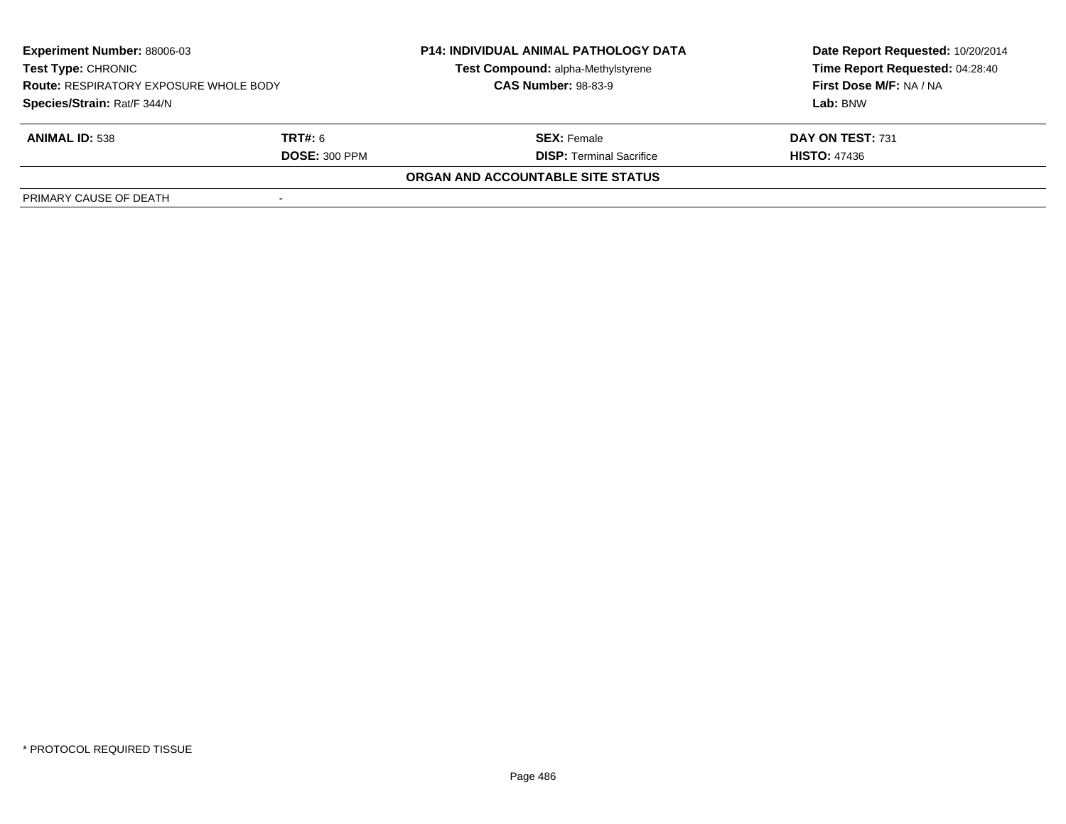**Experiment Number:** 88006-03
**Test Type:** CHRONIC
**Route:** RESPIRATORY EXPOSURE WHOLE BODY
**Species/Strain:** Rat/F 344/N

**P14: INDIVIDUAL ANIMAL PATHOLOGY DATA**
**Test Compound:** alpha-Methylstyrene
**CAS Number:** 98-83-9

**Date Report Requested:** 10/20/2014
**Time Report Requested:** 04:28:40
**First Dose M/F:** NA / NA
**Lab:** BNW

| **ANIMAL ID:** 538 | **TRT#:** 6 | **SEX:** Female | **DAY ON TEST:** 731 |
|---|---|---|---|
| | **DOSE:** 300 PPM | **DISP:** Terminal Sacrifice | **HISTO:** 47436 |

**ORGAN AND ACCOUNTABLE SITE STATUS**

| PRIMARY CAUSE OF DEATH | - |
|---|---|

\* PROTOCOL REQUIRED TISSUE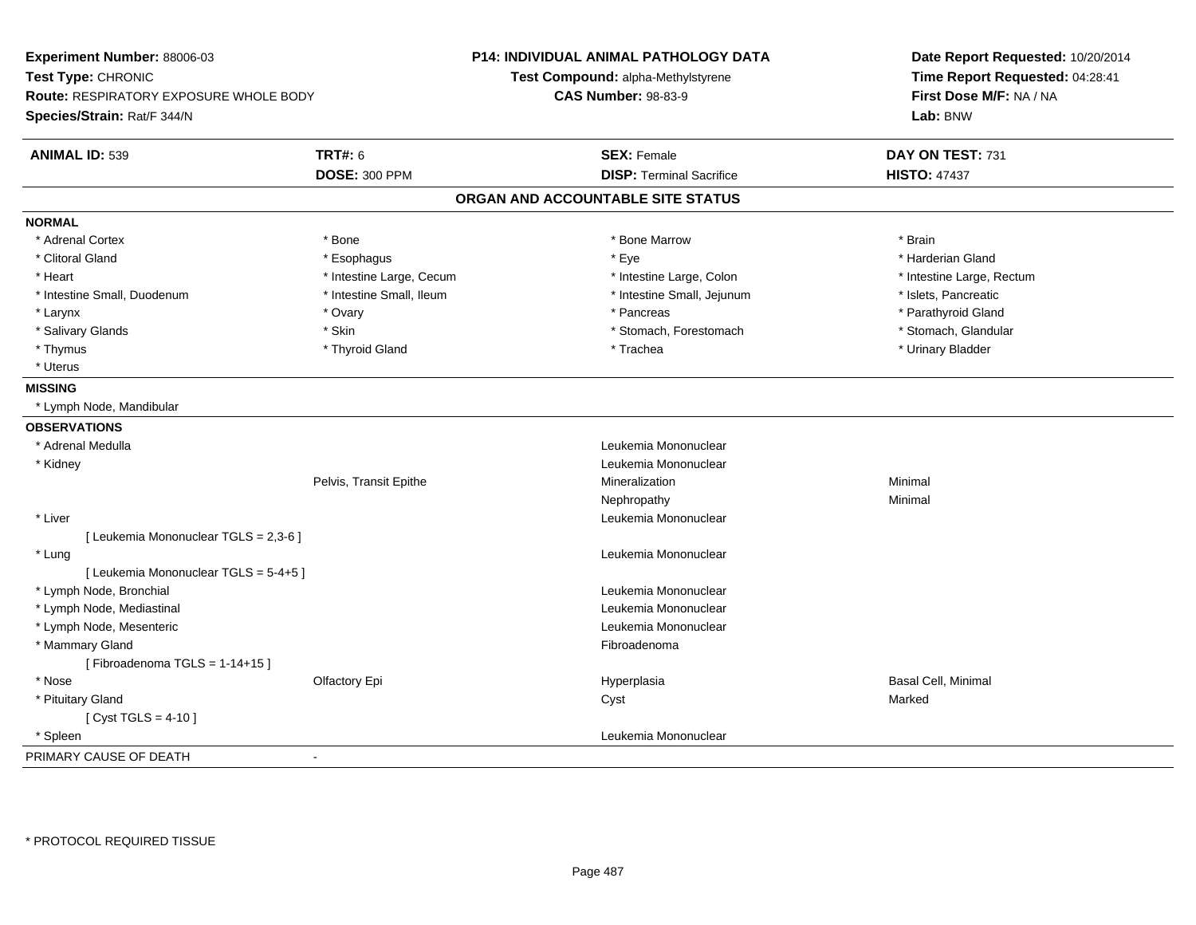**Experiment Number:** 88006-03
**Test Type:** CHRONIC
**Route:** RESPIRATORY EXPOSURE WHOLE BODY
**Species/Strain:** Rat/F 344/N

**P14: INDIVIDUAL ANIMAL PATHOLOGY DATA**
**Test Compound:** alpha-Methylstyrene
**CAS Number:** 98-83-9

**Date Report Requested:** 10/20/2014
**Time Report Requested:** 04:28:41
**First Dose M/F:** NA / NA
**Lab:** BNW

| **ANIMAL ID:** 539 | **TRT#:** 6 | **SEX:** Female | **DAY ON TEST:** 731 |
|---|---|---|---|
| | **DOSE:** 300 PPM | **DISP:** Terminal Sacrifice | **HISTO:** 47437 |

## ORGAN AND ACCOUNTABLE SITE STATUS

**NORMAL**

| | | | |
|---|---|---|---|
| * Adrenal Cortex | * Bone | * Bone Marrow | * Brain |
| * Clitoral Gland | * Esophagus | * Eye | * Harderian Gland |
| * Heart | * Intestine Large, Cecum | * Intestine Large, Colon | * Intestine Large, Rectum |
| * Intestine Small, Duodenum | * Intestine Small, Ileum | * Intestine Small, Jejunum | * Islets, Pancreatic |
| * Larynx | * Ovary | * Pancreas | * Parathyroid Gland |
| * Salivary Glands | * Skin | * Stomach, Forestomach | * Stomach, Glandular |
| * Thymus | * Thyroid Gland | * Trachea | * Urinary Bladder |
| * Uterus | | | |

**MISSING**

* Lymph Node, Mandibular

**OBSERVATIONS**

| | | | |
|---|---|---|---|
| * Adrenal Medulla | | Leukemia Mononuclear | |
| * Kidney | | Leukemia Mononuclear | |
| | Pelvis, Transit Epithe | Mineralization | Minimal |
| | | Nephropathy | Minimal |
| * Liver | | Leukemia Mononuclear | |
| [ Leukemia Mononuclear TGLS = 2,3-6 ] | | | |
| * Lung | | Leukemia Mononuclear | |
| [ Leukemia Mononuclear TGLS = 5-4+5 ] | | | |
| * Lymph Node, Bronchial | | Leukemia Mononuclear | |
| * Lymph Node, Mediastinal | | Leukemia Mononuclear | |
| * Lymph Node, Mesenteric | | Leukemia Mononuclear | |
| * Mammary Gland | | Fibroadenoma | |
| [ Fibroadenoma TGLS = 1-14+15 ] | | | |
| * Nose | Olfactory Epi | Hyperplasia | Basal Cell, Minimal |
| * Pituitary Gland | | Cyst | Marked |
| [ Cyst TGLS = 4-10 ] | | | |
| * Spleen | | Leukemia Mononuclear | |

PRIMARY CAUSE OF DEATH -

\* PROTOCOL REQUIRED TISSUE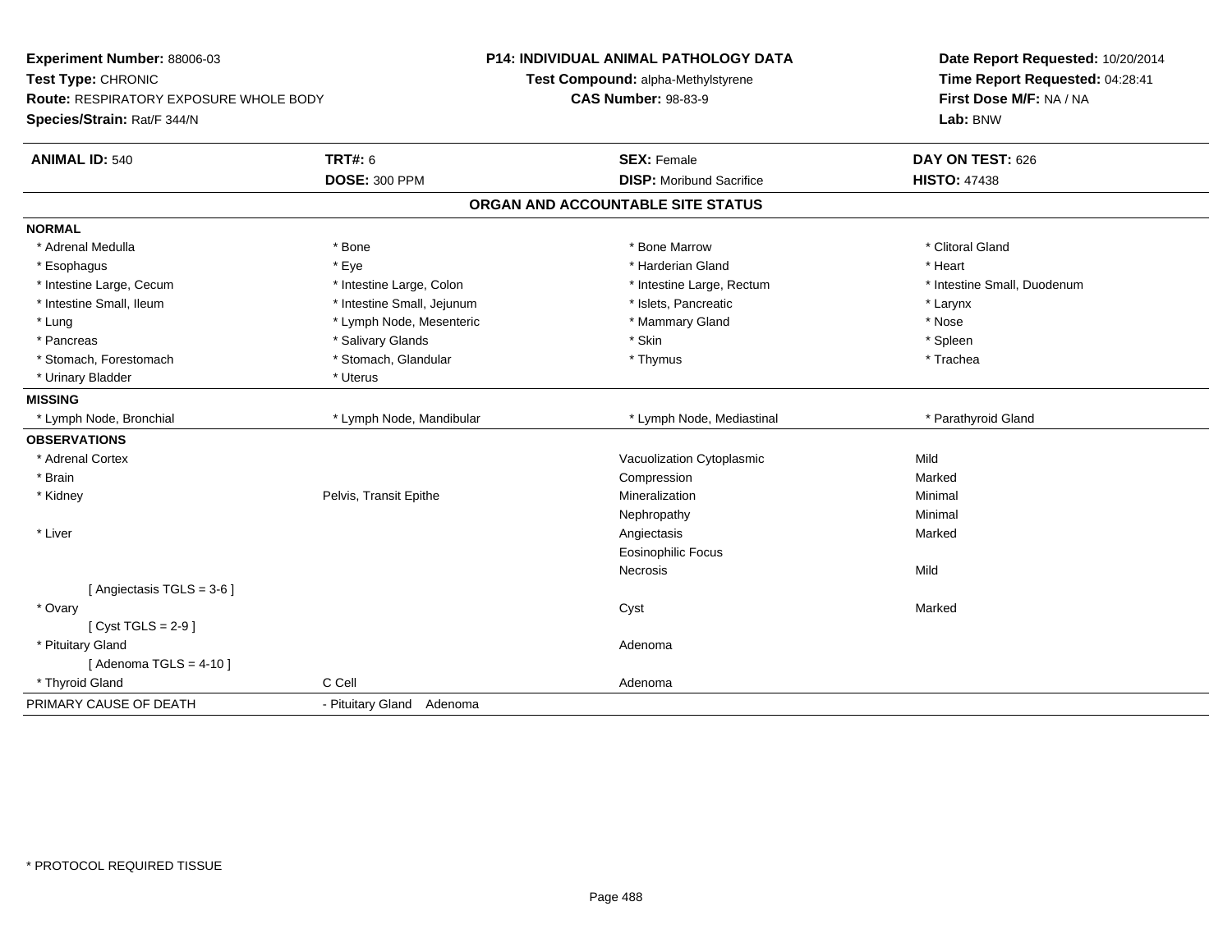**Experiment Number:** 88006-03
**Test Type:** CHRONIC
**Route:** RESPIRATORY EXPOSURE WHOLE BODY
**Species/Strain:** Rat/F 344/N

**P14: INDIVIDUAL ANIMAL PATHOLOGY DATA**
**Test Compound:** alpha-Methylstyrene
**CAS Number:** 98-83-9

**Date Report Requested:** 10/20/2014
**Time Report Requested:** 04:28:41
**First Dose M/F:** NA / NA
**Lab:** BNW

| **ANIMAL ID:** 540 | **TRT#:** 6 | **SEX:** Female | **DAY ON TEST:** 626 |
|---|---|---|---|
| | **DOSE:** 300 PPM | **DISP:** Moribund Sacrifice | **HISTO:** 47438 |

## ORGAN AND ACCOUNTABLE SITE STATUS

| | | | |
|---|---|---|---|
| **NORMAL** | | | |
| * Adrenal Medulla | * Bone | * Bone Marrow | * Clitoral Gland |
| * Esophagus | * Eye | * Harderian Gland | * Heart |
| * Intestine Large, Cecum | * Intestine Large, Colon | * Intestine Large, Rectum | * Intestine Small, Duodenum |
| * Intestine Small, Ileum | * Intestine Small, Jejunum | * Islets, Pancreatic | * Larynx |
| * Lung | * Lymph Node, Mesenteric | * Mammary Gland | * Nose |
| * Pancreas | * Salivary Glands | * Skin | * Spleen |
| * Stomach, Forestomach | * Stomach, Glandular | * Thymus | * Trachea |
| * Urinary Bladder | * Uterus | | |
| **MISSING** | | | |
| * Lymph Node, Bronchial | * Lymph Node, Mandibular | * Lymph Node, Mediastinal | * Parathyroid Gland |
| **OBSERVATIONS** | | | |
| * Adrenal Cortex | | Vacuolization Cytoplasmic | Mild |
| * Brain | | Compression | Marked |
| * Kidney | Pelvis, Transit Epithe | Mineralization | Minimal |
| | | Nephropathy | Minimal |
| * Liver | | Angiectasis | Marked |
| | | Eosinophilic Focus | |
| | | Necrosis | Mild |
| [ Angiectasis TGLS = 3-6 ] | | | |
| * Ovary | | Cyst | Marked |
| [ Cyst TGLS = 2-9 ] | | | |
| * Pituitary Gland | | Adenoma | |
| [ Adenoma TGLS = 4-10 ] | | | |
| * Thyroid Gland | C Cell | Adenoma | |
| PRIMARY CAUSE OF DEATH | - Pituitary Gland Adenoma | | |

* PROTOCOL REQUIRED TISSUE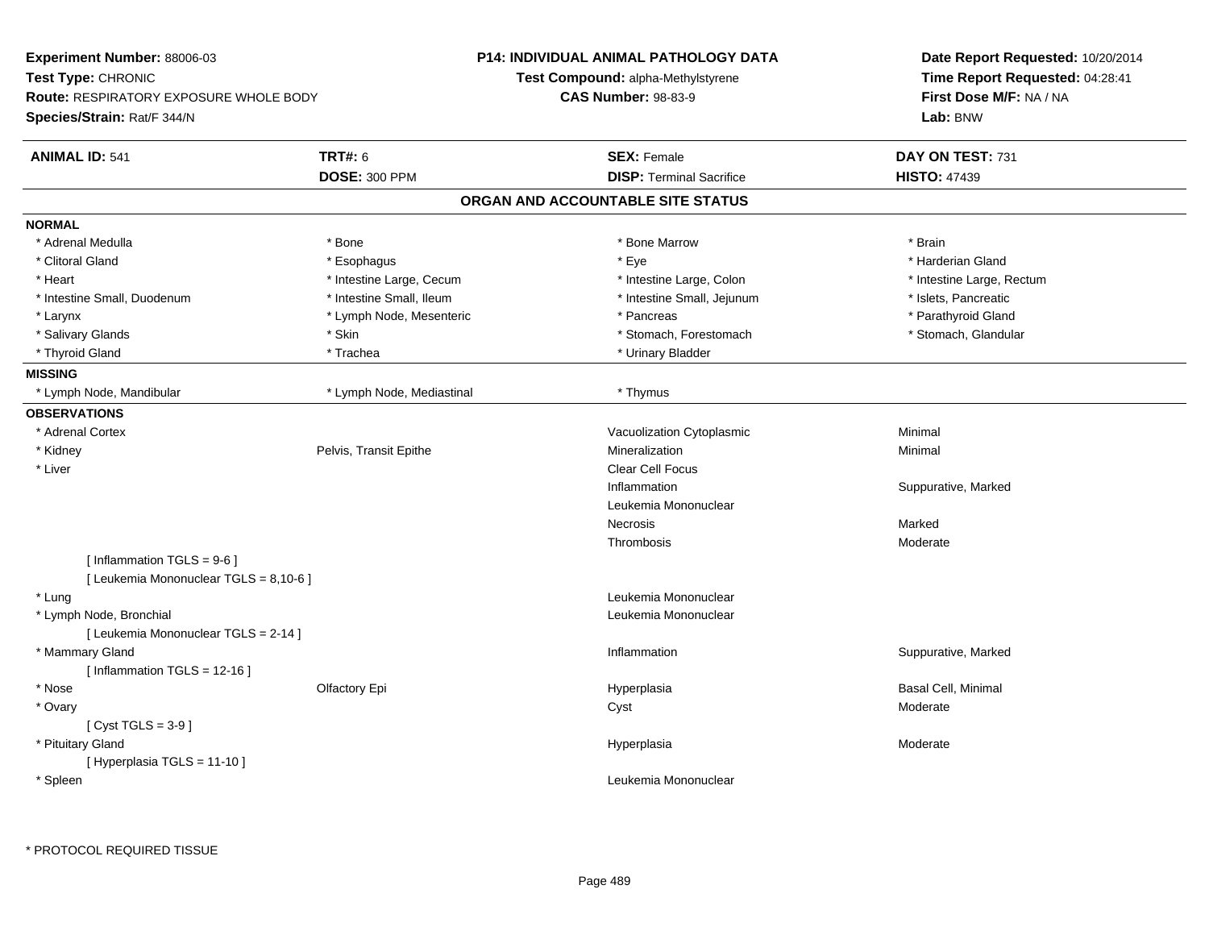**Experiment Number:** 88006-03
**Test Type:** CHRONIC
**Route:** RESPIRATORY EXPOSURE WHOLE BODY
**Species/Strain:** Rat/F 344/N

**P14: INDIVIDUAL ANIMAL PATHOLOGY DATA**
**Test Compound:** alpha-Methylstyrene
**CAS Number:** 98-83-9

**Date Report Requested:** 10/20/2014
**Time Report Requested:** 04:28:41
**First Dose M/F:** NA / NA
**Lab:** BNW

| **ANIMAL ID:** 541 | **TRT#:** 6 | **SEX:** Female | **DAY ON TEST:** 731 |
|---|---|---|---|
| | **DOSE:** 300 PPM | **DISP:** Terminal Sacrifice | **HISTO:** 47439 |

## ORGAN AND ACCOUNTABLE SITE STATUS

**NORMAL**

| | | | |
|---|---|---|---|
| * Adrenal Medulla | * Bone | * Bone Marrow | * Brain |
| * Clitoral Gland | * Esophagus | * Eye | * Harderian Gland |
| * Heart | * Intestine Large, Cecum | * Intestine Large, Colon | * Intestine Large, Rectum |
| * Intestine Small, Duodenum | * Intestine Small, Ileum | * Intestine Small, Jejunum | * Islets, Pancreatic |
| * Larynx | * Lymph Node, Mesenteric | * Pancreas | * Parathyroid Gland |
| * Salivary Glands | * Skin | * Stomach, Forestomach | * Stomach, Glandular |
| * Thyroid Gland | * Trachea | * Urinary Bladder | |

**MISSING**

| | | |
|---|---|---|
| * Lymph Node, Mandibular | * Lymph Node, Mediastinal | * Thymus |

**OBSERVATIONS**

| | | | |
|---|---|---|---|
| * Adrenal Cortex | | Vacuolization Cytoplasmic | Minimal |
| * Kidney | Pelvis, Transit Epithe | Mineralization | Minimal |
| * Liver | | Clear Cell Focus | |
| | | Inflammation | Suppurative, Marked |
| | | Leukemia Mononuclear | |
| | | Necrosis | Marked |
| | | Thrombosis | Moderate |
| [ Inflammation TGLS = 9-6 ] | | | |
| [ Leukemia Mononuclear TGLS = 8,10-6 ] | | | |
| * Lung | | Leukemia Mononuclear | |
| * Lymph Node, Bronchial | | Leukemia Mononuclear | |
| [ Leukemia Mononuclear TGLS = 2-14 ] | | | |
| * Mammary Gland | | Inflammation | Suppurative, Marked |
| [ Inflammation TGLS = 12-16 ] | | | |
| * Nose | Olfactory Epi | Hyperplasia | Basal Cell, Minimal |
| * Ovary | | Cyst | Moderate |
| [ Cyst TGLS = 3-9 ] | | | |
| * Pituitary Gland | | Hyperplasia | Moderate |
| [ Hyperplasia TGLS = 11-10 ] | | | |
| * Spleen | | Leukemia Mononuclear | |

* PROTOCOL REQUIRED TISSUE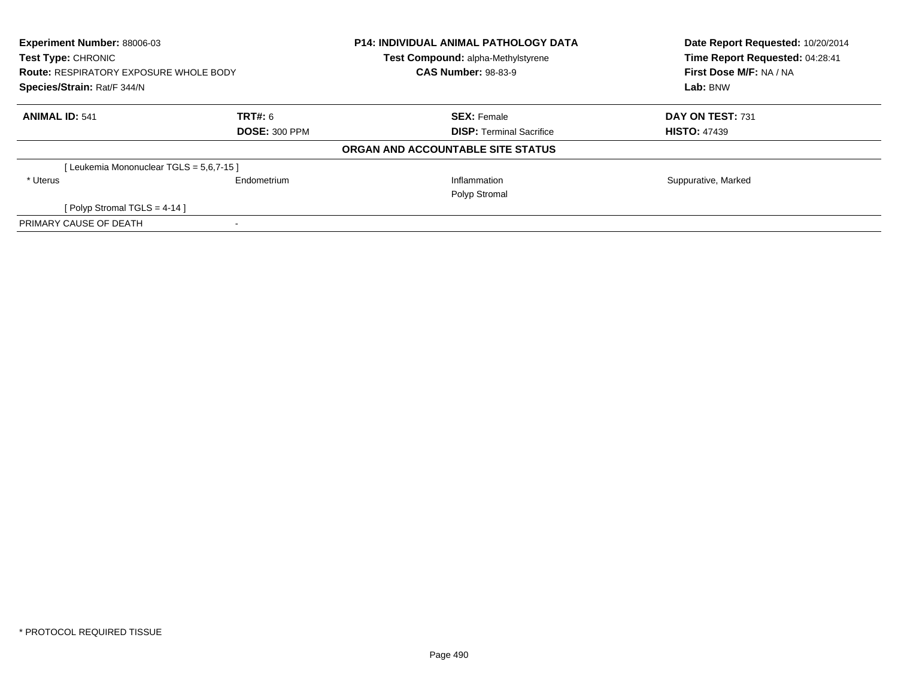**Experiment Number:** 88006-03
**Test Type:** CHRONIC
**Route:** RESPIRATORY EXPOSURE WHOLE BODY
**Species/Strain:** Rat/F 344/N

**P14: INDIVIDUAL ANIMAL PATHOLOGY DATA**
**Test Compound:** alpha-Methylstyrene
**CAS Number:** 98-83-9

**Date Report Requested:** 10/20/2014
**Time Report Requested:** 04:28:41
**First Dose M/F:** NA / NA
**Lab:** BNW

| **ANIMAL ID:** 541 | **TRT#:** 6 | **SEX:** Female | **DAY ON TEST:** 731 |
|---|---|---|---|
| | **DOSE:** 300 PPM | **DISP:** Terminal Sacrifice | **HISTO:** 47439 |

**ORGAN AND ACCOUNTABLE SITE STATUS**

| | | | |
|---|---|---|---|
| [ Leukemia Mononuclear TGLS = 5,6,7-15 ] | | | |
| * Uterus | Endometrium | Inflammation | Suppurative, Marked |
| | | Polyp Stromal | |
| [ Polyp Stromal TGLS = 4-14 ] | | | |
| PRIMARY CAUSE OF DEATH | - | | |

* PROTOCOL REQUIRED TISSUE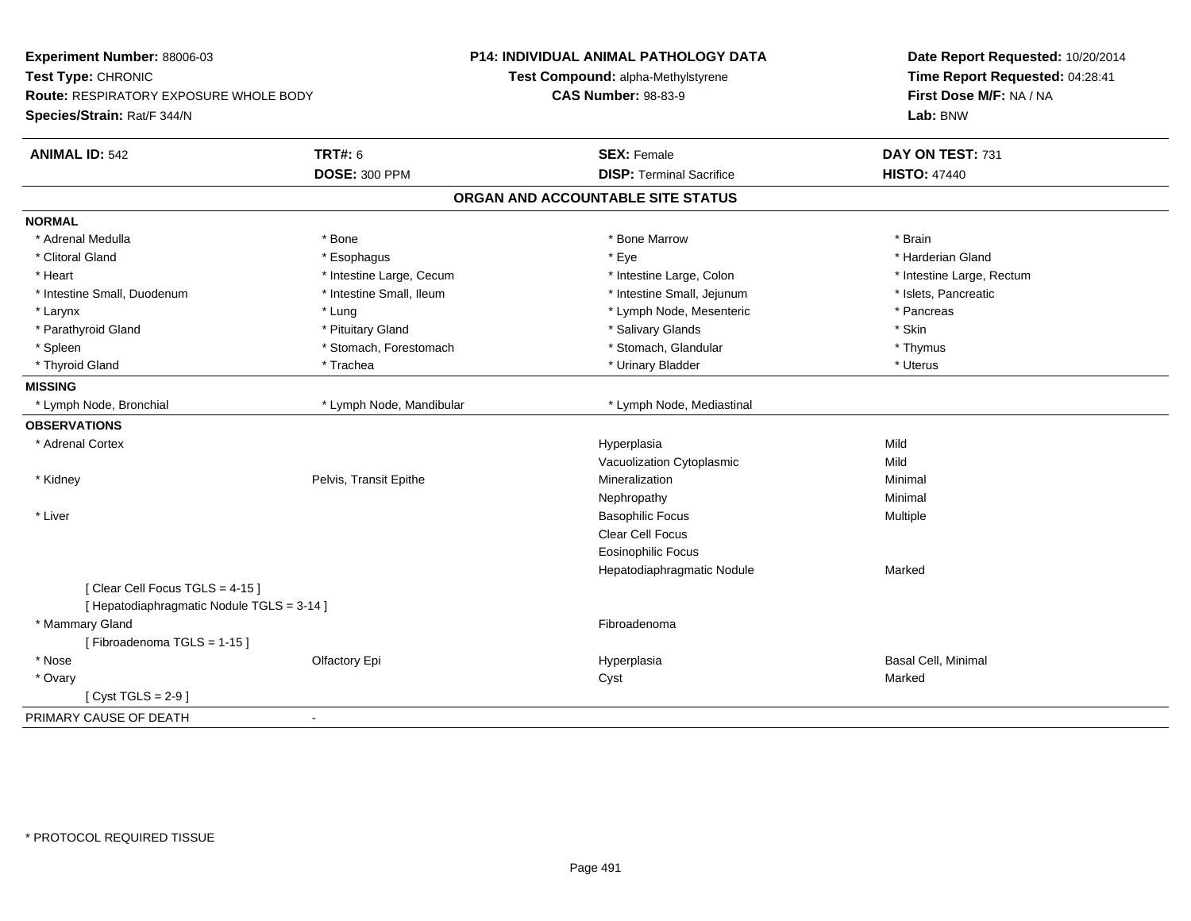**Experiment Number:** 88006-03
**Test Type:** CHRONIC
**Route:** RESPIRATORY EXPOSURE WHOLE BODY
**Species/Strain:** Rat/F 344/N

**P14: INDIVIDUAL ANIMAL PATHOLOGY DATA**
**Test Compound:** alpha-Methylstyrene
**CAS Number:** 98-83-9

**Date Report Requested:** 10/20/2014
**Time Report Requested:** 04:28:41
**First Dose M/F:** NA / NA
**Lab:** BNW

| **ANIMAL ID:** 542 | **TRT#:** 6 | **SEX:** Female | **DAY ON TEST:** 731 |
|---|---|---|---|
| | **DOSE:** 300 PPM | **DISP:** Terminal Sacrifice | **HISTO:** 47440 |

## ORGAN AND ACCOUNTABLE SITE STATUS

**NORMAL**

| | | | |
|---|---|---|---|
| * Adrenal Medulla | * Bone | * Bone Marrow | * Brain |
| * Clitoral Gland | * Esophagus | * Eye | * Harderian Gland |
| * Heart | * Intestine Large, Cecum | * Intestine Large, Colon | * Intestine Large, Rectum |
| * Intestine Small, Duodenum | * Intestine Small, Ileum | * Intestine Small, Jejunum | * Islets, Pancreatic |
| * Larynx | * Lung | * Lymph Node, Mesenteric | * Pancreas |
| * Parathyroid Gland | * Pituitary Gland | * Salivary Glands | * Skin |
| * Spleen | * Stomach, Forestomach | * Stomach, Glandular | * Thymus |
| * Thyroid Gland | * Trachea | * Urinary Bladder | * Uterus |

**MISSING**

| | | |
|---|---|---|
| * Lymph Node, Bronchial | * Lymph Node, Mandibular | * Lymph Node, Mediastinal |

**OBSERVATIONS**

| | | | |
|---|---|---|---|
| * Adrenal Cortex | | Hyperplasia | Mild |
| | | Vacuolization Cytoplasmic | Mild |
| * Kidney | Pelvis, Transit Epithe | Mineralization | Minimal |
| | | Nephropathy | Minimal |
| * Liver | | Basophilic Focus | Multiple |
| | | Clear Cell Focus | |
| | | Eosinophilic Focus | |
| | | Hepatodiaphragmatic Nodule | Marked |
| [ Clear Cell Focus TGLS = 4-15 ] | | | |
| [ Hepatodiaphragmatic Nodule TGLS = 3-14 ] | | | |
| * Mammary Gland | | Fibroadenoma | |
| [ Fibroadenoma TGLS = 1-15 ] | | | |
| * Nose | Olfactory Epi | Hyperplasia | Basal Cell, Minimal |
| * Ovary | | Cyst | Marked |
| [ Cyst TGLS = 2-9 ] | | | |

PRIMARY CAUSE OF DEATH -

\* PROTOCOL REQUIRED TISSUE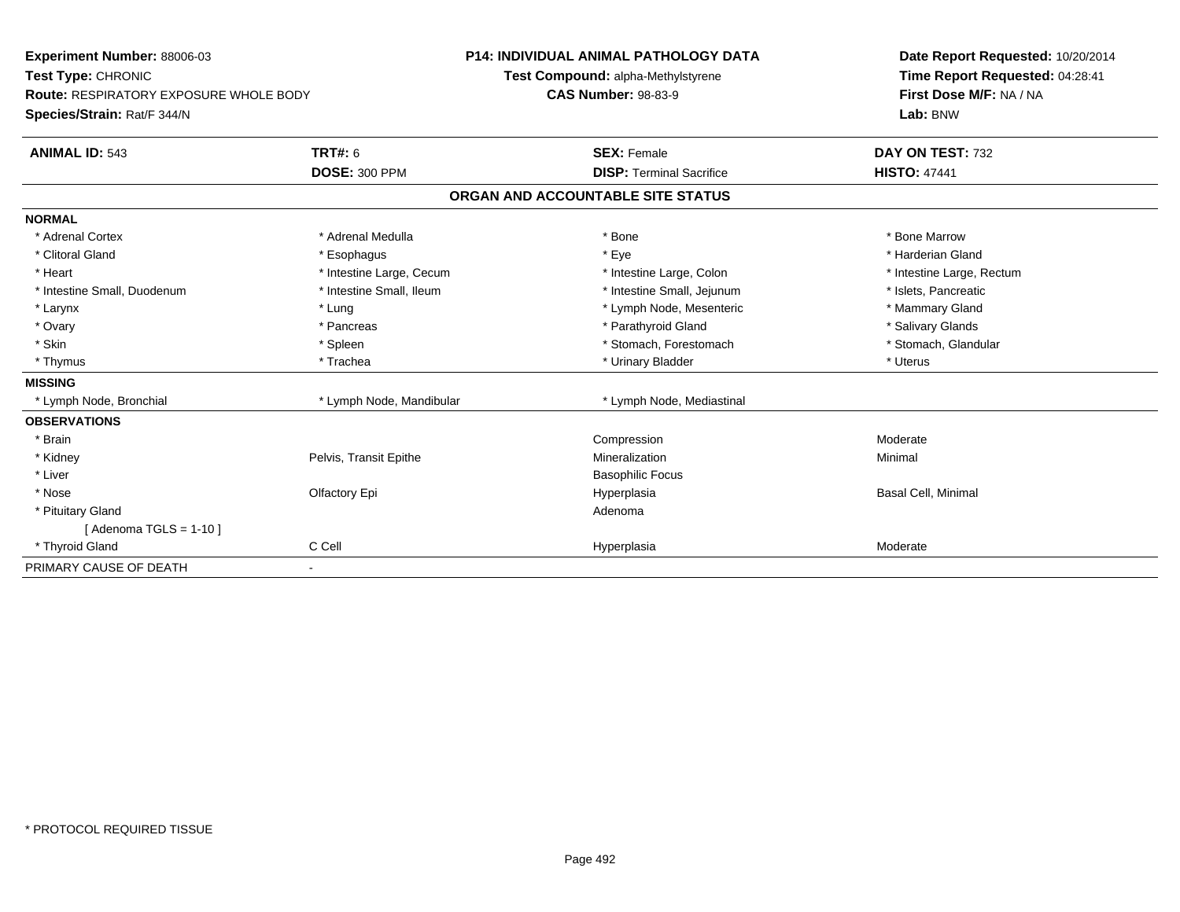**Experiment Number:** 88006-03
**Test Type:** CHRONIC
**Route:** RESPIRATORY EXPOSURE WHOLE BODY
**Species/Strain:** Rat/F 344/N

**P14: INDIVIDUAL ANIMAL PATHOLOGY DATA**
**Test Compound:** alpha-Methylstyrene
**CAS Number:** 98-83-9

**Date Report Requested:** 10/20/2014
**Time Report Requested:** 04:28:41
**First Dose M/F:** NA / NA
**Lab:** BNW

| **ANIMAL ID:** 543 | **TRT#:** 6 | **SEX:** Female | **DAY ON TEST:** 732 |
|---|---|---|---|
| | **DOSE:** 300 PPM | **DISP:** Terminal Sacrifice | **HISTO:** 47441 |

## ORGAN AND ACCOUNTABLE SITE STATUS

| | | | |
|---|---|---|---|
| **NORMAL** | | | |
| * Adrenal Cortex | * Adrenal Medulla | * Bone | * Bone Marrow |
| * Clitoral Gland | * Esophagus | * Eye | * Harderian Gland |
| * Heart | * Intestine Large, Cecum | * Intestine Large, Colon | * Intestine Large, Rectum |
| * Intestine Small, Duodenum | * Intestine Small, Ileum | * Intestine Small, Jejunum | * Islets, Pancreatic |
| * Larynx | * Lung | * Lymph Node, Mesenteric | * Mammary Gland |
| * Ovary | * Pancreas | * Parathyroid Gland | * Salivary Glands |
| * Skin | * Spleen | * Stomach, Forestomach | * Stomach, Glandular |
| * Thymus | * Trachea | * Urinary Bladder | * Uterus |
| **MISSING** | | | |
| * Lymph Node, Bronchial | * Lymph Node, Mandibular | * Lymph Node, Mediastinal | |
| **OBSERVATIONS** | | | |
| * Brain | | Compression | Moderate |
| * Kidney | Pelvis, Transit Epithe | Mineralization | Minimal |
| * Liver | | Basophilic Focus | |
| * Nose | Olfactory Epi | Hyperplasia | Basal Cell, Minimal |
| * Pituitary Gland | | Adenoma | |
| [ Adenoma TGLS = 1-10 ] | | | |
| * Thyroid Gland | C Cell | Hyperplasia | Moderate |
| PRIMARY CAUSE OF DEATH | - | | |

* PROTOCOL REQUIRED TISSUE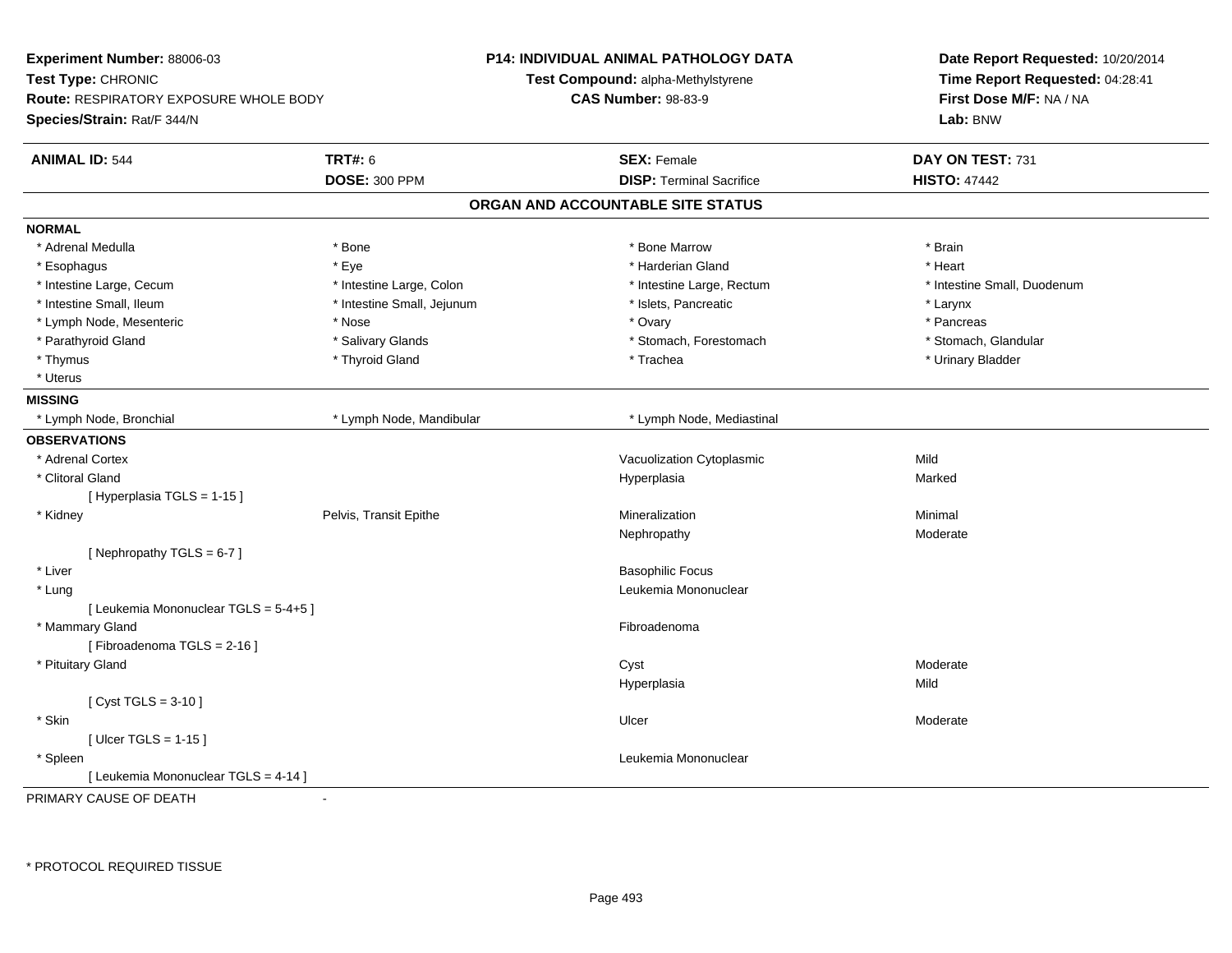**Experiment Number:** 88006-03
**Test Type:** CHRONIC
**Route:** RESPIRATORY EXPOSURE WHOLE BODY
**Species/Strain:** Rat/F 344/N

**P14: INDIVIDUAL ANIMAL PATHOLOGY DATA**
**Test Compound:** alpha-Methylstyrene
**CAS Number:** 98-83-9

**Date Report Requested:** 10/20/2014
**Time Report Requested:** 04:28:41
**First Dose M/F:** NA / NA
**Lab:** BNW

| **ANIMAL ID:** 544 | **TRT#:** 6 | **SEX:** Female | **DAY ON TEST:** 731 |
|---|---|---|---|
| | **DOSE:** 300 PPM | **DISP:** Terminal Sacrifice | **HISTO:** 47442 |

## ORGAN AND ACCOUNTABLE SITE STATUS

**NORMAL**

| | | | |
|---|---|---|---|
| * Adrenal Medulla | * Bone | * Bone Marrow | * Brain |
| * Esophagus | * Eye | * Harderian Gland | * Heart |
| * Intestine Large, Cecum | * Intestine Large, Colon | * Intestine Large, Rectum | * Intestine Small, Duodenum |
| * Intestine Small, Ileum | * Intestine Small, Jejunum | * Islets, Pancreatic | * Larynx |
| * Lymph Node, Mesenteric | * Nose | * Ovary | * Pancreas |
| * Parathyroid Gland | * Salivary Glands | * Stomach, Forestomach | * Stomach, Glandular |
| * Thymus | * Thyroid Gland | * Trachea | * Urinary Bladder |
| * Uterus | | | |

**MISSING**

| | | |
|---|---|---|
| * Lymph Node, Bronchial | * Lymph Node, Mandibular | * Lymph Node, Mediastinal |

**OBSERVATIONS**

| Organ | Site | Observation | Severity |
|---|---|---|---|
| * Adrenal Cortex | | Vacuolization Cytoplasmic | Mild |
| * Clitoral Gland | | Hyperplasia | Marked |
| [ Hyperplasia TGLS = 1-15 ] | | | |
| * Kidney | Pelvis, Transit Epithe | Mineralization | Minimal |
| | | Nephropathy | Moderate |
| [ Nephropathy TGLS = 6-7 ] | | | |
| * Liver | | Basophilic Focus | |
| * Lung | | Leukemia Mononuclear | |
| [ Leukemia Mononuclear TGLS = 5-4+5 ] | | | |
| * Mammary Gland | | Fibroadenoma | |
| [ Fibroadenoma TGLS = 2-16 ] | | | |
| * Pituitary Gland | | Cyst | Moderate |
| | | Hyperplasia | Mild |
| [ Cyst TGLS = 3-10 ] | | | |
| * Skin | | Ulcer | Moderate |
| [ Ulcer TGLS = 1-15 ] | | | |
| * Spleen | | Leukemia Mononuclear | |
| [ Leukemia Mononuclear TGLS = 4-14 ] | | | |

PRIMARY CAUSE OF DEATH -

\* PROTOCOL REQUIRED TISSUE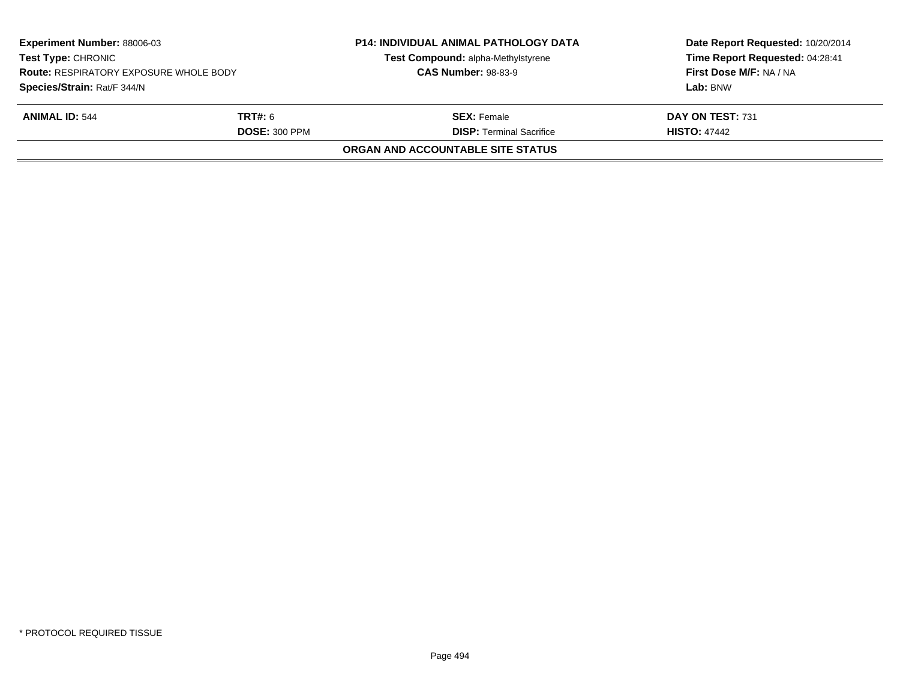| **Experiment Number:** 88006-03 | **P14: INDIVIDUAL ANIMAL PATHOLOGY DATA** | **Date Report Requested:** 10/20/2014 |
|---|---|---|
| **Test Type:** CHRONIC | **Test Compound:** alpha-Methylstyrene | **Time Report Requested:** 04:28:41 |
| **Route:** RESPIRATORY EXPOSURE WHOLE BODY | **CAS Number:** 98-83-9 | **First Dose M/F:** NA / NA |
| **Species/Strain:** Rat/F 344/N | | **Lab:** BNW |

| **ANIMAL ID:** 544 | **TRT#:** 6 | **SEX:** Female | **DAY ON TEST:** 731 |
|---|---|---|---|
| | **DOSE:** 300 PPM | **DISP:** Terminal Sacrifice | **HISTO:** 47442 |

**ORGAN AND ACCOUNTABLE SITE STATUS**

* PROTOCOL REQUIRED TISSUE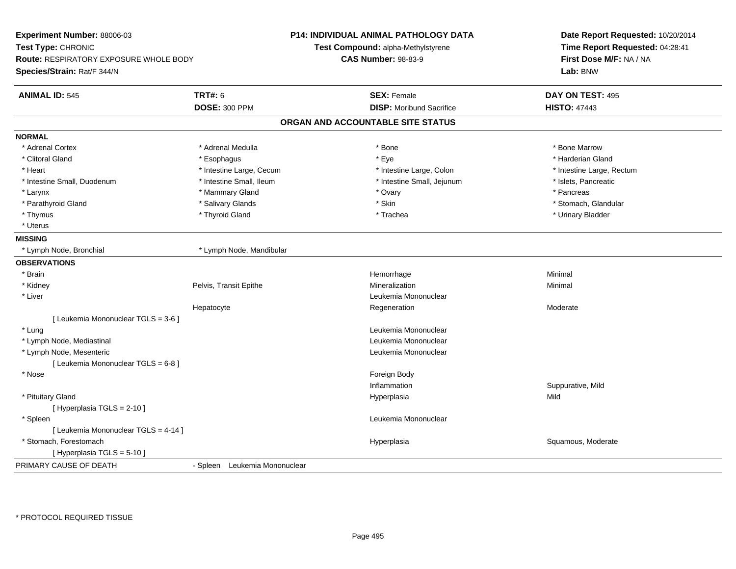**Experiment Number:** 88006-03
**Test Type:** CHRONIC
**Route:** RESPIRATORY EXPOSURE WHOLE BODY
**Species/Strain:** Rat/F 344/N

**P14: INDIVIDUAL ANIMAL PATHOLOGY DATA**
**Test Compound:** alpha-Methylstyrene
**CAS Number:** 98-83-9

**Date Report Requested:** 10/20/2014
**Time Report Requested:** 04:28:41
**First Dose M/F:** NA / NA
**Lab:** BNW

| **ANIMAL ID:** 545 | **TRT#:** 6 | **SEX:** Female | **DAY ON TEST:** 495 |
|---|---|---|---|
| | **DOSE:** 300 PPM | **DISP:** Moribund Sacrifice | **HISTO:** 47443 |

## ORGAN AND ACCOUNTABLE SITE STATUS

**NORMAL**

| | | | |
|---|---|---|---|
| * Adrenal Cortex | * Adrenal Medulla | * Bone | * Bone Marrow |
| * Clitoral Gland | * Esophagus | * Eye | * Harderian Gland |
| * Heart | * Intestine Large, Cecum | * Intestine Large, Colon | * Intestine Large, Rectum |
| * Intestine Small, Duodenum | * Intestine Small, Ileum | * Intestine Small, Jejunum | * Islets, Pancreatic |
| * Larynx | * Mammary Gland | * Ovary | * Pancreas |
| * Parathyroid Gland | * Salivary Glands | * Skin | * Stomach, Glandular |
| * Thymus | * Thyroid Gland | * Trachea | * Urinary Bladder |
| * Uterus | | | |

**MISSING**

| | |
|---|---|
| * Lymph Node, Bronchial | * Lymph Node, Mandibular |

**OBSERVATIONS**

| | | | |
|---|---|---|---|
| * Brain | | Hemorrhage | Minimal |
| * Kidney | Pelvis, Transit Epithe | Mineralization | Minimal |
| * Liver | | Leukemia Mononuclear | |
| | Hepatocyte | Regeneration | Moderate |
| [ Leukemia Mononuclear TGLS = 3-6 ] | | | |
| * Lung | | Leukemia Mononuclear | |
| * Lymph Node, Mediastinal | | Leukemia Mononuclear | |
| * Lymph Node, Mesenteric | | Leukemia Mononuclear | |
| [ Leukemia Mononuclear TGLS = 6-8 ] | | | |
| * Nose | | Foreign Body | |
| | | Inflammation | Suppurative, Mild |
| * Pituitary Gland | | Hyperplasia | Mild |
| [ Hyperplasia TGLS = 2-10 ] | | | |
| * Spleen | | Leukemia Mononuclear | |
| [ Leukemia Mononuclear TGLS = 4-14 ] | | | |
| * Stomach, Forestomach | | Hyperplasia | Squamous, Moderate |
| [ Hyperplasia TGLS = 5-10 ] | | | |

PRIMARY CAUSE OF DEATH - Spleen Leukemia Mononuclear

* PROTOCOL REQUIRED TISSUE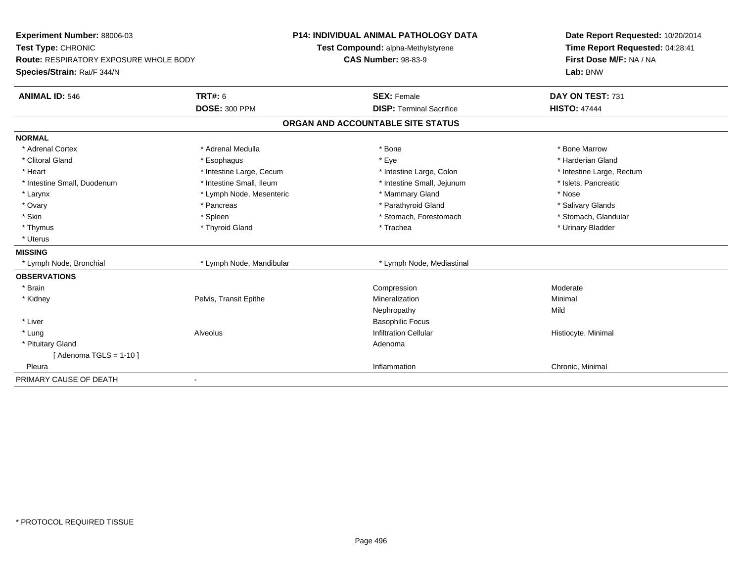**Experiment Number:** 88006-03
**Test Type:** CHRONIC
**Route:** RESPIRATORY EXPOSURE WHOLE BODY
**Species/Strain:** Rat/F 344/N

**P14: INDIVIDUAL ANIMAL PATHOLOGY DATA**
**Test Compound:** alpha-Methylstyrene
**CAS Number:** 98-83-9

**Date Report Requested:** 10/20/2014
**Time Report Requested:** 04:28:41
**First Dose M/F:** NA / NA
**Lab:** BNW

| **ANIMAL ID:** 546 | **TRT#:** 6 | **SEX:** Female | **DAY ON TEST:** 731 |
|---|---|---|---|
| | **DOSE:** 300 PPM | **DISP:** Terminal Sacrifice | **HISTO:** 47444 |

## ORGAN AND ACCOUNTABLE SITE STATUS

**NORMAL**

| | | | |
|---|---|---|---|
| * Adrenal Cortex | * Adrenal Medulla | * Bone | * Bone Marrow |
| * Clitoral Gland | * Esophagus | * Eye | * Harderian Gland |
| * Heart | * Intestine Large, Cecum | * Intestine Large, Colon | * Intestine Large, Rectum |
| * Intestine Small, Duodenum | * Intestine Small, Ileum | * Intestine Small, Jejunum | * Islets, Pancreatic |
| * Larynx | * Lymph Node, Mesenteric | * Mammary Gland | * Nose |
| * Ovary | * Pancreas | * Parathyroid Gland | * Salivary Glands |
| * Skin | * Spleen | * Stomach, Forestomach | * Stomach, Glandular |
| * Thymus | * Thyroid Gland | * Trachea | * Urinary Bladder |
| * Uterus | | | |

**MISSING**

| | | | |
|---|---|---|---|
| * Lymph Node, Bronchial | * Lymph Node, Mandibular | * Lymph Node, Mediastinal | |

**OBSERVATIONS**

| | | | |
|---|---|---|---|
| * Brain | | Compression | Moderate |
| * Kidney | Pelvis, Transit Epithe | Mineralization | Minimal |
| | | Nephropathy | Mild |
| * Liver | | Basophilic Focus | |
| * Lung | Alveolus | Infiltration Cellular | Histiocyte, Minimal |
| * Pituitary Gland | | Adenoma | |
| [ Adenoma TGLS = 1-10 ] | | | |
| Pleura | | Inflammation | Chronic, Minimal |

PRIMARY CAUSE OF DEATH -

* PROTOCOL REQUIRED TISSUE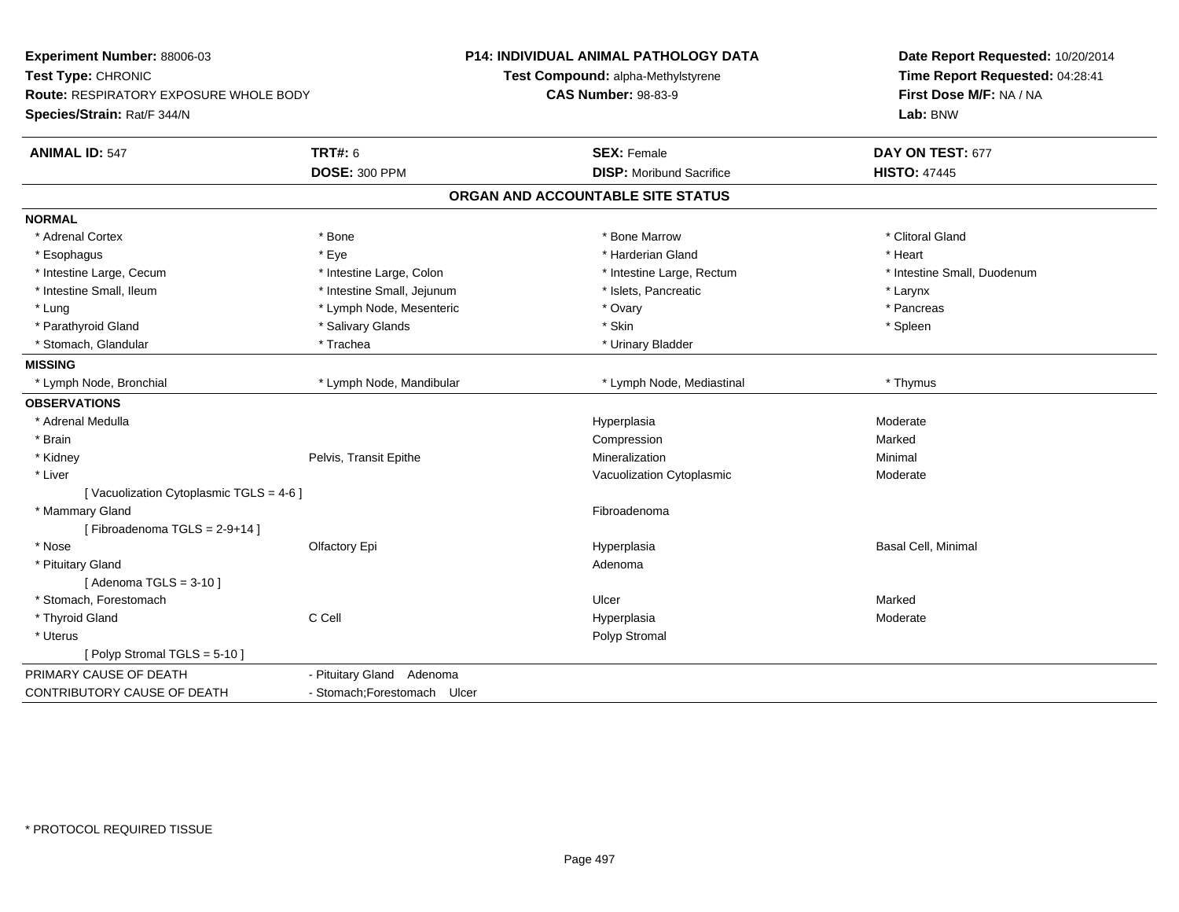**Experiment Number:** 88006-03
**Test Type:** CHRONIC
**Route:** RESPIRATORY EXPOSURE WHOLE BODY
**Species/Strain:** Rat/F 344/N

**P14: INDIVIDUAL ANIMAL PATHOLOGY DATA**
**Test Compound:** alpha-Methylstyrene
**CAS Number:** 98-83-9

**Date Report Requested:** 10/20/2014
**Time Report Requested:** 04:28:41
**First Dose M/F:** NA / NA
**Lab:** BNW

| **ANIMAL ID:** 547 | **TRT#:** 6 | **SEX:** Female | **DAY ON TEST:** 677 |
|---|---|---|---|
| | **DOSE:** 300 PPM | **DISP:** Moribund Sacrifice | **HISTO:** 47445 |

**ORGAN AND ACCOUNTABLE SITE STATUS**

**NORMAL**

| | | | |
|---|---|---|---|
| * Adrenal Cortex | * Bone | * Bone Marrow | * Clitoral Gland |
| * Esophagus | * Eye | * Harderian Gland | * Heart |
| * Intestine Large, Cecum | * Intestine Large, Colon | * Intestine Large, Rectum | * Intestine Small, Duodenum |
| * Intestine Small, Ileum | * Intestine Small, Jejunum | * Islets, Pancreatic | * Larynx |
| * Lung | * Lymph Node, Mesenteric | * Ovary | * Pancreas |
| * Parathyroid Gland | * Salivary Glands | * Skin | * Spleen |
| * Stomach, Glandular | * Trachea | * Urinary Bladder | |

**MISSING**

| | | | |
|---|---|---|---|
| * Lymph Node, Bronchial | * Lymph Node, Mandibular | * Lymph Node, Mediastinal | * Thymus |

**OBSERVATIONS**

| | | | |
|---|---|---|---|
| * Adrenal Medulla | | Hyperplasia | Moderate |
| * Brain | | Compression | Marked |
| * Kidney | Pelvis, Transit Epithe | Mineralization | Minimal |
| * Liver | | Vacuolization Cytoplasmic | Moderate |
| [ Vacuolization Cytoplasmic TGLS = 4-6 ] | | | |
| * Mammary Gland | | Fibroadenoma | |
| [ Fibroadenoma TGLS = 2-9+14 ] | | | |
| * Nose | Olfactory Epi | Hyperplasia | Basal Cell, Minimal |
| * Pituitary Gland | | Adenoma | |
| [ Adenoma TGLS = 3-10 ] | | | |
| * Stomach, Forestomach | | Ulcer | Marked |
| * Thyroid Gland | C Cell | Hyperplasia | Moderate |
| * Uterus | | Polyp Stromal | |
| [ Polyp Stromal TGLS = 5-10 ] | | | |

| | |
|---|---|
| PRIMARY CAUSE OF DEATH | - Pituitary Gland Adenoma |
| CONTRIBUTORY CAUSE OF DEATH | - Stomach;Forestomach Ulcer |

* PROTOCOL REQUIRED TISSUE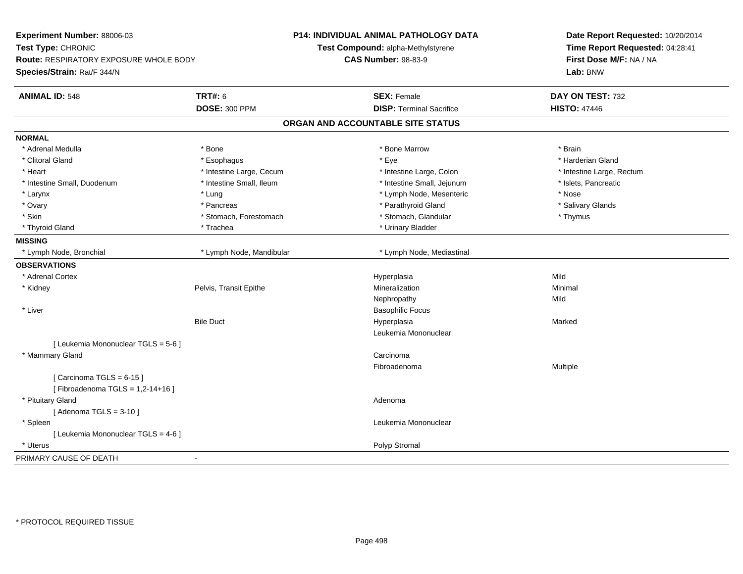**Experiment Number:** 88006-03
**Test Type:** CHRONIC
**Route:** RESPIRATORY EXPOSURE WHOLE BODY
**Species/Strain:** Rat/F 344/N

**P14: INDIVIDUAL ANIMAL PATHOLOGY DATA**
**Test Compound:** alpha-Methylstyrene
**CAS Number:** 98-83-9

**Date Report Requested:** 10/20/2014
**Time Report Requested:** 04:28:41
**First Dose M/F:** NA / NA
**Lab:** BNW

| **ANIMAL ID:** 548 | **TRT#:** 6 | **SEX:** Female | **DAY ON TEST:** 732 |
|---|---|---|---|
| | **DOSE:** 300 PPM | **DISP:** Terminal Sacrifice | **HISTO:** 47446 |

## ORGAN AND ACCOUNTABLE SITE STATUS

**NORMAL**

| | | | |
|---|---|---|---|
| * Adrenal Medulla | * Bone | * Bone Marrow | * Brain |
| * Clitoral Gland | * Esophagus | * Eye | * Harderian Gland |
| * Heart | * Intestine Large, Cecum | * Intestine Large, Colon | * Intestine Large, Rectum |
| * Intestine Small, Duodenum | * Intestine Small, Ileum | * Intestine Small, Jejunum | * Islets, Pancreatic |
| * Larynx | * Lung | * Lymph Node, Mesenteric | * Nose |
| * Ovary | * Pancreas | * Parathyroid Gland | * Salivary Glands |
| * Skin | * Stomach, Forestomach | * Stomach, Glandular | * Thymus |
| * Thyroid Gland | * Trachea | * Urinary Bladder | |

**MISSING**

| | | |
|---|---|---|
| * Lymph Node, Bronchial | * Lymph Node, Mandibular | * Lymph Node, Mediastinal |

**OBSERVATIONS**

| | | | |
|---|---|---|---|
| * Adrenal Cortex | | Hyperplasia | Mild |
| * Kidney | Pelvis, Transit Epithe | Mineralization | Minimal |
| | | Nephropathy | Mild |
| * Liver | | Basophilic Focus | |
| | Bile Duct | Hyperplasia | Marked |
| | | Leukemia Mononuclear | |
| [ Leukemia Mononuclear TGLS = 5-6 ] | | | |
| * Mammary Gland | | Carcinoma | |
| | | Fibroadenoma | Multiple |
| [ Carcinoma TGLS = 6-15 ] | | | |
| [ Fibroadenoma TGLS = 1,2-14+16 ] | | | |
| * Pituitary Gland | | Adenoma | |
| [ Adenoma TGLS = 3-10 ] | | | |
| * Spleen | | Leukemia Mononuclear | |
| [ Leukemia Mononuclear TGLS = 4-6 ] | | | |
| * Uterus | | Polyp Stromal | |

PRIMARY CAUSE OF DEATH -

* PROTOCOL REQUIRED TISSUE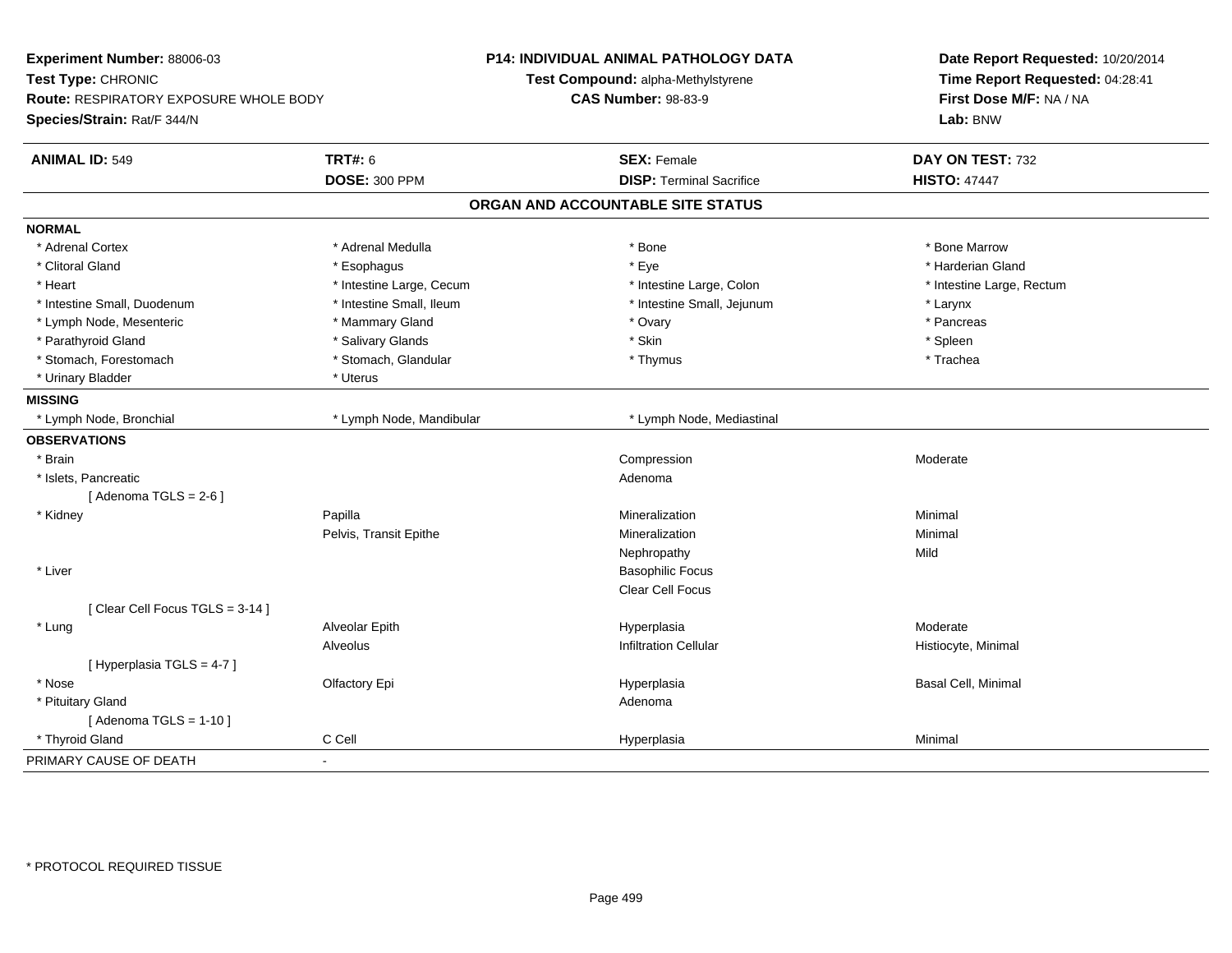**Experiment Number:** 88006-03
**Test Type:** CHRONIC
**Route:** RESPIRATORY EXPOSURE WHOLE BODY
**Species/Strain:** Rat/F 344/N

**P14: INDIVIDUAL ANIMAL PATHOLOGY DATA**
**Test Compound:** alpha-Methylstyrene
**CAS Number:** 98-83-9

**Date Report Requested:** 10/20/2014
**Time Report Requested:** 04:28:41
**First Dose M/F:** NA / NA
**Lab:** BNW

| **ANIMAL ID:** 549 | **TRT#:** 6 | **SEX:** Female | **DAY ON TEST:** 732 |
|---|---|---|---|
| | **DOSE:** 300 PPM | **DISP:** Terminal Sacrifice | **HISTO:** 47447 |

## ORGAN AND ACCOUNTABLE SITE STATUS

**NORMAL**

| | | | |
|---|---|---|---|
| * Adrenal Cortex | * Adrenal Medulla | * Bone | * Bone Marrow |
| * Clitoral Gland | * Esophagus | * Eye | * Harderian Gland |
| * Heart | * Intestine Large, Cecum | * Intestine Large, Colon | * Intestine Large, Rectum |
| * Intestine Small, Duodenum | * Intestine Small, Ileum | * Intestine Small, Jejunum | * Larynx |
| * Lymph Node, Mesenteric | * Mammary Gland | * Ovary | * Pancreas |
| * Parathyroid Gland | * Salivary Glands | * Skin | * Spleen |
| * Stomach, Forestomach | * Stomach, Glandular | * Thymus | * Trachea |
| * Urinary Bladder | * Uterus | | |

**MISSING**

| | | |
|---|---|---|
| * Lymph Node, Bronchial | * Lymph Node, Mandibular | * Lymph Node, Mediastinal |

**OBSERVATIONS**

| | | | |
|---|---|---|---|
| * Brain | | Compression | Moderate |
| * Islets, Pancreatic | | Adenoma | |
| [ Adenoma TGLS = 2-6 ] | | | |
| * Kidney | Papilla | Mineralization | Minimal |
| | Pelvis, Transit Epithe | Mineralization | Minimal |
| | | Nephropathy | Mild |
| * Liver | | Basophilic Focus | |
| | | Clear Cell Focus | |
| [ Clear Cell Focus TGLS = 3-14 ] | | | |
| * Lung | Alveolar Epith | Hyperplasia | Moderate |
| | Alveolus | Infiltration Cellular | Histiocyte, Minimal |
| [ Hyperplasia TGLS = 4-7 ] | | | |
| * Nose | Olfactory Epi | Hyperplasia | Basal Cell, Minimal |
| * Pituitary Gland | | Adenoma | |
| [ Adenoma TGLS = 1-10 ] | | | |
| * Thyroid Gland | C Cell | Hyperplasia | Minimal |

PRIMARY CAUSE OF DEATH -

* PROTOCOL REQUIRED TISSUE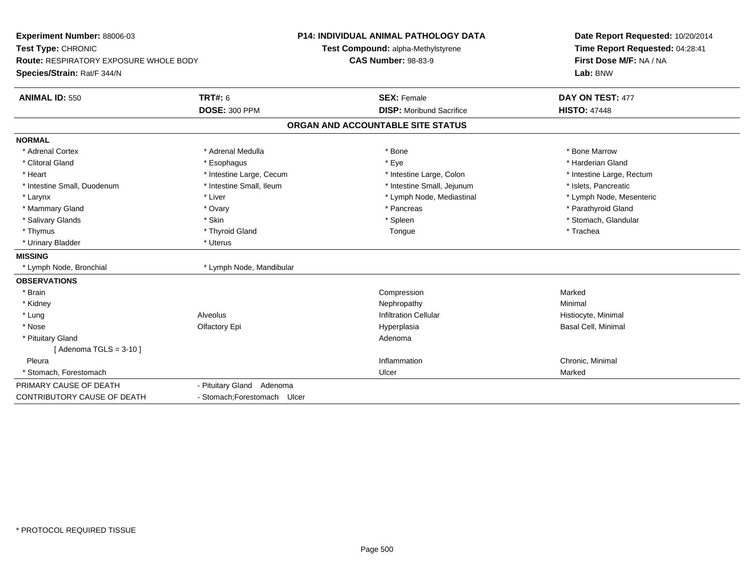**Experiment Number:** 88006-03
**Test Type:** CHRONIC
**Route:** RESPIRATORY EXPOSURE WHOLE BODY
**Species/Strain:** Rat/F 344/N

**P14: INDIVIDUAL ANIMAL PATHOLOGY DATA**
**Test Compound:** alpha-Methylstyrene
**CAS Number:** 98-83-9

**Date Report Requested:** 10/20/2014
**Time Report Requested:** 04:28:41
**First Dose M/F:** NA / NA
**Lab:** BNW

| **ANIMAL ID:** 550 | **TRT#:** 6 | **SEX:** Female | **DAY ON TEST:** 477 |
|---|---|---|---|
| | **DOSE:** 300 PPM | **DISP:** Moribund Sacrifice | **HISTO:** 47448 |

## ORGAN AND ACCOUNTABLE SITE STATUS

| | | | |
|---|---|---|---|
| **NORMAL** | | | |
| * Adrenal Cortex | * Adrenal Medulla | * Bone | * Bone Marrow |
| * Clitoral Gland | * Esophagus | * Eye | * Harderian Gland |
| * Heart | * Intestine Large, Cecum | * Intestine Large, Colon | * Intestine Large, Rectum |
| * Intestine Small, Duodenum | * Intestine Small, Ileum | * Intestine Small, Jejunum | * Islets, Pancreatic |
| * Larynx | * Liver | * Lymph Node, Mediastinal | * Lymph Node, Mesenteric |
| * Mammary Gland | * Ovary | * Pancreas | * Parathyroid Gland |
| * Salivary Glands | * Skin | * Spleen | * Stomach, Glandular |
| * Thymus | * Thyroid Gland | Tongue | * Trachea |
| * Urinary Bladder | * Uterus | | |
| **MISSING** | | | |
| * Lymph Node, Bronchial | * Lymph Node, Mandibular | | |
| **OBSERVATIONS** | | | |
| * Brain | | Compression | Marked |
| * Kidney | | Nephropathy | Minimal |
| * Lung | Alveolus | Infiltration Cellular | Histiocyte, Minimal |
| * Nose | Olfactory Epi | Hyperplasia | Basal Cell, Minimal |
| * Pituitary Gland | | Adenoma | |
| [ Adenoma TGLS = 3-10 ] | | | |
| Pleura | | Inflammation | Chronic, Minimal |
| * Stomach, Forestomach | | Ulcer | Marked |
| PRIMARY CAUSE OF DEATH | - Pituitary Gland Adenoma | | |
| CONTRIBUTORY CAUSE OF DEATH | - Stomach;Forestomach Ulcer | | |

* PROTOCOL REQUIRED TISSUE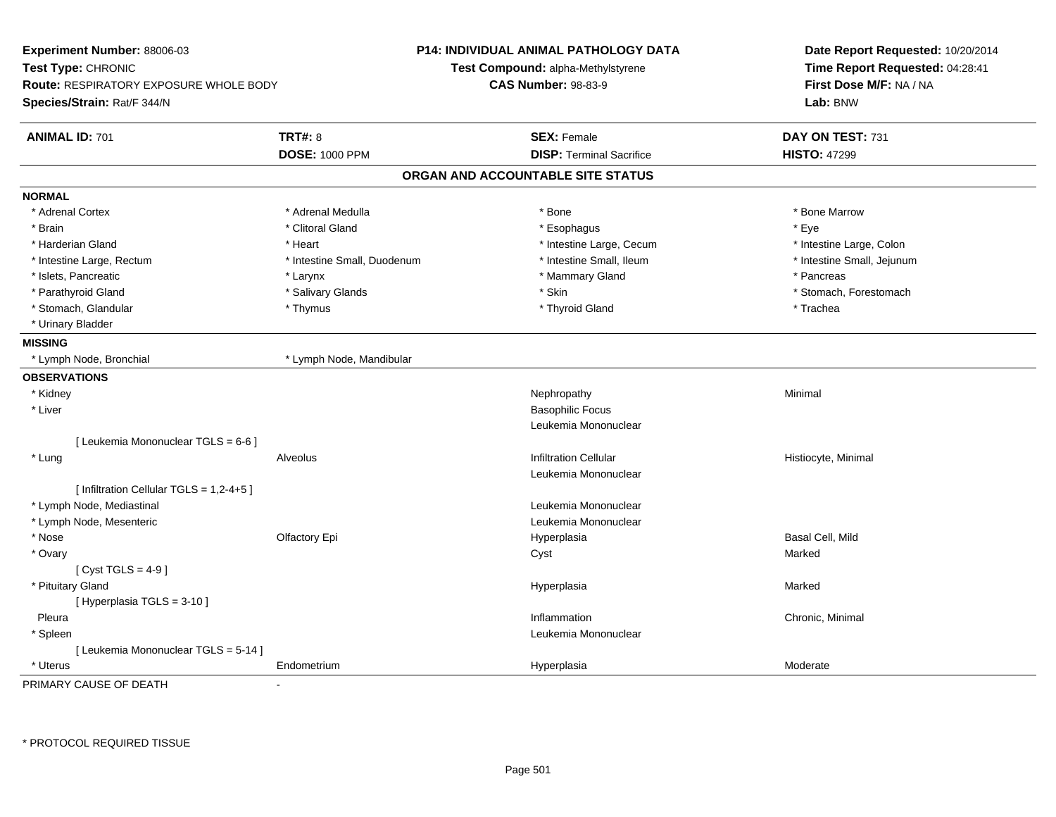**Experiment Number:** 88006-03
**Test Type:** CHRONIC
**Route:** RESPIRATORY EXPOSURE WHOLE BODY
**Species/Strain:** Rat/F 344/N

**P14: INDIVIDUAL ANIMAL PATHOLOGY DATA**
**Test Compound:** alpha-Methylstyrene
**CAS Number:** 98-83-9

**Date Report Requested:** 10/20/2014
**Time Report Requested:** 04:28:41
**First Dose M/F:** NA / NA
**Lab:** BNW

| **ANIMAL ID:** 701 | **TRT#:** 8 | **SEX:** Female | **DAY ON TEST:** 731 |
|---|---|---|---|
| | **DOSE:** 1000 PPM | **DISP:** Terminal Sacrifice | **HISTO:** 47299 |

## ORGAN AND ACCOUNTABLE SITE STATUS

**NORMAL**

| | | | |
|---|---|---|---|
| * Adrenal Cortex | * Adrenal Medulla | * Bone | * Bone Marrow |
| * Brain | * Clitoral Gland | * Esophagus | * Eye |
| * Harderian Gland | * Heart | * Intestine Large, Cecum | * Intestine Large, Colon |
| * Intestine Large, Rectum | * Intestine Small, Duodenum | * Intestine Small, Ileum | * Intestine Small, Jejunum |
| * Islets, Pancreatic | * Larynx | * Mammary Gland | * Pancreas |
| * Parathyroid Gland | * Salivary Glands | * Skin | * Stomach, Forestomach |
| * Stomach, Glandular | * Thymus | * Thyroid Gland | * Trachea |
| * Urinary Bladder | | | |

**MISSING**

| | |
|---|---|
| * Lymph Node, Bronchial | * Lymph Node, Mandibular |

**OBSERVATIONS**

| Organ | Site | Observation | Severity |
|---|---|---|---|
| * Kidney | | Nephropathy | Minimal |
| * Liver | | Basophilic Focus | |
| | | Leukemia Mononuclear | |
| [ Leukemia Mononuclear TGLS = 6-6 ] | | | |
| * Lung | Alveolus | Infiltration Cellular | Histiocyte, Minimal |
| | | Leukemia Mononuclear | |
| [ Infiltration Cellular TGLS = 1,2-4+5 ] | | | |
| * Lymph Node, Mediastinal | | Leukemia Mononuclear | |
| * Lymph Node, Mesenteric | | Leukemia Mononuclear | |
| * Nose | Olfactory Epi | Hyperplasia | Basal Cell, Mild |
| * Ovary | | Cyst | Marked |
| [ Cyst TGLS = 4-9 ] | | | |
| * Pituitary Gland | | Hyperplasia | Marked |
| [ Hyperplasia TGLS = 3-10 ] | | | |
| Pleura | | Inflammation | Chronic, Minimal |
| * Spleen | | Leukemia Mononuclear | |
| [ Leukemia Mononuclear TGLS = 5-14 ] | | | |
| * Uterus | Endometrium | Hyperplasia | Moderate |

PRIMARY CAUSE OF DEATH -

* PROTOCOL REQUIRED TISSUE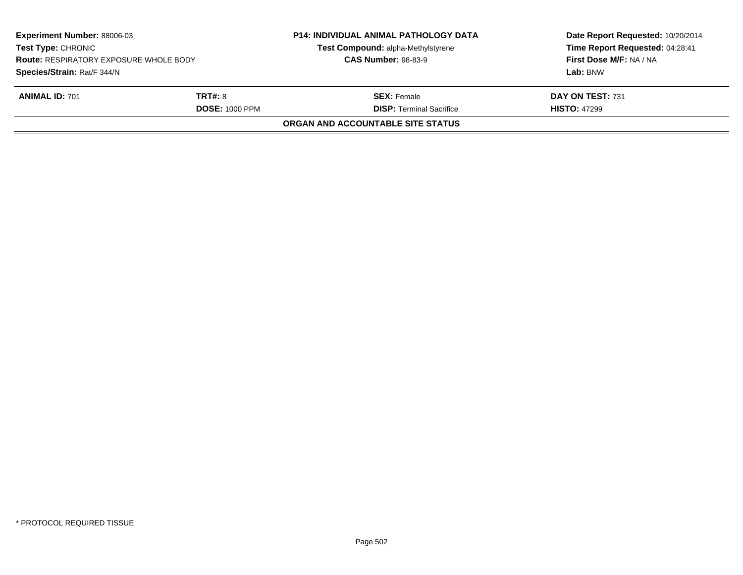| **Experiment Number:** 88006-03 | **P14: INDIVIDUAL ANIMAL PATHOLOGY DATA** | **Date Report Requested:** 10/20/2014 |
|---|---|---|
| **Test Type:** CHRONIC | **Test Compound:** alpha-Methylstyrene | **Time Report Requested:** 04:28:41 |
| **Route:** RESPIRATORY EXPOSURE WHOLE BODY | **CAS Number:** 98-83-9 | **First Dose M/F:** NA / NA |
| **Species/Strain:** Rat/F 344/N | | **Lab:** BNW |

| **ANIMAL ID:** 701 | **TRT#:** 8 | **SEX:** Female | **DAY ON TEST:** 731 |
|---|---|---|---|
| | **DOSE:** 1000 PPM | **DISP:** Terminal Sacrifice | **HISTO:** 47299 |

**ORGAN AND ACCOUNTABLE SITE STATUS**

* PROTOCOL REQUIRED TISSUE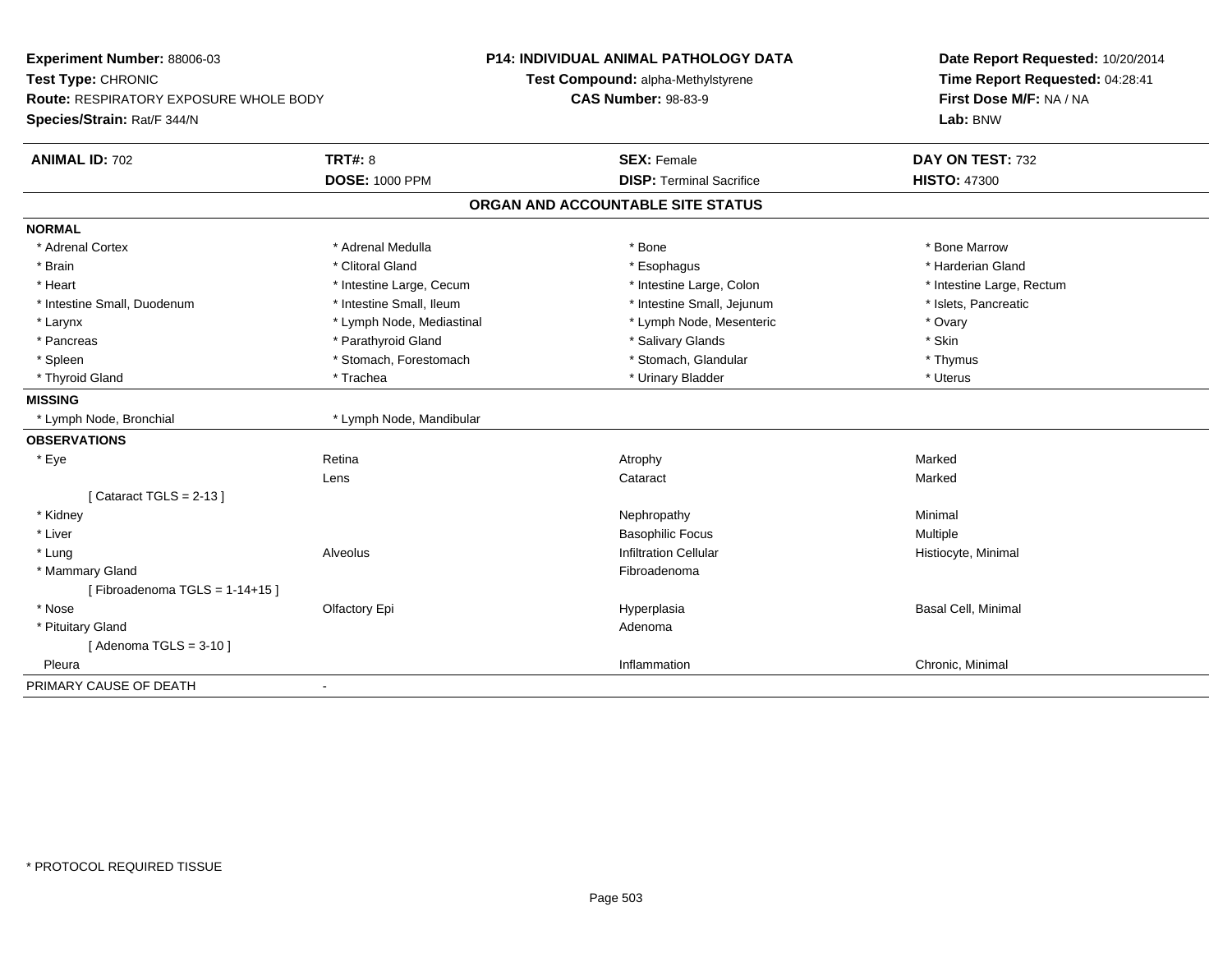**Experiment Number:** 88006-03
**Test Type:** CHRONIC
**Route:** RESPIRATORY EXPOSURE WHOLE BODY
**Species/Strain:** Rat/F 344/N

**P14: INDIVIDUAL ANIMAL PATHOLOGY DATA**
**Test Compound:** alpha-Methylstyrene
**CAS Number:** 98-83-9

**Date Report Requested:** 10/20/2014
**Time Report Requested:** 04:28:41
**First Dose M/F:** NA / NA
**Lab:** BNW

| **ANIMAL ID:** 702 | **TRT#:** 8 | **SEX:** Female | **DAY ON TEST:** 732 |
|---|---|---|---|
| | **DOSE:** 1000 PPM | **DISP:** Terminal Sacrifice | **HISTO:** 47300 |

## ORGAN AND ACCOUNTABLE SITE STATUS

**NORMAL**

| | | | |
|---|---|---|---|
| * Adrenal Cortex | * Adrenal Medulla | * Bone | * Bone Marrow |
| * Brain | * Clitoral Gland | * Esophagus | * Harderian Gland |
| * Heart | * Intestine Large, Cecum | * Intestine Large, Colon | * Intestine Large, Rectum |
| * Intestine Small, Duodenum | * Intestine Small, Ileum | * Intestine Small, Jejunum | * Islets, Pancreatic |
| * Larynx | * Lymph Node, Mediastinal | * Lymph Node, Mesenteric | * Ovary |
| * Pancreas | * Parathyroid Gland | * Salivary Glands | * Skin |
| * Spleen | * Stomach, Forestomach | * Stomach, Glandular | * Thymus |
| * Thyroid Gland | * Trachea | * Urinary Bladder | * Uterus |

**MISSING**

* Lymph Node, Bronchial
* Lymph Node, Mandibular

**OBSERVATIONS**

| | | | |
|---|---|---|---|
| * Eye | Retina | Atrophy | Marked |
| | Lens | Cataract | Marked |
| [ Cataract TGLS = 2-13 ] | | | |
| * Kidney | | Nephropathy | Minimal |
| * Liver | | Basophilic Focus | Multiple |
| * Lung | Alveolus | Infiltration Cellular | Histiocyte, Minimal |
| * Mammary Gland | | Fibroadenoma | |
| [ Fibroadenoma TGLS = 1-14+15 ] | | | |
| * Nose | Olfactory Epi | Hyperplasia | Basal Cell, Minimal |
| * Pituitary Gland | | Adenoma | |
| [ Adenoma TGLS = 3-10 ] | | | |
| Pleura | | Inflammation | Chronic, Minimal |

PRIMARY CAUSE OF DEATH -

\* PROTOCOL REQUIRED TISSUE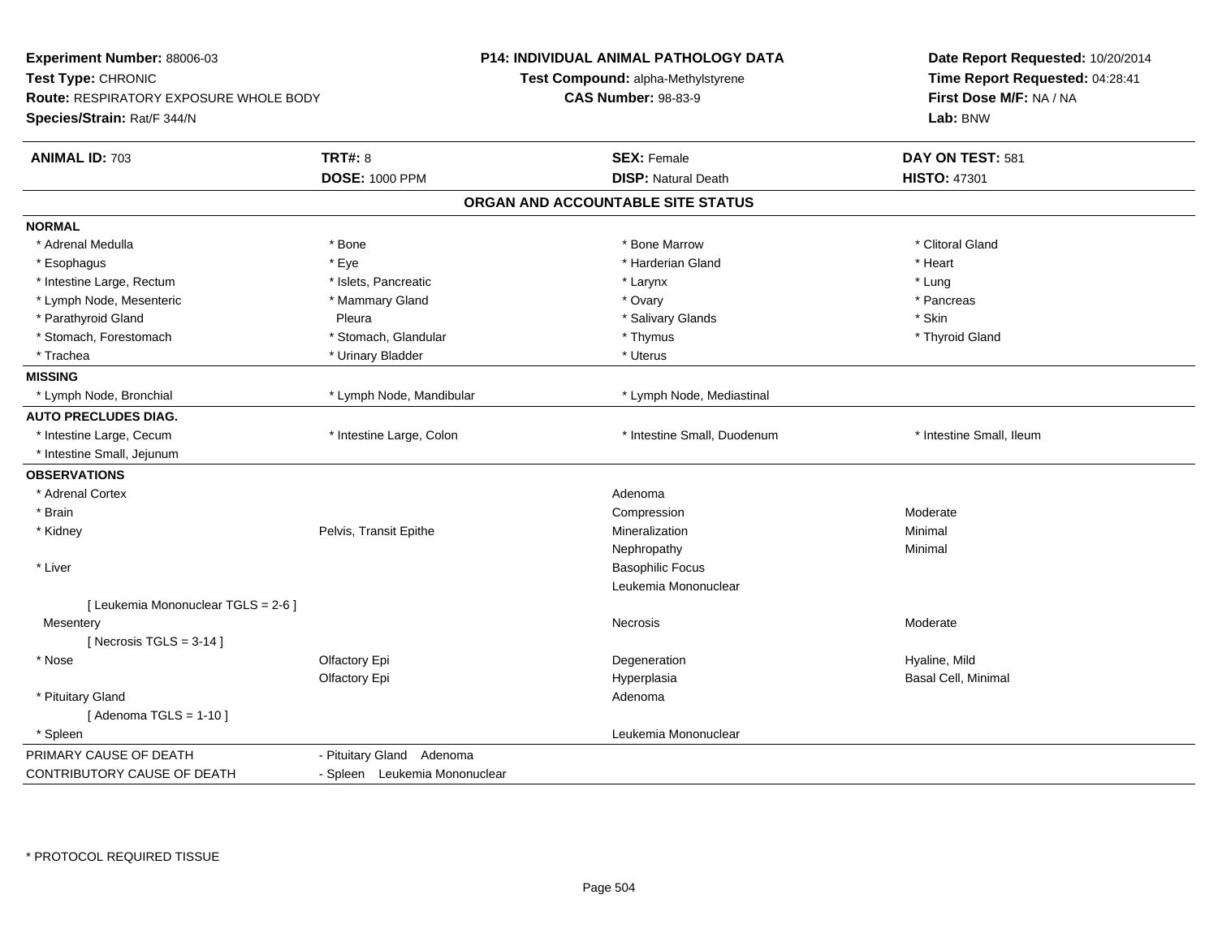**Experiment Number:** 88006-03
**Test Type:** CHRONIC
**Route:** RESPIRATORY EXPOSURE WHOLE BODY
**Species/Strain:** Rat/F 344/N

**P14: INDIVIDUAL ANIMAL PATHOLOGY DATA**
**Test Compound:** alpha-Methylstyrene
**CAS Number:** 98-83-9

**Date Report Requested:** 10/20/2014
**Time Report Requested:** 04:28:41
**First Dose M/F:** NA / NA
**Lab:** BNW

| **ANIMAL ID:** 703 | **TRT#:** 8 | **SEX:** Female | **DAY ON TEST:** 581 |
|---|---|---|---|
| | **DOSE:** 1000 PPM | **DISP:** Natural Death | **HISTO:** 47301 |

## ORGAN AND ACCOUNTABLE SITE STATUS

**NORMAL**

| | | | |
|---|---|---|---|
| * Adrenal Medulla | * Bone | * Bone Marrow | * Clitoral Gland |
| * Esophagus | * Eye | * Harderian Gland | * Heart |
| * Intestine Large, Rectum | * Islets, Pancreatic | * Larynx | * Lung |
| * Lymph Node, Mesenteric | * Mammary Gland | * Ovary | * Pancreas |
| * Parathyroid Gland | Pleura | * Salivary Glands | * Skin |
| * Stomach, Forestomach | * Stomach, Glandular | * Thymus | * Thyroid Gland |
| * Trachea | * Urinary Bladder | * Uterus | |

**MISSING**

| | | | |
|---|---|---|---|
| * Lymph Node, Bronchial | * Lymph Node, Mandibular | * Lymph Node, Mediastinal | |

**AUTO PRECLUDES DIAG.**

| | | | |
|---|---|---|---|
| * Intestine Large, Cecum | * Intestine Large, Colon | * Intestine Small, Duodenum | * Intestine Small, Ileum |
| * Intestine Small, Jejunum | | | |

**OBSERVATIONS**

| | | | |
|---|---|---|---|
| * Adrenal Cortex | | Adenoma | |
| * Brain | | Compression | Moderate |
| * Kidney | Pelvis, Transit Epithe | Mineralization | Minimal |
| | | Nephropathy | Minimal |
| * Liver | | Basophilic Focus | |
| | | Leukemia Mononuclear | |
| [ Leukemia Mononuclear TGLS = 2-6 ] | | | |
| Mesentery | | Necrosis | Moderate |
| [ Necrosis TGLS = 3-14 ] | | | |
| * Nose | Olfactory Epi | Degeneration | Hyaline, Mild |
| | Olfactory Epi | Hyperplasia | Basal Cell, Minimal |
| * Pituitary Gland | | Adenoma | |
| [ Adenoma TGLS = 1-10 ] | | | |
| * Spleen | | Leukemia Mononuclear | |

| | |
|---|---|
| PRIMARY CAUSE OF DEATH | - Pituitary Gland Adenoma |
| CONTRIBUTORY CAUSE OF DEATH | - Spleen Leukemia Mononuclear |

\* PROTOCOL REQUIRED TISSUE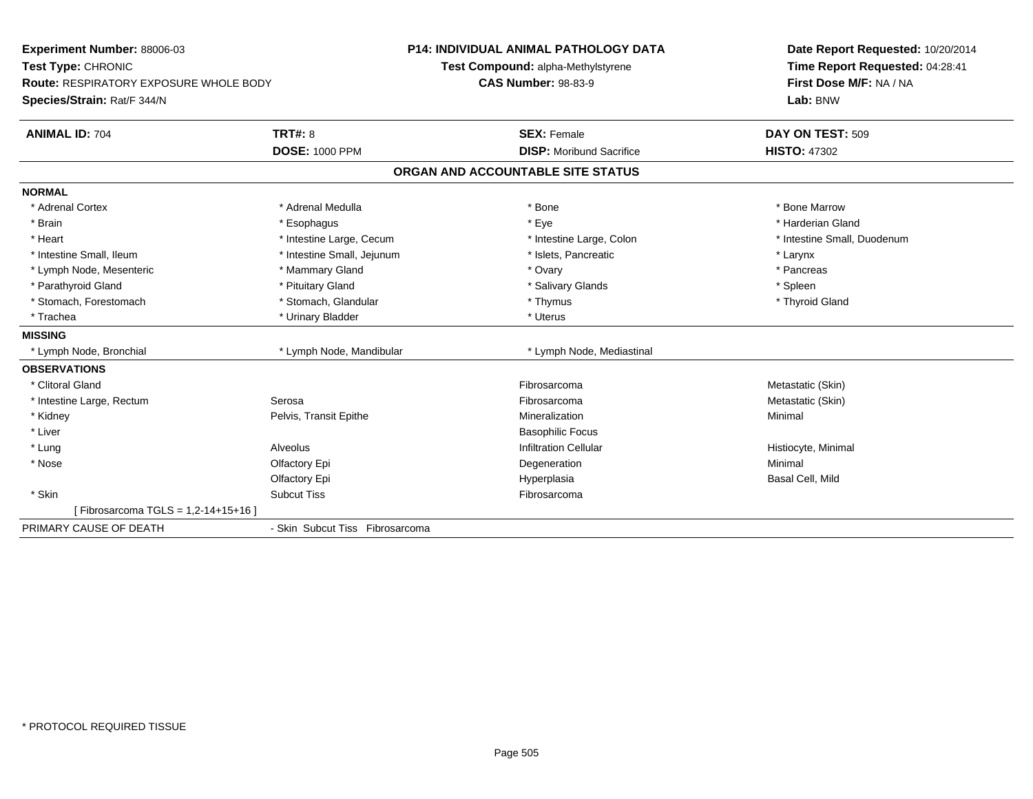**Experiment Number:** 88006-03
**Test Type:** CHRONIC
**Route:** RESPIRATORY EXPOSURE WHOLE BODY
**Species/Strain:** Rat/F 344/N

**P14: INDIVIDUAL ANIMAL PATHOLOGY DATA**
**Test Compound:** alpha-Methylstyrene
**CAS Number:** 98-83-9

**Date Report Requested:** 10/20/2014
**Time Report Requested:** 04:28:41
**First Dose M/F:** NA / NA
**Lab:** BNW

| **ANIMAL ID:** 704 | **TRT#:** 8 | **SEX:** Female | **DAY ON TEST:** 509 |
|---|---|---|---|
| | **DOSE:** 1000 PPM | **DISP:** Moribund Sacrifice | **HISTO:** 47302 |

## ORGAN AND ACCOUNTABLE SITE STATUS

| | | | |
|---|---|---|---|
| **NORMAL** | | | |
| * Adrenal Cortex | * Adrenal Medulla | * Bone | * Bone Marrow |
| * Brain | * Esophagus | * Eye | * Harderian Gland |
| * Heart | * Intestine Large, Cecum | * Intestine Large, Colon | * Intestine Small, Duodenum |
| * Intestine Small, Ileum | * Intestine Small, Jejunum | * Islets, Pancreatic | * Larynx |
| * Lymph Node, Mesenteric | * Mammary Gland | * Ovary | * Pancreas |
| * Parathyroid Gland | * Pituitary Gland | * Salivary Glands | * Spleen |
| * Stomach, Forestomach | * Stomach, Glandular | * Thymus | * Thyroid Gland |
| * Trachea | * Urinary Bladder | * Uterus | |
| **MISSING** | | | |
| * Lymph Node, Bronchial | * Lymph Node, Mandibular | * Lymph Node, Mediastinal | |
| **OBSERVATIONS** | | | |
| * Clitoral Gland | | Fibrosarcoma | Metastatic (Skin) |
| * Intestine Large, Rectum | Serosa | Fibrosarcoma | Metastatic (Skin) |
| * Kidney | Pelvis, Transit Epithe | Mineralization | Minimal |
| * Liver | | Basophilic Focus | |
| * Lung | Alveolus | Infiltration Cellular | Histiocyte, Minimal |
| * Nose | Olfactory Epi | Degeneration | Minimal |
| | Olfactory Epi | Hyperplasia | Basal Cell, Mild |
| * Skin | Subcut Tiss | Fibrosarcoma | |
| [ Fibrosarcoma TGLS = 1,2-14+15+16 ] | | | |
| PRIMARY CAUSE OF DEATH | - Skin Subcut Tiss Fibrosarcoma | | |

\* PROTOCOL REQUIRED TISSUE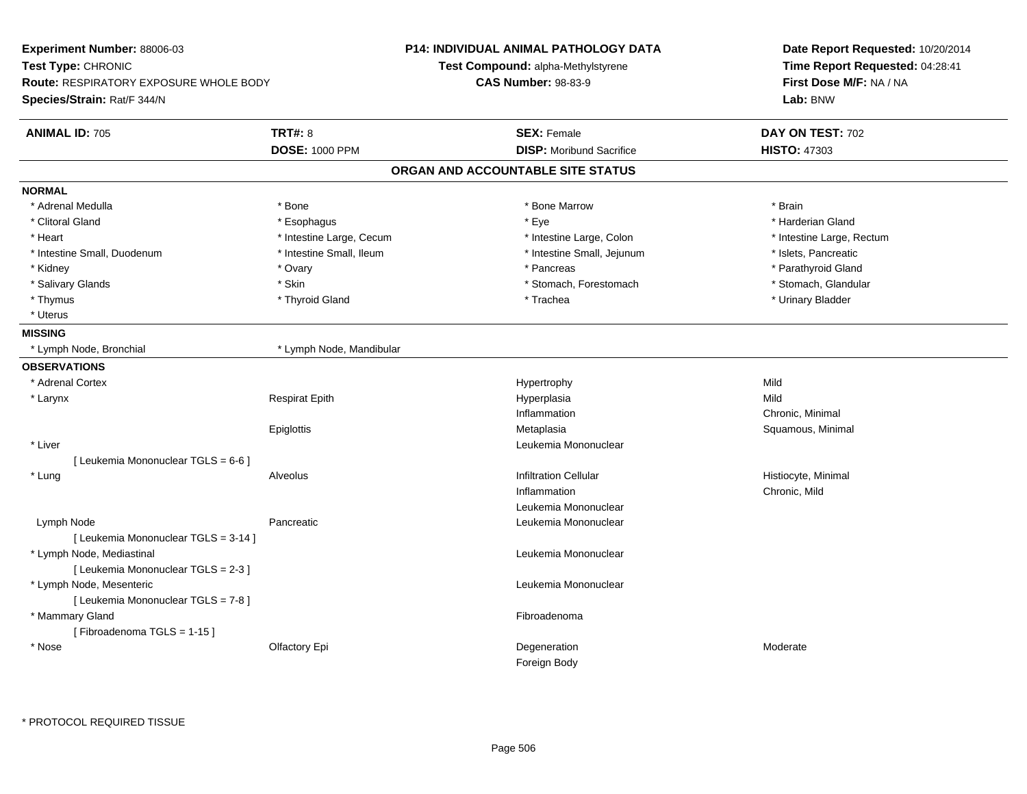**Experiment Number:** 88006-03
**Test Type:** CHRONIC
**Route:** RESPIRATORY EXPOSURE WHOLE BODY
**Species/Strain:** Rat/F 344/N

**P14: INDIVIDUAL ANIMAL PATHOLOGY DATA**
**Test Compound:** alpha-Methylstyrene
**CAS Number:** 98-83-9

**Date Report Requested:** 10/20/2014
**Time Report Requested:** 04:28:41
**First Dose M/F:** NA / NA
**Lab:** BNW

| **ANIMAL ID:** 705 | **TRT#:** 8 | **SEX:** Female | **DAY ON TEST:** 702 |
|---|---|---|---|
| | **DOSE:** 1000 PPM | **DISP:** Moribund Sacrifice | **HISTO:** 47303 |

## ORGAN AND ACCOUNTABLE SITE STATUS

**NORMAL**

| | | | |
|---|---|---|---|
| * Adrenal Medulla | * Bone | * Bone Marrow | * Brain |
| * Clitoral Gland | * Esophagus | * Eye | * Harderian Gland |
| * Heart | * Intestine Large, Cecum | * Intestine Large, Colon | * Intestine Large, Rectum |
| * Intestine Small, Duodenum | * Intestine Small, Ileum | * Intestine Small, Jejunum | * Islets, Pancreatic |
| * Kidney | * Ovary | * Pancreas | * Parathyroid Gland |
| * Salivary Glands | * Skin | * Stomach, Forestomach | * Stomach, Glandular |
| * Thymus | * Thyroid Gland | * Trachea | * Urinary Bladder |
| * Uterus | | | |

**MISSING**

| | |
|---|---|
| * Lymph Node, Bronchial | * Lymph Node, Mandibular |

**OBSERVATIONS**

| Organ | Site | Observation | Qualifier |
|---|---|---|---|
| * Adrenal Cortex | | Hypertrophy | Mild |
| * Larynx | Respirat Epith | Hyperplasia | Mild |
| | | Inflammation | Chronic, Minimal |
| | Epiglottis | Metaplasia | Squamous, Minimal |
| * Liver | | Leukemia Mononuclear | |
| [ Leukemia Mononuclear TGLS = 6-6 ] | | | |
| * Lung | Alveolus | Infiltration Cellular | Histiocyte, Minimal |
| | | Inflammation | Chronic, Mild |
| | | Leukemia Mononuclear | |
| Lymph Node | Pancreatic | Leukemia Mononuclear | |
| [ Leukemia Mononuclear TGLS = 3-14 ] | | | |
| * Lymph Node, Mediastinal | | Leukemia Mononuclear | |
| [ Leukemia Mononuclear TGLS = 2-3 ] | | | |
| * Lymph Node, Mesenteric | | Leukemia Mononuclear | |
| [ Leukemia Mononuclear TGLS = 7-8 ] | | | |
| * Mammary Gland | | Fibroadenoma | |
| [ Fibroadenoma TGLS = 1-15 ] | | | |
| * Nose | Olfactory Epi | Degeneration | Moderate |
| | | Foreign Body | |

\* PROTOCOL REQUIRED TISSUE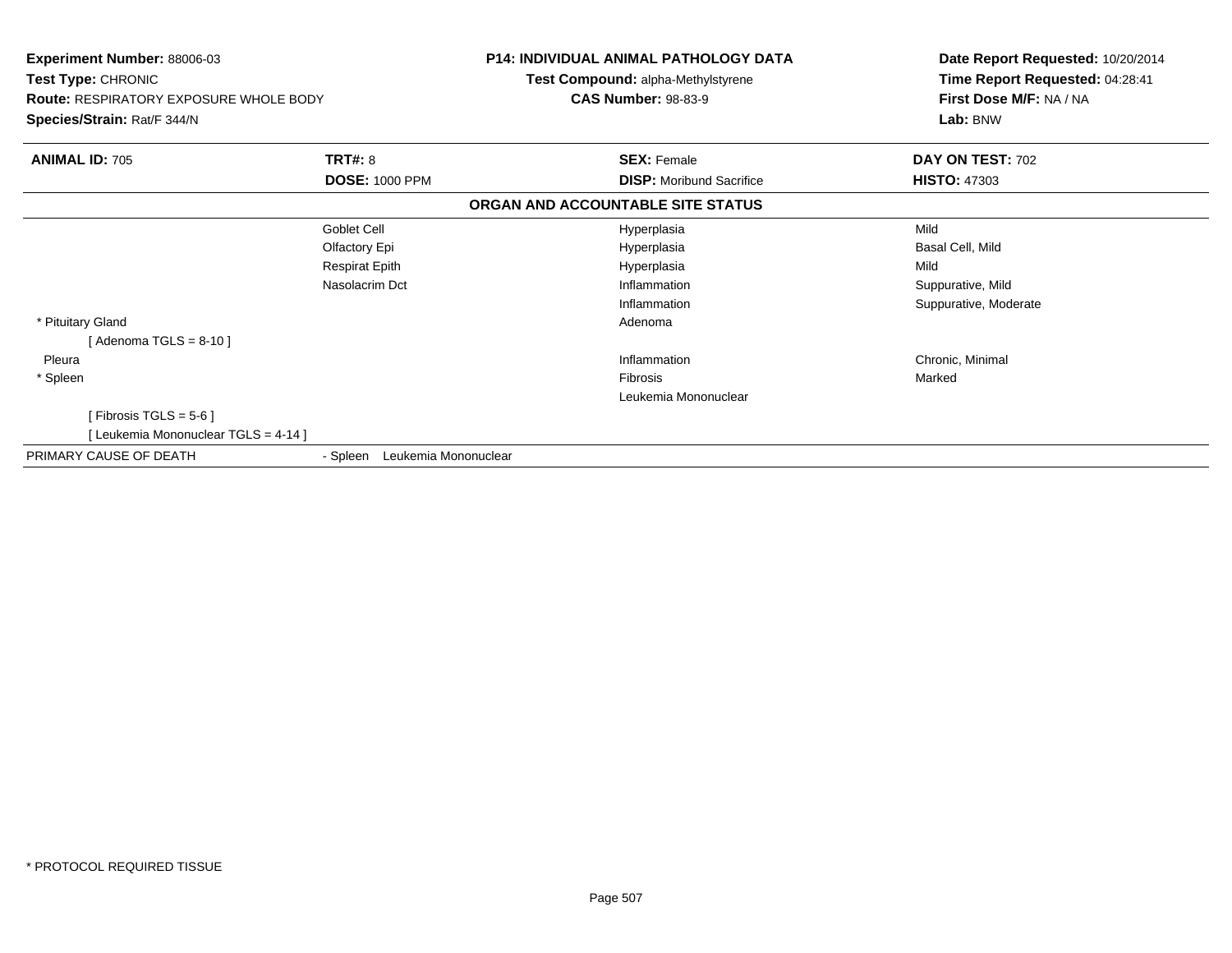**Experiment Number:** 88006-03
**Test Type:** CHRONIC
**Route:** RESPIRATORY EXPOSURE WHOLE BODY
**Species/Strain:** Rat/F 344/N

**P14: INDIVIDUAL ANIMAL PATHOLOGY DATA**
**Test Compound:** alpha-Methylstyrene
**CAS Number:** 98-83-9

**Date Report Requested:** 10/20/2014
**Time Report Requested:** 04:28:41
**First Dose M/F:** NA / NA
**Lab:** BNW

| **ANIMAL ID:** 705 | **TRT#:** 8 | **SEX:** Female | **DAY ON TEST:** 702 |
|---|---|---|---|
| | **DOSE:** 1000 PPM | **DISP:** Moribund Sacrifice | **HISTO:** 47303 |

**ORGAN AND ACCOUNTABLE SITE STATUS**

| | | | |
|---|---|---|---|
| | Goblet Cell | Hyperplasia | Mild |
| | Olfactory Epi | Hyperplasia | Basal Cell, Mild |
| | Respirat Epith | Hyperplasia | Mild |
| | Nasolacrim Dct | Inflammation | Suppurative, Mild |
| | | Inflammation | Suppurative, Moderate |
| * Pituitary Gland | | Adenoma | |
| [ Adenoma TGLS = 8-10 ] | | | |
| Pleura | | Inflammation | Chronic, Minimal |
| * Spleen | | Fibrosis | Marked |
| | | Leukemia Mononuclear | |
| [ Fibrosis TGLS = 5-6 ] | | | |
| [ Leukemia Mononuclear TGLS = 4-14 ] | | | |
| PRIMARY CAUSE OF DEATH | - Spleen Leukemia Mononuclear | | |

* PROTOCOL REQUIRED TISSUE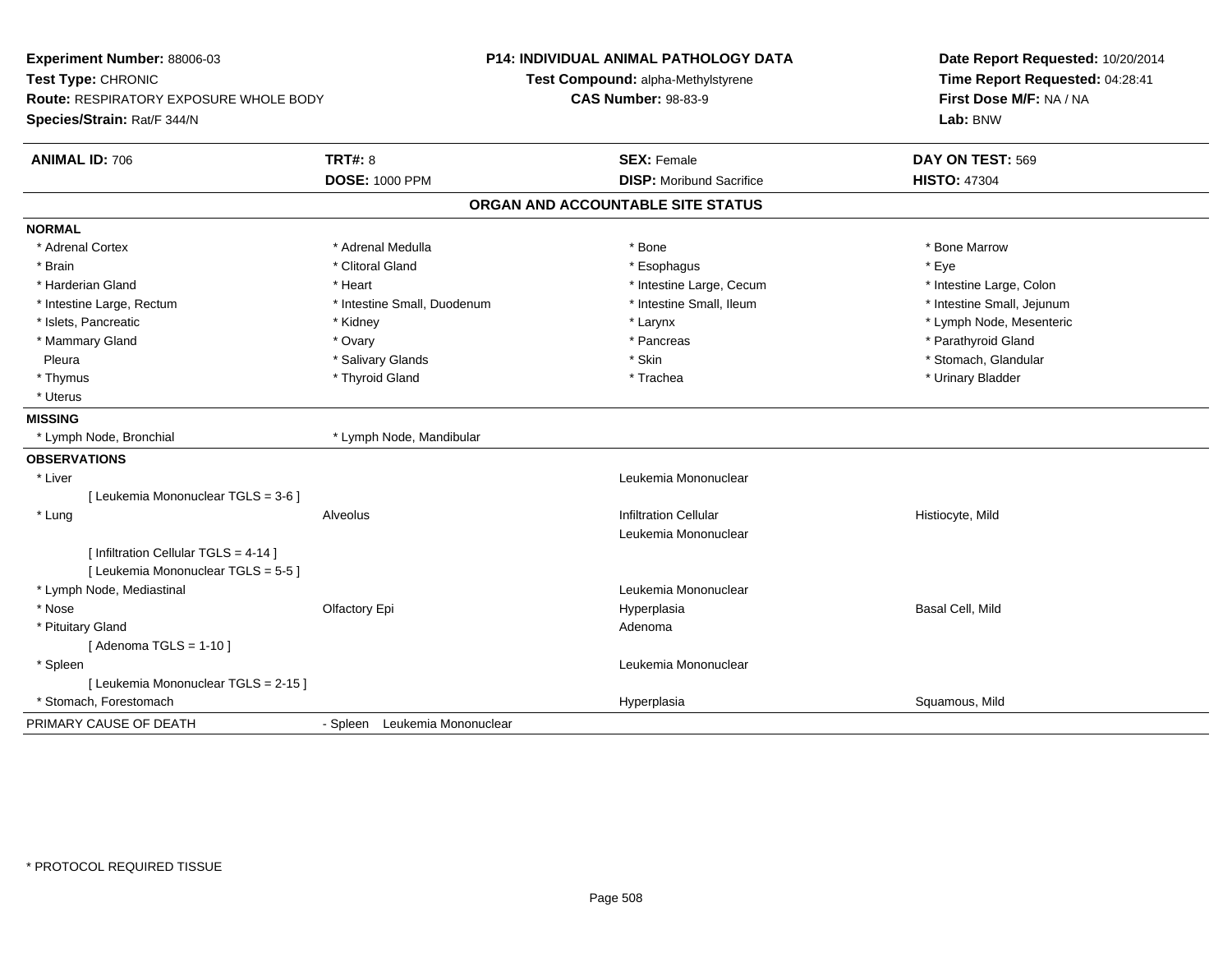**Experiment Number:** 88006-03
**Test Type:** CHRONIC
**Route:** RESPIRATORY EXPOSURE WHOLE BODY
**Species/Strain:** Rat/F 344/N

**P14: INDIVIDUAL ANIMAL PATHOLOGY DATA**
**Test Compound:** alpha-Methylstyrene
**CAS Number:** 98-83-9

**Date Report Requested:** 10/20/2014
**Time Report Requested:** 04:28:41
**First Dose M/F:** NA / NA
**Lab:** BNW

| **ANIMAL ID:** 706 | **TRT#:** 8 | **SEX:** Female | **DAY ON TEST:** 569 |
|---|---|---|---|
| | **DOSE:** 1000 PPM | **DISP:** Moribund Sacrifice | **HISTO:** 47304 |

## ORGAN AND ACCOUNTABLE SITE STATUS

**NORMAL**

| | | | |
|---|---|---|---|
| * Adrenal Cortex | * Adrenal Medulla | * Bone | * Bone Marrow |
| * Brain | * Clitoral Gland | * Esophagus | * Eye |
| * Harderian Gland | * Heart | * Intestine Large, Cecum | * Intestine Large, Colon |
| * Intestine Large, Rectum | * Intestine Small, Duodenum | * Intestine Small, Ileum | * Intestine Small, Jejunum |
| * Islets, Pancreatic | * Kidney | * Larynx | * Lymph Node, Mesenteric |
| * Mammary Gland | * Ovary | * Pancreas | * Parathyroid Gland |
| Pleura | * Salivary Glands | * Skin | * Stomach, Glandular |
| * Thymus | * Thyroid Gland | * Trachea | * Urinary Bladder |
| * Uterus | | | |

**MISSING**

| | |
|---|---|
| * Lymph Node, Bronchial | * Lymph Node, Mandibular |

**OBSERVATIONS**

| | | | |
|---|---|---|---|
| * Liver | | Leukemia Mononuclear | |
| [ Leukemia Mononuclear TGLS = 3-6 ] | | | |
| * Lung | Alveolus | Infiltration Cellular | Histiocyte, Mild |
| | | Leukemia Mononuclear | |
| [ Infiltration Cellular TGLS = 4-14 ] | | | |
| [ Leukemia Mononuclear TGLS = 5-5 ] | | | |
| * Lymph Node, Mediastinal | | Leukemia Mononuclear | |
| * Nose | Olfactory Epi | Hyperplasia | Basal Cell, Mild |
| * Pituitary Gland | | Adenoma | |
| [ Adenoma TGLS = 1-10 ] | | | |
| * Spleen | | Leukemia Mononuclear | |
| [ Leukemia Mononuclear TGLS = 2-15 ] | | | |
| * Stomach, Forestomach | | Hyperplasia | Squamous, Mild |

| | |
|---|---|
| PRIMARY CAUSE OF DEATH | - Spleen Leukemia Mononuclear |

* PROTOCOL REQUIRED TISSUE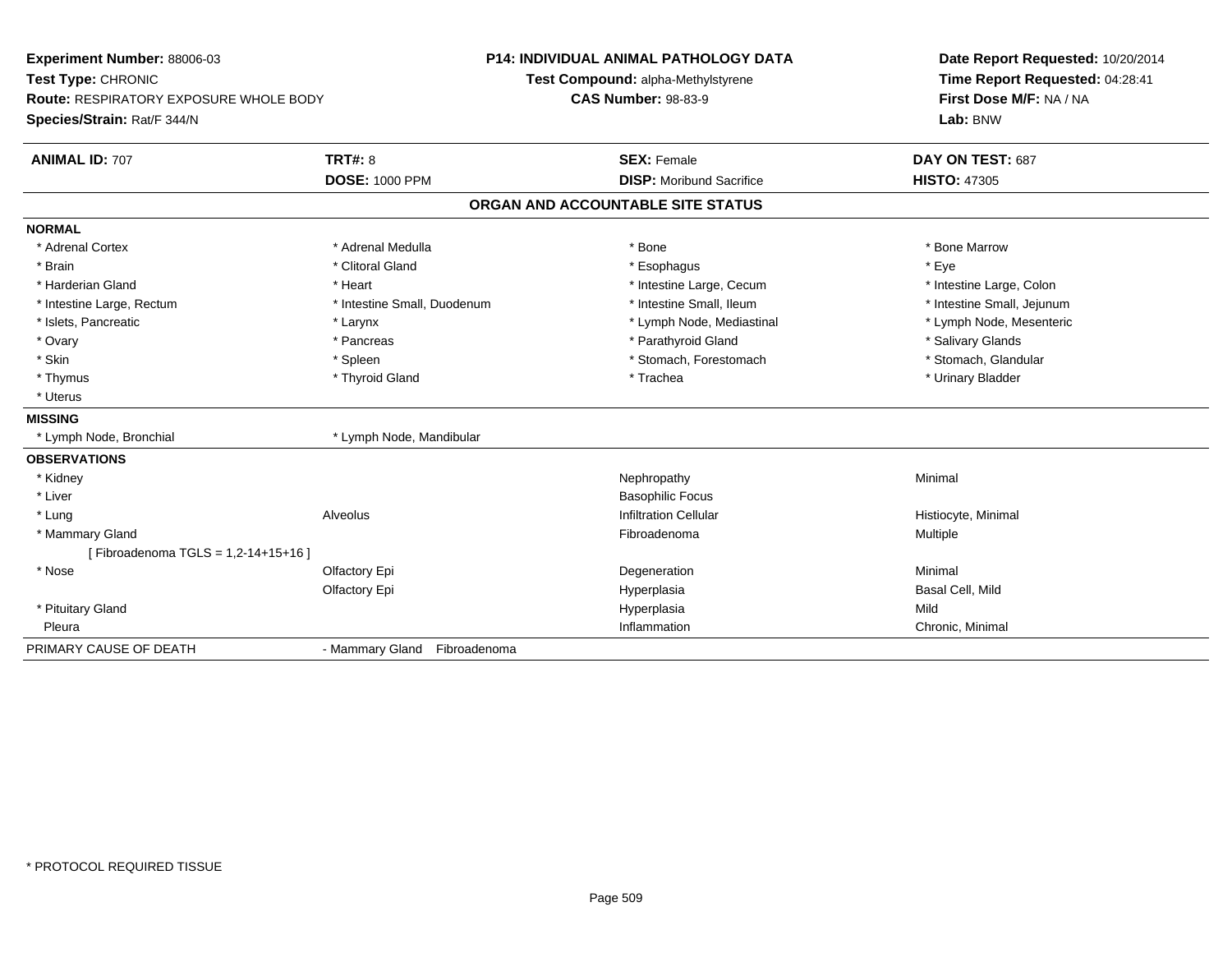**Experiment Number:** 88006-03
**Test Type:** CHRONIC
**Route:** RESPIRATORY EXPOSURE WHOLE BODY
**Species/Strain:** Rat/F 344/N

**P14: INDIVIDUAL ANIMAL PATHOLOGY DATA**
**Test Compound:** alpha-Methylstyrene
**CAS Number:** 98-83-9

**Date Report Requested:** 10/20/2014
**Time Report Requested:** 04:28:41
**First Dose M/F:** NA / NA
**Lab:** BNW

| **ANIMAL ID:** 707 | **TRT#:** 8 | **SEX:** Female | **DAY ON TEST:** 687 |
|---|---|---|---|
| | **DOSE:** 1000 PPM | **DISP:** Moribund Sacrifice | **HISTO:** 47305 |

## ORGAN AND ACCOUNTABLE SITE STATUS

**NORMAL**

| | | | |
|---|---|---|---|
| * Adrenal Cortex | * Adrenal Medulla | * Bone | * Bone Marrow |
| * Brain | * Clitoral Gland | * Esophagus | * Eye |
| * Harderian Gland | * Heart | * Intestine Large, Cecum | * Intestine Large, Colon |
| * Intestine Large, Rectum | * Intestine Small, Duodenum | * Intestine Small, Ileum | * Intestine Small, Jejunum |
| * Islets, Pancreatic | * Larynx | * Lymph Node, Mediastinal | * Lymph Node, Mesenteric |
| * Ovary | * Pancreas | * Parathyroid Gland | * Salivary Glands |
| * Skin | * Spleen | * Stomach, Forestomach | * Stomach, Glandular |
| * Thymus | * Thyroid Gland | * Trachea | * Urinary Bladder |
| * Uterus | | | |

**MISSING**

| | |
|---|---|
| * Lymph Node, Bronchial | * Lymph Node, Mandibular |

**OBSERVATIONS**

| | | | |
|---|---|---|---|
| * Kidney | | Nephropathy | Minimal |
| * Liver | | Basophilic Focus | |
| * Lung | Alveolus | Infiltration Cellular | Histiocyte, Minimal |
| * Mammary Gland | | Fibroadenoma | Multiple |
| [ Fibroadenoma TGLS = 1,2-14+15+16 ] | | | |
| * Nose | Olfactory Epi | Degeneration | Minimal |
| | Olfactory Epi | Hyperplasia | Basal Cell, Mild |
| * Pituitary Gland | | Hyperplasia | Mild |
| Pleura | | Inflammation | Chronic, Minimal |

| PRIMARY CAUSE OF DEATH | - Mammary Gland Fibroadenoma |
|---|---|

* PROTOCOL REQUIRED TISSUE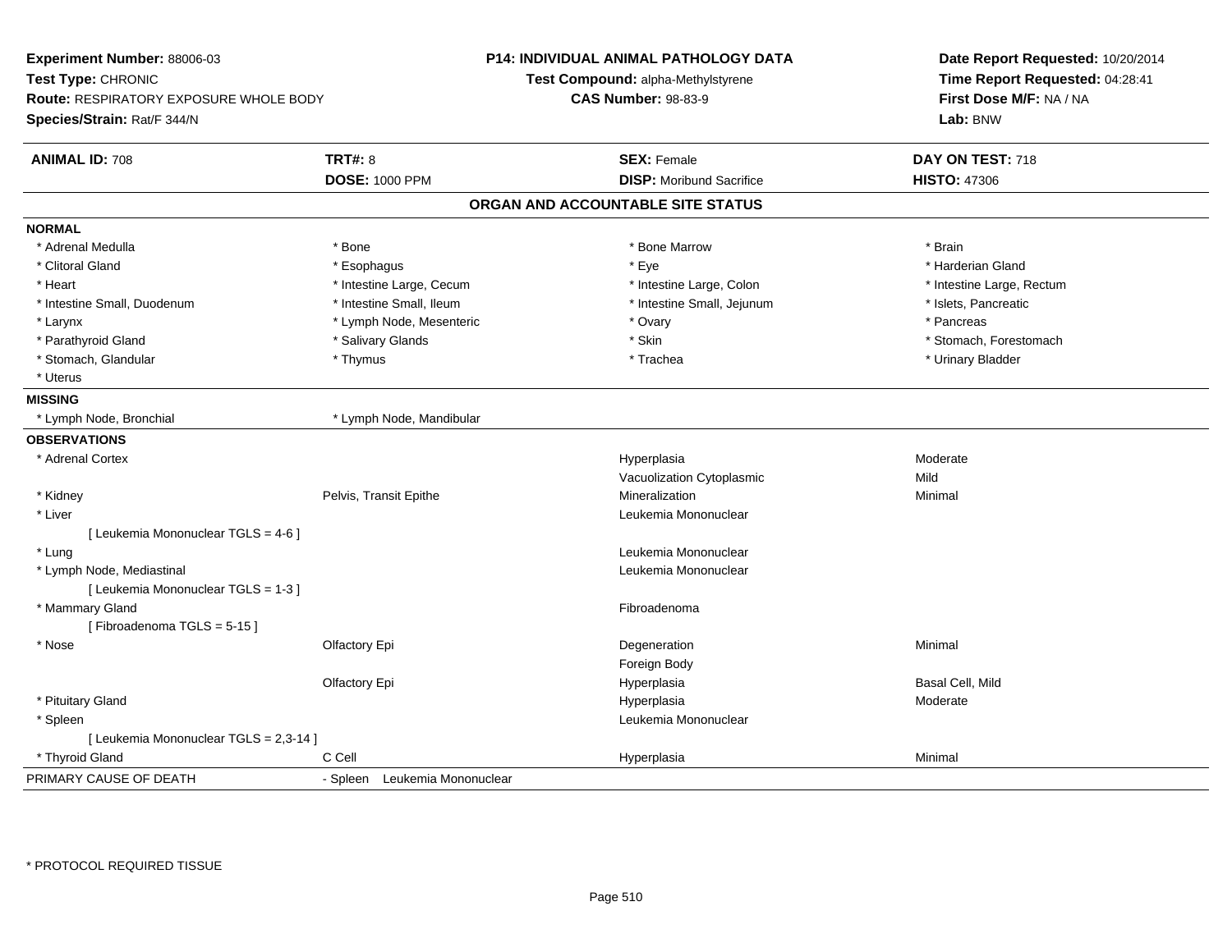**Experiment Number:** 88006-03
**Test Type:** CHRONIC
**Route:** RESPIRATORY EXPOSURE WHOLE BODY
**Species/Strain:** Rat/F 344/N

**P14: INDIVIDUAL ANIMAL PATHOLOGY DATA**
**Test Compound:** alpha-Methylstyrene
**CAS Number:** 98-83-9

**Date Report Requested:** 10/20/2014
**Time Report Requested:** 04:28:41
**First Dose M/F:** NA / NA
**Lab:** BNW

| **ANIMAL ID:** 708 | **TRT#:** 8 | **SEX:** Female | **DAY ON TEST:** 718 |
|---|---|---|---|
| | **DOSE:** 1000 PPM | **DISP:** Moribund Sacrifice | **HISTO:** 47306 |

## ORGAN AND ACCOUNTABLE SITE STATUS

| | | | |
|---|---|---|---|
| **NORMAL** | | | |
| * Adrenal Medulla | * Bone | * Bone Marrow | * Brain |
| * Clitoral Gland | * Esophagus | * Eye | * Harderian Gland |
| * Heart | * Intestine Large, Cecum | * Intestine Large, Colon | * Intestine Large, Rectum |
| * Intestine Small, Duodenum | * Intestine Small, Ileum | * Intestine Small, Jejunum | * Islets, Pancreatic |
| * Larynx | * Lymph Node, Mesenteric | * Ovary | * Pancreas |
| * Parathyroid Gland | * Salivary Glands | * Skin | * Stomach, Forestomach |
| * Stomach, Glandular | * Thymus | * Trachea | * Urinary Bladder |
| * Uterus | | | |
| **MISSING** | | | |
| * Lymph Node, Bronchial | * Lymph Node, Mandibular | | |
| **OBSERVATIONS** | | | |
| * Adrenal Cortex | | Hyperplasia | Moderate |
| | | Vacuolization Cytoplasmic | Mild |
| * Kidney | Pelvis, Transit Epithe | Mineralization | Minimal |
| * Liver | | Leukemia Mononuclear | |
| [ Leukemia Mononuclear TGLS = 4-6 ] | | | |
| * Lung | | Leukemia Mononuclear | |
| * Lymph Node, Mediastinal | | Leukemia Mononuclear | |
| [ Leukemia Mononuclear TGLS = 1-3 ] | | | |
| * Mammary Gland | | Fibroadenoma | |
| [ Fibroadenoma TGLS = 5-15 ] | | | |
| * Nose | Olfactory Epi | Degeneration | Minimal |
| | | Foreign Body | |
| | Olfactory Epi | Hyperplasia | Basal Cell, Mild |
| * Pituitary Gland | | Hyperplasia | Moderate |
| * Spleen | | Leukemia Mononuclear | |
| [ Leukemia Mononuclear TGLS = 2,3-14 ] | | | |
| * Thyroid Gland | C Cell | Hyperplasia | Minimal |
| PRIMARY CAUSE OF DEATH | - Spleen Leukemia Mononuclear | | |

* PROTOCOL REQUIRED TISSUE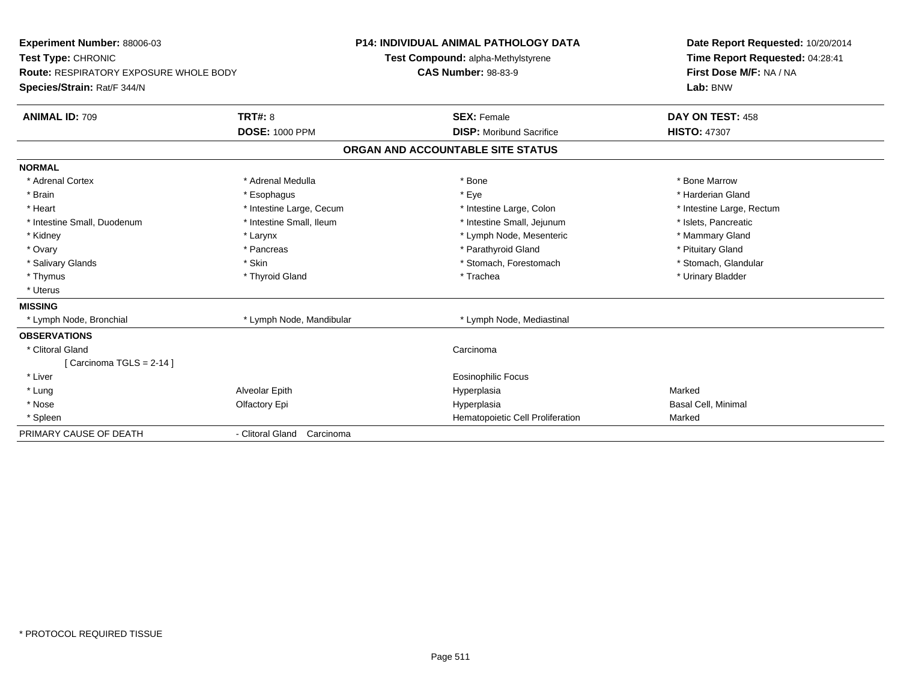**Experiment Number:** 88006-03
**Test Type:** CHRONIC
**Route:** RESPIRATORY EXPOSURE WHOLE BODY
**Species/Strain:** Rat/F 344/N

**P14: INDIVIDUAL ANIMAL PATHOLOGY DATA**
**Test Compound:** alpha-Methylstyrene
**CAS Number:** 98-83-9

**Date Report Requested:** 10/20/2014
**Time Report Requested:** 04:28:41
**First Dose M/F:** NA / NA
**Lab:** BNW

| **ANIMAL ID:** 709 | **TRT#:** 8 | **SEX:** Female | **DAY ON TEST:** 458 |
|---|---|---|---|
| | **DOSE:** 1000 PPM | **DISP:** Moribund Sacrifice | **HISTO:** 47307 |

## ORGAN AND ACCOUNTABLE SITE STATUS

| | | | |
|---|---|---|---|
| **NORMAL** | | | |
| * Adrenal Cortex | * Adrenal Medulla | * Bone | * Bone Marrow |
| * Brain | * Esophagus | * Eye | * Harderian Gland |
| * Heart | * Intestine Large, Cecum | * Intestine Large, Colon | * Intestine Large, Rectum |
| * Intestine Small, Duodenum | * Intestine Small, Ileum | * Intestine Small, Jejunum | * Islets, Pancreatic |
| * Kidney | * Larynx | * Lymph Node, Mesenteric | * Mammary Gland |
| * Ovary | * Pancreas | * Parathyroid Gland | * Pituitary Gland |
| * Salivary Glands | * Skin | * Stomach, Forestomach | * Stomach, Glandular |
| * Thymus | * Thyroid Gland | * Trachea | * Urinary Bladder |
| * Uterus | | | |
| **MISSING** | | | |
| * Lymph Node, Bronchial | * Lymph Node, Mandibular | * Lymph Node, Mediastinal | |
| **OBSERVATIONS** | | | |
| * Clitoral Gland | | Carcinoma | |
| [ Carcinoma TGLS = 2-14 ] | | | |
| * Liver | | Eosinophilic Focus | |
| * Lung | Alveolar Epith | Hyperplasia | Marked |
| * Nose | Olfactory Epi | Hyperplasia | Basal Cell, Minimal |
| * Spleen | | Hematopoietic Cell Proliferation | Marked |
| PRIMARY CAUSE OF DEATH | - Clitoral Gland Carcinoma | | |

* PROTOCOL REQUIRED TISSUE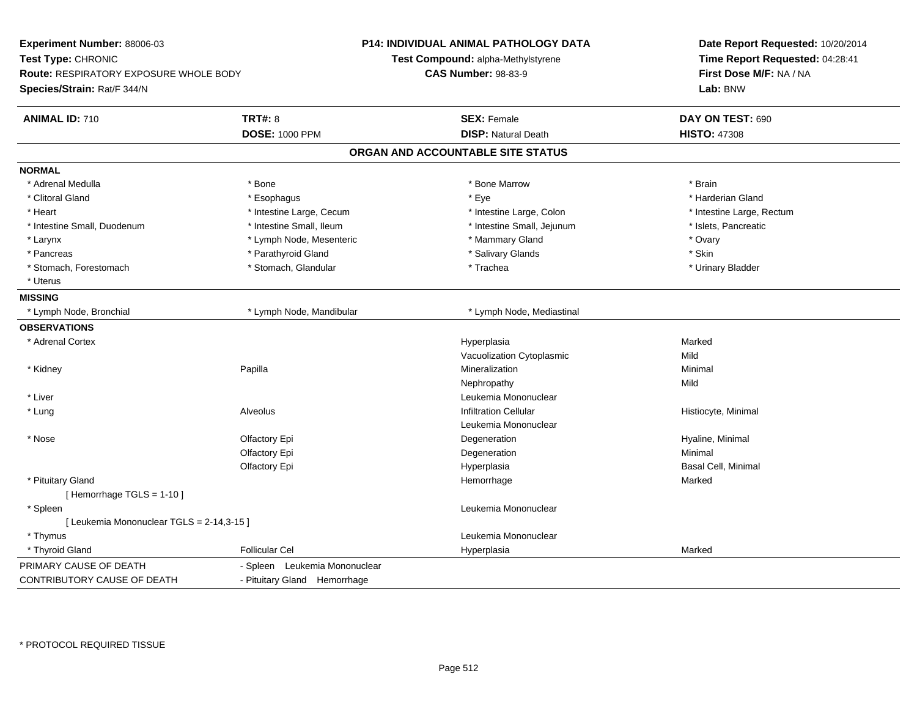**Experiment Number:** 88006-03
**Test Type:** CHRONIC
**Route:** RESPIRATORY EXPOSURE WHOLE BODY
**Species/Strain:** Rat/F 344/N

**P14: INDIVIDUAL ANIMAL PATHOLOGY DATA**
**Test Compound:** alpha-Methylstyrene
**CAS Number:** 98-83-9

**Date Report Requested:** 10/20/2014
**Time Report Requested:** 04:28:41
**First Dose M/F:** NA / NA
**Lab:** BNW

| **ANIMAL ID:** 710 | **TRT#:** 8 | **SEX:** Female | **DAY ON TEST:** 690 |
|---|---|---|---|
| | **DOSE:** 1000 PPM | **DISP:** Natural Death | **HISTO:** 47308 |

## ORGAN AND ACCOUNTABLE SITE STATUS

**NORMAL**

| | | | |
|---|---|---|---|
| * Adrenal Medulla | * Bone | * Bone Marrow | * Brain |
| * Clitoral Gland | * Esophagus | * Eye | * Harderian Gland |
| * Heart | * Intestine Large, Cecum | * Intestine Large, Colon | * Intestine Large, Rectum |
| * Intestine Small, Duodenum | * Intestine Small, Ileum | * Intestine Small, Jejunum | * Islets, Pancreatic |
| * Larynx | * Lymph Node, Mesenteric | * Mammary Gland | * Ovary |
| * Pancreas | * Parathyroid Gland | * Salivary Glands | * Skin |
| * Stomach, Forestomach | * Stomach, Glandular | * Trachea | * Urinary Bladder |
| * Uterus | | | |

**MISSING**

| | | |
|---|---|---|
| * Lymph Node, Bronchial | * Lymph Node, Mandibular | * Lymph Node, Mediastinal |

**OBSERVATIONS**

| Organ | Site | Observation | Severity |
|---|---|---|---|
| * Adrenal Cortex | | Hyperplasia | Marked |
| | | Vacuolization Cytoplasmic | Mild |
| * Kidney | Papilla | Mineralization | Minimal |
| | | Nephropathy | Mild |
| * Liver | | Leukemia Mononuclear | |
| * Lung | Alveolus | Infiltration Cellular | Histiocyte, Minimal |
| | | Leukemia Mononuclear | |
| * Nose | Olfactory Epi | Degeneration | Hyaline, Minimal |
| | Olfactory Epi | Degeneration | Minimal |
| | Olfactory Epi | Hyperplasia | Basal Cell, Minimal |
| * Pituitary Gland | | Hemorrhage | Marked |
| [ Hemorrhage TGLS = 1-10 ] | | | |
| * Spleen | | Leukemia Mononuclear | |
| [ Leukemia Mononuclear TGLS = 2-14,3-15 ] | | | |
| * Thymus | | Leukemia Mononuclear | |
| * Thyroid Gland | Follicular Cel | Hyperplasia | Marked |

| | |
|---|---|
| PRIMARY CAUSE OF DEATH | - Spleen Leukemia Mononuclear |
| CONTRIBUTORY CAUSE OF DEATH | - Pituitary Gland Hemorrhage |

\* PROTOCOL REQUIRED TISSUE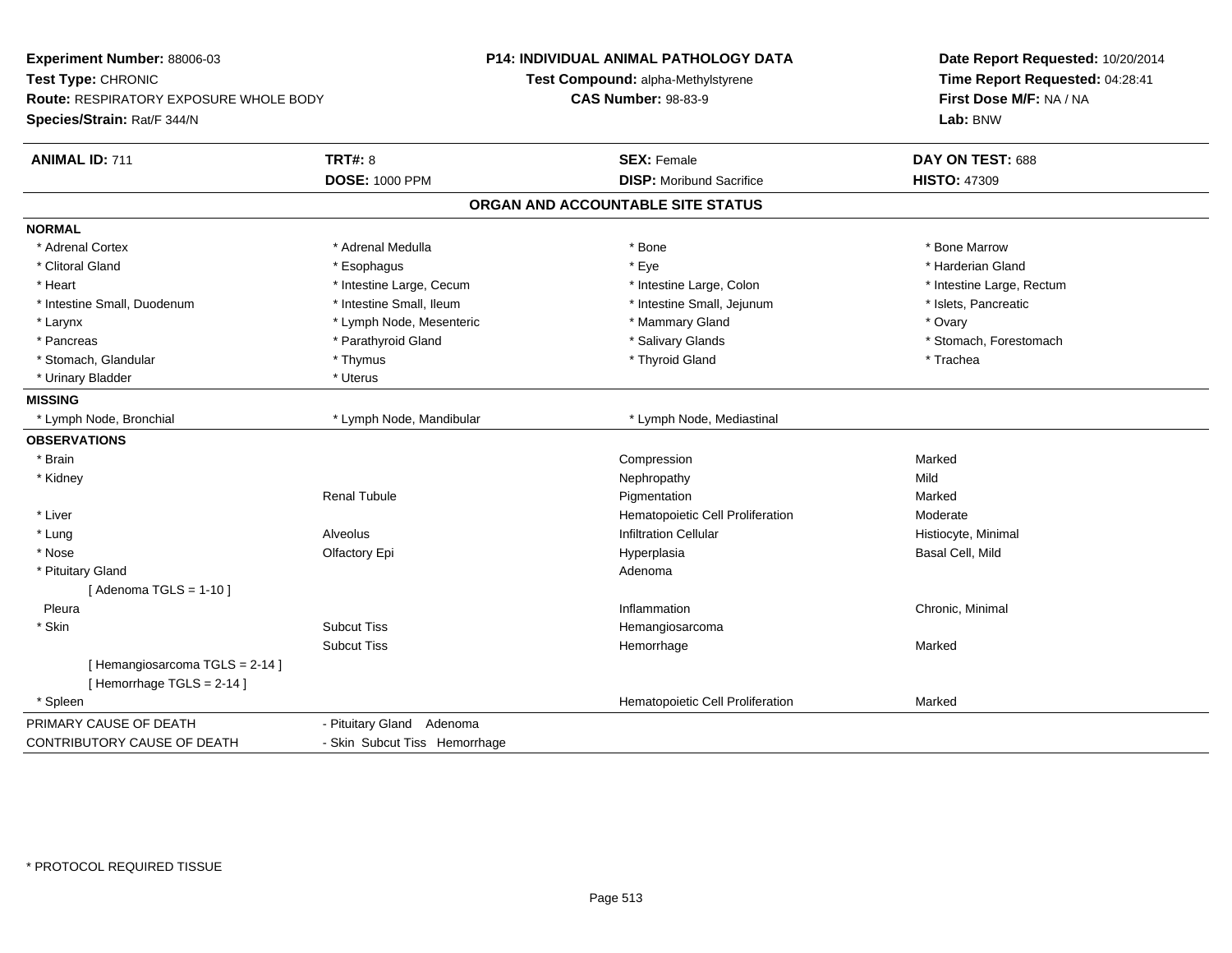**Experiment Number:** 88006-03
**Test Type:** CHRONIC
**Route:** RESPIRATORY EXPOSURE WHOLE BODY
**Species/Strain:** Rat/F 344/N

**P14: INDIVIDUAL ANIMAL PATHOLOGY DATA**
**Test Compound:** alpha-Methylstyrene
**CAS Number:** 98-83-9

**Date Report Requested:** 10/20/2014
**Time Report Requested:** 04:28:41
**First Dose M/F:** NA / NA
**Lab:** BNW

| **ANIMAL ID:** 711 | **TRT#:** 8 | **SEX:** Female | **DAY ON TEST:** 688 |
|---|---|---|---|
| | **DOSE:** 1000 PPM | **DISP:** Moribund Sacrifice | **HISTO:** 47309 |

## ORGAN AND ACCOUNTABLE SITE STATUS

**NORMAL**

| | | | |
|---|---|---|---|
| * Adrenal Cortex | * Adrenal Medulla | * Bone | * Bone Marrow |
| * Clitoral Gland | * Esophagus | * Eye | * Harderian Gland |
| * Heart | * Intestine Large, Cecum | * Intestine Large, Colon | * Intestine Large, Rectum |
| * Intestine Small, Duodenum | * Intestine Small, Ileum | * Intestine Small, Jejunum | * Islets, Pancreatic |
| * Larynx | * Lymph Node, Mesenteric | * Mammary Gland | * Ovary |
| * Pancreas | * Parathyroid Gland | * Salivary Glands | * Stomach, Forestomach |
| * Stomach, Glandular | * Thymus | * Thyroid Gland | * Trachea |
| * Urinary Bladder | * Uterus | | |

**MISSING**

| | | |
|---|---|---|
| * Lymph Node, Bronchial | * Lymph Node, Mandibular | * Lymph Node, Mediastinal |

**OBSERVATIONS**

| | | | |
|---|---|---|---|
| * Brain | | Compression | Marked |
| * Kidney | | Nephropathy | Mild |
| | Renal Tubule | Pigmentation | Marked |
| * Liver | | Hematopoietic Cell Proliferation | Moderate |
| * Lung | Alveolus | Infiltration Cellular | Histiocyte, Minimal |
| * Nose | Olfactory Epi | Hyperplasia | Basal Cell, Mild |
| * Pituitary Gland | | Adenoma | |
| [ Adenoma TGLS = 1-10 ] | | | |
| Pleura | | Inflammation | Chronic, Minimal |
| * Skin | Subcut Tiss | Hemangiosarcoma | |
| | Subcut Tiss | Hemorrhage | Marked |
| [ Hemangiosarcoma TGLS = 2-14 ] | | | |
| [ Hemorrhage TGLS = 2-14 ] | | | |
| * Spleen | | Hematopoietic Cell Proliferation | Marked |

| | |
|---|---|
| PRIMARY CAUSE OF DEATH | - Pituitary Gland Adenoma |
| CONTRIBUTORY CAUSE OF DEATH | - Skin Subcut Tiss Hemorrhage |

* PROTOCOL REQUIRED TISSUE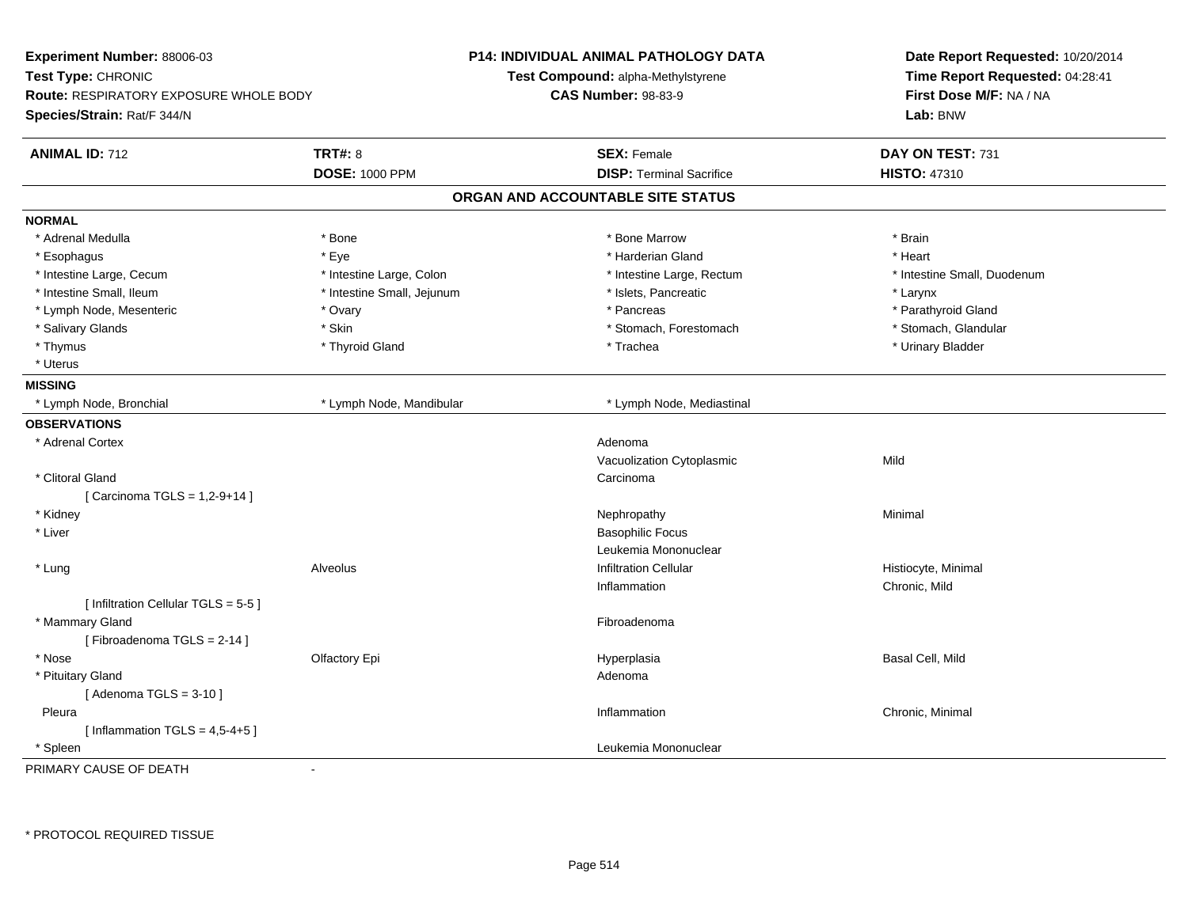**Experiment Number:** 88006-03
**Test Type:** CHRONIC
**Route:** RESPIRATORY EXPOSURE WHOLE BODY
**Species/Strain:** Rat/F 344/N

**P14: INDIVIDUAL ANIMAL PATHOLOGY DATA**
**Test Compound:** alpha-Methylstyrene
**CAS Number:** 98-83-9

**Date Report Requested:** 10/20/2014
**Time Report Requested:** 04:28:41
**First Dose M/F:** NA / NA
**Lab:** BNW

| **ANIMAL ID:** 712 | **TRT#:** 8 | **SEX:** Female | **DAY ON TEST:** 731 |
|---|---|---|---|
| | **DOSE:** 1000 PPM | **DISP:** Terminal Sacrifice | **HISTO:** 47310 |

## ORGAN AND ACCOUNTABLE SITE STATUS

**NORMAL**

| | | | |
|---|---|---|---|
| * Adrenal Medulla | * Bone | * Bone Marrow | * Brain |
| * Esophagus | * Eye | * Harderian Gland | * Heart |
| * Intestine Large, Cecum | * Intestine Large, Colon | * Intestine Large, Rectum | * Intestine Small, Duodenum |
| * Intestine Small, Ileum | * Intestine Small, Jejunum | * Islets, Pancreatic | * Larynx |
| * Lymph Node, Mesenteric | * Ovary | * Pancreas | * Parathyroid Gland |
| * Salivary Glands | * Skin | * Stomach, Forestomach | * Stomach, Glandular |
| * Thymus | * Thyroid Gland | * Trachea | * Urinary Bladder |
| * Uterus | | | |

**MISSING**

| | | |
|---|---|---|
| * Lymph Node, Bronchial | * Lymph Node, Mandibular | * Lymph Node, Mediastinal |

**OBSERVATIONS**

| Organ | Site | Observation | Severity |
|---|---|---|---|
| * Adrenal Cortex | | Adenoma | |
| | | Vacuolization Cytoplasmic | Mild |
| * Clitoral Gland | | Carcinoma | |
| [ Carcinoma TGLS = 1,2-9+14 ] | | | |
| * Kidney | | Nephropathy | Minimal |
| * Liver | | Basophilic Focus | |
| | | Leukemia Mononuclear | |
| * Lung | Alveolus | Infiltration Cellular | Histiocyte, Minimal |
| | | Inflammation | Chronic, Mild |
| [ Infiltration Cellular TGLS = 5-5 ] | | | |
| * Mammary Gland | | Fibroadenoma | |
| [ Fibroadenoma TGLS = 2-14 ] | | | |
| * Nose | Olfactory Epi | Hyperplasia | Basal Cell, Mild |
| * Pituitary Gland | | Adenoma | |
| [ Adenoma TGLS = 3-10 ] | | | |
| Pleura | | Inflammation | Chronic, Minimal |
| [ Inflammation TGLS = 4,5-4+5 ] | | | |
| * Spleen | | Leukemia Mononuclear | |

PRIMARY CAUSE OF DEATH -

* PROTOCOL REQUIRED TISSUE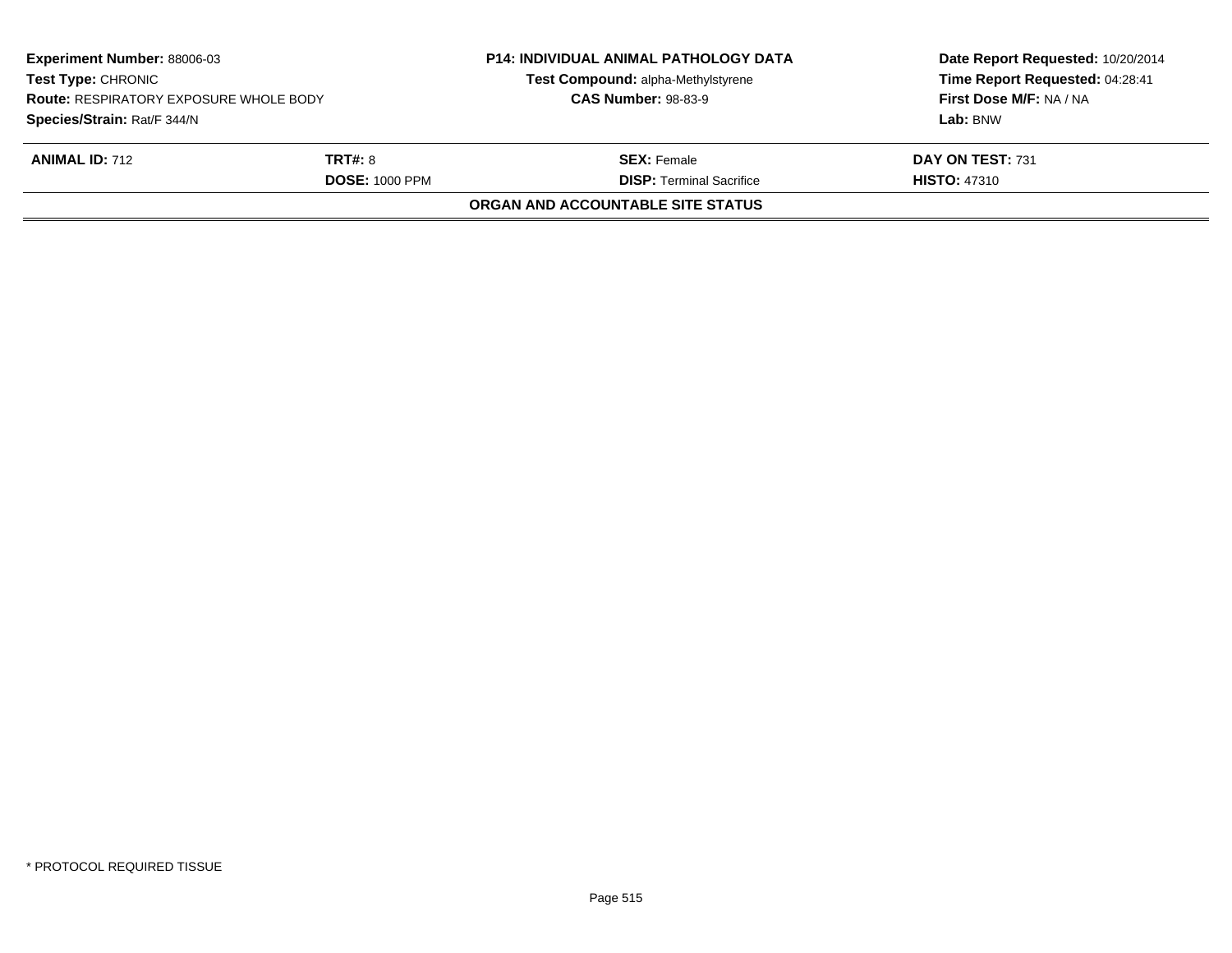| **Experiment Number:** 88006-03 | **P14: INDIVIDUAL ANIMAL PATHOLOGY DATA** | **Date Report Requested:** 10/20/2014 |
|---|---|---|
| **Test Type:** CHRONIC | **Test Compound:** alpha-Methylstyrene | **Time Report Requested:** 04:28:41 |
| **Route:** RESPIRATORY EXPOSURE WHOLE BODY | **CAS Number:** 98-83-9 | **First Dose M/F:** NA / NA |
| **Species/Strain:** Rat/F 344/N | | **Lab:** BNW |

| **ANIMAL ID:** 712 | **TRT#:** 8 | **SEX:** Female | **DAY ON TEST:** 731 |
|---|---|---|---|
| | **DOSE:** 1000 PPM | **DISP:** Terminal Sacrifice | **HISTO:** 47310 |

**ORGAN AND ACCOUNTABLE SITE STATUS**

* PROTOCOL REQUIRED TISSUE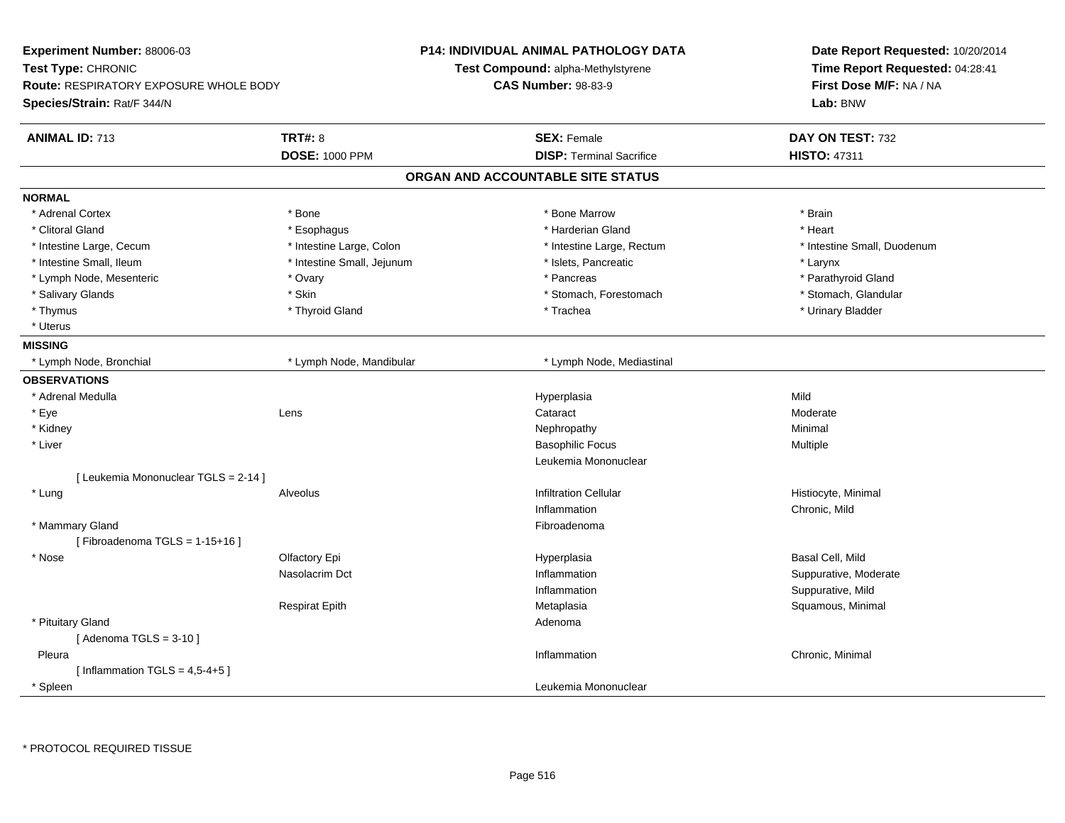**Experiment Number:** 88006-03
**Test Type:** CHRONIC
**Route:** RESPIRATORY EXPOSURE WHOLE BODY
**Species/Strain:** Rat/F 344/N

**P14: INDIVIDUAL ANIMAL PATHOLOGY DATA**
**Test Compound:** alpha-Methylstyrene
**CAS Number:** 98-83-9

**Date Report Requested:** 10/20/2014
**Time Report Requested:** 04:28:41
**First Dose M/F:** NA / NA
**Lab:** BNW

| **ANIMAL ID:** 713 | **TRT#:** 8 | **SEX:** Female | **DAY ON TEST:** 732 |
|---|---|---|---|
| | **DOSE:** 1000 PPM | **DISP:** Terminal Sacrifice | **HISTO:** 47311 |

## ORGAN AND ACCOUNTABLE SITE STATUS

**NORMAL**

| | | | |
|---|---|---|---|
| * Adrenal Cortex | * Bone | * Bone Marrow | * Brain |
| * Clitoral Gland | * Esophagus | * Harderian Gland | * Heart |
| * Intestine Large, Cecum | * Intestine Large, Colon | * Intestine Large, Rectum | * Intestine Small, Duodenum |
| * Intestine Small, Ileum | * Intestine Small, Jejunum | * Islets, Pancreatic | * Larynx |
| * Lymph Node, Mesenteric | * Ovary | * Pancreas | * Parathyroid Gland |
| * Salivary Glands | * Skin | * Stomach, Forestomach | * Stomach, Glandular |
| * Thymus | * Thyroid Gland | * Trachea | * Urinary Bladder |
| * Uterus | | | |

**MISSING**

| | | |
|---|---|---|
| * Lymph Node, Bronchial | * Lymph Node, Mandibular | * Lymph Node, Mediastinal |

**OBSERVATIONS**

| | | | |
|---|---|---|---|
| * Adrenal Medulla | | Hyperplasia | Mild |
| * Eye | Lens | Cataract | Moderate |
| * Kidney | | Nephropathy | Minimal |
| * Liver | | Basophilic Focus | Multiple |
| | | Leukemia Mononuclear | |
| [ Leukemia Mononuclear TGLS = 2-14 ] | | | |
| * Lung | Alveolus | Infiltration Cellular | Histiocyte, Minimal |
| | | Inflammation | Chronic, Mild |
| * Mammary Gland | | Fibroadenoma | |
| [ Fibroadenoma TGLS = 1-15+16 ] | | | |
| * Nose | Olfactory Epi | Hyperplasia | Basal Cell, Mild |
| | Nasolacrim Dct | Inflammation | Suppurative, Moderate |
| | | Inflammation | Suppurative, Mild |
| | Respirat Epith | Metaplasia | Squamous, Minimal |
| * Pituitary Gland | | Adenoma | |
| [ Adenoma TGLS = 3-10 ] | | | |
| Pleura | | Inflammation | Chronic, Minimal |
| [ Inflammation TGLS = 4,5-4+5 ] | | | |
| * Spleen | | Leukemia Mononuclear | |

\* PROTOCOL REQUIRED TISSUE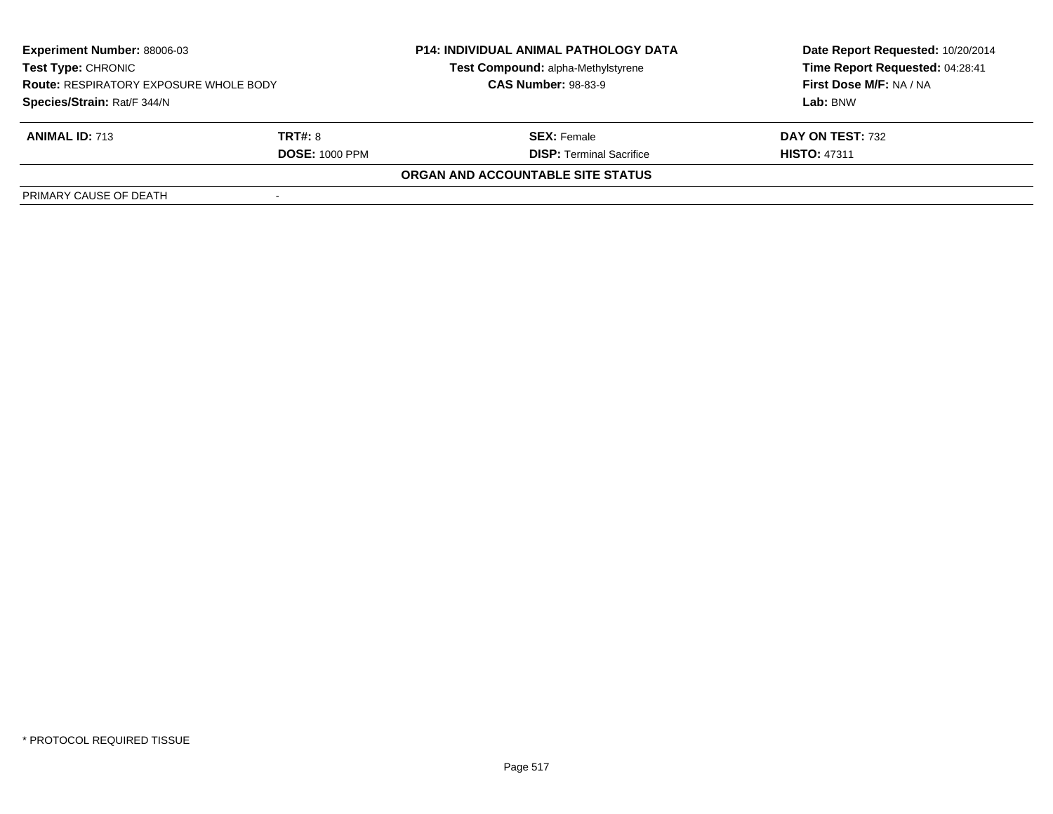| **Experiment Number:** 88006-03 | **P14: INDIVIDUAL ANIMAL PATHOLOGY DATA** | **Date Report Requested:** 10/20/2014 |
|---|---|---|
| **Test Type:** CHRONIC | **Test Compound:** alpha-Methylstyrene | **Time Report Requested:** 04:28:41 |
| **Route:** RESPIRATORY EXPOSURE WHOLE BODY | **CAS Number:** 98-83-9 | **First Dose M/F:** NA / NA |
| **Species/Strain:** Rat/F 344/N | | **Lab:** BNW |

| **ANIMAL ID:** 713 | **TRT#:** 8 | **SEX:** Female | **DAY ON TEST:** 732 |
|---|---|---|---|
| | **DOSE:** 1000 PPM | **DISP:** Terminal Sacrifice | **HISTO:** 47311 |

**ORGAN AND ACCOUNTABLE SITE STATUS**

| PRIMARY CAUSE OF DEATH | - |
|---|---|

* PROTOCOL REQUIRED TISSUE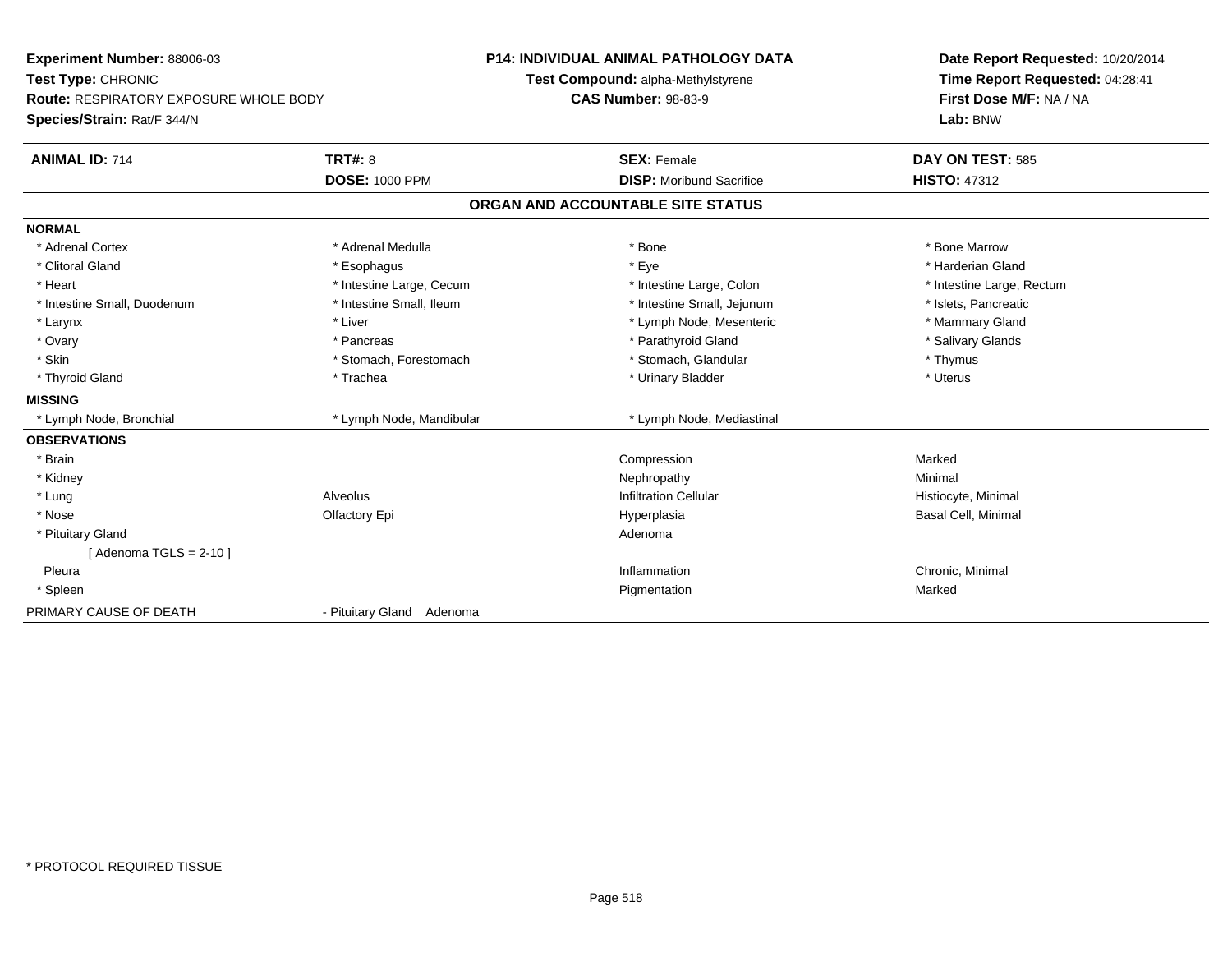**Experiment Number:** 88006-03
**Test Type:** CHRONIC
**Route:** RESPIRATORY EXPOSURE WHOLE BODY
**Species/Strain:** Rat/F 344/N

**P14: INDIVIDUAL ANIMAL PATHOLOGY DATA**
**Test Compound:** alpha-Methylstyrene
**CAS Number:** 98-83-9

**Date Report Requested:** 10/20/2014
**Time Report Requested:** 04:28:41
**First Dose M/F:** NA / NA
**Lab:** BNW

| **ANIMAL ID:** 714 | **TRT#:** 8 | **SEX:** Female | **DAY ON TEST:** 585 |
|---|---|---|---|
| | **DOSE:** 1000 PPM | **DISP:** Moribund Sacrifice | **HISTO:** 47312 |

## ORGAN AND ACCOUNTABLE SITE STATUS

| | | | |
|---|---|---|---|
| **NORMAL** | | | |
| * Adrenal Cortex | * Adrenal Medulla | * Bone | * Bone Marrow |
| * Clitoral Gland | * Esophagus | * Eye | * Harderian Gland |
| * Heart | * Intestine Large, Cecum | * Intestine Large, Colon | * Intestine Large, Rectum |
| * Intestine Small, Duodenum | * Intestine Small, Ileum | * Intestine Small, Jejunum | * Islets, Pancreatic |
| * Larynx | * Liver | * Lymph Node, Mesenteric | * Mammary Gland |
| * Ovary | * Pancreas | * Parathyroid Gland | * Salivary Glands |
| * Skin | * Stomach, Forestomach | * Stomach, Glandular | * Thymus |
| * Thyroid Gland | * Trachea | * Urinary Bladder | * Uterus |
| **MISSING** | | | |
| * Lymph Node, Bronchial | * Lymph Node, Mandibular | * Lymph Node, Mediastinal | |
| **OBSERVATIONS** | | | |
| * Brain | | Compression | Marked |
| * Kidney | | Nephropathy | Minimal |
| * Lung | Alveolus | Infiltration Cellular | Histiocyte, Minimal |
| * Nose | Olfactory Epi | Hyperplasia | Basal Cell, Minimal |
| * Pituitary Gland | | Adenoma | |
| [ Adenoma TGLS = 2-10 ] | | | |
| Pleura | | Inflammation | Chronic, Minimal |
| * Spleen | | Pigmentation | Marked |
| PRIMARY CAUSE OF DEATH | - Pituitary Gland Adenoma | | |

* PROTOCOL REQUIRED TISSUE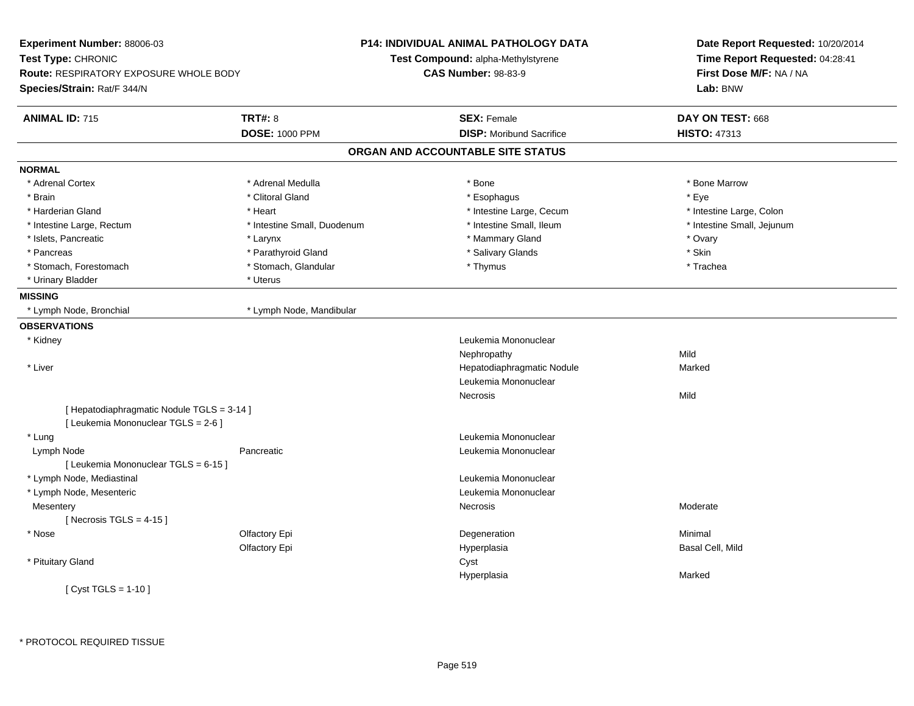**Experiment Number:** 88006-03
**Test Type:** CHRONIC
**Route:** RESPIRATORY EXPOSURE WHOLE BODY
**Species/Strain:** Rat/F 344/N

**P14: INDIVIDUAL ANIMAL PATHOLOGY DATA**
**Test Compound:** alpha-Methylstyrene
**CAS Number:** 98-83-9

**Date Report Requested:** 10/20/2014
**Time Report Requested:** 04:28:41
**First Dose M/F:** NA / NA
**Lab:** BNW

| **ANIMAL ID:** 715 | **TRT#:** 8 | **SEX:** Female | **DAY ON TEST:** 668 |
|---|---|---|---|
| | **DOSE:** 1000 PPM | **DISP:** Moribund Sacrifice | **HISTO:** 47313 |

## ORGAN AND ACCOUNTABLE SITE STATUS

**NORMAL**

| | | | |
|---|---|---|---|
| * Adrenal Cortex | * Adrenal Medulla | * Bone | * Bone Marrow |
| * Brain | * Clitoral Gland | * Esophagus | * Eye |
| * Harderian Gland | * Heart | * Intestine Large, Cecum | * Intestine Large, Colon |
| * Intestine Large, Rectum | * Intestine Small, Duodenum | * Intestine Small, Ileum | * Intestine Small, Jejunum |
| * Islets, Pancreatic | * Larynx | * Mammary Gland | * Ovary |
| * Pancreas | * Parathyroid Gland | * Salivary Glands | * Skin |
| * Stomach, Forestomach | * Stomach, Glandular | * Thymus | * Trachea |
| * Urinary Bladder | * Uterus | | |

**MISSING**

| | |
|---|---|
| * Lymph Node, Bronchial | * Lymph Node, Mandibular |

**OBSERVATIONS**

| | | | |
|---|---|---|---|
| * Kidney | | Leukemia Mononuclear | |
| | | Nephropathy | Mild |
| * Liver | | Hepatodiaphragmatic Nodule | Marked |
| | | Leukemia Mononuclear | |
| | | Necrosis | Mild |
| [ Hepatodiaphragmatic Nodule TGLS = 3-14 ] | | | |
| [ Leukemia Mononuclear TGLS = 2-6 ] | | | |
| * Lung | | Leukemia Mononuclear | |
| Lymph Node | Pancreatic | Leukemia Mononuclear | |
| [ Leukemia Mononuclear TGLS = 6-15 ] | | | |
| * Lymph Node, Mediastinal | | Leukemia Mononuclear | |
| * Lymph Node, Mesenteric | | Leukemia Mononuclear | |
| Mesentery | | Necrosis | Moderate |
| [ Necrosis TGLS = 4-15 ] | | | |
| * Nose | Olfactory Epi | Degeneration | Minimal |
| | Olfactory Epi | Hyperplasia | Basal Cell, Mild |
| * Pituitary Gland | | Cyst | |
| | | Hyperplasia | Marked |
| [ Cyst TGLS = 1-10 ] | | | |

\* PROTOCOL REQUIRED TISSUE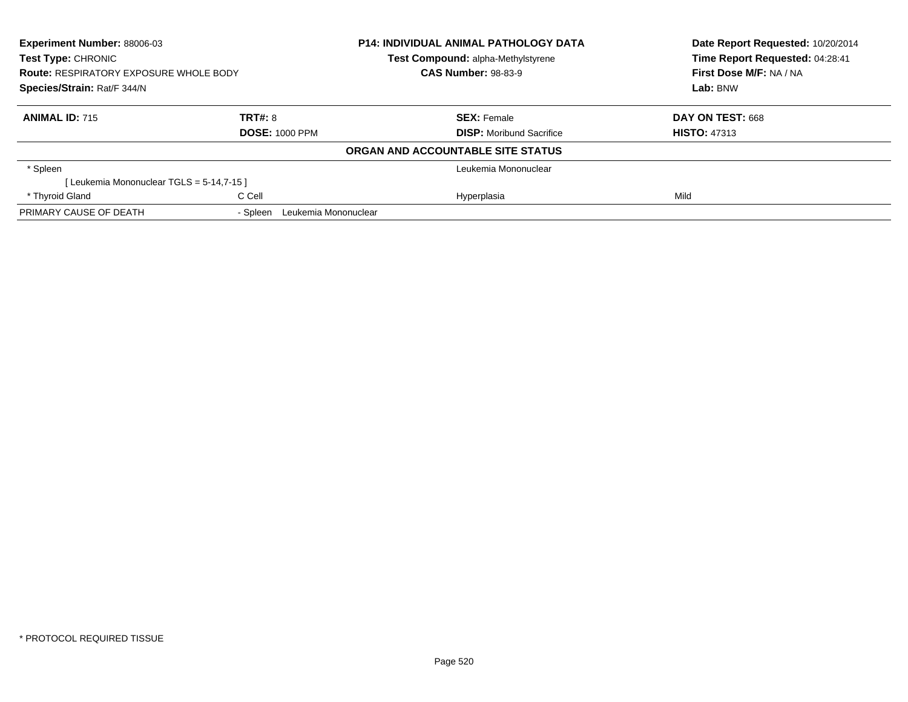**Experiment Number:** 88006-03
**Test Type:** CHRONIC
**Route:** RESPIRATORY EXPOSURE WHOLE BODY
**Species/Strain:** Rat/F 344/N

**P14: INDIVIDUAL ANIMAL PATHOLOGY DATA**
**Test Compound:** alpha-Methylstyrene
**CAS Number:** 98-83-9

**Date Report Requested:** 10/20/2014
**Time Report Requested:** 04:28:41
**First Dose M/F:** NA / NA
**Lab:** BNW

| **ANIMAL ID:** 715 | **TRT#:** 8 | **SEX:** Female | **DAY ON TEST:** 668 |
|---|---|---|---|
| | **DOSE:** 1000 PPM | **DISP:** Moribund Sacrifice | **HISTO:** 47313 |

**ORGAN AND ACCOUNTABLE SITE STATUS**

| | | | |
|---|---|---|---|
| * Spleen | | Leukemia Mononuclear | |
| [ Leukemia Mononuclear TGLS = 5-14,7-15 ] | | | |
| * Thyroid Gland | C Cell | Hyperplasia | Mild |
| PRIMARY CAUSE OF DEATH | - Spleen Leukemia Mononuclear | | |

* PROTOCOL REQUIRED TISSUE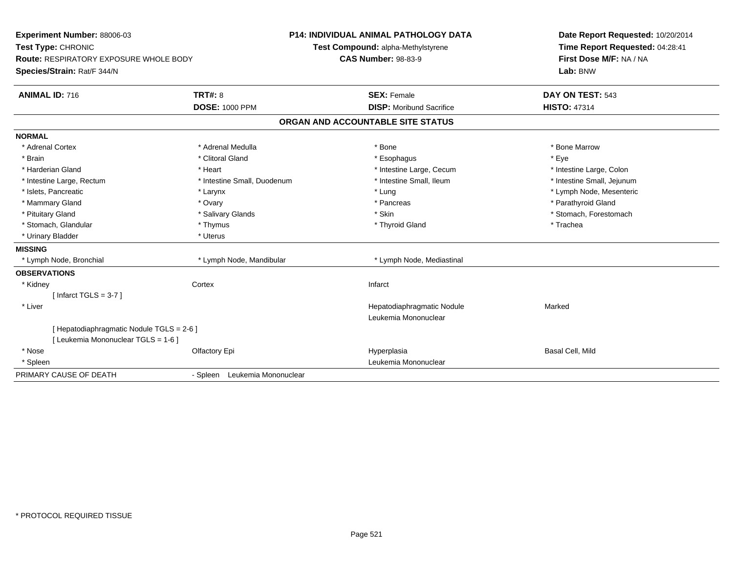**Experiment Number:** 88006-03
**Test Type:** CHRONIC
**Route:** RESPIRATORY EXPOSURE WHOLE BODY
**Species/Strain:** Rat/F 344/N

**P14: INDIVIDUAL ANIMAL PATHOLOGY DATA**
**Test Compound:** alpha-Methylstyrene
**CAS Number:** 98-83-9

**Date Report Requested:** 10/20/2014
**Time Report Requested:** 04:28:41
**First Dose M/F:** NA / NA
**Lab:** BNW

| **ANIMAL ID:** 716 | **TRT#:** 8 | **SEX:** Female | **DAY ON TEST:** 543 |
|---|---|---|---|
| | **DOSE:** 1000 PPM | **DISP:** Moribund Sacrifice | **HISTO:** 47314 |

## ORGAN AND ACCOUNTABLE SITE STATUS

**NORMAL**

| | | | |
|---|---|---|---|
| * Adrenal Cortex | * Adrenal Medulla | * Bone | * Bone Marrow |
| * Brain | * Clitoral Gland | * Esophagus | * Eye |
| * Harderian Gland | * Heart | * Intestine Large, Cecum | * Intestine Large, Colon |
| * Intestine Large, Rectum | * Intestine Small, Duodenum | * Intestine Small, Ileum | * Intestine Small, Jejunum |
| * Islets, Pancreatic | * Larynx | * Lung | * Lymph Node, Mesenteric |
| * Mammary Gland | * Ovary | * Pancreas | * Parathyroid Gland |
| * Pituitary Gland | * Salivary Glands | * Skin | * Stomach, Forestomach |
| * Stomach, Glandular | * Thymus | * Thyroid Gland | * Trachea |
| * Urinary Bladder | * Uterus | | |

**MISSING**

| | | |
|---|---|---|
| * Lymph Node, Bronchial | * Lymph Node, Mandibular | * Lymph Node, Mediastinal |

**OBSERVATIONS**

| | | | |
|---|---|---|---|
| * Kidney | Cortex | Infarct | |
| [ Infarct TGLS = 3-7 ] | | | |
| * Liver | | Hepatodiaphragmatic Nodule | Marked |
| | | Leukemia Mononuclear | |
| [ Hepatodiaphragmatic Nodule TGLS = 2-6 ] | | | |
| [ Leukemia Mononuclear TGLS = 1-6 ] | | | |
| * Nose | Olfactory Epi | Hyperplasia | Basal Cell, Mild |
| * Spleen | | Leukemia Mononuclear | |

PRIMARY CAUSE OF DEATH - Spleen Leukemia Mononuclear

* PROTOCOL REQUIRED TISSUE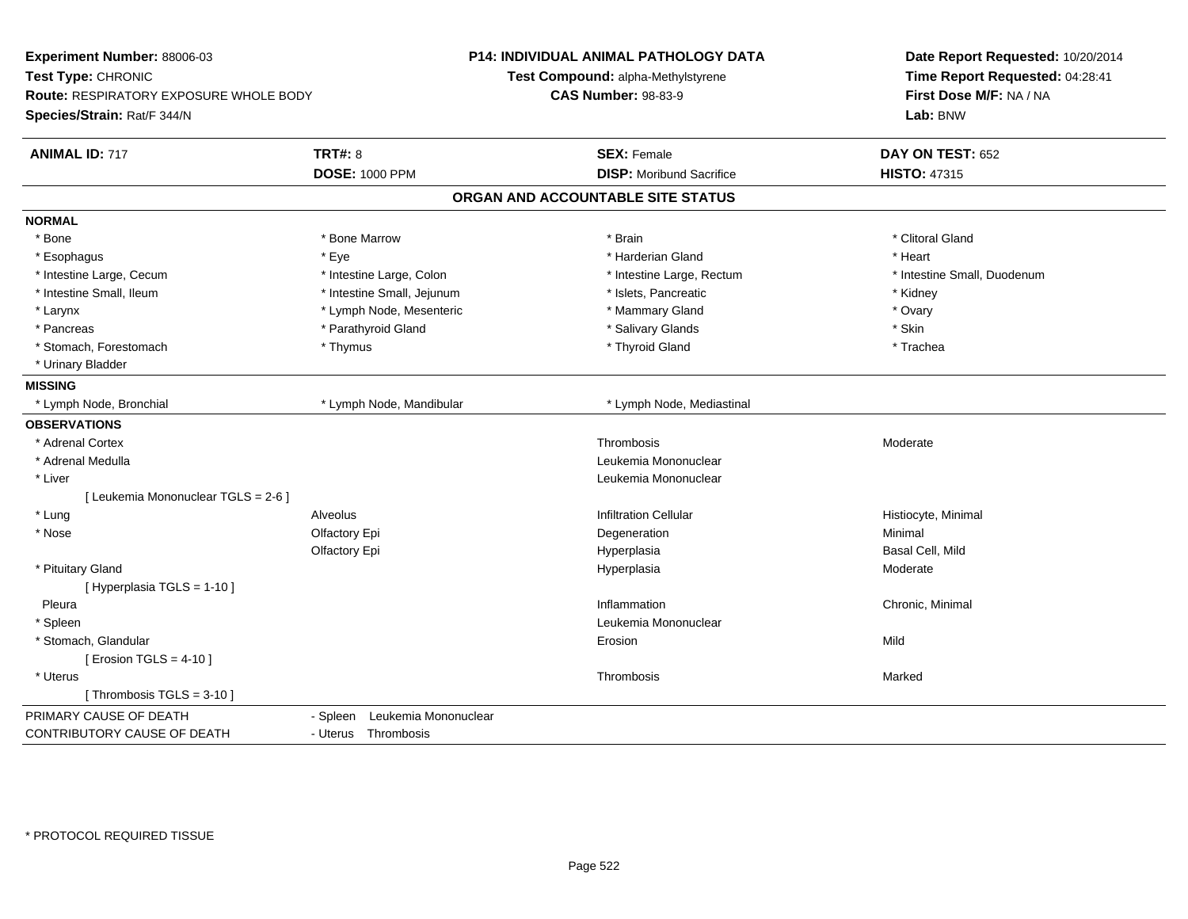**Experiment Number:** 88006-03
**Test Type:** CHRONIC
**Route:** RESPIRATORY EXPOSURE WHOLE BODY
**Species/Strain:** Rat/F 344/N

**P14: INDIVIDUAL ANIMAL PATHOLOGY DATA**
**Test Compound:** alpha-Methylstyrene
**CAS Number:** 98-83-9

**Date Report Requested:** 10/20/2014
**Time Report Requested:** 04:28:41
**First Dose M/F:** NA / NA
**Lab:** BNW

| **ANIMAL ID:** 717 | **TRT#:** 8 | **SEX:** Female | **DAY ON TEST:** 652 |
|---|---|---|---|
| | **DOSE:** 1000 PPM | **DISP:** Moribund Sacrifice | **HISTO:** 47315 |

## ORGAN AND ACCOUNTABLE SITE STATUS

**NORMAL**

| | | | |
|---|---|---|---|
| * Bone | * Bone Marrow | * Brain | * Clitoral Gland |
| * Esophagus | * Eye | * Harderian Gland | * Heart |
| * Intestine Large, Cecum | * Intestine Large, Colon | * Intestine Large, Rectum | * Intestine Small, Duodenum |
| * Intestine Small, Ileum | * Intestine Small, Jejunum | * Islets, Pancreatic | * Kidney |
| * Larynx | * Lymph Node, Mesenteric | * Mammary Gland | * Ovary |
| * Pancreas | * Parathyroid Gland | * Salivary Glands | * Skin |
| * Stomach, Forestomach | * Thymus | * Thyroid Gland | * Trachea |
| * Urinary Bladder | | | |

**MISSING**

| | | |
|---|---|---|
| * Lymph Node, Bronchial | * Lymph Node, Mandibular | * Lymph Node, Mediastinal |

**OBSERVATIONS**

| | | | |
|---|---|---|---|
| * Adrenal Cortex | | Thrombosis | Moderate |
| * Adrenal Medulla | | Leukemia Mononuclear | |
| * Liver | | Leukemia Mononuclear | |
| [ Leukemia Mononuclear TGLS = 2-6 ] | | | |
| * Lung | Alveolus | Infiltration Cellular | Histiocyte, Minimal |
| * Nose | Olfactory Epi | Degeneration | Minimal |
| | Olfactory Epi | Hyperplasia | Basal Cell, Mild |
| * Pituitary Gland | | Hyperplasia | Moderate |
| [ Hyperplasia TGLS = 1-10 ] | | | |
| Pleura | | Inflammation | Chronic, Minimal |
| * Spleen | | Leukemia Mononuclear | |
| * Stomach, Glandular | | Erosion | Mild |
| [ Erosion TGLS = 4-10 ] | | | |
| * Uterus | | Thrombosis | Marked |
| [ Thrombosis TGLS = 3-10 ] | | | |

| | |
|---|---|
| PRIMARY CAUSE OF DEATH | - Spleen Leukemia Mononuclear |
| CONTRIBUTORY CAUSE OF DEATH | - Uterus Thrombosis |

* PROTOCOL REQUIRED TISSUE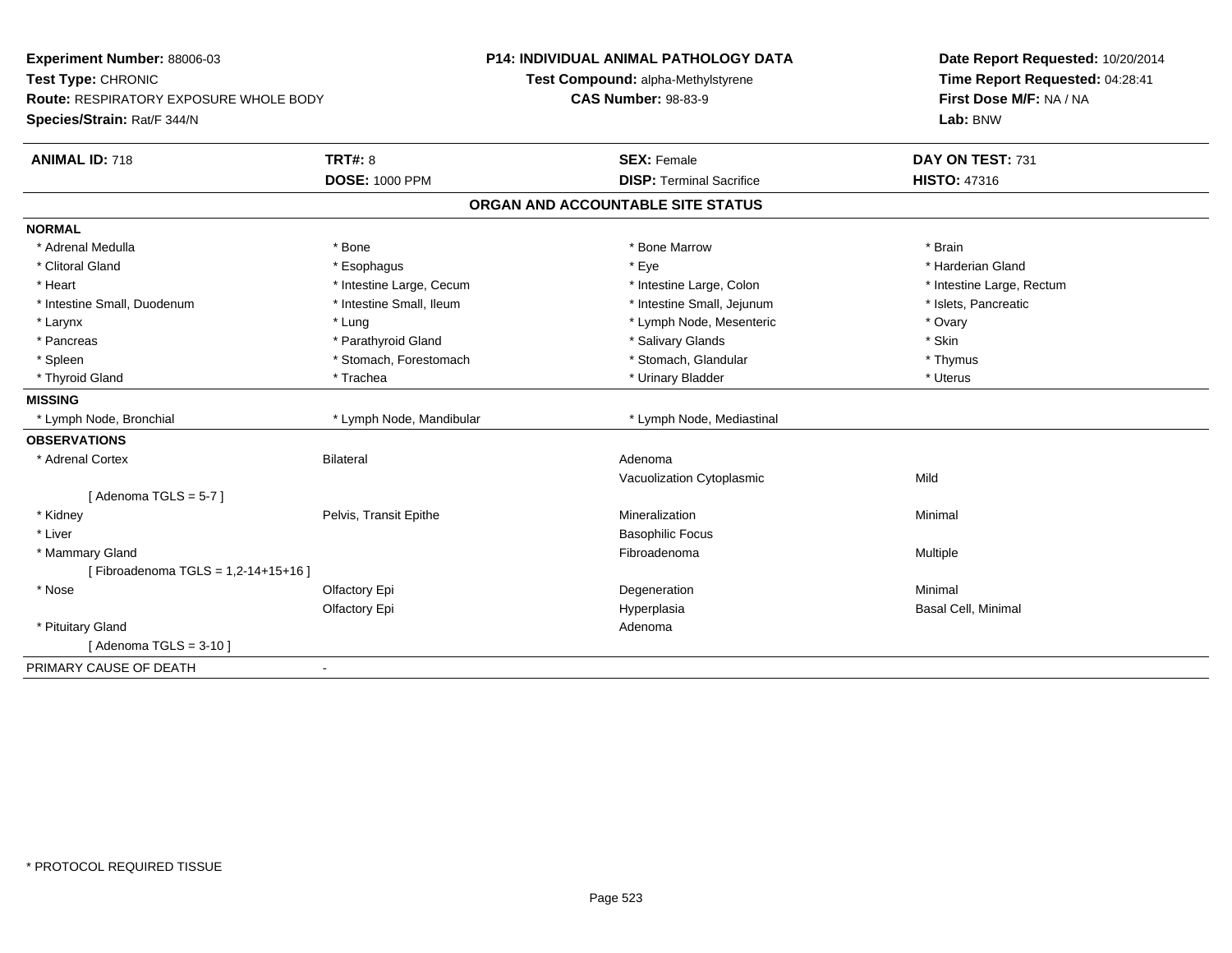**Experiment Number:** 88006-03
**Test Type:** CHRONIC
**Route:** RESPIRATORY EXPOSURE WHOLE BODY
**Species/Strain:** Rat/F 344/N

**P14: INDIVIDUAL ANIMAL PATHOLOGY DATA**
**Test Compound:** alpha-Methylstyrene
**CAS Number:** 98-83-9

**Date Report Requested:** 10/20/2014
**Time Report Requested:** 04:28:41
**First Dose M/F:** NA / NA
**Lab:** BNW

| **ANIMAL ID:** 718 | **TRT#:** 8 | **SEX:** Female | **DAY ON TEST:** 731 |
|---|---|---|---|
| | **DOSE:** 1000 PPM | **DISP:** Terminal Sacrifice | **HISTO:** 47316 |

## ORGAN AND ACCOUNTABLE SITE STATUS

**NORMAL**

| | | | |
|---|---|---|---|
| * Adrenal Medulla | * Bone | * Bone Marrow | * Brain |
| * Clitoral Gland | * Esophagus | * Eye | * Harderian Gland |
| * Heart | * Intestine Large, Cecum | * Intestine Large, Colon | * Intestine Large, Rectum |
| * Intestine Small, Duodenum | * Intestine Small, Ileum | * Intestine Small, Jejunum | * Islets, Pancreatic |
| * Larynx | * Lung | * Lymph Node, Mesenteric | * Ovary |
| * Pancreas | * Parathyroid Gland | * Salivary Glands | * Skin |
| * Spleen | * Stomach, Forestomach | * Stomach, Glandular | * Thymus |
| * Thyroid Gland | * Trachea | * Urinary Bladder | * Uterus |

**MISSING**

| | | |
|---|---|---|
| * Lymph Node, Bronchial | * Lymph Node, Mandibular | * Lymph Node, Mediastinal |

**OBSERVATIONS**

| | | | |
|---|---|---|---|
| * Adrenal Cortex | Bilateral | Adenoma | |
| | | Vacuolization Cytoplasmic | Mild |
| [ Adenoma TGLS = 5-7 ] | | | |
| * Kidney | Pelvis, Transit Epithe | Mineralization | Minimal |
| * Liver | | Basophilic Focus | |
| * Mammary Gland | | Fibroadenoma | Multiple |
| [ Fibroadenoma TGLS = 1,2-14+15+16 ] | | | |
| * Nose | Olfactory Epi | Degeneration | Minimal |
| | Olfactory Epi | Hyperplasia | Basal Cell, Minimal |
| * Pituitary Gland | | Adenoma | |
| [ Adenoma TGLS = 3-10 ] | | | |

PRIMARY CAUSE OF DEATH -

\* PROTOCOL REQUIRED TISSUE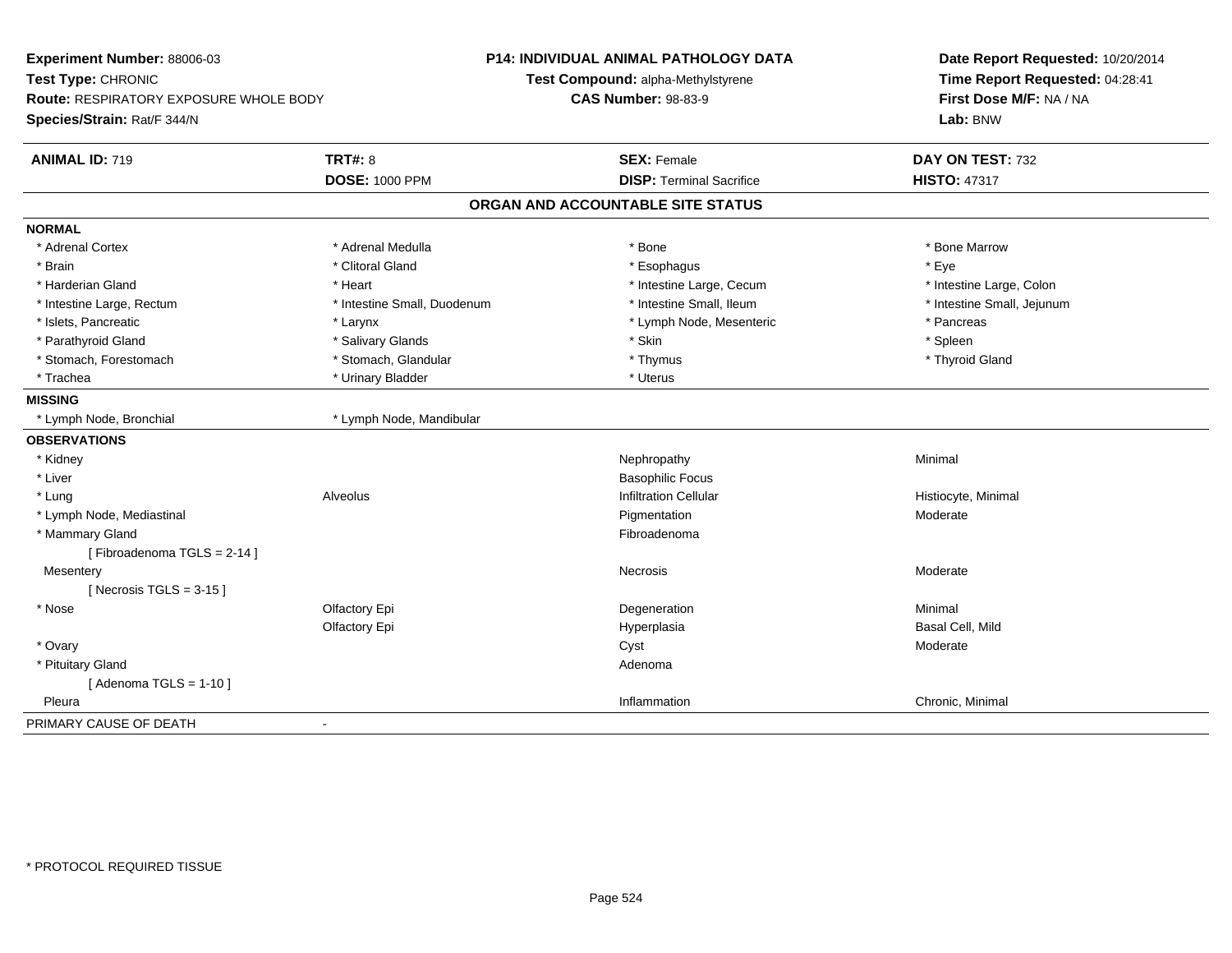**Experiment Number:** 88006-03
**Test Type:** CHRONIC
**Route:** RESPIRATORY EXPOSURE WHOLE BODY
**Species/Strain:** Rat/F 344/N

**P14: INDIVIDUAL ANIMAL PATHOLOGY DATA**
**Test Compound:** alpha-Methylstyrene
**CAS Number:** 98-83-9

**Date Report Requested:** 10/20/2014
**Time Report Requested:** 04:28:41
**First Dose M/F:** NA / NA
**Lab:** BNW

| **ANIMAL ID:** 719 | **TRT#:** 8 | **SEX:** Female | **DAY ON TEST:** 732 |
|---|---|---|---|
| | **DOSE:** 1000 PPM | **DISP:** Terminal Sacrifice | **HISTO:** 47317 |

## ORGAN AND ACCOUNTABLE SITE STATUS

| | | | |
|---|---|---|---|
| **NORMAL** | | | |
| * Adrenal Cortex | * Adrenal Medulla | * Bone | * Bone Marrow |
| * Brain | * Clitoral Gland | * Esophagus | * Eye |
| * Harderian Gland | * Heart | * Intestine Large, Cecum | * Intestine Large, Colon |
| * Intestine Large, Rectum | * Intestine Small, Duodenum | * Intestine Small, Ileum | * Intestine Small, Jejunum |
| * Islets, Pancreatic | * Larynx | * Lymph Node, Mesenteric | * Pancreas |
| * Parathyroid Gland | * Salivary Glands | * Skin | * Spleen |
| * Stomach, Forestomach | * Stomach, Glandular | * Thymus | * Thyroid Gland |
| * Trachea | * Urinary Bladder | * Uterus | |
| **MISSING** | | | |
| * Lymph Node, Bronchial | * Lymph Node, Mandibular | | |
| **OBSERVATIONS** | | | |
| * Kidney | | Nephropathy | Minimal |
| * Liver | | Basophilic Focus | |
| * Lung | Alveolus | Infiltration Cellular | Histiocyte, Minimal |
| * Lymph Node, Mediastinal | | Pigmentation | Moderate |
| * Mammary Gland | | Fibroadenoma | |
| [ Fibroadenoma TGLS = 2-14 ] | | | |
| Mesentery | | Necrosis | Moderate |
| [ Necrosis TGLS = 3-15 ] | | | |
| * Nose | Olfactory Epi | Degeneration | Minimal |
| | Olfactory Epi | Hyperplasia | Basal Cell, Mild |
| * Ovary | | Cyst | Moderate |
| * Pituitary Gland | | Adenoma | |
| [ Adenoma TGLS = 1-10 ] | | | |
| Pleura | | Inflammation | Chronic, Minimal |
| PRIMARY CAUSE OF DEATH | - | | |

* PROTOCOL REQUIRED TISSUE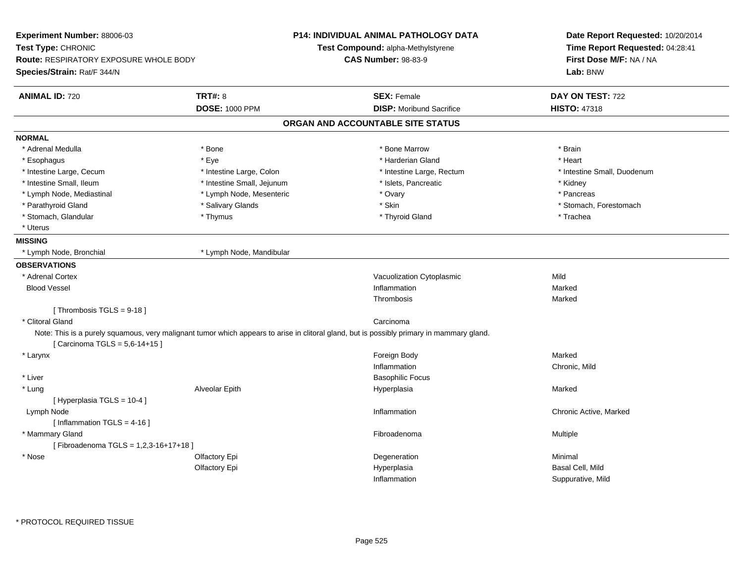**Experiment Number:** 88006-03
**Test Type:** CHRONIC
**Route:** RESPIRATORY EXPOSURE WHOLE BODY
**Species/Strain:** Rat/F 344/N

**P14: INDIVIDUAL ANIMAL PATHOLOGY DATA**
**Test Compound:** alpha-Methylstyrene
**CAS Number:** 98-83-9

**Date Report Requested:** 10/20/2014
**Time Report Requested:** 04:28:41
**First Dose M/F:** NA / NA
**Lab:** BNW

| **ANIMAL ID:** 720 | **TRT#:** 8 | **SEX:** Female | **DAY ON TEST:** 722 |
|---|---|---|---|
| | **DOSE:** 1000 PPM | **DISP:** Moribund Sacrifice | **HISTO:** 47318 |

## ORGAN AND ACCOUNTABLE SITE STATUS

**NORMAL**

| | | | |
|---|---|---|---|
| * Adrenal Medulla | * Bone | * Bone Marrow | * Brain |
| * Esophagus | * Eye | * Harderian Gland | * Heart |
| * Intestine Large, Cecum | * Intestine Large, Colon | * Intestine Large, Rectum | * Intestine Small, Duodenum |
| * Intestine Small, Ileum | * Intestine Small, Jejunum | * Islets, Pancreatic | * Kidney |
| * Lymph Node, Mediastinal | * Lymph Node, Mesenteric | * Ovary | * Pancreas |
| * Parathyroid Gland | * Salivary Glands | * Skin | * Stomach, Forestomach |
| * Stomach, Glandular | * Thymus | * Thyroid Gland | * Trachea |
| * Uterus | | | |

**MISSING**

| | |
|---|---|
| * Lymph Node, Bronchial | * Lymph Node, Mandibular |

**OBSERVATIONS**

| Organ | Site | Observation | Severity |
|---|---|---|---|
| * Adrenal Cortex | | Vacuolization Cytoplasmic | Mild |
| Blood Vessel | | Inflammation | Marked |
| | | Thrombosis | Marked |
| [ Thrombosis TGLS = 9-18 ] | | | |
| * Clitoral Gland | | Carcinoma | |
| Note: This is a purely squamous, very malignant tumor which appears to arise in clitoral gland, but is possibly primary in mammary gland. | | | |
| [ Carcinoma TGLS = 5,6-14+15 ] | | | |
| * Larynx | | Foreign Body | Marked |
| | | Inflammation | Chronic, Mild |
| * Liver | | Basophilic Focus | |
| * Lung | Alveolar Epith | Hyperplasia | Marked |
| [ Hyperplasia TGLS = 10-4 ] | | | |
| Lymph Node | | Inflammation | Chronic Active, Marked |
| [ Inflammation TGLS = 4-16 ] | | | |
| * Mammary Gland | | Fibroadenoma | Multiple |
| [ Fibroadenoma TGLS = 1,2,3-16+17+18 ] | | | |
| * Nose | Olfactory Epi | Degeneration | Minimal |
| | Olfactory Epi | Hyperplasia | Basal Cell, Mild |
| | | Inflammation | Suppurative, Mild |

* PROTOCOL REQUIRED TISSUE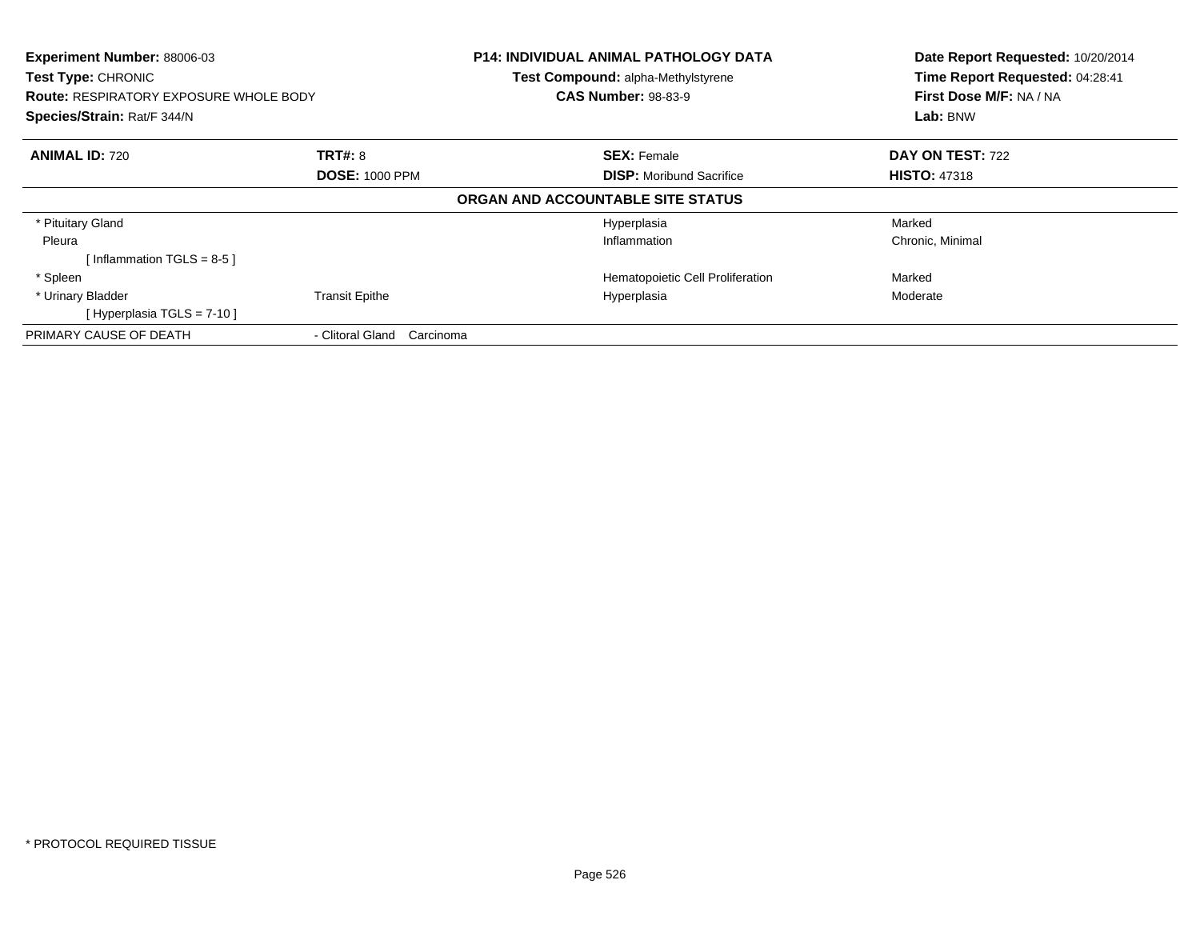**Experiment Number:** 88006-03
**Test Type:** CHRONIC
**Route:** RESPIRATORY EXPOSURE WHOLE BODY
**Species/Strain:** Rat/F 344/N

**P14: INDIVIDUAL ANIMAL PATHOLOGY DATA**
**Test Compound:** alpha-Methylstyrene
**CAS Number:** 98-83-9

**Date Report Requested:** 10/20/2014
**Time Report Requested:** 04:28:41
**First Dose M/F:** NA / NA
**Lab:** BNW

| **ANIMAL ID:** 720 | **TRT#:** 8 | **SEX:** Female | **DAY ON TEST:** 722 |
|---|---|---|---|
| | **DOSE:** 1000 PPM | **DISP:** Moribund Sacrifice | **HISTO:** 47318 |

**ORGAN AND ACCOUNTABLE SITE STATUS**

| | | | |
|---|---|---|---|
| * Pituitary Gland | | Hyperplasia | Marked |
| Pleura | | Inflammation | Chronic, Minimal |
| [ Inflammation TGLS = 8-5 ] | | | |
| * Spleen | | Hematopoietic Cell Proliferation | Marked |
| * Urinary Bladder | Transit Epithe | Hyperplasia | Moderate |
| [ Hyperplasia TGLS = 7-10 ] | | | |
| PRIMARY CAUSE OF DEATH | - Clitoral Gland Carcinoma | | |

* PROTOCOL REQUIRED TISSUE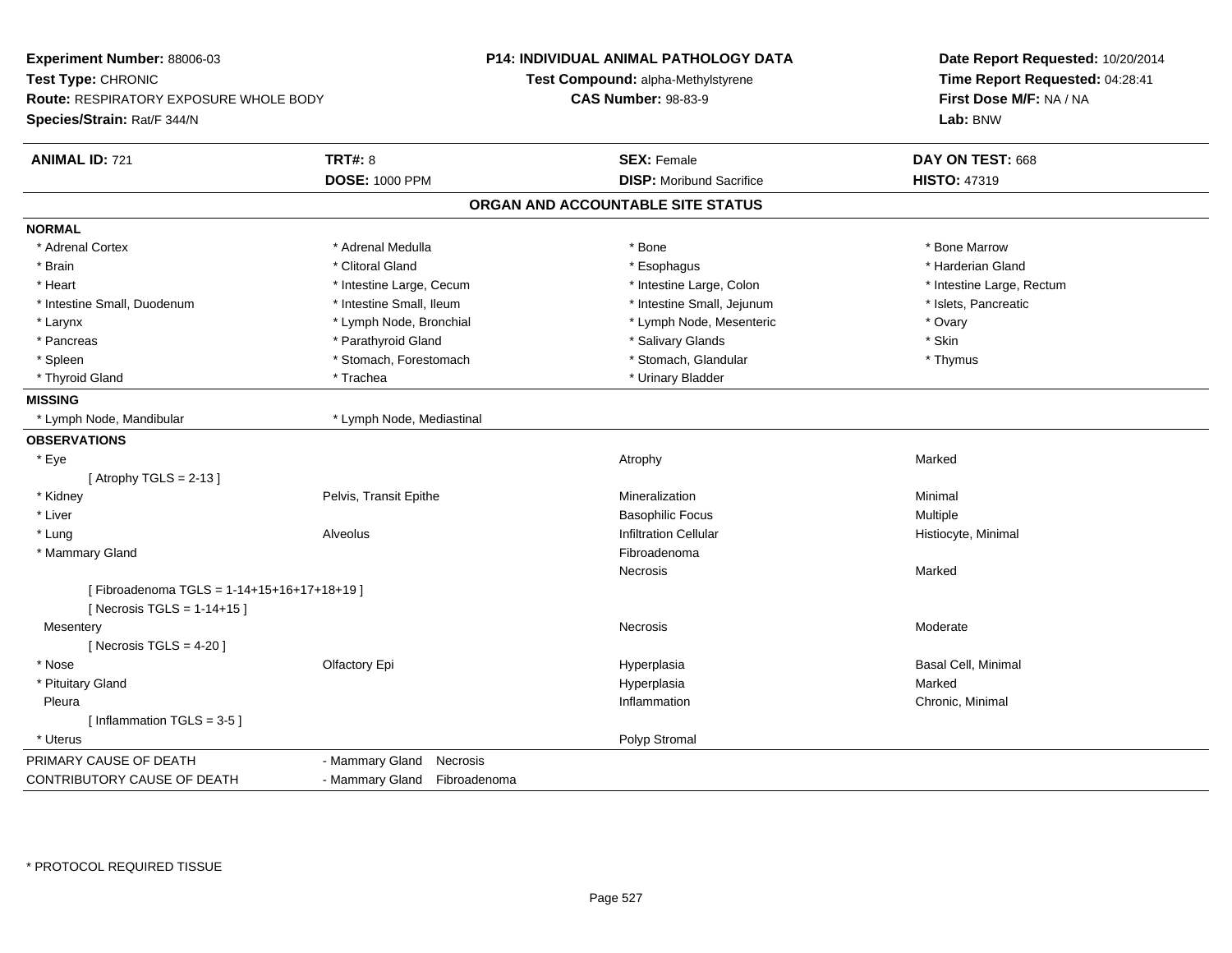**Experiment Number:** 88006-03
**Test Type:** CHRONIC
**Route:** RESPIRATORY EXPOSURE WHOLE BODY
**Species/Strain:** Rat/F 344/N

**P14: INDIVIDUAL ANIMAL PATHOLOGY DATA**
**Test Compound:** alpha-Methylstyrene
**CAS Number:** 98-83-9

**Date Report Requested:** 10/20/2014
**Time Report Requested:** 04:28:41
**First Dose M/F:** NA / NA
**Lab:** BNW

| **ANIMAL ID:** 721 | **TRT#:** 8 | **SEX:** Female | **DAY ON TEST:** 668 |
|---|---|---|---|
| | **DOSE:** 1000 PPM | **DISP:** Moribund Sacrifice | **HISTO:** 47319 |

## ORGAN AND ACCOUNTABLE SITE STATUS

**NORMAL**

| | | | |
|---|---|---|---|
| * Adrenal Cortex | * Adrenal Medulla | * Bone | * Bone Marrow |
| * Brain | * Clitoral Gland | * Esophagus | * Harderian Gland |
| * Heart | * Intestine Large, Cecum | * Intestine Large, Colon | * Intestine Large, Rectum |
| * Intestine Small, Duodenum | * Intestine Small, Ileum | * Intestine Small, Jejunum | * Islets, Pancreatic |
| * Larynx | * Lymph Node, Bronchial | * Lymph Node, Mesenteric | * Ovary |
| * Pancreas | * Parathyroid Gland | * Salivary Glands | * Skin |
| * Spleen | * Stomach, Forestomach | * Stomach, Glandular | * Thymus |
| * Thyroid Gland | * Trachea | * Urinary Bladder | |

**MISSING**

| | |
|---|---|
| * Lymph Node, Mandibular | * Lymph Node, Mediastinal |

**OBSERVATIONS**

| Organ | Site | Observation | Severity/Qualifier |
|---|---|---|---|
| * Eye | | Atrophy | Marked |
| [ Atrophy TGLS = 2-13 ] | | | |
| * Kidney | Pelvis, Transit Epithe | Mineralization | Minimal |
| * Liver | | Basophilic Focus | Multiple |
| * Lung | Alveolus | Infiltration Cellular | Histiocyte, Minimal |
| * Mammary Gland | | Fibroadenoma | |
| | | Necrosis | Marked |
| [ Fibroadenoma TGLS = 1-14+15+16+17+18+19 ] | | | |
| [ Necrosis TGLS = 1-14+15 ] | | | |
| Mesentery | | Necrosis | Moderate |
| [ Necrosis TGLS = 4-20 ] | | | |
| * Nose | Olfactory Epi | Hyperplasia | Basal Cell, Minimal |
| * Pituitary Gland | | Hyperplasia | Marked |
| Pleura | | Inflammation | Chronic, Minimal |
| [ Inflammation TGLS = 3-5 ] | | | |
| * Uterus | | Polyp Stromal | |

| | |
|---|---|
| PRIMARY CAUSE OF DEATH | - Mammary Gland Necrosis |
| CONTRIBUTORY CAUSE OF DEATH | - Mammary Gland Fibroadenoma |

* PROTOCOL REQUIRED TISSUE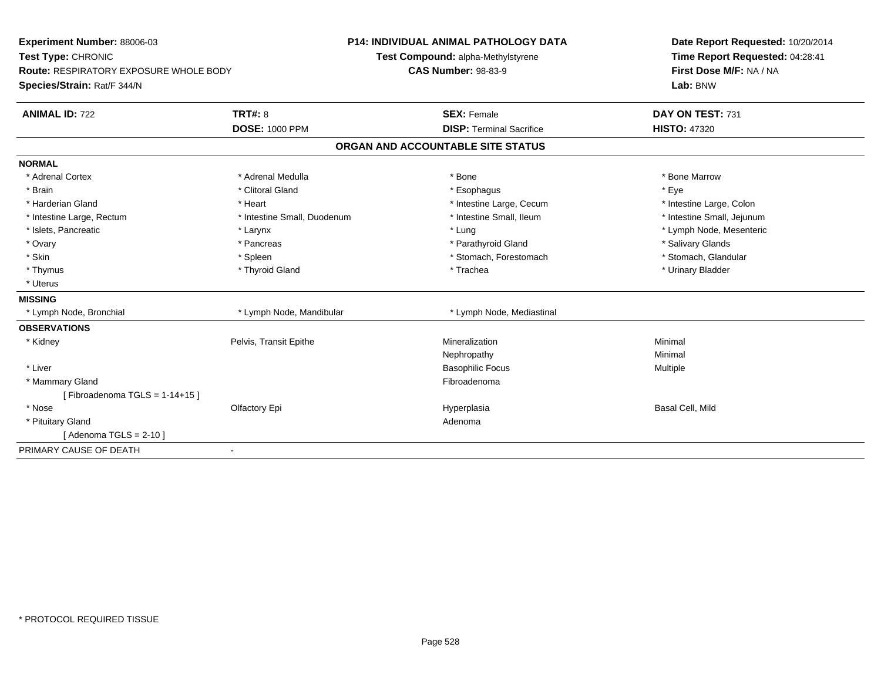**Experiment Number:** 88006-03
**Test Type:** CHRONIC
**Route:** RESPIRATORY EXPOSURE WHOLE BODY
**Species/Strain:** Rat/F 344/N

**P14: INDIVIDUAL ANIMAL PATHOLOGY DATA**
**Test Compound:** alpha-Methylstyrene
**CAS Number:** 98-83-9

**Date Report Requested:** 10/20/2014
**Time Report Requested:** 04:28:41
**First Dose M/F:** NA / NA
**Lab:** BNW

| **ANIMAL ID:** 722 | **TRT#:** 8 | **SEX:** Female | **DAY ON TEST:** 731 |
|---|---|---|---|
| | **DOSE:** 1000 PPM | **DISP:** Terminal Sacrifice | **HISTO:** 47320 |

## ORGAN AND ACCOUNTABLE SITE STATUS

**NORMAL**

| | | | |
|---|---|---|---|
| * Adrenal Cortex | * Adrenal Medulla | * Bone | * Bone Marrow |
| * Brain | * Clitoral Gland | * Esophagus | * Eye |
| * Harderian Gland | * Heart | * Intestine Large, Cecum | * Intestine Large, Colon |
| * Intestine Large, Rectum | * Intestine Small, Duodenum | * Intestine Small, Ileum | * Intestine Small, Jejunum |
| * Islets, Pancreatic | * Larynx | * Lung | * Lymph Node, Mesenteric |
| * Ovary | * Pancreas | * Parathyroid Gland | * Salivary Glands |
| * Skin | * Spleen | * Stomach, Forestomach | * Stomach, Glandular |
| * Thymus | * Thyroid Gland | * Trachea | * Urinary Bladder |
| * Uterus | | | |

**MISSING**

| | | |
|---|---|---|
| * Lymph Node, Bronchial | * Lymph Node, Mandibular | * Lymph Node, Mediastinal |

**OBSERVATIONS**

| | | | |
|---|---|---|---|
| * Kidney | Pelvis, Transit Epithe | Mineralization | Minimal |
| | | Nephropathy | Minimal |
| * Liver | | Basophilic Focus | Multiple |
| * Mammary Gland | | Fibroadenoma | |
| [ Fibroadenoma TGLS = 1-14+15 ] | | | |
| * Nose | Olfactory Epi | Hyperplasia | Basal Cell, Mild |
| * Pituitary Gland | | Adenoma | |
| [ Adenoma TGLS = 2-10 ] | | | |

PRIMARY CAUSE OF DEATH -

\* PROTOCOL REQUIRED TISSUE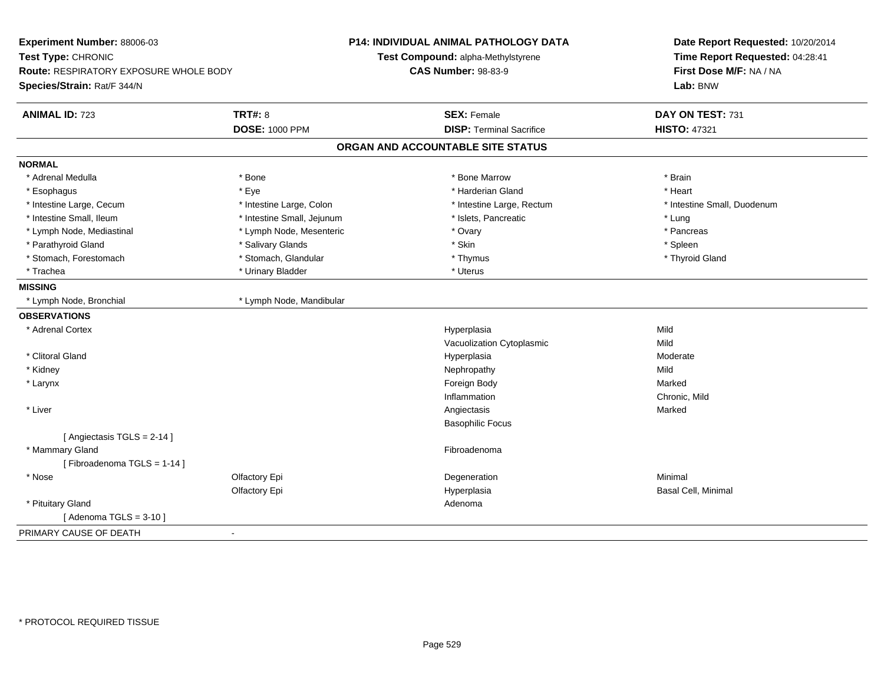**Experiment Number:** 88006-03
**Test Type:** CHRONIC
**Route:** RESPIRATORY EXPOSURE WHOLE BODY
**Species/Strain:** Rat/F 344/N

**P14: INDIVIDUAL ANIMAL PATHOLOGY DATA**
**Test Compound:** alpha-Methylstyrene
**CAS Number:** 98-83-9

**Date Report Requested:** 10/20/2014
**Time Report Requested:** 04:28:41
**First Dose M/F:** NA / NA
**Lab:** BNW

| **ANIMAL ID:** 723 | **TRT#:** 8 | **SEX:** Female | **DAY ON TEST:** 731 |
|---|---|---|---|
| | **DOSE:** 1000 PPM | **DISP:** Terminal Sacrifice | **HISTO:** 47321 |

## ORGAN AND ACCOUNTABLE SITE STATUS

**NORMAL**

| | | | |
|---|---|---|---|
| * Adrenal Medulla | * Bone | * Bone Marrow | * Brain |
| * Esophagus | * Eye | * Harderian Gland | * Heart |
| * Intestine Large, Cecum | * Intestine Large, Colon | * Intestine Large, Rectum | * Intestine Small, Duodenum |
| * Intestine Small, Ileum | * Intestine Small, Jejunum | * Islets, Pancreatic | * Lung |
| * Lymph Node, Mediastinal | * Lymph Node, Mesenteric | * Ovary | * Pancreas |
| * Parathyroid Gland | * Salivary Glands | * Skin | * Spleen |
| * Stomach, Forestomach | * Stomach, Glandular | * Thymus | * Thyroid Gland |
| * Trachea | * Urinary Bladder | * Uterus | |

**MISSING**

| | |
|---|---|
| * Lymph Node, Bronchial | * Lymph Node, Mandibular |

**OBSERVATIONS**

| | | | |
|---|---|---|---|
| * Adrenal Cortex | | Hyperplasia | Mild |
| | | Vacuolization Cytoplasmic | Mild |
| * Clitoral Gland | | Hyperplasia | Moderate |
| * Kidney | | Nephropathy | Mild |
| * Larynx | | Foreign Body | Marked |
| | | Inflammation | Chronic, Mild |
| * Liver | | Angiectasis | Marked |
| | | Basophilic Focus | |
| [ Angiectasis TGLS = 2-14 ] | | | |
| * Mammary Gland | | Fibroadenoma | |
| [ Fibroadenoma TGLS = 1-14 ] | | | |
| * Nose | Olfactory Epi | Degeneration | Minimal |
| | Olfactory Epi | Hyperplasia | Basal Cell, Minimal |
| * Pituitary Gland | | Adenoma | |
| [ Adenoma TGLS = 3-10 ] | | | |

PRIMARY CAUSE OF DEATH -

* PROTOCOL REQUIRED TISSUE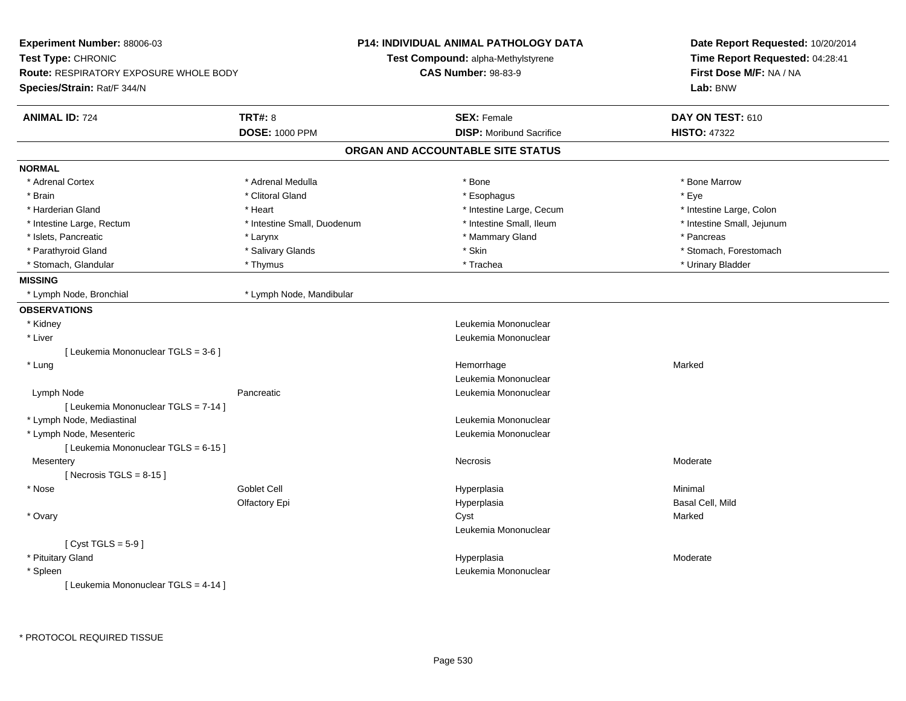**Experiment Number:** 88006-03
**Test Type:** CHRONIC
**Route:** RESPIRATORY EXPOSURE WHOLE BODY
**Species/Strain:** Rat/F 344/N

**P14: INDIVIDUAL ANIMAL PATHOLOGY DATA**
**Test Compound:** alpha-Methylstyrene
**CAS Number:** 98-83-9

**Date Report Requested:** 10/20/2014
**Time Report Requested:** 04:28:41
**First Dose M/F:** NA / NA
**Lab:** BNW

| **ANIMAL ID:** 724 | **TRT#:** 8 | **SEX:** Female | **DAY ON TEST:** 610 |
|---|---|---|---|
| | **DOSE:** 1000 PPM | **DISP:** Moribund Sacrifice | **HISTO:** 47322 |

## ORGAN AND ACCOUNTABLE SITE STATUS

**NORMAL**

| | | | |
|---|---|---|---|
| * Adrenal Cortex | * Adrenal Medulla | * Bone | * Bone Marrow |
| * Brain | * Clitoral Gland | * Esophagus | * Eye |
| * Harderian Gland | * Heart | * Intestine Large, Cecum | * Intestine Large, Colon |
| * Intestine Large, Rectum | * Intestine Small, Duodenum | * Intestine Small, Ileum | * Intestine Small, Jejunum |
| * Islets, Pancreatic | * Larynx | * Mammary Gland | * Pancreas |
| * Parathyroid Gland | * Salivary Glands | * Skin | * Stomach, Forestomach |
| * Stomach, Glandular | * Thymus | * Trachea | * Urinary Bladder |

**MISSING**

| | |
|---|---|
| * Lymph Node, Bronchial | * Lymph Node, Mandibular |

**OBSERVATIONS**

| Organ | Site | Observation | Severity |
|---|---|---|---|
| * Kidney | | Leukemia Mononuclear | |
| * Liver | | Leukemia Mononuclear | |
| [ Leukemia Mononuclear TGLS = 3-6 ] | | | |
| * Lung | | Hemorrhage | Marked |
| | | Leukemia Mononuclear | |
| Lymph Node | Pancreatic | Leukemia Mononuclear | |
| [ Leukemia Mononuclear TGLS = 7-14 ] | | | |
| * Lymph Node, Mediastinal | | Leukemia Mononuclear | |
| * Lymph Node, Mesenteric | | Leukemia Mononuclear | |
| [ Leukemia Mononuclear TGLS = 6-15 ] | | | |
| Mesentery | | Necrosis | Moderate |
| [ Necrosis TGLS = 8-15 ] | | | |
| * Nose | Goblet Cell | Hyperplasia | Minimal |
| | Olfactory Epi | Hyperplasia | Basal Cell, Mild |
| * Ovary | | Cyst | Marked |
| | | Leukemia Mononuclear | |
| [ Cyst TGLS = 5-9 ] | | | |
| * Pituitary Gland | | Hyperplasia | Moderate |
| * Spleen | | Leukemia Mononuclear | |
| [ Leukemia Mononuclear TGLS = 4-14 ] | | | |

* PROTOCOL REQUIRED TISSUE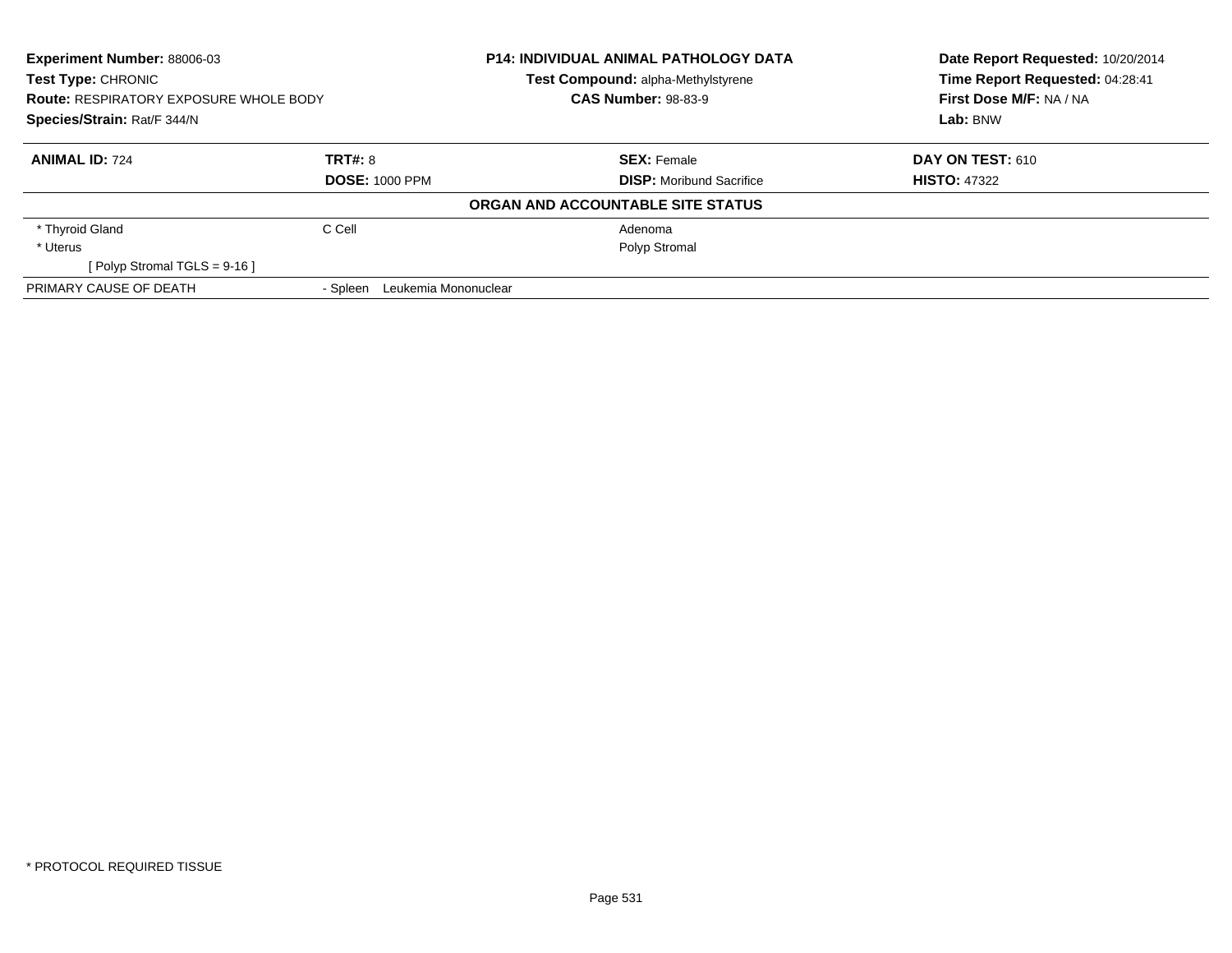**Experiment Number:** 88006-03
**Test Type:** CHRONIC
**Route:** RESPIRATORY EXPOSURE WHOLE BODY
**Species/Strain:** Rat/F 344/N

**P14: INDIVIDUAL ANIMAL PATHOLOGY DATA**
**Test Compound:** alpha-Methylstyrene
**CAS Number:** 98-83-9

**Date Report Requested:** 10/20/2014
**Time Report Requested:** 04:28:41
**First Dose M/F:** NA / NA
**Lab:** BNW

| **ANIMAL ID:** 724 | **TRT#:** 8 | **SEX:** Female | **DAY ON TEST:** 610 |
|---|---|---|---|
| | **DOSE:** 1000 PPM | **DISP:** Moribund Sacrifice | **HISTO:** 47322 |

**ORGAN AND ACCOUNTABLE SITE STATUS**

| | | |
|---|---|---|
| * Thyroid Gland | C Cell | Adenoma |
| * Uterus | | Polyp Stromal |
| [ Polyp Stromal TGLS = 9-16 ] | | |
| PRIMARY CAUSE OF DEATH | - Spleen Leukemia Mononuclear | |

* PROTOCOL REQUIRED TISSUE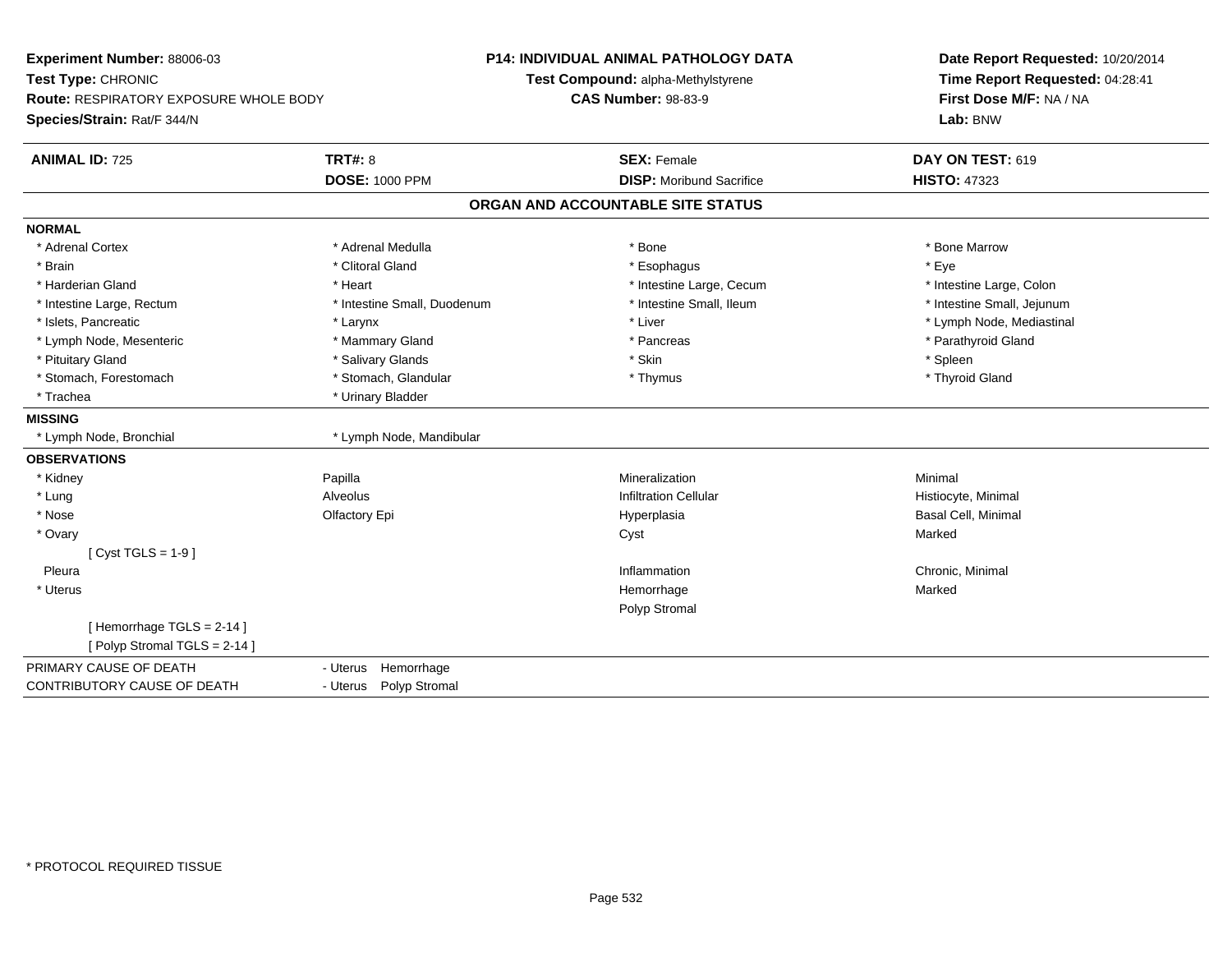**Experiment Number:** 88006-03
**Test Type:** CHRONIC
**Route:** RESPIRATORY EXPOSURE WHOLE BODY
**Species/Strain:** Rat/F 344/N

**P14: INDIVIDUAL ANIMAL PATHOLOGY DATA**
**Test Compound:** alpha-Methylstyrene
**CAS Number:** 98-83-9

**Date Report Requested:** 10/20/2014
**Time Report Requested:** 04:28:41
**First Dose M/F:** NA / NA
**Lab:** BNW

| **ANIMAL ID:** 725 | **TRT#:** 8 | **SEX:** Female | **DAY ON TEST:** 619 |
|---|---|---|---|
| | **DOSE:** 1000 PPM | **DISP:** Moribund Sacrifice | **HISTO:** 47323 |

## ORGAN AND ACCOUNTABLE SITE STATUS

**NORMAL**

| | | | |
|---|---|---|---|
| * Adrenal Cortex | * Adrenal Medulla | * Bone | * Bone Marrow |
| * Brain | * Clitoral Gland | * Esophagus | * Eye |
| * Harderian Gland | * Heart | * Intestine Large, Cecum | * Intestine Large, Colon |
| * Intestine Large, Rectum | * Intestine Small, Duodenum | * Intestine Small, Ileum | * Intestine Small, Jejunum |
| * Islets, Pancreatic | * Larynx | * Liver | * Lymph Node, Mediastinal |
| * Lymph Node, Mesenteric | * Mammary Gland | * Pancreas | * Parathyroid Gland |
| * Pituitary Gland | * Salivary Glands | * Skin | * Spleen |
| * Stomach, Forestomach | * Stomach, Glandular | * Thymus | * Thyroid Gland |
| * Trachea | * Urinary Bladder | | |

**MISSING**

| | |
|---|---|
| * Lymph Node, Bronchial | * Lymph Node, Mandibular |

**OBSERVATIONS**

| | | | |
|---|---|---|---|
| * Kidney | Papilla | Mineralization | Minimal |
| * Lung | Alveolus | Infiltration Cellular | Histiocyte, Minimal |
| * Nose | Olfactory Epi | Hyperplasia | Basal Cell, Minimal |
| * Ovary | | Cyst | Marked |
| [ Cyst TGLS = 1-9 ] | | | |
| Pleura | | Inflammation | Chronic, Minimal |
| * Uterus | | Hemorrhage | Marked |
| | | Polyp Stromal | |
| [ Hemorrhage TGLS = 2-14 ] | | | |
| [ Polyp Stromal TGLS = 2-14 ] | | | |

| | |
|---|---|
| PRIMARY CAUSE OF DEATH | - Uterus Hemorrhage |
| CONTRIBUTORY CAUSE OF DEATH | - Uterus Polyp Stromal |

* PROTOCOL REQUIRED TISSUE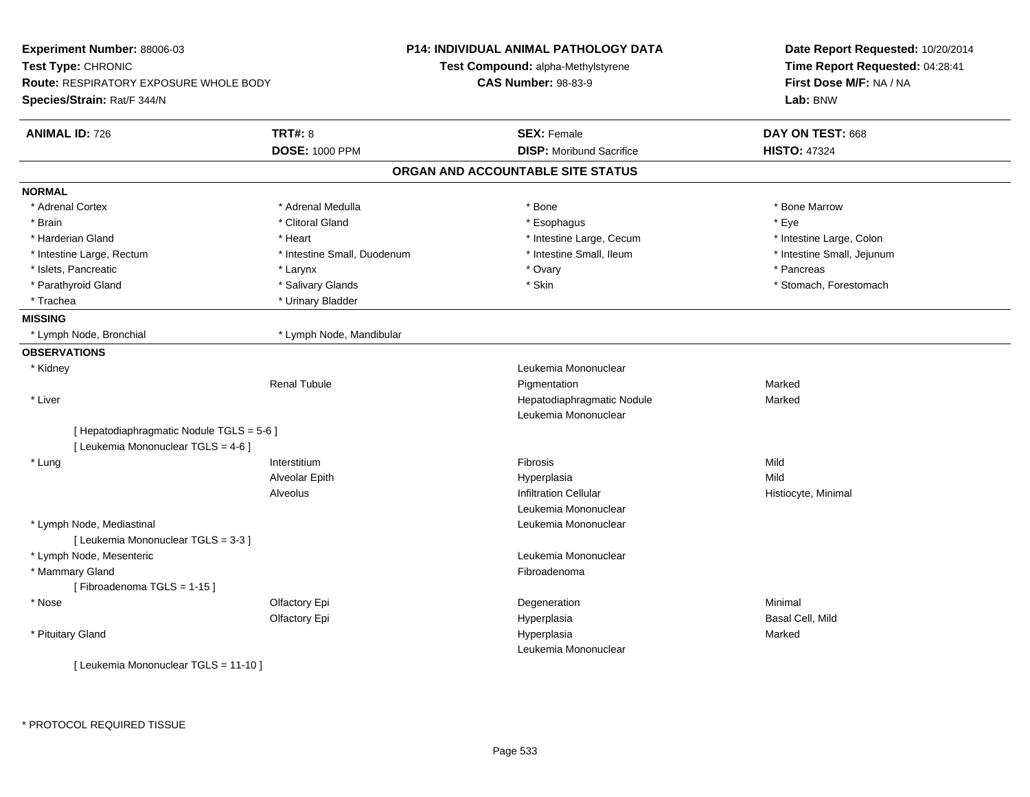**Experiment Number:** 88006-03
**Test Type:** CHRONIC
**Route:** RESPIRATORY EXPOSURE WHOLE BODY
**Species/Strain:** Rat/F 344/N

**P14: INDIVIDUAL ANIMAL PATHOLOGY DATA**
**Test Compound:** alpha-Methylstyrene
**CAS Number:** 98-83-9

**Date Report Requested:** 10/20/2014
**Time Report Requested:** 04:28:41
**First Dose M/F:** NA / NA
**Lab:** BNW

| **ANIMAL ID:** 726 | **TRT#:** 8 | **SEX:** Female | **DAY ON TEST:** 668 |
|---|---|---|---|
| | **DOSE:** 1000 PPM | **DISP:** Moribund Sacrifice | **HISTO:** 47324 |

## ORGAN AND ACCOUNTABLE SITE STATUS

**NORMAL**

| | | | |
|---|---|---|---|
| * Adrenal Cortex | * Adrenal Medulla | * Bone | * Bone Marrow |
| * Brain | * Clitoral Gland | * Esophagus | * Eye |
| * Harderian Gland | * Heart | * Intestine Large, Cecum | * Intestine Large, Colon |
| * Intestine Large, Rectum | * Intestine Small, Duodenum | * Intestine Small, Ileum | * Intestine Small, Jejunum |
| * Islets, Pancreatic | * Larynx | * Ovary | * Pancreas |
| * Parathyroid Gland | * Salivary Glands | * Skin | * Stomach, Forestomach |
| * Trachea | * Urinary Bladder | | |

**MISSING**

| | |
|---|---|
| * Lymph Node, Bronchial | * Lymph Node, Mandibular |

**OBSERVATIONS**

| | | | |
|---|---|---|---|
| * Kidney | | Leukemia Mononuclear | |
| | Renal Tubule | Pigmentation | Marked |
| * Liver | | Hepatodiaphragmatic Nodule | Marked |
| | | Leukemia Mononuclear | |
| [ Hepatodiaphragmatic Nodule TGLS = 5-6 ] | | | |
| [ Leukemia Mononuclear TGLS = 4-6 ] | | | |
| * Lung | Interstitium | Fibrosis | Mild |
| | Alveolar Epith | Hyperplasia | Mild |
| | Alveolus | Infiltration Cellular | Histiocyte, Minimal |
| | | Leukemia Mononuclear | |
| * Lymph Node, Mediastinal | | Leukemia Mononuclear | |
| [ Leukemia Mononuclear TGLS = 3-3 ] | | | |
| * Lymph Node, Mesenteric | | Leukemia Mononuclear | |
| * Mammary Gland | | Fibroadenoma | |
| [ Fibroadenoma TGLS = 1-15 ] | | | |
| * Nose | Olfactory Epi | Degeneration | Minimal |
| | Olfactory Epi | Hyperplasia | Basal Cell, Mild |
| * Pituitary Gland | | Hyperplasia | Marked |
| | | Leukemia Mononuclear | |
| [ Leukemia Mononuclear TGLS = 11-10 ] | | | |

\* PROTOCOL REQUIRED TISSUE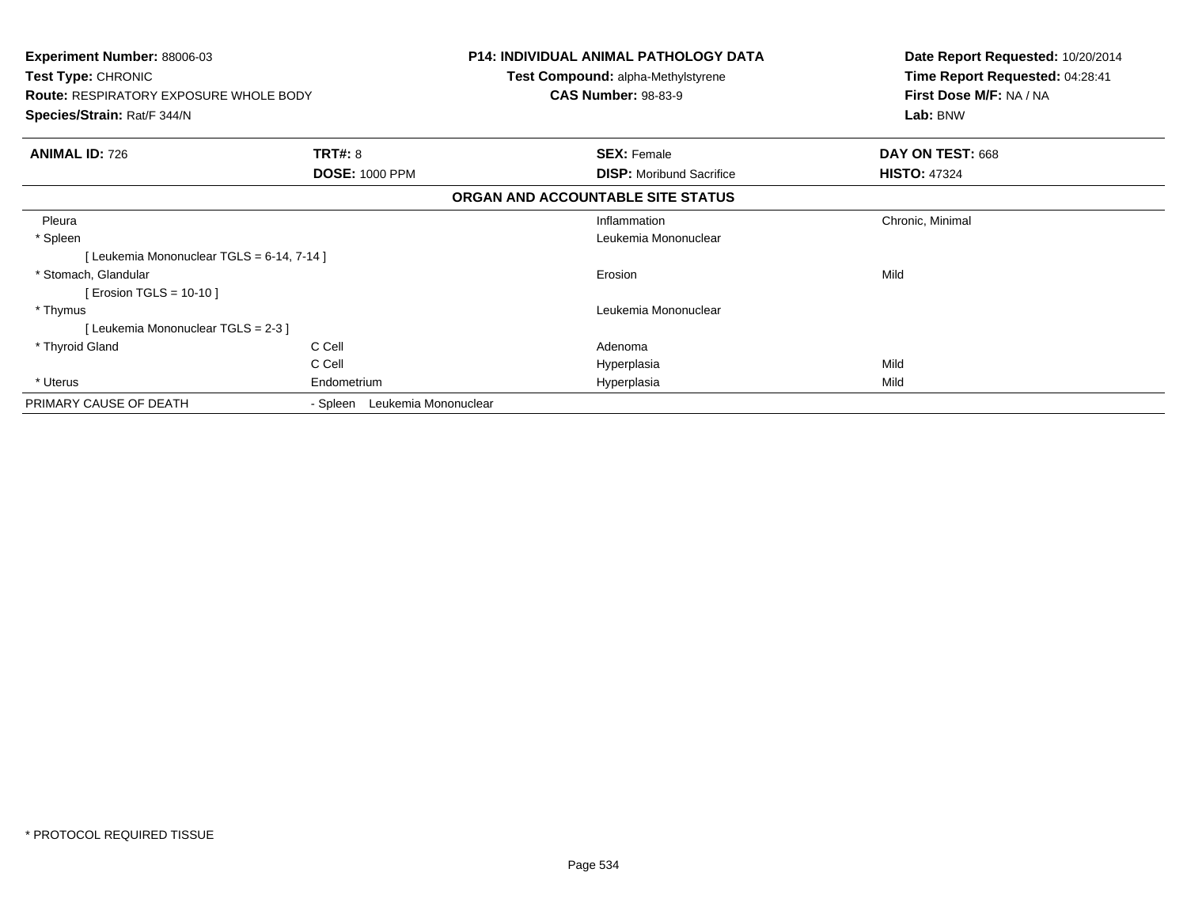**Experiment Number:** 88006-03
**Test Type:** CHRONIC
**Route:** RESPIRATORY EXPOSURE WHOLE BODY
**Species/Strain:** Rat/F 344/N

**P14: INDIVIDUAL ANIMAL PATHOLOGY DATA**
**Test Compound:** alpha-Methylstyrene
**CAS Number:** 98-83-9

**Date Report Requested:** 10/20/2014
**Time Report Requested:** 04:28:41
**First Dose M/F:** NA / NA
**Lab:** BNW

| **ANIMAL ID:** 726 | **TRT#:** 8 | **SEX:** Female | **DAY ON TEST:** 668 |
|---|---|---|---|
| | **DOSE:** 1000 PPM | **DISP:** Moribund Sacrifice | **HISTO:** 47324 |

**ORGAN AND ACCOUNTABLE SITE STATUS**

| | | | |
|---|---|---|---|
| Pleura | | Inflammation | Chronic, Minimal |
| * Spleen | | Leukemia Mononuclear | |
| [ Leukemia Mononuclear TGLS = 6-14, 7-14 ] | | | |
| * Stomach, Glandular | | Erosion | Mild |
| [ Erosion TGLS = 10-10 ] | | | |
| * Thymus | | Leukemia Mononuclear | |
| [ Leukemia Mononuclear TGLS = 2-3 ] | | | |
| * Thyroid Gland | C Cell | Adenoma | |
| | C Cell | Hyperplasia | Mild |
| * Uterus | Endometrium | Hyperplasia | Mild |
| PRIMARY CAUSE OF DEATH | - Spleen Leukemia Mononuclear | | |

* PROTOCOL REQUIRED TISSUE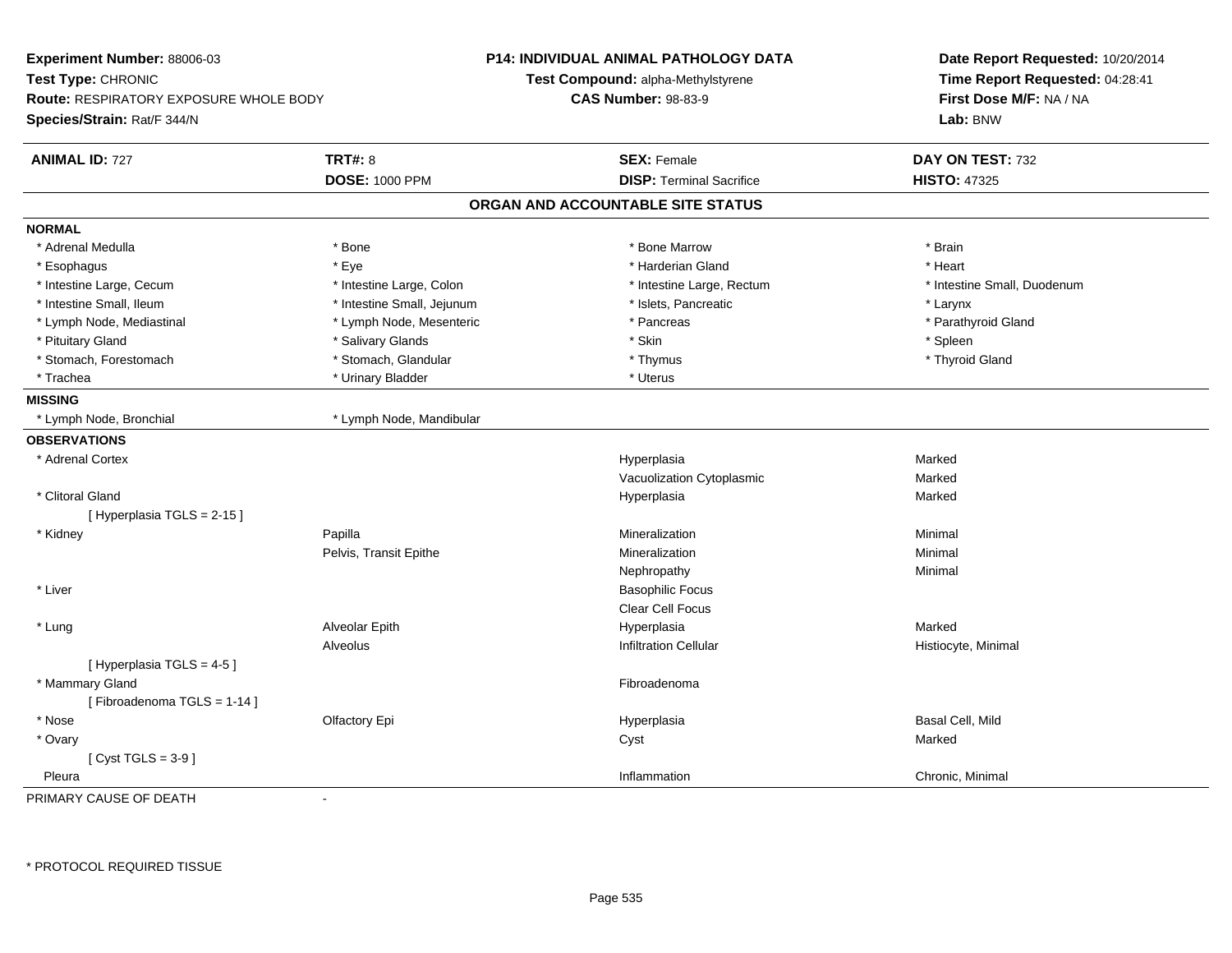**Experiment Number:** 88006-03
**Test Type:** CHRONIC
**Route:** RESPIRATORY EXPOSURE WHOLE BODY
**Species/Strain:** Rat/F 344/N

**P14: INDIVIDUAL ANIMAL PATHOLOGY DATA**
**Test Compound:** alpha-Methylstyrene
**CAS Number:** 98-83-9

**Date Report Requested:** 10/20/2014
**Time Report Requested:** 04:28:41
**First Dose M/F:** NA / NA
**Lab:** BNW

| **ANIMAL ID:** 727 | **TRT#:** 8 | **SEX:** Female | **DAY ON TEST:** 732 |
|---|---|---|---|
| | **DOSE:** 1000 PPM | **DISP:** Terminal Sacrifice | **HISTO:** 47325 |

## ORGAN AND ACCOUNTABLE SITE STATUS

**NORMAL**

| | | | |
|---|---|---|---|
| * Adrenal Medulla | * Bone | * Bone Marrow | * Brain |
| * Esophagus | * Eye | * Harderian Gland | * Heart |
| * Intestine Large, Cecum | * Intestine Large, Colon | * Intestine Large, Rectum | * Intestine Small, Duodenum |
| * Intestine Small, Ileum | * Intestine Small, Jejunum | * Islets, Pancreatic | * Larynx |
| * Lymph Node, Mediastinal | * Lymph Node, Mesenteric | * Pancreas | * Parathyroid Gland |
| * Pituitary Gland | * Salivary Glands | * Skin | * Spleen |
| * Stomach, Forestomach | * Stomach, Glandular | * Thymus | * Thyroid Gland |
| * Trachea | * Urinary Bladder | * Uterus | |

**MISSING**

| | |
|---|---|
| * Lymph Node, Bronchial | * Lymph Node, Mandibular |

**OBSERVATIONS**

| Organ | Site | Observation | Severity |
|---|---|---|---|
| * Adrenal Cortex | | Hyperplasia | Marked |
| | | Vacuolization Cytoplasmic | Marked |
| * Clitoral Gland | | Hyperplasia | Marked |
| [ Hyperplasia TGLS = 2-15 ] | | | |
| * Kidney | Papilla | Mineralization | Minimal |
| | Pelvis, Transit Epithe | Mineralization | Minimal |
| | | Nephropathy | Minimal |
| * Liver | | Basophilic Focus | |
| | | Clear Cell Focus | |
| * Lung | Alveolar Epith | Hyperplasia | Marked |
| | Alveolus | Infiltration Cellular | Histiocyte, Minimal |
| [ Hyperplasia TGLS = 4-5 ] | | | |
| * Mammary Gland | | Fibroadenoma | |
| [ Fibroadenoma TGLS = 1-14 ] | | | |
| * Nose | Olfactory Epi | Hyperplasia | Basal Cell, Mild |
| * Ovary | | Cyst | Marked |
| [ Cyst TGLS = 3-9 ] | | | |
| Pleura | | Inflammation | Chronic, Minimal |

PRIMARY CAUSE OF DEATH -

\* PROTOCOL REQUIRED TISSUE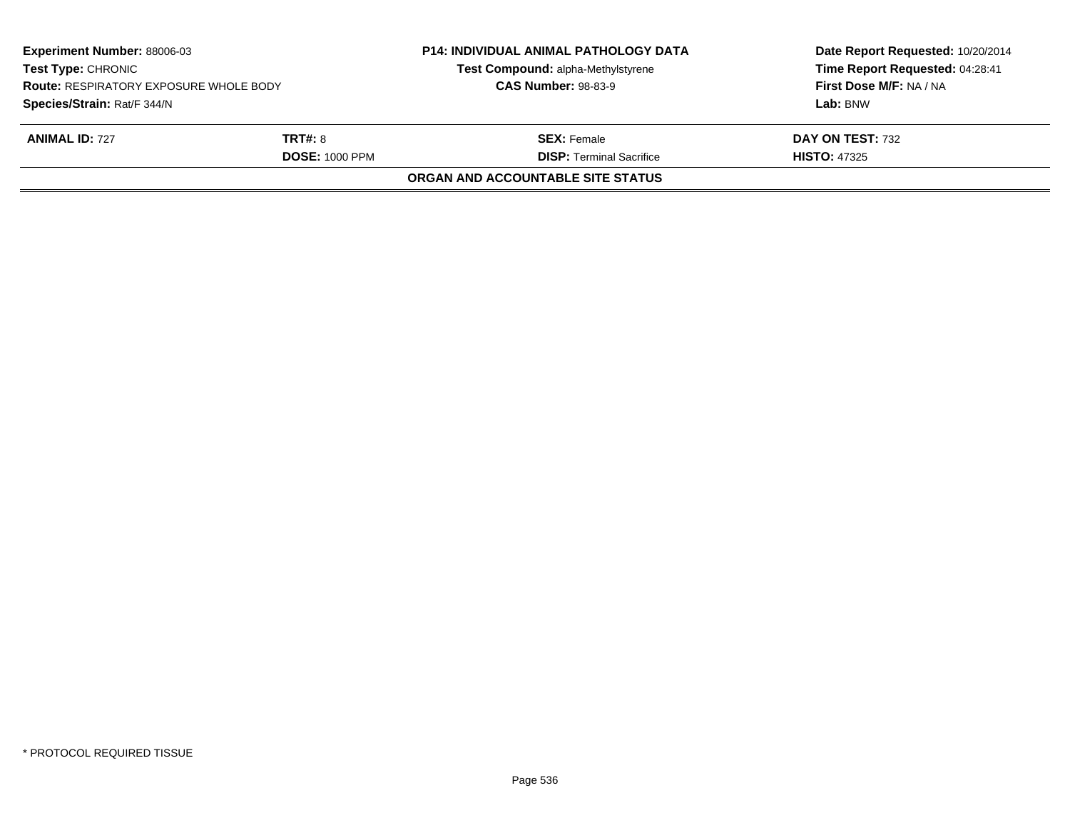| Experiment Number: 88006-03 | P14: INDIVIDUAL ANIMAL PATHOLOGY DATA | Date Report Requested: 10/20/2014 |
|---|---|---|
| Test Type: CHRONIC | Test Compound: alpha-Methylstyrene | Time Report Requested: 04:28:41 |
| Route: RESPIRATORY EXPOSURE WHOLE BODY | CAS Number: 98-83-9 | First Dose M/F: NA / NA |
| Species/Strain: Rat/F 344/N | | Lab: BNW |

| ANIMAL ID: 727 | TRT#: 8 | SEX: Female | DAY ON TEST: 732 |
|---|---|---|---|
| | DOSE: 1000 PPM | DISP: Terminal Sacrifice | HISTO: 47325 |

**ORGAN AND ACCOUNTABLE SITE STATUS**

* PROTOCOL REQUIRED TISSUE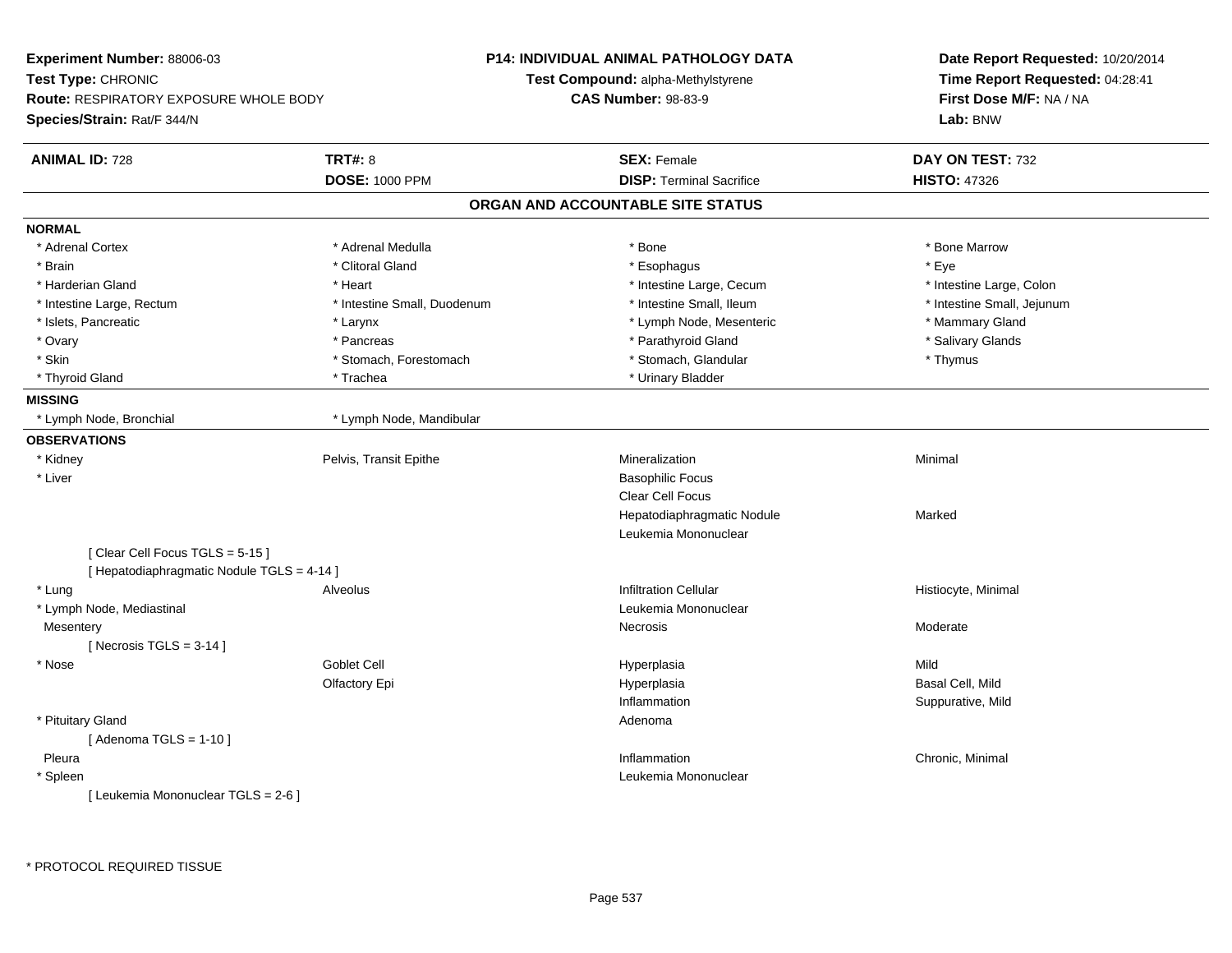**Experiment Number:** 88006-03
**Test Type:** CHRONIC
**Route:** RESPIRATORY EXPOSURE WHOLE BODY
**Species/Strain:** Rat/F 344/N

**P14: INDIVIDUAL ANIMAL PATHOLOGY DATA**
**Test Compound:** alpha-Methylstyrene
**CAS Number:** 98-83-9

**Date Report Requested:** 10/20/2014
**Time Report Requested:** 04:28:41
**First Dose M/F:** NA / NA
**Lab:** BNW

| **ANIMAL ID:** 728 | **TRT#:** 8 | **SEX:** Female | **DAY ON TEST:** 732 |
|---|---|---|---|
| | **DOSE:** 1000 PPM | **DISP:** Terminal Sacrifice | **HISTO:** 47326 |

## ORGAN AND ACCOUNTABLE SITE STATUS

**NORMAL**

| | | | |
|---|---|---|---|
| * Adrenal Cortex | * Adrenal Medulla | * Bone | * Bone Marrow |
| * Brain | * Clitoral Gland | * Esophagus | * Eye |
| * Harderian Gland | * Heart | * Intestine Large, Cecum | * Intestine Large, Colon |
| * Intestine Large, Rectum | * Intestine Small, Duodenum | * Intestine Small, Ileum | * Intestine Small, Jejunum |
| * Islets, Pancreatic | * Larynx | * Lymph Node, Mesenteric | * Mammary Gland |
| * Ovary | * Pancreas | * Parathyroid Gland | * Salivary Glands |
| * Skin | * Stomach, Forestomach | * Stomach, Glandular | * Thymus |
| * Thyroid Gland | * Trachea | * Urinary Bladder | |

**MISSING**

| | |
|---|---|
| * Lymph Node, Bronchial | * Lymph Node, Mandibular |

**OBSERVATIONS**

| | | | |
|---|---|---|---|
| * Kidney | Pelvis, Transit Epithe | Mineralization | Minimal |
| * Liver | | Basophilic Focus | |
| | | Clear Cell Focus | |
| | | Hepatodiaphragmatic Nodule | Marked |
| | | Leukemia Mononuclear | |
| [ Clear Cell Focus TGLS = 5-15 ] | | | |
| [ Hepatodiaphragmatic Nodule TGLS = 4-14 ] | | | |
| * Lung | Alveolus | Infiltration Cellular | Histiocyte, Minimal |
| * Lymph Node, Mediastinal | | Leukemia Mononuclear | |
| Mesentery | | Necrosis | Moderate |
| [ Necrosis TGLS = 3-14 ] | | | |
| * Nose | Goblet Cell | Hyperplasia | Mild |
| | Olfactory Epi | Hyperplasia | Basal Cell, Mild |
| | | Inflammation | Suppurative, Mild |
| * Pituitary Gland | | Adenoma | |
| [ Adenoma TGLS = 1-10 ] | | | |
| Pleura | | Inflammation | Chronic, Minimal |
| * Spleen | | Leukemia Mononuclear | |
| [ Leukemia Mononuclear TGLS = 2-6 ] | | | |

\* PROTOCOL REQUIRED TISSUE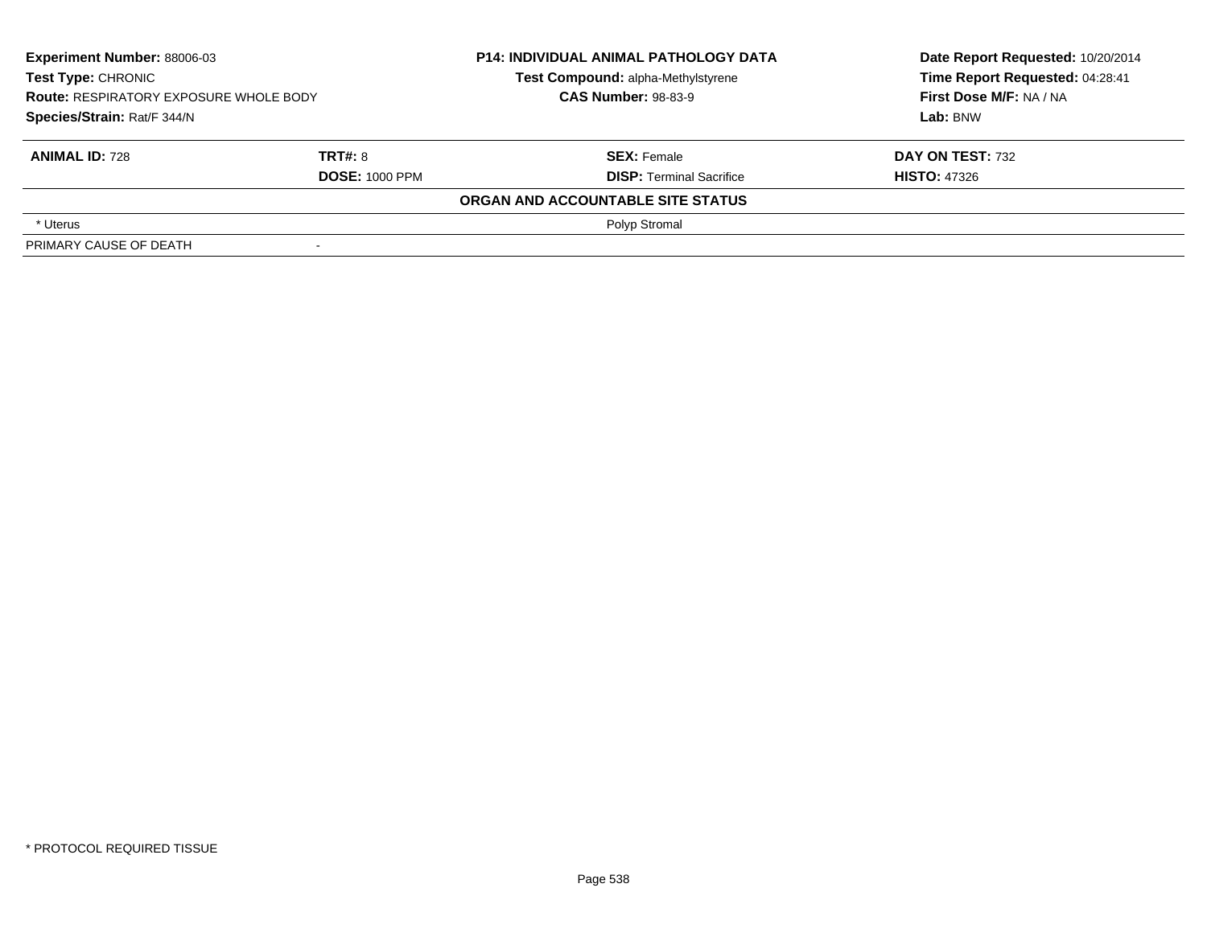| **Experiment Number:** 88006-03 | **P14: INDIVIDUAL ANIMAL PATHOLOGY DATA** | **Date Report Requested:** 10/20/2014 |
|---|---|---|
| **Test Type:** CHRONIC | **Test Compound:** alpha-Methylstyrene | **Time Report Requested:** 04:28:41 |
| **Route:** RESPIRATORY EXPOSURE WHOLE BODY | **CAS Number:** 98-83-9 | **First Dose M/F:** NA / NA |
| **Species/Strain:** Rat/F 344/N | | **Lab:** BNW |

| **ANIMAL ID:** 728 | **TRT#:** 8 | **SEX:** Female | **DAY ON TEST:** 732 |
|---|---|---|---|
| | **DOSE:** 1000 PPM | **DISP:** Terminal Sacrifice | **HISTO:** 47326 |
| | | **ORGAN AND ACCOUNTABLE SITE STATUS** | |
| * Uterus | | Polyp Stromal | |
| PRIMARY CAUSE OF DEATH | - | | |

* PROTOCOL REQUIRED TISSUE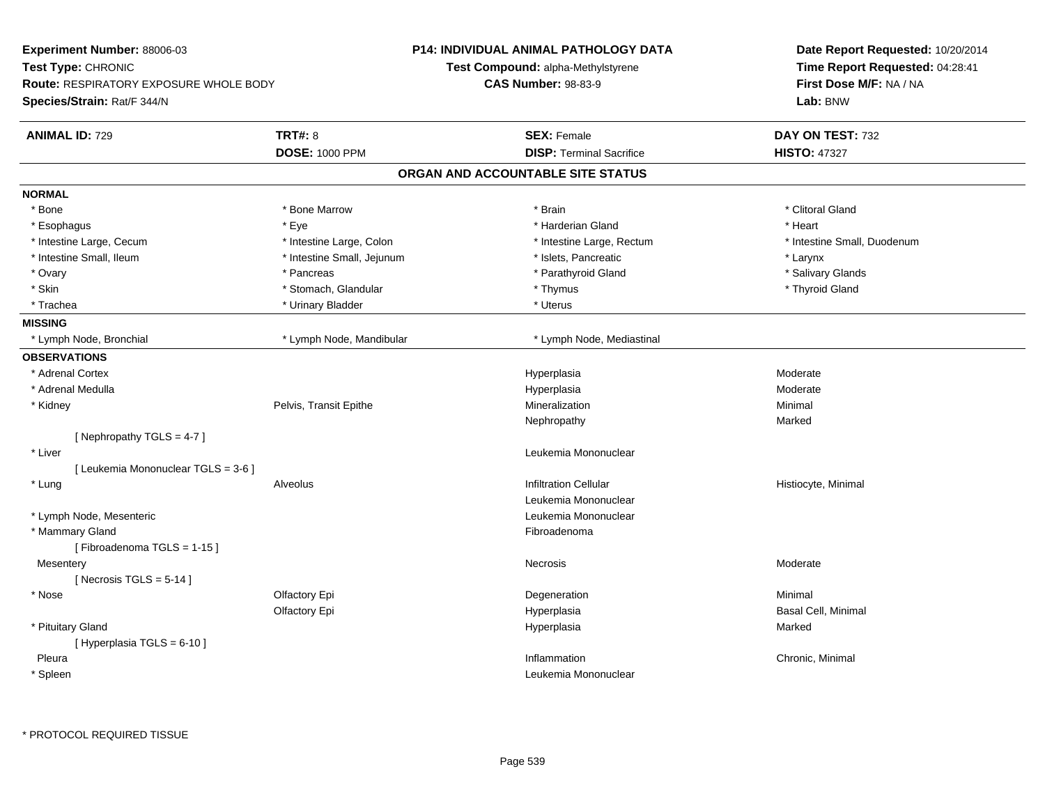**Experiment Number:** 88006-03
**Test Type:** CHRONIC
**Route:** RESPIRATORY EXPOSURE WHOLE BODY
**Species/Strain:** Rat/F 344/N

**P14: INDIVIDUAL ANIMAL PATHOLOGY DATA**
**Test Compound:** alpha-Methylstyrene
**CAS Number:** 98-83-9

**Date Report Requested:** 10/20/2014
**Time Report Requested:** 04:28:41
**First Dose M/F:** NA / NA
**Lab:** BNW

| **ANIMAL ID:** 729 | **TRT#:** 8 | **SEX:** Female | **DAY ON TEST:** 732 |
|---|---|---|---|
| | **DOSE:** 1000 PPM | **DISP:** Terminal Sacrifice | **HISTO:** 47327 |

## ORGAN AND ACCOUNTABLE SITE STATUS

**NORMAL**

| | | | |
|---|---|---|---|
| * Bone | * Bone Marrow | * Brain | * Clitoral Gland |
| * Esophagus | * Eye | * Harderian Gland | * Heart |
| * Intestine Large, Cecum | * Intestine Large, Colon | * Intestine Large, Rectum | * Intestine Small, Duodenum |
| * Intestine Small, Ileum | * Intestine Small, Jejunum | * Islets, Pancreatic | * Larynx |
| * Ovary | * Pancreas | * Parathyroid Gland | * Salivary Glands |
| * Skin | * Stomach, Glandular | * Thymus | * Thyroid Gland |
| * Trachea | * Urinary Bladder | * Uterus | |

**MISSING**

| | | |
|---|---|---|
| * Lymph Node, Bronchial | * Lymph Node, Mandibular | * Lymph Node, Mediastinal |

**OBSERVATIONS**

| Organ | Site | Observation | Severity |
|---|---|---|---|
| * Adrenal Cortex | | Hyperplasia | Moderate |
| * Adrenal Medulla | | Hyperplasia | Moderate |
| * Kidney | Pelvis, Transit Epithe | Mineralization | Minimal |
| | | Nephropathy | Marked |
| [ Nephropathy TGLS = 4-7 ] | | | |
| * Liver | | Leukemia Mononuclear | |
| [ Leukemia Mononuclear TGLS = 3-6 ] | | | |
| * Lung | Alveolus | Infiltration Cellular | Histiocyte, Minimal |
| | | Leukemia Mononuclear | |
| * Lymph Node, Mesenteric | | Leukemia Mononuclear | |
| * Mammary Gland | | Fibroadenoma | |
| [ Fibroadenoma TGLS = 1-15 ] | | | |
| Mesentery | | Necrosis | Moderate |
| [ Necrosis TGLS = 5-14 ] | | | |
| * Nose | Olfactory Epi | Degeneration | Minimal |
| | Olfactory Epi | Hyperplasia | Basal Cell, Minimal |
| * Pituitary Gland | | Hyperplasia | Marked |
| [ Hyperplasia TGLS = 6-10 ] | | | |
| Pleura | | Inflammation | Chronic, Minimal |
| * Spleen | | Leukemia Mononuclear | |

\* PROTOCOL REQUIRED TISSUE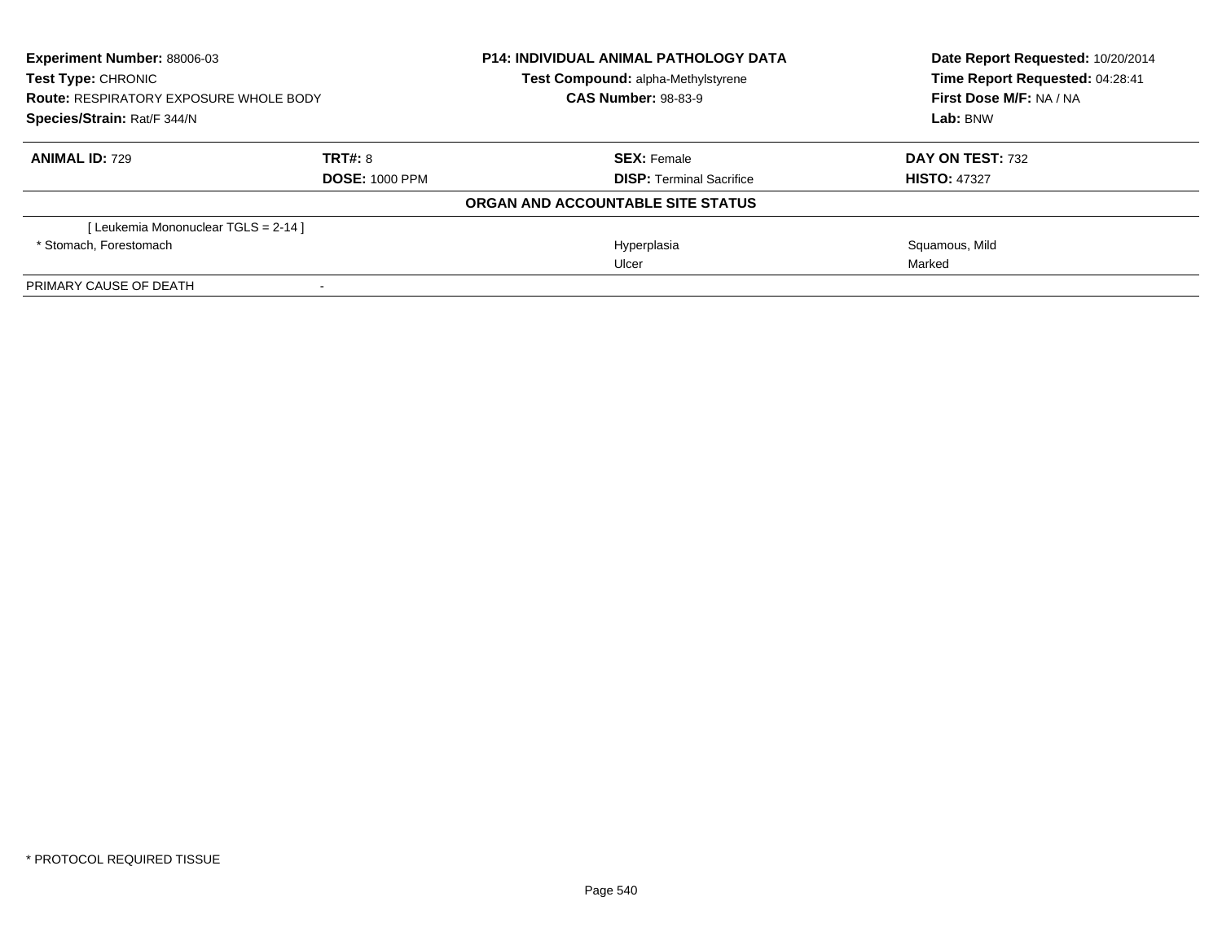**Experiment Number:** 88006-03
**Test Type:** CHRONIC
**Route:** RESPIRATORY EXPOSURE WHOLE BODY
**Species/Strain:** Rat/F 344/N

**P14: INDIVIDUAL ANIMAL PATHOLOGY DATA**
**Test Compound:** alpha-Methylstyrene
**CAS Number:** 98-83-9

**Date Report Requested:** 10/20/2014
**Time Report Requested:** 04:28:41
**First Dose M/F:** NA / NA
**Lab:** BNW

| **ANIMAL ID:** 729 | **TRT#:** 8 | **SEX:** Female | **DAY ON TEST:** 732 |
|---|---|---|---|
| | **DOSE:** 1000 PPM | **DISP:** Terminal Sacrifice | **HISTO:** 47327 |

**ORGAN AND ACCOUNTABLE SITE STATUS**

| | | | |
|---|---|---|---|
| [ Leukemia Mononuclear TGLS = 2-14 ] | | | |
| * Stomach, Forestomach | | Hyperplasia | Squamous, Mild |
| | | Ulcer | Marked |
| PRIMARY CAUSE OF DEATH | - | | |

* PROTOCOL REQUIRED TISSUE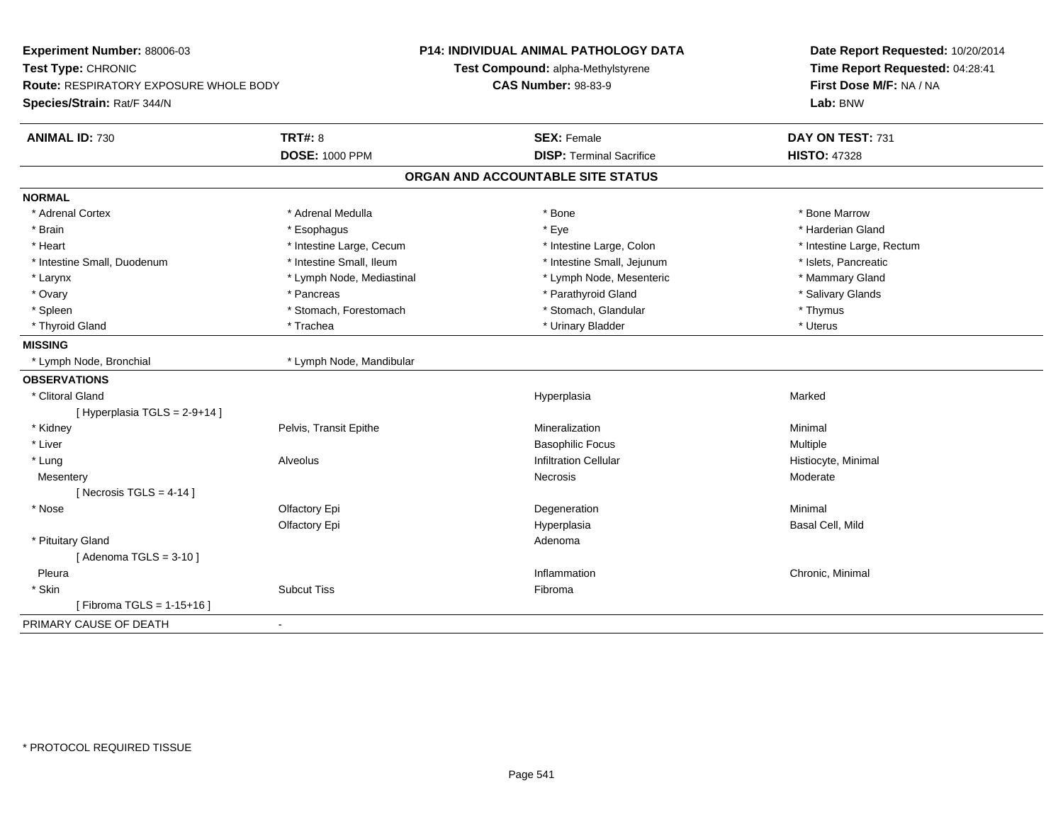**Experiment Number:** 88006-03
**Test Type:** CHRONIC
**Route:** RESPIRATORY EXPOSURE WHOLE BODY
**Species/Strain:** Rat/F 344/N

**P14: INDIVIDUAL ANIMAL PATHOLOGY DATA**
**Test Compound:** alpha-Methylstyrene
**CAS Number:** 98-83-9

**Date Report Requested:** 10/20/2014
**Time Report Requested:** 04:28:41
**First Dose M/F:** NA / NA
**Lab:** BNW

| **ANIMAL ID:** 730 | **TRT#:** 8 | **SEX:** Female | **DAY ON TEST:** 731 |
|---|---|---|---|
| | **DOSE:** 1000 PPM | **DISP:** Terminal Sacrifice | **HISTO:** 47328 |

## ORGAN AND ACCOUNTABLE SITE STATUS

| | | | |
|---|---|---|---|
| **NORMAL** | | | |
| * Adrenal Cortex | * Adrenal Medulla | * Bone | * Bone Marrow |
| * Brain | * Esophagus | * Eye | * Harderian Gland |
| * Heart | * Intestine Large, Cecum | * Intestine Large, Colon | * Intestine Large, Rectum |
| * Intestine Small, Duodenum | * Intestine Small, Ileum | * Intestine Small, Jejunum | * Islets, Pancreatic |
| * Larynx | * Lymph Node, Mediastinal | * Lymph Node, Mesenteric | * Mammary Gland |
| * Ovary | * Pancreas | * Parathyroid Gland | * Salivary Glands |
| * Spleen | * Stomach, Forestomach | * Stomach, Glandular | * Thymus |
| * Thyroid Gland | * Trachea | * Urinary Bladder | * Uterus |
| **MISSING** | | | |
| * Lymph Node, Bronchial | * Lymph Node, Mandibular | | |
| **OBSERVATIONS** | | | |
| * Clitoral Gland | | Hyperplasia | Marked |
| [ Hyperplasia TGLS = 2-9+14 ] | | | |
| * Kidney | Pelvis, Transit Epithe | Mineralization | Minimal |
| * Liver | | Basophilic Focus | Multiple |
| * Lung | Alveolus | Infiltration Cellular | Histiocyte, Minimal |
| Mesentery | | Necrosis | Moderate |
| [ Necrosis TGLS = 4-14 ] | | | |
| * Nose | Olfactory Epi | Degeneration | Minimal |
| | Olfactory Epi | Hyperplasia | Basal Cell, Mild |
| * Pituitary Gland | | Adenoma | |
| [ Adenoma TGLS = 3-10 ] | | | |
| Pleura | | Inflammation | Chronic, Minimal |
| * Skin | Subcut Tiss | Fibroma | |
| [ Fibroma TGLS = 1-15+16 ] | | | |
| PRIMARY CAUSE OF DEATH | - | | |

* PROTOCOL REQUIRED TISSUE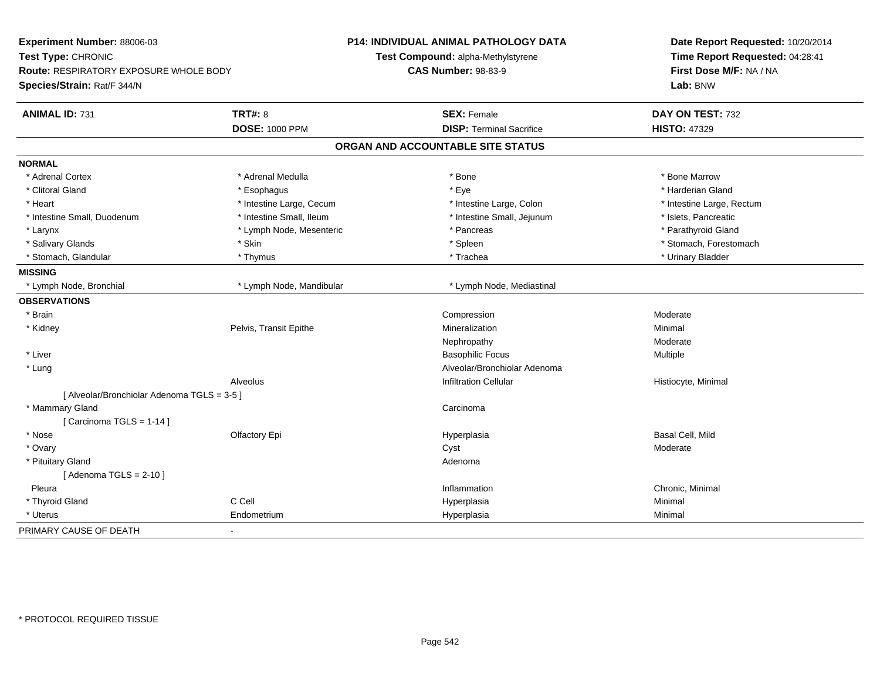**Experiment Number:** 88006-03
**Test Type:** CHRONIC
**Route:** RESPIRATORY EXPOSURE WHOLE BODY
**Species/Strain:** Rat/F 344/N

**P14: INDIVIDUAL ANIMAL PATHOLOGY DATA**
**Test Compound:** alpha-Methylstyrene
**CAS Number:** 98-83-9

**Date Report Requested:** 10/20/2014
**Time Report Requested:** 04:28:41
**First Dose M/F:** NA / NA
**Lab:** BNW

| **ANIMAL ID:** 731 | **TRT#:** 8 | **SEX:** Female | **DAY ON TEST:** 732 |
|---|---|---|---|
| | **DOSE:** 1000 PPM | **DISP:** Terminal Sacrifice | **HISTO:** 47329 |

## ORGAN AND ACCOUNTABLE SITE STATUS

| | | | |
|---|---|---|---|
| **NORMAL** | | | |
| * Adrenal Cortex | * Adrenal Medulla | * Bone | * Bone Marrow |
| * Clitoral Gland | * Esophagus | * Eye | * Harderian Gland |
| * Heart | * Intestine Large, Cecum | * Intestine Large, Colon | * Intestine Large, Rectum |
| * Intestine Small, Duodenum | * Intestine Small, Ileum | * Intestine Small, Jejunum | * Islets, Pancreatic |
| * Larynx | * Lymph Node, Mesenteric | * Pancreas | * Parathyroid Gland |
| * Salivary Glands | * Skin | * Spleen | * Stomach, Forestomach |
| * Stomach, Glandular | * Thymus | * Trachea | * Urinary Bladder |
| **MISSING** | | | |
| * Lymph Node, Bronchial | * Lymph Node, Mandibular | * Lymph Node, Mediastinal | |
| **OBSERVATIONS** | | | |
| * Brain | | Compression | Moderate |
| * Kidney | Pelvis, Transit Epithe | Mineralization | Minimal |
| | | Nephropathy | Moderate |
| * Liver | | Basophilic Focus | Multiple |
| * Lung | | Alveolar/Bronchiolar Adenoma | |
| | Alveolus | Infiltration Cellular | Histiocyte, Minimal |
| [ Alveolar/Bronchiolar Adenoma TGLS = 3-5 ] | | | |
| * Mammary Gland | | Carcinoma | |
| [ Carcinoma TGLS = 1-14 ] | | | |
| * Nose | Olfactory Epi | Hyperplasia | Basal Cell, Mild |
| * Ovary | | Cyst | Moderate |
| * Pituitary Gland | | Adenoma | |
| [ Adenoma TGLS = 2-10 ] | | | |
| Pleura | | Inflammation | Chronic, Minimal |
| * Thyroid Gland | C Cell | Hyperplasia | Minimal |
| * Uterus | Endometrium | Hyperplasia | Minimal |
| PRIMARY CAUSE OF DEATH | - | | |

* PROTOCOL REQUIRED TISSUE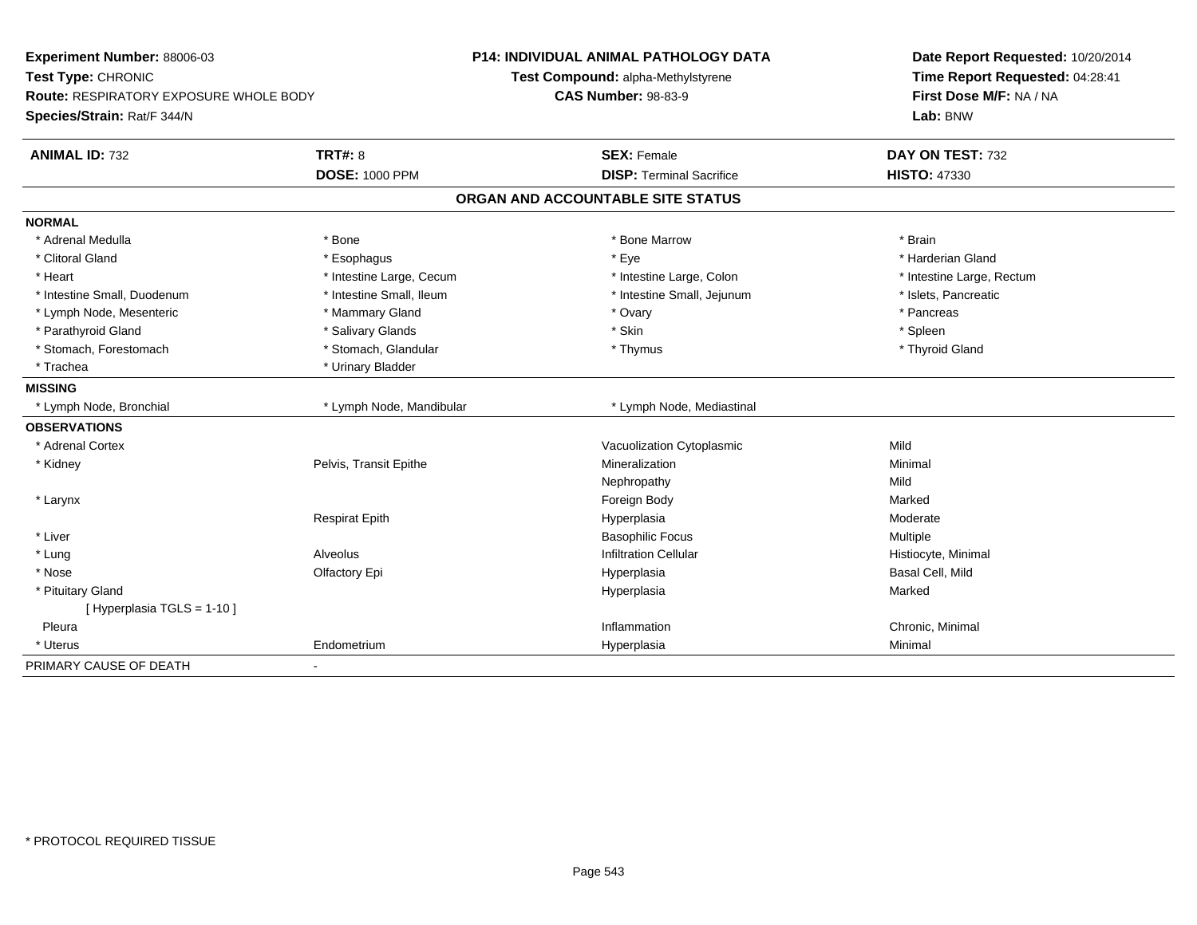**Experiment Number:** 88006-03
**Test Type:** CHRONIC
**Route:** RESPIRATORY EXPOSURE WHOLE BODY
**Species/Strain:** Rat/F 344/N

**P14: INDIVIDUAL ANIMAL PATHOLOGY DATA**
**Test Compound:** alpha-Methylstyrene
**CAS Number:** 98-83-9

**Date Report Requested:** 10/20/2014
**Time Report Requested:** 04:28:41
**First Dose M/F:** NA / NA
**Lab:** BNW

| **ANIMAL ID:** 732 | **TRT#:** 8 | **SEX:** Female | **DAY ON TEST:** 732 |
|---|---|---|---|
| | **DOSE:** 1000 PPM | **DISP:** Terminal Sacrifice | **HISTO:** 47330 |

## ORGAN AND ACCOUNTABLE SITE STATUS

**NORMAL**

| | | | |
|---|---|---|---|
| * Adrenal Medulla | * Bone | * Bone Marrow | * Brain |
| * Clitoral Gland | * Esophagus | * Eye | * Harderian Gland |
| * Heart | * Intestine Large, Cecum | * Intestine Large, Colon | * Intestine Large, Rectum |
| * Intestine Small, Duodenum | * Intestine Small, Ileum | * Intestine Small, Jejunum | * Islets, Pancreatic |
| * Lymph Node, Mesenteric | * Mammary Gland | * Ovary | * Pancreas |
| * Parathyroid Gland | * Salivary Glands | * Skin | * Spleen |
| * Stomach, Forestomach | * Stomach, Glandular | * Thymus | * Thyroid Gland |
| * Trachea | * Urinary Bladder | | |

**MISSING**

| | | |
|---|---|---|
| * Lymph Node, Bronchial | * Lymph Node, Mandibular | * Lymph Node, Mediastinal |

**OBSERVATIONS**

| | | | |
|---|---|---|---|
| * Adrenal Cortex | | Vacuolization Cytoplasmic | Mild |
| * Kidney | Pelvis, Transit Epithe | Mineralization | Minimal |
| | | Nephropathy | Mild |
| * Larynx | | Foreign Body | Marked |
| | Respirat Epith | Hyperplasia | Moderate |
| * Liver | | Basophilic Focus | Multiple |
| * Lung | Alveolus | Infiltration Cellular | Histiocyte, Minimal |
| * Nose | Olfactory Epi | Hyperplasia | Basal Cell, Mild |
| * Pituitary Gland | | Hyperplasia | Marked |
| [ Hyperplasia TGLS = 1-10 ] | | | |
| Pleura | | Inflammation | Chronic, Minimal |
| * Uterus | Endometrium | Hyperplasia | Minimal |

PRIMARY CAUSE OF DEATH -

* PROTOCOL REQUIRED TISSUE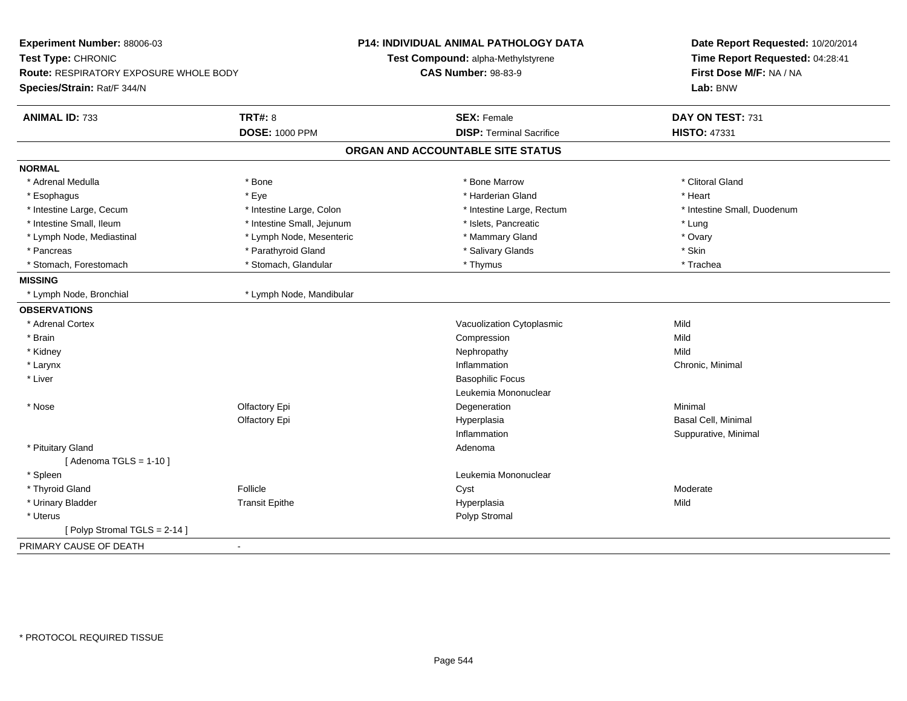**Experiment Number:** 88006-03
**Test Type:** CHRONIC
**Route:** RESPIRATORY EXPOSURE WHOLE BODY
**Species/Strain:** Rat/F 344/N

**P14: INDIVIDUAL ANIMAL PATHOLOGY DATA**
**Test Compound:** alpha-Methylstyrene
**CAS Number:** 98-83-9

**Date Report Requested:** 10/20/2014
**Time Report Requested:** 04:28:41
**First Dose M/F:** NA / NA
**Lab:** BNW

| **ANIMAL ID:** 733 | **TRT#:** 8 | **SEX:** Female | **DAY ON TEST:** 731 |
|---|---|---|---|
| | **DOSE:** 1000 PPM | **DISP:** Terminal Sacrifice | **HISTO:** 47331 |

## ORGAN AND ACCOUNTABLE SITE STATUS

**NORMAL**

| | | | |
|---|---|---|---|
| * Adrenal Medulla | * Bone | * Bone Marrow | * Clitoral Gland |
| * Esophagus | * Eye | * Harderian Gland | * Heart |
| * Intestine Large, Cecum | * Intestine Large, Colon | * Intestine Large, Rectum | * Intestine Small, Duodenum |
| * Intestine Small, Ileum | * Intestine Small, Jejunum | * Islets, Pancreatic | * Lung |
| * Lymph Node, Mediastinal | * Lymph Node, Mesenteric | * Mammary Gland | * Ovary |
| * Pancreas | * Parathyroid Gland | * Salivary Glands | * Skin |
| * Stomach, Forestomach | * Stomach, Glandular | * Thymus | * Trachea |

**MISSING**

| | |
|---|---|
| * Lymph Node, Bronchial | * Lymph Node, Mandibular |

**OBSERVATIONS**

| | | | |
|---|---|---|---|
| * Adrenal Cortex | | Vacuolization Cytoplasmic | Mild |
| * Brain | | Compression | Mild |
| * Kidney | | Nephropathy | Mild |
| * Larynx | | Inflammation | Chronic, Minimal |
| * Liver | | Basophilic Focus | |
| | | Leukemia Mononuclear | |
| * Nose | Olfactory Epi | Degeneration | Minimal |
| | Olfactory Epi | Hyperplasia | Basal Cell, Minimal |
| | | Inflammation | Suppurative, Minimal |
| * Pituitary Gland | | Adenoma | |
| [ Adenoma TGLS = 1-10 ] | | | |
| * Spleen | | Leukemia Mononuclear | |
| * Thyroid Gland | Follicle | Cyst | Moderate |
| * Urinary Bladder | Transit Epithe | Hyperplasia | Mild |
| * Uterus | | Polyp Stromal | |
| [ Polyp Stromal TGLS = 2-14 ] | | | |

PRIMARY CAUSE OF DEATH -

* PROTOCOL REQUIRED TISSUE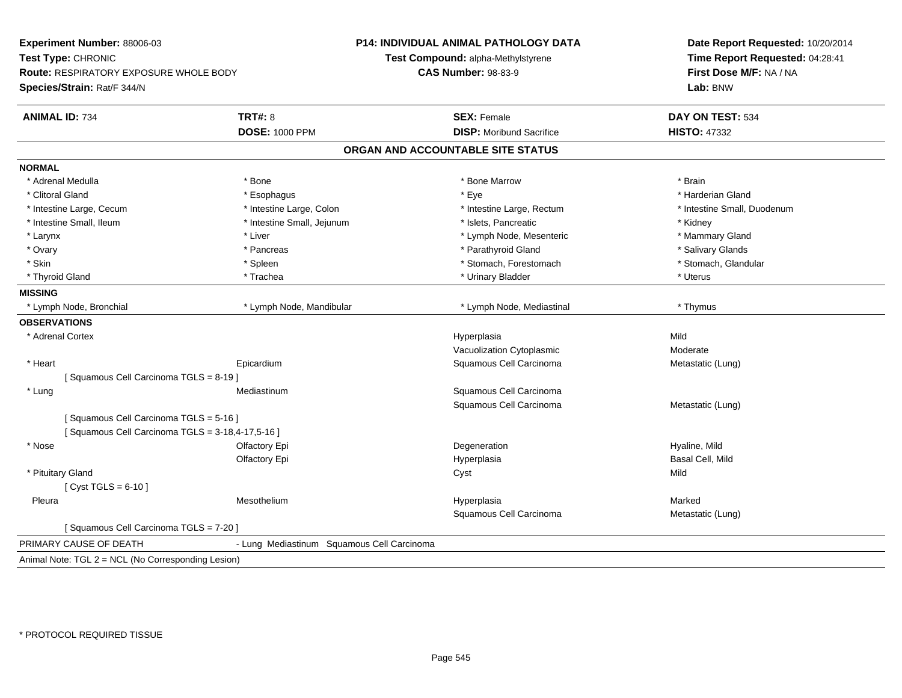**Experiment Number:** 88006-03
**Test Type:** CHRONIC
**Route:** RESPIRATORY EXPOSURE WHOLE BODY
**Species/Strain:** Rat/F 344/N

**P14: INDIVIDUAL ANIMAL PATHOLOGY DATA**
**Test Compound:** alpha-Methylstyrene
**CAS Number:** 98-83-9

**Date Report Requested:** 10/20/2014
**Time Report Requested:** 04:28:41
**First Dose M/F:** NA / NA
**Lab:** BNW

| **ANIMAL ID:** 734 | **TRT#:** 8 | **SEX:** Female | **DAY ON TEST:** 534 |
|---|---|---|---|
| | **DOSE:** 1000 PPM | **DISP:** Moribund Sacrifice | **HISTO:** 47332 |

## ORGAN AND ACCOUNTABLE SITE STATUS

**NORMAL**

| | | | |
|---|---|---|---|
| * Adrenal Medulla | * Bone | * Bone Marrow | * Brain |
| * Clitoral Gland | * Esophagus | * Eye | * Harderian Gland |
| * Intestine Large, Cecum | * Intestine Large, Colon | * Intestine Large, Rectum | * Intestine Small, Duodenum |
| * Intestine Small, Ileum | * Intestine Small, Jejunum | * Islets, Pancreatic | * Kidney |
| * Larynx | * Liver | * Lymph Node, Mesenteric | * Mammary Gland |
| * Ovary | * Pancreas | * Parathyroid Gland | * Salivary Glands |
| * Skin | * Spleen | * Stomach, Forestomach | * Stomach, Glandular |
| * Thyroid Gland | * Trachea | * Urinary Bladder | * Uterus |

**MISSING**

| | | | |
|---|---|---|---|
| * Lymph Node, Bronchial | * Lymph Node, Mandibular | * Lymph Node, Mediastinal | * Thymus |

**OBSERVATIONS**

| | | | |
|---|---|---|---|
| * Adrenal Cortex | | Hyperplasia | Mild |
| | | Vacuolization Cytoplasmic | Moderate |
| * Heart | Epicardium | Squamous Cell Carcinoma | Metastatic (Lung) |
| [ Squamous Cell Carcinoma TGLS = 8-19 ] | | | |
| * Lung | Mediastinum | Squamous Cell Carcinoma | |
| | | Squamous Cell Carcinoma | Metastatic (Lung) |
| [ Squamous Cell Carcinoma TGLS = 5-16 ] | | | |
| [ Squamous Cell Carcinoma TGLS = 3-18,4-17,5-16 ] | | | |
| * Nose | Olfactory Epi | Degeneration | Hyaline, Mild |
| | Olfactory Epi | Hyperplasia | Basal Cell, Mild |
| * Pituitary Gland | | Cyst | Mild |
| [ Cyst TGLS = 6-10 ] | | | |
| Pleura | Mesothelium | Hyperplasia | Marked |
| | | Squamous Cell Carcinoma | Metastatic (Lung) |
| [ Squamous Cell Carcinoma TGLS = 7-20 ] | | | |

PRIMARY CAUSE OF DEATH - Lung Mediastinum Squamous Cell Carcinoma

Animal Note: TGL 2 = NCL (No Corresponding Lesion)

* PROTOCOL REQUIRED TISSUE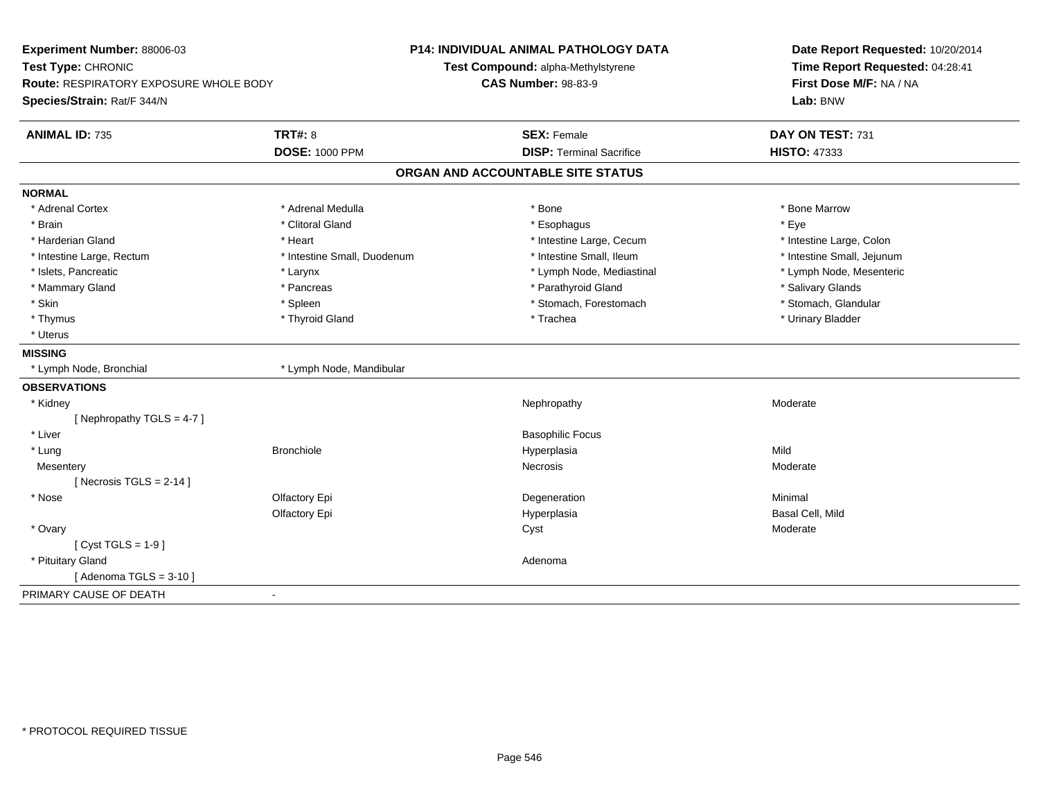**Experiment Number:** 88006-03
**Test Type:** CHRONIC
**Route:** RESPIRATORY EXPOSURE WHOLE BODY
**Species/Strain:** Rat/F 344/N

**P14: INDIVIDUAL ANIMAL PATHOLOGY DATA**
**Test Compound:** alpha-Methylstyrene
**CAS Number:** 98-83-9

**Date Report Requested:** 10/20/2014
**Time Report Requested:** 04:28:41
**First Dose M/F:** NA / NA
**Lab:** BNW

| **ANIMAL ID:** 735 | **TRT#:** 8 | **SEX:** Female | **DAY ON TEST:** 731 |
|---|---|---|---|
| | **DOSE:** 1000 PPM | **DISP:** Terminal Sacrifice | **HISTO:** 47333 |

## ORGAN AND ACCOUNTABLE SITE STATUS

**NORMAL**

| | | | |
|---|---|---|---|
| * Adrenal Cortex | * Adrenal Medulla | * Bone | * Bone Marrow |
| * Brain | * Clitoral Gland | * Esophagus | * Eye |
| * Harderian Gland | * Heart | * Intestine Large, Cecum | * Intestine Large, Colon |
| * Intestine Large, Rectum | * Intestine Small, Duodenum | * Intestine Small, Ileum | * Intestine Small, Jejunum |
| * Islets, Pancreatic | * Larynx | * Lymph Node, Mediastinal | * Lymph Node, Mesenteric |
| * Mammary Gland | * Pancreas | * Parathyroid Gland | * Salivary Glands |
| * Skin | * Spleen | * Stomach, Forestomach | * Stomach, Glandular |
| * Thymus | * Thyroid Gland | * Trachea | * Urinary Bladder |
| * Uterus | | | |

**MISSING**

| | |
|---|---|
| * Lymph Node, Bronchial | * Lymph Node, Mandibular |

**OBSERVATIONS**

| | | | |
|---|---|---|---|
| * Kidney | | Nephropathy | Moderate |
| [ Nephropathy TGLS = 4-7 ] | | | |
| * Liver | | Basophilic Focus | |
| * Lung | Bronchiole | Hyperplasia | Mild |
| Mesentery | | Necrosis | Moderate |
| [ Necrosis TGLS = 2-14 ] | | | |
| * Nose | Olfactory Epi | Degeneration | Minimal |
| | Olfactory Epi | Hyperplasia | Basal Cell, Mild |
| * Ovary | | Cyst | Moderate |
| [ Cyst TGLS = 1-9 ] | | | |
| * Pituitary Gland | | Adenoma | |
| [ Adenoma TGLS = 3-10 ] | | | |

PRIMARY CAUSE OF DEATH -

* PROTOCOL REQUIRED TISSUE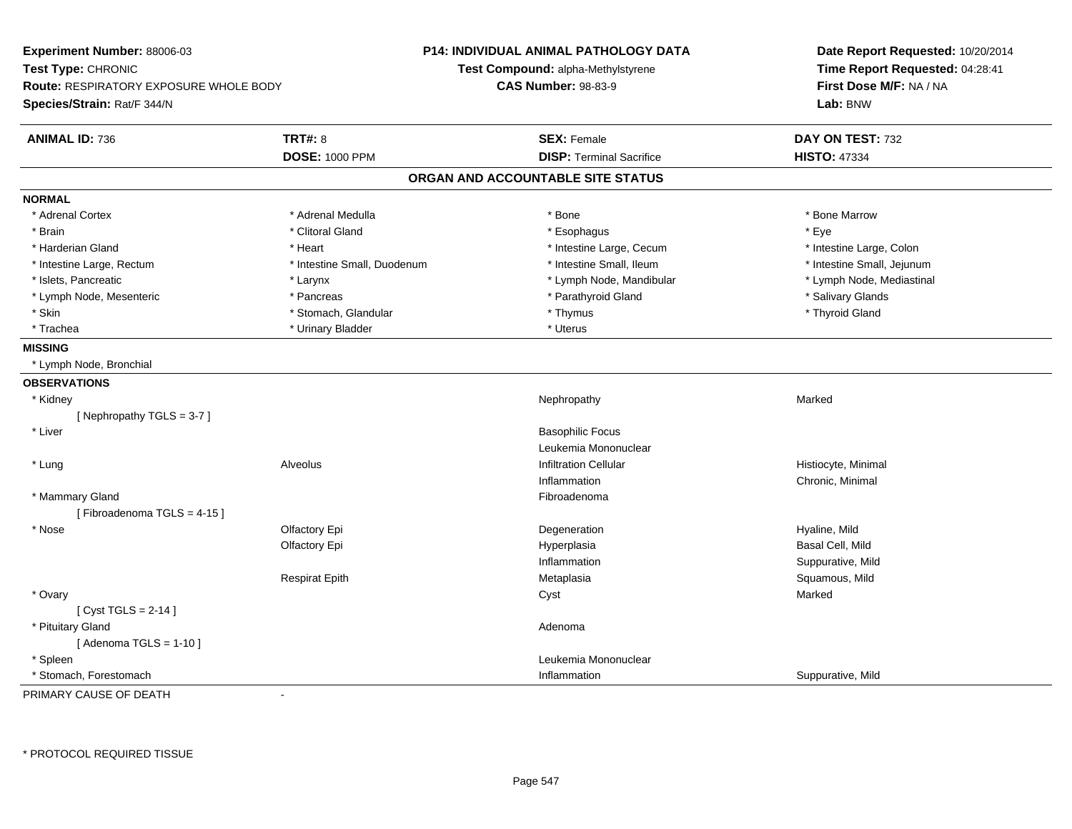**Experiment Number:** 88006-03
**Test Type:** CHRONIC
**Route:** RESPIRATORY EXPOSURE WHOLE BODY
**Species/Strain:** Rat/F 344/N

**P14: INDIVIDUAL ANIMAL PATHOLOGY DATA**
**Test Compound:** alpha-Methylstyrene
**CAS Number:** 98-83-9

**Date Report Requested:** 10/20/2014
**Time Report Requested:** 04:28:41
**First Dose M/F:** NA / NA
**Lab:** BNW

| **ANIMAL ID:** 736 | **TRT#:** 8 | **SEX:** Female | **DAY ON TEST:** 732 |
|---|---|---|---|
| | **DOSE:** 1000 PPM | **DISP:** Terminal Sacrifice | **HISTO:** 47334 |

## ORGAN AND ACCOUNTABLE SITE STATUS

**NORMAL**

| | | | |
|---|---|---|---|
| * Adrenal Cortex | * Adrenal Medulla | * Bone | * Bone Marrow |
| * Brain | * Clitoral Gland | * Esophagus | * Eye |
| * Harderian Gland | * Heart | * Intestine Large, Cecum | * Intestine Large, Colon |
| * Intestine Large, Rectum | * Intestine Small, Duodenum | * Intestine Small, Ileum | * Intestine Small, Jejunum |
| * Islets, Pancreatic | * Larynx | * Lymph Node, Mandibular | * Lymph Node, Mediastinal |
| * Lymph Node, Mesenteric | * Pancreas | * Parathyroid Gland | * Salivary Glands |
| * Skin | * Stomach, Glandular | * Thymus | * Thyroid Gland |
| * Trachea | * Urinary Bladder | * Uterus | |

**MISSING**

* Lymph Node, Bronchial

**OBSERVATIONS**

| | | | |
|---|---|---|---|
| * Kidney | | Nephropathy | Marked |
| [ Nephropathy TGLS = 3-7 ] | | | |
| * Liver | | Basophilic Focus | |
| | | Leukemia Mononuclear | |
| * Lung | Alveolus | Infiltration Cellular | Histiocyte, Minimal |
| | | Inflammation | Chronic, Minimal |
| * Mammary Gland | | Fibroadenoma | |
| [ Fibroadenoma TGLS = 4-15 ] | | | |
| * Nose | Olfactory Epi | Degeneration | Hyaline, Mild |
| | Olfactory Epi | Hyperplasia | Basal Cell, Mild |
| | | Inflammation | Suppurative, Mild |
| | Respirat Epith | Metaplasia | Squamous, Mild |
| * Ovary | | Cyst | Marked |
| [ Cyst TGLS = 2-14 ] | | | |
| * Pituitary Gland | | Adenoma | |
| [ Adenoma TGLS = 1-10 ] | | | |
| * Spleen | | Leukemia Mononuclear | |
| * Stomach, Forestomach | | Inflammation | Suppurative, Mild |

PRIMARY CAUSE OF DEATH -

* PROTOCOL REQUIRED TISSUE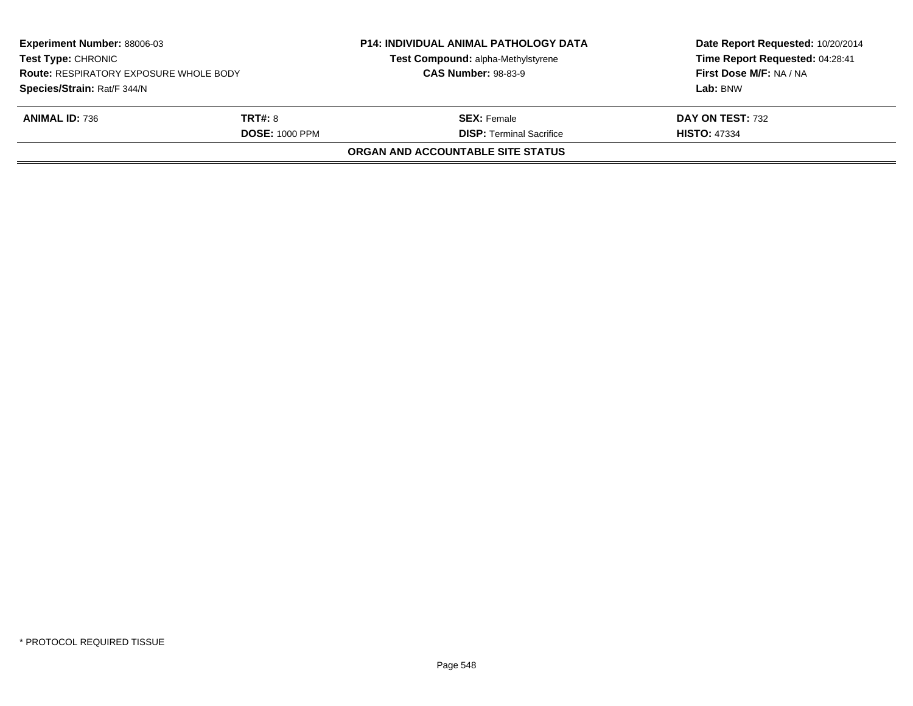**Experiment Number:** 88006-03
**Test Type:** CHRONIC
**Route:** RESPIRATORY EXPOSURE WHOLE BODY
**Species/Strain:** Rat/F 344/N

**P14: INDIVIDUAL ANIMAL PATHOLOGY DATA**
**Test Compound:** alpha-Methylstyrene
**CAS Number:** 98-83-9

**Date Report Requested:** 10/20/2014
**Time Report Requested:** 04:28:41
**First Dose M/F:** NA / NA
**Lab:** BNW

| **ANIMAL ID:** 736 | **TRT#:** 8 | **SEX:** Female | **DAY ON TEST:** 732 |
|---|---|---|---|
| | **DOSE:** 1000 PPM | **DISP:** Terminal Sacrifice | **HISTO:** 47334 |

**ORGAN AND ACCOUNTABLE SITE STATUS**

* PROTOCOL REQUIRED TISSUE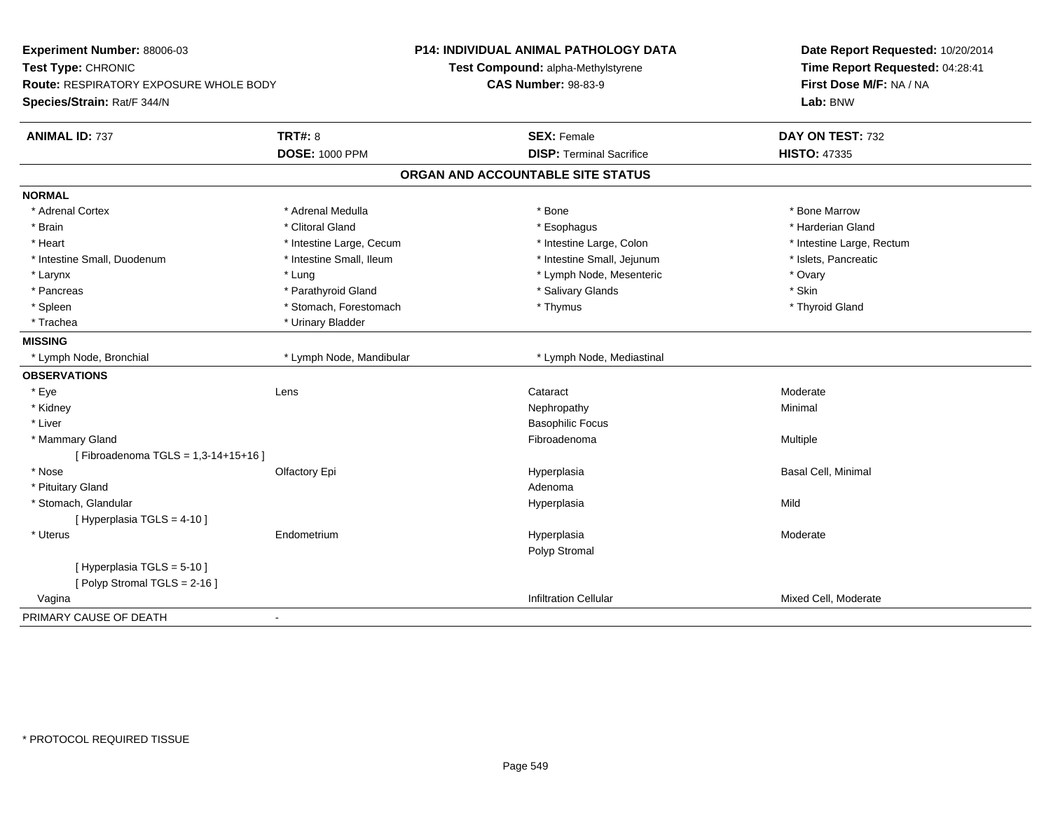**Experiment Number:** 88006-03
**Test Type:** CHRONIC
**Route:** RESPIRATORY EXPOSURE WHOLE BODY
**Species/Strain:** Rat/F 344/N

**P14: INDIVIDUAL ANIMAL PATHOLOGY DATA**
**Test Compound:** alpha-Methylstyrene
**CAS Number:** 98-83-9

**Date Report Requested:** 10/20/2014
**Time Report Requested:** 04:28:41
**First Dose M/F:** NA / NA
**Lab:** BNW

| **ANIMAL ID:** 737 | **TRT#:** 8 | **SEX:** Female | **DAY ON TEST:** 732 |
|---|---|---|---|
| | **DOSE:** 1000 PPM | **DISP:** Terminal Sacrifice | **HISTO:** 47335 |

## ORGAN AND ACCOUNTABLE SITE STATUS

| | | | |
|---|---|---|---|
| **NORMAL** | | | |
| * Adrenal Cortex | * Adrenal Medulla | * Bone | * Bone Marrow |
| * Brain | * Clitoral Gland | * Esophagus | * Harderian Gland |
| * Heart | * Intestine Large, Cecum | * Intestine Large, Colon | * Intestine Large, Rectum |
| * Intestine Small, Duodenum | * Intestine Small, Ileum | * Intestine Small, Jejunum | * Islets, Pancreatic |
| * Larynx | * Lung | * Lymph Node, Mesenteric | * Ovary |
| * Pancreas | * Parathyroid Gland | * Salivary Glands | * Skin |
| * Spleen | * Stomach, Forestomach | * Thymus | * Thyroid Gland |
| * Trachea | * Urinary Bladder | | |
| **MISSING** | | | |
| * Lymph Node, Bronchial | * Lymph Node, Mandibular | * Lymph Node, Mediastinal | |
| **OBSERVATIONS** | | | |
| * Eye | Lens | Cataract | Moderate |
| * Kidney | | Nephropathy | Minimal |
| * Liver | | Basophilic Focus | |
| * Mammary Gland | | Fibroadenoma | Multiple |
| [ Fibroadenoma TGLS = 1,3-14+15+16 ] | | | |
| * Nose | Olfactory Epi | Hyperplasia | Basal Cell, Minimal |
| * Pituitary Gland | | Adenoma | |
| * Stomach, Glandular | | Hyperplasia | Mild |
| [ Hyperplasia TGLS = 4-10 ] | | | |
| * Uterus | Endometrium | Hyperplasia | Moderate |
| | | Polyp Stromal | |
| [ Hyperplasia TGLS = 5-10 ] | | | |
| [ Polyp Stromal TGLS = 2-16 ] | | | |
| Vagina | | Infiltration Cellular | Mixed Cell, Moderate |
| PRIMARY CAUSE OF DEATH | - | | |

* PROTOCOL REQUIRED TISSUE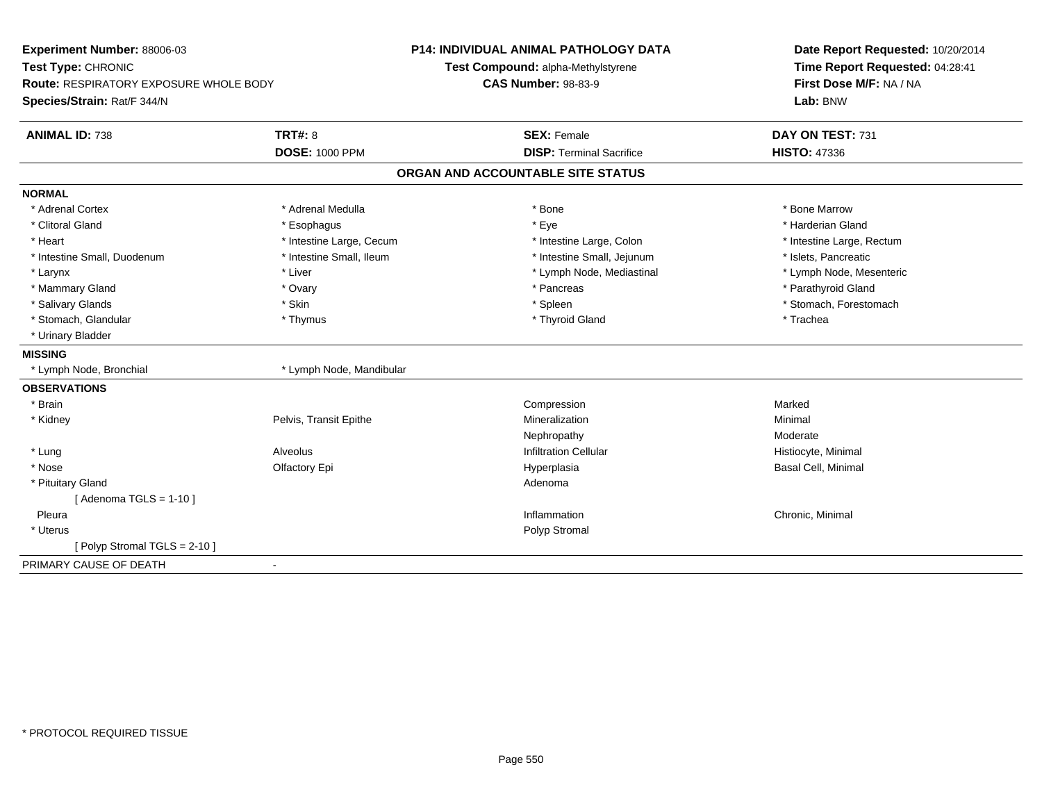**Experiment Number:** 88006-03
**Test Type:** CHRONIC
**Route:** RESPIRATORY EXPOSURE WHOLE BODY
**Species/Strain:** Rat/F 344/N

**P14: INDIVIDUAL ANIMAL PATHOLOGY DATA**
**Test Compound:** alpha-Methylstyrene
**CAS Number:** 98-83-9

**Date Report Requested:** 10/20/2014
**Time Report Requested:** 04:28:41
**First Dose M/F:** NA / NA
**Lab:** BNW

| **ANIMAL ID:** 738 | **TRT#:** 8 | **SEX:** Female | **DAY ON TEST:** 731 |
|---|---|---|---|
| | **DOSE:** 1000 PPM | **DISP:** Terminal Sacrifice | **HISTO:** 47336 |

## ORGAN AND ACCOUNTABLE SITE STATUS

**NORMAL**

| | | | |
|---|---|---|---|
| * Adrenal Cortex | * Adrenal Medulla | * Bone | * Bone Marrow |
| * Clitoral Gland | * Esophagus | * Eye | * Harderian Gland |
| * Heart | * Intestine Large, Cecum | * Intestine Large, Colon | * Intestine Large, Rectum |
| * Intestine Small, Duodenum | * Intestine Small, Ileum | * Intestine Small, Jejunum | * Islets, Pancreatic |
| * Larynx | * Liver | * Lymph Node, Mediastinal | * Lymph Node, Mesenteric |
| * Mammary Gland | * Ovary | * Pancreas | * Parathyroid Gland |
| * Salivary Glands | * Skin | * Spleen | * Stomach, Forestomach |
| * Stomach, Glandular | * Thymus | * Thyroid Gland | * Trachea |
| * Urinary Bladder | | | |

**MISSING**

| | |
|---|---|
| * Lymph Node, Bronchial | * Lymph Node, Mandibular |

**OBSERVATIONS**

| | | | |
|---|---|---|---|
| * Brain | | Compression | Marked |
| * Kidney | Pelvis, Transit Epithe | Mineralization | Minimal |
| | | Nephropathy | Moderate |
| * Lung | Alveolus | Infiltration Cellular | Histiocyte, Minimal |
| * Nose | Olfactory Epi | Hyperplasia | Basal Cell, Minimal |
| * Pituitary Gland | | Adenoma | |
| [ Adenoma TGLS = 1-10 ] | | | |
| Pleura | | Inflammation | Chronic, Minimal |
| * Uterus | | Polyp Stromal | |
| [ Polyp Stromal TGLS = 2-10 ] | | | |

PRIMARY CAUSE OF DEATH -

* PROTOCOL REQUIRED TISSUE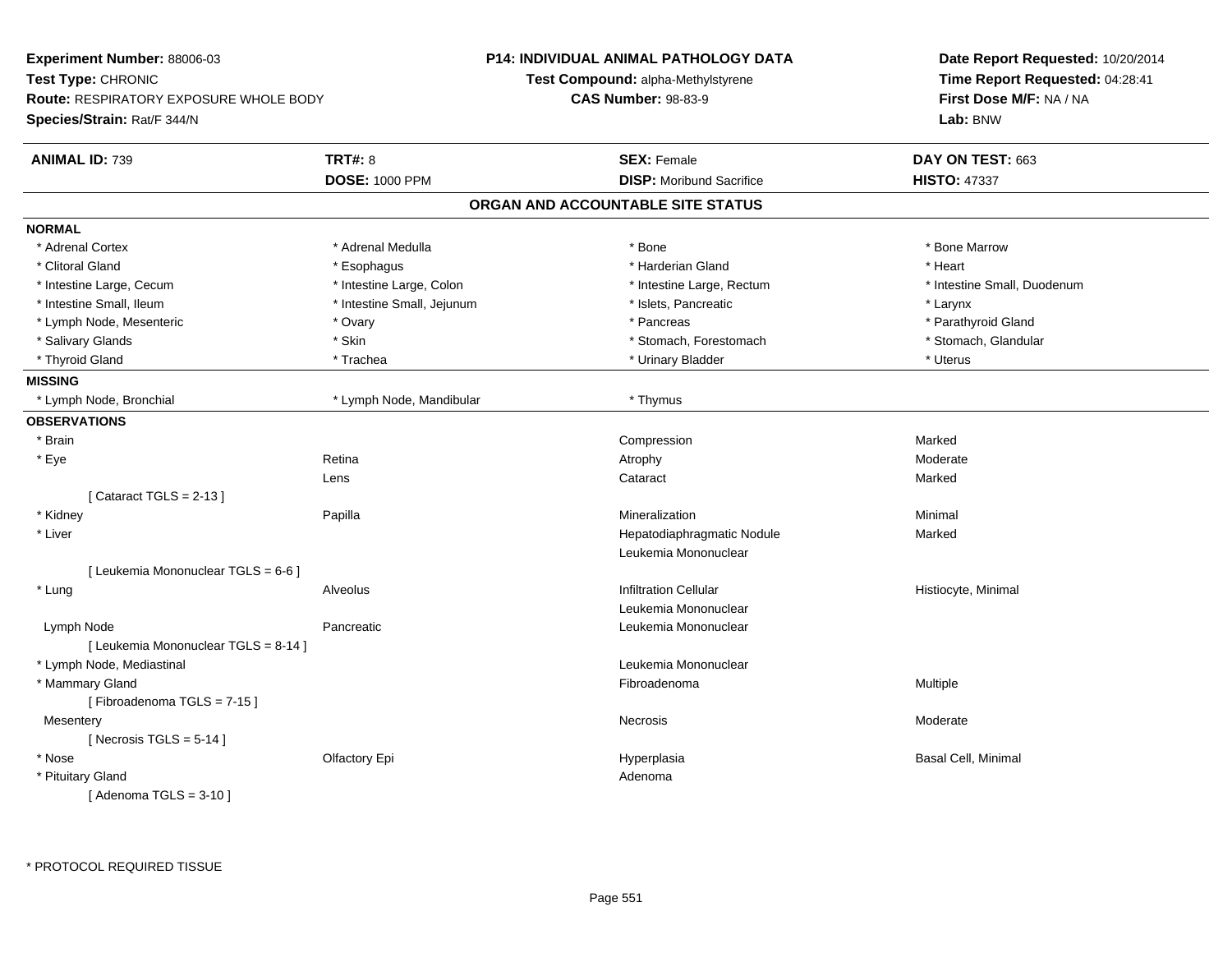**Experiment Number:** 88006-03
**Test Type:** CHRONIC
**Route:** RESPIRATORY EXPOSURE WHOLE BODY
**Species/Strain:** Rat/F 344/N

**P14: INDIVIDUAL ANIMAL PATHOLOGY DATA**
**Test Compound:** alpha-Methylstyrene
**CAS Number:** 98-83-9

**Date Report Requested:** 10/20/2014
**Time Report Requested:** 04:28:41
**First Dose M/F:** NA / NA
**Lab:** BNW

| **ANIMAL ID:** 739 | **TRT#:** 8 | **SEX:** Female | **DAY ON TEST:** 663 |
|---|---|---|---|
| | **DOSE:** 1000 PPM | **DISP:** Moribund Sacrifice | **HISTO:** 47337 |

## ORGAN AND ACCOUNTABLE SITE STATUS

**NORMAL**

| | | | |
|---|---|---|---|
| * Adrenal Cortex | * Adrenal Medulla | * Bone | * Bone Marrow |
| * Clitoral Gland | * Esophagus | * Harderian Gland | * Heart |
| * Intestine Large, Cecum | * Intestine Large, Colon | * Intestine Large, Rectum | * Intestine Small, Duodenum |
| * Intestine Small, Ileum | * Intestine Small, Jejunum | * Islets, Pancreatic | * Larynx |
| * Lymph Node, Mesenteric | * Ovary | * Pancreas | * Parathyroid Gland |
| * Salivary Glands | * Skin | * Stomach, Forestomach | * Stomach, Glandular |
| * Thyroid Gland | * Trachea | * Urinary Bladder | * Uterus |

**MISSING**

| | | |
|---|---|---|
| * Lymph Node, Bronchial | * Lymph Node, Mandibular | * Thymus |

**OBSERVATIONS**

| | | | |
|---|---|---|---|
| * Brain | | Compression | Marked |
| * Eye | Retina | Atrophy | Moderate |
| | Lens | Cataract | Marked |
| [ Cataract TGLS = 2-13 ] | | | |
| * Kidney | Papilla | Mineralization | Minimal |
| * Liver | | Hepatodiaphragmatic Nodule | Marked |
| | | Leukemia Mononuclear | |
| [ Leukemia Mononuclear TGLS = 6-6 ] | | | |
| * Lung | Alveolus | Infiltration Cellular | Histiocyte, Minimal |
| | | Leukemia Mononuclear | |
| Lymph Node | Pancreatic | Leukemia Mononuclear | |
| [ Leukemia Mononuclear TGLS = 8-14 ] | | | |
| * Lymph Node, Mediastinal | | Leukemia Mononuclear | |
| * Mammary Gland | | Fibroadenoma | Multiple |
| [ Fibroadenoma TGLS = 7-15 ] | | | |
| Mesentery | | Necrosis | Moderate |
| [ Necrosis TGLS = 5-14 ] | | | |
| * Nose | Olfactory Epi | Hyperplasia | Basal Cell, Minimal |
| * Pituitary Gland | | Adenoma | |
| [ Adenoma TGLS = 3-10 ] | | | |

* PROTOCOL REQUIRED TISSUE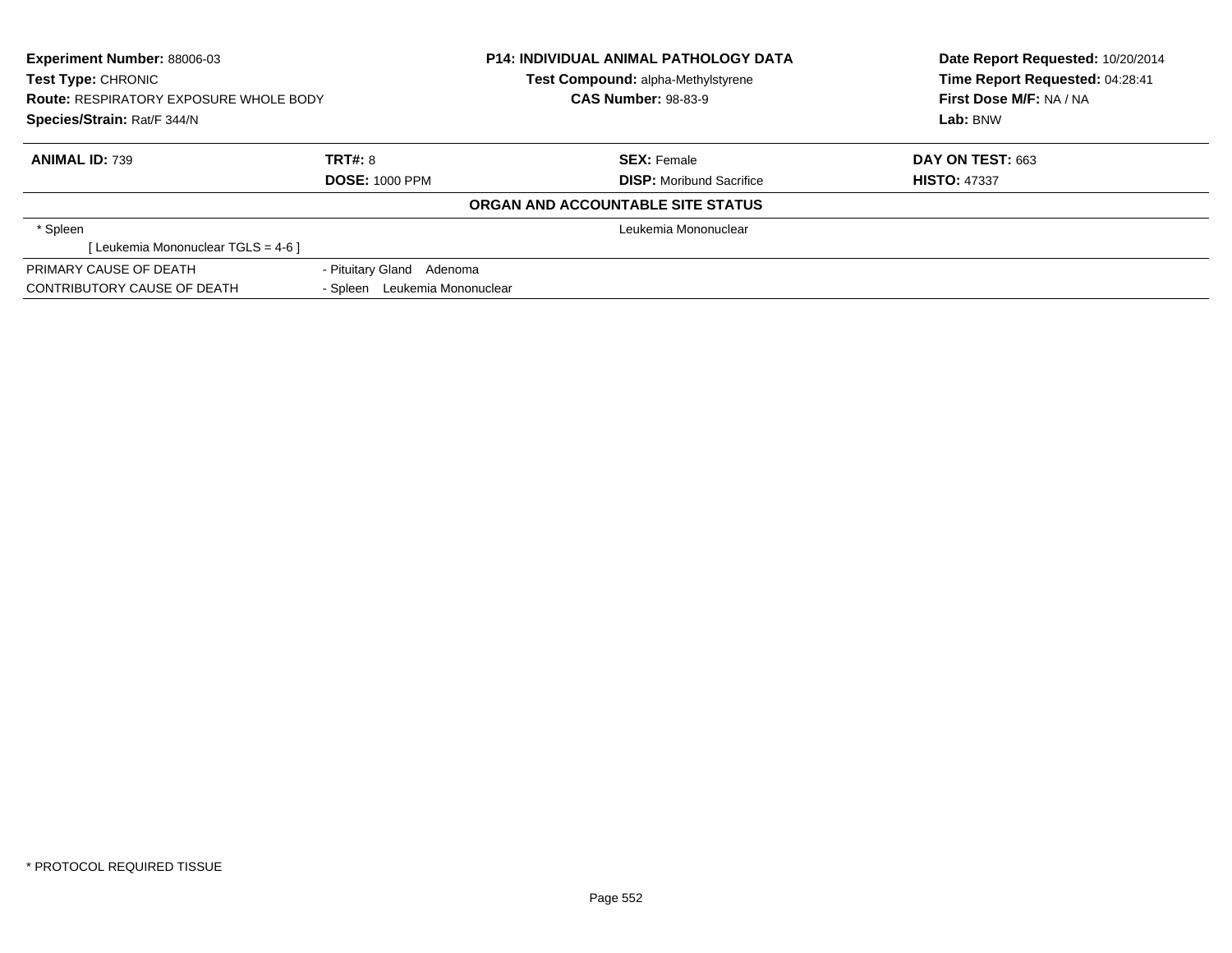**Experiment Number:** 88006-03
**Test Type:** CHRONIC
**Route:** RESPIRATORY EXPOSURE WHOLE BODY
**Species/Strain:** Rat/F 344/N

**P14: INDIVIDUAL ANIMAL PATHOLOGY DATA**
**Test Compound:** alpha-Methylstyrene
**CAS Number:** 98-83-9

**Date Report Requested:** 10/20/2014
**Time Report Requested:** 04:28:41
**First Dose M/F:** NA / NA
**Lab:** BNW

| **ANIMAL ID:** 739 | **TRT#:** 8 | **SEX:** Female | **DAY ON TEST:** 663 |
|---|---|---|---|
| | **DOSE:** 1000 PPM | **DISP:** Moribund Sacrifice | **HISTO:** 47337 |

**ORGAN AND ACCOUNTABLE SITE STATUS**

| | |
|---|---|
| * Spleen | Leukemia Mononuclear |
| [ Leukemia Mononuclear TGLS = 4-6 ] | |

| | |
|---|---|
| PRIMARY CAUSE OF DEATH | - Pituitary Gland Adenoma |
| CONTRIBUTORY CAUSE OF DEATH | - Spleen Leukemia Mononuclear |

* PROTOCOL REQUIRED TISSUE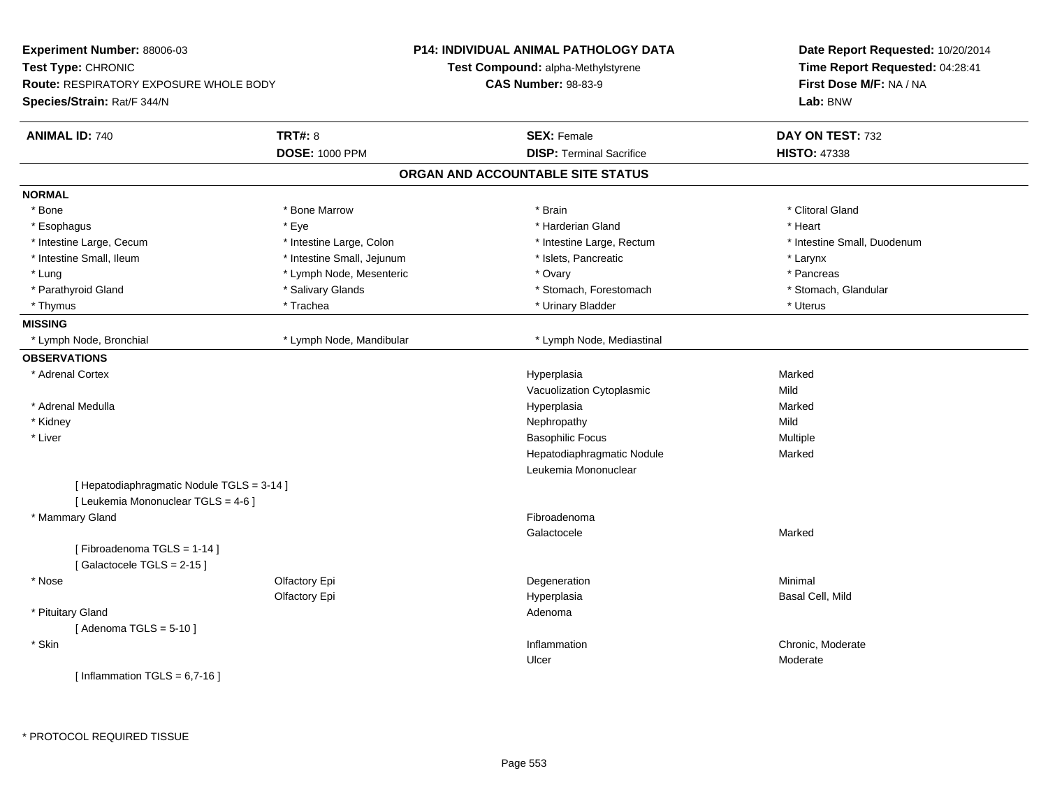**Experiment Number:** 88006-03
**Test Type:** CHRONIC
**Route:** RESPIRATORY EXPOSURE WHOLE BODY
**Species/Strain:** Rat/F 344/N

**P14: INDIVIDUAL ANIMAL PATHOLOGY DATA**
**Test Compound:** alpha-Methylstyrene
**CAS Number:** 98-83-9

**Date Report Requested:** 10/20/2014
**Time Report Requested:** 04:28:41
**First Dose M/F:** NA / NA
**Lab:** BNW

| **ANIMAL ID:** 740 | **TRT#:** 8 | **SEX:** Female | **DAY ON TEST:** 732 |
|---|---|---|---|
| | **DOSE:** 1000 PPM | **DISP:** Terminal Sacrifice | **HISTO:** 47338 |

## ORGAN AND ACCOUNTABLE SITE STATUS

**NORMAL**

| | | | |
|---|---|---|---|
| * Bone | * Bone Marrow | * Brain | * Clitoral Gland |
| * Esophagus | * Eye | * Harderian Gland | * Heart |
| * Intestine Large, Cecum | * Intestine Large, Colon | * Intestine Large, Rectum | * Intestine Small, Duodenum |
| * Intestine Small, Ileum | * Intestine Small, Jejunum | * Islets, Pancreatic | * Larynx |
| * Lung | * Lymph Node, Mesenteric | * Ovary | * Pancreas |
| * Parathyroid Gland | * Salivary Glands | * Stomach, Forestomach | * Stomach, Glandular |
| * Thymus | * Trachea | * Urinary Bladder | * Uterus |

**MISSING**

| | | |
|---|---|---|
| * Lymph Node, Bronchial | * Lymph Node, Mandibular | * Lymph Node, Mediastinal |

**OBSERVATIONS**

| Organ | Site | Observation | Severity |
|---|---|---|---|
| * Adrenal Cortex | | Hyperplasia | Marked |
| | | Vacuolization Cytoplasmic | Mild |
| * Adrenal Medulla | | Hyperplasia | Marked |
| * Kidney | | Nephropathy | Mild |
| * Liver | | Basophilic Focus | Multiple |
| | | Hepatodiaphragmatic Nodule | Marked |
| | | Leukemia Mononuclear | |
| [ Hepatodiaphragmatic Nodule TGLS = 3-14 ] | | | |
| [ Leukemia Mononuclear TGLS = 4-6 ] | | | |
| * Mammary Gland | | Fibroadenoma | |
| | | Galactocele | Marked |
| [ Fibroadenoma TGLS = 1-14 ] | | | |
| [ Galactocele TGLS = 2-15 ] | | | |
| * Nose | Olfactory Epi | Degeneration | Minimal |
| | Olfactory Epi | Hyperplasia | Basal Cell, Mild |
| * Pituitary Gland | | Adenoma | |
| [ Adenoma TGLS = 5-10 ] | | | |
| * Skin | | Inflammation | Chronic, Moderate |
| | | Ulcer | Moderate |
| [ Inflammation TGLS = 6,7-16 ] | | | |

\* PROTOCOL REQUIRED TISSUE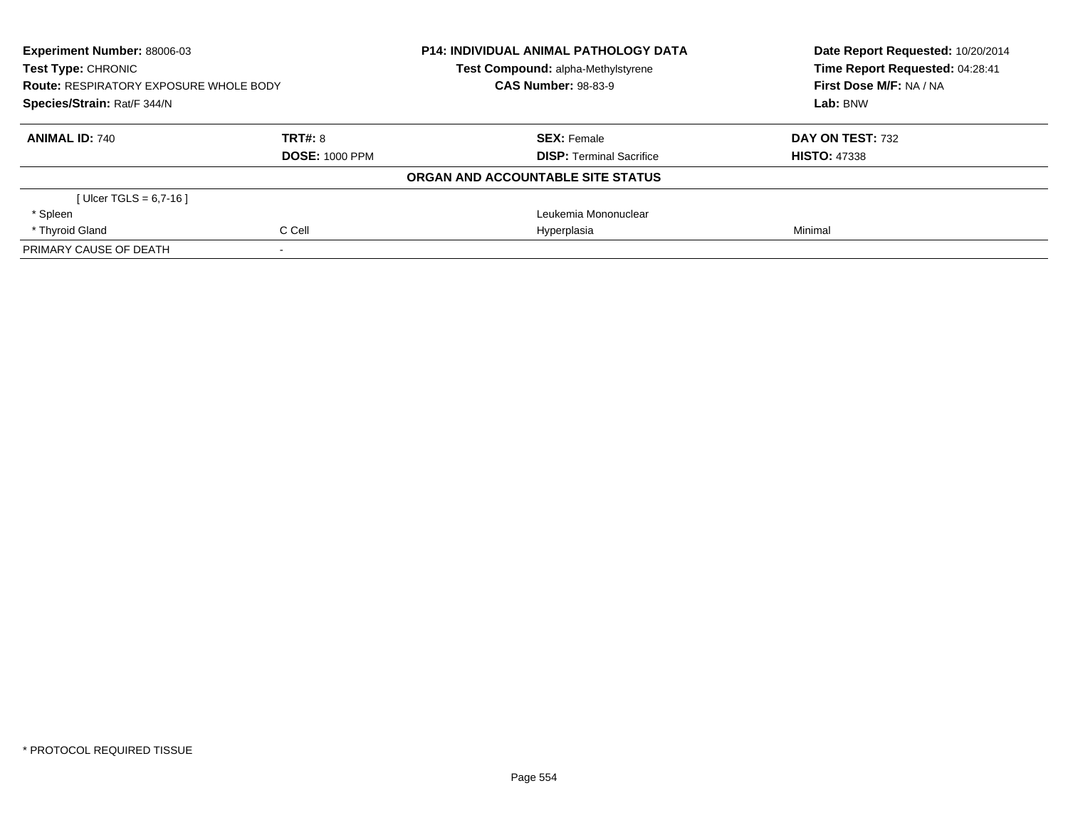**Experiment Number:** 88006-03
**Test Type:** CHRONIC
**Route:** RESPIRATORY EXPOSURE WHOLE BODY
**Species/Strain:** Rat/F 344/N

**P14: INDIVIDUAL ANIMAL PATHOLOGY DATA**
**Test Compound:** alpha-Methylstyrene
**CAS Number:** 98-83-9

**Date Report Requested:** 10/20/2014
**Time Report Requested:** 04:28:41
**First Dose M/F:** NA / NA
**Lab:** BNW

| **ANIMAL ID:** 740 | **TRT#:** 8 | **SEX:** Female | **DAY ON TEST:** 732 |
|---|---|---|---|
| | **DOSE:** 1000 PPM | **DISP:** Terminal Sacrifice | **HISTO:** 47338 |

**ORGAN AND ACCOUNTABLE SITE STATUS**

| | | | |
|---|---|---|---|
| [ Ulcer TGLS = 6,7-16 ] | | | |
| * Spleen | | Leukemia Mononuclear | |
| * Thyroid Gland | C Cell | Hyperplasia | Minimal |
| PRIMARY CAUSE OF DEATH | - | | |

\* PROTOCOL REQUIRED TISSUE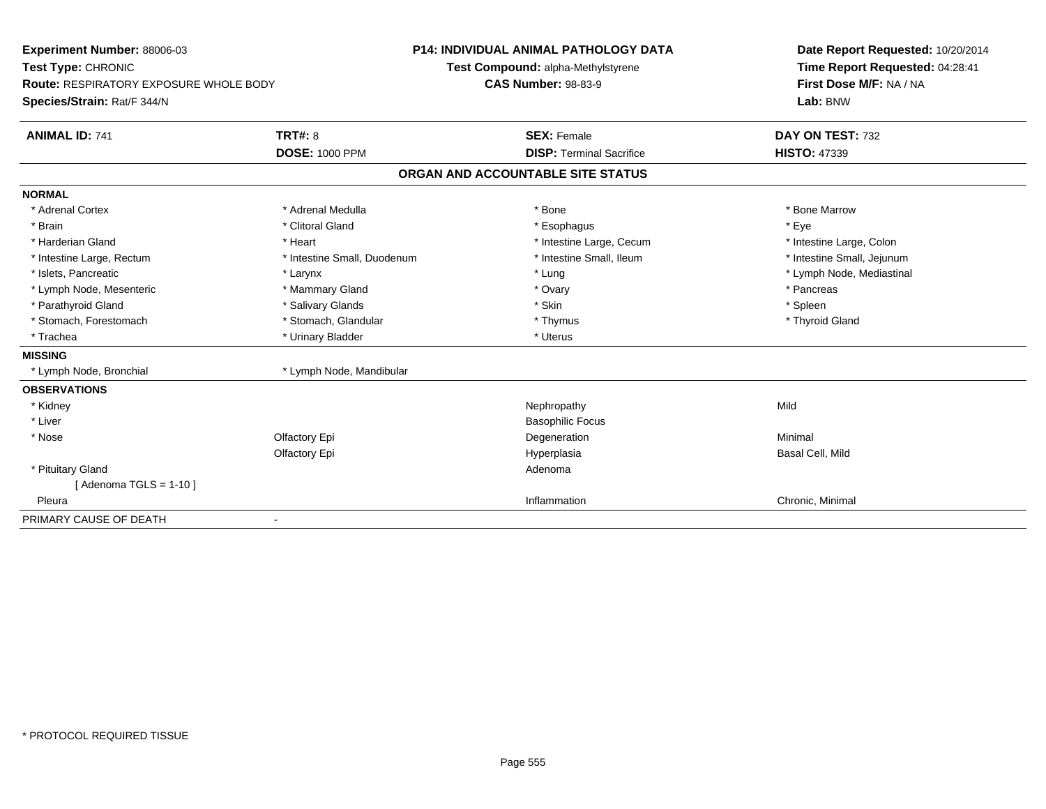**Experiment Number:** 88006-03
**Test Type:** CHRONIC
**Route:** RESPIRATORY EXPOSURE WHOLE BODY
**Species/Strain:** Rat/F 344/N

**P14: INDIVIDUAL ANIMAL PATHOLOGY DATA**
**Test Compound:** alpha-Methylstyrene
**CAS Number:** 98-83-9

**Date Report Requested:** 10/20/2014
**Time Report Requested:** 04:28:41
**First Dose M/F:** NA / NA
**Lab:** BNW

| **ANIMAL ID:** 741 | **TRT#:** 8 | **SEX:** Female | **DAY ON TEST:** 732 |
|---|---|---|---|
| | **DOSE:** 1000 PPM | **DISP:** Terminal Sacrifice | **HISTO:** 47339 |

**ORGAN AND ACCOUNTABLE SITE STATUS**

| | | | |
|---|---|---|---|
| **NORMAL** | | | |
| * Adrenal Cortex | * Adrenal Medulla | * Bone | * Bone Marrow |
| * Brain | * Clitoral Gland | * Esophagus | * Eye |
| * Harderian Gland | * Heart | * Intestine Large, Cecum | * Intestine Large, Colon |
| * Intestine Large, Rectum | * Intestine Small, Duodenum | * Intestine Small, Ileum | * Intestine Small, Jejunum |
| * Islets, Pancreatic | * Larynx | * Lung | * Lymph Node, Mediastinal |
| * Lymph Node, Mesenteric | * Mammary Gland | * Ovary | * Pancreas |
| * Parathyroid Gland | * Salivary Glands | * Skin | * Spleen |
| * Stomach, Forestomach | * Stomach, Glandular | * Thymus | * Thyroid Gland |
| * Trachea | * Urinary Bladder | * Uterus | |
| **MISSING** | | | |
| * Lymph Node, Bronchial | * Lymph Node, Mandibular | | |
| **OBSERVATIONS** | | | |
| * Kidney | | Nephropathy | Mild |
| * Liver | | Basophilic Focus | |
| * Nose | Olfactory Epi | Degeneration | Minimal |
| | Olfactory Epi | Hyperplasia | Basal Cell, Mild |
| * Pituitary Gland | | Adenoma | |
| [ Adenoma TGLS = 1-10 ] | | | |
| Pleura | | Inflammation | Chronic, Minimal |
| PRIMARY CAUSE OF DEATH | - | | |

* PROTOCOL REQUIRED TISSUE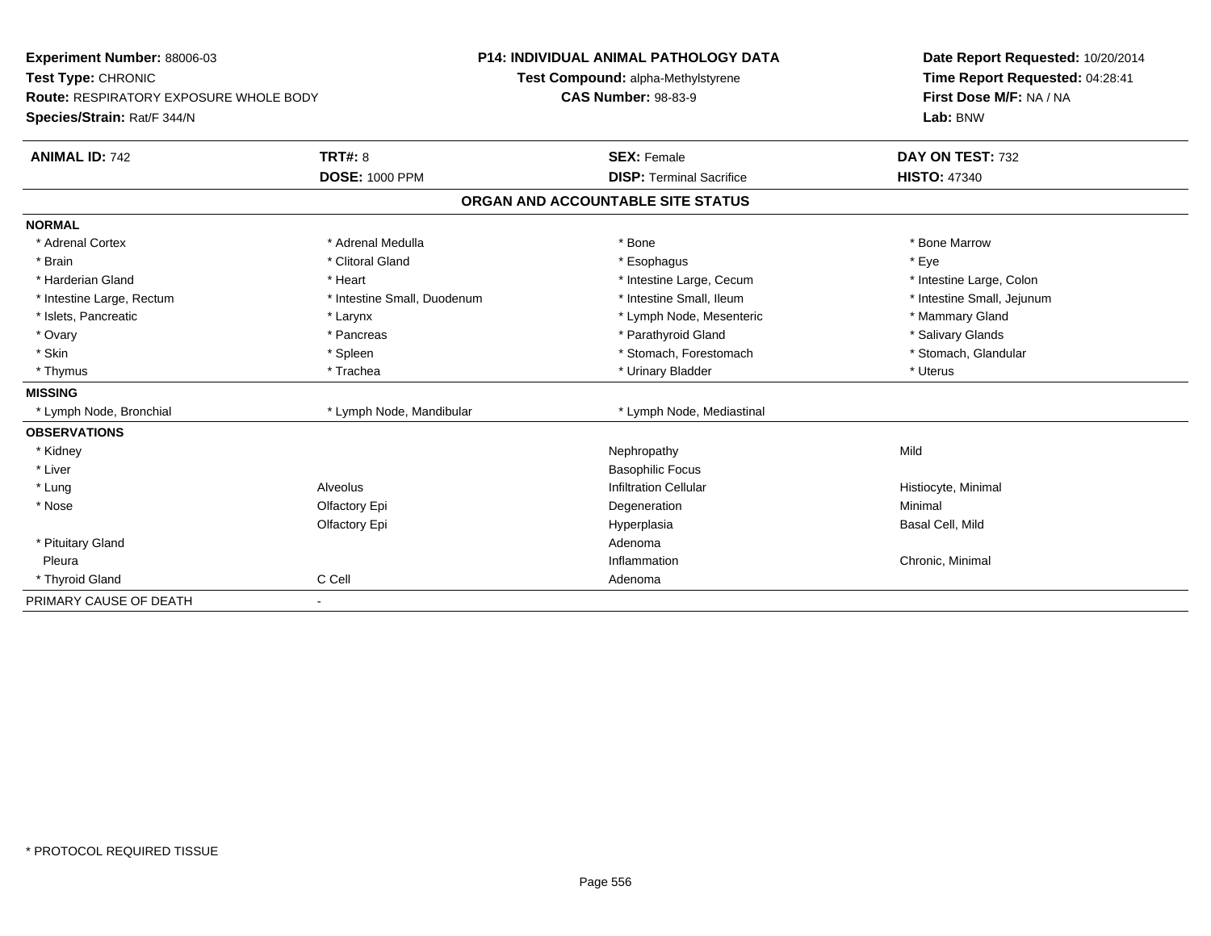**Experiment Number:** 88006-03
**Test Type:** CHRONIC
**Route:** RESPIRATORY EXPOSURE WHOLE BODY
**Species/Strain:** Rat/F 344/N

**P14: INDIVIDUAL ANIMAL PATHOLOGY DATA**
**Test Compound:** alpha-Methylstyrene
**CAS Number:** 98-83-9

**Date Report Requested:** 10/20/2014
**Time Report Requested:** 04:28:41
**First Dose M/F:** NA / NA
**Lab:** BNW

| **ANIMAL ID:** 742 | **TRT#:** 8 | **SEX:** Female | **DAY ON TEST:** 732 |
|---|---|---|---|
| | **DOSE:** 1000 PPM | **DISP:** Terminal Sacrifice | **HISTO:** 47340 |

## ORGAN AND ACCOUNTABLE SITE STATUS

| | | | |
|---|---|---|---|
| **NORMAL** | | | |
| * Adrenal Cortex | * Adrenal Medulla | * Bone | * Bone Marrow |
| * Brain | * Clitoral Gland | * Esophagus | * Eye |
| * Harderian Gland | * Heart | * Intestine Large, Cecum | * Intestine Large, Colon |
| * Intestine Large, Rectum | * Intestine Small, Duodenum | * Intestine Small, Ileum | * Intestine Small, Jejunum |
| * Islets, Pancreatic | * Larynx | * Lymph Node, Mesenteric | * Mammary Gland |
| * Ovary | * Pancreas | * Parathyroid Gland | * Salivary Glands |
| * Skin | * Spleen | * Stomach, Forestomach | * Stomach, Glandular |
| * Thymus | * Trachea | * Urinary Bladder | * Uterus |
| **MISSING** | | | |
| * Lymph Node, Bronchial | * Lymph Node, Mandibular | * Lymph Node, Mediastinal | |
| **OBSERVATIONS** | | | |
| * Kidney | | Nephropathy | Mild |
| * Liver | | Basophilic Focus | |
| * Lung | Alveolus | Infiltration Cellular | Histiocyte, Minimal |
| * Nose | Olfactory Epi | Degeneration | Minimal |
| | Olfactory Epi | Hyperplasia | Basal Cell, Mild |
| * Pituitary Gland | | Adenoma | |
| Pleura | | Inflammation | Chronic, Minimal |
| * Thyroid Gland | C Cell | Adenoma | |
| PRIMARY CAUSE OF DEATH | - | | |

* PROTOCOL REQUIRED TISSUE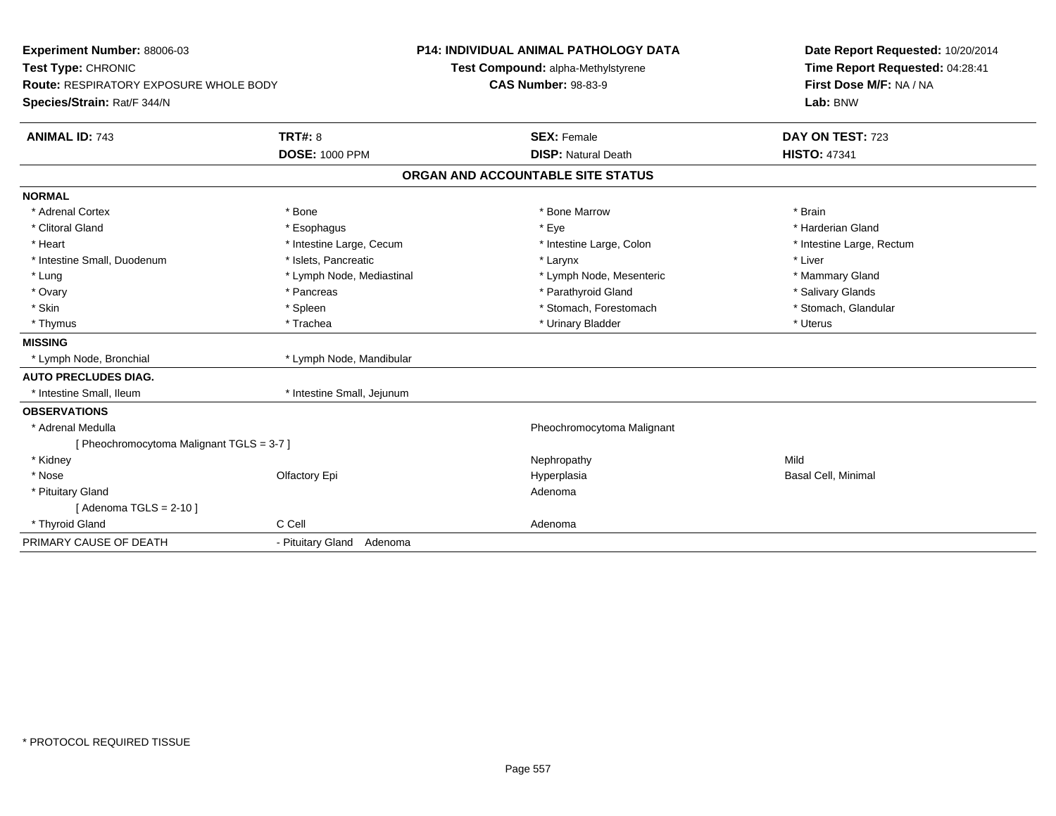**Experiment Number:** 88006-03
**Test Type:** CHRONIC
**Route:** RESPIRATORY EXPOSURE WHOLE BODY
**Species/Strain:** Rat/F 344/N

**P14: INDIVIDUAL ANIMAL PATHOLOGY DATA**
**Test Compound:** alpha-Methylstyrene
**CAS Number:** 98-83-9

**Date Report Requested:** 10/20/2014
**Time Report Requested:** 04:28:41
**First Dose M/F:** NA / NA
**Lab:** BNW

| **ANIMAL ID:** 743 | **TRT#:** 8 | **SEX:** Female | **DAY ON TEST:** 723 |
|---|---|---|---|
| | **DOSE:** 1000 PPM | **DISP:** Natural Death | **HISTO:** 47341 |

## ORGAN AND ACCOUNTABLE SITE STATUS

| | | | |
|---|---|---|---|
| **NORMAL** | | | |
| * Adrenal Cortex | * Bone | * Bone Marrow | * Brain |
| * Clitoral Gland | * Esophagus | * Eye | * Harderian Gland |
| * Heart | * Intestine Large, Cecum | * Intestine Large, Colon | * Intestine Large, Rectum |
| * Intestine Small, Duodenum | * Islets, Pancreatic | * Larynx | * Liver |
| * Lung | * Lymph Node, Mediastinal | * Lymph Node, Mesenteric | * Mammary Gland |
| * Ovary | * Pancreas | * Parathyroid Gland | * Salivary Glands |
| * Skin | * Spleen | * Stomach, Forestomach | * Stomach, Glandular |
| * Thymus | * Trachea | * Urinary Bladder | * Uterus |
| **MISSING** | | | |
| * Lymph Node, Bronchial | * Lymph Node, Mandibular | | |
| **AUTO PRECLUDES DIAG.** | | | |
| * Intestine Small, Ileum | * Intestine Small, Jejunum | | |
| **OBSERVATIONS** | | | |
| * Adrenal Medulla | | Pheochromocytoma Malignant | |
| [ Pheochromocytoma Malignant TGLS = 3-7 ] | | | |
| * Kidney | | Nephropathy | Mild |
| * Nose | Olfactory Epi | Hyperplasia | Basal Cell, Minimal |
| * Pituitary Gland | | Adenoma | |
| [ Adenoma TGLS = 2-10 ] | | | |
| * Thyroid Gland | C Cell | Adenoma | |
| PRIMARY CAUSE OF DEATH | - Pituitary Gland Adenoma | | |

* PROTOCOL REQUIRED TISSUE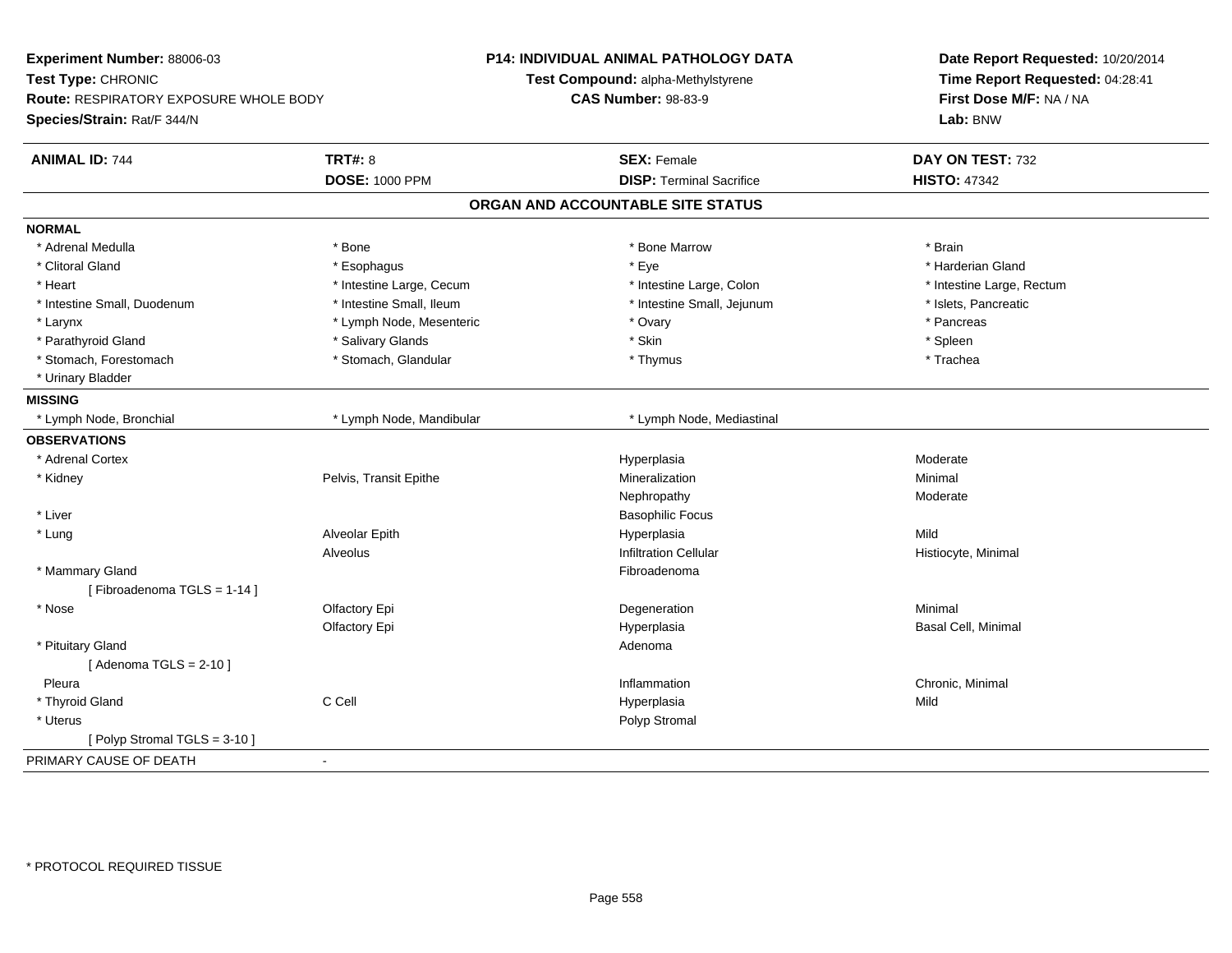**Experiment Number:** 88006-03
**Test Type:** CHRONIC
**Route:** RESPIRATORY EXPOSURE WHOLE BODY
**Species/Strain:** Rat/F 344/N

**P14: INDIVIDUAL ANIMAL PATHOLOGY DATA**
**Test Compound:** alpha-Methylstyrene
**CAS Number:** 98-83-9

**Date Report Requested:** 10/20/2014
**Time Report Requested:** 04:28:41
**First Dose M/F:** NA / NA
**Lab:** BNW

| **ANIMAL ID:** 744 | **TRT#:** 8 | **SEX:** Female | **DAY ON TEST:** 732 |
|---|---|---|---|
| | **DOSE:** 1000 PPM | **DISP:** Terminal Sacrifice | **HISTO:** 47342 |

## ORGAN AND ACCOUNTABLE SITE STATUS

**NORMAL**

| | | | |
|---|---|---|---|
| * Adrenal Medulla | * Bone | * Bone Marrow | * Brain |
| * Clitoral Gland | * Esophagus | * Eye | * Harderian Gland |
| * Heart | * Intestine Large, Cecum | * Intestine Large, Colon | * Intestine Large, Rectum |
| * Intestine Small, Duodenum | * Intestine Small, Ileum | * Intestine Small, Jejunum | * Islets, Pancreatic |
| * Larynx | * Lymph Node, Mesenteric | * Ovary | * Pancreas |
| * Parathyroid Gland | * Salivary Glands | * Skin | * Spleen |
| * Stomach, Forestomach | * Stomach, Glandular | * Thymus | * Trachea |
| * Urinary Bladder | | | |

**MISSING**

| | | |
|---|---|---|
| * Lymph Node, Bronchial | * Lymph Node, Mandibular | * Lymph Node, Mediastinal |

**OBSERVATIONS**

| | | | |
|---|---|---|---|
| * Adrenal Cortex | | Hyperplasia | Moderate |
| * Kidney | Pelvis, Transit Epithe | Mineralization | Minimal |
| | | Nephropathy | Moderate |
| * Liver | | Basophilic Focus | |
| * Lung | Alveolar Epith | Hyperplasia | Mild |
| | Alveolus | Infiltration Cellular | Histiocyte, Minimal |
| * Mammary Gland | | Fibroadenoma | |
| [ Fibroadenoma TGLS = 1-14 ] | | | |
| * Nose | Olfactory Epi | Degeneration | Minimal |
| | Olfactory Epi | Hyperplasia | Basal Cell, Minimal |
| * Pituitary Gland | | Adenoma | |
| [ Adenoma TGLS = 2-10 ] | | | |
| Pleura | | Inflammation | Chronic, Minimal |
| * Thyroid Gland | C Cell | Hyperplasia | Mild |
| * Uterus | | Polyp Stromal | |
| [ Polyp Stromal TGLS = 3-10 ] | | | |

PRIMARY CAUSE OF DEATH -

* PROTOCOL REQUIRED TISSUE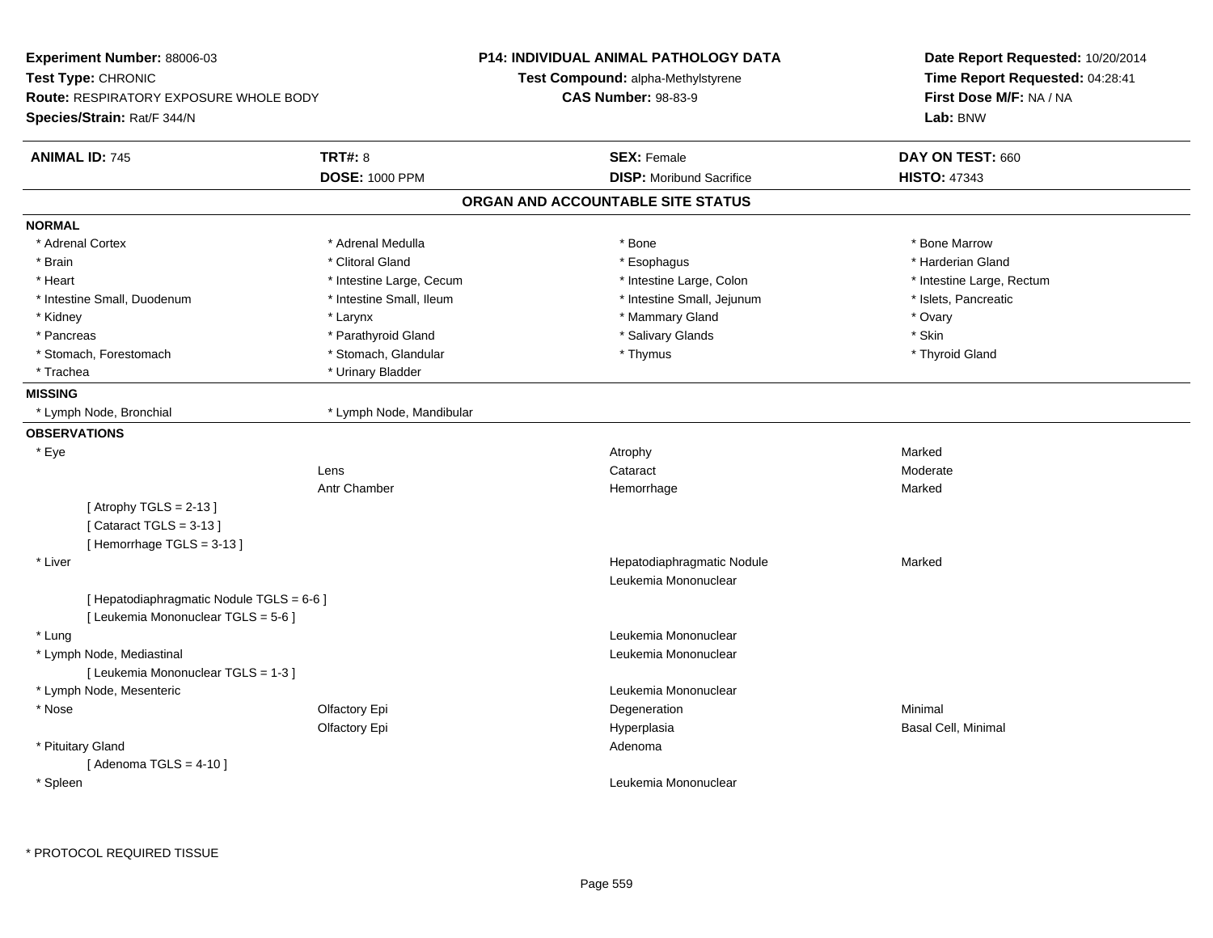**Experiment Number:** 88006-03
**Test Type:** CHRONIC
**Route:** RESPIRATORY EXPOSURE WHOLE BODY
**Species/Strain:** Rat/F 344/N

**P14: INDIVIDUAL ANIMAL PATHOLOGY DATA**
**Test Compound:** alpha-Methylstyrene
**CAS Number:** 98-83-9

**Date Report Requested:** 10/20/2014
**Time Report Requested:** 04:28:41
**First Dose M/F:** NA / NA
**Lab:** BNW

| **ANIMAL ID:** 745 | **TRT#:** 8 | **SEX:** Female | **DAY ON TEST:** 660 |
|---|---|---|---|
| | **DOSE:** 1000 PPM | **DISP:** Moribund Sacrifice | **HISTO:** 47343 |

## ORGAN AND ACCOUNTABLE SITE STATUS

**NORMAL**

| | | | |
|---|---|---|---|
| * Adrenal Cortex | * Adrenal Medulla | * Bone | * Bone Marrow |
| * Brain | * Clitoral Gland | * Esophagus | * Harderian Gland |
| * Heart | * Intestine Large, Cecum | * Intestine Large, Colon | * Intestine Large, Rectum |
| * Intestine Small, Duodenum | * Intestine Small, Ileum | * Intestine Small, Jejunum | * Islets, Pancreatic |
| * Kidney | * Larynx | * Mammary Gland | * Ovary |
| * Pancreas | * Parathyroid Gland | * Salivary Glands | * Skin |
| * Stomach, Forestomach | * Stomach, Glandular | * Thymus | * Thyroid Gland |
| * Trachea | * Urinary Bladder | | |

**MISSING**

| | |
|---|---|
| * Lymph Node, Bronchial | * Lymph Node, Mandibular |

**OBSERVATIONS**

| Organ | Site | Observation | Severity |
|---|---|---|---|
| * Eye | | Atrophy | Marked |
| | Lens | Cataract | Moderate |
| | Antr Chamber | Hemorrhage | Marked |
| [ Atrophy TGLS = 2-13 ] | | | |
| [ Cataract TGLS = 3-13 ] | | | |
| [ Hemorrhage TGLS = 3-13 ] | | | |
| * Liver | | Hepatodiaphragmatic Nodule | Marked |
| | | Leukemia Mononuclear | |
| [ Hepatodiaphragmatic Nodule TGLS = 6-6 ] | | | |
| [ Leukemia Mononuclear TGLS = 5-6 ] | | | |
| * Lung | | Leukemia Mononuclear | |
| * Lymph Node, Mediastinal | | Leukemia Mononuclear | |
| [ Leukemia Mononuclear TGLS = 1-3 ] | | | |
| * Lymph Node, Mesenteric | | Leukemia Mononuclear | |
| * Nose | Olfactory Epi | Degeneration | Minimal |
| | Olfactory Epi | Hyperplasia | Basal Cell, Minimal |
| * Pituitary Gland | | Adenoma | |
| [ Adenoma TGLS = 4-10 ] | | | |
| * Spleen | | Leukemia Mononuclear | |

\* PROTOCOL REQUIRED TISSUE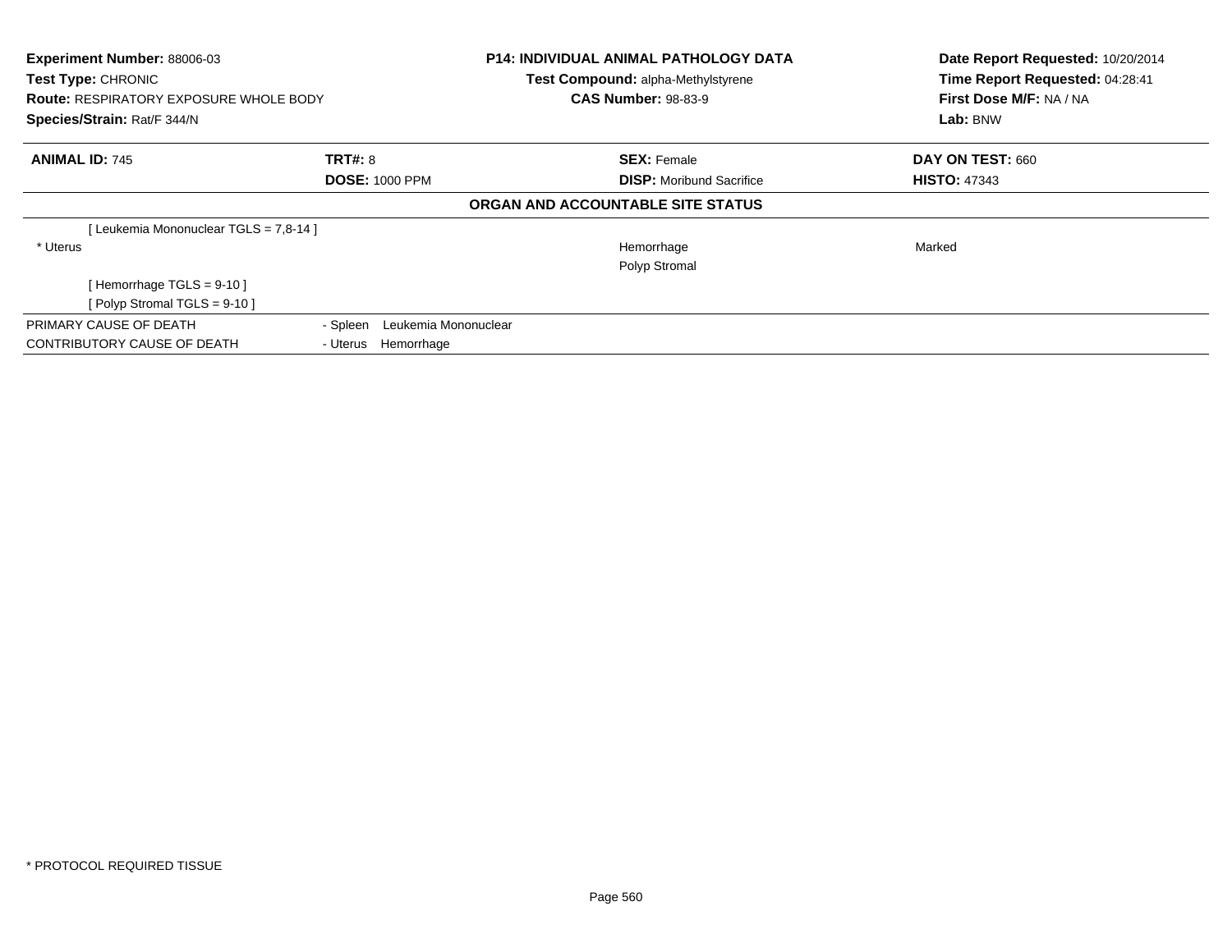**Experiment Number:** 88006-03
**Test Type:** CHRONIC
**Route:** RESPIRATORY EXPOSURE WHOLE BODY
**Species/Strain:** Rat/F 344/N

**P14: INDIVIDUAL ANIMAL PATHOLOGY DATA**
**Test Compound:** alpha-Methylstyrene
**CAS Number:** 98-83-9

**Date Report Requested:** 10/20/2014
**Time Report Requested:** 04:28:41
**First Dose M/F:** NA / NA
**Lab:** BNW

| **ANIMAL ID:** 745 | **TRT#:** 8 | **SEX:** Female | **DAY ON TEST:** 660 |
|---|---|---|---|
| | **DOSE:** 1000 PPM | **DISP:** Moribund Sacrifice | **HISTO:** 47343 |

**ORGAN AND ACCOUNTABLE SITE STATUS**

| | | | |
|---|---|---|---|
| [ Leukemia Mononuclear TGLS = 7,8-14 ] | | | |
| * Uterus | | Hemorrhage | Marked |
| | | Polyp Stromal | |
| [ Hemorrhage TGLS = 9-10 ] | | | |
| [ Polyp Stromal TGLS = 9-10 ] | | | |

| | |
|---|---|
| PRIMARY CAUSE OF DEATH | - Spleen Leukemia Mononuclear |
| CONTRIBUTORY CAUSE OF DEATH | - Uterus Hemorrhage |

* PROTOCOL REQUIRED TISSUE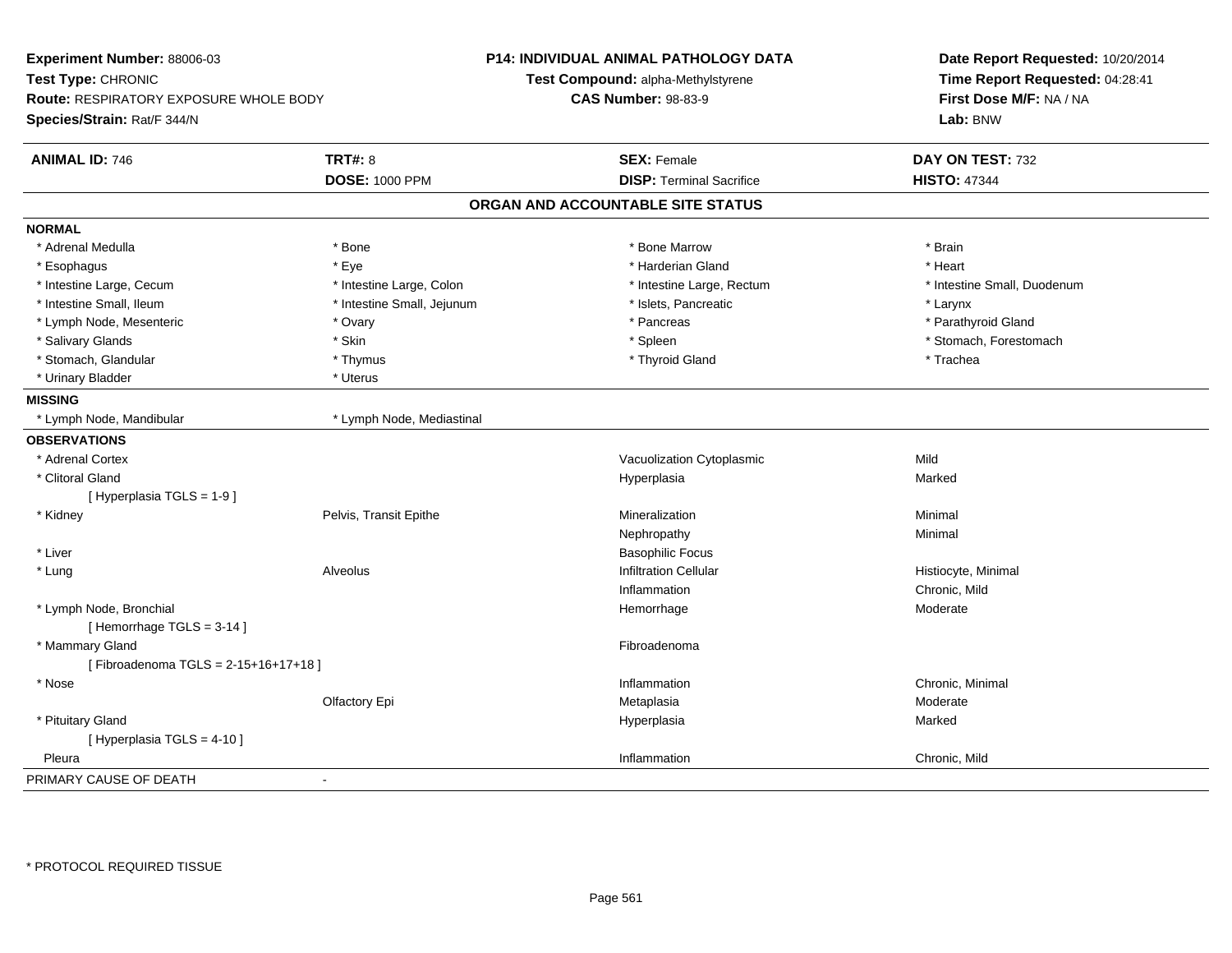**Experiment Number:** 88006-03
**Test Type:** CHRONIC
**Route:** RESPIRATORY EXPOSURE WHOLE BODY
**Species/Strain:** Rat/F 344/N

**P14: INDIVIDUAL ANIMAL PATHOLOGY DATA**
**Test Compound:** alpha-Methylstyrene
**CAS Number:** 98-83-9

**Date Report Requested:** 10/20/2014
**Time Report Requested:** 04:28:41
**First Dose M/F:** NA / NA
**Lab:** BNW

| **ANIMAL ID:** 746 | **TRT#:** 8 | **SEX:** Female | **DAY ON TEST:** 732 |
|---|---|---|---|
| | **DOSE:** 1000 PPM | **DISP:** Terminal Sacrifice | **HISTO:** 47344 |

## ORGAN AND ACCOUNTABLE SITE STATUS

**NORMAL**

| | | | |
|---|---|---|---|
| * Adrenal Medulla | * Bone | * Bone Marrow | * Brain |
| * Esophagus | * Eye | * Harderian Gland | * Heart |
| * Intestine Large, Cecum | * Intestine Large, Colon | * Intestine Large, Rectum | * Intestine Small, Duodenum |
| * Intestine Small, Ileum | * Intestine Small, Jejunum | * Islets, Pancreatic | * Larynx |
| * Lymph Node, Mesenteric | * Ovary | * Pancreas | * Parathyroid Gland |
| * Salivary Glands | * Skin | * Spleen | * Stomach, Forestomach |
| * Stomach, Glandular | * Thymus | * Thyroid Gland | * Trachea |
| * Urinary Bladder | * Uterus | | |

**MISSING**

| | |
|---|---|
| * Lymph Node, Mandibular | * Lymph Node, Mediastinal |

**OBSERVATIONS**

| | | | |
|---|---|---|---|
| * Adrenal Cortex | | Vacuolization Cytoplasmic | Mild |
| * Clitoral Gland | | Hyperplasia | Marked |
| [ Hyperplasia TGLS = 1-9 ] | | | |
| * Kidney | Pelvis, Transit Epithe | Mineralization | Minimal |
| | | Nephropathy | Minimal |
| * Liver | | Basophilic Focus | |
| * Lung | Alveolus | Infiltration Cellular | Histiocyte, Minimal |
| | | Inflammation | Chronic, Mild |
| * Lymph Node, Bronchial | | Hemorrhage | Moderate |
| [ Hemorrhage TGLS = 3-14 ] | | | |
| * Mammary Gland | | Fibroadenoma | |
| [ Fibroadenoma TGLS = 2-15+16+17+18 ] | | | |
| * Nose | | Inflammation | Chronic, Minimal |
| | Olfactory Epi | Metaplasia | Moderate |
| * Pituitary Gland | | Hyperplasia | Marked |
| [ Hyperplasia TGLS = 4-10 ] | | | |
| Pleura | | Inflammation | Chronic, Mild |

PRIMARY CAUSE OF DEATH -

* PROTOCOL REQUIRED TISSUE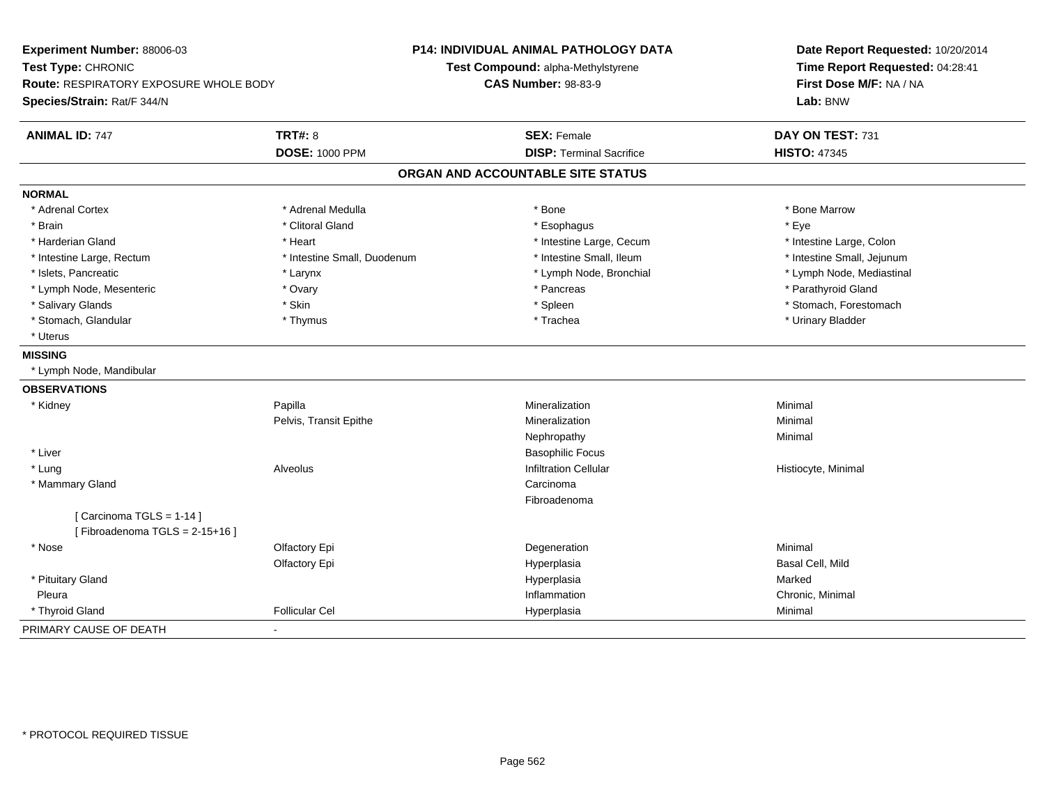**Experiment Number:** 88006-03
**Test Type:** CHRONIC
**Route:** RESPIRATORY EXPOSURE WHOLE BODY
**Species/Strain:** Rat/F 344/N

**P14: INDIVIDUAL ANIMAL PATHOLOGY DATA**
**Test Compound:** alpha-Methylstyrene
**CAS Number:** 98-83-9

**Date Report Requested:** 10/20/2014
**Time Report Requested:** 04:28:41
**First Dose M/F:** NA / NA
**Lab:** BNW

| **ANIMAL ID:** 747 | **TRT#:** 8 | **SEX:** Female | **DAY ON TEST:** 731 |
|---|---|---|---|
| | **DOSE:** 1000 PPM | **DISP:** Terminal Sacrifice | **HISTO:** 47345 |

## ORGAN AND ACCOUNTABLE SITE STATUS

**NORMAL**

| | | | |
|---|---|---|---|
| * Adrenal Cortex | * Adrenal Medulla | * Bone | * Bone Marrow |
| * Brain | * Clitoral Gland | * Esophagus | * Eye |
| * Harderian Gland | * Heart | * Intestine Large, Cecum | * Intestine Large, Colon |
| * Intestine Large, Rectum | * Intestine Small, Duodenum | * Intestine Small, Ileum | * Intestine Small, Jejunum |
| * Islets, Pancreatic | * Larynx | * Lymph Node, Bronchial | * Lymph Node, Mediastinal |
| * Lymph Node, Mesenteric | * Ovary | * Pancreas | * Parathyroid Gland |
| * Salivary Glands | * Skin | * Spleen | * Stomach, Forestomach |
| * Stomach, Glandular | * Thymus | * Trachea | * Urinary Bladder |
| * Uterus | | | |

**MISSING**

* Lymph Node, Mandibular

**OBSERVATIONS**

| | | | |
|---|---|---|---|
| * Kidney | Papilla | Mineralization | Minimal |
| | Pelvis, Transit Epithe | Mineralization | Minimal |
| | | Nephropathy | Minimal |
| * Liver | | Basophilic Focus | |
| * Lung | Alveolus | Infiltration Cellular | Histiocyte, Minimal |
| * Mammary Gland | | Carcinoma | |
| | | Fibroadenoma | |
| [ Carcinoma TGLS = 1-14 ] | | | |
| [ Fibroadenoma TGLS = 2-15+16 ] | | | |
| * Nose | Olfactory Epi | Degeneration | Minimal |
| | Olfactory Epi | Hyperplasia | Basal Cell, Mild |
| * Pituitary Gland | | Hyperplasia | Marked |
| Pleura | | Inflammation | Chronic, Minimal |
| * Thyroid Gland | Follicular Cel | Hyperplasia | Minimal |

PRIMARY CAUSE OF DEATH -

* PROTOCOL REQUIRED TISSUE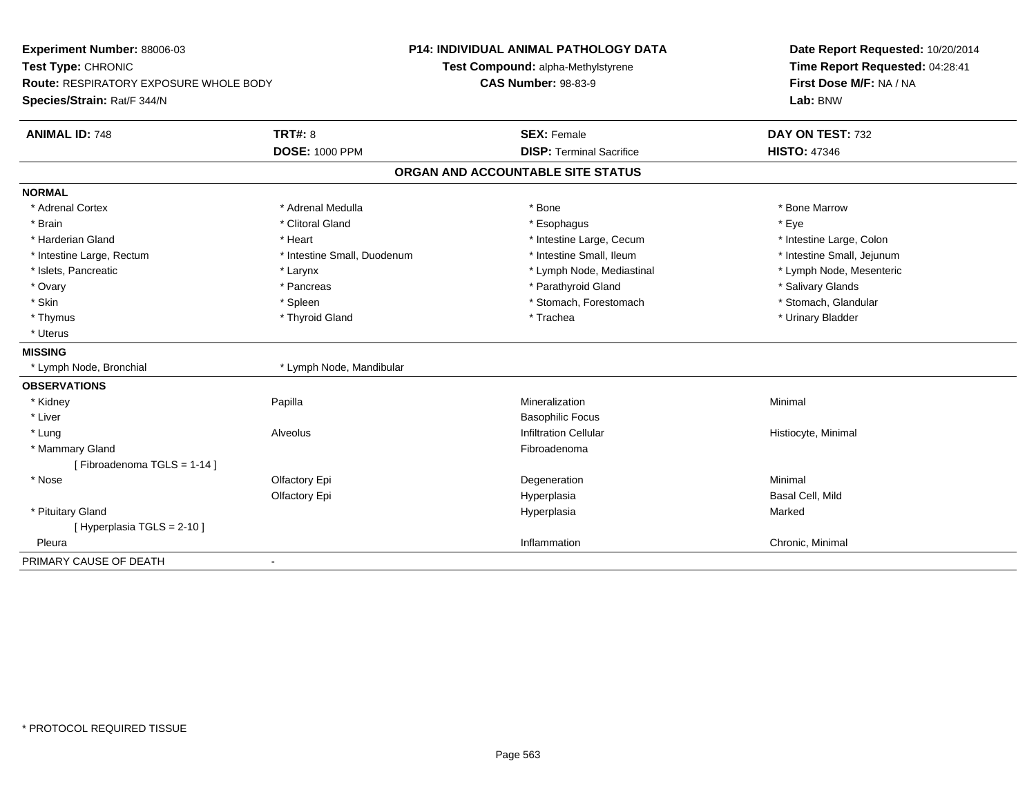**Experiment Number:** 88006-03
**Test Type:** CHRONIC
**Route:** RESPIRATORY EXPOSURE WHOLE BODY
**Species/Strain:** Rat/F 344/N

**P14: INDIVIDUAL ANIMAL PATHOLOGY DATA**
**Test Compound:** alpha-Methylstyrene
**CAS Number:** 98-83-9

**Date Report Requested:** 10/20/2014
**Time Report Requested:** 04:28:41
**First Dose M/F:** NA / NA
**Lab:** BNW

| **ANIMAL ID:** 748 | **TRT#:** 8 | **SEX:** Female | **DAY ON TEST:** 732 |
|---|---|---|---|
| | **DOSE:** 1000 PPM | **DISP:** Terminal Sacrifice | **HISTO:** 47346 |

## ORGAN AND ACCOUNTABLE SITE STATUS

**NORMAL**

| | | | |
|---|---|---|---|
| * Adrenal Cortex | * Adrenal Medulla | * Bone | * Bone Marrow |
| * Brain | * Clitoral Gland | * Esophagus | * Eye |
| * Harderian Gland | * Heart | * Intestine Large, Cecum | * Intestine Large, Colon |
| * Intestine Large, Rectum | * Intestine Small, Duodenum | * Intestine Small, Ileum | * Intestine Small, Jejunum |
| * Islets, Pancreatic | * Larynx | * Lymph Node, Mediastinal | * Lymph Node, Mesenteric |
| * Ovary | * Pancreas | * Parathyroid Gland | * Salivary Glands |
| * Skin | * Spleen | * Stomach, Forestomach | * Stomach, Glandular |
| * Thymus | * Thyroid Gland | * Trachea | * Urinary Bladder |
| * Uterus | | | |

**MISSING**

| | |
|---|---|
| * Lymph Node, Bronchial | * Lymph Node, Mandibular |

**OBSERVATIONS**

| | | | |
|---|---|---|---|
| * Kidney | Papilla | Mineralization | Minimal |
| * Liver | | Basophilic Focus | |
| * Lung | Alveolus | Infiltration Cellular | Histiocyte, Minimal |
| * Mammary Gland | | Fibroadenoma | |
| [ Fibroadenoma TGLS = 1-14 ] | | | |
| * Nose | Olfactory Epi | Degeneration | Minimal |
| | Olfactory Epi | Hyperplasia | Basal Cell, Mild |
| * Pituitary Gland | | Hyperplasia | Marked |
| [ Hyperplasia TGLS = 2-10 ] | | | |
| Pleura | | Inflammation | Chronic, Minimal |

PRIMARY CAUSE OF DEATH -

* PROTOCOL REQUIRED TISSUE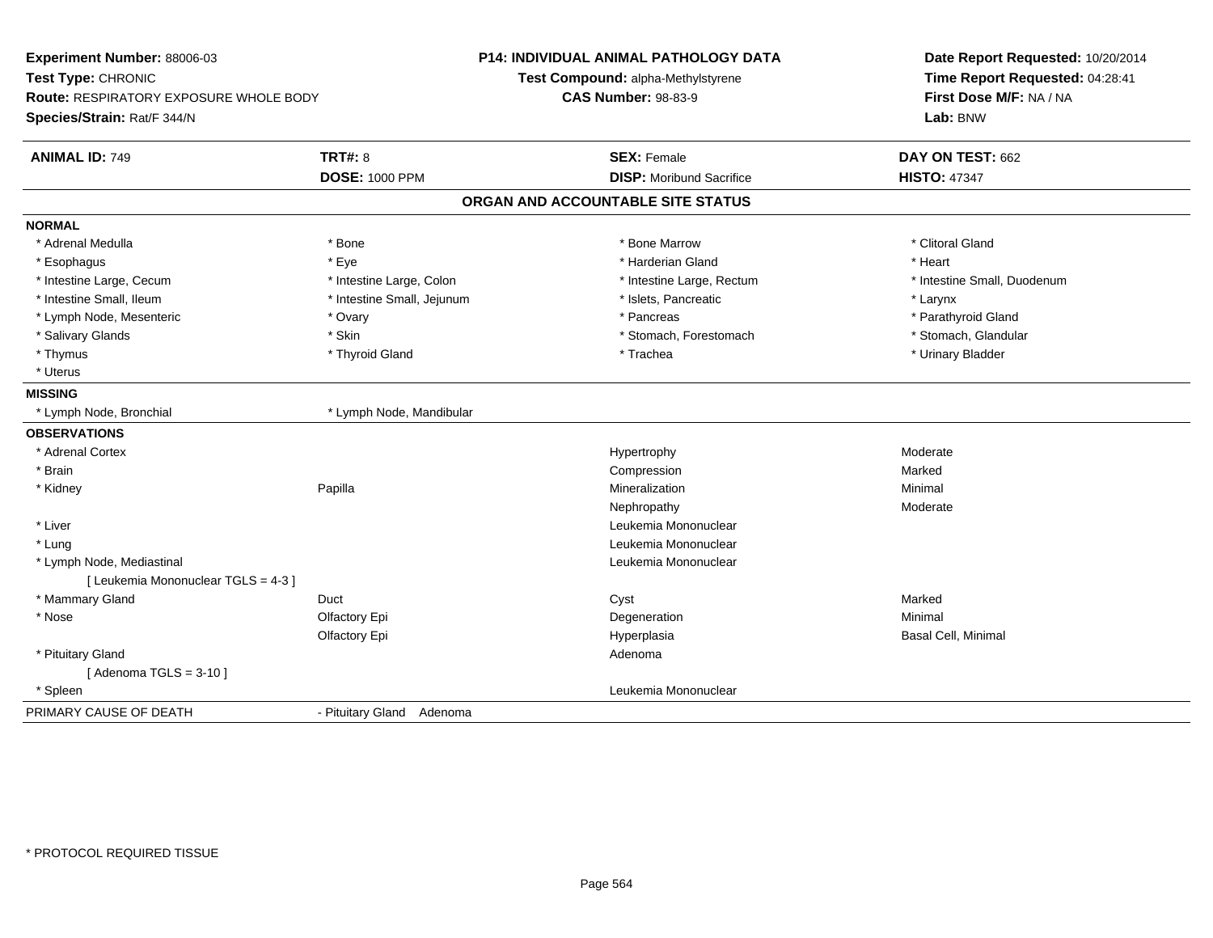**Experiment Number:** 88006-03
**Test Type:** CHRONIC
**Route:** RESPIRATORY EXPOSURE WHOLE BODY
**Species/Strain:** Rat/F 344/N

**P14: INDIVIDUAL ANIMAL PATHOLOGY DATA**
**Test Compound:** alpha-Methylstyrene
**CAS Number:** 98-83-9

**Date Report Requested:** 10/20/2014
**Time Report Requested:** 04:28:41
**First Dose M/F:** NA / NA
**Lab:** BNW

| **ANIMAL ID:** 749 | **TRT#:** 8 | **SEX:** Female | **DAY ON TEST:** 662 |
|---|---|---|---|
| | **DOSE:** 1000 PPM | **DISP:** Moribund Sacrifice | **HISTO:** 47347 |

## ORGAN AND ACCOUNTABLE SITE STATUS

**NORMAL**

| | | | |
|---|---|---|---|
| * Adrenal Medulla | * Bone | * Bone Marrow | * Clitoral Gland |
| * Esophagus | * Eye | * Harderian Gland | * Heart |
| * Intestine Large, Cecum | * Intestine Large, Colon | * Intestine Large, Rectum | * Intestine Small, Duodenum |
| * Intestine Small, Ileum | * Intestine Small, Jejunum | * Islets, Pancreatic | * Larynx |
| * Lymph Node, Mesenteric | * Ovary | * Pancreas | * Parathyroid Gland |
| * Salivary Glands | * Skin | * Stomach, Forestomach | * Stomach, Glandular |
| * Thymus | * Thyroid Gland | * Trachea | * Urinary Bladder |
| * Uterus | | | |

**MISSING**

| | |
|---|---|
| * Lymph Node, Bronchial | * Lymph Node, Mandibular |

**OBSERVATIONS**

| Organ | Site | Observation | Severity |
|---|---|---|---|
| * Adrenal Cortex | | Hypertrophy | Moderate |
| * Brain | | Compression | Marked |
| * Kidney | Papilla | Mineralization | Minimal |
| | | Nephropathy | Moderate |
| * Liver | | Leukemia Mononuclear | |
| * Lung | | Leukemia Mononuclear | |
| * Lymph Node, Mediastinal | | Leukemia Mononuclear | |
| [ Leukemia Mononuclear TGLS = 4-3 ] | | | |
| * Mammary Gland | Duct | Cyst | Marked |
| * Nose | Olfactory Epi | Degeneration | Minimal |
| | Olfactory Epi | Hyperplasia | Basal Cell, Minimal |
| * Pituitary Gland | | Adenoma | |
| [ Adenoma TGLS = 3-10 ] | | | |
| * Spleen | | Leukemia Mononuclear | |

| PRIMARY CAUSE OF DEATH | - Pituitary Gland Adenoma |
|---|---|

* PROTOCOL REQUIRED TISSUE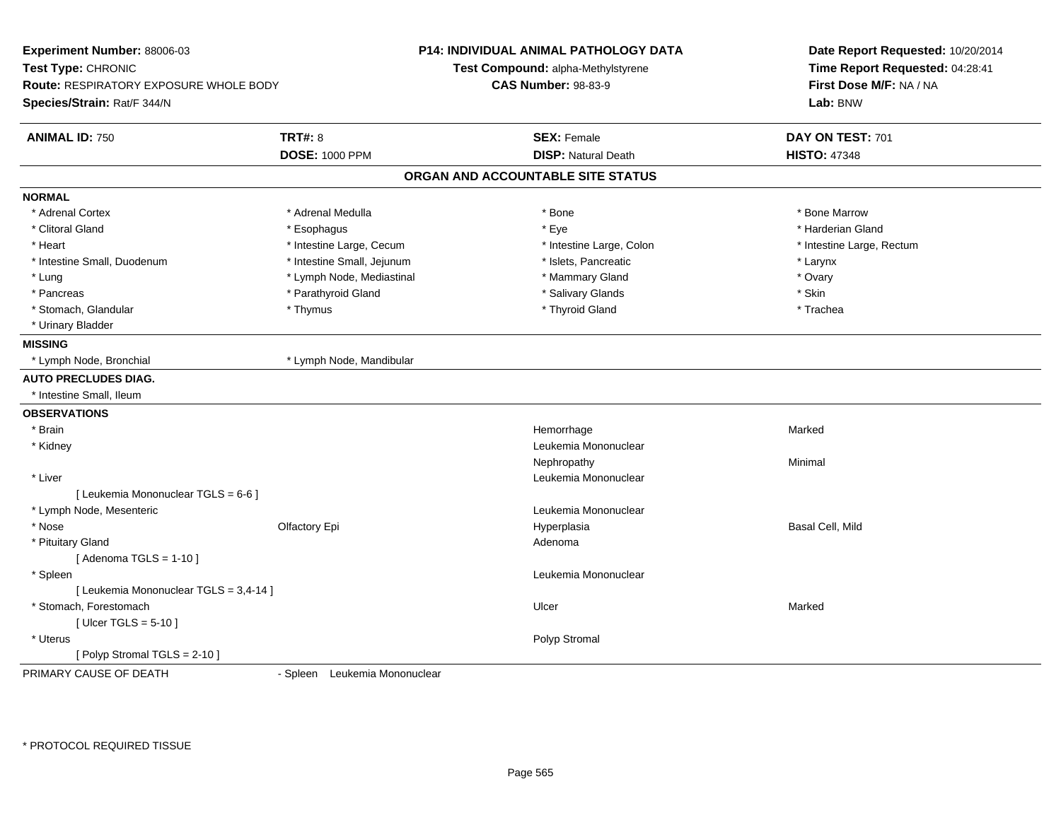**Experiment Number:** 88006-03
**Test Type:** CHRONIC
**Route:** RESPIRATORY EXPOSURE WHOLE BODY
**Species/Strain:** Rat/F 344/N

**P14: INDIVIDUAL ANIMAL PATHOLOGY DATA**
**Test Compound:** alpha-Methylstyrene
**CAS Number:** 98-83-9

**Date Report Requested:** 10/20/2014
**Time Report Requested:** 04:28:41
**First Dose M/F:** NA / NA
**Lab:** BNW

| **ANIMAL ID:** 750 | **TRT#:** 8 | **SEX:** Female | **DAY ON TEST:** 701 |
|---|---|---|---|
| | **DOSE:** 1000 PPM | **DISP:** Natural Death | **HISTO:** 47348 |

## ORGAN AND ACCOUNTABLE SITE STATUS

**NORMAL**

| | | | |
|---|---|---|---|
| * Adrenal Cortex | * Adrenal Medulla | * Bone | * Bone Marrow |
| * Clitoral Gland | * Esophagus | * Eye | * Harderian Gland |
| * Heart | * Intestine Large, Cecum | * Intestine Large, Colon | * Intestine Large, Rectum |
| * Intestine Small, Duodenum | * Intestine Small, Jejunum | * Islets, Pancreatic | * Larynx |
| * Lung | * Lymph Node, Mediastinal | * Mammary Gland | * Ovary |
| * Pancreas | * Parathyroid Gland | * Salivary Glands | * Skin |
| * Stomach, Glandular | * Thymus | * Thyroid Gland | * Trachea |
| * Urinary Bladder | | | |

**MISSING**

* Lymph Node, Bronchial
* Lymph Node, Mandibular

**AUTO PRECLUDES DIAG.**

* Intestine Small, Ileum

**OBSERVATIONS**

| Organ | Site | Observation | Severity |
|---|---|---|---|
| * Brain | | Hemorrhage | Marked |
| * Kidney | | Leukemia Mononuclear | |
| | | Nephropathy | Minimal |
| * Liver | | Leukemia Mononuclear | |
| [ Leukemia Mononuclear TGLS = 6-6 ] | | | |
| * Lymph Node, Mesenteric | | Leukemia Mononuclear | |
| * Nose | Olfactory Epi | Hyperplasia | Basal Cell, Mild |
| * Pituitary Gland | | Adenoma | |
| [ Adenoma TGLS = 1-10 ] | | | |
| * Spleen | | Leukemia Mononuclear | |
| [ Leukemia Mononuclear TGLS = 3,4-14 ] | | | |
| * Stomach, Forestomach | | Ulcer | Marked |
| [ Ulcer TGLS = 5-10 ] | | | |
| * Uterus | | Polyp Stromal | |
| [ Polyp Stromal TGLS = 2-10 ] | | | |

PRIMARY CAUSE OF DEATH - Spleen Leukemia Mononuclear

* PROTOCOL REQUIRED TISSUE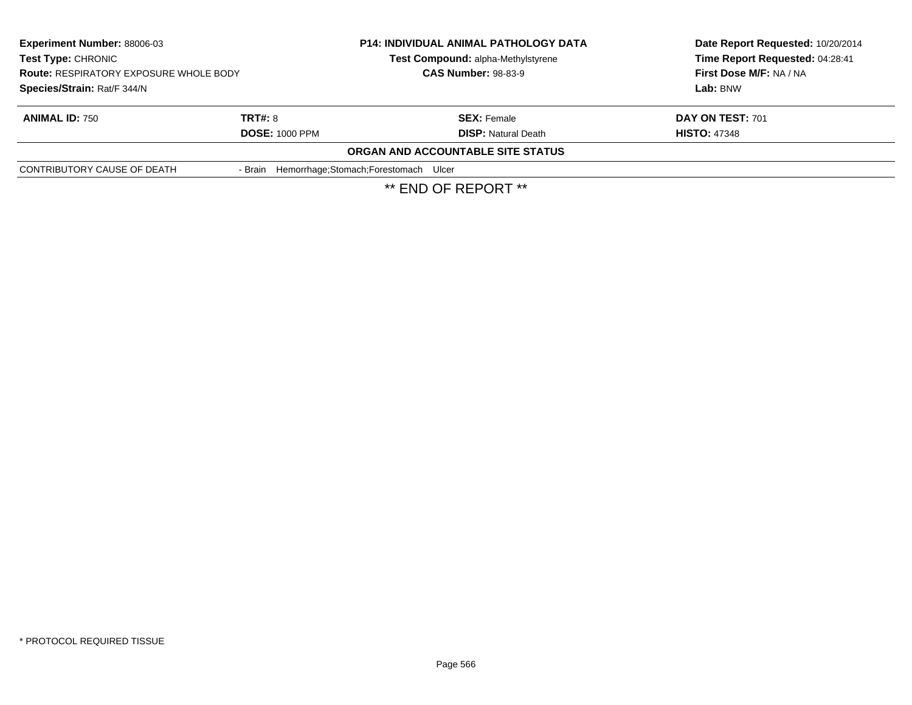**Experiment Number:** 88006-03
**Test Type:** CHRONIC
**Route:** RESPIRATORY EXPOSURE WHOLE BODY
**Species/Strain:** Rat/F 344/N

**P14: INDIVIDUAL ANIMAL PATHOLOGY DATA**
**Test Compound:** alpha-Methylstyrene
**CAS Number:** 98-83-9

**Date Report Requested:** 10/20/2014
**Time Report Requested:** 04:28:41
**First Dose M/F:** NA / NA
**Lab:** BNW

| | | | |
|---|---|---|---|
| **ANIMAL ID:** 750 | **TRT#:** 8 | **SEX:** Female | **DAY ON TEST:** 701 |
| | **DOSE:** 1000 PPM | **DISP:** Natural Death | **HISTO:** 47348 |

**ORGAN AND ACCOUNTABLE SITE STATUS**

| | |
|---|---|
| CONTRIBUTORY CAUSE OF DEATH | - Brain Hemorrhage;Stomach;Forestomach Ulcer |

** END OF REPORT **

* PROTOCOL REQUIRED TISSUE